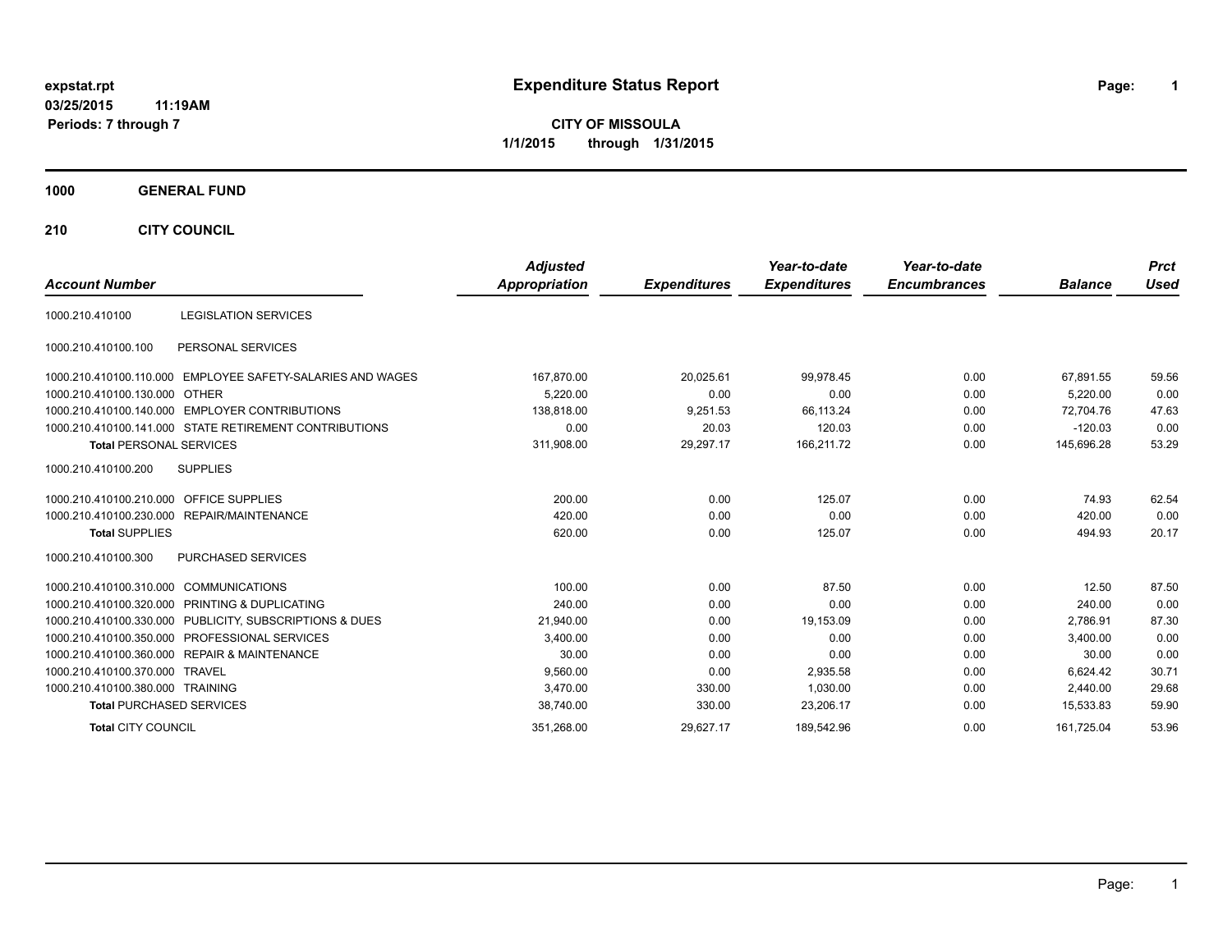expstat.rpt
03/25/2015 11:19AM
Periods: 7 through 7

# Expenditure Status Report

**CITY OF MISSOULA**
**1/1/2015 through 1/31/2015**

## 1000 GENERAL FUND

### 210 CITY COUNCIL

| Account Number | | Adjusted Appropriation | Expenditures | Year-to-date Expenditures | Year-to-date Encumbrances | Balance | Prct Used |
|---|---|---|---|---|---|---|---|
| 1000.210.410100 | LEGISLATION SERVICES | | | | | | |
| 1000.210.410100.100 | PERSONAL SERVICES | | | | | | |
| 1000.210.410100.110.000 | EMPLOYEE SAFETY-SALARIES AND WAGES | 167,870.00 | 20,025.61 | 99,978.45 | 0.00 | 67,891.55 | 59.56 |
| 1000.210.410100.130.000 | OTHER | 5,220.00 | 0.00 | 0.00 | 0.00 | 5,220.00 | 0.00 |
| 1000.210.410100.140.000 | EMPLOYER CONTRIBUTIONS | 138,818.00 | 9,251.53 | 66,113.24 | 0.00 | 72,704.76 | 47.63 |
| 1000.210.410100.141.000 | STATE RETIREMENT CONTRIBUTIONS | 0.00 | 20.03 | 120.03 | 0.00 | -120.03 | 0.00 |
| **Total** PERSONAL SERVICES | | 311,908.00 | 29,297.17 | 166,211.72 | 0.00 | 145,696.28 | 53.29 |
| 1000.210.410100.200 | SUPPLIES | | | | | | |
| 1000.210.410100.210.000 | OFFICE SUPPLIES | 200.00 | 0.00 | 125.07 | 0.00 | 74.93 | 62.54 |
| 1000.210.410100.230.000 | REPAIR/MAINTENANCE | 420.00 | 0.00 | 0.00 | 0.00 | 420.00 | 0.00 |
| **Total** SUPPLIES | | 620.00 | 0.00 | 125.07 | 0.00 | 494.93 | 20.17 |
| 1000.210.410100.300 | PURCHASED SERVICES | | | | | | |
| 1000.210.410100.310.000 | COMMUNICATIONS | 100.00 | 0.00 | 87.50 | 0.00 | 12.50 | 87.50 |
| 1000.210.410100.320.000 | PRINTING & DUPLICATING | 240.00 | 0.00 | 0.00 | 0.00 | 240.00 | 0.00 |
| 1000.210.410100.330.000 | PUBLICITY, SUBSCRIPTIONS & DUES | 21,940.00 | 0.00 | 19,153.09 | 0.00 | 2,786.91 | 87.30 |
| 1000.210.410100.350.000 | PROFESSIONAL SERVICES | 3,400.00 | 0.00 | 0.00 | 0.00 | 3,400.00 | 0.00 |
| 1000.210.410100.360.000 | REPAIR & MAINTENANCE | 30.00 | 0.00 | 0.00 | 0.00 | 30.00 | 0.00 |
| 1000.210.410100.370.000 | TRAVEL | 9,560.00 | 0.00 | 2,935.58 | 0.00 | 6,624.42 | 30.71 |
| 1000.210.410100.380.000 | TRAINING | 3,470.00 | 330.00 | 1,030.00 | 0.00 | 2,440.00 | 29.68 |
| **Total** PURCHASED SERVICES | | 38,740.00 | 330.00 | 23,206.17 | 0.00 | 15,533.83 | 59.90 |
| **Total** CITY COUNCIL | | 351,268.00 | 29,627.17 | 189,542.96 | 0.00 | 161,725.04 | 53.96 |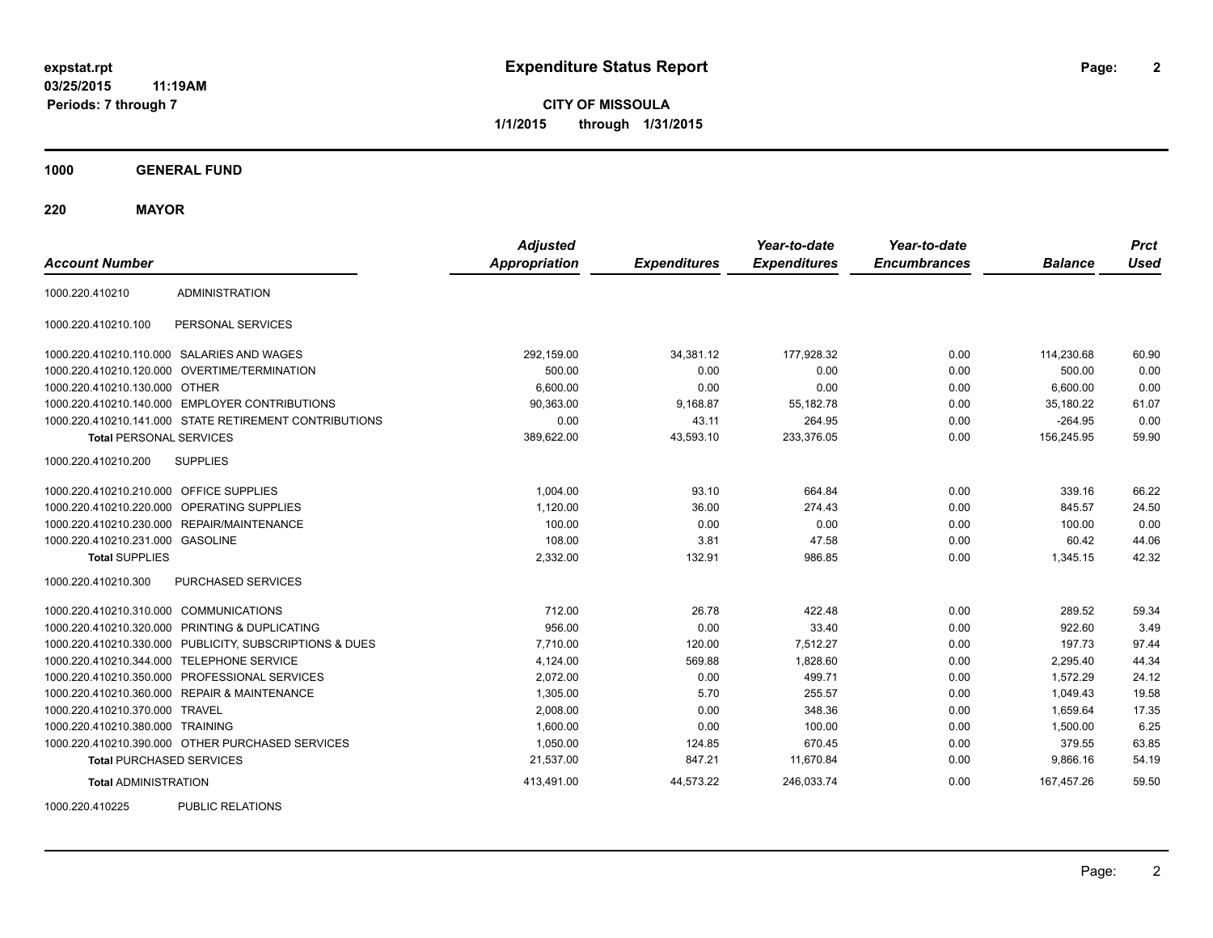**expstat.rpt**
**03/25/2015 11:19AM**
**Periods: 7 through 7**

# Expenditure Status Report

**CITY OF MISSOULA**
**1/1/2015 through 1/31/2015**

## 1000 GENERAL FUND

## 220 MAYOR

| Account Number | | Adjusted Appropriation | Expenditures | Year-to-date Expenditures | Year-to-date Encumbrances | Balance | Prct Used |
|---|---|---|---|---|---|---|---|
| 1000.220.410210 | ADMINISTRATION | | | | | | |
| 1000.220.410210.100 | PERSONAL SERVICES | | | | | | |
| 1000.220.410210.110.000 | SALARIES AND WAGES | 292,159.00 | 34,381.12 | 177,928.32 | 0.00 | 114,230.68 | 60.90 |
| 1000.220.410210.120.000 | OVERTIME/TERMINATION | 500.00 | 0.00 | 0.00 | 0.00 | 500.00 | 0.00 |
| 1000.220.410210.130.000 | OTHER | 6,600.00 | 0.00 | 0.00 | 0.00 | 6,600.00 | 0.00 |
| 1000.220.410210.140.000 | EMPLOYER CONTRIBUTIONS | 90,363.00 | 9,168.87 | 55,182.78 | 0.00 | 35,180.22 | 61.07 |
| 1000.220.410210.141.000 | STATE RETIREMENT CONTRIBUTIONS | 0.00 | 43.11 | 264.95 | 0.00 | -264.95 | 0.00 |
| **Total** PERSONAL SERVICES | | 389,622.00 | 43,593.10 | 233,376.05 | 0.00 | 156,245.95 | 59.90 |
| 1000.220.410210.200 | SUPPLIES | | | | | | |
| 1000.220.410210.210.000 | OFFICE SUPPLIES | 1,004.00 | 93.10 | 664.84 | 0.00 | 339.16 | 66.22 |
| 1000.220.410210.220.000 | OPERATING SUPPLIES | 1,120.00 | 36.00 | 274.43 | 0.00 | 845.57 | 24.50 |
| 1000.220.410210.230.000 | REPAIR/MAINTENANCE | 100.00 | 0.00 | 0.00 | 0.00 | 100.00 | 0.00 |
| 1000.220.410210.231.000 | GASOLINE | 108.00 | 3.81 | 47.58 | 0.00 | 60.42 | 44.06 |
| **Total** SUPPLIES | | 2,332.00 | 132.91 | 986.85 | 0.00 | 1,345.15 | 42.32 |
| 1000.220.410210.300 | PURCHASED SERVICES | | | | | | |
| 1000.220.410210.310.000 | COMMUNICATIONS | 712.00 | 26.78 | 422.48 | 0.00 | 289.52 | 59.34 |
| 1000.220.410210.320.000 | PRINTING & DUPLICATING | 956.00 | 0.00 | 33.40 | 0.00 | 922.60 | 3.49 |
| 1000.220.410210.330.000 | PUBLICITY, SUBSCRIPTIONS & DUES | 7,710.00 | 120.00 | 7,512.27 | 0.00 | 197.73 | 97.44 |
| 1000.220.410210.344.000 | TELEPHONE SERVICE | 4,124.00 | 569.88 | 1,828.60 | 0.00 | 2,295.40 | 44.34 |
| 1000.220.410210.350.000 | PROFESSIONAL SERVICES | 2,072.00 | 0.00 | 499.71 | 0.00 | 1,572.29 | 24.12 |
| 1000.220.410210.360.000 | REPAIR & MAINTENANCE | 1,305.00 | 5.70 | 255.57 | 0.00 | 1,049.43 | 19.58 |
| 1000.220.410210.370.000 | TRAVEL | 2,008.00 | 0.00 | 348.36 | 0.00 | 1,659.64 | 17.35 |
| 1000.220.410210.380.000 | TRAINING | 1,600.00 | 0.00 | 100.00 | 0.00 | 1,500.00 | 6.25 |
| 1000.220.410210.390.000 | OTHER PURCHASED SERVICES | 1,050.00 | 124.85 | 670.45 | 0.00 | 379.55 | 63.85 |
| **Total** PURCHASED SERVICES | | 21,537.00 | 847.21 | 11,670.84 | 0.00 | 9,866.16 | 54.19 |
| **Total** ADMINISTRATION | | 413,491.00 | 44,573.22 | 246,033.74 | 0.00 | 167,457.26 | 59.50 |
| 1000.220.410225 | PUBLIC RELATIONS | | | | | | |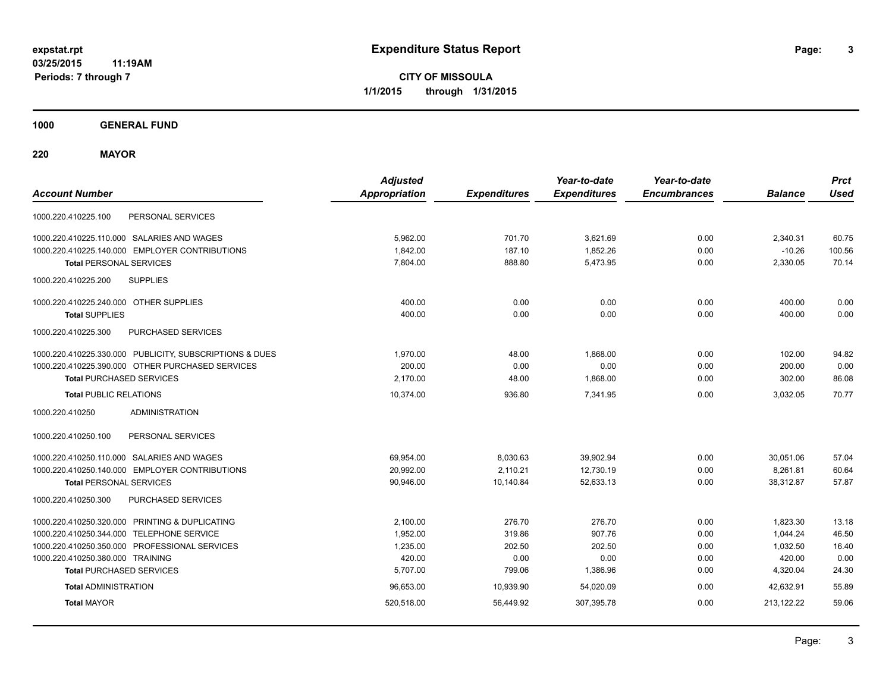# Expenditure Status Report

expstat.rpt
03/25/2015 11:19AM
Periods: 7 through 7

**CITY OF MISSOULA**
**1/1/2015 through 1/31/2015**

**1000 GENERAL FUND**

**220 MAYOR**

| Account Number | | Adjusted Appropriation | Expenditures | Year-to-date Expenditures | Year-to-date Encumbrances | Balance | Prct Used |
|---|---|---|---|---|---|---|---|
| 1000.220.410225.100 | PERSONAL SERVICES | | | | | | |
| 1000.220.410225.110.000 | SALARIES AND WAGES | 5,962.00 | 701.70 | 3,621.69 | 0.00 | 2,340.31 | 60.75 |
| 1000.220.410225.140.000 | EMPLOYER CONTRIBUTIONS | 1,842.00 | 187.10 | 1,852.26 | 0.00 | -10.26 | 100.56 |
| **Total** PERSONAL SERVICES | | 7,804.00 | 888.80 | 5,473.95 | 0.00 | 2,330.05 | 70.14 |
| 1000.220.410225.200 | SUPPLIES | | | | | | |
| 1000.220.410225.240.000 | OTHER SUPPLIES | 400.00 | 0.00 | 0.00 | 0.00 | 400.00 | 0.00 |
| **Total** SUPPLIES | | 400.00 | 0.00 | 0.00 | 0.00 | 400.00 | 0.00 |
| 1000.220.410225.300 | PURCHASED SERVICES | | | | | | |
| 1000.220.410225.330.000 | PUBLICITY, SUBSCRIPTIONS & DUES | 1,970.00 | 48.00 | 1,868.00 | 0.00 | 102.00 | 94.82 |
| 1000.220.410225.390.000 | OTHER PURCHASED SERVICES | 200.00 | 0.00 | 0.00 | 0.00 | 200.00 | 0.00 |
| **Total** PURCHASED SERVICES | | 2,170.00 | 48.00 | 1,868.00 | 0.00 | 302.00 | 86.08 |
| **Total** PUBLIC RELATIONS | | 10,374.00 | 936.80 | 7,341.95 | 0.00 | 3,032.05 | 70.77 |
| 1000.220.410250 | ADMINISTRATION | | | | | | |
| 1000.220.410250.100 | PERSONAL SERVICES | | | | | | |
| 1000.220.410250.110.000 | SALARIES AND WAGES | 69,954.00 | 8,030.63 | 39,902.94 | 0.00 | 30,051.06 | 57.04 |
| 1000.220.410250.140.000 | EMPLOYER CONTRIBUTIONS | 20,992.00 | 2,110.21 | 12,730.19 | 0.00 | 8,261.81 | 60.64 |
| **Total** PERSONAL SERVICES | | 90,946.00 | 10,140.84 | 52,633.13 | 0.00 | 38,312.87 | 57.87 |
| 1000.220.410250.300 | PURCHASED SERVICES | | | | | | |
| 1000.220.410250.320.000 | PRINTING & DUPLICATING | 2,100.00 | 276.70 | 276.70 | 0.00 | 1,823.30 | 13.18 |
| 1000.220.410250.344.000 | TELEPHONE SERVICE | 1,952.00 | 319.86 | 907.76 | 0.00 | 1,044.24 | 46.50 |
| 1000.220.410250.350.000 | PROFESSIONAL SERVICES | 1,235.00 | 202.50 | 202.50 | 0.00 | 1,032.50 | 16.40 |
| 1000.220.410250.380.000 | TRAINING | 420.00 | 0.00 | 0.00 | 0.00 | 420.00 | 0.00 |
| **Total** PURCHASED SERVICES | | 5,707.00 | 799.06 | 1,386.96 | 0.00 | 4,320.04 | 24.30 |
| **Total** ADMINISTRATION | | 96,653.00 | 10,939.90 | 54,020.09 | 0.00 | 42,632.91 | 55.89 |
| **Total** MAYOR | | 520,518.00 | 56,449.92 | 307,395.78 | 0.00 | 213,122.22 | 59.06 |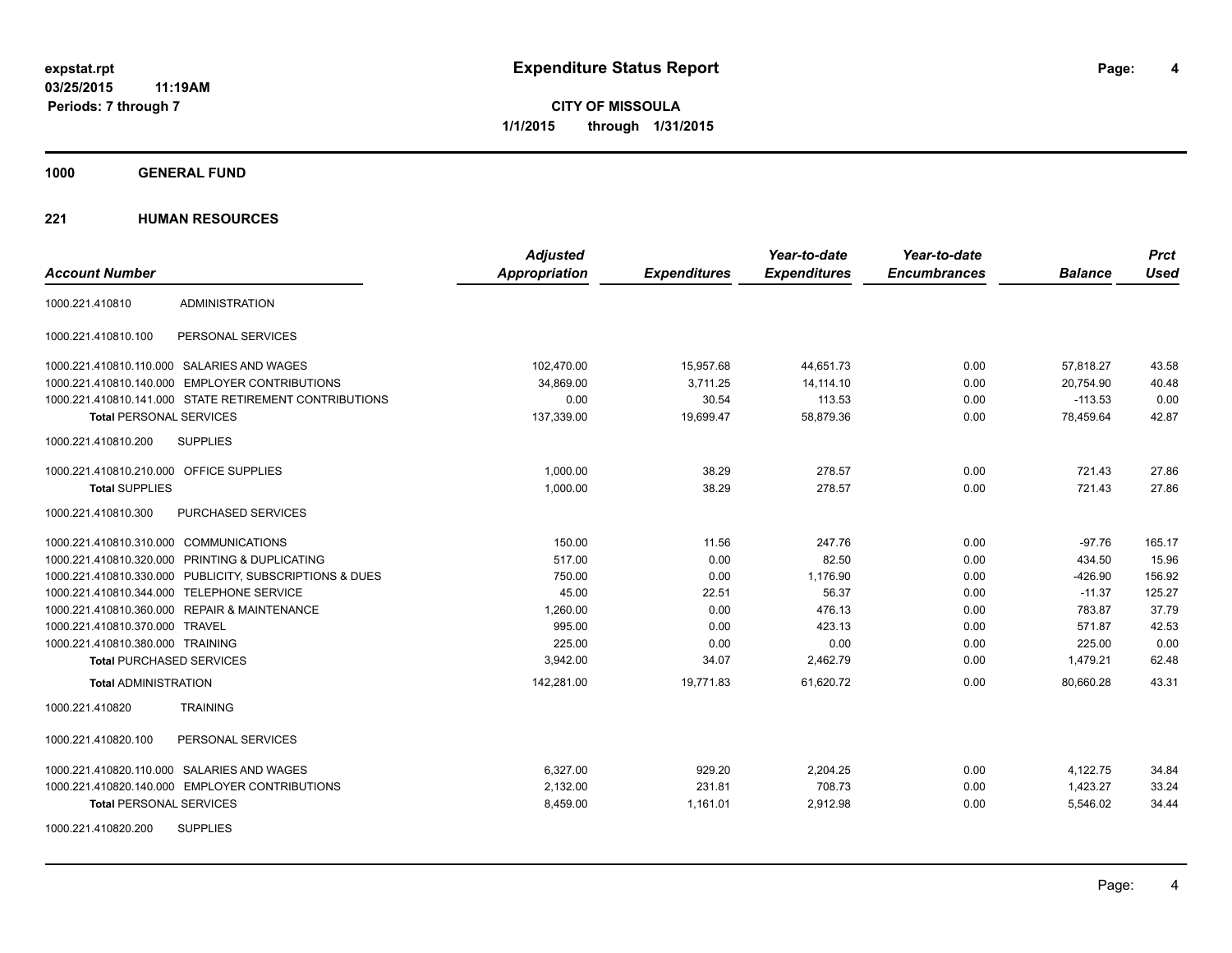# Expenditure Status Report

expstat.rpt
03/25/2015 11:19AM
Periods: 7 through 7

**CITY OF MISSOULA**
**1/1/2015 through 1/31/2015**

## 1000 GENERAL FUND

## 221 HUMAN RESOURCES

| Account Number | | Adjusted Appropriation | Expenditures | Year-to-date Expenditures | Year-to-date Encumbrances | Balance | Prct Used |
|---|---|---|---|---|---|---|---|
| 1000.221.410810 | ADMINISTRATION | | | | | | |
| 1000.221.410810.100 | PERSONAL SERVICES | | | | | | |
| 1000.221.410810.110.000 | SALARIES AND WAGES | 102,470.00 | 15,957.68 | 44,651.73 | 0.00 | 57,818.27 | 43.58 |
| 1000.221.410810.140.000 | EMPLOYER CONTRIBUTIONS | 34,869.00 | 3,711.25 | 14,114.10 | 0.00 | 20,754.90 | 40.48 |
| 1000.221.410810.141.000 | STATE RETIREMENT CONTRIBUTIONS | 0.00 | 30.54 | 113.53 | 0.00 | -113.53 | 0.00 |
| **Total** PERSONAL SERVICES | | 137,339.00 | 19,699.47 | 58,879.36 | 0.00 | 78,459.64 | 42.87 |
| 1000.221.410810.200 | SUPPLIES | | | | | | |
| 1000.221.410810.210.000 | OFFICE SUPPLIES | 1,000.00 | 38.29 | 278.57 | 0.00 | 721.43 | 27.86 |
| **Total** SUPPLIES | | 1,000.00 | 38.29 | 278.57 | 0.00 | 721.43 | 27.86 |
| 1000.221.410810.300 | PURCHASED SERVICES | | | | | | |
| 1000.221.410810.310.000 | COMMUNICATIONS | 150.00 | 11.56 | 247.76 | 0.00 | -97.76 | 165.17 |
| 1000.221.410810.320.000 | PRINTING & DUPLICATING | 517.00 | 0.00 | 82.50 | 0.00 | 434.50 | 15.96 |
| 1000.221.410810.330.000 | PUBLICITY, SUBSCRIPTIONS & DUES | 750.00 | 0.00 | 1,176.90 | 0.00 | -426.90 | 156.92 |
| 1000.221.410810.344.000 | TELEPHONE SERVICE | 45.00 | 22.51 | 56.37 | 0.00 | -11.37 | 125.27 |
| 1000.221.410810.360.000 | REPAIR & MAINTENANCE | 1,260.00 | 0.00 | 476.13 | 0.00 | 783.87 | 37.79 |
| 1000.221.410810.370.000 | TRAVEL | 995.00 | 0.00 | 423.13 | 0.00 | 571.87 | 42.53 |
| 1000.221.410810.380.000 | TRAINING | 225.00 | 0.00 | 0.00 | 0.00 | 225.00 | 0.00 |
| **Total** PURCHASED SERVICES | | 3,942.00 | 34.07 | 2,462.79 | 0.00 | 1,479.21 | 62.48 |
| **Total** ADMINISTRATION | | 142,281.00 | 19,771.83 | 61,620.72 | 0.00 | 80,660.28 | 43.31 |
| 1000.221.410820 | TRAINING | | | | | | |
| 1000.221.410820.100 | PERSONAL SERVICES | | | | | | |
| 1000.221.410820.110.000 | SALARIES AND WAGES | 6,327.00 | 929.20 | 2,204.25 | 0.00 | 4,122.75 | 34.84 |
| 1000.221.410820.140.000 | EMPLOYER CONTRIBUTIONS | 2,132.00 | 231.81 | 708.73 | 0.00 | 1,423.27 | 33.24 |
| **Total** PERSONAL SERVICES | | 8,459.00 | 1,161.01 | 2,912.98 | 0.00 | 5,546.02 | 34.44 |
| 1000.221.410820.200 | SUPPLIES | | | | | | |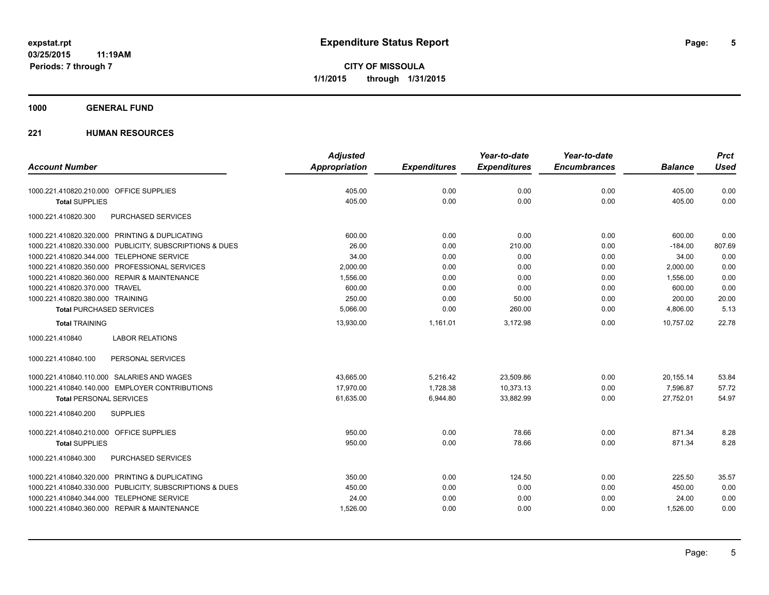**expstat.rpt**
**03/25/2015 11:19AM**
**Periods: 7 through 7**

# Expenditure Status Report

**CITY OF MISSOULA**
**1/1/2015 through 1/31/2015**

## 1000 GENERAL FUND

### 221 HUMAN RESOURCES

| Account Number | Adjusted Appropriation | Expenditures | Year-to-date Expenditures | Year-to-date Encumbrances | Balance | Prct Used |
|---|---|---|---|---|---|---|
| 1000.221.410820.210.000 OFFICE SUPPLIES | 405.00 | 0.00 | 0.00 | 0.00 | 405.00 | 0.00 |
| **Total** SUPPLIES | 405.00 | 0.00 | 0.00 | 0.00 | 405.00 | 0.00 |
| 1000.221.410820.300 PURCHASED SERVICES | | | | | | |
| 1000.221.410820.320.000 PRINTING & DUPLICATING | 600.00 | 0.00 | 0.00 | 0.00 | 600.00 | 0.00 |
| 1000.221.410820.330.000 PUBLICITY, SUBSCRIPTIONS & DUES | 26.00 | 0.00 | 210.00 | 0.00 | -184.00 | 807.69 |
| 1000.221.410820.344.000 TELEPHONE SERVICE | 34.00 | 0.00 | 0.00 | 0.00 | 34.00 | 0.00 |
| 1000.221.410820.350.000 PROFESSIONAL SERVICES | 2,000.00 | 0.00 | 0.00 | 0.00 | 2,000.00 | 0.00 |
| 1000.221.410820.360.000 REPAIR & MAINTENANCE | 1,556.00 | 0.00 | 0.00 | 0.00 | 1,556.00 | 0.00 |
| 1000.221.410820.370.000 TRAVEL | 600.00 | 0.00 | 0.00 | 0.00 | 600.00 | 0.00 |
| 1000.221.410820.380.000 TRAINING | 250.00 | 0.00 | 50.00 | 0.00 | 200.00 | 20.00 |
| **Total** PURCHASED SERVICES | 5,066.00 | 0.00 | 260.00 | 0.00 | 4,806.00 | 5.13 |
| **Total** TRAINING | 13,930.00 | 1,161.01 | 3,172.98 | 0.00 | 10,757.02 | 22.78 |
| 1000.221.410840 LABOR RELATIONS | | | | | | |
| 1000.221.410840.100 PERSONAL SERVICES | | | | | | |
| 1000.221.410840.110.000 SALARIES AND WAGES | 43,665.00 | 5,216.42 | 23,509.86 | 0.00 | 20,155.14 | 53.84 |
| 1000.221.410840.140.000 EMPLOYER CONTRIBUTIONS | 17,970.00 | 1,728.38 | 10,373.13 | 0.00 | 7,596.87 | 57.72 |
| **Total** PERSONAL SERVICES | 61,635.00 | 6,944.80 | 33,882.99 | 0.00 | 27,752.01 | 54.97 |
| 1000.221.410840.200 SUPPLIES | | | | | | |
| 1000.221.410840.210.000 OFFICE SUPPLIES | 950.00 | 0.00 | 78.66 | 0.00 | 871.34 | 8.28 |
| **Total** SUPPLIES | 950.00 | 0.00 | 78.66 | 0.00 | 871.34 | 8.28 |
| 1000.221.410840.300 PURCHASED SERVICES | | | | | | |
| 1000.221.410840.320.000 PRINTING & DUPLICATING | 350.00 | 0.00 | 124.50 | 0.00 | 225.50 | 35.57 |
| 1000.221.410840.330.000 PUBLICITY, SUBSCRIPTIONS & DUES | 450.00 | 0.00 | 0.00 | 0.00 | 450.00 | 0.00 |
| 1000.221.410840.344.000 TELEPHONE SERVICE | 24.00 | 0.00 | 0.00 | 0.00 | 24.00 | 0.00 |
| 1000.221.410840.360.000 REPAIR & MAINTENANCE | 1,526.00 | 0.00 | 0.00 | 0.00 | 1,526.00 | 0.00 |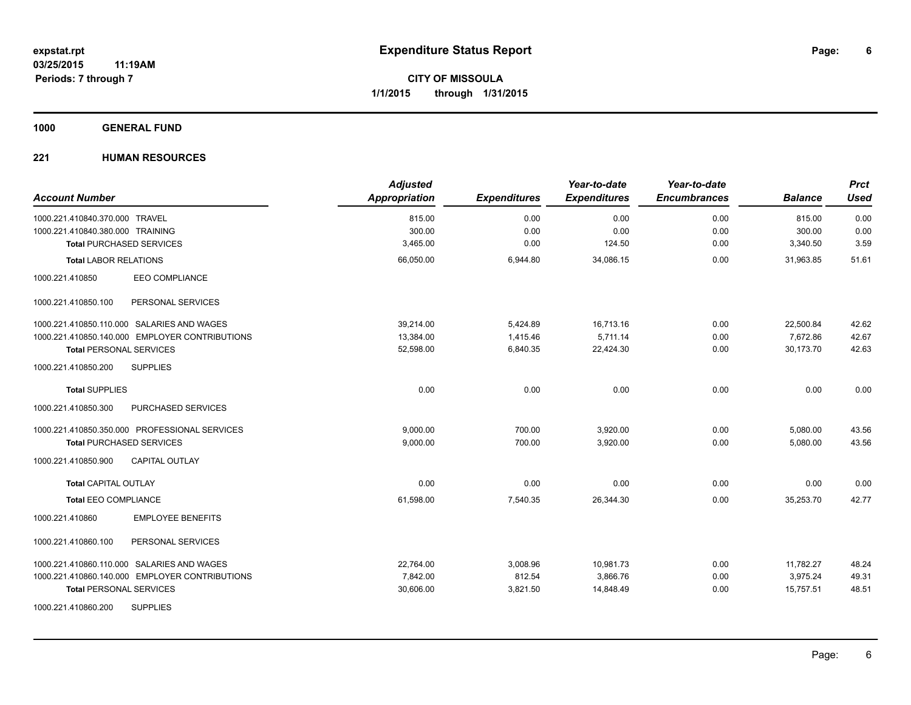**expstat.rpt**
**03/25/2015 11:19AM**
**Periods: 7 through 7**

# Expenditure Status Report

**CITY OF MISSOULA**
**1/1/2015 through 1/31/2015**

## 1000 GENERAL FUND

### 221 HUMAN RESOURCES

| Account Number | Adjusted Appropriation | Expenditures | Year-to-date Expenditures | Year-to-date Encumbrances | Balance | Prct Used |
|---|---|---|---|---|---|---|
| 1000.221.410840.370.000 TRAVEL | 815.00 | 0.00 | 0.00 | 0.00 | 815.00 | 0.00 |
| 1000.221.410840.380.000 TRAINING | 300.00 | 0.00 | 0.00 | 0.00 | 300.00 | 0.00 |
| **Total** PURCHASED SERVICES | 3,465.00 | 0.00 | 124.50 | 0.00 | 3,340.50 | 3.59 |
| **Total** LABOR RELATIONS | 66,050.00 | 6,944.80 | 34,086.15 | 0.00 | 31,963.85 | 51.61 |
| 1000.221.410850 EEO COMPLIANCE | | | | | | |
| 1000.221.410850.100 PERSONAL SERVICES | | | | | | |
| 1000.221.410850.110.000 SALARIES AND WAGES | 39,214.00 | 5,424.89 | 16,713.16 | 0.00 | 22,500.84 | 42.62 |
| 1000.221.410850.140.000 EMPLOYER CONTRIBUTIONS | 13,384.00 | 1,415.46 | 5,711.14 | 0.00 | 7,672.86 | 42.67 |
| **Total** PERSONAL SERVICES | 52,598.00 | 6,840.35 | 22,424.30 | 0.00 | 30,173.70 | 42.63 |
| 1000.221.410850.200 SUPPLIES | | | | | | |
| **Total** SUPPLIES | 0.00 | 0.00 | 0.00 | 0.00 | 0.00 | 0.00 |
| 1000.221.410850.300 PURCHASED SERVICES | | | | | | |
| 1000.221.410850.350.000 PROFESSIONAL SERVICES | 9,000.00 | 700.00 | 3,920.00 | 0.00 | 5,080.00 | 43.56 |
| **Total** PURCHASED SERVICES | 9,000.00 | 700.00 | 3,920.00 | 0.00 | 5,080.00 | 43.56 |
| 1000.221.410850.900 CAPITAL OUTLAY | | | | | | |
| **Total** CAPITAL OUTLAY | 0.00 | 0.00 | 0.00 | 0.00 | 0.00 | 0.00 |
| **Total** EEO COMPLIANCE | 61,598.00 | 7,540.35 | 26,344.30 | 0.00 | 35,253.70 | 42.77 |
| 1000.221.410860 EMPLOYEE BENEFITS | | | | | | |
| 1000.221.410860.100 PERSONAL SERVICES | | | | | | |
| 1000.221.410860.110.000 SALARIES AND WAGES | 22,764.00 | 3,008.96 | 10,981.73 | 0.00 | 11,782.27 | 48.24 |
| 1000.221.410860.140.000 EMPLOYER CONTRIBUTIONS | 7,842.00 | 812.54 | 3,866.76 | 0.00 | 3,975.24 | 49.31 |
| **Total** PERSONAL SERVICES | 30,606.00 | 3,821.50 | 14,848.49 | 0.00 | 15,757.51 | 48.51 |
| 1000.221.410860.200 SUPPLIES | | | | | | |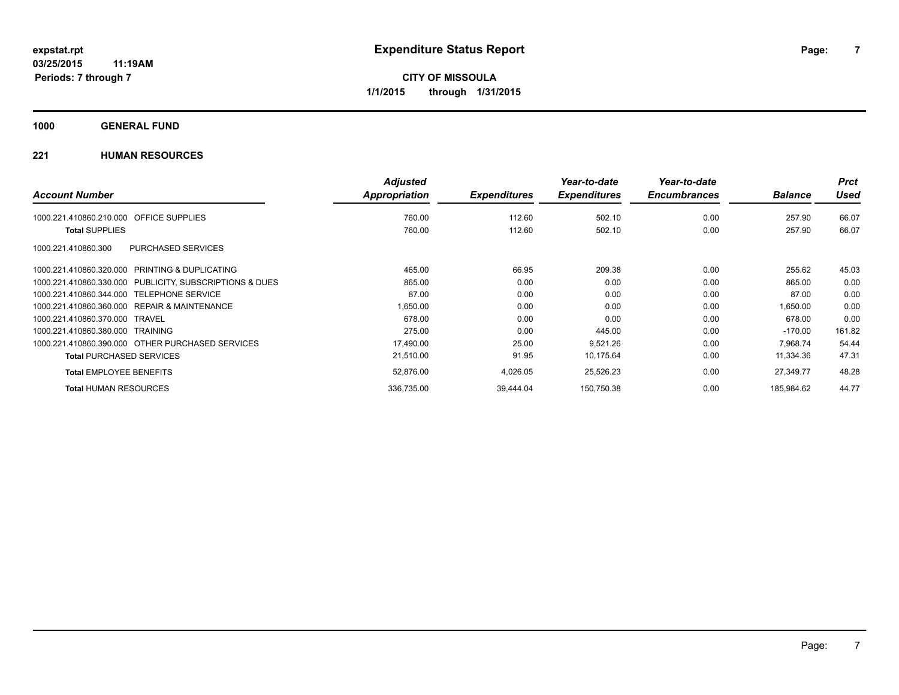# Expenditure Status Report

expstat.rpt
03/25/2015 11:19AM
Periods: 7 through 7

**CITY OF MISSOULA**
**1/1/2015 through 1/31/2015**

## 1000 GENERAL FUND

### 221 HUMAN RESOURCES

| Account Number | Adjusted Appropriation | Expenditures | Year-to-date Expenditures | Year-to-date Encumbrances | Balance | Prct Used |
|---|---|---|---|---|---|---|
| 1000.221.410860.210.000 OFFICE SUPPLIES | 760.00 | 112.60 | 502.10 | 0.00 | 257.90 | 66.07 |
| **Total** SUPPLIES | 760.00 | 112.60 | 502.10 | 0.00 | 257.90 | 66.07 |
| 1000.221.410860.300 PURCHASED SERVICES | | | | | | |
| 1000.221.410860.320.000 PRINTING & DUPLICATING | 465.00 | 66.95 | 209.38 | 0.00 | 255.62 | 45.03 |
| 1000.221.410860.330.000 PUBLICITY, SUBSCRIPTIONS & DUES | 865.00 | 0.00 | 0.00 | 0.00 | 865.00 | 0.00 |
| 1000.221.410860.344.000 TELEPHONE SERVICE | 87.00 | 0.00 | 0.00 | 0.00 | 87.00 | 0.00 |
| 1000.221.410860.360.000 REPAIR & MAINTENANCE | 1,650.00 | 0.00 | 0.00 | 0.00 | 1,650.00 | 0.00 |
| 1000.221.410860.370.000 TRAVEL | 678.00 | 0.00 | 0.00 | 0.00 | 678.00 | 0.00 |
| 1000.221.410860.380.000 TRAINING | 275.00 | 0.00 | 445.00 | 0.00 | -170.00 | 161.82 |
| 1000.221.410860.390.000 OTHER PURCHASED SERVICES | 17,490.00 | 25.00 | 9,521.26 | 0.00 | 7,968.74 | 54.44 |
| **Total** PURCHASED SERVICES | 21,510.00 | 91.95 | 10,175.64 | 0.00 | 11,334.36 | 47.31 |
| **Total** EMPLOYEE BENEFITS | 52,876.00 | 4,026.05 | 25,526.23 | 0.00 | 27,349.77 | 48.28 |
| **Total** HUMAN RESOURCES | 336,735.00 | 39,444.04 | 150,750.38 | 0.00 | 185,984.62 | 44.77 |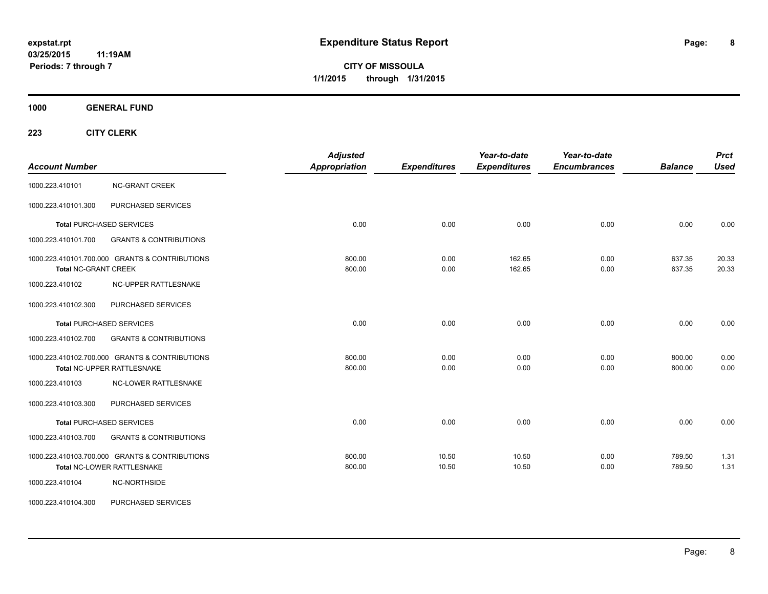**Expenditure Status Report**

**CITY OF MISSOULA**
**1/1/2015 through 1/31/2015**

expstat.rpt
03/25/2015 11:19AM
Periods: 7 through 7

**1000 GENERAL FUND**

**223 CITY CLERK**

| Account Number | | Adjusted Appropriation | Expenditures | Year-to-date Expenditures | Year-to-date Encumbrances | Balance | Prct Used |
|---|---|---|---|---|---|---|---|
| 1000.223.410101 | NC-GRANT CREEK | | | | | | |
| 1000.223.410101.300 | PURCHASED SERVICES | | | | | | |
| **Total** PURCHASED SERVICES | | 0.00 | 0.00 | 0.00 | 0.00 | 0.00 | 0.00 |
| 1000.223.410101.700 | GRANTS & CONTRIBUTIONS | | | | | | |
| 1000.223.410101.700.000 | GRANTS & CONTRIBUTIONS | 800.00 | 0.00 | 162.65 | 0.00 | 637.35 | 20.33 |
| **Total** NC-GRANT CREEK | | 800.00 | 0.00 | 162.65 | 0.00 | 637.35 | 20.33 |
| 1000.223.410102 | NC-UPPER RATTLESNAKE | | | | | | |
| 1000.223.410102.300 | PURCHASED SERVICES | | | | | | |
| **Total** PURCHASED SERVICES | | 0.00 | 0.00 | 0.00 | 0.00 | 0.00 | 0.00 |
| 1000.223.410102.700 | GRANTS & CONTRIBUTIONS | | | | | | |
| 1000.223.410102.700.000 | GRANTS & CONTRIBUTIONS | 800.00 | 0.00 | 0.00 | 0.00 | 800.00 | 0.00 |
| **Total** NC-UPPER RATTLESNAKE | | 800.00 | 0.00 | 0.00 | 0.00 | 800.00 | 0.00 |
| 1000.223.410103 | NC-LOWER RATTLESNAKE | | | | | | |
| 1000.223.410103.300 | PURCHASED SERVICES | | | | | | |
| **Total** PURCHASED SERVICES | | 0.00 | 0.00 | 0.00 | 0.00 | 0.00 | 0.00 |
| 1000.223.410103.700 | GRANTS & CONTRIBUTIONS | | | | | | |
| 1000.223.410103.700.000 | GRANTS & CONTRIBUTIONS | 800.00 | 10.50 | 10.50 | 0.00 | 789.50 | 1.31 |
| **Total** NC-LOWER RATTLESNAKE | | 800.00 | 10.50 | 10.50 | 0.00 | 789.50 | 1.31 |
| 1000.223.410104 | NC-NORTHSIDE | | | | | | |
| 1000.223.410104.300 | PURCHASED SERVICES | | | | | | |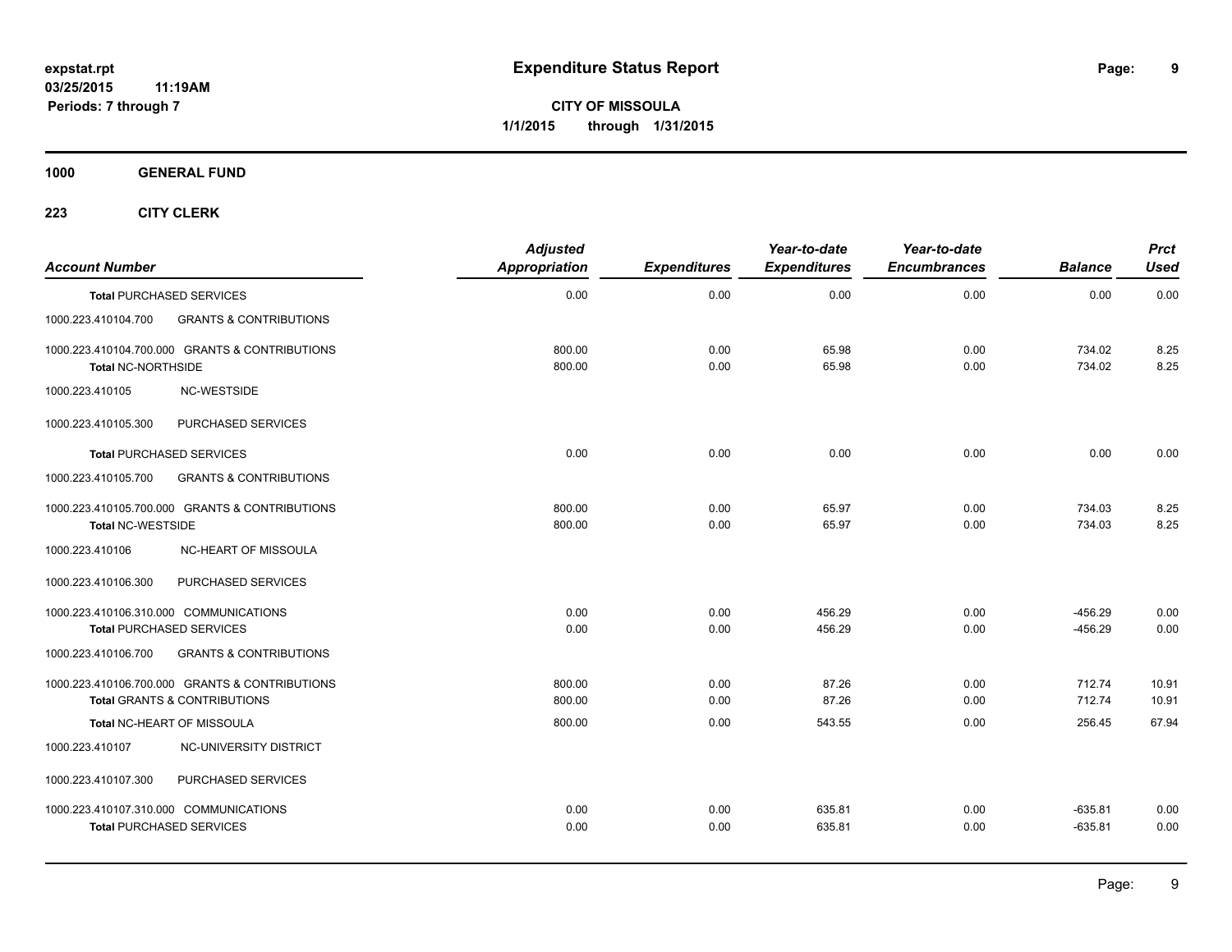**expstat.rpt**
**03/25/2015 11:19AM**
**Periods: 7 through 7**

# Expenditure Status Report

**CITY OF MISSOULA**
**1/1/2015 through 1/31/2015**

## 1000 GENERAL FUND

### 223 CITY CLERK

| Account Number | | Adjusted Appropriation | Expenditures | Year-to-date Expenditures | Year-to-date Encumbrances | Balance | Prct Used |
|---|---|---|---|---|---|---|---|
| **Total** PURCHASED SERVICES | | 0.00 | 0.00 | 0.00 | 0.00 | 0.00 | 0.00 |
| 1000.223.410104.700 | GRANTS & CONTRIBUTIONS | | | | | | |
| 1000.223.410104.700.000 GRANTS & CONTRIBUTIONS | | 800.00 | 0.00 | 65.98 | 0.00 | 734.02 | 8.25 |
| **Total** NC-NORTHSIDE | | 800.00 | 0.00 | 65.98 | 0.00 | 734.02 | 8.25 |
| 1000.223.410105 | NC-WESTSIDE | | | | | | |
| 1000.223.410105.300 | PURCHASED SERVICES | | | | | | |
| **Total** PURCHASED SERVICES | | 0.00 | 0.00 | 0.00 | 0.00 | 0.00 | 0.00 |
| 1000.223.410105.700 | GRANTS & CONTRIBUTIONS | | | | | | |
| 1000.223.410105.700.000 GRANTS & CONTRIBUTIONS | | 800.00 | 0.00 | 65.97 | 0.00 | 734.03 | 8.25 |
| **Total** NC-WESTSIDE | | 800.00 | 0.00 | 65.97 | 0.00 | 734.03 | 8.25 |
| 1000.223.410106 | NC-HEART OF MISSOULA | | | | | | |
| 1000.223.410106.300 | PURCHASED SERVICES | | | | | | |
| 1000.223.410106.310.000 COMMUNICATIONS | | 0.00 | 0.00 | 456.29 | 0.00 | -456.29 | 0.00 |
| **Total** PURCHASED SERVICES | | 0.00 | 0.00 | 456.29 | 0.00 | -456.29 | 0.00 |
| 1000.223.410106.700 | GRANTS & CONTRIBUTIONS | | | | | | |
| 1000.223.410106.700.000 GRANTS & CONTRIBUTIONS | | 800.00 | 0.00 | 87.26 | 0.00 | 712.74 | 10.91 |
| **Total** GRANTS & CONTRIBUTIONS | | 800.00 | 0.00 | 87.26 | 0.00 | 712.74 | 10.91 |
| **Total** NC-HEART OF MISSOULA | | 800.00 | 0.00 | 543.55 | 0.00 | 256.45 | 67.94 |
| 1000.223.410107 | NC-UNIVERSITY DISTRICT | | | | | | |
| 1000.223.410107.300 | PURCHASED SERVICES | | | | | | |
| 1000.223.410107.310.000 COMMUNICATIONS | | 0.00 | 0.00 | 635.81 | 0.00 | -635.81 | 0.00 |
| **Total** PURCHASED SERVICES | | 0.00 | 0.00 | 635.81 | 0.00 | -635.81 | 0.00 |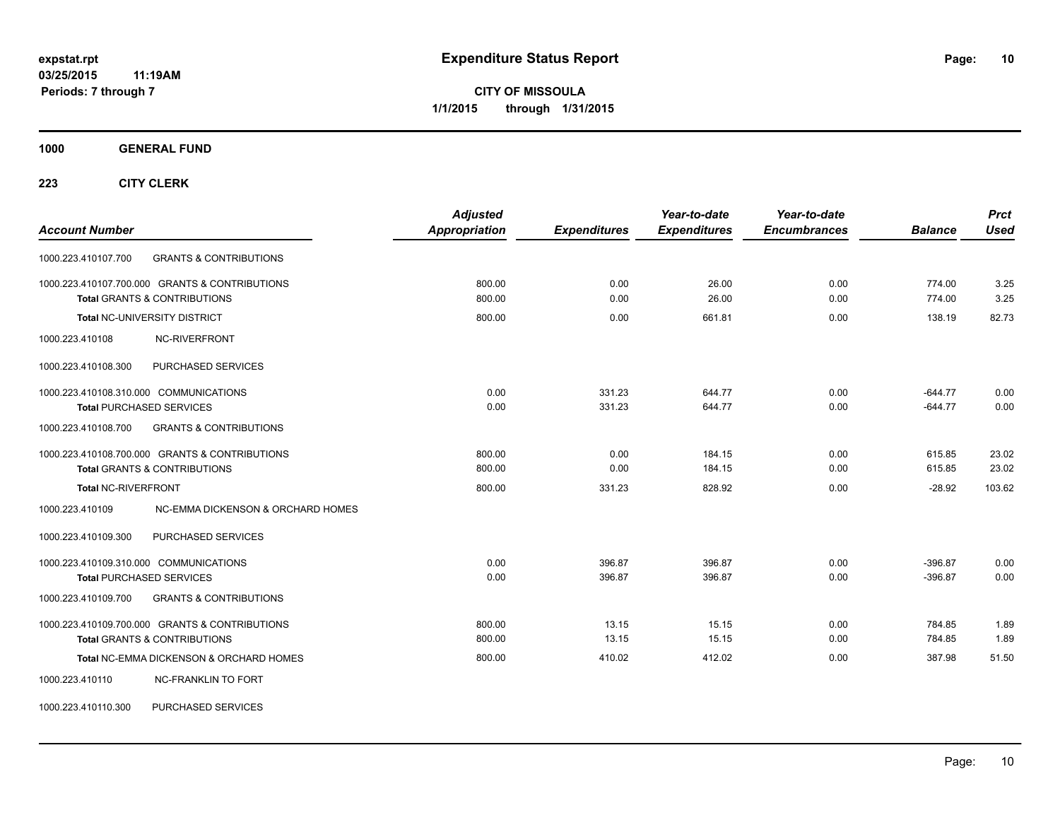# Expenditure Status Report

expstat.rpt
03/25/2015 11:19AM
Periods: 7 through 7

**CITY OF MISSOULA**
**1/1/2015 through 1/31/2015**

**1000 GENERAL FUND**

**223 CITY CLERK**

| Account Number | | Adjusted Appropriation | Expenditures | Year-to-date Expenditures | Year-to-date Encumbrances | Balance | Prct Used |
|---|---|---|---|---|---|---|---|
| 1000.223.410107.700 | GRANTS & CONTRIBUTIONS | | | | | | |
| 1000.223.410107.700.000 | GRANTS & CONTRIBUTIONS | 800.00 | 0.00 | 26.00 | 0.00 | 774.00 | 3.25 |
| **Total** GRANTS & CONTRIBUTIONS | | 800.00 | 0.00 | 26.00 | 0.00 | 774.00 | 3.25 |
| **Total** NC-UNIVERSITY DISTRICT | | 800.00 | 0.00 | 661.81 | 0.00 | 138.19 | 82.73 |
| 1000.223.410108 | NC-RIVERFRONT | | | | | | |
| 1000.223.410108.300 | PURCHASED SERVICES | | | | | | |
| 1000.223.410108.310.000 | COMMUNICATIONS | 0.00 | 331.23 | 644.77 | 0.00 | -644.77 | 0.00 |
| **Total** PURCHASED SERVICES | | 0.00 | 331.23 | 644.77 | 0.00 | -644.77 | 0.00 |
| 1000.223.410108.700 | GRANTS & CONTRIBUTIONS | | | | | | |
| 1000.223.410108.700.000 | GRANTS & CONTRIBUTIONS | 800.00 | 0.00 | 184.15 | 0.00 | 615.85 | 23.02 |
| **Total** GRANTS & CONTRIBUTIONS | | 800.00 | 0.00 | 184.15 | 0.00 | 615.85 | 23.02 |
| **Total** NC-RIVERFRONT | | 800.00 | 331.23 | 828.92 | 0.00 | -28.92 | 103.62 |
| 1000.223.410109 | NC-EMMA DICKENSON & ORCHARD HOMES | | | | | | |
| 1000.223.410109.300 | PURCHASED SERVICES | | | | | | |
| 1000.223.410109.310.000 | COMMUNICATIONS | 0.00 | 396.87 | 396.87 | 0.00 | -396.87 | 0.00 |
| **Total** PURCHASED SERVICES | | 0.00 | 396.87 | 396.87 | 0.00 | -396.87 | 0.00 |
| 1000.223.410109.700 | GRANTS & CONTRIBUTIONS | | | | | | |
| 1000.223.410109.700.000 | GRANTS & CONTRIBUTIONS | 800.00 | 13.15 | 15.15 | 0.00 | 784.85 | 1.89 |
| **Total** GRANTS & CONTRIBUTIONS | | 800.00 | 13.15 | 15.15 | 0.00 | 784.85 | 1.89 |
| **Total** NC-EMMA DICKENSON & ORCHARD HOMES | | 800.00 | 410.02 | 412.02 | 0.00 | 387.98 | 51.50 |
| 1000.223.410110 | NC-FRANKLIN TO FORT | | | | | | |
| 1000.223.410110.300 | PURCHASED SERVICES | | | | | | |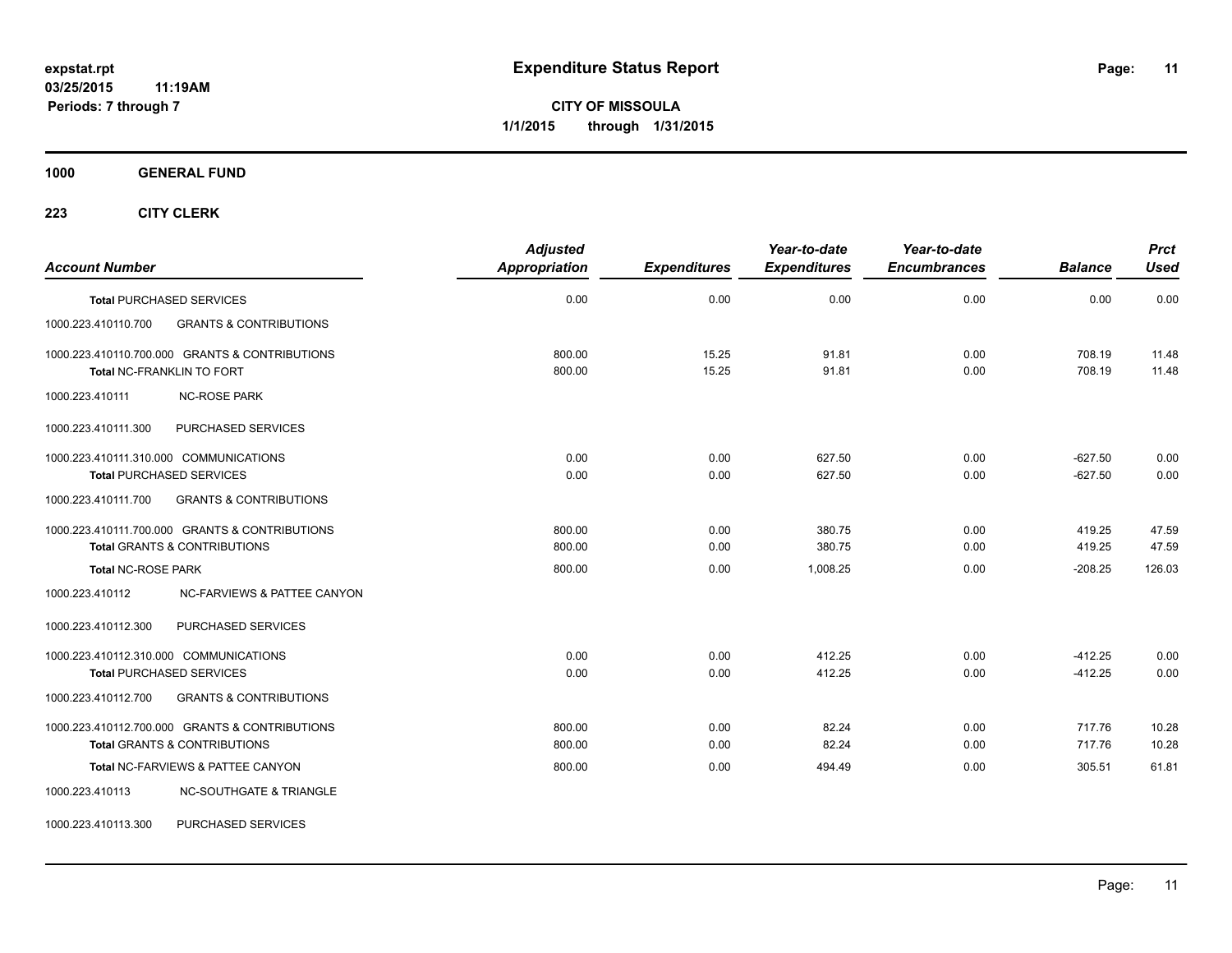# Expenditure Status Report

expstat.rpt
03/25/2015 11:19AM
Periods: 7 through 7

**CITY OF MISSOULA**
**1/1/2015 through 1/31/2015**

## 1000 GENERAL FUND

### 223 CITY CLERK

| Account Number | | Adjusted Appropriation | Expenditures | Year-to-date Expenditures | Year-to-date Encumbrances | Balance | Prct Used |
|---|---|---|---|---|---|---|---|
| **Total** PURCHASED SERVICES | | 0.00 | 0.00 | 0.00 | 0.00 | 0.00 | 0.00 |
| 1000.223.410110.700 | GRANTS & CONTRIBUTIONS | | | | | | |
| 1000.223.410110.700.000 GRANTS & CONTRIBUTIONS | | 800.00 | 15.25 | 91.81 | 0.00 | 708.19 | 11.48 |
| **Total** NC-FRANKLIN TO FORT | | 800.00 | 15.25 | 91.81 | 0.00 | 708.19 | 11.48 |
| 1000.223.410111 | NC-ROSE PARK | | | | | | |
| 1000.223.410111.300 | PURCHASED SERVICES | | | | | | |
| 1000.223.410111.310.000 COMMUNICATIONS | | 0.00 | 0.00 | 627.50 | 0.00 | -627.50 | 0.00 |
| **Total** PURCHASED SERVICES | | 0.00 | 0.00 | 627.50 | 0.00 | -627.50 | 0.00 |
| 1000.223.410111.700 | GRANTS & CONTRIBUTIONS | | | | | | |
| 1000.223.410111.700.000 GRANTS & CONTRIBUTIONS | | 800.00 | 0.00 | 380.75 | 0.00 | 419.25 | 47.59 |
| **Total** GRANTS & CONTRIBUTIONS | | 800.00 | 0.00 | 380.75 | 0.00 | 419.25 | 47.59 |
| **Total** NC-ROSE PARK | | 800.00 | 0.00 | 1,008.25 | 0.00 | -208.25 | 126.03 |
| 1000.223.410112 | NC-FARVIEWS & PATTEE CANYON | | | | | | |
| 1000.223.410112.300 | PURCHASED SERVICES | | | | | | |
| 1000.223.410112.310.000 COMMUNICATIONS | | 0.00 | 0.00 | 412.25 | 0.00 | -412.25 | 0.00 |
| **Total** PURCHASED SERVICES | | 0.00 | 0.00 | 412.25 | 0.00 | -412.25 | 0.00 |
| 1000.223.410112.700 | GRANTS & CONTRIBUTIONS | | | | | | |
| 1000.223.410112.700.000 GRANTS & CONTRIBUTIONS | | 800.00 | 0.00 | 82.24 | 0.00 | 717.76 | 10.28 |
| **Total** GRANTS & CONTRIBUTIONS | | 800.00 | 0.00 | 82.24 | 0.00 | 717.76 | 10.28 |
| **Total** NC-FARVIEWS & PATTEE CANYON | | 800.00 | 0.00 | 494.49 | 0.00 | 305.51 | 61.81 |
| 1000.223.410113 | NC-SOUTHGATE & TRIANGLE | | | | | | |
| 1000.223.410113.300 | PURCHASED SERVICES | | | | | | |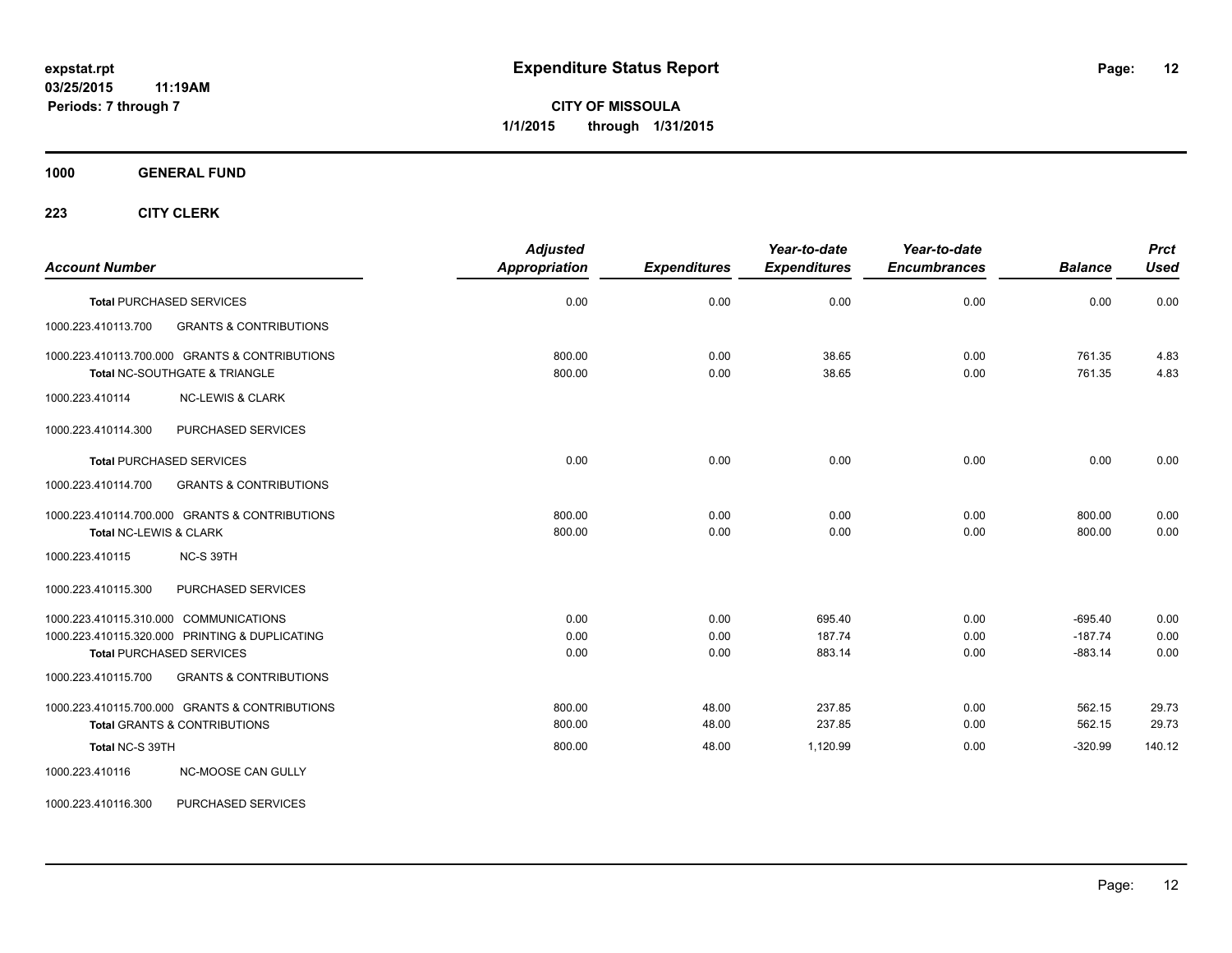# Expenditure Status Report

expstat.rpt
03/25/2015 11:19AM
Periods: 7 through 7

**CITY OF MISSOULA**
**1/1/2015 through 1/31/2015**

**1000 GENERAL FUND**

**223 CITY CLERK**

| Account Number | | Adjusted Appropriation | Expenditures | Year-to-date Expenditures | Year-to-date Encumbrances | Balance | Prct Used |
|---|---|---|---|---|---|---|---|
| **Total** PURCHASED SERVICES | | 0.00 | 0.00 | 0.00 | 0.00 | 0.00 | 0.00 |
| 1000.223.410113.700 | GRANTS & CONTRIBUTIONS | | | | | | |
| 1000.223.410113.700.000 | GRANTS & CONTRIBUTIONS | 800.00 | 0.00 | 38.65 | 0.00 | 761.35 | 4.83 |
| **Total** NC-SOUTHGATE & TRIANGLE | | 800.00 | 0.00 | 38.65 | 0.00 | 761.35 | 4.83 |
| 1000.223.410114 | NC-LEWIS & CLARK | | | | | | |
| 1000.223.410114.300 | PURCHASED SERVICES | | | | | | |
| **Total** PURCHASED SERVICES | | 0.00 | 0.00 | 0.00 | 0.00 | 0.00 | 0.00 |
| 1000.223.410114.700 | GRANTS & CONTRIBUTIONS | | | | | | |
| 1000.223.410114.700.000 | GRANTS & CONTRIBUTIONS | 800.00 | 0.00 | 0.00 | 0.00 | 800.00 | 0.00 |
| **Total** NC-LEWIS & CLARK | | 800.00 | 0.00 | 0.00 | 0.00 | 800.00 | 0.00 |
| 1000.223.410115 | NC-S 39TH | | | | | | |
| 1000.223.410115.300 | PURCHASED SERVICES | | | | | | |
| 1000.223.410115.310.000 | COMMUNICATIONS | 0.00 | 0.00 | 695.40 | 0.00 | -695.40 | 0.00 |
| 1000.223.410115.320.000 | PRINTING & DUPLICATING | 0.00 | 0.00 | 187.74 | 0.00 | -187.74 | 0.00 |
| **Total** PURCHASED SERVICES | | 0.00 | 0.00 | 883.14 | 0.00 | -883.14 | 0.00 |
| 1000.223.410115.700 | GRANTS & CONTRIBUTIONS | | | | | | |
| 1000.223.410115.700.000 | GRANTS & CONTRIBUTIONS | 800.00 | 48.00 | 237.85 | 0.00 | 562.15 | 29.73 |
| **Total** GRANTS & CONTRIBUTIONS | | 800.00 | 48.00 | 237.85 | 0.00 | 562.15 | 29.73 |
| **Total** NC-S 39TH | | 800.00 | 48.00 | 1,120.99 | 0.00 | -320.99 | 140.12 |
| 1000.223.410116 | NC-MOOSE CAN GULLY | | | | | | |
| 1000.223.410116.300 | PURCHASED SERVICES | | | | | | |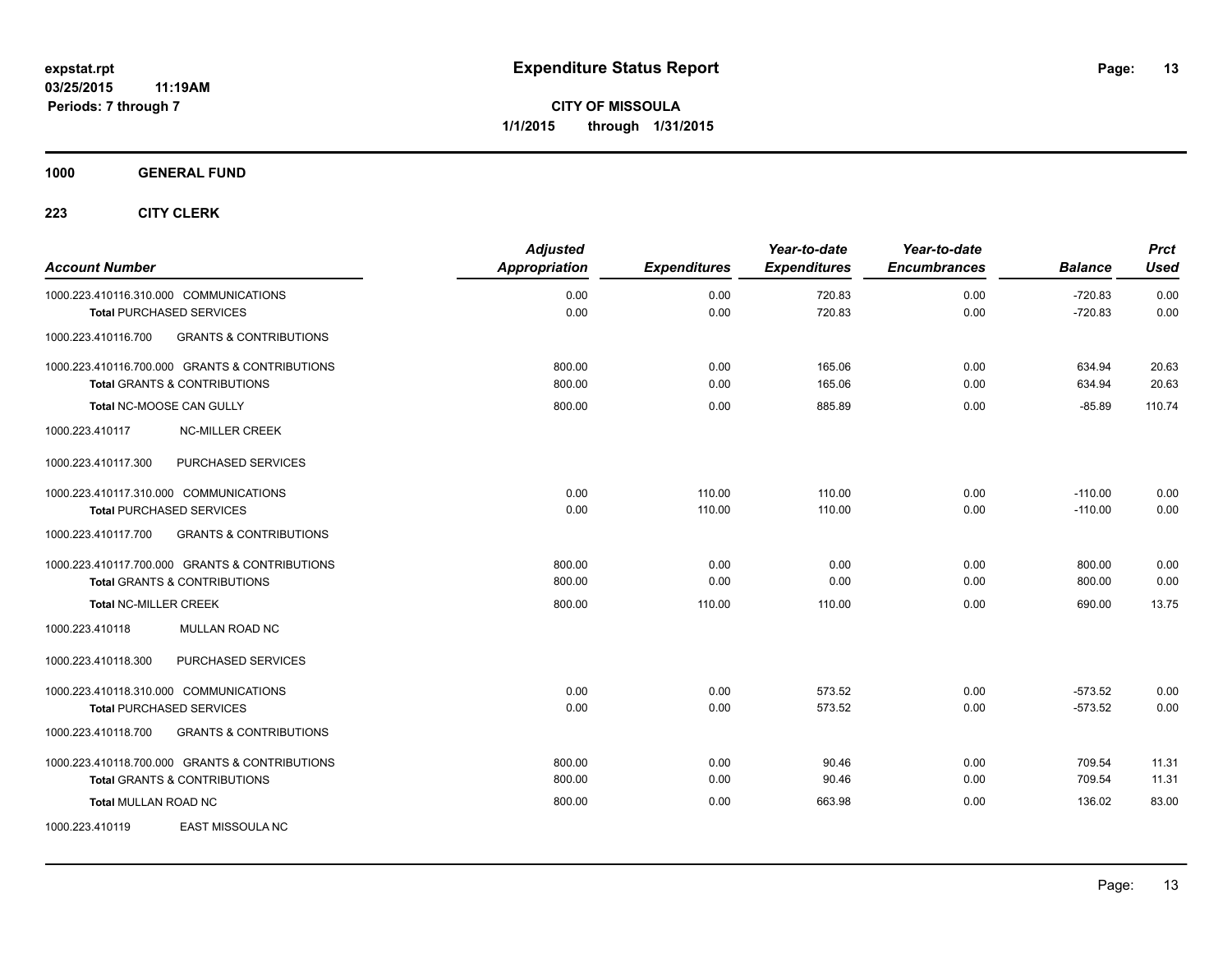**expstat.rpt**
**03/25/2015 11:19AM**
**Periods: 7 through 7**

# Expenditure Status Report

**CITY OF MISSOULA**
**1/1/2015 through 1/31/2015**

**1000 GENERAL FUND**

**223 CITY CLERK**

| Account Number | Adjusted Appropriation | Expenditures | Year-to-date Expenditures | Year-to-date Encumbrances | Balance | Prct Used |
|---|---|---|---|---|---|---|
| 1000.223.410116.310.000 COMMUNICATIONS | 0.00 | 0.00 | 720.83 | 0.00 | -720.83 | 0.00 |
| **Total** PURCHASED SERVICES | 0.00 | 0.00 | 720.83 | 0.00 | -720.83 | 0.00 |
| 1000.223.410116.700 GRANTS & CONTRIBUTIONS | | | | | | |
| 1000.223.410116.700.000 GRANTS & CONTRIBUTIONS | 800.00 | 0.00 | 165.06 | 0.00 | 634.94 | 20.63 |
| **Total** GRANTS & CONTRIBUTIONS | 800.00 | 0.00 | 165.06 | 0.00 | 634.94 | 20.63 |
| **Total** NC-MOOSE CAN GULLY | 800.00 | 0.00 | 885.89 | 0.00 | -85.89 | 110.74 |
| 1000.223.410117 NC-MILLER CREEK | | | | | | |
| 1000.223.410117.300 PURCHASED SERVICES | | | | | | |
| 1000.223.410117.310.000 COMMUNICATIONS | 0.00 | 110.00 | 110.00 | 0.00 | -110.00 | 0.00 |
| **Total** PURCHASED SERVICES | 0.00 | 110.00 | 110.00 | 0.00 | -110.00 | 0.00 |
| 1000.223.410117.700 GRANTS & CONTRIBUTIONS | | | | | | |
| 1000.223.410117.700.000 GRANTS & CONTRIBUTIONS | 800.00 | 0.00 | 0.00 | 0.00 | 800.00 | 0.00 |
| **Total** GRANTS & CONTRIBUTIONS | 800.00 | 0.00 | 0.00 | 0.00 | 800.00 | 0.00 |
| **Total** NC-MILLER CREEK | 800.00 | 110.00 | 110.00 | 0.00 | 690.00 | 13.75 |
| 1000.223.410118 MULLAN ROAD NC | | | | | | |
| 1000.223.410118.300 PURCHASED SERVICES | | | | | | |
| 1000.223.410118.310.000 COMMUNICATIONS | 0.00 | 0.00 | 573.52 | 0.00 | -573.52 | 0.00 |
| **Total** PURCHASED SERVICES | 0.00 | 0.00 | 573.52 | 0.00 | -573.52 | 0.00 |
| 1000.223.410118.700 GRANTS & CONTRIBUTIONS | | | | | | |
| 1000.223.410118.700.000 GRANTS & CONTRIBUTIONS | 800.00 | 0.00 | 90.46 | 0.00 | 709.54 | 11.31 |
| **Total** GRANTS & CONTRIBUTIONS | 800.00 | 0.00 | 90.46 | 0.00 | 709.54 | 11.31 |
| **Total** MULLAN ROAD NC | 800.00 | 0.00 | 663.98 | 0.00 | 136.02 | 83.00 |
| 1000.223.410119 EAST MISSOULA NC | | | | | | |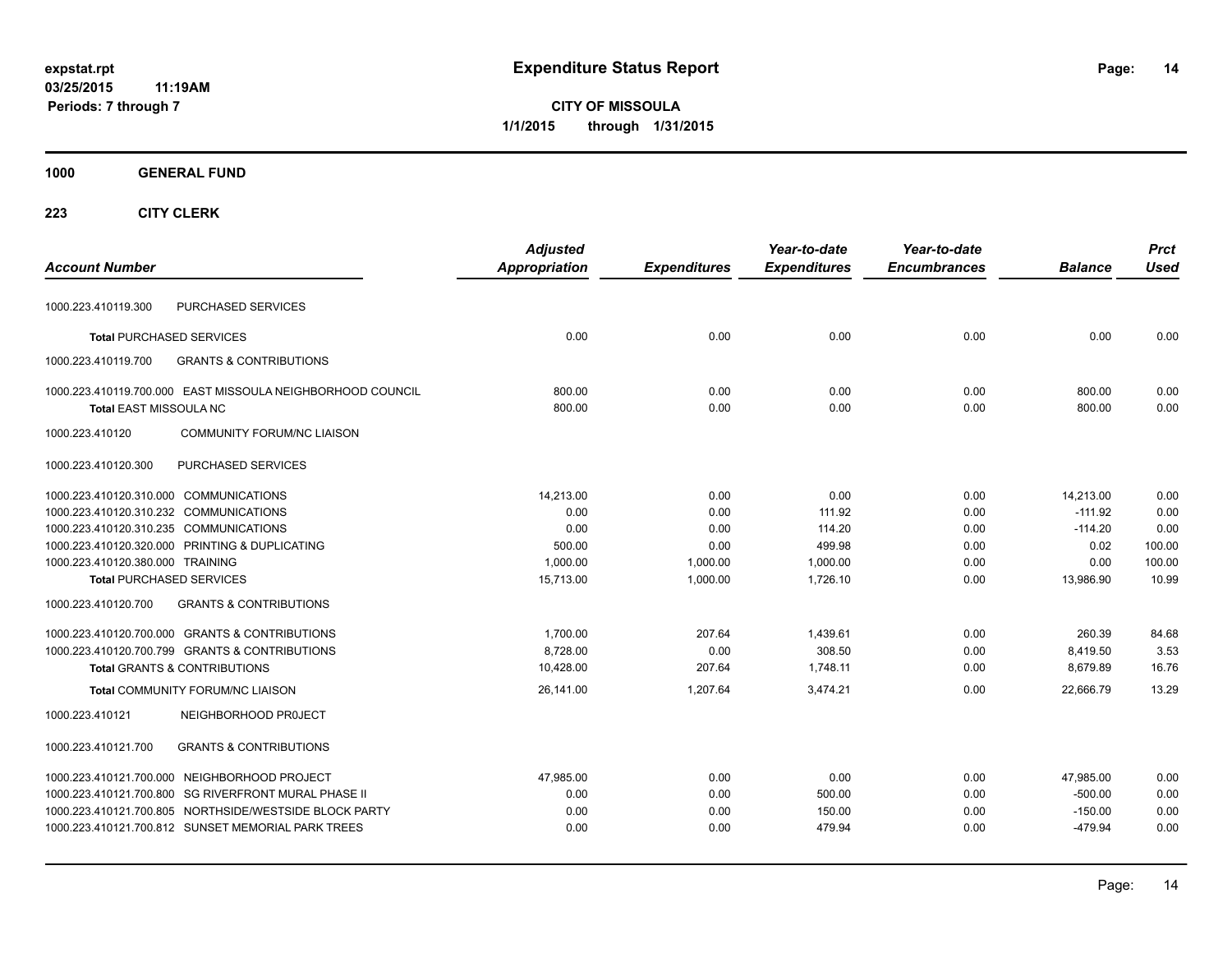# Expenditure Status Report

expstat.rpt
03/25/2015 11:19AM
Periods: 7 through 7

**CITY OF MISSOULA**
**1/1/2015 through 1/31/2015**

## 1000 GENERAL FUND

## 223 CITY CLERK

| Account Number | | Adjusted Appropriation | Expenditures | Year-to-date Expenditures | Year-to-date Encumbrances | Balance | Prct Used |
|---|---|---|---|---|---|---|---|
| 1000.223.410119.300 | PURCHASED SERVICES | | | | | | |
| **Total** PURCHASED SERVICES | | 0.00 | 0.00 | 0.00 | 0.00 | 0.00 | 0.00 |
| 1000.223.410119.700 | GRANTS & CONTRIBUTIONS | | | | | | |
| 1000.223.410119.700.000 | EAST MISSOULA NEIGHBORHOOD COUNCIL | 800.00 | 0.00 | 0.00 | 0.00 | 800.00 | 0.00 |
| **Total** EAST MISSOULA NC | | 800.00 | 0.00 | 0.00 | 0.00 | 800.00 | 0.00 |
| 1000.223.410120 | COMMUNITY FORUM/NC LIAISON | | | | | | |
| 1000.223.410120.300 | PURCHASED SERVICES | | | | | | |
| 1000.223.410120.310.000 | COMMUNICATIONS | 14,213.00 | 0.00 | 0.00 | 0.00 | 14,213.00 | 0.00 |
| 1000.223.410120.310.232 | COMMUNICATIONS | 0.00 | 0.00 | 111.92 | 0.00 | -111.92 | 0.00 |
| 1000.223.410120.310.235 | COMMUNICATIONS | 0.00 | 0.00 | 114.20 | 0.00 | -114.20 | 0.00 |
| 1000.223.410120.320.000 | PRINTING & DUPLICATING | 500.00 | 0.00 | 499.98 | 0.00 | 0.02 | 100.00 |
| 1000.223.410120.380.000 | TRAINING | 1,000.00 | 1,000.00 | 1,000.00 | 0.00 | 0.00 | 100.00 |
| **Total** PURCHASED SERVICES | | 15,713.00 | 1,000.00 | 1,726.10 | 0.00 | 13,986.90 | 10.99 |
| 1000.223.410120.700 | GRANTS & CONTRIBUTIONS | | | | | | |
| 1000.223.410120.700.000 | GRANTS & CONTRIBUTIONS | 1,700.00 | 207.64 | 1,439.61 | 0.00 | 260.39 | 84.68 |
| 1000.223.410120.700.799 | GRANTS & CONTRIBUTIONS | 8,728.00 | 0.00 | 308.50 | 0.00 | 8,419.50 | 3.53 |
| **Total** GRANTS & CONTRIBUTIONS | | 10,428.00 | 207.64 | 1,748.11 | 0.00 | 8,679.89 | 16.76 |
| **Total** COMMUNITY FORUM/NC LIAISON | | 26,141.00 | 1,207.64 | 3,474.21 | 0.00 | 22,666.79 | 13.29 |
| 1000.223.410121 | NEIGHBORHOOD PR0JECT | | | | | | |
| 1000.223.410121.700 | GRANTS & CONTRIBUTIONS | | | | | | |
| 1000.223.410121.700.000 | NEIGHBORHOOD PROJECT | 47,985.00 | 0.00 | 0.00 | 0.00 | 47,985.00 | 0.00 |
| 1000.223.410121.700.800 | SG RIVERFRONT MURAL PHASE II | 0.00 | 0.00 | 500.00 | 0.00 | -500.00 | 0.00 |
| 1000.223.410121.700.805 | NORTHSIDE/WESTSIDE BLOCK PARTY | 0.00 | 0.00 | 150.00 | 0.00 | -150.00 | 0.00 |
| 1000.223.410121.700.812 | SUNSET MEMORIAL PARK TREES | 0.00 | 0.00 | 479.94 | 0.00 | -479.94 | 0.00 |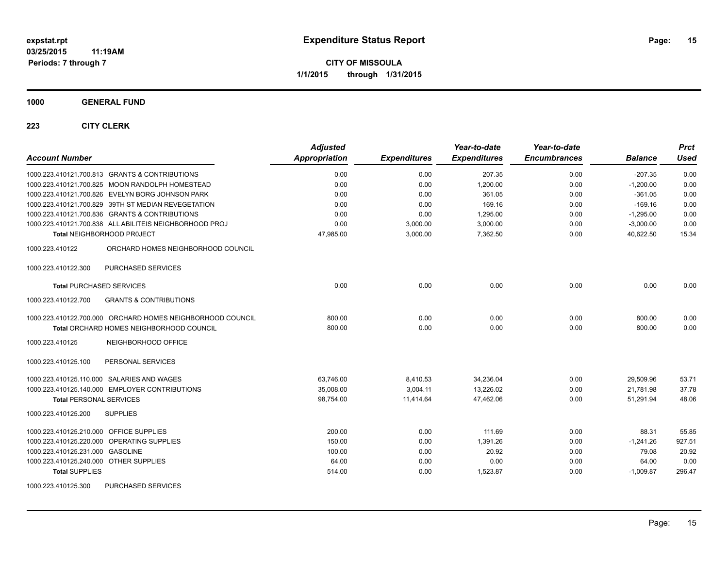# Expenditure Status Report

expstat.rpt
03/25/2015 11:19AM
Periods: 7 through 7

**CITY OF MISSOULA**
**1/1/2015 through 1/31/2015**

## 1000 GENERAL FUND

### 223 CITY CLERK

| Account Number | | Adjusted Appropriation | Expenditures | Year-to-date Expenditures | Year-to-date Encumbrances | Balance | Prct Used |
|---|---|---|---|---|---|---|---|
| 1000.223.410121.700.813 | GRANTS & CONTRIBUTIONS | 0.00 | 0.00 | 207.35 | 0.00 | -207.35 | 0.00 |
| 1000.223.410121.700.825 | MOON RANDOLPH HOMESTEAD | 0.00 | 0.00 | 1,200.00 | 0.00 | -1,200.00 | 0.00 |
| 1000.223.410121.700.826 | EVELYN BORG JOHNSON PARK | 0.00 | 0.00 | 361.05 | 0.00 | -361.05 | 0.00 |
| 1000.223.410121.700.829 | 39TH ST MEDIAN REVEGETATION | 0.00 | 0.00 | 169.16 | 0.00 | -169.16 | 0.00 |
| 1000.223.410121.700.836 | GRANTS & CONTRIBUTIONS | 0.00 | 0.00 | 1,295.00 | 0.00 | -1,295.00 | 0.00 |
| 1000.223.410121.700.838 | ALL ABILITEIS NEIGHBORHOOD PROJ | 0.00 | 3,000.00 | 3,000.00 | 0.00 | -3,000.00 | 0.00 |
| **Total** NEIGHBORHOOD PR0JECT | | 47,985.00 | 3,000.00 | 7,362.50 | 0.00 | 40,622.50 | 15.34 |
| 1000.223.410122 | ORCHARD HOMES NEIGHBORHOOD COUNCIL | | | | | | |
| 1000.223.410122.300 | PURCHASED SERVICES | | | | | | |
| **Total** PURCHASED SERVICES | | 0.00 | 0.00 | 0.00 | 0.00 | 0.00 | 0.00 |
| 1000.223.410122.700 | GRANTS & CONTRIBUTIONS | | | | | | |
| 1000.223.410122.700.000 | ORCHARD HOMES NEIGHBORHOOD COUNCIL | 800.00 | 0.00 | 0.00 | 0.00 | 800.00 | 0.00 |
| **Total** ORCHARD HOMES NEIGHBORHOOD COUNCIL | | 800.00 | 0.00 | 0.00 | 0.00 | 800.00 | 0.00 |
| 1000.223.410125 | NEIGHBORHOOD OFFICE | | | | | | |
| 1000.223.410125.100 | PERSONAL SERVICES | | | | | | |
| 1000.223.410125.110.000 | SALARIES AND WAGES | 63,746.00 | 8,410.53 | 34,236.04 | 0.00 | 29,509.96 | 53.71 |
| 1000.223.410125.140.000 | EMPLOYER CONTRIBUTIONS | 35,008.00 | 3,004.11 | 13,226.02 | 0.00 | 21,781.98 | 37.78 |
| **Total** PERSONAL SERVICES | | 98,754.00 | 11,414.64 | 47,462.06 | 0.00 | 51,291.94 | 48.06 |
| 1000.223.410125.200 | SUPPLIES | | | | | | |
| 1000.223.410125.210.000 | OFFICE SUPPLIES | 200.00 | 0.00 | 111.69 | 0.00 | 88.31 | 55.85 |
| 1000.223.410125.220.000 | OPERATING SUPPLIES | 150.00 | 0.00 | 1,391.26 | 0.00 | -1,241.26 | 927.51 |
| 1000.223.410125.231.000 | GASOLINE | 100.00 | 0.00 | 20.92 | 0.00 | 79.08 | 20.92 |
| 1000.223.410125.240.000 | OTHER SUPPLIES | 64.00 | 0.00 | 0.00 | 0.00 | 64.00 | 0.00 |
| **Total** SUPPLIES | | 514.00 | 0.00 | 1,523.87 | 0.00 | -1,009.87 | 296.47 |
| 1000.223.410125.300 | PURCHASED SERVICES | | | | | | |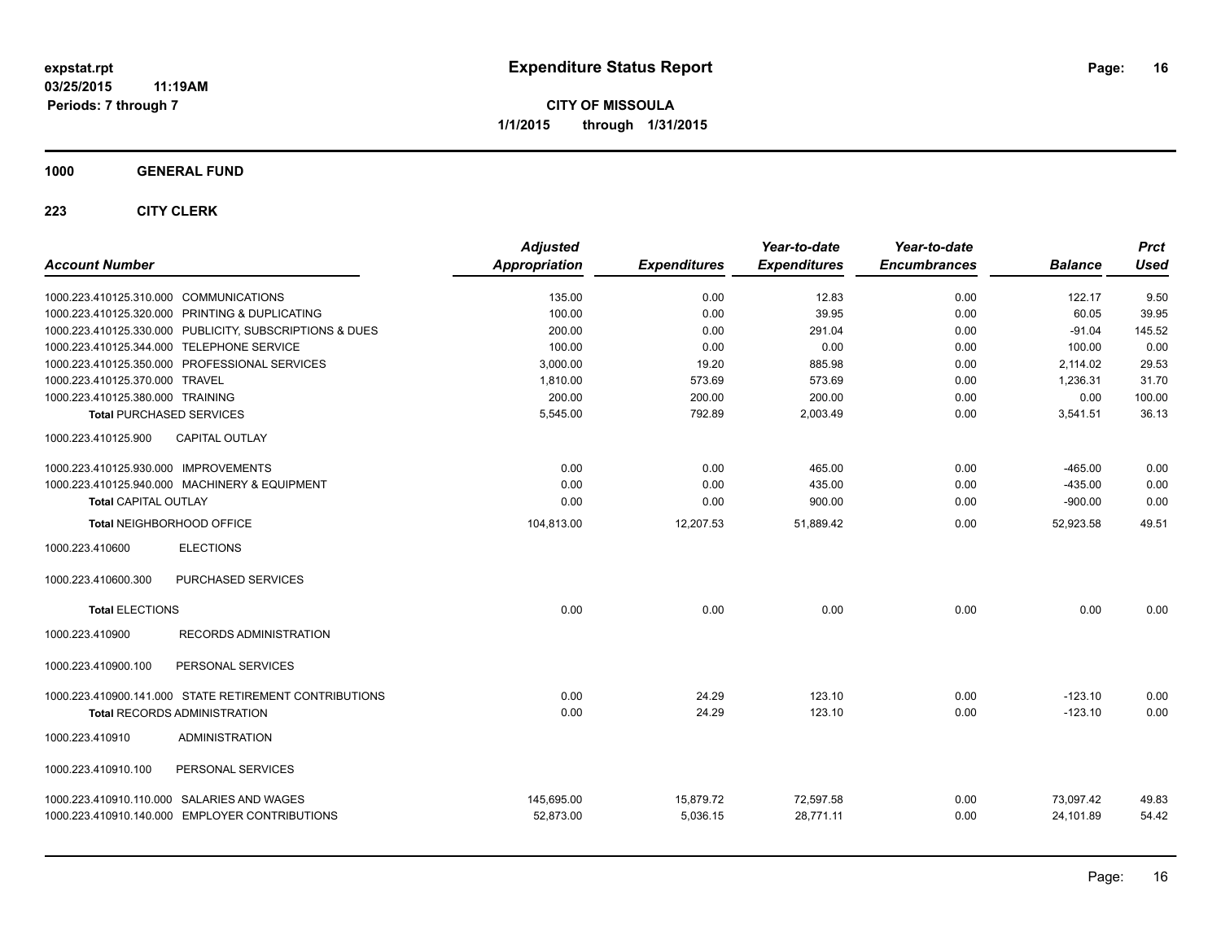expstat.rpt
03/25/2015 11:19AM
Periods: 7 through 7

# Expenditure Status Report

CITY OF MISSOULA
1/1/2015 through 1/31/2015

**1000 GENERAL FUND**

**223 CITY CLERK**

| Account Number | | Adjusted Appropriation | Expenditures | Year-to-date Expenditures | Year-to-date Encumbrances | Balance | Prct Used |
|---|---|---|---|---|---|---|---|
| 1000.223.410125.310.000 | COMMUNICATIONS | 135.00 | 0.00 | 12.83 | 0.00 | 122.17 | 9.50 |
| 1000.223.410125.320.000 | PRINTING & DUPLICATING | 100.00 | 0.00 | 39.95 | 0.00 | 60.05 | 39.95 |
| 1000.223.410125.330.000 | PUBLICITY, SUBSCRIPTIONS & DUES | 200.00 | 0.00 | 291.04 | 0.00 | -91.04 | 145.52 |
| 1000.223.410125.344.000 | TELEPHONE SERVICE | 100.00 | 0.00 | 0.00 | 0.00 | 100.00 | 0.00 |
| 1000.223.410125.350.000 | PROFESSIONAL SERVICES | 3,000.00 | 19.20 | 885.98 | 0.00 | 2,114.02 | 29.53 |
| 1000.223.410125.370.000 | TRAVEL | 1,810.00 | 573.69 | 573.69 | 0.00 | 1,236.31 | 31.70 |
| 1000.223.410125.380.000 | TRAINING | 200.00 | 200.00 | 200.00 | 0.00 | 0.00 | 100.00 |
| **Total** PURCHASED SERVICES | | 5,545.00 | 792.89 | 2,003.49 | 0.00 | 3,541.51 | 36.13 |
| 1000.223.410125.900 | CAPITAL OUTLAY | | | | | | |
| 1000.223.410125.930.000 | IMPROVEMENTS | 0.00 | 0.00 | 465.00 | 0.00 | -465.00 | 0.00 |
| 1000.223.410125.940.000 | MACHINERY & EQUIPMENT | 0.00 | 0.00 | 435.00 | 0.00 | -435.00 | 0.00 |
| **Total** CAPITAL OUTLAY | | 0.00 | 0.00 | 900.00 | 0.00 | -900.00 | 0.00 |
| **Total** NEIGHBORHOOD OFFICE | | 104,813.00 | 12,207.53 | 51,889.42 | 0.00 | 52,923.58 | 49.51 |
| 1000.223.410600 | ELECTIONS | | | | | | |
| 1000.223.410600.300 | PURCHASED SERVICES | | | | | | |
| **Total** ELECTIONS | | 0.00 | 0.00 | 0.00 | 0.00 | 0.00 | 0.00 |
| 1000.223.410900 | RECORDS ADMINISTRATION | | | | | | |
| 1000.223.410900.100 | PERSONAL SERVICES | | | | | | |
| 1000.223.410900.141.000 | STATE RETIREMENT CONTRIBUTIONS | 0.00 | 24.29 | 123.10 | 0.00 | -123.10 | 0.00 |
| **Total** RECORDS ADMINISTRATION | | 0.00 | 24.29 | 123.10 | 0.00 | -123.10 | 0.00 |
| 1000.223.410910 | ADMINISTRATION | | | | | | |
| 1000.223.410910.100 | PERSONAL SERVICES | | | | | | |
| 1000.223.410910.110.000 | SALARIES AND WAGES | 145,695.00 | 15,879.72 | 72,597.58 | 0.00 | 73,097.42 | 49.83 |
| 1000.223.410910.140.000 | EMPLOYER CONTRIBUTIONS | 52,873.00 | 5,036.15 | 28,771.11 | 0.00 | 24,101.89 | 54.42 |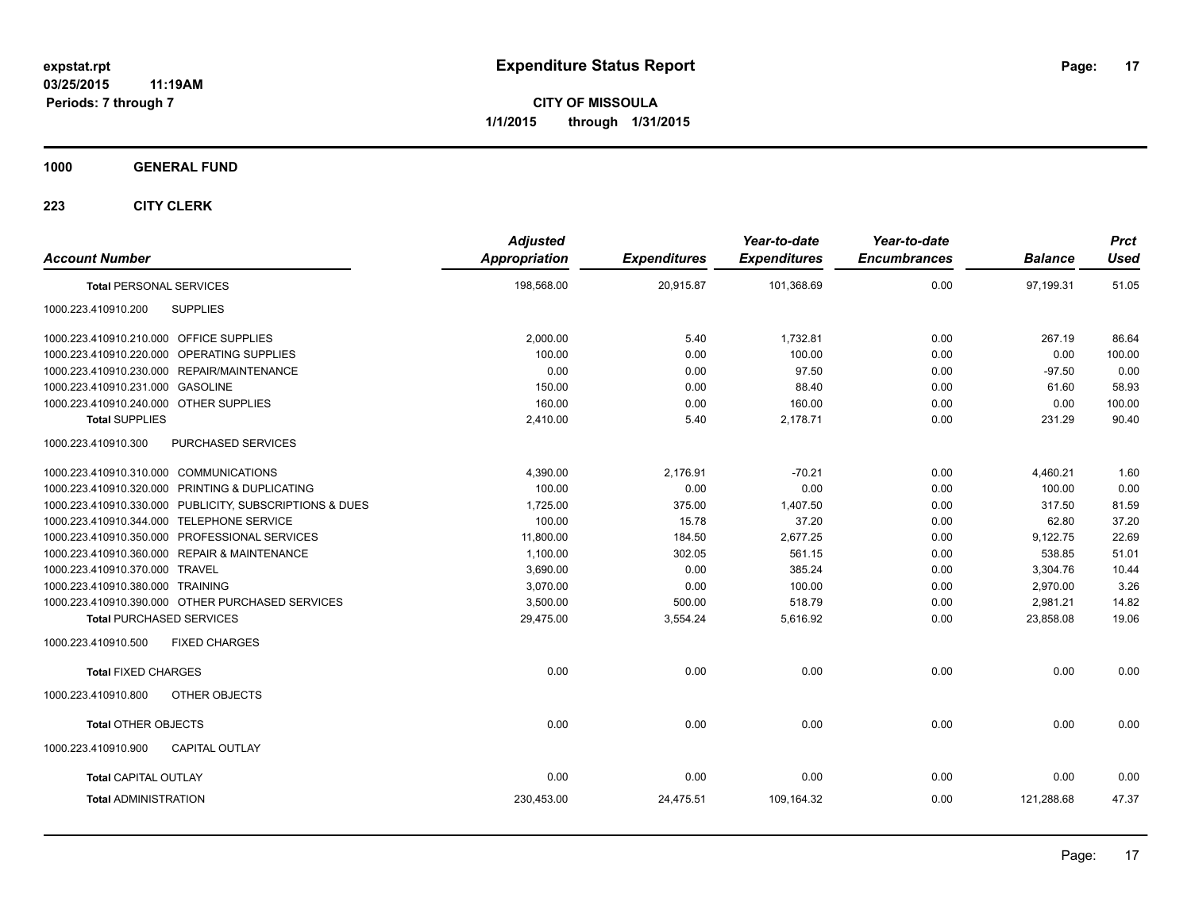**expstat.rpt**
**03/25/2015 11:19AM**
**Periods: 7 through 7**

# Expenditure Status Report

**CITY OF MISSOULA**
**1/1/2015 through 1/31/2015**

## 1000 GENERAL FUND

### 223 CITY CLERK

| Account Number | | Adjusted Appropriation | Expenditures | Year-to-date Expenditures | Year-to-date Encumbrances | Balance | Prct Used |
|---|---|---|---|---|---|---|---|
| **Total** PERSONAL SERVICES | | 198,568.00 | 20,915.87 | 101,368.69 | 0.00 | 97,199.31 | 51.05 |
| 1000.223.410910.200 | SUPPLIES | | | | | | |
| 1000.223.410910.210.000 | OFFICE SUPPLIES | 2,000.00 | 5.40 | 1,732.81 | 0.00 | 267.19 | 86.64 |
| 1000.223.410910.220.000 | OPERATING SUPPLIES | 100.00 | 0.00 | 100.00 | 0.00 | 0.00 | 100.00 |
| 1000.223.410910.230.000 | REPAIR/MAINTENANCE | 0.00 | 0.00 | 97.50 | 0.00 | -97.50 | 0.00 |
| 1000.223.410910.231.000 | GASOLINE | 150.00 | 0.00 | 88.40 | 0.00 | 61.60 | 58.93 |
| 1000.223.410910.240.000 | OTHER SUPPLIES | 160.00 | 0.00 | 160.00 | 0.00 | 0.00 | 100.00 |
| **Total** SUPPLIES | | 2,410.00 | 5.40 | 2,178.71 | 0.00 | 231.29 | 90.40 |
| 1000.223.410910.300 | PURCHASED SERVICES | | | | | | |
| 1000.223.410910.310.000 | COMMUNICATIONS | 4,390.00 | 2,176.91 | -70.21 | 0.00 | 4,460.21 | 1.60 |
| 1000.223.410910.320.000 | PRINTING & DUPLICATING | 100.00 | 0.00 | 0.00 | 0.00 | 100.00 | 0.00 |
| 1000.223.410910.330.000 | PUBLICITY, SUBSCRIPTIONS & DUES | 1,725.00 | 375.00 | 1,407.50 | 0.00 | 317.50 | 81.59 |
| 1000.223.410910.344.000 | TELEPHONE SERVICE | 100.00 | 15.78 | 37.20 | 0.00 | 62.80 | 37.20 |
| 1000.223.410910.350.000 | PROFESSIONAL SERVICES | 11,800.00 | 184.50 | 2,677.25 | 0.00 | 9,122.75 | 22.69 |
| 1000.223.410910.360.000 | REPAIR & MAINTENANCE | 1,100.00 | 302.05 | 561.15 | 0.00 | 538.85 | 51.01 |
| 1000.223.410910.370.000 | TRAVEL | 3,690.00 | 0.00 | 385.24 | 0.00 | 3,304.76 | 10.44 |
| 1000.223.410910.380.000 | TRAINING | 3,070.00 | 0.00 | 100.00 | 0.00 | 2,970.00 | 3.26 |
| 1000.223.410910.390.000 | OTHER PURCHASED SERVICES | 3,500.00 | 500.00 | 518.79 | 0.00 | 2,981.21 | 14.82 |
| **Total** PURCHASED SERVICES | | 29,475.00 | 3,554.24 | 5,616.92 | 0.00 | 23,858.08 | 19.06 |
| 1000.223.410910.500 | FIXED CHARGES | | | | | | |
| **Total** FIXED CHARGES | | 0.00 | 0.00 | 0.00 | 0.00 | 0.00 | 0.00 |
| 1000.223.410910.800 | OTHER OBJECTS | | | | | | |
| **Total** OTHER OBJECTS | | 0.00 | 0.00 | 0.00 | 0.00 | 0.00 | 0.00 |
| 1000.223.410910.900 | CAPITAL OUTLAY | | | | | | |
| **Total** CAPITAL OUTLAY | | 0.00 | 0.00 | 0.00 | 0.00 | 0.00 | 0.00 |
| **Total** ADMINISTRATION | | 230,453.00 | 24,475.51 | 109,164.32 | 0.00 | 121,288.68 | 47.37 |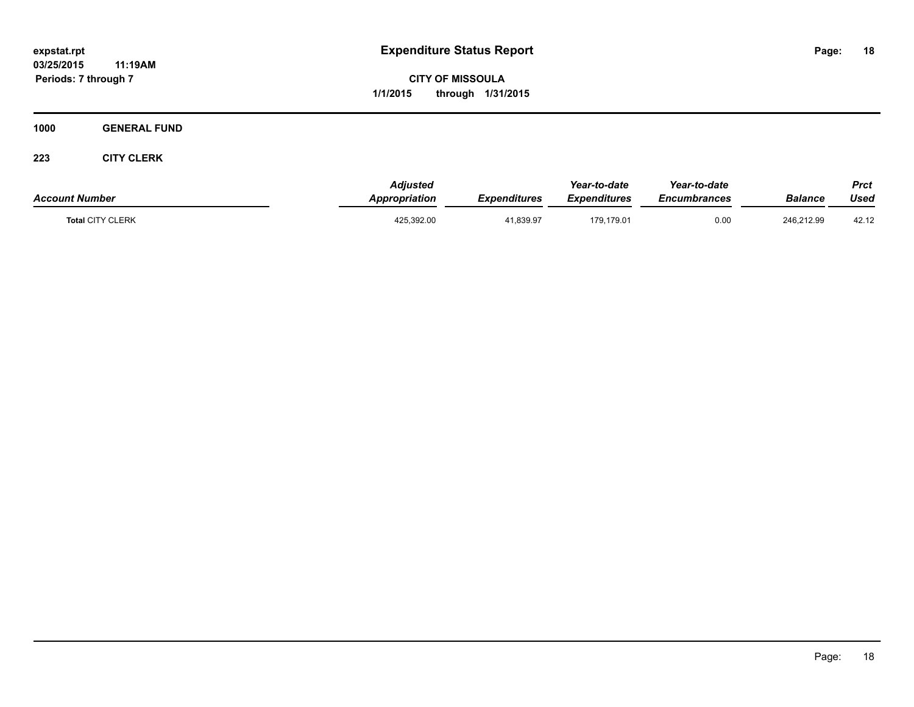# Expenditure Status Report

expstat.rpt
03/25/2015 11:19AM
Periods: 7 through 7

**CITY OF MISSOULA**
**1/1/2015 through 1/31/2015**

**1000 GENERAL FUND**

**223 CITY CLERK**

| Account Number | Adjusted Appropriation | Expenditures | Year-to-date Expenditures | Year-to-date Encumbrances | Balance | Prct Used |
|---|---|---|---|---|---|---|
| **Total** CITY CLERK | 425,392.00 | 41,839.97 | 179,179.01 | 0.00 | 246,212.99 | 42.12 |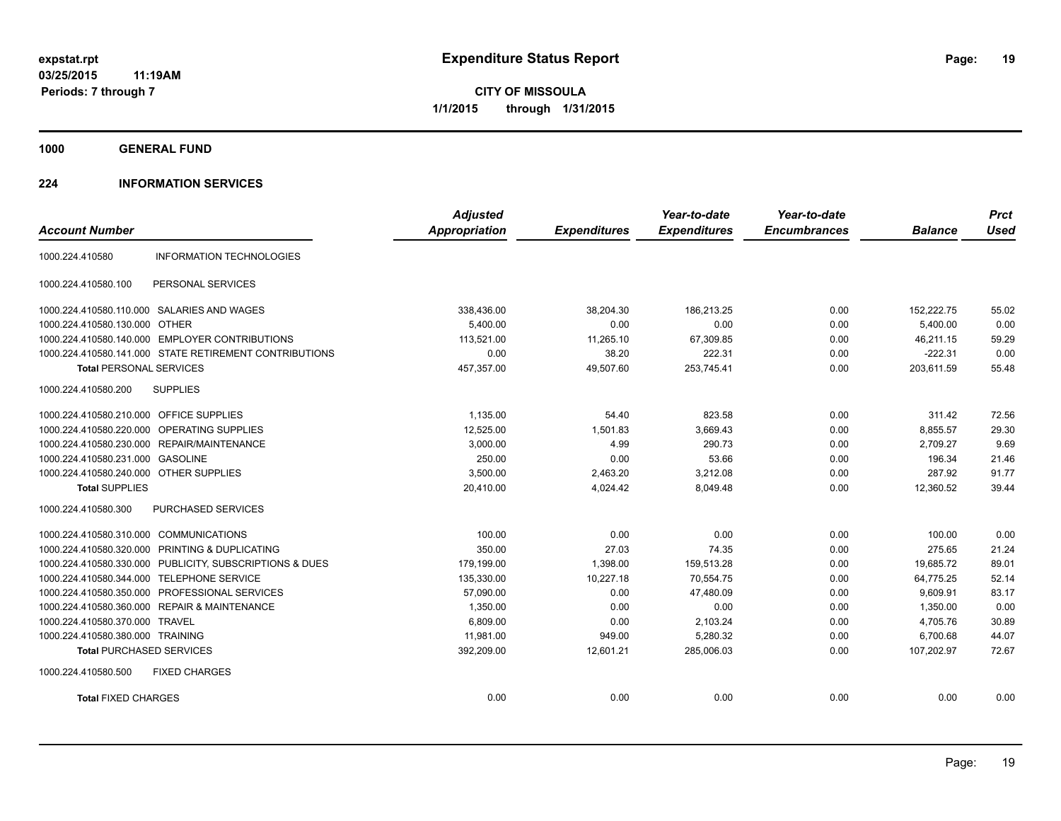# Expenditure Status Report

expstat.rpt
03/25/2015 11:19AM
Periods: 7 through 7

**CITY OF MISSOULA**
**1/1/2015 through 1/31/2015**

## 1000 GENERAL FUND

## 224 INFORMATION SERVICES

| Account Number | | Adjusted Appropriation | Expenditures | Year-to-date Expenditures | Year-to-date Encumbrances | Balance | Prct Used |
|---|---|---|---|---|---|---|---|
| 1000.224.410580 | INFORMATION TECHNOLOGIES | | | | | | |
| 1000.224.410580.100 | PERSONAL SERVICES | | | | | | |
| 1000.224.410580.110.000 | SALARIES AND WAGES | 338,436.00 | 38,204.30 | 186,213.25 | 0.00 | 152,222.75 | 55.02 |
| 1000.224.410580.130.000 | OTHER | 5,400.00 | 0.00 | 0.00 | 0.00 | 5,400.00 | 0.00 |
| 1000.224.410580.140.000 | EMPLOYER CONTRIBUTIONS | 113,521.00 | 11,265.10 | 67,309.85 | 0.00 | 46,211.15 | 59.29 |
| 1000.224.410580.141.000 | STATE RETIREMENT CONTRIBUTIONS | 0.00 | 38.20 | 222.31 | 0.00 | -222.31 | 0.00 |
| **Total** PERSONAL SERVICES | | 457,357.00 | 49,507.60 | 253,745.41 | 0.00 | 203,611.59 | 55.48 |
| 1000.224.410580.200 | SUPPLIES | | | | | | |
| 1000.224.410580.210.000 | OFFICE SUPPLIES | 1,135.00 | 54.40 | 823.58 | 0.00 | 311.42 | 72.56 |
| 1000.224.410580.220.000 | OPERATING SUPPLIES | 12,525.00 | 1,501.83 | 3,669.43 | 0.00 | 8,855.57 | 29.30 |
| 1000.224.410580.230.000 | REPAIR/MAINTENANCE | 3,000.00 | 4.99 | 290.73 | 0.00 | 2,709.27 | 9.69 |
| 1000.224.410580.231.000 | GASOLINE | 250.00 | 0.00 | 53.66 | 0.00 | 196.34 | 21.46 |
| 1000.224.410580.240.000 | OTHER SUPPLIES | 3,500.00 | 2,463.20 | 3,212.08 | 0.00 | 287.92 | 91.77 |
| **Total** SUPPLIES | | 20,410.00 | 4,024.42 | 8,049.48 | 0.00 | 12,360.52 | 39.44 |
| 1000.224.410580.300 | PURCHASED SERVICES | | | | | | |
| 1000.224.410580.310.000 | COMMUNICATIONS | 100.00 | 0.00 | 0.00 | 0.00 | 100.00 | 0.00 |
| 1000.224.410580.320.000 | PRINTING & DUPLICATING | 350.00 | 27.03 | 74.35 | 0.00 | 275.65 | 21.24 |
| 1000.224.410580.330.000 | PUBLICITY, SUBSCRIPTIONS & DUES | 179,199.00 | 1,398.00 | 159,513.28 | 0.00 | 19,685.72 | 89.01 |
| 1000.224.410580.344.000 | TELEPHONE SERVICE | 135,330.00 | 10,227.18 | 70,554.75 | 0.00 | 64,775.25 | 52.14 |
| 1000.224.410580.350.000 | PROFESSIONAL SERVICES | 57,090.00 | 0.00 | 47,480.09 | 0.00 | 9,609.91 | 83.17 |
| 1000.224.410580.360.000 | REPAIR & MAINTENANCE | 1,350.00 | 0.00 | 0.00 | 0.00 | 1,350.00 | 0.00 |
| 1000.224.410580.370.000 | TRAVEL | 6,809.00 | 0.00 | 2,103.24 | 0.00 | 4,705.76 | 30.89 |
| 1000.224.410580.380.000 | TRAINING | 11,981.00 | 949.00 | 5,280.32 | 0.00 | 6,700.68 | 44.07 |
| **Total** PURCHASED SERVICES | | 392,209.00 | 12,601.21 | 285,006.03 | 0.00 | 107,202.97 | 72.67 |
| 1000.224.410580.500 | FIXED CHARGES | | | | | | |
| **Total** FIXED CHARGES | | 0.00 | 0.00 | 0.00 | 0.00 | 0.00 | 0.00 |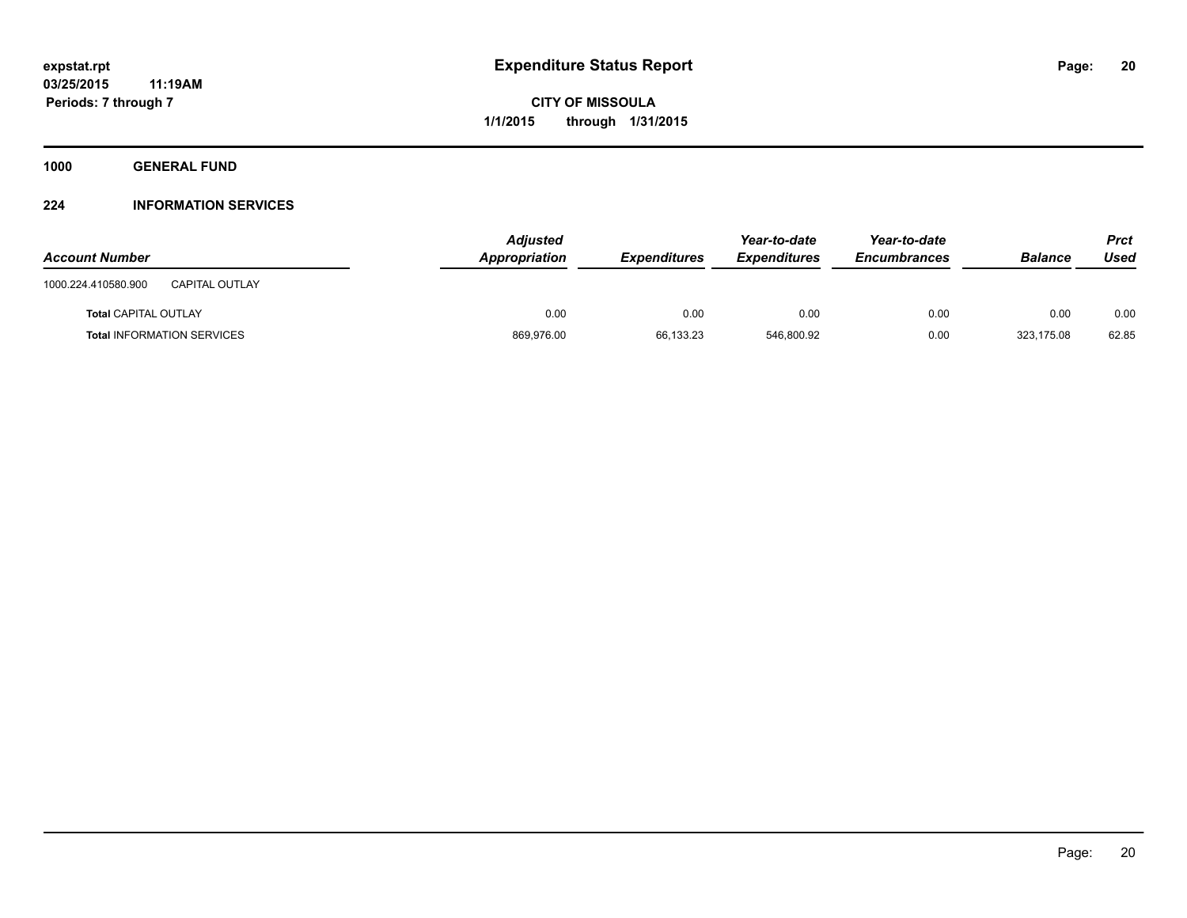expstat.rpt
03/25/2015 11:19AM
Periods: 7 through 7

# Expenditure Status Report

**CITY OF MISSOULA**
**1/1/2015 through 1/31/2015**

**1000 GENERAL FUND**

**224 INFORMATION SERVICES**

| Account Number | | Adjusted Appropriation | Expenditures | Year-to-date Expenditures | Year-to-date Encumbrances | Balance | Prct Used |
|---|---|---|---|---|---|---|---|
| 1000.224.410580.900 | CAPITAL OUTLAY | | | | | | |
| Total CAPITAL OUTLAY | | 0.00 | 0.00 | 0.00 | 0.00 | 0.00 | 0.00 |
| Total INFORMATION SERVICES | | 869,976.00 | 66,133.23 | 546,800.92 | 0.00 | 323,175.08 | 62.85 |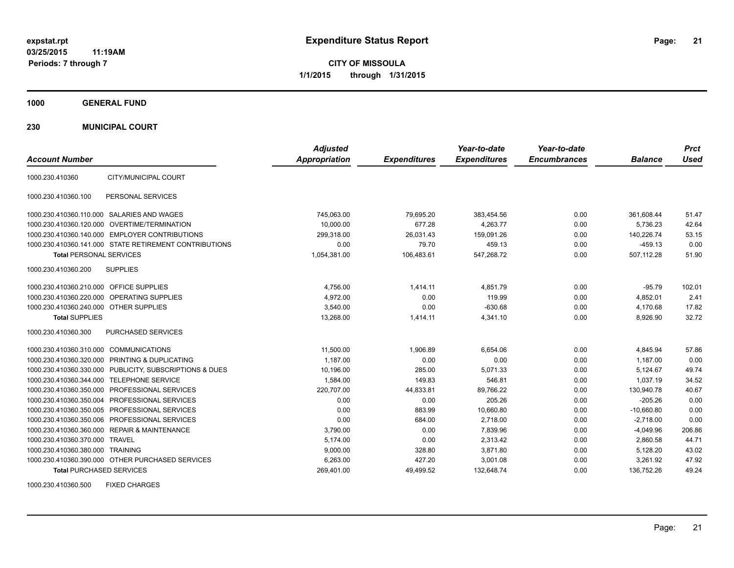**expstat.rpt**
**03/25/2015 11:19AM**
**Periods: 7 through 7**

# Expenditure Status Report

**CITY OF MISSOULA**
**1/1/2015 through 1/31/2015**

## 1000 GENERAL FUND

### 230 MUNICIPAL COURT

| Account Number | | Adjusted Appropriation | Expenditures | Year-to-date Expenditures | Year-to-date Encumbrances | Balance | Prct Used |
|---|---|---|---|---|---|---|---|
| 1000.230.410360 | CITY/MUNICIPAL COURT | | | | | | |
| 1000.230.410360.100 | PERSONAL SERVICES | | | | | | |
| 1000.230.410360.110.000 | SALARIES AND WAGES | 745,063.00 | 79,695.20 | 383,454.56 | 0.00 | 361,608.44 | 51.47 |
| 1000.230.410360.120.000 | OVERTIME/TERMINATION | 10,000.00 | 677.28 | 4,263.77 | 0.00 | 5,736.23 | 42.64 |
| 1000.230.410360.140.000 | EMPLOYER CONTRIBUTIONS | 299,318.00 | 26,031.43 | 159,091.26 | 0.00 | 140,226.74 | 53.15 |
| 1000.230.410360.141.000 | STATE RETIREMENT CONTRIBUTIONS | 0.00 | 79.70 | 459.13 | 0.00 | -459.13 | 0.00 |
| **Total** PERSONAL SERVICES | | 1,054,381.00 | 106,483.61 | 547,268.72 | 0.00 | 507,112.28 | 51.90 |
| 1000.230.410360.200 | SUPPLIES | | | | | | |
| 1000.230.410360.210.000 | OFFICE SUPPLIES | 4,756.00 | 1,414.11 | 4,851.79 | 0.00 | -95.79 | 102.01 |
| 1000.230.410360.220.000 | OPERATING SUPPLIES | 4,972.00 | 0.00 | 119.99 | 0.00 | 4,852.01 | 2.41 |
| 1000.230.410360.240.000 | OTHER SUPPLIES | 3,540.00 | 0.00 | -630.68 | 0.00 | 4,170.68 | 17.82 |
| **Total** SUPPLIES | | 13,268.00 | 1,414.11 | 4,341.10 | 0.00 | 8,926.90 | 32.72 |
| 1000.230.410360.300 | PURCHASED SERVICES | | | | | | |
| 1000.230.410360.310.000 | COMMUNICATIONS | 11,500.00 | 1,906.89 | 6,654.06 | 0.00 | 4,845.94 | 57.86 |
| 1000.230.410360.320.000 | PRINTING & DUPLICATING | 1,187.00 | 0.00 | 0.00 | 0.00 | 1,187.00 | 0.00 |
| 1000.230.410360.330.000 | PUBLICITY, SUBSCRIPTIONS & DUES | 10,196.00 | 285.00 | 5,071.33 | 0.00 | 5,124.67 | 49.74 |
| 1000.230.410360.344.000 | TELEPHONE SERVICE | 1,584.00 | 149.83 | 546.81 | 0.00 | 1,037.19 | 34.52 |
| 1000.230.410360.350.000 | PROFESSIONAL SERVICES | 220,707.00 | 44,833.81 | 89,766.22 | 0.00 | 130,940.78 | 40.67 |
| 1000.230.410360.350.004 | PROFESSIONAL SERVICES | 0.00 | 0.00 | 205.26 | 0.00 | -205.26 | 0.00 |
| 1000.230.410360.350.005 | PROFESSIONAL SERVICES | 0.00 | 883.99 | 10,660.80 | 0.00 | -10,660.80 | 0.00 |
| 1000.230.410360.350.006 | PROFESSIONAL SERVICES | 0.00 | 684.00 | 2,718.00 | 0.00 | -2,718.00 | 0.00 |
| 1000.230.410360.360.000 | REPAIR & MAINTENANCE | 3,790.00 | 0.00 | 7,839.96 | 0.00 | -4,049.96 | 206.86 |
| 1000.230.410360.370.000 | TRAVEL | 5,174.00 | 0.00 | 2,313.42 | 0.00 | 2,860.58 | 44.71 |
| 1000.230.410360.380.000 | TRAINING | 9,000.00 | 328.80 | 3,871.80 | 0.00 | 5,128.20 | 43.02 |
| 1000.230.410360.390.000 | OTHER PURCHASED SERVICES | 6,263.00 | 427.20 | 3,001.08 | 0.00 | 3,261.92 | 47.92 |
| **Total** PURCHASED SERVICES | | 269,401.00 | 49,499.52 | 132,648.74 | 0.00 | 136,752.26 | 49.24 |
| 1000.230.410360.500 | FIXED CHARGES | | | | | | |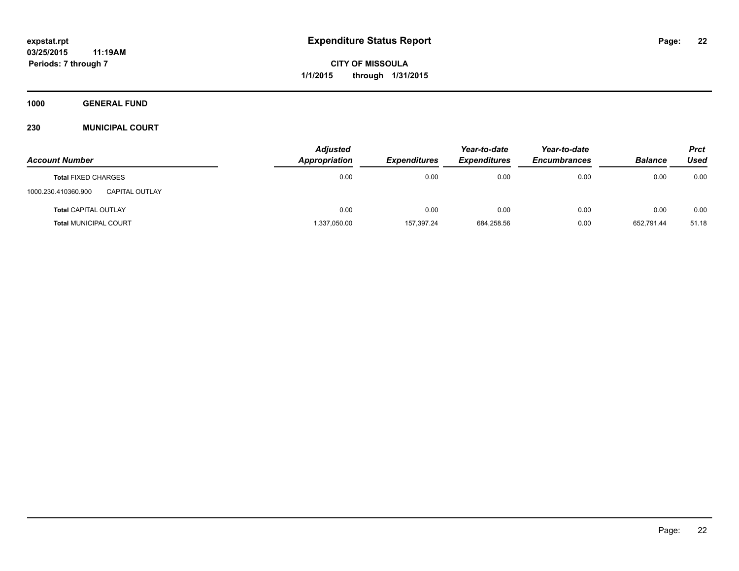**expstat.rpt**
**03/25/2015 11:19AM**
**Periods: 7 through 7**

# Expenditure Status Report

**CITY OF MISSOULA**
**1/1/2015 through 1/31/2015**

## 1000 GENERAL FUND

### 230 MUNICIPAL COURT

| Account Number | | Adjusted Appropriation | Expenditures | Year-to-date Expenditures | Year-to-date Encumbrances | Balance | Prct Used |
|---|---|---|---|---|---|---|---|
| **Total** FIXED CHARGES | | 0.00 | 0.00 | 0.00 | 0.00 | 0.00 | 0.00 |
| 1000.230.410360.900 | CAPITAL OUTLAY | | | | | | |
| **Total** CAPITAL OUTLAY | | 0.00 | 0.00 | 0.00 | 0.00 | 0.00 | 0.00 |
| **Total** MUNICIPAL COURT | | 1,337,050.00 | 157,397.24 | 684,258.56 | 0.00 | 652,791.44 | 51.18 |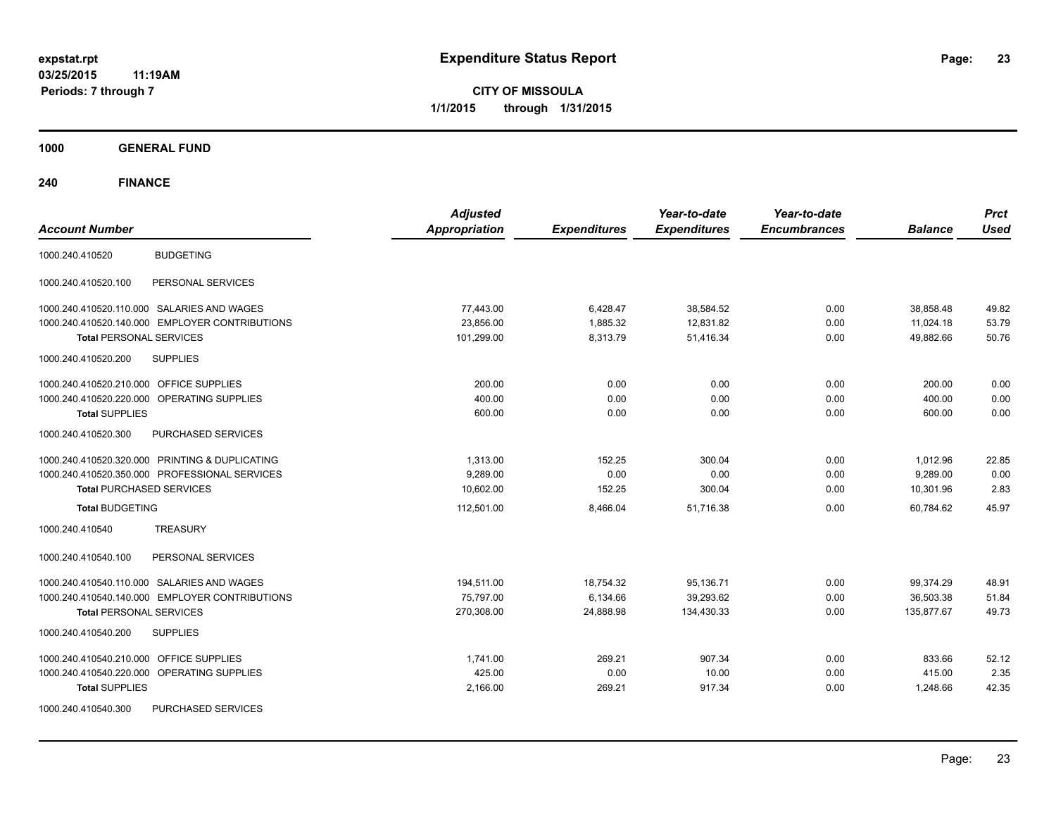# Expenditure Status Report

**CITY OF MISSOULA**
**1/1/2015 through 1/31/2015**

expstat.rpt
03/25/2015 11:19AM
Periods: 7 through 7

## 1000 GENERAL FUND

### 240 FINANCE

| Account Number | | Adjusted Appropriation | Expenditures | Year-to-date Expenditures | Year-to-date Encumbrances | Balance | Prct Used |
|---|---|---|---|---|---|---|---|
| 1000.240.410520 | BUDGETING | | | | | | |
| 1000.240.410520.100 | PERSONAL SERVICES | | | | | | |
| 1000.240.410520.110.000 | SALARIES AND WAGES | 77,443.00 | 6,428.47 | 38,584.52 | 0.00 | 38,858.48 | 49.82 |
| 1000.240.410520.140.000 | EMPLOYER CONTRIBUTIONS | 23,856.00 | 1,885.32 | 12,831.82 | 0.00 | 11,024.18 | 53.79 |
| **Total** PERSONAL SERVICES | | 101,299.00 | 8,313.79 | 51,416.34 | 0.00 | 49,882.66 | 50.76 |
| 1000.240.410520.200 | SUPPLIES | | | | | | |
| 1000.240.410520.210.000 | OFFICE SUPPLIES | 200.00 | 0.00 | 0.00 | 0.00 | 200.00 | 0.00 |
| 1000.240.410520.220.000 | OPERATING SUPPLIES | 400.00 | 0.00 | 0.00 | 0.00 | 400.00 | 0.00 |
| **Total** SUPPLIES | | 600.00 | 0.00 | 0.00 | 0.00 | 600.00 | 0.00 |
| 1000.240.410520.300 | PURCHASED SERVICES | | | | | | |
| 1000.240.410520.320.000 | PRINTING & DUPLICATING | 1,313.00 | 152.25 | 300.04 | 0.00 | 1,012.96 | 22.85 |
| 1000.240.410520.350.000 | PROFESSIONAL SERVICES | 9,289.00 | 0.00 | 0.00 | 0.00 | 9,289.00 | 0.00 |
| **Total** PURCHASED SERVICES | | 10,602.00 | 152.25 | 300.04 | 0.00 | 10,301.96 | 2.83 |
| **Total** BUDGETING | | 112,501.00 | 8,466.04 | 51,716.38 | 0.00 | 60,784.62 | 45.97 |
| 1000.240.410540 | TREASURY | | | | | | |
| 1000.240.410540.100 | PERSONAL SERVICES | | | | | | |
| 1000.240.410540.110.000 | SALARIES AND WAGES | 194,511.00 | 18,754.32 | 95,136.71 | 0.00 | 99,374.29 | 48.91 |
| 1000.240.410540.140.000 | EMPLOYER CONTRIBUTIONS | 75,797.00 | 6,134.66 | 39,293.62 | 0.00 | 36,503.38 | 51.84 |
| **Total** PERSONAL SERVICES | | 270,308.00 | 24,888.98 | 134,430.33 | 0.00 | 135,877.67 | 49.73 |
| 1000.240.410540.200 | SUPPLIES | | | | | | |
| 1000.240.410540.210.000 | OFFICE SUPPLIES | 1,741.00 | 269.21 | 907.34 | 0.00 | 833.66 | 52.12 |
| 1000.240.410540.220.000 | OPERATING SUPPLIES | 425.00 | 0.00 | 10.00 | 0.00 | 415.00 | 2.35 |
| **Total** SUPPLIES | | 2,166.00 | 269.21 | 917.34 | 0.00 | 1,248.66 | 42.35 |
| 1000.240.410540.300 | PURCHASED SERVICES | | | | | | |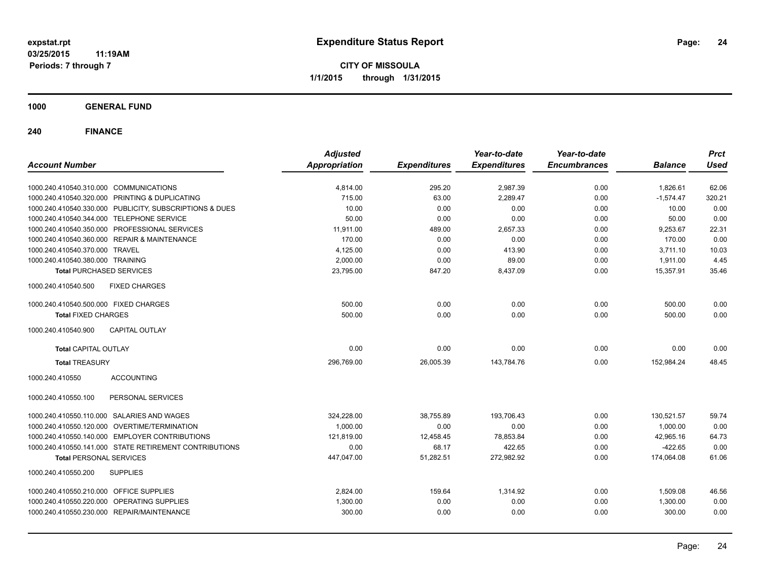expstat.rpt
03/25/2015 11:19AM
Periods: 7 through 7

# Expenditure Status Report

**CITY OF MISSOULA**
**1/1/2015 through 1/31/2015**

## 1000 GENERAL FUND

## 240 FINANCE

| Account Number | Adjusted Appropriation | Expenditures | Year-to-date Expenditures | Year-to-date Encumbrances | Balance | Prct Used |
|---|---|---|---|---|---|---|
| 1000.240.410540.310.000 COMMUNICATIONS | 4,814.00 | 295.20 | 2,987.39 | 0.00 | 1,826.61 | 62.06 |
| 1000.240.410540.320.000 PRINTING & DUPLICATING | 715.00 | 63.00 | 2,289.47 | 0.00 | -1,574.47 | 320.21 |
| 1000.240.410540.330.000 PUBLICITY, SUBSCRIPTIONS & DUES | 10.00 | 0.00 | 0.00 | 0.00 | 10.00 | 0.00 |
| 1000.240.410540.344.000 TELEPHONE SERVICE | 50.00 | 0.00 | 0.00 | 0.00 | 50.00 | 0.00 |
| 1000.240.410540.350.000 PROFESSIONAL SERVICES | 11,911.00 | 489.00 | 2,657.33 | 0.00 | 9,253.67 | 22.31 |
| 1000.240.410540.360.000 REPAIR & MAINTENANCE | 170.00 | 0.00 | 0.00 | 0.00 | 170.00 | 0.00 |
| 1000.240.410540.370.000 TRAVEL | 4,125.00 | 0.00 | 413.90 | 0.00 | 3,711.10 | 10.03 |
| 1000.240.410540.380.000 TRAINING | 2,000.00 | 0.00 | 89.00 | 0.00 | 1,911.00 | 4.45 |
| **Total** PURCHASED SERVICES | 23,795.00 | 847.20 | 8,437.09 | 0.00 | 15,357.91 | 35.46 |
| 1000.240.410540.500 FIXED CHARGES | | | | | | |
| 1000.240.410540.500.000 FIXED CHARGES | 500.00 | 0.00 | 0.00 | 0.00 | 500.00 | 0.00 |
| **Total** FIXED CHARGES | 500.00 | 0.00 | 0.00 | 0.00 | 500.00 | 0.00 |
| 1000.240.410540.900 CAPITAL OUTLAY | | | | | | |
| **Total** CAPITAL OUTLAY | 0.00 | 0.00 | 0.00 | 0.00 | 0.00 | 0.00 |
| **Total** TREASURY | 296,769.00 | 26,005.39 | 143,784.76 | 0.00 | 152,984.24 | 48.45 |
| 1000.240.410550 ACCOUNTING | | | | | | |
| 1000.240.410550.100 PERSONAL SERVICES | | | | | | |
| 1000.240.410550.110.000 SALARIES AND WAGES | 324,228.00 | 38,755.89 | 193,706.43 | 0.00 | 130,521.57 | 59.74 |
| 1000.240.410550.120.000 OVERTIME/TERMINATION | 1,000.00 | 0.00 | 0.00 | 0.00 | 1,000.00 | 0.00 |
| 1000.240.410550.140.000 EMPLOYER CONTRIBUTIONS | 121,819.00 | 12,458.45 | 78,853.84 | 0.00 | 42,965.16 | 64.73 |
| 1000.240.410550.141.000 STATE RETIREMENT CONTRIBUTIONS | 0.00 | 68.17 | 422.65 | 0.00 | -422.65 | 0.00 |
| **Total** PERSONAL SERVICES | 447,047.00 | 51,282.51 | 272,982.92 | 0.00 | 174,064.08 | 61.06 |
| 1000.240.410550.200 SUPPLIES | | | | | | |
| 1000.240.410550.210.000 OFFICE SUPPLIES | 2,824.00 | 159.64 | 1,314.92 | 0.00 | 1,509.08 | 46.56 |
| 1000.240.410550.220.000 OPERATING SUPPLIES | 1,300.00 | 0.00 | 0.00 | 0.00 | 1,300.00 | 0.00 |
| 1000.240.410550.230.000 REPAIR/MAINTENANCE | 300.00 | 0.00 | 0.00 | 0.00 | 300.00 | 0.00 |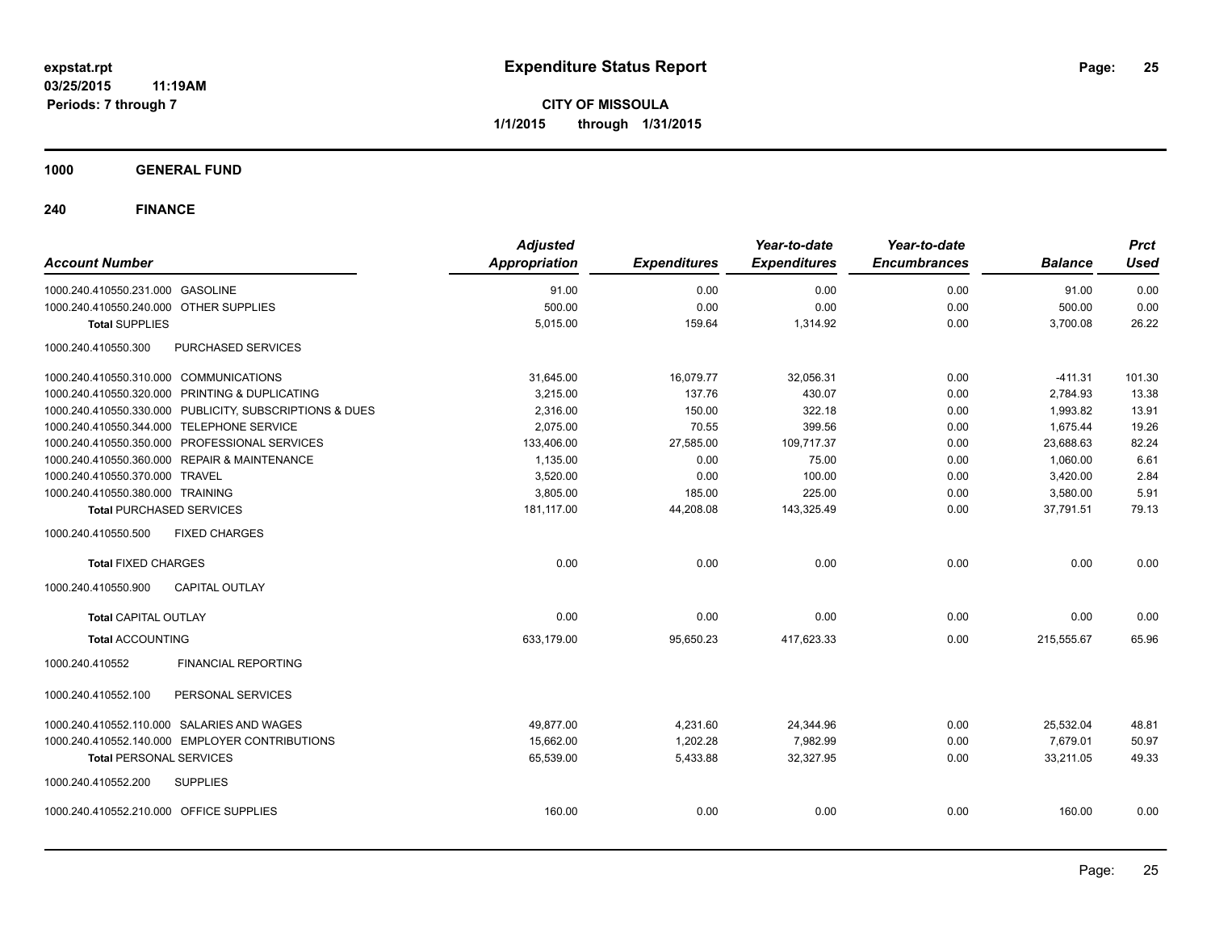**expstat.rpt**
**03/25/2015 11:19AM**
**Periods: 7 through 7**

# Expenditure Status Report

**CITY OF MISSOULA**
**1/1/2015 through 1/31/2015**

## 1000 GENERAL FUND

## 240 FINANCE

| Account Number | | Adjusted Appropriation | Expenditures | Year-to-date Expenditures | Year-to-date Encumbrances | Balance | Prct Used |
|---|---|---|---|---|---|---|---|
| 1000.240.410550.231.000 | GASOLINE | 91.00 | 0.00 | 0.00 | 0.00 | 91.00 | 0.00 |
| 1000.240.410550.240.000 | OTHER SUPPLIES | 500.00 | 0.00 | 0.00 | 0.00 | 500.00 | 0.00 |
| **Total** SUPPLIES | | 5,015.00 | 159.64 | 1,314.92 | 0.00 | 3,700.08 | 26.22 |
| 1000.240.410550.300 | PURCHASED SERVICES | | | | | | |
| 1000.240.410550.310.000 | COMMUNICATIONS | 31,645.00 | 16,079.77 | 32,056.31 | 0.00 | -411.31 | 101.30 |
| 1000.240.410550.320.000 | PRINTING & DUPLICATING | 3,215.00 | 137.76 | 430.07 | 0.00 | 2,784.93 | 13.38 |
| 1000.240.410550.330.000 | PUBLICITY, SUBSCRIPTIONS & DUES | 2,316.00 | 150.00 | 322.18 | 0.00 | 1,993.82 | 13.91 |
| 1000.240.410550.344.000 | TELEPHONE SERVICE | 2,075.00 | 70.55 | 399.56 | 0.00 | 1,675.44 | 19.26 |
| 1000.240.410550.350.000 | PROFESSIONAL SERVICES | 133,406.00 | 27,585.00 | 109,717.37 | 0.00 | 23,688.63 | 82.24 |
| 1000.240.410550.360.000 | REPAIR & MAINTENANCE | 1,135.00 | 0.00 | 75.00 | 0.00 | 1,060.00 | 6.61 |
| 1000.240.410550.370.000 | TRAVEL | 3,520.00 | 0.00 | 100.00 | 0.00 | 3,420.00 | 2.84 |
| 1000.240.410550.380.000 | TRAINING | 3,805.00 | 185.00 | 225.00 | 0.00 | 3,580.00 | 5.91 |
| **Total** PURCHASED SERVICES | | 181,117.00 | 44,208.08 | 143,325.49 | 0.00 | 37,791.51 | 79.13 |
| 1000.240.410550.500 | FIXED CHARGES | | | | | | |
| **Total** FIXED CHARGES | | 0.00 | 0.00 | 0.00 | 0.00 | 0.00 | 0.00 |
| 1000.240.410550.900 | CAPITAL OUTLAY | | | | | | |
| **Total** CAPITAL OUTLAY | | 0.00 | 0.00 | 0.00 | 0.00 | 0.00 | 0.00 |
| **Total** ACCOUNTING | | 633,179.00 | 95,650.23 | 417,623.33 | 0.00 | 215,555.67 | 65.96 |
| 1000.240.410552 | FINANCIAL REPORTING | | | | | | |
| 1000.240.410552.100 | PERSONAL SERVICES | | | | | | |
| 1000.240.410552.110.000 | SALARIES AND WAGES | 49,877.00 | 4,231.60 | 24,344.96 | 0.00 | 25,532.04 | 48.81 |
| 1000.240.410552.140.000 | EMPLOYER CONTRIBUTIONS | 15,662.00 | 1,202.28 | 7,982.99 | 0.00 | 7,679.01 | 50.97 |
| **Total** PERSONAL SERVICES | | 65,539.00 | 5,433.88 | 32,327.95 | 0.00 | 33,211.05 | 49.33 |
| 1000.240.410552.200 | SUPPLIES | | | | | | |
| 1000.240.410552.210.000 | OFFICE SUPPLIES | 160.00 | 0.00 | 0.00 | 0.00 | 160.00 | 0.00 |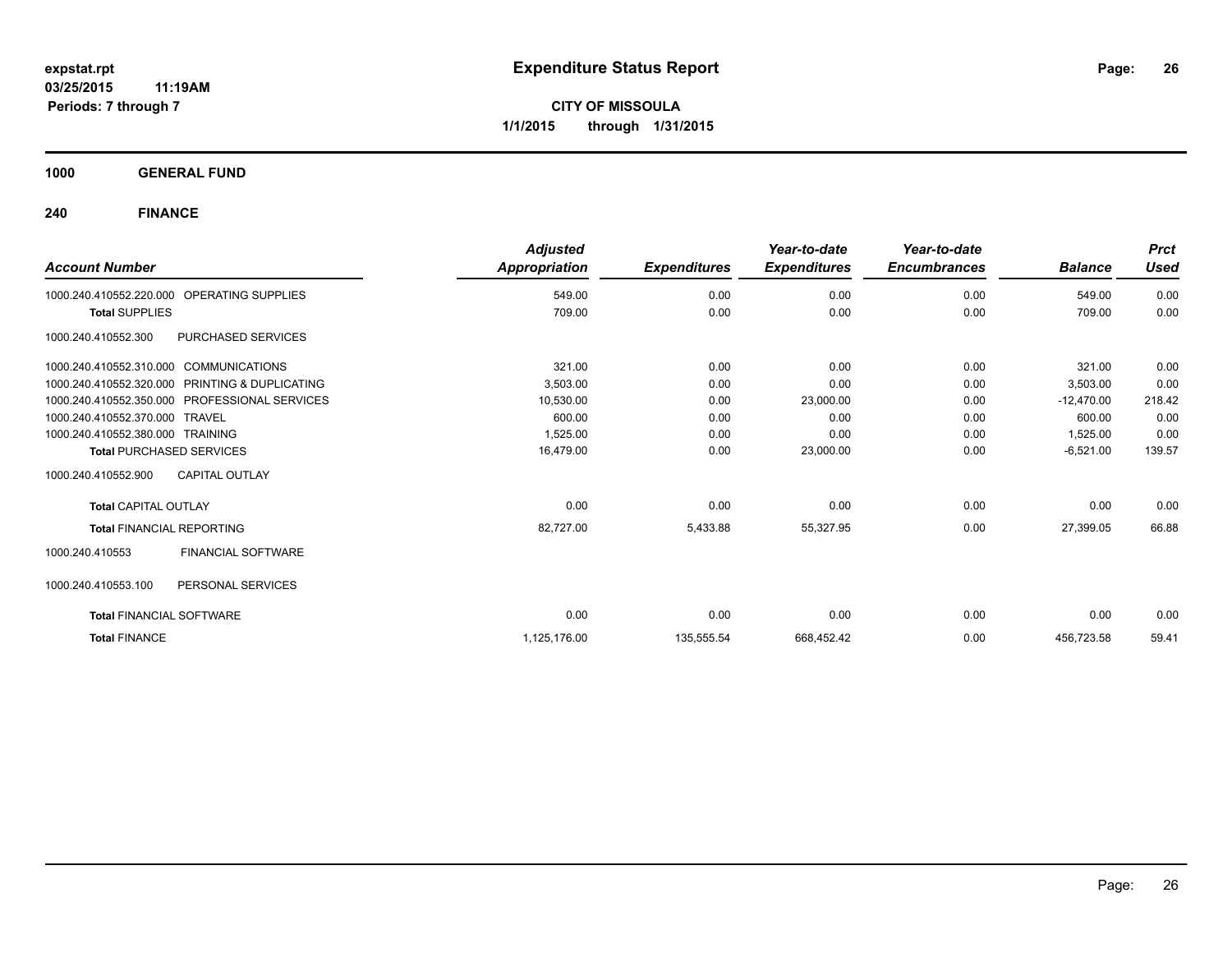# Expenditure Status Report

expstat.rpt
03/25/2015 11:19AM
Periods: 7 through 7

**CITY OF MISSOULA**
**1/1/2015 through 1/31/2015**

## 1000 GENERAL FUND

### 240 FINANCE

| Account Number | Adjusted Appropriation | Expenditures | Year-to-date Expenditures | Year-to-date Encumbrances | Balance | Prct Used |
|---|---|---|---|---|---|---|
| 1000.240.410552.220.000 OPERATING SUPPLIES | 549.00 | 0.00 | 0.00 | 0.00 | 549.00 | 0.00 |
| **Total** SUPPLIES | 709.00 | 0.00 | 0.00 | 0.00 | 709.00 | 0.00 |
| 1000.240.410552.300 PURCHASED SERVICES | | | | | | |
| 1000.240.410552.310.000 COMMUNICATIONS | 321.00 | 0.00 | 0.00 | 0.00 | 321.00 | 0.00 |
| 1000.240.410552.320.000 PRINTING & DUPLICATING | 3,503.00 | 0.00 | 0.00 | 0.00 | 3,503.00 | 0.00 |
| 1000.240.410552.350.000 PROFESSIONAL SERVICES | 10,530.00 | 0.00 | 23,000.00 | 0.00 | -12,470.00 | 218.42 |
| 1000.240.410552.370.000 TRAVEL | 600.00 | 0.00 | 0.00 | 0.00 | 600.00 | 0.00 |
| 1000.240.410552.380.000 TRAINING | 1,525.00 | 0.00 | 0.00 | 0.00 | 1,525.00 | 0.00 |
| **Total** PURCHASED SERVICES | 16,479.00 | 0.00 | 23,000.00 | 0.00 | -6,521.00 | 139.57 |
| 1000.240.410552.900 CAPITAL OUTLAY | | | | | | |
| **Total** CAPITAL OUTLAY | 0.00 | 0.00 | 0.00 | 0.00 | 0.00 | 0.00 |
| **Total** FINANCIAL REPORTING | 82,727.00 | 5,433.88 | 55,327.95 | 0.00 | 27,399.05 | 66.88 |
| 1000.240.410553 FINANCIAL SOFTWARE | | | | | | |
| 1000.240.410553.100 PERSONAL SERVICES | | | | | | |
| **Total** FINANCIAL SOFTWARE | 0.00 | 0.00 | 0.00 | 0.00 | 0.00 | 0.00 |
| **Total** FINANCE | 1,125,176.00 | 135,555.54 | 668,452.42 | 0.00 | 456,723.58 | 59.41 |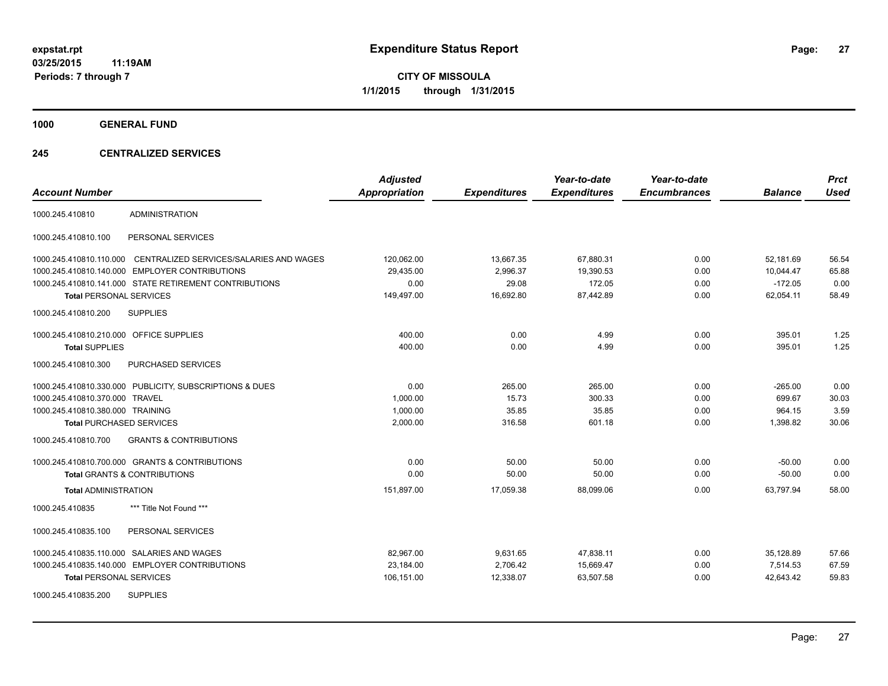**expstat.rpt**
**03/25/2015 11:19AM**
**Periods: 7 through 7**

# Expenditure Status Report

**CITY OF MISSOULA**
**1/1/2015 through 1/31/2015**

## 1000 GENERAL FUND

### 245 CENTRALIZED SERVICES

| Account Number | | Adjusted Appropriation | Expenditures | Year-to-date Expenditures | Year-to-date Encumbrances | Balance | Prct Used |
|---|---|---|---|---|---|---|---|
| 1000.245.410810 | ADMINISTRATION | | | | | | |
| 1000.245.410810.100 | PERSONAL SERVICES | | | | | | |
| 1000.245.410810.110.000 | CENTRALIZED SERVICES/SALARIES AND WAGES | 120,062.00 | 13,667.35 | 67,880.31 | 0.00 | 52,181.69 | 56.54 |
| 1000.245.410810.140.000 | EMPLOYER CONTRIBUTIONS | 29,435.00 | 2,996.37 | 19,390.53 | 0.00 | 10,044.47 | 65.88 |
| 1000.245.410810.141.000 | STATE RETIREMENT CONTRIBUTIONS | 0.00 | 29.08 | 172.05 | 0.00 | -172.05 | 0.00 |
| **Total** PERSONAL SERVICES | | 149,497.00 | 16,692.80 | 87,442.89 | 0.00 | 62,054.11 | 58.49 |
| 1000.245.410810.200 | SUPPLIES | | | | | | |
| 1000.245.410810.210.000 | OFFICE SUPPLIES | 400.00 | 0.00 | 4.99 | 0.00 | 395.01 | 1.25 |
| **Total** SUPPLIES | | 400.00 | 0.00 | 4.99 | 0.00 | 395.01 | 1.25 |
| 1000.245.410810.300 | PURCHASED SERVICES | | | | | | |
| 1000.245.410810.330.000 | PUBLICITY, SUBSCRIPTIONS & DUES | 0.00 | 265.00 | 265.00 | 0.00 | -265.00 | 0.00 |
| 1000.245.410810.370.000 | TRAVEL | 1,000.00 | 15.73 | 300.33 | 0.00 | 699.67 | 30.03 |
| 1000.245.410810.380.000 | TRAINING | 1,000.00 | 35.85 | 35.85 | 0.00 | 964.15 | 3.59 |
| **Total** PURCHASED SERVICES | | 2,000.00 | 316.58 | 601.18 | 0.00 | 1,398.82 | 30.06 |
| 1000.245.410810.700 | GRANTS & CONTRIBUTIONS | | | | | | |
| 1000.245.410810.700.000 | GRANTS & CONTRIBUTIONS | 0.00 | 50.00 | 50.00 | 0.00 | -50.00 | 0.00 |
| **Total** GRANTS & CONTRIBUTIONS | | 0.00 | 50.00 | 50.00 | 0.00 | -50.00 | 0.00 |
| **Total** ADMINISTRATION | | 151,897.00 | 17,059.38 | 88,099.06 | 0.00 | 63,797.94 | 58.00 |
| 1000.245.410835 | *** Title Not Found *** | | | | | | |
| 1000.245.410835.100 | PERSONAL SERVICES | | | | | | |
| 1000.245.410835.110.000 | SALARIES AND WAGES | 82,967.00 | 9,631.65 | 47,838.11 | 0.00 | 35,128.89 | 57.66 |
| 1000.245.410835.140.000 | EMPLOYER CONTRIBUTIONS | 23,184.00 | 2,706.42 | 15,669.47 | 0.00 | 7,514.53 | 67.59 |
| **Total** PERSONAL SERVICES | | 106,151.00 | 12,338.07 | 63,507.58 | 0.00 | 42,643.42 | 59.83 |
| 1000.245.410835.200 | SUPPLIES | | | | | | |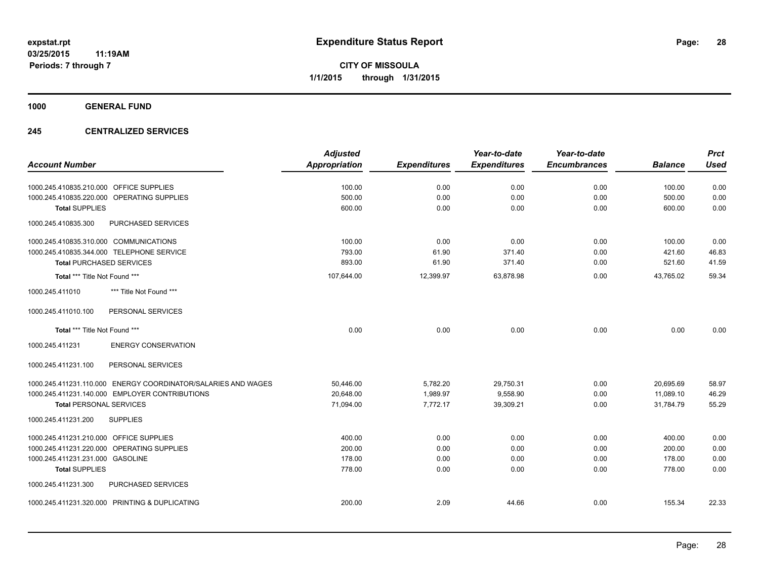# Expenditure Status Report

**CITY OF MISSOULA**
**1/1/2015 through 1/31/2015**

expstat.rpt
03/25/2015 11:19AM
Periods: 7 through 7

**1000 GENERAL FUND**

**245 CENTRALIZED SERVICES**

| Account Number | | Adjusted Appropriation | Expenditures | Year-to-date Expenditures | Year-to-date Encumbrances | Balance | Prct Used |
|---|---|---|---|---|---|---|---|
| 1000.245.410835.210.000 | OFFICE SUPPLIES | 100.00 | 0.00 | 0.00 | 0.00 | 100.00 | 0.00 |
| 1000.245.410835.220.000 | OPERATING SUPPLIES | 500.00 | 0.00 | 0.00 | 0.00 | 500.00 | 0.00 |
| **Total** SUPPLIES | | 600.00 | 0.00 | 0.00 | 0.00 | 600.00 | 0.00 |
| 1000.245.410835.300 | PURCHASED SERVICES | | | | | | |
| 1000.245.410835.310.000 | COMMUNICATIONS | 100.00 | 0.00 | 0.00 | 0.00 | 100.00 | 0.00 |
| 1000.245.410835.344.000 | TELEPHONE SERVICE | 793.00 | 61.90 | 371.40 | 0.00 | 421.60 | 46.83 |
| **Total** PURCHASED SERVICES | | 893.00 | 61.90 | 371.40 | 0.00 | 521.60 | 41.59 |
| **Total** *** Title Not Found *** | | 107,644.00 | 12,399.97 | 63,878.98 | 0.00 | 43,765.02 | 59.34 |
| 1000.245.411010 | *** Title Not Found *** | | | | | | |
| 1000.245.411010.100 | PERSONAL SERVICES | | | | | | |
| **Total** *** Title Not Found *** | | 0.00 | 0.00 | 0.00 | 0.00 | 0.00 | 0.00 |
| 1000.245.411231 | ENERGY CONSERVATION | | | | | | |
| 1000.245.411231.100 | PERSONAL SERVICES | | | | | | |
| 1000.245.411231.110.000 | ENERGY COORDINATOR/SALARIES AND WAGES | 50,446.00 | 5,782.20 | 29,750.31 | 0.00 | 20,695.69 | 58.97 |
| 1000.245.411231.140.000 | EMPLOYER CONTRIBUTIONS | 20,648.00 | 1,989.97 | 9,558.90 | 0.00 | 11,089.10 | 46.29 |
| **Total** PERSONAL SERVICES | | 71,094.00 | 7,772.17 | 39,309.21 | 0.00 | 31,784.79 | 55.29 |
| 1000.245.411231.200 | SUPPLIES | | | | | | |
| 1000.245.411231.210.000 | OFFICE SUPPLIES | 400.00 | 0.00 | 0.00 | 0.00 | 400.00 | 0.00 |
| 1000.245.411231.220.000 | OPERATING SUPPLIES | 200.00 | 0.00 | 0.00 | 0.00 | 200.00 | 0.00 |
| 1000.245.411231.231.000 | GASOLINE | 178.00 | 0.00 | 0.00 | 0.00 | 178.00 | 0.00 |
| **Total** SUPPLIES | | 778.00 | 0.00 | 0.00 | 0.00 | 778.00 | 0.00 |
| 1000.245.411231.300 | PURCHASED SERVICES | | | | | | |
| 1000.245.411231.320.000 | PRINTING & DUPLICATING | 200.00 | 2.09 | 44.66 | 0.00 | 155.34 | 22.33 |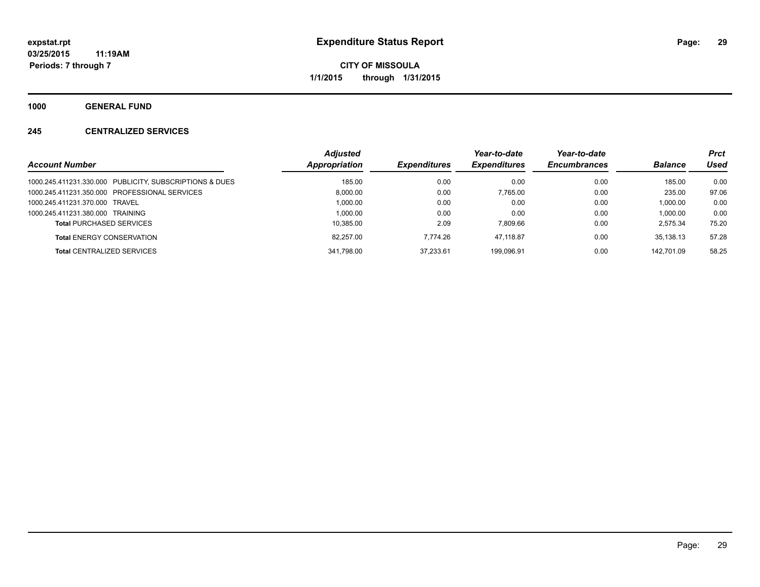# Expenditure Status Report

**expstat.rpt**
**03/25/2015 11:19AM**
**Periods: 7 through 7**

**CITY OF MISSOULA**
**1/1/2015 through 1/31/2015**

## 1000 GENERAL FUND

### 245 CENTRALIZED SERVICES

| Account Number | Adjusted Appropriation | Expenditures | Year-to-date Expenditures | Year-to-date Encumbrances | Balance | Prct Used |
|---|---|---|---|---|---|---|
| 1000.245.411231.330.000 PUBLICITY, SUBSCRIPTIONS & DUES | 185.00 | 0.00 | 0.00 | 0.00 | 185.00 | 0.00 |
| 1000.245.411231.350.000 PROFESSIONAL SERVICES | 8,000.00 | 0.00 | 7,765.00 | 0.00 | 235.00 | 97.06 |
| 1000.245.411231.370.000 TRAVEL | 1,000.00 | 0.00 | 0.00 | 0.00 | 1,000.00 | 0.00 |
| 1000.245.411231.380.000 TRAINING | 1,000.00 | 0.00 | 0.00 | 0.00 | 1,000.00 | 0.00 |
| **Total** PURCHASED SERVICES | 10,385.00 | 2.09 | 7,809.66 | 0.00 | 2,575.34 | 75.20 |
| **Total** ENERGY CONSERVATION | 82,257.00 | 7,774.26 | 47,118.87 | 0.00 | 35,138.13 | 57.28 |
| **Total** CENTRALIZED SERVICES | 341,798.00 | 37,233.61 | 199,096.91 | 0.00 | 142,701.09 | 58.25 |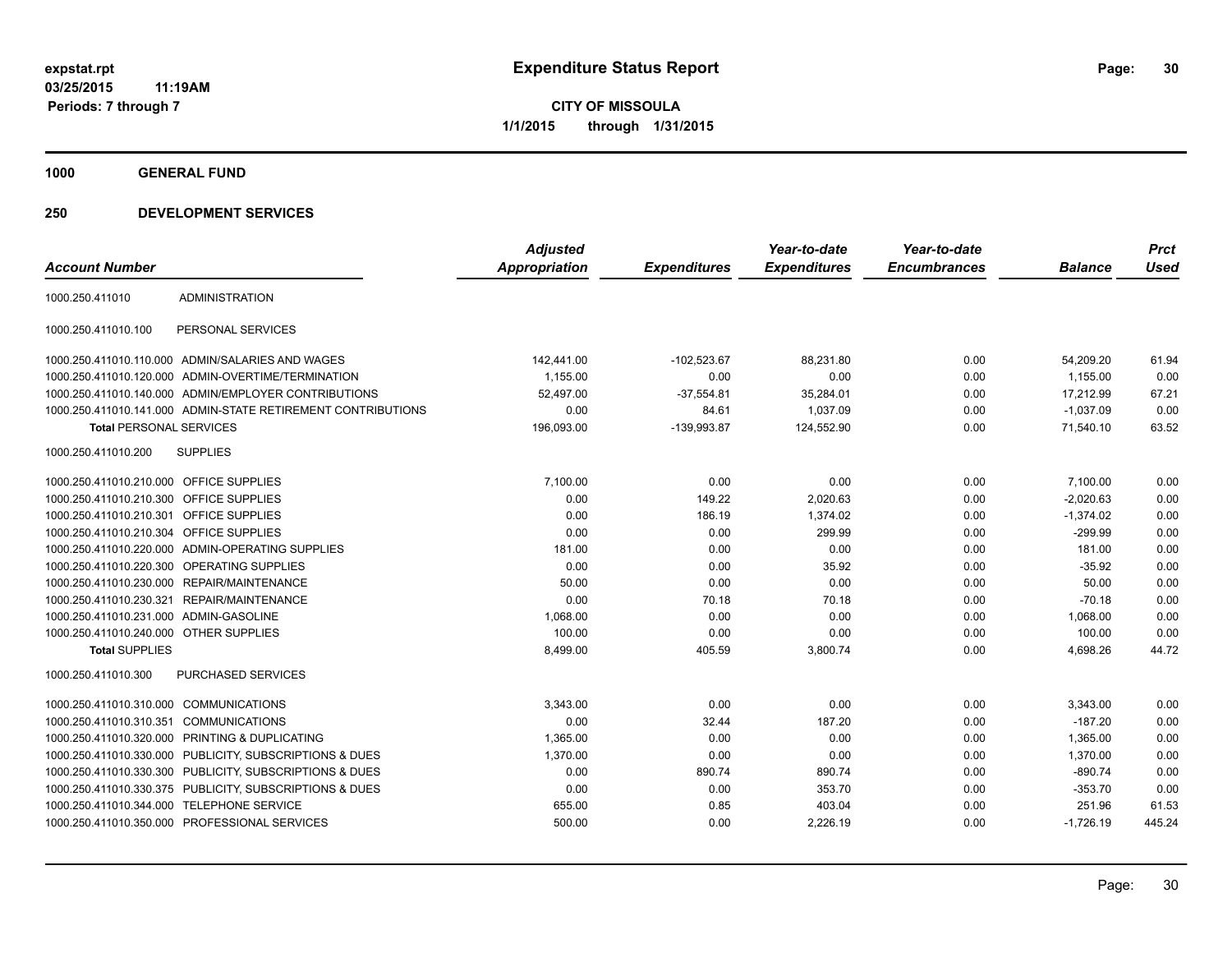expstat.rpt
03/25/2015 11:19AM
Periods: 7 through 7

# Expenditure Status Report

**CITY OF MISSOULA**
**1/1/2015 through 1/31/2015**

## 1000 GENERAL FUND

## 250 DEVELOPMENT SERVICES

| Account Number | | Adjusted Appropriation | Expenditures | Year-to-date Expenditures | Year-to-date Encumbrances | Balance | Prct Used |
|---|---|---|---|---|---|---|---|
| 1000.250.411010 | ADMINISTRATION | | | | | | |
| 1000.250.411010.100 | PERSONAL SERVICES | | | | | | |
| 1000.250.411010.110.000 | ADMIN/SALARIES AND WAGES | 142,441.00 | -102,523.67 | 88,231.80 | 0.00 | 54,209.20 | 61.94 |
| 1000.250.411010.120.000 | ADMIN-OVERTIME/TERMINATION | 1,155.00 | 0.00 | 0.00 | 0.00 | 1,155.00 | 0.00 |
| 1000.250.411010.140.000 | ADMIN/EMPLOYER CONTRIBUTIONS | 52,497.00 | -37,554.81 | 35,284.01 | 0.00 | 17,212.99 | 67.21 |
| 1000.250.411010.141.000 | ADMIN-STATE RETIREMENT CONTRIBUTIONS | 0.00 | 84.61 | 1,037.09 | 0.00 | -1,037.09 | 0.00 |
| **Total** PERSONAL SERVICES | | 196,093.00 | -139,993.87 | 124,552.90 | 0.00 | 71,540.10 | 63.52 |
| 1000.250.411010.200 | SUPPLIES | | | | | | |
| 1000.250.411010.210.000 | OFFICE SUPPLIES | 7,100.00 | 0.00 | 0.00 | 0.00 | 7,100.00 | 0.00 |
| 1000.250.411010.210.300 | OFFICE SUPPLIES | 0.00 | 149.22 | 2,020.63 | 0.00 | -2,020.63 | 0.00 |
| 1000.250.411010.210.301 | OFFICE SUPPLIES | 0.00 | 186.19 | 1,374.02 | 0.00 | -1,374.02 | 0.00 |
| 1000.250.411010.210.304 | OFFICE SUPPLIES | 0.00 | 0.00 | 299.99 | 0.00 | -299.99 | 0.00 |
| 1000.250.411010.220.000 | ADMIN-OPERATING SUPPLIES | 181.00 | 0.00 | 0.00 | 0.00 | 181.00 | 0.00 |
| 1000.250.411010.220.300 | OPERATING SUPPLIES | 0.00 | 0.00 | 35.92 | 0.00 | -35.92 | 0.00 |
| 1000.250.411010.230.000 | REPAIR/MAINTENANCE | 50.00 | 0.00 | 0.00 | 0.00 | 50.00 | 0.00 |
| 1000.250.411010.230.321 | REPAIR/MAINTENANCE | 0.00 | 70.18 | 70.18 | 0.00 | -70.18 | 0.00 |
| 1000.250.411010.231.000 | ADMIN-GASOLINE | 1,068.00 | 0.00 | 0.00 | 0.00 | 1,068.00 | 0.00 |
| 1000.250.411010.240.000 | OTHER SUPPLIES | 100.00 | 0.00 | 0.00 | 0.00 | 100.00 | 0.00 |
| **Total** SUPPLIES | | 8,499.00 | 405.59 | 3,800.74 | 0.00 | 4,698.26 | 44.72 |
| 1000.250.411010.300 | PURCHASED SERVICES | | | | | | |
| 1000.250.411010.310.000 | COMMUNICATIONS | 3,343.00 | 0.00 | 0.00 | 0.00 | 3,343.00 | 0.00 |
| 1000.250.411010.310.351 | COMMUNICATIONS | 0.00 | 32.44 | 187.20 | 0.00 | -187.20 | 0.00 |
| 1000.250.411010.320.000 | PRINTING & DUPLICATING | 1,365.00 | 0.00 | 0.00 | 0.00 | 1,365.00 | 0.00 |
| 1000.250.411010.330.000 | PUBLICITY, SUBSCRIPTIONS & DUES | 1,370.00 | 0.00 | 0.00 | 0.00 | 1,370.00 | 0.00 |
| 1000.250.411010.330.300 | PUBLICITY, SUBSCRIPTIONS & DUES | 0.00 | 890.74 | 890.74 | 0.00 | -890.74 | 0.00 |
| 1000.250.411010.330.375 | PUBLICITY, SUBSCRIPTIONS & DUES | 0.00 | 0.00 | 353.70 | 0.00 | -353.70 | 0.00 |
| 1000.250.411010.344.000 | TELEPHONE SERVICE | 655.00 | 0.85 | 403.04 | 0.00 | 251.96 | 61.53 |
| 1000.250.411010.350.000 | PROFESSIONAL SERVICES | 500.00 | 0.00 | 2,226.19 | 0.00 | -1,726.19 | 445.24 |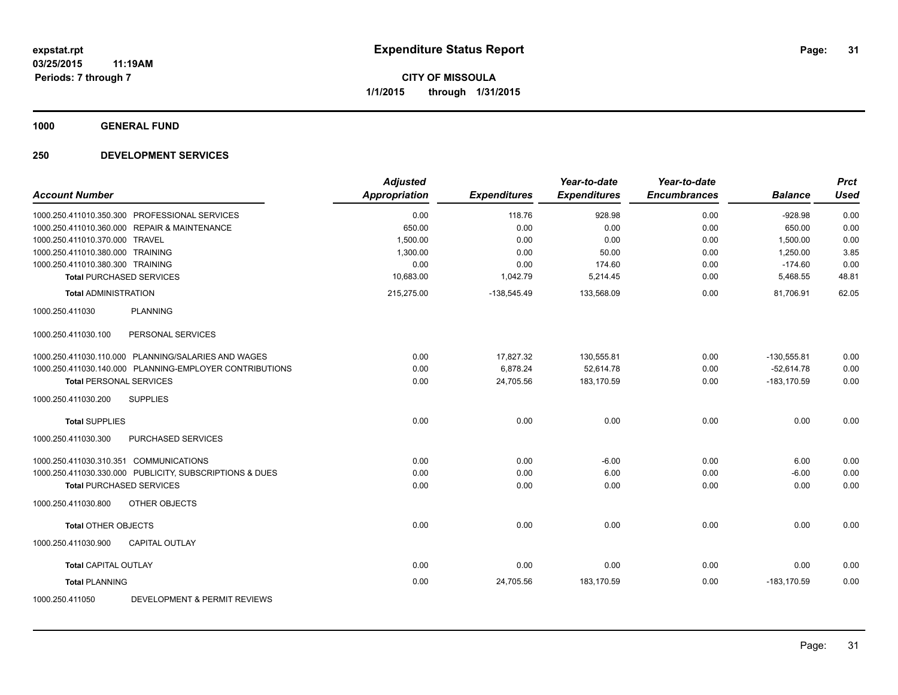**expstat.rpt**
**03/25/2015 11:19AM**
**Periods: 7 through 7**

# Expenditure Status Report

**CITY OF MISSOULA**
**1/1/2015 through 1/31/2015**

## 1000 GENERAL FUND

## 250 DEVELOPMENT SERVICES

| Account Number | Adjusted Appropriation | Expenditures | Year-to-date Expenditures | Year-to-date Encumbrances | Balance | Prct Used |
|---|---|---|---|---|---|---|
| 1000.250.411010.350.300 PROFESSIONAL SERVICES | 0.00 | 118.76 | 928.98 | 0.00 | -928.98 | 0.00 |
| 1000.250.411010.360.000 REPAIR & MAINTENANCE | 650.00 | 0.00 | 0.00 | 0.00 | 650.00 | 0.00 |
| 1000.250.411010.370.000 TRAVEL | 1,500.00 | 0.00 | 0.00 | 0.00 | 1,500.00 | 0.00 |
| 1000.250.411010.380.000 TRAINING | 1,300.00 | 0.00 | 50.00 | 0.00 | 1,250.00 | 3.85 |
| 1000.250.411010.380.300 TRAINING | 0.00 | 0.00 | 174.60 | 0.00 | -174.60 | 0.00 |
| **Total** PURCHASED SERVICES | 10,683.00 | 1,042.79 | 5,214.45 | 0.00 | 5,468.55 | 48.81 |
| **Total** ADMINISTRATION | 215,275.00 | -138,545.49 | 133,568.09 | 0.00 | 81,706.91 | 62.05 |
| 1000.250.411030 PLANNING | | | | | | |
| 1000.250.411030.100 PERSONAL SERVICES | | | | | | |
| 1000.250.411030.110.000 PLANNING/SALARIES AND WAGES | 0.00 | 17,827.32 | 130,555.81 | 0.00 | -130,555.81 | 0.00 |
| 1000.250.411030.140.000 PLANNING-EMPLOYER CONTRIBUTIONS | 0.00 | 6,878.24 | 52,614.78 | 0.00 | -52,614.78 | 0.00 |
| **Total** PERSONAL SERVICES | 0.00 | 24,705.56 | 183,170.59 | 0.00 | -183,170.59 | 0.00 |
| 1000.250.411030.200 SUPPLIES | | | | | | |
| **Total** SUPPLIES | 0.00 | 0.00 | 0.00 | 0.00 | 0.00 | 0.00 |
| 1000.250.411030.300 PURCHASED SERVICES | | | | | | |
| 1000.250.411030.310.351 COMMUNICATIONS | 0.00 | 0.00 | -6.00 | 0.00 | 6.00 | 0.00 |
| 1000.250.411030.330.000 PUBLICITY, SUBSCRIPTIONS & DUES | 0.00 | 0.00 | 6.00 | 0.00 | -6.00 | 0.00 |
| **Total** PURCHASED SERVICES | 0.00 | 0.00 | 0.00 | 0.00 | 0.00 | 0.00 |
| 1000.250.411030.800 OTHER OBJECTS | | | | | | |
| **Total** OTHER OBJECTS | 0.00 | 0.00 | 0.00 | 0.00 | 0.00 | 0.00 |
| 1000.250.411030.900 CAPITAL OUTLAY | | | | | | |
| **Total** CAPITAL OUTLAY | 0.00 | 0.00 | 0.00 | 0.00 | 0.00 | 0.00 |
| **Total** PLANNING | 0.00 | 24,705.56 | 183,170.59 | 0.00 | -183,170.59 | 0.00 |
| 1000.250.411050 DEVELOPMENT & PERMIT REVIEWS | | | | | | |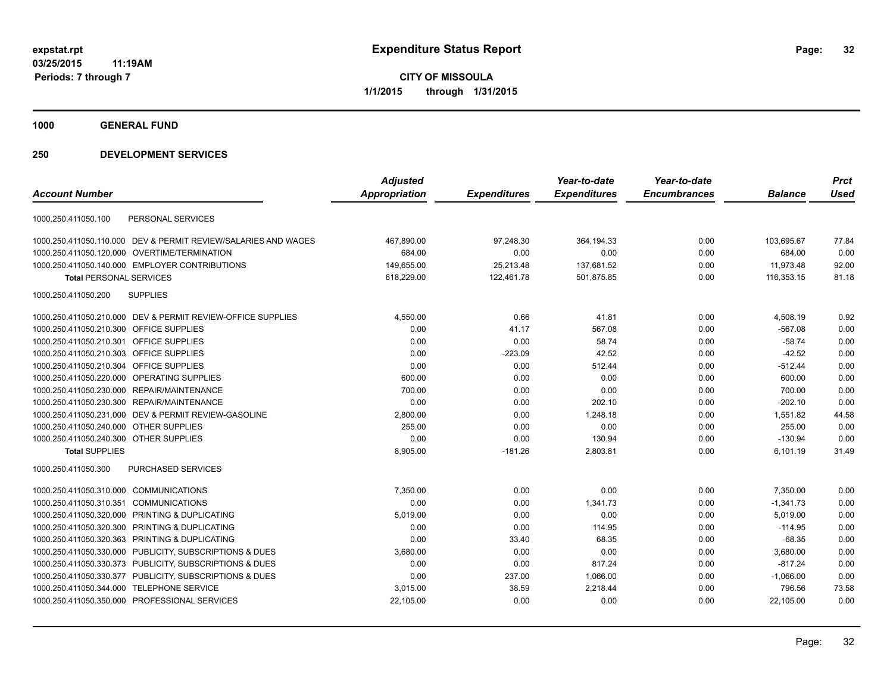# Expenditure Status Report

**expstat.rpt**
**03/25/2015 11:19AM**
**Periods: 7 through 7**

**CITY OF MISSOULA**
**1/1/2015 through 1/31/2015**

**1000 GENERAL FUND**

**250 DEVELOPMENT SERVICES**

| Account Number | | Adjusted Appropriation | Expenditures | Year-to-date Expenditures | Year-to-date Encumbrances | Balance | Prct Used |
|---|---|---|---|---|---|---|---|
| 1000.250.411050.100 | PERSONAL SERVICES | | | | | | |
| 1000.250.411050.110.000 | DEV & PERMIT REVIEW/SALARIES AND WAGES | 467,890.00 | 97,248.30 | 364,194.33 | 0.00 | 103,695.67 | 77.84 |
| 1000.250.411050.120.000 | OVERTIME/TERMINATION | 684.00 | 0.00 | 0.00 | 0.00 | 684.00 | 0.00 |
| 1000.250.411050.140.000 | EMPLOYER CONTRIBUTIONS | 149,655.00 | 25,213.48 | 137,681.52 | 0.00 | 11,973.48 | 92.00 |
| **Total** PERSONAL SERVICES | | 618,229.00 | 122,461.78 | 501,875.85 | 0.00 | 116,353.15 | 81.18 |
| 1000.250.411050.200 | SUPPLIES | | | | | | |
| 1000.250.411050.210.000 | DEV & PERMIT REVIEW-OFFICE SUPPLIES | 4,550.00 | 0.66 | 41.81 | 0.00 | 4,508.19 | 0.92 |
| 1000.250.411050.210.300 | OFFICE SUPPLIES | 0.00 | 41.17 | 567.08 | 0.00 | -567.08 | 0.00 |
| 1000.250.411050.210.301 | OFFICE SUPPLIES | 0.00 | 0.00 | 58.74 | 0.00 | -58.74 | 0.00 |
| 1000.250.411050.210.303 | OFFICE SUPPLIES | 0.00 | -223.09 | 42.52 | 0.00 | -42.52 | 0.00 |
| 1000.250.411050.210.304 | OFFICE SUPPLIES | 0.00 | 0.00 | 512.44 | 0.00 | -512.44 | 0.00 |
| 1000.250.411050.220.000 | OPERATING SUPPLIES | 600.00 | 0.00 | 0.00 | 0.00 | 600.00 | 0.00 |
| 1000.250.411050.230.000 | REPAIR/MAINTENANCE | 700.00 | 0.00 | 0.00 | 0.00 | 700.00 | 0.00 |
| 1000.250.411050.230.300 | REPAIR/MAINTENANCE | 0.00 | 0.00 | 202.10 | 0.00 | -202.10 | 0.00 |
| 1000.250.411050.231.000 | DEV & PERMIT REVIEW-GASOLINE | 2,800.00 | 0.00 | 1,248.18 | 0.00 | 1,551.82 | 44.58 |
| 1000.250.411050.240.000 | OTHER SUPPLIES | 255.00 | 0.00 | 0.00 | 0.00 | 255.00 | 0.00 |
| 1000.250.411050.240.300 | OTHER SUPPLIES | 0.00 | 0.00 | 130.94 | 0.00 | -130.94 | 0.00 |
| **Total** SUPPLIES | | 8,905.00 | -181.26 | 2,803.81 | 0.00 | 6,101.19 | 31.49 |
| 1000.250.411050.300 | PURCHASED SERVICES | | | | | | |
| 1000.250.411050.310.000 | COMMUNICATIONS | 7,350.00 | 0.00 | 0.00 | 0.00 | 7,350.00 | 0.00 |
| 1000.250.411050.310.351 | COMMUNICATIONS | 0.00 | 0.00 | 1,341.73 | 0.00 | -1,341.73 | 0.00 |
| 1000.250.411050.320.000 | PRINTING & DUPLICATING | 5,019.00 | 0.00 | 0.00 | 0.00 | 5,019.00 | 0.00 |
| 1000.250.411050.320.300 | PRINTING & DUPLICATING | 0.00 | 0.00 | 114.95 | 0.00 | -114.95 | 0.00 |
| 1000.250.411050.320.363 | PRINTING & DUPLICATING | 0.00 | 33.40 | 68.35 | 0.00 | -68.35 | 0.00 |
| 1000.250.411050.330.000 | PUBLICITY, SUBSCRIPTIONS & DUES | 3,680.00 | 0.00 | 0.00 | 0.00 | 3,680.00 | 0.00 |
| 1000.250.411050.330.373 | PUBLICITY, SUBSCRIPTIONS & DUES | 0.00 | 0.00 | 817.24 | 0.00 | -817.24 | 0.00 |
| 1000.250.411050.330.377 | PUBLICITY, SUBSCRIPTIONS & DUES | 0.00 | 237.00 | 1,066.00 | 0.00 | -1,066.00 | 0.00 |
| 1000.250.411050.344.000 | TELEPHONE SERVICE | 3,015.00 | 38.59 | 2,218.44 | 0.00 | 796.56 | 73.58 |
| 1000.250.411050.350.000 | PROFESSIONAL SERVICES | 22,105.00 | 0.00 | 0.00 | 0.00 | 22,105.00 | 0.00 |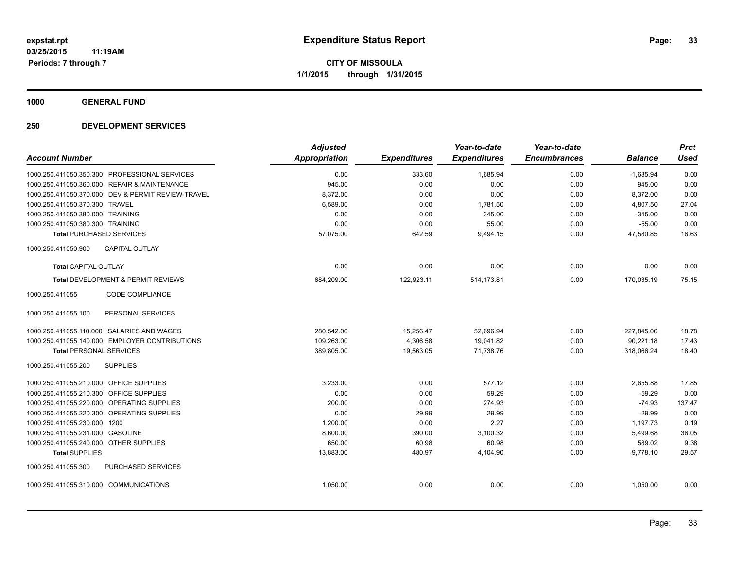**expstat.rpt**
**03/25/2015 11:19AM**
**Periods: 7 through 7**

# Expenditure Status Report

**CITY OF MISSOULA**
**1/1/2015 through 1/31/2015**

## 1000 GENERAL FUND

## 250 DEVELOPMENT SERVICES

| Account Number | | Adjusted Appropriation | Expenditures | Year-to-date Expenditures | Year-to-date Encumbrances | Balance | Prct Used |
|---|---|---|---|---|---|---|---|
| 1000.250.411050.350.300 | PROFESSIONAL SERVICES | 0.00 | 333.60 | 1,685.94 | 0.00 | -1,685.94 | 0.00 |
| 1000.250.411050.360.000 | REPAIR & MAINTENANCE | 945.00 | 0.00 | 0.00 | 0.00 | 945.00 | 0.00 |
| 1000.250.411050.370.000 | DEV & PERMIT REVIEW-TRAVEL | 8,372.00 | 0.00 | 0.00 | 0.00 | 8,372.00 | 0.00 |
| 1000.250.411050.370.300 | TRAVEL | 6,589.00 | 0.00 | 1,781.50 | 0.00 | 4,807.50 | 27.04 |
| 1000.250.411050.380.000 | TRAINING | 0.00 | 0.00 | 345.00 | 0.00 | -345.00 | 0.00 |
| 1000.250.411050.380.300 | TRAINING | 0.00 | 0.00 | 55.00 | 0.00 | -55.00 | 0.00 |
| **Total** PURCHASED SERVICES | | 57,075.00 | 642.59 | 9,494.15 | 0.00 | 47,580.85 | 16.63 |
| 1000.250.411050.900 | CAPITAL OUTLAY | | | | | | |
| **Total** CAPITAL OUTLAY | | 0.00 | 0.00 | 0.00 | 0.00 | 0.00 | 0.00 |
| **Total** DEVELOPMENT & PERMIT REVIEWS | | 684,209.00 | 122,923.11 | 514,173.81 | 0.00 | 170,035.19 | 75.15 |
| 1000.250.411055 | CODE COMPLIANCE | | | | | | |
| 1000.250.411055.100 | PERSONAL SERVICES | | | | | | |
| 1000.250.411055.110.000 | SALARIES AND WAGES | 280,542.00 | 15,256.47 | 52,696.94 | 0.00 | 227,845.06 | 18.78 |
| 1000.250.411055.140.000 | EMPLOYER CONTRIBUTIONS | 109,263.00 | 4,306.58 | 19,041.82 | 0.00 | 90,221.18 | 17.43 |
| **Total** PERSONAL SERVICES | | 389,805.00 | 19,563.05 | 71,738.76 | 0.00 | 318,066.24 | 18.40 |
| 1000.250.411055.200 | SUPPLIES | | | | | | |
| 1000.250.411055.210.000 | OFFICE SUPPLIES | 3,233.00 | 0.00 | 577.12 | 0.00 | 2,655.88 | 17.85 |
| 1000.250.411055.210.300 | OFFICE SUPPLIES | 0.00 | 0.00 | 59.29 | 0.00 | -59.29 | 0.00 |
| 1000.250.411055.220.000 | OPERATING SUPPLIES | 200.00 | 0.00 | 274.93 | 0.00 | -74.93 | 137.47 |
| 1000.250.411055.220.300 | OPERATING SUPPLIES | 0.00 | 29.99 | 29.99 | 0.00 | -29.99 | 0.00 |
| 1000.250.411055.230.000 | 1200 | 1,200.00 | 0.00 | 2.27 | 0.00 | 1,197.73 | 0.19 |
| 1000.250.411055.231.000 | GASOLINE | 8,600.00 | 390.00 | 3,100.32 | 0.00 | 5,499.68 | 36.05 |
| 1000.250.411055.240.000 | OTHER SUPPLIES | 650.00 | 60.98 | 60.98 | 0.00 | 589.02 | 9.38 |
| **Total** SUPPLIES | | 13,883.00 | 480.97 | 4,104.90 | 0.00 | 9,778.10 | 29.57 |
| 1000.250.411055.300 | PURCHASED SERVICES | | | | | | |
| 1000.250.411055.310.000 | COMMUNICATIONS | 1,050.00 | 0.00 | 0.00 | 0.00 | 1,050.00 | 0.00 |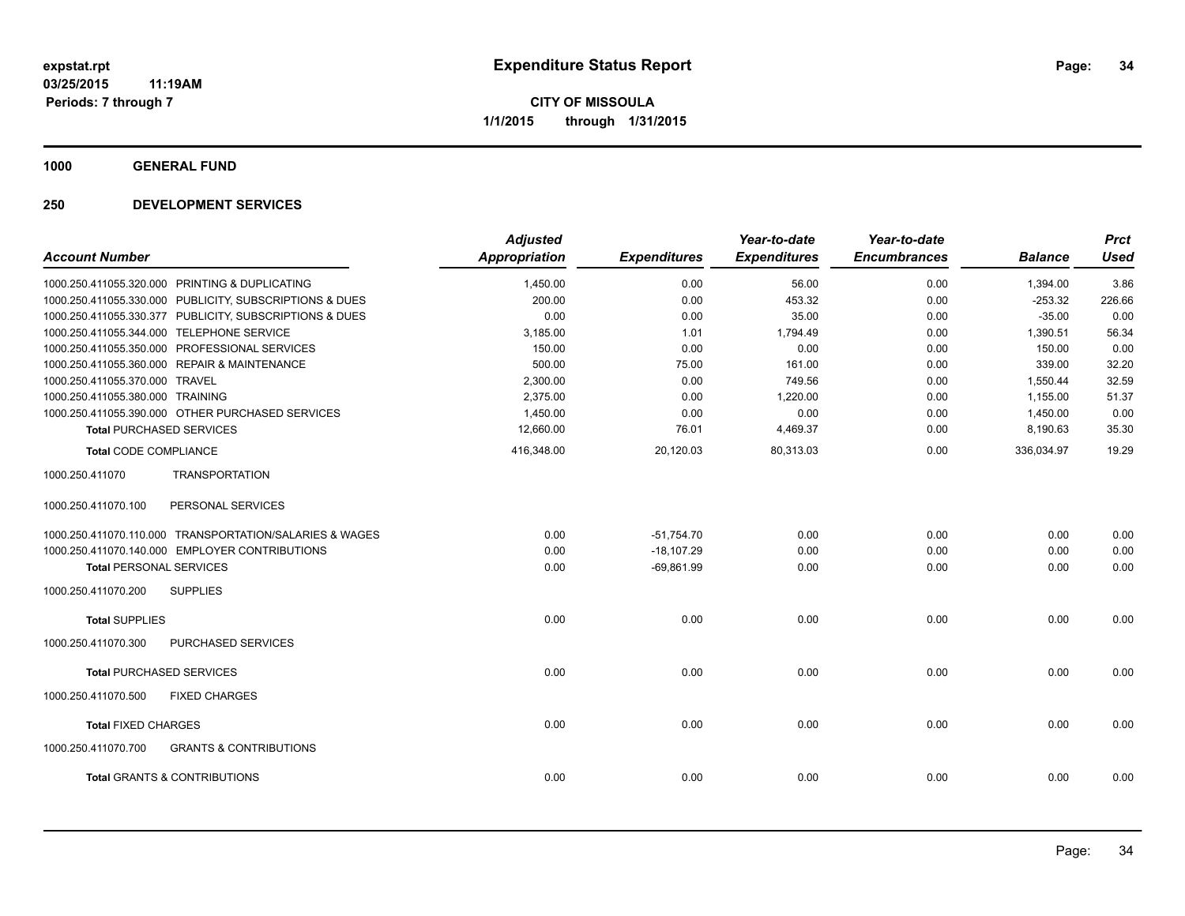# Expenditure Status Report

**CITY OF MISSOULA**
**1/1/2015 through 1/31/2015**

expstat.rpt
03/25/2015 11:19AM
Periods: 7 through 7

## 1000 GENERAL FUND

## 250 DEVELOPMENT SERVICES

| Account Number | | Adjusted Appropriation | Expenditures | Year-to-date Expenditures | Year-to-date Encumbrances | Balance | Prct Used |
|---|---|---|---|---|---|---|---|
| 1000.250.411055.320.000 | PRINTING & DUPLICATING | 1,450.00 | 0.00 | 56.00 | 0.00 | 1,394.00 | 3.86 |
| 1000.250.411055.330.000 | PUBLICITY, SUBSCRIPTIONS & DUES | 200.00 | 0.00 | 453.32 | 0.00 | -253.32 | 226.66 |
| 1000.250.411055.330.377 | PUBLICITY, SUBSCRIPTIONS & DUES | 0.00 | 0.00 | 35.00 | 0.00 | -35.00 | 0.00 |
| 1000.250.411055.344.000 | TELEPHONE SERVICE | 3,185.00 | 1.01 | 1,794.49 | 0.00 | 1,390.51 | 56.34 |
| 1000.250.411055.350.000 | PROFESSIONAL SERVICES | 150.00 | 0.00 | 0.00 | 0.00 | 150.00 | 0.00 |
| 1000.250.411055.360.000 | REPAIR & MAINTENANCE | 500.00 | 75.00 | 161.00 | 0.00 | 339.00 | 32.20 |
| 1000.250.411055.370.000 | TRAVEL | 2,300.00 | 0.00 | 749.56 | 0.00 | 1,550.44 | 32.59 |
| 1000.250.411055.380.000 | TRAINING | 2,375.00 | 0.00 | 1,220.00 | 0.00 | 1,155.00 | 51.37 |
| 1000.250.411055.390.000 | OTHER PURCHASED SERVICES | 1,450.00 | 0.00 | 0.00 | 0.00 | 1,450.00 | 0.00 |
| **Total** PURCHASED SERVICES | | 12,660.00 | 76.01 | 4,469.37 | 0.00 | 8,190.63 | 35.30 |
| **Total** CODE COMPLIANCE | | 416,348.00 | 20,120.03 | 80,313.03 | 0.00 | 336,034.97 | 19.29 |
| 1000.250.411070 | TRANSPORTATION | | | | | | |
| 1000.250.411070.100 | PERSONAL SERVICES | | | | | | |
| 1000.250.411070.110.000 | TRANSPORTATION/SALARIES & WAGES | 0.00 | -51,754.70 | 0.00 | 0.00 | 0.00 | 0.00 |
| 1000.250.411070.140.000 | EMPLOYER CONTRIBUTIONS | 0.00 | -18,107.29 | 0.00 | 0.00 | 0.00 | 0.00 |
| **Total** PERSONAL SERVICES | | 0.00 | -69,861.99 | 0.00 | 0.00 | 0.00 | 0.00 |
| 1000.250.411070.200 | SUPPLIES | | | | | | |
| **Total** SUPPLIES | | 0.00 | 0.00 | 0.00 | 0.00 | 0.00 | 0.00 |
| 1000.250.411070.300 | PURCHASED SERVICES | | | | | | |
| **Total** PURCHASED SERVICES | | 0.00 | 0.00 | 0.00 | 0.00 | 0.00 | 0.00 |
| 1000.250.411070.500 | FIXED CHARGES | | | | | | |
| **Total** FIXED CHARGES | | 0.00 | 0.00 | 0.00 | 0.00 | 0.00 | 0.00 |
| 1000.250.411070.700 | GRANTS & CONTRIBUTIONS | | | | | | |
| **Total** GRANTS & CONTRIBUTIONS | | 0.00 | 0.00 | 0.00 | 0.00 | 0.00 | 0.00 |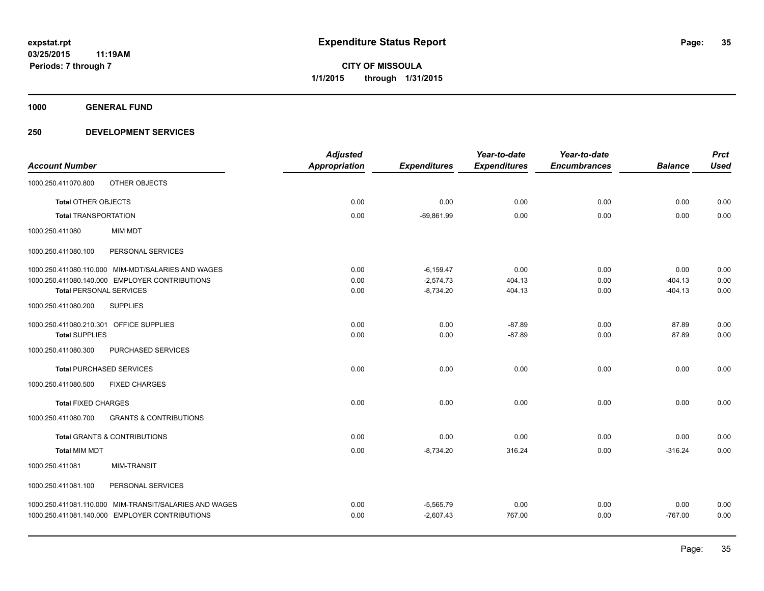**expstat.rpt**
**03/25/2015 11:19AM**
**Periods: 7 through 7**

# Expenditure Status Report

**CITY OF MISSOULA**
**1/1/2015 through 1/31/2015**

## 1000 GENERAL FUND

### 250 DEVELOPMENT SERVICES

| Account Number | Adjusted Appropriation | Expenditures | Year-to-date Expenditures | Year-to-date Encumbrances | Balance | Prct Used |
|---|---|---|---|---|---|---|
| 1000.250.411070.800 OTHER OBJECTS | | | | | | |
| **Total** OTHER OBJECTS | 0.00 | 0.00 | 0.00 | 0.00 | 0.00 | 0.00 |
| **Total** TRANSPORTATION | 0.00 | -69,861.99 | 0.00 | 0.00 | 0.00 | 0.00 |
| 1000.250.411080 MIM MDT | | | | | | |
| 1000.250.411080.100 PERSONAL SERVICES | | | | | | |
| 1000.250.411080.110.000 MIM-MDT/SALARIES AND WAGES | 0.00 | -6,159.47 | 0.00 | 0.00 | 0.00 | 0.00 |
| 1000.250.411080.140.000 EMPLOYER CONTRIBUTIONS | 0.00 | -2,574.73 | 404.13 | 0.00 | -404.13 | 0.00 |
| **Total** PERSONAL SERVICES | 0.00 | -8,734.20 | 404.13 | 0.00 | -404.13 | 0.00 |
| 1000.250.411080.200 SUPPLIES | | | | | | |
| 1000.250.411080.210.301 OFFICE SUPPLIES | 0.00 | 0.00 | -87.89 | 0.00 | 87.89 | 0.00 |
| **Total** SUPPLIES | 0.00 | 0.00 | -87.89 | 0.00 | 87.89 | 0.00 |
| 1000.250.411080.300 PURCHASED SERVICES | | | | | | |
| **Total** PURCHASED SERVICES | 0.00 | 0.00 | 0.00 | 0.00 | 0.00 | 0.00 |
| 1000.250.411080.500 FIXED CHARGES | | | | | | |
| **Total** FIXED CHARGES | 0.00 | 0.00 | 0.00 | 0.00 | 0.00 | 0.00 |
| 1000.250.411080.700 GRANTS & CONTRIBUTIONS | | | | | | |
| **Total** GRANTS & CONTRIBUTIONS | 0.00 | 0.00 | 0.00 | 0.00 | 0.00 | 0.00 |
| **Total** MIM MDT | 0.00 | -8,734.20 | 316.24 | 0.00 | -316.24 | 0.00 |
| 1000.250.411081 MIM-TRANSIT | | | | | | |
| 1000.250.411081.100 PERSONAL SERVICES | | | | | | |
| 1000.250.411081.110.000 MIM-TRANSIT/SALARIES AND WAGES | 0.00 | -5,565.79 | 0.00 | 0.00 | 0.00 | 0.00 |
| 1000.250.411081.140.000 EMPLOYER CONTRIBUTIONS | 0.00 | -2,607.43 | 767.00 | 0.00 | -767.00 | 0.00 |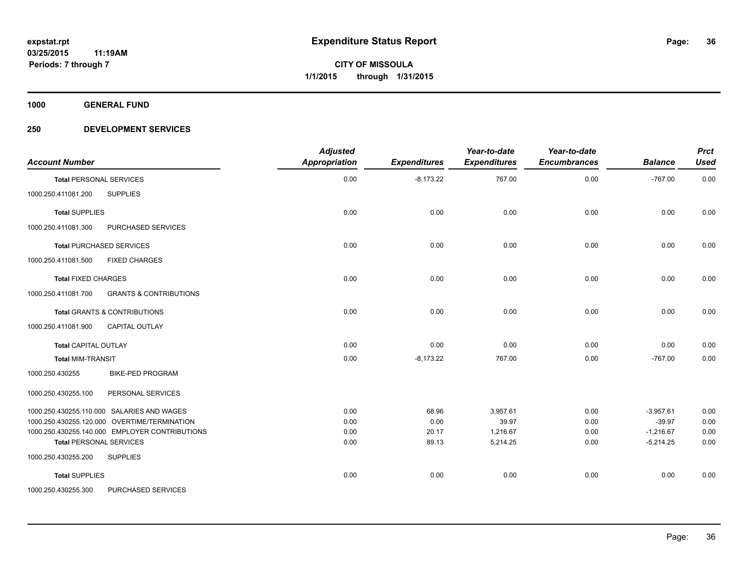**expstat.rpt**
**03/25/2015 11:19AM**
**Periods: 7 through 7**

# Expenditure Status Report

**CITY OF MISSOULA**
**1/1/2015 through 1/31/2015**

## 1000 GENERAL FUND

## 250 DEVELOPMENT SERVICES

| Account Number | | Adjusted Appropriation | Expenditures | Year-to-date Expenditures | Year-to-date Encumbrances | Balance | Prct Used |
|---|---|---|---|---|---|---|---|
| **Total** PERSONAL SERVICES | | 0.00 | -8,173.22 | 767.00 | 0.00 | -767.00 | 0.00 |
| 1000.250.411081.200 | SUPPLIES | | | | | | |
| **Total** SUPPLIES | | 0.00 | 0.00 | 0.00 | 0.00 | 0.00 | 0.00 |
| 1000.250.411081.300 | PURCHASED SERVICES | | | | | | |
| **Total** PURCHASED SERVICES | | 0.00 | 0.00 | 0.00 | 0.00 | 0.00 | 0.00 |
| 1000.250.411081.500 | FIXED CHARGES | | | | | | |
| **Total** FIXED CHARGES | | 0.00 | 0.00 | 0.00 | 0.00 | 0.00 | 0.00 |
| 1000.250.411081.700 | GRANTS & CONTRIBUTIONS | | | | | | |
| **Total** GRANTS & CONTRIBUTIONS | | 0.00 | 0.00 | 0.00 | 0.00 | 0.00 | 0.00 |
| 1000.250.411081.900 | CAPITAL OUTLAY | | | | | | |
| **Total** CAPITAL OUTLAY | | 0.00 | 0.00 | 0.00 | 0.00 | 0.00 | 0.00 |
| **Total** MIM-TRANSIT | | 0.00 | -8,173.22 | 767.00 | 0.00 | -767.00 | 0.00 |
| 1000.250.430255 | BIKE-PED PROGRAM | | | | | | |
| 1000.250.430255.100 | PERSONAL SERVICES | | | | | | |
| 1000.250.430255.110.000 | SALARIES AND WAGES | 0.00 | 68.96 | 3,957.61 | 0.00 | -3,957.61 | 0.00 |
| 1000.250.430255.120.000 | OVERTIME/TERMINATION | 0.00 | 0.00 | 39.97 | 0.00 | -39.97 | 0.00 |
| 1000.250.430255.140.000 | EMPLOYER CONTRIBUTIONS | 0.00 | 20.17 | 1,216.67 | 0.00 | -1,216.67 | 0.00 |
| **Total** PERSONAL SERVICES | | 0.00 | 89.13 | 5,214.25 | 0.00 | -5,214.25 | 0.00 |
| 1000.250.430255.200 | SUPPLIES | | | | | | |
| **Total** SUPPLIES | | 0.00 | 0.00 | 0.00 | 0.00 | 0.00 | 0.00 |
| 1000.250.430255.300 | PURCHASED SERVICES | | | | | | |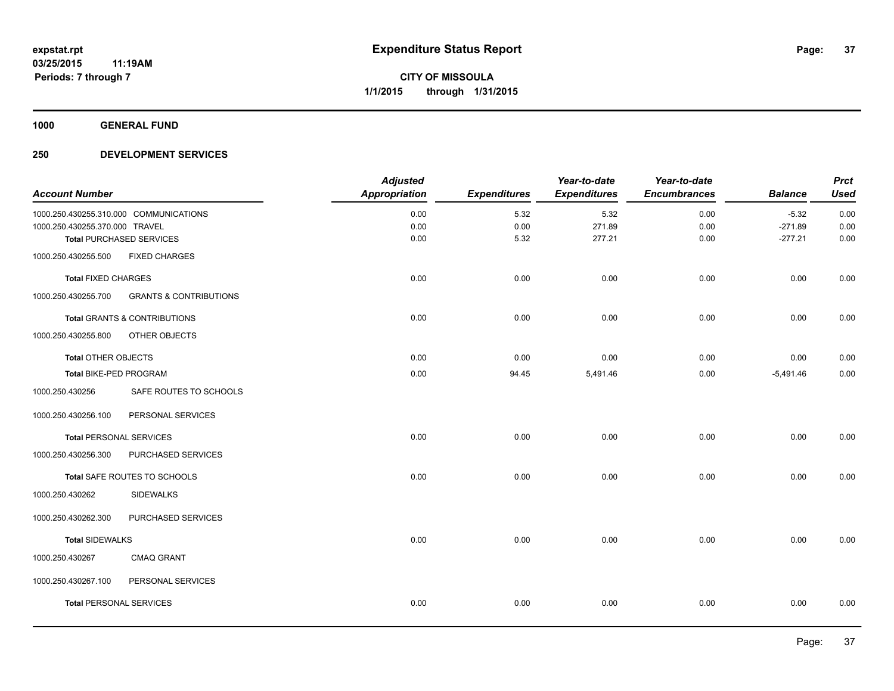# Expenditure Status Report

expstat.rpt
03/25/2015 11:19AM
Periods: 7 through 7

**CITY OF MISSOULA**
**1/1/2015 through 1/31/2015**

## 1000 GENERAL FUND

### 250 DEVELOPMENT SERVICES

| Account Number | | Adjusted Appropriation | Expenditures | Year-to-date Expenditures | Year-to-date Encumbrances | Balance | Prct Used |
|---|---|---|---|---|---|---|---|
| 1000.250.430255.310.000 | COMMUNICATIONS | 0.00 | 5.32 | 5.32 | 0.00 | -5.32 | 0.00 |
| 1000.250.430255.370.000 | TRAVEL | 0.00 | 0.00 | 271.89 | 0.00 | -271.89 | 0.00 |
| **Total** PURCHASED SERVICES | | 0.00 | 5.32 | 277.21 | 0.00 | -277.21 | 0.00 |
| 1000.250.430255.500 | FIXED CHARGES | | | | | | |
| **Total** FIXED CHARGES | | 0.00 | 0.00 | 0.00 | 0.00 | 0.00 | 0.00 |
| 1000.250.430255.700 | GRANTS & CONTRIBUTIONS | | | | | | |
| **Total** GRANTS & CONTRIBUTIONS | | 0.00 | 0.00 | 0.00 | 0.00 | 0.00 | 0.00 |
| 1000.250.430255.800 | OTHER OBJECTS | | | | | | |
| **Total** OTHER OBJECTS | | 0.00 | 0.00 | 0.00 | 0.00 | 0.00 | 0.00 |
| **Total** BIKE-PED PROGRAM | | 0.00 | 94.45 | 5,491.46 | 0.00 | -5,491.46 | 0.00 |
| 1000.250.430256 | SAFE ROUTES TO SCHOOLS | | | | | | |
| 1000.250.430256.100 | PERSONAL SERVICES | | | | | | |
| **Total** PERSONAL SERVICES | | 0.00 | 0.00 | 0.00 | 0.00 | 0.00 | 0.00 |
| 1000.250.430256.300 | PURCHASED SERVICES | | | | | | |
| **Total** SAFE ROUTES TO SCHOOLS | | 0.00 | 0.00 | 0.00 | 0.00 | 0.00 | 0.00 |
| 1000.250.430262 | SIDEWALKS | | | | | | |
| 1000.250.430262.300 | PURCHASED SERVICES | | | | | | |
| **Total** SIDEWALKS | | 0.00 | 0.00 | 0.00 | 0.00 | 0.00 | 0.00 |
| 1000.250.430267 | CMAQ GRANT | | | | | | |
| 1000.250.430267.100 | PERSONAL SERVICES | | | | | | |
| **Total** PERSONAL SERVICES | | 0.00 | 0.00 | 0.00 | 0.00 | 0.00 | 0.00 |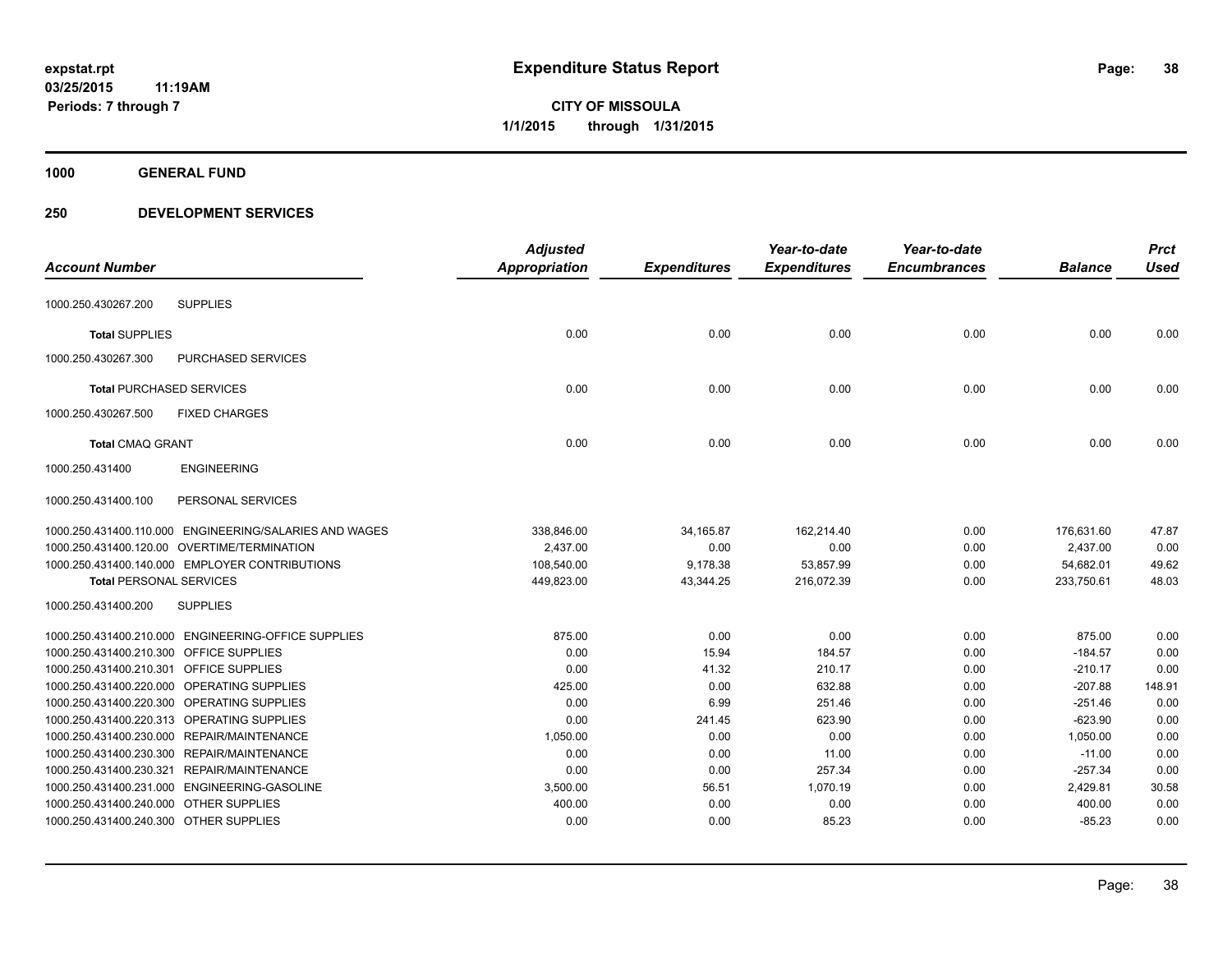# Expenditure Status Report

expstat.rpt
03/25/2015 11:19AM
Periods: 7 through 7

**CITY OF MISSOULA**
**1/1/2015 through 1/31/2015**

## 1000 GENERAL FUND

## 250 DEVELOPMENT SERVICES

| Account Number | Adjusted Appropriation | Expenditures | Year-to-date Expenditures | Year-to-date Encumbrances | Balance | Prct Used |
|---|---|---|---|---|---|---|
| 1000.250.430267.200 SUPPLIES | | | | | | |
| **Total** SUPPLIES | 0.00 | 0.00 | 0.00 | 0.00 | 0.00 | 0.00 |
| 1000.250.430267.300 PURCHASED SERVICES | | | | | | |
| **Total** PURCHASED SERVICES | 0.00 | 0.00 | 0.00 | 0.00 | 0.00 | 0.00 |
| 1000.250.430267.500 FIXED CHARGES | | | | | | |
| **Total** CMAQ GRANT | 0.00 | 0.00 | 0.00 | 0.00 | 0.00 | 0.00 |
| 1000.250.431400 ENGINEERING | | | | | | |
| 1000.250.431400.100 PERSONAL SERVICES | | | | | | |
| 1000.250.431400.110.000 ENGINEERING/SALARIES AND WAGES | 338,846.00 | 34,165.87 | 162,214.40 | 0.00 | 176,631.60 | 47.87 |
| 1000.250.431400.120.00 OVERTIME/TERMINATION | 2,437.00 | 0.00 | 0.00 | 0.00 | 2,437.00 | 0.00 |
| 1000.250.431400.140.000 EMPLOYER CONTRIBUTIONS | 108,540.00 | 9,178.38 | 53,857.99 | 0.00 | 54,682.01 | 49.62 |
| **Total** PERSONAL SERVICES | 449,823.00 | 43,344.25 | 216,072.39 | 0.00 | 233,750.61 | 48.03 |
| 1000.250.431400.200 SUPPLIES | | | | | | |
| 1000.250.431400.210.000 ENGINEERING-OFFICE SUPPLIES | 875.00 | 0.00 | 0.00 | 0.00 | 875.00 | 0.00 |
| 1000.250.431400.210.300 OFFICE SUPPLIES | 0.00 | 15.94 | 184.57 | 0.00 | -184.57 | 0.00 |
| 1000.250.431400.210.301 OFFICE SUPPLIES | 0.00 | 41.32 | 210.17 | 0.00 | -210.17 | 0.00 |
| 1000.250.431400.220.000 OPERATING SUPPLIES | 425.00 | 0.00 | 632.88 | 0.00 | -207.88 | 148.91 |
| 1000.250.431400.220.300 OPERATING SUPPLIES | 0.00 | 6.99 | 251.46 | 0.00 | -251.46 | 0.00 |
| 1000.250.431400.220.313 OPERATING SUPPLIES | 0.00 | 241.45 | 623.90 | 0.00 | -623.90 | 0.00 |
| 1000.250.431400.230.000 REPAIR/MAINTENANCE | 1,050.00 | 0.00 | 0.00 | 0.00 | 1,050.00 | 0.00 |
| 1000.250.431400.230.300 REPAIR/MAINTENANCE | 0.00 | 0.00 | 11.00 | 0.00 | -11.00 | 0.00 |
| 1000.250.431400.230.321 REPAIR/MAINTENANCE | 0.00 | 0.00 | 257.34 | 0.00 | -257.34 | 0.00 |
| 1000.250.431400.231.000 ENGINEERING-GASOLINE | 3,500.00 | 56.51 | 1,070.19 | 0.00 | 2,429.81 | 30.58 |
| 1000.250.431400.240.000 OTHER SUPPLIES | 400.00 | 0.00 | 0.00 | 0.00 | 400.00 | 0.00 |
| 1000.250.431400.240.300 OTHER SUPPLIES | 0.00 | 0.00 | 85.23 | 0.00 | -85.23 | 0.00 |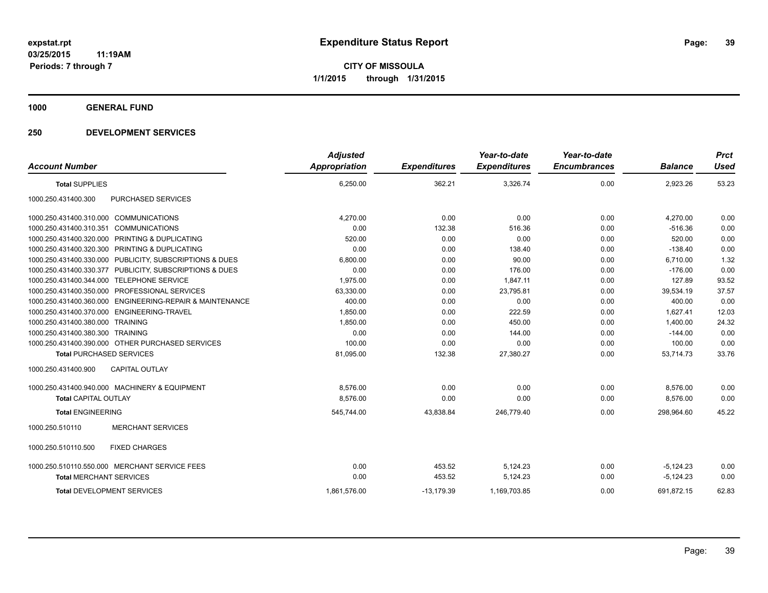# Expenditure Status Report

expstat.rpt
03/25/2015 11:19AM
Periods: 7 through 7

**CITY OF MISSOULA**
**1/1/2015 through 1/31/2015**

## 1000 GENERAL FUND

## 250 DEVELOPMENT SERVICES

| Account Number | | Adjusted Appropriation | Expenditures | Year-to-date Expenditures | Year-to-date Encumbrances | Balance | Prct Used |
|---|---|---|---|---|---|---|---|
| **Total** SUPPLIES | | 6,250.00 | 362.21 | 3,326.74 | 0.00 | 2,923.26 | 53.23 |
| 1000.250.431400.300 | PURCHASED SERVICES | | | | | | |
| 1000.250.431400.310.000 | COMMUNICATIONS | 4,270.00 | 0.00 | 0.00 | 0.00 | 4,270.00 | 0.00 |
| 1000.250.431400.310.351 | COMMUNICATIONS | 0.00 | 132.38 | 516.36 | 0.00 | -516.36 | 0.00 |
| 1000.250.431400.320.000 | PRINTING & DUPLICATING | 520.00 | 0.00 | 0.00 | 0.00 | 520.00 | 0.00 |
| 1000.250.431400.320.300 | PRINTING & DUPLICATING | 0.00 | 0.00 | 138.40 | 0.00 | -138.40 | 0.00 |
| 1000.250.431400.330.000 | PUBLICITY, SUBSCRIPTIONS & DUES | 6,800.00 | 0.00 | 90.00 | 0.00 | 6,710.00 | 1.32 |
| 1000.250.431400.330.377 | PUBLICITY, SUBSCRIPTIONS & DUES | 0.00 | 0.00 | 176.00 | 0.00 | -176.00 | 0.00 |
| 1000.250.431400.344.000 | TELEPHONE SERVICE | 1,975.00 | 0.00 | 1,847.11 | 0.00 | 127.89 | 93.52 |
| 1000.250.431400.350.000 | PROFESSIONAL SERVICES | 63,330.00 | 0.00 | 23,795.81 | 0.00 | 39,534.19 | 37.57 |
| 1000.250.431400.360.000 | ENGINEERING-REPAIR & MAINTENANCE | 400.00 | 0.00 | 0.00 | 0.00 | 400.00 | 0.00 |
| 1000.250.431400.370.000 | ENGINEERING-TRAVEL | 1,850.00 | 0.00 | 222.59 | 0.00 | 1,627.41 | 12.03 |
| 1000.250.431400.380.000 | TRAINING | 1,850.00 | 0.00 | 450.00 | 0.00 | 1,400.00 | 24.32 |
| 1000.250.431400.380.300 | TRAINING | 0.00 | 0.00 | 144.00 | 0.00 | -144.00 | 0.00 |
| 1000.250.431400.390.000 | OTHER PURCHASED SERVICES | 100.00 | 0.00 | 0.00 | 0.00 | 100.00 | 0.00 |
| **Total** PURCHASED SERVICES | | 81,095.00 | 132.38 | 27,380.27 | 0.00 | 53,714.73 | 33.76 |
| 1000.250.431400.900 | CAPITAL OUTLAY | | | | | | |
| 1000.250.431400.940.000 | MACHINERY & EQUIPMENT | 8,576.00 | 0.00 | 0.00 | 0.00 | 8,576.00 | 0.00 |
| **Total** CAPITAL OUTLAY | | 8,576.00 | 0.00 | 0.00 | 0.00 | 8,576.00 | 0.00 |
| **Total** ENGINEERING | | 545,744.00 | 43,838.84 | 246,779.40 | 0.00 | 298,964.60 | 45.22 |
| 1000.250.510110 | MERCHANT SERVICES | | | | | | |
| 1000.250.510110.500 | FIXED CHARGES | | | | | | |
| 1000.250.510110.550.000 | MERCHANT SERVICE FEES | 0.00 | 453.52 | 5,124.23 | 0.00 | -5,124.23 | 0.00 |
| **Total** MERCHANT SERVICES | | 0.00 | 453.52 | 5,124.23 | 0.00 | -5,124.23 | 0.00 |
| **Total** DEVELOPMENT SERVICES | | 1,861,576.00 | -13,179.39 | 1,169,703.85 | 0.00 | 691,872.15 | 62.83 |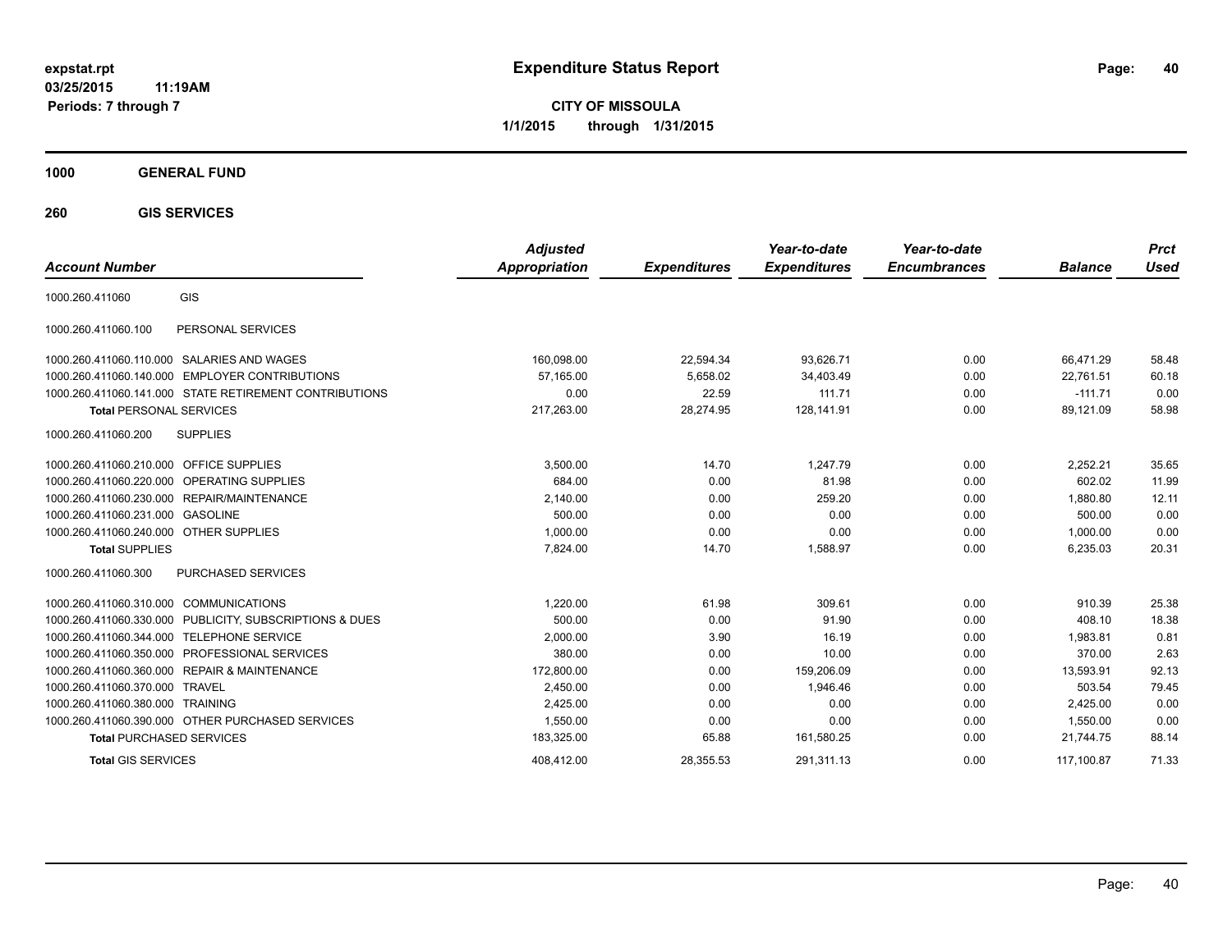# Expenditure Status Report

expstat.rpt
03/25/2015 11:19AM
Periods: 7 through 7

**CITY OF MISSOULA**
**1/1/2015 through 1/31/2015**

## 1000 GENERAL FUND

### 260 GIS SERVICES

| Account Number | | Adjusted Appropriation | Expenditures | Year-to-date Expenditures | Year-to-date Encumbrances | Balance | Prct Used |
|---|---|---|---|---|---|---|---|
| 1000.260.411060 | GIS | | | | | | |
| 1000.260.411060.100 | PERSONAL SERVICES | | | | | | |
| 1000.260.411060.110.000 | SALARIES AND WAGES | 160,098.00 | 22,594.34 | 93,626.71 | 0.00 | 66,471.29 | 58.48 |
| 1000.260.411060.140.000 | EMPLOYER CONTRIBUTIONS | 57,165.00 | 5,658.02 | 34,403.49 | 0.00 | 22,761.51 | 60.18 |
| 1000.260.411060.141.000 | STATE RETIREMENT CONTRIBUTIONS | 0.00 | 22.59 | 111.71 | 0.00 | -111.71 | 0.00 |
| **Total** PERSONAL SERVICES | | 217,263.00 | 28,274.95 | 128,141.91 | 0.00 | 89,121.09 | 58.98 |
| 1000.260.411060.200 | SUPPLIES | | | | | | |
| 1000.260.411060.210.000 | OFFICE SUPPLIES | 3,500.00 | 14.70 | 1,247.79 | 0.00 | 2,252.21 | 35.65 |
| 1000.260.411060.220.000 | OPERATING SUPPLIES | 684.00 | 0.00 | 81.98 | 0.00 | 602.02 | 11.99 |
| 1000.260.411060.230.000 | REPAIR/MAINTENANCE | 2,140.00 | 0.00 | 259.20 | 0.00 | 1,880.80 | 12.11 |
| 1000.260.411060.231.000 | GASOLINE | 500.00 | 0.00 | 0.00 | 0.00 | 500.00 | 0.00 |
| 1000.260.411060.240.000 | OTHER SUPPLIES | 1,000.00 | 0.00 | 0.00 | 0.00 | 1,000.00 | 0.00 |
| **Total** SUPPLIES | | 7,824.00 | 14.70 | 1,588.97 | 0.00 | 6,235.03 | 20.31 |
| 1000.260.411060.300 | PURCHASED SERVICES | | | | | | |
| 1000.260.411060.310.000 | COMMUNICATIONS | 1,220.00 | 61.98 | 309.61 | 0.00 | 910.39 | 25.38 |
| 1000.260.411060.330.000 | PUBLICITY, SUBSCRIPTIONS & DUES | 500.00 | 0.00 | 91.90 | 0.00 | 408.10 | 18.38 |
| 1000.260.411060.344.000 | TELEPHONE SERVICE | 2,000.00 | 3.90 | 16.19 | 0.00 | 1,983.81 | 0.81 |
| 1000.260.411060.350.000 | PROFESSIONAL SERVICES | 380.00 | 0.00 | 10.00 | 0.00 | 370.00 | 2.63 |
| 1000.260.411060.360.000 | REPAIR & MAINTENANCE | 172,800.00 | 0.00 | 159,206.09 | 0.00 | 13,593.91 | 92.13 |
| 1000.260.411060.370.000 | TRAVEL | 2,450.00 | 0.00 | 1,946.46 | 0.00 | 503.54 | 79.45 |
| 1000.260.411060.380.000 | TRAINING | 2,425.00 | 0.00 | 0.00 | 0.00 | 2,425.00 | 0.00 |
| 1000.260.411060.390.000 | OTHER PURCHASED SERVICES | 1,550.00 | 0.00 | 0.00 | 0.00 | 1,550.00 | 0.00 |
| **Total** PURCHASED SERVICES | | 183,325.00 | 65.88 | 161,580.25 | 0.00 | 21,744.75 | 88.14 |
| **Total** GIS SERVICES | | 408,412.00 | 28,355.53 | 291,311.13 | 0.00 | 117,100.87 | 71.33 |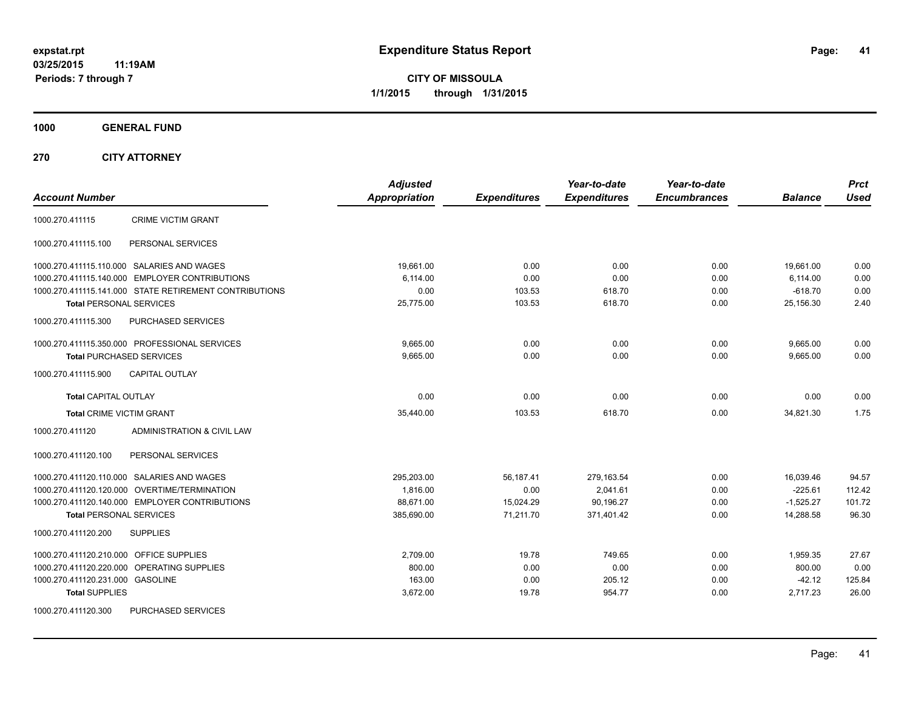# Expenditure Status Report

expstat.rpt
03/25/2015 11:19AM
Periods: 7 through 7

**CITY OF MISSOULA**
**1/1/2015 through 1/31/2015**

## 1000 GENERAL FUND

## 270 CITY ATTORNEY

| Account Number | | Adjusted Appropriation | Expenditures | Year-to-date Expenditures | Year-to-date Encumbrances | Balance | Prct Used |
|---|---|---|---|---|---|---|---|
| 1000.270.411115 | CRIME VICTIM GRANT | | | | | | |
| 1000.270.411115.100 | PERSONAL SERVICES | | | | | | |
| 1000.270.411115.110.000 | SALARIES AND WAGES | 19,661.00 | 0.00 | 0.00 | 0.00 | 19,661.00 | 0.00 |
| 1000.270.411115.140.000 | EMPLOYER CONTRIBUTIONS | 6,114.00 | 0.00 | 0.00 | 0.00 | 6,114.00 | 0.00 |
| 1000.270.411115.141.000 | STATE RETIREMENT CONTRIBUTIONS | 0.00 | 103.53 | 618.70 | 0.00 | -618.70 | 0.00 |
| **Total** PERSONAL SERVICES | | 25,775.00 | 103.53 | 618.70 | 0.00 | 25,156.30 | 2.40 |
| 1000.270.411115.300 | PURCHASED SERVICES | | | | | | |
| 1000.270.411115.350.000 | PROFESSIONAL SERVICES | 9,665.00 | 0.00 | 0.00 | 0.00 | 9,665.00 | 0.00 |
| **Total** PURCHASED SERVICES | | 9,665.00 | 0.00 | 0.00 | 0.00 | 9,665.00 | 0.00 |
| 1000.270.411115.900 | CAPITAL OUTLAY | | | | | | |
| **Total** CAPITAL OUTLAY | | 0.00 | 0.00 | 0.00 | 0.00 | 0.00 | 0.00 |
| **Total** CRIME VICTIM GRANT | | 35,440.00 | 103.53 | 618.70 | 0.00 | 34,821.30 | 1.75 |
| 1000.270.411120 | ADMINISTRATION & CIVIL LAW | | | | | | |
| 1000.270.411120.100 | PERSONAL SERVICES | | | | | | |
| 1000.270.411120.110.000 | SALARIES AND WAGES | 295,203.00 | 56,187.41 | 279,163.54 | 0.00 | 16,039.46 | 94.57 |
| 1000.270.411120.120.000 | OVERTIME/TERMINATION | 1,816.00 | 0.00 | 2,041.61 | 0.00 | -225.61 | 112.42 |
| 1000.270.411120.140.000 | EMPLOYER CONTRIBUTIONS | 88,671.00 | 15,024.29 | 90,196.27 | 0.00 | -1,525.27 | 101.72 |
| **Total** PERSONAL SERVICES | | 385,690.00 | 71,211.70 | 371,401.42 | 0.00 | 14,288.58 | 96.30 |
| 1000.270.411120.200 | SUPPLIES | | | | | | |
| 1000.270.411120.210.000 | OFFICE SUPPLIES | 2,709.00 | 19.78 | 749.65 | 0.00 | 1,959.35 | 27.67 |
| 1000.270.411120.220.000 | OPERATING SUPPLIES | 800.00 | 0.00 | 0.00 | 0.00 | 800.00 | 0.00 |
| 1000.270.411120.231.000 | GASOLINE | 163.00 | 0.00 | 205.12 | 0.00 | -42.12 | 125.84 |
| **Total** SUPPLIES | | 3,672.00 | 19.78 | 954.77 | 0.00 | 2,717.23 | 26.00 |
| 1000.270.411120.300 | PURCHASED SERVICES | | | | | | |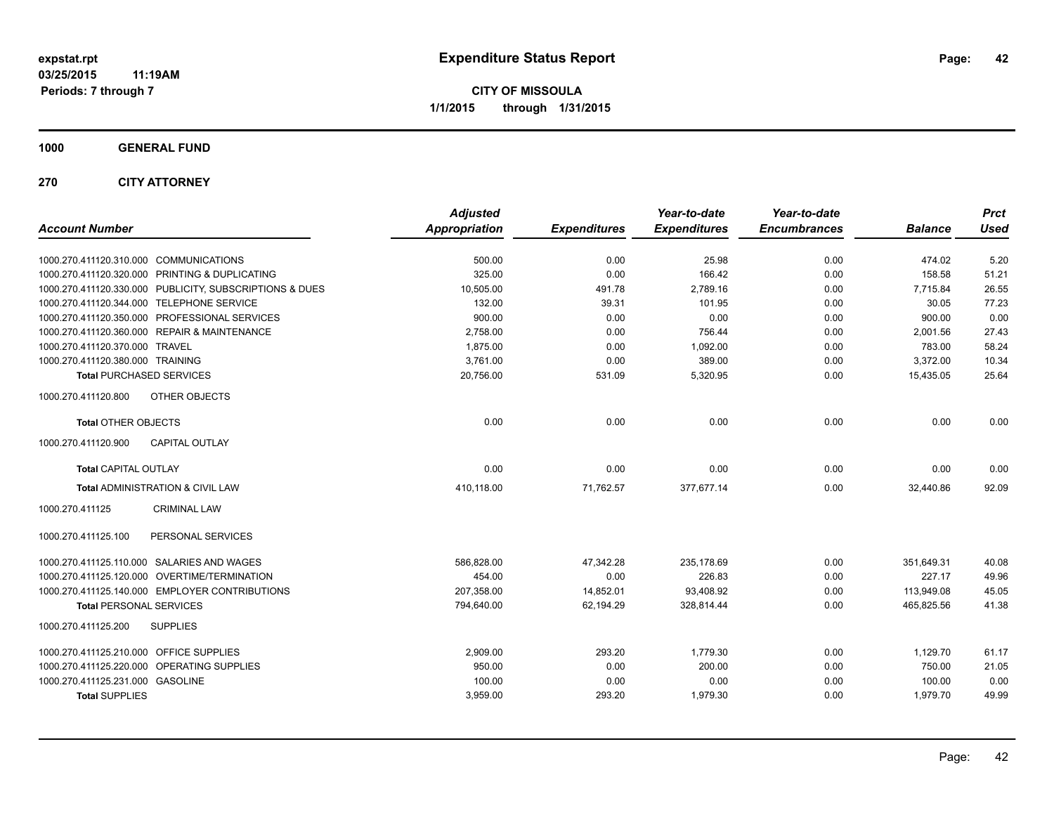**expstat.rpt**
**03/25/2015 11:19AM**
**Periods: 7 through 7**

# Expenditure Status Report

**CITY OF MISSOULA**
**1/1/2015 through 1/31/2015**

## 1000 GENERAL FUND

## 270 CITY ATTORNEY

| Account Number | Adjusted Appropriation | Expenditures | Year-to-date Expenditures | Year-to-date Encumbrances | Balance | Prct Used |
|---|---|---|---|---|---|---|
| 1000.270.411120.310.000 COMMUNICATIONS | 500.00 | 0.00 | 25.98 | 0.00 | 474.02 | 5.20 |
| 1000.270.411120.320.000 PRINTING & DUPLICATING | 325.00 | 0.00 | 166.42 | 0.00 | 158.58 | 51.21 |
| 1000.270.411120.330.000 PUBLICITY, SUBSCRIPTIONS & DUES | 10,505.00 | 491.78 | 2,789.16 | 0.00 | 7,715.84 | 26.55 |
| 1000.270.411120.344.000 TELEPHONE SERVICE | 132.00 | 39.31 | 101.95 | 0.00 | 30.05 | 77.23 |
| 1000.270.411120.350.000 PROFESSIONAL SERVICES | 900.00 | 0.00 | 0.00 | 0.00 | 900.00 | 0.00 |
| 1000.270.411120.360.000 REPAIR & MAINTENANCE | 2,758.00 | 0.00 | 756.44 | 0.00 | 2,001.56 | 27.43 |
| 1000.270.411120.370.000 TRAVEL | 1,875.00 | 0.00 | 1,092.00 | 0.00 | 783.00 | 58.24 |
| 1000.270.411120.380.000 TRAINING | 3,761.00 | 0.00 | 389.00 | 0.00 | 3,372.00 | 10.34 |
| **Total** PURCHASED SERVICES | 20,756.00 | 531.09 | 5,320.95 | 0.00 | 15,435.05 | 25.64 |
| 1000.270.411120.800 OTHER OBJECTS | | | | | | |
| **Total** OTHER OBJECTS | 0.00 | 0.00 | 0.00 | 0.00 | 0.00 | 0.00 |
| 1000.270.411120.900 CAPITAL OUTLAY | | | | | | |
| **Total** CAPITAL OUTLAY | 0.00 | 0.00 | 0.00 | 0.00 | 0.00 | 0.00 |
| **Total** ADMINISTRATION & CIVIL LAW | 410,118.00 | 71,762.57 | 377,677.14 | 0.00 | 32,440.86 | 92.09 |
| 1000.270.411125 CRIMINAL LAW | | | | | | |
| 1000.270.411125.100 PERSONAL SERVICES | | | | | | |
| 1000.270.411125.110.000 SALARIES AND WAGES | 586,828.00 | 47,342.28 | 235,178.69 | 0.00 | 351,649.31 | 40.08 |
| 1000.270.411125.120.000 OVERTIME/TERMINATION | 454.00 | 0.00 | 226.83 | 0.00 | 227.17 | 49.96 |
| 1000.270.411125.140.000 EMPLOYER CONTRIBUTIONS | 207,358.00 | 14,852.01 | 93,408.92 | 0.00 | 113,949.08 | 45.05 |
| **Total** PERSONAL SERVICES | 794,640.00 | 62,194.29 | 328,814.44 | 0.00 | 465,825.56 | 41.38 |
| 1000.270.411125.200 SUPPLIES | | | | | | |
| 1000.270.411125.210.000 OFFICE SUPPLIES | 2,909.00 | 293.20 | 1,779.30 | 0.00 | 1,129.70 | 61.17 |
| 1000.270.411125.220.000 OPERATING SUPPLIES | 950.00 | 0.00 | 200.00 | 0.00 | 750.00 | 21.05 |
| 1000.270.411125.231.000 GASOLINE | 100.00 | 0.00 | 0.00 | 0.00 | 100.00 | 0.00 |
| **Total** SUPPLIES | 3,959.00 | 293.20 | 1,979.30 | 0.00 | 1,979.70 | 49.99 |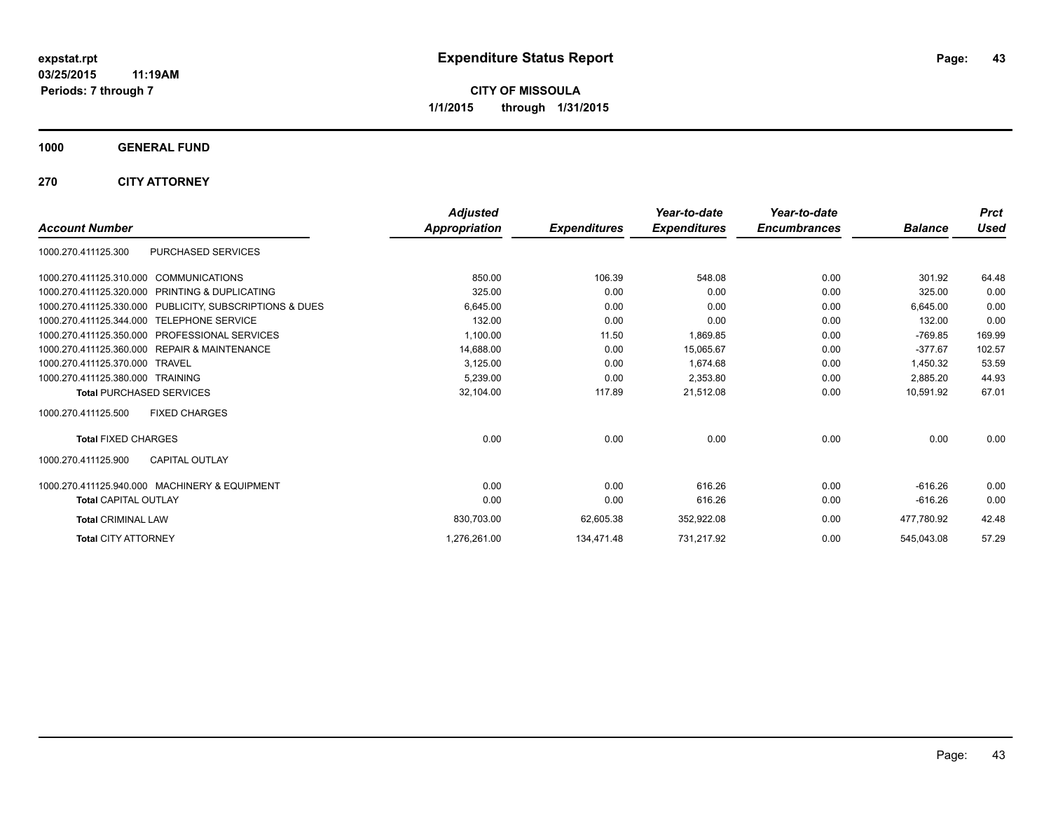**expstat.rpt**
**03/25/2015 11:19AM**
**Periods: 7 through 7**

# Expenditure Status Report

**CITY OF MISSOULA**
**1/1/2015 through 1/31/2015**

## 1000 GENERAL FUND

### 270 CITY ATTORNEY

| Account Number | | Adjusted Appropriation | Expenditures | Year-to-date Expenditures | Year-to-date Encumbrances | Balance | Prct Used |
|---|---|---|---|---|---|---|---|
| 1000.270.411125.300 | PURCHASED SERVICES | | | | | | |
| 1000.270.411125.310.000 | COMMUNICATIONS | 850.00 | 106.39 | 548.08 | 0.00 | 301.92 | 64.48 |
| 1000.270.411125.320.000 | PRINTING & DUPLICATING | 325.00 | 0.00 | 0.00 | 0.00 | 325.00 | 0.00 |
| 1000.270.411125.330.000 | PUBLICITY, SUBSCRIPTIONS & DUES | 6,645.00 | 0.00 | 0.00 | 0.00 | 6,645.00 | 0.00 |
| 1000.270.411125.344.000 | TELEPHONE SERVICE | 132.00 | 0.00 | 0.00 | 0.00 | 132.00 | 0.00 |
| 1000.270.411125.350.000 | PROFESSIONAL SERVICES | 1,100.00 | 11.50 | 1,869.85 | 0.00 | -769.85 | 169.99 |
| 1000.270.411125.360.000 | REPAIR & MAINTENANCE | 14,688.00 | 0.00 | 15,065.67 | 0.00 | -377.67 | 102.57 |
| 1000.270.411125.370.000 | TRAVEL | 3,125.00 | 0.00 | 1,674.68 | 0.00 | 1,450.32 | 53.59 |
| 1000.270.411125.380.000 | TRAINING | 5,239.00 | 0.00 | 2,353.80 | 0.00 | 2,885.20 | 44.93 |
| **Total** PURCHASED SERVICES | | 32,104.00 | 117.89 | 21,512.08 | 0.00 | 10,591.92 | 67.01 |
| 1000.270.411125.500 | FIXED CHARGES | | | | | | |
| **Total** FIXED CHARGES | | 0.00 | 0.00 | 0.00 | 0.00 | 0.00 | 0.00 |
| 1000.270.411125.900 | CAPITAL OUTLAY | | | | | | |
| 1000.270.411125.940.000 | MACHINERY & EQUIPMENT | 0.00 | 0.00 | 616.26 | 0.00 | -616.26 | 0.00 |
| **Total** CAPITAL OUTLAY | | 0.00 | 0.00 | 616.26 | 0.00 | -616.26 | 0.00 |
| **Total** CRIMINAL LAW | | 830,703.00 | 62,605.38 | 352,922.08 | 0.00 | 477,780.92 | 42.48 |
| **Total** CITY ATTORNEY | | 1,276,261.00 | 134,471.48 | 731,217.92 | 0.00 | 545,043.08 | 57.29 |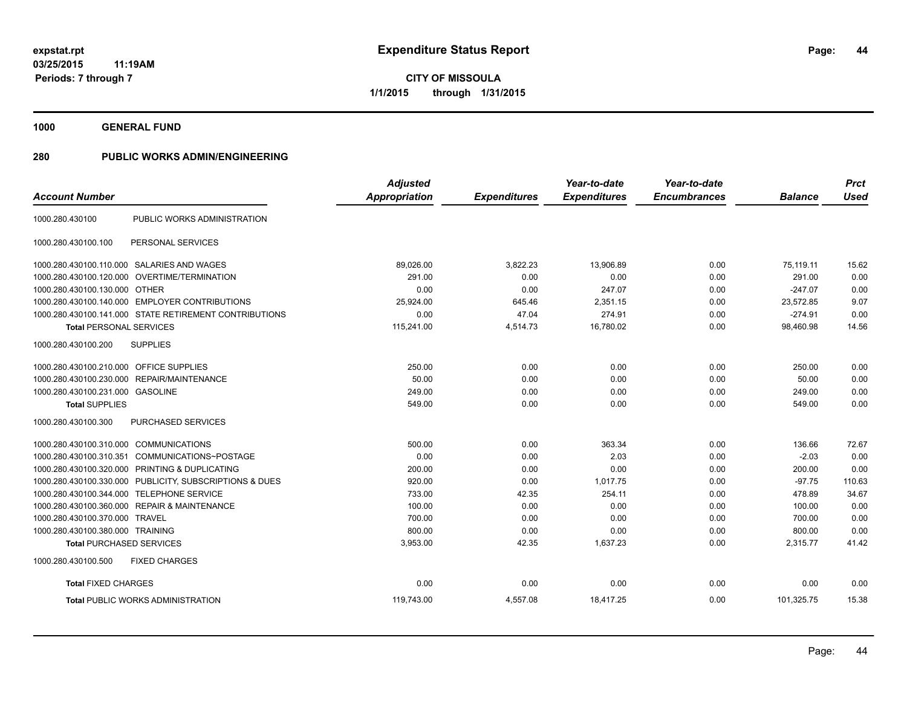# Expenditure Status Report

expstat.rpt
03/25/2015 11:19AM
Periods: 7 through 7

**CITY OF MISSOULA**
**1/1/2015 through 1/31/2015**

## 1000 GENERAL FUND

## 280 PUBLIC WORKS ADMIN/ENGINEERING

| Account Number | | Adjusted Appropriation | Expenditures | Year-to-date Expenditures | Year-to-date Encumbrances | Balance | Prct Used |
|---|---|---|---|---|---|---|---|
| 1000.280.430100 | PUBLIC WORKS ADMINISTRATION | | | | | | |
| 1000.280.430100.100 | PERSONAL SERVICES | | | | | | |
| 1000.280.430100.110.000 | SALARIES AND WAGES | 89,026.00 | 3,822.23 | 13,906.89 | 0.00 | 75,119.11 | 15.62 |
| 1000.280.430100.120.000 | OVERTIME/TERMINATION | 291.00 | 0.00 | 0.00 | 0.00 | 291.00 | 0.00 |
| 1000.280.430100.130.000 | OTHER | 0.00 | 0.00 | 247.07 | 0.00 | -247.07 | 0.00 |
| 1000.280.430100.140.000 | EMPLOYER CONTRIBUTIONS | 25,924.00 | 645.46 | 2,351.15 | 0.00 | 23,572.85 | 9.07 |
| 1000.280.430100.141.000 | STATE RETIREMENT CONTRIBUTIONS | 0.00 | 47.04 | 274.91 | 0.00 | -274.91 | 0.00 |
| **Total** PERSONAL SERVICES | | 115,241.00 | 4,514.73 | 16,780.02 | 0.00 | 98,460.98 | 14.56 |
| 1000.280.430100.200 | SUPPLIES | | | | | | |
| 1000.280.430100.210.000 | OFFICE SUPPLIES | 250.00 | 0.00 | 0.00 | 0.00 | 250.00 | 0.00 |
| 1000.280.430100.230.000 | REPAIR/MAINTENANCE | 50.00 | 0.00 | 0.00 | 0.00 | 50.00 | 0.00 |
| 1000.280.430100.231.000 | GASOLINE | 249.00 | 0.00 | 0.00 | 0.00 | 249.00 | 0.00 |
| **Total** SUPPLIES | | 549.00 | 0.00 | 0.00 | 0.00 | 549.00 | 0.00 |
| 1000.280.430100.300 | PURCHASED SERVICES | | | | | | |
| 1000.280.430100.310.000 | COMMUNICATIONS | 500.00 | 0.00 | 363.34 | 0.00 | 136.66 | 72.67 |
| 1000.280.430100.310.351 | COMMUNICATIONS~POSTAGE | 0.00 | 0.00 | 2.03 | 0.00 | -2.03 | 0.00 |
| 1000.280.430100.320.000 | PRINTING & DUPLICATING | 200.00 | 0.00 | 0.00 | 0.00 | 200.00 | 0.00 |
| 1000.280.430100.330.000 | PUBLICITY, SUBSCRIPTIONS & DUES | 920.00 | 0.00 | 1,017.75 | 0.00 | -97.75 | 110.63 |
| 1000.280.430100.344.000 | TELEPHONE SERVICE | 733.00 | 42.35 | 254.11 | 0.00 | 478.89 | 34.67 |
| 1000.280.430100.360.000 | REPAIR & MAINTENANCE | 100.00 | 0.00 | 0.00 | 0.00 | 100.00 | 0.00 |
| 1000.280.430100.370.000 | TRAVEL | 700.00 | 0.00 | 0.00 | 0.00 | 700.00 | 0.00 |
| 1000.280.430100.380.000 | TRAINING | 800.00 | 0.00 | 0.00 | 0.00 | 800.00 | 0.00 |
| **Total** PURCHASED SERVICES | | 3,953.00 | 42.35 | 1,637.23 | 0.00 | 2,315.77 | 41.42 |
| 1000.280.430100.500 | FIXED CHARGES | | | | | | |
| **Total** FIXED CHARGES | | 0.00 | 0.00 | 0.00 | 0.00 | 0.00 | 0.00 |
| **Total** PUBLIC WORKS ADMINISTRATION | | 119,743.00 | 4,557.08 | 18,417.25 | 0.00 | 101,325.75 | 15.38 |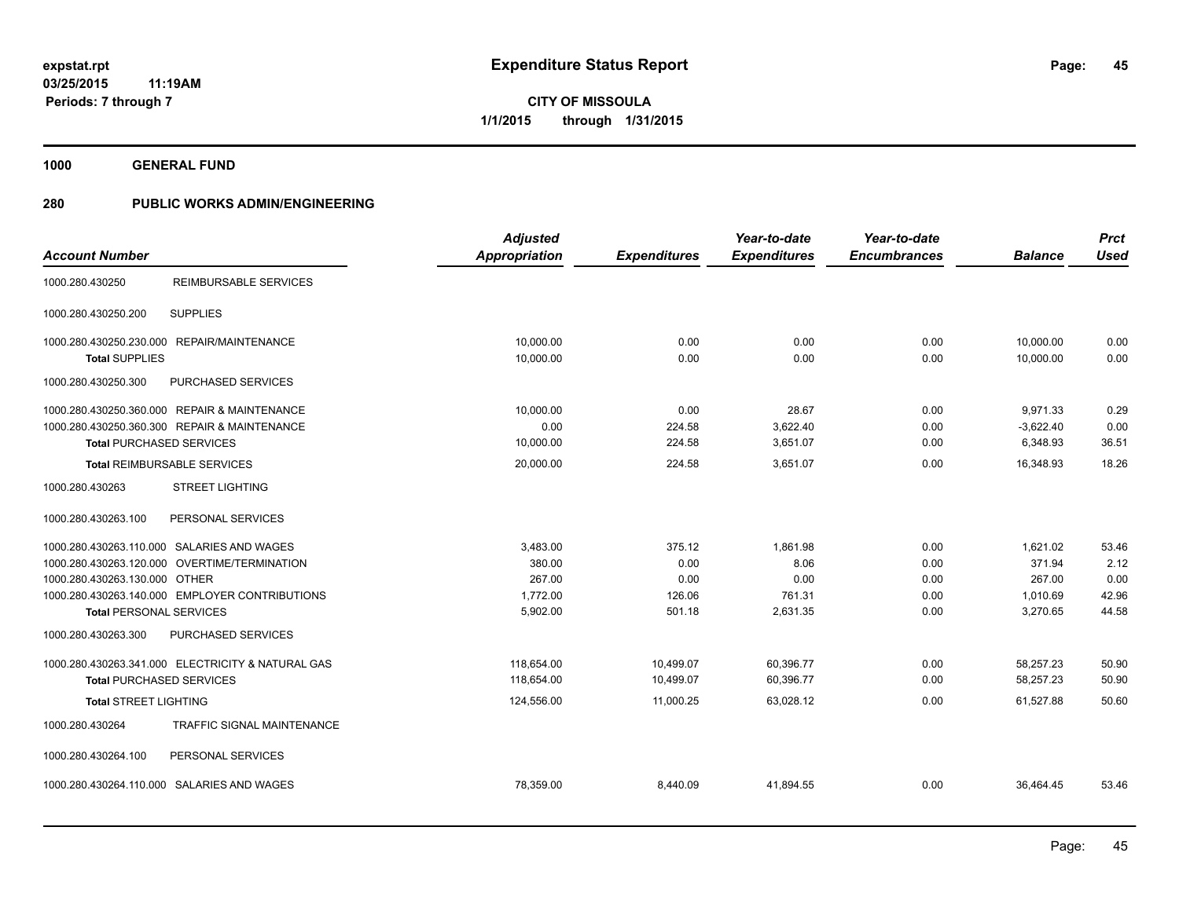expstat.rpt
03/25/2015 11:19AM
Periods: 7 through 7

# Expenditure Status Report

**CITY OF MISSOULA**
**1/1/2015 through 1/31/2015**

**1000 GENERAL FUND**

**280 PUBLIC WORKS ADMIN/ENGINEERING**

| Account Number | | Adjusted Appropriation | Expenditures | Year-to-date Expenditures | Year-to-date Encumbrances | Balance | Prct Used |
|---|---|---|---|---|---|---|---|
| 1000.280.430250 | REIMBURSABLE SERVICES | | | | | | |
| 1000.280.430250.200 | SUPPLIES | | | | | | |
| 1000.280.430250.230.000 | REPAIR/MAINTENANCE | 10,000.00 | 0.00 | 0.00 | 0.00 | 10,000.00 | 0.00 |
| **Total** SUPPLIES | | 10,000.00 | 0.00 | 0.00 | 0.00 | 10,000.00 | 0.00 |
| 1000.280.430250.300 | PURCHASED SERVICES | | | | | | |
| 1000.280.430250.360.000 | REPAIR & MAINTENANCE | 10,000.00 | 0.00 | 28.67 | 0.00 | 9,971.33 | 0.29 |
| 1000.280.430250.360.300 | REPAIR & MAINTENANCE | 0.00 | 224.58 | 3,622.40 | 0.00 | -3,622.40 | 0.00 |
| **Total** PURCHASED SERVICES | | 10,000.00 | 224.58 | 3,651.07 | 0.00 | 6,348.93 | 36.51 |
| **Total** REIMBURSABLE SERVICES | | 20,000.00 | 224.58 | 3,651.07 | 0.00 | 16,348.93 | 18.26 |
| 1000.280.430263 | STREET LIGHTING | | | | | | |
| 1000.280.430263.100 | PERSONAL SERVICES | | | | | | |
| 1000.280.430263.110.000 | SALARIES AND WAGES | 3,483.00 | 375.12 | 1,861.98 | 0.00 | 1,621.02 | 53.46 |
| 1000.280.430263.120.000 | OVERTIME/TERMINATION | 380.00 | 0.00 | 8.06 | 0.00 | 371.94 | 2.12 |
| 1000.280.430263.130.000 | OTHER | 267.00 | 0.00 | 0.00 | 0.00 | 267.00 | 0.00 |
| 1000.280.430263.140.000 | EMPLOYER CONTRIBUTIONS | 1,772.00 | 126.06 | 761.31 | 0.00 | 1,010.69 | 42.96 |
| **Total** PERSONAL SERVICES | | 5,902.00 | 501.18 | 2,631.35 | 0.00 | 3,270.65 | 44.58 |
| 1000.280.430263.300 | PURCHASED SERVICES | | | | | | |
| 1000.280.430263.341.000 | ELECTRICITY & NATURAL GAS | 118,654.00 | 10,499.07 | 60,396.77 | 0.00 | 58,257.23 | 50.90 |
| **Total** PURCHASED SERVICES | | 118,654.00 | 10,499.07 | 60,396.77 | 0.00 | 58,257.23 | 50.90 |
| **Total** STREET LIGHTING | | 124,556.00 | 11,000.25 | 63,028.12 | 0.00 | 61,527.88 | 50.60 |
| 1000.280.430264 | TRAFFIC SIGNAL MAINTENANCE | | | | | | |
| 1000.280.430264.100 | PERSONAL SERVICES | | | | | | |
| 1000.280.430264.110.000 | SALARIES AND WAGES | 78,359.00 | 8,440.09 | 41,894.55 | 0.00 | 36,464.45 | 53.46 |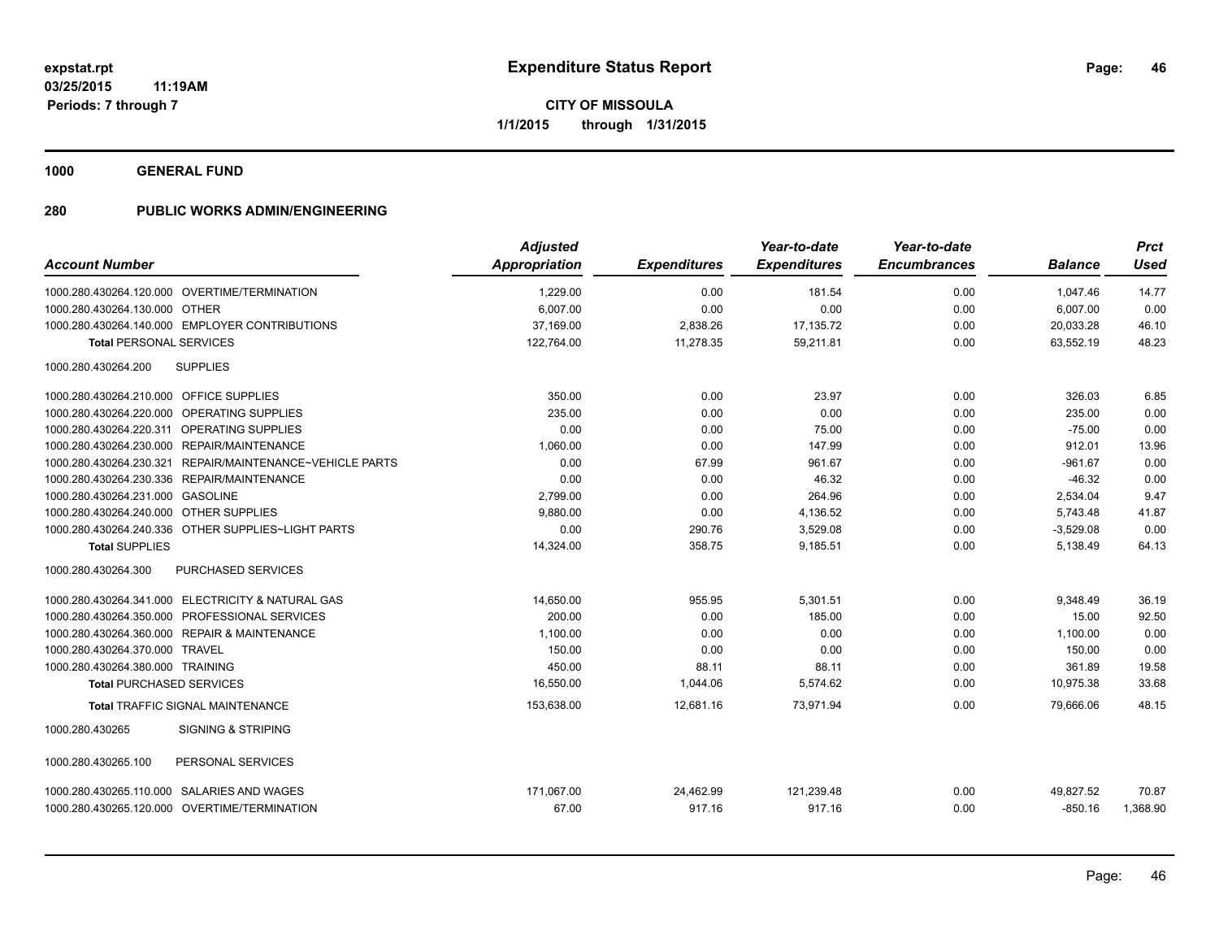**CITY OF MISSOULA**

**1/1/2015 through 1/31/2015**

**1000 GENERAL FUND**

**280 PUBLIC WORKS ADMIN/ENGINEERING**

| Account Number | Adjusted Appropriation | Expenditures | Year-to-date Expenditures | Year-to-date Encumbrances | Balance | Prct Used |
|---|---|---|---|---|---|---|
| 1000.280.430264.120.000 OVERTIME/TERMINATION | 1,229.00 | 0.00 | 181.54 | 0.00 | 1,047.46 | 14.77 |
| 1000.280.430264.130.000 OTHER | 6,007.00 | 0.00 | 0.00 | 0.00 | 6,007.00 | 0.00 |
| 1000.280.430264.140.000 EMPLOYER CONTRIBUTIONS | 37,169.00 | 2,838.26 | 17,135.72 | 0.00 | 20,033.28 | 46.10 |
| **Total** PERSONAL SERVICES | 122,764.00 | 11,278.35 | 59,211.81 | 0.00 | 63,552.19 | 48.23 |
| 1000.280.430264.200 SUPPLIES | | | | | | |
| 1000.280.430264.210.000 OFFICE SUPPLIES | 350.00 | 0.00 | 23.97 | 0.00 | 326.03 | 6.85 |
| 1000.280.430264.220.000 OPERATING SUPPLIES | 235.00 | 0.00 | 0.00 | 0.00 | 235.00 | 0.00 |
| 1000.280.430264.220.311 OPERATING SUPPLIES | 0.00 | 0.00 | 75.00 | 0.00 | -75.00 | 0.00 |
| 1000.280.430264.230.000 REPAIR/MAINTENANCE | 1,060.00 | 0.00 | 147.99 | 0.00 | 912.01 | 13.96 |
| 1000.280.430264.230.321 REPAIR/MAINTENANCE~VEHICLE PARTS | 0.00 | 67.99 | 961.67 | 0.00 | -961.67 | 0.00 |
| 1000.280.430264.230.336 REPAIR/MAINTENANCE | 0.00 | 0.00 | 46.32 | 0.00 | -46.32 | 0.00 |
| 1000.280.430264.231.000 GASOLINE | 2,799.00 | 0.00 | 264.96 | 0.00 | 2,534.04 | 9.47 |
| 1000.280.430264.240.000 OTHER SUPPLIES | 9,880.00 | 0.00 | 4,136.52 | 0.00 | 5,743.48 | 41.87 |
| 1000.280.430264.240.336 OTHER SUPPLIES~LIGHT PARTS | 0.00 | 290.76 | 3,529.08 | 0.00 | -3,529.08 | 0.00 |
| **Total** SUPPLIES | 14,324.00 | 358.75 | 9,185.51 | 0.00 | 5,138.49 | 64.13 |
| 1000.280.430264.300 PURCHASED SERVICES | | | | | | |
| 1000.280.430264.341.000 ELECTRICITY & NATURAL GAS | 14,650.00 | 955.95 | 5,301.51 | 0.00 | 9,348.49 | 36.19 |
| 1000.280.430264.350.000 PROFESSIONAL SERVICES | 200.00 | 0.00 | 185.00 | 0.00 | 15.00 | 92.50 |
| 1000.280.430264.360.000 REPAIR & MAINTENANCE | 1,100.00 | 0.00 | 0.00 | 0.00 | 1,100.00 | 0.00 |
| 1000.280.430264.370.000 TRAVEL | 150.00 | 0.00 | 0.00 | 0.00 | 150.00 | 0.00 |
| 1000.280.430264.380.000 TRAINING | 450.00 | 88.11 | 88.11 | 0.00 | 361.89 | 19.58 |
| **Total** PURCHASED SERVICES | 16,550.00 | 1,044.06 | 5,574.62 | 0.00 | 10,975.38 | 33.68 |
| **Total** TRAFFIC SIGNAL MAINTENANCE | 153,638.00 | 12,681.16 | 73,971.94 | 0.00 | 79,666.06 | 48.15 |
| 1000.280.430265 SIGNING & STRIPING | | | | | | |
| 1000.280.430265.100 PERSONAL SERVICES | | | | | | |
| 1000.280.430265.110.000 SALARIES AND WAGES | 171,067.00 | 24,462.99 | 121,239.48 | 0.00 | 49,827.52 | 70.87 |
| 1000.280.430265.120.000 OVERTIME/TERMINATION | 67.00 | 917.16 | 917.16 | 0.00 | -850.16 | 1,368.90 |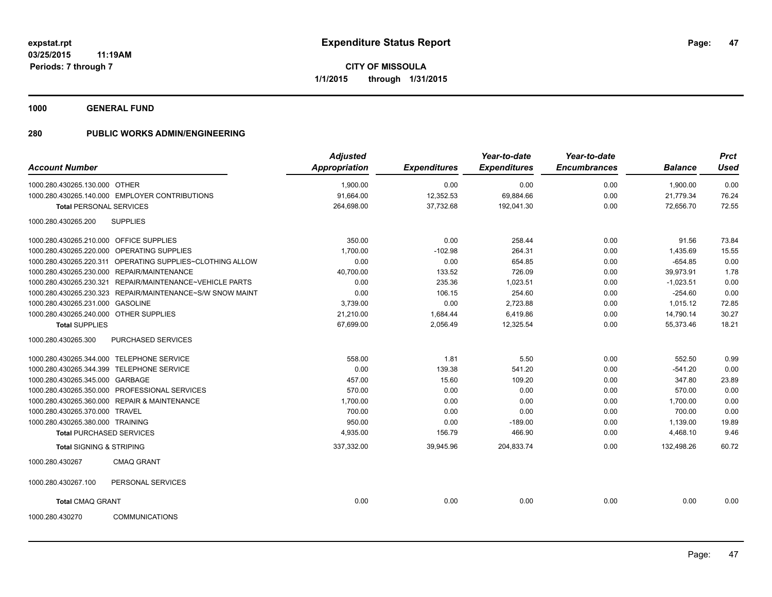**expstat.rpt**
**03/25/2015 11:19AM**
**Periods: 7 through 7**

# Expenditure Status Report

**CITY OF MISSOULA**
**1/1/2015 through 1/31/2015**

## 1000 GENERAL FUND

## 280 PUBLIC WORKS ADMIN/ENGINEERING

| Account Number | Adjusted Appropriation | Expenditures | Year-to-date Expenditures | Year-to-date Encumbrances | Balance | Prct Used |
|---|---|---|---|---|---|---|
| 1000.280.430265.130.000 OTHER | 1,900.00 | 0.00 | 0.00 | 0.00 | 1,900.00 | 0.00 |
| 1000.280.430265.140.000 EMPLOYER CONTRIBUTIONS | 91,664.00 | 12,352.53 | 69,884.66 | 0.00 | 21,779.34 | 76.24 |
| **Total** PERSONAL SERVICES | 264,698.00 | 37,732.68 | 192,041.30 | 0.00 | 72,656.70 | 72.55 |
| 1000.280.430265.200 SUPPLIES | | | | | | |
| 1000.280.430265.210.000 OFFICE SUPPLIES | 350.00 | 0.00 | 258.44 | 0.00 | 91.56 | 73.84 |
| 1000.280.430265.220.000 OPERATING SUPPLIES | 1,700.00 | -102.98 | 264.31 | 0.00 | 1,435.69 | 15.55 |
| 1000.280.430265.220.311 OPERATING SUPPLIES~CLOTHING ALLOW | 0.00 | 0.00 | 654.85 | 0.00 | -654.85 | 0.00 |
| 1000.280.430265.230.000 REPAIR/MAINTENANCE | 40,700.00 | 133.52 | 726.09 | 0.00 | 39,973.91 | 1.78 |
| 1000.280.430265.230.321 REPAIR/MAINTENANCE~VEHICLE PARTS | 0.00 | 235.36 | 1,023.51 | 0.00 | -1,023.51 | 0.00 |
| 1000.280.430265.230.323 REPAIR/MAINTENANCE~S/W SNOW MAINT | 0.00 | 106.15 | 254.60 | 0.00 | -254.60 | 0.00 |
| 1000.280.430265.231.000 GASOLINE | 3,739.00 | 0.00 | 2,723.88 | 0.00 | 1,015.12 | 72.85 |
| 1000.280.430265.240.000 OTHER SUPPLIES | 21,210.00 | 1,684.44 | 6,419.86 | 0.00 | 14,790.14 | 30.27 |
| **Total** SUPPLIES | 67,699.00 | 2,056.49 | 12,325.54 | 0.00 | 55,373.46 | 18.21 |
| 1000.280.430265.300 PURCHASED SERVICES | | | | | | |
| 1000.280.430265.344.000 TELEPHONE SERVICE | 558.00 | 1.81 | 5.50 | 0.00 | 552.50 | 0.99 |
| 1000.280.430265.344.399 TELEPHONE SERVICE | 0.00 | 139.38 | 541.20 | 0.00 | -541.20 | 0.00 |
| 1000.280.430265.345.000 GARBAGE | 457.00 | 15.60 | 109.20 | 0.00 | 347.80 | 23.89 |
| 1000.280.430265.350.000 PROFESSIONAL SERVICES | 570.00 | 0.00 | 0.00 | 0.00 | 570.00 | 0.00 |
| 1000.280.430265.360.000 REPAIR & MAINTENANCE | 1,700.00 | 0.00 | 0.00 | 0.00 | 1,700.00 | 0.00 |
| 1000.280.430265.370.000 TRAVEL | 700.00 | 0.00 | 0.00 | 0.00 | 700.00 | 0.00 |
| 1000.280.430265.380.000 TRAINING | 950.00 | 0.00 | -189.00 | 0.00 | 1,139.00 | 19.89 |
| **Total** PURCHASED SERVICES | 4,935.00 | 156.79 | 466.90 | 0.00 | 4,468.10 | 9.46 |
| **Total** SIGNING & STRIPING | 337,332.00 | 39,945.96 | 204,833.74 | 0.00 | 132,498.26 | 60.72 |
| 1000.280.430267 CMAQ GRANT | | | | | | |
| 1000.280.430267.100 PERSONAL SERVICES | | | | | | |
| **Total** CMAQ GRANT | 0.00 | 0.00 | 0.00 | 0.00 | 0.00 | 0.00 |
| 1000.280.430270 COMMUNICATIONS | | | | | | |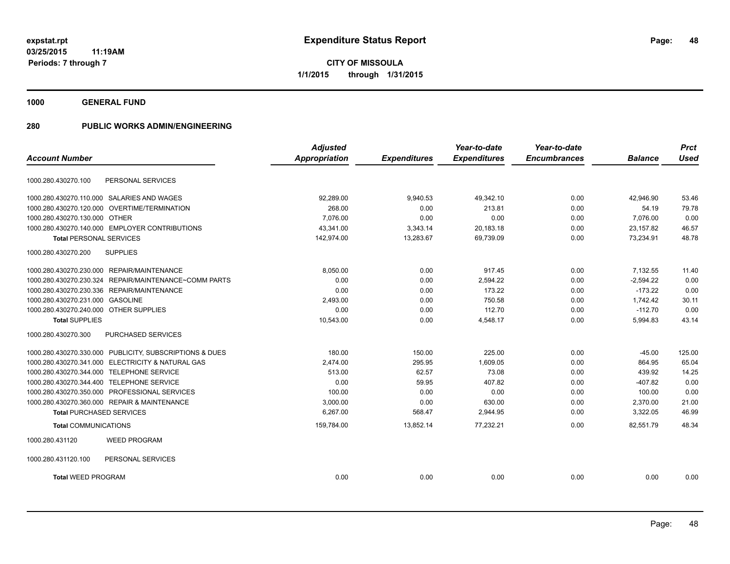**expstat.rpt**
**03/25/2015 11:19AM**
**Periods: 7 through 7**

# Expenditure Status Report

**CITY OF MISSOULA**
**1/1/2015 through 1/31/2015**

## 1000 GENERAL FUND

## 280 PUBLIC WORKS ADMIN/ENGINEERING

| Account Number | | Adjusted Appropriation | Expenditures | Year-to-date Expenditures | Year-to-date Encumbrances | Balance | Prct Used |
|---|---|---|---|---|---|---|---|
| 1000.280.430270.100 | PERSONAL SERVICES | | | | | | |
| 1000.280.430270.110.000 | SALARIES AND WAGES | 92,289.00 | 9,940.53 | 49,342.10 | 0.00 | 42,946.90 | 53.46 |
| 1000.280.430270.120.000 | OVERTIME/TERMINATION | 268.00 | 0.00 | 213.81 | 0.00 | 54.19 | 79.78 |
| 1000.280.430270.130.000 | OTHER | 7,076.00 | 0.00 | 0.00 | 0.00 | 7,076.00 | 0.00 |
| 1000.280.430270.140.000 | EMPLOYER CONTRIBUTIONS | 43,341.00 | 3,343.14 | 20,183.18 | 0.00 | 23,157.82 | 46.57 |
| **Total** PERSONAL SERVICES | | 142,974.00 | 13,283.67 | 69,739.09 | 0.00 | 73,234.91 | 48.78 |
| 1000.280.430270.200 | SUPPLIES | | | | | | |
| 1000.280.430270.230.000 | REPAIR/MAINTENANCE | 8,050.00 | 0.00 | 917.45 | 0.00 | 7,132.55 | 11.40 |
| 1000.280.430270.230.324 | REPAIR/MAINTENANCE~COMM PARTS | 0.00 | 0.00 | 2,594.22 | 0.00 | -2,594.22 | 0.00 |
| 1000.280.430270.230.336 | REPAIR/MAINTENANCE | 0.00 | 0.00 | 173.22 | 0.00 | -173.22 | 0.00 |
| 1000.280.430270.231.000 | GASOLINE | 2,493.00 | 0.00 | 750.58 | 0.00 | 1,742.42 | 30.11 |
| 1000.280.430270.240.000 | OTHER SUPPLIES | 0.00 | 0.00 | 112.70 | 0.00 | -112.70 | 0.00 |
| **Total** SUPPLIES | | 10,543.00 | 0.00 | 4,548.17 | 0.00 | 5,994.83 | 43.14 |
| 1000.280.430270.300 | PURCHASED SERVICES | | | | | | |
| 1000.280.430270.330.000 | PUBLICITY, SUBSCRIPTIONS & DUES | 180.00 | 150.00 | 225.00 | 0.00 | -45.00 | 125.00 |
| 1000.280.430270.341.000 | ELECTRICITY & NATURAL GAS | 2,474.00 | 295.95 | 1,609.05 | 0.00 | 864.95 | 65.04 |
| 1000.280.430270.344.000 | TELEPHONE SERVICE | 513.00 | 62.57 | 73.08 | 0.00 | 439.92 | 14.25 |
| 1000.280.430270.344.400 | TELEPHONE SERVICE | 0.00 | 59.95 | 407.82 | 0.00 | -407.82 | 0.00 |
| 1000.280.430270.350.000 | PROFESSIONAL SERVICES | 100.00 | 0.00 | 0.00 | 0.00 | 100.00 | 0.00 |
| 1000.280.430270.360.000 | REPAIR & MAINTENANCE | 3,000.00 | 0.00 | 630.00 | 0.00 | 2,370.00 | 21.00 |
| **Total** PURCHASED SERVICES | | 6,267.00 | 568.47 | 2,944.95 | 0.00 | 3,322.05 | 46.99 |
| **Total** COMMUNICATIONS | | 159,784.00 | 13,852.14 | 77,232.21 | 0.00 | 82,551.79 | 48.34 |
| 1000.280.431120 | WEED PROGRAM | | | | | | |
| 1000.280.431120.100 | PERSONAL SERVICES | | | | | | |
| **Total** WEED PROGRAM | | 0.00 | 0.00 | 0.00 | 0.00 | 0.00 | 0.00 |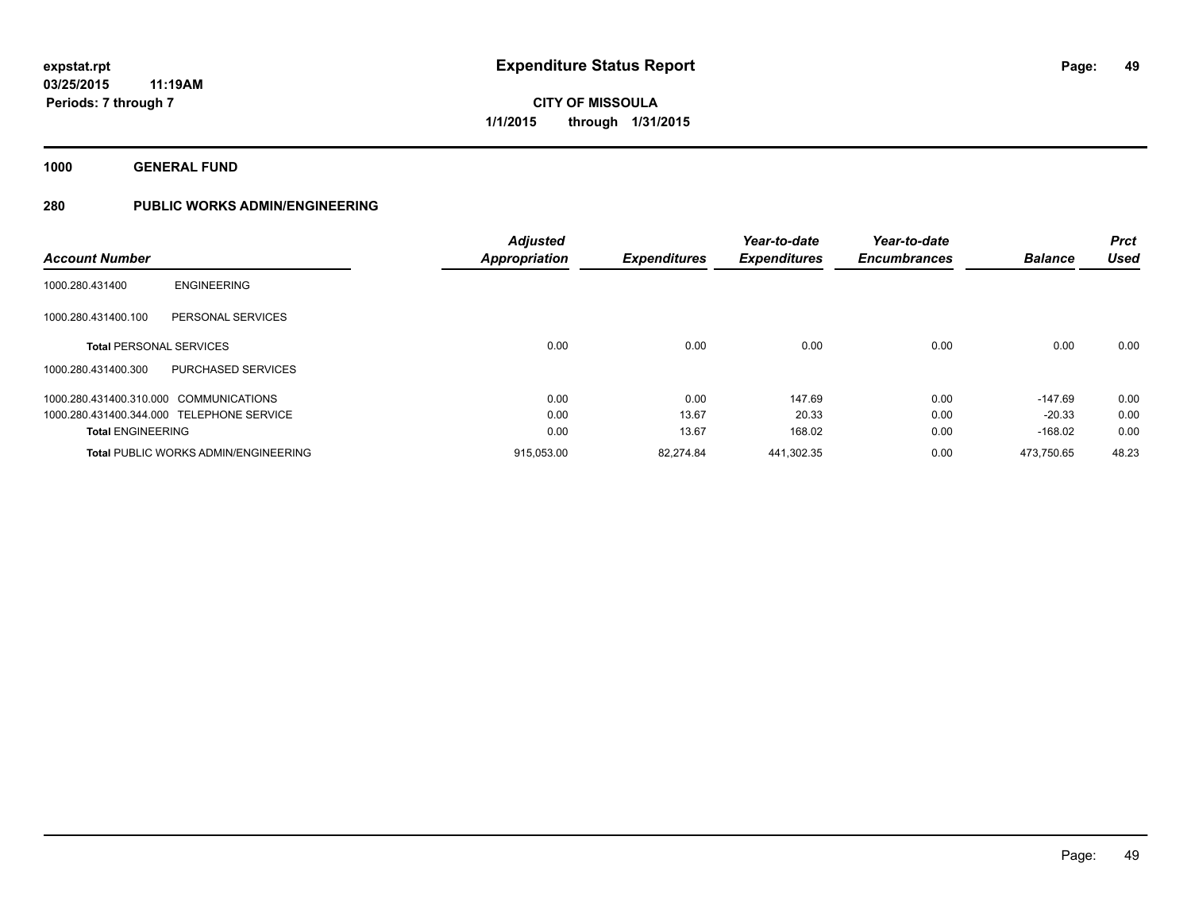**expstat.rpt**
**03/25/2015 11:19AM**
**Periods: 7 through 7**

# Expenditure Status Report

**CITY OF MISSOULA**
**1/1/2015 through 1/31/2015**

## 1000 GENERAL FUND

## 280 PUBLIC WORKS ADMIN/ENGINEERING

| Account Number | | Adjusted Appropriation | Expenditures | Year-to-date Expenditures | Year-to-date Encumbrances | Balance | Prct Used |
|---|---|---|---|---|---|---|---|
| 1000.280.431400 | ENGINEERING | | | | | | |
| 1000.280.431400.100 | PERSONAL SERVICES | | | | | | |
| **Total** PERSONAL SERVICES | | 0.00 | 0.00 | 0.00 | 0.00 | 0.00 | 0.00 |
| 1000.280.431400.300 | PURCHASED SERVICES | | | | | | |
| 1000.280.431400.310.000 | COMMUNICATIONS | 0.00 | 0.00 | 147.69 | 0.00 | -147.69 | 0.00 |
| 1000.280.431400.344.000 | TELEPHONE SERVICE | 0.00 | 13.67 | 20.33 | 0.00 | -20.33 | 0.00 |
| **Total** ENGINEERING | | 0.00 | 13.67 | 168.02 | 0.00 | -168.02 | 0.00 |
| **Total** PUBLIC WORKS ADMIN/ENGINEERING | | 915,053.00 | 82,274.84 | 441,302.35 | 0.00 | 473,750.65 | 48.23 |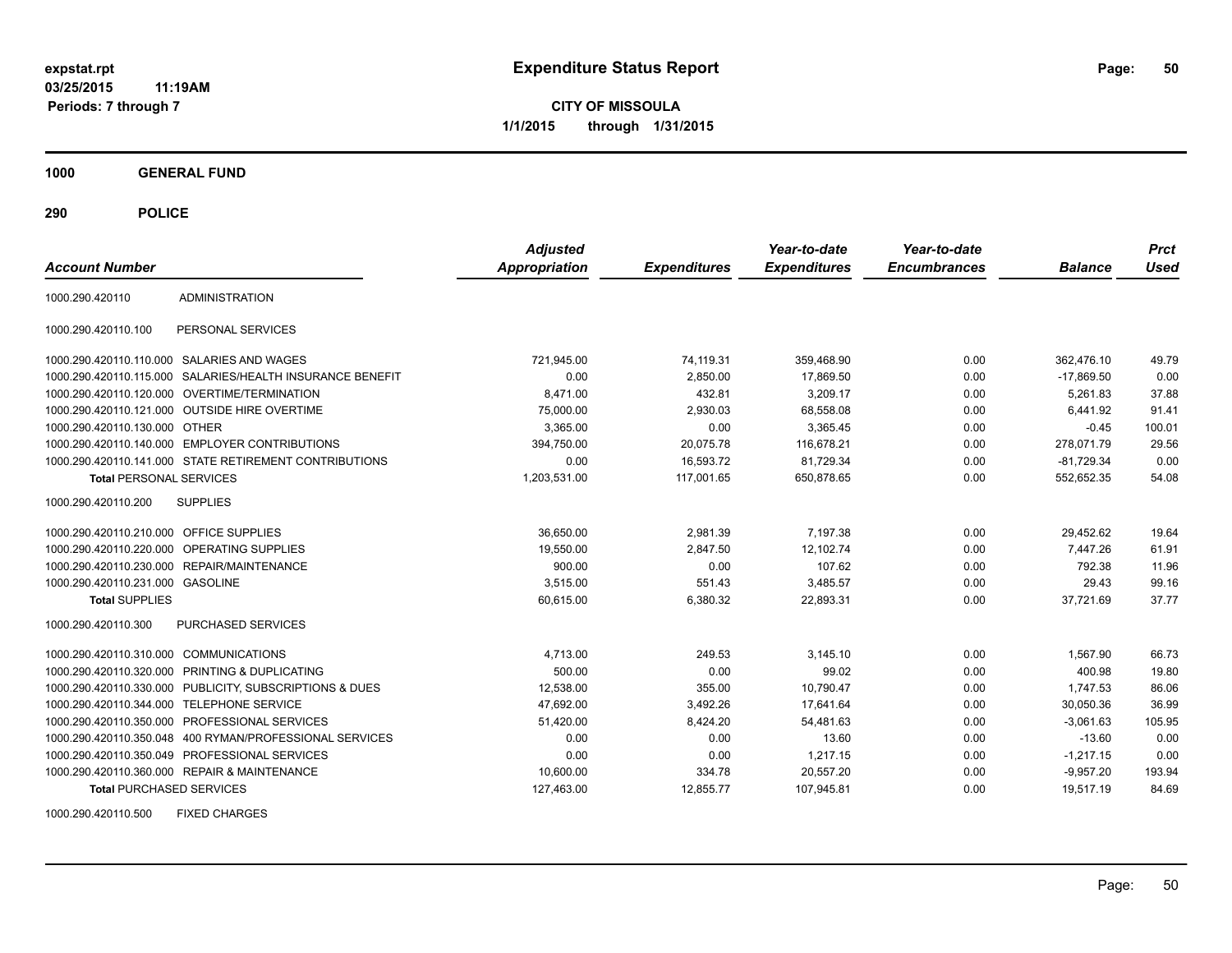# Expenditure Status Report

expstat.rpt
03/25/2015 11:19AM
Periods: 7 through 7

**CITY OF MISSOULA**
**1/1/2015 through 1/31/2015**

## 1000 GENERAL FUND

## 290 POLICE

| Account Number | | Adjusted Appropriation | Expenditures | Year-to-date Expenditures | Year-to-date Encumbrances | Balance | Prct Used |
|---|---|---|---|---|---|---|---|
| 1000.290.420110 | ADMINISTRATION | | | | | | |
| 1000.290.420110.100 | PERSONAL SERVICES | | | | | | |
| 1000.290.420110.110.000 | SALARIES AND WAGES | 721,945.00 | 74,119.31 | 359,468.90 | 0.00 | 362,476.10 | 49.79 |
| 1000.290.420110.115.000 | SALARIES/HEALTH INSURANCE BENEFIT | 0.00 | 2,850.00 | 17,869.50 | 0.00 | -17,869.50 | 0.00 |
| 1000.290.420110.120.000 | OVERTIME/TERMINATION | 8,471.00 | 432.81 | 3,209.17 | 0.00 | 5,261.83 | 37.88 |
| 1000.290.420110.121.000 | OUTSIDE HIRE OVERTIME | 75,000.00 | 2,930.03 | 68,558.08 | 0.00 | 6,441.92 | 91.41 |
| 1000.290.420110.130.000 | OTHER | 3,365.00 | 0.00 | 3,365.45 | 0.00 | -0.45 | 100.01 |
| 1000.290.420110.140.000 | EMPLOYER CONTRIBUTIONS | 394,750.00 | 20,075.78 | 116,678.21 | 0.00 | 278,071.79 | 29.56 |
| 1000.290.420110.141.000 | STATE RETIREMENT CONTRIBUTIONS | 0.00 | 16,593.72 | 81,729.34 | 0.00 | -81,729.34 | 0.00 |
| **Total** PERSONAL SERVICES | | 1,203,531.00 | 117,001.65 | 650,878.65 | 0.00 | 552,652.35 | 54.08 |
| 1000.290.420110.200 | SUPPLIES | | | | | | |
| 1000.290.420110.210.000 | OFFICE SUPPLIES | 36,650.00 | 2,981.39 | 7,197.38 | 0.00 | 29,452.62 | 19.64 |
| 1000.290.420110.220.000 | OPERATING SUPPLIES | 19,550.00 | 2,847.50 | 12,102.74 | 0.00 | 7,447.26 | 61.91 |
| 1000.290.420110.230.000 | REPAIR/MAINTENANCE | 900.00 | 0.00 | 107.62 | 0.00 | 792.38 | 11.96 |
| 1000.290.420110.231.000 | GASOLINE | 3,515.00 | 551.43 | 3,485.57 | 0.00 | 29.43 | 99.16 |
| **Total** SUPPLIES | | 60,615.00 | 6,380.32 | 22,893.31 | 0.00 | 37,721.69 | 37.77 |
| 1000.290.420110.300 | PURCHASED SERVICES | | | | | | |
| 1000.290.420110.310.000 | COMMUNICATIONS | 4,713.00 | 249.53 | 3,145.10 | 0.00 | 1,567.90 | 66.73 |
| 1000.290.420110.320.000 | PRINTING & DUPLICATING | 500.00 | 0.00 | 99.02 | 0.00 | 400.98 | 19.80 |
| 1000.290.420110.330.000 | PUBLICITY, SUBSCRIPTIONS & DUES | 12,538.00 | 355.00 | 10,790.47 | 0.00 | 1,747.53 | 86.06 |
| 1000.290.420110.344.000 | TELEPHONE SERVICE | 47,692.00 | 3,492.26 | 17,641.64 | 0.00 | 30,050.36 | 36.99 |
| 1000.290.420110.350.000 | PROFESSIONAL SERVICES | 51,420.00 | 8,424.20 | 54,481.63 | 0.00 | -3,061.63 | 105.95 |
| 1000.290.420110.350.048 | 400 RYMAN/PROFESSIONAL SERVICES | 0.00 | 0.00 | 13.60 | 0.00 | -13.60 | 0.00 |
| 1000.290.420110.350.049 | PROFESSIONAL SERVICES | 0.00 | 0.00 | 1,217.15 | 0.00 | -1,217.15 | 0.00 |
| 1000.290.420110.360.000 | REPAIR & MAINTENANCE | 10,600.00 | 334.78 | 20,557.20 | 0.00 | -9,957.20 | 193.94 |
| **Total** PURCHASED SERVICES | | 127,463.00 | 12,855.77 | 107,945.81 | 0.00 | 19,517.19 | 84.69 |
| 1000.290.420110.500 | FIXED CHARGES | | | | | | |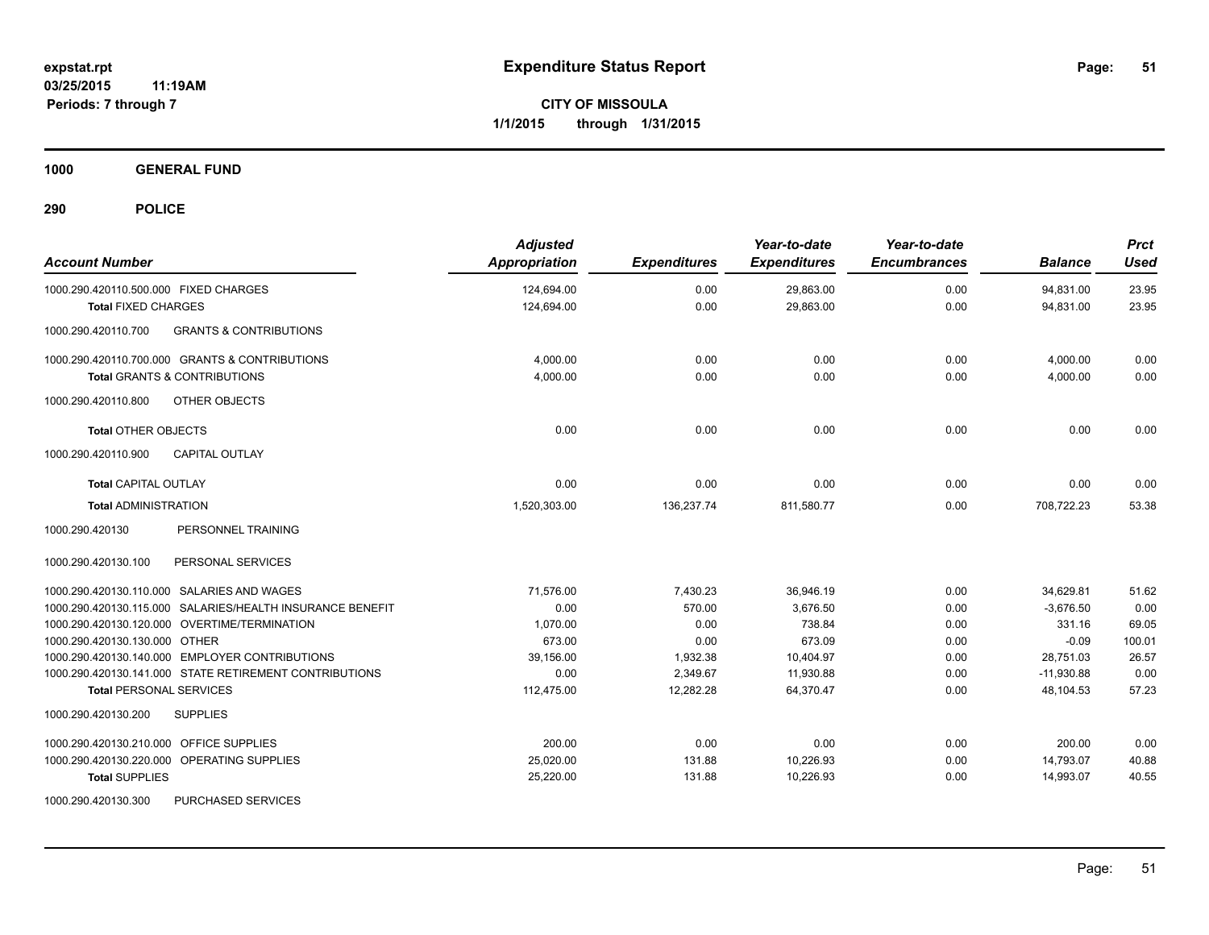**expstat.rpt**
**03/25/2015 11:19AM**
**Periods: 7 through 7**

# Expenditure Status Report

**CITY OF MISSOULA**
**1/1/2015 through 1/31/2015**

## 1000 GENERAL FUND

## 290 POLICE

| Account Number | | Adjusted Appropriation | Expenditures | Year-to-date Expenditures | Year-to-date Encumbrances | Balance | Prct Used |
|---|---|---|---|---|---|---|---|
| 1000.290.420110.500.000 | FIXED CHARGES | 124,694.00 | 0.00 | 29,863.00 | 0.00 | 94,831.00 | 23.95 |
| **Total** FIXED CHARGES | | 124,694.00 | 0.00 | 29,863.00 | 0.00 | 94,831.00 | 23.95 |
| 1000.290.420110.700 | GRANTS & CONTRIBUTIONS | | | | | | |
| 1000.290.420110.700.000 | GRANTS & CONTRIBUTIONS | 4,000.00 | 0.00 | 0.00 | 0.00 | 4,000.00 | 0.00 |
| **Total** GRANTS & CONTRIBUTIONS | | 4,000.00 | 0.00 | 0.00 | 0.00 | 4,000.00 | 0.00 |
| 1000.290.420110.800 | OTHER OBJECTS | | | | | | |
| **Total** OTHER OBJECTS | | 0.00 | 0.00 | 0.00 | 0.00 | 0.00 | 0.00 |
| 1000.290.420110.900 | CAPITAL OUTLAY | | | | | | |
| **Total** CAPITAL OUTLAY | | 0.00 | 0.00 | 0.00 | 0.00 | 0.00 | 0.00 |
| **Total** ADMINISTRATION | | 1,520,303.00 | 136,237.74 | 811,580.77 | 0.00 | 708,722.23 | 53.38 |
| 1000.290.420130 | PERSONNEL TRAINING | | | | | | |
| 1000.290.420130.100 | PERSONAL SERVICES | | | | | | |
| 1000.290.420130.110.000 | SALARIES AND WAGES | 71,576.00 | 7,430.23 | 36,946.19 | 0.00 | 34,629.81 | 51.62 |
| 1000.290.420130.115.000 | SALARIES/HEALTH INSURANCE BENEFIT | 0.00 | 570.00 | 3,676.50 | 0.00 | -3,676.50 | 0.00 |
| 1000.290.420130.120.000 | OVERTIME/TERMINATION | 1,070.00 | 0.00 | 738.84 | 0.00 | 331.16 | 69.05 |
| 1000.290.420130.130.000 | OTHER | 673.00 | 0.00 | 673.09 | 0.00 | -0.09 | 100.01 |
| 1000.290.420130.140.000 | EMPLOYER CONTRIBUTIONS | 39,156.00 | 1,932.38 | 10,404.97 | 0.00 | 28,751.03 | 26.57 |
| 1000.290.420130.141.000 | STATE RETIREMENT CONTRIBUTIONS | 0.00 | 2,349.67 | 11,930.88 | 0.00 | -11,930.88 | 0.00 |
| **Total** PERSONAL SERVICES | | 112,475.00 | 12,282.28 | 64,370.47 | 0.00 | 48,104.53 | 57.23 |
| 1000.290.420130.200 | SUPPLIES | | | | | | |
| 1000.290.420130.210.000 | OFFICE SUPPLIES | 200.00 | 0.00 | 0.00 | 0.00 | 200.00 | 0.00 |
| 1000.290.420130.220.000 | OPERATING SUPPLIES | 25,020.00 | 131.88 | 10,226.93 | 0.00 | 14,793.07 | 40.88 |
| **Total** SUPPLIES | | 25,220.00 | 131.88 | 10,226.93 | 0.00 | 14,993.07 | 40.55 |
| 1000.290.420130.300 | PURCHASED SERVICES | | | | | | |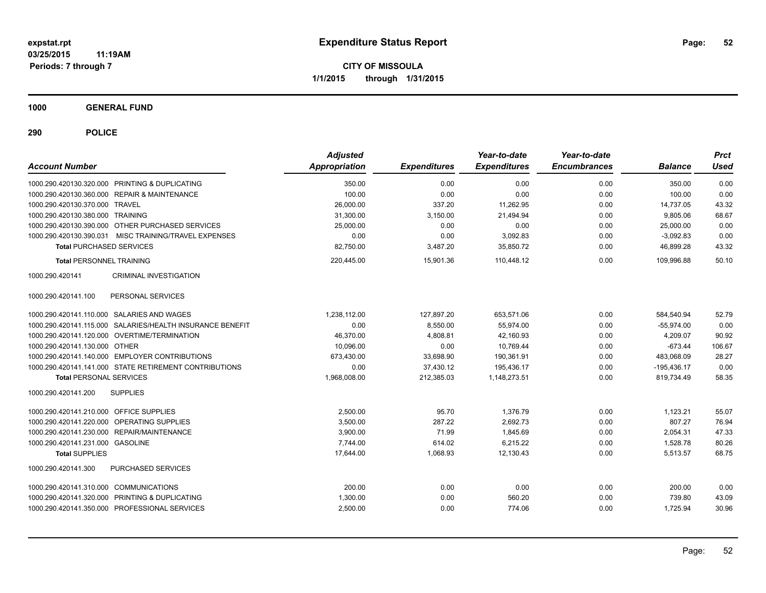# Expenditure Status Report

**CITY OF MISSOULA**

**1/1/2015 through 1/31/2015**

expstat.rpt
03/25/2015 11:19AM
Periods: 7 through 7

## 1000 GENERAL FUND

## 290 POLICE

| Account Number | | Adjusted Appropriation | Expenditures | Year-to-date Expenditures | Year-to-date Encumbrances | Balance | Prct Used |
|---|---|---|---|---|---|---|---|
| 1000.290.420130.320.000 | PRINTING & DUPLICATING | 350.00 | 0.00 | 0.00 | 0.00 | 350.00 | 0.00 |
| 1000.290.420130.360.000 | REPAIR & MAINTENANCE | 100.00 | 0.00 | 0.00 | 0.00 | 100.00 | 0.00 |
| 1000.290.420130.370.000 | TRAVEL | 26,000.00 | 337.20 | 11,262.95 | 0.00 | 14,737.05 | 43.32 |
| 1000.290.420130.380.000 | TRAINING | 31,300.00 | 3,150.00 | 21,494.94 | 0.00 | 9,805.06 | 68.67 |
| 1000.290.420130.390.000 | OTHER PURCHASED SERVICES | 25,000.00 | 0.00 | 0.00 | 0.00 | 25,000.00 | 0.00 |
| 1000.290.420130.390.031 | MISC TRAINING/TRAVEL EXPENSES | 0.00 | 0.00 | 3,092.83 | 0.00 | -3,092.83 | 0.00 |
| **Total** PURCHASED SERVICES | | 82,750.00 | 3,487.20 | 35,850.72 | 0.00 | 46,899.28 | 43.32 |
| **Total** PERSONNEL TRAINING | | 220,445.00 | 15,901.36 | 110,448.12 | 0.00 | 109,996.88 | 50.10 |
| 1000.290.420141 | CRIMINAL INVESTIGATION | | | | | | |
| 1000.290.420141.100 | PERSONAL SERVICES | | | | | | |
| 1000.290.420141.110.000 | SALARIES AND WAGES | 1,238,112.00 | 127,897.20 | 653,571.06 | 0.00 | 584,540.94 | 52.79 |
| 1000.290.420141.115.000 | SALARIES/HEALTH INSURANCE BENEFIT | 0.00 | 8,550.00 | 55,974.00 | 0.00 | -55,974.00 | 0.00 |
| 1000.290.420141.120.000 | OVERTIME/TERMINATION | 46,370.00 | 4,808.81 | 42,160.93 | 0.00 | 4,209.07 | 90.92 |
| 1000.290.420141.130.000 | OTHER | 10,096.00 | 0.00 | 10,769.44 | 0.00 | -673.44 | 106.67 |
| 1000.290.420141.140.000 | EMPLOYER CONTRIBUTIONS | 673,430.00 | 33,698.90 | 190,361.91 | 0.00 | 483,068.09 | 28.27 |
| 1000.290.420141.141.000 | STATE RETIREMENT CONTRIBUTIONS | 0.00 | 37,430.12 | 195,436.17 | 0.00 | -195,436.17 | 0.00 |
| **Total** PERSONAL SERVICES | | 1,968,008.00 | 212,385.03 | 1,148,273.51 | 0.00 | 819,734.49 | 58.35 |
| 1000.290.420141.200 | SUPPLIES | | | | | | |
| 1000.290.420141.210.000 | OFFICE SUPPLIES | 2,500.00 | 95.70 | 1,376.79 | 0.00 | 1,123.21 | 55.07 |
| 1000.290.420141.220.000 | OPERATING SUPPLIES | 3,500.00 | 287.22 | 2,692.73 | 0.00 | 807.27 | 76.94 |
| 1000.290.420141.230.000 | REPAIR/MAINTENANCE | 3,900.00 | 71.99 | 1,845.69 | 0.00 | 2,054.31 | 47.33 |
| 1000.290.420141.231.000 | GASOLINE | 7,744.00 | 614.02 | 6,215.22 | 0.00 | 1,528.78 | 80.26 |
| **Total** SUPPLIES | | 17,644.00 | 1,068.93 | 12,130.43 | 0.00 | 5,513.57 | 68.75 |
| 1000.290.420141.300 | PURCHASED SERVICES | | | | | | |
| 1000.290.420141.310.000 | COMMUNICATIONS | 200.00 | 0.00 | 0.00 | 0.00 | 200.00 | 0.00 |
| 1000.290.420141.320.000 | PRINTING & DUPLICATING | 1,300.00 | 0.00 | 560.20 | 0.00 | 739.80 | 43.09 |
| 1000.290.420141.350.000 | PROFESSIONAL SERVICES | 2,500.00 | 0.00 | 774.06 | 0.00 | 1,725.94 | 30.96 |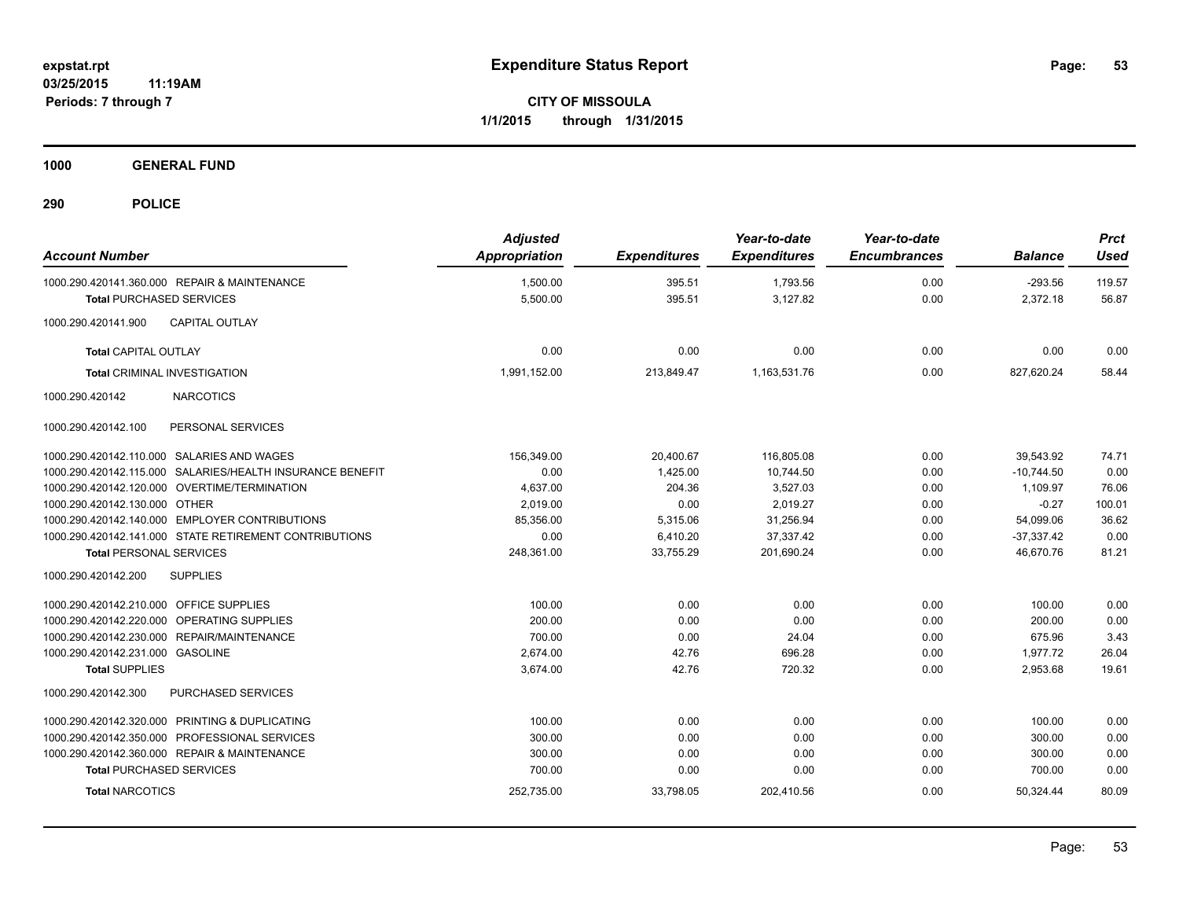**expstat.rpt**
**03/25/2015 11:19AM**
**Periods: 7 through 7**

# Expenditure Status Report

**CITY OF MISSOULA**
**1/1/2015 through 1/31/2015**

## 1000 GENERAL FUND

## 290 POLICE

| Account Number | Adjusted Appropriation | Expenditures | Year-to-date Expenditures | Year-to-date Encumbrances | Balance | Prct Used |
|---|---|---|---|---|---|---|
| 1000.290.420141.360.000 REPAIR & MAINTENANCE | 1,500.00 | 395.51 | 1,793.56 | 0.00 | -293.56 | 119.57 |
| **Total** PURCHASED SERVICES | 5,500.00 | 395.51 | 3,127.82 | 0.00 | 2,372.18 | 56.87 |
| 1000.290.420141.900 CAPITAL OUTLAY | | | | | | |
| **Total** CAPITAL OUTLAY | 0.00 | 0.00 | 0.00 | 0.00 | 0.00 | 0.00 |
| **Total** CRIMINAL INVESTIGATION | 1,991,152.00 | 213,849.47 | 1,163,531.76 | 0.00 | 827,620.24 | 58.44 |
| 1000.290.420142 NARCOTICS | | | | | | |
| 1000.290.420142.100 PERSONAL SERVICES | | | | | | |
| 1000.290.420142.110.000 SALARIES AND WAGES | 156,349.00 | 20,400.67 | 116,805.08 | 0.00 | 39,543.92 | 74.71 |
| 1000.290.420142.115.000 SALARIES/HEALTH INSURANCE BENEFIT | 0.00 | 1,425.00 | 10,744.50 | 0.00 | -10,744.50 | 0.00 |
| 1000.290.420142.120.000 OVERTIME/TERMINATION | 4,637.00 | 204.36 | 3,527.03 | 0.00 | 1,109.97 | 76.06 |
| 1000.290.420142.130.000 OTHER | 2,019.00 | 0.00 | 2,019.27 | 0.00 | -0.27 | 100.01 |
| 1000.290.420142.140.000 EMPLOYER CONTRIBUTIONS | 85,356.00 | 5,315.06 | 31,256.94 | 0.00 | 54,099.06 | 36.62 |
| 1000.290.420142.141.000 STATE RETIREMENT CONTRIBUTIONS | 0.00 | 6,410.20 | 37,337.42 | 0.00 | -37,337.42 | 0.00 |
| **Total** PERSONAL SERVICES | 248,361.00 | 33,755.29 | 201,690.24 | 0.00 | 46,670.76 | 81.21 |
| 1000.290.420142.200 SUPPLIES | | | | | | |
| 1000.290.420142.210.000 OFFICE SUPPLIES | 100.00 | 0.00 | 0.00 | 0.00 | 100.00 | 0.00 |
| 1000.290.420142.220.000 OPERATING SUPPLIES | 200.00 | 0.00 | 0.00 | 0.00 | 200.00 | 0.00 |
| 1000.290.420142.230.000 REPAIR/MAINTENANCE | 700.00 | 0.00 | 24.04 | 0.00 | 675.96 | 3.43 |
| 1000.290.420142.231.000 GASOLINE | 2,674.00 | 42.76 | 696.28 | 0.00 | 1,977.72 | 26.04 |
| **Total** SUPPLIES | 3,674.00 | 42.76 | 720.32 | 0.00 | 2,953.68 | 19.61 |
| 1000.290.420142.300 PURCHASED SERVICES | | | | | | |
| 1000.290.420142.320.000 PRINTING & DUPLICATING | 100.00 | 0.00 | 0.00 | 0.00 | 100.00 | 0.00 |
| 1000.290.420142.350.000 PROFESSIONAL SERVICES | 300.00 | 0.00 | 0.00 | 0.00 | 300.00 | 0.00 |
| 1000.290.420142.360.000 REPAIR & MAINTENANCE | 300.00 | 0.00 | 0.00 | 0.00 | 300.00 | 0.00 |
| **Total** PURCHASED SERVICES | 700.00 | 0.00 | 0.00 | 0.00 | 700.00 | 0.00 |
| **Total** NARCOTICS | 252,735.00 | 33,798.05 | 202,410.56 | 0.00 | 50,324.44 | 80.09 |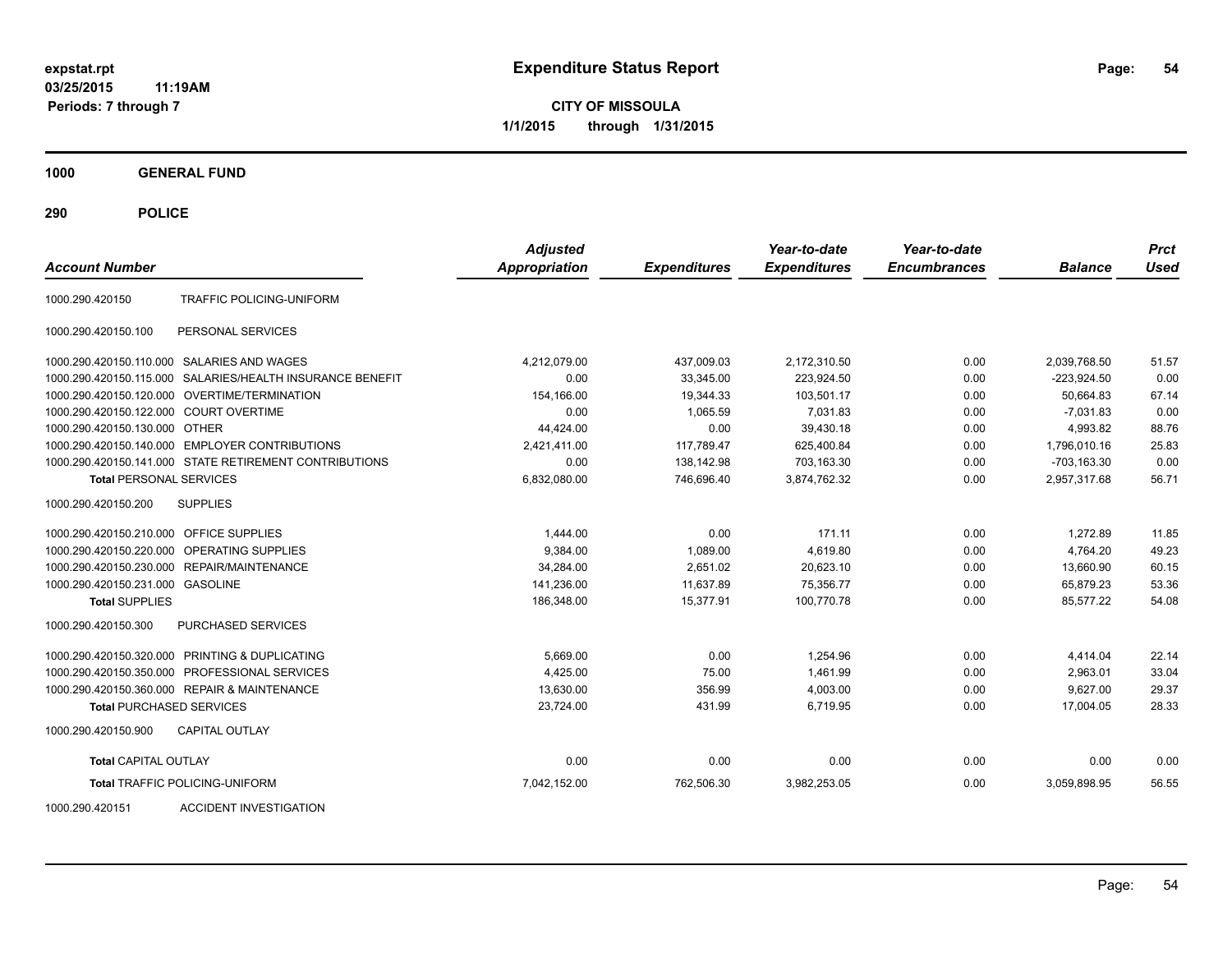# Expenditure Status Report

expstat.rpt
03/25/2015 11:19AM
Periods: 7 through 7

**CITY OF MISSOULA**
**1/1/2015 through 1/31/2015**

**1000 GENERAL FUND**

**290 POLICE**

| Account Number | | Adjusted Appropriation | Expenditures | Year-to-date Expenditures | Year-to-date Encumbrances | Balance | Prct Used |
|---|---|---|---|---|---|---|---|
| 1000.290.420150 | TRAFFIC POLICING-UNIFORM | | | | | | |
| 1000.290.420150.100 | PERSONAL SERVICES | | | | | | |
| 1000.290.420150.110.000 | SALARIES AND WAGES | 4,212,079.00 | 437,009.03 | 2,172,310.50 | 0.00 | 2,039,768.50 | 51.57 |
| 1000.290.420150.115.000 | SALARIES/HEALTH INSURANCE BENEFIT | 0.00 | 33,345.00 | 223,924.50 | 0.00 | -223,924.50 | 0.00 |
| 1000.290.420150.120.000 | OVERTIME/TERMINATION | 154,166.00 | 19,344.33 | 103,501.17 | 0.00 | 50,664.83 | 67.14 |
| 1000.290.420150.122.000 | COURT OVERTIME | 0.00 | 1,065.59 | 7,031.83 | 0.00 | -7,031.83 | 0.00 |
| 1000.290.420150.130.000 | OTHER | 44,424.00 | 0.00 | 39,430.18 | 0.00 | 4,993.82 | 88.76 |
| 1000.290.420150.140.000 | EMPLOYER CONTRIBUTIONS | 2,421,411.00 | 117,789.47 | 625,400.84 | 0.00 | 1,796,010.16 | 25.83 |
| 1000.290.420150.141.000 | STATE RETIREMENT CONTRIBUTIONS | 0.00 | 138,142.98 | 703,163.30 | 0.00 | -703,163.30 | 0.00 |
| **Total** PERSONAL SERVICES | | 6,832,080.00 | 746,696.40 | 3,874,762.32 | 0.00 | 2,957,317.68 | 56.71 |
| 1000.290.420150.200 | SUPPLIES | | | | | | |
| 1000.290.420150.210.000 | OFFICE SUPPLIES | 1,444.00 | 0.00 | 171.11 | 0.00 | 1,272.89 | 11.85 |
| 1000.290.420150.220.000 | OPERATING SUPPLIES | 9,384.00 | 1,089.00 | 4,619.80 | 0.00 | 4,764.20 | 49.23 |
| 1000.290.420150.230.000 | REPAIR/MAINTENANCE | 34,284.00 | 2,651.02 | 20,623.10 | 0.00 | 13,660.90 | 60.15 |
| 1000.290.420150.231.000 | GASOLINE | 141,236.00 | 11,637.89 | 75,356.77 | 0.00 | 65,879.23 | 53.36 |
| **Total** SUPPLIES | | 186,348.00 | 15,377.91 | 100,770.78 | 0.00 | 85,577.22 | 54.08 |
| 1000.290.420150.300 | PURCHASED SERVICES | | | | | | |
| 1000.290.420150.320.000 | PRINTING & DUPLICATING | 5,669.00 | 0.00 | 1,254.96 | 0.00 | 4,414.04 | 22.14 |
| 1000.290.420150.350.000 | PROFESSIONAL SERVICES | 4,425.00 | 75.00 | 1,461.99 | 0.00 | 2,963.01 | 33.04 |
| 1000.290.420150.360.000 | REPAIR & MAINTENANCE | 13,630.00 | 356.99 | 4,003.00 | 0.00 | 9,627.00 | 29.37 |
| **Total** PURCHASED SERVICES | | 23,724.00 | 431.99 | 6,719.95 | 0.00 | 17,004.05 | 28.33 |
| 1000.290.420150.900 | CAPITAL OUTLAY | | | | | | |
| **Total** CAPITAL OUTLAY | | 0.00 | 0.00 | 0.00 | 0.00 | 0.00 | 0.00 |
| **Total** TRAFFIC POLICING-UNIFORM | | 7,042,152.00 | 762,506.30 | 3,982,253.05 | 0.00 | 3,059,898.95 | 56.55 |
| 1000.290.420151 | ACCIDENT INVESTIGATION | | | | | | |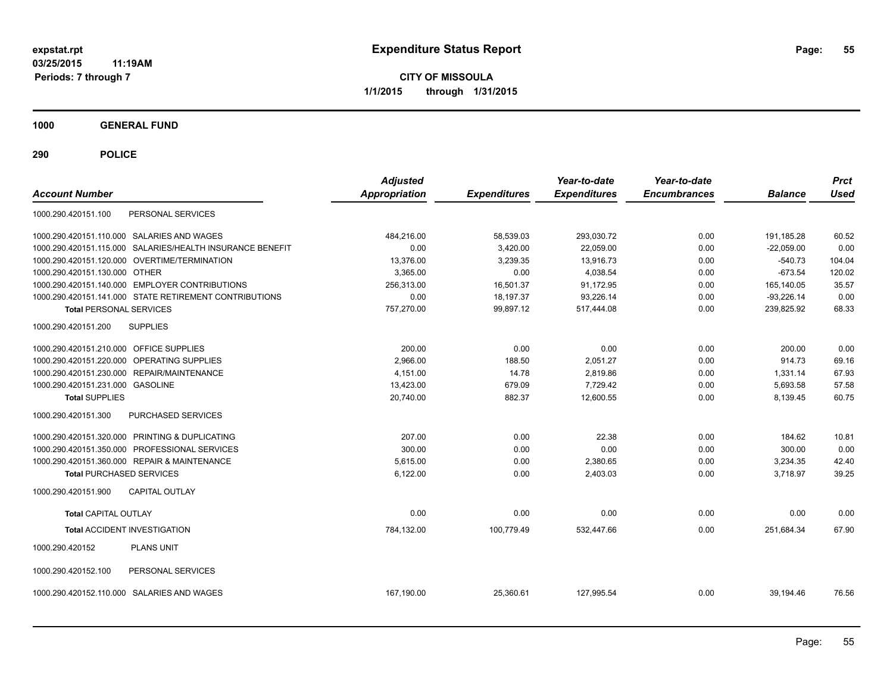**expstat.rpt**
**03/25/2015 11:19AM**
**Periods: 7 through 7**

# Expenditure Status Report

**CITY OF MISSOULA**
**1/1/2015 through 1/31/2015**

## 1000 GENERAL FUND

## 290 POLICE

| Account Number | | Adjusted Appropriation | Expenditures | Year-to-date Expenditures | Year-to-date Encumbrances | Balance | Prct Used |
|---|---|---|---|---|---|---|---|
| 1000.290.420151.100 | PERSONAL SERVICES | | | | | | |
| 1000.290.420151.110.000 | SALARIES AND WAGES | 484,216.00 | 58,539.03 | 293,030.72 | 0.00 | 191,185.28 | 60.52 |
| 1000.290.420151.115.000 | SALARIES/HEALTH INSURANCE BENEFIT | 0.00 | 3,420.00 | 22,059.00 | 0.00 | -22,059.00 | 0.00 |
| 1000.290.420151.120.000 | OVERTIME/TERMINATION | 13,376.00 | 3,239.35 | 13,916.73 | 0.00 | -540.73 | 104.04 |
| 1000.290.420151.130.000 | OTHER | 3,365.00 | 0.00 | 4,038.54 | 0.00 | -673.54 | 120.02 |
| 1000.290.420151.140.000 | EMPLOYER CONTRIBUTIONS | 256,313.00 | 16,501.37 | 91,172.95 | 0.00 | 165,140.05 | 35.57 |
| 1000.290.420151.141.000 | STATE RETIREMENT CONTRIBUTIONS | 0.00 | 18,197.37 | 93,226.14 | 0.00 | -93,226.14 | 0.00 |
| **Total** PERSONAL SERVICES | | 757,270.00 | 99,897.12 | 517,444.08 | 0.00 | 239,825.92 | 68.33 |
| 1000.290.420151.200 | SUPPLIES | | | | | | |
| 1000.290.420151.210.000 | OFFICE SUPPLIES | 200.00 | 0.00 | 0.00 | 0.00 | 200.00 | 0.00 |
| 1000.290.420151.220.000 | OPERATING SUPPLIES | 2,966.00 | 188.50 | 2,051.27 | 0.00 | 914.73 | 69.16 |
| 1000.290.420151.230.000 | REPAIR/MAINTENANCE | 4,151.00 | 14.78 | 2,819.86 | 0.00 | 1,331.14 | 67.93 |
| 1000.290.420151.231.000 | GASOLINE | 13,423.00 | 679.09 | 7,729.42 | 0.00 | 5,693.58 | 57.58 |
| **Total** SUPPLIES | | 20,740.00 | 882.37 | 12,600.55 | 0.00 | 8,139.45 | 60.75 |
| 1000.290.420151.300 | PURCHASED SERVICES | | | | | | |
| 1000.290.420151.320.000 | PRINTING & DUPLICATING | 207.00 | 0.00 | 22.38 | 0.00 | 184.62 | 10.81 |
| 1000.290.420151.350.000 | PROFESSIONAL SERVICES | 300.00 | 0.00 | 0.00 | 0.00 | 300.00 | 0.00 |
| 1000.290.420151.360.000 | REPAIR & MAINTENANCE | 5,615.00 | 0.00 | 2,380.65 | 0.00 | 3,234.35 | 42.40 |
| **Total** PURCHASED SERVICES | | 6,122.00 | 0.00 | 2,403.03 | 0.00 | 3,718.97 | 39.25 |
| 1000.290.420151.900 | CAPITAL OUTLAY | | | | | | |
| **Total** CAPITAL OUTLAY | | 0.00 | 0.00 | 0.00 | 0.00 | 0.00 | 0.00 |
| **Total** ACCIDENT INVESTIGATION | | 784,132.00 | 100,779.49 | 532,447.66 | 0.00 | 251,684.34 | 67.90 |
| 1000.290.420152 | PLANS UNIT | | | | | | |
| 1000.290.420152.100 | PERSONAL SERVICES | | | | | | |
| 1000.290.420152.110.000 | SALARIES AND WAGES | 167,190.00 | 25,360.61 | 127,995.54 | 0.00 | 39,194.46 | 76.56 |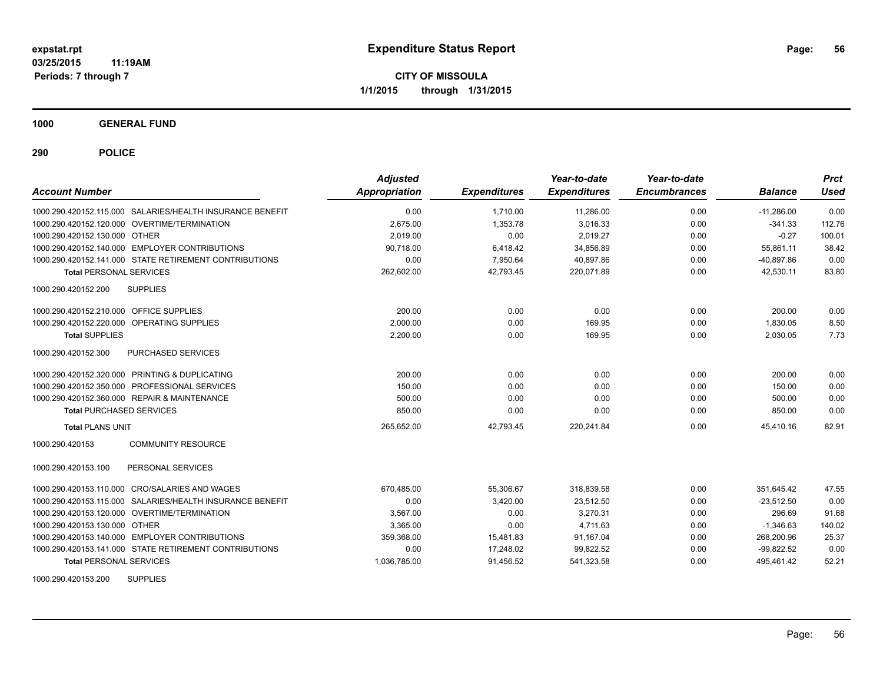**Expenditure Status Report**

expstat.rpt
03/25/2015 11:19AM
Periods: 7 through 7

**CITY OF MISSOULA**
**1/1/2015 through 1/31/2015**

**1000 GENERAL FUND**

**290 POLICE**

| Account Number | Adjusted Appropriation | Expenditures | Year-to-date Expenditures | Year-to-date Encumbrances | Balance | Prct Used |
|---|---|---|---|---|---|---|
| 1000.290.420152.115.000 SALARIES/HEALTH INSURANCE BENEFIT | 0.00 | 1,710.00 | 11,286.00 | 0.00 | -11,286.00 | 0.00 |
| 1000.290.420152.120.000 OVERTIME/TERMINATION | 2,675.00 | 1,353.78 | 3,016.33 | 0.00 | -341.33 | 112.76 |
| 1000.290.420152.130.000 OTHER | 2,019.00 | 0.00 | 2,019.27 | 0.00 | -0.27 | 100.01 |
| 1000.290.420152.140.000 EMPLOYER CONTRIBUTIONS | 90,718.00 | 6,418.42 | 34,856.89 | 0.00 | 55,861.11 | 38.42 |
| 1000.290.420152.141.000 STATE RETIREMENT CONTRIBUTIONS | 0.00 | 7,950.64 | 40,897.86 | 0.00 | -40,897.86 | 0.00 |
| **Total** PERSONAL SERVICES | 262,602.00 | 42,793.45 | 220,071.89 | 0.00 | 42,530.11 | 83.80 |
| 1000.290.420152.200 SUPPLIES | | | | | | |
| 1000.290.420152.210.000 OFFICE SUPPLIES | 200.00 | 0.00 | 0.00 | 0.00 | 200.00 | 0.00 |
| 1000.290.420152.220.000 OPERATING SUPPLIES | 2,000.00 | 0.00 | 169.95 | 0.00 | 1,830.05 | 8.50 |
| **Total** SUPPLIES | 2,200.00 | 0.00 | 169.95 | 0.00 | 2,030.05 | 7.73 |
| 1000.290.420152.300 PURCHASED SERVICES | | | | | | |
| 1000.290.420152.320.000 PRINTING & DUPLICATING | 200.00 | 0.00 | 0.00 | 0.00 | 200.00 | 0.00 |
| 1000.290.420152.350.000 PROFESSIONAL SERVICES | 150.00 | 0.00 | 0.00 | 0.00 | 150.00 | 0.00 |
| 1000.290.420152.360.000 REPAIR & MAINTENANCE | 500.00 | 0.00 | 0.00 | 0.00 | 500.00 | 0.00 |
| **Total** PURCHASED SERVICES | 850.00 | 0.00 | 0.00 | 0.00 | 850.00 | 0.00 |
| **Total** PLANS UNIT | 265,652.00 | 42,793.45 | 220,241.84 | 0.00 | 45,410.16 | 82.91 |
| 1000.290.420153 COMMUNITY RESOURCE | | | | | | |
| 1000.290.420153.100 PERSONAL SERVICES | | | | | | |
| 1000.290.420153.110.000 CRO/SALARIES AND WAGES | 670,485.00 | 55,306.67 | 318,839.58 | 0.00 | 351,645.42 | 47.55 |
| 1000.290.420153.115.000 SALARIES/HEALTH INSURANCE BENEFIT | 0.00 | 3,420.00 | 23,512.50 | 0.00 | -23,512.50 | 0.00 |
| 1000.290.420153.120.000 OVERTIME/TERMINATION | 3,567.00 | 0.00 | 3,270.31 | 0.00 | 296.69 | 91.68 |
| 1000.290.420153.130.000 OTHER | 3,365.00 | 0.00 | 4,711.63 | 0.00 | -1,346.63 | 140.02 |
| 1000.290.420153.140.000 EMPLOYER CONTRIBUTIONS | 359,368.00 | 15,481.83 | 91,167.04 | 0.00 | 268,200.96 | 25.37 |
| 1000.290.420153.141.000 STATE RETIREMENT CONTRIBUTIONS | 0.00 | 17,248.02 | 99,822.52 | 0.00 | -99,822.52 | 0.00 |
| **Total** PERSONAL SERVICES | 1,036,785.00 | 91,456.52 | 541,323.58 | 0.00 | 495,461.42 | 52.21 |
| 1000.290.420153.200 SUPPLIES | | | | | | |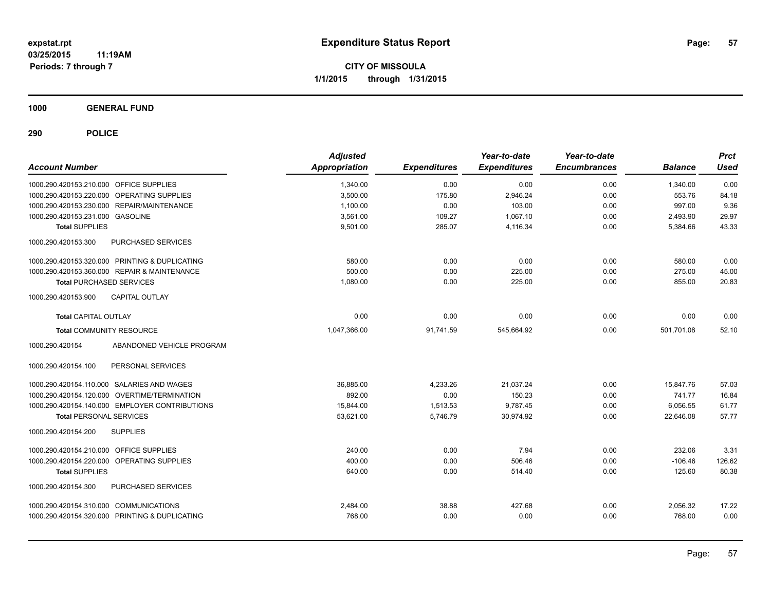# Expenditure Status Report

expstat.rpt
03/25/2015 11:19AM
Periods: 7 through 7

**CITY OF MISSOULA**
**1/1/2015 through 1/31/2015**

## 1000 GENERAL FUND

## 290 POLICE

| Account Number | | Adjusted Appropriation | Expenditures | Year-to-date Expenditures | Year-to-date Encumbrances | Balance | Prct Used |
|---|---|---|---|---|---|---|---|
| 1000.290.420153.210.000 | OFFICE SUPPLIES | 1,340.00 | 0.00 | 0.00 | 0.00 | 1,340.00 | 0.00 |
| 1000.290.420153.220.000 | OPERATING SUPPLIES | 3,500.00 | 175.80 | 2,946.24 | 0.00 | 553.76 | 84.18 |
| 1000.290.420153.230.000 | REPAIR/MAINTENANCE | 1,100.00 | 0.00 | 103.00 | 0.00 | 997.00 | 9.36 |
| 1000.290.420153.231.000 | GASOLINE | 3,561.00 | 109.27 | 1,067.10 | 0.00 | 2,493.90 | 29.97 |
| **Total SUPPLIES** | | 9,501.00 | 285.07 | 4,116.34 | 0.00 | 5,384.66 | 43.33 |
| 1000.290.420153.300 | PURCHASED SERVICES | | | | | | |
| 1000.290.420153.320.000 | PRINTING & DUPLICATING | 580.00 | 0.00 | 0.00 | 0.00 | 580.00 | 0.00 |
| 1000.290.420153.360.000 | REPAIR & MAINTENANCE | 500.00 | 0.00 | 225.00 | 0.00 | 275.00 | 45.00 |
| **Total PURCHASED SERVICES** | | 1,080.00 | 0.00 | 225.00 | 0.00 | 855.00 | 20.83 |
| 1000.290.420153.900 | CAPITAL OUTLAY | | | | | | |
| **Total CAPITAL OUTLAY** | | 0.00 | 0.00 | 0.00 | 0.00 | 0.00 | 0.00 |
| **Total COMMUNITY RESOURCE** | | 1,047,366.00 | 91,741.59 | 545,664.92 | 0.00 | 501,701.08 | 52.10 |
| 1000.290.420154 | ABANDONED VEHICLE PROGRAM | | | | | | |
| 1000.290.420154.100 | PERSONAL SERVICES | | | | | | |
| 1000.290.420154.110.000 | SALARIES AND WAGES | 36,885.00 | 4,233.26 | 21,037.24 | 0.00 | 15,847.76 | 57.03 |
| 1000.290.420154.120.000 | OVERTIME/TERMINATION | 892.00 | 0.00 | 150.23 | 0.00 | 741.77 | 16.84 |
| 1000.290.420154.140.000 | EMPLOYER CONTRIBUTIONS | 15,844.00 | 1,513.53 | 9,787.45 | 0.00 | 6,056.55 | 61.77 |
| **Total PERSONAL SERVICES** | | 53,621.00 | 5,746.79 | 30,974.92 | 0.00 | 22,646.08 | 57.77 |
| 1000.290.420154.200 | SUPPLIES | | | | | | |
| 1000.290.420154.210.000 | OFFICE SUPPLIES | 240.00 | 0.00 | 7.94 | 0.00 | 232.06 | 3.31 |
| 1000.290.420154.220.000 | OPERATING SUPPLIES | 400.00 | 0.00 | 506.46 | 0.00 | -106.46 | 126.62 |
| **Total SUPPLIES** | | 640.00 | 0.00 | 514.40 | 0.00 | 125.60 | 80.38 |
| 1000.290.420154.300 | PURCHASED SERVICES | | | | | | |
| 1000.290.420154.310.000 | COMMUNICATIONS | 2,484.00 | 38.88 | 427.68 | 0.00 | 2,056.32 | 17.22 |
| 1000.290.420154.320.000 | PRINTING & DUPLICATING | 768.00 | 0.00 | 0.00 | 0.00 | 768.00 | 0.00 |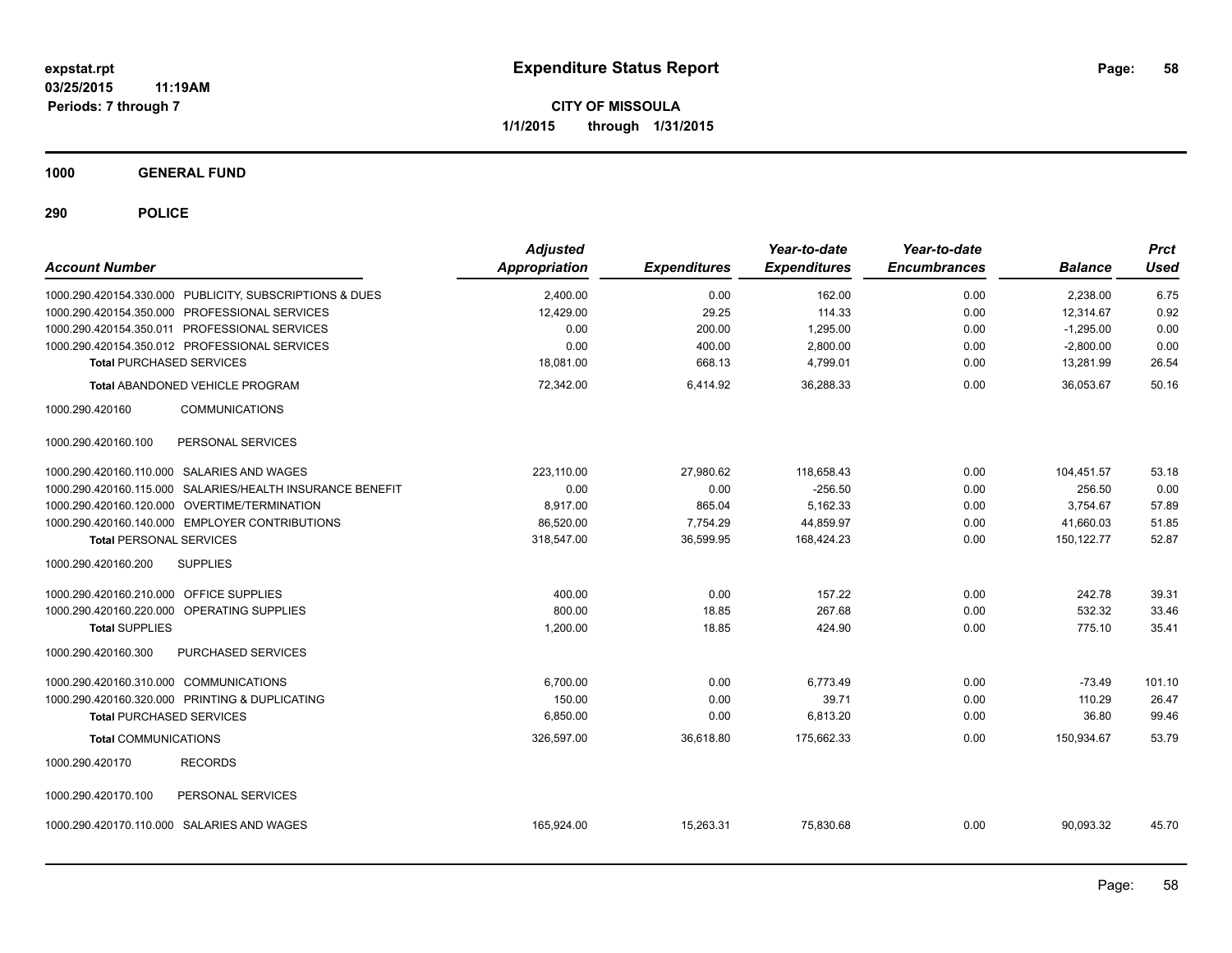# Expenditure Status Report

expstat.rpt
03/25/2015 11:19AM
Periods: 7 through 7

**CITY OF MISSOULA**
**1/1/2015 through 1/31/2015**

## 1000 GENERAL FUND

## 290 POLICE

| Account Number | Adjusted Appropriation | Expenditures | Year-to-date Expenditures | Year-to-date Encumbrances | Balance | Prct Used |
|---|---|---|---|---|---|---|
| 1000.290.420154.330.000 PUBLICITY, SUBSCRIPTIONS & DUES | 2,400.00 | 0.00 | 162.00 | 0.00 | 2,238.00 | 6.75 |
| 1000.290.420154.350.000 PROFESSIONAL SERVICES | 12,429.00 | 29.25 | 114.33 | 0.00 | 12,314.67 | 0.92 |
| 1000.290.420154.350.011 PROFESSIONAL SERVICES | 0.00 | 200.00 | 1,295.00 | 0.00 | -1,295.00 | 0.00 |
| 1000.290.420154.350.012 PROFESSIONAL SERVICES | 0.00 | 400.00 | 2,800.00 | 0.00 | -2,800.00 | 0.00 |
| **Total** PURCHASED SERVICES | 18,081.00 | 668.13 | 4,799.01 | 0.00 | 13,281.99 | 26.54 |
| **Total** ABANDONED VEHICLE PROGRAM | 72,342.00 | 6,414.92 | 36,288.33 | 0.00 | 36,053.67 | 50.16 |
| 1000.290.420160 COMMUNICATIONS | | | | | | |
| 1000.290.420160.100 PERSONAL SERVICES | | | | | | |
| 1000.290.420160.110.000 SALARIES AND WAGES | 223,110.00 | 27,980.62 | 118,658.43 | 0.00 | 104,451.57 | 53.18 |
| 1000.290.420160.115.000 SALARIES/HEALTH INSURANCE BENEFIT | 0.00 | 0.00 | -256.50 | 0.00 | 256.50 | 0.00 |
| 1000.290.420160.120.000 OVERTIME/TERMINATION | 8,917.00 | 865.04 | 5,162.33 | 0.00 | 3,754.67 | 57.89 |
| 1000.290.420160.140.000 EMPLOYER CONTRIBUTIONS | 86,520.00 | 7,754.29 | 44,859.97 | 0.00 | 41,660.03 | 51.85 |
| **Total** PERSONAL SERVICES | 318,547.00 | 36,599.95 | 168,424.23 | 0.00 | 150,122.77 | 52.87 |
| 1000.290.420160.200 SUPPLIES | | | | | | |
| 1000.290.420160.210.000 OFFICE SUPPLIES | 400.00 | 0.00 | 157.22 | 0.00 | 242.78 | 39.31 |
| 1000.290.420160.220.000 OPERATING SUPPLIES | 800.00 | 18.85 | 267.68 | 0.00 | 532.32 | 33.46 |
| **Total** SUPPLIES | 1,200.00 | 18.85 | 424.90 | 0.00 | 775.10 | 35.41 |
| 1000.290.420160.300 PURCHASED SERVICES | | | | | | |
| 1000.290.420160.310.000 COMMUNICATIONS | 6,700.00 | 0.00 | 6,773.49 | 0.00 | -73.49 | 101.10 |
| 1000.290.420160.320.000 PRINTING & DUPLICATING | 150.00 | 0.00 | 39.71 | 0.00 | 110.29 | 26.47 |
| **Total** PURCHASED SERVICES | 6,850.00 | 0.00 | 6,813.20 | 0.00 | 36.80 | 99.46 |
| **Total** COMMUNICATIONS | 326,597.00 | 36,618.80 | 175,662.33 | 0.00 | 150,934.67 | 53.79 |
| 1000.290.420170 RECORDS | | | | | | |
| 1000.290.420170.100 PERSONAL SERVICES | | | | | | |
| 1000.290.420170.110.000 SALARIES AND WAGES | 165,924.00 | 15,263.31 | 75,830.68 | 0.00 | 90,093.32 | 45.70 |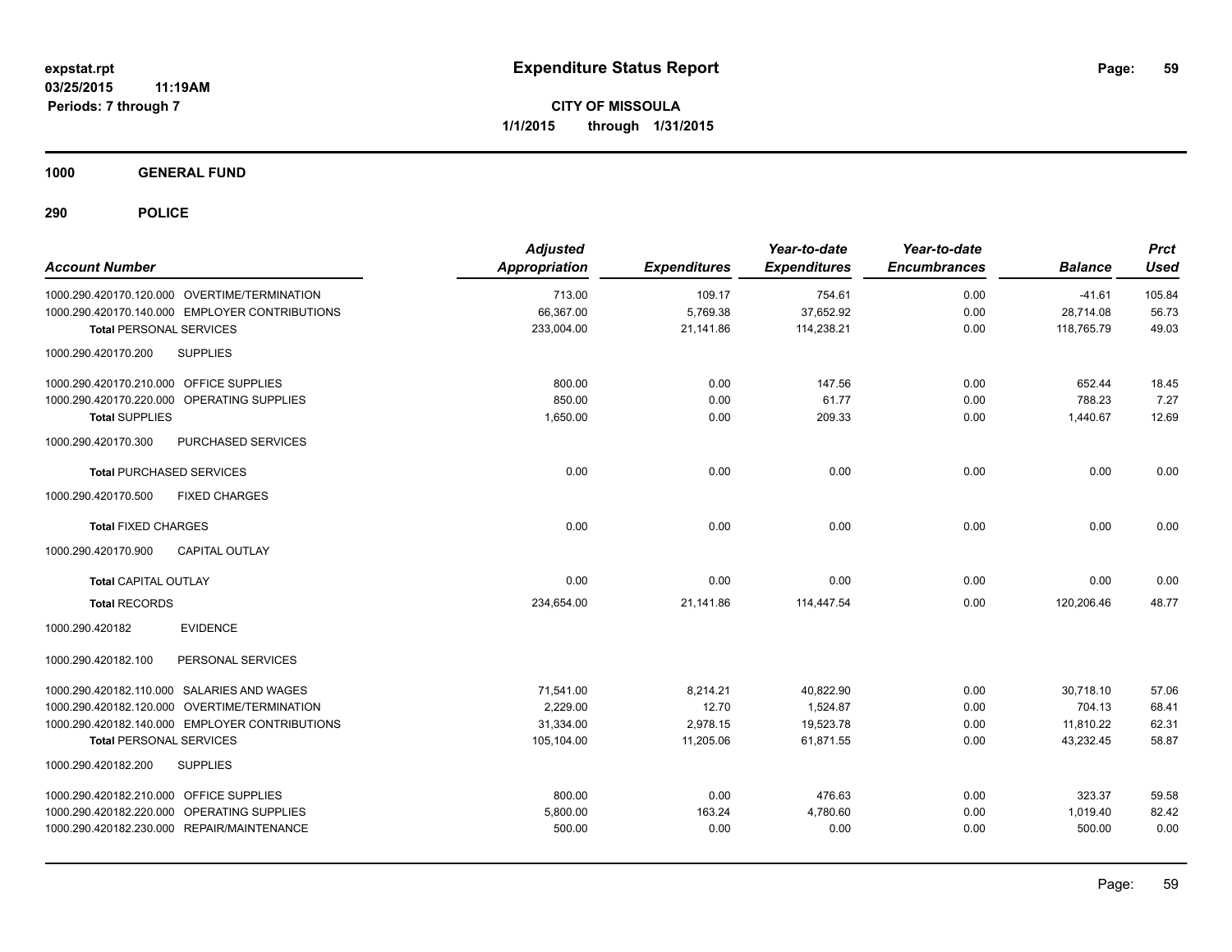# Expenditure Status Report

**CITY OF MISSOULA**
**1/1/2015 through 1/31/2015**

expstat.rpt
03/25/2015 11:19AM
Periods: 7 through 7

## 1000 GENERAL FUND

### 290 POLICE

| Account Number | Adjusted Appropriation | Expenditures | Year-to-date Expenditures | Year-to-date Encumbrances | Balance | Prct Used |
|---|---|---|---|---|---|---|
| 1000.290.420170.120.000 OVERTIME/TERMINATION | 713.00 | 109.17 | 754.61 | 0.00 | -41.61 | 105.84 |
| 1000.290.420170.140.000 EMPLOYER CONTRIBUTIONS | 66,367.00 | 5,769.38 | 37,652.92 | 0.00 | 28,714.08 | 56.73 |
| **Total** PERSONAL SERVICES | 233,004.00 | 21,141.86 | 114,238.21 | 0.00 | 118,765.79 | 49.03 |
| 1000.290.420170.200 SUPPLIES | | | | | | |
| 1000.290.420170.210.000 OFFICE SUPPLIES | 800.00 | 0.00 | 147.56 | 0.00 | 652.44 | 18.45 |
| 1000.290.420170.220.000 OPERATING SUPPLIES | 850.00 | 0.00 | 61.77 | 0.00 | 788.23 | 7.27 |
| **Total SUPPLIES** | 1,650.00 | 0.00 | 209.33 | 0.00 | 1,440.67 | 12.69 |
| 1000.290.420170.300 PURCHASED SERVICES | | | | | | |
| **Total** PURCHASED SERVICES | 0.00 | 0.00 | 0.00 | 0.00 | 0.00 | 0.00 |
| 1000.290.420170.500 FIXED CHARGES | | | | | | |
| **Total** FIXED CHARGES | 0.00 | 0.00 | 0.00 | 0.00 | 0.00 | 0.00 |
| 1000.290.420170.900 CAPITAL OUTLAY | | | | | | |
| **Total** CAPITAL OUTLAY | 0.00 | 0.00 | 0.00 | 0.00 | 0.00 | 0.00 |
| **Total** RECORDS | 234,654.00 | 21,141.86 | 114,447.54 | 0.00 | 120,206.46 | 48.77 |
| 1000.290.420182 EVIDENCE | | | | | | |
| 1000.290.420182.100 PERSONAL SERVICES | | | | | | |
| 1000.290.420182.110.000 SALARIES AND WAGES | 71,541.00 | 8,214.21 | 40,822.90 | 0.00 | 30,718.10 | 57.06 |
| 1000.290.420182.120.000 OVERTIME/TERMINATION | 2,229.00 | 12.70 | 1,524.87 | 0.00 | 704.13 | 68.41 |
| 1000.290.420182.140.000 EMPLOYER CONTRIBUTIONS | 31,334.00 | 2,978.15 | 19,523.78 | 0.00 | 11,810.22 | 62.31 |
| **Total** PERSONAL SERVICES | 105,104.00 | 11,205.06 | 61,871.55 | 0.00 | 43,232.45 | 58.87 |
| 1000.290.420182.200 SUPPLIES | | | | | | |
| 1000.290.420182.210.000 OFFICE SUPPLIES | 800.00 | 0.00 | 476.63 | 0.00 | 323.37 | 59.58 |
| 1000.290.420182.220.000 OPERATING SUPPLIES | 5,800.00 | 163.24 | 4,780.60 | 0.00 | 1,019.40 | 82.42 |
| 1000.290.420182.230.000 REPAIR/MAINTENANCE | 500.00 | 0.00 | 0.00 | 0.00 | 500.00 | 0.00 |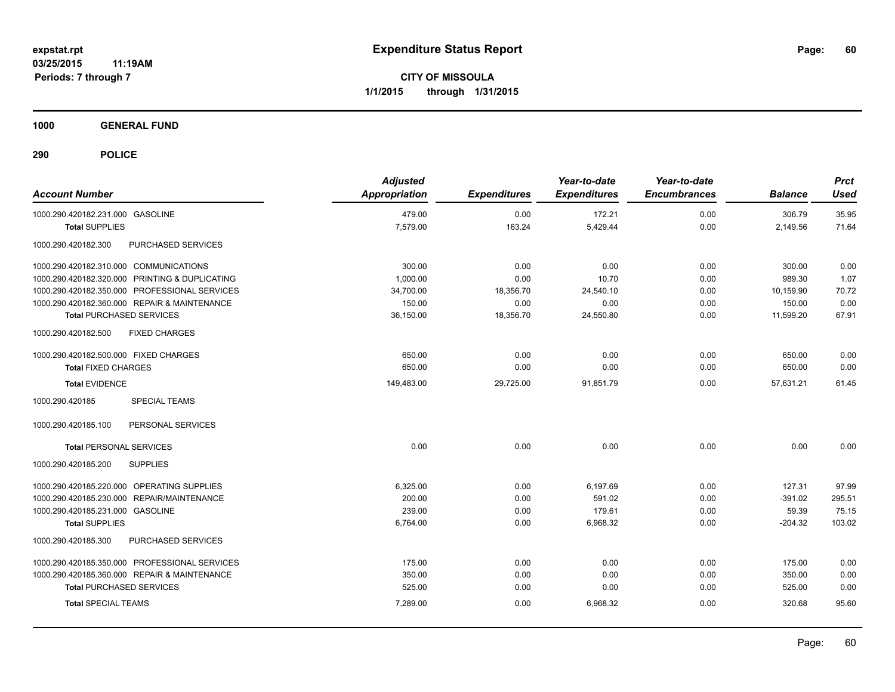# Expenditure Status Report

expstat.rpt
03/25/2015 11:19AM
Periods: 7 through 7

**CITY OF MISSOULA**
**1/1/2015 through 1/31/2015**

## 1000 GENERAL FUND

## 290 POLICE

| Account Number | Adjusted Appropriation | Expenditures | Year-to-date Expenditures | Year-to-date Encumbrances | Balance | Prct Used |
|---|---|---|---|---|---|---|
| 1000.290.420182.231.000 GASOLINE | 479.00 | 0.00 | 172.21 | 0.00 | 306.79 | 35.95 |
| **Total** SUPPLIES | 7,579.00 | 163.24 | 5,429.44 | 0.00 | 2,149.56 | 71.64 |
| 1000.290.420182.300 PURCHASED SERVICES | | | | | | |
| 1000.290.420182.310.000 COMMUNICATIONS | 300.00 | 0.00 | 0.00 | 0.00 | 300.00 | 0.00 |
| 1000.290.420182.320.000 PRINTING & DUPLICATING | 1,000.00 | 0.00 | 10.70 | 0.00 | 989.30 | 1.07 |
| 1000.290.420182.350.000 PROFESSIONAL SERVICES | 34,700.00 | 18,356.70 | 24,540.10 | 0.00 | 10,159.90 | 70.72 |
| 1000.290.420182.360.000 REPAIR & MAINTENANCE | 150.00 | 0.00 | 0.00 | 0.00 | 150.00 | 0.00 |
| **Total** PURCHASED SERVICES | 36,150.00 | 18,356.70 | 24,550.80 | 0.00 | 11,599.20 | 67.91 |
| 1000.290.420182.500 FIXED CHARGES | | | | | | |
| 1000.290.420182.500.000 FIXED CHARGES | 650.00 | 0.00 | 0.00 | 0.00 | 650.00 | 0.00 |
| **Total** FIXED CHARGES | 650.00 | 0.00 | 0.00 | 0.00 | 650.00 | 0.00 |
| **Total** EVIDENCE | 149,483.00 | 29,725.00 | 91,851.79 | 0.00 | 57,631.21 | 61.45 |
| 1000.290.420185 SPECIAL TEAMS | | | | | | |
| 1000.290.420185.100 PERSONAL SERVICES | | | | | | |
| **Total** PERSONAL SERVICES | 0.00 | 0.00 | 0.00 | 0.00 | 0.00 | 0.00 |
| 1000.290.420185.200 SUPPLIES | | | | | | |
| 1000.290.420185.220.000 OPERATING SUPPLIES | 6,325.00 | 0.00 | 6,197.69 | 0.00 | 127.31 | 97.99 |
| 1000.290.420185.230.000 REPAIR/MAINTENANCE | 200.00 | 0.00 | 591.02 | 0.00 | -391.02 | 295.51 |
| 1000.290.420185.231.000 GASOLINE | 239.00 | 0.00 | 179.61 | 0.00 | 59.39 | 75.15 |
| **Total** SUPPLIES | 6,764.00 | 0.00 | 6,968.32 | 0.00 | -204.32 | 103.02 |
| 1000.290.420185.300 PURCHASED SERVICES | | | | | | |
| 1000.290.420185.350.000 PROFESSIONAL SERVICES | 175.00 | 0.00 | 0.00 | 0.00 | 175.00 | 0.00 |
| 1000.290.420185.360.000 REPAIR & MAINTENANCE | 350.00 | 0.00 | 0.00 | 0.00 | 350.00 | 0.00 |
| **Total** PURCHASED SERVICES | 525.00 | 0.00 | 0.00 | 0.00 | 525.00 | 0.00 |
| **Total** SPECIAL TEAMS | 7,289.00 | 0.00 | 6,968.32 | 0.00 | 320.68 | 95.60 |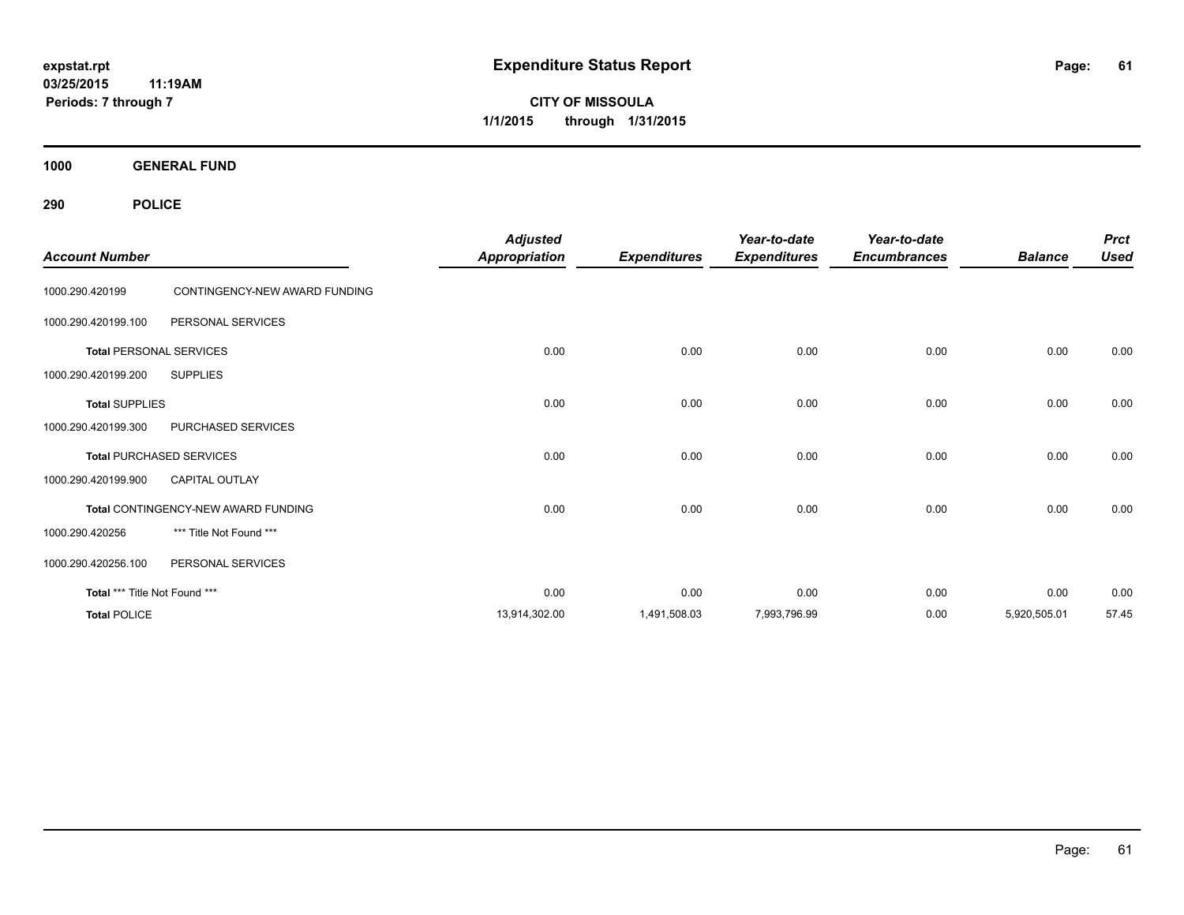# Expenditure Status Report

expstat.rpt
03/25/2015 11:19AM
Periods: 7 through 7

**CITY OF MISSOULA**
**1/1/2015 through 1/31/2015**

## 1000 GENERAL FUND

## 290 POLICE

| Account Number | | Adjusted Appropriation | Expenditures | Year-to-date Expenditures | Year-to-date Encumbrances | Balance | Prct Used |
|---|---|---|---|---|---|---|---|
| 1000.290.420199 | CONTINGENCY-NEW AWARD FUNDING | | | | | | |
| 1000.290.420199.100 | PERSONAL SERVICES | | | | | | |
| **Total** PERSONAL SERVICES | | 0.00 | 0.00 | 0.00 | 0.00 | 0.00 | 0.00 |
| 1000.290.420199.200 | SUPPLIES | | | | | | |
| **Total** SUPPLIES | | 0.00 | 0.00 | 0.00 | 0.00 | 0.00 | 0.00 |
| 1000.290.420199.300 | PURCHASED SERVICES | | | | | | |
| **Total** PURCHASED SERVICES | | 0.00 | 0.00 | 0.00 | 0.00 | 0.00 | 0.00 |
| 1000.290.420199.900 | CAPITAL OUTLAY | | | | | | |
| **Total** CONTINGENCY-NEW AWARD FUNDING | | 0.00 | 0.00 | 0.00 | 0.00 | 0.00 | 0.00 |
| 1000.290.420256 | *** Title Not Found *** | | | | | | |
| 1000.290.420256.100 | PERSONAL SERVICES | | | | | | |
| **Total** *** Title Not Found *** | | 0.00 | 0.00 | 0.00 | 0.00 | 0.00 | 0.00 |
| **Total** POLICE | | 13,914,302.00 | 1,491,508.03 | 7,993,796.99 | 0.00 | 5,920,505.01 | 57.45 |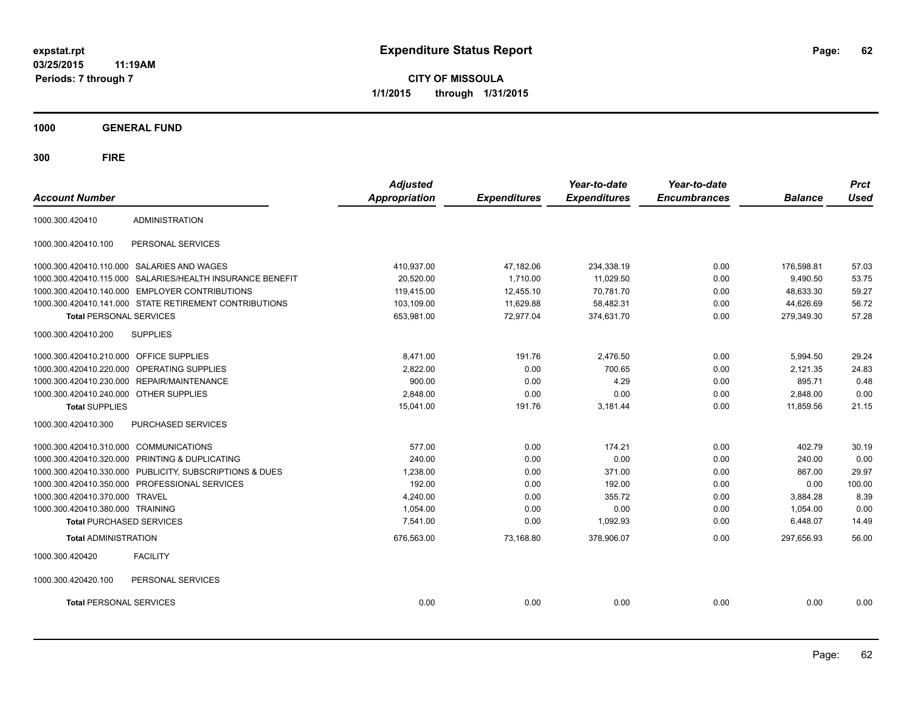**expstat.rpt**
**03/25/2015 11:19AM**
**Periods: 7 through 7**

# Expenditure Status Report

**CITY OF MISSOULA**
**1/1/2015 through 1/31/2015**

## 1000 GENERAL FUND

### 300 FIRE

| Account Number | | Adjusted Appropriation | Expenditures | Year-to-date Expenditures | Year-to-date Encumbrances | Balance | Prct Used |
|---|---|---|---|---|---|---|---|
| 1000.300.420410 | ADMINISTRATION | | | | | | |
| 1000.300.420410.100 | PERSONAL SERVICES | | | | | | |
| 1000.300.420410.110.000 | SALARIES AND WAGES | 410,937.00 | 47,182.06 | 234,338.19 | 0.00 | 176,598.81 | 57.03 |
| 1000.300.420410.115.000 | SALARIES/HEALTH INSURANCE BENEFIT | 20,520.00 | 1,710.00 | 11,029.50 | 0.00 | 9,490.50 | 53.75 |
| 1000.300.420410.140.000 | EMPLOYER CONTRIBUTIONS | 119,415.00 | 12,455.10 | 70,781.70 | 0.00 | 48,633.30 | 59.27 |
| 1000.300.420410.141.000 | STATE RETIREMENT CONTRIBUTIONS | 103,109.00 | 11,629.88 | 58,482.31 | 0.00 | 44,626.69 | 56.72 |
| **Total** PERSONAL SERVICES | | 653,981.00 | 72,977.04 | 374,631.70 | 0.00 | 279,349.30 | 57.28 |
| 1000.300.420410.200 | SUPPLIES | | | | | | |
| 1000.300.420410.210.000 | OFFICE SUPPLIES | 8,471.00 | 191.76 | 2,476.50 | 0.00 | 5,994.50 | 29.24 |
| 1000.300.420410.220.000 | OPERATING SUPPLIES | 2,822.00 | 0.00 | 700.65 | 0.00 | 2,121.35 | 24.83 |
| 1000.300.420410.230.000 | REPAIR/MAINTENANCE | 900.00 | 0.00 | 4.29 | 0.00 | 895.71 | 0.48 |
| 1000.300.420410.240.000 | OTHER SUPPLIES | 2,848.00 | 0.00 | 0.00 | 0.00 | 2,848.00 | 0.00 |
| **Total** SUPPLIES | | 15,041.00 | 191.76 | 3,181.44 | 0.00 | 11,859.56 | 21.15 |
| 1000.300.420410.300 | PURCHASED SERVICES | | | | | | |
| 1000.300.420410.310.000 | COMMUNICATIONS | 577.00 | 0.00 | 174.21 | 0.00 | 402.79 | 30.19 |
| 1000.300.420410.320.000 | PRINTING & DUPLICATING | 240.00 | 0.00 | 0.00 | 0.00 | 240.00 | 0.00 |
| 1000.300.420410.330.000 | PUBLICITY, SUBSCRIPTIONS & DUES | 1,238.00 | 0.00 | 371.00 | 0.00 | 867.00 | 29.97 |
| 1000.300.420410.350.000 | PROFESSIONAL SERVICES | 192.00 | 0.00 | 192.00 | 0.00 | 0.00 | 100.00 |
| 1000.300.420410.370.000 | TRAVEL | 4,240.00 | 0.00 | 355.72 | 0.00 | 3,884.28 | 8.39 |
| 1000.300.420410.380.000 | TRAINING | 1,054.00 | 0.00 | 0.00 | 0.00 | 1,054.00 | 0.00 |
| **Total** PURCHASED SERVICES | | 7,541.00 | 0.00 | 1,092.93 | 0.00 | 6,448.07 | 14.49 |
| **Total** ADMINISTRATION | | 676,563.00 | 73,168.80 | 378,906.07 | 0.00 | 297,656.93 | 56.00 |
| 1000.300.420420 | FACILITY | | | | | | |
| 1000.300.420420.100 | PERSONAL SERVICES | | | | | | |
| **Total** PERSONAL SERVICES | | 0.00 | 0.00 | 0.00 | 0.00 | 0.00 | 0.00 |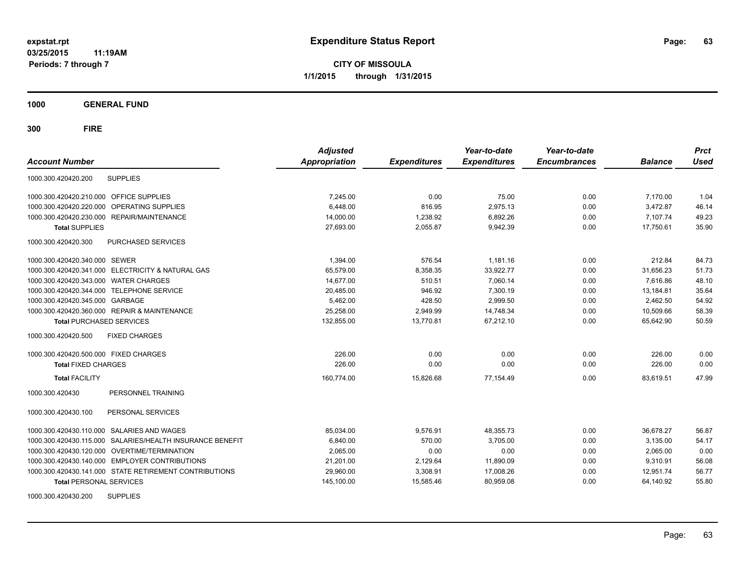**expstat.rpt**
**03/25/2015 11:19AM**
**Periods: 7 through 7**

# Expenditure Status Report

**CITY OF MISSOULA**
**1/1/2015 through 1/31/2015**

## 1000 GENERAL FUND

## 300 FIRE

| Account Number | | Adjusted Appropriation | Expenditures | Year-to-date Expenditures | Year-to-date Encumbrances | Balance | Prct Used |
|---|---|---|---|---|---|---|---|
| 1000.300.420420.200 | SUPPLIES | | | | | | |
| 1000.300.420420.210.000 | OFFICE SUPPLIES | 7,245.00 | 0.00 | 75.00 | 0.00 | 7,170.00 | 1.04 |
| 1000.300.420420.220.000 | OPERATING SUPPLIES | 6,448.00 | 816.95 | 2,975.13 | 0.00 | 3,472.87 | 46.14 |
| 1000.300.420420.230.000 | REPAIR/MAINTENANCE | 14,000.00 | 1,238.92 | 6,892.26 | 0.00 | 7,107.74 | 49.23 |
| **Total** SUPPLIES | | 27,693.00 | 2,055.87 | 9,942.39 | 0.00 | 17,750.61 | 35.90 |
| 1000.300.420420.300 | PURCHASED SERVICES | | | | | | |
| 1000.300.420420.340.000 | SEWER | 1,394.00 | 576.54 | 1,181.16 | 0.00 | 212.84 | 84.73 |
| 1000.300.420420.341.000 | ELECTRICITY & NATURAL GAS | 65,579.00 | 8,358.35 | 33,922.77 | 0.00 | 31,656.23 | 51.73 |
| 1000.300.420420.343.000 | WATER CHARGES | 14,677.00 | 510.51 | 7,060.14 | 0.00 | 7,616.86 | 48.10 |
| 1000.300.420420.344.000 | TELEPHONE SERVICE | 20,485.00 | 946.92 | 7,300.19 | 0.00 | 13,184.81 | 35.64 |
| 1000.300.420420.345.000 | GARBAGE | 5,462.00 | 428.50 | 2,999.50 | 0.00 | 2,462.50 | 54.92 |
| 1000.300.420420.360.000 | REPAIR & MAINTENANCE | 25,258.00 | 2,949.99 | 14,748.34 | 0.00 | 10,509.66 | 58.39 |
| **Total** PURCHASED SERVICES | | 132,855.00 | 13,770.81 | 67,212.10 | 0.00 | 65,642.90 | 50.59 |
| 1000.300.420420.500 | FIXED CHARGES | | | | | | |
| 1000.300.420420.500.000 | FIXED CHARGES | 226.00 | 0.00 | 0.00 | 0.00 | 226.00 | 0.00 |
| **Total** FIXED CHARGES | | 226.00 | 0.00 | 0.00 | 0.00 | 226.00 | 0.00 |
| **Total** FACILITY | | 160,774.00 | 15,826.68 | 77,154.49 | 0.00 | 83,619.51 | 47.99 |
| 1000.300.420430 | PERSONNEL TRAINING | | | | | | |
| 1000.300.420430.100 | PERSONAL SERVICES | | | | | | |
| 1000.300.420430.110.000 | SALARIES AND WAGES | 85,034.00 | 9,576.91 | 48,355.73 | 0.00 | 36,678.27 | 56.87 |
| 1000.300.420430.115.000 | SALARIES/HEALTH INSURANCE BENEFIT | 6,840.00 | 570.00 | 3,705.00 | 0.00 | 3,135.00 | 54.17 |
| 1000.300.420430.120.000 | OVERTIME/TERMINATION | 2,065.00 | 0.00 | 0.00 | 0.00 | 2,065.00 | 0.00 |
| 1000.300.420430.140.000 | EMPLOYER CONTRIBUTIONS | 21,201.00 | 2,129.64 | 11,890.09 | 0.00 | 9,310.91 | 56.08 |
| 1000.300.420430.141.000 | STATE RETIREMENT CONTRIBUTIONS | 29,960.00 | 3,308.91 | 17,008.26 | 0.00 | 12,951.74 | 56.77 |
| **Total** PERSONAL SERVICES | | 145,100.00 | 15,585.46 | 80,959.08 | 0.00 | 64,140.92 | 55.80 |
| 1000.300.420430.200 | SUPPLIES | | | | | | |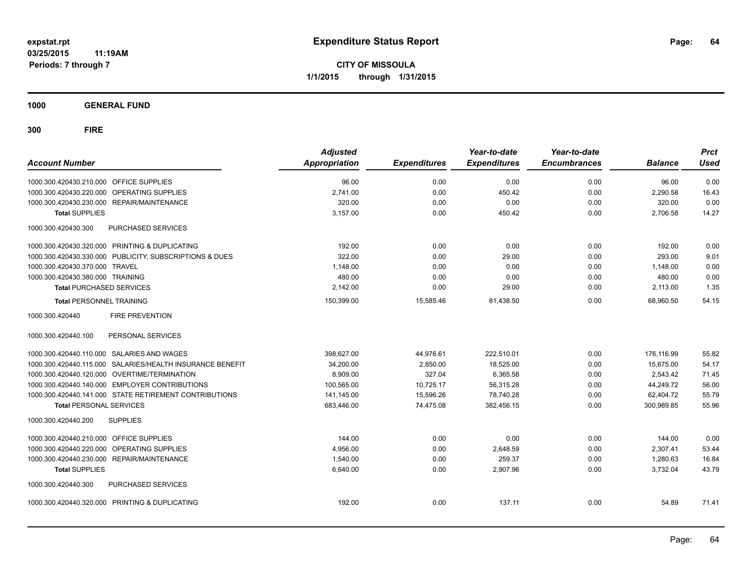**expstat.rpt**
**03/25/2015 11:19AM**
**Periods: 7 through 7**

# Expenditure Status Report

**CITY OF MISSOULA**
**1/1/2015 through 1/31/2015**

**1000 GENERAL FUND**

**300 FIRE**

| Account Number | Adjusted Appropriation | Expenditures | Year-to-date Expenditures | Year-to-date Encumbrances | Balance | Prct Used |
|---|---|---|---|---|---|---|
| 1000.300.420430.210.000 OFFICE SUPPLIES | 96.00 | 0.00 | 0.00 | 0.00 | 96.00 | 0.00 |
| 1000.300.420430.220.000 OPERATING SUPPLIES | 2,741.00 | 0.00 | 450.42 | 0.00 | 2,290.58 | 16.43 |
| 1000.300.420430.230.000 REPAIR/MAINTENANCE | 320.00 | 0.00 | 0.00 | 0.00 | 320.00 | 0.00 |
| **Total** SUPPLIES | 3,157.00 | 0.00 | 450.42 | 0.00 | 2,706.58 | 14.27 |
| 1000.300.420430.300 PURCHASED SERVICES | | | | | | |
| 1000.300.420430.320.000 PRINTING & DUPLICATING | 192.00 | 0.00 | 0.00 | 0.00 | 192.00 | 0.00 |
| 1000.300.420430.330.000 PUBLICITY, SUBSCRIPTIONS & DUES | 322.00 | 0.00 | 29.00 | 0.00 | 293.00 | 9.01 |
| 1000.300.420430.370.000 TRAVEL | 1,148.00 | 0.00 | 0.00 | 0.00 | 1,148.00 | 0.00 |
| 1000.300.420430.380.000 TRAINING | 480.00 | 0.00 | 0.00 | 0.00 | 480.00 | 0.00 |
| **Total** PURCHASED SERVICES | 2,142.00 | 0.00 | 29.00 | 0.00 | 2,113.00 | 1.35 |
| **Total** PERSONNEL TRAINING | 150,399.00 | 15,585.46 | 81,438.50 | 0.00 | 68,960.50 | 54.15 |
| 1000.300.420440 FIRE PREVENTION | | | | | | |
| 1000.300.420440.100 PERSONAL SERVICES | | | | | | |
| 1000.300.420440.110.000 SALARIES AND WAGES | 398,627.00 | 44,976.61 | 222,510.01 | 0.00 | 176,116.99 | 55.82 |
| 1000.300.420440.115.000 SALARIES/HEALTH INSURANCE BENEFIT | 34,200.00 | 2,850.00 | 18,525.00 | 0.00 | 15,675.00 | 54.17 |
| 1000.300.420440.120.000 OVERTIME/TERMINATION | 8,909.00 | 327.04 | 6,365.58 | 0.00 | 2,543.42 | 71.45 |
| 1000.300.420440.140.000 EMPLOYER CONTRIBUTIONS | 100,565.00 | 10,725.17 | 56,315.28 | 0.00 | 44,249.72 | 56.00 |
| 1000.300.420440.141.000 STATE RETIREMENT CONTRIBUTIONS | 141,145.00 | 15,596.26 | 78,740.28 | 0.00 | 62,404.72 | 55.79 |
| **Total** PERSONAL SERVICES | 683,446.00 | 74,475.08 | 382,456.15 | 0.00 | 300,989.85 | 55.96 |
| 1000.300.420440.200 SUPPLIES | | | | | | |
| 1000.300.420440.210.000 OFFICE SUPPLIES | 144.00 | 0.00 | 0.00 | 0.00 | 144.00 | 0.00 |
| 1000.300.420440.220.000 OPERATING SUPPLIES | 4,956.00 | 0.00 | 2,648.59 | 0.00 | 2,307.41 | 53.44 |
| 1000.300.420440.230.000 REPAIR/MAINTENANCE | 1,540.00 | 0.00 | 259.37 | 0.00 | 1,280.63 | 16.84 |
| **Total** SUPPLIES | 6,640.00 | 0.00 | 2,907.96 | 0.00 | 3,732.04 | 43.79 |
| 1000.300.420440.300 PURCHASED SERVICES | | | | | | |
| 1000.300.420440.320.000 PRINTING & DUPLICATING | 192.00 | 0.00 | 137.11 | 0.00 | 54.89 | 71.41 |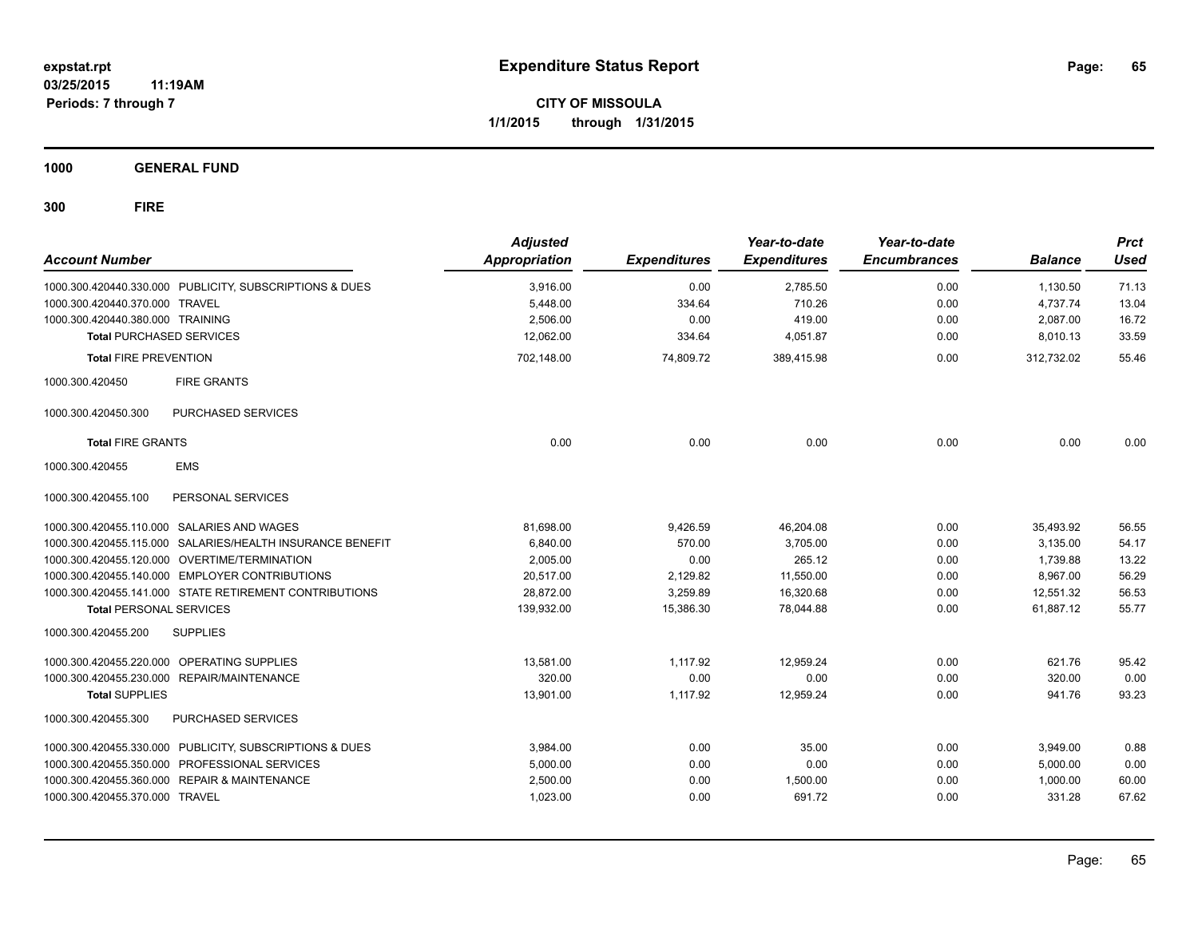**expstat.rpt**
**03/25/2015 11:19AM**
**Periods: 7 through 7**

# Expenditure Status Report

**CITY OF MISSOULA**
**1/1/2015 through 1/31/2015**

## 1000 GENERAL FUND

### 300 FIRE

| Account Number | Adjusted Appropriation | Expenditures | Year-to-date Expenditures | Year-to-date Encumbrances | Balance | Prct Used |
|---|---|---|---|---|---|---|
| 1000.300.420440.330.000 PUBLICITY, SUBSCRIPTIONS & DUES | 3,916.00 | 0.00 | 2,785.50 | 0.00 | 1,130.50 | 71.13 |
| 1000.300.420440.370.000 TRAVEL | 5,448.00 | 334.64 | 710.26 | 0.00 | 4,737.74 | 13.04 |
| 1000.300.420440.380.000 TRAINING | 2,506.00 | 0.00 | 419.00 | 0.00 | 2,087.00 | 16.72 |
| **Total** PURCHASED SERVICES | 12,062.00 | 334.64 | 4,051.87 | 0.00 | 8,010.13 | 33.59 |
| **Total** FIRE PREVENTION | 702,148.00 | 74,809.72 | 389,415.98 | 0.00 | 312,732.02 | 55.46 |
| 1000.300.420450 FIRE GRANTS | | | | | | |
| 1000.300.420450.300 PURCHASED SERVICES | | | | | | |
| **Total** FIRE GRANTS | 0.00 | 0.00 | 0.00 | 0.00 | 0.00 | 0.00 |
| 1000.300.420455 EMS | | | | | | |
| 1000.300.420455.100 PERSONAL SERVICES | | | | | | |
| 1000.300.420455.110.000 SALARIES AND WAGES | 81,698.00 | 9,426.59 | 46,204.08 | 0.00 | 35,493.92 | 56.55 |
| 1000.300.420455.115.000 SALARIES/HEALTH INSURANCE BENEFIT | 6,840.00 | 570.00 | 3,705.00 | 0.00 | 3,135.00 | 54.17 |
| 1000.300.420455.120.000 OVERTIME/TERMINATION | 2,005.00 | 0.00 | 265.12 | 0.00 | 1,739.88 | 13.22 |
| 1000.300.420455.140.000 EMPLOYER CONTRIBUTIONS | 20,517.00 | 2,129.82 | 11,550.00 | 0.00 | 8,967.00 | 56.29 |
| 1000.300.420455.141.000 STATE RETIREMENT CONTRIBUTIONS | 28,872.00 | 3,259.89 | 16,320.68 | 0.00 | 12,551.32 | 56.53 |
| **Total** PERSONAL SERVICES | 139,932.00 | 15,386.30 | 78,044.88 | 0.00 | 61,887.12 | 55.77 |
| 1000.300.420455.200 SUPPLIES | | | | | | |
| 1000.300.420455.220.000 OPERATING SUPPLIES | 13,581.00 | 1,117.92 | 12,959.24 | 0.00 | 621.76 | 95.42 |
| 1000.300.420455.230.000 REPAIR/MAINTENANCE | 320.00 | 0.00 | 0.00 | 0.00 | 320.00 | 0.00 |
| **Total** SUPPLIES | 13,901.00 | 1,117.92 | 12,959.24 | 0.00 | 941.76 | 93.23 |
| 1000.300.420455.300 PURCHASED SERVICES | | | | | | |
| 1000.300.420455.330.000 PUBLICITY, SUBSCRIPTIONS & DUES | 3,984.00 | 0.00 | 35.00 | 0.00 | 3,949.00 | 0.88 |
| 1000.300.420455.350.000 PROFESSIONAL SERVICES | 5,000.00 | 0.00 | 0.00 | 0.00 | 5,000.00 | 0.00 |
| 1000.300.420455.360.000 REPAIR & MAINTENANCE | 2,500.00 | 0.00 | 1,500.00 | 0.00 | 1,000.00 | 60.00 |
| 1000.300.420455.370.000 TRAVEL | 1,023.00 | 0.00 | 691.72 | 0.00 | 331.28 | 67.62 |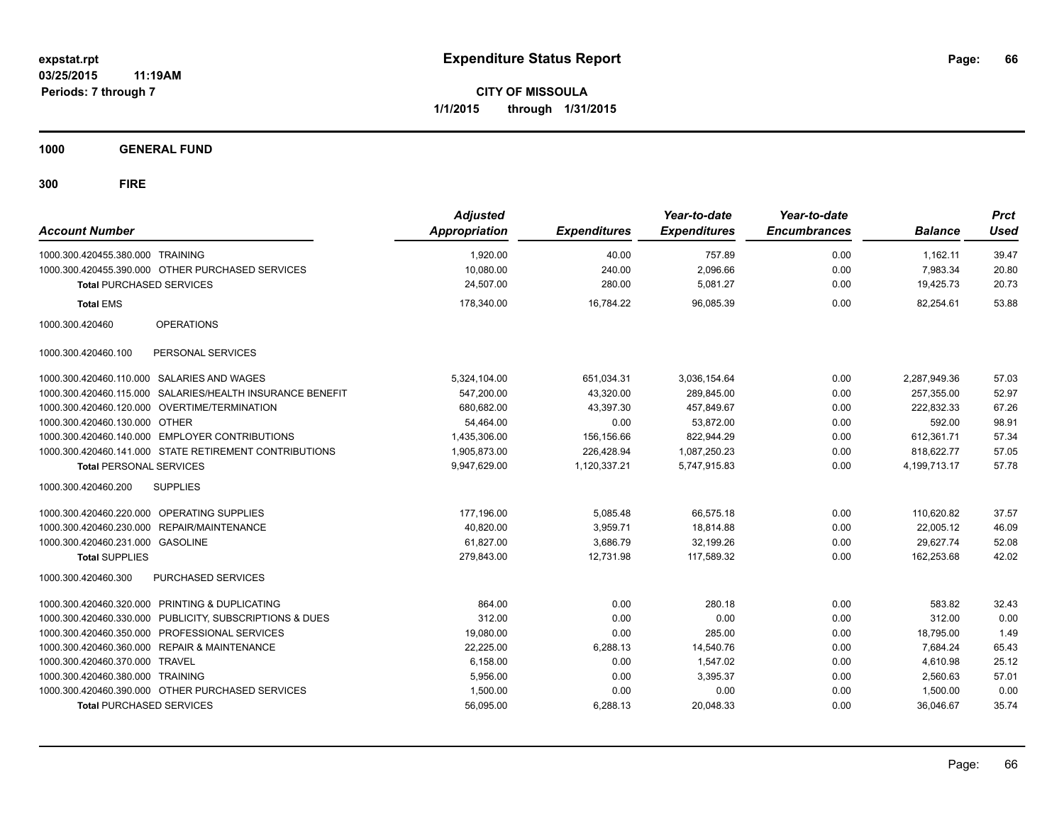# Expenditure Status Report

expstat.rpt
03/25/2015 11:19AM
Periods: 7 through 7

**CITY OF MISSOULA**
**1/1/2015 through 1/31/2015**

## 1000 GENERAL FUND

## 300 FIRE

| Account Number | Adjusted Appropriation | Expenditures | Year-to-date Expenditures | Year-to-date Encumbrances | Balance | Prct Used |
|---|---|---|---|---|---|---|
| 1000.300.420455.380.000 TRAINING | 1,920.00 | 40.00 | 757.89 | 0.00 | 1,162.11 | 39.47 |
| 1000.300.420455.390.000 OTHER PURCHASED SERVICES | 10,080.00 | 240.00 | 2,096.66 | 0.00 | 7,983.34 | 20.80 |
| **Total** PURCHASED SERVICES | 24,507.00 | 280.00 | 5,081.27 | 0.00 | 19,425.73 | 20.73 |
| **Total** EMS | 178,340.00 | 16,784.22 | 96,085.39 | 0.00 | 82,254.61 | 53.88 |
| 1000.300.420460 OPERATIONS | | | | | | |
| 1000.300.420460.100 PERSONAL SERVICES | | | | | | |
| 1000.300.420460.110.000 SALARIES AND WAGES | 5,324,104.00 | 651,034.31 | 3,036,154.64 | 0.00 | 2,287,949.36 | 57.03 |
| 1000.300.420460.115.000 SALARIES/HEALTH INSURANCE BENEFIT | 547,200.00 | 43,320.00 | 289,845.00 | 0.00 | 257,355.00 | 52.97 |
| 1000.300.420460.120.000 OVERTIME/TERMINATION | 680,682.00 | 43,397.30 | 457,849.67 | 0.00 | 222,832.33 | 67.26 |
| 1000.300.420460.130.000 OTHER | 54,464.00 | 0.00 | 53,872.00 | 0.00 | 592.00 | 98.91 |
| 1000.300.420460.140.000 EMPLOYER CONTRIBUTIONS | 1,435,306.00 | 156,156.66 | 822,944.29 | 0.00 | 612,361.71 | 57.34 |
| 1000.300.420460.141.000 STATE RETIREMENT CONTRIBUTIONS | 1,905,873.00 | 226,428.94 | 1,087,250.23 | 0.00 | 818,622.77 | 57.05 |
| **Total** PERSONAL SERVICES | 9,947,629.00 | 1,120,337.21 | 5,747,915.83 | 0.00 | 4,199,713.17 | 57.78 |
| 1000.300.420460.200 SUPPLIES | | | | | | |
| 1000.300.420460.220.000 OPERATING SUPPLIES | 177,196.00 | 5,085.48 | 66,575.18 | 0.00 | 110,620.82 | 37.57 |
| 1000.300.420460.230.000 REPAIR/MAINTENANCE | 40,820.00 | 3,959.71 | 18,814.88 | 0.00 | 22,005.12 | 46.09 |
| 1000.300.420460.231.000 GASOLINE | 61,827.00 | 3,686.79 | 32,199.26 | 0.00 | 29,627.74 | 52.08 |
| **Total** SUPPLIES | 279,843.00 | 12,731.98 | 117,589.32 | 0.00 | 162,253.68 | 42.02 |
| 1000.300.420460.300 PURCHASED SERVICES | | | | | | |
| 1000.300.420460.320.000 PRINTING & DUPLICATING | 864.00 | 0.00 | 280.18 | 0.00 | 583.82 | 32.43 |
| 1000.300.420460.330.000 PUBLICITY, SUBSCRIPTIONS & DUES | 312.00 | 0.00 | 0.00 | 0.00 | 312.00 | 0.00 |
| 1000.300.420460.350.000 PROFESSIONAL SERVICES | 19,080.00 | 0.00 | 285.00 | 0.00 | 18,795.00 | 1.49 |
| 1000.300.420460.360.000 REPAIR & MAINTENANCE | 22,225.00 | 6,288.13 | 14,540.76 | 0.00 | 7,684.24 | 65.43 |
| 1000.300.420460.370.000 TRAVEL | 6,158.00 | 0.00 | 1,547.02 | 0.00 | 4,610.98 | 25.12 |
| 1000.300.420460.380.000 TRAINING | 5,956.00 | 0.00 | 3,395.37 | 0.00 | 2,560.63 | 57.01 |
| 1000.300.420460.390.000 OTHER PURCHASED SERVICES | 1,500.00 | 0.00 | 0.00 | 0.00 | 1,500.00 | 0.00 |
| **Total** PURCHASED SERVICES | 56,095.00 | 6,288.13 | 20,048.33 | 0.00 | 36,046.67 | 35.74 |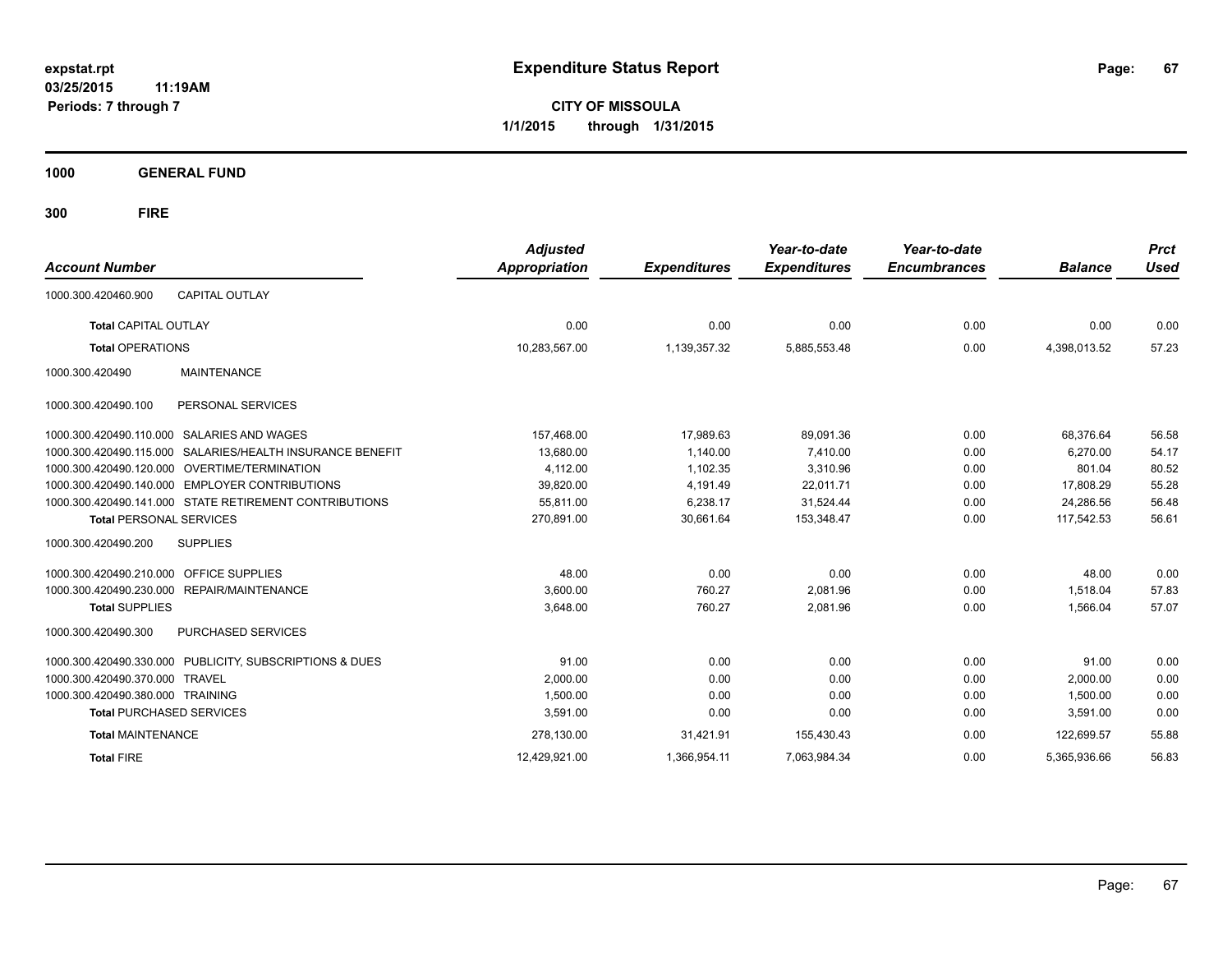# Expenditure Status Report

expstat.rpt
03/25/2015 11:19AM
Periods: 7 through 7

**CITY OF MISSOULA**
**1/1/2015 through 1/31/2015**

## 1000 GENERAL FUND

## 300 FIRE

| Account Number | | Adjusted Appropriation | Expenditures | Year-to-date Expenditures | Year-to-date Encumbrances | Balance | Prct Used |
|---|---|---|---|---|---|---|---|
| 1000.300.420460.900 | CAPITAL OUTLAY | | | | | | |
| **Total** CAPITAL OUTLAY | | 0.00 | 0.00 | 0.00 | 0.00 | 0.00 | 0.00 |
| **Total** OPERATIONS | | 10,283,567.00 | 1,139,357.32 | 5,885,553.48 | 0.00 | 4,398,013.52 | 57.23 |
| 1000.300.420490 | MAINTENANCE | | | | | | |
| 1000.300.420490.100 | PERSONAL SERVICES | | | | | | |
| 1000.300.420490.110.000 | SALARIES AND WAGES | 157,468.00 | 17,989.63 | 89,091.36 | 0.00 | 68,376.64 | 56.58 |
| 1000.300.420490.115.000 | SALARIES/HEALTH INSURANCE BENEFIT | 13,680.00 | 1,140.00 | 7,410.00 | 0.00 | 6,270.00 | 54.17 |
| 1000.300.420490.120.000 | OVERTIME/TERMINATION | 4,112.00 | 1,102.35 | 3,310.96 | 0.00 | 801.04 | 80.52 |
| 1000.300.420490.140.000 | EMPLOYER CONTRIBUTIONS | 39,820.00 | 4,191.49 | 22,011.71 | 0.00 | 17,808.29 | 55.28 |
| 1000.300.420490.141.000 | STATE RETIREMENT CONTRIBUTIONS | 55,811.00 | 6,238.17 | 31,524.44 | 0.00 | 24,286.56 | 56.48 |
| **Total** PERSONAL SERVICES | | 270,891.00 | 30,661.64 | 153,348.47 | 0.00 | 117,542.53 | 56.61 |
| 1000.300.420490.200 | SUPPLIES | | | | | | |
| 1000.300.420490.210.000 | OFFICE SUPPLIES | 48.00 | 0.00 | 0.00 | 0.00 | 48.00 | 0.00 |
| 1000.300.420490.230.000 | REPAIR/MAINTENANCE | 3,600.00 | 760.27 | 2,081.96 | 0.00 | 1,518.04 | 57.83 |
| **Total** SUPPLIES | | 3,648.00 | 760.27 | 2,081.96 | 0.00 | 1,566.04 | 57.07 |
| 1000.300.420490.300 | PURCHASED SERVICES | | | | | | |
| 1000.300.420490.330.000 | PUBLICITY, SUBSCRIPTIONS & DUES | 91.00 | 0.00 | 0.00 | 0.00 | 91.00 | 0.00 |
| 1000.300.420490.370.000 | TRAVEL | 2,000.00 | 0.00 | 0.00 | 0.00 | 2,000.00 | 0.00 |
| 1000.300.420490.380.000 | TRAINING | 1,500.00 | 0.00 | 0.00 | 0.00 | 1,500.00 | 0.00 |
| **Total** PURCHASED SERVICES | | 3,591.00 | 0.00 | 0.00 | 0.00 | 3,591.00 | 0.00 |
| **Total** MAINTENANCE | | 278,130.00 | 31,421.91 | 155,430.43 | 0.00 | 122,699.57 | 55.88 |
| **Total** FIRE | | 12,429,921.00 | 1,366,954.11 | 7,063,984.34 | 0.00 | 5,365,936.66 | 56.83 |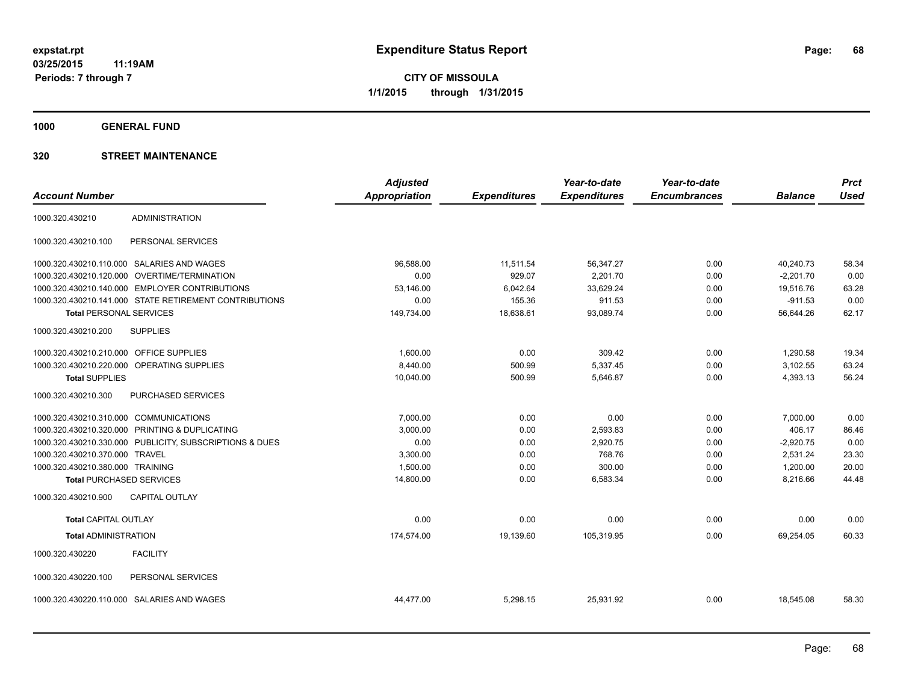expstat.rpt
03/25/2015 11:19AM
Periods: 7 through 7

# Expenditure Status Report

**CITY OF MISSOULA**
**1/1/2015 through 1/31/2015**

## 1000 GENERAL FUND

## 320 STREET MAINTENANCE

| Account Number | | Adjusted Appropriation | Expenditures | Year-to-date Expenditures | Year-to-date Encumbrances | Balance | Prct Used |
|---|---|---|---|---|---|---|---|
| 1000.320.430210 | ADMINISTRATION | | | | | | |
| 1000.320.430210.100 | PERSONAL SERVICES | | | | | | |
| 1000.320.430210.110.000 | SALARIES AND WAGES | 96,588.00 | 11,511.54 | 56,347.27 | 0.00 | 40,240.73 | 58.34 |
| 1000.320.430210.120.000 | OVERTIME/TERMINATION | 0.00 | 929.07 | 2,201.70 | 0.00 | -2,201.70 | 0.00 |
| 1000.320.430210.140.000 | EMPLOYER CONTRIBUTIONS | 53,146.00 | 6,042.64 | 33,629.24 | 0.00 | 19,516.76 | 63.28 |
| 1000.320.430210.141.000 | STATE RETIREMENT CONTRIBUTIONS | 0.00 | 155.36 | 911.53 | 0.00 | -911.53 | 0.00 |
| **Total** PERSONAL SERVICES | | 149,734.00 | 18,638.61 | 93,089.74 | 0.00 | 56,644.26 | 62.17 |
| 1000.320.430210.200 | SUPPLIES | | | | | | |
| 1000.320.430210.210.000 | OFFICE SUPPLIES | 1,600.00 | 0.00 | 309.42 | 0.00 | 1,290.58 | 19.34 |
| 1000.320.430210.220.000 | OPERATING SUPPLIES | 8,440.00 | 500.99 | 5,337.45 | 0.00 | 3,102.55 | 63.24 |
| **Total SUPPLIES** | | 10,040.00 | 500.99 | 5,646.87 | 0.00 | 4,393.13 | 56.24 |
| 1000.320.430210.300 | PURCHASED SERVICES | | | | | | |
| 1000.320.430210.310.000 | COMMUNICATIONS | 7,000.00 | 0.00 | 0.00 | 0.00 | 7,000.00 | 0.00 |
| 1000.320.430210.320.000 | PRINTING & DUPLICATING | 3,000.00 | 0.00 | 2,593.83 | 0.00 | 406.17 | 86.46 |
| 1000.320.430210.330.000 | PUBLICITY, SUBSCRIPTIONS & DUES | 0.00 | 0.00 | 2,920.75 | 0.00 | -2,920.75 | 0.00 |
| 1000.320.430210.370.000 | TRAVEL | 3,300.00 | 0.00 | 768.76 | 0.00 | 2,531.24 | 23.30 |
| 1000.320.430210.380.000 | TRAINING | 1,500.00 | 0.00 | 300.00 | 0.00 | 1,200.00 | 20.00 |
| **Total** PURCHASED SERVICES | | 14,800.00 | 0.00 | 6,583.34 | 0.00 | 8,216.66 | 44.48 |
| 1000.320.430210.900 | CAPITAL OUTLAY | | | | | | |
| **Total** CAPITAL OUTLAY | | 0.00 | 0.00 | 0.00 | 0.00 | 0.00 | 0.00 |
| **Total** ADMINISTRATION | | 174,574.00 | 19,139.60 | 105,319.95 | 0.00 | 69,254.05 | 60.33 |
| 1000.320.430220 | FACILITY | | | | | | |
| 1000.320.430220.100 | PERSONAL SERVICES | | | | | | |
| 1000.320.430220.110.000 | SALARIES AND WAGES | 44,477.00 | 5,298.15 | 25,931.92 | 0.00 | 18,545.08 | 58.30 |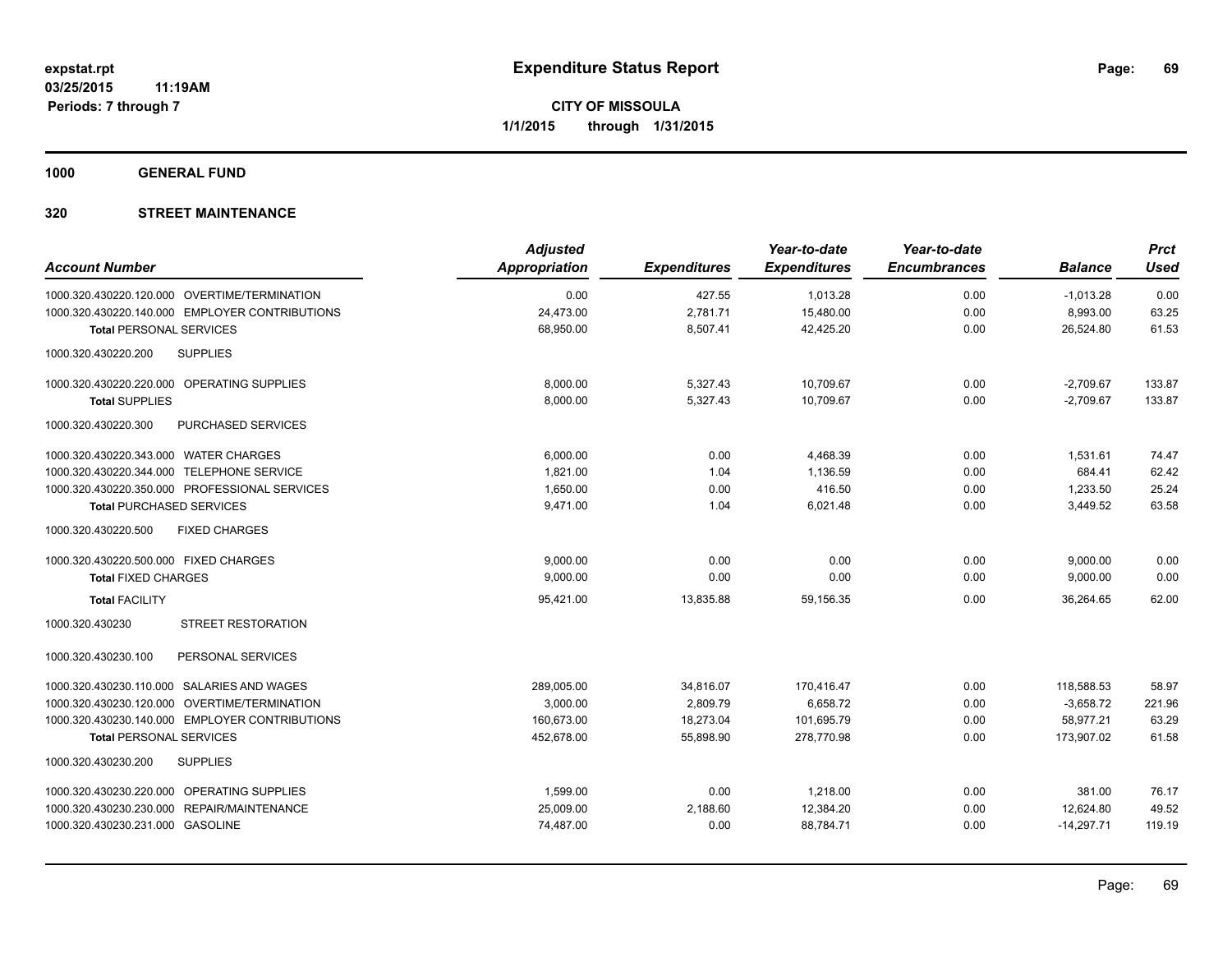# Expenditure Status Report

expstat.rpt
03/25/2015 11:19AM
Periods: 7 through 7

**CITY OF MISSOULA**
**1/1/2015 through 1/31/2015**

**1000 GENERAL FUND**

**320 STREET MAINTENANCE**

| Account Number | Adjusted Appropriation | Expenditures | Year-to-date Expenditures | Year-to-date Encumbrances | Balance | Prct Used |
|---|---|---|---|---|---|---|
| 1000.320.430220.120.000 OVERTIME/TERMINATION | 0.00 | 427.55 | 1,013.28 | 0.00 | -1,013.28 | 0.00 |
| 1000.320.430220.140.000 EMPLOYER CONTRIBUTIONS | 24,473.00 | 2,781.71 | 15,480.00 | 0.00 | 8,993.00 | 63.25 |
| **Total** PERSONAL SERVICES | 68,950.00 | 8,507.41 | 42,425.20 | 0.00 | 26,524.80 | 61.53 |
| 1000.320.430220.200 SUPPLIES | | | | | | |
| 1000.320.430220.220.000 OPERATING SUPPLIES | 8,000.00 | 5,327.43 | 10,709.67 | 0.00 | -2,709.67 | 133.87 |
| **Total** SUPPLIES | 8,000.00 | 5,327.43 | 10,709.67 | 0.00 | -2,709.67 | 133.87 |
| 1000.320.430220.300 PURCHASED SERVICES | | | | | | |
| 1000.320.430220.343.000 WATER CHARGES | 6,000.00 | 0.00 | 4,468.39 | 0.00 | 1,531.61 | 74.47 |
| 1000.320.430220.344.000 TELEPHONE SERVICE | 1,821.00 | 1.04 | 1,136.59 | 0.00 | 684.41 | 62.42 |
| 1000.320.430220.350.000 PROFESSIONAL SERVICES | 1,650.00 | 0.00 | 416.50 | 0.00 | 1,233.50 | 25.24 |
| **Total** PURCHASED SERVICES | 9,471.00 | 1.04 | 6,021.48 | 0.00 | 3,449.52 | 63.58 |
| 1000.320.430220.500 FIXED CHARGES | | | | | | |
| 1000.320.430220.500.000 FIXED CHARGES | 9,000.00 | 0.00 | 0.00 | 0.00 | 9,000.00 | 0.00 |
| **Total** FIXED CHARGES | 9,000.00 | 0.00 | 0.00 | 0.00 | 9,000.00 | 0.00 |
| **Total** FACILITY | 95,421.00 | 13,835.88 | 59,156.35 | 0.00 | 36,264.65 | 62.00 |
| 1000.320.430230 STREET RESTORATION | | | | | | |
| 1000.320.430230.100 PERSONAL SERVICES | | | | | | |
| 1000.320.430230.110.000 SALARIES AND WAGES | 289,005.00 | 34,816.07 | 170,416.47 | 0.00 | 118,588.53 | 58.97 |
| 1000.320.430230.120.000 OVERTIME/TERMINATION | 3,000.00 | 2,809.79 | 6,658.72 | 0.00 | -3,658.72 | 221.96 |
| 1000.320.430230.140.000 EMPLOYER CONTRIBUTIONS | 160,673.00 | 18,273.04 | 101,695.79 | 0.00 | 58,977.21 | 63.29 |
| **Total** PERSONAL SERVICES | 452,678.00 | 55,898.90 | 278,770.98 | 0.00 | 173,907.02 | 61.58 |
| 1000.320.430230.200 SUPPLIES | | | | | | |
| 1000.320.430230.220.000 OPERATING SUPPLIES | 1,599.00 | 0.00 | 1,218.00 | 0.00 | 381.00 | 76.17 |
| 1000.320.430230.230.000 REPAIR/MAINTENANCE | 25,009.00 | 2,188.60 | 12,384.20 | 0.00 | 12,624.80 | 49.52 |
| 1000.320.430230.231.000 GASOLINE | 74,487.00 | 0.00 | 88,784.71 | 0.00 | -14,297.71 | 119.19 |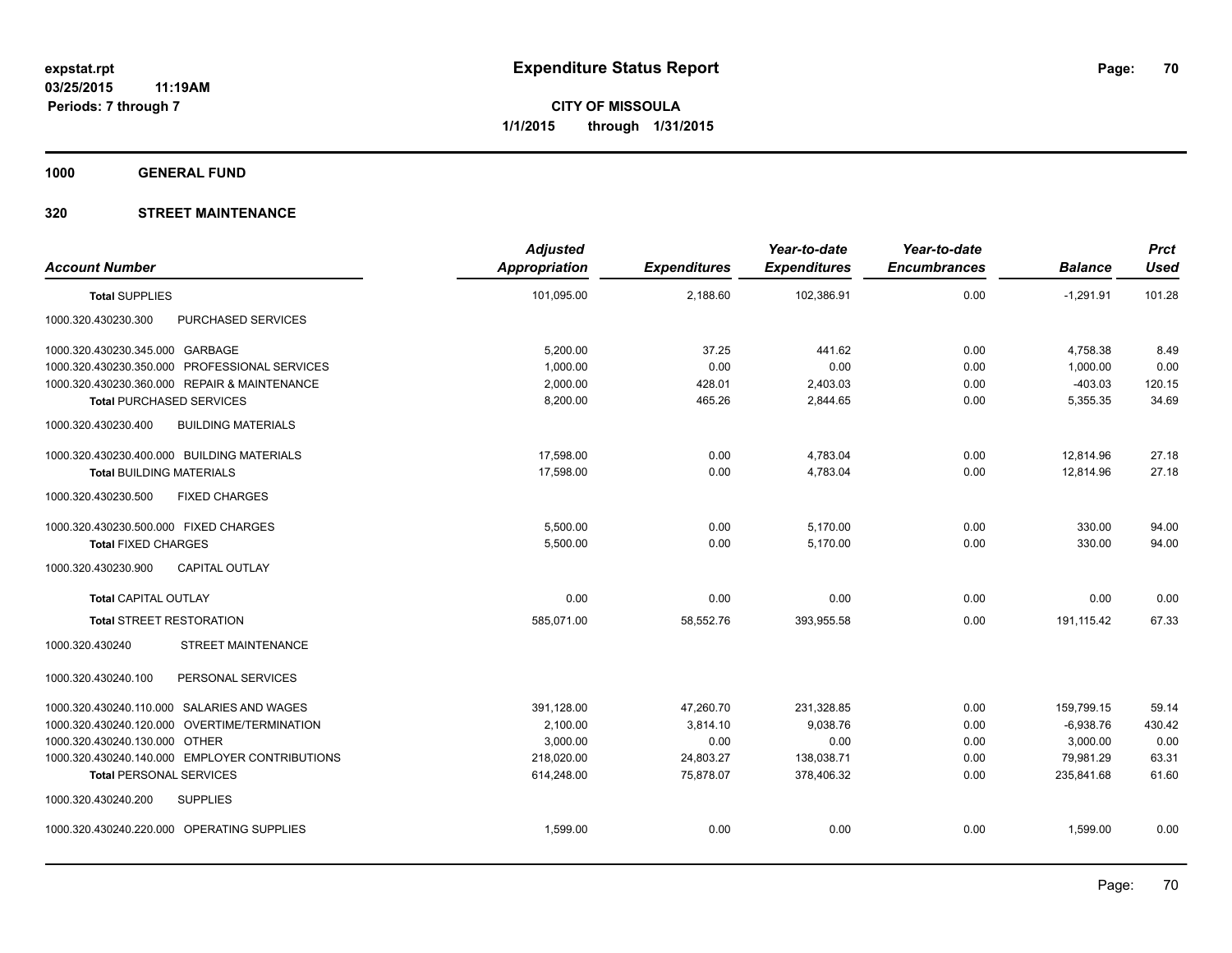# Expenditure Status Report

expstat.rpt
03/25/2015 11:19AM
Periods: 7 through 7

**CITY OF MISSOULA**
**1/1/2015 through 1/31/2015**

## 1000 GENERAL FUND

### 320 STREET MAINTENANCE

| Account Number | | Adjusted Appropriation | Expenditures | Year-to-date Expenditures | Year-to-date Encumbrances | Balance | Prct Used |
|---|---|---|---|---|---|---|---|
| **Total SUPPLIES** | | 101,095.00 | 2,188.60 | 102,386.91 | 0.00 | -1,291.91 | 101.28 |
| 1000.320.430230.300 | PURCHASED SERVICES | | | | | | |
| 1000.320.430230.345.000 | GARBAGE | 5,200.00 | 37.25 | 441.62 | 0.00 | 4,758.38 | 8.49 |
| 1000.320.430230.350.000 | PROFESSIONAL SERVICES | 1,000.00 | 0.00 | 0.00 | 0.00 | 1,000.00 | 0.00 |
| 1000.320.430230.360.000 | REPAIR & MAINTENANCE | 2,000.00 | 428.01 | 2,403.03 | 0.00 | -403.03 | 120.15 |
| **Total PURCHASED SERVICES** | | 8,200.00 | 465.26 | 2,844.65 | 0.00 | 5,355.35 | 34.69 |
| 1000.320.430230.400 | BUILDING MATERIALS | | | | | | |
| 1000.320.430230.400.000 | BUILDING MATERIALS | 17,598.00 | 0.00 | 4,783.04 | 0.00 | 12,814.96 | 27.18 |
| **Total BUILDING MATERIALS** | | 17,598.00 | 0.00 | 4,783.04 | 0.00 | 12,814.96 | 27.18 |
| 1000.320.430230.500 | FIXED CHARGES | | | | | | |
| 1000.320.430230.500.000 | FIXED CHARGES | 5,500.00 | 0.00 | 5,170.00 | 0.00 | 330.00 | 94.00 |
| **Total FIXED CHARGES** | | 5,500.00 | 0.00 | 5,170.00 | 0.00 | 330.00 | 94.00 |
| 1000.320.430230.900 | CAPITAL OUTLAY | | | | | | |
| **Total CAPITAL OUTLAY** | | 0.00 | 0.00 | 0.00 | 0.00 | 0.00 | 0.00 |
| **Total STREET RESTORATION** | | 585,071.00 | 58,552.76 | 393,955.58 | 0.00 | 191,115.42 | 67.33 |
| 1000.320.430240 | STREET MAINTENANCE | | | | | | |
| 1000.320.430240.100 | PERSONAL SERVICES | | | | | | |
| 1000.320.430240.110.000 | SALARIES AND WAGES | 391,128.00 | 47,260.70 | 231,328.85 | 0.00 | 159,799.15 | 59.14 |
| 1000.320.430240.120.000 | OVERTIME/TERMINATION | 2,100.00 | 3,814.10 | 9,038.76 | 0.00 | -6,938.76 | 430.42 |
| 1000.320.430240.130.000 | OTHER | 3,000.00 | 0.00 | 0.00 | 0.00 | 3,000.00 | 0.00 |
| 1000.320.430240.140.000 | EMPLOYER CONTRIBUTIONS | 218,020.00 | 24,803.27 | 138,038.71 | 0.00 | 79,981.29 | 63.31 |
| **Total PERSONAL SERVICES** | | 614,248.00 | 75,878.07 | 378,406.32 | 0.00 | 235,841.68 | 61.60 |
| 1000.320.430240.200 | SUPPLIES | | | | | | |
| 1000.320.430240.220.000 | OPERATING SUPPLIES | 1,599.00 | 0.00 | 0.00 | 0.00 | 1,599.00 | 0.00 |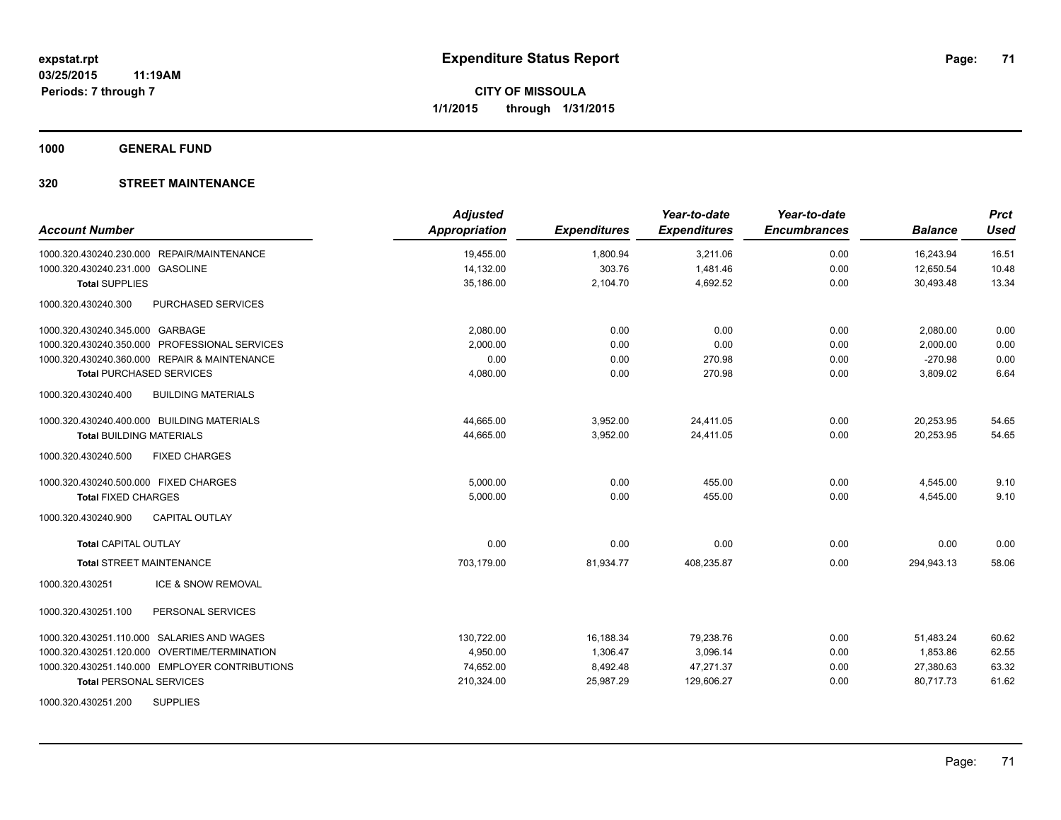**expstat.rpt**
**03/25/2015 11:19AM**
**Periods: 7 through 7**

# Expenditure Status Report

**CITY OF MISSOULA**
**1/1/2015 through 1/31/2015**

## 1000 GENERAL FUND

## 320 STREET MAINTENANCE

| Account Number | Adjusted Appropriation | Expenditures | Year-to-date Expenditures | Year-to-date Encumbrances | Balance | Prct Used |
|---|---|---|---|---|---|---|
| 1000.320.430240.230.000 REPAIR/MAINTENANCE | 19,455.00 | 1,800.94 | 3,211.06 | 0.00 | 16,243.94 | 16.51 |
| 1000.320.430240.231.000 GASOLINE | 14,132.00 | 303.76 | 1,481.46 | 0.00 | 12,650.54 | 10.48 |
| **Total** SUPPLIES | 35,186.00 | 2,104.70 | 4,692.52 | 0.00 | 30,493.48 | 13.34 |
| 1000.320.430240.300 PURCHASED SERVICES | | | | | | |
| 1000.320.430240.345.000 GARBAGE | 2,080.00 | 0.00 | 0.00 | 0.00 | 2,080.00 | 0.00 |
| 1000.320.430240.350.000 PROFESSIONAL SERVICES | 2,000.00 | 0.00 | 0.00 | 0.00 | 2,000.00 | 0.00 |
| 1000.320.430240.360.000 REPAIR & MAINTENANCE | 0.00 | 0.00 | 270.98 | 0.00 | -270.98 | 0.00 |
| **Total** PURCHASED SERVICES | 4,080.00 | 0.00 | 270.98 | 0.00 | 3,809.02 | 6.64 |
| 1000.320.430240.400 BUILDING MATERIALS | | | | | | |
| 1000.320.430240.400.000 BUILDING MATERIALS | 44,665.00 | 3,952.00 | 24,411.05 | 0.00 | 20,253.95 | 54.65 |
| **Total** BUILDING MATERIALS | 44,665.00 | 3,952.00 | 24,411.05 | 0.00 | 20,253.95 | 54.65 |
| 1000.320.430240.500 FIXED CHARGES | | | | | | |
| 1000.320.430240.500.000 FIXED CHARGES | 5,000.00 | 0.00 | 455.00 | 0.00 | 4,545.00 | 9.10 |
| **Total** FIXED CHARGES | 5,000.00 | 0.00 | 455.00 | 0.00 | 4,545.00 | 9.10 |
| 1000.320.430240.900 CAPITAL OUTLAY | | | | | | |
| **Total** CAPITAL OUTLAY | 0.00 | 0.00 | 0.00 | 0.00 | 0.00 | 0.00 |
| **Total** STREET MAINTENANCE | 703,179.00 | 81,934.77 | 408,235.87 | 0.00 | 294,943.13 | 58.06 |
| 1000.320.430251 ICE & SNOW REMOVAL | | | | | | |
| 1000.320.430251.100 PERSONAL SERVICES | | | | | | |
| 1000.320.430251.110.000 SALARIES AND WAGES | 130,722.00 | 16,188.34 | 79,238.76 | 0.00 | 51,483.24 | 60.62 |
| 1000.320.430251.120.000 OVERTIME/TERMINATION | 4,950.00 | 1,306.47 | 3,096.14 | 0.00 | 1,853.86 | 62.55 |
| 1000.320.430251.140.000 EMPLOYER CONTRIBUTIONS | 74,652.00 | 8,492.48 | 47,271.37 | 0.00 | 27,380.63 | 63.32 |
| **Total** PERSONAL SERVICES | 210,324.00 | 25,987.29 | 129,606.27 | 0.00 | 80,717.73 | 61.62 |
| 1000.320.430251.200 SUPPLIES | | | | | | |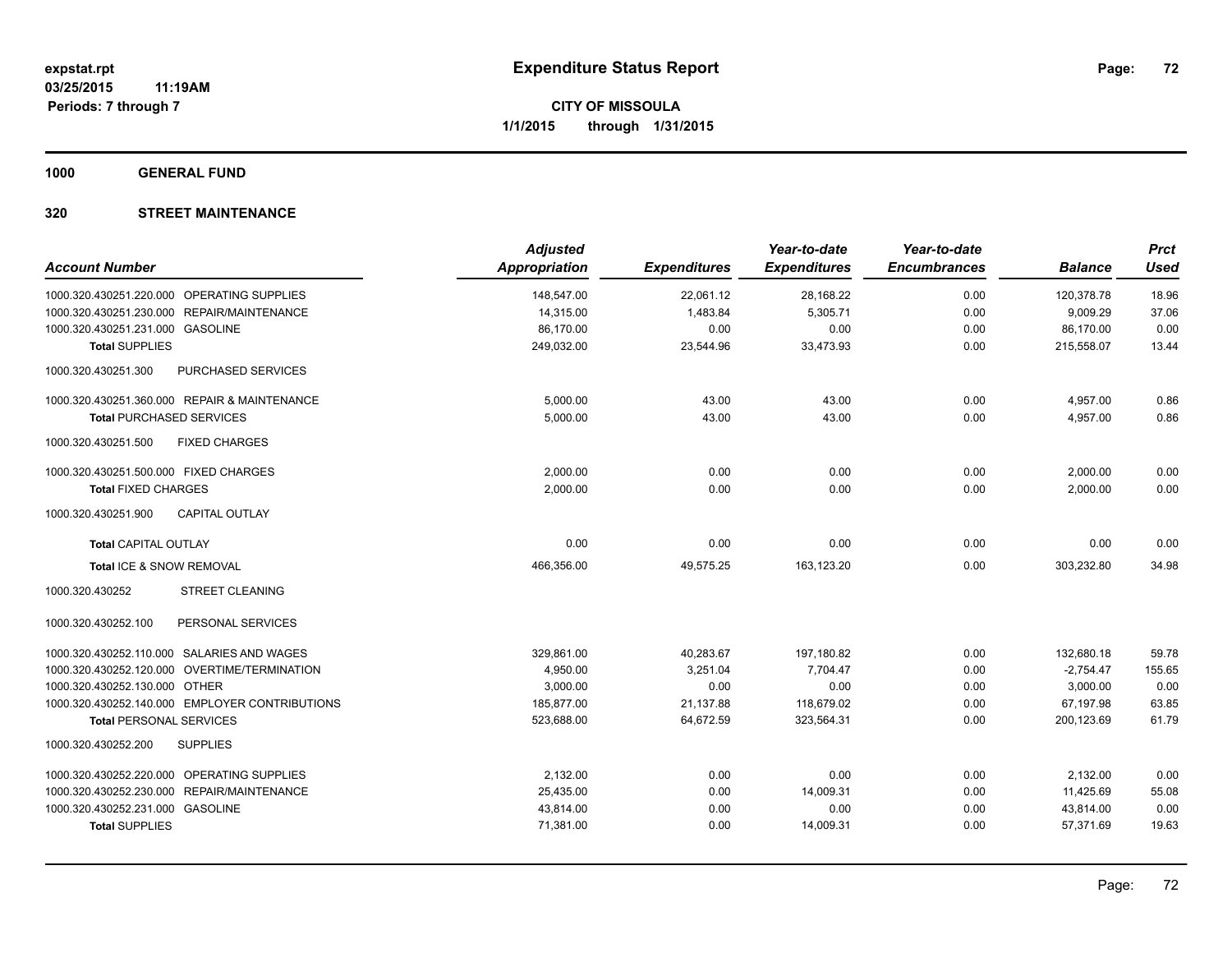# Expenditure Status Report

**CITY OF MISSOULA**
**1/1/2015 through 1/31/2015**

expstat.rpt
03/25/2015 11:19AM
Periods: 7 through 7

## 1000 GENERAL FUND

## 320 STREET MAINTENANCE

| Account Number | | Adjusted Appropriation | Expenditures | Year-to-date Expenditures | Year-to-date Encumbrances | Balance | Prct Used |
|---|---|---|---|---|---|---|---|
| 1000.320.430251.220.000 | OPERATING SUPPLIES | 148,547.00 | 22,061.12 | 28,168.22 | 0.00 | 120,378.78 | 18.96 |
| 1000.320.430251.230.000 | REPAIR/MAINTENANCE | 14,315.00 | 1,483.84 | 5,305.71 | 0.00 | 9,009.29 | 37.06 |
| 1000.320.430251.231.000 | GASOLINE | 86,170.00 | 0.00 | 0.00 | 0.00 | 86,170.00 | 0.00 |
| **Total SUPPLIES** | | 249,032.00 | 23,544.96 | 33,473.93 | 0.00 | 215,558.07 | 13.44 |
| 1000.320.430251.300 | PURCHASED SERVICES | | | | | | |
| 1000.320.430251.360.000 | REPAIR & MAINTENANCE | 5,000.00 | 43.00 | 43.00 | 0.00 | 4,957.00 | 0.86 |
| **Total PURCHASED SERVICES** | | 5,000.00 | 43.00 | 43.00 | 0.00 | 4,957.00 | 0.86 |
| 1000.320.430251.500 | FIXED CHARGES | | | | | | |
| 1000.320.430251.500.000 | FIXED CHARGES | 2,000.00 | 0.00 | 0.00 | 0.00 | 2,000.00 | 0.00 |
| **Total FIXED CHARGES** | | 2,000.00 | 0.00 | 0.00 | 0.00 | 2,000.00 | 0.00 |
| 1000.320.430251.900 | CAPITAL OUTLAY | | | | | | |
| **Total CAPITAL OUTLAY** | | 0.00 | 0.00 | 0.00 | 0.00 | 0.00 | 0.00 |
| **Total ICE & SNOW REMOVAL** | | 466,356.00 | 49,575.25 | 163,123.20 | 0.00 | 303,232.80 | 34.98 |
| 1000.320.430252 | STREET CLEANING | | | | | | |
| 1000.320.430252.100 | PERSONAL SERVICES | | | | | | |
| 1000.320.430252.110.000 | SALARIES AND WAGES | 329,861.00 | 40,283.67 | 197,180.82 | 0.00 | 132,680.18 | 59.78 |
| 1000.320.430252.120.000 | OVERTIME/TERMINATION | 4,950.00 | 3,251.04 | 7,704.47 | 0.00 | -2,754.47 | 155.65 |
| 1000.320.430252.130.000 | OTHER | 3,000.00 | 0.00 | 0.00 | 0.00 | 3,000.00 | 0.00 |
| 1000.320.430252.140.000 | EMPLOYER CONTRIBUTIONS | 185,877.00 | 21,137.88 | 118,679.02 | 0.00 | 67,197.98 | 63.85 |
| **Total PERSONAL SERVICES** | | 523,688.00 | 64,672.59 | 323,564.31 | 0.00 | 200,123.69 | 61.79 |
| 1000.320.430252.200 | SUPPLIES | | | | | | |
| 1000.320.430252.220.000 | OPERATING SUPPLIES | 2,132.00 | 0.00 | 0.00 | 0.00 | 2,132.00 | 0.00 |
| 1000.320.430252.230.000 | REPAIR/MAINTENANCE | 25,435.00 | 0.00 | 14,009.31 | 0.00 | 11,425.69 | 55.08 |
| 1000.320.430252.231.000 | GASOLINE | 43,814.00 | 0.00 | 0.00 | 0.00 | 43,814.00 | 0.00 |
| **Total SUPPLIES** | | 71,381.00 | 0.00 | 14,009.31 | 0.00 | 57,371.69 | 19.63 |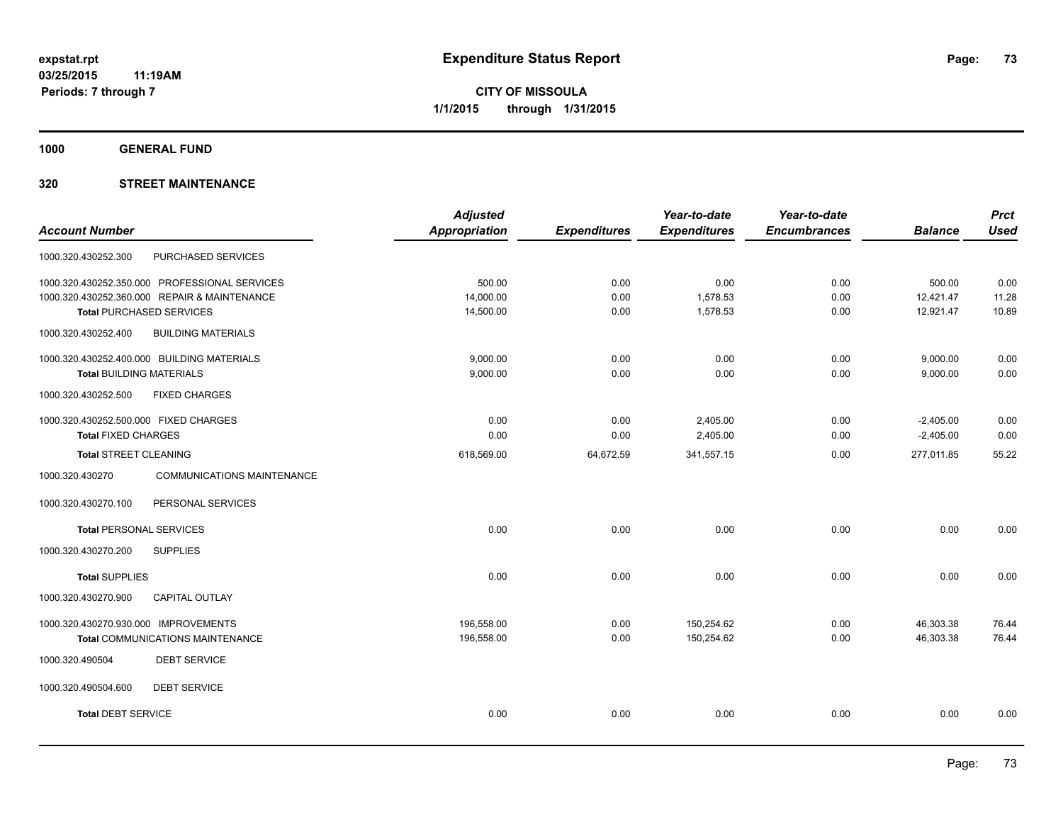# Expenditure Status Report

**CITY OF MISSOULA**

**1/1/2015 through 1/31/2015**

expstat.rpt
03/25/2015 11:19AM
Periods: 7 through 7

## 1000 GENERAL FUND

### 320 STREET MAINTENANCE

| Account Number | Adjusted Appropriation | Expenditures | Year-to-date Expenditures | Year-to-date Encumbrances | Balance | Prct Used |
|---|---|---|---|---|---|---|
| 1000.320.430252.300 PURCHASED SERVICES | | | | | | |
| 1000.320.430252.350.000 PROFESSIONAL SERVICES | 500.00 | 0.00 | 0.00 | 0.00 | 500.00 | 0.00 |
| 1000.320.430252.360.000 REPAIR & MAINTENANCE | 14,000.00 | 0.00 | 1,578.53 | 0.00 | 12,421.47 | 11.28 |
| **Total** PURCHASED SERVICES | 14,500.00 | 0.00 | 1,578.53 | 0.00 | 12,921.47 | 10.89 |
| 1000.320.430252.400 BUILDING MATERIALS | | | | | | |
| 1000.320.430252.400.000 BUILDING MATERIALS | 9,000.00 | 0.00 | 0.00 | 0.00 | 9,000.00 | 0.00 |
| **Total** BUILDING MATERIALS | 9,000.00 | 0.00 | 0.00 | 0.00 | 9,000.00 | 0.00 |
| 1000.320.430252.500 FIXED CHARGES | | | | | | |
| 1000.320.430252.500.000 FIXED CHARGES | 0.00 | 0.00 | 2,405.00 | 0.00 | -2,405.00 | 0.00 |
| **Total** FIXED CHARGES | 0.00 | 0.00 | 2,405.00 | 0.00 | -2,405.00 | 0.00 |
| **Total** STREET CLEANING | 618,569.00 | 64,672.59 | 341,557.15 | 0.00 | 277,011.85 | 55.22 |
| 1000.320.430270 COMMUNICATIONS MAINTENANCE | | | | | | |
| 1000.320.430270.100 PERSONAL SERVICES | | | | | | |
| **Total** PERSONAL SERVICES | 0.00 | 0.00 | 0.00 | 0.00 | 0.00 | 0.00 |
| 1000.320.430270.200 SUPPLIES | | | | | | |
| **Total** SUPPLIES | 0.00 | 0.00 | 0.00 | 0.00 | 0.00 | 0.00 |
| 1000.320.430270.900 CAPITAL OUTLAY | | | | | | |
| 1000.320.430270.930.000 IMPROVEMENTS | 196,558.00 | 0.00 | 150,254.62 | 0.00 | 46,303.38 | 76.44 |
| **Total** COMMUNICATIONS MAINTENANCE | 196,558.00 | 0.00 | 150,254.62 | 0.00 | 46,303.38 | 76.44 |
| 1000.320.490504 DEBT SERVICE | | | | | | |
| 1000.320.490504.600 DEBT SERVICE | | | | | | |
| **Total** DEBT SERVICE | 0.00 | 0.00 | 0.00 | 0.00 | 0.00 | 0.00 |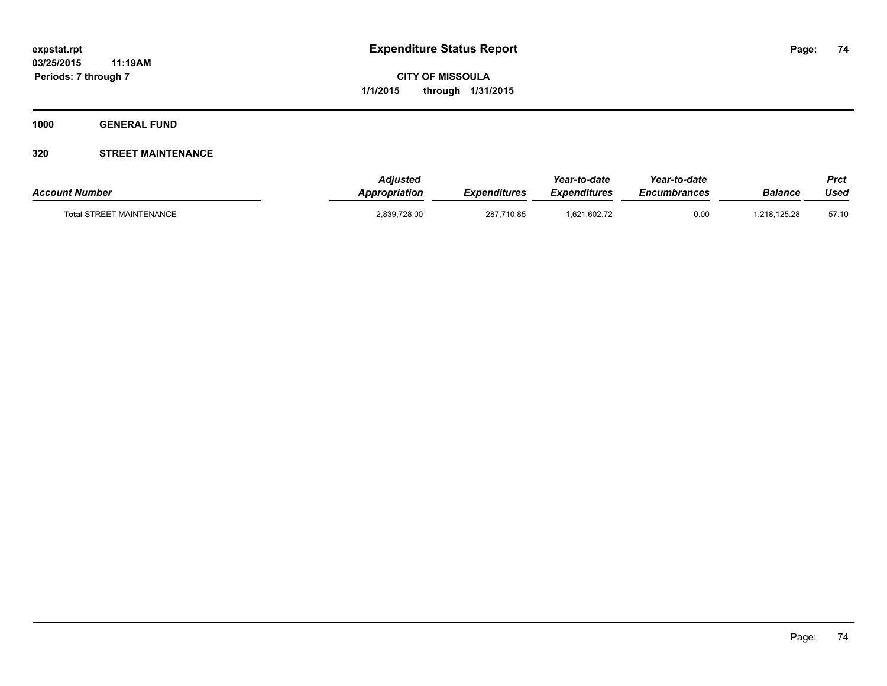# Expenditure Status Report

expstat.rpt
03/25/2015 11:19AM
Periods: 7 through 7

**CITY OF MISSOULA**
**1/1/2015 through 1/31/2015**

**1000 GENERAL FUND**

**320 STREET MAINTENANCE**

| Account Number | Adjusted Appropriation | Expenditures | Year-to-date Expenditures | Year-to-date Encumbrances | Balance | Prct Used |
|---|---|---|---|---|---|---|
| **Total** STREET MAINTENANCE | 2,839,728.00 | 287,710.85 | 1,621,602.72 | 0.00 | 1,218,125.28 | 57.10 |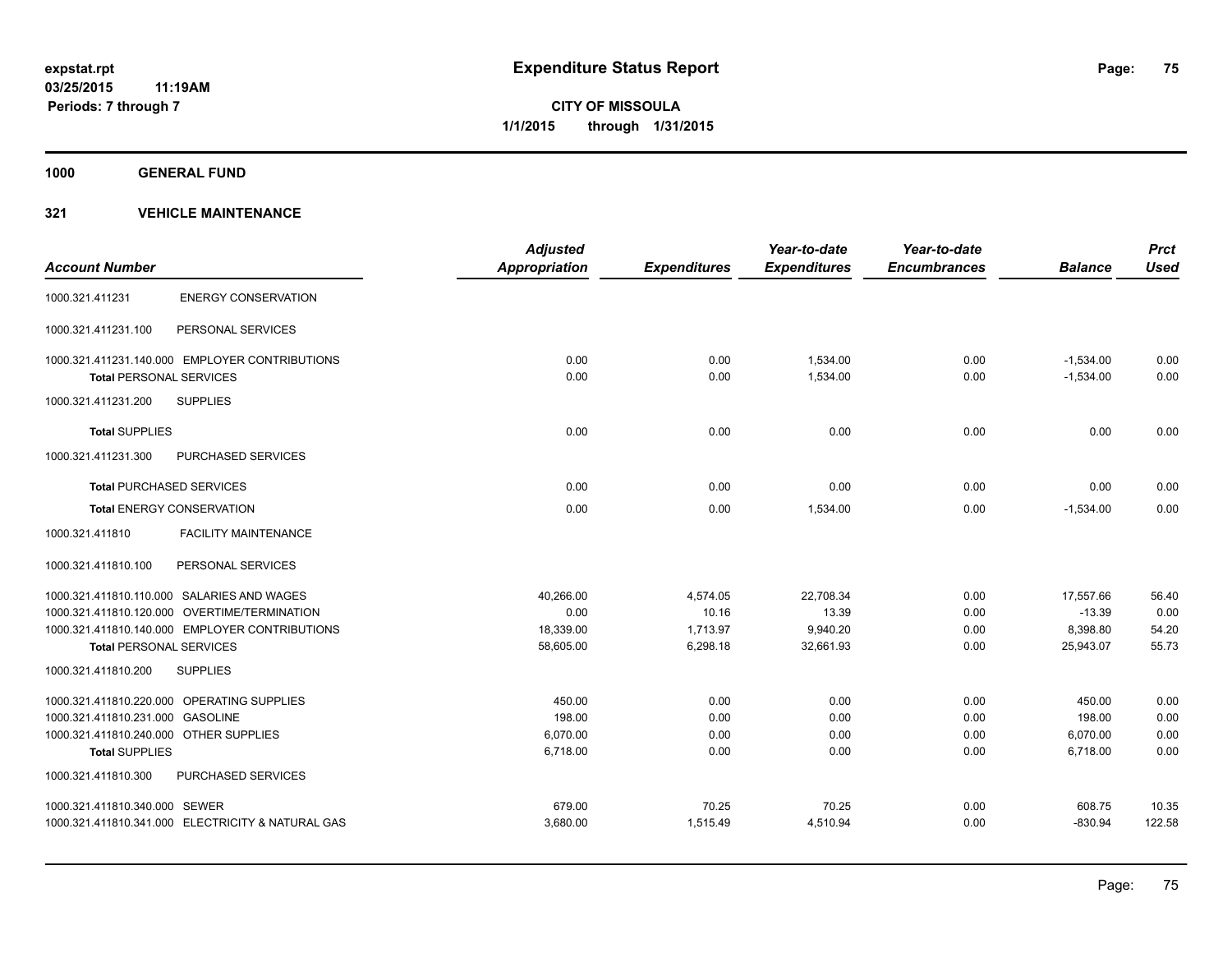**expstat.rpt**
**03/25/2015 11:19AM**
**Periods: 7 through 7**

# Expenditure Status Report

**CITY OF MISSOULA**
**1/1/2015 through 1/31/2015**

## 1000 GENERAL FUND

### 321 VEHICLE MAINTENANCE

| Account Number | | Adjusted Appropriation | Expenditures | Year-to-date Expenditures | Year-to-date Encumbrances | Balance | Prct Used |
|---|---|---|---|---|---|---|---|
| 1000.321.411231 | ENERGY CONSERVATION | | | | | | |
| 1000.321.411231.100 | PERSONAL SERVICES | | | | | | |
| 1000.321.411231.140.000 | EMPLOYER CONTRIBUTIONS | 0.00 | 0.00 | 1,534.00 | 0.00 | -1,534.00 | 0.00 |
| **Total** PERSONAL SERVICES | | 0.00 | 0.00 | 1,534.00 | 0.00 | -1,534.00 | 0.00 |
| 1000.321.411231.200 | SUPPLIES | | | | | | |
| **Total** SUPPLIES | | 0.00 | 0.00 | 0.00 | 0.00 | 0.00 | 0.00 |
| 1000.321.411231.300 | PURCHASED SERVICES | | | | | | |
| **Total** PURCHASED SERVICES | | 0.00 | 0.00 | 0.00 | 0.00 | 0.00 | 0.00 |
| **Total** ENERGY CONSERVATION | | 0.00 | 0.00 | 1,534.00 | 0.00 | -1,534.00 | 0.00 |
| 1000.321.411810 | FACILITY MAINTENANCE | | | | | | |
| 1000.321.411810.100 | PERSONAL SERVICES | | | | | | |
| 1000.321.411810.110.000 | SALARIES AND WAGES | 40,266.00 | 4,574.05 | 22,708.34 | 0.00 | 17,557.66 | 56.40 |
| 1000.321.411810.120.000 | OVERTIME/TERMINATION | 0.00 | 10.16 | 13.39 | 0.00 | -13.39 | 0.00 |
| 1000.321.411810.140.000 | EMPLOYER CONTRIBUTIONS | 18,339.00 | 1,713.97 | 9,940.20 | 0.00 | 8,398.80 | 54.20 |
| **Total** PERSONAL SERVICES | | 58,605.00 | 6,298.18 | 32,661.93 | 0.00 | 25,943.07 | 55.73 |
| 1000.321.411810.200 | SUPPLIES | | | | | | |
| 1000.321.411810.220.000 | OPERATING SUPPLIES | 450.00 | 0.00 | 0.00 | 0.00 | 450.00 | 0.00 |
| 1000.321.411810.231.000 | GASOLINE | 198.00 | 0.00 | 0.00 | 0.00 | 198.00 | 0.00 |
| 1000.321.411810.240.000 | OTHER SUPPLIES | 6,070.00 | 0.00 | 0.00 | 0.00 | 6,070.00 | 0.00 |
| **Total** SUPPLIES | | 6,718.00 | 0.00 | 0.00 | 0.00 | 6,718.00 | 0.00 |
| 1000.321.411810.300 | PURCHASED SERVICES | | | | | | |
| 1000.321.411810.340.000 | SEWER | 679.00 | 70.25 | 70.25 | 0.00 | 608.75 | 10.35 |
| 1000.321.411810.341.000 | ELECTRICITY & NATURAL GAS | 3,680.00 | 1,515.49 | 4,510.94 | 0.00 | -830.94 | 122.58 |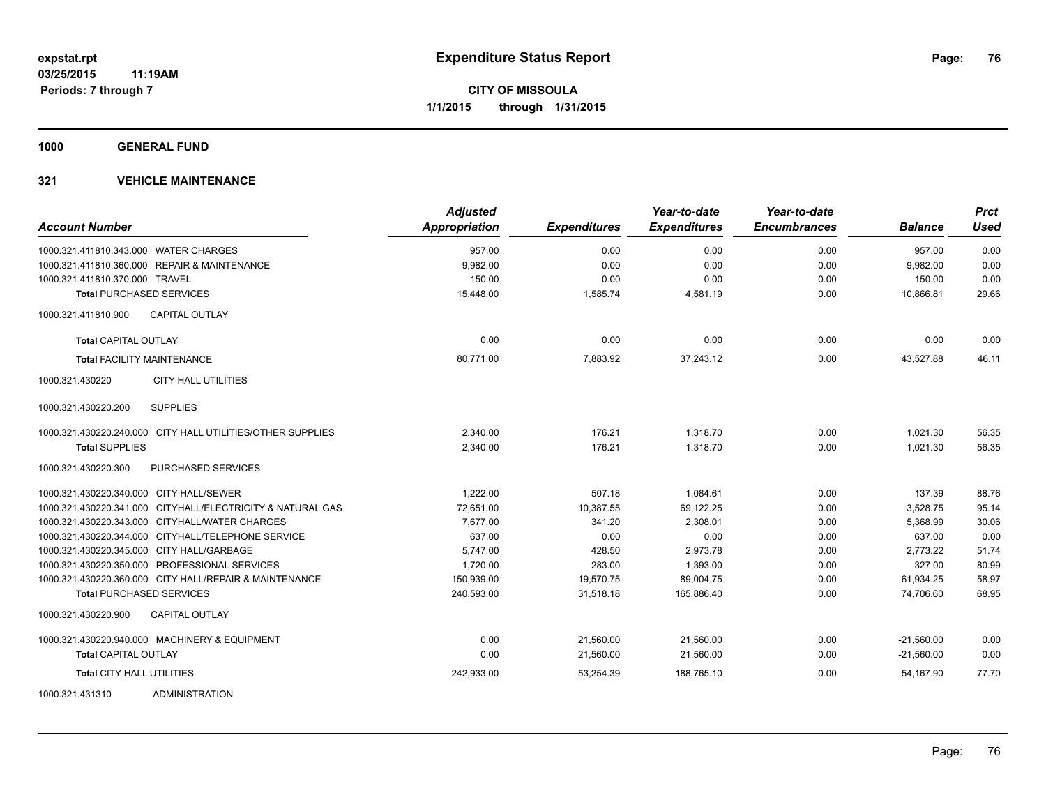**expstat.rpt**
**03/25/2015 11:19AM**
**Periods: 7 through 7**

# Expenditure Status Report

**CITY OF MISSOULA**
**1/1/2015 through 1/31/2015**

## 1000 GENERAL FUND

### 321 VEHICLE MAINTENANCE

| Account Number | Adjusted Appropriation | Expenditures | Year-to-date Expenditures | Year-to-date Encumbrances | Balance | Prct Used |
|---|---|---|---|---|---|---|
| 1000.321.411810.343.000 WATER CHARGES | 957.00 | 0.00 | 0.00 | 0.00 | 957.00 | 0.00 |
| 1000.321.411810.360.000 REPAIR & MAINTENANCE | 9,982.00 | 0.00 | 0.00 | 0.00 | 9,982.00 | 0.00 |
| 1000.321.411810.370.000 TRAVEL | 150.00 | 0.00 | 0.00 | 0.00 | 150.00 | 0.00 |
| **Total** PURCHASED SERVICES | 15,448.00 | 1,585.74 | 4,581.19 | 0.00 | 10,866.81 | 29.66 |
| 1000.321.411810.900 CAPITAL OUTLAY | | | | | | |
| **Total** CAPITAL OUTLAY | 0.00 | 0.00 | 0.00 | 0.00 | 0.00 | 0.00 |
| **Total** FACILITY MAINTENANCE | 80,771.00 | 7,883.92 | 37,243.12 | 0.00 | 43,527.88 | 46.11 |
| 1000.321.430220 CITY HALL UTILITIES | | | | | | |
| 1000.321.430220.200 SUPPLIES | | | | | | |
| 1000.321.430220.240.000 CITY HALL UTILITIES/OTHER SUPPLIES | 2,340.00 | 176.21 | 1,318.70 | 0.00 | 1,021.30 | 56.35 |
| **Total** SUPPLIES | 2,340.00 | 176.21 | 1,318.70 | 0.00 | 1,021.30 | 56.35 |
| 1000.321.430220.300 PURCHASED SERVICES | | | | | | |
| 1000.321.430220.340.000 CITY HALL/SEWER | 1,222.00 | 507.18 | 1,084.61 | 0.00 | 137.39 | 88.76 |
| 1000.321.430220.341.000 CITYHALL/ELECTRICITY & NATURAL GAS | 72,651.00 | 10,387.55 | 69,122.25 | 0.00 | 3,528.75 | 95.14 |
| 1000.321.430220.343.000 CITYHALL/WATER CHARGES | 7,677.00 | 341.20 | 2,308.01 | 0.00 | 5,368.99 | 30.06 |
| 1000.321.430220.344.000 CITYHALL/TELEPHONE SERVICE | 637.00 | 0.00 | 0.00 | 0.00 | 637.00 | 0.00 |
| 1000.321.430220.345.000 CITY HALL/GARBAGE | 5,747.00 | 428.50 | 2,973.78 | 0.00 | 2,773.22 | 51.74 |
| 1000.321.430220.350.000 PROFESSIONAL SERVICES | 1,720.00 | 283.00 | 1,393.00 | 0.00 | 327.00 | 80.99 |
| 1000.321.430220.360.000 CITY HALL/REPAIR & MAINTENANCE | 150,939.00 | 19,570.75 | 89,004.75 | 0.00 | 61,934.25 | 58.97 |
| **Total** PURCHASED SERVICES | 240,593.00 | 31,518.18 | 165,886.40 | 0.00 | 74,706.60 | 68.95 |
| 1000.321.430220.900 CAPITAL OUTLAY | | | | | | |
| 1000.321.430220.940.000 MACHINERY & EQUIPMENT | 0.00 | 21,560.00 | 21,560.00 | 0.00 | -21,560.00 | 0.00 |
| **Total** CAPITAL OUTLAY | 0.00 | 21,560.00 | 21,560.00 | 0.00 | -21,560.00 | 0.00 |
| **Total** CITY HALL UTILITIES | 242,933.00 | 53,254.39 | 188,765.10 | 0.00 | 54,167.90 | 77.70 |
| 1000.321.431310 ADMINISTRATION | | | | | | |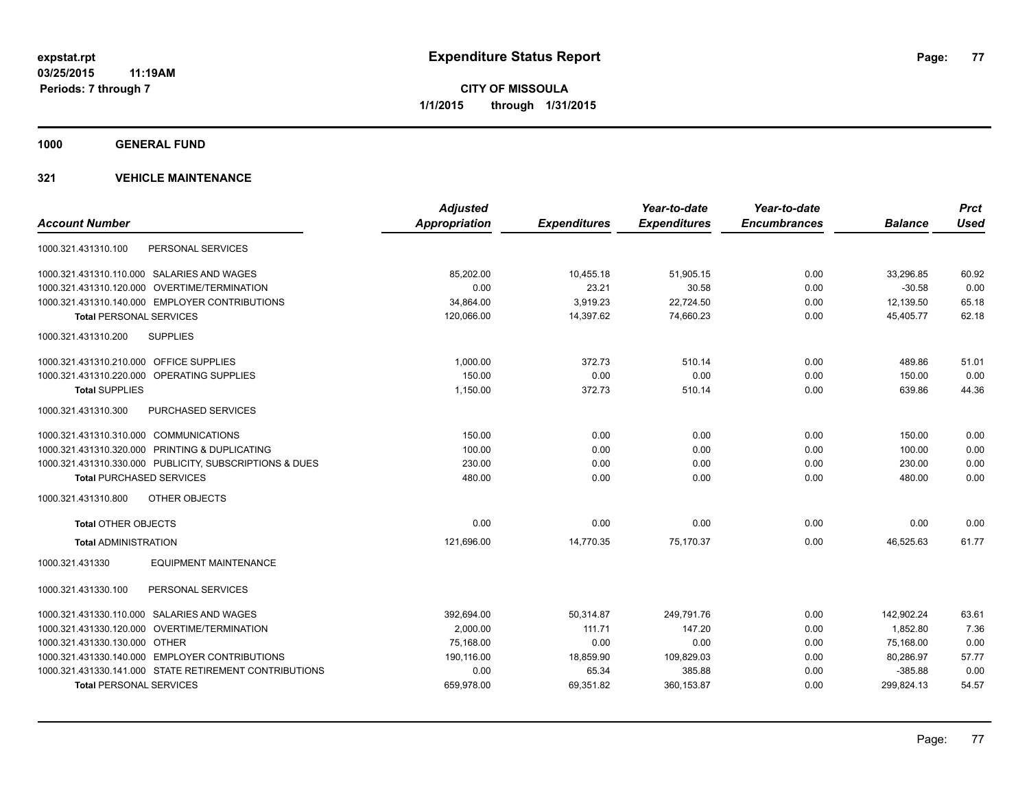**expstat.rpt**
**03/25/2015 11:19AM**
**Periods: 7 through 7**

# Expenditure Status Report

**CITY OF MISSOULA**
**1/1/2015 through 1/31/2015**

## 1000 GENERAL FUND

## 321 VEHICLE MAINTENANCE

| Account Number | Adjusted Appropriation | Expenditures | Year-to-date Expenditures | Year-to-date Encumbrances | Balance | Prct Used |
|---|---|---|---|---|---|---|
| 1000.321.431310.100 PERSONAL SERVICES | | | | | | |
| 1000.321.431310.110.000 SALARIES AND WAGES | 85,202.00 | 10,455.18 | 51,905.15 | 0.00 | 33,296.85 | 60.92 |
| 1000.321.431310.120.000 OVERTIME/TERMINATION | 0.00 | 23.21 | 30.58 | 0.00 | -30.58 | 0.00 |
| 1000.321.431310.140.000 EMPLOYER CONTRIBUTIONS | 34,864.00 | 3,919.23 | 22,724.50 | 0.00 | 12,139.50 | 65.18 |
| **Total** PERSONAL SERVICES | 120,066.00 | 14,397.62 | 74,660.23 | 0.00 | 45,405.77 | 62.18 |
| 1000.321.431310.200 SUPPLIES | | | | | | |
| 1000.321.431310.210.000 OFFICE SUPPLIES | 1,000.00 | 372.73 | 510.14 | 0.00 | 489.86 | 51.01 |
| 1000.321.431310.220.000 OPERATING SUPPLIES | 150.00 | 0.00 | 0.00 | 0.00 | 150.00 | 0.00 |
| **Total** SUPPLIES | 1,150.00 | 372.73 | 510.14 | 0.00 | 639.86 | 44.36 |
| 1000.321.431310.300 PURCHASED SERVICES | | | | | | |
| 1000.321.431310.310.000 COMMUNICATIONS | 150.00 | 0.00 | 0.00 | 0.00 | 150.00 | 0.00 |
| 1000.321.431310.320.000 PRINTING & DUPLICATING | 100.00 | 0.00 | 0.00 | 0.00 | 100.00 | 0.00 |
| 1000.321.431310.330.000 PUBLICITY, SUBSCRIPTIONS & DUES | 230.00 | 0.00 | 0.00 | 0.00 | 230.00 | 0.00 |
| **Total** PURCHASED SERVICES | 480.00 | 0.00 | 0.00 | 0.00 | 480.00 | 0.00 |
| 1000.321.431310.800 OTHER OBJECTS | | | | | | |
| **Total** OTHER OBJECTS | 0.00 | 0.00 | 0.00 | 0.00 | 0.00 | 0.00 |
| **Total** ADMINISTRATION | 121,696.00 | 14,770.35 | 75,170.37 | 0.00 | 46,525.63 | 61.77 |
| 1000.321.431330 EQUIPMENT MAINTENANCE | | | | | | |
| 1000.321.431330.100 PERSONAL SERVICES | | | | | | |
| 1000.321.431330.110.000 SALARIES AND WAGES | 392,694.00 | 50,314.87 | 249,791.76 | 0.00 | 142,902.24 | 63.61 |
| 1000.321.431330.120.000 OVERTIME/TERMINATION | 2,000.00 | 111.71 | 147.20 | 0.00 | 1,852.80 | 7.36 |
| 1000.321.431330.130.000 OTHER | 75,168.00 | 0.00 | 0.00 | 0.00 | 75,168.00 | 0.00 |
| 1000.321.431330.140.000 EMPLOYER CONTRIBUTIONS | 190,116.00 | 18,859.90 | 109,829.03 | 0.00 | 80,286.97 | 57.77 |
| 1000.321.431330.141.000 STATE RETIREMENT CONTRIBUTIONS | 0.00 | 65.34 | 385.88 | 0.00 | -385.88 | 0.00 |
| **Total** PERSONAL SERVICES | 659,978.00 | 69,351.82 | 360,153.87 | 0.00 | 299,824.13 | 54.57 |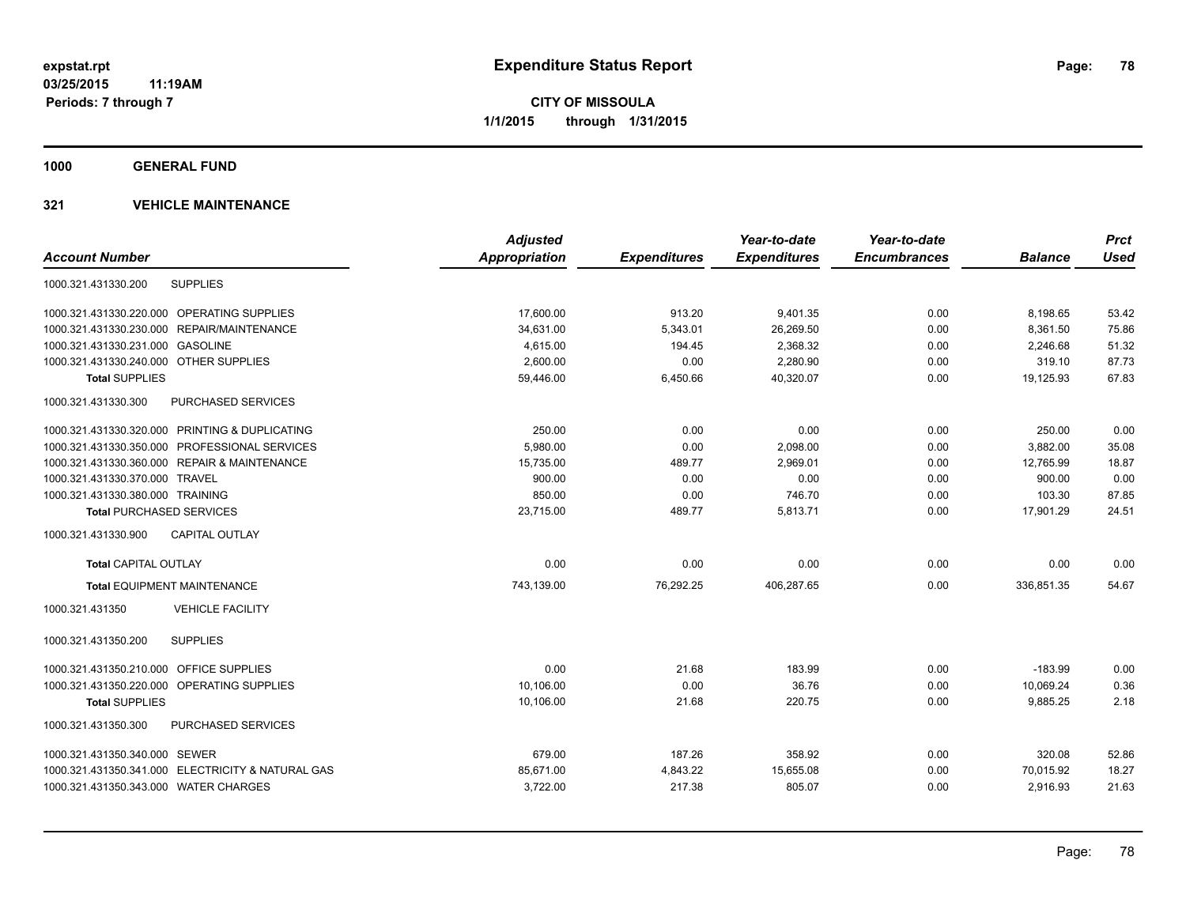**expstat.rpt**
**03/25/2015 11:19AM**
**Periods: 7 through 7**

# Expenditure Status Report

**CITY OF MISSOULA**
**1/1/2015 through 1/31/2015**

## 1000 GENERAL FUND

### 321 VEHICLE MAINTENANCE

| Account Number | | Adjusted Appropriation | Expenditures | Year-to-date Expenditures | Year-to-date Encumbrances | Balance | Prct Used |
|---|---|---|---|---|---|---|---|
| 1000.321.431330.200 | SUPPLIES | | | | | | |
| 1000.321.431330.220.000 | OPERATING SUPPLIES | 17,600.00 | 913.20 | 9,401.35 | 0.00 | 8,198.65 | 53.42 |
| 1000.321.431330.230.000 | REPAIR/MAINTENANCE | 34,631.00 | 5,343.01 | 26,269.50 | 0.00 | 8,361.50 | 75.86 |
| 1000.321.431330.231.000 | GASOLINE | 4,615.00 | 194.45 | 2,368.32 | 0.00 | 2,246.68 | 51.32 |
| 1000.321.431330.240.000 | OTHER SUPPLIES | 2,600.00 | 0.00 | 2,280.90 | 0.00 | 319.10 | 87.73 |
| **Total** SUPPLIES | | 59,446.00 | 6,450.66 | 40,320.07 | 0.00 | 19,125.93 | 67.83 |
| 1000.321.431330.300 | PURCHASED SERVICES | | | | | | |
| 1000.321.431330.320.000 | PRINTING & DUPLICATING | 250.00 | 0.00 | 0.00 | 0.00 | 250.00 | 0.00 |
| 1000.321.431330.350.000 | PROFESSIONAL SERVICES | 5,980.00 | 0.00 | 2,098.00 | 0.00 | 3,882.00 | 35.08 |
| 1000.321.431330.360.000 | REPAIR & MAINTENANCE | 15,735.00 | 489.77 | 2,969.01 | 0.00 | 12,765.99 | 18.87 |
| 1000.321.431330.370.000 | TRAVEL | 900.00 | 0.00 | 0.00 | 0.00 | 900.00 | 0.00 |
| 1000.321.431330.380.000 | TRAINING | 850.00 | 0.00 | 746.70 | 0.00 | 103.30 | 87.85 |
| **Total** PURCHASED SERVICES | | 23,715.00 | 489.77 | 5,813.71 | 0.00 | 17,901.29 | 24.51 |
| 1000.321.431330.900 | CAPITAL OUTLAY | | | | | | |
| **Total** CAPITAL OUTLAY | | 0.00 | 0.00 | 0.00 | 0.00 | 0.00 | 0.00 |
| **Total** EQUIPMENT MAINTENANCE | | 743,139.00 | 76,292.25 | 406,287.65 | 0.00 | 336,851.35 | 54.67 |
| 1000.321.431350 | VEHICLE FACILITY | | | | | | |
| 1000.321.431350.200 | SUPPLIES | | | | | | |
| 1000.321.431350.210.000 | OFFICE SUPPLIES | 0.00 | 21.68 | 183.99 | 0.00 | -183.99 | 0.00 |
| 1000.321.431350.220.000 | OPERATING SUPPLIES | 10,106.00 | 0.00 | 36.76 | 0.00 | 10,069.24 | 0.36 |
| **Total** SUPPLIES | | 10,106.00 | 21.68 | 220.75 | 0.00 | 9,885.25 | 2.18 |
| 1000.321.431350.300 | PURCHASED SERVICES | | | | | | |
| 1000.321.431350.340.000 | SEWER | 679.00 | 187.26 | 358.92 | 0.00 | 320.08 | 52.86 |
| 1000.321.431350.341.000 | ELECTRICITY & NATURAL GAS | 85,671.00 | 4,843.22 | 15,655.08 | 0.00 | 70,015.92 | 18.27 |
| 1000.321.431350.343.000 | WATER CHARGES | 3,722.00 | 217.38 | 805.07 | 0.00 | 2,916.93 | 21.63 |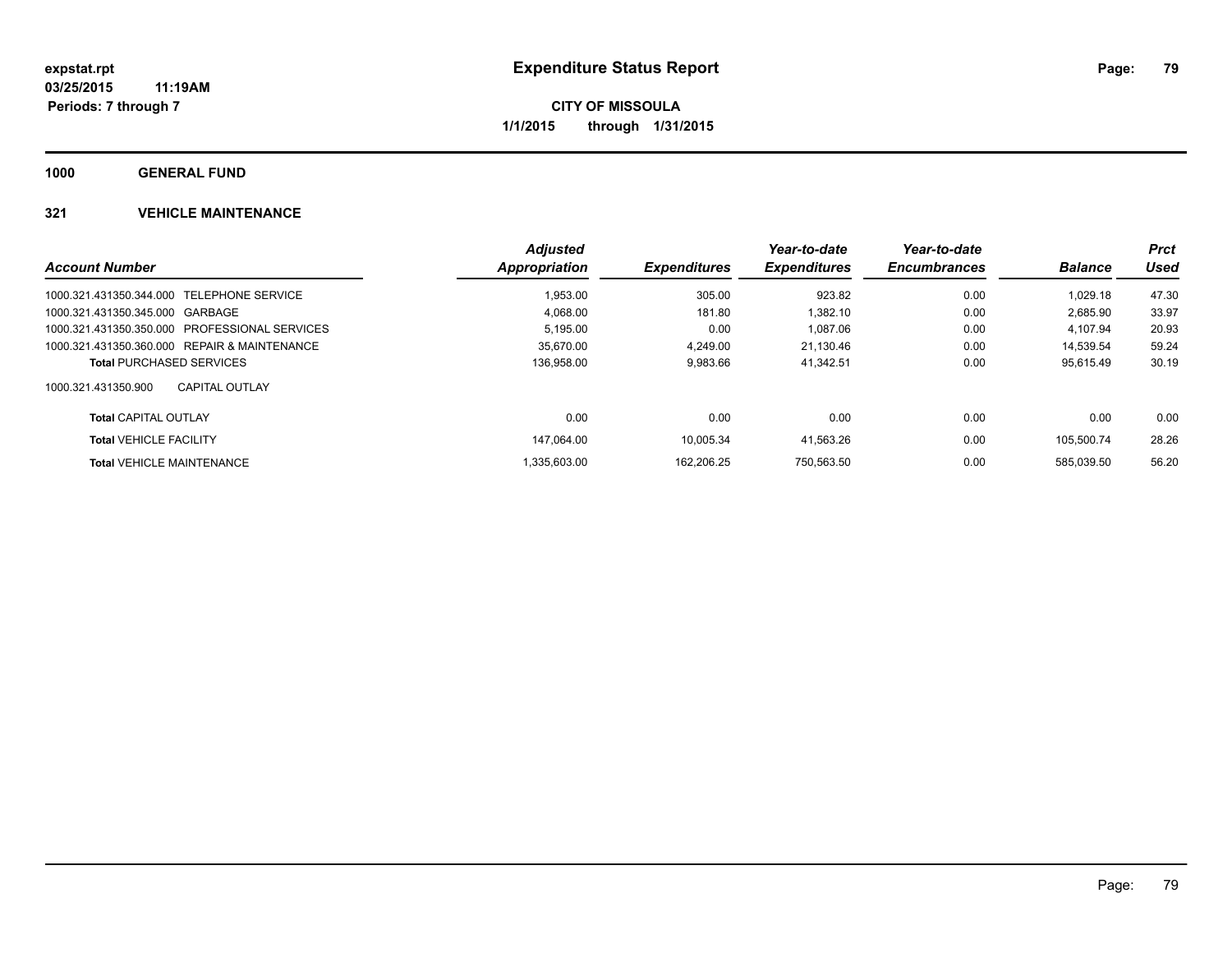**expstat.rpt**
**03/25/2015 11:19AM**
**Periods: 7 through 7**

# Expenditure Status Report

**CITY OF MISSOULA**
**1/1/2015 through 1/31/2015**

## 1000 GENERAL FUND

### 321 VEHICLE MAINTENANCE

| Account Number | Adjusted Appropriation | Expenditures | Year-to-date Expenditures | Year-to-date Encumbrances | Balance | Prct Used |
|---|---|---|---|---|---|---|
| 1000.321.431350.344.000 TELEPHONE SERVICE | 1,953.00 | 305.00 | 923.82 | 0.00 | 1,029.18 | 47.30 |
| 1000.321.431350.345.000 GARBAGE | 4,068.00 | 181.80 | 1,382.10 | 0.00 | 2,685.90 | 33.97 |
| 1000.321.431350.350.000 PROFESSIONAL SERVICES | 5,195.00 | 0.00 | 1,087.06 | 0.00 | 4,107.94 | 20.93 |
| 1000.321.431350.360.000 REPAIR & MAINTENANCE | 35,670.00 | 4,249.00 | 21,130.46 | 0.00 | 14,539.54 | 59.24 |
| **Total** PURCHASED SERVICES | 136,958.00 | 9,983.66 | 41,342.51 | 0.00 | 95,615.49 | 30.19 |
| 1000.321.431350.900 CAPITAL OUTLAY | | | | | | |
| **Total** CAPITAL OUTLAY | 0.00 | 0.00 | 0.00 | 0.00 | 0.00 | 0.00 |
| **Total** VEHICLE FACILITY | 147,064.00 | 10,005.34 | 41,563.26 | 0.00 | 105,500.74 | 28.26 |
| **Total** VEHICLE MAINTENANCE | 1,335,603.00 | 162,206.25 | 750,563.50 | 0.00 | 585,039.50 | 56.20 |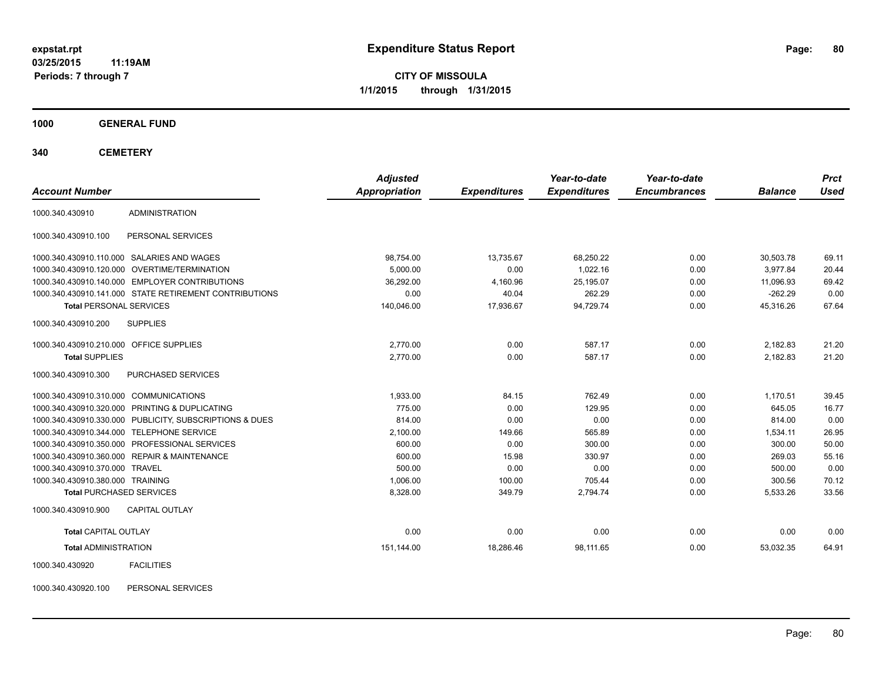# Expenditure Status Report

expstat.rpt
03/25/2015 11:19AM
Periods: 7 through 7

**CITY OF MISSOULA**
**1/1/2015 through 1/31/2015**

## 1000 GENERAL FUND

## 340 CEMETERY

| Account Number | | Adjusted Appropriation | Expenditures | Year-to-date Expenditures | Year-to-date Encumbrances | Balance | Prct Used |
|---|---|---|---|---|---|---|---|
| 1000.340.430910 | ADMINISTRATION | | | | | | |
| 1000.340.430910.100 | PERSONAL SERVICES | | | | | | |
| 1000.340.430910.110.000 | SALARIES AND WAGES | 98,754.00 | 13,735.67 | 68,250.22 | 0.00 | 30,503.78 | 69.11 |
| 1000.340.430910.120.000 | OVERTIME/TERMINATION | 5,000.00 | 0.00 | 1,022.16 | 0.00 | 3,977.84 | 20.44 |
| 1000.340.430910.140.000 | EMPLOYER CONTRIBUTIONS | 36,292.00 | 4,160.96 | 25,195.07 | 0.00 | 11,096.93 | 69.42 |
| 1000.340.430910.141.000 | STATE RETIREMENT CONTRIBUTIONS | 0.00 | 40.04 | 262.29 | 0.00 | -262.29 | 0.00 |
| **Total** PERSONAL SERVICES | | 140,046.00 | 17,936.67 | 94,729.74 | 0.00 | 45,316.26 | 67.64 |
| 1000.340.430910.200 | SUPPLIES | | | | | | |
| 1000.340.430910.210.000 | OFFICE SUPPLIES | 2,770.00 | 0.00 | 587.17 | 0.00 | 2,182.83 | 21.20 |
| **Total** SUPPLIES | | 2,770.00 | 0.00 | 587.17 | 0.00 | 2,182.83 | 21.20 |
| 1000.340.430910.300 | PURCHASED SERVICES | | | | | | |
| 1000.340.430910.310.000 | COMMUNICATIONS | 1,933.00 | 84.15 | 762.49 | 0.00 | 1,170.51 | 39.45 |
| 1000.340.430910.320.000 | PRINTING & DUPLICATING | 775.00 | 0.00 | 129.95 | 0.00 | 645.05 | 16.77 |
| 1000.340.430910.330.000 | PUBLICITY, SUBSCRIPTIONS & DUES | 814.00 | 0.00 | 0.00 | 0.00 | 814.00 | 0.00 |
| 1000.340.430910.344.000 | TELEPHONE SERVICE | 2,100.00 | 149.66 | 565.89 | 0.00 | 1,534.11 | 26.95 |
| 1000.340.430910.350.000 | PROFESSIONAL SERVICES | 600.00 | 0.00 | 300.00 | 0.00 | 300.00 | 50.00 |
| 1000.340.430910.360.000 | REPAIR & MAINTENANCE | 600.00 | 15.98 | 330.97 | 0.00 | 269.03 | 55.16 |
| 1000.340.430910.370.000 | TRAVEL | 500.00 | 0.00 | 0.00 | 0.00 | 500.00 | 0.00 |
| 1000.340.430910.380.000 | TRAINING | 1,006.00 | 100.00 | 705.44 | 0.00 | 300.56 | 70.12 |
| **Total** PURCHASED SERVICES | | 8,328.00 | 349.79 | 2,794.74 | 0.00 | 5,533.26 | 33.56 |
| 1000.340.430910.900 | CAPITAL OUTLAY | | | | | | |
| **Total** CAPITAL OUTLAY | | 0.00 | 0.00 | 0.00 | 0.00 | 0.00 | 0.00 |
| **Total** ADMINISTRATION | | 151,144.00 | 18,286.46 | 98,111.65 | 0.00 | 53,032.35 | 64.91 |
| 1000.340.430920 | FACILITIES | | | | | | |
| 1000.340.430920.100 | PERSONAL SERVICES | | | | | | |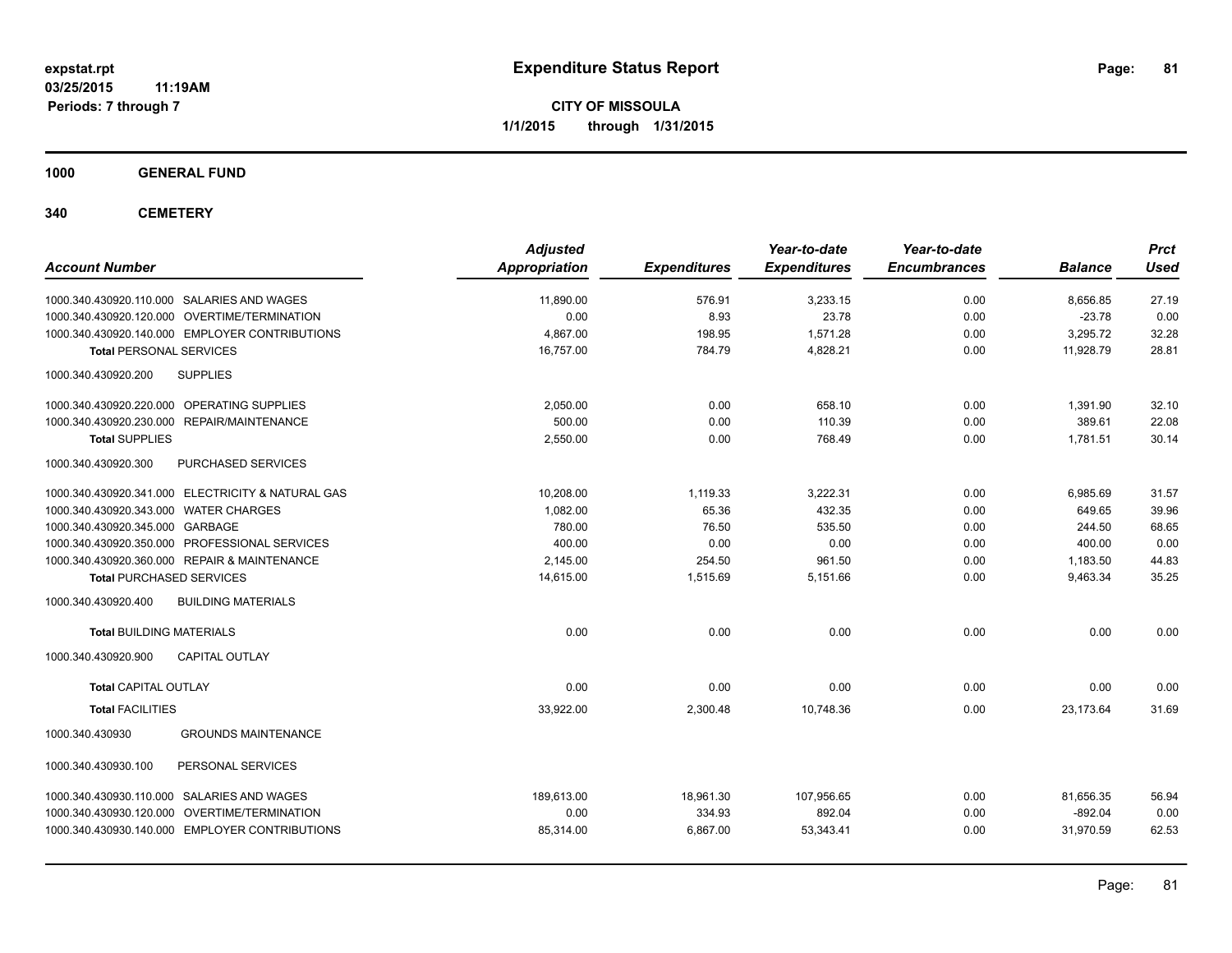**expstat.rpt**
**03/25/2015 11:19AM**
**Periods: 7 through 7**

# Expenditure Status Report

**CITY OF MISSOULA**
**1/1/2015 through 1/31/2015**

## 1000 GENERAL FUND

## 340 CEMETERY

| Account Number | Adjusted Appropriation | Expenditures | Year-to-date Expenditures | Year-to-date Encumbrances | Balance | Prct Used |
|---|---|---|---|---|---|---|
| 1000.340.430920.110.000 SALARIES AND WAGES | 11,890.00 | 576.91 | 3,233.15 | 0.00 | 8,656.85 | 27.19 |
| 1000.340.430920.120.000 OVERTIME/TERMINATION | 0.00 | 8.93 | 23.78 | 0.00 | -23.78 | 0.00 |
| 1000.340.430920.140.000 EMPLOYER CONTRIBUTIONS | 4,867.00 | 198.95 | 1,571.28 | 0.00 | 3,295.72 | 32.28 |
| **Total** PERSONAL SERVICES | 16,757.00 | 784.79 | 4,828.21 | 0.00 | 11,928.79 | 28.81 |
| 1000.340.430920.200 SUPPLIES | | | | | | |
| 1000.340.430920.220.000 OPERATING SUPPLIES | 2,050.00 | 0.00 | 658.10 | 0.00 | 1,391.90 | 32.10 |
| 1000.340.430920.230.000 REPAIR/MAINTENANCE | 500.00 | 0.00 | 110.39 | 0.00 | 389.61 | 22.08 |
| **Total** SUPPLIES | 2,550.00 | 0.00 | 768.49 | 0.00 | 1,781.51 | 30.14 |
| 1000.340.430920.300 PURCHASED SERVICES | | | | | | |
| 1000.340.430920.341.000 ELECTRICITY & NATURAL GAS | 10,208.00 | 1,119.33 | 3,222.31 | 0.00 | 6,985.69 | 31.57 |
| 1000.340.430920.343.000 WATER CHARGES | 1,082.00 | 65.36 | 432.35 | 0.00 | 649.65 | 39.96 |
| 1000.340.430920.345.000 GARBAGE | 780.00 | 76.50 | 535.50 | 0.00 | 244.50 | 68.65 |
| 1000.340.430920.350.000 PROFESSIONAL SERVICES | 400.00 | 0.00 | 0.00 | 0.00 | 400.00 | 0.00 |
| 1000.340.430920.360.000 REPAIR & MAINTENANCE | 2,145.00 | 254.50 | 961.50 | 0.00 | 1,183.50 | 44.83 |
| **Total** PURCHASED SERVICES | 14,615.00 | 1,515.69 | 5,151.66 | 0.00 | 9,463.34 | 35.25 |
| 1000.340.430920.400 BUILDING MATERIALS | | | | | | |
| **Total** BUILDING MATERIALS | 0.00 | 0.00 | 0.00 | 0.00 | 0.00 | 0.00 |
| 1000.340.430920.900 CAPITAL OUTLAY | | | | | | |
| **Total** CAPITAL OUTLAY | 0.00 | 0.00 | 0.00 | 0.00 | 0.00 | 0.00 |
| **Total** FACILITIES | 33,922.00 | 2,300.48 | 10,748.36 | 0.00 | 23,173.64 | 31.69 |
| 1000.340.430930 GROUNDS MAINTENANCE | | | | | | |
| 1000.340.430930.100 PERSONAL SERVICES | | | | | | |
| 1000.340.430930.110.000 SALARIES AND WAGES | 189,613.00 | 18,961.30 | 107,956.65 | 0.00 | 81,656.35 | 56.94 |
| 1000.340.430930.120.000 OVERTIME/TERMINATION | 0.00 | 334.93 | 892.04 | 0.00 | -892.04 | 0.00 |
| 1000.340.430930.140.000 EMPLOYER CONTRIBUTIONS | 85,314.00 | 6,867.00 | 53,343.41 | 0.00 | 31,970.59 | 62.53 |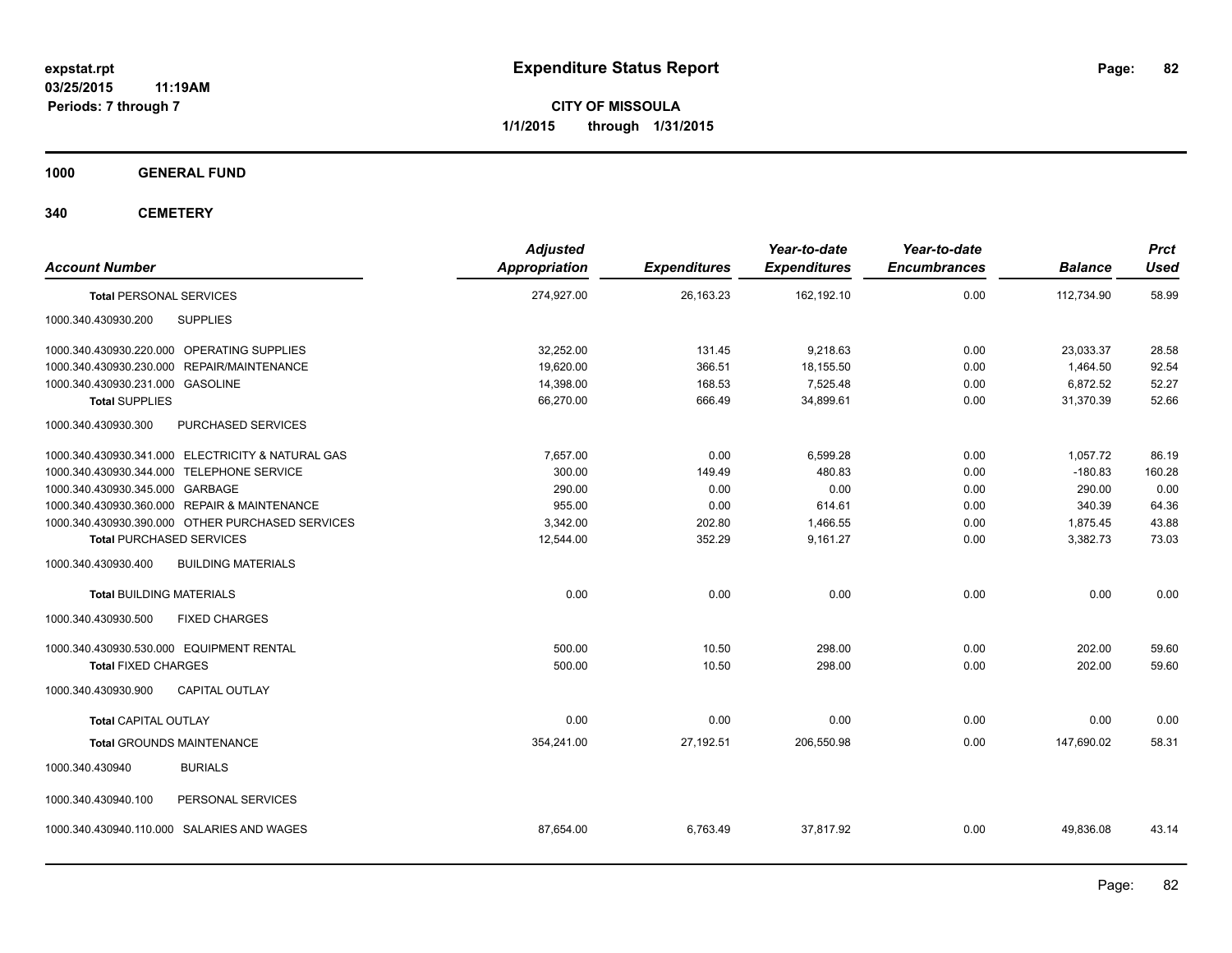**expstat.rpt**
**03/25/2015 11:19AM**
**Periods: 7 through 7**

# Expenditure Status Report

**CITY OF MISSOULA**
**1/1/2015 through 1/31/2015**

## 1000 GENERAL FUND

## 340 CEMETERY

| Account Number | | Adjusted Appropriation | Expenditures | Year-to-date Expenditures | Year-to-date Encumbrances | Balance | Prct Used |
|---|---|---|---|---|---|---|---|
| **Total** PERSONAL SERVICES | | 274,927.00 | 26,163.23 | 162,192.10 | 0.00 | 112,734.90 | 58.99 |
| 1000.340.430930.200 | SUPPLIES | | | | | | |
| 1000.340.430930.220.000 | OPERATING SUPPLIES | 32,252.00 | 131.45 | 9,218.63 | 0.00 | 23,033.37 | 28.58 |
| 1000.340.430930.230.000 | REPAIR/MAINTENANCE | 19,620.00 | 366.51 | 18,155.50 | 0.00 | 1,464.50 | 92.54 |
| 1000.340.430930.231.000 | GASOLINE | 14,398.00 | 168.53 | 7,525.48 | 0.00 | 6,872.52 | 52.27 |
| **Total** SUPPLIES | | 66,270.00 | 666.49 | 34,899.61 | 0.00 | 31,370.39 | 52.66 |
| 1000.340.430930.300 | PURCHASED SERVICES | | | | | | |
| 1000.340.430930.341.000 | ELECTRICITY & NATURAL GAS | 7,657.00 | 0.00 | 6,599.28 | 0.00 | 1,057.72 | 86.19 |
| 1000.340.430930.344.000 | TELEPHONE SERVICE | 300.00 | 149.49 | 480.83 | 0.00 | -180.83 | 160.28 |
| 1000.340.430930.345.000 | GARBAGE | 290.00 | 0.00 | 0.00 | 0.00 | 290.00 | 0.00 |
| 1000.340.430930.360.000 | REPAIR & MAINTENANCE | 955.00 | 0.00 | 614.61 | 0.00 | 340.39 | 64.36 |
| 1000.340.430930.390.000 | OTHER PURCHASED SERVICES | 3,342.00 | 202.80 | 1,466.55 | 0.00 | 1,875.45 | 43.88 |
| **Total** PURCHASED SERVICES | | 12,544.00 | 352.29 | 9,161.27 | 0.00 | 3,382.73 | 73.03 |
| 1000.340.430930.400 | BUILDING MATERIALS | | | | | | |
| **Total** BUILDING MATERIALS | | 0.00 | 0.00 | 0.00 | 0.00 | 0.00 | 0.00 |
| 1000.340.430930.500 | FIXED CHARGES | | | | | | |
| 1000.340.430930.530.000 | EQUIPMENT RENTAL | 500.00 | 10.50 | 298.00 | 0.00 | 202.00 | 59.60 |
| **Total** FIXED CHARGES | | 500.00 | 10.50 | 298.00 | 0.00 | 202.00 | 59.60 |
| 1000.340.430930.900 | CAPITAL OUTLAY | | | | | | |
| **Total** CAPITAL OUTLAY | | 0.00 | 0.00 | 0.00 | 0.00 | 0.00 | 0.00 |
| **Total** GROUNDS MAINTENANCE | | 354,241.00 | 27,192.51 | 206,550.98 | 0.00 | 147,690.02 | 58.31 |
| 1000.340.430940 | BURIALS | | | | | | |
| 1000.340.430940.100 | PERSONAL SERVICES | | | | | | |
| 1000.340.430940.110.000 | SALARIES AND WAGES | 87,654.00 | 6,763.49 | 37,817.92 | 0.00 | 49,836.08 | 43.14 |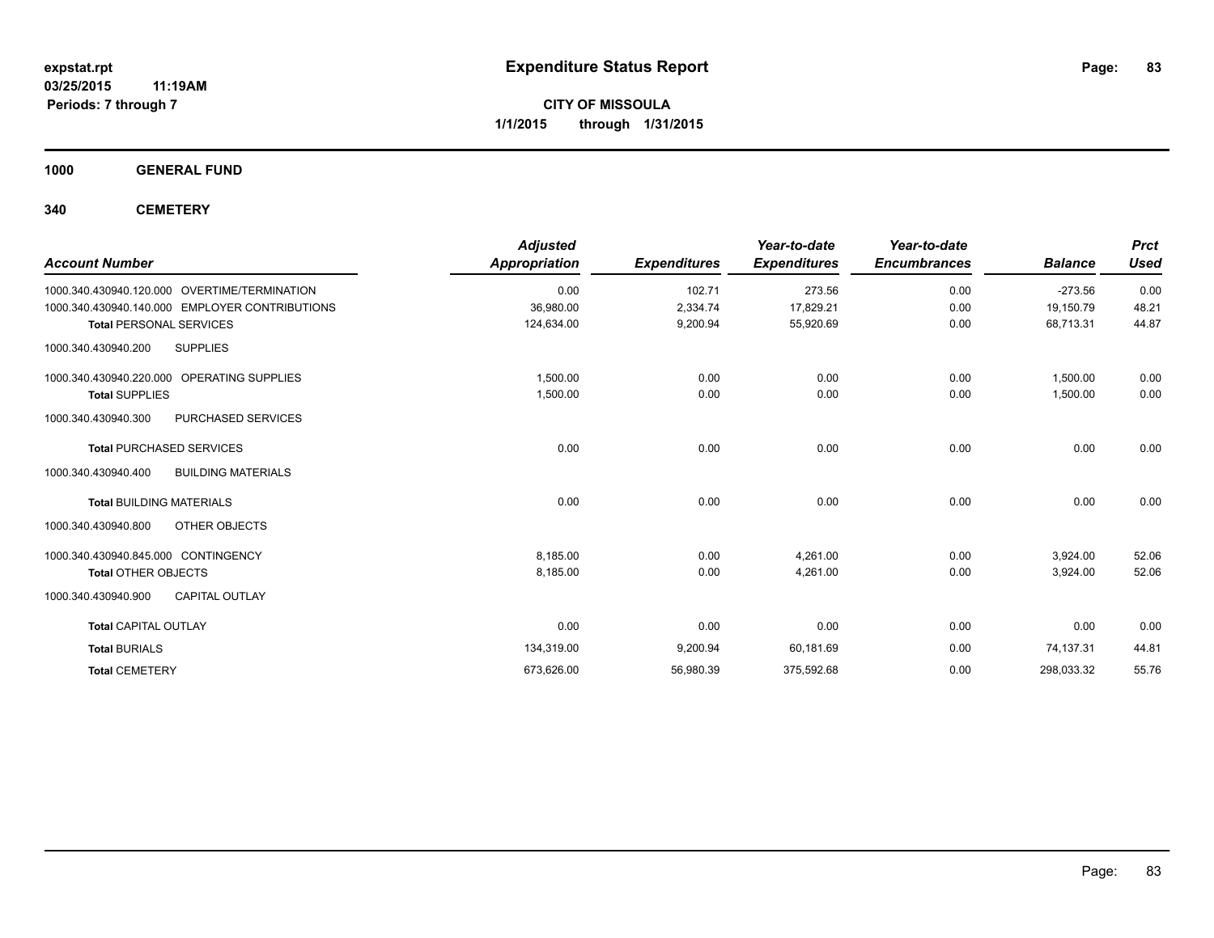**expstat.rpt**
**03/25/2015 11:19AM**
**Periods: 7 through 7**

# Expenditure Status Report

**CITY OF MISSOULA**
**1/1/2015 through 1/31/2015**

## 1000 GENERAL FUND

## 340 CEMETERY

| Account Number | Adjusted Appropriation | Expenditures | Year-to-date Expenditures | Year-to-date Encumbrances | Balance | Prct Used |
|---|---|---|---|---|---|---|
| 1000.340.430940.120.000 OVERTIME/TERMINATION | 0.00 | 102.71 | 273.56 | 0.00 | -273.56 | 0.00 |
| 1000.340.430940.140.000 EMPLOYER CONTRIBUTIONS | 36,980.00 | 2,334.74 | 17,829.21 | 0.00 | 19,150.79 | 48.21 |
| **Total** PERSONAL SERVICES | 124,634.00 | 9,200.94 | 55,920.69 | 0.00 | 68,713.31 | 44.87 |
| 1000.340.430940.200 SUPPLIES | | | | | | |
| 1000.340.430940.220.000 OPERATING SUPPLIES | 1,500.00 | 0.00 | 0.00 | 0.00 | 1,500.00 | 0.00 |
| **Total** SUPPLIES | 1,500.00 | 0.00 | 0.00 | 0.00 | 1,500.00 | 0.00 |
| 1000.340.430940.300 PURCHASED SERVICES | | | | | | |
| **Total** PURCHASED SERVICES | 0.00 | 0.00 | 0.00 | 0.00 | 0.00 | 0.00 |
| 1000.340.430940.400 BUILDING MATERIALS | | | | | | |
| **Total** BUILDING MATERIALS | 0.00 | 0.00 | 0.00 | 0.00 | 0.00 | 0.00 |
| 1000.340.430940.800 OTHER OBJECTS | | | | | | |
| 1000.340.430940.845.000 CONTINGENCY | 8,185.00 | 0.00 | 4,261.00 | 0.00 | 3,924.00 | 52.06 |
| **Total** OTHER OBJECTS | 8,185.00 | 0.00 | 4,261.00 | 0.00 | 3,924.00 | 52.06 |
| 1000.340.430940.900 CAPITAL OUTLAY | | | | | | |
| **Total** CAPITAL OUTLAY | 0.00 | 0.00 | 0.00 | 0.00 | 0.00 | 0.00 |
| **Total** BURIALS | 134,319.00 | 9,200.94 | 60,181.69 | 0.00 | 74,137.31 | 44.81 |
| **Total** CEMETERY | 673,626.00 | 56,980.39 | 375,592.68 | 0.00 | 298,033.32 | 55.76 |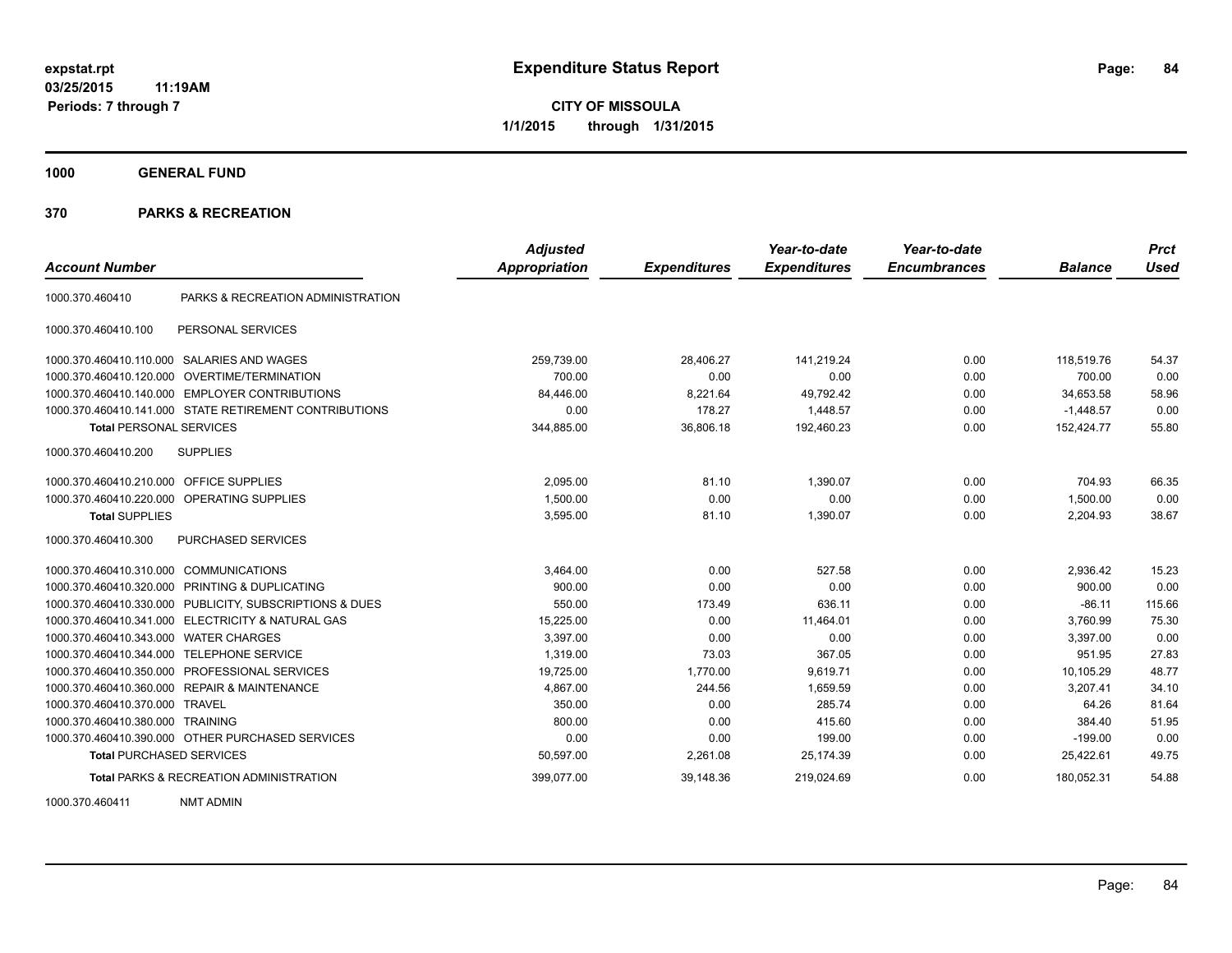**expstat.rpt**
**03/25/2015 11:19AM**
**Periods: 7 through 7**

# Expenditure Status Report

**CITY OF MISSOULA**
**1/1/2015 through 1/31/2015**

## 1000 GENERAL FUND

## 370 PARKS & RECREATION

| Account Number | | Adjusted Appropriation | Expenditures | Year-to-date Expenditures | Year-to-date Encumbrances | Balance | Prct Used |
|---|---|---|---|---|---|---|---|
| 1000.370.460410 | PARKS & RECREATION ADMINISTRATION | | | | | | |
| 1000.370.460410.100 | PERSONAL SERVICES | | | | | | |
| 1000.370.460410.110.000 | SALARIES AND WAGES | 259,739.00 | 28,406.27 | 141,219.24 | 0.00 | 118,519.76 | 54.37 |
| 1000.370.460410.120.000 | OVERTIME/TERMINATION | 700.00 | 0.00 | 0.00 | 0.00 | 700.00 | 0.00 |
| 1000.370.460410.140.000 | EMPLOYER CONTRIBUTIONS | 84,446.00 | 8,221.64 | 49,792.42 | 0.00 | 34,653.58 | 58.96 |
| 1000.370.460410.141.000 | STATE RETIREMENT CONTRIBUTIONS | 0.00 | 178.27 | 1,448.57 | 0.00 | -1,448.57 | 0.00 |
| **Total** PERSONAL SERVICES | | 344,885.00 | 36,806.18 | 192,460.23 | 0.00 | 152,424.77 | 55.80 |
| 1000.370.460410.200 | SUPPLIES | | | | | | |
| 1000.370.460410.210.000 | OFFICE SUPPLIES | 2,095.00 | 81.10 | 1,390.07 | 0.00 | 704.93 | 66.35 |
| 1000.370.460410.220.000 | OPERATING SUPPLIES | 1,500.00 | 0.00 | 0.00 | 0.00 | 1,500.00 | 0.00 |
| **Total** SUPPLIES | | 3,595.00 | 81.10 | 1,390.07 | 0.00 | 2,204.93 | 38.67 |
| 1000.370.460410.300 | PURCHASED SERVICES | | | | | | |
| 1000.370.460410.310.000 | COMMUNICATIONS | 3,464.00 | 0.00 | 527.58 | 0.00 | 2,936.42 | 15.23 |
| 1000.370.460410.320.000 | PRINTING & DUPLICATING | 900.00 | 0.00 | 0.00 | 0.00 | 900.00 | 0.00 |
| 1000.370.460410.330.000 | PUBLICITY, SUBSCRIPTIONS & DUES | 550.00 | 173.49 | 636.11 | 0.00 | -86.11 | 115.66 |
| 1000.370.460410.341.000 | ELECTRICITY & NATURAL GAS | 15,225.00 | 0.00 | 11,464.01 | 0.00 | 3,760.99 | 75.30 |
| 1000.370.460410.343.000 | WATER CHARGES | 3,397.00 | 0.00 | 0.00 | 0.00 | 3,397.00 | 0.00 |
| 1000.370.460410.344.000 | TELEPHONE SERVICE | 1,319.00 | 73.03 | 367.05 | 0.00 | 951.95 | 27.83 |
| 1000.370.460410.350.000 | PROFESSIONAL SERVICES | 19,725.00 | 1,770.00 | 9,619.71 | 0.00 | 10,105.29 | 48.77 |
| 1000.370.460410.360.000 | REPAIR & MAINTENANCE | 4,867.00 | 244.56 | 1,659.59 | 0.00 | 3,207.41 | 34.10 |
| 1000.370.460410.370.000 | TRAVEL | 350.00 | 0.00 | 285.74 | 0.00 | 64.26 | 81.64 |
| 1000.370.460410.380.000 | TRAINING | 800.00 | 0.00 | 415.60 | 0.00 | 384.40 | 51.95 |
| 1000.370.460410.390.000 | OTHER PURCHASED SERVICES | 0.00 | 0.00 | 199.00 | 0.00 | -199.00 | 0.00 |
| **Total** PURCHASED SERVICES | | 50,597.00 | 2,261.08 | 25,174.39 | 0.00 | 25,422.61 | 49.75 |
| **Total** PARKS & RECREATION ADMINISTRATION | | 399,077.00 | 39,148.36 | 219,024.69 | 0.00 | 180,052.31 | 54.88 |
| 1000.370.460411 | NMT ADMIN | | | | | | |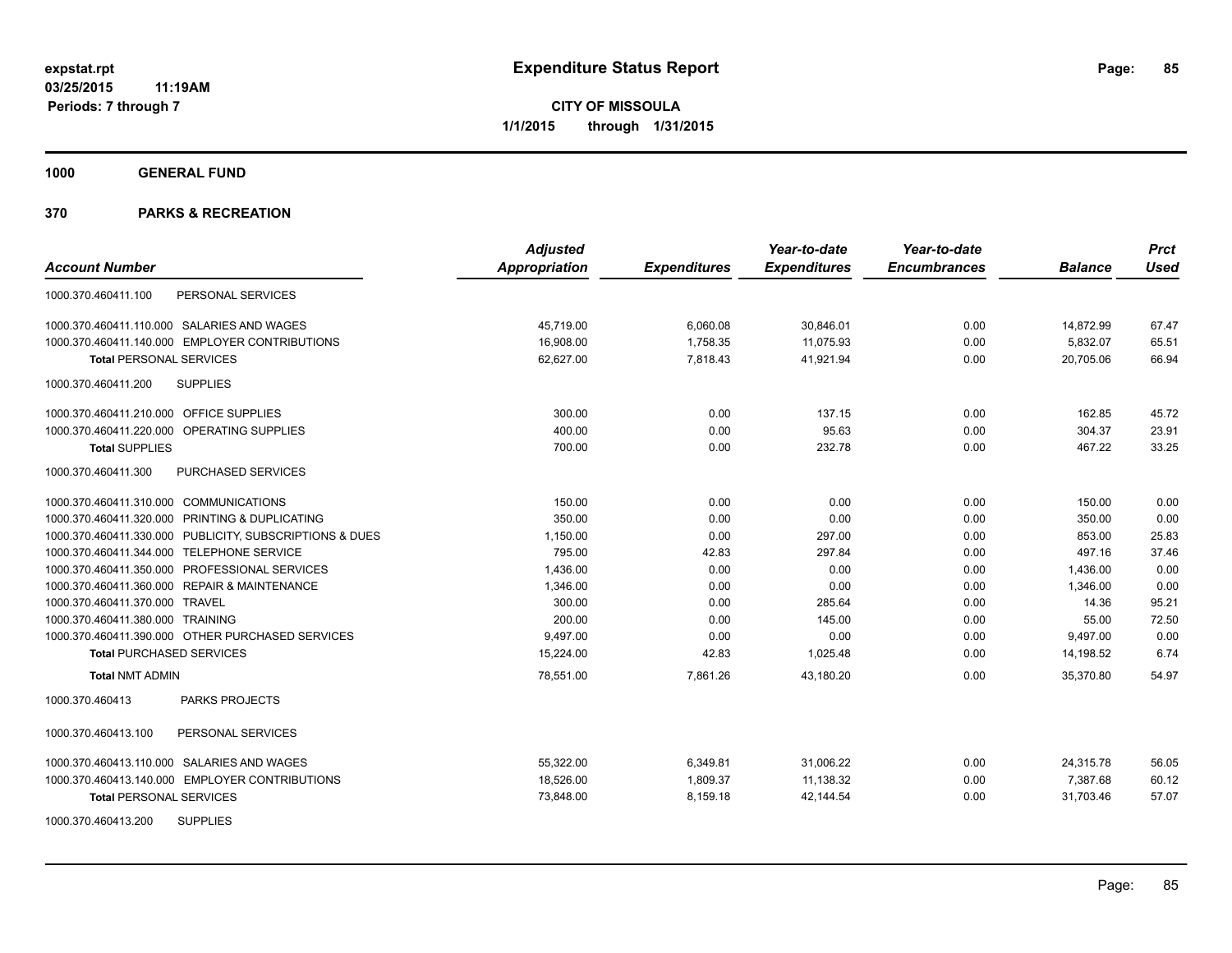**Expenditure Status Report**

**CITY OF MISSOULA**
**1/1/2015 through 1/31/2015**

expstat.rpt
03/25/2015 11:19AM
Periods: 7 through 7

## 1000 GENERAL FUND

## 370 PARKS & RECREATION

| Account Number | | Adjusted Appropriation | Expenditures | Year-to-date Expenditures | Year-to-date Encumbrances | Balance | Prct Used |
|---|---|---|---|---|---|---|---|
| 1000.370.460411.100 | PERSONAL SERVICES | | | | | | |
| 1000.370.460411.110.000 | SALARIES AND WAGES | 45,719.00 | 6,060.08 | 30,846.01 | 0.00 | 14,872.99 | 67.47 |
| 1000.370.460411.140.000 | EMPLOYER CONTRIBUTIONS | 16,908.00 | 1,758.35 | 11,075.93 | 0.00 | 5,832.07 | 65.51 |
| **Total** PERSONAL SERVICES | | 62,627.00 | 7,818.43 | 41,921.94 | 0.00 | 20,705.06 | 66.94 |
| 1000.370.460411.200 | SUPPLIES | | | | | | |
| 1000.370.460411.210.000 | OFFICE SUPPLIES | 300.00 | 0.00 | 137.15 | 0.00 | 162.85 | 45.72 |
| 1000.370.460411.220.000 | OPERATING SUPPLIES | 400.00 | 0.00 | 95.63 | 0.00 | 304.37 | 23.91 |
| **Total** SUPPLIES | | 700.00 | 0.00 | 232.78 | 0.00 | 467.22 | 33.25 |
| 1000.370.460411.300 | PURCHASED SERVICES | | | | | | |
| 1000.370.460411.310.000 | COMMUNICATIONS | 150.00 | 0.00 | 0.00 | 0.00 | 150.00 | 0.00 |
| 1000.370.460411.320.000 | PRINTING & DUPLICATING | 350.00 | 0.00 | 0.00 | 0.00 | 350.00 | 0.00 |
| 1000.370.460411.330.000 | PUBLICITY, SUBSCRIPTIONS & DUES | 1,150.00 | 0.00 | 297.00 | 0.00 | 853.00 | 25.83 |
| 1000.370.460411.344.000 | TELEPHONE SERVICE | 795.00 | 42.83 | 297.84 | 0.00 | 497.16 | 37.46 |
| 1000.370.460411.350.000 | PROFESSIONAL SERVICES | 1,436.00 | 0.00 | 0.00 | 0.00 | 1,436.00 | 0.00 |
| 1000.370.460411.360.000 | REPAIR & MAINTENANCE | 1,346.00 | 0.00 | 0.00 | 0.00 | 1,346.00 | 0.00 |
| 1000.370.460411.370.000 | TRAVEL | 300.00 | 0.00 | 285.64 | 0.00 | 14.36 | 95.21 |
| 1000.370.460411.380.000 | TRAINING | 200.00 | 0.00 | 145.00 | 0.00 | 55.00 | 72.50 |
| 1000.370.460411.390.000 | OTHER PURCHASED SERVICES | 9,497.00 | 0.00 | 0.00 | 0.00 | 9,497.00 | 0.00 |
| **Total** PURCHASED SERVICES | | 15,224.00 | 42.83 | 1,025.48 | 0.00 | 14,198.52 | 6.74 |
| **Total** NMT ADMIN | | 78,551.00 | 7,861.26 | 43,180.20 | 0.00 | 35,370.80 | 54.97 |
| 1000.370.460413 | PARKS PROJECTS | | | | | | |
| 1000.370.460413.100 | PERSONAL SERVICES | | | | | | |
| 1000.370.460413.110.000 | SALARIES AND WAGES | 55,322.00 | 6,349.81 | 31,006.22 | 0.00 | 24,315.78 | 56.05 |
| 1000.370.460413.140.000 | EMPLOYER CONTRIBUTIONS | 18,526.00 | 1,809.37 | 11,138.32 | 0.00 | 7,387.68 | 60.12 |
| **Total** PERSONAL SERVICES | | 73,848.00 | 8,159.18 | 42,144.54 | 0.00 | 31,703.46 | 57.07 |
| 1000.370.460413.200 | SUPPLIES | | | | | | |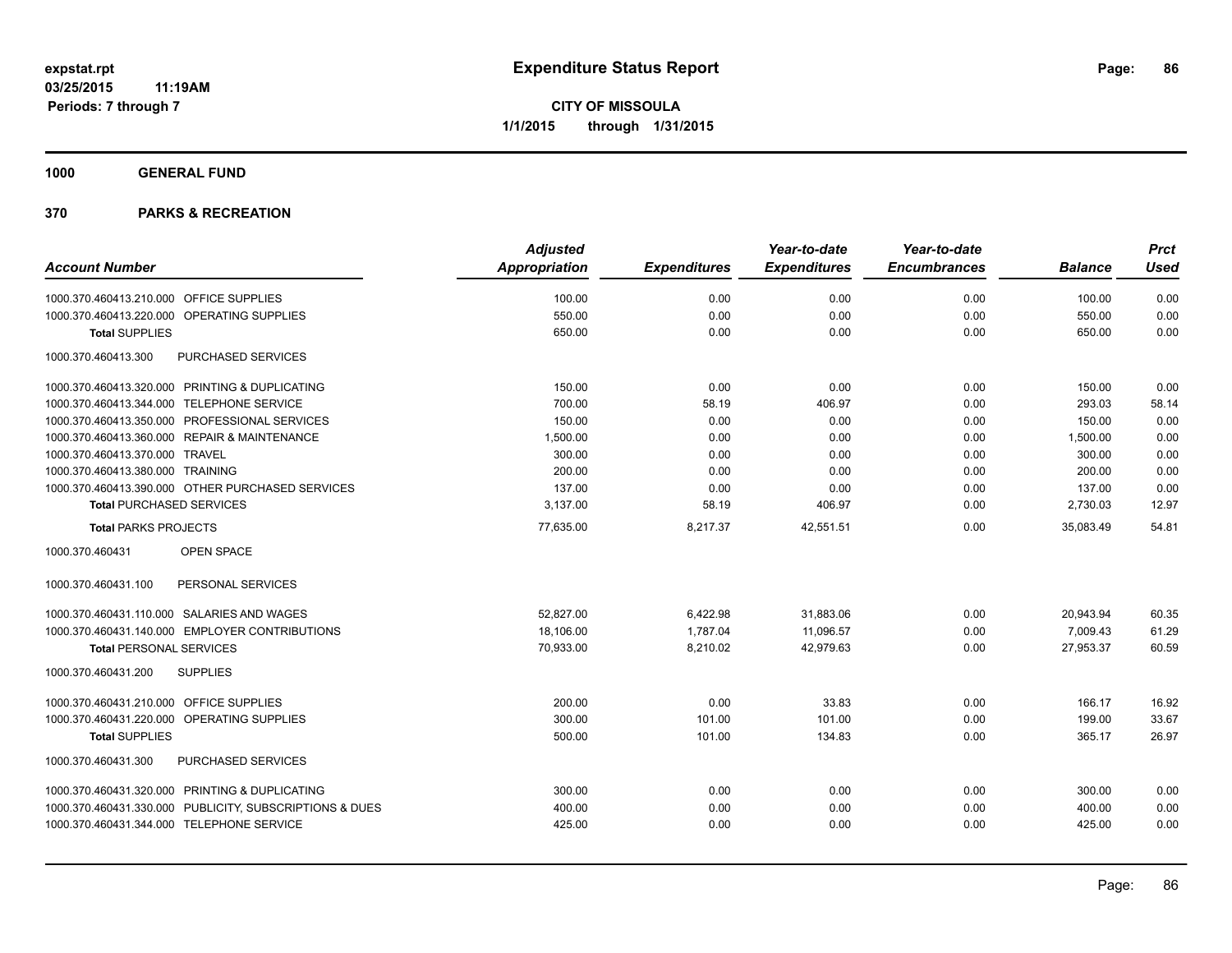# Expenditure Status Report

**CITY OF MISSOULA**
**1/1/2015 through 1/31/2015**

expstat.rpt
03/25/2015 11:19AM
Periods: 7 through 7

## 1000 GENERAL FUND

## 370 PARKS & RECREATION

| Account Number | Adjusted Appropriation | Expenditures | Year-to-date Expenditures | Year-to-date Encumbrances | Balance | Prct Used |
|---|---|---|---|---|---|---|
| 1000.370.460413.210.000 OFFICE SUPPLIES | 100.00 | 0.00 | 0.00 | 0.00 | 100.00 | 0.00 |
| 1000.370.460413.220.000 OPERATING SUPPLIES | 550.00 | 0.00 | 0.00 | 0.00 | 550.00 | 0.00 |
| **Total** SUPPLIES | 650.00 | 0.00 | 0.00 | 0.00 | 650.00 | 0.00 |
| 1000.370.460413.300 PURCHASED SERVICES | | | | | | |
| 1000.370.460413.320.000 PRINTING & DUPLICATING | 150.00 | 0.00 | 0.00 | 0.00 | 150.00 | 0.00 |
| 1000.370.460413.344.000 TELEPHONE SERVICE | 700.00 | 58.19 | 406.97 | 0.00 | 293.03 | 58.14 |
| 1000.370.460413.350.000 PROFESSIONAL SERVICES | 150.00 | 0.00 | 0.00 | 0.00 | 150.00 | 0.00 |
| 1000.370.460413.360.000 REPAIR & MAINTENANCE | 1,500.00 | 0.00 | 0.00 | 0.00 | 1,500.00 | 0.00 |
| 1000.370.460413.370.000 TRAVEL | 300.00 | 0.00 | 0.00 | 0.00 | 300.00 | 0.00 |
| 1000.370.460413.380.000 TRAINING | 200.00 | 0.00 | 0.00 | 0.00 | 200.00 | 0.00 |
| 1000.370.460413.390.000 OTHER PURCHASED SERVICES | 137.00 | 0.00 | 0.00 | 0.00 | 137.00 | 0.00 |
| **Total** PURCHASED SERVICES | 3,137.00 | 58.19 | 406.97 | 0.00 | 2,730.03 | 12.97 |
| **Total** PARKS PROJECTS | 77,635.00 | 8,217.37 | 42,551.51 | 0.00 | 35,083.49 | 54.81 |
| 1000.370.460431 OPEN SPACE | | | | | | |
| 1000.370.460431.100 PERSONAL SERVICES | | | | | | |
| 1000.370.460431.110.000 SALARIES AND WAGES | 52,827.00 | 6,422.98 | 31,883.06 | 0.00 | 20,943.94 | 60.35 |
| 1000.370.460431.140.000 EMPLOYER CONTRIBUTIONS | 18,106.00 | 1,787.04 | 11,096.57 | 0.00 | 7,009.43 | 61.29 |
| **Total** PERSONAL SERVICES | 70,933.00 | 8,210.02 | 42,979.63 | 0.00 | 27,953.37 | 60.59 |
| 1000.370.460431.200 SUPPLIES | | | | | | |
| 1000.370.460431.210.000 OFFICE SUPPLIES | 200.00 | 0.00 | 33.83 | 0.00 | 166.17 | 16.92 |
| 1000.370.460431.220.000 OPERATING SUPPLIES | 300.00 | 101.00 | 101.00 | 0.00 | 199.00 | 33.67 |
| **Total** SUPPLIES | 500.00 | 101.00 | 134.83 | 0.00 | 365.17 | 26.97 |
| 1000.370.460431.300 PURCHASED SERVICES | | | | | | |
| 1000.370.460431.320.000 PRINTING & DUPLICATING | 300.00 | 0.00 | 0.00 | 0.00 | 300.00 | 0.00 |
| 1000.370.460431.330.000 PUBLICITY, SUBSCRIPTIONS & DUES | 400.00 | 0.00 | 0.00 | 0.00 | 400.00 | 0.00 |
| 1000.370.460431.344.000 TELEPHONE SERVICE | 425.00 | 0.00 | 0.00 | 0.00 | 425.00 | 0.00 |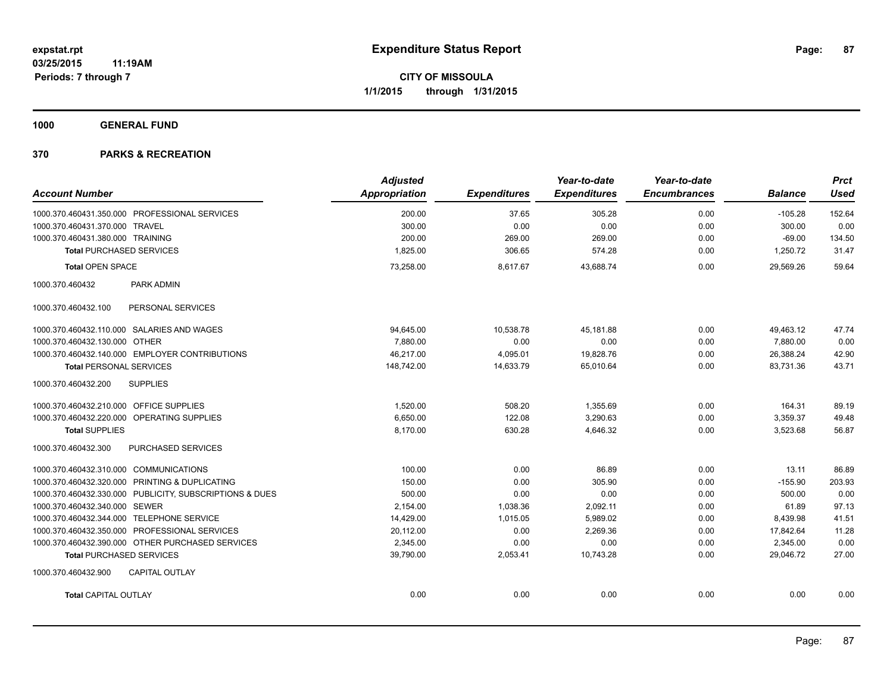# Expenditure Status Report

expstat.rpt
03/25/2015 11:19AM
Periods: 7 through 7

**CITY OF MISSOULA**
**1/1/2015 through 1/31/2015**

## 1000 GENERAL FUND

## 370 PARKS & RECREATION

| Account Number | | Adjusted Appropriation | Expenditures | Year-to-date Expenditures | Year-to-date Encumbrances | Balance | Prct Used |
|---|---|---|---|---|---|---|---|
| 1000.370.460431.350.000 | PROFESSIONAL SERVICES | 200.00 | 37.65 | 305.28 | 0.00 | -105.28 | 152.64 |
| 1000.370.460431.370.000 | TRAVEL | 300.00 | 0.00 | 0.00 | 0.00 | 300.00 | 0.00 |
| 1000.370.460431.380.000 | TRAINING | 200.00 | 269.00 | 269.00 | 0.00 | -69.00 | 134.50 |
| **Total** PURCHASED SERVICES | | 1,825.00 | 306.65 | 574.28 | 0.00 | 1,250.72 | 31.47 |
| **Total** OPEN SPACE | | 73,258.00 | 8,617.67 | 43,688.74 | 0.00 | 29,569.26 | 59.64 |
| 1000.370.460432 | PARK ADMIN | | | | | | |
| 1000.370.460432.100 | PERSONAL SERVICES | | | | | | |
| 1000.370.460432.110.000 | SALARIES AND WAGES | 94,645.00 | 10,538.78 | 45,181.88 | 0.00 | 49,463.12 | 47.74 |
| 1000.370.460432.130.000 | OTHER | 7,880.00 | 0.00 | 0.00 | 0.00 | 7,880.00 | 0.00 |
| 1000.370.460432.140.000 | EMPLOYER CONTRIBUTIONS | 46,217.00 | 4,095.01 | 19,828.76 | 0.00 | 26,388.24 | 42.90 |
| **Total** PERSONAL SERVICES | | 148,742.00 | 14,633.79 | 65,010.64 | 0.00 | 83,731.36 | 43.71 |
| 1000.370.460432.200 | SUPPLIES | | | | | | |
| 1000.370.460432.210.000 | OFFICE SUPPLIES | 1,520.00 | 508.20 | 1,355.69 | 0.00 | 164.31 | 89.19 |
| 1000.370.460432.220.000 | OPERATING SUPPLIES | 6,650.00 | 122.08 | 3,290.63 | 0.00 | 3,359.37 | 49.48 |
| **Total** SUPPLIES | | 8,170.00 | 630.28 | 4,646.32 | 0.00 | 3,523.68 | 56.87 |
| 1000.370.460432.300 | PURCHASED SERVICES | | | | | | |
| 1000.370.460432.310.000 | COMMUNICATIONS | 100.00 | 0.00 | 86.89 | 0.00 | 13.11 | 86.89 |
| 1000.370.460432.320.000 | PRINTING & DUPLICATING | 150.00 | 0.00 | 305.90 | 0.00 | -155.90 | 203.93 |
| 1000.370.460432.330.000 | PUBLICITY, SUBSCRIPTIONS & DUES | 500.00 | 0.00 | 0.00 | 0.00 | 500.00 | 0.00 |
| 1000.370.460432.340.000 | SEWER | 2,154.00 | 1,038.36 | 2,092.11 | 0.00 | 61.89 | 97.13 |
| 1000.370.460432.344.000 | TELEPHONE SERVICE | 14,429.00 | 1,015.05 | 5,989.02 | 0.00 | 8,439.98 | 41.51 |
| 1000.370.460432.350.000 | PROFESSIONAL SERVICES | 20,112.00 | 0.00 | 2,269.36 | 0.00 | 17,842.64 | 11.28 |
| 1000.370.460432.390.000 | OTHER PURCHASED SERVICES | 2,345.00 | 0.00 | 0.00 | 0.00 | 2,345.00 | 0.00 |
| **Total** PURCHASED SERVICES | | 39,790.00 | 2,053.41 | 10,743.28 | 0.00 | 29,046.72 | 27.00 |
| 1000.370.460432.900 | CAPITAL OUTLAY | | | | | | |
| **Total** CAPITAL OUTLAY | | 0.00 | 0.00 | 0.00 | 0.00 | 0.00 | 0.00 |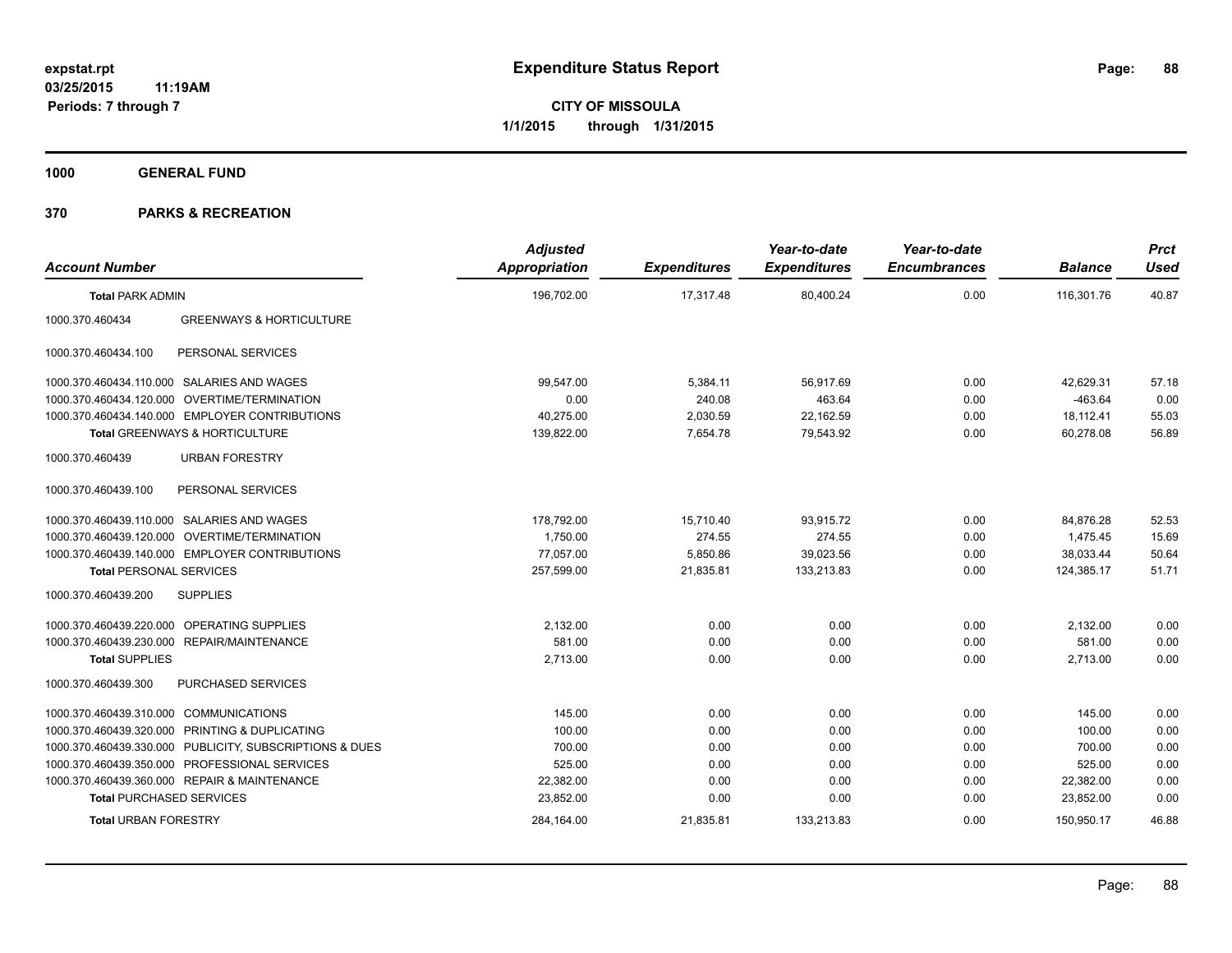expstat.rpt
03/25/2015 11:19AM
Periods: 7 through 7

# Expenditure Status Report

**CITY OF MISSOULA**
**1/1/2015 through 1/31/2015**

**1000 GENERAL FUND**

**370 PARKS & RECREATION**

| Account Number | | Adjusted Appropriation | Expenditures | Year-to-date Expenditures | Year-to-date Encumbrances | Balance | Prct Used |
|---|---|---|---|---|---|---|---|
| **Total** PARK ADMIN | | 196,702.00 | 17,317.48 | 80,400.24 | 0.00 | 116,301.76 | 40.87 |
| 1000.370.460434 | GREENWAYS & HORTICULTURE | | | | | | |
| 1000.370.460434.100 | PERSONAL SERVICES | | | | | | |
| 1000.370.460434.110.000 | SALARIES AND WAGES | 99,547.00 | 5,384.11 | 56,917.69 | 0.00 | 42,629.31 | 57.18 |
| 1000.370.460434.120.000 | OVERTIME/TERMINATION | 0.00 | 240.08 | 463.64 | 0.00 | -463.64 | 0.00 |
| 1000.370.460434.140.000 | EMPLOYER CONTRIBUTIONS | 40,275.00 | 2,030.59 | 22,162.59 | 0.00 | 18,112.41 | 55.03 |
| **Total** GREENWAYS & HORTICULTURE | | 139,822.00 | 7,654.78 | 79,543.92 | 0.00 | 60,278.08 | 56.89 |
| 1000.370.460439 | URBAN FORESTRY | | | | | | |
| 1000.370.460439.100 | PERSONAL SERVICES | | | | | | |
| 1000.370.460439.110.000 | SALARIES AND WAGES | 178,792.00 | 15,710.40 | 93,915.72 | 0.00 | 84,876.28 | 52.53 |
| 1000.370.460439.120.000 | OVERTIME/TERMINATION | 1,750.00 | 274.55 | 274.55 | 0.00 | 1,475.45 | 15.69 |
| 1000.370.460439.140.000 | EMPLOYER CONTRIBUTIONS | 77,057.00 | 5,850.86 | 39,023.56 | 0.00 | 38,033.44 | 50.64 |
| **Total** PERSONAL SERVICES | | 257,599.00 | 21,835.81 | 133,213.83 | 0.00 | 124,385.17 | 51.71 |
| 1000.370.460439.200 | SUPPLIES | | | | | | |
| 1000.370.460439.220.000 | OPERATING SUPPLIES | 2,132.00 | 0.00 | 0.00 | 0.00 | 2,132.00 | 0.00 |
| 1000.370.460439.230.000 | REPAIR/MAINTENANCE | 581.00 | 0.00 | 0.00 | 0.00 | 581.00 | 0.00 |
| **Total** SUPPLIES | | 2,713.00 | 0.00 | 0.00 | 0.00 | 2,713.00 | 0.00 |
| 1000.370.460439.300 | PURCHASED SERVICES | | | | | | |
| 1000.370.460439.310.000 | COMMUNICATIONS | 145.00 | 0.00 | 0.00 | 0.00 | 145.00 | 0.00 |
| 1000.370.460439.320.000 | PRINTING & DUPLICATING | 100.00 | 0.00 | 0.00 | 0.00 | 100.00 | 0.00 |
| 1000.370.460439.330.000 | PUBLICITY, SUBSCRIPTIONS & DUES | 700.00 | 0.00 | 0.00 | 0.00 | 700.00 | 0.00 |
| 1000.370.460439.350.000 | PROFESSIONAL SERVICES | 525.00 | 0.00 | 0.00 | 0.00 | 525.00 | 0.00 |
| 1000.370.460439.360.000 | REPAIR & MAINTENANCE | 22,382.00 | 0.00 | 0.00 | 0.00 | 22,382.00 | 0.00 |
| **Total** PURCHASED SERVICES | | 23,852.00 | 0.00 | 0.00 | 0.00 | 23,852.00 | 0.00 |
| **Total** URBAN FORESTRY | | 284,164.00 | 21,835.81 | 133,213.83 | 0.00 | 150,950.17 | 46.88 |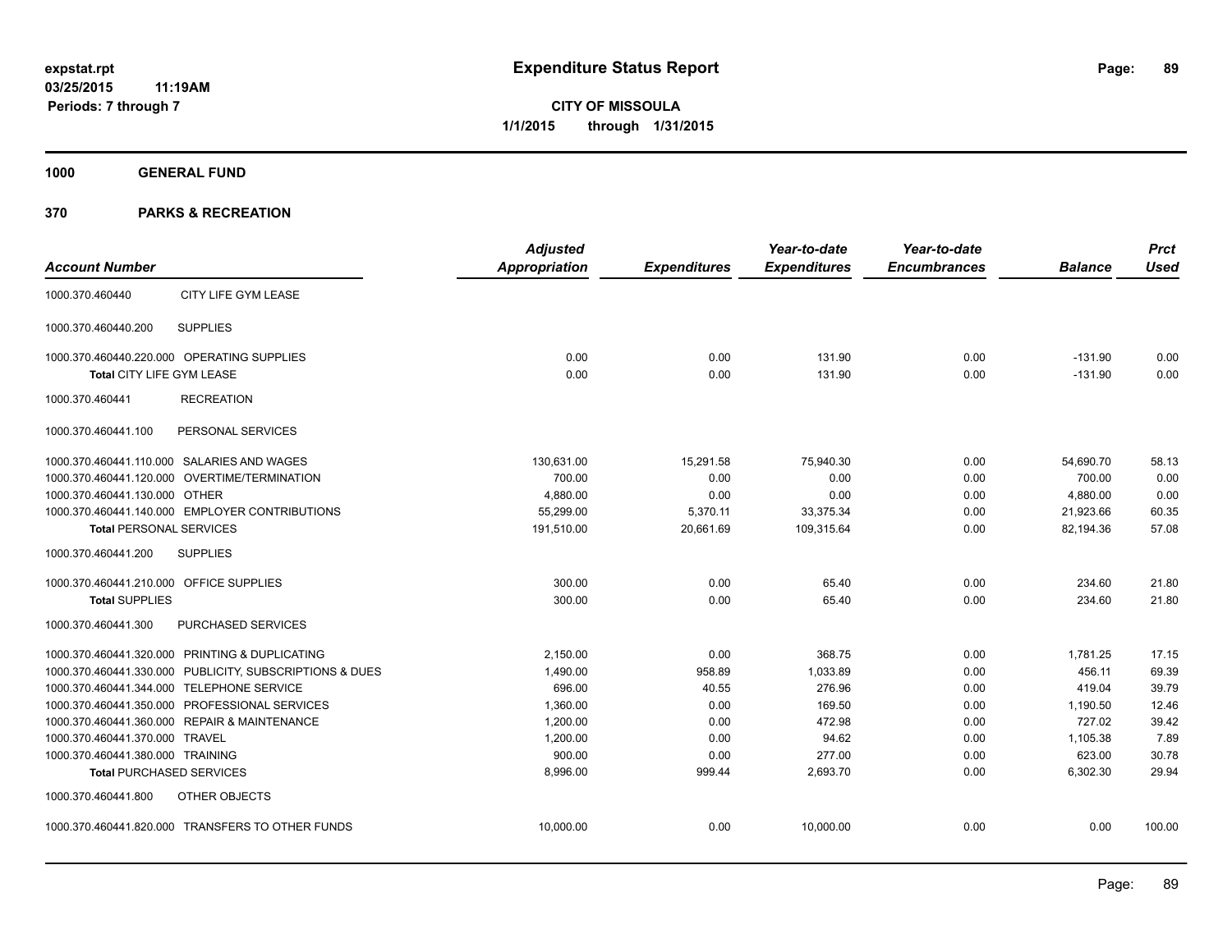**expstat.rpt**
**03/25/2015 11:19AM**
**Periods: 7 through 7**

# Expenditure Status Report

**CITY OF MISSOULA**
**1/1/2015 through 1/31/2015**

## 1000 GENERAL FUND

## 370 PARKS & RECREATION

| Account Number | | Adjusted Appropriation | Expenditures | Year-to-date Expenditures | Year-to-date Encumbrances | Balance | Prct Used |
|---|---|---|---|---|---|---|---|
| 1000.370.460440 | CITY LIFE GYM LEASE | | | | | | |
| 1000.370.460440.200 | SUPPLIES | | | | | | |
| 1000.370.460440.220.000 | OPERATING SUPPLIES | 0.00 | 0.00 | 131.90 | 0.00 | -131.90 | 0.00 |
| **Total** CITY LIFE GYM LEASE | | 0.00 | 0.00 | 131.90 | 0.00 | -131.90 | 0.00 |
| 1000.370.460441 | RECREATION | | | | | | |
| 1000.370.460441.100 | PERSONAL SERVICES | | | | | | |
| 1000.370.460441.110.000 | SALARIES AND WAGES | 130,631.00 | 15,291.58 | 75,940.30 | 0.00 | 54,690.70 | 58.13 |
| 1000.370.460441.120.000 | OVERTIME/TERMINATION | 700.00 | 0.00 | 0.00 | 0.00 | 700.00 | 0.00 |
| 1000.370.460441.130.000 | OTHER | 4,880.00 | 0.00 | 0.00 | 0.00 | 4,880.00 | 0.00 |
| 1000.370.460441.140.000 | EMPLOYER CONTRIBUTIONS | 55,299.00 | 5,370.11 | 33,375.34 | 0.00 | 21,923.66 | 60.35 |
| **Total** PERSONAL SERVICES | | 191,510.00 | 20,661.69 | 109,315.64 | 0.00 | 82,194.36 | 57.08 |
| 1000.370.460441.200 | SUPPLIES | | | | | | |
| 1000.370.460441.210.000 | OFFICE SUPPLIES | 300.00 | 0.00 | 65.40 | 0.00 | 234.60 | 21.80 |
| **Total** SUPPLIES | | 300.00 | 0.00 | 65.40 | 0.00 | 234.60 | 21.80 |
| 1000.370.460441.300 | PURCHASED SERVICES | | | | | | |
| 1000.370.460441.320.000 | PRINTING & DUPLICATING | 2,150.00 | 0.00 | 368.75 | 0.00 | 1,781.25 | 17.15 |
| 1000.370.460441.330.000 | PUBLICITY, SUBSCRIPTIONS & DUES | 1,490.00 | 958.89 | 1,033.89 | 0.00 | 456.11 | 69.39 |
| 1000.370.460441.344.000 | TELEPHONE SERVICE | 696.00 | 40.55 | 276.96 | 0.00 | 419.04 | 39.79 |
| 1000.370.460441.350.000 | PROFESSIONAL SERVICES | 1,360.00 | 0.00 | 169.50 | 0.00 | 1,190.50 | 12.46 |
| 1000.370.460441.360.000 | REPAIR & MAINTENANCE | 1,200.00 | 0.00 | 472.98 | 0.00 | 727.02 | 39.42 |
| 1000.370.460441.370.000 | TRAVEL | 1,200.00 | 0.00 | 94.62 | 0.00 | 1,105.38 | 7.89 |
| 1000.370.460441.380.000 | TRAINING | 900.00 | 0.00 | 277.00 | 0.00 | 623.00 | 30.78 |
| **Total** PURCHASED SERVICES | | 8,996.00 | 999.44 | 2,693.70 | 0.00 | 6,302.30 | 29.94 |
| 1000.370.460441.800 | OTHER OBJECTS | | | | | | |
| 1000.370.460441.820.000 | TRANSFERS TO OTHER FUNDS | 10,000.00 | 0.00 | 10,000.00 | 0.00 | 0.00 | 100.00 |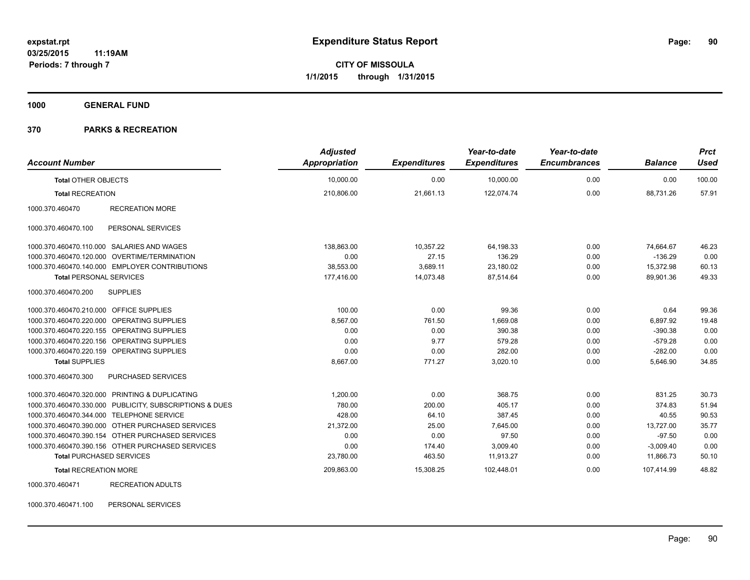**expstat.rpt**
**03/25/2015 11:19AM**
**Periods: 7 through 7**

# Expenditure Status Report

**CITY OF MISSOULA**
**1/1/2015 through 1/31/2015**

## 1000 GENERAL FUND

## 370 PARKS & RECREATION

| Account Number | | Adjusted Appropriation | Expenditures | Year-to-date Expenditures | Year-to-date Encumbrances | Balance | Prct Used |
|---|---|---|---|---|---|---|---|
| **Total** OTHER OBJECTS | | 10,000.00 | 0.00 | 10,000.00 | 0.00 | 0.00 | 100.00 |
| **Total** RECREATION | | 210,806.00 | 21,661.13 | 122,074.74 | 0.00 | 88,731.26 | 57.91 |
| 1000.370.460470 | RECREATION MORE | | | | | | |
| 1000.370.460470.100 | PERSONAL SERVICES | | | | | | |
| 1000.370.460470.110.000 | SALARIES AND WAGES | 138,863.00 | 10,357.22 | 64,198.33 | 0.00 | 74,664.67 | 46.23 |
| 1000.370.460470.120.000 | OVERTIME/TERMINATION | 0.00 | 27.15 | 136.29 | 0.00 | -136.29 | 0.00 |
| 1000.370.460470.140.000 | EMPLOYER CONTRIBUTIONS | 38,553.00 | 3,689.11 | 23,180.02 | 0.00 | 15,372.98 | 60.13 |
| **Total** PERSONAL SERVICES | | 177,416.00 | 14,073.48 | 87,514.64 | 0.00 | 89,901.36 | 49.33 |
| 1000.370.460470.200 | SUPPLIES | | | | | | |
| 1000.370.460470.210.000 | OFFICE SUPPLIES | 100.00 | 0.00 | 99.36 | 0.00 | 0.64 | 99.36 |
| 1000.370.460470.220.000 | OPERATING SUPPLIES | 8,567.00 | 761.50 | 1,669.08 | 0.00 | 6,897.92 | 19.48 |
| 1000.370.460470.220.155 | OPERATING SUPPLIES | 0.00 | 0.00 | 390.38 | 0.00 | -390.38 | 0.00 |
| 1000.370.460470.220.156 | OPERATING SUPPLIES | 0.00 | 9.77 | 579.28 | 0.00 | -579.28 | 0.00 |
| 1000.370.460470.220.159 | OPERATING SUPPLIES | 0.00 | 0.00 | 282.00 | 0.00 | -282.00 | 0.00 |
| **Total** SUPPLIES | | 8,667.00 | 771.27 | 3,020.10 | 0.00 | 5,646.90 | 34.85 |
| 1000.370.460470.300 | PURCHASED SERVICES | | | | | | |
| 1000.370.460470.320.000 | PRINTING & DUPLICATING | 1,200.00 | 0.00 | 368.75 | 0.00 | 831.25 | 30.73 |
| 1000.370.460470.330.000 | PUBLICITY, SUBSCRIPTIONS & DUES | 780.00 | 200.00 | 405.17 | 0.00 | 374.83 | 51.94 |
| 1000.370.460470.344.000 | TELEPHONE SERVICE | 428.00 | 64.10 | 387.45 | 0.00 | 40.55 | 90.53 |
| 1000.370.460470.390.000 | OTHER PURCHASED SERVICES | 21,372.00 | 25.00 | 7,645.00 | 0.00 | 13,727.00 | 35.77 |
| 1000.370.460470.390.154 | OTHER PURCHASED SERVICES | 0.00 | 0.00 | 97.50 | 0.00 | -97.50 | 0.00 |
| 1000.370.460470.390.156 | OTHER PURCHASED SERVICES | 0.00 | 174.40 | 3,009.40 | 0.00 | -3,009.40 | 0.00 |
| **Total** PURCHASED SERVICES | | 23,780.00 | 463.50 | 11,913.27 | 0.00 | 11,866.73 | 50.10 |
| **Total** RECREATION MORE | | 209,863.00 | 15,308.25 | 102,448.01 | 0.00 | 107,414.99 | 48.82 |
| 1000.370.460471 | RECREATION ADULTS | | | | | | |
| 1000.370.460471.100 | PERSONAL SERVICES | | | | | | |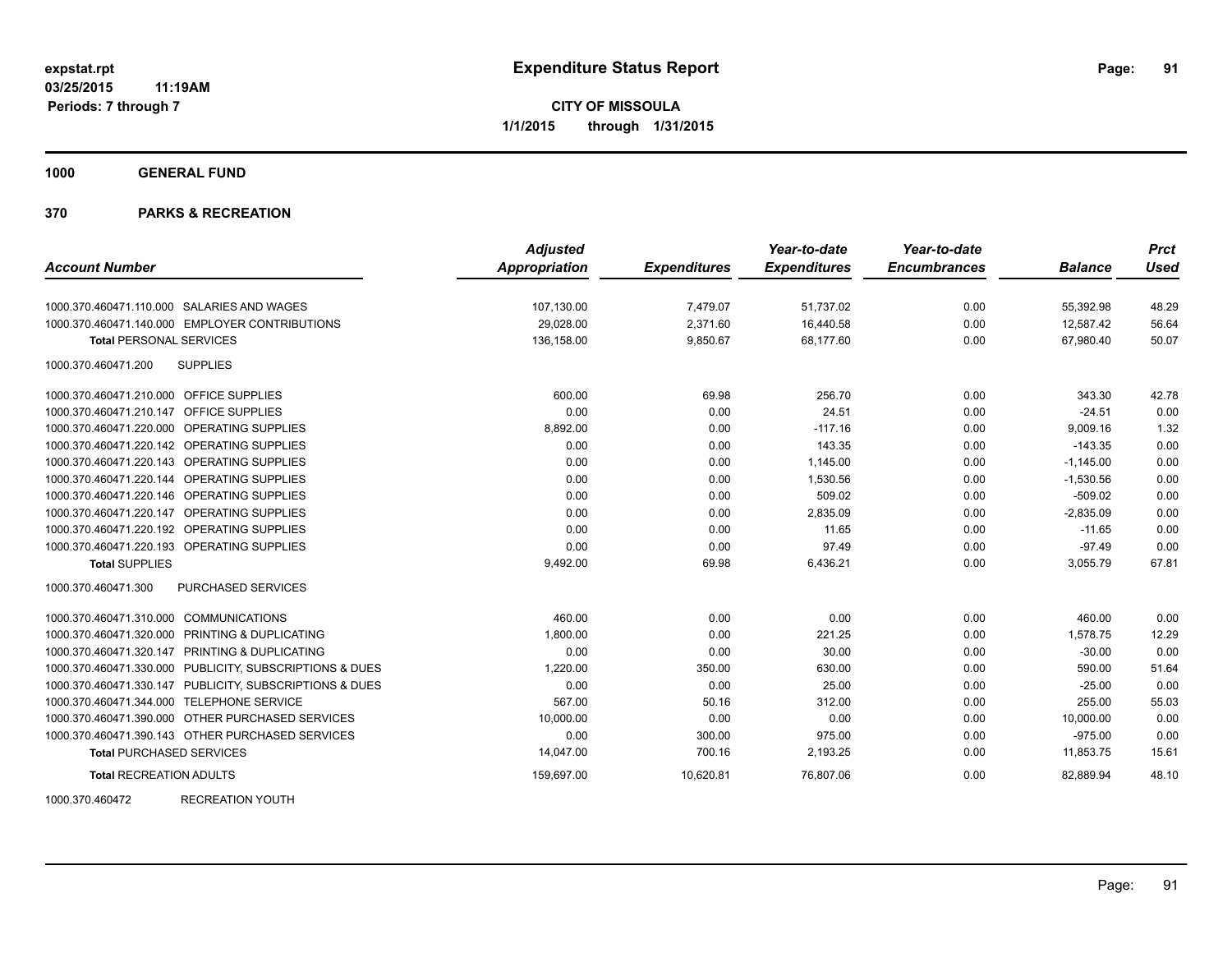**expstat.rpt**
**03/25/2015 11:19AM**
**Periods: 7 through 7**

# Expenditure Status Report

**CITY OF MISSOULA**
**1/1/2015 through 1/31/2015**

## 1000 GENERAL FUND

## 370 PARKS & RECREATION

| Account Number | Adjusted Appropriation | Expenditures | Year-to-date Expenditures | Year-to-date Encumbrances | Balance | Prct Used |
|---|---|---|---|---|---|---|
| 1000.370.460471.110.000 SALARIES AND WAGES | 107,130.00 | 7,479.07 | 51,737.02 | 0.00 | 55,392.98 | 48.29 |
| 1000.370.460471.140.000 EMPLOYER CONTRIBUTIONS | 29,028.00 | 2,371.60 | 16,440.58 | 0.00 | 12,587.42 | 56.64 |
| **Total** PERSONAL SERVICES | 136,158.00 | 9,850.67 | 68,177.60 | 0.00 | 67,980.40 | 50.07 |
| 1000.370.460471.200 SUPPLIES | | | | | | |
| 1000.370.460471.210.000 OFFICE SUPPLIES | 600.00 | 69.98 | 256.70 | 0.00 | 343.30 | 42.78 |
| 1000.370.460471.210.147 OFFICE SUPPLIES | 0.00 | 0.00 | 24.51 | 0.00 | -24.51 | 0.00 |
| 1000.370.460471.220.000 OPERATING SUPPLIES | 8,892.00 | 0.00 | -117.16 | 0.00 | 9,009.16 | 1.32 |
| 1000.370.460471.220.142 OPERATING SUPPLIES | 0.00 | 0.00 | 143.35 | 0.00 | -143.35 | 0.00 |
| 1000.370.460471.220.143 OPERATING SUPPLIES | 0.00 | 0.00 | 1,145.00 | 0.00 | -1,145.00 | 0.00 |
| 1000.370.460471.220.144 OPERATING SUPPLIES | 0.00 | 0.00 | 1,530.56 | 0.00 | -1,530.56 | 0.00 |
| 1000.370.460471.220.146 OPERATING SUPPLIES | 0.00 | 0.00 | 509.02 | 0.00 | -509.02 | 0.00 |
| 1000.370.460471.220.147 OPERATING SUPPLIES | 0.00 | 0.00 | 2,835.09 | 0.00 | -2,835.09 | 0.00 |
| 1000.370.460471.220.192 OPERATING SUPPLIES | 0.00 | 0.00 | 11.65 | 0.00 | -11.65 | 0.00 |
| 1000.370.460471.220.193 OPERATING SUPPLIES | 0.00 | 0.00 | 97.49 | 0.00 | -97.49 | 0.00 |
| **Total** SUPPLIES | 9,492.00 | 69.98 | 6,436.21 | 0.00 | 3,055.79 | 67.81 |
| 1000.370.460471.300 PURCHASED SERVICES | | | | | | |
| 1000.370.460471.310.000 COMMUNICATIONS | 460.00 | 0.00 | 0.00 | 0.00 | 460.00 | 0.00 |
| 1000.370.460471.320.000 PRINTING & DUPLICATING | 1,800.00 | 0.00 | 221.25 | 0.00 | 1,578.75 | 12.29 |
| 1000.370.460471.320.147 PRINTING & DUPLICATING | 0.00 | 0.00 | 30.00 | 0.00 | -30.00 | 0.00 |
| 1000.370.460471.330.000 PUBLICITY, SUBSCRIPTIONS & DUES | 1,220.00 | 350.00 | 630.00 | 0.00 | 590.00 | 51.64 |
| 1000.370.460471.330.147 PUBLICITY, SUBSCRIPTIONS & DUES | 0.00 | 0.00 | 25.00 | 0.00 | -25.00 | 0.00 |
| 1000.370.460471.344.000 TELEPHONE SERVICE | 567.00 | 50.16 | 312.00 | 0.00 | 255.00 | 55.03 |
| 1000.370.460471.390.000 OTHER PURCHASED SERVICES | 10,000.00 | 0.00 | 0.00 | 0.00 | 10,000.00 | 0.00 |
| 1000.370.460471.390.143 OTHER PURCHASED SERVICES | 0.00 | 300.00 | 975.00 | 0.00 | -975.00 | 0.00 |
| **Total** PURCHASED SERVICES | 14,047.00 | 700.16 | 2,193.25 | 0.00 | 11,853.75 | 15.61 |
| **Total** RECREATION ADULTS | 159,697.00 | 10,620.81 | 76,807.06 | 0.00 | 82,889.94 | 48.10 |

1000.370.460472 RECREATION YOUTH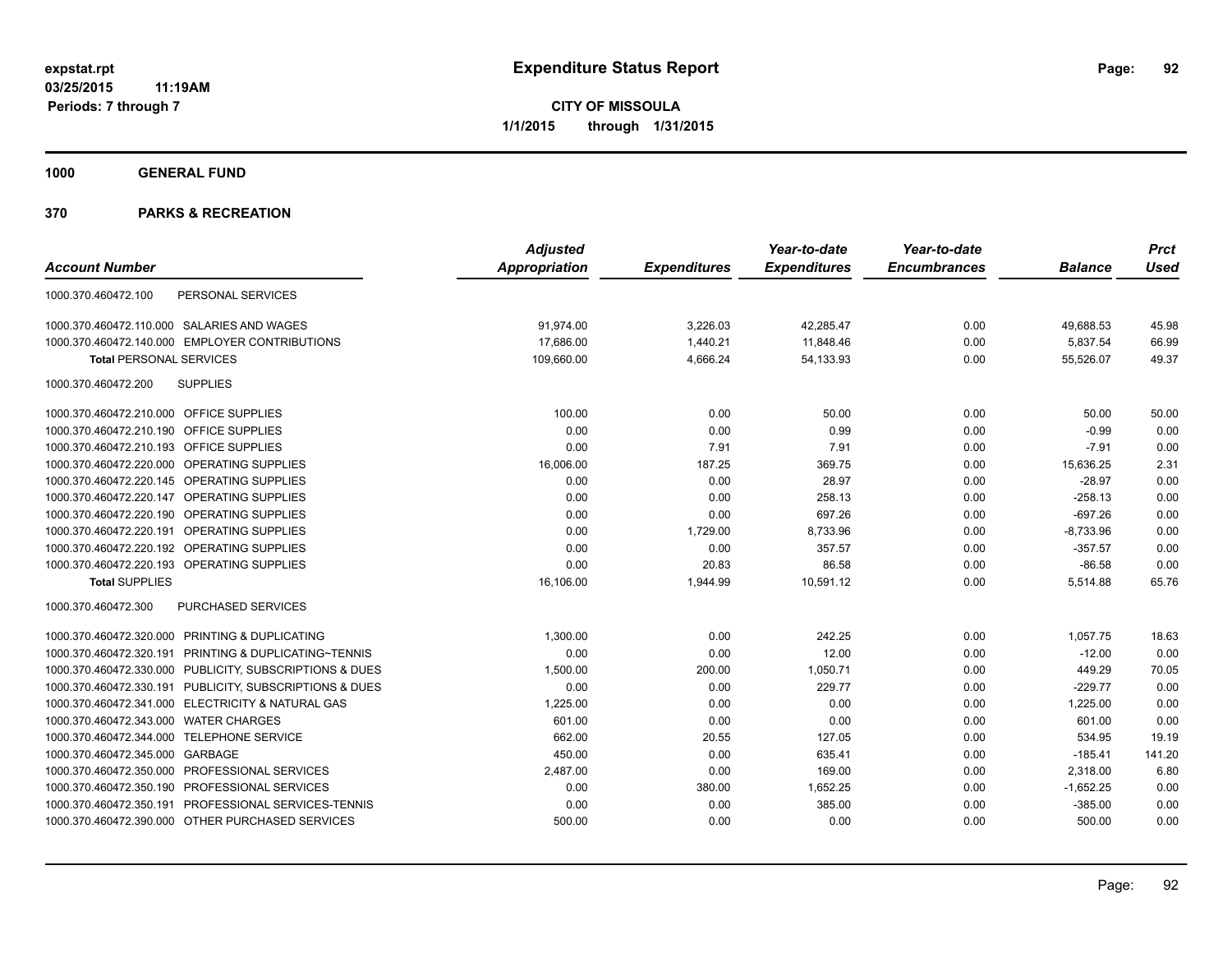**expstat.rpt**
**03/25/2015 11:19AM**
**Periods: 7 through 7**

# Expenditure Status Report

**CITY OF MISSOULA**
**1/1/2015 through 1/31/2015**

## 1000 GENERAL FUND

## 370 PARKS & RECREATION

| Account Number | | Adjusted Appropriation | Expenditures | Year-to-date Expenditures | Year-to-date Encumbrances | Balance | Prct Used |
|---|---|---|---|---|---|---|---|
| 1000.370.460472.100 | PERSONAL SERVICES | | | | | | |
| 1000.370.460472.110.000 | SALARIES AND WAGES | 91,974.00 | 3,226.03 | 42,285.47 | 0.00 | 49,688.53 | 45.98 |
| 1000.370.460472.140.000 | EMPLOYER CONTRIBUTIONS | 17,686.00 | 1,440.21 | 11,848.46 | 0.00 | 5,837.54 | 66.99 |
| **Total** PERSONAL SERVICES | | 109,660.00 | 4,666.24 | 54,133.93 | 0.00 | 55,526.07 | 49.37 |
| 1000.370.460472.200 | SUPPLIES | | | | | | |
| 1000.370.460472.210.000 | OFFICE SUPPLIES | 100.00 | 0.00 | 50.00 | 0.00 | 50.00 | 50.00 |
| 1000.370.460472.210.190 | OFFICE SUPPLIES | 0.00 | 0.00 | 0.99 | 0.00 | -0.99 | 0.00 |
| 1000.370.460472.210.193 | OFFICE SUPPLIES | 0.00 | 7.91 | 7.91 | 0.00 | -7.91 | 0.00 |
| 1000.370.460472.220.000 | OPERATING SUPPLIES | 16,006.00 | 187.25 | 369.75 | 0.00 | 15,636.25 | 2.31 |
| 1000.370.460472.220.145 | OPERATING SUPPLIES | 0.00 | 0.00 | 28.97 | 0.00 | -28.97 | 0.00 |
| 1000.370.460472.220.147 | OPERATING SUPPLIES | 0.00 | 0.00 | 258.13 | 0.00 | -258.13 | 0.00 |
| 1000.370.460472.220.190 | OPERATING SUPPLIES | 0.00 | 0.00 | 697.26 | 0.00 | -697.26 | 0.00 |
| 1000.370.460472.220.191 | OPERATING SUPPLIES | 0.00 | 1,729.00 | 8,733.96 | 0.00 | -8,733.96 | 0.00 |
| 1000.370.460472.220.192 | OPERATING SUPPLIES | 0.00 | 0.00 | 357.57 | 0.00 | -357.57 | 0.00 |
| 1000.370.460472.220.193 | OPERATING SUPPLIES | 0.00 | 20.83 | 86.58 | 0.00 | -86.58 | 0.00 |
| **Total** SUPPLIES | | 16,106.00 | 1,944.99 | 10,591.12 | 0.00 | 5,514.88 | 65.76 |
| 1000.370.460472.300 | PURCHASED SERVICES | | | | | | |
| 1000.370.460472.320.000 | PRINTING & DUPLICATING | 1,300.00 | 0.00 | 242.25 | 0.00 | 1,057.75 | 18.63 |
| 1000.370.460472.320.191 | PRINTING & DUPLICATING~TENNIS | 0.00 | 0.00 | 12.00 | 0.00 | -12.00 | 0.00 |
| 1000.370.460472.330.000 | PUBLICITY, SUBSCRIPTIONS & DUES | 1,500.00 | 200.00 | 1,050.71 | 0.00 | 449.29 | 70.05 |
| 1000.370.460472.330.191 | PUBLICITY, SUBSCRIPTIONS & DUES | 0.00 | 0.00 | 229.77 | 0.00 | -229.77 | 0.00 |
| 1000.370.460472.341.000 | ELECTRICITY & NATURAL GAS | 1,225.00 | 0.00 | 0.00 | 0.00 | 1,225.00 | 0.00 |
| 1000.370.460472.343.000 | WATER CHARGES | 601.00 | 0.00 | 0.00 | 0.00 | 601.00 | 0.00 |
| 1000.370.460472.344.000 | TELEPHONE SERVICE | 662.00 | 20.55 | 127.05 | 0.00 | 534.95 | 19.19 |
| 1000.370.460472.345.000 | GARBAGE | 450.00 | 0.00 | 635.41 | 0.00 | -185.41 | 141.20 |
| 1000.370.460472.350.000 | PROFESSIONAL SERVICES | 2,487.00 | 0.00 | 169.00 | 0.00 | 2,318.00 | 6.80 |
| 1000.370.460472.350.190 | PROFESSIONAL SERVICES | 0.00 | 380.00 | 1,652.25 | 0.00 | -1,652.25 | 0.00 |
| 1000.370.460472.350.191 | PROFESSIONAL SERVICES-TENNIS | 0.00 | 0.00 | 385.00 | 0.00 | -385.00 | 0.00 |
| 1000.370.460472.390.000 | OTHER PURCHASED SERVICES | 500.00 | 0.00 | 0.00 | 0.00 | 500.00 | 0.00 |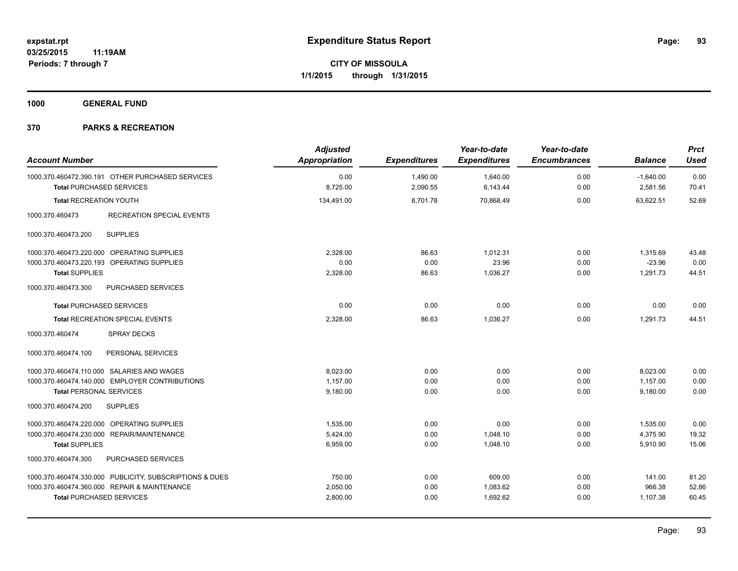**expstat.rpt**
**03/25/2015 11:19AM**
**Periods: 7 through 7**

# Expenditure Status Report

**CITY OF MISSOULA**
**1/1/2015 through 1/31/2015**

## 1000 GENERAL FUND

## 370 PARKS & RECREATION

| Account Number | Adjusted Appropriation | Expenditures | Year-to-date Expenditures | Year-to-date Encumbrances | Balance | Prct Used |
|---|---|---|---|---|---|---|
| 1000.370.460472.390.191 OTHER PURCHASED SERVICES | 0.00 | 1,490.00 | 1,640.00 | 0.00 | -1,640.00 | 0.00 |
| **Total** PURCHASED SERVICES | 8,725.00 | 2,090.55 | 6,143.44 | 0.00 | 2,581.56 | 70.41 |
| **Total** RECREATION YOUTH | 134,491.00 | 8,701.78 | 70,868.49 | 0.00 | 63,622.51 | 52.69 |
| 1000.370.460473 RECREATION SPECIAL EVENTS | | | | | | |
| 1000.370.460473.200 SUPPLIES | | | | | | |
| 1000.370.460473.220.000 OPERATING SUPPLIES | 2,328.00 | 86.63 | 1,012.31 | 0.00 | 1,315.69 | 43.48 |
| 1000.370.460473.220.193 OPERATING SUPPLIES | 0.00 | 0.00 | 23.96 | 0.00 | -23.96 | 0.00 |
| **Total** SUPPLIES | 2,328.00 | 86.63 | 1,036.27 | 0.00 | 1,291.73 | 44.51 |
| 1000.370.460473.300 PURCHASED SERVICES | | | | | | |
| **Total** PURCHASED SERVICES | 0.00 | 0.00 | 0.00 | 0.00 | 0.00 | 0.00 |
| **Total** RECREATION SPECIAL EVENTS | 2,328.00 | 86.63 | 1,036.27 | 0.00 | 1,291.73 | 44.51 |
| 1000.370.460474 SPRAY DECKS | | | | | | |
| 1000.370.460474.100 PERSONAL SERVICES | | | | | | |
| 1000.370.460474.110.000 SALARIES AND WAGES | 8,023.00 | 0.00 | 0.00 | 0.00 | 8,023.00 | 0.00 |
| 1000.370.460474.140.000 EMPLOYER CONTRIBUTIONS | 1,157.00 | 0.00 | 0.00 | 0.00 | 1,157.00 | 0.00 |
| **Total** PERSONAL SERVICES | 9,180.00 | 0.00 | 0.00 | 0.00 | 9,180.00 | 0.00 |
| 1000.370.460474.200 SUPPLIES | | | | | | |
| 1000.370.460474.220.000 OPERATING SUPPLIES | 1,535.00 | 0.00 | 0.00 | 0.00 | 1,535.00 | 0.00 |
| 1000.370.460474.230.000 REPAIR/MAINTENANCE | 5,424.00 | 0.00 | 1,048.10 | 0.00 | 4,375.90 | 19.32 |
| **Total** SUPPLIES | 6,959.00 | 0.00 | 1,048.10 | 0.00 | 5,910.90 | 15.06 |
| 1000.370.460474.300 PURCHASED SERVICES | | | | | | |
| 1000.370.460474.330.000 PUBLICITY, SUBSCRIPTIONS & DUES | 750.00 | 0.00 | 609.00 | 0.00 | 141.00 | 81.20 |
| 1000.370.460474.360.000 REPAIR & MAINTENANCE | 2,050.00 | 0.00 | 1,083.62 | 0.00 | 966.38 | 52.86 |
| **Total** PURCHASED SERVICES | 2,800.00 | 0.00 | 1,692.62 | 0.00 | 1,107.38 | 60.45 |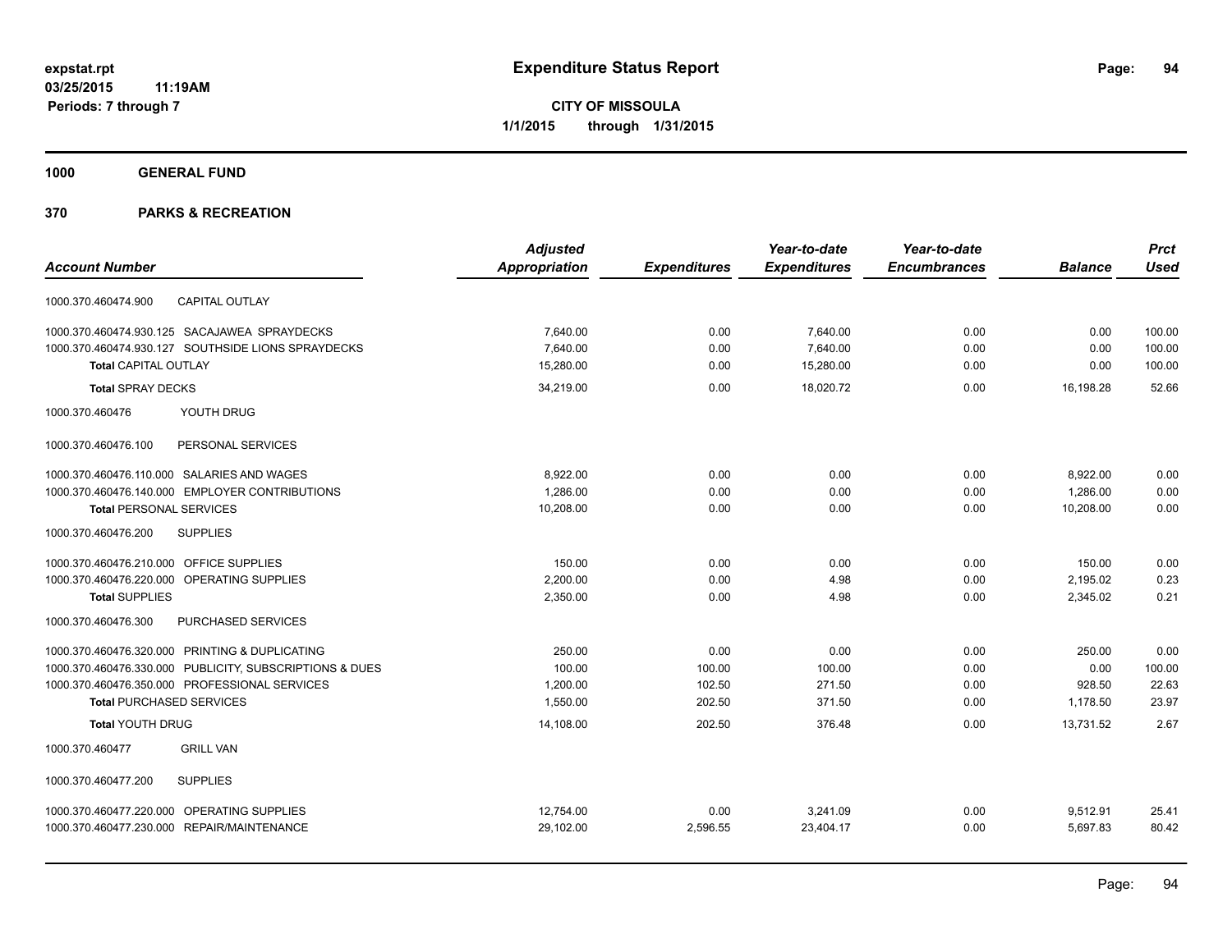**expstat.rpt**
**03/25/2015 11:19AM**
**Periods: 7 through 7**

# Expenditure Status Report

**CITY OF MISSOULA**
**1/1/2015 through 1/31/2015**

## 1000 GENERAL FUND

## 370 PARKS & RECREATION

| Account Number | Adjusted Appropriation | Expenditures | Year-to-date Expenditures | Year-to-date Encumbrances | Balance | Prct Used |
|---|---|---|---|---|---|---|
| 1000.370.460474.900 CAPITAL OUTLAY | | | | | | |
| 1000.370.460474.930.125 SACAJAWEA SPRAYDECKS | 7,640.00 | 0.00 | 7,640.00 | 0.00 | 0.00 | 100.00 |
| 1000.370.460474.930.127 SOUTHSIDE LIONS SPRAYDECKS | 7,640.00 | 0.00 | 7,640.00 | 0.00 | 0.00 | 100.00 |
| **Total** CAPITAL OUTLAY | 15,280.00 | 0.00 | 15,280.00 | 0.00 | 0.00 | 100.00 |
| **Total** SPRAY DECKS | 34,219.00 | 0.00 | 18,020.72 | 0.00 | 16,198.28 | 52.66 |
| 1000.370.460476 YOUTH DRUG | | | | | | |
| 1000.370.460476.100 PERSONAL SERVICES | | | | | | |
| 1000.370.460476.110.000 SALARIES AND WAGES | 8,922.00 | 0.00 | 0.00 | 0.00 | 8,922.00 | 0.00 |
| 1000.370.460476.140.000 EMPLOYER CONTRIBUTIONS | 1,286.00 | 0.00 | 0.00 | 0.00 | 1,286.00 | 0.00 |
| **Total** PERSONAL SERVICES | 10,208.00 | 0.00 | 0.00 | 0.00 | 10,208.00 | 0.00 |
| 1000.370.460476.200 SUPPLIES | | | | | | |
| 1000.370.460476.210.000 OFFICE SUPPLIES | 150.00 | 0.00 | 0.00 | 0.00 | 150.00 | 0.00 |
| 1000.370.460476.220.000 OPERATING SUPPLIES | 2,200.00 | 0.00 | 4.98 | 0.00 | 2,195.02 | 0.23 |
| **Total** SUPPLIES | 2,350.00 | 0.00 | 4.98 | 0.00 | 2,345.02 | 0.21 |
| 1000.370.460476.300 PURCHASED SERVICES | | | | | | |
| 1000.370.460476.320.000 PRINTING & DUPLICATING | 250.00 | 0.00 | 0.00 | 0.00 | 250.00 | 0.00 |
| 1000.370.460476.330.000 PUBLICITY, SUBSCRIPTIONS & DUES | 100.00 | 100.00 | 100.00 | 0.00 | 0.00 | 100.00 |
| 1000.370.460476.350.000 PROFESSIONAL SERVICES | 1,200.00 | 102.50 | 271.50 | 0.00 | 928.50 | 22.63 |
| **Total** PURCHASED SERVICES | 1,550.00 | 202.50 | 371.50 | 0.00 | 1,178.50 | 23.97 |
| **Total** YOUTH DRUG | 14,108.00 | 202.50 | 376.48 | 0.00 | 13,731.52 | 2.67 |
| 1000.370.460477 GRILL VAN | | | | | | |
| 1000.370.460477.200 SUPPLIES | | | | | | |
| 1000.370.460477.220.000 OPERATING SUPPLIES | 12,754.00 | 0.00 | 3,241.09 | 0.00 | 9,512.91 | 25.41 |
| 1000.370.460477.230.000 REPAIR/MAINTENANCE | 29,102.00 | 2,596.55 | 23,404.17 | 0.00 | 5,697.83 | 80.42 |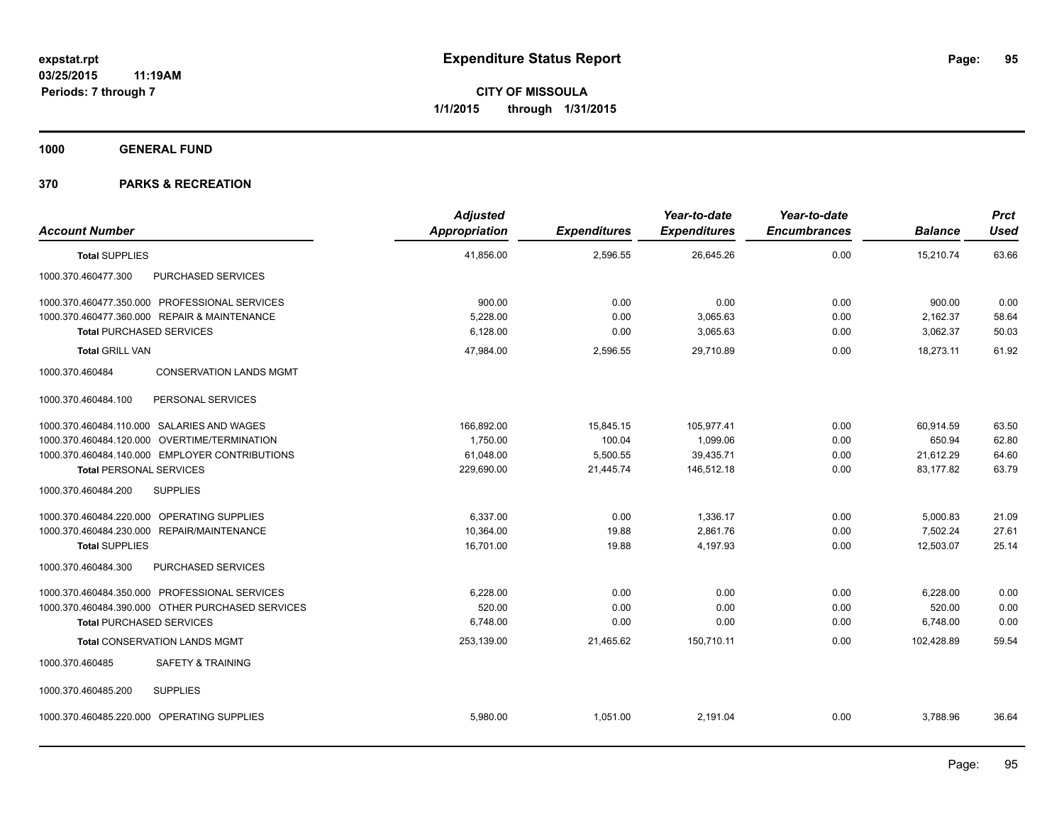**expstat.rpt**
**03/25/2015 11:19AM**
**Periods: 7 through 7**

# Expenditure Status Report

**CITY OF MISSOULA**
**1/1/2015 through 1/31/2015**

## 1000 GENERAL FUND

## 370 PARKS & RECREATION

| Account Number | | Adjusted Appropriation | Expenditures | Year-to-date Expenditures | Year-to-date Encumbrances | Balance | Prct Used |
|---|---|---|---|---|---|---|---|
| **Total** SUPPLIES | | 41,856.00 | 2,596.55 | 26,645.26 | 0.00 | 15,210.74 | 63.66 |
| 1000.370.460477.300 | PURCHASED SERVICES | | | | | | |
| 1000.370.460477.350.000 | PROFESSIONAL SERVICES | 900.00 | 0.00 | 0.00 | 0.00 | 900.00 | 0.00 |
| 1000.370.460477.360.000 | REPAIR & MAINTENANCE | 5,228.00 | 0.00 | 3,065.63 | 0.00 | 2,162.37 | 58.64 |
| **Total** PURCHASED SERVICES | | 6,128.00 | 0.00 | 3,065.63 | 0.00 | 3,062.37 | 50.03 |
| **Total** GRILL VAN | | 47,984.00 | 2,596.55 | 29,710.89 | 0.00 | 18,273.11 | 61.92 |
| 1000.370.460484 | CONSERVATION LANDS MGMT | | | | | | |
| 1000.370.460484.100 | PERSONAL SERVICES | | | | | | |
| 1000.370.460484.110.000 | SALARIES AND WAGES | 166,892.00 | 15,845.15 | 105,977.41 | 0.00 | 60,914.59 | 63.50 |
| 1000.370.460484.120.000 | OVERTIME/TERMINATION | 1,750.00 | 100.04 | 1,099.06 | 0.00 | 650.94 | 62.80 |
| 1000.370.460484.140.000 | EMPLOYER CONTRIBUTIONS | 61,048.00 | 5,500.55 | 39,435.71 | 0.00 | 21,612.29 | 64.60 |
| **Total** PERSONAL SERVICES | | 229,690.00 | 21,445.74 | 146,512.18 | 0.00 | 83,177.82 | 63.79 |
| 1000.370.460484.200 | SUPPLIES | | | | | | |
| 1000.370.460484.220.000 | OPERATING SUPPLIES | 6,337.00 | 0.00 | 1,336.17 | 0.00 | 5,000.83 | 21.09 |
| 1000.370.460484.230.000 | REPAIR/MAINTENANCE | 10,364.00 | 19.88 | 2,861.76 | 0.00 | 7,502.24 | 27.61 |
| **Total** SUPPLIES | | 16,701.00 | 19.88 | 4,197.93 | 0.00 | 12,503.07 | 25.14 |
| 1000.370.460484.300 | PURCHASED SERVICES | | | | | | |
| 1000.370.460484.350.000 | PROFESSIONAL SERVICES | 6,228.00 | 0.00 | 0.00 | 0.00 | 6,228.00 | 0.00 |
| 1000.370.460484.390.000 | OTHER PURCHASED SERVICES | 520.00 | 0.00 | 0.00 | 0.00 | 520.00 | 0.00 |
| **Total** PURCHASED SERVICES | | 6,748.00 | 0.00 | 0.00 | 0.00 | 6,748.00 | 0.00 |
| **Total** CONSERVATION LANDS MGMT | | 253,139.00 | 21,465.62 | 150,710.11 | 0.00 | 102,428.89 | 59.54 |
| 1000.370.460485 | SAFETY & TRAINING | | | | | | |
| 1000.370.460485.200 | SUPPLIES | | | | | | |
| 1000.370.460485.220.000 | OPERATING SUPPLIES | 5,980.00 | 1,051.00 | 2,191.04 | 0.00 | 3,788.96 | 36.64 |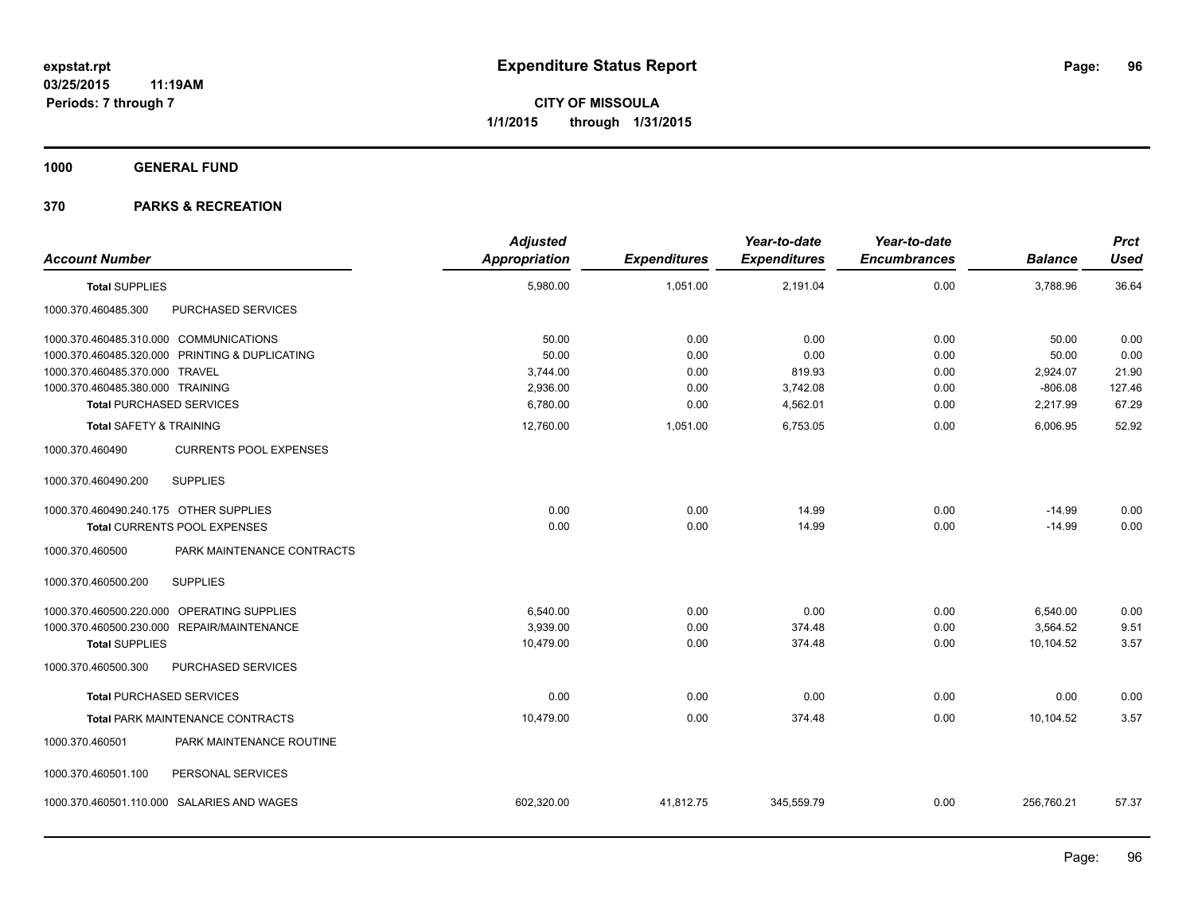**expstat.rpt**
**03/25/2015 11:19AM**
**Periods: 7 through 7**

# Expenditure Status Report

**CITY OF MISSOULA**
**1/1/2015 through 1/31/2015**

## 1000 GENERAL FUND

## 370 PARKS & RECREATION

| Account Number | | Adjusted Appropriation | Expenditures | Year-to-date Expenditures | Year-to-date Encumbrances | Balance | Prct Used |
|---|---|---|---|---|---|---|---|
| **Total** SUPPLIES | | 5,980.00 | 1,051.00 | 2,191.04 | 0.00 | 3,788.96 | 36.64 |
| 1000.370.460485.300 | PURCHASED SERVICES | | | | | | |
| 1000.370.460485.310.000 | COMMUNICATIONS | 50.00 | 0.00 | 0.00 | 0.00 | 50.00 | 0.00 |
| 1000.370.460485.320.000 | PRINTING & DUPLICATING | 50.00 | 0.00 | 0.00 | 0.00 | 50.00 | 0.00 |
| 1000.370.460485.370.000 | TRAVEL | 3,744.00 | 0.00 | 819.93 | 0.00 | 2,924.07 | 21.90 |
| 1000.370.460485.380.000 | TRAINING | 2,936.00 | 0.00 | 3,742.08 | 0.00 | -806.08 | 127.46 |
| **Total** PURCHASED SERVICES | | 6,780.00 | 0.00 | 4,562.01 | 0.00 | 2,217.99 | 67.29 |
| **Total** SAFETY & TRAINING | | 12,760.00 | 1,051.00 | 6,753.05 | 0.00 | 6,006.95 | 52.92 |
| 1000.370.460490 | CURRENTS POOL EXPENSES | | | | | | |
| 1000.370.460490.200 | SUPPLIES | | | | | | |
| 1000.370.460490.240.175 | OTHER SUPPLIES | 0.00 | 0.00 | 14.99 | 0.00 | -14.99 | 0.00 |
| **Total** CURRENTS POOL EXPENSES | | 0.00 | 0.00 | 14.99 | 0.00 | -14.99 | 0.00 |
| 1000.370.460500 | PARK MAINTENANCE CONTRACTS | | | | | | |
| 1000.370.460500.200 | SUPPLIES | | | | | | |
| 1000.370.460500.220.000 | OPERATING SUPPLIES | 6,540.00 | 0.00 | 0.00 | 0.00 | 6,540.00 | 0.00 |
| 1000.370.460500.230.000 | REPAIR/MAINTENANCE | 3,939.00 | 0.00 | 374.48 | 0.00 | 3,564.52 | 9.51 |
| **Total** SUPPLIES | | 10,479.00 | 0.00 | 374.48 | 0.00 | 10,104.52 | 3.57 |
| 1000.370.460500.300 | PURCHASED SERVICES | | | | | | |
| **Total** PURCHASED SERVICES | | 0.00 | 0.00 | 0.00 | 0.00 | 0.00 | 0.00 |
| **Total** PARK MAINTENANCE CONTRACTS | | 10,479.00 | 0.00 | 374.48 | 0.00 | 10,104.52 | 3.57 |
| 1000.370.460501 | PARK MAINTENANCE ROUTINE | | | | | | |
| 1000.370.460501.100 | PERSONAL SERVICES | | | | | | |
| 1000.370.460501.110.000 | SALARIES AND WAGES | 602,320.00 | 41,812.75 | 345,559.79 | 0.00 | 256,760.21 | 57.37 |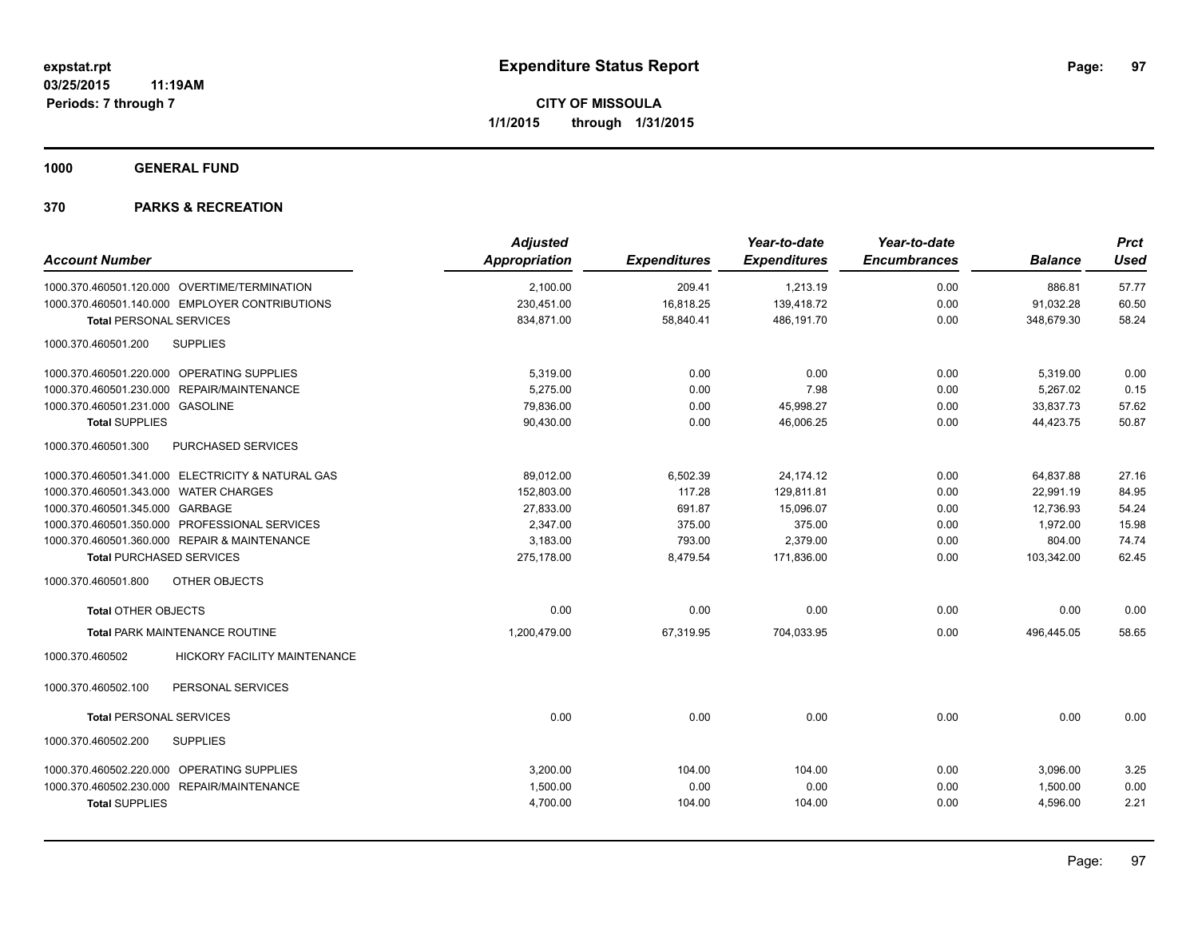expstat.rpt
03/25/2015 11:19AM
Periods: 7 through 7

# Expenditure Status Report

CITY OF MISSOULA
1/1/2015 through 1/31/2015

## 1000 GENERAL FUND

## 370 PARKS & RECREATION

| Account Number | Adjusted Appropriation | Expenditures | Year-to-date Expenditures | Year-to-date Encumbrances | Balance | Prct Used |
|---|---|---|---|---|---|---|
| 1000.370.460501.120.000 OVERTIME/TERMINATION | 2,100.00 | 209.41 | 1,213.19 | 0.00 | 886.81 | 57.77 |
| 1000.370.460501.140.000 EMPLOYER CONTRIBUTIONS | 230,451.00 | 16,818.25 | 139,418.72 | 0.00 | 91,032.28 | 60.50 |
| **Total** PERSONAL SERVICES | 834,871.00 | 58,840.41 | 486,191.70 | 0.00 | 348,679.30 | 58.24 |
| 1000.370.460501.200 SUPPLIES | | | | | | |
| 1000.370.460501.220.000 OPERATING SUPPLIES | 5,319.00 | 0.00 | 0.00 | 0.00 | 5,319.00 | 0.00 |
| 1000.370.460501.230.000 REPAIR/MAINTENANCE | 5,275.00 | 0.00 | 7.98 | 0.00 | 5,267.02 | 0.15 |
| 1000.370.460501.231.000 GASOLINE | 79,836.00 | 0.00 | 45,998.27 | 0.00 | 33,837.73 | 57.62 |
| **Total** SUPPLIES | 90,430.00 | 0.00 | 46,006.25 | 0.00 | 44,423.75 | 50.87 |
| 1000.370.460501.300 PURCHASED SERVICES | | | | | | |
| 1000.370.460501.341.000 ELECTRICITY & NATURAL GAS | 89,012.00 | 6,502.39 | 24,174.12 | 0.00 | 64,837.88 | 27.16 |
| 1000.370.460501.343.000 WATER CHARGES | 152,803.00 | 117.28 | 129,811.81 | 0.00 | 22,991.19 | 84.95 |
| 1000.370.460501.345.000 GARBAGE | 27,833.00 | 691.87 | 15,096.07 | 0.00 | 12,736.93 | 54.24 |
| 1000.370.460501.350.000 PROFESSIONAL SERVICES | 2,347.00 | 375.00 | 375.00 | 0.00 | 1,972.00 | 15.98 |
| 1000.370.460501.360.000 REPAIR & MAINTENANCE | 3,183.00 | 793.00 | 2,379.00 | 0.00 | 804.00 | 74.74 |
| **Total** PURCHASED SERVICES | 275,178.00 | 8,479.54 | 171,836.00 | 0.00 | 103,342.00 | 62.45 |
| 1000.370.460501.800 OTHER OBJECTS | | | | | | |
| **Total** OTHER OBJECTS | 0.00 | 0.00 | 0.00 | 0.00 | 0.00 | 0.00 |
| **Total** PARK MAINTENANCE ROUTINE | 1,200,479.00 | 67,319.95 | 704,033.95 | 0.00 | 496,445.05 | 58.65 |
| 1000.370.460502 HICKORY FACILITY MAINTENANCE | | | | | | |
| 1000.370.460502.100 PERSONAL SERVICES | | | | | | |
| **Total** PERSONAL SERVICES | 0.00 | 0.00 | 0.00 | 0.00 | 0.00 | 0.00 |
| 1000.370.460502.200 SUPPLIES | | | | | | |
| 1000.370.460502.220.000 OPERATING SUPPLIES | 3,200.00 | 104.00 | 104.00 | 0.00 | 3,096.00 | 3.25 |
| 1000.370.460502.230.000 REPAIR/MAINTENANCE | 1,500.00 | 0.00 | 0.00 | 0.00 | 1,500.00 | 0.00 |
| **Total** SUPPLIES | 4,700.00 | 104.00 | 104.00 | 0.00 | 4,596.00 | 2.21 |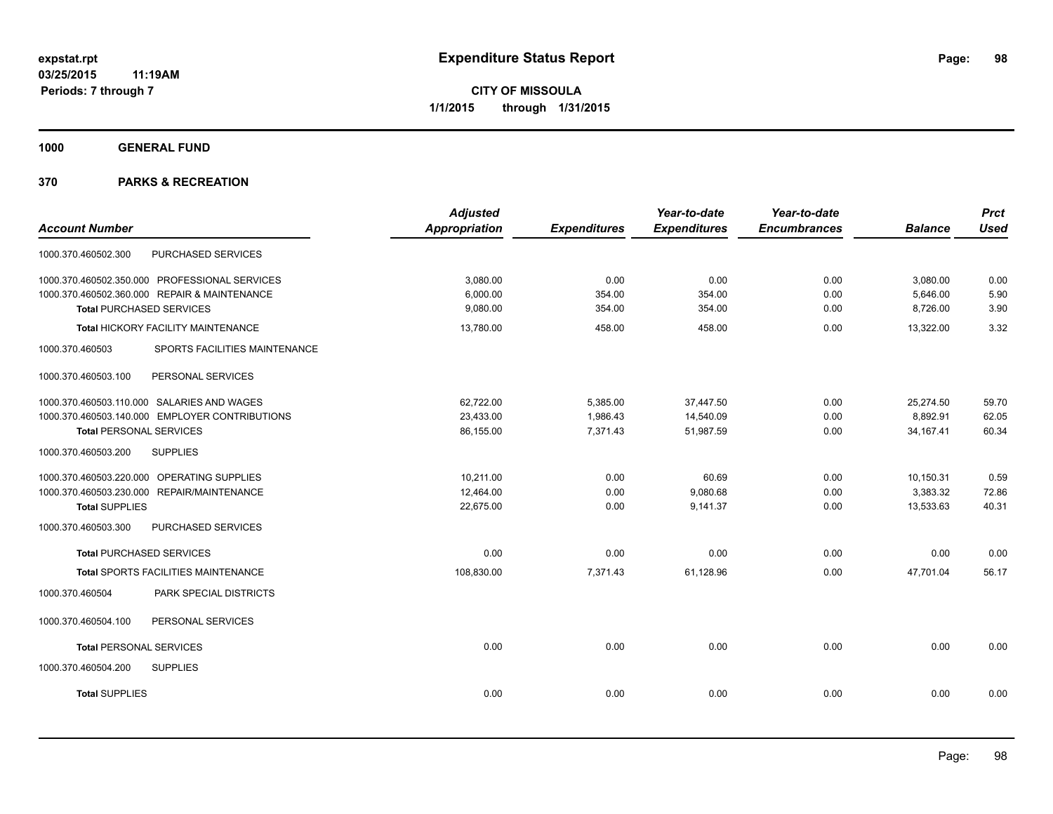**expstat.rpt**
**03/25/2015 11:19AM**
**Periods: 7 through 7**

# Expenditure Status Report

**CITY OF MISSOULA**
**1/1/2015 through 1/31/2015**

## 1000 GENERAL FUND

## 370 PARKS & RECREATION

| Account Number | Adjusted Appropriation | Expenditures | Year-to-date Expenditures | Year-to-date Encumbrances | Balance | Prct Used |
|---|---|---|---|---|---|---|
| 1000.370.460502.300 PURCHASED SERVICES | | | | | | |
| 1000.370.460502.350.000 PROFESSIONAL SERVICES | 3,080.00 | 0.00 | 0.00 | 0.00 | 3,080.00 | 0.00 |
| 1000.370.460502.360.000 REPAIR & MAINTENANCE | 6,000.00 | 354.00 | 354.00 | 0.00 | 5,646.00 | 5.90 |
| **Total** PURCHASED SERVICES | 9,080.00 | 354.00 | 354.00 | 0.00 | 8,726.00 | 3.90 |
| **Total** HICKORY FACILITY MAINTENANCE | 13,780.00 | 458.00 | 458.00 | 0.00 | 13,322.00 | 3.32 |
| 1000.370.460503 SPORTS FACILITIES MAINTENANCE | | | | | | |
| 1000.370.460503.100 PERSONAL SERVICES | | | | | | |
| 1000.370.460503.110.000 SALARIES AND WAGES | 62,722.00 | 5,385.00 | 37,447.50 | 0.00 | 25,274.50 | 59.70 |
| 1000.370.460503.140.000 EMPLOYER CONTRIBUTIONS | 23,433.00 | 1,986.43 | 14,540.09 | 0.00 | 8,892.91 | 62.05 |
| **Total** PERSONAL SERVICES | 86,155.00 | 7,371.43 | 51,987.59 | 0.00 | 34,167.41 | 60.34 |
| 1000.370.460503.200 SUPPLIES | | | | | | |
| 1000.370.460503.220.000 OPERATING SUPPLIES | 10,211.00 | 0.00 | 60.69 | 0.00 | 10,150.31 | 0.59 |
| 1000.370.460503.230.000 REPAIR/MAINTENANCE | 12,464.00 | 0.00 | 9,080.68 | 0.00 | 3,383.32 | 72.86 |
| **Total** SUPPLIES | 22,675.00 | 0.00 | 9,141.37 | 0.00 | 13,533.63 | 40.31 |
| 1000.370.460503.300 PURCHASED SERVICES | | | | | | |
| **Total** PURCHASED SERVICES | 0.00 | 0.00 | 0.00 | 0.00 | 0.00 | 0.00 |
| **Total** SPORTS FACILITIES MAINTENANCE | 108,830.00 | 7,371.43 | 61,128.96 | 0.00 | 47,701.04 | 56.17 |
| 1000.370.460504 PARK SPECIAL DISTRICTS | | | | | | |
| 1000.370.460504.100 PERSONAL SERVICES | | | | | | |
| **Total** PERSONAL SERVICES | 0.00 | 0.00 | 0.00 | 0.00 | 0.00 | 0.00 |
| 1000.370.460504.200 SUPPLIES | | | | | | |
| **Total** SUPPLIES | 0.00 | 0.00 | 0.00 | 0.00 | 0.00 | 0.00 |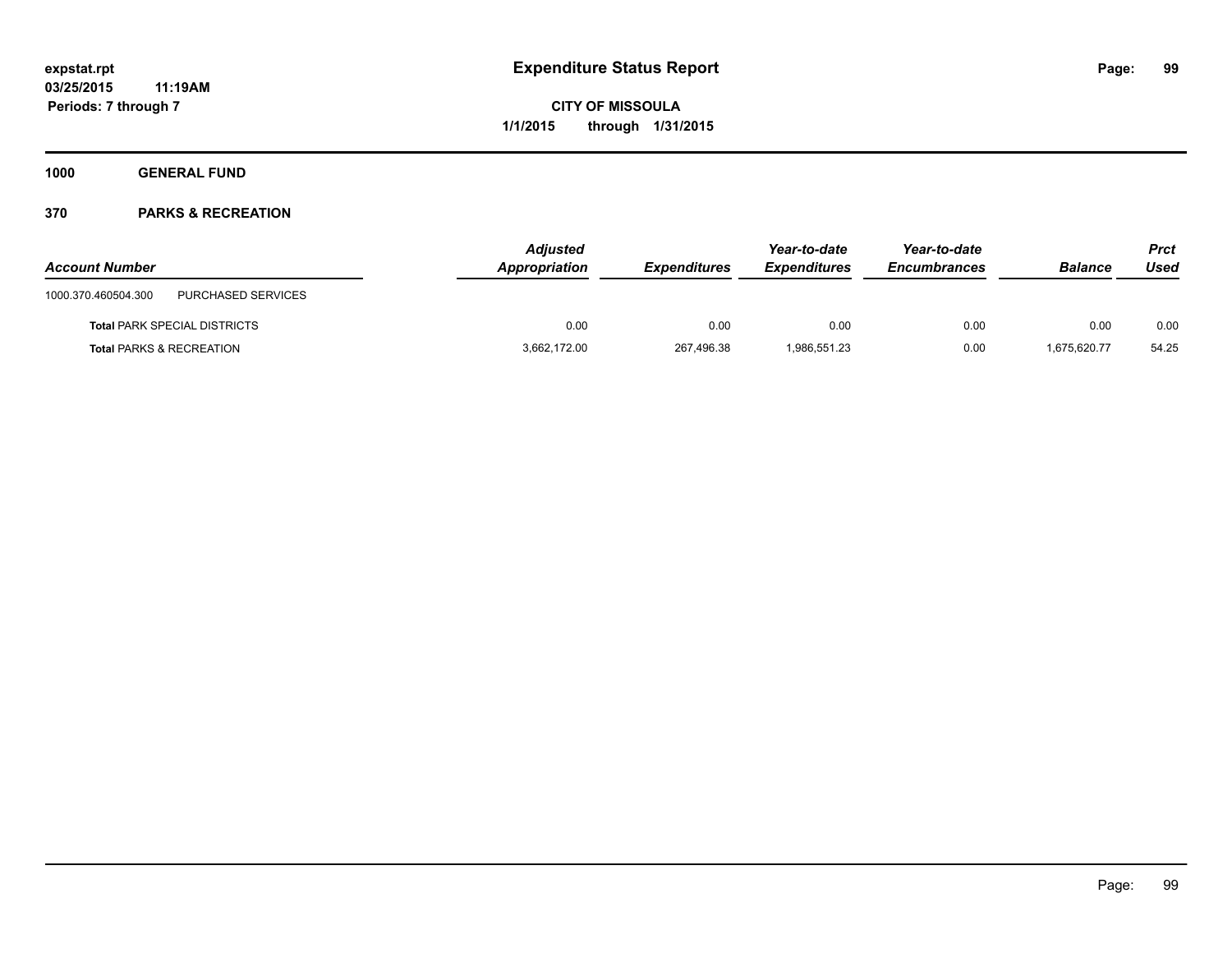expstat.rpt
03/25/2015 11:19AM
Periods: 7 through 7

# Expenditure Status Report

**CITY OF MISSOULA**
**1/1/2015 through 1/31/2015**

**1000 GENERAL FUND**

**370 PARKS & RECREATION**

| Account Number | | Adjusted Appropriation | Expenditures | Year-to-date Expenditures | Year-to-date Encumbrances | Balance | Prct Used |
|---|---|---|---|---|---|---|---|
| 1000.370.460504.300 | PURCHASED SERVICES | | | | | | |
| **Total** PARK SPECIAL DISTRICTS | | 0.00 | 0.00 | 0.00 | 0.00 | 0.00 | 0.00 |
| **Total** PARKS & RECREATION | | 3,662,172.00 | 267,496.38 | 1,986,551.23 | 0.00 | 1,675,620.77 | 54.25 |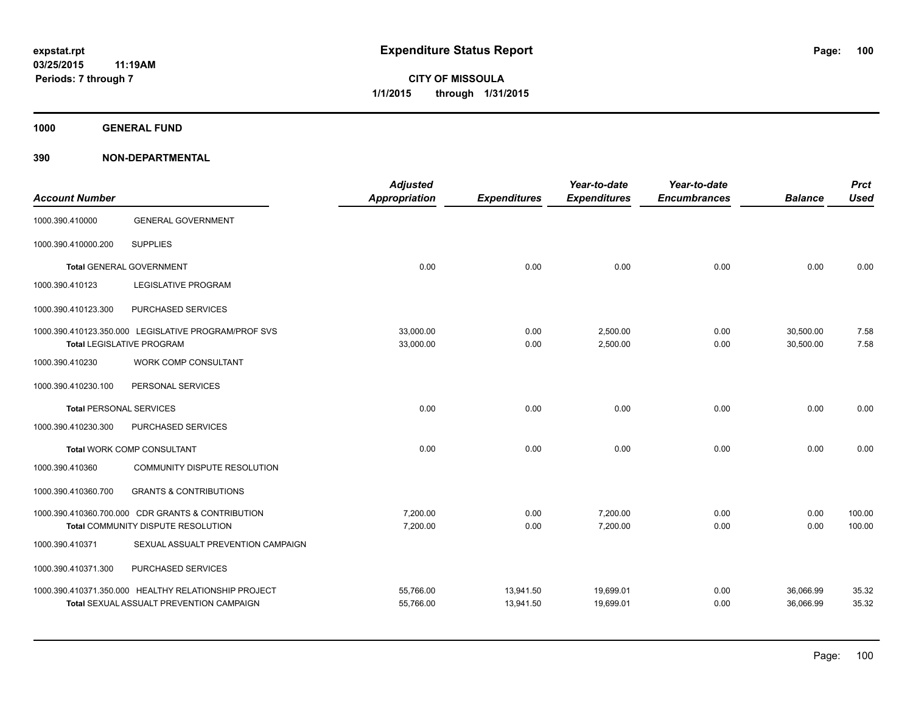# Expenditure Status Report

expstat.rpt
03/25/2015 11:19AM
Periods: 7 through 7

**CITY OF MISSOULA**
**1/1/2015 through 1/31/2015**

## 1000 GENERAL FUND

## 390 NON-DEPARTMENTAL

| Account Number | | Adjusted Appropriation | Expenditures | Year-to-date Expenditures | Year-to-date Encumbrances | Balance | Prct Used |
|---|---|---|---|---|---|---|---|
| 1000.390.410000 | GENERAL GOVERNMENT | | | | | | |
| 1000.390.410000.200 | SUPPLIES | | | | | | |
| **Total** GENERAL GOVERNMENT | | 0.00 | 0.00 | 0.00 | 0.00 | 0.00 | 0.00 |
| 1000.390.410123 | LEGISLATIVE PROGRAM | | | | | | |
| 1000.390.410123.300 | PURCHASED SERVICES | | | | | | |
| 1000.390.410123.350.000 | LEGISLATIVE PROGRAM/PROF SVS | 33,000.00 | 0.00 | 2,500.00 | 0.00 | 30,500.00 | 7.58 |
| **Total** LEGISLATIVE PROGRAM | | 33,000.00 | 0.00 | 2,500.00 | 0.00 | 30,500.00 | 7.58 |
| 1000.390.410230 | WORK COMP CONSULTANT | | | | | | |
| 1000.390.410230.100 | PERSONAL SERVICES | | | | | | |
| **Total** PERSONAL SERVICES | | 0.00 | 0.00 | 0.00 | 0.00 | 0.00 | 0.00 |
| 1000.390.410230.300 | PURCHASED SERVICES | | | | | | |
| **Total** WORK COMP CONSULTANT | | 0.00 | 0.00 | 0.00 | 0.00 | 0.00 | 0.00 |
| 1000.390.410360 | COMMUNITY DISPUTE RESOLUTION | | | | | | |
| 1000.390.410360.700 | GRANTS & CONTRIBUTIONS | | | | | | |
| 1000.390.410360.700.000 | CDR GRANTS & CONTRIBUTION | 7,200.00 | 0.00 | 7,200.00 | 0.00 | 0.00 | 100.00 |
| **Total** COMMUNITY DISPUTE RESOLUTION | | 7,200.00 | 0.00 | 7,200.00 | 0.00 | 0.00 | 100.00 |
| 1000.390.410371 | SEXUAL ASSUALT PREVENTION CAMPAIGN | | | | | | |
| 1000.390.410371.300 | PURCHASED SERVICES | | | | | | |
| 1000.390.410371.350.000 | HEALTHY RELATIONSHIP PROJECT | 55,766.00 | 13,941.50 | 19,699.01 | 0.00 | 36,066.99 | 35.32 |
| **Total** SEXUAL ASSUALT PREVENTION CAMPAIGN | | 55,766.00 | 13,941.50 | 19,699.01 | 0.00 | 36,066.99 | 35.32 |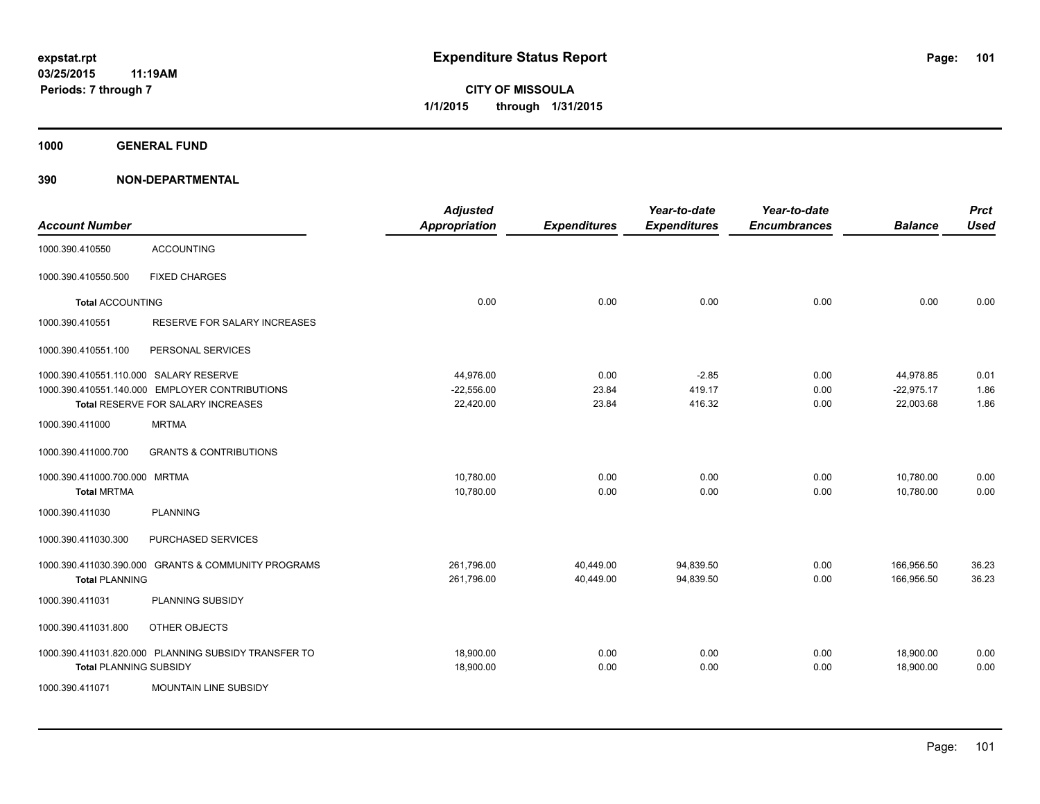# Expenditure Status Report

expstat.rpt
03/25/2015 11:19AM
Periods: 7 through 7

**CITY OF MISSOULA**
**1/1/2015 through 1/31/2015**

## 1000 GENERAL FUND

## 390 NON-DEPARTMENTAL

| Account Number | | Adjusted Appropriation | Expenditures | Year-to-date Expenditures | Year-to-date Encumbrances | Balance | Prct Used |
|---|---|---|---|---|---|---|---|
| 1000.390.410550 | ACCOUNTING | | | | | | |
| 1000.390.410550.500 | FIXED CHARGES | | | | | | |
| **Total** ACCOUNTING | | 0.00 | 0.00 | 0.00 | 0.00 | 0.00 | 0.00 |
| 1000.390.410551 | RESERVE FOR SALARY INCREASES | | | | | | |
| 1000.390.410551.100 | PERSONAL SERVICES | | | | | | |
| 1000.390.410551.110.000 | SALARY RESERVE | 44,976.00 | 0.00 | -2.85 | 0.00 | 44,978.85 | 0.01 |
| 1000.390.410551.140.000 | EMPLOYER CONTRIBUTIONS | -22,556.00 | 23.84 | 419.17 | 0.00 | -22,975.17 | 1.86 |
| **Total** RESERVE FOR SALARY INCREASES | | 22,420.00 | 23.84 | 416.32 | 0.00 | 22,003.68 | 1.86 |
| 1000.390.411000 | MRTMA | | | | | | |
| 1000.390.411000.700 | GRANTS & CONTRIBUTIONS | | | | | | |
| 1000.390.411000.700.000 | MRTMA | 10,780.00 | 0.00 | 0.00 | 0.00 | 10,780.00 | 0.00 |
| **Total** MRTMA | | 10,780.00 | 0.00 | 0.00 | 0.00 | 10,780.00 | 0.00 |
| 1000.390.411030 | PLANNING | | | | | | |
| 1000.390.411030.300 | PURCHASED SERVICES | | | | | | |
| 1000.390.411030.390.000 | GRANTS & COMMUNITY PROGRAMS | 261,796.00 | 40,449.00 | 94,839.50 | 0.00 | 166,956.50 | 36.23 |
| **Total** PLANNING | | 261,796.00 | 40,449.00 | 94,839.50 | 0.00 | 166,956.50 | 36.23 |
| 1000.390.411031 | PLANNING SUBSIDY | | | | | | |
| 1000.390.411031.800 | OTHER OBJECTS | | | | | | |
| 1000.390.411031.820.000 | PLANNING SUBSIDY TRANSFER TO | 18,900.00 | 0.00 | 0.00 | 0.00 | 18,900.00 | 0.00 |
| **Total** PLANNING SUBSIDY | | 18,900.00 | 0.00 | 0.00 | 0.00 | 18,900.00 | 0.00 |
| 1000.390.411071 | MOUNTAIN LINE SUBSIDY | | | | | | |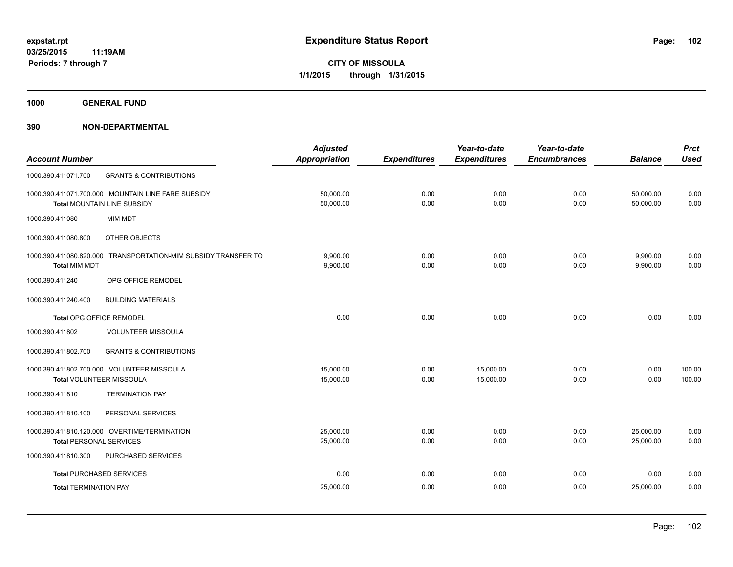# Expenditure Status Report

expstat.rpt
03/25/2015 11:19AM
Periods: 7 through 7

**CITY OF MISSOULA**
**1/1/2015 through 1/31/2015**

**1000 GENERAL FUND**

**390 NON-DEPARTMENTAL**

| Account Number | | Adjusted Appropriation | Expenditures | Year-to-date Expenditures | Year-to-date Encumbrances | Balance | Prct Used |
|---|---|---|---|---|---|---|---|
| 1000.390.411071.700 | GRANTS & CONTRIBUTIONS | | | | | | |
| 1000.390.411071.700.000 | MOUNTAIN LINE FARE SUBSIDY | 50,000.00 | 0.00 | 0.00 | 0.00 | 50,000.00 | 0.00 |
| Total MOUNTAIN LINE SUBSIDY | | 50,000.00 | 0.00 | 0.00 | 0.00 | 50,000.00 | 0.00 |
| 1000.390.411080 | MIM MDT | | | | | | |
| 1000.390.411080.800 | OTHER OBJECTS | | | | | | |
| 1000.390.411080.820.000 | TRANSPORTATION-MIM SUBSIDY TRANSFER TO | 9,900.00 | 0.00 | 0.00 | 0.00 | 9,900.00 | 0.00 |
| Total MIM MDT | | 9,900.00 | 0.00 | 0.00 | 0.00 | 9,900.00 | 0.00 |
| 1000.390.411240 | OPG OFFICE REMODEL | | | | | | |
| 1000.390.411240.400 | BUILDING MATERIALS | | | | | | |
| Total OPG OFFICE REMODEL | | 0.00 | 0.00 | 0.00 | 0.00 | 0.00 | 0.00 |
| 1000.390.411802 | VOLUNTEER MISSOULA | | | | | | |
| 1000.390.411802.700 | GRANTS & CONTRIBUTIONS | | | | | | |
| 1000.390.411802.700.000 | VOLUNTEER MISSOULA | 15,000.00 | 0.00 | 15,000.00 | 0.00 | 0.00 | 100.00 |
| Total VOLUNTEER MISSOULA | | 15,000.00 | 0.00 | 15,000.00 | 0.00 | 0.00 | 100.00 |
| 1000.390.411810 | TERMINATION PAY | | | | | | |
| 1000.390.411810.100 | PERSONAL SERVICES | | | | | | |
| 1000.390.411810.120.000 | OVERTIME/TERMINATION | 25,000.00 | 0.00 | 0.00 | 0.00 | 25,000.00 | 0.00 |
| Total PERSONAL SERVICES | | 25,000.00 | 0.00 | 0.00 | 0.00 | 25,000.00 | 0.00 |
| 1000.390.411810.300 | PURCHASED SERVICES | | | | | | |
| Total PURCHASED SERVICES | | 0.00 | 0.00 | 0.00 | 0.00 | 0.00 | 0.00 |
| Total TERMINATION PAY | | 25,000.00 | 0.00 | 0.00 | 0.00 | 25,000.00 | 0.00 |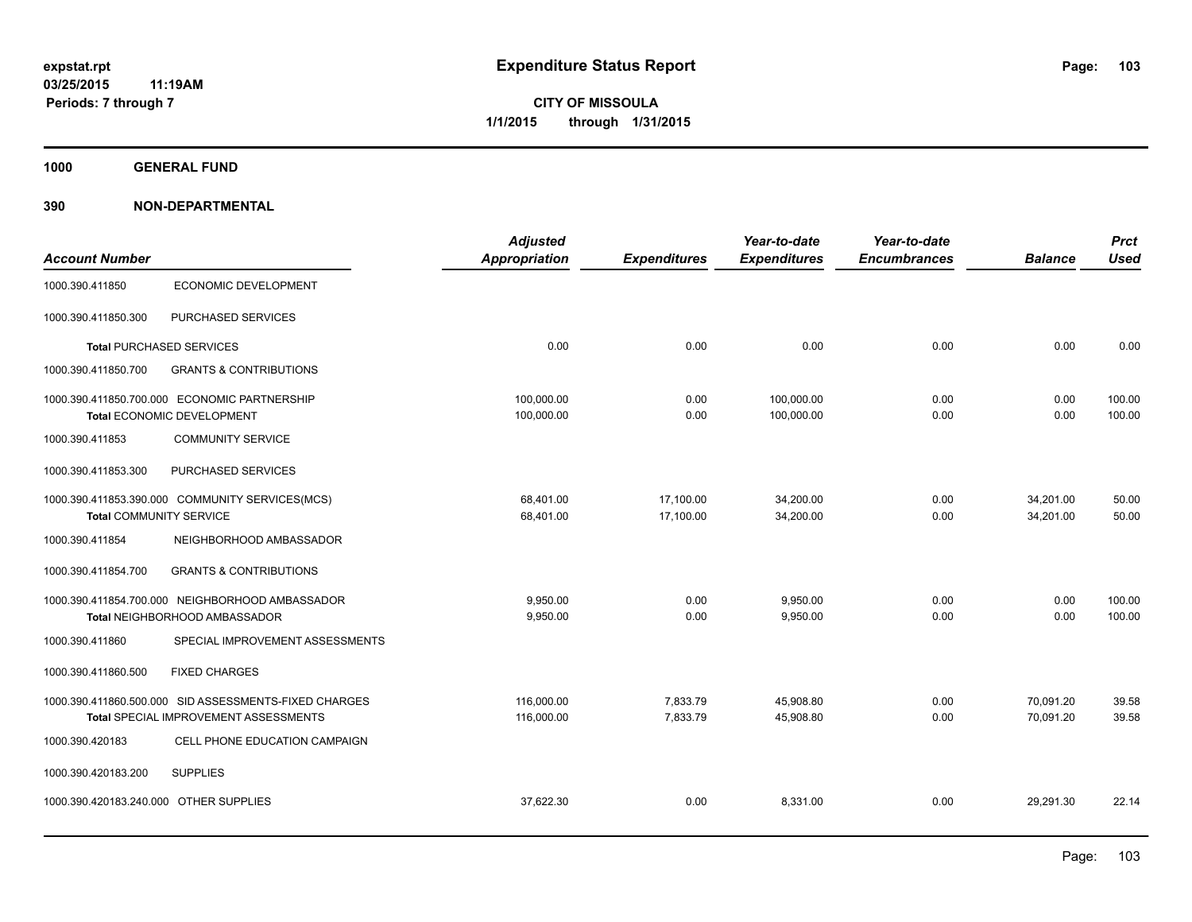expstat.rpt
03/25/2015 11:19AM
Periods: 7 through 7

# Expenditure Status Report

**CITY OF MISSOULA**
**1/1/2015 through 1/31/2015**

## 1000 GENERAL FUND

## 390 NON-DEPARTMENTAL

| Account Number | | Adjusted Appropriation | Expenditures | Year-to-date Expenditures | Year-to-date Encumbrances | Balance | Prct Used |
|---|---|---|---|---|---|---|---|
| 1000.390.411850 | ECONOMIC DEVELOPMENT | | | | | | |
| 1000.390.411850.300 | PURCHASED SERVICES | | | | | | |
| **Total** PURCHASED SERVICES | | 0.00 | 0.00 | 0.00 | 0.00 | 0.00 | 0.00 |
| 1000.390.411850.700 | GRANTS & CONTRIBUTIONS | | | | | | |
| 1000.390.411850.700.000 | ECONOMIC PARTNERSHIP | 100,000.00 | 0.00 | 100,000.00 | 0.00 | 0.00 | 100.00 |
| **Total** ECONOMIC DEVELOPMENT | | 100,000.00 | 0.00 | 100,000.00 | 0.00 | 0.00 | 100.00 |
| 1000.390.411853 | COMMUNITY SERVICE | | | | | | |
| 1000.390.411853.300 | PURCHASED SERVICES | | | | | | |
| 1000.390.411853.390.000 | COMMUNITY SERVICES(MCS) | 68,401.00 | 17,100.00 | 34,200.00 | 0.00 | 34,201.00 | 50.00 |
| **Total** COMMUNITY SERVICE | | 68,401.00 | 17,100.00 | 34,200.00 | 0.00 | 34,201.00 | 50.00 |
| 1000.390.411854 | NEIGHBORHOOD AMBASSADOR | | | | | | |
| 1000.390.411854.700 | GRANTS & CONTRIBUTIONS | | | | | | |
| 1000.390.411854.700.000 | NEIGHBORHOOD AMBASSADOR | 9,950.00 | 0.00 | 9,950.00 | 0.00 | 0.00 | 100.00 |
| **Total** NEIGHBORHOOD AMBASSADOR | | 9,950.00 | 0.00 | 9,950.00 | 0.00 | 0.00 | 100.00 |
| 1000.390.411860 | SPECIAL IMPROVEMENT ASSESSMENTS | | | | | | |
| 1000.390.411860.500 | FIXED CHARGES | | | | | | |
| 1000.390.411860.500.000 | SID ASSESSMENTS-FIXED CHARGES | 116,000.00 | 7,833.79 | 45,908.80 | 0.00 | 70,091.20 | 39.58 |
| **Total** SPECIAL IMPROVEMENT ASSESSMENTS | | 116,000.00 | 7,833.79 | 45,908.80 | 0.00 | 70,091.20 | 39.58 |
| 1000.390.420183 | CELL PHONE EDUCATION CAMPAIGN | | | | | | |
| 1000.390.420183.200 | SUPPLIES | | | | | | |
| 1000.390.420183.240.000 | OTHER SUPPLIES | 37,622.30 | 0.00 | 8,331.00 | 0.00 | 29,291.30 | 22.14 |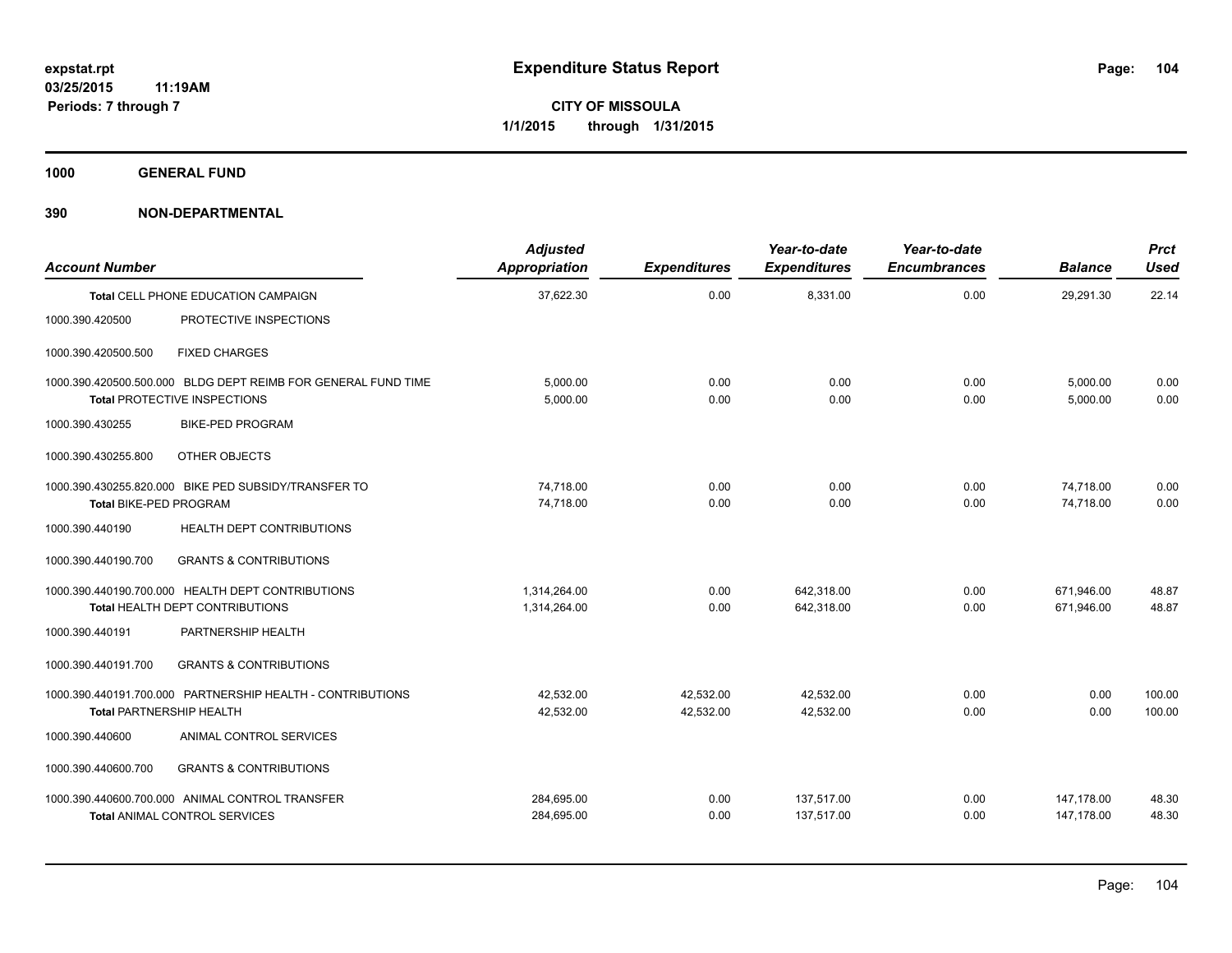**expstat.rpt**
**03/25/2015 11:19AM**
**Periods: 7 through 7**

# Expenditure Status Report

**CITY OF MISSOULA**
**1/1/2015 through 1/31/2015**

## 1000 GENERAL FUND

## 390 NON-DEPARTMENTAL

| Account Number | | Adjusted Appropriation | Expenditures | Year-to-date Expenditures | Year-to-date Encumbrances | Balance | Prct Used |
|---|---|---|---|---|---|---|---|
| **Total** CELL PHONE EDUCATION CAMPAIGN | | 37,622.30 | 0.00 | 8,331.00 | 0.00 | 29,291.30 | 22.14 |
| 1000.390.420500 | PROTECTIVE INSPECTIONS | | | | | | |
| 1000.390.420500.500 | FIXED CHARGES | | | | | | |
| 1000.390.420500.500.000 | BLDG DEPT REIMB FOR GENERAL FUND TIME | 5,000.00 | 0.00 | 0.00 | 0.00 | 5,000.00 | 0.00 |
| **Total** PROTECTIVE INSPECTIONS | | 5,000.00 | 0.00 | 0.00 | 0.00 | 5,000.00 | 0.00 |
| 1000.390.430255 | BIKE-PED PROGRAM | | | | | | |
| 1000.390.430255.800 | OTHER OBJECTS | | | | | | |
| 1000.390.430255.820.000 | BIKE PED SUBSIDY/TRANSFER TO | 74,718.00 | 0.00 | 0.00 | 0.00 | 74,718.00 | 0.00 |
| **Total** BIKE-PED PROGRAM | | 74,718.00 | 0.00 | 0.00 | 0.00 | 74,718.00 | 0.00 |
| 1000.390.440190 | HEALTH DEPT CONTRIBUTIONS | | | | | | |
| 1000.390.440190.700 | GRANTS & CONTRIBUTIONS | | | | | | |
| 1000.390.440190.700.000 | HEALTH DEPT CONTRIBUTIONS | 1,314,264.00 | 0.00 | 642,318.00 | 0.00 | 671,946.00 | 48.87 |
| **Total** HEALTH DEPT CONTRIBUTIONS | | 1,314,264.00 | 0.00 | 642,318.00 | 0.00 | 671,946.00 | 48.87 |
| 1000.390.440191 | PARTNERSHIP HEALTH | | | | | | |
| 1000.390.440191.700 | GRANTS & CONTRIBUTIONS | | | | | | |
| 1000.390.440191.700.000 | PARTNERSHIP HEALTH - CONTRIBUTIONS | 42,532.00 | 42,532.00 | 42,532.00 | 0.00 | 0.00 | 100.00 |
| **Total** PARTNERSHIP HEALTH | | 42,532.00 | 42,532.00 | 42,532.00 | 0.00 | 0.00 | 100.00 |
| 1000.390.440600 | ANIMAL CONTROL SERVICES | | | | | | |
| 1000.390.440600.700 | GRANTS & CONTRIBUTIONS | | | | | | |
| 1000.390.440600.700.000 | ANIMAL CONTROL TRANSFER | 284,695.00 | 0.00 | 137,517.00 | 0.00 | 147,178.00 | 48.30 |
| **Total** ANIMAL CONTROL SERVICES | | 284,695.00 | 0.00 | 137,517.00 | 0.00 | 147,178.00 | 48.30 |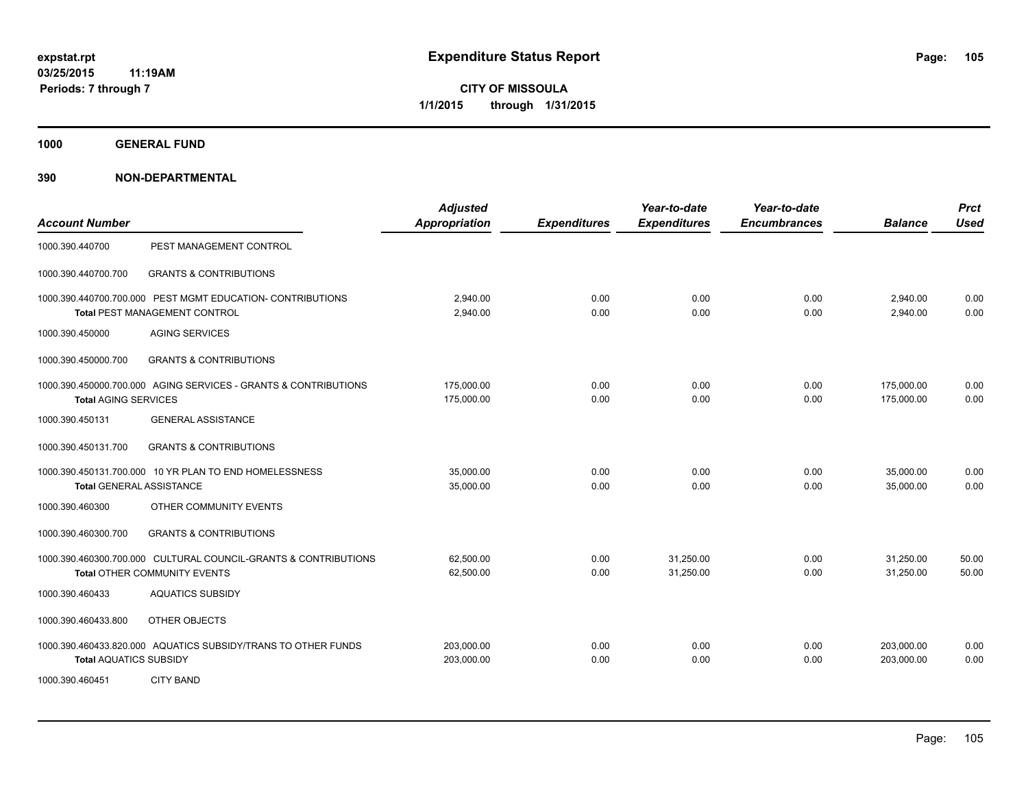**expstat.rpt**
**03/25/2015 11:19AM**
**Periods: 7 through 7**

# Expenditure Status Report

**CITY OF MISSOULA**
**1/1/2015 through 1/31/2015**

## 1000 GENERAL FUND

## 390 NON-DEPARTMENTAL

| Account Number | | Adjusted Appropriation | Expenditures | Year-to-date Expenditures | Year-to-date Encumbrances | Balance | Prct Used |
|---|---|---|---|---|---|---|---|
| 1000.390.440700 | PEST MANAGEMENT CONTROL | | | | | | |
| 1000.390.440700.700 | GRANTS & CONTRIBUTIONS | | | | | | |
| 1000.390.440700.700.000 | PEST MGMT EDUCATION- CONTRIBUTIONS | 2,940.00 | 0.00 | 0.00 | 0.00 | 2,940.00 | 0.00 |
| **Total** PEST MANAGEMENT CONTROL | | 2,940.00 | 0.00 | 0.00 | 0.00 | 2,940.00 | 0.00 |
| 1000.390.450000 | AGING SERVICES | | | | | | |
| 1000.390.450000.700 | GRANTS & CONTRIBUTIONS | | | | | | |
| 1000.390.450000.700.000 | AGING SERVICES - GRANTS & CONTRIBUTIONS | 175,000.00 | 0.00 | 0.00 | 0.00 | 175,000.00 | 0.00 |
| **Total** AGING SERVICES | | 175,000.00 | 0.00 | 0.00 | 0.00 | 175,000.00 | 0.00 |
| 1000.390.450131 | GENERAL ASSISTANCE | | | | | | |
| 1000.390.450131.700 | GRANTS & CONTRIBUTIONS | | | | | | |
| 1000.390.450131.700.000 | 10 YR PLAN TO END HOMELESSNESS | 35,000.00 | 0.00 | 0.00 | 0.00 | 35,000.00 | 0.00 |
| **Total** GENERAL ASSISTANCE | | 35,000.00 | 0.00 | 0.00 | 0.00 | 35,000.00 | 0.00 |
| 1000.390.460300 | OTHER COMMUNITY EVENTS | | | | | | |
| 1000.390.460300.700 | GRANTS & CONTRIBUTIONS | | | | | | |
| 1000.390.460300.700.000 | CULTURAL COUNCIL-GRANTS & CONTRIBUTIONS | 62,500.00 | 0.00 | 31,250.00 | 0.00 | 31,250.00 | 50.00 |
| **Total** OTHER COMMUNITY EVENTS | | 62,500.00 | 0.00 | 31,250.00 | 0.00 | 31,250.00 | 50.00 |
| 1000.390.460433 | AQUATICS SUBSIDY | | | | | | |
| 1000.390.460433.800 | OTHER OBJECTS | | | | | | |
| 1000.390.460433.820.000 | AQUATICS SUBSIDY/TRANS TO OTHER FUNDS | 203,000.00 | 0.00 | 0.00 | 0.00 | 203,000.00 | 0.00 |
| **Total** AQUATICS SUBSIDY | | 203,000.00 | 0.00 | 0.00 | 0.00 | 203,000.00 | 0.00 |
| 1000.390.460451 | CITY BAND | | | | | | |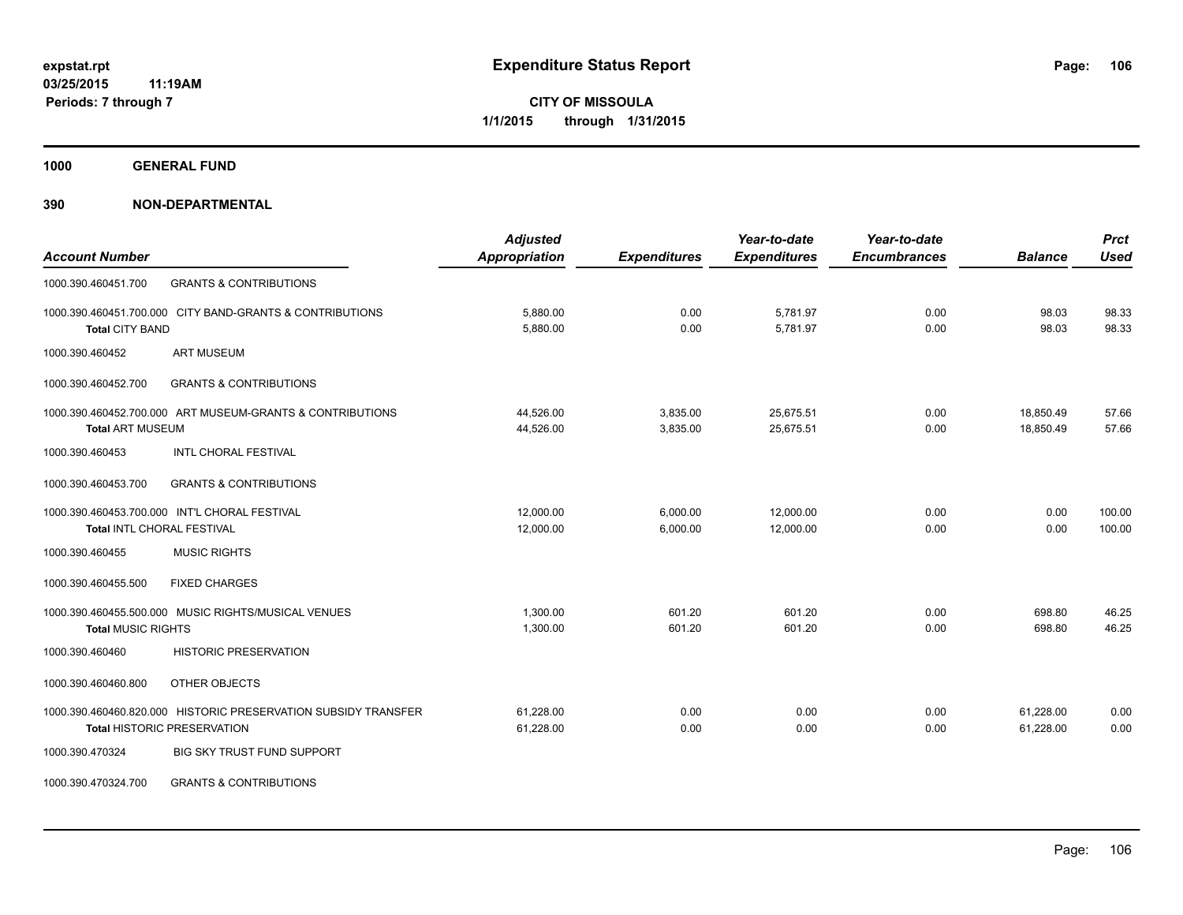# Expenditure Status Report

expstat.rpt
03/25/2015 11:19AM
Periods: 7 through 7

**CITY OF MISSOULA**
**1/1/2015 through 1/31/2015**

## 1000 GENERAL FUND

## 390 NON-DEPARTMENTAL

| Account Number | | Adjusted Appropriation | Expenditures | Year-to-date Expenditures | Year-to-date Encumbrances | Balance | Prct Used |
|---|---|---|---|---|---|---|---|
| 1000.390.460451.700 | GRANTS & CONTRIBUTIONS | | | | | | |
| 1000.390.460451.700.000 | CITY BAND-GRANTS & CONTRIBUTIONS | 5,880.00 | 0.00 | 5,781.97 | 0.00 | 98.03 | 98.33 |
| **Total CITY BAND** | | 5,880.00 | 0.00 | 5,781.97 | 0.00 | 98.03 | 98.33 |
| 1000.390.460452 | ART MUSEUM | | | | | | |
| 1000.390.460452.700 | GRANTS & CONTRIBUTIONS | | | | | | |
| 1000.390.460452.700.000 | ART MUSEUM-GRANTS & CONTRIBUTIONS | 44,526.00 | 3,835.00 | 25,675.51 | 0.00 | 18,850.49 | 57.66 |
| **Total ART MUSEUM** | | 44,526.00 | 3,835.00 | 25,675.51 | 0.00 | 18,850.49 | 57.66 |
| 1000.390.460453 | INTL CHORAL FESTIVAL | | | | | | |
| 1000.390.460453.700 | GRANTS & CONTRIBUTIONS | | | | | | |
| 1000.390.460453.700.000 | INT'L CHORAL FESTIVAL | 12,000.00 | 6,000.00 | 12,000.00 | 0.00 | 0.00 | 100.00 |
| **Total INTL CHORAL FESTIVAL** | | 12,000.00 | 6,000.00 | 12,000.00 | 0.00 | 0.00 | 100.00 |
| 1000.390.460455 | MUSIC RIGHTS | | | | | | |
| 1000.390.460455.500 | FIXED CHARGES | | | | | | |
| 1000.390.460455.500.000 | MUSIC RIGHTS/MUSICAL VENUES | 1,300.00 | 601.20 | 601.20 | 0.00 | 698.80 | 46.25 |
| **Total MUSIC RIGHTS** | | 1,300.00 | 601.20 | 601.20 | 0.00 | 698.80 | 46.25 |
| 1000.390.460460 | HISTORIC PRESERVATION | | | | | | |
| 1000.390.460460.800 | OTHER OBJECTS | | | | | | |
| 1000.390.460460.820.000 | HISTORIC PRESERVATION SUBSIDY TRANSFER | 61,228.00 | 0.00 | 0.00 | 0.00 | 61,228.00 | 0.00 |
| **Total HISTORIC PRESERVATION** | | 61,228.00 | 0.00 | 0.00 | 0.00 | 61,228.00 | 0.00 |
| 1000.390.470324 | BIG SKY TRUST FUND SUPPORT | | | | | | |
| 1000.390.470324.700 | GRANTS & CONTRIBUTIONS | | | | | | |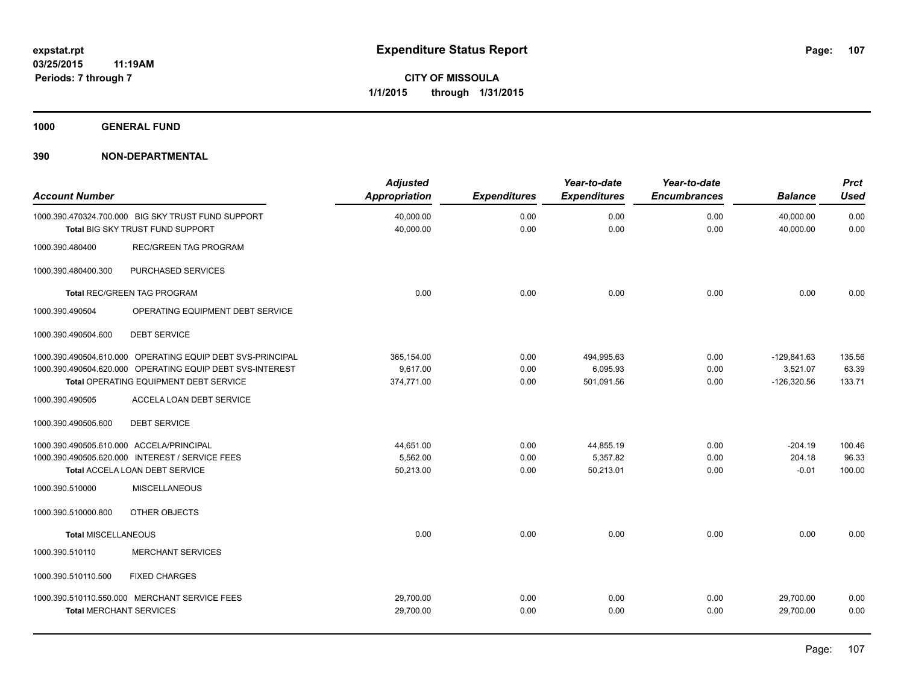**expstat.rpt**
**03/25/2015 11:19AM**
**Periods: 7 through 7**

# Expenditure Status Report

**CITY OF MISSOULA**
**1/1/2015 through 1/31/2015**

## 1000 GENERAL FUND

### 390 NON-DEPARTMENTAL

| Account Number | Adjusted Appropriation | Expenditures | Year-to-date Expenditures | Year-to-date Encumbrances | Balance | Prct Used |
|---|---|---|---|---|---|---|
| 1000.390.470324.700.000 BIG SKY TRUST FUND SUPPORT | 40,000.00 | 0.00 | 0.00 | 0.00 | 40,000.00 | 0.00 |
| **Total** BIG SKY TRUST FUND SUPPORT | 40,000.00 | 0.00 | 0.00 | 0.00 | 40,000.00 | 0.00 |
| 1000.390.480400 REC/GREEN TAG PROGRAM | | | | | | |
| 1000.390.480400.300 PURCHASED SERVICES | | | | | | |
| **Total** REC/GREEN TAG PROGRAM | 0.00 | 0.00 | 0.00 | 0.00 | 0.00 | 0.00 |
| 1000.390.490504 OPERATING EQUIPMENT DEBT SERVICE | | | | | | |
| 1000.390.490504.600 DEBT SERVICE | | | | | | |
| 1000.390.490504.610.000 OPERATING EQUIP DEBT SVS-PRINCIPAL | 365,154.00 | 0.00 | 494,995.63 | 0.00 | -129,841.63 | 135.56 |
| 1000.390.490504.620.000 OPERATING EQUIP DEBT SVS-INTEREST | 9,617.00 | 0.00 | 6,095.93 | 0.00 | 3,521.07 | 63.39 |
| **Total** OPERATING EQUIPMENT DEBT SERVICE | 374,771.00 | 0.00 | 501,091.56 | 0.00 | -126,320.56 | 133.71 |
| 1000.390.490505 ACCELA LOAN DEBT SERVICE | | | | | | |
| 1000.390.490505.600 DEBT SERVICE | | | | | | |
| 1000.390.490505.610.000 ACCELA/PRINCIPAL | 44,651.00 | 0.00 | 44,855.19 | 0.00 | -204.19 | 100.46 |
| 1000.390.490505.620.000 INTEREST / SERVICE FEES | 5,562.00 | 0.00 | 5,357.82 | 0.00 | 204.18 | 96.33 |
| **Total** ACCELA LOAN DEBT SERVICE | 50,213.00 | 0.00 | 50,213.01 | 0.00 | -0.01 | 100.00 |
| 1000.390.510000 MISCELLANEOUS | | | | | | |
| 1000.390.510000.800 OTHER OBJECTS | | | | | | |
| **Total** MISCELLANEOUS | 0.00 | 0.00 | 0.00 | 0.00 | 0.00 | 0.00 |
| 1000.390.510110 MERCHANT SERVICES | | | | | | |
| 1000.390.510110.500 FIXED CHARGES | | | | | | |
| 1000.390.510110.550.000 MERCHANT SERVICE FEES | 29,700.00 | 0.00 | 0.00 | 0.00 | 29,700.00 | 0.00 |
| **Total** MERCHANT SERVICES | 29,700.00 | 0.00 | 0.00 | 0.00 | 29,700.00 | 0.00 |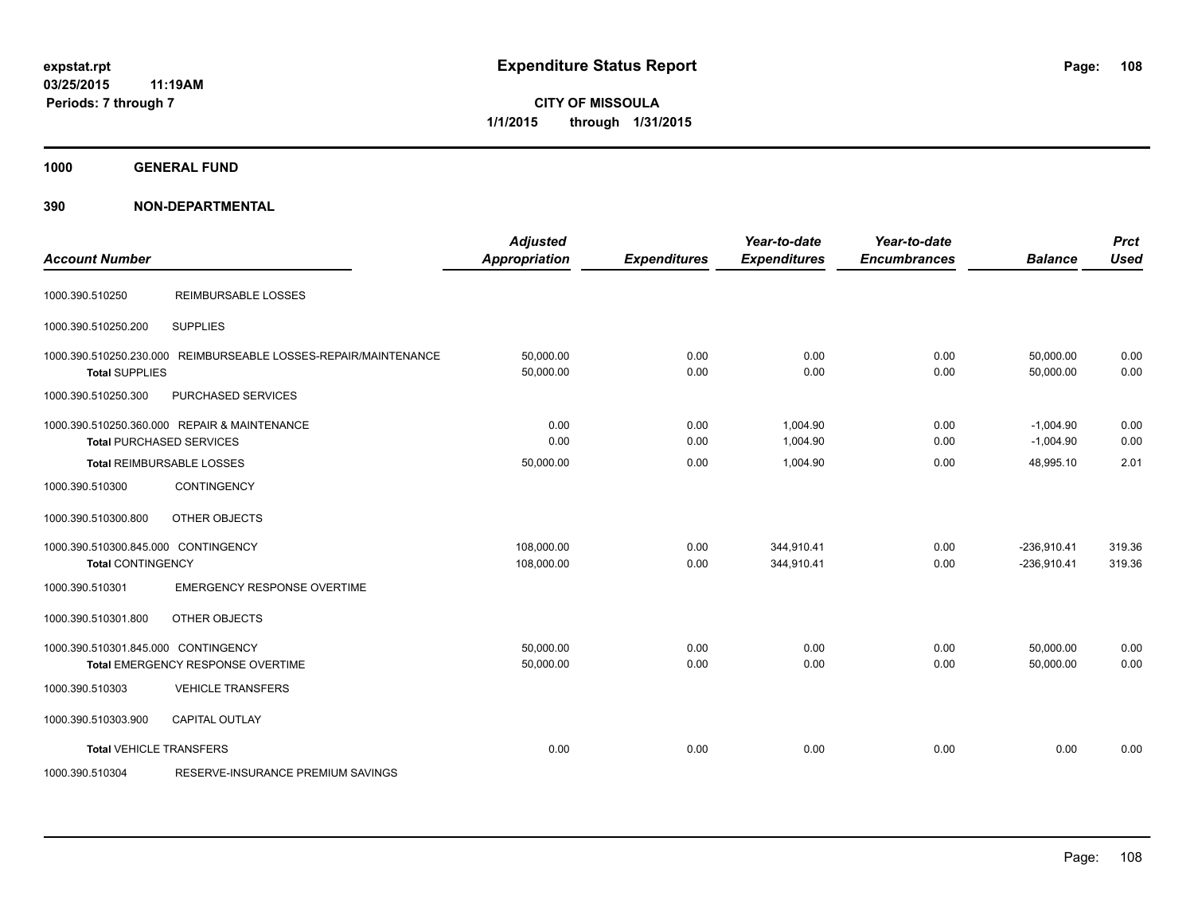**expstat.rpt**
**03/25/2015 11:19AM**
**Periods: 7 through 7**

# Expenditure Status Report

**CITY OF MISSOULA**
**1/1/2015 through 1/31/2015**

## 1000 GENERAL FUND

## 390 NON-DEPARTMENTAL

| Account Number | | Adjusted Appropriation | Expenditures | Year-to-date Expenditures | Year-to-date Encumbrances | Balance | Prct Used |
|---|---|---|---|---|---|---|---|
| 1000.390.510250 | REIMBURSABLE LOSSES | | | | | | |
| 1000.390.510250.200 | SUPPLIES | | | | | | |
| 1000.390.510250.230.000 | REIMBURSEABLE LOSSES-REPAIR/MAINTENANCE | 50,000.00 | 0.00 | 0.00 | 0.00 | 50,000.00 | 0.00 |
| **Total** SUPPLIES | | 50,000.00 | 0.00 | 0.00 | 0.00 | 50,000.00 | 0.00 |
| 1000.390.510250.300 | PURCHASED SERVICES | | | | | | |
| 1000.390.510250.360.000 | REPAIR & MAINTENANCE | 0.00 | 0.00 | 1,004.90 | 0.00 | -1,004.90 | 0.00 |
| **Total** PURCHASED SERVICES | | 0.00 | 0.00 | 1,004.90 | 0.00 | -1,004.90 | 0.00 |
| **Total** REIMBURSABLE LOSSES | | 50,000.00 | 0.00 | 1,004.90 | 0.00 | 48,995.10 | 2.01 |
| 1000.390.510300 | CONTINGENCY | | | | | | |
| 1000.390.510300.800 | OTHER OBJECTS | | | | | | |
| 1000.390.510300.845.000 | CONTINGENCY | 108,000.00 | 0.00 | 344,910.41 | 0.00 | -236,910.41 | 319.36 |
| **Total** CONTINGENCY | | 108,000.00 | 0.00 | 344,910.41 | 0.00 | -236,910.41 | 319.36 |
| 1000.390.510301 | EMERGENCY RESPONSE OVERTIME | | | | | | |
| 1000.390.510301.800 | OTHER OBJECTS | | | | | | |
| 1000.390.510301.845.000 | CONTINGENCY | 50,000.00 | 0.00 | 0.00 | 0.00 | 50,000.00 | 0.00 |
| **Total** EMERGENCY RESPONSE OVERTIME | | 50,000.00 | 0.00 | 0.00 | 0.00 | 50,000.00 | 0.00 |
| 1000.390.510303 | VEHICLE TRANSFERS | | | | | | |
| 1000.390.510303.900 | CAPITAL OUTLAY | | | | | | |
| **Total** VEHICLE TRANSFERS | | 0.00 | 0.00 | 0.00 | 0.00 | 0.00 | 0.00 |
| 1000.390.510304 | RESERVE-INSURANCE PREMIUM SAVINGS | | | | | | |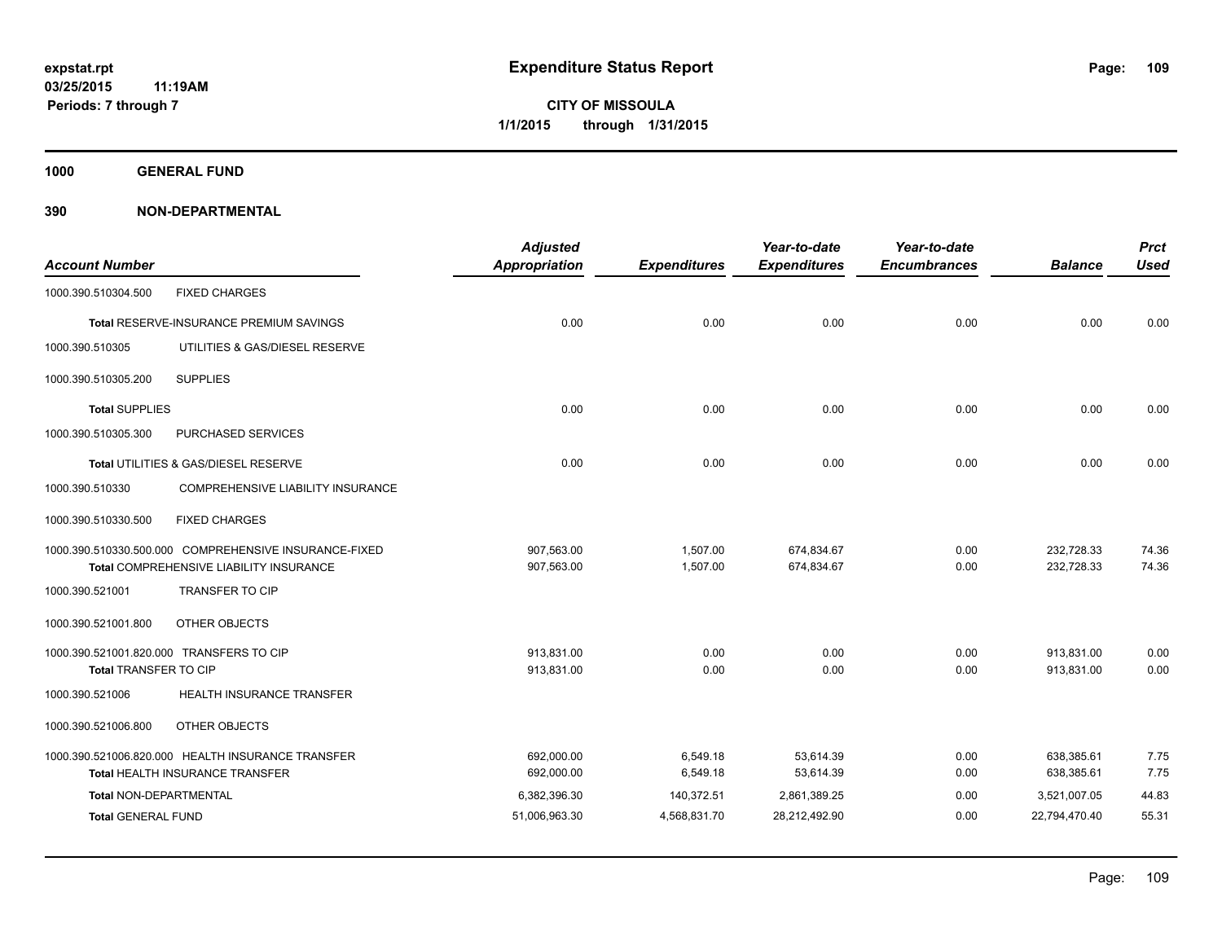**expstat.rpt**
**03/25/2015 11:19AM**
**Periods: 7 through 7**

# Expenditure Status Report

**CITY OF MISSOULA**
**1/1/2015 through 1/31/2015**

## 1000 GENERAL FUND

### 390 NON-DEPARTMENTAL

| Account Number | | Adjusted Appropriation | Expenditures | Year-to-date Expenditures | Year-to-date Encumbrances | Balance | Prct Used |
|---|---|---|---|---|---|---|---|
| 1000.390.510304.500 | FIXED CHARGES | | | | | | |
| **Total** RESERVE-INSURANCE PREMIUM SAVINGS | | 0.00 | 0.00 | 0.00 | 0.00 | 0.00 | 0.00 |
| 1000.390.510305 | UTILITIES & GAS/DIESEL RESERVE | | | | | | |
| 1000.390.510305.200 | SUPPLIES | | | | | | |
| **Total** SUPPLIES | | 0.00 | 0.00 | 0.00 | 0.00 | 0.00 | 0.00 |
| 1000.390.510305.300 | PURCHASED SERVICES | | | | | | |
| **Total** UTILITIES & GAS/DIESEL RESERVE | | 0.00 | 0.00 | 0.00 | 0.00 | 0.00 | 0.00 |
| 1000.390.510330 | COMPREHENSIVE LIABILITY INSURANCE | | | | | | |
| 1000.390.510330.500 | FIXED CHARGES | | | | | | |
| 1000.390.510330.500.000 | COMPREHENSIVE INSURANCE-FIXED | 907,563.00 | 1,507.00 | 674,834.67 | 0.00 | 232,728.33 | 74.36 |
| **Total** COMPREHENSIVE LIABILITY INSURANCE | | 907,563.00 | 1,507.00 | 674,834.67 | 0.00 | 232,728.33 | 74.36 |
| 1000.390.521001 | TRANSFER TO CIP | | | | | | |
| 1000.390.521001.800 | OTHER OBJECTS | | | | | | |
| 1000.390.521001.820.000 | TRANSFERS TO CIP | 913,831.00 | 0.00 | 0.00 | 0.00 | 913,831.00 | 0.00 |
| **Total** TRANSFER TO CIP | | 913,831.00 | 0.00 | 0.00 | 0.00 | 913,831.00 | 0.00 |
| 1000.390.521006 | HEALTH INSURANCE TRANSFER | | | | | | |
| 1000.390.521006.800 | OTHER OBJECTS | | | | | | |
| 1000.390.521006.820.000 | HEALTH INSURANCE TRANSFER | 692,000.00 | 6,549.18 | 53,614.39 | 0.00 | 638,385.61 | 7.75 |
| **Total** HEALTH INSURANCE TRANSFER | | 692,000.00 | 6,549.18 | 53,614.39 | 0.00 | 638,385.61 | 7.75 |
| **Total** NON-DEPARTMENTAL | | 6,382,396.30 | 140,372.51 | 2,861,389.25 | 0.00 | 3,521,007.05 | 44.83 |
| **Total** GENERAL FUND | | 51,006,963.30 | 4,568,831.70 | 28,212,492.90 | 0.00 | 22,794,470.40 | 55.31 |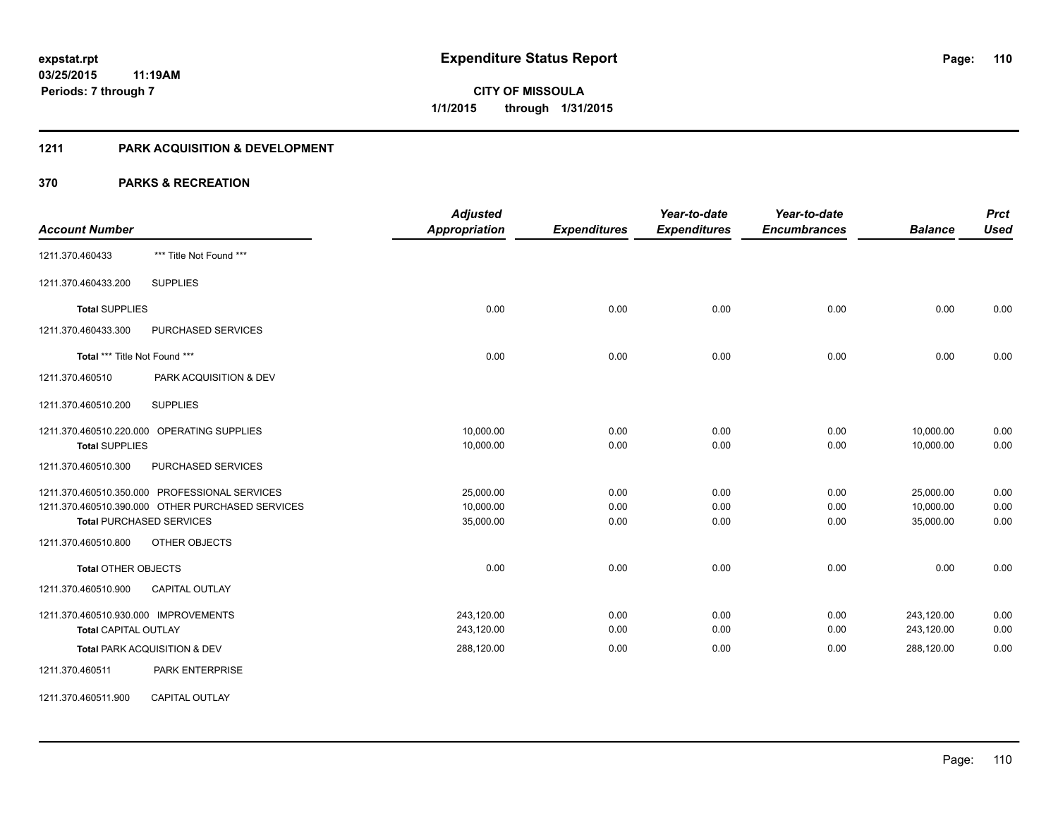**expstat.rpt**
**03/25/2015 11:19AM**
**Periods: 7 through 7**

# Expenditure Status Report

**CITY OF MISSOULA**
**1/1/2015 through 1/31/2015**

## 1211 PARK ACQUISITION & DEVELOPMENT

## 370 PARKS & RECREATION

| Account Number | | Adjusted Appropriation | Expenditures | Year-to-date Expenditures | Year-to-date Encumbrances | Balance | Prct Used |
|---|---|---|---|---|---|---|---|
| 1211.370.460433 | *** Title Not Found *** | | | | | | |
| 1211.370.460433.200 | SUPPLIES | | | | | | |
| **Total** SUPPLIES | | 0.00 | 0.00 | 0.00 | 0.00 | 0.00 | 0.00 |
| 1211.370.460433.300 | PURCHASED SERVICES | | | | | | |
| **Total** *** Title Not Found *** | | 0.00 | 0.00 | 0.00 | 0.00 | 0.00 | 0.00 |
| 1211.370.460510 | PARK ACQUISITION & DEV | | | | | | |
| 1211.370.460510.200 | SUPPLIES | | | | | | |
| 1211.370.460510.220.000 | OPERATING SUPPLIES | 10,000.00 | 0.00 | 0.00 | 0.00 | 10,000.00 | 0.00 |
| **Total** SUPPLIES | | 10,000.00 | 0.00 | 0.00 | 0.00 | 10,000.00 | 0.00 |
| 1211.370.460510.300 | PURCHASED SERVICES | | | | | | |
| 1211.370.460510.350.000 | PROFESSIONAL SERVICES | 25,000.00 | 0.00 | 0.00 | 0.00 | 25,000.00 | 0.00 |
| 1211.370.460510.390.000 | OTHER PURCHASED SERVICES | 10,000.00 | 0.00 | 0.00 | 0.00 | 10,000.00 | 0.00 |
| **Total** PURCHASED SERVICES | | 35,000.00 | 0.00 | 0.00 | 0.00 | 35,000.00 | 0.00 |
| 1211.370.460510.800 | OTHER OBJECTS | | | | | | |
| **Total** OTHER OBJECTS | | 0.00 | 0.00 | 0.00 | 0.00 | 0.00 | 0.00 |
| 1211.370.460510.900 | CAPITAL OUTLAY | | | | | | |
| 1211.370.460510.930.000 | IMPROVEMENTS | 243,120.00 | 0.00 | 0.00 | 0.00 | 243,120.00 | 0.00 |
| **Total** CAPITAL OUTLAY | | 243,120.00 | 0.00 | 0.00 | 0.00 | 243,120.00 | 0.00 |
| **Total** PARK ACQUISITION & DEV | | 288,120.00 | 0.00 | 0.00 | 0.00 | 288,120.00 | 0.00 |
| 1211.370.460511 | PARK ENTERPRISE | | | | | | |
| 1211.370.460511.900 | CAPITAL OUTLAY | | | | | | |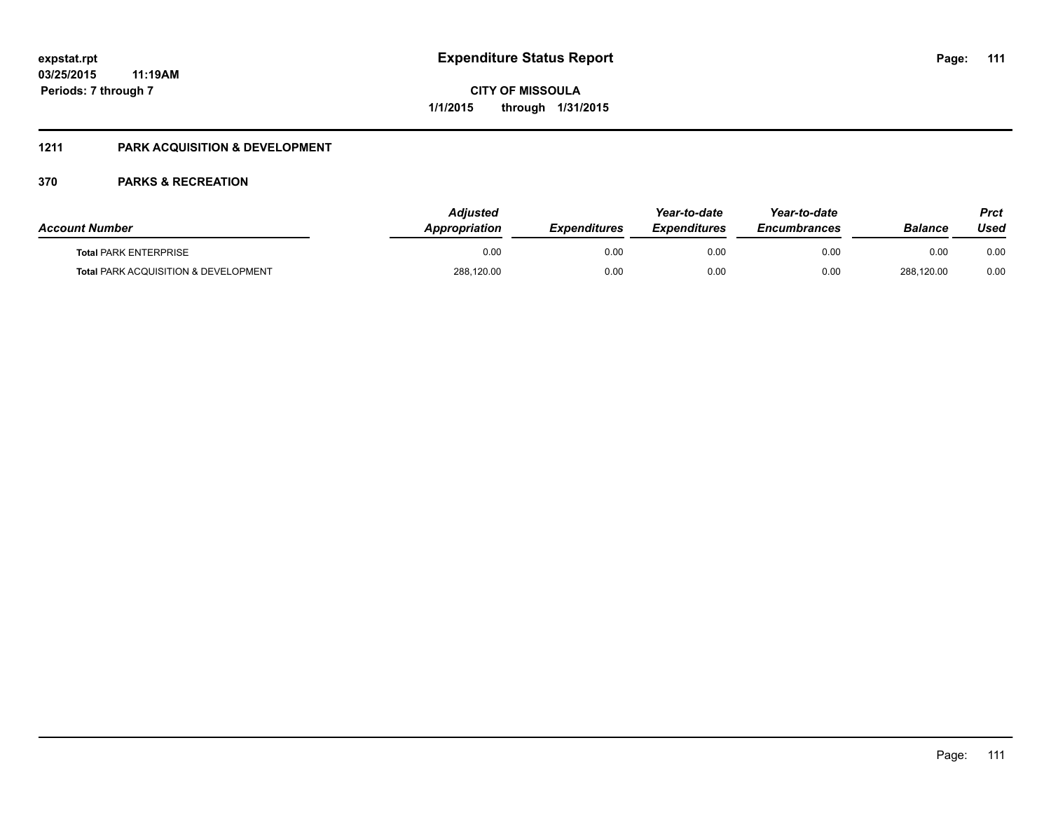**expstat.rpt**
**03/25/2015 11:19AM**
**Periods: 7 through 7**

# Expenditure Status Report

**CITY OF MISSOULA**
**1/1/2015 through 1/31/2015**

## 1211 PARK ACQUISITION & DEVELOPMENT

### 370 PARKS & RECREATION

| Account Number | Adjusted Appropriation | Expenditures | Year-to-date Expenditures | Year-to-date Encumbrances | Balance | Prct Used |
|---|---|---|---|---|---|---|
| **Total** PARK ENTERPRISE | 0.00 | 0.00 | 0.00 | 0.00 | 0.00 | 0.00 |
| **Total** PARK ACQUISITION & DEVELOPMENT | 288,120.00 | 0.00 | 0.00 | 0.00 | 288,120.00 | 0.00 |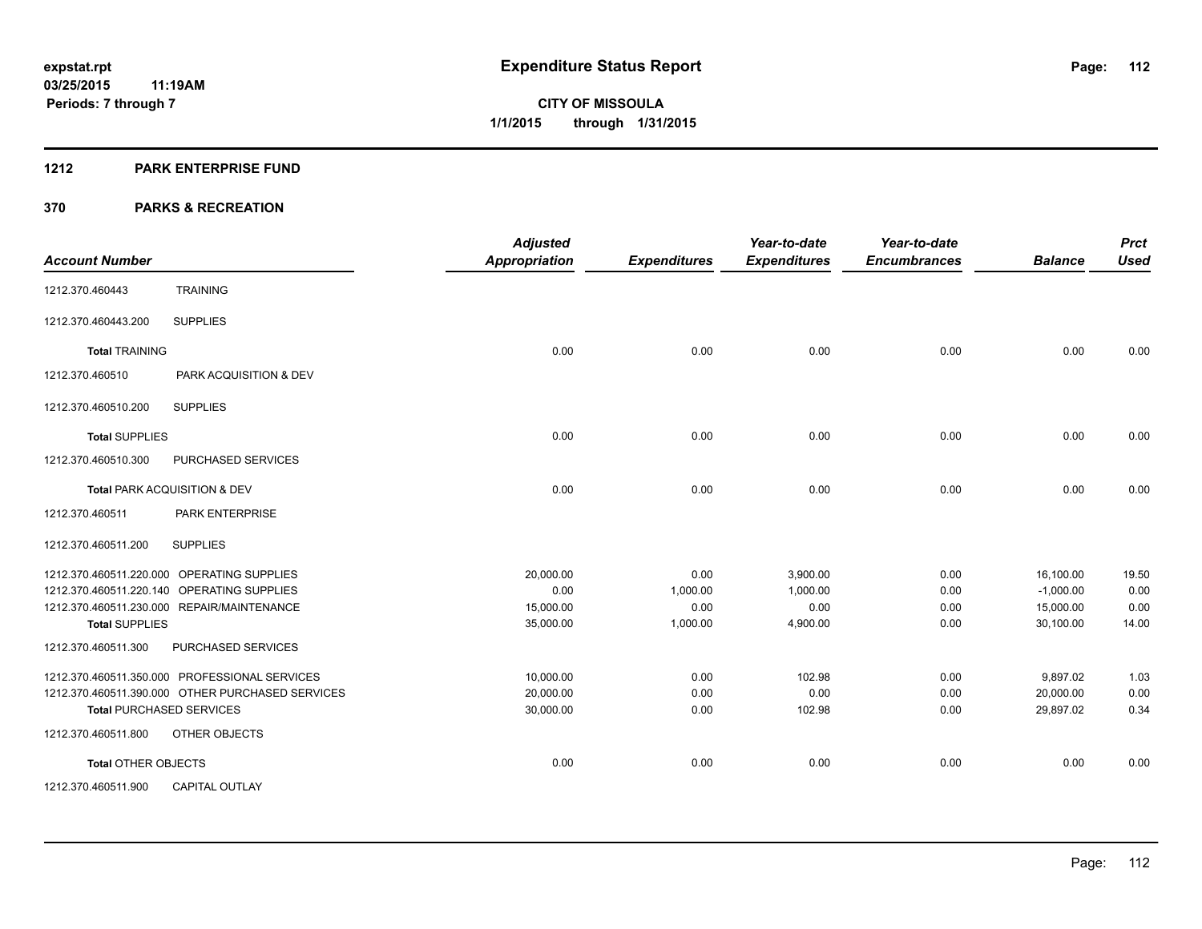**expstat.rpt**
**03/25/2015 11:19AM**
**Periods: 7 through 7**

# Expenditure Status Report

**CITY OF MISSOULA**
**1/1/2015 through 1/31/2015**

## 1212 PARK ENTERPRISE FUND

## 370 PARKS & RECREATION

| Account Number | | Adjusted Appropriation | Expenditures | Year-to-date Expenditures | Year-to-date Encumbrances | Balance | Prct Used |
|---|---|---|---|---|---|---|---|
| 1212.370.460443 | TRAINING | | | | | | |
| 1212.370.460443.200 | SUPPLIES | | | | | | |
| **Total** TRAINING | | 0.00 | 0.00 | 0.00 | 0.00 | 0.00 | 0.00 |
| 1212.370.460510 | PARK ACQUISITION & DEV | | | | | | |
| 1212.370.460510.200 | SUPPLIES | | | | | | |
| **Total** SUPPLIES | | 0.00 | 0.00 | 0.00 | 0.00 | 0.00 | 0.00 |
| 1212.370.460510.300 | PURCHASED SERVICES | | | | | | |
| **Total** PARK ACQUISITION & DEV | | 0.00 | 0.00 | 0.00 | 0.00 | 0.00 | 0.00 |
| 1212.370.460511 | PARK ENTERPRISE | | | | | | |
| 1212.370.460511.200 | SUPPLIES | | | | | | |
| 1212.370.460511.220.000 | OPERATING SUPPLIES | 20,000.00 | 0.00 | 3,900.00 | 0.00 | 16,100.00 | 19.50 |
| 1212.370.460511.220.140 | OPERATING SUPPLIES | 0.00 | 1,000.00 | 1,000.00 | 0.00 | -1,000.00 | 0.00 |
| 1212.370.460511.230.000 | REPAIR/MAINTENANCE | 15,000.00 | 0.00 | 0.00 | 0.00 | 15,000.00 | 0.00 |
| **Total** SUPPLIES | | 35,000.00 | 1,000.00 | 4,900.00 | 0.00 | 30,100.00 | 14.00 |
| 1212.370.460511.300 | PURCHASED SERVICES | | | | | | |
| 1212.370.460511.350.000 | PROFESSIONAL SERVICES | 10,000.00 | 0.00 | 102.98 | 0.00 | 9,897.02 | 1.03 |
| 1212.370.460511.390.000 | OTHER PURCHASED SERVICES | 20,000.00 | 0.00 | 0.00 | 0.00 | 20,000.00 | 0.00 |
| **Total** PURCHASED SERVICES | | 30,000.00 | 0.00 | 102.98 | 0.00 | 29,897.02 | 0.34 |
| 1212.370.460511.800 | OTHER OBJECTS | | | | | | |
| **Total** OTHER OBJECTS | | 0.00 | 0.00 | 0.00 | 0.00 | 0.00 | 0.00 |
| 1212.370.460511.900 | CAPITAL OUTLAY | | | | | | |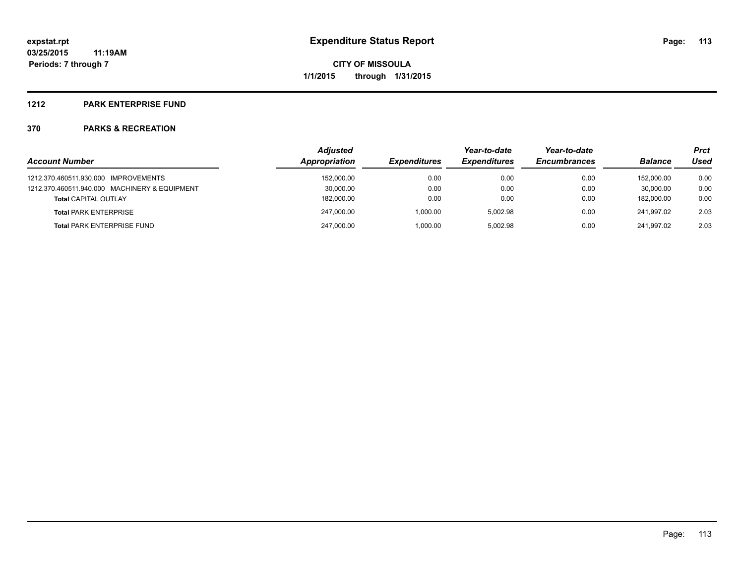# Expenditure Status Report

**CITY OF MISSOULA**

**1/1/2015 through 1/31/2015**

expstat.rpt
03/25/2015 11:19AM
Periods: 7 through 7

## 1212 PARK ENTERPRISE FUND

## 370 PARKS & RECREATION

| Account Number | Adjusted Appropriation | Expenditures | Year-to-date Expenditures | Year-to-date Encumbrances | Balance | Prct Used |
|---|---|---|---|---|---|---|
| 1212.370.460511.930.000 IMPROVEMENTS | 152,000.00 | 0.00 | 0.00 | 0.00 | 152,000.00 | 0.00 |
| 1212.370.460511.940.000 MACHINERY & EQUIPMENT | 30,000.00 | 0.00 | 0.00 | 0.00 | 30,000.00 | 0.00 |
| **Total** CAPITAL OUTLAY | 182,000.00 | 0.00 | 0.00 | 0.00 | 182,000.00 | 0.00 |
| **Total** PARK ENTERPRISE | 247,000.00 | 1,000.00 | 5,002.98 | 0.00 | 241,997.02 | 2.03 |
| **Total** PARK ENTERPRISE FUND | 247,000.00 | 1,000.00 | 5,002.98 | 0.00 | 241,997.02 | 2.03 |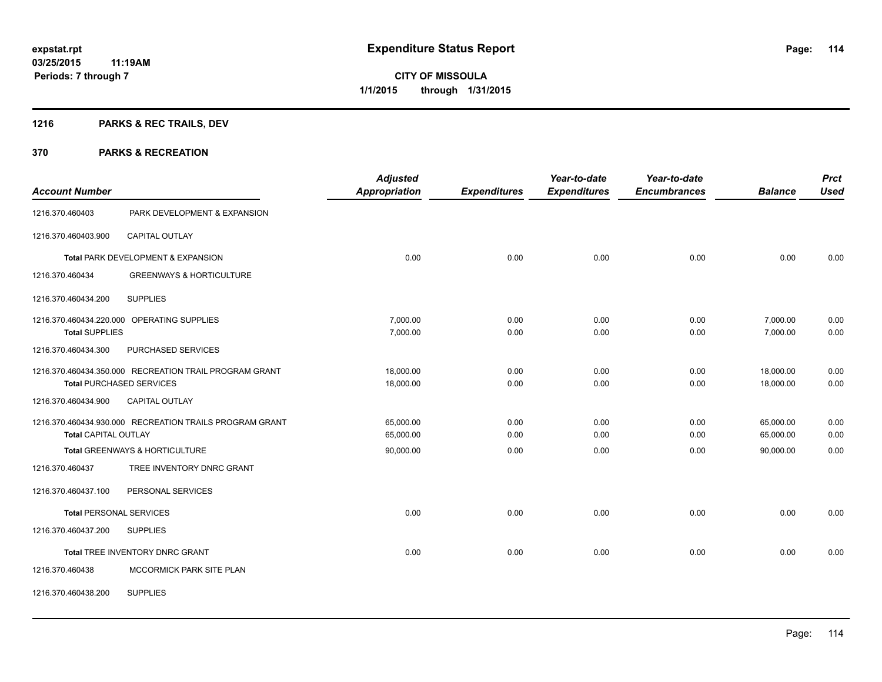**expstat.rpt**
**03/25/2015 11:19AM**
**Periods: 7 through 7**

# Expenditure Status Report

**CITY OF MISSOULA**
**1/1/2015 through 1/31/2015**

## 1216 PARKS & REC TRAILS, DEV

## 370 PARKS & RECREATION

| Account Number | | Adjusted Appropriation | Expenditures | Year-to-date Expenditures | Year-to-date Encumbrances | Balance | Prct Used |
|---|---|---|---|---|---|---|---|
| 1216.370.460403 | PARK DEVELOPMENT & EXPANSION | | | | | | |
| 1216.370.460403.900 | CAPITAL OUTLAY | | | | | | |
| Total PARK DEVELOPMENT & EXPANSION | | 0.00 | 0.00 | 0.00 | 0.00 | 0.00 | 0.00 |
| 1216.370.460434 | GREENWAYS & HORTICULTURE | | | | | | |
| 1216.370.460434.200 | SUPPLIES | | | | | | |
| 1216.370.460434.220.000 | OPERATING SUPPLIES | 7,000.00 | 0.00 | 0.00 | 0.00 | 7,000.00 | 0.00 |
| Total SUPPLIES | | 7,000.00 | 0.00 | 0.00 | 0.00 | 7,000.00 | 0.00 |
| 1216.370.460434.300 | PURCHASED SERVICES | | | | | | |
| 1216.370.460434.350.000 | RECREATION TRAIL PROGRAM GRANT | 18,000.00 | 0.00 | 0.00 | 0.00 | 18,000.00 | 0.00 |
| Total PURCHASED SERVICES | | 18,000.00 | 0.00 | 0.00 | 0.00 | 18,000.00 | 0.00 |
| 1216.370.460434.900 | CAPITAL OUTLAY | | | | | | |
| 1216.370.460434.930.000 | RECREATION TRAILS PROGRAM GRANT | 65,000.00 | 0.00 | 0.00 | 0.00 | 65,000.00 | 0.00 |
| Total CAPITAL OUTLAY | | 65,000.00 | 0.00 | 0.00 | 0.00 | 65,000.00 | 0.00 |
| Total GREENWAYS & HORTICULTURE | | 90,000.00 | 0.00 | 0.00 | 0.00 | 90,000.00 | 0.00 |
| 1216.370.460437 | TREE INVENTORY DNRC GRANT | | | | | | |
| 1216.370.460437.100 | PERSONAL SERVICES | | | | | | |
| Total PERSONAL SERVICES | | 0.00 | 0.00 | 0.00 | 0.00 | 0.00 | 0.00 |
| 1216.370.460437.200 | SUPPLIES | | | | | | |
| Total TREE INVENTORY DNRC GRANT | | 0.00 | 0.00 | 0.00 | 0.00 | 0.00 | 0.00 |
| 1216.370.460438 | MCCORMICK PARK SITE PLAN | | | | | | |
| 1216.370.460438.200 | SUPPLIES | | | | | | |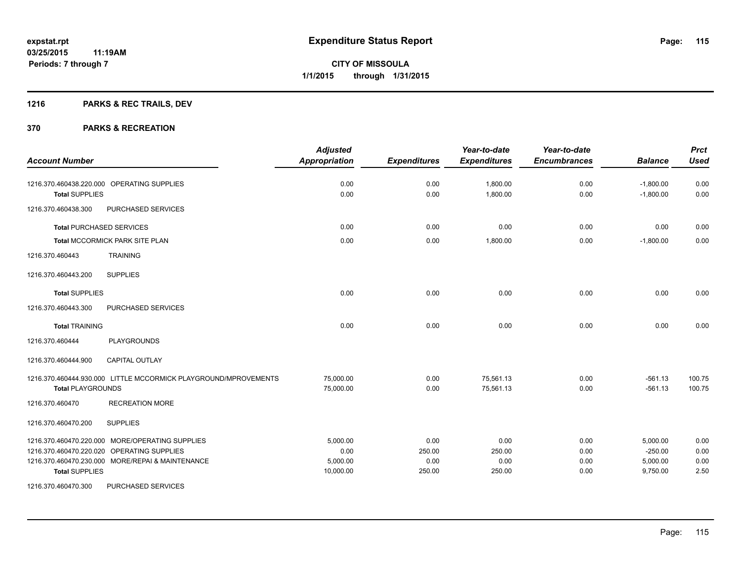**expstat.rpt**
**03/25/2015 11:19AM**
**Periods: 7 through 7**

# Expenditure Status Report

**CITY OF MISSOULA**
**1/1/2015 through 1/31/2015**

## 1216 PARKS & REC TRAILS, DEV

## 370 PARKS & RECREATION

| Account Number | Adjusted Appropriation | Expenditures | Year-to-date Expenditures | Year-to-date Encumbrances | Balance | Prct Used |
|---|---|---|---|---|---|---|
| 1216.370.460438.220.000 OPERATING SUPPLIES | 0.00 | 0.00 | 1,800.00 | 0.00 | -1,800.00 | 0.00 |
| **Total** SUPPLIES | 0.00 | 0.00 | 1,800.00 | 0.00 | -1,800.00 | 0.00 |
| 1216.370.460438.300 PURCHASED SERVICES | | | | | | |
| **Total** PURCHASED SERVICES | 0.00 | 0.00 | 0.00 | 0.00 | 0.00 | 0.00 |
| **Total** MCCORMICK PARK SITE PLAN | 0.00 | 0.00 | 1,800.00 | 0.00 | -1,800.00 | 0.00 |
| 1216.370.460443 TRAINING | | | | | | |
| 1216.370.460443.200 SUPPLIES | | | | | | |
| **Total** SUPPLIES | 0.00 | 0.00 | 0.00 | 0.00 | 0.00 | 0.00 |
| 1216.370.460443.300 PURCHASED SERVICES | | | | | | |
| **Total** TRAINING | 0.00 | 0.00 | 0.00 | 0.00 | 0.00 | 0.00 |
| 1216.370.460444 PLAYGROUNDS | | | | | | |
| 1216.370.460444.900 CAPITAL OUTLAY | | | | | | |
| 1216.370.460444.930.000 LITTLE MCCORMICK PLAYGROUND/MPROVEMENTS | 75,000.00 | 0.00 | 75,561.13 | 0.00 | -561.13 | 100.75 |
| **Total** PLAYGROUNDS | 75,000.00 | 0.00 | 75,561.13 | 0.00 | -561.13 | 100.75 |
| 1216.370.460470 RECREATION MORE | | | | | | |
| 1216.370.460470.200 SUPPLIES | | | | | | |
| 1216.370.460470.220.000 MORE/OPERATING SUPPLIES | 5,000.00 | 0.00 | 0.00 | 0.00 | 5,000.00 | 0.00 |
| 1216.370.460470.220.020 OPERATING SUPPLIES | 0.00 | 250.00 | 250.00 | 0.00 | -250.00 | 0.00 |
| 1216.370.460470.230.000 MORE/REPAI & MAINTENANCE | 5,000.00 | 0.00 | 0.00 | 0.00 | 5,000.00 | 0.00 |
| **Total** SUPPLIES | 10,000.00 | 250.00 | 250.00 | 0.00 | 9,750.00 | 2.50 |
| 1216.370.460470.300 PURCHASED SERVICES | | | | | | |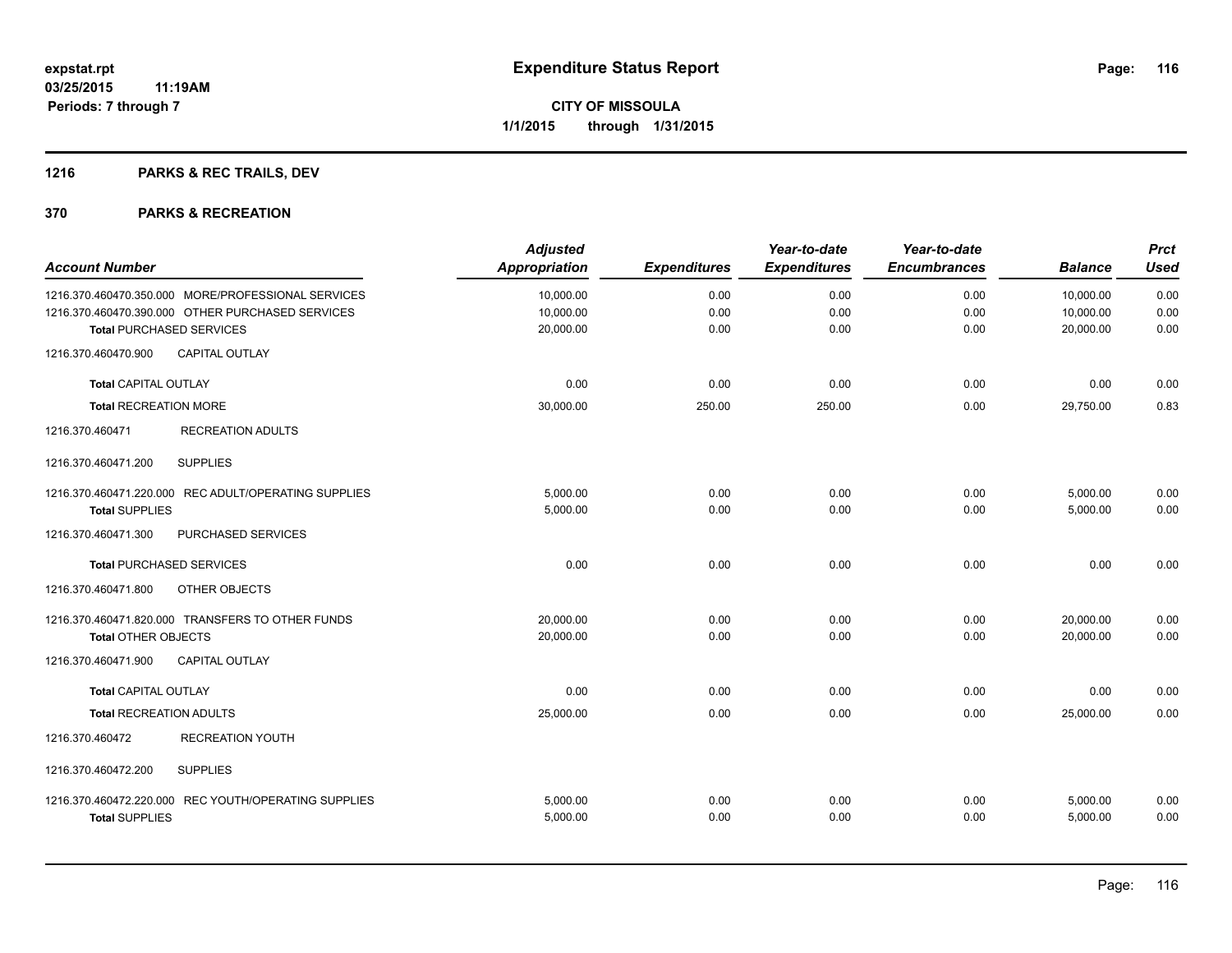**expstat.rpt**
**03/25/2015 11:19AM**
**Periods: 7 through 7**

# Expenditure Status Report

**CITY OF MISSOULA**
**1/1/2015 through 1/31/2015**

## 1216 PARKS & REC TRAILS, DEV

## 370 PARKS & RECREATION

| Account Number | Adjusted Appropriation | Expenditures | Year-to-date Expenditures | Year-to-date Encumbrances | Balance | Prct Used |
|---|---|---|---|---|---|---|
| 1216.370.460470.350.000 MORE/PROFESSIONAL SERVICES | 10,000.00 | 0.00 | 0.00 | 0.00 | 10,000.00 | 0.00 |
| 1216.370.460470.390.000 OTHER PURCHASED SERVICES | 10,000.00 | 0.00 | 0.00 | 0.00 | 10,000.00 | 0.00 |
| **Total** PURCHASED SERVICES | 20,000.00 | 0.00 | 0.00 | 0.00 | 20,000.00 | 0.00 |
| 1216.370.460470.900 CAPITAL OUTLAY | | | | | | |
| **Total** CAPITAL OUTLAY | 0.00 | 0.00 | 0.00 | 0.00 | 0.00 | 0.00 |
| **Total** RECREATION MORE | 30,000.00 | 250.00 | 250.00 | 0.00 | 29,750.00 | 0.83 |
| 1216.370.460471 RECREATION ADULTS | | | | | | |
| 1216.370.460471.200 SUPPLIES | | | | | | |
| 1216.370.460471.220.000 REC ADULT/OPERATING SUPPLIES | 5,000.00 | 0.00 | 0.00 | 0.00 | 5,000.00 | 0.00 |
| **Total** SUPPLIES | 5,000.00 | 0.00 | 0.00 | 0.00 | 5,000.00 | 0.00 |
| 1216.370.460471.300 PURCHASED SERVICES | | | | | | |
| **Total** PURCHASED SERVICES | 0.00 | 0.00 | 0.00 | 0.00 | 0.00 | 0.00 |
| 1216.370.460471.800 OTHER OBJECTS | | | | | | |
| 1216.370.460471.820.000 TRANSFERS TO OTHER FUNDS | 20,000.00 | 0.00 | 0.00 | 0.00 | 20,000.00 | 0.00 |
| **Total** OTHER OBJECTS | 20,000.00 | 0.00 | 0.00 | 0.00 | 20,000.00 | 0.00 |
| 1216.370.460471.900 CAPITAL OUTLAY | | | | | | |
| **Total** CAPITAL OUTLAY | 0.00 | 0.00 | 0.00 | 0.00 | 0.00 | 0.00 |
| **Total** RECREATION ADULTS | 25,000.00 | 0.00 | 0.00 | 0.00 | 25,000.00 | 0.00 |
| 1216.370.460472 RECREATION YOUTH | | | | | | |
| 1216.370.460472.200 SUPPLIES | | | | | | |
| 1216.370.460472.220.000 REC YOUTH/OPERATING SUPPLIES | 5,000.00 | 0.00 | 0.00 | 0.00 | 5,000.00 | 0.00 |
| **Total** SUPPLIES | 5,000.00 | 0.00 | 0.00 | 0.00 | 5,000.00 | 0.00 |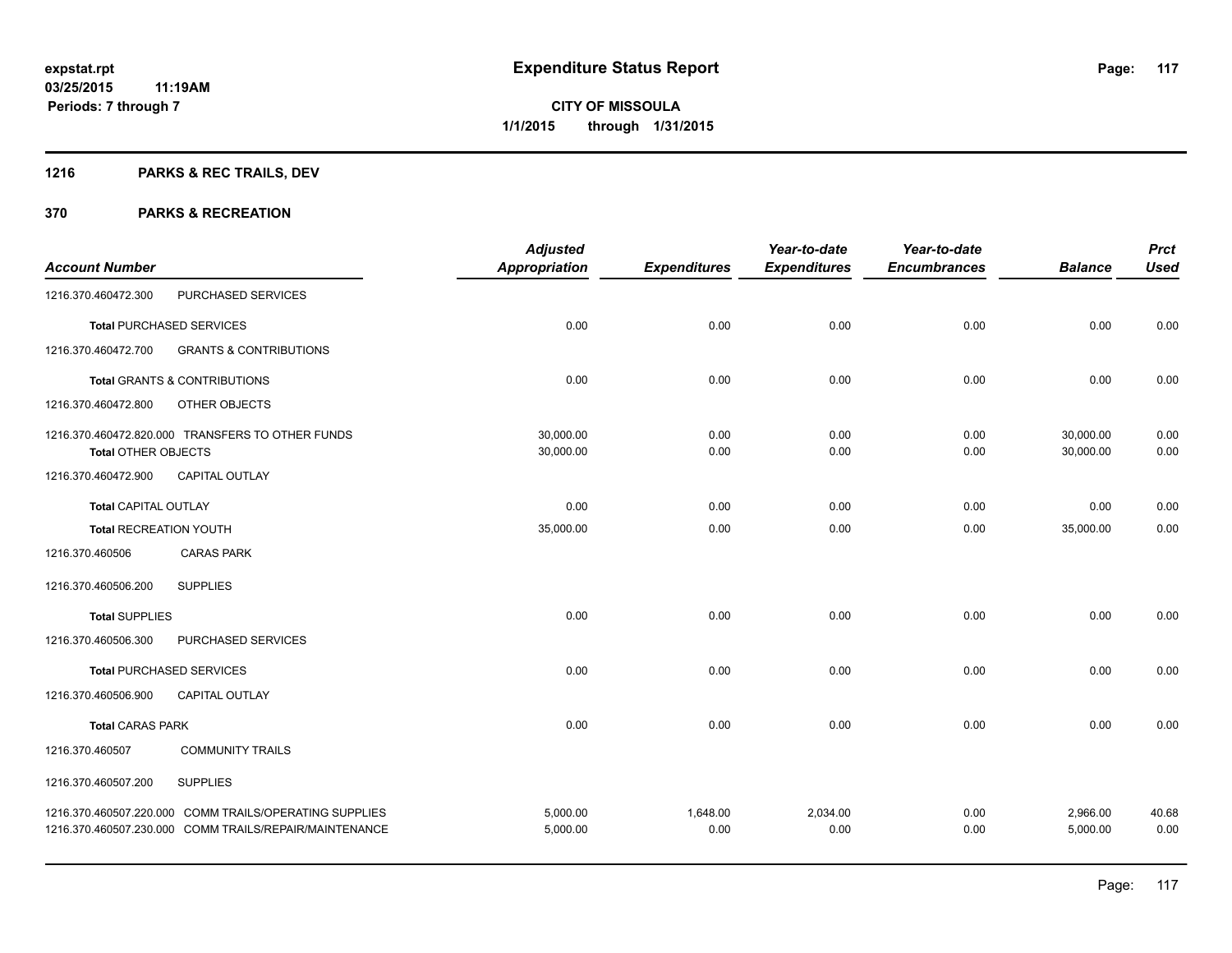# Expenditure Status Report

**CITY OF MISSOULA**

**1/1/2015 through 1/31/2015**

expstat.rpt
03/25/2015 11:19AM
Periods: 7 through 7

## 1216 PARKS & REC TRAILS, DEV

## 370 PARKS & RECREATION

| Account Number | | Adjusted Appropriation | Expenditures | Year-to-date Expenditures | Year-to-date Encumbrances | Balance | Prct Used |
|---|---|---|---|---|---|---|---|
| 1216.370.460472.300 | PURCHASED SERVICES | | | | | | |
| **Total** PURCHASED SERVICES | | 0.00 | 0.00 | 0.00 | 0.00 | 0.00 | 0.00 |
| 1216.370.460472.700 | GRANTS & CONTRIBUTIONS | | | | | | |
| **Total** GRANTS & CONTRIBUTIONS | | 0.00 | 0.00 | 0.00 | 0.00 | 0.00 | 0.00 |
| 1216.370.460472.800 | OTHER OBJECTS | | | | | | |
| 1216.370.460472.820.000 | TRANSFERS TO OTHER FUNDS | 30,000.00 | 0.00 | 0.00 | 0.00 | 30,000.00 | 0.00 |
| **Total** OTHER OBJECTS | | 30,000.00 | 0.00 | 0.00 | 0.00 | 30,000.00 | 0.00 |
| 1216.370.460472.900 | CAPITAL OUTLAY | | | | | | |
| **Total** CAPITAL OUTLAY | | 0.00 | 0.00 | 0.00 | 0.00 | 0.00 | 0.00 |
| **Total** RECREATION YOUTH | | 35,000.00 | 0.00 | 0.00 | 0.00 | 35,000.00 | 0.00 |
| 1216.370.460506 | CARAS PARK | | | | | | |
| 1216.370.460506.200 | SUPPLIES | | | | | | |
| **Total** SUPPLIES | | 0.00 | 0.00 | 0.00 | 0.00 | 0.00 | 0.00 |
| 1216.370.460506.300 | PURCHASED SERVICES | | | | | | |
| **Total** PURCHASED SERVICES | | 0.00 | 0.00 | 0.00 | 0.00 | 0.00 | 0.00 |
| 1216.370.460506.900 | CAPITAL OUTLAY | | | | | | |
| **Total** CARAS PARK | | 0.00 | 0.00 | 0.00 | 0.00 | 0.00 | 0.00 |
| 1216.370.460507 | COMMUNITY TRAILS | | | | | | |
| 1216.370.460507.200 | SUPPLIES | | | | | | |
| 1216.370.460507.220.000 | COMM TRAILS/OPERATING SUPPLIES | 5,000.00 | 1,648.00 | 2,034.00 | 0.00 | 2,966.00 | 40.68 |
| 1216.370.460507.230.000 | COMM TRAILS/REPAIR/MAINTENANCE | 5,000.00 | 0.00 | 0.00 | 0.00 | 5,000.00 | 0.00 |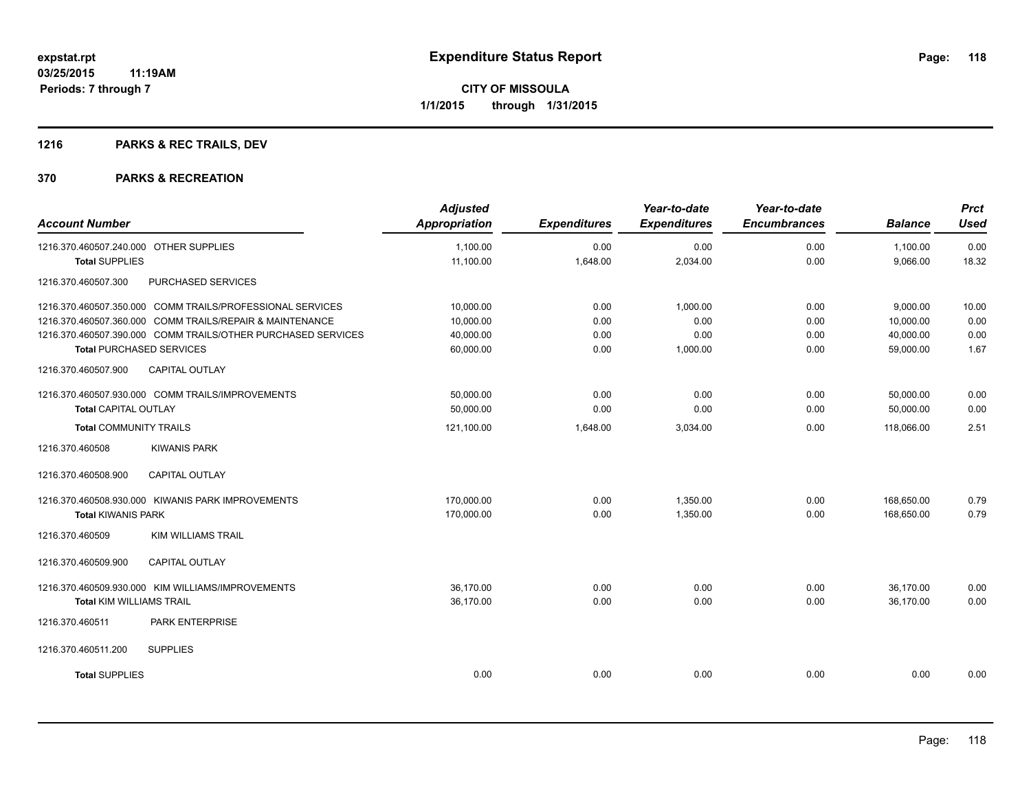# Expenditure Status Report

**CITY OF MISSOULA**
**1/1/2015 through 1/31/2015**

expstat.rpt
03/25/2015 11:19AM
Periods: 7 through 7

## 1216 PARKS & REC TRAILS, DEV

## 370 PARKS & RECREATION

| Account Number | Adjusted Appropriation | Expenditures | Year-to-date Expenditures | Year-to-date Encumbrances | Balance | Prct Used |
|---|---|---|---|---|---|---|
| 1216.370.460507.240.000 OTHER SUPPLIES | 1,100.00 | 0.00 | 0.00 | 0.00 | 1,100.00 | 0.00 |
| **Total SUPPLIES** | 11,100.00 | 1,648.00 | 2,034.00 | 0.00 | 9,066.00 | 18.32 |
| 1216.370.460507.300 PURCHASED SERVICES | | | | | | |
| 1216.370.460507.350.000 COMM TRAILS/PROFESSIONAL SERVICES | 10,000.00 | 0.00 | 1,000.00 | 0.00 | 9,000.00 | 10.00 |
| 1216.370.460507.360.000 COMM TRAILS/REPAIR & MAINTENANCE | 10,000.00 | 0.00 | 0.00 | 0.00 | 10,000.00 | 0.00 |
| 1216.370.460507.390.000 COMM TRAILS/OTHER PURCHASED SERVICES | 40,000.00 | 0.00 | 0.00 | 0.00 | 40,000.00 | 0.00 |
| **Total PURCHASED SERVICES** | 60,000.00 | 0.00 | 1,000.00 | 0.00 | 59,000.00 | 1.67 |
| 1216.370.460507.900 CAPITAL OUTLAY | | | | | | |
| 1216.370.460507.930.000 COMM TRAILS/IMPROVEMENTS | 50,000.00 | 0.00 | 0.00 | 0.00 | 50,000.00 | 0.00 |
| **Total CAPITAL OUTLAY** | 50,000.00 | 0.00 | 0.00 | 0.00 | 50,000.00 | 0.00 |
| **Total COMMUNITY TRAILS** | 121,100.00 | 1,648.00 | 3,034.00 | 0.00 | 118,066.00 | 2.51 |
| 1216.370.460508 KIWANIS PARK | | | | | | |
| 1216.370.460508.900 CAPITAL OUTLAY | | | | | | |
| 1216.370.460508.930.000 KIWANIS PARK IMPROVEMENTS | 170,000.00 | 0.00 | 1,350.00 | 0.00 | 168,650.00 | 0.79 |
| **Total KIWANIS PARK** | 170,000.00 | 0.00 | 1,350.00 | 0.00 | 168,650.00 | 0.79 |
| 1216.370.460509 KIM WILLIAMS TRAIL | | | | | | |
| 1216.370.460509.900 CAPITAL OUTLAY | | | | | | |
| 1216.370.460509.930.000 KIM WILLIAMS/IMPROVEMENTS | 36,170.00 | 0.00 | 0.00 | 0.00 | 36,170.00 | 0.00 |
| **Total KIM WILLIAMS TRAIL** | 36,170.00 | 0.00 | 0.00 | 0.00 | 36,170.00 | 0.00 |
| 1216.370.460511 PARK ENTERPRISE | | | | | | |
| 1216.370.460511.200 SUPPLIES | | | | | | |
| **Total SUPPLIES** | 0.00 | 0.00 | 0.00 | 0.00 | 0.00 | 0.00 |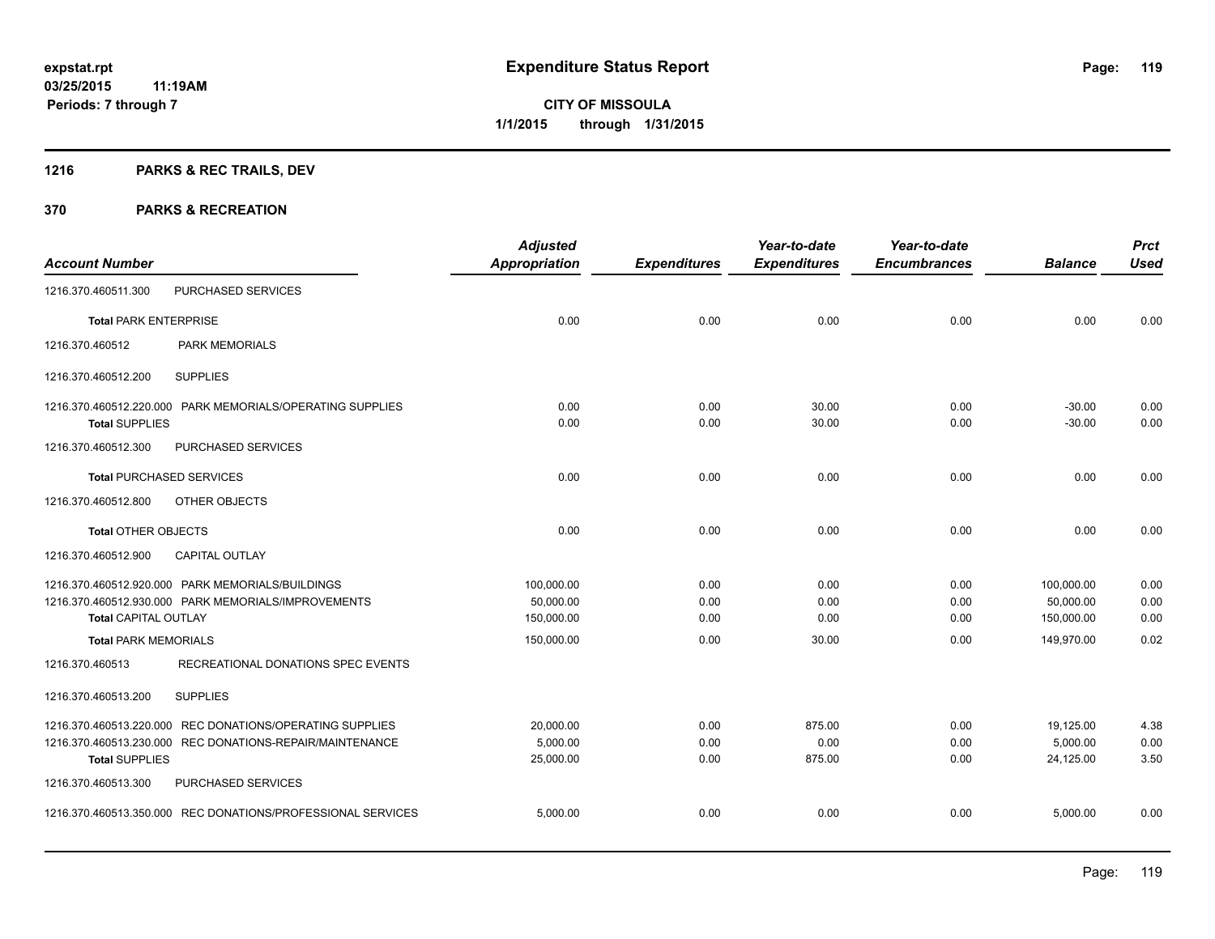**expstat.rpt**
**03/25/2015 11:19AM**
**Periods: 7 through 7**

# Expenditure Status Report

**CITY OF MISSOULA**
**1/1/2015 through 1/31/2015**

## 1216 PARKS & REC TRAILS, DEV

## 370 PARKS & RECREATION

| Account Number | | Adjusted Appropriation | Expenditures | Year-to-date Expenditures | Year-to-date Encumbrances | Balance | Prct Used |
|---|---|---|---|---|---|---|---|
| 1216.370.460511.300 | PURCHASED SERVICES | | | | | | |
| **Total** PARK ENTERPRISE | | 0.00 | 0.00 | 0.00 | 0.00 | 0.00 | 0.00 |
| 1216.370.460512 | PARK MEMORIALS | | | | | | |
| 1216.370.460512.200 | SUPPLIES | | | | | | |
| 1216.370.460512.220.000 | PARK MEMORIALS/OPERATING SUPPLIES | 0.00 | 0.00 | 30.00 | 0.00 | -30.00 | 0.00 |
| **Total** SUPPLIES | | 0.00 | 0.00 | 30.00 | 0.00 | -30.00 | 0.00 |
| 1216.370.460512.300 | PURCHASED SERVICES | | | | | | |
| **Total** PURCHASED SERVICES | | 0.00 | 0.00 | 0.00 | 0.00 | 0.00 | 0.00 |
| 1216.370.460512.800 | OTHER OBJECTS | | | | | | |
| **Total** OTHER OBJECTS | | 0.00 | 0.00 | 0.00 | 0.00 | 0.00 | 0.00 |
| 1216.370.460512.900 | CAPITAL OUTLAY | | | | | | |
| 1216.370.460512.920.000 | PARK MEMORIALS/BUILDINGS | 100,000.00 | 0.00 | 0.00 | 0.00 | 100,000.00 | 0.00 |
| 1216.370.460512.930.000 | PARK MEMORIALS/IMPROVEMENTS | 50,000.00 | 0.00 | 0.00 | 0.00 | 50,000.00 | 0.00 |
| **Total** CAPITAL OUTLAY | | 150,000.00 | 0.00 | 0.00 | 0.00 | 150,000.00 | 0.00 |
| **Total** PARK MEMORIALS | | 150,000.00 | 0.00 | 30.00 | 0.00 | 149,970.00 | 0.02 |
| 1216.370.460513 | RECREATIONAL DONATIONS SPEC EVENTS | | | | | | |
| 1216.370.460513.200 | SUPPLIES | | | | | | |
| 1216.370.460513.220.000 | REC DONATIONS/OPERATING SUPPLIES | 20,000.00 | 0.00 | 875.00 | 0.00 | 19,125.00 | 4.38 |
| 1216.370.460513.230.000 | REC DONATIONS-REPAIR/MAINTENANCE | 5,000.00 | 0.00 | 0.00 | 0.00 | 5,000.00 | 0.00 |
| **Total** SUPPLIES | | 25,000.00 | 0.00 | 875.00 | 0.00 | 24,125.00 | 3.50 |
| 1216.370.460513.300 | PURCHASED SERVICES | | | | | | |
| 1216.370.460513.350.000 | REC DONATIONS/PROFESSIONAL SERVICES | 5,000.00 | 0.00 | 0.00 | 0.00 | 5,000.00 | 0.00 |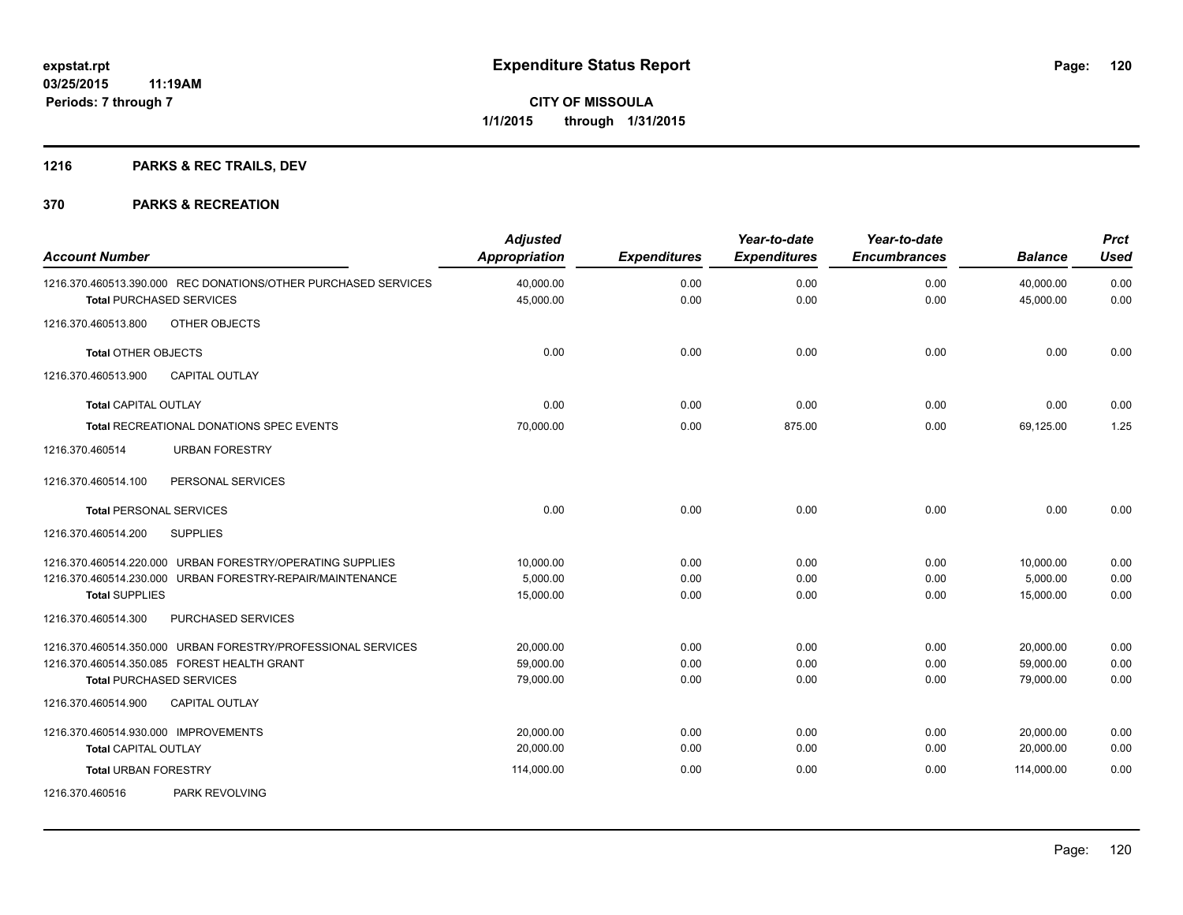**expstat.rpt**
**03/25/2015 11:19AM**
**Periods: 7 through 7**

# Expenditure Status Report

**CITY OF MISSOULA**
**1/1/2015 through 1/31/2015**

## 1216 PARKS & REC TRAILS, DEV

## 370 PARKS & RECREATION

| Account Number | Adjusted Appropriation | Expenditures | Year-to-date Expenditures | Year-to-date Encumbrances | Balance | Prct Used |
|---|---|---|---|---|---|---|
| 1216.370.460513.390.000 REC DONATIONS/OTHER PURCHASED SERVICES | 40,000.00 | 0.00 | 0.00 | 0.00 | 40,000.00 | 0.00 |
| **Total** PURCHASED SERVICES | 45,000.00 | 0.00 | 0.00 | 0.00 | 45,000.00 | 0.00 |
| 1216.370.460513.800 OTHER OBJECTS | | | | | | |
| **Total** OTHER OBJECTS | 0.00 | 0.00 | 0.00 | 0.00 | 0.00 | 0.00 |
| 1216.370.460513.900 CAPITAL OUTLAY | | | | | | |
| **Total** CAPITAL OUTLAY | 0.00 | 0.00 | 0.00 | 0.00 | 0.00 | 0.00 |
| **Total** RECREATIONAL DONATIONS SPEC EVENTS | 70,000.00 | 0.00 | 875.00 | 0.00 | 69,125.00 | 1.25 |
| 1216.370.460514 URBAN FORESTRY | | | | | | |
| 1216.370.460514.100 PERSONAL SERVICES | | | | | | |
| **Total** PERSONAL SERVICES | 0.00 | 0.00 | 0.00 | 0.00 | 0.00 | 0.00 |
| 1216.370.460514.200 SUPPLIES | | | | | | |
| 1216.370.460514.220.000 URBAN FORESTRY/OPERATING SUPPLIES | 10,000.00 | 0.00 | 0.00 | 0.00 | 10,000.00 | 0.00 |
| 1216.370.460514.230.000 URBAN FORESTRY-REPAIR/MAINTENANCE | 5,000.00 | 0.00 | 0.00 | 0.00 | 5,000.00 | 0.00 |
| **Total** SUPPLIES | 15,000.00 | 0.00 | 0.00 | 0.00 | 15,000.00 | 0.00 |
| 1216.370.460514.300 PURCHASED SERVICES | | | | | | |
| 1216.370.460514.350.000 URBAN FORESTRY/PROFESSIONAL SERVICES | 20,000.00 | 0.00 | 0.00 | 0.00 | 20,000.00 | 0.00 |
| 1216.370.460514.350.085 FOREST HEALTH GRANT | 59,000.00 | 0.00 | 0.00 | 0.00 | 59,000.00 | 0.00 |
| **Total** PURCHASED SERVICES | 79,000.00 | 0.00 | 0.00 | 0.00 | 79,000.00 | 0.00 |
| 1216.370.460514.900 CAPITAL OUTLAY | | | | | | |
| 1216.370.460514.930.000 IMPROVEMENTS | 20,000.00 | 0.00 | 0.00 | 0.00 | 20,000.00 | 0.00 |
| **Total** CAPITAL OUTLAY | 20,000.00 | 0.00 | 0.00 | 0.00 | 20,000.00 | 0.00 |
| **Total** URBAN FORESTRY | 114,000.00 | 0.00 | 0.00 | 0.00 | 114,000.00 | 0.00 |
| 1216.370.460516 PARK REVOLVING | | | | | | |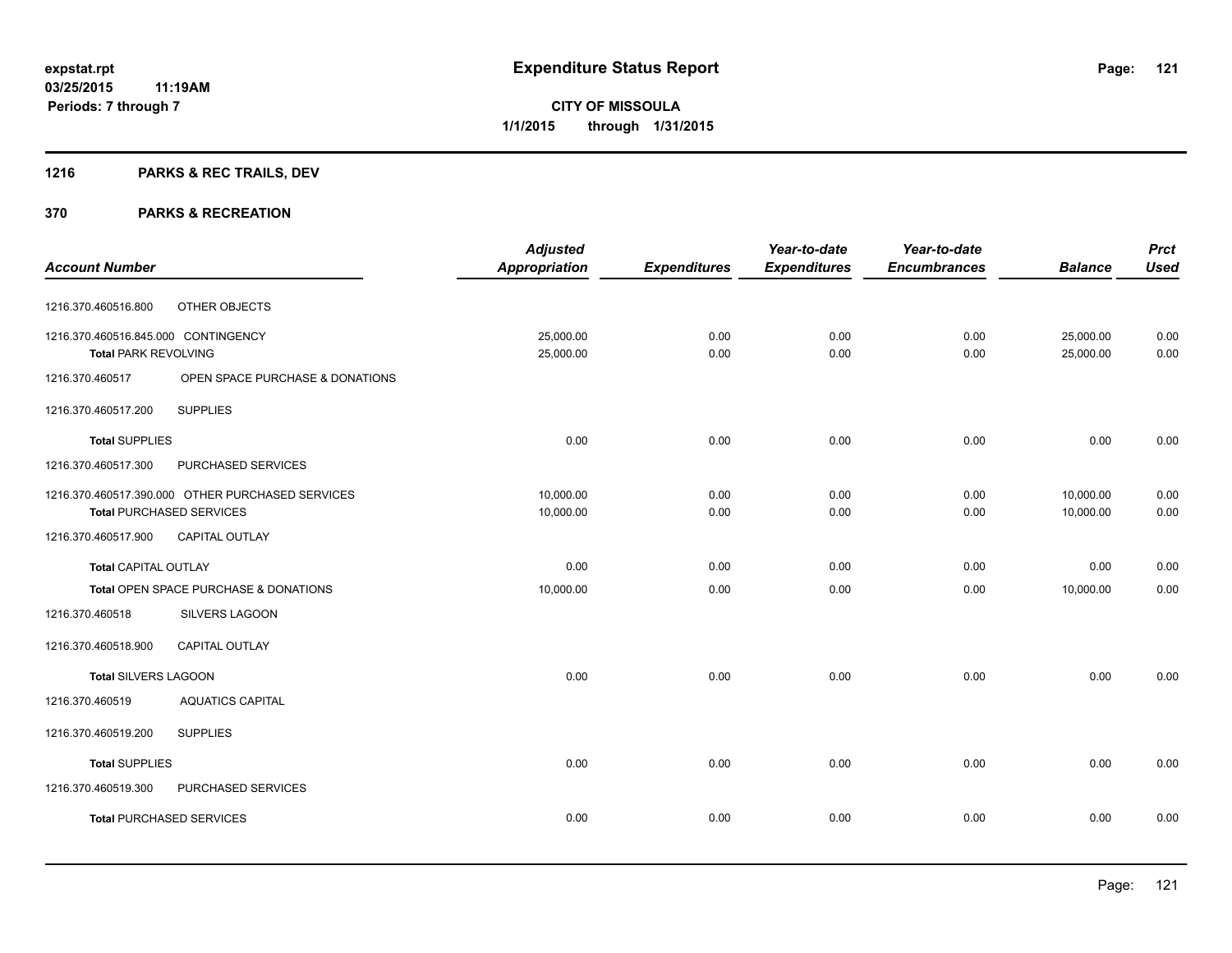**expstat.rpt**
**03/25/2015 11:19AM**
**Periods: 7 through 7**

# Expenditure Status Report

**CITY OF MISSOULA**
**1/1/2015 through 1/31/2015**

## 1216 PARKS & REC TRAILS, DEV

## 370 PARKS & RECREATION

| Account Number | | Adjusted Appropriation | Expenditures | Year-to-date Expenditures | Year-to-date Encumbrances | Balance | Prct Used |
|---|---|---|---|---|---|---|---|
| 1216.370.460516.800 | OTHER OBJECTS | | | | | | |
| 1216.370.460516.845.000 CONTINGENCY | | 25,000.00 | 0.00 | 0.00 | 0.00 | 25,000.00 | 0.00 |
| **Total** PARK REVOLVING | | 25,000.00 | 0.00 | 0.00 | 0.00 | 25,000.00 | 0.00 |
| 1216.370.460517 | OPEN SPACE PURCHASE & DONATIONS | | | | | | |
| 1216.370.460517.200 | SUPPLIES | | | | | | |
| **Total** SUPPLIES | | 0.00 | 0.00 | 0.00 | 0.00 | 0.00 | 0.00 |
| 1216.370.460517.300 | PURCHASED SERVICES | | | | | | |
| 1216.370.460517.390.000 OTHER PURCHASED SERVICES | | 10,000.00 | 0.00 | 0.00 | 0.00 | 10,000.00 | 0.00 |
| **Total** PURCHASED SERVICES | | 10,000.00 | 0.00 | 0.00 | 0.00 | 10,000.00 | 0.00 |
| 1216.370.460517.900 | CAPITAL OUTLAY | | | | | | |
| **Total** CAPITAL OUTLAY | | 0.00 | 0.00 | 0.00 | 0.00 | 0.00 | 0.00 |
| **Total** OPEN SPACE PURCHASE & DONATIONS | | 10,000.00 | 0.00 | 0.00 | 0.00 | 10,000.00 | 0.00 |
| 1216.370.460518 | SILVERS LAGOON | | | | | | |
| 1216.370.460518.900 | CAPITAL OUTLAY | | | | | | |
| **Total** SILVERS LAGOON | | 0.00 | 0.00 | 0.00 | 0.00 | 0.00 | 0.00 |
| 1216.370.460519 | AQUATICS CAPITAL | | | | | | |
| 1216.370.460519.200 | SUPPLIES | | | | | | |
| **Total** SUPPLIES | | 0.00 | 0.00 | 0.00 | 0.00 | 0.00 | 0.00 |
| 1216.370.460519.300 | PURCHASED SERVICES | | | | | | |
| **Total** PURCHASED SERVICES | | 0.00 | 0.00 | 0.00 | 0.00 | 0.00 | 0.00 |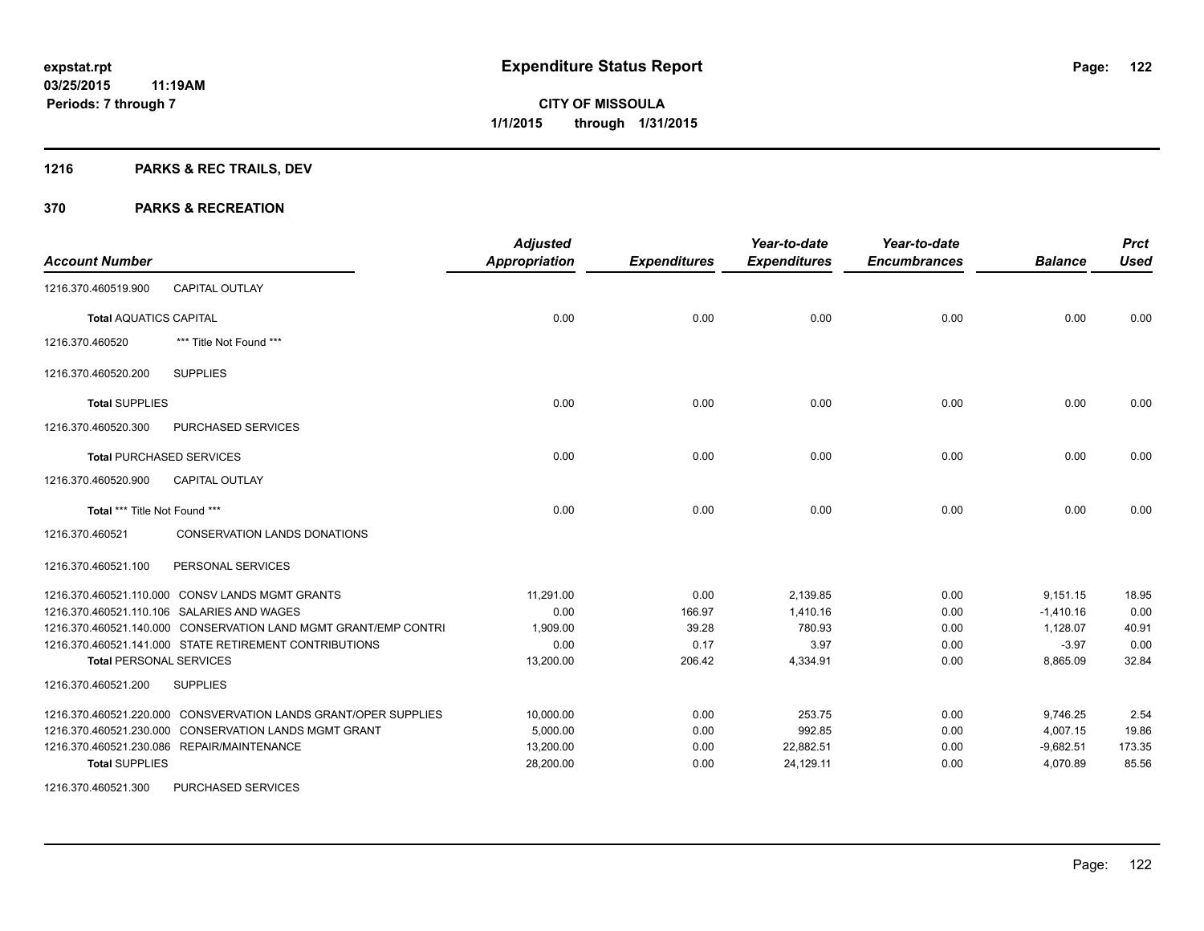# Expenditure Status Report

**CITY OF MISSOULA**
**1/1/2015 through 1/31/2015**

expstat.rpt
03/25/2015 11:19AM
Periods: 7 through 7

## 1216 PARKS & REC TRAILS, DEV

## 370 PARKS & RECREATION

| Account Number | | Adjusted Appropriation | Expenditures | Year-to-date Expenditures | Year-to-date Encumbrances | Balance | Prct Used |
|---|---|---|---|---|---|---|---|
| 1216.370.460519.900 | CAPITAL OUTLAY | | | | | | |
| **Total** AQUATICS CAPITAL | | 0.00 | 0.00 | 0.00 | 0.00 | 0.00 | 0.00 |
| 1216.370.460520 | *** Title Not Found *** | | | | | | |
| 1216.370.460520.200 | SUPPLIES | | | | | | |
| **Total** SUPPLIES | | 0.00 | 0.00 | 0.00 | 0.00 | 0.00 | 0.00 |
| 1216.370.460520.300 | PURCHASED SERVICES | | | | | | |
| **Total** PURCHASED SERVICES | | 0.00 | 0.00 | 0.00 | 0.00 | 0.00 | 0.00 |
| 1216.370.460520.900 | CAPITAL OUTLAY | | | | | | |
| **Total** *** Title Not Found *** | | 0.00 | 0.00 | 0.00 | 0.00 | 0.00 | 0.00 |
| 1216.370.460521 | CONSERVATION LANDS DONATIONS | | | | | | |
| 1216.370.460521.100 | PERSONAL SERVICES | | | | | | |
| 1216.370.460521.110.000 | CONSV LANDS MGMT GRANTS | 11,291.00 | 0.00 | 2,139.85 | 0.00 | 9,151.15 | 18.95 |
| 1216.370.460521.110.106 | SALARIES AND WAGES | 0.00 | 166.97 | 1,410.16 | 0.00 | -1,410.16 | 0.00 |
| 1216.370.460521.140.000 | CONSERVATION LAND MGMT GRANT/EMP CONTRI | 1,909.00 | 39.28 | 780.93 | 0.00 | 1,128.07 | 40.91 |
| 1216.370.460521.141.000 | STATE RETIREMENT CONTRIBUTIONS | 0.00 | 0.17 | 3.97 | 0.00 | -3.97 | 0.00 |
| **Total** PERSONAL SERVICES | | 13,200.00 | 206.42 | 4,334.91 | 0.00 | 8,865.09 | 32.84 |
| 1216.370.460521.200 | SUPPLIES | | | | | | |
| 1216.370.460521.220.000 | CONSVERVATION LANDS GRANT/OPER SUPPLIES | 10,000.00 | 0.00 | 253.75 | 0.00 | 9,746.25 | 2.54 |
| 1216.370.460521.230.000 | CONSERVATION LANDS MGMT GRANT | 5,000.00 | 0.00 | 992.85 | 0.00 | 4,007.15 | 19.86 |
| 1216.370.460521.230.086 | REPAIR/MAINTENANCE | 13,200.00 | 0.00 | 22,882.51 | 0.00 | -9,682.51 | 173.35 |
| **Total** SUPPLIES | | 28,200.00 | 0.00 | 24,129.11 | 0.00 | 4,070.89 | 85.56 |
| 1216.370.460521.300 | PURCHASED SERVICES | | | | | | |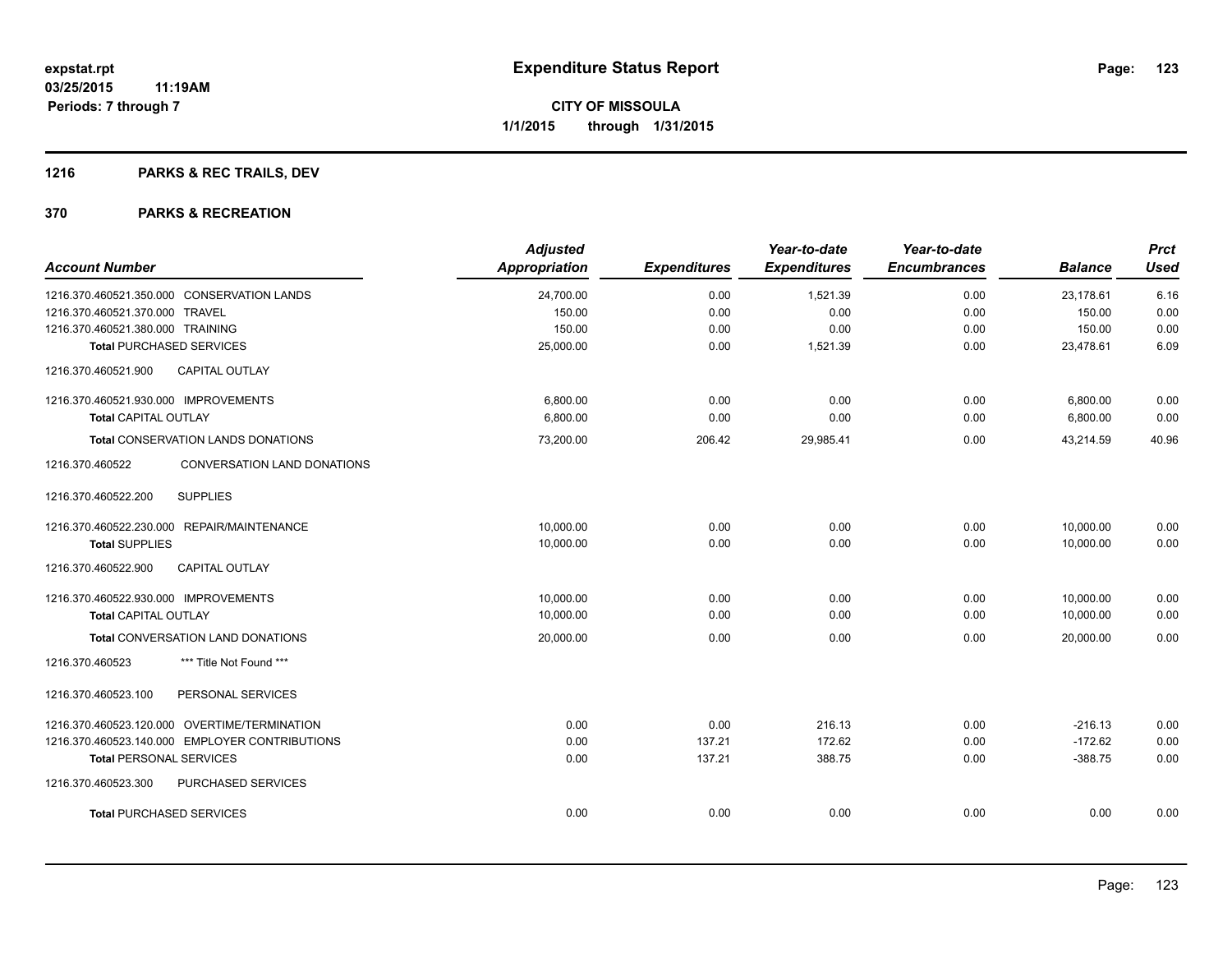# Expenditure Status Report

expstat.rpt
03/25/2015 11:19AM
Periods: 7 through 7

**CITY OF MISSOULA**
**1/1/2015 through 1/31/2015**

## 1216 PARKS & REC TRAILS, DEV

## 370 PARKS & RECREATION

| Account Number | Adjusted Appropriation | Expenditures | Year-to-date Expenditures | Year-to-date Encumbrances | Balance | Prct Used |
|---|---|---|---|---|---|---|
| 1216.370.460521.350.000 CONSERVATION LANDS | 24,700.00 | 0.00 | 1,521.39 | 0.00 | 23,178.61 | 6.16 |
| 1216.370.460521.370.000 TRAVEL | 150.00 | 0.00 | 0.00 | 0.00 | 150.00 | 0.00 |
| 1216.370.460521.380.000 TRAINING | 150.00 | 0.00 | 0.00 | 0.00 | 150.00 | 0.00 |
| **Total** PURCHASED SERVICES | 25,000.00 | 0.00 | 1,521.39 | 0.00 | 23,478.61 | 6.09 |
| 1216.370.460521.900 CAPITAL OUTLAY | | | | | | |
| 1216.370.460521.930.000 IMPROVEMENTS | 6,800.00 | 0.00 | 0.00 | 0.00 | 6,800.00 | 0.00 |
| **Total** CAPITAL OUTLAY | 6,800.00 | 0.00 | 0.00 | 0.00 | 6,800.00 | 0.00 |
| **Total** CONSERVATION LANDS DONATIONS | 73,200.00 | 206.42 | 29,985.41 | 0.00 | 43,214.59 | 40.96 |
| 1216.370.460522 CONVERSATION LAND DONATIONS | | | | | | |
| 1216.370.460522.200 SUPPLIES | | | | | | |
| 1216.370.460522.230.000 REPAIR/MAINTENANCE | 10,000.00 | 0.00 | 0.00 | 0.00 | 10,000.00 | 0.00 |
| **Total** SUPPLIES | 10,000.00 | 0.00 | 0.00 | 0.00 | 10,000.00 | 0.00 |
| 1216.370.460522.900 CAPITAL OUTLAY | | | | | | |
| 1216.370.460522.930.000 IMPROVEMENTS | 10,000.00 | 0.00 | 0.00 | 0.00 | 10,000.00 | 0.00 |
| **Total** CAPITAL OUTLAY | 10,000.00 | 0.00 | 0.00 | 0.00 | 10,000.00 | 0.00 |
| **Total** CONVERSATION LAND DONATIONS | 20,000.00 | 0.00 | 0.00 | 0.00 | 20,000.00 | 0.00 |
| 1216.370.460523 *** Title Not Found *** | | | | | | |
| 1216.370.460523.100 PERSONAL SERVICES | | | | | | |
| 1216.370.460523.120.000 OVERTIME/TERMINATION | 0.00 | 0.00 | 216.13 | 0.00 | -216.13 | 0.00 |
| 1216.370.460523.140.000 EMPLOYER CONTRIBUTIONS | 0.00 | 137.21 | 172.62 | 0.00 | -172.62 | 0.00 |
| **Total** PERSONAL SERVICES | 0.00 | 137.21 | 388.75 | 0.00 | -388.75 | 0.00 |
| 1216.370.460523.300 PURCHASED SERVICES | | | | | | |
| **Total** PURCHASED SERVICES | 0.00 | 0.00 | 0.00 | 0.00 | 0.00 | 0.00 |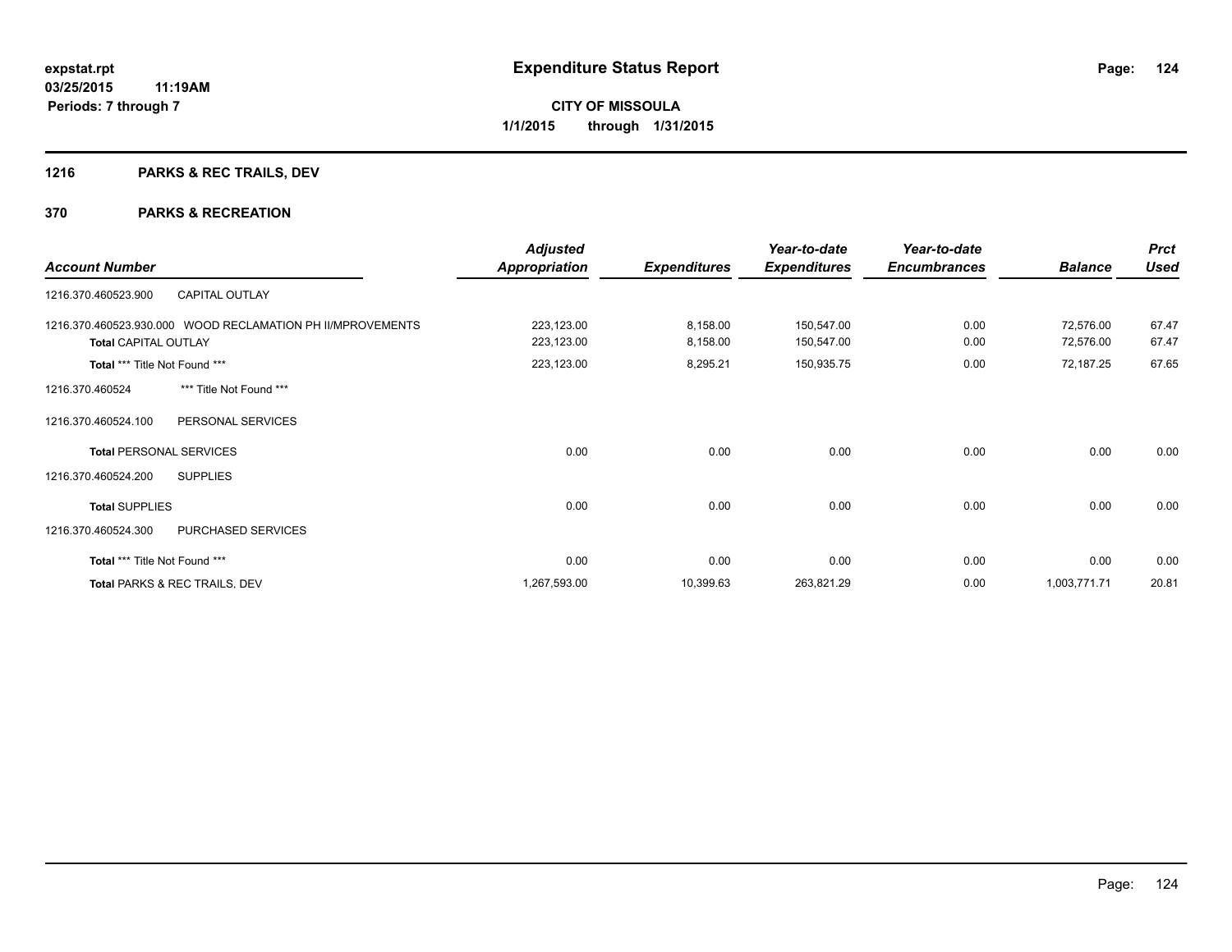# Expenditure Status Report

expstat.rpt
03/25/2015 11:19AM
Periods: 7 through 7

**CITY OF MISSOULA**
**1/1/2015 through 1/31/2015**

## 1216 PARKS & REC TRAILS, DEV

## 370 PARKS & RECREATION

| Account Number | | Adjusted Appropriation | Expenditures | Year-to-date Expenditures | Year-to-date Encumbrances | Balance | Prct Used |
|---|---|---|---|---|---|---|---|
| 1216.370.460523.900 | CAPITAL OUTLAY | | | | | | |
| 1216.370.460523.930.000 | WOOD RECLAMATION PH II/MPROVEMENTS | 223,123.00 | 8,158.00 | 150,547.00 | 0.00 | 72,576.00 | 67.47 |
| **Total** CAPITAL OUTLAY | | 223,123.00 | 8,158.00 | 150,547.00 | 0.00 | 72,576.00 | 67.47 |
| **Total** *** Title Not Found *** | | 223,123.00 | 8,295.21 | 150,935.75 | 0.00 | 72,187.25 | 67.65 |
| 1216.370.460524 | *** Title Not Found *** | | | | | | |
| 1216.370.460524.100 | PERSONAL SERVICES | | | | | | |
| **Total** PERSONAL SERVICES | | 0.00 | 0.00 | 0.00 | 0.00 | 0.00 | 0.00 |
| 1216.370.460524.200 | SUPPLIES | | | | | | |
| **Total** SUPPLIES | | 0.00 | 0.00 | 0.00 | 0.00 | 0.00 | 0.00 |
| 1216.370.460524.300 | PURCHASED SERVICES | | | | | | |
| **Total** *** Title Not Found *** | | 0.00 | 0.00 | 0.00 | 0.00 | 0.00 | 0.00 |
| **Total** PARKS & REC TRAILS, DEV | | 1,267,593.00 | 10,399.63 | 263,821.29 | 0.00 | 1,003,771.71 | 20.81 |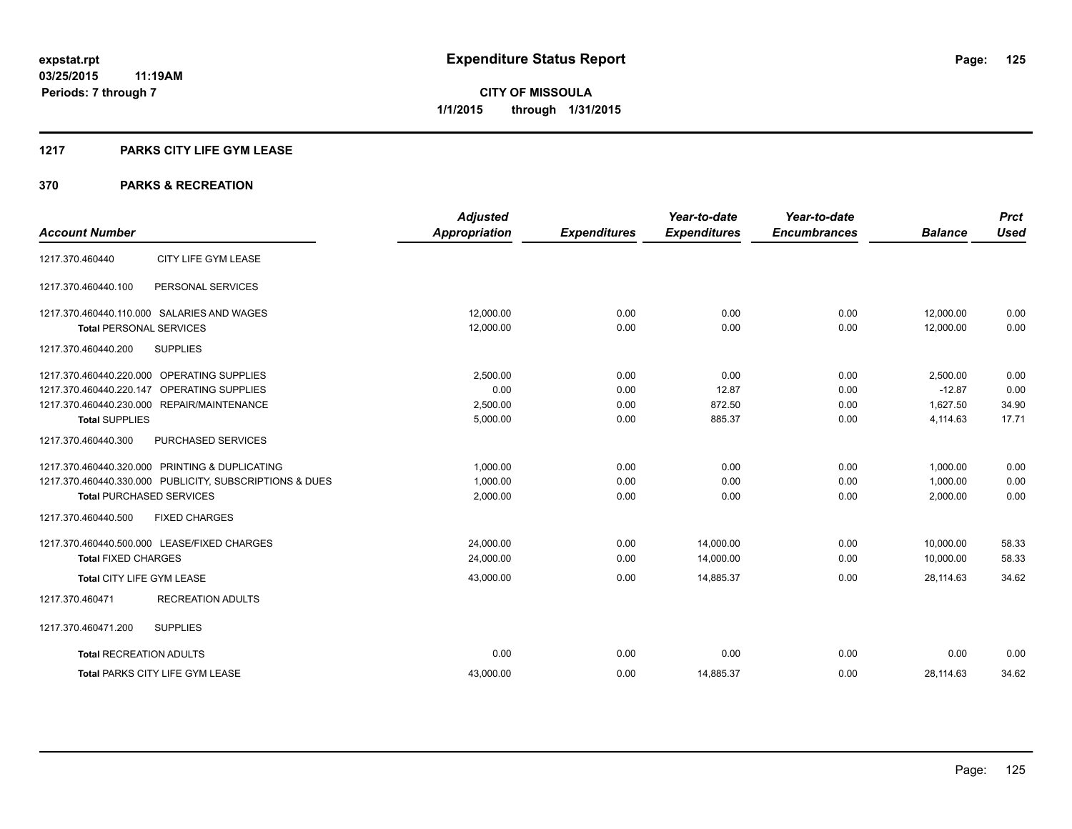# Expenditure Status Report

**CITY OF MISSOULA**
**1/1/2015 through 1/31/2015**

expstat.rpt
03/25/2015 11:19AM
Periods: 7 through 7

## 1217 PARKS CITY LIFE GYM LEASE

## 370 PARKS & RECREATION

| Account Number | | Adjusted Appropriation | Expenditures | Year-to-date Expenditures | Year-to-date Encumbrances | Balance | Prct Used |
|---|---|---|---|---|---|---|---|
| 1217.370.460440 | CITY LIFE GYM LEASE | | | | | | |
| 1217.370.460440.100 | PERSONAL SERVICES | | | | | | |
| 1217.370.460440.110.000 | SALARIES AND WAGES | 12,000.00 | 0.00 | 0.00 | 0.00 | 12,000.00 | 0.00 |
| **Total** PERSONAL SERVICES | | 12,000.00 | 0.00 | 0.00 | 0.00 | 12,000.00 | 0.00 |
| 1217.370.460440.200 | SUPPLIES | | | | | | |
| 1217.370.460440.220.000 | OPERATING SUPPLIES | 2,500.00 | 0.00 | 0.00 | 0.00 | 2,500.00 | 0.00 |
| 1217.370.460440.220.147 | OPERATING SUPPLIES | 0.00 | 0.00 | 12.87 | 0.00 | -12.87 | 0.00 |
| 1217.370.460440.230.000 | REPAIR/MAINTENANCE | 2,500.00 | 0.00 | 872.50 | 0.00 | 1,627.50 | 34.90 |
| **Total** SUPPLIES | | 5,000.00 | 0.00 | 885.37 | 0.00 | 4,114.63 | 17.71 |
| 1217.370.460440.300 | PURCHASED SERVICES | | | | | | |
| 1217.370.460440.320.000 | PRINTING & DUPLICATING | 1,000.00 | 0.00 | 0.00 | 0.00 | 1,000.00 | 0.00 |
| 1217.370.460440.330.000 | PUBLICITY, SUBSCRIPTIONS & DUES | 1,000.00 | 0.00 | 0.00 | 0.00 | 1,000.00 | 0.00 |
| **Total** PURCHASED SERVICES | | 2,000.00 | 0.00 | 0.00 | 0.00 | 2,000.00 | 0.00 |
| 1217.370.460440.500 | FIXED CHARGES | | | | | | |
| 1217.370.460440.500.000 | LEASE/FIXED CHARGES | 24,000.00 | 0.00 | 14,000.00 | 0.00 | 10,000.00 | 58.33 |
| **Total** FIXED CHARGES | | 24,000.00 | 0.00 | 14,000.00 | 0.00 | 10,000.00 | 58.33 |
| **Total** CITY LIFE GYM LEASE | | 43,000.00 | 0.00 | 14,885.37 | 0.00 | 28,114.63 | 34.62 |
| 1217.370.460471 | RECREATION ADULTS | | | | | | |
| 1217.370.460471.200 | SUPPLIES | | | | | | |
| **Total** RECREATION ADULTS | | 0.00 | 0.00 | 0.00 | 0.00 | 0.00 | 0.00 |
| **Total** PARKS CITY LIFE GYM LEASE | | 43,000.00 | 0.00 | 14,885.37 | 0.00 | 28,114.63 | 34.62 |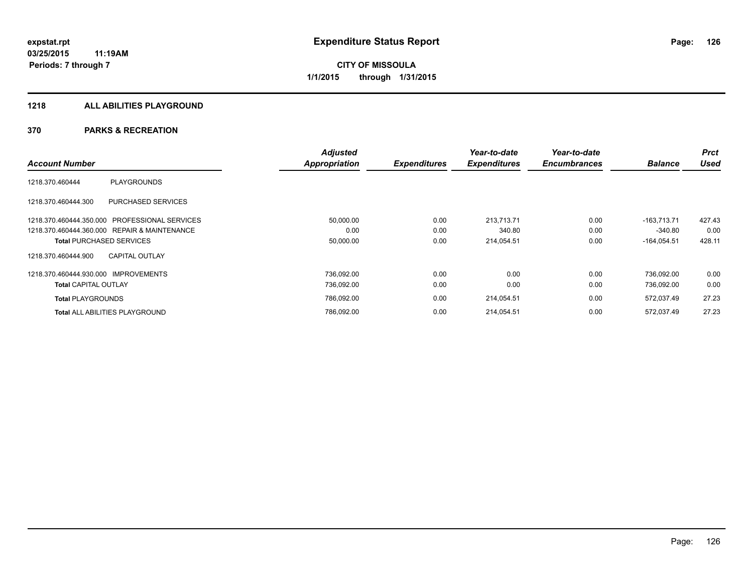**expstat.rpt**
**03/25/2015 11:19AM**
**Periods: 7 through 7**

# Expenditure Status Report

**CITY OF MISSOULA**
**1/1/2015 through 1/31/2015**

## 1218 ALL ABILITIES PLAYGROUND

## 370 PARKS & RECREATION

| Account Number | | Adjusted Appropriation | Expenditures | Year-to-date Expenditures | Year-to-date Encumbrances | Balance | Prct Used |
|---|---|---|---|---|---|---|---|
| 1218.370.460444 | PLAYGROUNDS | | | | | | |
| 1218.370.460444.300 | PURCHASED SERVICES | | | | | | |
| 1218.370.460444.350.000 | PROFESSIONAL SERVICES | 50,000.00 | 0.00 | 213,713.71 | 0.00 | -163,713.71 | 427.43 |
| 1218.370.460444.360.000 | REPAIR & MAINTENANCE | 0.00 | 0.00 | 340.80 | 0.00 | -340.80 | 0.00 |
| **Total** PURCHASED SERVICES | | 50,000.00 | 0.00 | 214,054.51 | 0.00 | -164,054.51 | 428.11 |
| 1218.370.460444.900 | CAPITAL OUTLAY | | | | | | |
| 1218.370.460444.930.000 | IMPROVEMENTS | 736,092.00 | 0.00 | 0.00 | 0.00 | 736,092.00 | 0.00 |
| **Total** CAPITAL OUTLAY | | 736,092.00 | 0.00 | 0.00 | 0.00 | 736,092.00 | 0.00 |
| **Total** PLAYGROUNDS | | 786,092.00 | 0.00 | 214,054.51 | 0.00 | 572,037.49 | 27.23 |
| **Total** ALL ABILITIES PLAYGROUND | | 786,092.00 | 0.00 | 214,054.51 | 0.00 | 572,037.49 | 27.23 |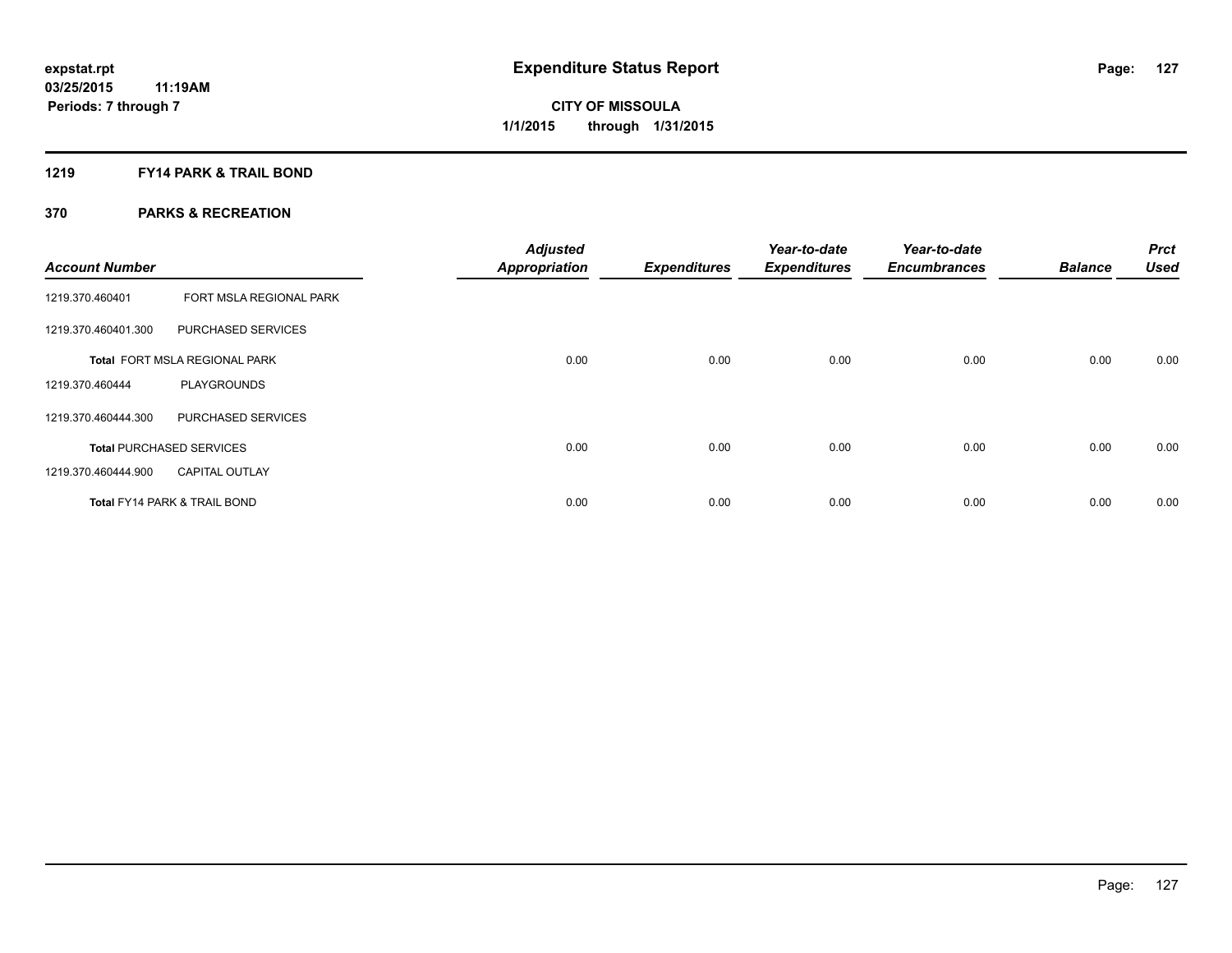# Expenditure Status Report

expstat.rpt
03/25/2015 11:19AM
Periods: 7 through 7

**CITY OF MISSOULA**
**1/1/2015 through 1/31/2015**

## 1219 FY14 PARK & TRAIL BOND

## 370 PARKS & RECREATION

| Account Number | | Adjusted Appropriation | Expenditures | Year-to-date Expenditures | Year-to-date Encumbrances | Balance | Prct Used |
|---|---|---|---|---|---|---|---|
| 1219.370.460401 | FORT MSLA REGIONAL PARK | | | | | | |
| 1219.370.460401.300 | PURCHASED SERVICES | | | | | | |
| **Total** FORT MSLA REGIONAL PARK | | 0.00 | 0.00 | 0.00 | 0.00 | 0.00 | 0.00 |
| 1219.370.460444 | PLAYGROUNDS | | | | | | |
| 1219.370.460444.300 | PURCHASED SERVICES | | | | | | |
| **Total** PURCHASED SERVICES | | 0.00 | 0.00 | 0.00 | 0.00 | 0.00 | 0.00 |
| 1219.370.460444.900 | CAPITAL OUTLAY | | | | | | |
| **Total** FY14 PARK & TRAIL BOND | | 0.00 | 0.00 | 0.00 | 0.00 | 0.00 | 0.00 |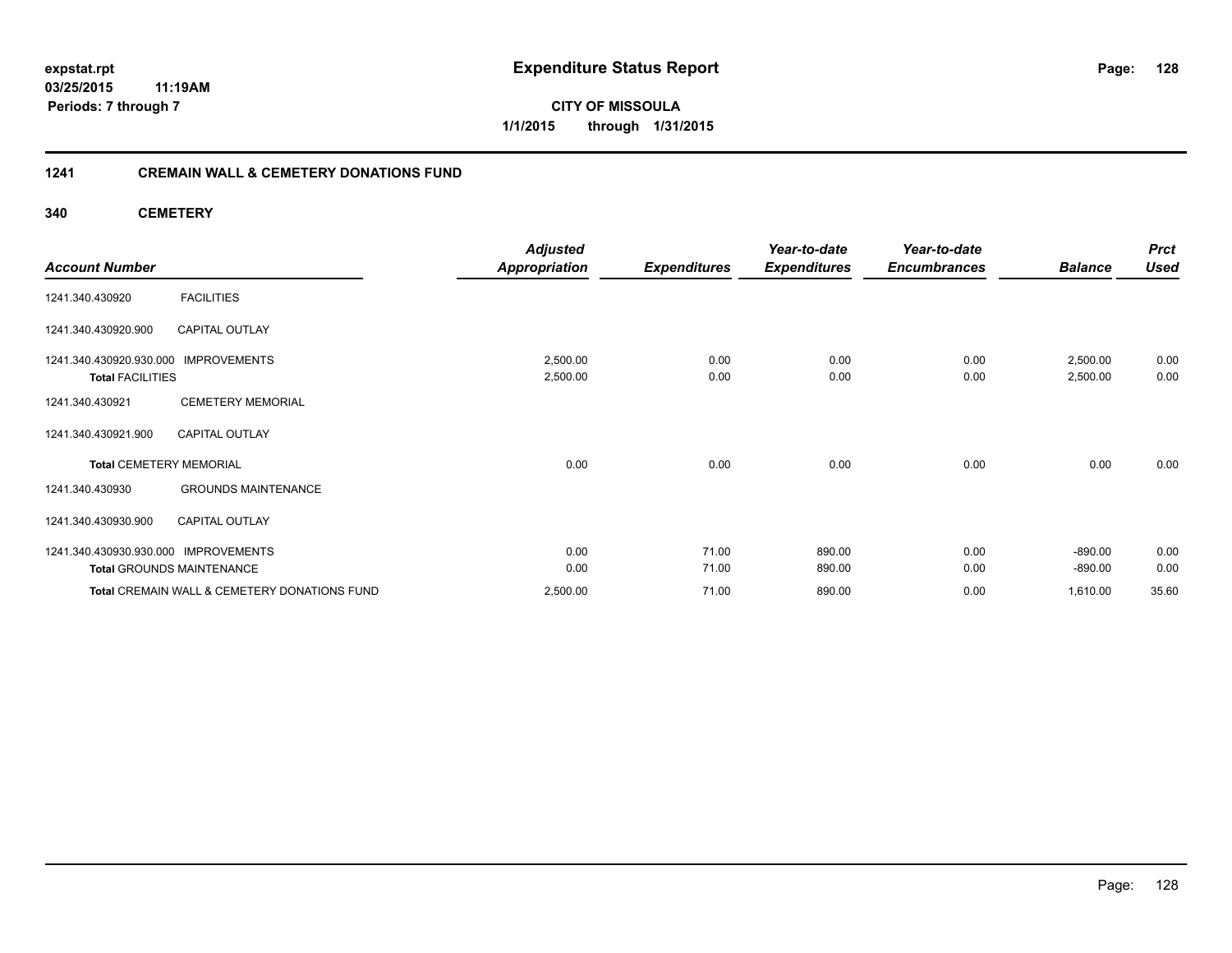**expstat.rpt**
**03/25/2015 11:19AM**
**Periods: 7 through 7**

# Expenditure Status Report

**CITY OF MISSOULA**
**1/1/2015 through 1/31/2015**

## 1241 CREMAIN WALL & CEMETERY DONATIONS FUND

### 340 CEMETERY

| Account Number | | Adjusted Appropriation | Expenditures | Year-to-date Expenditures | Year-to-date Encumbrances | Balance | Prct Used |
|---|---|---|---|---|---|---|---|
| 1241.340.430920 | FACILITIES | | | | | | |
| 1241.340.430920.900 | CAPITAL OUTLAY | | | | | | |
| 1241.340.430920.930.000 | IMPROVEMENTS | 2,500.00 | 0.00 | 0.00 | 0.00 | 2,500.00 | 0.00 |
| **Total** FACILITIES | | 2,500.00 | 0.00 | 0.00 | 0.00 | 2,500.00 | 0.00 |
| 1241.340.430921 | CEMETERY MEMORIAL | | | | | | |
| 1241.340.430921.900 | CAPITAL OUTLAY | | | | | | |
| **Total** CEMETERY MEMORIAL | | 0.00 | 0.00 | 0.00 | 0.00 | 0.00 | 0.00 |
| 1241.340.430930 | GROUNDS MAINTENANCE | | | | | | |
| 1241.340.430930.900 | CAPITAL OUTLAY | | | | | | |
| 1241.340.430930.930.000 | IMPROVEMENTS | 0.00 | 71.00 | 890.00 | 0.00 | -890.00 | 0.00 |
| **Total** GROUNDS MAINTENANCE | | 0.00 | 71.00 | 890.00 | 0.00 | -890.00 | 0.00 |
| **Total** CREMAIN WALL & CEMETERY DONATIONS FUND | | 2,500.00 | 71.00 | 890.00 | 0.00 | 1,610.00 | 35.60 |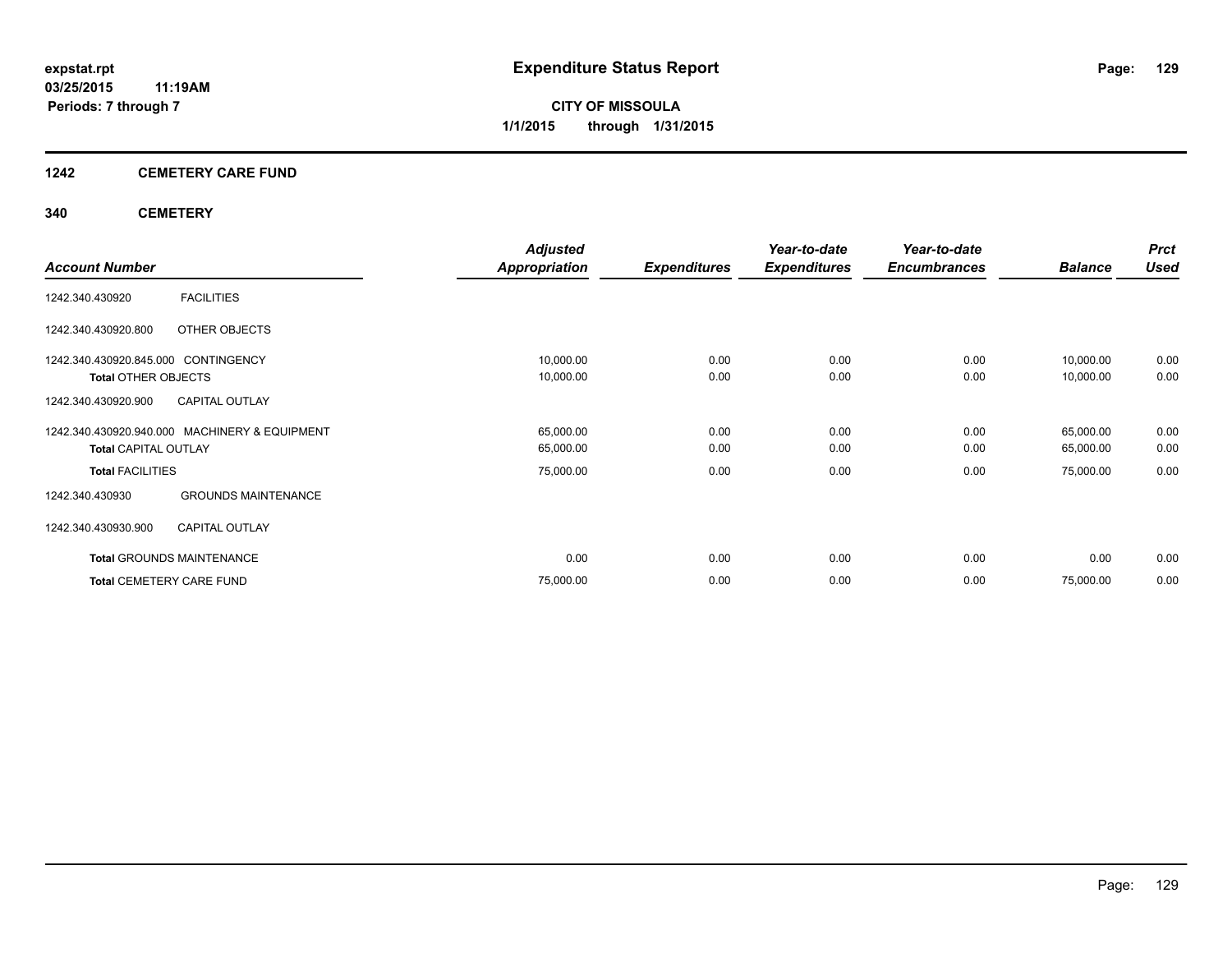# Expenditure Status Report

expstat.rpt
03/25/2015 11:19AM
Periods: 7 through 7

**CITY OF MISSOULA**
**1/1/2015 through 1/31/2015**

## 1242 CEMETERY CARE FUND

### 340 CEMETERY

| Account Number | | Adjusted Appropriation | Expenditures | Year-to-date Expenditures | Year-to-date Encumbrances | Balance | Prct Used |
|---|---|---|---|---|---|---|---|
| 1242.340.430920 | FACILITIES | | | | | | |
| 1242.340.430920.800 | OTHER OBJECTS | | | | | | |
| 1242.340.430920.845.000 | CONTINGENCY | 10,000.00 | 0.00 | 0.00 | 0.00 | 10,000.00 | 0.00 |
| **Total** OTHER OBJECTS | | 10,000.00 | 0.00 | 0.00 | 0.00 | 10,000.00 | 0.00 |
| 1242.340.430920.900 | CAPITAL OUTLAY | | | | | | |
| 1242.340.430920.940.000 | MACHINERY & EQUIPMENT | 65,000.00 | 0.00 | 0.00 | 0.00 | 65,000.00 | 0.00 |
| **Total** CAPITAL OUTLAY | | 65,000.00 | 0.00 | 0.00 | 0.00 | 65,000.00 | 0.00 |
| **Total** FACILITIES | | 75,000.00 | 0.00 | 0.00 | 0.00 | 75,000.00 | 0.00 |
| 1242.340.430930 | GROUNDS MAINTENANCE | | | | | | |
| 1242.340.430930.900 | CAPITAL OUTLAY | | | | | | |
| **Total** GROUNDS MAINTENANCE | | 0.00 | 0.00 | 0.00 | 0.00 | 0.00 | 0.00 |
| **Total** CEMETERY CARE FUND | | 75,000.00 | 0.00 | 0.00 | 0.00 | 75,000.00 | 0.00 |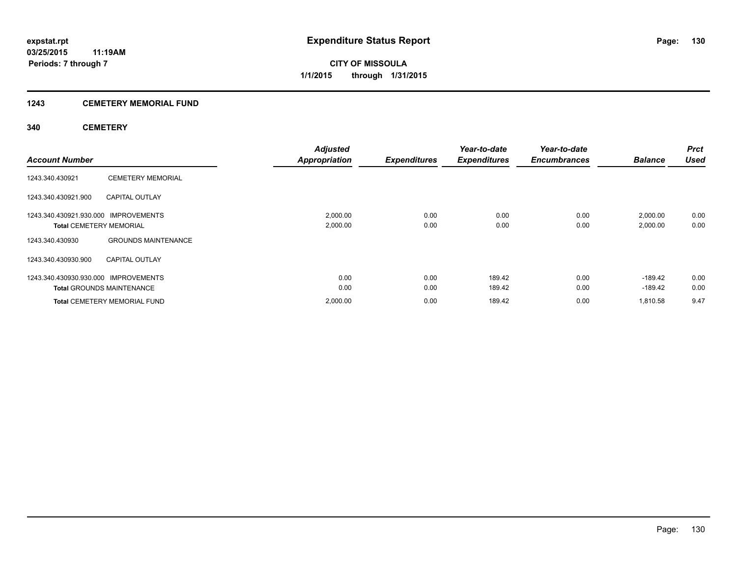# Expenditure Status Report

expstat.rpt
03/25/2015 11:19AM
Periods: 7 through 7

**CITY OF MISSOULA**
**1/1/2015 through 1/31/2015**

## 1243 CEMETERY MEMORIAL FUND

### 340 CEMETERY

| Account Number | | Adjusted Appropriation | Expenditures | Year-to-date Expenditures | Year-to-date Encumbrances | Balance | Prct Used |
|---|---|---|---|---|---|---|---|
| 1243.340.430921 | CEMETERY MEMORIAL | | | | | | |
| 1243.340.430921.900 | CAPITAL OUTLAY | | | | | | |
| 1243.340.430921.930.000 | IMPROVEMENTS | 2,000.00 | 0.00 | 0.00 | 0.00 | 2,000.00 | 0.00 |
| **Total** CEMETERY MEMORIAL | | 2,000.00 | 0.00 | 0.00 | 0.00 | 2,000.00 | 0.00 |
| 1243.340.430930 | GROUNDS MAINTENANCE | | | | | | |
| 1243.340.430930.900 | CAPITAL OUTLAY | | | | | | |
| 1243.340.430930.930.000 | IMPROVEMENTS | 0.00 | 0.00 | 189.42 | 0.00 | -189.42 | 0.00 |
| **Total** GROUNDS MAINTENANCE | | 0.00 | 0.00 | 189.42 | 0.00 | -189.42 | 0.00 |
| **Total** CEMETERY MEMORIAL FUND | | 2,000.00 | 0.00 | 189.42 | 0.00 | 1,810.58 | 9.47 |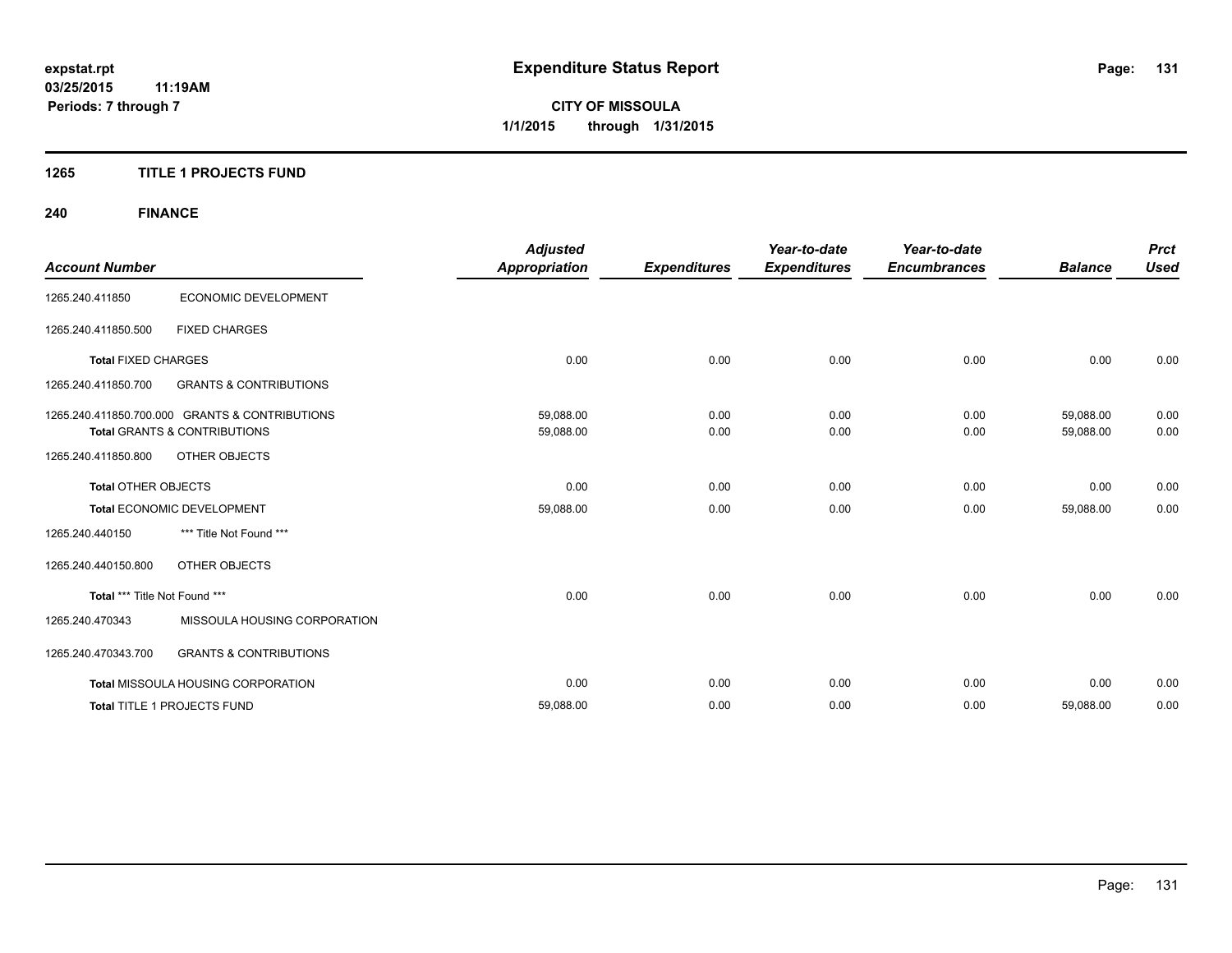**Expenditure Status Report**

**CITY OF MISSOULA**
**1/1/2015 through 1/31/2015**

expstat.rpt
03/25/2015 11:19AM
Periods: 7 through 7

## 1265 TITLE 1 PROJECTS FUND

### 240 FINANCE

| Account Number | | Adjusted Appropriation | Expenditures | Year-to-date Expenditures | Year-to-date Encumbrances | Balance | Prct Used |
|---|---|---|---|---|---|---|---|
| 1265.240.411850 | ECONOMIC DEVELOPMENT | | | | | | |
| 1265.240.411850.500 | FIXED CHARGES | | | | | | |
| **Total** FIXED CHARGES | | 0.00 | 0.00 | 0.00 | 0.00 | 0.00 | 0.00 |
| 1265.240.411850.700 | GRANTS & CONTRIBUTIONS | | | | | | |
| 1265.240.411850.700.000 | GRANTS & CONTRIBUTIONS | 59,088.00 | 0.00 | 0.00 | 0.00 | 59,088.00 | 0.00 |
| **Total** GRANTS & CONTRIBUTIONS | | 59,088.00 | 0.00 | 0.00 | 0.00 | 59,088.00 | 0.00 |
| 1265.240.411850.800 | OTHER OBJECTS | | | | | | |
| **Total** OTHER OBJECTS | | 0.00 | 0.00 | 0.00 | 0.00 | 0.00 | 0.00 |
| **Total** ECONOMIC DEVELOPMENT | | 59,088.00 | 0.00 | 0.00 | 0.00 | 59,088.00 | 0.00 |
| 1265.240.440150 | *** Title Not Found *** | | | | | | |
| 1265.240.440150.800 | OTHER OBJECTS | | | | | | |
| **Total** *** Title Not Found *** | | 0.00 | 0.00 | 0.00 | 0.00 | 0.00 | 0.00 |
| 1265.240.470343 | MISSOULA HOUSING CORPORATION | | | | | | |
| 1265.240.470343.700 | GRANTS & CONTRIBUTIONS | | | | | | |
| **Total** MISSOULA HOUSING CORPORATION | | 0.00 | 0.00 | 0.00 | 0.00 | 0.00 | 0.00 |
| **Total** TITLE 1 PROJECTS FUND | | 59,088.00 | 0.00 | 0.00 | 0.00 | 59,088.00 | 0.00 |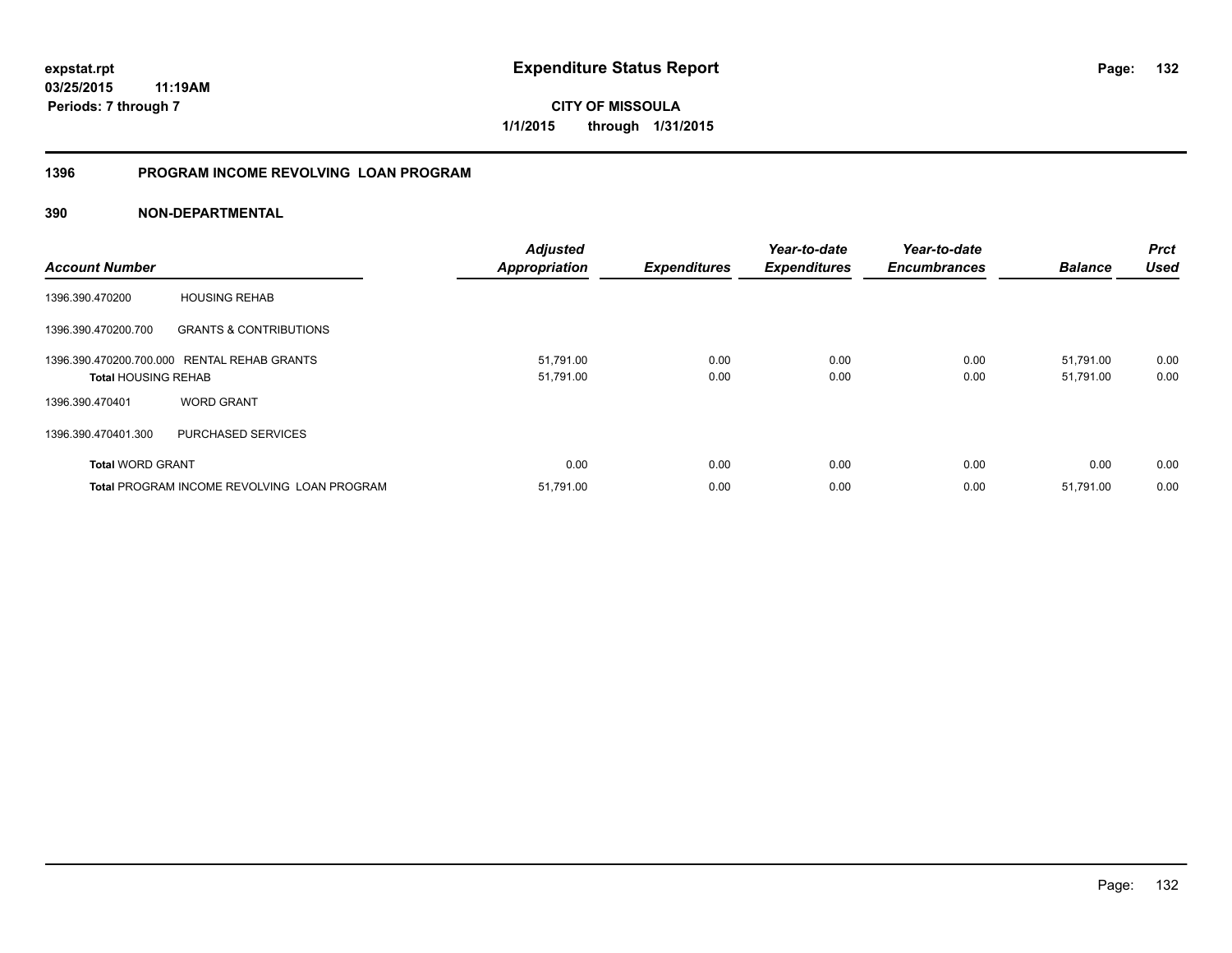expstat.rpt
03/25/2015 11:19AM
Periods: 7 through 7

# Expenditure Status Report

**CITY OF MISSOULA**
**1/1/2015 through 1/31/2015**

## 1396 PROGRAM INCOME REVOLVING LOAN PROGRAM

## 390 NON-DEPARTMENTAL

| Account Number | | Adjusted Appropriation | Expenditures | Year-to-date Expenditures | Year-to-date Encumbrances | Balance | Prct Used |
|---|---|---|---|---|---|---|---|
| 1396.390.470200 | HOUSING REHAB | | | | | | |
| 1396.390.470200.700 | GRANTS & CONTRIBUTIONS | | | | | | |
| 1396.390.470200.700.000 | RENTAL REHAB GRANTS | 51,791.00 | 0.00 | 0.00 | 0.00 | 51,791.00 | 0.00 |
| **Total** HOUSING REHAB | | 51,791.00 | 0.00 | 0.00 | 0.00 | 51,791.00 | 0.00 |
| 1396.390.470401 | WORD GRANT | | | | | | |
| 1396.390.470401.300 | PURCHASED SERVICES | | | | | | |
| **Total** WORD GRANT | | 0.00 | 0.00 | 0.00 | 0.00 | 0.00 | 0.00 |
| **Total** PROGRAM INCOME REVOLVING LOAN PROGRAM | | 51,791.00 | 0.00 | 0.00 | 0.00 | 51,791.00 | 0.00 |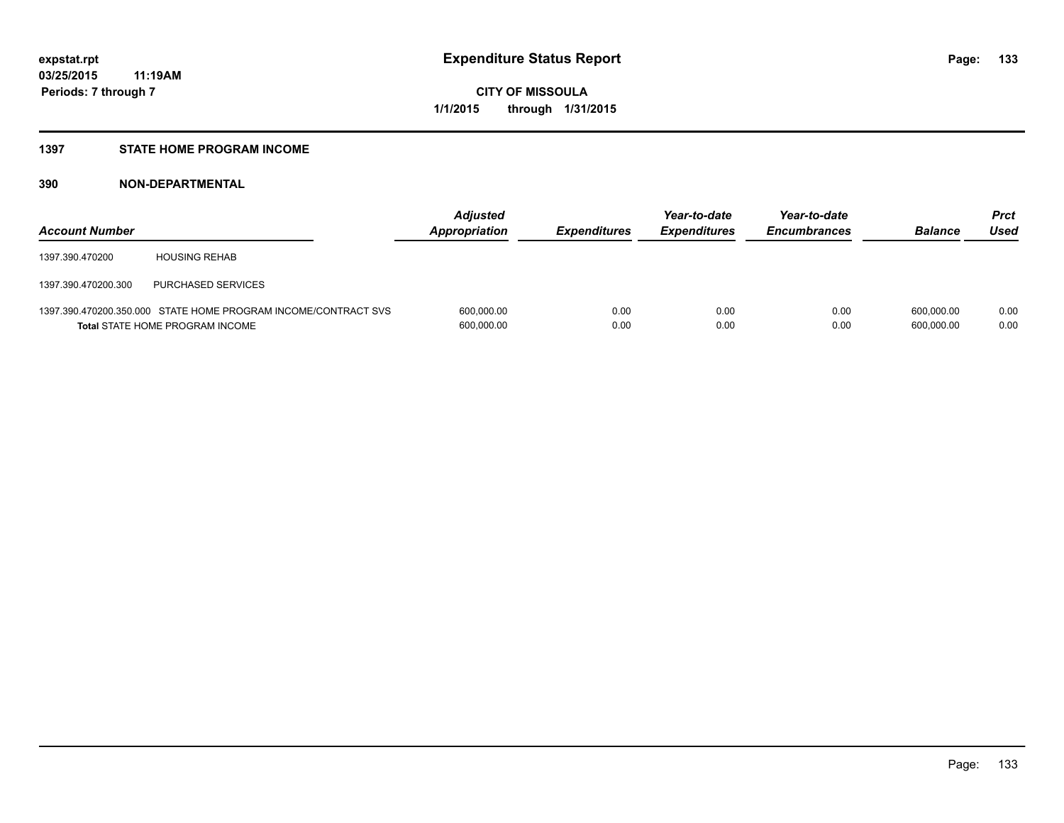**expstat.rpt**
**03/25/2015 11:19AM**
**Periods: 7 through 7**

# Expenditure Status Report

**CITY OF MISSOULA**
**1/1/2015 through 1/31/2015**

## 1397 STATE HOME PROGRAM INCOME

### 390 NON-DEPARTMENTAL

| Account Number | | Adjusted Appropriation | Expenditures | Year-to-date Expenditures | Year-to-date Encumbrances | Balance | Prct Used |
|---|---|---|---|---|---|---|---|
| 1397.390.470200 | HOUSING REHAB | | | | | | |
| 1397.390.470200.300 | PURCHASED SERVICES | | | | | | |
| 1397.390.470200.350.000 | STATE HOME PROGRAM INCOME/CONTRACT SVS | 600,000.00 | 0.00 | 0.00 | 0.00 | 600,000.00 | 0.00 |
| **Total** STATE HOME PROGRAM INCOME | | 600,000.00 | 0.00 | 0.00 | 0.00 | 600,000.00 | 0.00 |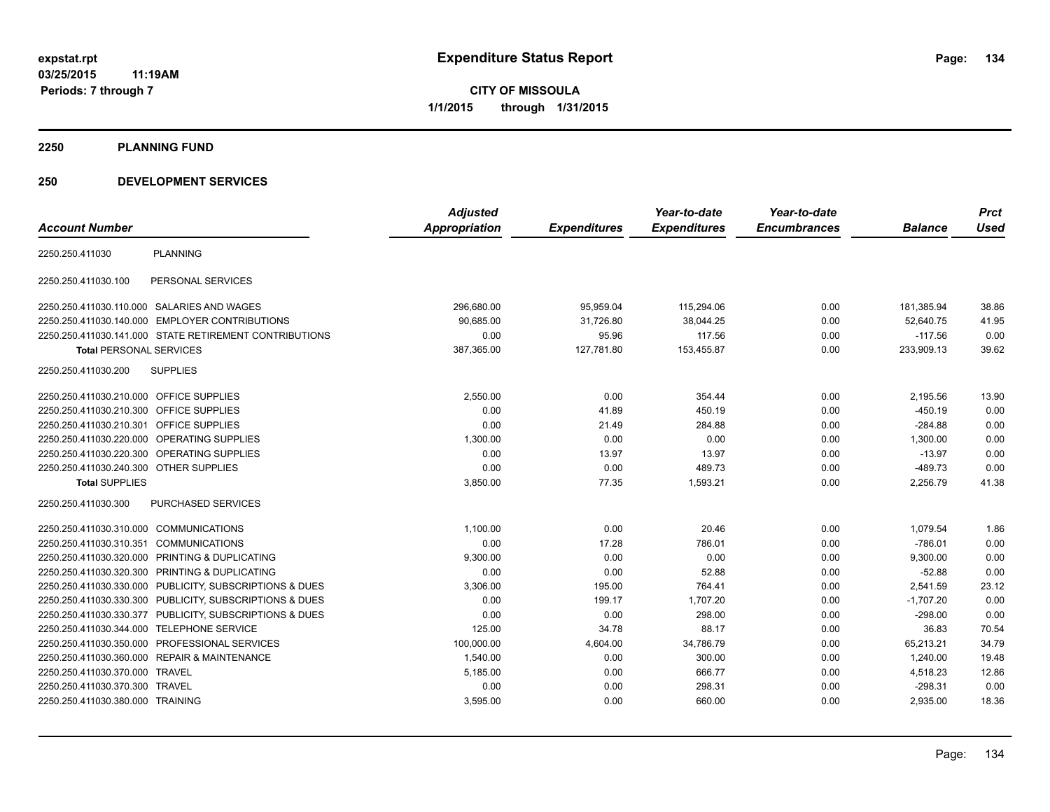expstat.rpt
03/25/2015 11:19AM
Periods: 7 through 7

# Expenditure Status Report

**CITY OF MISSOULA**
**1/1/2015 through 1/31/2015**

## 2250 PLANNING FUND

## 250 DEVELOPMENT SERVICES

| Account Number | | Adjusted Appropriation | Expenditures | Year-to-date Expenditures | Year-to-date Encumbrances | Balance | Prct Used |
|---|---|---|---|---|---|---|---|
| 2250.250.411030 | PLANNING | | | | | | |
| 2250.250.411030.100 | PERSONAL SERVICES | | | | | | |
| 2250.250.411030.110.000 | SALARIES AND WAGES | 296,680.00 | 95,959.04 | 115,294.06 | 0.00 | 181,385.94 | 38.86 |
| 2250.250.411030.140.000 | EMPLOYER CONTRIBUTIONS | 90,685.00 | 31,726.80 | 38,044.25 | 0.00 | 52,640.75 | 41.95 |
| 2250.250.411030.141.000 | STATE RETIREMENT CONTRIBUTIONS | 0.00 | 95.96 | 117.56 | 0.00 | -117.56 | 0.00 |
| **Total PERSONAL SERVICES** | | 387,365.00 | 127,781.80 | 153,455.87 | 0.00 | 233,909.13 | 39.62 |
| 2250.250.411030.200 | SUPPLIES | | | | | | |
| 2250.250.411030.210.000 | OFFICE SUPPLIES | 2,550.00 | 0.00 | 354.44 | 0.00 | 2,195.56 | 13.90 |
| 2250.250.411030.210.300 | OFFICE SUPPLIES | 0.00 | 41.89 | 450.19 | 0.00 | -450.19 | 0.00 |
| 2250.250.411030.210.301 | OFFICE SUPPLIES | 0.00 | 21.49 | 284.88 | 0.00 | -284.88 | 0.00 |
| 2250.250.411030.220.000 | OPERATING SUPPLIES | 1,300.00 | 0.00 | 0.00 | 0.00 | 1,300.00 | 0.00 |
| 2250.250.411030.220.300 | OPERATING SUPPLIES | 0.00 | 13.97 | 13.97 | 0.00 | -13.97 | 0.00 |
| 2250.250.411030.240.300 | OTHER SUPPLIES | 0.00 | 0.00 | 489.73 | 0.00 | -489.73 | 0.00 |
| **Total SUPPLIES** | | 3,850.00 | 77.35 | 1,593.21 | 0.00 | 2,256.79 | 41.38 |
| 2250.250.411030.300 | PURCHASED SERVICES | | | | | | |
| 2250.250.411030.310.000 | COMMUNICATIONS | 1,100.00 | 0.00 | 20.46 | 0.00 | 1,079.54 | 1.86 |
| 2250.250.411030.310.351 | COMMUNICATIONS | 0.00 | 17.28 | 786.01 | 0.00 | -786.01 | 0.00 |
| 2250.250.411030.320.000 | PRINTING & DUPLICATING | 9,300.00 | 0.00 | 0.00 | 0.00 | 9,300.00 | 0.00 |
| 2250.250.411030.320.300 | PRINTING & DUPLICATING | 0.00 | 0.00 | 52.88 | 0.00 | -52.88 | 0.00 |
| 2250.250.411030.330.000 | PUBLICITY, SUBSCRIPTIONS & DUES | 3,306.00 | 195.00 | 764.41 | 0.00 | 2,541.59 | 23.12 |
| 2250.250.411030.330.300 | PUBLICITY, SUBSCRIPTIONS & DUES | 0.00 | 199.17 | 1,707.20 | 0.00 | -1,707.20 | 0.00 |
| 2250.250.411030.330.377 | PUBLICITY, SUBSCRIPTIONS & DUES | 0.00 | 0.00 | 298.00 | 0.00 | -298.00 | 0.00 |
| 2250.250.411030.344.000 | TELEPHONE SERVICE | 125.00 | 34.78 | 88.17 | 0.00 | 36.83 | 70.54 |
| 2250.250.411030.350.000 | PROFESSIONAL SERVICES | 100,000.00 | 4,604.00 | 34,786.79 | 0.00 | 65,213.21 | 34.79 |
| 2250.250.411030.360.000 | REPAIR & MAINTENANCE | 1,540.00 | 0.00 | 300.00 | 0.00 | 1,240.00 | 19.48 |
| 2250.250.411030.370.000 | TRAVEL | 5,185.00 | 0.00 | 666.77 | 0.00 | 4,518.23 | 12.86 |
| 2250.250.411030.370.300 | TRAVEL | 0.00 | 0.00 | 298.31 | 0.00 | -298.31 | 0.00 |
| 2250.250.411030.380.000 | TRAINING | 3,595.00 | 0.00 | 660.00 | 0.00 | 2,935.00 | 18.36 |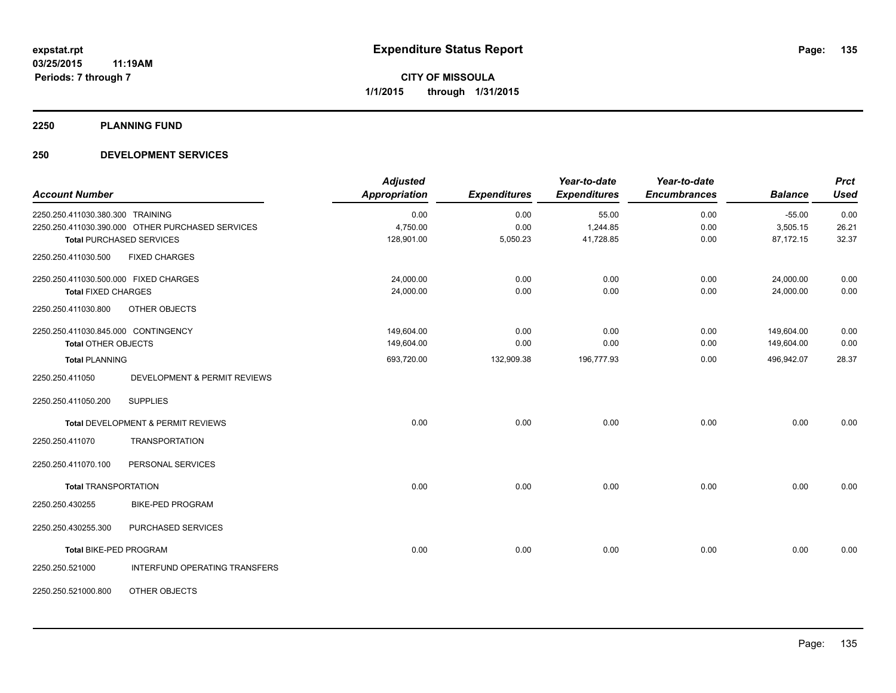**expstat.rpt**
**03/25/2015 11:19AM**
**Periods: 7 through 7**

# Expenditure Status Report

**CITY OF MISSOULA**
**1/1/2015 through 1/31/2015**

## 2250 PLANNING FUND

## 250 DEVELOPMENT SERVICES

| Account Number | | Adjusted Appropriation | Expenditures | Year-to-date Expenditures | Year-to-date Encumbrances | Balance | Prct Used |
|---|---|---|---|---|---|---|---|
| 2250.250.411030.380.300 | TRAINING | 0.00 | 0.00 | 55.00 | 0.00 | -55.00 | 0.00 |
| 2250.250.411030.390.000 | OTHER PURCHASED SERVICES | 4,750.00 | 0.00 | 1,244.85 | 0.00 | 3,505.15 | 26.21 |
| **Total** PURCHASED SERVICES | | 128,901.00 | 5,050.23 | 41,728.85 | 0.00 | 87,172.15 | 32.37 |
| 2250.250.411030.500 | FIXED CHARGES | | | | | | |
| 2250.250.411030.500.000 | FIXED CHARGES | 24,000.00 | 0.00 | 0.00 | 0.00 | 24,000.00 | 0.00 |
| **Total** FIXED CHARGES | | 24,000.00 | 0.00 | 0.00 | 0.00 | 24,000.00 | 0.00 |
| 2250.250.411030.800 | OTHER OBJECTS | | | | | | |
| 2250.250.411030.845.000 | CONTINGENCY | 149,604.00 | 0.00 | 0.00 | 0.00 | 149,604.00 | 0.00 |
| **Total** OTHER OBJECTS | | 149,604.00 | 0.00 | 0.00 | 0.00 | 149,604.00 | 0.00 |
| **Total** PLANNING | | 693,720.00 | 132,909.38 | 196,777.93 | 0.00 | 496,942.07 | 28.37 |
| 2250.250.411050 | DEVELOPMENT & PERMIT REVIEWS | | | | | | |
| 2250.250.411050.200 | SUPPLIES | | | | | | |
| **Total** DEVELOPMENT & PERMIT REVIEWS | | 0.00 | 0.00 | 0.00 | 0.00 | 0.00 | 0.00 |
| 2250.250.411070 | TRANSPORTATION | | | | | | |
| 2250.250.411070.100 | PERSONAL SERVICES | | | | | | |
| **Total** TRANSPORTATION | | 0.00 | 0.00 | 0.00 | 0.00 | 0.00 | 0.00 |
| 2250.250.430255 | BIKE-PED PROGRAM | | | | | | |
| 2250.250.430255.300 | PURCHASED SERVICES | | | | | | |
| **Total** BIKE-PED PROGRAM | | 0.00 | 0.00 | 0.00 | 0.00 | 0.00 | 0.00 |
| 2250.250.521000 | INTERFUND OPERATING TRANSFERS | | | | | | |
| 2250.250.521000.800 | OTHER OBJECTS | | | | | | |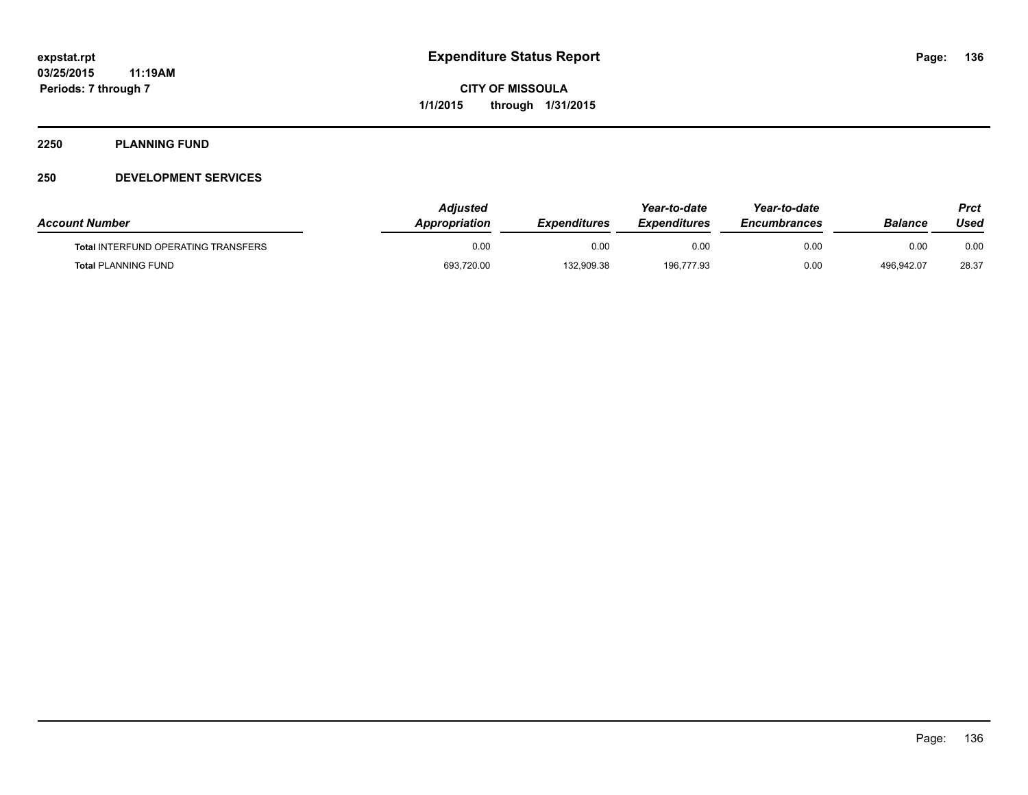# Expenditure Status Report

expstat.rpt
03/25/2015 11:19AM
Periods: 7 through 7

**CITY OF MISSOULA**
**1/1/2015 through 1/31/2015**

## 2250 PLANNING FUND

## 250 DEVELOPMENT SERVICES

| Account Number | Adjusted Appropriation | Expenditures | Year-to-date Expenditures | Year-to-date Encumbrances | Balance | Prct Used |
|---|---|---|---|---|---|---|
| **Total** INTERFUND OPERATING TRANSFERS | 0.00 | 0.00 | 0.00 | 0.00 | 0.00 | 0.00 |
| **Total** PLANNING FUND | 693,720.00 | 132,909.38 | 196,777.93 | 0.00 | 496,942.07 | 28.37 |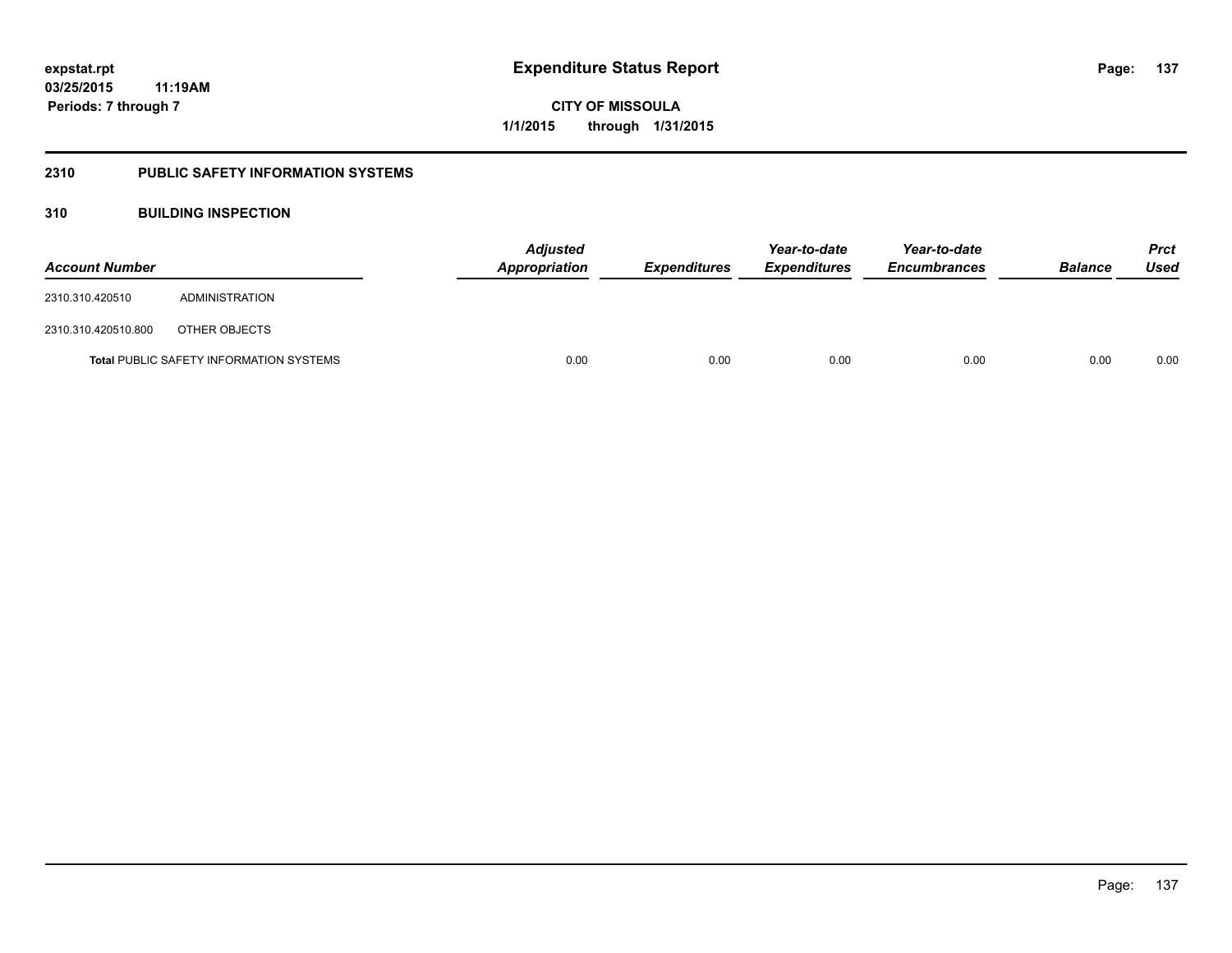**expstat.rpt**
**03/25/2015 11:19AM**
**Periods: 7 through 7**

# Expenditure Status Report

**CITY OF MISSOULA**
**1/1/2015 through 1/31/2015**

## 2310 PUBLIC SAFETY INFORMATION SYSTEMS

### 310 BUILDING INSPECTION

| Account Number | | *Adjusted Appropriation* | *Expenditures* | *Year-to-date Expenditures* | *Year-to-date Encumbrances* | *Balance* | *Prct Used* |
|---|---|---|---|---|---|---|---|
| 2310.310.420510 | ADMINISTRATION | | | | | | |
| 2310.310.420510.800 | OTHER OBJECTS | | | | | | |
| **Total** PUBLIC SAFETY INFORMATION SYSTEMS | | 0.00 | 0.00 | 0.00 | 0.00 | 0.00 | 0.00 |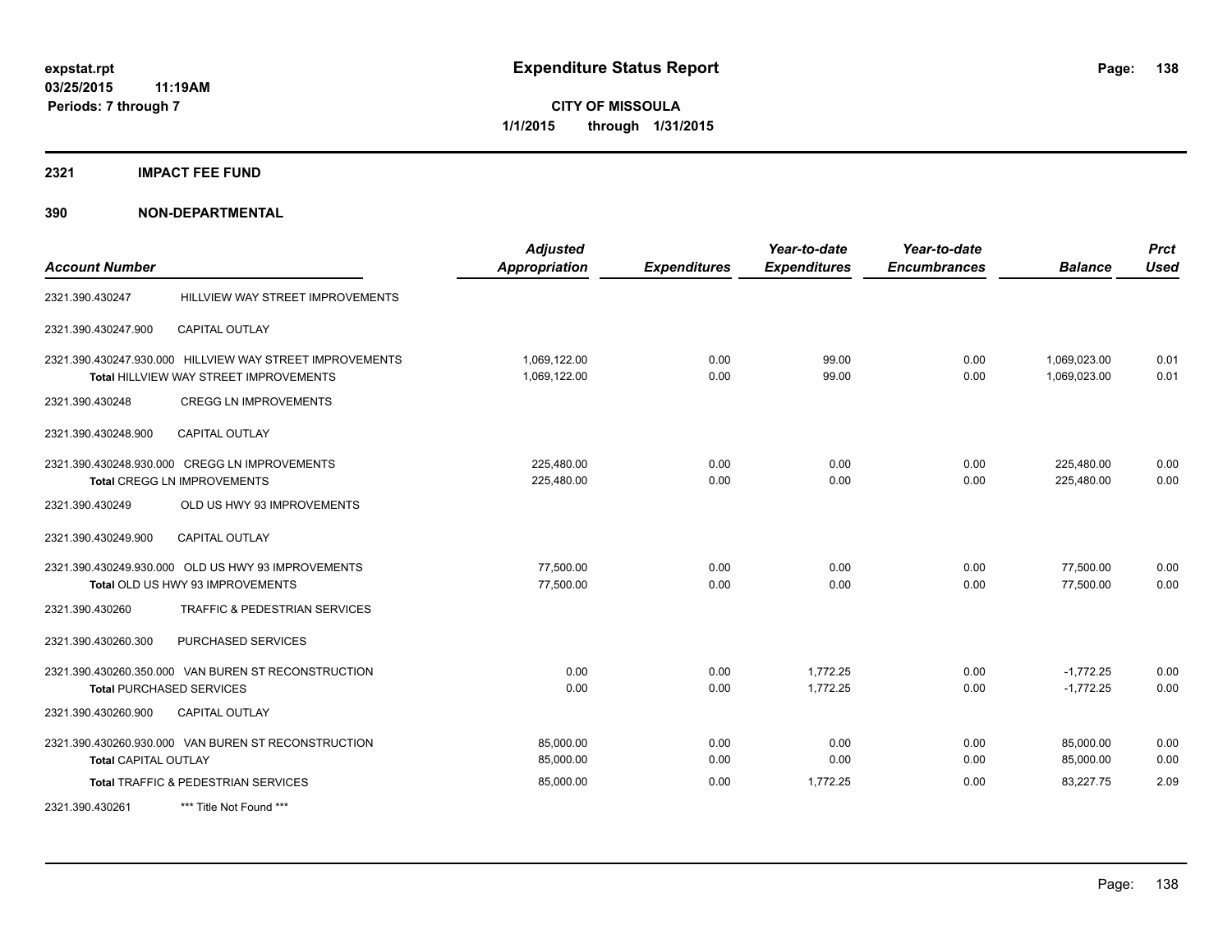# Expenditure Status Report

expstat.rpt
03/25/2015 11:19AM
Periods: 7 through 7

**CITY OF MISSOULA**
**1/1/2015 through 1/31/2015**

## 2321 IMPACT FEE FUND

### 390 NON-DEPARTMENTAL

| Account Number | | Adjusted Appropriation | Expenditures | Year-to-date Expenditures | Year-to-date Encumbrances | Balance | Prct Used |
|---|---|---|---|---|---|---|---|
| 2321.390.430247 | HILLVIEW WAY STREET IMPROVEMENTS | | | | | | |
| 2321.390.430247.900 | CAPITAL OUTLAY | | | | | | |
| 2321.390.430247.930.000 | HILLVIEW WAY STREET IMPROVEMENTS | 1,069,122.00 | 0.00 | 99.00 | 0.00 | 1,069,023.00 | 0.01 |
| | **Total** HILLVIEW WAY STREET IMPROVEMENTS | 1,069,122.00 | 0.00 | 99.00 | 0.00 | 1,069,023.00 | 0.01 |
| 2321.390.430248 | CREGG LN IMPROVEMENTS | | | | | | |
| 2321.390.430248.900 | CAPITAL OUTLAY | | | | | | |
| 2321.390.430248.930.000 | CREGG LN IMPROVEMENTS | 225,480.00 | 0.00 | 0.00 | 0.00 | 225,480.00 | 0.00 |
| | **Total** CREGG LN IMPROVEMENTS | 225,480.00 | 0.00 | 0.00 | 0.00 | 225,480.00 | 0.00 |
| 2321.390.430249 | OLD US HWY 93 IMPROVEMENTS | | | | | | |
| 2321.390.430249.900 | CAPITAL OUTLAY | | | | | | |
| 2321.390.430249.930.000 | OLD US HWY 93 IMPROVEMENTS | 77,500.00 | 0.00 | 0.00 | 0.00 | 77,500.00 | 0.00 |
| | **Total** OLD US HWY 93 IMPROVEMENTS | 77,500.00 | 0.00 | 0.00 | 0.00 | 77,500.00 | 0.00 |
| 2321.390.430260 | TRAFFIC & PEDESTRIAN SERVICES | | | | | | |
| 2321.390.430260.300 | PURCHASED SERVICES | | | | | | |
| 2321.390.430260.350.000 | VAN BUREN ST RECONSTRUCTION | 0.00 | 0.00 | 1,772.25 | 0.00 | -1,772.25 | 0.00 |
| | **Total** PURCHASED SERVICES | 0.00 | 0.00 | 1,772.25 | 0.00 | -1,772.25 | 0.00 |
| 2321.390.430260.900 | CAPITAL OUTLAY | | | | | | |
| 2321.390.430260.930.000 | VAN BUREN ST RECONSTRUCTION | 85,000.00 | 0.00 | 0.00 | 0.00 | 85,000.00 | 0.00 |
| | **Total** CAPITAL OUTLAY | 85,000.00 | 0.00 | 0.00 | 0.00 | 85,000.00 | 0.00 |
| | **Total** TRAFFIC & PEDESTRIAN SERVICES | 85,000.00 | 0.00 | 1,772.25 | 0.00 | 83,227.75 | 2.09 |
| 2321.390.430261 | *** Title Not Found *** | | | | | | |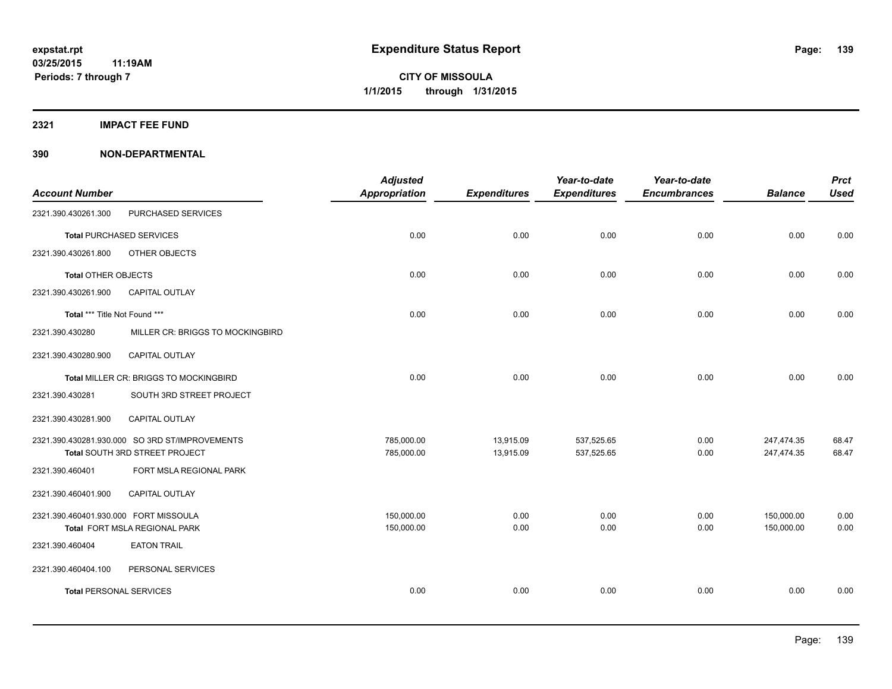# Expenditure Status Report

expstat.rpt
03/25/2015 11:19AM
Periods: 7 through 7

**CITY OF MISSOULA**
**1/1/2015 through 1/31/2015**

## 2321 IMPACT FEE FUND

## 390 NON-DEPARTMENTAL

| Account Number | | Adjusted Appropriation | Expenditures | Year-to-date Expenditures | Year-to-date Encumbrances | Balance | Prct Used |
|---|---|---|---|---|---|---|---|
| 2321.390.430261.300 | PURCHASED SERVICES | | | | | | |
| **Total** PURCHASED SERVICES | | 0.00 | 0.00 | 0.00 | 0.00 | 0.00 | 0.00 |
| 2321.390.430261.800 | OTHER OBJECTS | | | | | | |
| **Total** OTHER OBJECTS | | 0.00 | 0.00 | 0.00 | 0.00 | 0.00 | 0.00 |
| 2321.390.430261.900 | CAPITAL OUTLAY | | | | | | |
| **Total** *** Title Not Found *** | | 0.00 | 0.00 | 0.00 | 0.00 | 0.00 | 0.00 |
| 2321.390.430280 | MILLER CR: BRIGGS TO MOCKINGBIRD | | | | | | |
| 2321.390.430280.900 | CAPITAL OUTLAY | | | | | | |
| **Total** MILLER CR: BRIGGS TO MOCKINGBIRD | | 0.00 | 0.00 | 0.00 | 0.00 | 0.00 | 0.00 |
| 2321.390.430281 | SOUTH 3RD STREET PROJECT | | | | | | |
| 2321.390.430281.900 | CAPITAL OUTLAY | | | | | | |
| 2321.390.430281.930.000 | SO 3RD ST/IMPROVEMENTS | 785,000.00 | 13,915.09 | 537,525.65 | 0.00 | 247,474.35 | 68.47 |
| **Total** SOUTH 3RD STREET PROJECT | | 785,000.00 | 13,915.09 | 537,525.65 | 0.00 | 247,474.35 | 68.47 |
| 2321.390.460401 | FORT MSLA REGIONAL PARK | | | | | | |
| 2321.390.460401.900 | CAPITAL OUTLAY | | | | | | |
| 2321.390.460401.930.000 | FORT MISSOULA | 150,000.00 | 0.00 | 0.00 | 0.00 | 150,000.00 | 0.00 |
| **Total** FORT MSLA REGIONAL PARK | | 150,000.00 | 0.00 | 0.00 | 0.00 | 150,000.00 | 0.00 |
| 2321.390.460404 | EATON TRAIL | | | | | | |
| 2321.390.460404.100 | PERSONAL SERVICES | | | | | | |
| **Total** PERSONAL SERVICES | | 0.00 | 0.00 | 0.00 | 0.00 | 0.00 | 0.00 |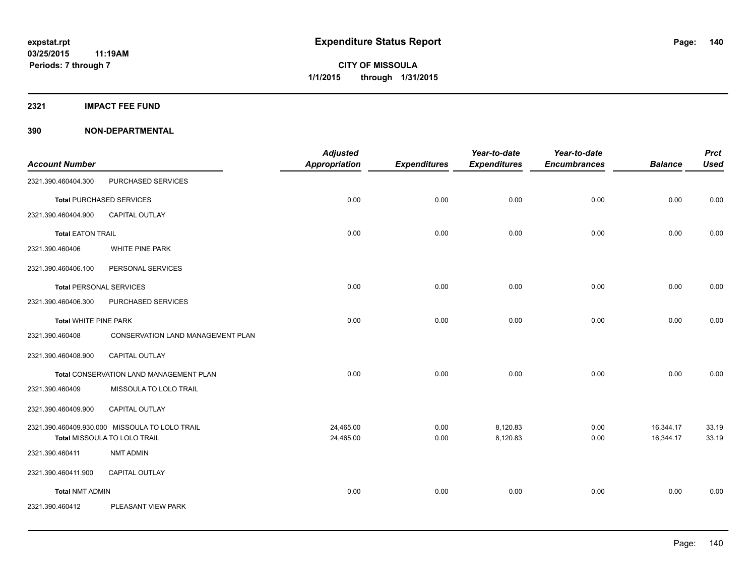**expstat.rpt**
**03/25/2015 11:19AM**
**Periods: 7 through 7**

# Expenditure Status Report

**CITY OF MISSOULA**
**1/1/2015 through 1/31/2015**

## 2321 IMPACT FEE FUND

## 390 NON-DEPARTMENTAL

| Account Number | | Adjusted Appropriation | Expenditures | Year-to-date Expenditures | Year-to-date Encumbrances | Balance | Prct Used |
|---|---|---|---|---|---|---|---|
| 2321.390.460404.300 | PURCHASED SERVICES | | | | | | |
| **Total** PURCHASED SERVICES | | 0.00 | 0.00 | 0.00 | 0.00 | 0.00 | 0.00 |
| 2321.390.460404.900 | CAPITAL OUTLAY | | | | | | |
| **Total** EATON TRAIL | | 0.00 | 0.00 | 0.00 | 0.00 | 0.00 | 0.00 |
| 2321.390.460406 | WHITE PINE PARK | | | | | | |
| 2321.390.460406.100 | PERSONAL SERVICES | | | | | | |
| **Total** PERSONAL SERVICES | | 0.00 | 0.00 | 0.00 | 0.00 | 0.00 | 0.00 |
| 2321.390.460406.300 | PURCHASED SERVICES | | | | | | |
| **Total** WHITE PINE PARK | | 0.00 | 0.00 | 0.00 | 0.00 | 0.00 | 0.00 |
| 2321.390.460408 | CONSERVATION LAND MANAGEMENT PLAN | | | | | | |
| 2321.390.460408.900 | CAPITAL OUTLAY | | | | | | |
| **Total** CONSERVATION LAND MANAGEMENT PLAN | | 0.00 | 0.00 | 0.00 | 0.00 | 0.00 | 0.00 |
| 2321.390.460409 | MISSOULA TO LOLO TRAIL | | | | | | |
| 2321.390.460409.900 | CAPITAL OUTLAY | | | | | | |
| 2321.390.460409.930.000 | MISSOULA TO LOLO TRAIL | 24,465.00 | 0.00 | 8,120.83 | 0.00 | 16,344.17 | 33.19 |
| **Total** MISSOULA TO LOLO TRAIL | | 24,465.00 | 0.00 | 8,120.83 | 0.00 | 16,344.17 | 33.19 |
| 2321.390.460411 | NMT ADMIN | | | | | | |
| 2321.390.460411.900 | CAPITAL OUTLAY | | | | | | |
| **Total** NMT ADMIN | | 0.00 | 0.00 | 0.00 | 0.00 | 0.00 | 0.00 |
| 2321.390.460412 | PLEASANT VIEW PARK | | | | | | |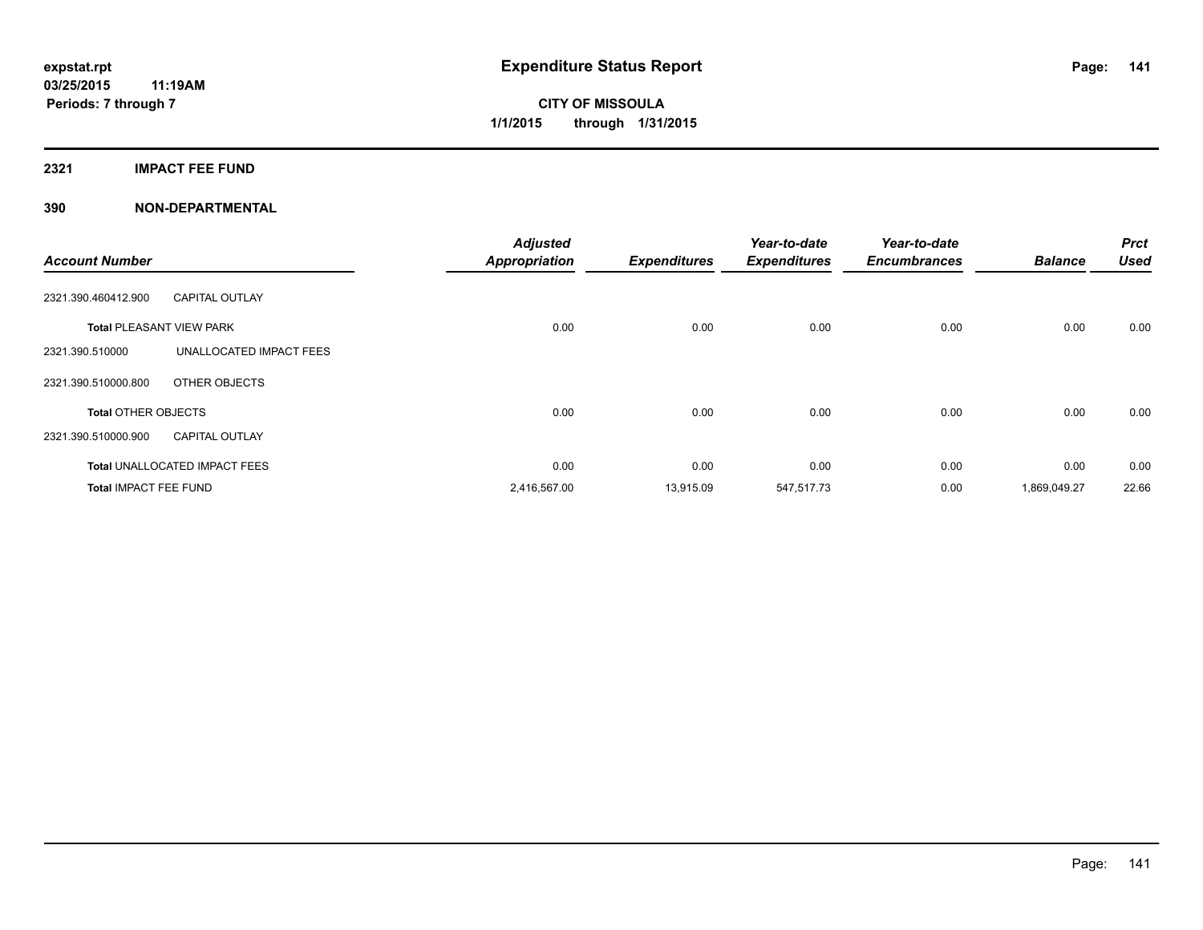# Expenditure Status Report

expstat.rpt
03/25/2015 11:19AM
Periods: 7 through 7

**CITY OF MISSOULA**
**1/1/2015 through 1/31/2015**

## 2321 IMPACT FEE FUND

### 390 NON-DEPARTMENTAL

| Account Number | | Adjusted Appropriation | Expenditures | Year-to-date Expenditures | Year-to-date Encumbrances | Balance | Prct Used |
|---|---|---|---|---|---|---|---|
| 2321.390.460412.900 | CAPITAL OUTLAY | | | | | | |
| **Total** PLEASANT VIEW PARK | | 0.00 | 0.00 | 0.00 | 0.00 | 0.00 | 0.00 |
| 2321.390.510000 | UNALLOCATED IMPACT FEES | | | | | | |
| 2321.390.510000.800 | OTHER OBJECTS | | | | | | |
| **Total** OTHER OBJECTS | | 0.00 | 0.00 | 0.00 | 0.00 | 0.00 | 0.00 |
| 2321.390.510000.900 | CAPITAL OUTLAY | | | | | | |
| **Total** UNALLOCATED IMPACT FEES | | 0.00 | 0.00 | 0.00 | 0.00 | 0.00 | 0.00 |
| **Total** IMPACT FEE FUND | | 2,416,567.00 | 13,915.09 | 547,517.73 | 0.00 | 1,869,049.27 | 22.66 |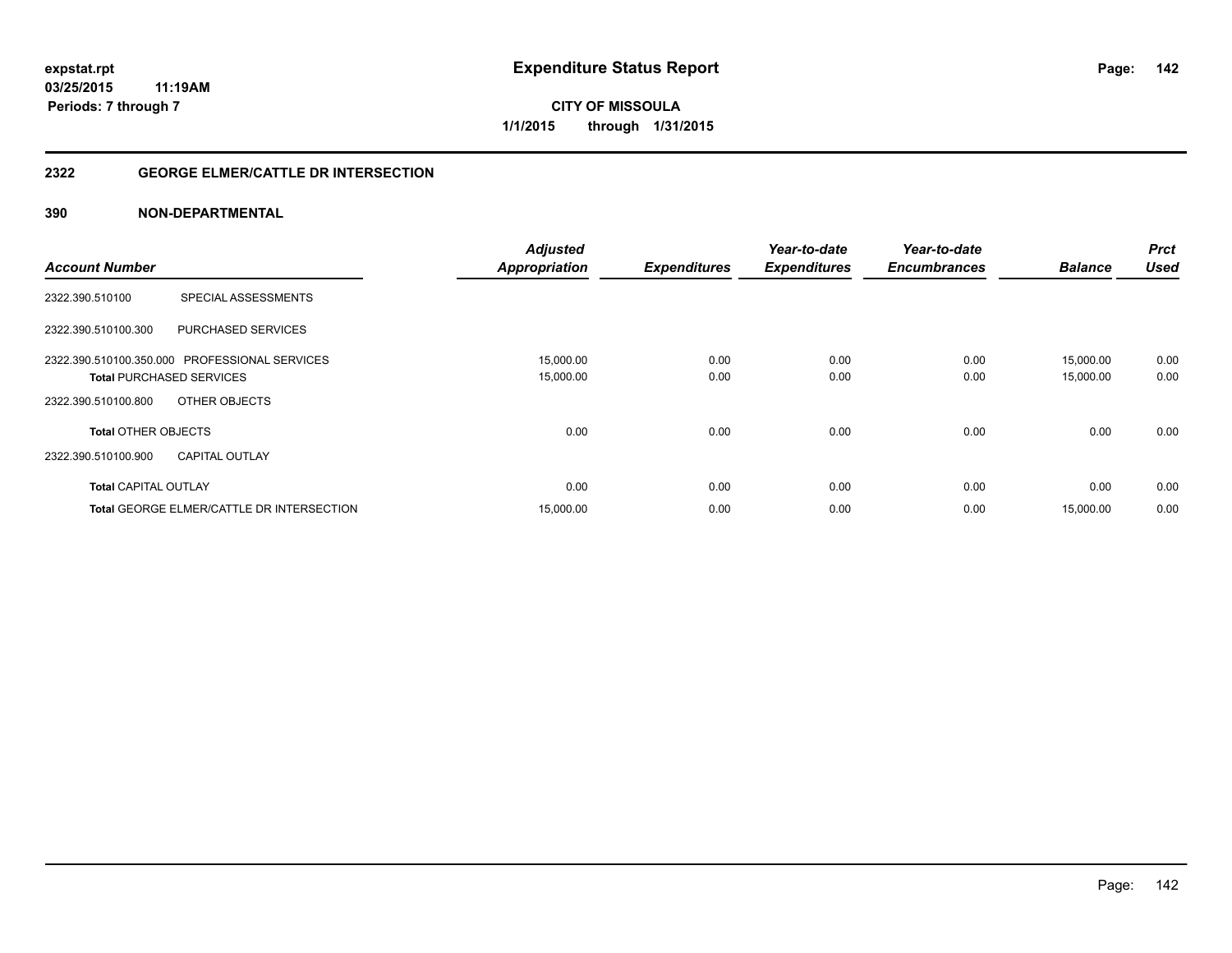# Expenditure Status Report

expstat.rpt
03/25/2015 11:19AM
Periods: 7 through 7

**CITY OF MISSOULA**
**1/1/2015 through 1/31/2015**

## 2322 GEORGE ELMER/CATTLE DR INTERSECTION

## 390 NON-DEPARTMENTAL

| Account Number | | Adjusted Appropriation | Expenditures | Year-to-date Expenditures | Year-to-date Encumbrances | Balance | Prct Used |
|---|---|---|---|---|---|---|---|
| 2322.390.510100 | SPECIAL ASSESSMENTS | | | | | | |
| 2322.390.510100.300 | PURCHASED SERVICES | | | | | | |
| 2322.390.510100.350.000 | PROFESSIONAL SERVICES | 15,000.00 | 0.00 | 0.00 | 0.00 | 15,000.00 | 0.00 |
| **Total** PURCHASED SERVICES | | 15,000.00 | 0.00 | 0.00 | 0.00 | 15,000.00 | 0.00 |
| 2322.390.510100.800 | OTHER OBJECTS | | | | | | |
| **Total** OTHER OBJECTS | | 0.00 | 0.00 | 0.00 | 0.00 | 0.00 | 0.00 |
| 2322.390.510100.900 | CAPITAL OUTLAY | | | | | | |
| **Total** CAPITAL OUTLAY | | 0.00 | 0.00 | 0.00 | 0.00 | 0.00 | 0.00 |
| **Total** GEORGE ELMER/CATTLE DR INTERSECTION | | 15,000.00 | 0.00 | 0.00 | 0.00 | 15,000.00 | 0.00 |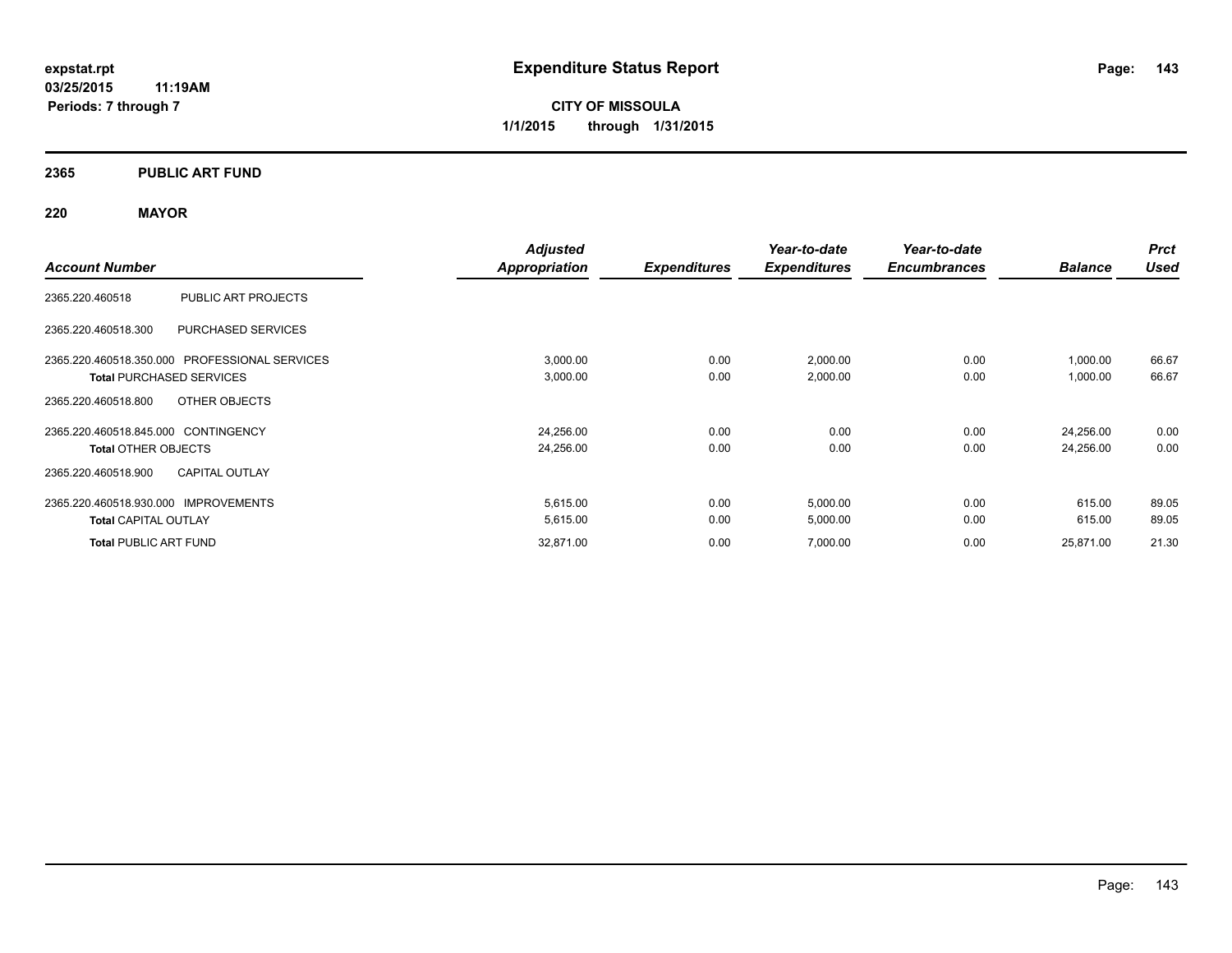# Expenditure Status Report

**expstat.rpt**
**03/25/2015 11:19AM**
**Periods: 7 through 7**

**CITY OF MISSOULA**
**1/1/2015 through 1/31/2015**

## 2365 PUBLIC ART FUND

## 220 MAYOR

| Account Number | | Adjusted Appropriation | Expenditures | Year-to-date Expenditures | Year-to-date Encumbrances | Balance | Prct Used |
|---|---|---|---|---|---|---|---|
| 2365.220.460518 | PUBLIC ART PROJECTS | | | | | | |
| 2365.220.460518.300 | PURCHASED SERVICES | | | | | | |
| 2365.220.460518.350.000 | PROFESSIONAL SERVICES | 3,000.00 | 0.00 | 2,000.00 | 0.00 | 1,000.00 | 66.67 |
| **Total** PURCHASED SERVICES | | 3,000.00 | 0.00 | 2,000.00 | 0.00 | 1,000.00 | 66.67 |
| 2365.220.460518.800 | OTHER OBJECTS | | | | | | |
| 2365.220.460518.845.000 | CONTINGENCY | 24,256.00 | 0.00 | 0.00 | 0.00 | 24,256.00 | 0.00 |
| **Total** OTHER OBJECTS | | 24,256.00 | 0.00 | 0.00 | 0.00 | 24,256.00 | 0.00 |
| 2365.220.460518.900 | CAPITAL OUTLAY | | | | | | |
| 2365.220.460518.930.000 | IMPROVEMENTS | 5,615.00 | 0.00 | 5,000.00 | 0.00 | 615.00 | 89.05 |
| **Total** CAPITAL OUTLAY | | 5,615.00 | 0.00 | 5,000.00 | 0.00 | 615.00 | 89.05 |
| **Total** PUBLIC ART FUND | | 32,871.00 | 0.00 | 7,000.00 | 0.00 | 25,871.00 | 21.30 |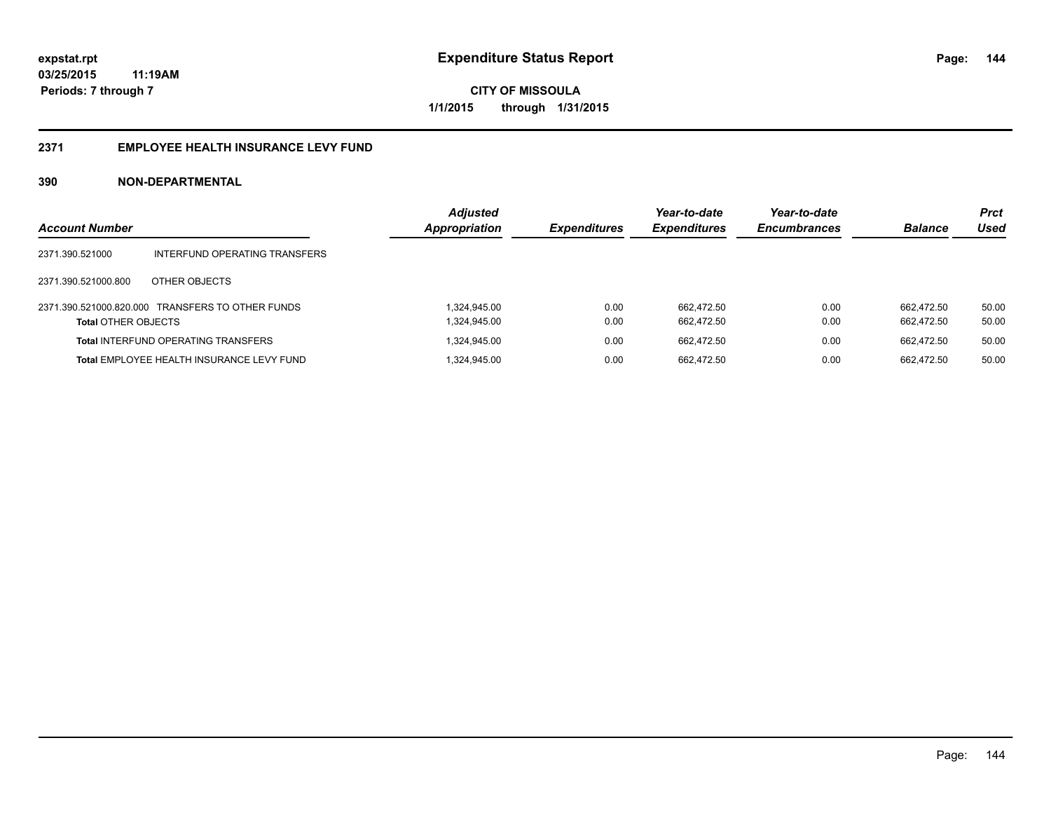**expstat.rpt**
**03/25/2015 11:19AM**
**Periods: 7 through 7**

# Expenditure Status Report

**CITY OF MISSOULA**
**1/1/2015 through 1/31/2015**

## 2371 EMPLOYEE HEALTH INSURANCE LEVY FUND

### 390 NON-DEPARTMENTAL

| Account Number | | Adjusted Appropriation | Expenditures | Year-to-date Expenditures | Year-to-date Encumbrances | Balance | Prct Used |
|---|---|---|---|---|---|---|---|
| 2371.390.521000 | INTERFUND OPERATING TRANSFERS | | | | | | |
| 2371.390.521000.800 | OTHER OBJECTS | | | | | | |
| 2371.390.521000.820.000 | TRANSFERS TO OTHER FUNDS | 1,324,945.00 | 0.00 | 662,472.50 | 0.00 | 662,472.50 | 50.00 |
| **Total** OTHER OBJECTS | | 1,324,945.00 | 0.00 | 662,472.50 | 0.00 | 662,472.50 | 50.00 |
| **Total** INTERFUND OPERATING TRANSFERS | | 1,324,945.00 | 0.00 | 662,472.50 | 0.00 | 662,472.50 | 50.00 |
| **Total** EMPLOYEE HEALTH INSURANCE LEVY FUND | | 1,324,945.00 | 0.00 | 662,472.50 | 0.00 | 662,472.50 | 50.00 |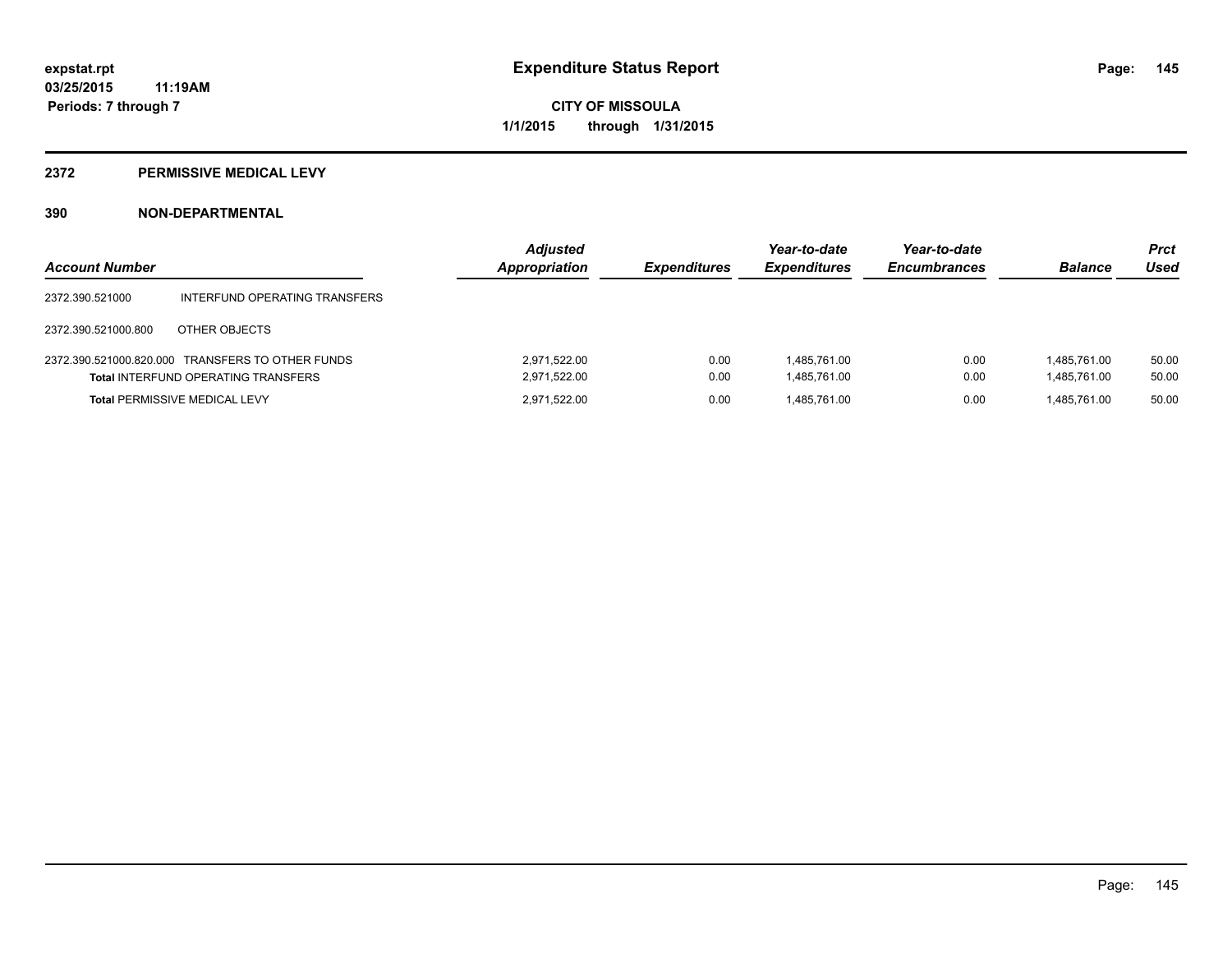**expstat.rpt**
**03/25/2015 11:19AM**
**Periods: 7 through 7**

# Expenditure Status Report

**CITY OF MISSOULA**
**1/1/2015 through 1/31/2015**

## 2372 PERMISSIVE MEDICAL LEVY

## 390 NON-DEPARTMENTAL

| Account Number | | Adjusted Appropriation | Expenditures | Year-to-date Expenditures | Year-to-date Encumbrances | Balance | Prct Used |
|---|---|---|---|---|---|---|---|
| 2372.390.521000 | INTERFUND OPERATING TRANSFERS | | | | | | |
| 2372.390.521000.800 | OTHER OBJECTS | | | | | | |
| 2372.390.521000.820.000 | TRANSFERS TO OTHER FUNDS | 2,971,522.00 | 0.00 | 1,485,761.00 | 0.00 | 1,485,761.00 | 50.00 |
| **Total** INTERFUND OPERATING TRANSFERS | | 2,971,522.00 | 0.00 | 1,485,761.00 | 0.00 | 1,485,761.00 | 50.00 |
| **Total** PERMISSIVE MEDICAL LEVY | | 2,971,522.00 | 0.00 | 1,485,761.00 | 0.00 | 1,485,761.00 | 50.00 |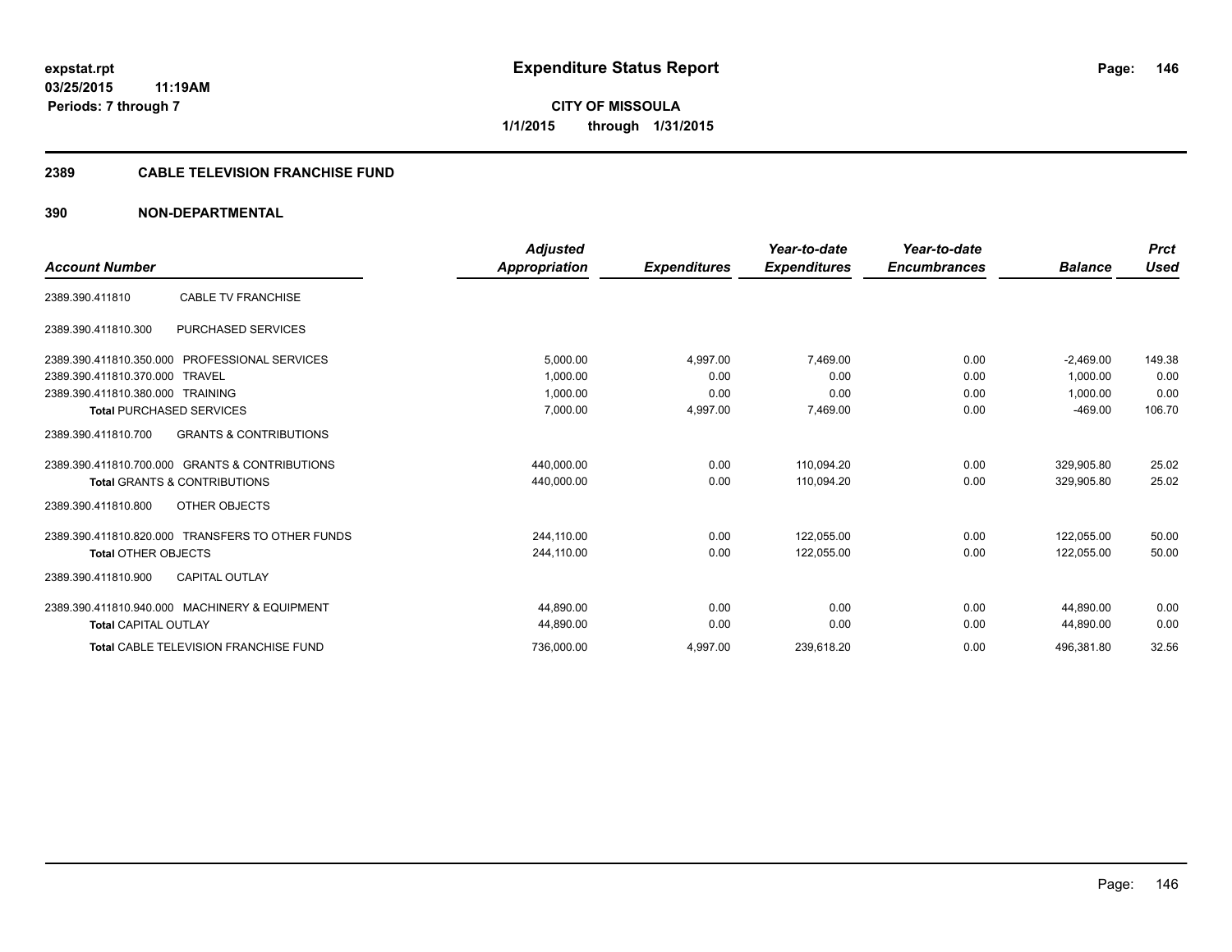# Expenditure Status Report

**CITY OF MISSOULA**
**1/1/2015 through 1/31/2015**

expstat.rpt
03/25/2015 11:19AM
Periods: 7 through 7

## 2389 CABLE TELEVISION FRANCHISE FUND

### 390 NON-DEPARTMENTAL

| Account Number | | Adjusted Appropriation | Expenditures | Year-to-date Expenditures | Year-to-date Encumbrances | Balance | Prct Used |
|---|---|---|---|---|---|---|---|
| 2389.390.411810 | CABLE TV FRANCHISE | | | | | | |
| 2389.390.411810.300 | PURCHASED SERVICES | | | | | | |
| 2389.390.411810.350.000 | PROFESSIONAL SERVICES | 5,000.00 | 4,997.00 | 7,469.00 | 0.00 | -2,469.00 | 149.38 |
| 2389.390.411810.370.000 | TRAVEL | 1,000.00 | 0.00 | 0.00 | 0.00 | 1,000.00 | 0.00 |
| 2389.390.411810.380.000 | TRAINING | 1,000.00 | 0.00 | 0.00 | 0.00 | 1,000.00 | 0.00 |
| **Total** PURCHASED SERVICES | | 7,000.00 | 4,997.00 | 7,469.00 | 0.00 | -469.00 | 106.70 |
| 2389.390.411810.700 | GRANTS & CONTRIBUTIONS | | | | | | |
| 2389.390.411810.700.000 | GRANTS & CONTRIBUTIONS | 440,000.00 | 0.00 | 110,094.20 | 0.00 | 329,905.80 | 25.02 |
| **Total** GRANTS & CONTRIBUTIONS | | 440,000.00 | 0.00 | 110,094.20 | 0.00 | 329,905.80 | 25.02 |
| 2389.390.411810.800 | OTHER OBJECTS | | | | | | |
| 2389.390.411810.820.000 | TRANSFERS TO OTHER FUNDS | 244,110.00 | 0.00 | 122,055.00 | 0.00 | 122,055.00 | 50.00 |
| **Total** OTHER OBJECTS | | 244,110.00 | 0.00 | 122,055.00 | 0.00 | 122,055.00 | 50.00 |
| 2389.390.411810.900 | CAPITAL OUTLAY | | | | | | |
| 2389.390.411810.940.000 | MACHINERY & EQUIPMENT | 44,890.00 | 0.00 | 0.00 | 0.00 | 44,890.00 | 0.00 |
| **Total** CAPITAL OUTLAY | | 44,890.00 | 0.00 | 0.00 | 0.00 | 44,890.00 | 0.00 |
| **Total** CABLE TELEVISION FRANCHISE FUND | | 736,000.00 | 4,997.00 | 239,618.20 | 0.00 | 496,381.80 | 32.56 |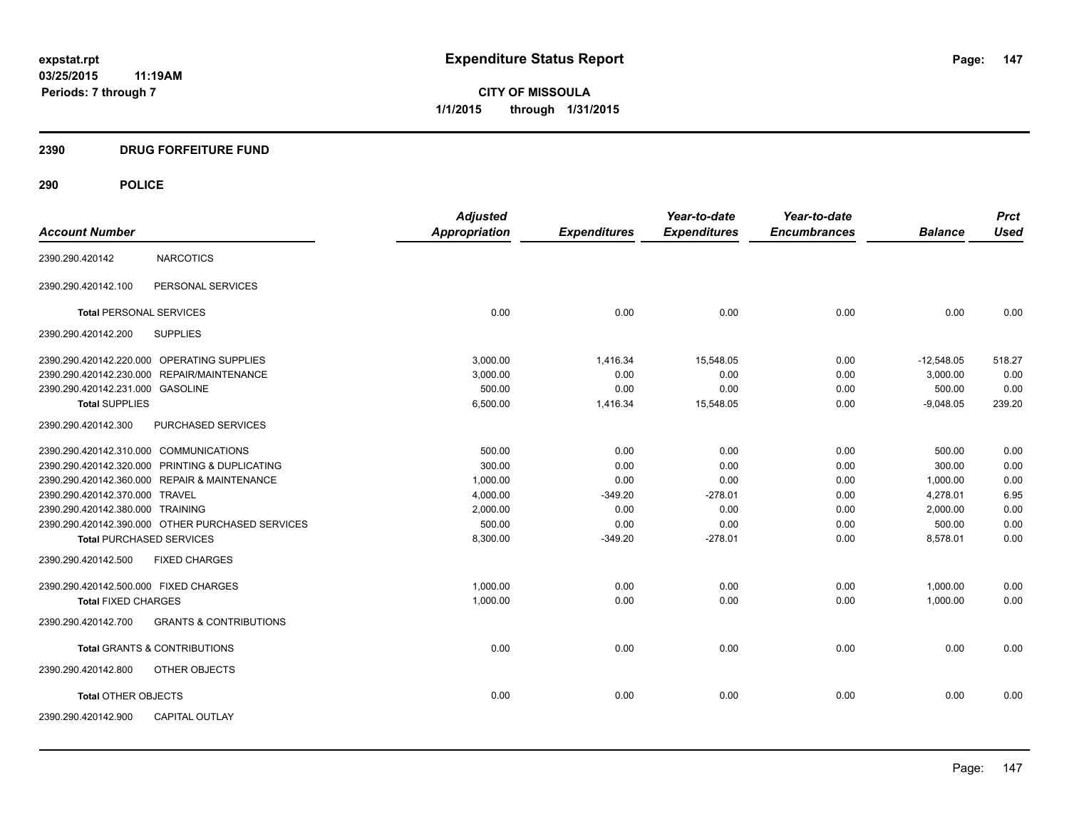expstat.rpt
03/25/2015 11:19AM
Periods: 7 through 7

# Expenditure Status Report

**CITY OF MISSOULA**
**1/1/2015 through 1/31/2015**

## 2390 DRUG FORFEITURE FUND

## 290 POLICE

| Account Number | | Adjusted Appropriation | Expenditures | Year-to-date Expenditures | Year-to-date Encumbrances | Balance | Prct Used |
|---|---|---|---|---|---|---|---|
| 2390.290.420142 | NARCOTICS | | | | | | |
| 2390.290.420142.100 | PERSONAL SERVICES | | | | | | |
| **Total** PERSONAL SERVICES | | 0.00 | 0.00 | 0.00 | 0.00 | 0.00 | 0.00 |
| 2390.290.420142.200 | SUPPLIES | | | | | | |
| 2390.290.420142.220.000 | OPERATING SUPPLIES | 3,000.00 | 1,416.34 | 15,548.05 | 0.00 | -12,548.05 | 518.27 |
| 2390.290.420142.230.000 | REPAIR/MAINTENANCE | 3,000.00 | 0.00 | 0.00 | 0.00 | 3,000.00 | 0.00 |
| 2390.290.420142.231.000 | GASOLINE | 500.00 | 0.00 | 0.00 | 0.00 | 500.00 | 0.00 |
| **Total** SUPPLIES | | 6,500.00 | 1,416.34 | 15,548.05 | 0.00 | -9,048.05 | 239.20 |
| 2390.290.420142.300 | PURCHASED SERVICES | | | | | | |
| 2390.290.420142.310.000 | COMMUNICATIONS | 500.00 | 0.00 | 0.00 | 0.00 | 500.00 | 0.00 |
| 2390.290.420142.320.000 | PRINTING & DUPLICATING | 300.00 | 0.00 | 0.00 | 0.00 | 300.00 | 0.00 |
| 2390.290.420142.360.000 | REPAIR & MAINTENANCE | 1,000.00 | 0.00 | 0.00 | 0.00 | 1,000.00 | 0.00 |
| 2390.290.420142.370.000 | TRAVEL | 4,000.00 | -349.20 | -278.01 | 0.00 | 4,278.01 | 6.95 |
| 2390.290.420142.380.000 | TRAINING | 2,000.00 | 0.00 | 0.00 | 0.00 | 2,000.00 | 0.00 |
| 2390.290.420142.390.000 | OTHER PURCHASED SERVICES | 500.00 | 0.00 | 0.00 | 0.00 | 500.00 | 0.00 |
| **Total** PURCHASED SERVICES | | 8,300.00 | -349.20 | -278.01 | 0.00 | 8,578.01 | 0.00 |
| 2390.290.420142.500 | FIXED CHARGES | | | | | | |
| 2390.290.420142.500.000 | FIXED CHARGES | 1,000.00 | 0.00 | 0.00 | 0.00 | 1,000.00 | 0.00 |
| **Total** FIXED CHARGES | | 1,000.00 | 0.00 | 0.00 | 0.00 | 1,000.00 | 0.00 |
| 2390.290.420142.700 | GRANTS & CONTRIBUTIONS | | | | | | |
| **Total** GRANTS & CONTRIBUTIONS | | 0.00 | 0.00 | 0.00 | 0.00 | 0.00 | 0.00 |
| 2390.290.420142.800 | OTHER OBJECTS | | | | | | |
| **Total** OTHER OBJECTS | | 0.00 | 0.00 | 0.00 | 0.00 | 0.00 | 0.00 |
| 2390.290.420142.900 | CAPITAL OUTLAY | | | | | | |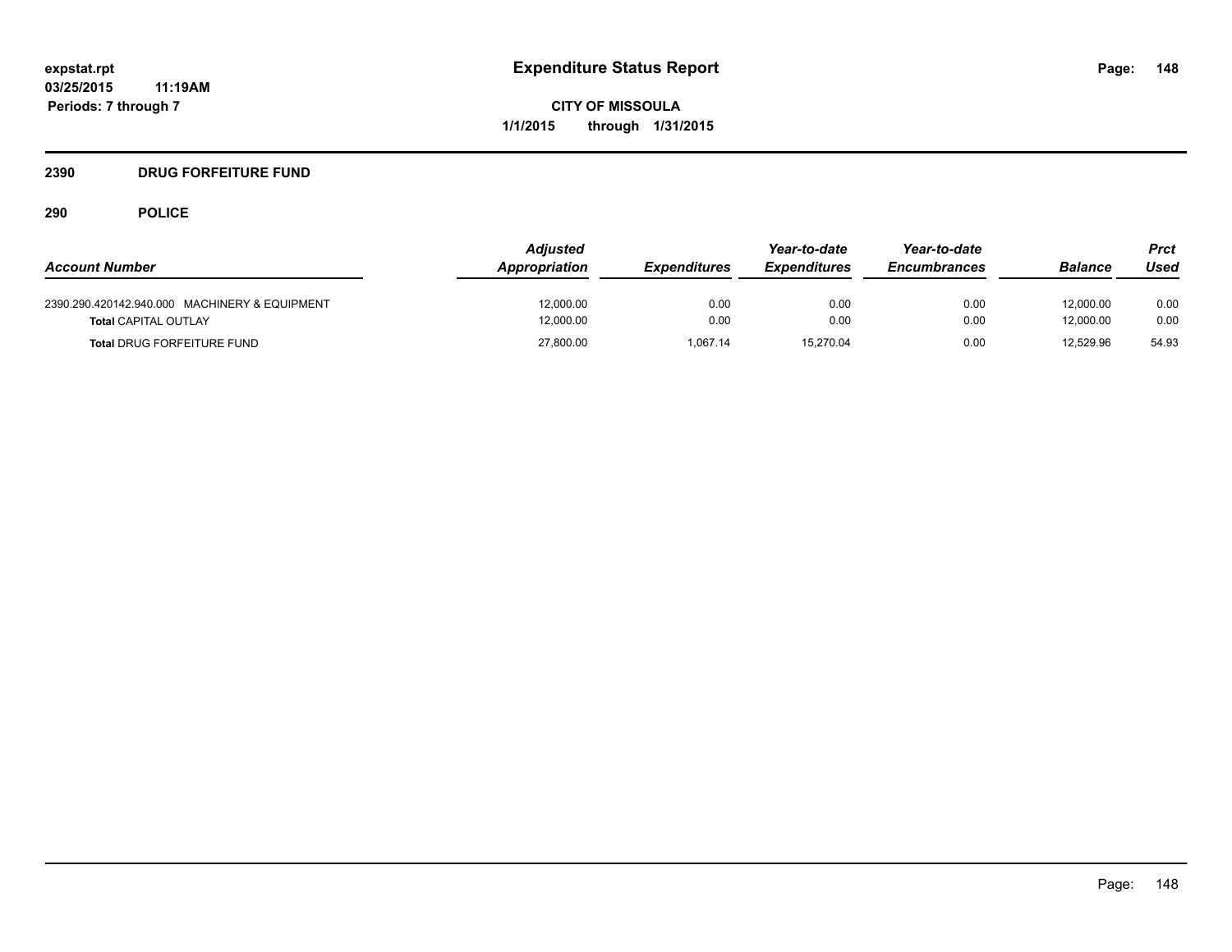**expstat.rpt**
**03/25/2015 11:19AM**
**Periods: 7 through 7**

# Expenditure Status Report

**CITY OF MISSOULA**
**1/1/2015 through 1/31/2015**

## 2390 DRUG FORFEITURE FUND

### 290 POLICE

| Account Number | Adjusted Appropriation | Expenditures | Year-to-date Expenditures | Year-to-date Encumbrances | Balance | Prct Used |
|---|---|---|---|---|---|---|
| 2390.290.420142.940.000 MACHINERY & EQUIPMENT | 12,000.00 | 0.00 | 0.00 | 0.00 | 12,000.00 | 0.00 |
| **Total** CAPITAL OUTLAY | 12,000.00 | 0.00 | 0.00 | 0.00 | 12,000.00 | 0.00 |
| **Total** DRUG FORFEITURE FUND | 27,800.00 | 1,067.14 | 15,270.04 | 0.00 | 12,529.96 | 54.93 |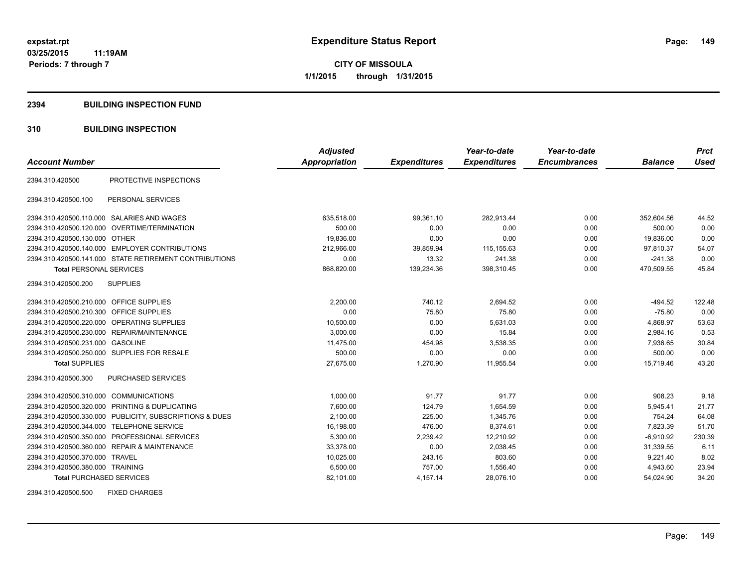**expstat.rpt**
**03/25/2015 11:19AM**
**Periods: 7 through 7**

# Expenditure Status Report

**CITY OF MISSOULA**
**1/1/2015 through 1/31/2015**

## 2394 BUILDING INSPECTION FUND

## 310 BUILDING INSPECTION

| Account Number | | Adjusted Appropriation | Expenditures | Year-to-date Expenditures | Year-to-date Encumbrances | Balance | Prct Used |
|---|---|---|---|---|---|---|---|
| 2394.310.420500 | PROTECTIVE INSPECTIONS | | | | | | |
| 2394.310.420500.100 | PERSONAL SERVICES | | | | | | |
| 2394.310.420500.110.000 | SALARIES AND WAGES | 635,518.00 | 99,361.10 | 282,913.44 | 0.00 | 352,604.56 | 44.52 |
| 2394.310.420500.120.000 | OVERTIME/TERMINATION | 500.00 | 0.00 | 0.00 | 0.00 | 500.00 | 0.00 |
| 2394.310.420500.130.000 | OTHER | 19,836.00 | 0.00 | 0.00 | 0.00 | 19,836.00 | 0.00 |
| 2394.310.420500.140.000 | EMPLOYER CONTRIBUTIONS | 212,966.00 | 39,859.94 | 115,155.63 | 0.00 | 97,810.37 | 54.07 |
| 2394.310.420500.141.000 | STATE RETIREMENT CONTRIBUTIONS | 0.00 | 13.32 | 241.38 | 0.00 | -241.38 | 0.00 |
| **Total** PERSONAL SERVICES | | 868,820.00 | 139,234.36 | 398,310.45 | 0.00 | 470,509.55 | 45.84 |
| 2394.310.420500.200 | SUPPLIES | | | | | | |
| 2394.310.420500.210.000 | OFFICE SUPPLIES | 2,200.00 | 740.12 | 2,694.52 | 0.00 | -494.52 | 122.48 |
| 2394.310.420500.210.300 | OFFICE SUPPLIES | 0.00 | 75.80 | 75.80 | 0.00 | -75.80 | 0.00 |
| 2394.310.420500.220.000 | OPERATING SUPPLIES | 10,500.00 | 0.00 | 5,631.03 | 0.00 | 4,868.97 | 53.63 |
| 2394.310.420500.230.000 | REPAIR/MAINTENANCE | 3,000.00 | 0.00 | 15.84 | 0.00 | 2,984.16 | 0.53 |
| 2394.310.420500.231.000 | GASOLINE | 11,475.00 | 454.98 | 3,538.35 | 0.00 | 7,936.65 | 30.84 |
| 2394.310.420500.250.000 | SUPPLIES FOR RESALE | 500.00 | 0.00 | 0.00 | 0.00 | 500.00 | 0.00 |
| **Total** SUPPLIES | | 27,675.00 | 1,270.90 | 11,955.54 | 0.00 | 15,719.46 | 43.20 |
| 2394.310.420500.300 | PURCHASED SERVICES | | | | | | |
| 2394.310.420500.310.000 | COMMUNICATIONS | 1,000.00 | 91.77 | 91.77 | 0.00 | 908.23 | 9.18 |
| 2394.310.420500.320.000 | PRINTING & DUPLICATING | 7,600.00 | 124.79 | 1,654.59 | 0.00 | 5,945.41 | 21.77 |
| 2394.310.420500.330.000 | PUBLICITY, SUBSCRIPTIONS & DUES | 2,100.00 | 225.00 | 1,345.76 | 0.00 | 754.24 | 64.08 |
| 2394.310.420500.344.000 | TELEPHONE SERVICE | 16,198.00 | 476.00 | 8,374.61 | 0.00 | 7,823.39 | 51.70 |
| 2394.310.420500.350.000 | PROFESSIONAL SERVICES | 5,300.00 | 2,239.42 | 12,210.92 | 0.00 | -6,910.92 | 230.39 |
| 2394.310.420500.360.000 | REPAIR & MAINTENANCE | 33,378.00 | 0.00 | 2,038.45 | 0.00 | 31,339.55 | 6.11 |
| 2394.310.420500.370.000 | TRAVEL | 10,025.00 | 243.16 | 803.60 | 0.00 | 9,221.40 | 8.02 |
| 2394.310.420500.380.000 | TRAINING | 6,500.00 | 757.00 | 1,556.40 | 0.00 | 4,943.60 | 23.94 |
| **Total** PURCHASED SERVICES | | 82,101.00 | 4,157.14 | 28,076.10 | 0.00 | 54,024.90 | 34.20 |
| 2394.310.420500.500 | FIXED CHARGES | | | | | | |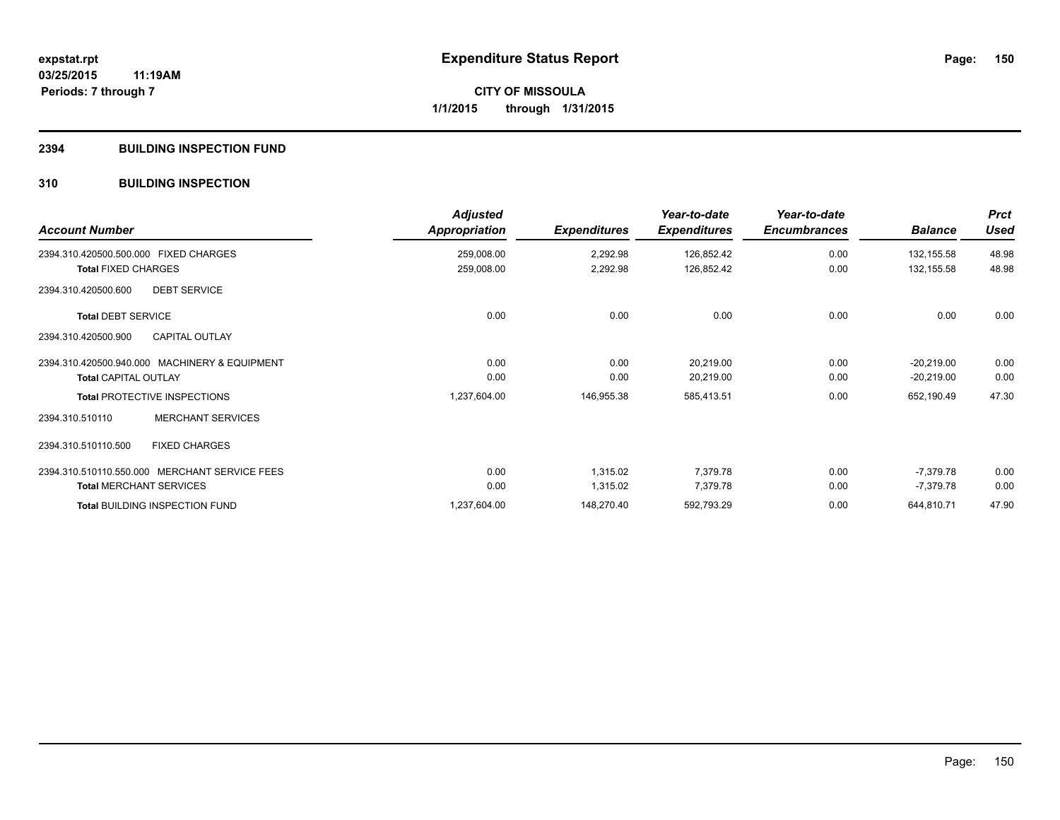# Expenditure Status Report

expstat.rpt
03/25/2015 11:19AM
Periods: 7 through 7

**CITY OF MISSOULA**
**1/1/2015 through 1/31/2015**

## 2394 BUILDING INSPECTION FUND

### 310 BUILDING INSPECTION

| Account Number | Adjusted Appropriation | Expenditures | Year-to-date Expenditures | Year-to-date Encumbrances | Balance | Prct Used |
|---|---|---|---|---|---|---|
| 2394.310.420500.500.000 FIXED CHARGES | 259,008.00 | 2,292.98 | 126,852.42 | 0.00 | 132,155.58 | 48.98 |
| **Total** FIXED CHARGES | 259,008.00 | 2,292.98 | 126,852.42 | 0.00 | 132,155.58 | 48.98 |
| 2394.310.420500.600 DEBT SERVICE | | | | | | |
| **Total** DEBT SERVICE | 0.00 | 0.00 | 0.00 | 0.00 | 0.00 | 0.00 |
| 2394.310.420500.900 CAPITAL OUTLAY | | | | | | |
| 2394.310.420500.940.000 MACHINERY & EQUIPMENT | 0.00 | 0.00 | 20,219.00 | 0.00 | -20,219.00 | 0.00 |
| **Total** CAPITAL OUTLAY | 0.00 | 0.00 | 20,219.00 | 0.00 | -20,219.00 | 0.00 |
| **Total** PROTECTIVE INSPECTIONS | 1,237,604.00 | 146,955.38 | 585,413.51 | 0.00 | 652,190.49 | 47.30 |
| 2394.310.510110 MERCHANT SERVICES | | | | | | |
| 2394.310.510110.500 FIXED CHARGES | | | | | | |
| 2394.310.510110.550.000 MERCHANT SERVICE FEES | 0.00 | 1,315.02 | 7,379.78 | 0.00 | -7,379.78 | 0.00 |
| **Total** MERCHANT SERVICES | 0.00 | 1,315.02 | 7,379.78 | 0.00 | -7,379.78 | 0.00 |
| **Total** BUILDING INSPECTION FUND | 1,237,604.00 | 148,270.40 | 592,793.29 | 0.00 | 644,810.71 | 47.90 |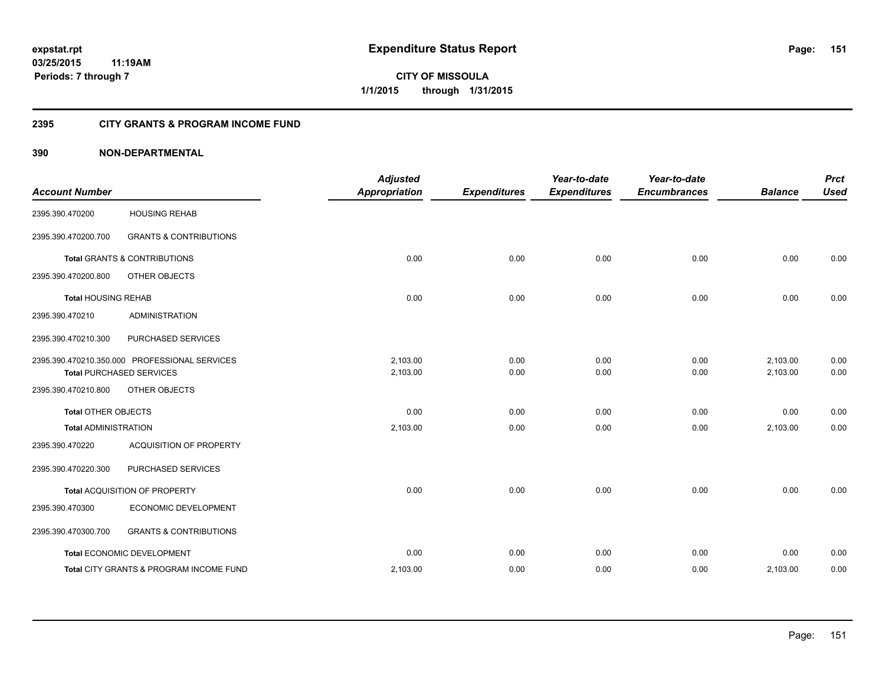**expstat.rpt**
**03/25/2015 11:19AM**
**Periods: 7 through 7**

# Expenditure Status Report

**CITY OF MISSOULA**
**1/1/2015 through 1/31/2015**

## 2395 CITY GRANTS & PROGRAM INCOME FUND

### 390 NON-DEPARTMENTAL

| Account Number | | Adjusted Appropriation | Expenditures | Year-to-date Expenditures | Year-to-date Encumbrances | Balance | Prct Used |
|---|---|---|---|---|---|---|---|
| 2395.390.470200 | HOUSING REHAB | | | | | | |
| 2395.390.470200.700 | GRANTS & CONTRIBUTIONS | | | | | | |
| **Total** GRANTS & CONTRIBUTIONS | | 0.00 | 0.00 | 0.00 | 0.00 | 0.00 | 0.00 |
| 2395.390.470200.800 | OTHER OBJECTS | | | | | | |
| **Total** HOUSING REHAB | | 0.00 | 0.00 | 0.00 | 0.00 | 0.00 | 0.00 |
| 2395.390.470210 | ADMINISTRATION | | | | | | |
| 2395.390.470210.300 | PURCHASED SERVICES | | | | | | |
| 2395.390.470210.350.000 | PROFESSIONAL SERVICES | 2,103.00 | 0.00 | 0.00 | 0.00 | 2,103.00 | 0.00 |
| **Total** PURCHASED SERVICES | | 2,103.00 | 0.00 | 0.00 | 0.00 | 2,103.00 | 0.00 |
| 2395.390.470210.800 | OTHER OBJECTS | | | | | | |
| **Total** OTHER OBJECTS | | 0.00 | 0.00 | 0.00 | 0.00 | 0.00 | 0.00 |
| **Total** ADMINISTRATION | | 2,103.00 | 0.00 | 0.00 | 0.00 | 2,103.00 | 0.00 |
| 2395.390.470220 | ACQUISITION OF PROPERTY | | | | | | |
| 2395.390.470220.300 | PURCHASED SERVICES | | | | | | |
| **Total** ACQUISITION OF PROPERTY | | 0.00 | 0.00 | 0.00 | 0.00 | 0.00 | 0.00 |
| 2395.390.470300 | ECONOMIC DEVELOPMENT | | | | | | |
| 2395.390.470300.700 | GRANTS & CONTRIBUTIONS | | | | | | |
| **Total** ECONOMIC DEVELOPMENT | | 0.00 | 0.00 | 0.00 | 0.00 | 0.00 | 0.00 |
| **Total** CITY GRANTS & PROGRAM INCOME FUND | | 2,103.00 | 0.00 | 0.00 | 0.00 | 2,103.00 | 0.00 |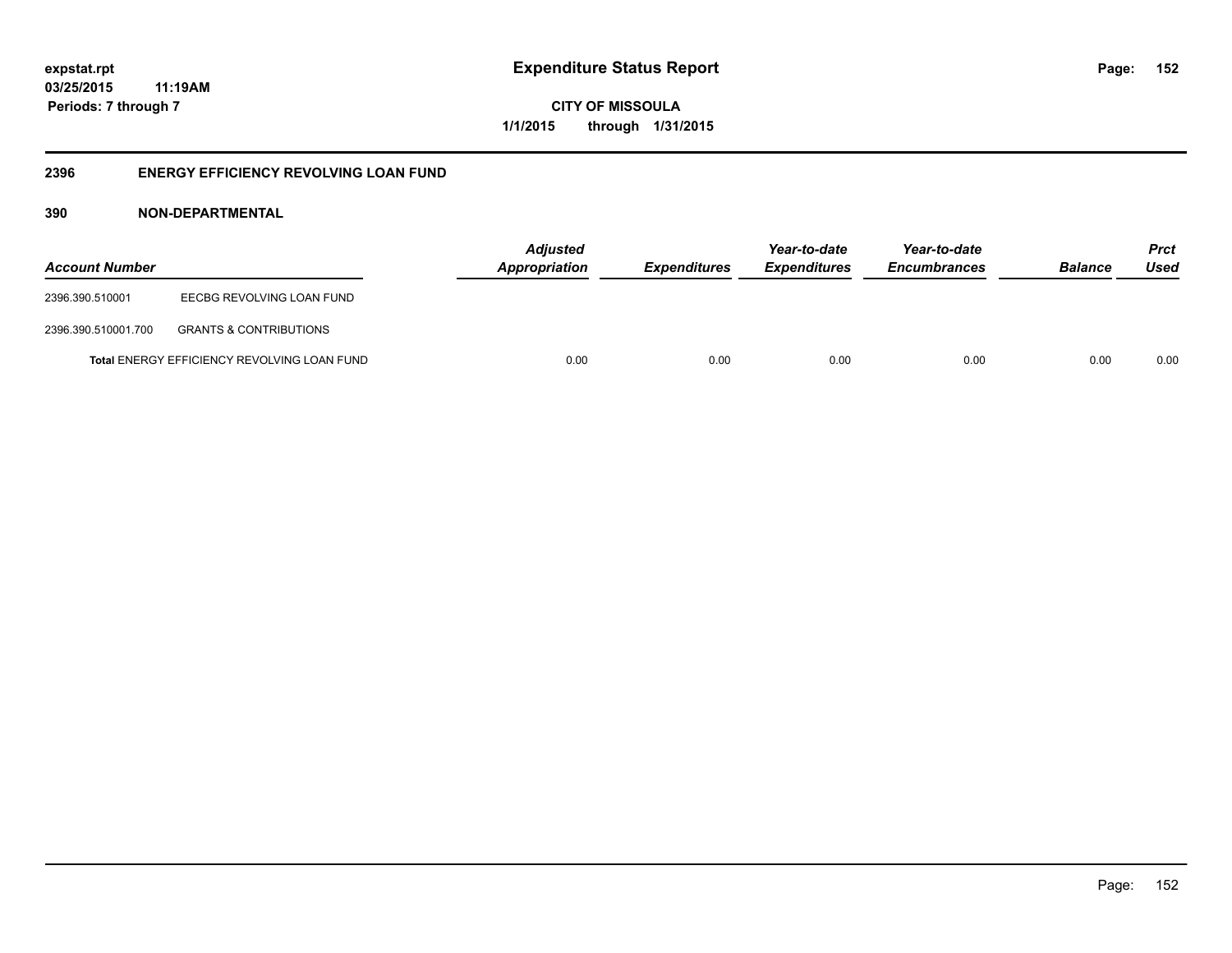# Expenditure Status Report

expstat.rpt
03/25/2015 11:19AM
Periods: 7 through 7

CITY OF MISSOULA
1/1/2015 through 1/31/2015

## 2396 ENERGY EFFICIENCY REVOLVING LOAN FUND

### 390 NON-DEPARTMENTAL

| Account Number | | Adjusted Appropriation | Expenditures | Year-to-date Expenditures | Year-to-date Encumbrances | Balance | Prct Used |
|---|---|---|---|---|---|---|---|
| 2396.390.510001 | EECBG REVOLVING LOAN FUND | | | | | | |
| 2396.390.510001.700 | GRANTS & CONTRIBUTIONS | | | | | | |
| **Total** ENERGY EFFICIENCY REVOLVING LOAN FUND | | 0.00 | 0.00 | 0.00 | 0.00 | 0.00 | 0.00 |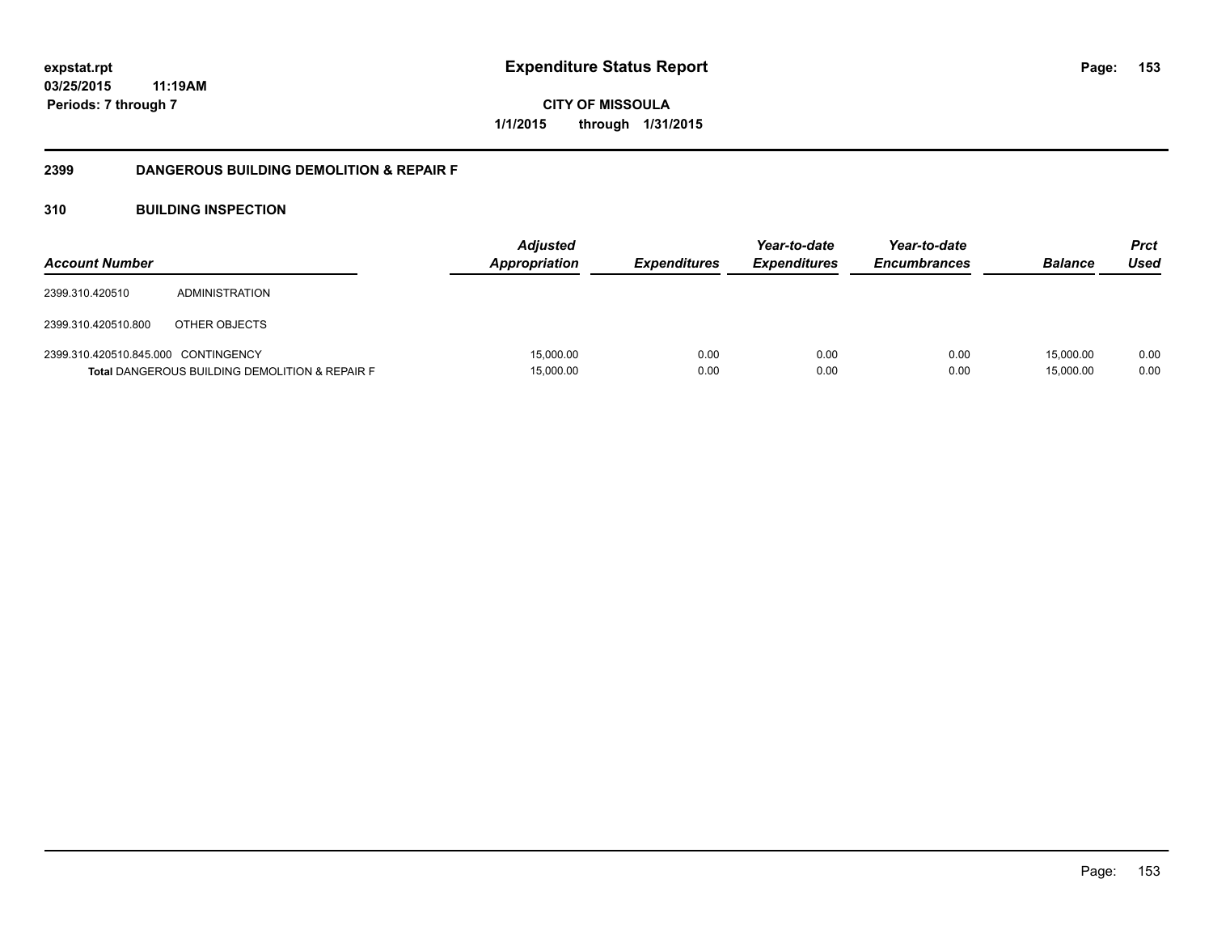**expstat.rpt**
**03/25/2015 11:19AM**
**Periods: 7 through 7**

# Expenditure Status Report

**CITY OF MISSOULA**
**1/1/2015 through 1/31/2015**

## 2399 DANGEROUS BUILDING DEMOLITION & REPAIR F

### 310 BUILDING INSPECTION

| Account Number | | Adjusted Appropriation | Expenditures | Year-to-date Expenditures | Year-to-date Encumbrances | Balance | Prct Used |
|---|---|---|---|---|---|---|---|
| 2399.310.420510 | ADMINISTRATION | | | | | | |
| 2399.310.420510.800 | OTHER OBJECTS | | | | | | |
| 2399.310.420510.845.000 | CONTINGENCY | 15,000.00 | 0.00 | 0.00 | 0.00 | 15,000.00 | 0.00 |
| **Total** DANGEROUS BUILDING DEMOLITION & REPAIR F | | 15,000.00 | 0.00 | 0.00 | 0.00 | 15,000.00 | 0.00 |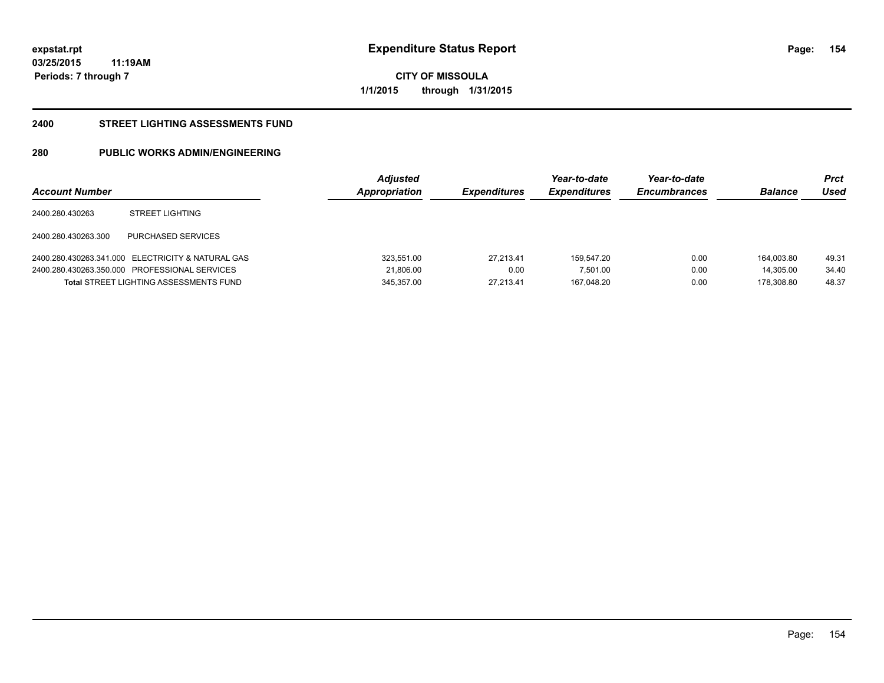expstat.rpt
03/25/2015 11:19AM
Periods: 7 through 7

# Expenditure Status Report

CITY OF MISSOULA
1/1/2015 through 1/31/2015

## 2400 STREET LIGHTING ASSESSMENTS FUND

## 280 PUBLIC WORKS ADMIN/ENGINEERING

| Account Number | | Adjusted Appropriation | Expenditures | Year-to-date Expenditures | Year-to-date Encumbrances | Balance | Prct Used |
|---|---|---|---|---|---|---|---|
| 2400.280.430263 | STREET LIGHTING | | | | | | |
| 2400.280.430263.300 | PURCHASED SERVICES | | | | | | |
| 2400.280.430263.341.000 | ELECTRICITY & NATURAL GAS | 323,551.00 | 27,213.41 | 159,547.20 | 0.00 | 164,003.80 | 49.31 |
| 2400.280.430263.350.000 | PROFESSIONAL SERVICES | 21,806.00 | 0.00 | 7,501.00 | 0.00 | 14,305.00 | 34.40 |
| **Total** STREET LIGHTING ASSESSMENTS FUND | | 345,357.00 | 27,213.41 | 167,048.20 | 0.00 | 178,308.80 | 48.37 |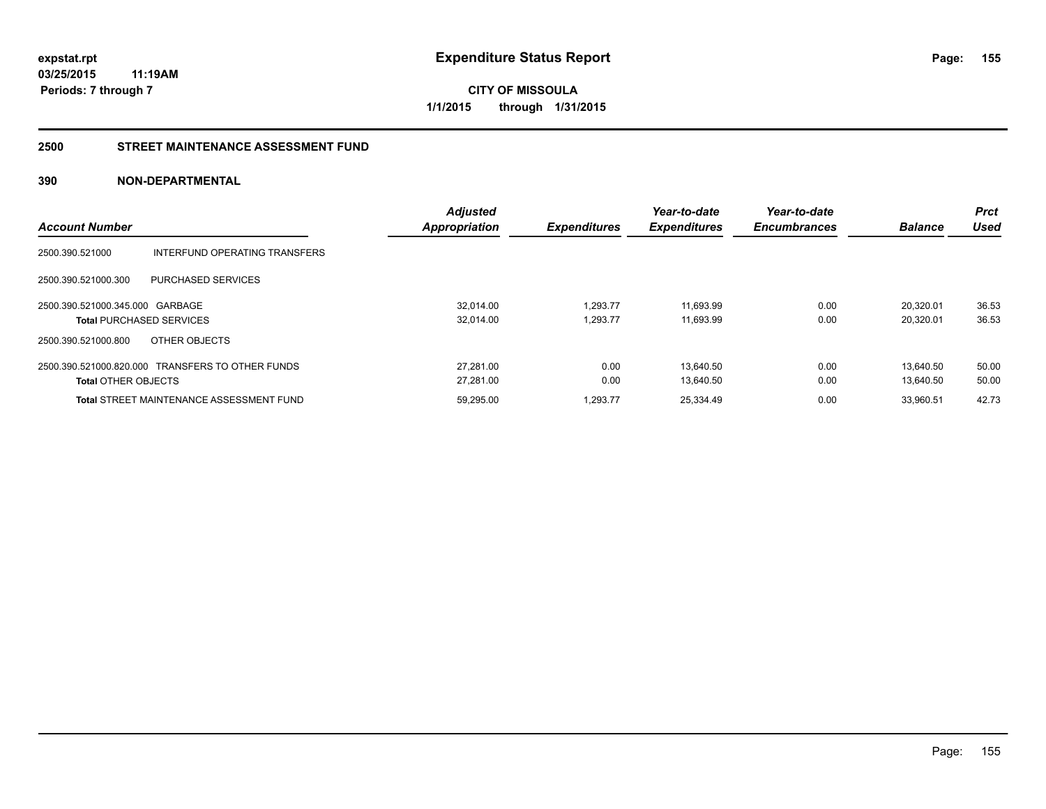**expstat.rpt**
**03/25/2015 11:19AM**
**Periods: 7 through 7**

# Expenditure Status Report

**CITY OF MISSOULA**
**1/1/2015 through 1/31/2015**

## 2500 STREET MAINTENANCE ASSESSMENT FUND

## 390 NON-DEPARTMENTAL

| Account Number | | Adjusted Appropriation | Expenditures | Year-to-date Expenditures | Year-to-date Encumbrances | Balance | Prct Used |
|---|---|---|---|---|---|---|---|
| 2500.390.521000 | INTERFUND OPERATING TRANSFERS | | | | | | |
| 2500.390.521000.300 | PURCHASED SERVICES | | | | | | |
| 2500.390.521000.345.000 | GARBAGE | 32,014.00 | 1,293.77 | 11,693.99 | 0.00 | 20,320.01 | 36.53 |
| **Total** PURCHASED SERVICES | | 32,014.00 | 1,293.77 | 11,693.99 | 0.00 | 20,320.01 | 36.53 |
| 2500.390.521000.800 | OTHER OBJECTS | | | | | | |
| 2500.390.521000.820.000 | TRANSFERS TO OTHER FUNDS | 27,281.00 | 0.00 | 13,640.50 | 0.00 | 13,640.50 | 50.00 |
| **Total** OTHER OBJECTS | | 27,281.00 | 0.00 | 13,640.50 | 0.00 | 13,640.50 | 50.00 |
| **Total** STREET MAINTENANCE ASSESSMENT FUND | | 59,295.00 | 1,293.77 | 25,334.49 | 0.00 | 33,960.51 | 42.73 |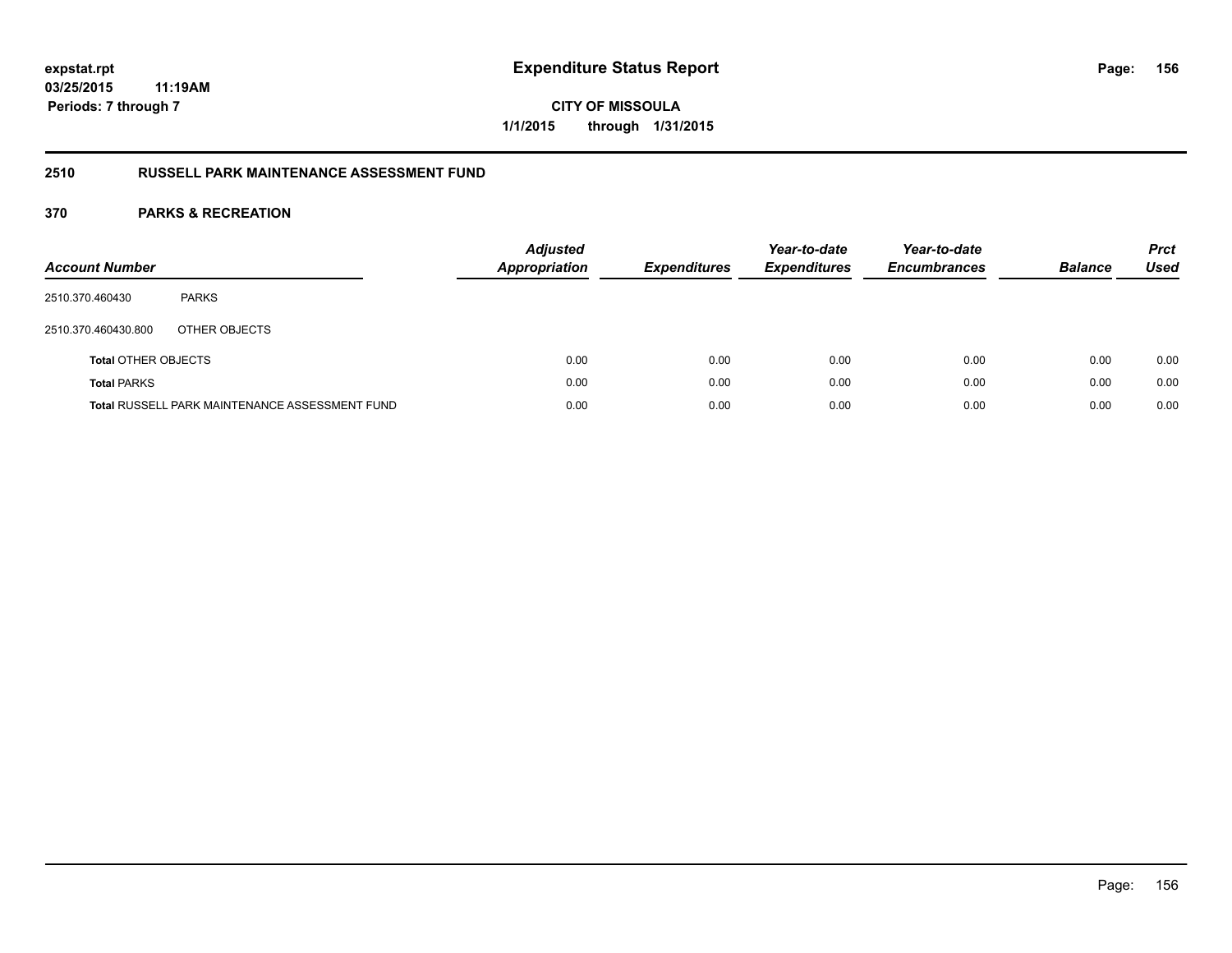# Expenditure Status Report

expstat.rpt
03/25/2015 11:19AM
Periods: 7 through 7

CITY OF MISSOULA
1/1/2015 through 1/31/2015

## 2510 RUSSELL PARK MAINTENANCE ASSESSMENT FUND

### 370 PARKS & RECREATION

| Account Number | | Adjusted Appropriation | Expenditures | Year-to-date Expenditures | Year-to-date Encumbrances | Balance | Prct Used |
|---|---|---|---|---|---|---|---|
| 2510.370.460430 | PARKS | | | | | | |
| 2510.370.460430.800 | OTHER OBJECTS | | | | | | |
| **Total** OTHER OBJECTS | | 0.00 | 0.00 | 0.00 | 0.00 | 0.00 | 0.00 |
| **Total** PARKS | | 0.00 | 0.00 | 0.00 | 0.00 | 0.00 | 0.00 |
| **Total** RUSSELL PARK MAINTENANCE ASSESSMENT FUND | | 0.00 | 0.00 | 0.00 | 0.00 | 0.00 | 0.00 |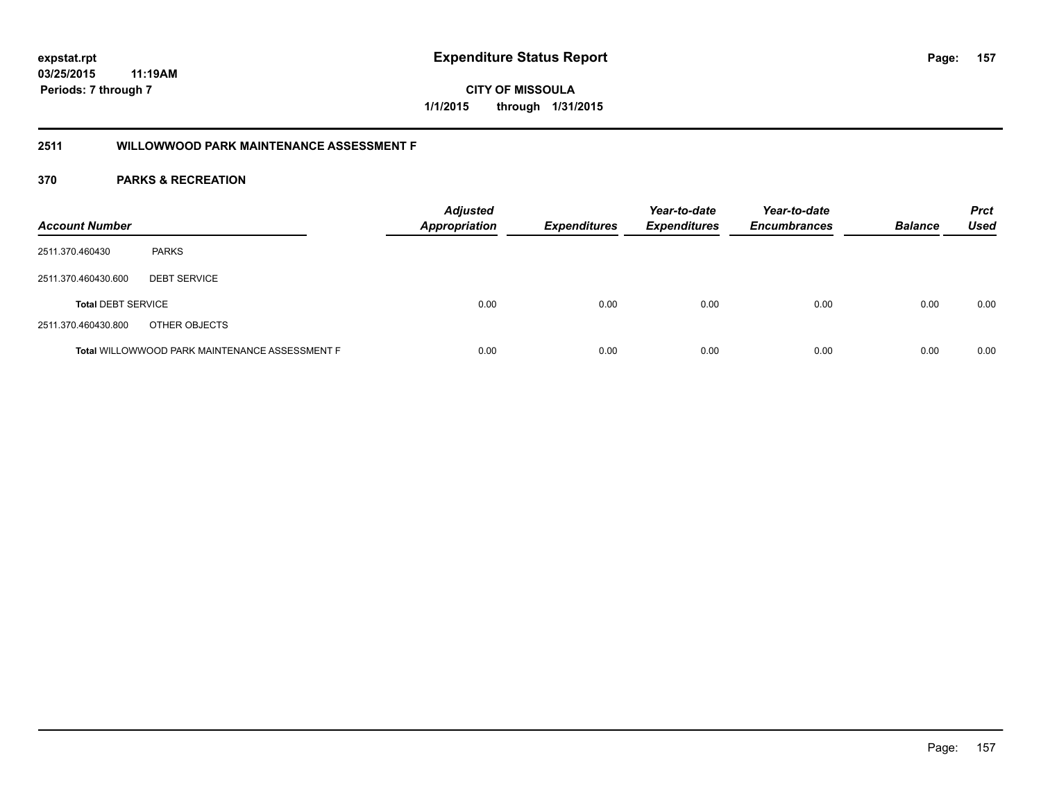**expstat.rpt**
**03/25/2015 11:19AM**
**Periods: 7 through 7**

# Expenditure Status Report

**CITY OF MISSOULA**
**1/1/2015 through 1/31/2015**

## 2511 WILLOWWOOD PARK MAINTENANCE ASSESSMENT F

## 370 PARKS & RECREATION

| Account Number | | Adjusted Appropriation | Expenditures | Year-to-date Expenditures | Year-to-date Encumbrances | Balance | Prct Used |
|---|---|---|---|---|---|---|---|
| 2511.370.460430 | PARKS | | | | | | |
| 2511.370.460430.600 | DEBT SERVICE | | | | | | |
| **Total** DEBT SERVICE | | 0.00 | 0.00 | 0.00 | 0.00 | 0.00 | 0.00 |
| 2511.370.460430.800 | OTHER OBJECTS | | | | | | |
| **Total** WILLOWWOOD PARK MAINTENANCE ASSESSMENT F | | 0.00 | 0.00 | 0.00 | 0.00 | 0.00 | 0.00 |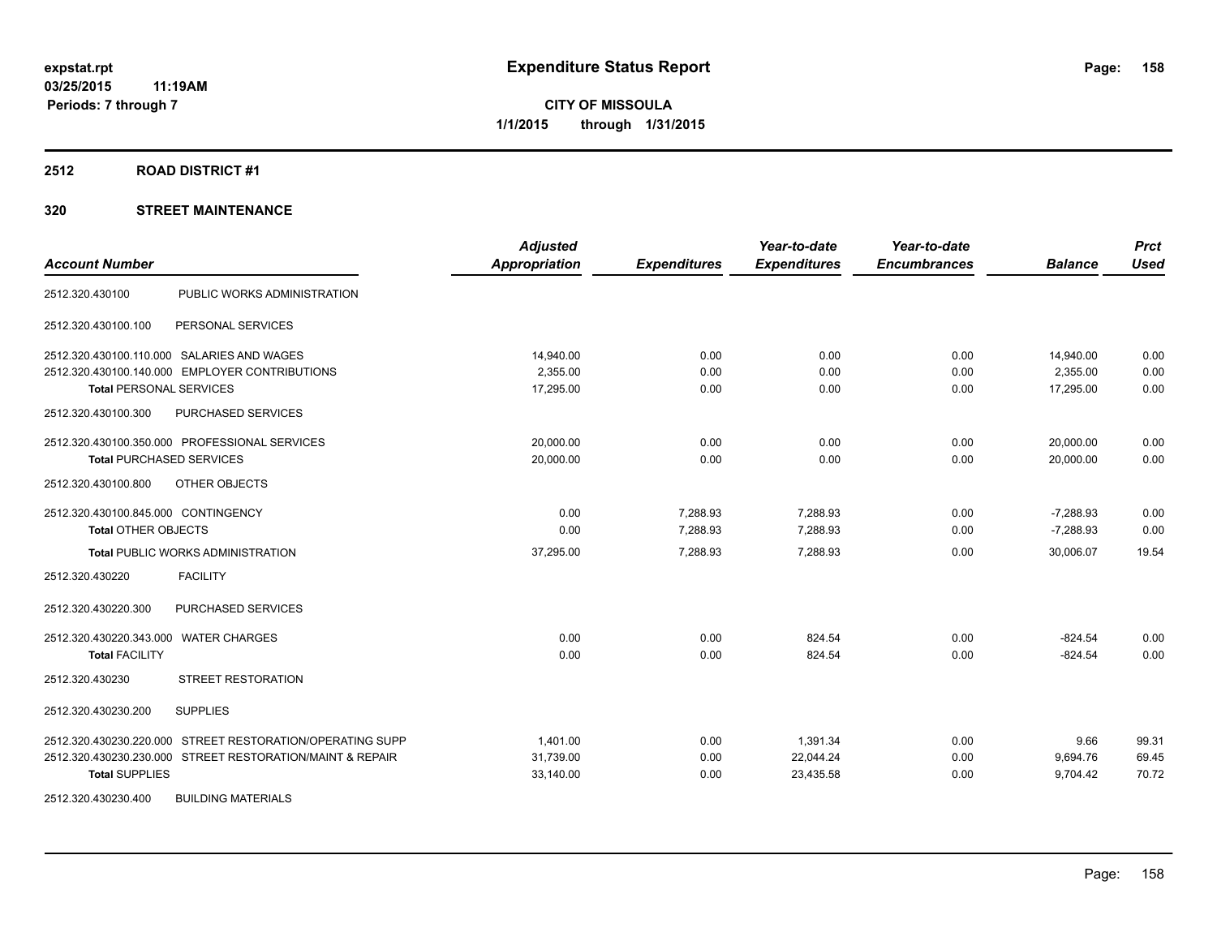# Expenditure Status Report

**CITY OF MISSOULA**

**1/1/2015 through 1/31/2015**

expstat.rpt
03/25/2015 11:19AM
Periods: 7 through 7

## 2512 ROAD DISTRICT #1

### 320 STREET MAINTENANCE

| Account Number | | Adjusted Appropriation | Expenditures | Year-to-date Expenditures | Year-to-date Encumbrances | Balance | Prct Used |
|---|---|---|---|---|---|---|---|
| 2512.320.430100 | PUBLIC WORKS ADMINISTRATION | | | | | | |
| 2512.320.430100.100 | PERSONAL SERVICES | | | | | | |
| 2512.320.430100.110.000 | SALARIES AND WAGES | 14,940.00 | 0.00 | 0.00 | 0.00 | 14,940.00 | 0.00 |
| 2512.320.430100.140.000 | EMPLOYER CONTRIBUTIONS | 2,355.00 | 0.00 | 0.00 | 0.00 | 2,355.00 | 0.00 |
| **Total** PERSONAL SERVICES | | 17,295.00 | 0.00 | 0.00 | 0.00 | 17,295.00 | 0.00 |
| 2512.320.430100.300 | PURCHASED SERVICES | | | | | | |
| 2512.320.430100.350.000 | PROFESSIONAL SERVICES | 20,000.00 | 0.00 | 0.00 | 0.00 | 20,000.00 | 0.00 |
| **Total** PURCHASED SERVICES | | 20,000.00 | 0.00 | 0.00 | 0.00 | 20,000.00 | 0.00 |
| 2512.320.430100.800 | OTHER OBJECTS | | | | | | |
| 2512.320.430100.845.000 | CONTINGENCY | 0.00 | 7,288.93 | 7,288.93 | 0.00 | -7,288.93 | 0.00 |
| **Total** OTHER OBJECTS | | 0.00 | 7,288.93 | 7,288.93 | 0.00 | -7,288.93 | 0.00 |
| **Total** PUBLIC WORKS ADMINISTRATION | | 37,295.00 | 7,288.93 | 7,288.93 | 0.00 | 30,006.07 | 19.54 |
| 2512.320.430220 | FACILITY | | | | | | |
| 2512.320.430220.300 | PURCHASED SERVICES | | | | | | |
| 2512.320.430220.343.000 | WATER CHARGES | 0.00 | 0.00 | 824.54 | 0.00 | -824.54 | 0.00 |
| **Total** FACILITY | | 0.00 | 0.00 | 824.54 | 0.00 | -824.54 | 0.00 |
| 2512.320.430230 | STREET RESTORATION | | | | | | |
| 2512.320.430230.200 | SUPPLIES | | | | | | |
| 2512.320.430230.220.000 | STREET RESTORATION/OPERATING SUPP | 1,401.00 | 0.00 | 1,391.34 | 0.00 | 9.66 | 99.31 |
| 2512.320.430230.230.000 | STREET RESTORATION/MAINT & REPAIR | 31,739.00 | 0.00 | 22,044.24 | 0.00 | 9,694.76 | 69.45 |
| **Total** SUPPLIES | | 33,140.00 | 0.00 | 23,435.58 | 0.00 | 9,704.42 | 70.72 |
| 2512.320.430230.400 | BUILDING MATERIALS | | | | | | |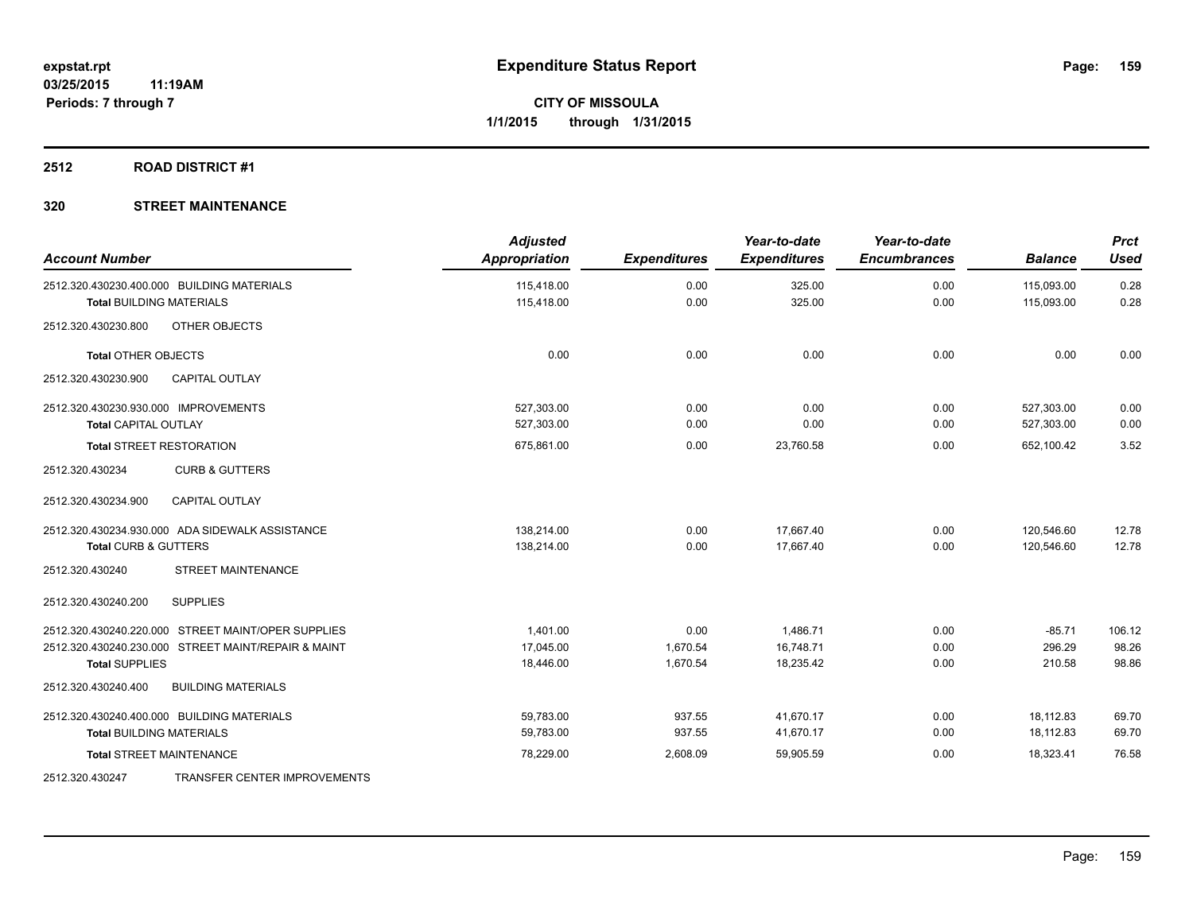**expstat.rpt**
**03/25/2015 11:19AM**
**Periods: 7 through 7**

# Expenditure Status Report

**CITY OF MISSOULA**
**1/1/2015 through 1/31/2015**

## 2512 ROAD DISTRICT #1

## 320 STREET MAINTENANCE

| Account Number | Adjusted Appropriation | Expenditures | Year-to-date Expenditures | Year-to-date Encumbrances | Balance | Prct Used |
|---|---|---|---|---|---|---|
| 2512.320.430230.400.000 BUILDING MATERIALS | 115,418.00 | 0.00 | 325.00 | 0.00 | 115,093.00 | 0.28 |
| **Total** BUILDING MATERIALS | 115,418.00 | 0.00 | 325.00 | 0.00 | 115,093.00 | 0.28 |
| 2512.320.430230.800 OTHER OBJECTS | | | | | | |
| **Total** OTHER OBJECTS | 0.00 | 0.00 | 0.00 | 0.00 | 0.00 | 0.00 |
| 2512.320.430230.900 CAPITAL OUTLAY | | | | | | |
| 2512.320.430230.930.000 IMPROVEMENTS | 527,303.00 | 0.00 | 0.00 | 0.00 | 527,303.00 | 0.00 |
| **Total** CAPITAL OUTLAY | 527,303.00 | 0.00 | 0.00 | 0.00 | 527,303.00 | 0.00 |
| **Total** STREET RESTORATION | 675,861.00 | 0.00 | 23,760.58 | 0.00 | 652,100.42 | 3.52 |
| 2512.320.430234 CURB & GUTTERS | | | | | | |
| 2512.320.430234.900 CAPITAL OUTLAY | | | | | | |
| 2512.320.430234.930.000 ADA SIDEWALK ASSISTANCE | 138,214.00 | 0.00 | 17,667.40 | 0.00 | 120,546.60 | 12.78 |
| **Total** CURB & GUTTERS | 138,214.00 | 0.00 | 17,667.40 | 0.00 | 120,546.60 | 12.78 |
| 2512.320.430240 STREET MAINTENANCE | | | | | | |
| 2512.320.430240.200 SUPPLIES | | | | | | |
| 2512.320.430240.220.000 STREET MAINT/OPER SUPPLIES | 1,401.00 | 0.00 | 1,486.71 | 0.00 | -85.71 | 106.12 |
| 2512.320.430240.230.000 STREET MAINT/REPAIR & MAINT | 17,045.00 | 1,670.54 | 16,748.71 | 0.00 | 296.29 | 98.26 |
| **Total** SUPPLIES | 18,446.00 | 1,670.54 | 18,235.42 | 0.00 | 210.58 | 98.86 |
| 2512.320.430240.400 BUILDING MATERIALS | | | | | | |
| 2512.320.430240.400.000 BUILDING MATERIALS | 59,783.00 | 937.55 | 41,670.17 | 0.00 | 18,112.83 | 69.70 |
| **Total** BUILDING MATERIALS | 59,783.00 | 937.55 | 41,670.17 | 0.00 | 18,112.83 | 69.70 |
| **Total** STREET MAINTENANCE | 78,229.00 | 2,608.09 | 59,905.59 | 0.00 | 18,323.41 | 76.58 |
| 2512.320.430247 TRANSFER CENTER IMPROVEMENTS | | | | | | |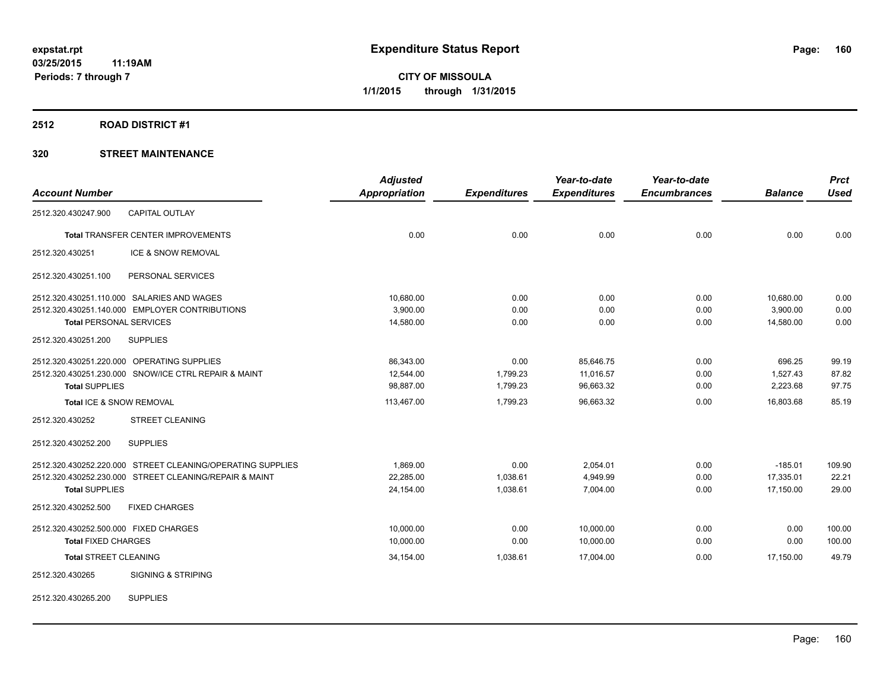# Expenditure Status Report

expstat.rpt
03/25/2015 11:19AM
Periods: 7 through 7

**CITY OF MISSOULA**
**1/1/2015 through 1/31/2015**

## 2512 ROAD DISTRICT #1

## 320 STREET MAINTENANCE

| Account Number | | Adjusted Appropriation | Expenditures | Year-to-date Expenditures | Year-to-date Encumbrances | Balance | Prct Used |
|---|---|---|---|---|---|---|---|
| 2512.320.430247.900 | CAPITAL OUTLAY | | | | | | |
| **Total** TRANSFER CENTER IMPROVEMENTS | | 0.00 | 0.00 | 0.00 | 0.00 | 0.00 | 0.00 |
| 2512.320.430251 | ICE & SNOW REMOVAL | | | | | | |
| 2512.320.430251.100 | PERSONAL SERVICES | | | | | | |
| 2512.320.430251.110.000 | SALARIES AND WAGES | 10,680.00 | 0.00 | 0.00 | 0.00 | 10,680.00 | 0.00 |
| 2512.320.430251.140.000 | EMPLOYER CONTRIBUTIONS | 3,900.00 | 0.00 | 0.00 | 0.00 | 3,900.00 | 0.00 |
| **Total** PERSONAL SERVICES | | 14,580.00 | 0.00 | 0.00 | 0.00 | 14,580.00 | 0.00 |
| 2512.320.430251.200 | SUPPLIES | | | | | | |
| 2512.320.430251.220.000 | OPERATING SUPPLIES | 86,343.00 | 0.00 | 85,646.75 | 0.00 | 696.25 | 99.19 |
| 2512.320.430251.230.000 | SNOW/ICE CTRL REPAIR & MAINT | 12,544.00 | 1,799.23 | 11,016.57 | 0.00 | 1,527.43 | 87.82 |
| **Total** SUPPLIES | | 98,887.00 | 1,799.23 | 96,663.32 | 0.00 | 2,223.68 | 97.75 |
| **Total** ICE & SNOW REMOVAL | | 113,467.00 | 1,799.23 | 96,663.32 | 0.00 | 16,803.68 | 85.19 |
| 2512.320.430252 | STREET CLEANING | | | | | | |
| 2512.320.430252.200 | SUPPLIES | | | | | | |
| 2512.320.430252.220.000 | STREET CLEANING/OPERATING SUPPLIES | 1,869.00 | 0.00 | 2,054.01 | 0.00 | -185.01 | 109.90 |
| 2512.320.430252.230.000 | STREET CLEANING/REPAIR & MAINT | 22,285.00 | 1,038.61 | 4,949.99 | 0.00 | 17,335.01 | 22.21 |
| **Total** SUPPLIES | | 24,154.00 | 1,038.61 | 7,004.00 | 0.00 | 17,150.00 | 29.00 |
| 2512.320.430252.500 | FIXED CHARGES | | | | | | |
| 2512.320.430252.500.000 | FIXED CHARGES | 10,000.00 | 0.00 | 10,000.00 | 0.00 | 0.00 | 100.00 |
| **Total** FIXED CHARGES | | 10,000.00 | 0.00 | 10,000.00 | 0.00 | 0.00 | 100.00 |
| **Total** STREET CLEANING | | 34,154.00 | 1,038.61 | 17,004.00 | 0.00 | 17,150.00 | 49.79 |
| 2512.320.430265 | SIGNING & STRIPING | | | | | | |
| 2512.320.430265.200 | SUPPLIES | | | | | | |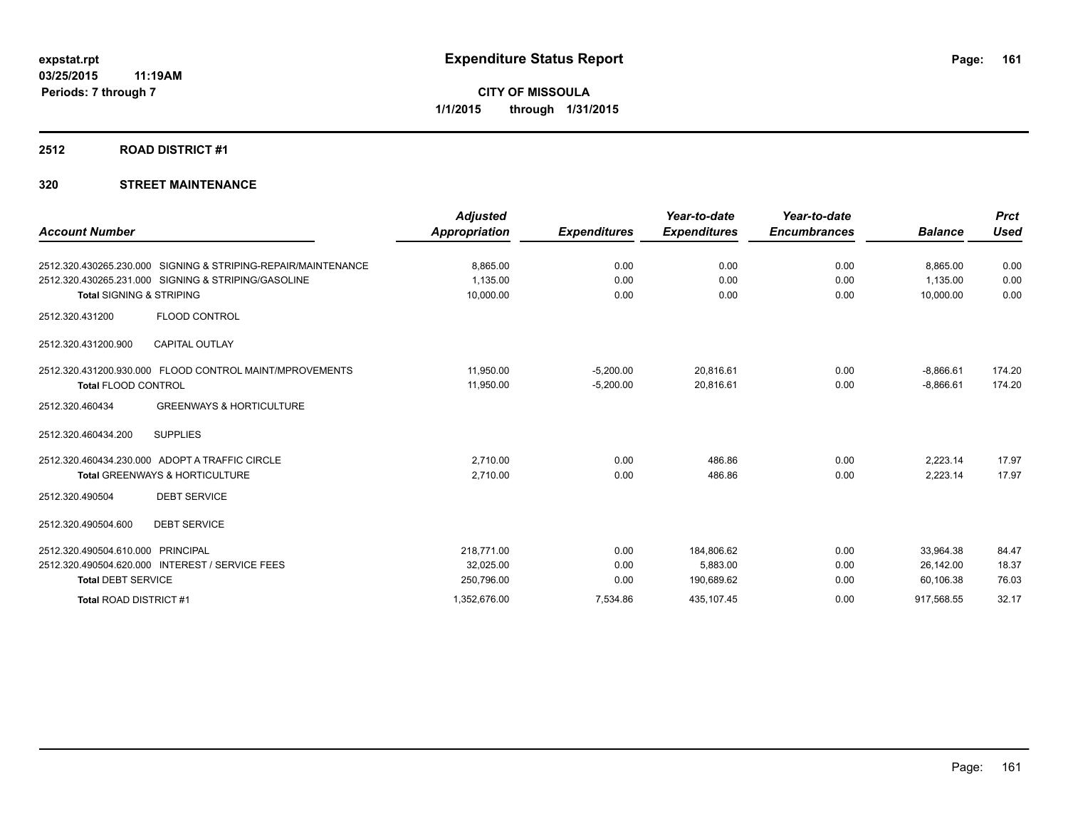# Expenditure Status Report

expstat.rpt
03/25/2015 11:19AM
Periods: 7 through 7

**CITY OF MISSOULA**
**1/1/2015 through 1/31/2015**

## 2512 ROAD DISTRICT #1

### 320 STREET MAINTENANCE

| Account Number | | Adjusted Appropriation | Expenditures | Year-to-date Expenditures | Year-to-date Encumbrances | Balance | Prct Used |
|---|---|---|---|---|---|---|---|
| 2512.320.430265.230.000 | SIGNING & STRIPING-REPAIR/MAINTENANCE | 8,865.00 | 0.00 | 0.00 | 0.00 | 8,865.00 | 0.00 |
| 2512.320.430265.231.000 | SIGNING & STRIPING/GASOLINE | 1,135.00 | 0.00 | 0.00 | 0.00 | 1,135.00 | 0.00 |
| **Total** SIGNING & STRIPING | | 10,000.00 | 0.00 | 0.00 | 0.00 | 10,000.00 | 0.00 |
| 2512.320.431200 | FLOOD CONTROL | | | | | | |
| 2512.320.431200.900 | CAPITAL OUTLAY | | | | | | |
| 2512.320.431200.930.000 | FLOOD CONTROL MAINT/MPROVEMENTS | 11,950.00 | -5,200.00 | 20,816.61 | 0.00 | -8,866.61 | 174.20 |
| **Total** FLOOD CONTROL | | 11,950.00 | -5,200.00 | 20,816.61 | 0.00 | -8,866.61 | 174.20 |
| 2512.320.460434 | GREENWAYS & HORTICULTURE | | | | | | |
| 2512.320.460434.200 | SUPPLIES | | | | | | |
| 2512.320.460434.230.000 | ADOPT A TRAFFIC CIRCLE | 2,710.00 | 0.00 | 486.86 | 0.00 | 2,223.14 | 17.97 |
| **Total** GREENWAYS & HORTICULTURE | | 2,710.00 | 0.00 | 486.86 | 0.00 | 2,223.14 | 17.97 |
| 2512.320.490504 | DEBT SERVICE | | | | | | |
| 2512.320.490504.600 | DEBT SERVICE | | | | | | |
| 2512.320.490504.610.000 | PRINCIPAL | 218,771.00 | 0.00 | 184,806.62 | 0.00 | 33,964.38 | 84.47 |
| 2512.320.490504.620.000 | INTEREST / SERVICE FEES | 32,025.00 | 0.00 | 5,883.00 | 0.00 | 26,142.00 | 18.37 |
| **Total** DEBT SERVICE | | 250,796.00 | 0.00 | 190,689.62 | 0.00 | 60,106.38 | 76.03 |
| **Total** ROAD DISTRICT #1 | | 1,352,676.00 | 7,534.86 | 435,107.45 | 0.00 | 917,568.55 | 32.17 |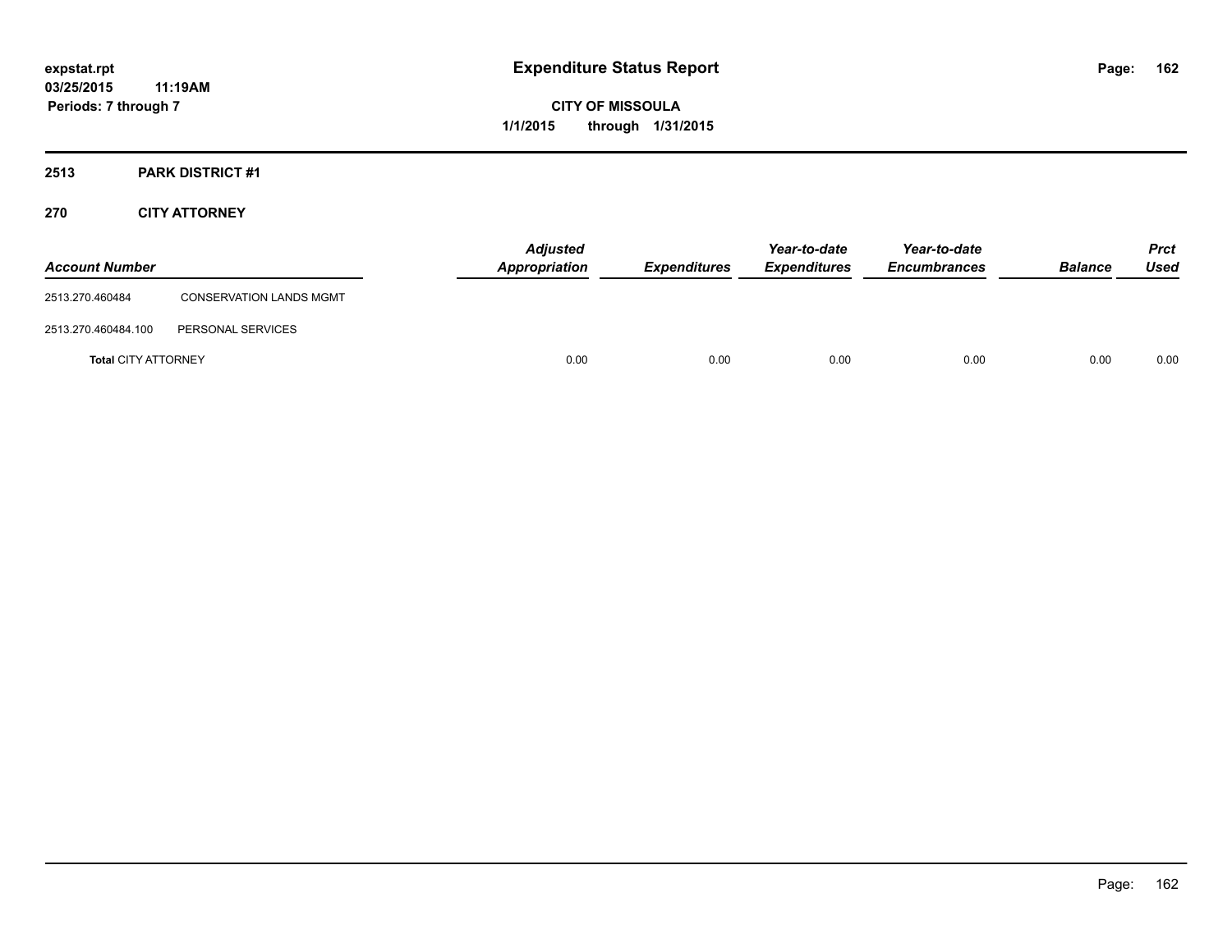**expstat.rpt**
**03/25/2015 11:19AM**
**Periods: 7 through 7**

# Expenditure Status Report

**CITY OF MISSOULA**
**1/1/2015 through 1/31/2015**

## 2513 PARK DISTRICT #1

## 270 CITY ATTORNEY

| Account Number | | Adjusted Appropriation | Expenditures | Year-to-date Expenditures | Year-to-date Encumbrances | Balance | Prct Used |
|---|---|---|---|---|---|---|---|
| 2513.270.460484 | CONSERVATION LANDS MGMT | | | | | | |
| 2513.270.460484.100 | PERSONAL SERVICES | | | | | | |
| **Total** CITY ATTORNEY | | 0.00 | 0.00 | 0.00 | 0.00 | 0.00 | 0.00 |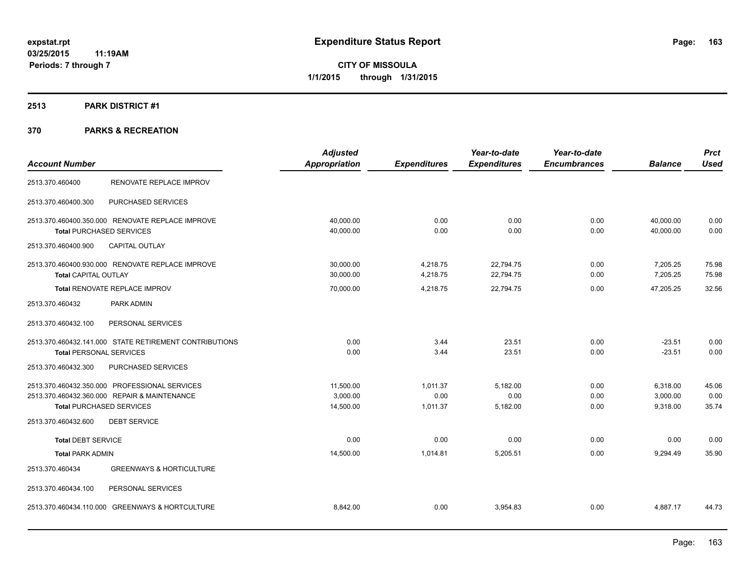**expstat.rpt**
**03/25/2015 11:19AM**
**Periods: 7 through 7**

# Expenditure Status Report

**CITY OF MISSOULA**
**1/1/2015 through 1/31/2015**

## 2513 PARK DISTRICT #1

## 370 PARKS & RECREATION

| Account Number | | Adjusted Appropriation | Expenditures | Year-to-date Expenditures | Year-to-date Encumbrances | Balance | Prct Used |
|---|---|---|---|---|---|---|---|
| 2513.370.460400 | RENOVATE REPLACE IMPROV | | | | | | |
| 2513.370.460400.300 | PURCHASED SERVICES | | | | | | |
| 2513.370.460400.350.000 | RENOVATE REPLACE IMPROVE | 40,000.00 | 0.00 | 0.00 | 0.00 | 40,000.00 | 0.00 |
| **Total** PURCHASED SERVICES | | 40,000.00 | 0.00 | 0.00 | 0.00 | 40,000.00 | 0.00 |
| 2513.370.460400.900 | CAPITAL OUTLAY | | | | | | |
| 2513.370.460400.930.000 | RENOVATE REPLACE IMPROVE | 30,000.00 | 4,218.75 | 22,794.75 | 0.00 | 7,205.25 | 75.98 |
| **Total** CAPITAL OUTLAY | | 30,000.00 | 4,218.75 | 22,794.75 | 0.00 | 7,205.25 | 75.98 |
| **Total** RENOVATE REPLACE IMPROV | | 70,000.00 | 4,218.75 | 22,794.75 | 0.00 | 47,205.25 | 32.56 |
| 2513.370.460432 | PARK ADMIN | | | | | | |
| 2513.370.460432.100 | PERSONAL SERVICES | | | | | | |
| 2513.370.460432.141.000 | STATE RETIREMENT CONTRIBUTIONS | 0.00 | 3.44 | 23.51 | 0.00 | -23.51 | 0.00 |
| **Total** PERSONAL SERVICES | | 0.00 | 3.44 | 23.51 | 0.00 | -23.51 | 0.00 |
| 2513.370.460432.300 | PURCHASED SERVICES | | | | | | |
| 2513.370.460432.350.000 | PROFESSIONAL SERVICES | 11,500.00 | 1,011.37 | 5,182.00 | 0.00 | 6,318.00 | 45.06 |
| 2513.370.460432.360.000 | REPAIR & MAINTENANCE | 3,000.00 | 0.00 | 0.00 | 0.00 | 3,000.00 | 0.00 |
| **Total** PURCHASED SERVICES | | 14,500.00 | 1,011.37 | 5,182.00 | 0.00 | 9,318.00 | 35.74 |
| 2513.370.460432.600 | DEBT SERVICE | | | | | | |
| **Total** DEBT SERVICE | | 0.00 | 0.00 | 0.00 | 0.00 | 0.00 | 0.00 |
| **Total** PARK ADMIN | | 14,500.00 | 1,014.81 | 5,205.51 | 0.00 | 9,294.49 | 35.90 |
| 2513.370.460434 | GREENWAYS & HORTICULTURE | | | | | | |
| 2513.370.460434.100 | PERSONAL SERVICES | | | | | | |
| 2513.370.460434.110.000 | GREENWAYS & HORTCULTURE | 8,842.00 | 0.00 | 3,954.83 | 0.00 | 4,887.17 | 44.73 |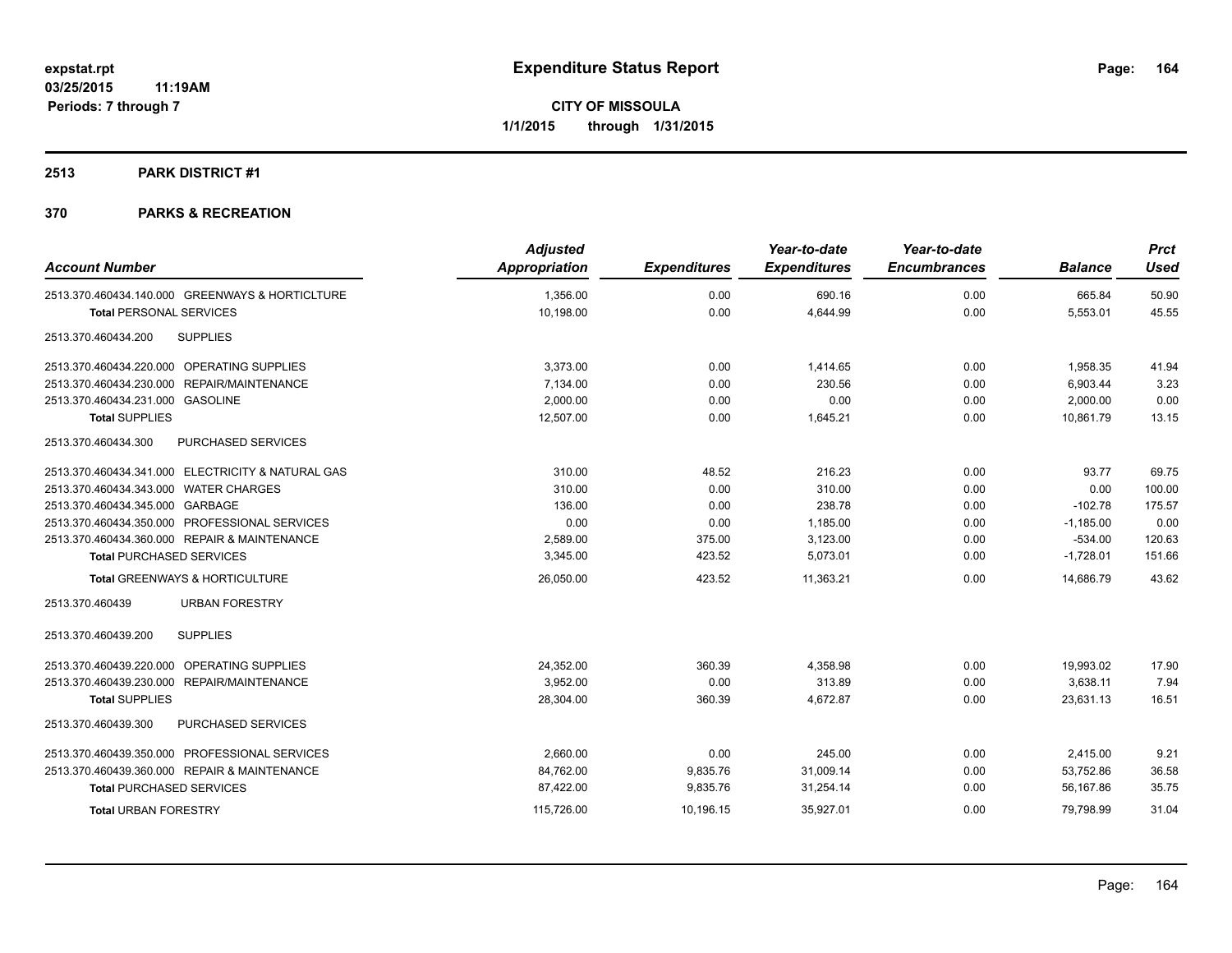# Expenditure Status Report

expstat.rpt
03/25/2015 11:19AM
Periods: 7 through 7

**CITY OF MISSOULA**
**1/1/2015 through 1/31/2015**

## 2513 PARK DISTRICT #1

## 370 PARKS & RECREATION

| Account Number | Adjusted Appropriation | Expenditures | Year-to-date Expenditures | Year-to-date Encumbrances | Balance | Prct Used |
|---|---|---|---|---|---|---|
| 2513.370.460434.140.000 GREENWAYS & HORTICLTURE | 1,356.00 | 0.00 | 690.16 | 0.00 | 665.84 | 50.90 |
| **Total** PERSONAL SERVICES | 10,198.00 | 0.00 | 4,644.99 | 0.00 | 5,553.01 | 45.55 |
| 2513.370.460434.200 SUPPLIES | | | | | | |
| 2513.370.460434.220.000 OPERATING SUPPLIES | 3,373.00 | 0.00 | 1,414.65 | 0.00 | 1,958.35 | 41.94 |
| 2513.370.460434.230.000 REPAIR/MAINTENANCE | 7,134.00 | 0.00 | 230.56 | 0.00 | 6,903.44 | 3.23 |
| 2513.370.460434.231.000 GASOLINE | 2,000.00 | 0.00 | 0.00 | 0.00 | 2,000.00 | 0.00 |
| **Total** SUPPLIES | 12,507.00 | 0.00 | 1,645.21 | 0.00 | 10,861.79 | 13.15 |
| 2513.370.460434.300 PURCHASED SERVICES | | | | | | |
| 2513.370.460434.341.000 ELECTRICITY & NATURAL GAS | 310.00 | 48.52 | 216.23 | 0.00 | 93.77 | 69.75 |
| 2513.370.460434.343.000 WATER CHARGES | 310.00 | 0.00 | 310.00 | 0.00 | 0.00 | 100.00 |
| 2513.370.460434.345.000 GARBAGE | 136.00 | 0.00 | 238.78 | 0.00 | -102.78 | 175.57 |
| 2513.370.460434.350.000 PROFESSIONAL SERVICES | 0.00 | 0.00 | 1,185.00 | 0.00 | -1,185.00 | 0.00 |
| 2513.370.460434.360.000 REPAIR & MAINTENANCE | 2,589.00 | 375.00 | 3,123.00 | 0.00 | -534.00 | 120.63 |
| **Total** PURCHASED SERVICES | 3,345.00 | 423.52 | 5,073.01 | 0.00 | -1,728.01 | 151.66 |
| **Total** GREENWAYS & HORTICULTURE | 26,050.00 | 423.52 | 11,363.21 | 0.00 | 14,686.79 | 43.62 |
| 2513.370.460439 URBAN FORESTRY | | | | | | |
| 2513.370.460439.200 SUPPLIES | | | | | | |
| 2513.370.460439.220.000 OPERATING SUPPLIES | 24,352.00 | 360.39 | 4,358.98 | 0.00 | 19,993.02 | 17.90 |
| 2513.370.460439.230.000 REPAIR/MAINTENANCE | 3,952.00 | 0.00 | 313.89 | 0.00 | 3,638.11 | 7.94 |
| **Total** SUPPLIES | 28,304.00 | 360.39 | 4,672.87 | 0.00 | 23,631.13 | 16.51 |
| 2513.370.460439.300 PURCHASED SERVICES | | | | | | |
| 2513.370.460439.350.000 PROFESSIONAL SERVICES | 2,660.00 | 0.00 | 245.00 | 0.00 | 2,415.00 | 9.21 |
| 2513.370.460439.360.000 REPAIR & MAINTENANCE | 84,762.00 | 9,835.76 | 31,009.14 | 0.00 | 53,752.86 | 36.58 |
| **Total** PURCHASED SERVICES | 87,422.00 | 9,835.76 | 31,254.14 | 0.00 | 56,167.86 | 35.75 |
| **Total** URBAN FORESTRY | 115,726.00 | 10,196.15 | 35,927.01 | 0.00 | 79,798.99 | 31.04 |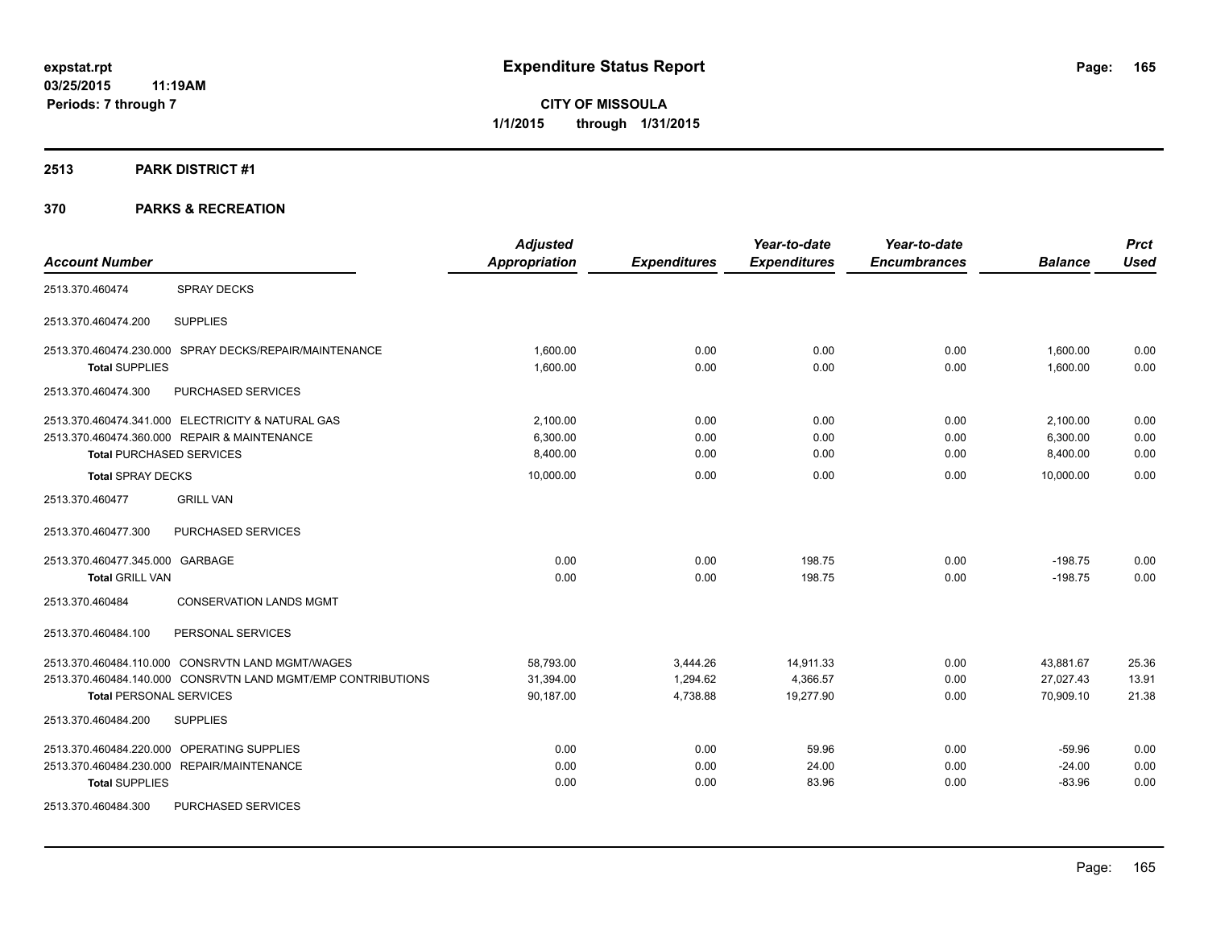# Expenditure Status Report

**CITY OF MISSOULA**

**1/1/2015 through 1/31/2015**

expstat.rpt
03/25/2015 11:19AM
Periods: 7 through 7

## 2513 PARK DISTRICT #1

## 370 PARKS & RECREATION

| Account Number | | Adjusted Appropriation | Expenditures | Year-to-date Expenditures | Year-to-date Encumbrances | Balance | Prct Used |
|---|---|---|---|---|---|---|---|
| 2513.370.460474 | SPRAY DECKS | | | | | | |
| 2513.370.460474.200 | SUPPLIES | | | | | | |
| 2513.370.460474.230.000 | SPRAY DECKS/REPAIR/MAINTENANCE | 1,600.00 | 0.00 | 0.00 | 0.00 | 1,600.00 | 0.00 |
| **Total SUPPLIES** | | 1,600.00 | 0.00 | 0.00 | 0.00 | 1,600.00 | 0.00 |
| 2513.370.460474.300 | PURCHASED SERVICES | | | | | | |
| 2513.370.460474.341.000 | ELECTRICITY & NATURAL GAS | 2,100.00 | 0.00 | 0.00 | 0.00 | 2,100.00 | 0.00 |
| 2513.370.460474.360.000 | REPAIR & MAINTENANCE | 6,300.00 | 0.00 | 0.00 | 0.00 | 6,300.00 | 0.00 |
| **Total PURCHASED SERVICES** | | 8,400.00 | 0.00 | 0.00 | 0.00 | 8,400.00 | 0.00 |
| **Total SPRAY DECKS** | | 10,000.00 | 0.00 | 0.00 | 0.00 | 10,000.00 | 0.00 |
| 2513.370.460477 | GRILL VAN | | | | | | |
| 2513.370.460477.300 | PURCHASED SERVICES | | | | | | |
| 2513.370.460477.345.000 | GARBAGE | 0.00 | 0.00 | 198.75 | 0.00 | -198.75 | 0.00 |
| **Total GRILL VAN** | | 0.00 | 0.00 | 198.75 | 0.00 | -198.75 | 0.00 |
| 2513.370.460484 | CONSERVATION LANDS MGMT | | | | | | |
| 2513.370.460484.100 | PERSONAL SERVICES | | | | | | |
| 2513.370.460484.110.000 | CONSRVTN LAND MGMT/WAGES | 58,793.00 | 3,444.26 | 14,911.33 | 0.00 | 43,881.67 | 25.36 |
| 2513.370.460484.140.000 | CONSRVTN LAND MGMT/EMP CONTRIBUTIONS | 31,394.00 | 1,294.62 | 4,366.57 | 0.00 | 27,027.43 | 13.91 |
| **Total PERSONAL SERVICES** | | 90,187.00 | 4,738.88 | 19,277.90 | 0.00 | 70,909.10 | 21.38 |
| 2513.370.460484.200 | SUPPLIES | | | | | | |
| 2513.370.460484.220.000 | OPERATING SUPPLIES | 0.00 | 0.00 | 59.96 | 0.00 | -59.96 | 0.00 |
| 2513.370.460484.230.000 | REPAIR/MAINTENANCE | 0.00 | 0.00 | 24.00 | 0.00 | -24.00 | 0.00 |
| **Total SUPPLIES** | | 0.00 | 0.00 | 83.96 | 0.00 | -83.96 | 0.00 |
| 2513.370.460484.300 | PURCHASED SERVICES | | | | | | |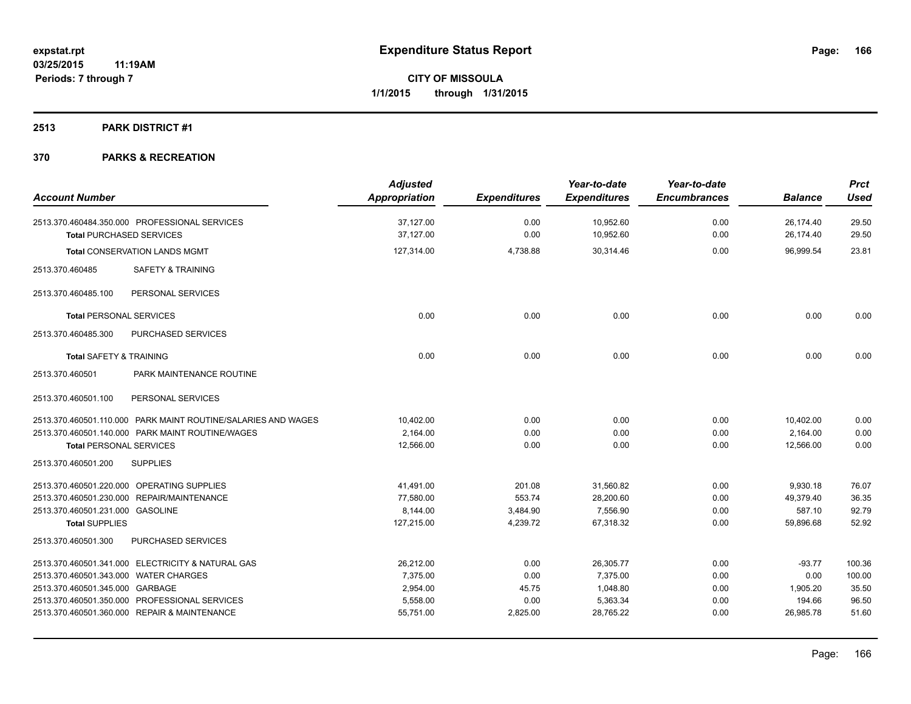# Expenditure Status Report

expstat.rpt
03/25/2015 11:19AM
Periods: 7 through 7

**CITY OF MISSOULA**
**1/1/2015 through 1/31/2015**

## 2513 PARK DISTRICT #1

## 370 PARKS & RECREATION

| Account Number | Adjusted Appropriation | Expenditures | Year-to-date Expenditures | Year-to-date Encumbrances | Balance | Prct Used |
|---|---|---|---|---|---|---|
| 2513.370.460484.350.000 PROFESSIONAL SERVICES | 37,127.00 | 0.00 | 10,952.60 | 0.00 | 26,174.40 | 29.50 |
| **Total** PURCHASED SERVICES | 37,127.00 | 0.00 | 10,952.60 | 0.00 | 26,174.40 | 29.50 |
| **Total** CONSERVATION LANDS MGMT | 127,314.00 | 4,738.88 | 30,314.46 | 0.00 | 96,999.54 | 23.81 |
| 2513.370.460485 SAFETY & TRAINING | | | | | | |
| 2513.370.460485.100 PERSONAL SERVICES | | | | | | |
| **Total** PERSONAL SERVICES | 0.00 | 0.00 | 0.00 | 0.00 | 0.00 | 0.00 |
| 2513.370.460485.300 PURCHASED SERVICES | | | | | | |
| **Total** SAFETY & TRAINING | 0.00 | 0.00 | 0.00 | 0.00 | 0.00 | 0.00 |
| 2513.370.460501 PARK MAINTENANCE ROUTINE | | | | | | |
| 2513.370.460501.100 PERSONAL SERVICES | | | | | | |
| 2513.370.460501.110.000 PARK MAINT ROUTINE/SALARIES AND WAGES | 10,402.00 | 0.00 | 0.00 | 0.00 | 10,402.00 | 0.00 |
| 2513.370.460501.140.000 PARK MAINT ROUTINE/WAGES | 2,164.00 | 0.00 | 0.00 | 0.00 | 2,164.00 | 0.00 |
| **Total** PERSONAL SERVICES | 12,566.00 | 0.00 | 0.00 | 0.00 | 12,566.00 | 0.00 |
| 2513.370.460501.200 SUPPLIES | | | | | | |
| 2513.370.460501.220.000 OPERATING SUPPLIES | 41,491.00 | 201.08 | 31,560.82 | 0.00 | 9,930.18 | 76.07 |
| 2513.370.460501.230.000 REPAIR/MAINTENANCE | 77,580.00 | 553.74 | 28,200.60 | 0.00 | 49,379.40 | 36.35 |
| 2513.370.460501.231.000 GASOLINE | 8,144.00 | 3,484.90 | 7,556.90 | 0.00 | 587.10 | 92.79 |
| **Total** SUPPLIES | 127,215.00 | 4,239.72 | 67,318.32 | 0.00 | 59,896.68 | 52.92 |
| 2513.370.460501.300 PURCHASED SERVICES | | | | | | |
| 2513.370.460501.341.000 ELECTRICITY & NATURAL GAS | 26,212.00 | 0.00 | 26,305.77 | 0.00 | -93.77 | 100.36 |
| 2513.370.460501.343.000 WATER CHARGES | 7,375.00 | 0.00 | 7,375.00 | 0.00 | 0.00 | 100.00 |
| 2513.370.460501.345.000 GARBAGE | 2,954.00 | 45.75 | 1,048.80 | 0.00 | 1,905.20 | 35.50 |
| 2513.370.460501.350.000 PROFESSIONAL SERVICES | 5,558.00 | 0.00 | 5,363.34 | 0.00 | 194.66 | 96.50 |
| 2513.370.460501.360.000 REPAIR & MAINTENANCE | 55,751.00 | 2,825.00 | 28,765.22 | 0.00 | 26,985.78 | 51.60 |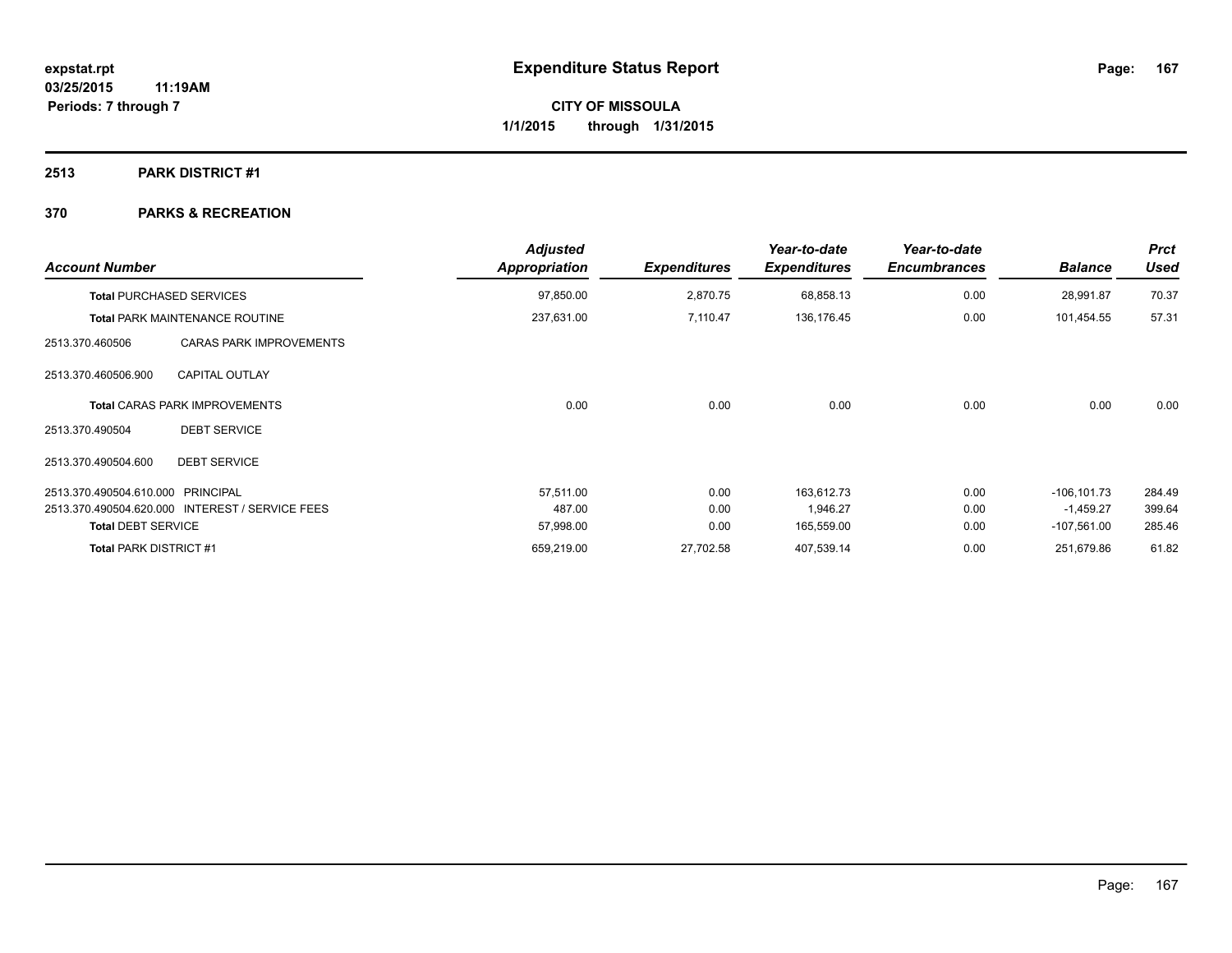**expstat.rpt**
**03/25/2015 11:19AM**
**Periods: 7 through 7**

# Expenditure Status Report

**CITY OF MISSOULA**
**1/1/2015 through 1/31/2015**

## 2513 PARK DISTRICT #1

## 370 PARKS & RECREATION

| Account Number | | Adjusted Appropriation | Expenditures | Year-to-date Expenditures | Year-to-date Encumbrances | Balance | Prct Used |
|---|---|---|---|---|---|---|---|
| **Total** PURCHASED SERVICES | | 97,850.00 | 2,870.75 | 68,858.13 | 0.00 | 28,991.87 | 70.37 |
| **Total** PARK MAINTENANCE ROUTINE | | 237,631.00 | 7,110.47 | 136,176.45 | 0.00 | 101,454.55 | 57.31 |
| 2513.370.460506 | CARAS PARK IMPROVEMENTS | | | | | | |
| 2513.370.460506.900 | CAPITAL OUTLAY | | | | | | |
| **Total** CARAS PARK IMPROVEMENTS | | 0.00 | 0.00 | 0.00 | 0.00 | 0.00 | 0.00 |
| 2513.370.490504 | DEBT SERVICE | | | | | | |
| 2513.370.490504.600 | DEBT SERVICE | | | | | | |
| 2513.370.490504.610.000 | PRINCIPAL | 57,511.00 | 0.00 | 163,612.73 | 0.00 | -106,101.73 | 284.49 |
| 2513.370.490504.620.000 | INTEREST / SERVICE FEES | 487.00 | 0.00 | 1,946.27 | 0.00 | -1,459.27 | 399.64 |
| **Total DEBT SERVICE** | | 57,998.00 | 0.00 | 165,559.00 | 0.00 | -107,561.00 | 285.46 |
| **Total PARK DISTRICT #1** | | 659,219.00 | 27,702.58 | 407,539.14 | 0.00 | 251,679.86 | 61.82 |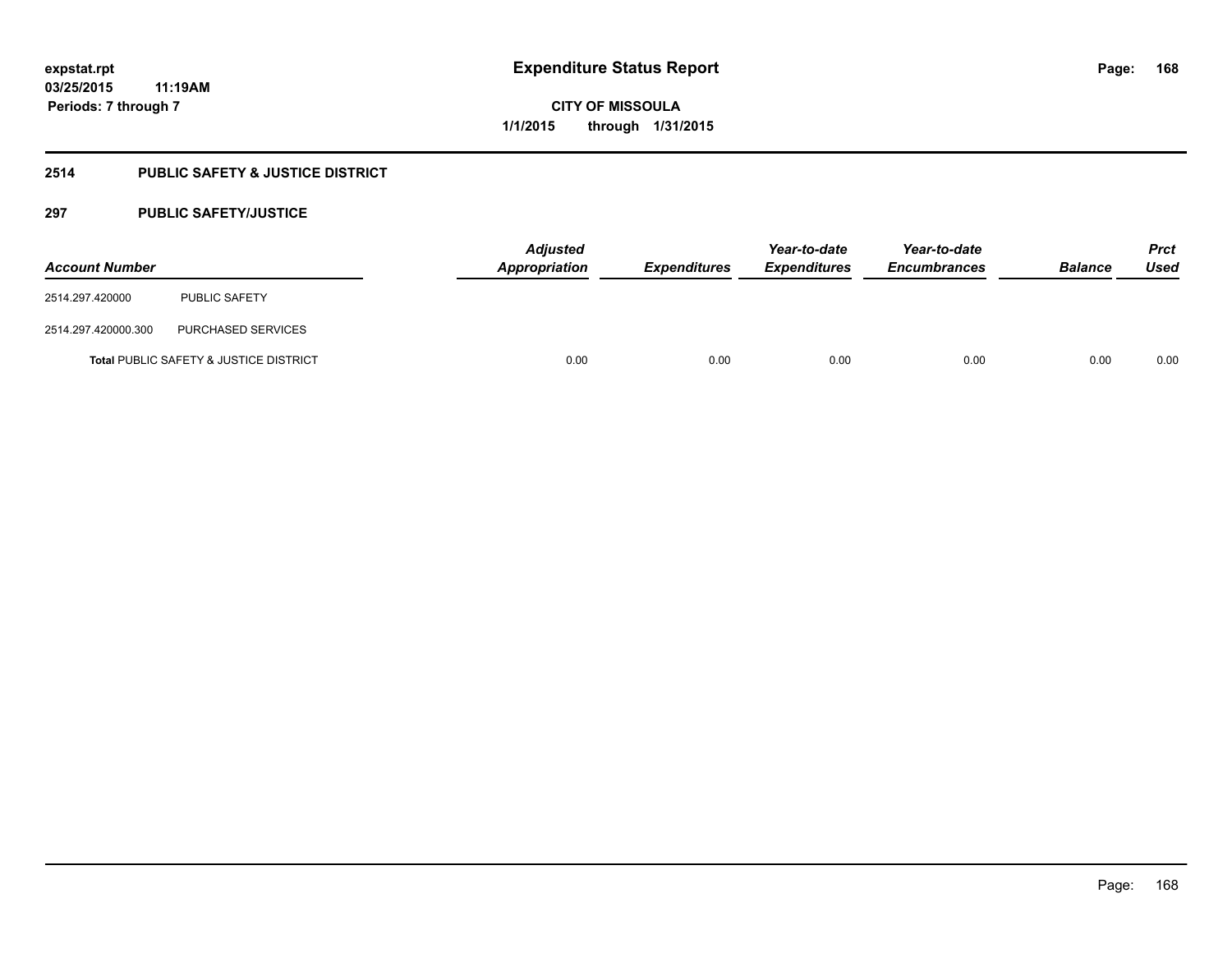# Expenditure Status Report

expstat.rpt
03/25/2015 11:19AM
Periods: 7 through 7

**CITY OF MISSOULA**
**1/1/2015 through 1/31/2015**

## 2514 PUBLIC SAFETY & JUSTICE DISTRICT

### 297 PUBLIC SAFETY/JUSTICE

| Account Number | | Adjusted Appropriation | Expenditures | Year-to-date Expenditures | Year-to-date Encumbrances | Balance | Prct Used |
|---|---|---|---|---|---|---|---|
| 2514.297.420000 | PUBLIC SAFETY | | | | | | |
| 2514.297.420000.300 | PURCHASED SERVICES | | | | | | |
| **Total** PUBLIC SAFETY & JUSTICE DISTRICT | | 0.00 | 0.00 | 0.00 | 0.00 | 0.00 | 0.00 |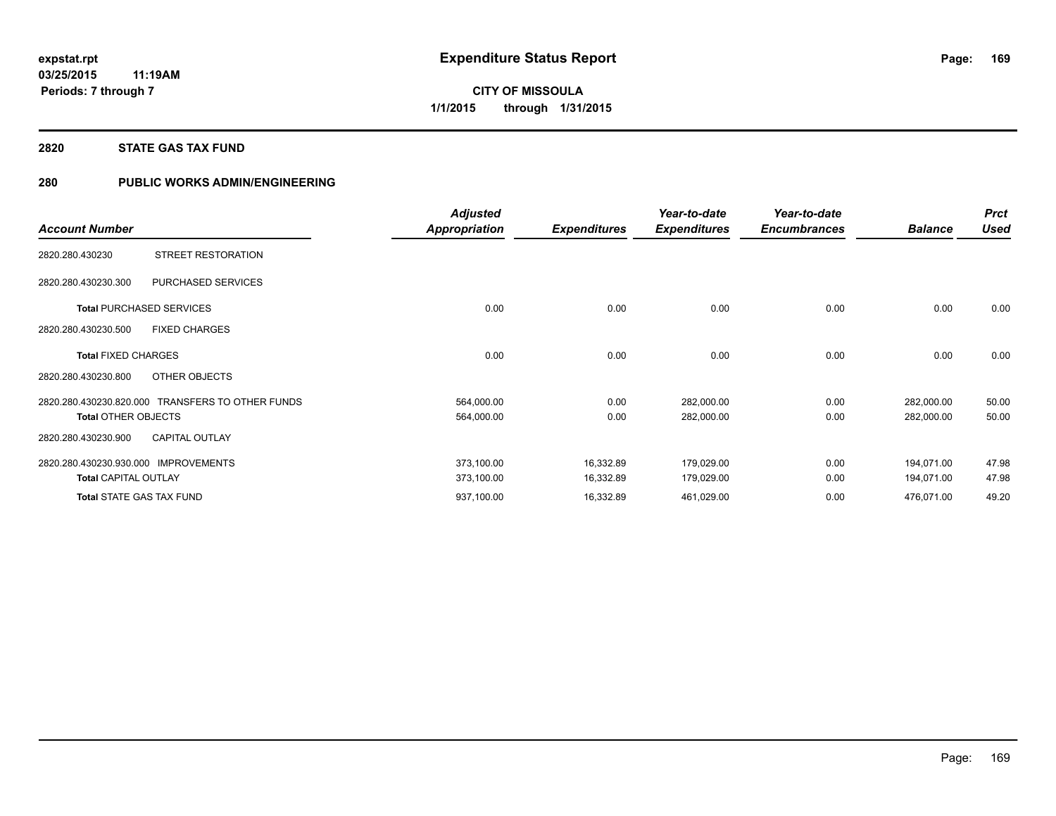# Expenditure Status Report

expstat.rpt
03/25/2015 11:19AM
Periods: 7 through 7

**CITY OF MISSOULA**
**1/1/2015 through 1/31/2015**

## 2820 STATE GAS TAX FUND

## 280 PUBLIC WORKS ADMIN/ENGINEERING

| Account Number | | Adjusted Appropriation | Expenditures | Year-to-date Expenditures | Year-to-date Encumbrances | Balance | Prct Used |
|---|---|---|---|---|---|---|---|
| 2820.280.430230 | STREET RESTORATION | | | | | | |
| 2820.280.430230.300 | PURCHASED SERVICES | | | | | | |
| **Total** PURCHASED SERVICES | | 0.00 | 0.00 | 0.00 | 0.00 | 0.00 | 0.00 |
| 2820.280.430230.500 | FIXED CHARGES | | | | | | |
| **Total** FIXED CHARGES | | 0.00 | 0.00 | 0.00 | 0.00 | 0.00 | 0.00 |
| 2820.280.430230.800 | OTHER OBJECTS | | | | | | |
| 2820.280.430230.820.000 | TRANSFERS TO OTHER FUNDS | 564,000.00 | 0.00 | 282,000.00 | 0.00 | 282,000.00 | 50.00 |
| **Total** OTHER OBJECTS | | 564,000.00 | 0.00 | 282,000.00 | 0.00 | 282,000.00 | 50.00 |
| 2820.280.430230.900 | CAPITAL OUTLAY | | | | | | |
| 2820.280.430230.930.000 | IMPROVEMENTS | 373,100.00 | 16,332.89 | 179,029.00 | 0.00 | 194,071.00 | 47.98 |
| **Total** CAPITAL OUTLAY | | 373,100.00 | 16,332.89 | 179,029.00 | 0.00 | 194,071.00 | 47.98 |
| **Total** STATE GAS TAX FUND | | 937,100.00 | 16,332.89 | 461,029.00 | 0.00 | 476,071.00 | 49.20 |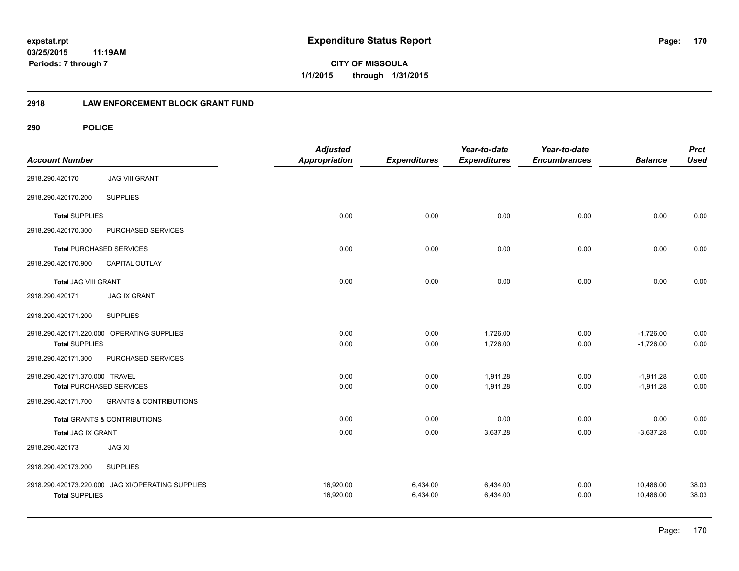# Expenditure Status Report

expstat.rpt
03/25/2015 11:19AM
Periods: 7 through 7

**CITY OF MISSOULA**
**1/1/2015 through 1/31/2015**

## 2918 LAW ENFORCEMENT BLOCK GRANT FUND

### 290 POLICE

| Account Number | | Adjusted Appropriation | Expenditures | Year-to-date Expenditures | Year-to-date Encumbrances | Balance | Prct Used |
|---|---|---|---|---|---|---|---|
| 2918.290.420170 | JAG VIII GRANT | | | | | | |
| 2918.290.420170.200 | SUPPLIES | | | | | | |
| **Total** SUPPLIES | | 0.00 | 0.00 | 0.00 | 0.00 | 0.00 | 0.00 |
| 2918.290.420170.300 | PURCHASED SERVICES | | | | | | |
| **Total** PURCHASED SERVICES | | 0.00 | 0.00 | 0.00 | 0.00 | 0.00 | 0.00 |
| 2918.290.420170.900 | CAPITAL OUTLAY | | | | | | |
| **Total** JAG VIII GRANT | | 0.00 | 0.00 | 0.00 | 0.00 | 0.00 | 0.00 |
| 2918.290.420171 | JAG IX GRANT | | | | | | |
| 2918.290.420171.200 | SUPPLIES | | | | | | |
| 2918.290.420171.220.000 | OPERATING SUPPLIES | 0.00 | 0.00 | 1,726.00 | 0.00 | -1,726.00 | 0.00 |
| **Total** SUPPLIES | | 0.00 | 0.00 | 1,726.00 | 0.00 | -1,726.00 | 0.00 |
| 2918.290.420171.300 | PURCHASED SERVICES | | | | | | |
| 2918.290.420171.370.000 | TRAVEL | 0.00 | 0.00 | 1,911.28 | 0.00 | -1,911.28 | 0.00 |
| **Total** PURCHASED SERVICES | | 0.00 | 0.00 | 1,911.28 | 0.00 | -1,911.28 | 0.00 |
| 2918.290.420171.700 | GRANTS & CONTRIBUTIONS | | | | | | |
| **Total** GRANTS & CONTRIBUTIONS | | 0.00 | 0.00 | 0.00 | 0.00 | 0.00 | 0.00 |
| **Total** JAG IX GRANT | | 0.00 | 0.00 | 3,637.28 | 0.00 | -3,637.28 | 0.00 |
| 2918.290.420173 | JAG XI | | | | | | |
| 2918.290.420173.200 | SUPPLIES | | | | | | |
| 2918.290.420173.220.000 | JAG XI/OPERATING SUPPLIES | 16,920.00 | 6,434.00 | 6,434.00 | 0.00 | 10,486.00 | 38.03 |
| **Total** SUPPLIES | | 16,920.00 | 6,434.00 | 6,434.00 | 0.00 | 10,486.00 | 38.03 |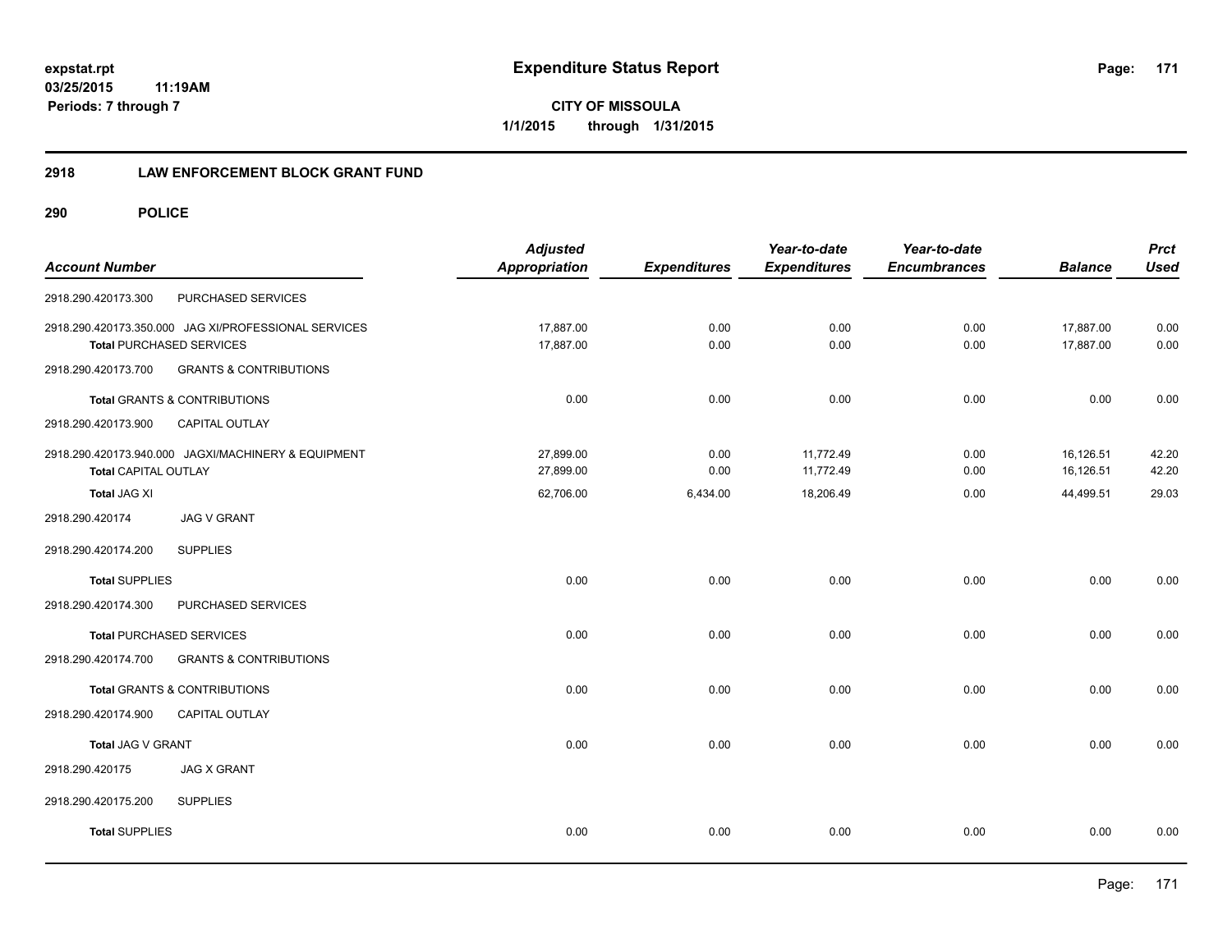# Expenditure Status Report

expstat.rpt
03/25/2015 11:19AM
Periods: 7 through 7

**CITY OF MISSOULA**
**1/1/2015 through 1/31/2015**

## 2918 LAW ENFORCEMENT BLOCK GRANT FUND

### 290 POLICE

| Account Number | | Adjusted Appropriation | Expenditures | Year-to-date Expenditures | Year-to-date Encumbrances | Balance | Prct Used |
|---|---|---|---|---|---|---|---|
| 2918.290.420173.300 | PURCHASED SERVICES | | | | | | |
| 2918.290.420173.350.000 | JAG XI/PROFESSIONAL SERVICES | 17,887.00 | 0.00 | 0.00 | 0.00 | 17,887.00 | 0.00 |
| **Total** PURCHASED SERVICES | | 17,887.00 | 0.00 | 0.00 | 0.00 | 17,887.00 | 0.00 |
| 2918.290.420173.700 | GRANTS & CONTRIBUTIONS | | | | | | |
| **Total** GRANTS & CONTRIBUTIONS | | 0.00 | 0.00 | 0.00 | 0.00 | 0.00 | 0.00 |
| 2918.290.420173.900 | CAPITAL OUTLAY | | | | | | |
| 2918.290.420173.940.000 | JAGXI/MACHINERY & EQUIPMENT | 27,899.00 | 0.00 | 11,772.49 | 0.00 | 16,126.51 | 42.20 |
| **Total** CAPITAL OUTLAY | | 27,899.00 | 0.00 | 11,772.49 | 0.00 | 16,126.51 | 42.20 |
| **Total** JAG XI | | 62,706.00 | 6,434.00 | 18,206.49 | 0.00 | 44,499.51 | 29.03 |
| 2918.290.420174 | JAG V GRANT | | | | | | |
| 2918.290.420174.200 | SUPPLIES | | | | | | |
| **Total** SUPPLIES | | 0.00 | 0.00 | 0.00 | 0.00 | 0.00 | 0.00 |
| 2918.290.420174.300 | PURCHASED SERVICES | | | | | | |
| **Total** PURCHASED SERVICES | | 0.00 | 0.00 | 0.00 | 0.00 | 0.00 | 0.00 |
| 2918.290.420174.700 | GRANTS & CONTRIBUTIONS | | | | | | |
| **Total** GRANTS & CONTRIBUTIONS | | 0.00 | 0.00 | 0.00 | 0.00 | 0.00 | 0.00 |
| 2918.290.420174.900 | CAPITAL OUTLAY | | | | | | |
| **Total** JAG V GRANT | | 0.00 | 0.00 | 0.00 | 0.00 | 0.00 | 0.00 |
| 2918.290.420175 | JAG X GRANT | | | | | | |
| 2918.290.420175.200 | SUPPLIES | | | | | | |
| **Total** SUPPLIES | | 0.00 | 0.00 | 0.00 | 0.00 | 0.00 | 0.00 |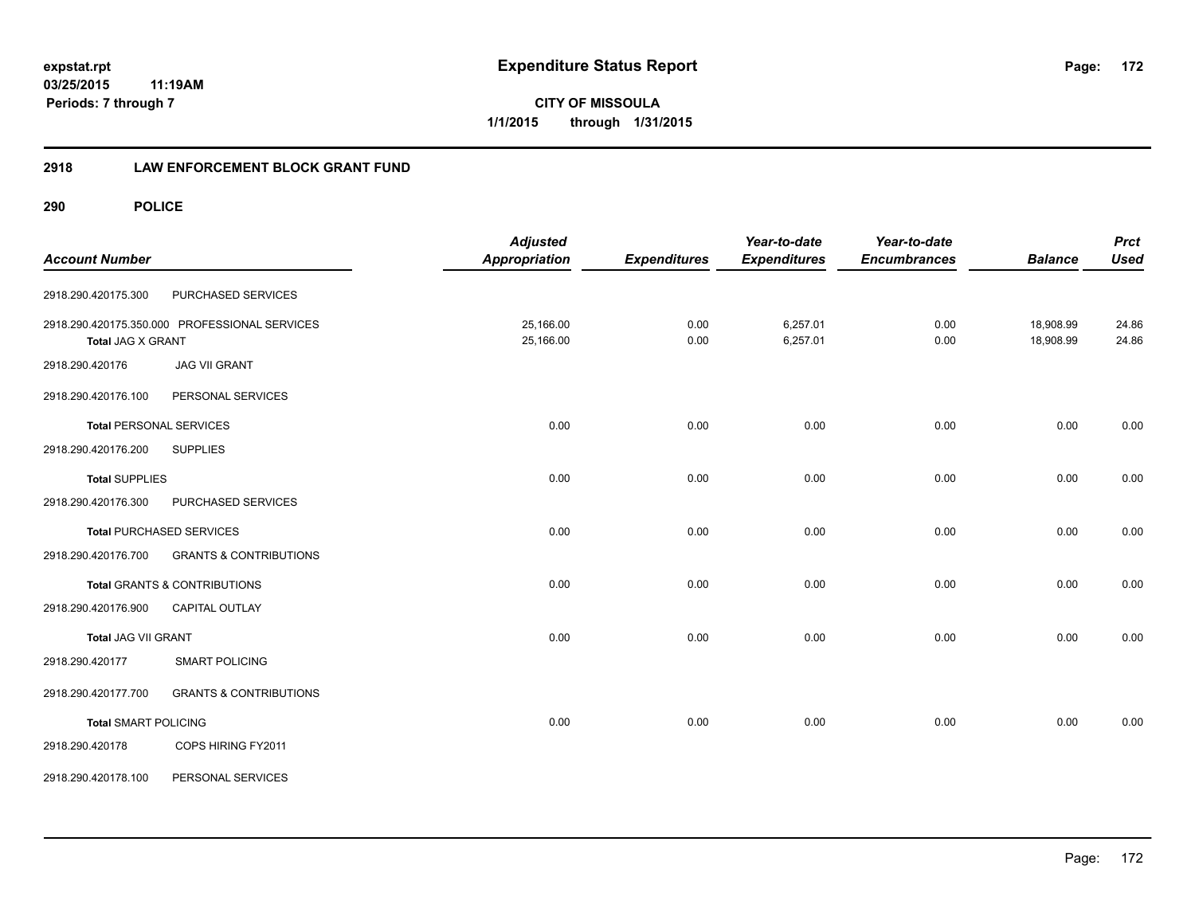# Expenditure Status Report

expstat.rpt
03/25/2015 11:19AM
Periods: 7 through 7

**CITY OF MISSOULA**
**1/1/2015 through 1/31/2015**

## 2918 LAW ENFORCEMENT BLOCK GRANT FUND

### 290 POLICE

| Account Number | | Adjusted Appropriation | Expenditures | Year-to-date Expenditures | Year-to-date Encumbrances | Balance | Prct Used |
|---|---|---|---|---|---|---|---|
| 2918.290.420175.300 | PURCHASED SERVICES | | | | | | |
| 2918.290.420175.350.000 | PROFESSIONAL SERVICES | 25,166.00 | 0.00 | 6,257.01 | 0.00 | 18,908.99 | 24.86 |
| **Total** JAG X GRANT | | 25,166.00 | 0.00 | 6,257.01 | 0.00 | 18,908.99 | 24.86 |
| 2918.290.420176 | JAG VII GRANT | | | | | | |
| 2918.290.420176.100 | PERSONAL SERVICES | | | | | | |
| **Total** PERSONAL SERVICES | | 0.00 | 0.00 | 0.00 | 0.00 | 0.00 | 0.00 |
| 2918.290.420176.200 | SUPPLIES | | | | | | |
| **Total** SUPPLIES | | 0.00 | 0.00 | 0.00 | 0.00 | 0.00 | 0.00 |
| 2918.290.420176.300 | PURCHASED SERVICES | | | | | | |
| **Total** PURCHASED SERVICES | | 0.00 | 0.00 | 0.00 | 0.00 | 0.00 | 0.00 |
| 2918.290.420176.700 | GRANTS & CONTRIBUTIONS | | | | | | |
| **Total** GRANTS & CONTRIBUTIONS | | 0.00 | 0.00 | 0.00 | 0.00 | 0.00 | 0.00 |
| 2918.290.420176.900 | CAPITAL OUTLAY | | | | | | |
| **Total** JAG VII GRANT | | 0.00 | 0.00 | 0.00 | 0.00 | 0.00 | 0.00 |
| 2918.290.420177 | SMART POLICING | | | | | | |
| 2918.290.420177.700 | GRANTS & CONTRIBUTIONS | | | | | | |
| **Total** SMART POLICING | | 0.00 | 0.00 | 0.00 | 0.00 | 0.00 | 0.00 |
| 2918.290.420178 | COPS HIRING FY2011 | | | | | | |
| 2918.290.420178.100 | PERSONAL SERVICES | | | | | | |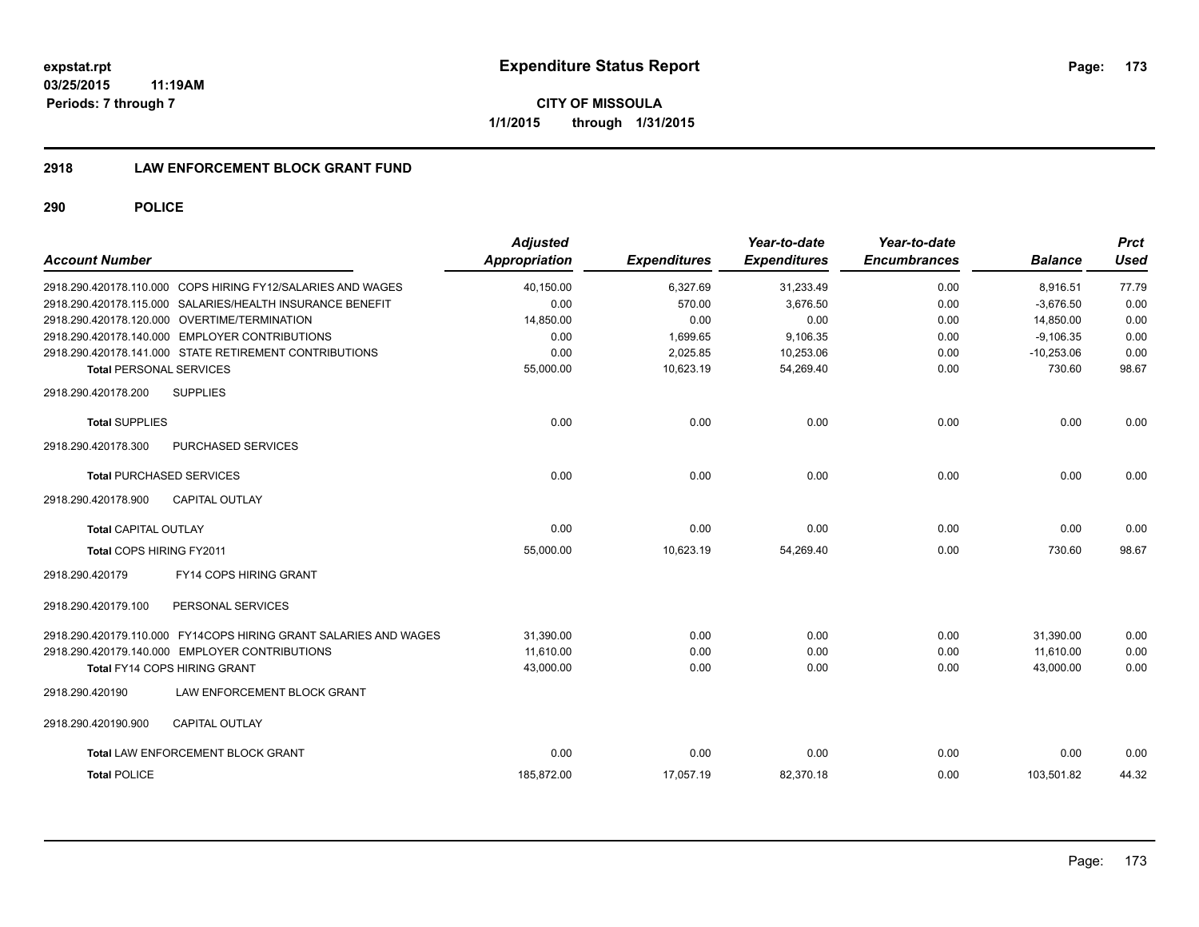**expstat.rpt**
**03/25/2015 11:19AM**
**Periods: 7 through 7**

# Expenditure Status Report

**CITY OF MISSOULA**
**1/1/2015 through 1/31/2015**

## 2918 LAW ENFORCEMENT BLOCK GRANT FUND

### 290 POLICE

| Account Number | Adjusted Appropriation | Expenditures | Year-to-date Expenditures | Year-to-date Encumbrances | Balance | Prct Used |
|---|---|---|---|---|---|---|
| 2918.290.420178.110.000 COPS HIRING FY12/SALARIES AND WAGES | 40,150.00 | 6,327.69 | 31,233.49 | 0.00 | 8,916.51 | 77.79 |
| 2918.290.420178.115.000 SALARIES/HEALTH INSURANCE BENEFIT | 0.00 | 570.00 | 3,676.50 | 0.00 | -3,676.50 | 0.00 |
| 2918.290.420178.120.000 OVERTIME/TERMINATION | 14,850.00 | 0.00 | 0.00 | 0.00 | 14,850.00 | 0.00 |
| 2918.290.420178.140.000 EMPLOYER CONTRIBUTIONS | 0.00 | 1,699.65 | 9,106.35 | 0.00 | -9,106.35 | 0.00 |
| 2918.290.420178.141.000 STATE RETIREMENT CONTRIBUTIONS | 0.00 | 2,025.85 | 10,253.06 | 0.00 | -10,253.06 | 0.00 |
| **Total** PERSONAL SERVICES | 55,000.00 | 10,623.19 | 54,269.40 | 0.00 | 730.60 | 98.67 |
| 2918.290.420178.200 SUPPLIES | | | | | | |
| **Total** SUPPLIES | 0.00 | 0.00 | 0.00 | 0.00 | 0.00 | 0.00 |
| 2918.290.420178.300 PURCHASED SERVICES | | | | | | |
| **Total** PURCHASED SERVICES | 0.00 | 0.00 | 0.00 | 0.00 | 0.00 | 0.00 |
| 2918.290.420178.900 CAPITAL OUTLAY | | | | | | |
| **Total** CAPITAL OUTLAY | 0.00 | 0.00 | 0.00 | 0.00 | 0.00 | 0.00 |
| **Total** COPS HIRING FY2011 | 55,000.00 | 10,623.19 | 54,269.40 | 0.00 | 730.60 | 98.67 |
| 2918.290.420179 FY14 COPS HIRING GRANT | | | | | | |
| 2918.290.420179.100 PERSONAL SERVICES | | | | | | |
| 2918.290.420179.110.000 FY14COPS HIRING GRANT SALARIES AND WAGES | 31,390.00 | 0.00 | 0.00 | 0.00 | 31,390.00 | 0.00 |
| 2918.290.420179.140.000 EMPLOYER CONTRIBUTIONS | 11,610.00 | 0.00 | 0.00 | 0.00 | 11,610.00 | 0.00 |
| **Total** FY14 COPS HIRING GRANT | 43,000.00 | 0.00 | 0.00 | 0.00 | 43,000.00 | 0.00 |
| 2918.290.420190 LAW ENFORCEMENT BLOCK GRANT | | | | | | |
| 2918.290.420190.900 CAPITAL OUTLAY | | | | | | |
| **Total** LAW ENFORCEMENT BLOCK GRANT | 0.00 | 0.00 | 0.00 | 0.00 | 0.00 | 0.00 |
| **Total** POLICE | 185,872.00 | 17,057.19 | 82,370.18 | 0.00 | 103,501.82 | 44.32 |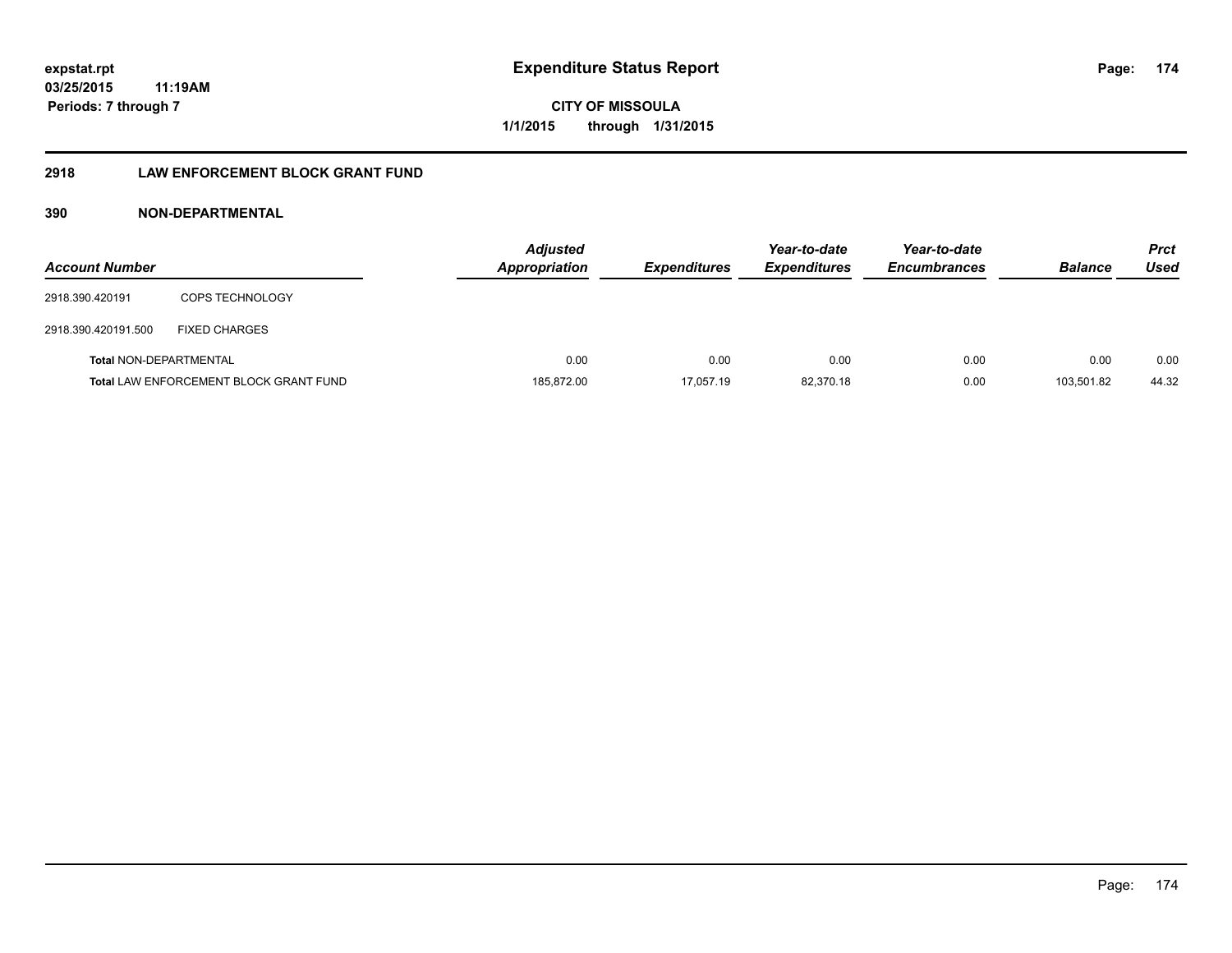# Expenditure Status Report

expstat.rpt
03/25/2015 11:19AM
Periods: 7 through 7

CITY OF MISSOULA
1/1/2015 through 1/31/2015

## 2918 LAW ENFORCEMENT BLOCK GRANT FUND

### 390 NON-DEPARTMENTAL

| Account Number | | Adjusted Appropriation | Expenditures | Year-to-date Expenditures | Year-to-date Encumbrances | Balance | Prct Used |
|---|---|---|---|---|---|---|---|
| 2918.390.420191 | COPS TECHNOLOGY | | | | | | |
| 2918.390.420191.500 | FIXED CHARGES | | | | | | |
| Total NON-DEPARTMENTAL | | 0.00 | 0.00 | 0.00 | 0.00 | 0.00 | 0.00 |
| Total LAW ENFORCEMENT BLOCK GRANT FUND | | 185,872.00 | 17,057.19 | 82,370.18 | 0.00 | 103,501.82 | 44.32 |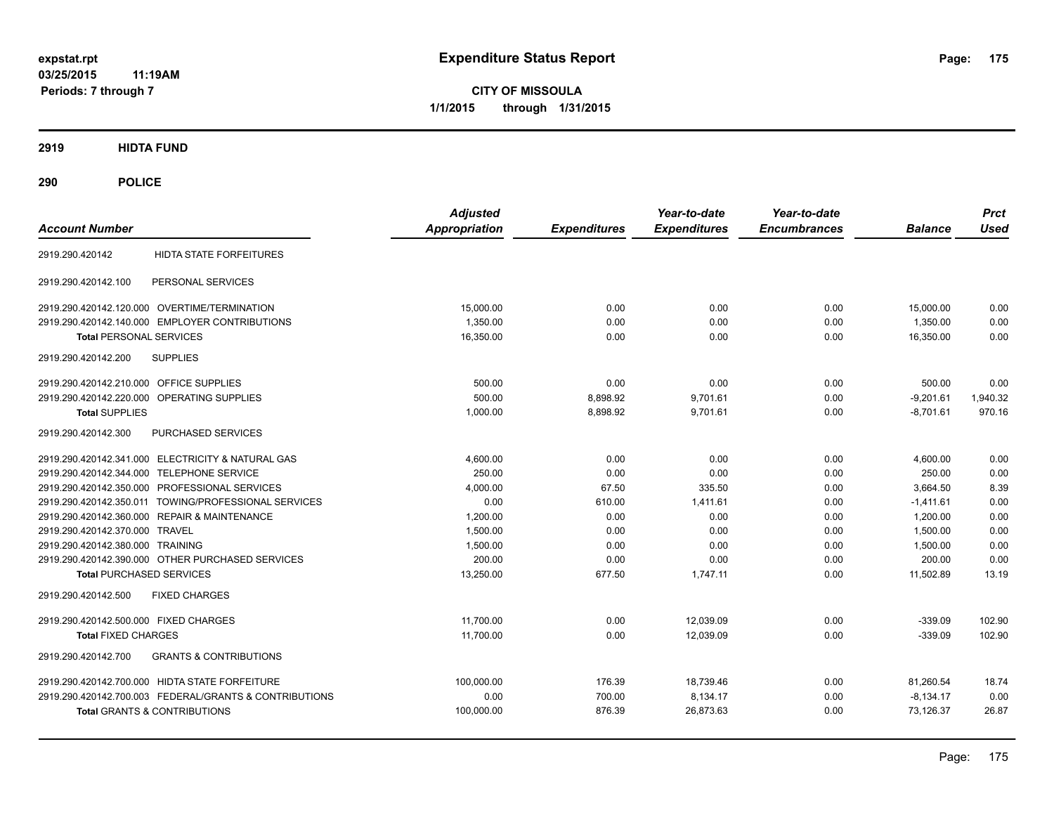# Expenditure Status Report

expstat.rpt
03/25/2015 11:19AM
Periods: 7 through 7

**CITY OF MISSOULA**
**1/1/2015 through 1/31/2015**

## 2919 HIDTA FUND

## 290 POLICE

| Account Number | | Adjusted Appropriation | Expenditures | Year-to-date Expenditures | Year-to-date Encumbrances | Balance | Prct Used |
|---|---|---|---|---|---|---|---|
| 2919.290.420142 | HIDTA STATE FORFEITURES | | | | | | |
| 2919.290.420142.100 | PERSONAL SERVICES | | | | | | |
| 2919.290.420142.120.000 | OVERTIME/TERMINATION | 15,000.00 | 0.00 | 0.00 | 0.00 | 15,000.00 | 0.00 |
| 2919.290.420142.140.000 | EMPLOYER CONTRIBUTIONS | 1,350.00 | 0.00 | 0.00 | 0.00 | 1,350.00 | 0.00 |
| **Total** PERSONAL SERVICES | | 16,350.00 | 0.00 | 0.00 | 0.00 | 16,350.00 | 0.00 |
| 2919.290.420142.200 | SUPPLIES | | | | | | |
| 2919.290.420142.210.000 | OFFICE SUPPLIES | 500.00 | 0.00 | 0.00 | 0.00 | 500.00 | 0.00 |
| 2919.290.420142.220.000 | OPERATING SUPPLIES | 500.00 | 8,898.92 | 9,701.61 | 0.00 | -9,201.61 | 1,940.32 |
| **Total** SUPPLIES | | 1,000.00 | 8,898.92 | 9,701.61 | 0.00 | -8,701.61 | 970.16 |
| 2919.290.420142.300 | PURCHASED SERVICES | | | | | | |
| 2919.290.420142.341.000 | ELECTRICITY & NATURAL GAS | 4,600.00 | 0.00 | 0.00 | 0.00 | 4,600.00 | 0.00 |
| 2919.290.420142.344.000 | TELEPHONE SERVICE | 250.00 | 0.00 | 0.00 | 0.00 | 250.00 | 0.00 |
| 2919.290.420142.350.000 | PROFESSIONAL SERVICES | 4,000.00 | 67.50 | 335.50 | 0.00 | 3,664.50 | 8.39 |
| 2919.290.420142.350.011 | TOWING/PROFESSIONAL SERVICES | 0.00 | 610.00 | 1,411.61 | 0.00 | -1,411.61 | 0.00 |
| 2919.290.420142.360.000 | REPAIR & MAINTENANCE | 1,200.00 | 0.00 | 0.00 | 0.00 | 1,200.00 | 0.00 |
| 2919.290.420142.370.000 | TRAVEL | 1,500.00 | 0.00 | 0.00 | 0.00 | 1,500.00 | 0.00 |
| 2919.290.420142.380.000 | TRAINING | 1,500.00 | 0.00 | 0.00 | 0.00 | 1,500.00 | 0.00 |
| 2919.290.420142.390.000 | OTHER PURCHASED SERVICES | 200.00 | 0.00 | 0.00 | 0.00 | 200.00 | 0.00 |
| **Total** PURCHASED SERVICES | | 13,250.00 | 677.50 | 1,747.11 | 0.00 | 11,502.89 | 13.19 |
| 2919.290.420142.500 | FIXED CHARGES | | | | | | |
| 2919.290.420142.500.000 | FIXED CHARGES | 11,700.00 | 0.00 | 12,039.09 | 0.00 | -339.09 | 102.90 |
| **Total** FIXED CHARGES | | 11,700.00 | 0.00 | 12,039.09 | 0.00 | -339.09 | 102.90 |
| 2919.290.420142.700 | GRANTS & CONTRIBUTIONS | | | | | | |
| 2919.290.420142.700.000 | HIDTA STATE FORFEITURE | 100,000.00 | 176.39 | 18,739.46 | 0.00 | 81,260.54 | 18.74 |
| 2919.290.420142.700.003 | FEDERAL/GRANTS & CONTRIBUTIONS | 0.00 | 700.00 | 8,134.17 | 0.00 | -8,134.17 | 0.00 |
| **Total** GRANTS & CONTRIBUTIONS | | 100,000.00 | 876.39 | 26,873.63 | 0.00 | 73,126.37 | 26.87 |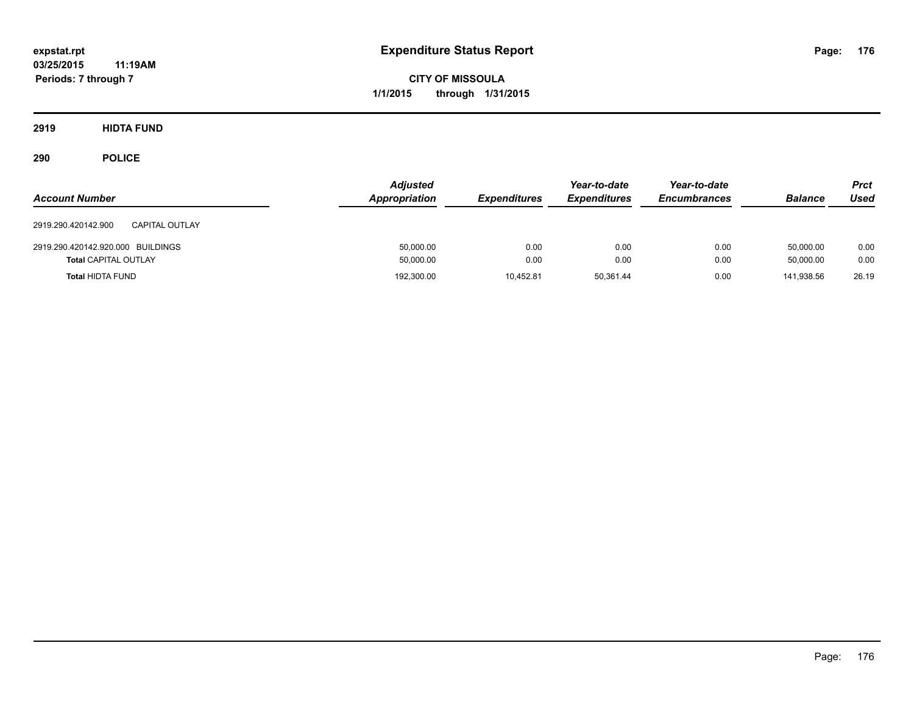# Expenditure Status Report

expstat.rpt
03/25/2015 11:19AM
Periods: 7 through 7

**CITY OF MISSOULA**
**1/1/2015 through 1/31/2015**

## 2919 HIDTA FUND

## 290 POLICE

| Account Number | | Adjusted Appropriation | Expenditures | Year-to-date Expenditures | Year-to-date Encumbrances | Balance | Prct Used |
|---|---|---|---|---|---|---|---|
| 2919.290.420142.900 | CAPITAL OUTLAY | | | | | | |
| 2919.290.420142.920.000 | BUILDINGS | 50,000.00 | 0.00 | 0.00 | 0.00 | 50,000.00 | 0.00 |
| **Total** CAPITAL OUTLAY | | 50,000.00 | 0.00 | 0.00 | 0.00 | 50,000.00 | 0.00 |
| **Total** HIDTA FUND | | 192,300.00 | 10,452.81 | 50,361.44 | 0.00 | 141,938.56 | 26.19 |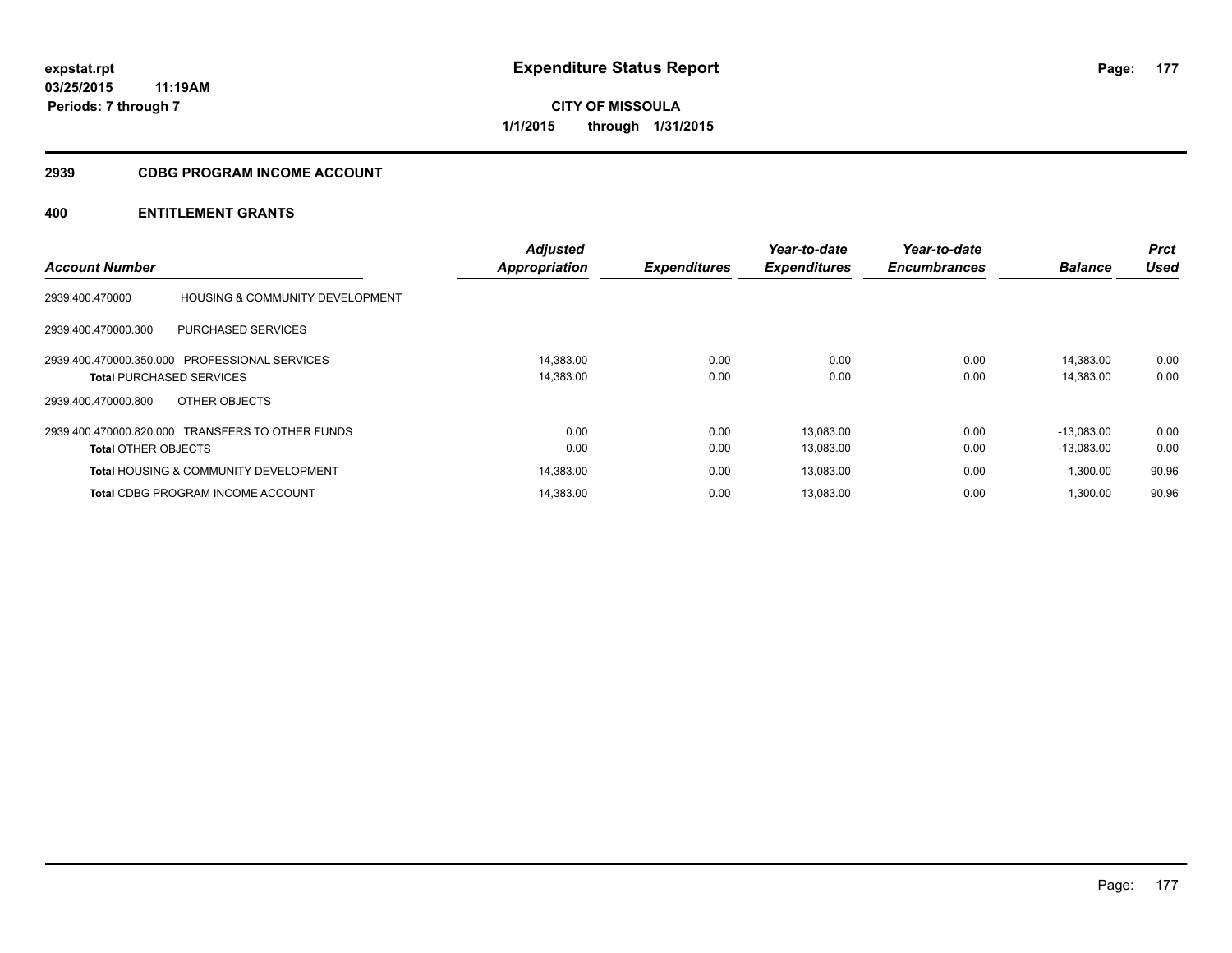# Expenditure Status Report

expstat.rpt
03/25/2015 11:19AM
Periods: 7 through 7

**CITY OF MISSOULA**
**1/1/2015 through 1/31/2015**

## 2939 CDBG PROGRAM INCOME ACCOUNT

### 400 ENTITLEMENT GRANTS

| Account Number | | Adjusted Appropriation | Expenditures | Year-to-date Expenditures | Year-to-date Encumbrances | Balance | Prct Used |
|---|---|---|---|---|---|---|---|
| 2939.400.470000 | HOUSING & COMMUNITY DEVELOPMENT | | | | | | |
| 2939.400.470000.300 | PURCHASED SERVICES | | | | | | |
| 2939.400.470000.350.000 | PROFESSIONAL SERVICES | 14,383.00 | 0.00 | 0.00 | 0.00 | 14,383.00 | 0.00 |
| **Total** PURCHASED SERVICES | | 14,383.00 | 0.00 | 0.00 | 0.00 | 14,383.00 | 0.00 |
| 2939.400.470000.800 | OTHER OBJECTS | | | | | | |
| 2939.400.470000.820.000 | TRANSFERS TO OTHER FUNDS | 0.00 | 0.00 | 13,083.00 | 0.00 | -13,083.00 | 0.00 |
| **Total** OTHER OBJECTS | | 0.00 | 0.00 | 13,083.00 | 0.00 | -13,083.00 | 0.00 |
| **Total** HOUSING & COMMUNITY DEVELOPMENT | | 14,383.00 | 0.00 | 13,083.00 | 0.00 | 1,300.00 | 90.96 |
| **Total** CDBG PROGRAM INCOME ACCOUNT | | 14,383.00 | 0.00 | 13,083.00 | 0.00 | 1,300.00 | 90.96 |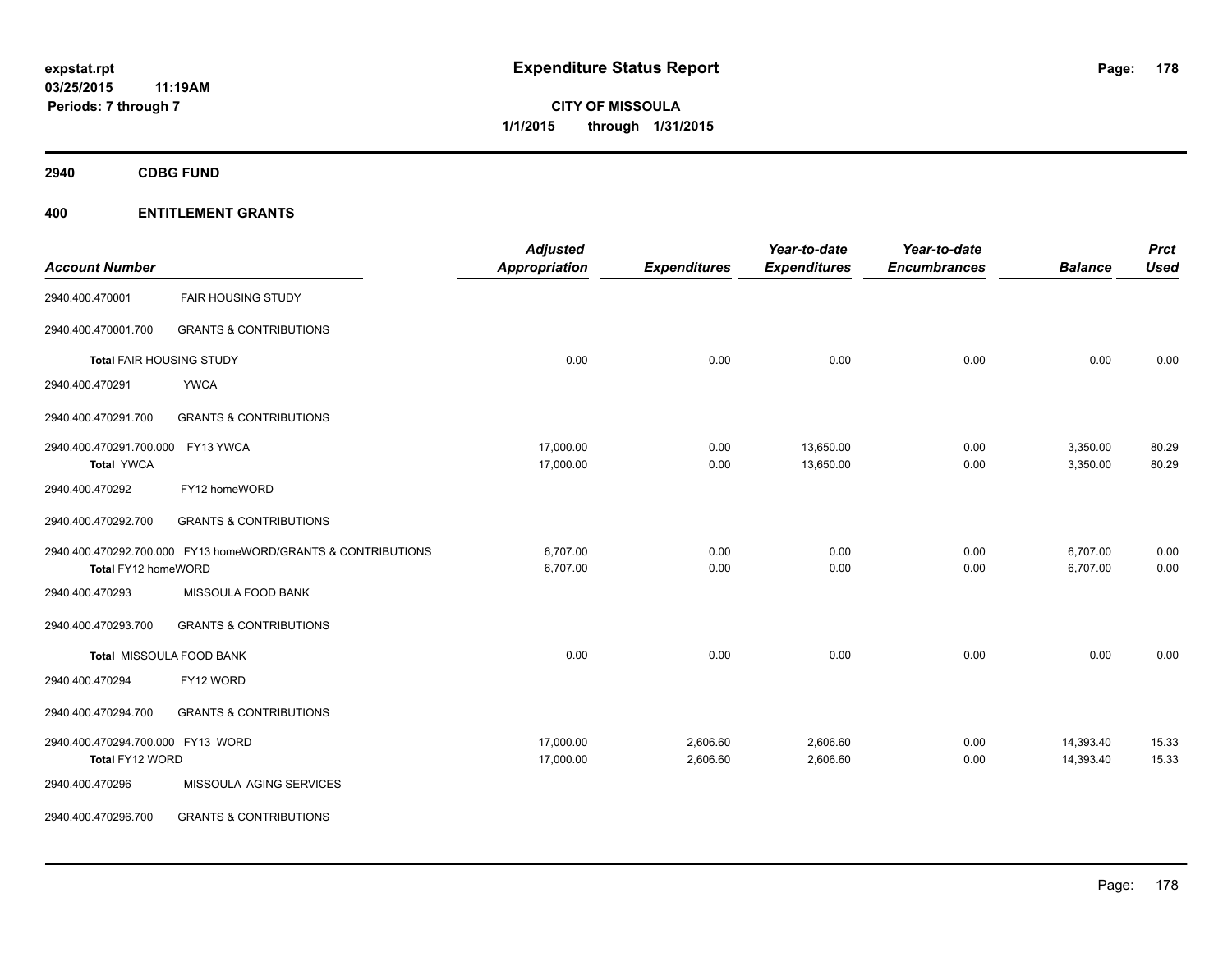**expstat.rpt**
**03/25/2015 11:19AM**
**Periods: 7 through 7**

# Expenditure Status Report

**CITY OF MISSOULA**
**1/1/2015 through 1/31/2015**

## 2940 CDBG FUND

## 400 ENTITLEMENT GRANTS

| Account Number | | Adjusted Appropriation | Expenditures | Year-to-date Expenditures | Year-to-date Encumbrances | Balance | Prct Used |
|---|---|---|---|---|---|---|---|
| 2940.400.470001 | FAIR HOUSING STUDY | | | | | | |
| 2940.400.470001.700 | GRANTS & CONTRIBUTIONS | | | | | | |
| **Total** FAIR HOUSING STUDY | | 0.00 | 0.00 | 0.00 | 0.00 | 0.00 | 0.00 |
| 2940.400.470291 | YWCA | | | | | | |
| 2940.400.470291.700 | GRANTS & CONTRIBUTIONS | | | | | | |
| 2940.400.470291.700.000 | FY13 YWCA | 17,000.00 | 0.00 | 13,650.00 | 0.00 | 3,350.00 | 80.29 |
| **Total** YWCA | | 17,000.00 | 0.00 | 13,650.00 | 0.00 | 3,350.00 | 80.29 |
| 2940.400.470292 | FY12 homeWORD | | | | | | |
| 2940.400.470292.700 | GRANTS & CONTRIBUTIONS | | | | | | |
| 2940.400.470292.700.000 | FY13 homeWORD/GRANTS & CONTRIBUTIONS | 6,707.00 | 0.00 | 0.00 | 0.00 | 6,707.00 | 0.00 |
| **Total** FY12 homeWORD | | 6,707.00 | 0.00 | 0.00 | 0.00 | 6,707.00 | 0.00 |
| 2940.400.470293 | MISSOULA FOOD BANK | | | | | | |
| 2940.400.470293.700 | GRANTS & CONTRIBUTIONS | | | | | | |
| **Total** MISSOULA FOOD BANK | | 0.00 | 0.00 | 0.00 | 0.00 | 0.00 | 0.00 |
| 2940.400.470294 | FY12 WORD | | | | | | |
| 2940.400.470294.700 | GRANTS & CONTRIBUTIONS | | | | | | |
| 2940.400.470294.700.000 | FY13 WORD | 17,000.00 | 2,606.60 | 2,606.60 | 0.00 | 14,393.40 | 15.33 |
| **Total** FY12 WORD | | 17,000.00 | 2,606.60 | 2,606.60 | 0.00 | 14,393.40 | 15.33 |
| 2940.400.470296 | MISSOULA AGING SERVICES | | | | | | |
| 2940.400.470296.700 | GRANTS & CONTRIBUTIONS | | | | | | |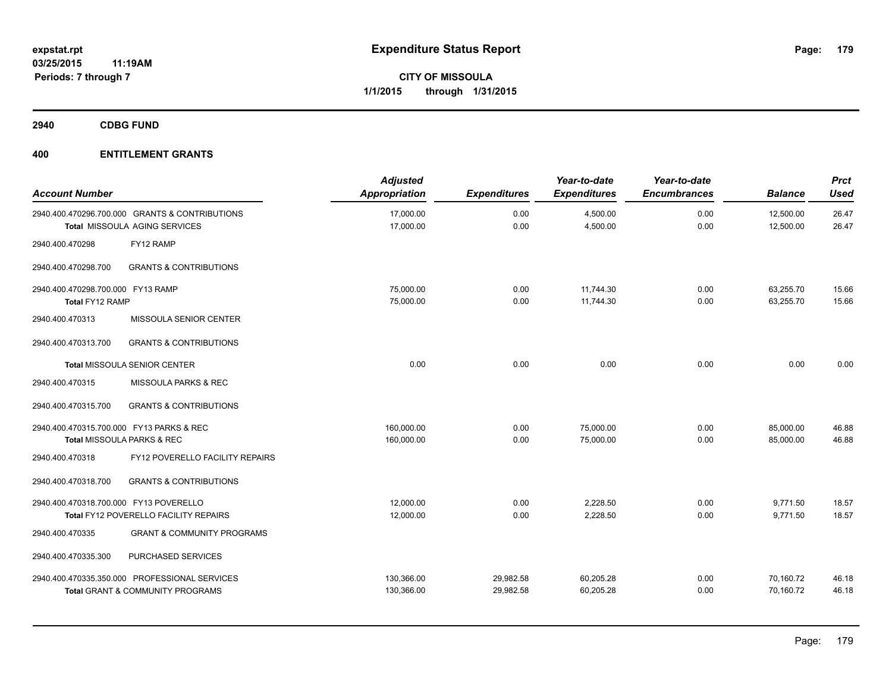**expstat.rpt**
**03/25/2015 11:19AM**
**Periods: 7 through 7**

# Expenditure Status Report

**CITY OF MISSOULA**
**1/1/2015 through 1/31/2015**

## 2940 CDBG FUND

## 400 ENTITLEMENT GRANTS

| Account Number | | Adjusted Appropriation | Expenditures | Year-to-date Expenditures | Year-to-date Encumbrances | Balance | Prct Used |
|---|---|---|---|---|---|---|---|
| 2940.400.470296.700.000 | GRANTS & CONTRIBUTIONS | 17,000.00 | 0.00 | 4,500.00 | 0.00 | 12,500.00 | 26.47 |
| **Total** MISSOULA AGING SERVICES | | 17,000.00 | 0.00 | 4,500.00 | 0.00 | 12,500.00 | 26.47 |
| 2940.400.470298 | FY12 RAMP | | | | | | |
| 2940.400.470298.700 | GRANTS & CONTRIBUTIONS | | | | | | |
| 2940.400.470298.700.000 | FY13 RAMP | 75,000.00 | 0.00 | 11,744.30 | 0.00 | 63,255.70 | 15.66 |
| **Total** FY12 RAMP | | 75,000.00 | 0.00 | 11,744.30 | 0.00 | 63,255.70 | 15.66 |
| 2940.400.470313 | MISSOULA SENIOR CENTER | | | | | | |
| 2940.400.470313.700 | GRANTS & CONTRIBUTIONS | | | | | | |
| **Total** MISSOULA SENIOR CENTER | | 0.00 | 0.00 | 0.00 | 0.00 | 0.00 | 0.00 |
| 2940.400.470315 | MISSOULA PARKS & REC | | | | | | |
| 2940.400.470315.700 | GRANTS & CONTRIBUTIONS | | | | | | |
| 2940.400.470315.700.000 | FY13 PARKS & REC | 160,000.00 | 0.00 | 75,000.00 | 0.00 | 85,000.00 | 46.88 |
| **Total** MISSOULA PARKS & REC | | 160,000.00 | 0.00 | 75,000.00 | 0.00 | 85,000.00 | 46.88 |
| 2940.400.470318 | FY12 POVERELLO FACILITY REPAIRS | | | | | | |
| 2940.400.470318.700 | GRANTS & CONTRIBUTIONS | | | | | | |
| 2940.400.470318.700.000 | FY13 POVERELLO | 12,000.00 | 0.00 | 2,228.50 | 0.00 | 9,771.50 | 18.57 |
| **Total** FY12 POVERELLO FACILITY REPAIRS | | 12,000.00 | 0.00 | 2,228.50 | 0.00 | 9,771.50 | 18.57 |
| 2940.400.470335 | GRANT & COMMUNITY PROGRAMS | | | | | | |
| 2940.400.470335.300 | PURCHASED SERVICES | | | | | | |
| 2940.400.470335.350.000 | PROFESSIONAL SERVICES | 130,366.00 | 29,982.58 | 60,205.28 | 0.00 | 70,160.72 | 46.18 |
| **Total** GRANT & COMMUNITY PROGRAMS | | 130,366.00 | 29,982.58 | 60,205.28 | 0.00 | 70,160.72 | 46.18 |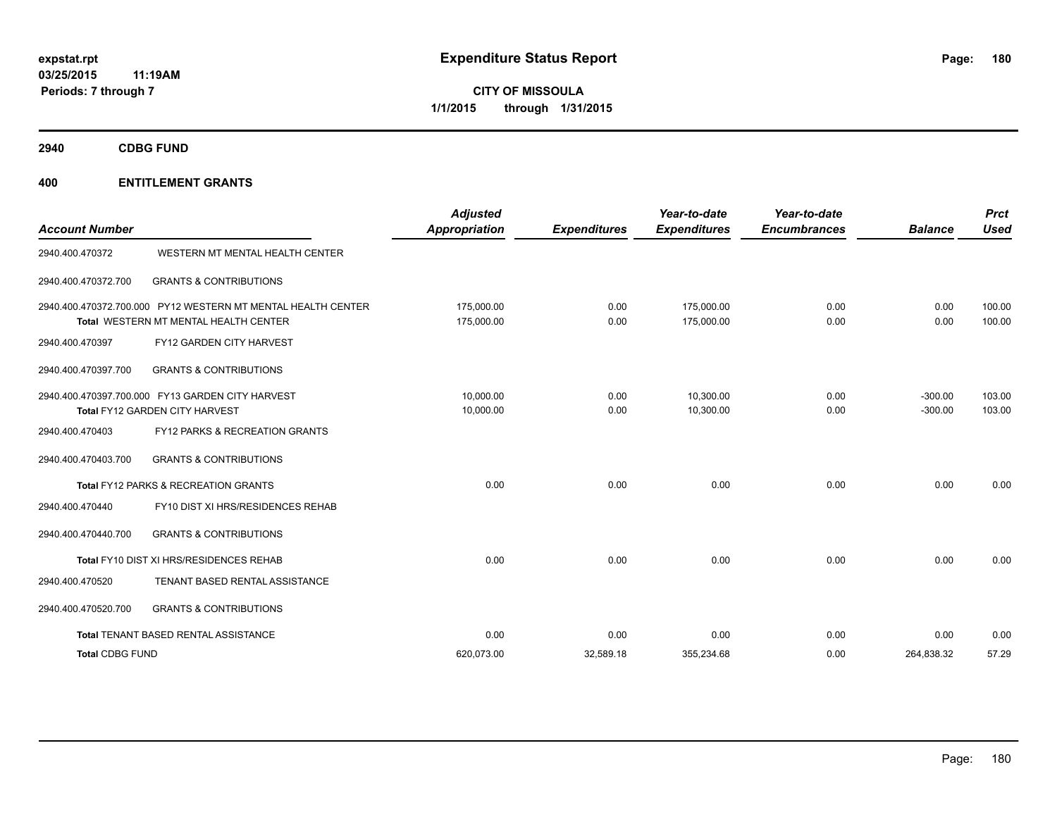expstat.rpt
03/25/2015 11:19AM
Periods: 7 through 7

# Expenditure Status Report

**CITY OF MISSOULA**
**1/1/2015 through 1/31/2015**

## 2940 CDBG FUND

## 400 ENTITLEMENT GRANTS

| Account Number | | Adjusted Appropriation | Expenditures | Year-to-date Expenditures | Year-to-date Encumbrances | Balance | Prct Used |
|---|---|---|---|---|---|---|---|
| 2940.400.470372 | WESTERN MT MENTAL HEALTH CENTER | | | | | | |
| 2940.400.470372.700 | GRANTS & CONTRIBUTIONS | | | | | | |
| 2940.400.470372.700.000 | PY12 WESTERN MT MENTAL HEALTH CENTER | 175,000.00 | 0.00 | 175,000.00 | 0.00 | 0.00 | 100.00 |
| | **Total** WESTERN MT MENTAL HEALTH CENTER | 175,000.00 | 0.00 | 175,000.00 | 0.00 | 0.00 | 100.00 |
| 2940.400.470397 | FY12 GARDEN CITY HARVEST | | | | | | |
| 2940.400.470397.700 | GRANTS & CONTRIBUTIONS | | | | | | |
| 2940.400.470397.700.000 | FY13 GARDEN CITY HARVEST | 10,000.00 | 0.00 | 10,300.00 | 0.00 | -300.00 | 103.00 |
| | **Total** FY12 GARDEN CITY HARVEST | 10,000.00 | 0.00 | 10,300.00 | 0.00 | -300.00 | 103.00 |
| 2940.400.470403 | FY12 PARKS & RECREATION GRANTS | | | | | | |
| 2940.400.470403.700 | GRANTS & CONTRIBUTIONS | | | | | | |
| | **Total** FY12 PARKS & RECREATION GRANTS | 0.00 | 0.00 | 0.00 | 0.00 | 0.00 | 0.00 |
| 2940.400.470440 | FY10 DIST XI HRS/RESIDENCES REHAB | | | | | | |
| 2940.400.470440.700 | GRANTS & CONTRIBUTIONS | | | | | | |
| | **Total** FY10 DIST XI HRS/RESIDENCES REHAB | 0.00 | 0.00 | 0.00 | 0.00 | 0.00 | 0.00 |
| 2940.400.470520 | TENANT BASED RENTAL ASSISTANCE | | | | | | |
| 2940.400.470520.700 | GRANTS & CONTRIBUTIONS | | | | | | |
| | **Total** TENANT BASED RENTAL ASSISTANCE | 0.00 | 0.00 | 0.00 | 0.00 | 0.00 | 0.00 |
| **Total** CDBG FUND | | 620,073.00 | 32,589.18 | 355,234.68 | 0.00 | 264,838.32 | 57.29 |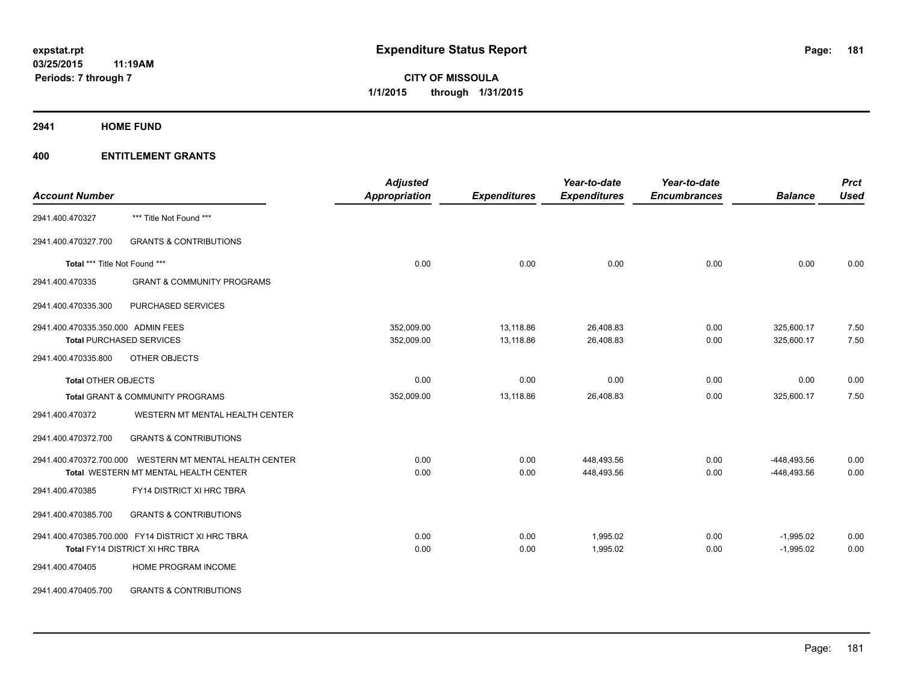# Expenditure Status Report

expstat.rpt
03/25/2015 11:19AM
Periods: 7 through 7

**CITY OF MISSOULA**
**1/1/2015 through 1/31/2015**

## 2941 HOME FUND

## 400 ENTITLEMENT GRANTS

| Account Number | | Adjusted Appropriation | Expenditures | Year-to-date Expenditures | Year-to-date Encumbrances | Balance | Prct Used |
|---|---|---|---|---|---|---|---|
| 2941.400.470327 | *** Title Not Found *** | | | | | | |
| 2941.400.470327.700 | GRANTS & CONTRIBUTIONS | | | | | | |
| **Total** *** Title Not Found *** | | 0.00 | 0.00 | 0.00 | 0.00 | 0.00 | 0.00 |
| 2941.400.470335 | GRANT & COMMUNITY PROGRAMS | | | | | | |
| 2941.400.470335.300 | PURCHASED SERVICES | | | | | | |
| 2941.400.470335.350.000 | ADMIN FEES | 352,009.00 | 13,118.86 | 26,408.83 | 0.00 | 325,600.17 | 7.50 |
| **Total** PURCHASED SERVICES | | 352,009.00 | 13,118.86 | 26,408.83 | 0.00 | 325,600.17 | 7.50 |
| 2941.400.470335.800 | OTHER OBJECTS | | | | | | |
| **Total** OTHER OBJECTS | | 0.00 | 0.00 | 0.00 | 0.00 | 0.00 | 0.00 |
| **Total** GRANT & COMMUNITY PROGRAMS | | 352,009.00 | 13,118.86 | 26,408.83 | 0.00 | 325,600.17 | 7.50 |
| 2941.400.470372 | WESTERN MT MENTAL HEALTH CENTER | | | | | | |
| 2941.400.470372.700 | GRANTS & CONTRIBUTIONS | | | | | | |
| 2941.400.470372.700.000 | WESTERN MT MENTAL HEALTH CENTER | 0.00 | 0.00 | 448,493.56 | 0.00 | -448,493.56 | 0.00 |
| **Total** WESTERN MT MENTAL HEALTH CENTER | | 0.00 | 0.00 | 448,493.56 | 0.00 | -448,493.56 | 0.00 |
| 2941.400.470385 | FY14 DISTRICT XI HRC TBRA | | | | | | |
| 2941.400.470385.700 | GRANTS & CONTRIBUTIONS | | | | | | |
| 2941.400.470385.700.000 | FY14 DISTRICT XI HRC TBRA | 0.00 | 0.00 | 1,995.02 | 0.00 | -1,995.02 | 0.00 |
| **Total** FY14 DISTRICT XI HRC TBRA | | 0.00 | 0.00 | 1,995.02 | 0.00 | -1,995.02 | 0.00 |
| 2941.400.470405 | HOME PROGRAM INCOME | | | | | | |
| 2941.400.470405.700 | GRANTS & CONTRIBUTIONS | | | | | | |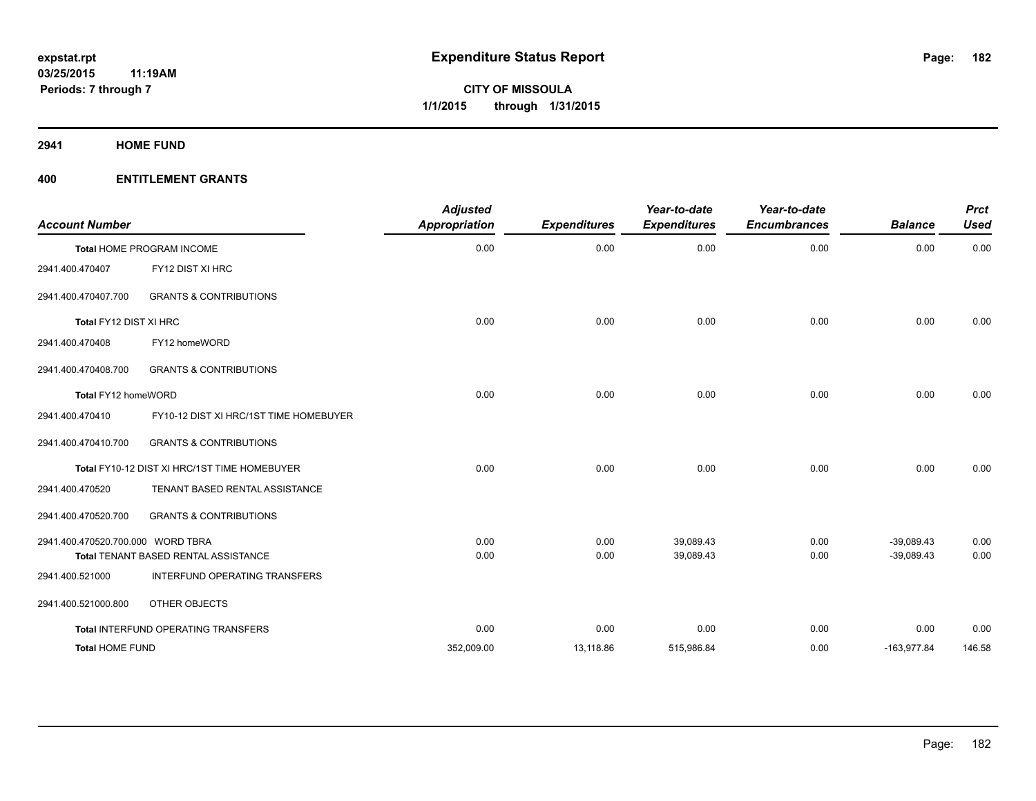# Expenditure Status Report

**CITY OF MISSOULA**
**1/1/2015 through 1/31/2015**

expstat.rpt
03/25/2015 11:19AM
Periods: 7 through 7

## 2941 HOME FUND

### 400 ENTITLEMENT GRANTS

| Account Number | | Adjusted Appropriation | Expenditures | Year-to-date Expenditures | Year-to-date Encumbrances | Balance | Prct Used |
|---|---|---|---|---|---|---|---|
| Total HOME PROGRAM INCOME | | 0.00 | 0.00 | 0.00 | 0.00 | 0.00 | 0.00 |
| 2941.400.470407 | FY12 DIST XI HRC | | | | | | |
| 2941.400.470407.700 | GRANTS & CONTRIBUTIONS | | | | | | |
| Total FY12 DIST XI HRC | | 0.00 | 0.00 | 0.00 | 0.00 | 0.00 | 0.00 |
| 2941.400.470408 | FY12 homeWORD | | | | | | |
| 2941.400.470408.700 | GRANTS & CONTRIBUTIONS | | | | | | |
| Total FY12 homeWORD | | 0.00 | 0.00 | 0.00 | 0.00 | 0.00 | 0.00 |
| 2941.400.470410 | FY10-12 DIST XI HRC/1ST TIME HOMEBUYER | | | | | | |
| 2941.400.470410.700 | GRANTS & CONTRIBUTIONS | | | | | | |
| Total FY10-12 DIST XI HRC/1ST TIME HOMEBUYER | | 0.00 | 0.00 | 0.00 | 0.00 | 0.00 | 0.00 |
| 2941.400.470520 | TENANT BASED RENTAL ASSISTANCE | | | | | | |
| 2941.400.470520.700 | GRANTS & CONTRIBUTIONS | | | | | | |
| 2941.400.470520.700.000 | WORD TBRA | 0.00 | 0.00 | 39,089.43 | 0.00 | -39,089.43 | 0.00 |
| Total TENANT BASED RENTAL ASSISTANCE | | 0.00 | 0.00 | 39,089.43 | 0.00 | -39,089.43 | 0.00 |
| 2941.400.521000 | INTERFUND OPERATING TRANSFERS | | | | | | |
| 2941.400.521000.800 | OTHER OBJECTS | | | | | | |
| Total INTERFUND OPERATING TRANSFERS | | 0.00 | 0.00 | 0.00 | 0.00 | 0.00 | 0.00 |
| Total HOME FUND | | 352,009.00 | 13,118.86 | 515,986.84 | 0.00 | -163,977.84 | 146.58 |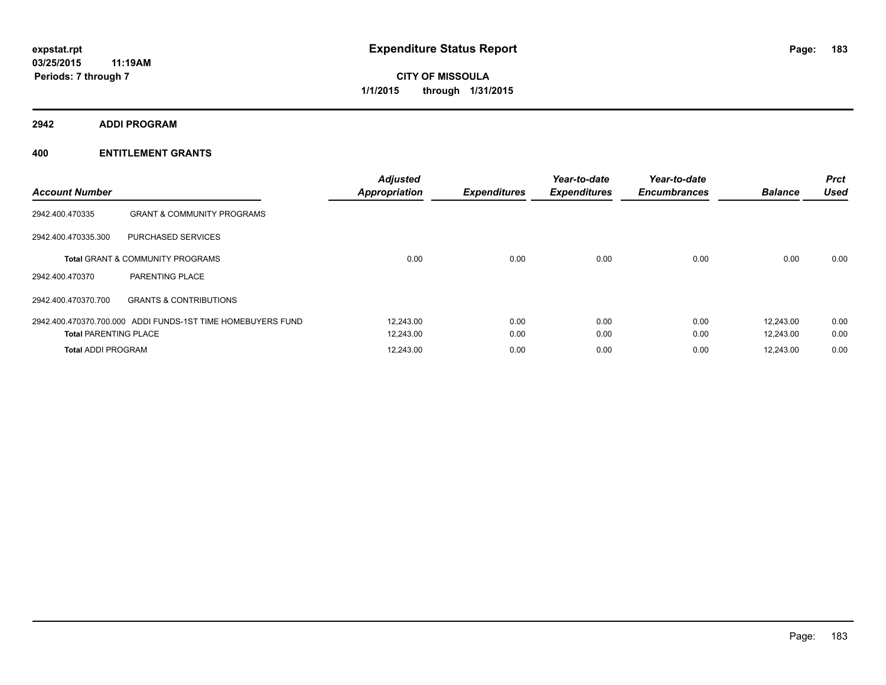# Expenditure Status Report

expstat.rpt
03/25/2015 11:19AM
Periods: 7 through 7

**CITY OF MISSOULA**
**1/1/2015 through 1/31/2015**

## 2942 ADDI PROGRAM

## 400 ENTITLEMENT GRANTS

| Account Number | | Adjusted Appropriation | Expenditures | Year-to-date Expenditures | Year-to-date Encumbrances | Balance | Prct Used |
|---|---|---|---|---|---|---|---|
| 2942.400.470335 | GRANT & COMMUNITY PROGRAMS | | | | | | |
| 2942.400.470335.300 | PURCHASED SERVICES | | | | | | |
| **Total** GRANT & COMMUNITY PROGRAMS | | 0.00 | 0.00 | 0.00 | 0.00 | 0.00 | 0.00 |
| 2942.400.470370 | PARENTING PLACE | | | | | | |
| 2942.400.470370.700 | GRANTS & CONTRIBUTIONS | | | | | | |
| 2942.400.470370.700.000 | ADDI FUNDS-1ST TIME HOMEBUYERS FUND | 12,243.00 | 0.00 | 0.00 | 0.00 | 12,243.00 | 0.00 |
| **Total** PARENTING PLACE | | 12,243.00 | 0.00 | 0.00 | 0.00 | 12,243.00 | 0.00 |
| **Total** ADDI PROGRAM | | 12,243.00 | 0.00 | 0.00 | 0.00 | 12,243.00 | 0.00 |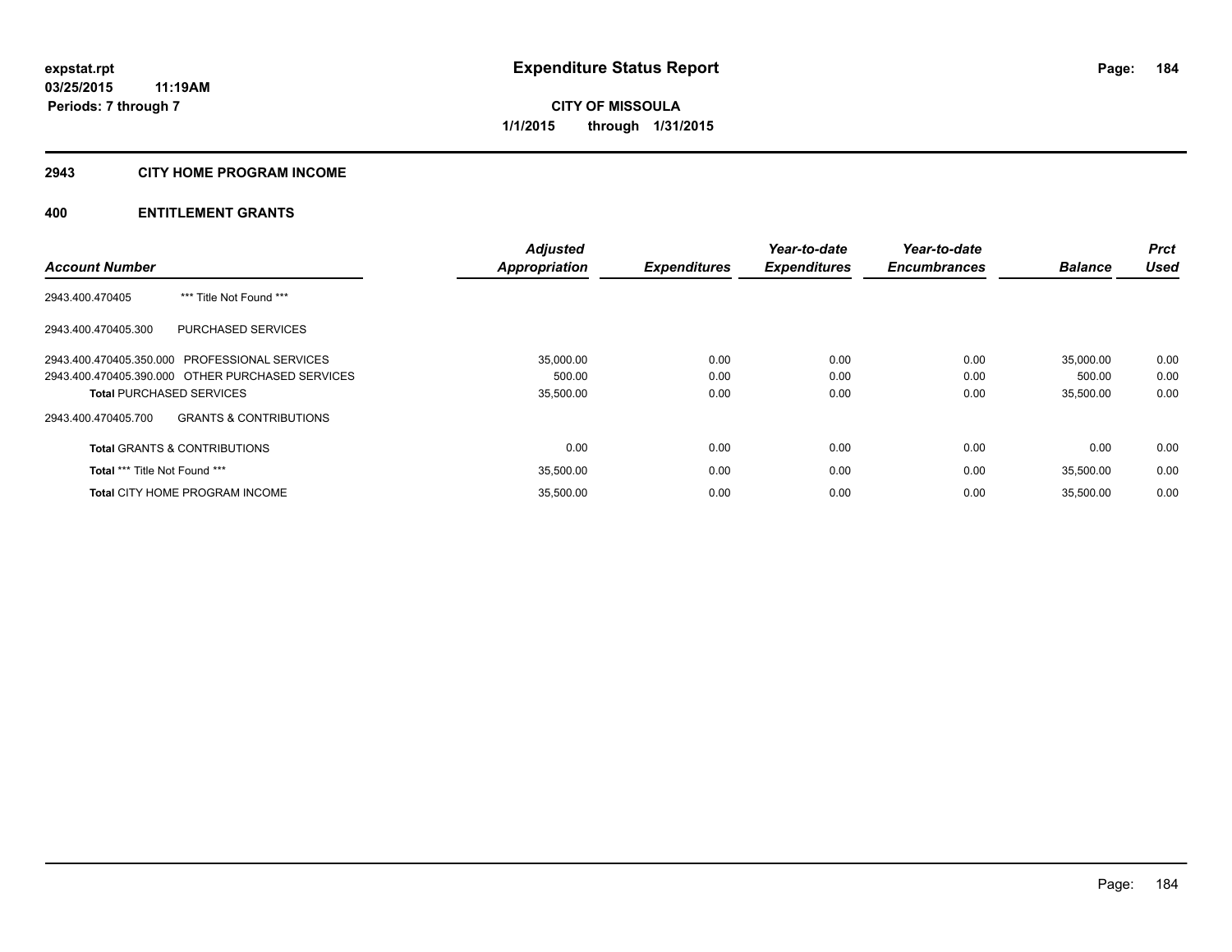# Expenditure Status Report

expstat.rpt
03/25/2015 11:19AM
Periods: 7 through 7

**CITY OF MISSOULA**
**1/1/2015 through 1/31/2015**

## 2943 CITY HOME PROGRAM INCOME

## 400 ENTITLEMENT GRANTS

| Account Number | | Adjusted Appropriation | Expenditures | Year-to-date Expenditures | Year-to-date Encumbrances | Balance | Prct Used |
|---|---|---|---|---|---|---|---|
| 2943.400.470405 | *** Title Not Found *** | | | | | | |
| 2943.400.470405.300 | PURCHASED SERVICES | | | | | | |
| 2943.400.470405.350.000 | PROFESSIONAL SERVICES | 35,000.00 | 0.00 | 0.00 | 0.00 | 35,000.00 | 0.00 |
| 2943.400.470405.390.000 | OTHER PURCHASED SERVICES | 500.00 | 0.00 | 0.00 | 0.00 | 500.00 | 0.00 |
| **Total** PURCHASED SERVICES | | 35,500.00 | 0.00 | 0.00 | 0.00 | 35,500.00 | 0.00 |
| 2943.400.470405.700 | GRANTS & CONTRIBUTIONS | | | | | | |
| **Total** GRANTS & CONTRIBUTIONS | | 0.00 | 0.00 | 0.00 | 0.00 | 0.00 | 0.00 |
| **Total** *** Title Not Found *** | | 35,500.00 | 0.00 | 0.00 | 0.00 | 35,500.00 | 0.00 |
| **Total** CITY HOME PROGRAM INCOME | | 35,500.00 | 0.00 | 0.00 | 0.00 | 35,500.00 | 0.00 |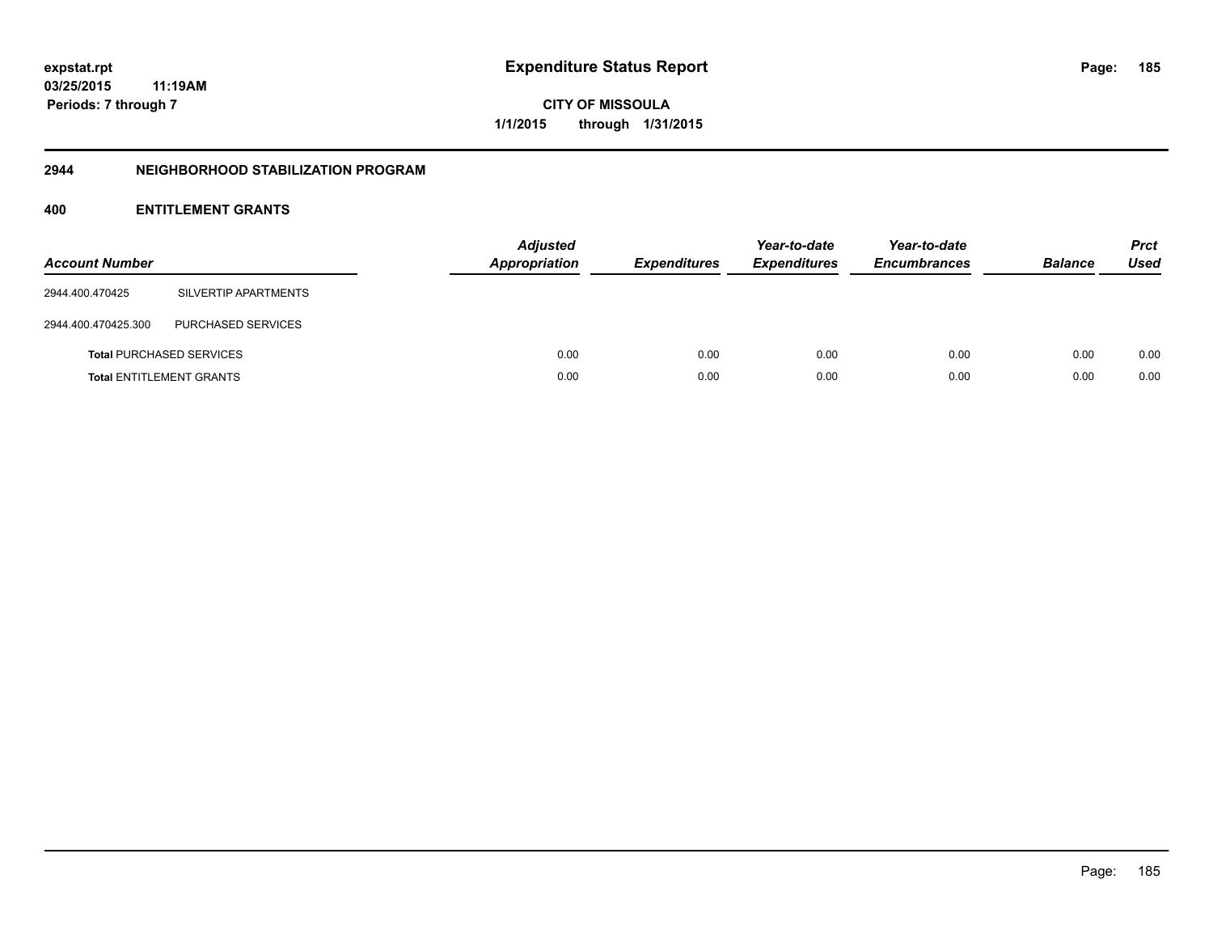expstat.rpt
03/25/2015 11:19AM
Periods: 7 through 7

# Expenditure Status Report

CITY OF MISSOULA
1/1/2015 through 1/31/2015

## 2944 NEIGHBORHOOD STABILIZATION PROGRAM

## 400 ENTITLEMENT GRANTS

| Account Number | | Adjusted Appropriation | Expenditures | Year-to-date Expenditures | Year-to-date Encumbrances | Balance | Prct Used |
|---|---|---|---|---|---|---|---|
| 2944.400.470425 | SILVERTIP APARTMENTS | | | | | | |
| 2944.400.470425.300 | PURCHASED SERVICES | | | | | | |
| **Total** PURCHASED SERVICES | | 0.00 | 0.00 | 0.00 | 0.00 | 0.00 | 0.00 |
| **Total** ENTITLEMENT GRANTS | | 0.00 | 0.00 | 0.00 | 0.00 | 0.00 | 0.00 |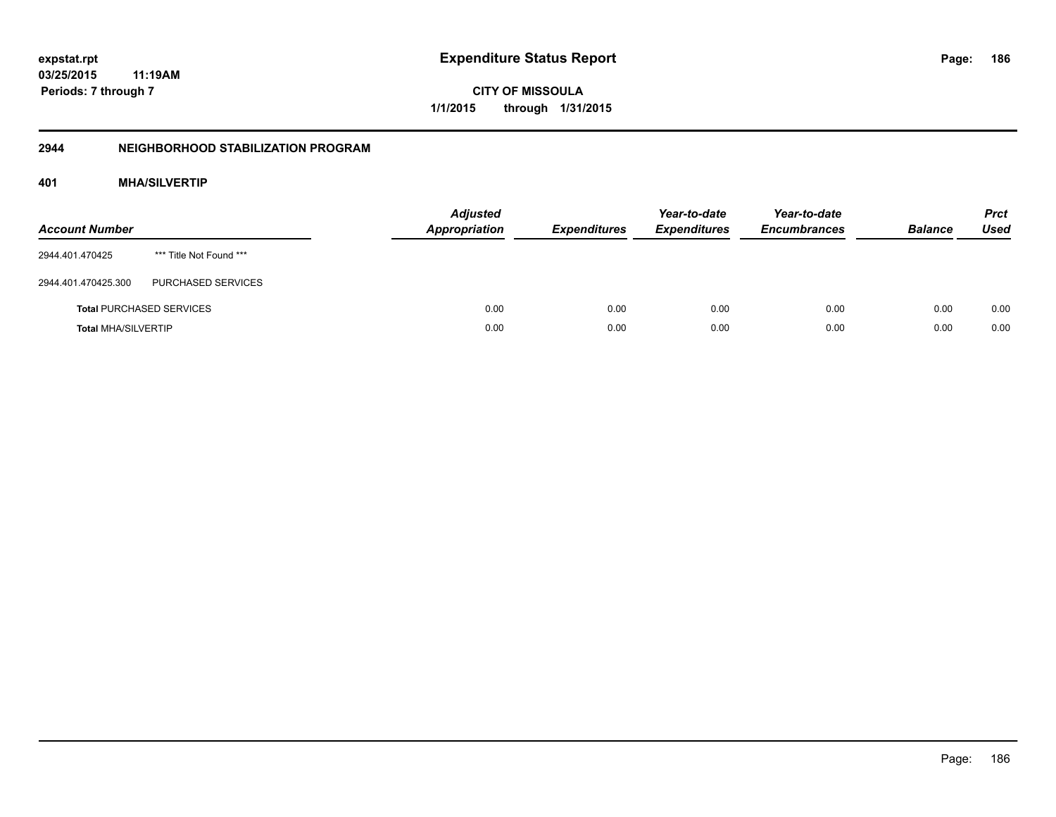# Expenditure Status Report

expstat.rpt
03/25/2015 11:19AM
Periods: 7 through 7

CITY OF MISSOULA
1/1/2015 through 1/31/2015

## 2944 NEIGHBORHOOD STABILIZATION PROGRAM

### 401 MHA/SILVERTIP

| Account Number | | Adjusted Appropriation | Expenditures | Year-to-date Expenditures | Year-to-date Encumbrances | Balance | Prct Used |
|---|---|---|---|---|---|---|---|
| 2944.401.470425 | *** Title Not Found *** | | | | | | |
| 2944.401.470425.300 | PURCHASED SERVICES | | | | | | |
| Total PURCHASED SERVICES | | 0.00 | 0.00 | 0.00 | 0.00 | 0.00 | 0.00 |
| Total MHA/SILVERTIP | | 0.00 | 0.00 | 0.00 | 0.00 | 0.00 | 0.00 |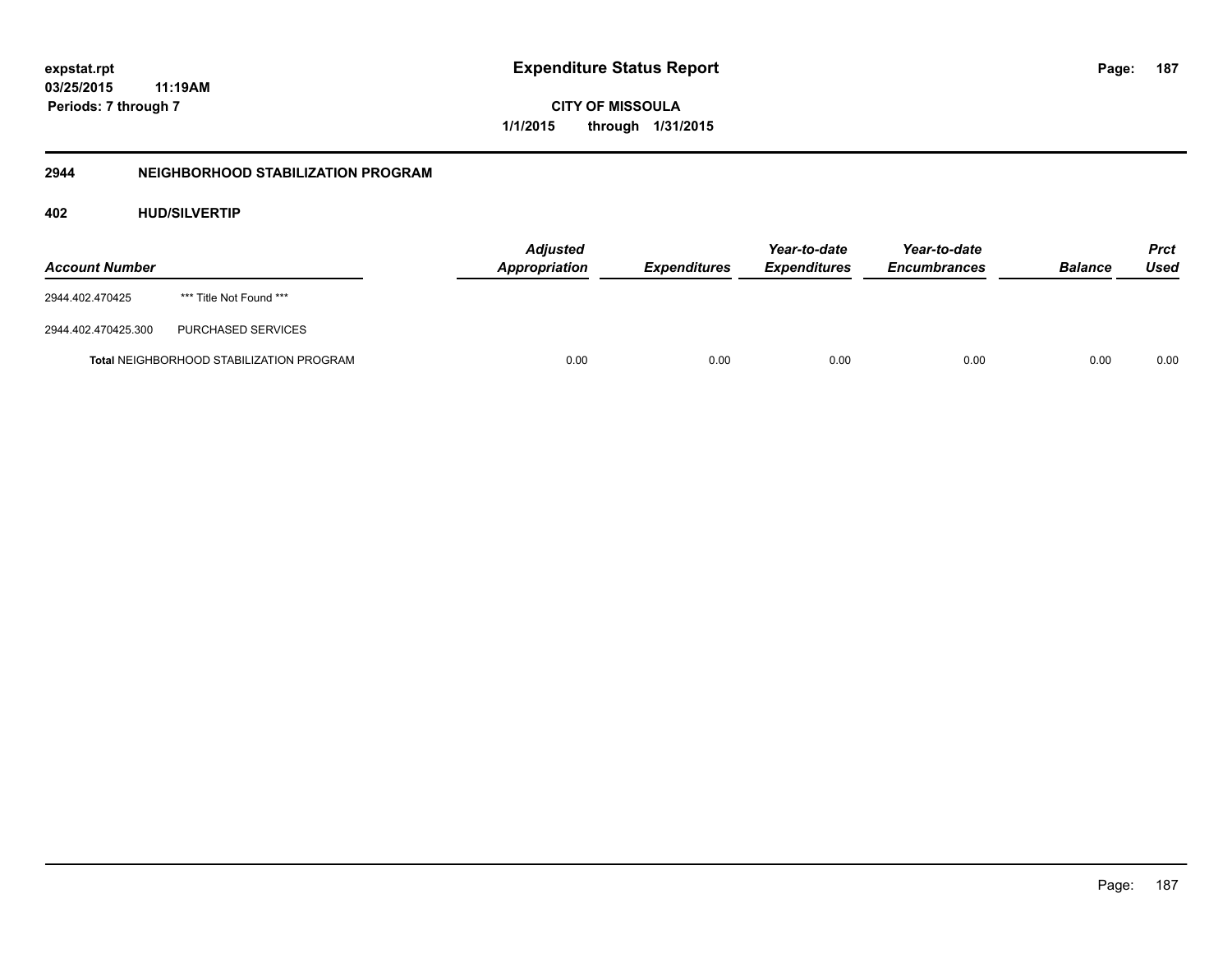# Expenditure Status Report

expstat.rpt
03/25/2015 11:19AM
Periods: 7 through 7

**CITY OF MISSOULA**
**1/1/2015 through 1/31/2015**

## 2944 NEIGHBORHOOD STABILIZATION PROGRAM

### 402 HUD/SILVERTIP

| Account Number | | Adjusted Appropriation | Expenditures | Year-to-date Expenditures | Year-to-date Encumbrances | Balance | Prct Used |
|---|---|---|---|---|---|---|---|
| 2944.402.470425 | *** Title Not Found *** | | | | | | |
| 2944.402.470425.300 | PURCHASED SERVICES | | | | | | |
| **Total** NEIGHBORHOOD STABILIZATION PROGRAM | | 0.00 | 0.00 | 0.00 | 0.00 | 0.00 | 0.00 |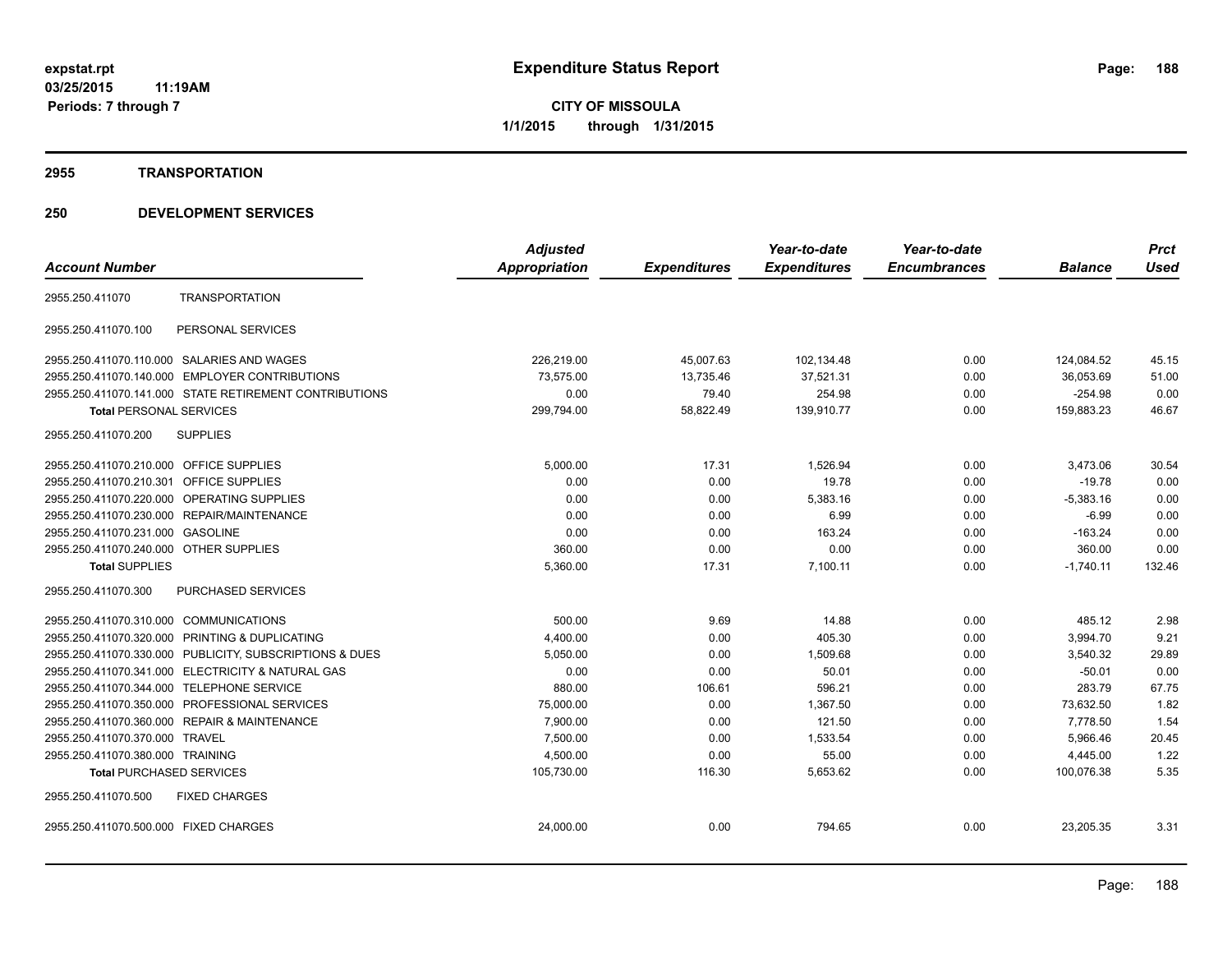**expstat.rpt**
**03/25/2015 11:19AM**
**Periods: 7 through 7**

# Expenditure Status Report

**CITY OF MISSOULA**
**1/1/2015 through 1/31/2015**

## 2955 TRANSPORTATION

## 250 DEVELOPMENT SERVICES

| Account Number | | Adjusted Appropriation | Expenditures | Year-to-date Expenditures | Year-to-date Encumbrances | Balance | Prct Used |
|---|---|---|---|---|---|---|---|
| 2955.250.411070 | TRANSPORTATION | | | | | | |
| 2955.250.411070.100 | PERSONAL SERVICES | | | | | | |
| 2955.250.411070.110.000 | SALARIES AND WAGES | 226,219.00 | 45,007.63 | 102,134.48 | 0.00 | 124,084.52 | 45.15 |
| 2955.250.411070.140.000 | EMPLOYER CONTRIBUTIONS | 73,575.00 | 13,735.46 | 37,521.31 | 0.00 | 36,053.69 | 51.00 |
| 2955.250.411070.141.000 | STATE RETIREMENT CONTRIBUTIONS | 0.00 | 79.40 | 254.98 | 0.00 | -254.98 | 0.00 |
| **Total** PERSONAL SERVICES | | 299,794.00 | 58,822.49 | 139,910.77 | 0.00 | 159,883.23 | 46.67 |
| 2955.250.411070.200 | SUPPLIES | | | | | | |
| 2955.250.411070.210.000 | OFFICE SUPPLIES | 5,000.00 | 17.31 | 1,526.94 | 0.00 | 3,473.06 | 30.54 |
| 2955.250.411070.210.301 | OFFICE SUPPLIES | 0.00 | 0.00 | 19.78 | 0.00 | -19.78 | 0.00 |
| 2955.250.411070.220.000 | OPERATING SUPPLIES | 0.00 | 0.00 | 5,383.16 | 0.00 | -5,383.16 | 0.00 |
| 2955.250.411070.230.000 | REPAIR/MAINTENANCE | 0.00 | 0.00 | 6.99 | 0.00 | -6.99 | 0.00 |
| 2955.250.411070.231.000 | GASOLINE | 0.00 | 0.00 | 163.24 | 0.00 | -163.24 | 0.00 |
| 2955.250.411070.240.000 | OTHER SUPPLIES | 360.00 | 0.00 | 0.00 | 0.00 | 360.00 | 0.00 |
| **Total** SUPPLIES | | 5,360.00 | 17.31 | 7,100.11 | 0.00 | -1,740.11 | 132.46 |
| 2955.250.411070.300 | PURCHASED SERVICES | | | | | | |
| 2955.250.411070.310.000 | COMMUNICATIONS | 500.00 | 9.69 | 14.88 | 0.00 | 485.12 | 2.98 |
| 2955.250.411070.320.000 | PRINTING & DUPLICATING | 4,400.00 | 0.00 | 405.30 | 0.00 | 3,994.70 | 9.21 |
| 2955.250.411070.330.000 | PUBLICITY, SUBSCRIPTIONS & DUES | 5,050.00 | 0.00 | 1,509.68 | 0.00 | 3,540.32 | 29.89 |
| 2955.250.411070.341.000 | ELECTRICITY & NATURAL GAS | 0.00 | 0.00 | 50.01 | 0.00 | -50.01 | 0.00 |
| 2955.250.411070.344.000 | TELEPHONE SERVICE | 880.00 | 106.61 | 596.21 | 0.00 | 283.79 | 67.75 |
| 2955.250.411070.350.000 | PROFESSIONAL SERVICES | 75,000.00 | 0.00 | 1,367.50 | 0.00 | 73,632.50 | 1.82 |
| 2955.250.411070.360.000 | REPAIR & MAINTENANCE | 7,900.00 | 0.00 | 121.50 | 0.00 | 7,778.50 | 1.54 |
| 2955.250.411070.370.000 | TRAVEL | 7,500.00 | 0.00 | 1,533.54 | 0.00 | 5,966.46 | 20.45 |
| 2955.250.411070.380.000 | TRAINING | 4,500.00 | 0.00 | 55.00 | 0.00 | 4,445.00 | 1.22 |
| **Total** PURCHASED SERVICES | | 105,730.00 | 116.30 | 5,653.62 | 0.00 | 100,076.38 | 5.35 |
| 2955.250.411070.500 | FIXED CHARGES | | | | | | |
| 2955.250.411070.500.000 | FIXED CHARGES | 24,000.00 | 0.00 | 794.65 | 0.00 | 23,205.35 | 3.31 |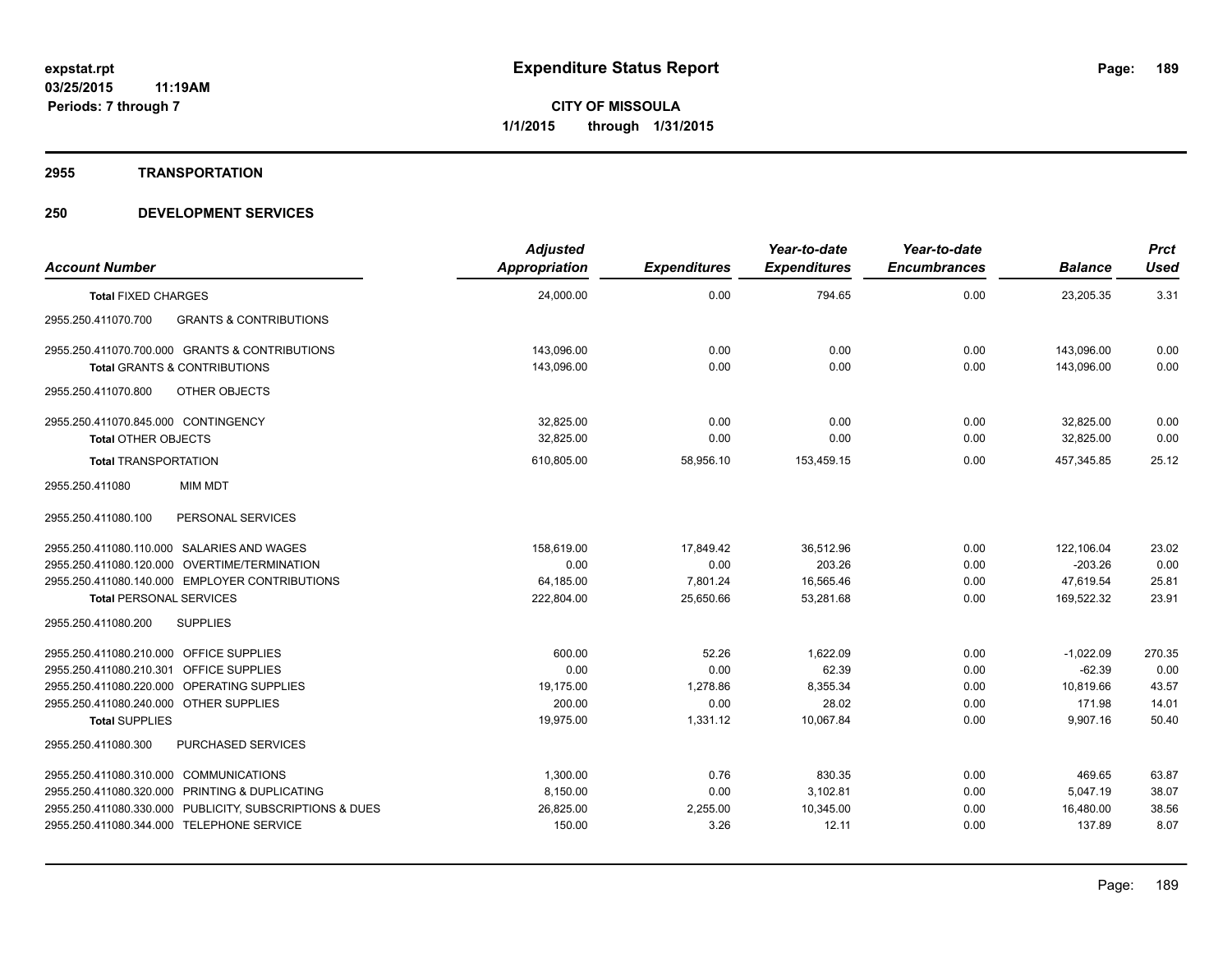**expstat.rpt**
**03/25/2015 11:19AM**
**Periods: 7 through 7**

# Expenditure Status Report

**CITY OF MISSOULA**
**1/1/2015 through 1/31/2015**

## 2955 TRANSPORTATION

## 250 DEVELOPMENT SERVICES

| Account Number | Adjusted Appropriation | Expenditures | Year-to-date Expenditures | Year-to-date Encumbrances | Balance | Prct Used |
|---|---|---|---|---|---|---|
| **Total** FIXED CHARGES | 24,000.00 | 0.00 | 794.65 | 0.00 | 23,205.35 | 3.31 |
| 2955.250.411070.700 GRANTS & CONTRIBUTIONS | | | | | | |
| 2955.250.411070.700.000 GRANTS & CONTRIBUTIONS | 143,096.00 | 0.00 | 0.00 | 0.00 | 143,096.00 | 0.00 |
| **Total** GRANTS & CONTRIBUTIONS | 143,096.00 | 0.00 | 0.00 | 0.00 | 143,096.00 | 0.00 |
| 2955.250.411070.800 OTHER OBJECTS | | | | | | |
| 2955.250.411070.845.000 CONTINGENCY | 32,825.00 | 0.00 | 0.00 | 0.00 | 32,825.00 | 0.00 |
| **Total** OTHER OBJECTS | 32,825.00 | 0.00 | 0.00 | 0.00 | 32,825.00 | 0.00 |
| **Total TRANSPORTATION** | 610,805.00 | 58,956.10 | 153,459.15 | 0.00 | 457,345.85 | 25.12 |
| 2955.250.411080 MIM MDT | | | | | | |
| 2955.250.411080.100 PERSONAL SERVICES | | | | | | |
| 2955.250.411080.110.000 SALARIES AND WAGES | 158,619.00 | 17,849.42 | 36,512.96 | 0.00 | 122,106.04 | 23.02 |
| 2955.250.411080.120.000 OVERTIME/TERMINATION | 0.00 | 0.00 | 203.26 | 0.00 | -203.26 | 0.00 |
| 2955.250.411080.140.000 EMPLOYER CONTRIBUTIONS | 64,185.00 | 7,801.24 | 16,565.46 | 0.00 | 47,619.54 | 25.81 |
| **Total** PERSONAL SERVICES | 222,804.00 | 25,650.66 | 53,281.68 | 0.00 | 169,522.32 | 23.91 |
| 2955.250.411080.200 SUPPLIES | | | | | | |
| 2955.250.411080.210.000 OFFICE SUPPLIES | 600.00 | 52.26 | 1,622.09 | 0.00 | -1,022.09 | 270.35 |
| 2955.250.411080.210.301 OFFICE SUPPLIES | 0.00 | 0.00 | 62.39 | 0.00 | -62.39 | 0.00 |
| 2955.250.411080.220.000 OPERATING SUPPLIES | 19,175.00 | 1,278.86 | 8,355.34 | 0.00 | 10,819.66 | 43.57 |
| 2955.250.411080.240.000 OTHER SUPPLIES | 200.00 | 0.00 | 28.02 | 0.00 | 171.98 | 14.01 |
| **Total** SUPPLIES | 19,975.00 | 1,331.12 | 10,067.84 | 0.00 | 9,907.16 | 50.40 |
| 2955.250.411080.300 PURCHASED SERVICES | | | | | | |
| 2955.250.411080.310.000 COMMUNICATIONS | 1,300.00 | 0.76 | 830.35 | 0.00 | 469.65 | 63.87 |
| 2955.250.411080.320.000 PRINTING & DUPLICATING | 8,150.00 | 0.00 | 3,102.81 | 0.00 | 5,047.19 | 38.07 |
| 2955.250.411080.330.000 PUBLICITY, SUBSCRIPTIONS & DUES | 26,825.00 | 2,255.00 | 10,345.00 | 0.00 | 16,480.00 | 38.56 |
| 2955.250.411080.344.000 TELEPHONE SERVICE | 150.00 | 3.26 | 12.11 | 0.00 | 137.89 | 8.07 |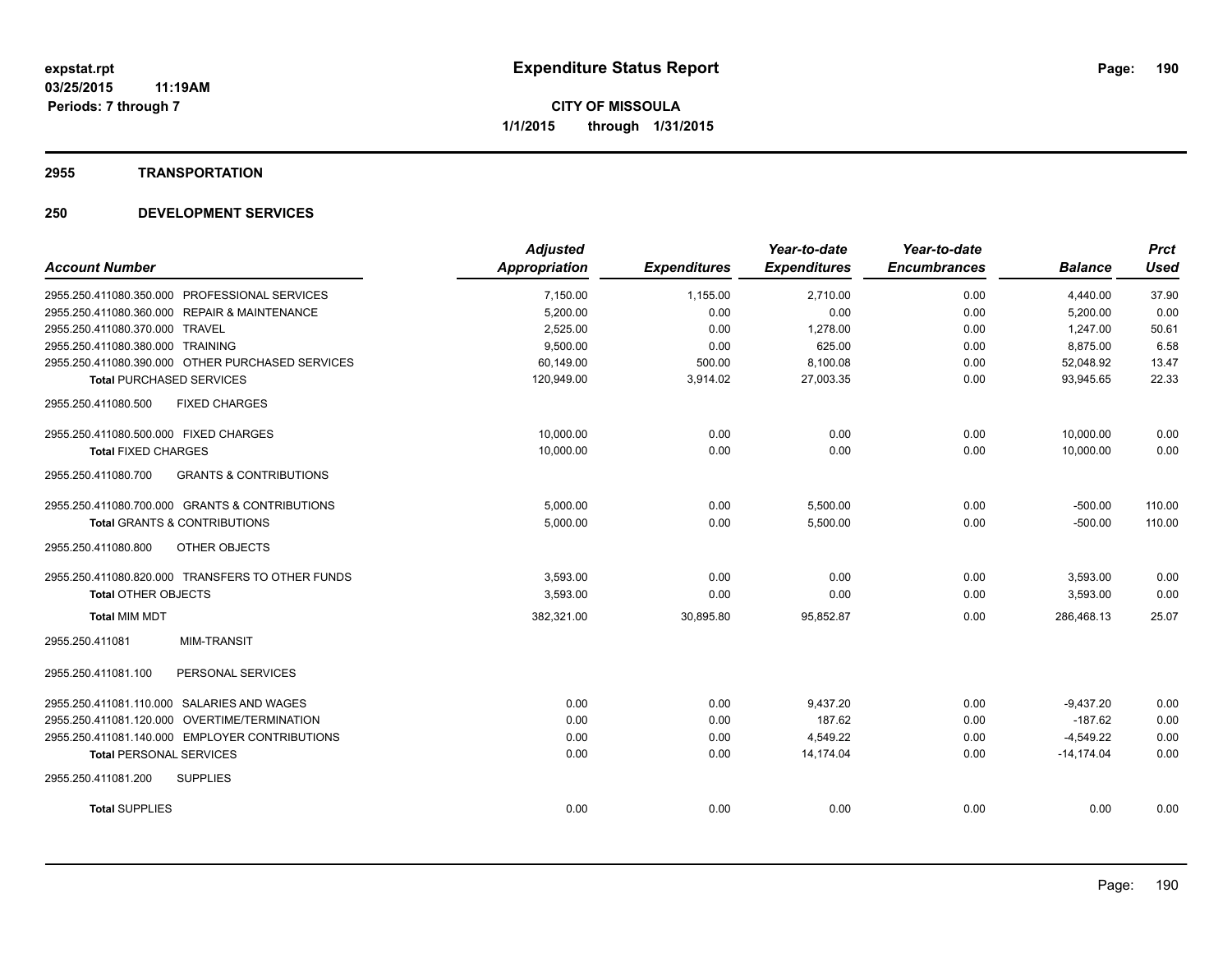# Expenditure Status Report

**CITY OF MISSOULA**

**1/1/2015 through 1/31/2015**

expstat.rpt
03/25/2015 11:19AM
Periods: 7 through 7

## 2955 TRANSPORTATION

### 250 DEVELOPMENT SERVICES

| Account Number | Adjusted Appropriation | Expenditures | Year-to-date Expenditures | Year-to-date Encumbrances | Balance | Prct Used |
|---|---|---|---|---|---|---|
| 2955.250.411080.350.000 PROFESSIONAL SERVICES | 7,150.00 | 1,155.00 | 2,710.00 | 0.00 | 4,440.00 | 37.90 |
| 2955.250.411080.360.000 REPAIR & MAINTENANCE | 5,200.00 | 0.00 | 0.00 | 0.00 | 5,200.00 | 0.00 |
| 2955.250.411080.370.000 TRAVEL | 2,525.00 | 0.00 | 1,278.00 | 0.00 | 1,247.00 | 50.61 |
| 2955.250.411080.380.000 TRAINING | 9,500.00 | 0.00 | 625.00 | 0.00 | 8,875.00 | 6.58 |
| 2955.250.411080.390.000 OTHER PURCHASED SERVICES | 60,149.00 | 500.00 | 8,100.08 | 0.00 | 52,048.92 | 13.47 |
| **Total** PURCHASED SERVICES | 120,949.00 | 3,914.02 | 27,003.35 | 0.00 | 93,945.65 | 22.33 |
| 2955.250.411080.500 FIXED CHARGES | | | | | | |
| 2955.250.411080.500.000 FIXED CHARGES | 10,000.00 | 0.00 | 0.00 | 0.00 | 10,000.00 | 0.00 |
| **Total** FIXED CHARGES | 10,000.00 | 0.00 | 0.00 | 0.00 | 10,000.00 | 0.00 |
| 2955.250.411080.700 GRANTS & CONTRIBUTIONS | | | | | | |
| 2955.250.411080.700.000 GRANTS & CONTRIBUTIONS | 5,000.00 | 0.00 | 5,500.00 | 0.00 | -500.00 | 110.00 |
| **Total** GRANTS & CONTRIBUTIONS | 5,000.00 | 0.00 | 5,500.00 | 0.00 | -500.00 | 110.00 |
| 2955.250.411080.800 OTHER OBJECTS | | | | | | |
| 2955.250.411080.820.000 TRANSFERS TO OTHER FUNDS | 3,593.00 | 0.00 | 0.00 | 0.00 | 3,593.00 | 0.00 |
| **Total** OTHER OBJECTS | 3,593.00 | 0.00 | 0.00 | 0.00 | 3,593.00 | 0.00 |
| **Total** MIM MDT | 382,321.00 | 30,895.80 | 95,852.87 | 0.00 | 286,468.13 | 25.07 |
| 2955.250.411081 MIM-TRANSIT | | | | | | |
| 2955.250.411081.100 PERSONAL SERVICES | | | | | | |
| 2955.250.411081.110.000 SALARIES AND WAGES | 0.00 | 0.00 | 9,437.20 | 0.00 | -9,437.20 | 0.00 |
| 2955.250.411081.120.000 OVERTIME/TERMINATION | 0.00 | 0.00 | 187.62 | 0.00 | -187.62 | 0.00 |
| 2955.250.411081.140.000 EMPLOYER CONTRIBUTIONS | 0.00 | 0.00 | 4,549.22 | 0.00 | -4,549.22 | 0.00 |
| **Total** PERSONAL SERVICES | 0.00 | 0.00 | 14,174.04 | 0.00 | -14,174.04 | 0.00 |
| 2955.250.411081.200 SUPPLIES | | | | | | |
| **Total** SUPPLIES | 0.00 | 0.00 | 0.00 | 0.00 | 0.00 | 0.00 |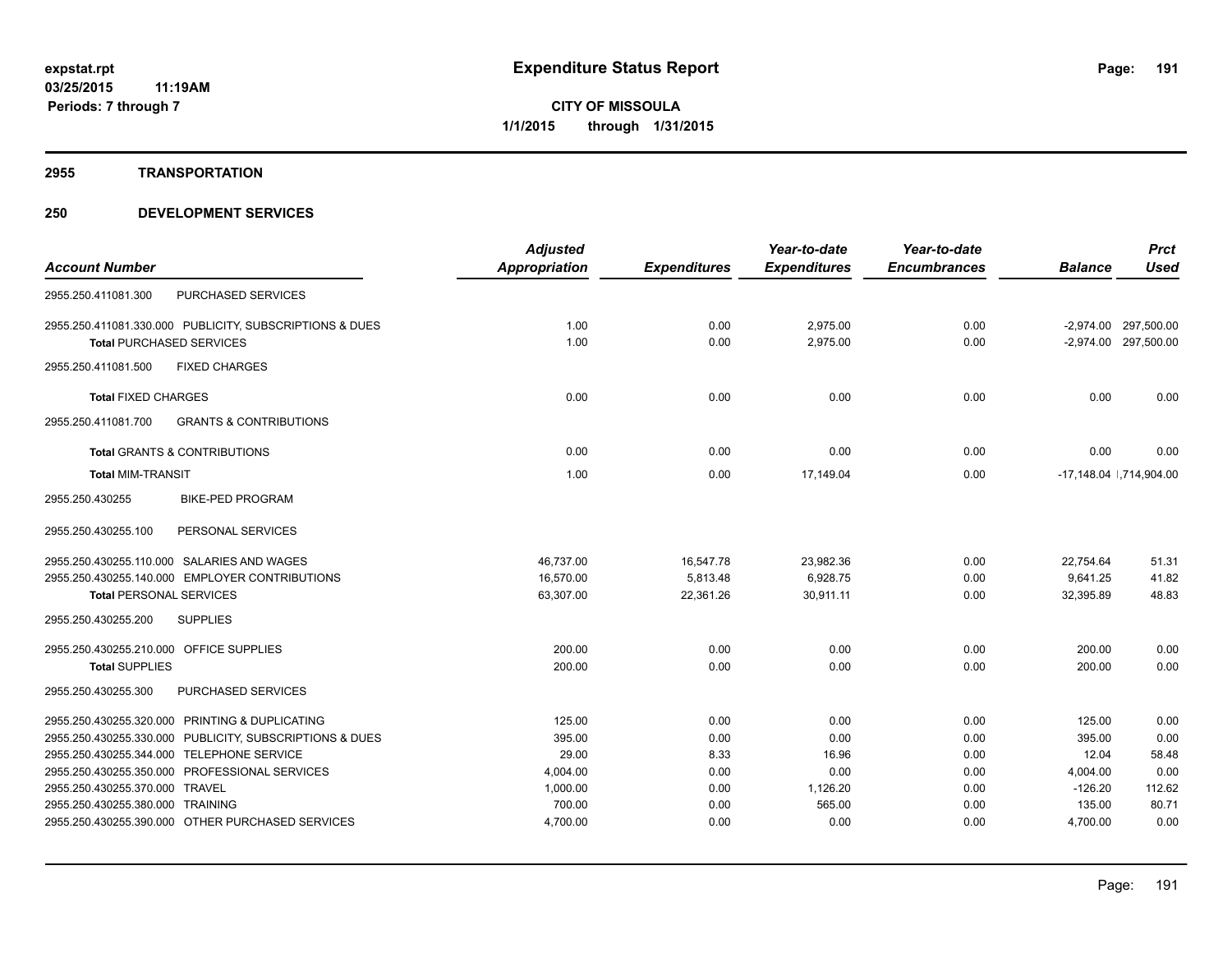**expstat.rpt**
**03/25/2015 11:19AM**
**Periods: 7 through 7**

# Expenditure Status Report

**CITY OF MISSOULA**
**1/1/2015 through 1/31/2015**

## 2955 TRANSPORTATION

## 250 DEVELOPMENT SERVICES

| Account Number | Adjusted Appropriation | Expenditures | Year-to-date Expenditures | Year-to-date Encumbrances | Balance | Prct Used |
|---|---|---|---|---|---|---|
| 2955.250.411081.300 PURCHASED SERVICES | | | | | | |
| 2955.250.411081.330.000 PUBLICITY, SUBSCRIPTIONS & DUES | 1.00 | 0.00 | 2,975.00 | 0.00 | -2,974.00 | 297,500.00 |
| **Total** PURCHASED SERVICES | 1.00 | 0.00 | 2,975.00 | 0.00 | -2,974.00 | 297,500.00 |
| 2955.250.411081.500 FIXED CHARGES | | | | | | |
| **Total** FIXED CHARGES | 0.00 | 0.00 | 0.00 | 0.00 | 0.00 | 0.00 |
| 2955.250.411081.700 GRANTS & CONTRIBUTIONS | | | | | | |
| **Total** GRANTS & CONTRIBUTIONS | 0.00 | 0.00 | 0.00 | 0.00 | 0.00 | 0.00 |
| **Total** MIM-TRANSIT | 1.00 | 0.00 | 17,149.04 | 0.00 | -17,148.04 | |,714,904.00 |
| 2955.250.430255 BIKE-PED PROGRAM | | | | | | |
| 2955.250.430255.100 PERSONAL SERVICES | | | | | | |
| 2955.250.430255.110.000 SALARIES AND WAGES | 46,737.00 | 16,547.78 | 23,982.36 | 0.00 | 22,754.64 | 51.31 |
| 2955.250.430255.140.000 EMPLOYER CONTRIBUTIONS | 16,570.00 | 5,813.48 | 6,928.75 | 0.00 | 9,641.25 | 41.82 |
| **Total** PERSONAL SERVICES | 63,307.00 | 22,361.26 | 30,911.11 | 0.00 | 32,395.89 | 48.83 |
| 2955.250.430255.200 SUPPLIES | | | | | | |
| 2955.250.430255.210.000 OFFICE SUPPLIES | 200.00 | 0.00 | 0.00 | 0.00 | 200.00 | 0.00 |
| **Total** SUPPLIES | 200.00 | 0.00 | 0.00 | 0.00 | 200.00 | 0.00 |
| 2955.250.430255.300 PURCHASED SERVICES | | | | | | |
| 2955.250.430255.320.000 PRINTING & DUPLICATING | 125.00 | 0.00 | 0.00 | 0.00 | 125.00 | 0.00 |
| 2955.250.430255.330.000 PUBLICITY, SUBSCRIPTIONS & DUES | 395.00 | 0.00 | 0.00 | 0.00 | 395.00 | 0.00 |
| 2955.250.430255.344.000 TELEPHONE SERVICE | 29.00 | 8.33 | 16.96 | 0.00 | 12.04 | 58.48 |
| 2955.250.430255.350.000 PROFESSIONAL SERVICES | 4,004.00 | 0.00 | 0.00 | 0.00 | 4,004.00 | 0.00 |
| 2955.250.430255.370.000 TRAVEL | 1,000.00 | 0.00 | 1,126.20 | 0.00 | -126.20 | 112.62 |
| 2955.250.430255.380.000 TRAINING | 700.00 | 0.00 | 565.00 | 0.00 | 135.00 | 80.71 |
| 2955.250.430255.390.000 OTHER PURCHASED SERVICES | 4,700.00 | 0.00 | 0.00 | 0.00 | 4,700.00 | 0.00 |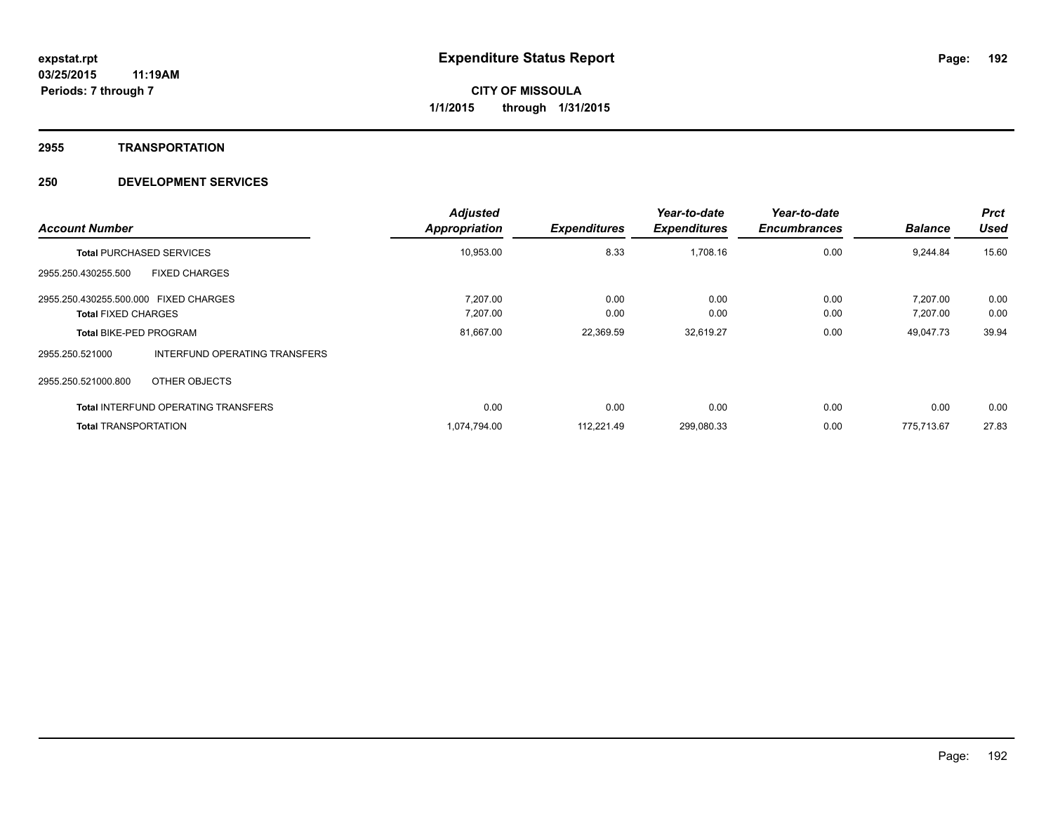**expstat.rpt**
**03/25/2015 11:19AM**
**Periods: 7 through 7**

# Expenditure Status Report

**CITY OF MISSOULA**
**1/1/2015 through 1/31/2015**

## 2955 TRANSPORTATION

## 250 DEVELOPMENT SERVICES

| Account Number | | Adjusted Appropriation | Expenditures | Year-to-date Expenditures | Year-to-date Encumbrances | Balance | Prct Used |
|---|---|---|---|---|---|---|---|
| **Total** PURCHASED SERVICES | | 10,953.00 | 8.33 | 1,708.16 | 0.00 | 9,244.84 | 15.60 |
| 2955.250.430255.500 | FIXED CHARGES | | | | | | |
| 2955.250.430255.500.000 | FIXED CHARGES | 7,207.00 | 0.00 | 0.00 | 0.00 | 7,207.00 | 0.00 |
| **Total** FIXED CHARGES | | 7,207.00 | 0.00 | 0.00 | 0.00 | 7,207.00 | 0.00 |
| **Total** BIKE-PED PROGRAM | | 81,667.00 | 22,369.59 | 32,619.27 | 0.00 | 49,047.73 | 39.94 |
| 2955.250.521000 | INTERFUND OPERATING TRANSFERS | | | | | | |
| 2955.250.521000.800 | OTHER OBJECTS | | | | | | |
| **Total** INTERFUND OPERATING TRANSFERS | | 0.00 | 0.00 | 0.00 | 0.00 | 0.00 | 0.00 |
| **Total** TRANSPORTATION | | 1,074,794.00 | 112,221.49 | 299,080.33 | 0.00 | 775,713.67 | 27.83 |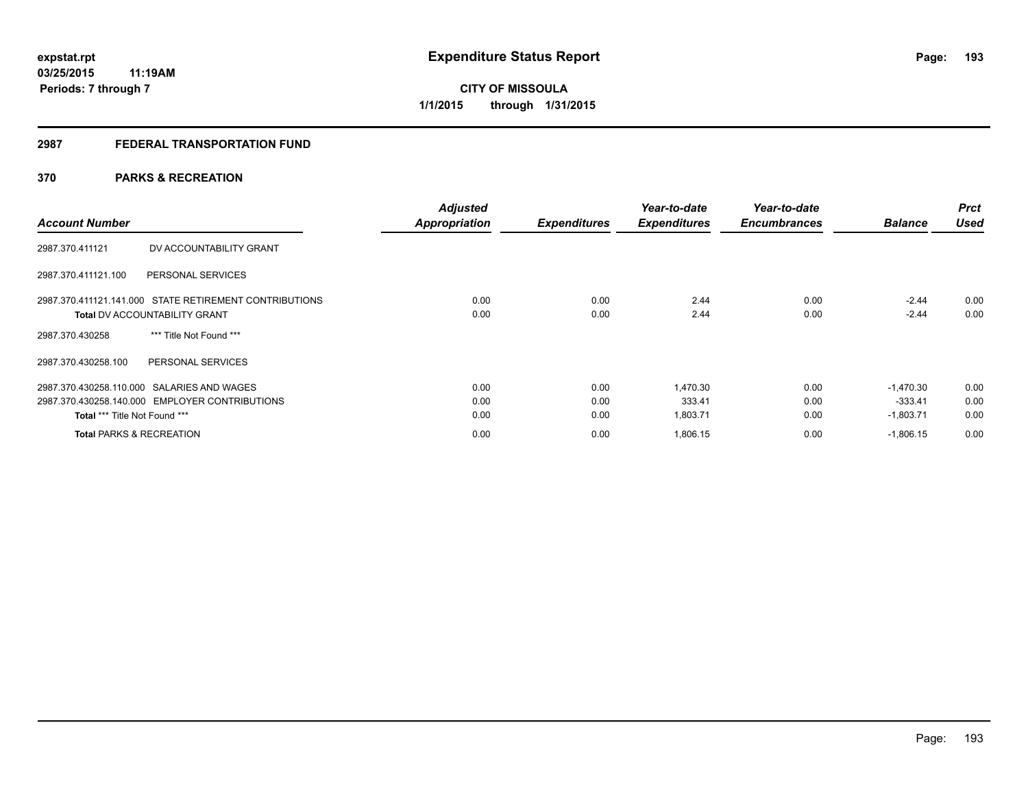# Expenditure Status Report

expstat.rpt
03/25/2015 11:19AM
Periods: 7 through 7

**CITY OF MISSOULA**
**1/1/2015 through 1/31/2015**

## 2987 FEDERAL TRANSPORTATION FUND

### 370 PARKS & RECREATION

| Account Number | | Adjusted Appropriation | Expenditures | Year-to-date Expenditures | Year-to-date Encumbrances | Balance | Prct Used |
|---|---|---|---|---|---|---|---|
| 2987.370.411121 | DV ACCOUNTABILITY GRANT | | | | | | |
| 2987.370.411121.100 | PERSONAL SERVICES | | | | | | |
| 2987.370.411121.141.000 | STATE RETIREMENT CONTRIBUTIONS | 0.00 | 0.00 | 2.44 | 0.00 | -2.44 | 0.00 |
| **Total** DV ACCOUNTABILITY GRANT | | 0.00 | 0.00 | 2.44 | 0.00 | -2.44 | 0.00 |
| 2987.370.430258 | *** Title Not Found *** | | | | | | |
| 2987.370.430258.100 | PERSONAL SERVICES | | | | | | |
| 2987.370.430258.110.000 | SALARIES AND WAGES | 0.00 | 0.00 | 1,470.30 | 0.00 | -1,470.30 | 0.00 |
| 2987.370.430258.140.000 | EMPLOYER CONTRIBUTIONS | 0.00 | 0.00 | 333.41 | 0.00 | -333.41 | 0.00 |
| **Total** *** Title Not Found *** | | 0.00 | 0.00 | 1,803.71 | 0.00 | -1,803.71 | 0.00 |
| **Total** PARKS & RECREATION | | 0.00 | 0.00 | 1,806.15 | 0.00 | -1,806.15 | 0.00 |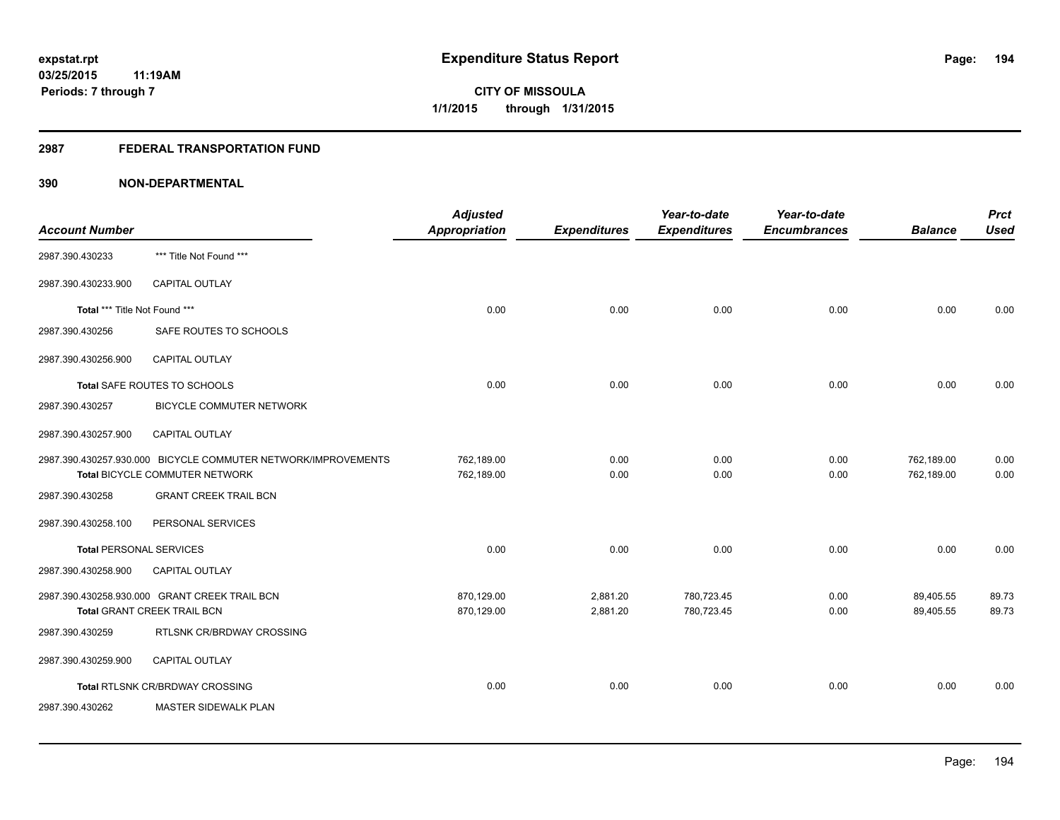# Expenditure Status Report

expstat.rpt
03/25/2015 11:19AM
Periods: 7 through 7

**CITY OF MISSOULA**
**1/1/2015 through 1/31/2015**

## 2987 FEDERAL TRANSPORTATION FUND

### 390 NON-DEPARTMENTAL

| Account Number | | Adjusted Appropriation | Expenditures | Year-to-date Expenditures | Year-to-date Encumbrances | Balance | Prct Used |
|---|---|---|---|---|---|---|---|
| 2987.390.430233 | *** Title Not Found *** | | | | | | |
| 2987.390.430233.900 | CAPITAL OUTLAY | | | | | | |
| **Total** *** Title Not Found *** | | 0.00 | 0.00 | 0.00 | 0.00 | 0.00 | 0.00 |
| 2987.390.430256 | SAFE ROUTES TO SCHOOLS | | | | | | |
| 2987.390.430256.900 | CAPITAL OUTLAY | | | | | | |
| **Total** SAFE ROUTES TO SCHOOLS | | 0.00 | 0.00 | 0.00 | 0.00 | 0.00 | 0.00 |
| 2987.390.430257 | BICYCLE COMMUTER NETWORK | | | | | | |
| 2987.390.430257.900 | CAPITAL OUTLAY | | | | | | |
| 2987.390.430257.930.000 | BICYCLE COMMUTER NETWORK/IMPROVEMENTS | 762,189.00 | 0.00 | 0.00 | 0.00 | 762,189.00 | 0.00 |
| **Total** BICYCLE COMMUTER NETWORK | | 762,189.00 | 0.00 | 0.00 | 0.00 | 762,189.00 | 0.00 |
| 2987.390.430258 | GRANT CREEK TRAIL BCN | | | | | | |
| 2987.390.430258.100 | PERSONAL SERVICES | | | | | | |
| **Total** PERSONAL SERVICES | | 0.00 | 0.00 | 0.00 | 0.00 | 0.00 | 0.00 |
| 2987.390.430258.900 | CAPITAL OUTLAY | | | | | | |
| 2987.390.430258.930.000 | GRANT CREEK TRAIL BCN | 870,129.00 | 2,881.20 | 780,723.45 | 0.00 | 89,405.55 | 89.73 |
| **Total** GRANT CREEK TRAIL BCN | | 870,129.00 | 2,881.20 | 780,723.45 | 0.00 | 89,405.55 | 89.73 |
| 2987.390.430259 | RTLSNK CR/BRDWAY CROSSING | | | | | | |
| 2987.390.430259.900 | CAPITAL OUTLAY | | | | | | |
| **Total** RTLSNK CR/BRDWAY CROSSING | | 0.00 | 0.00 | 0.00 | 0.00 | 0.00 | 0.00 |
| 2987.390.430262 | MASTER SIDEWALK PLAN | | | | | | |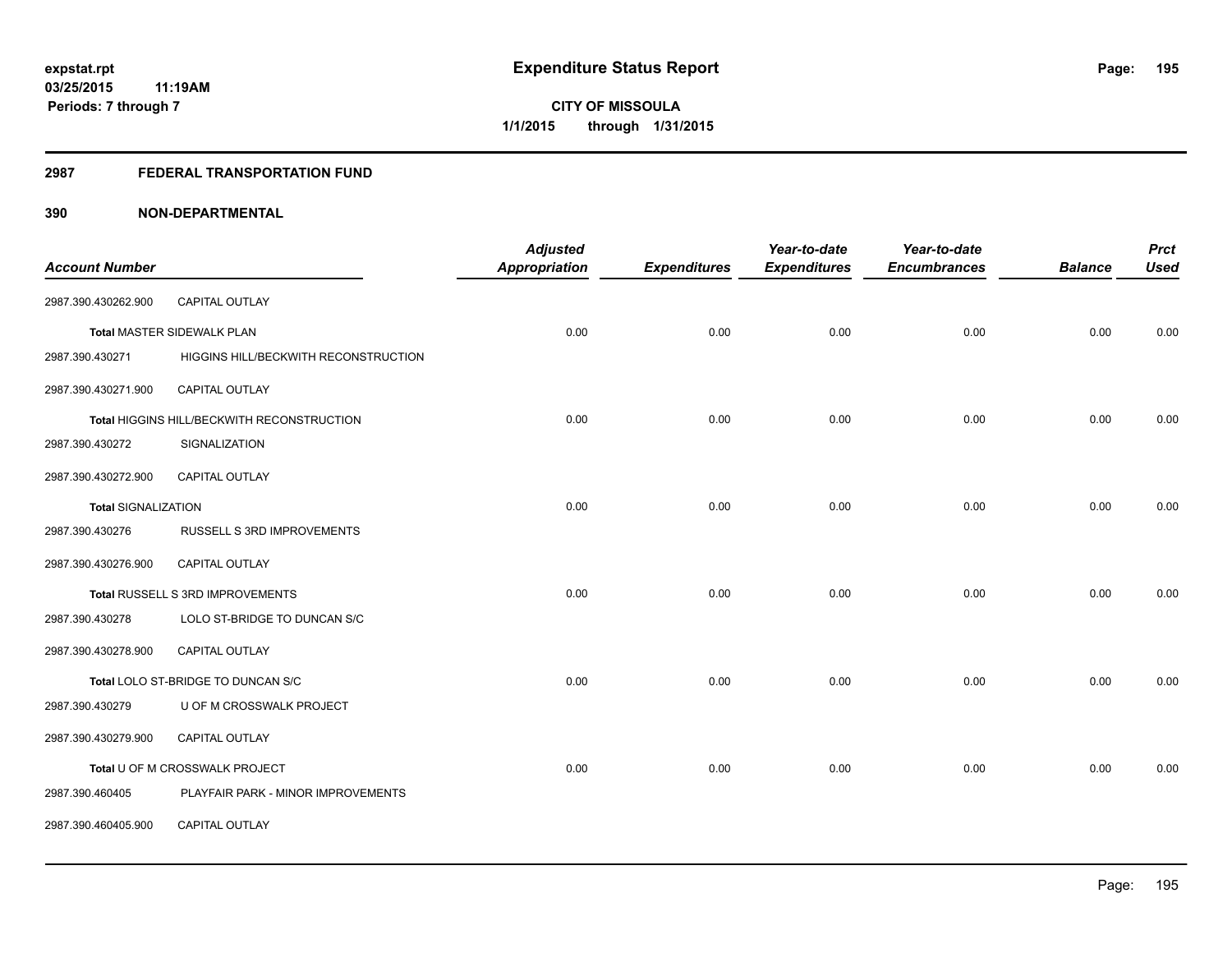# Expenditure Status Report

expstat.rpt
03/25/2015 11:19AM
Periods: 7 through 7

CITY OF MISSOULA
1/1/2015 through 1/31/2015

## 2987 FEDERAL TRANSPORTATION FUND

### 390 NON-DEPARTMENTAL

| Account Number | | Adjusted Appropriation | Expenditures | Year-to-date Expenditures | Year-to-date Encumbrances | Balance | Prct Used |
|---|---|---|---|---|---|---|---|
| 2987.390.430262.900 | CAPITAL OUTLAY | | | | | | |
| Total MASTER SIDEWALK PLAN | | 0.00 | 0.00 | 0.00 | 0.00 | 0.00 | 0.00 |
| 2987.390.430271 | HIGGINS HILL/BECKWITH RECONSTRUCTION | | | | | | |
| 2987.390.430271.900 | CAPITAL OUTLAY | | | | | | |
| Total HIGGINS HILL/BECKWITH RECONSTRUCTION | | 0.00 | 0.00 | 0.00 | 0.00 | 0.00 | 0.00 |
| 2987.390.430272 | SIGNALIZATION | | | | | | |
| 2987.390.430272.900 | CAPITAL OUTLAY | | | | | | |
| Total SIGNALIZATION | | 0.00 | 0.00 | 0.00 | 0.00 | 0.00 | 0.00 |
| 2987.390.430276 | RUSSELL S 3RD IMPROVEMENTS | | | | | | |
| 2987.390.430276.900 | CAPITAL OUTLAY | | | | | | |
| Total RUSSELL S 3RD IMPROVEMENTS | | 0.00 | 0.00 | 0.00 | 0.00 | 0.00 | 0.00 |
| 2987.390.430278 | LOLO ST-BRIDGE TO DUNCAN S/C | | | | | | |
| 2987.390.430278.900 | CAPITAL OUTLAY | | | | | | |
| Total LOLO ST-BRIDGE TO DUNCAN S/C | | 0.00 | 0.00 | 0.00 | 0.00 | 0.00 | 0.00 |
| 2987.390.430279 | U OF M CROSSWALK PROJECT | | | | | | |
| 2987.390.430279.900 | CAPITAL OUTLAY | | | | | | |
| Total U OF M CROSSWALK PROJECT | | 0.00 | 0.00 | 0.00 | 0.00 | 0.00 | 0.00 |
| 2987.390.460405 | PLAYFAIR PARK - MINOR IMPROVEMENTS | | | | | | |
| 2987.390.460405.900 | CAPITAL OUTLAY | | | | | | |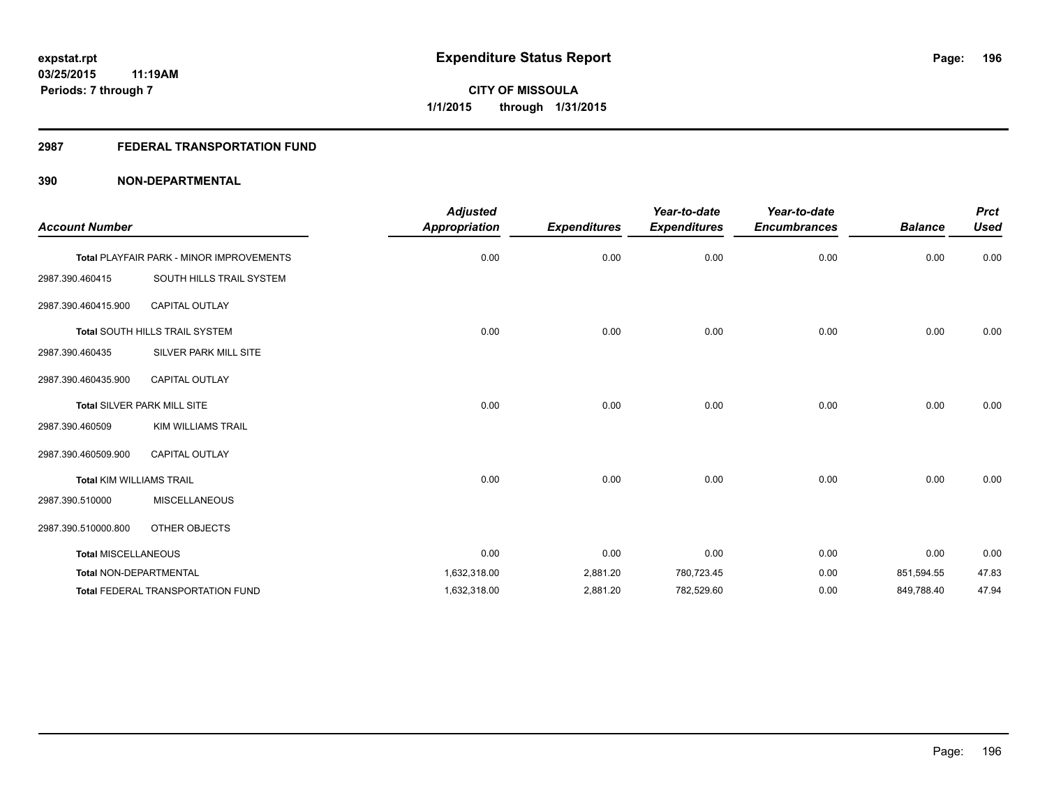expstat.rpt
03/25/2015 11:19AM
Periods: 7 through 7

# Expenditure Status Report

**CITY OF MISSOULA**
**1/1/2015 through 1/31/2015**

## 2987 FEDERAL TRANSPORTATION FUND

### 390 NON-DEPARTMENTAL

| Account Number | | Adjusted Appropriation | Expenditures | Year-to-date Expenditures | Year-to-date Encumbrances | Balance | Prct Used |
|---|---|---|---|---|---|---|---|
| Total PLAYFAIR PARK - MINOR IMPROVEMENTS | | 0.00 | 0.00 | 0.00 | 0.00 | 0.00 | 0.00 |
| 2987.390.460415 | SOUTH HILLS TRAIL SYSTEM | | | | | | |
| 2987.390.460415.900 | CAPITAL OUTLAY | | | | | | |
| Total SOUTH HILLS TRAIL SYSTEM | | 0.00 | 0.00 | 0.00 | 0.00 | 0.00 | 0.00 |
| 2987.390.460435 | SILVER PARK MILL SITE | | | | | | |
| 2987.390.460435.900 | CAPITAL OUTLAY | | | | | | |
| Total SILVER PARK MILL SITE | | 0.00 | 0.00 | 0.00 | 0.00 | 0.00 | 0.00 |
| 2987.390.460509 | KIM WILLIAMS TRAIL | | | | | | |
| 2987.390.460509.900 | CAPITAL OUTLAY | | | | | | |
| Total KIM WILLIAMS TRAIL | | 0.00 | 0.00 | 0.00 | 0.00 | 0.00 | 0.00 |
| 2987.390.510000 | MISCELLANEOUS | | | | | | |
| 2987.390.510000.800 | OTHER OBJECTS | | | | | | |
| Total MISCELLANEOUS | | 0.00 | 0.00 | 0.00 | 0.00 | 0.00 | 0.00 |
| Total NON-DEPARTMENTAL | | 1,632,318.00 | 2,881.20 | 780,723.45 | 0.00 | 851,594.55 | 47.83 |
| Total FEDERAL TRANSPORTATION FUND | | 1,632,318.00 | 2,881.20 | 782,529.60 | 0.00 | 849,788.40 | 47.94 |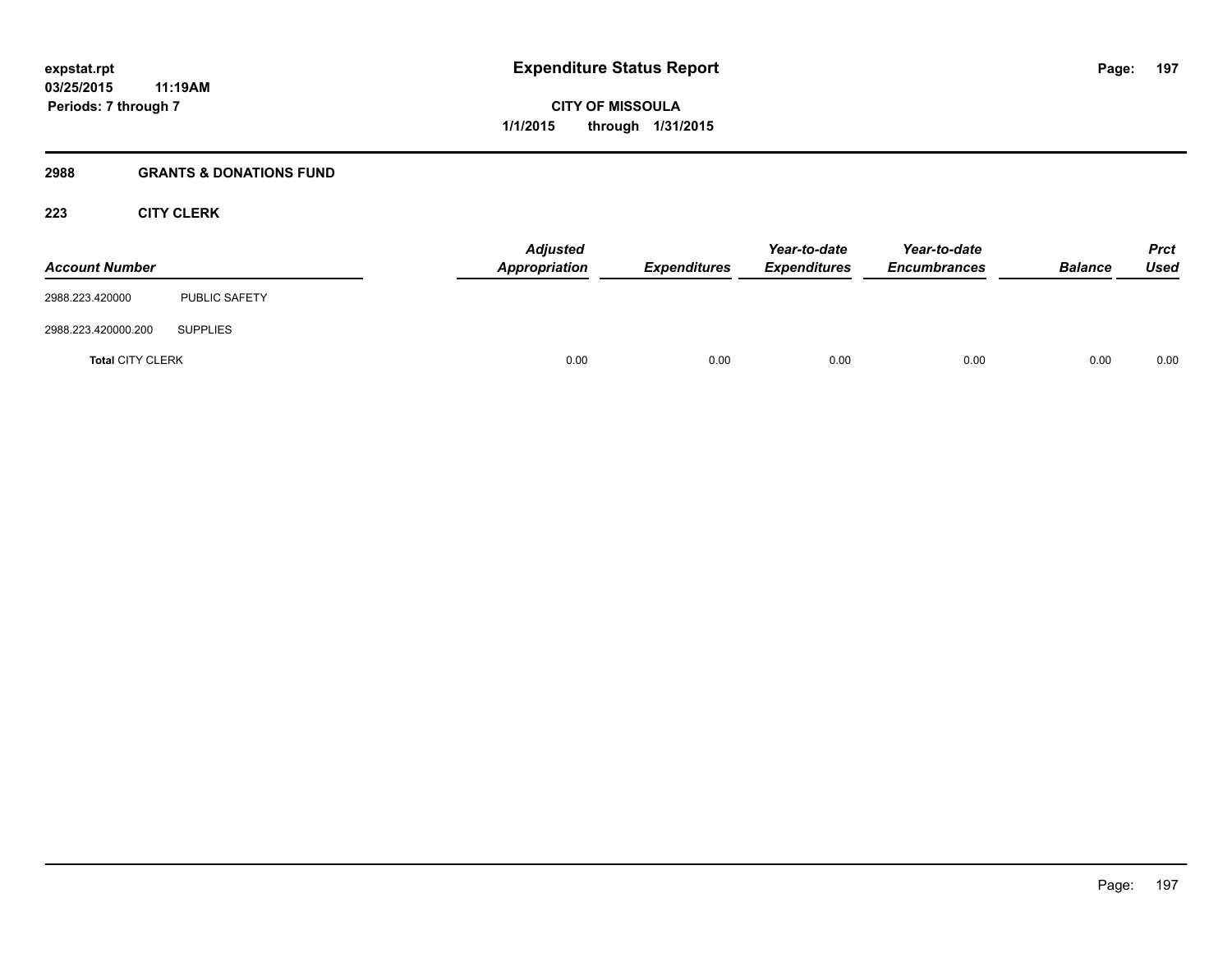expstat.rpt
03/25/2015 11:19AM
Periods: 7 through 7

# Expenditure Status Report

CITY OF MISSOULA
1/1/2015 through 1/31/2015

## 2988 GRANTS & DONATIONS FUND

### 223 CITY CLERK

| Account Number | | Adjusted Appropriation | Expenditures | Year-to-date Expenditures | Year-to-date Encumbrances | Balance | Prct Used |
|---|---|---|---|---|---|---|---|
| 2988.223.420000 | PUBLIC SAFETY | | | | | | |
| 2988.223.420000.200 | SUPPLIES | | | | | | |
| **Total** CITY CLERK | | 0.00 | 0.00 | 0.00 | 0.00 | 0.00 | 0.00 |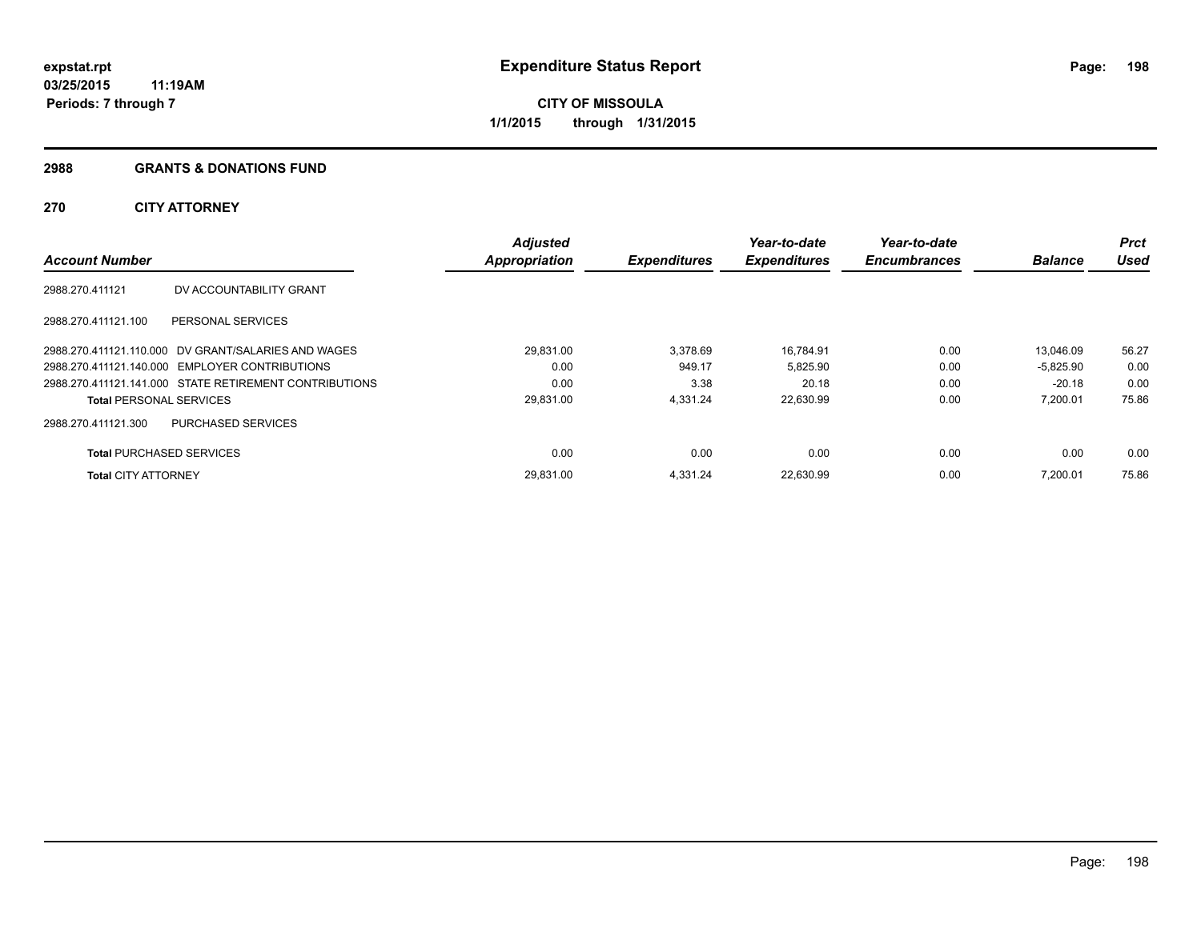# Expenditure Status Report

expstat.rpt
03/25/2015 11:19AM
Periods: 7 through 7

**CITY OF MISSOULA**
**1/1/2015 through 1/31/2015**

## 2988 GRANTS & DONATIONS FUND

### 270 CITY ATTORNEY

| Account Number | | Adjusted Appropriation | Expenditures | Year-to-date Expenditures | Year-to-date Encumbrances | Balance | Prct Used |
|---|---|---|---|---|---|---|---|
| 2988.270.411121 | DV ACCOUNTABILITY GRANT | | | | | | |
| 2988.270.411121.100 | PERSONAL SERVICES | | | | | | |
| 2988.270.411121.110.000 | DV GRANT/SALARIES AND WAGES | 29,831.00 | 3,378.69 | 16,784.91 | 0.00 | 13,046.09 | 56.27 |
| 2988.270.411121.140.000 | EMPLOYER CONTRIBUTIONS | 0.00 | 949.17 | 5,825.90 | 0.00 | -5,825.90 | 0.00 |
| 2988.270.411121.141.000 | STATE RETIREMENT CONTRIBUTIONS | 0.00 | 3.38 | 20.18 | 0.00 | -20.18 | 0.00 |
| **Total** PERSONAL SERVICES | | 29,831.00 | 4,331.24 | 22,630.99 | 0.00 | 7,200.01 | 75.86 |
| 2988.270.411121.300 | PURCHASED SERVICES | | | | | | |
| **Total** PURCHASED SERVICES | | 0.00 | 0.00 | 0.00 | 0.00 | 0.00 | 0.00 |
| **Total** CITY ATTORNEY | | 29,831.00 | 4,331.24 | 22,630.99 | 0.00 | 7,200.01 | 75.86 |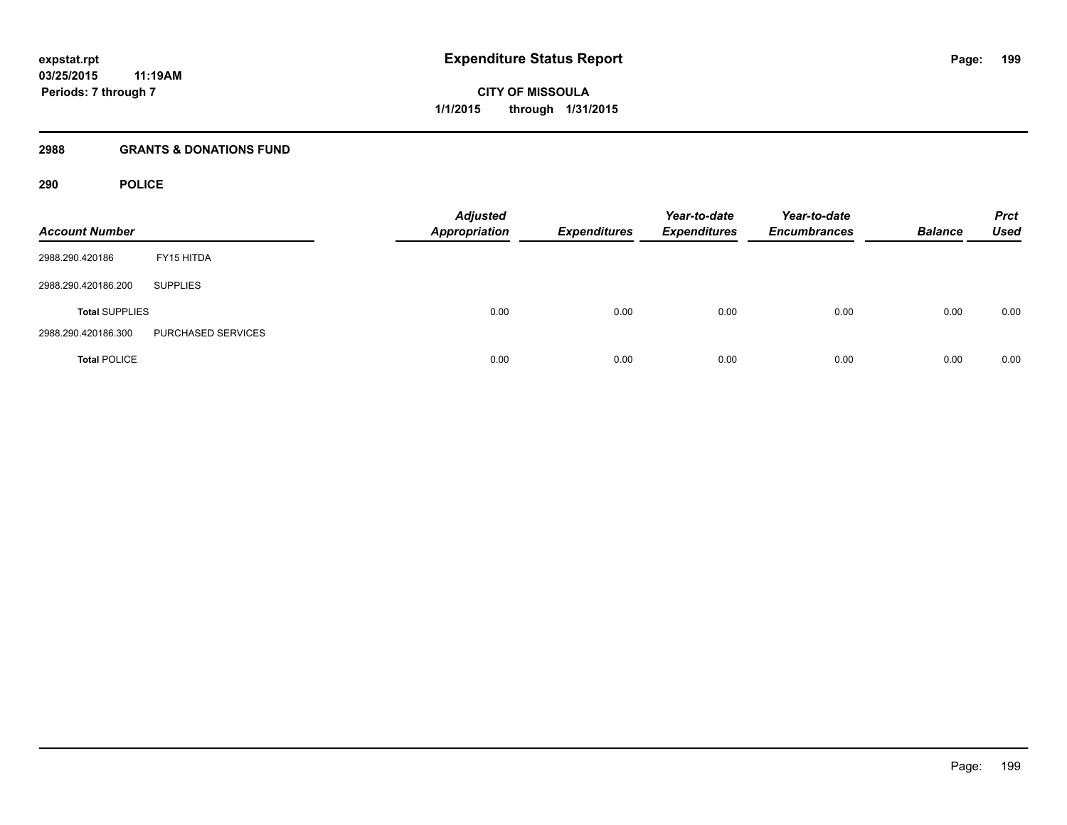# Expenditure Status Report

expstat.rpt
03/25/2015 11:19AM
Periods: 7 through 7

**CITY OF MISSOULA**
**1/1/2015 through 1/31/2015**

## 2988 GRANTS & DONATIONS FUND

### 290 POLICE

| Account Number | | Adjusted Appropriation | Expenditures | Year-to-date Expenditures | Year-to-date Encumbrances | Balance | Prct Used |
|---|---|---|---|---|---|---|---|
| 2988.290.420186 | FY15 HITDA | | | | | | |
| 2988.290.420186.200 | SUPPLIES | | | | | | |
| **Total** SUPPLIES | | 0.00 | 0.00 | 0.00 | 0.00 | 0.00 | 0.00 |
| 2988.290.420186.300 | PURCHASED SERVICES | | | | | | |
| **Total** POLICE | | 0.00 | 0.00 | 0.00 | 0.00 | 0.00 | 0.00 |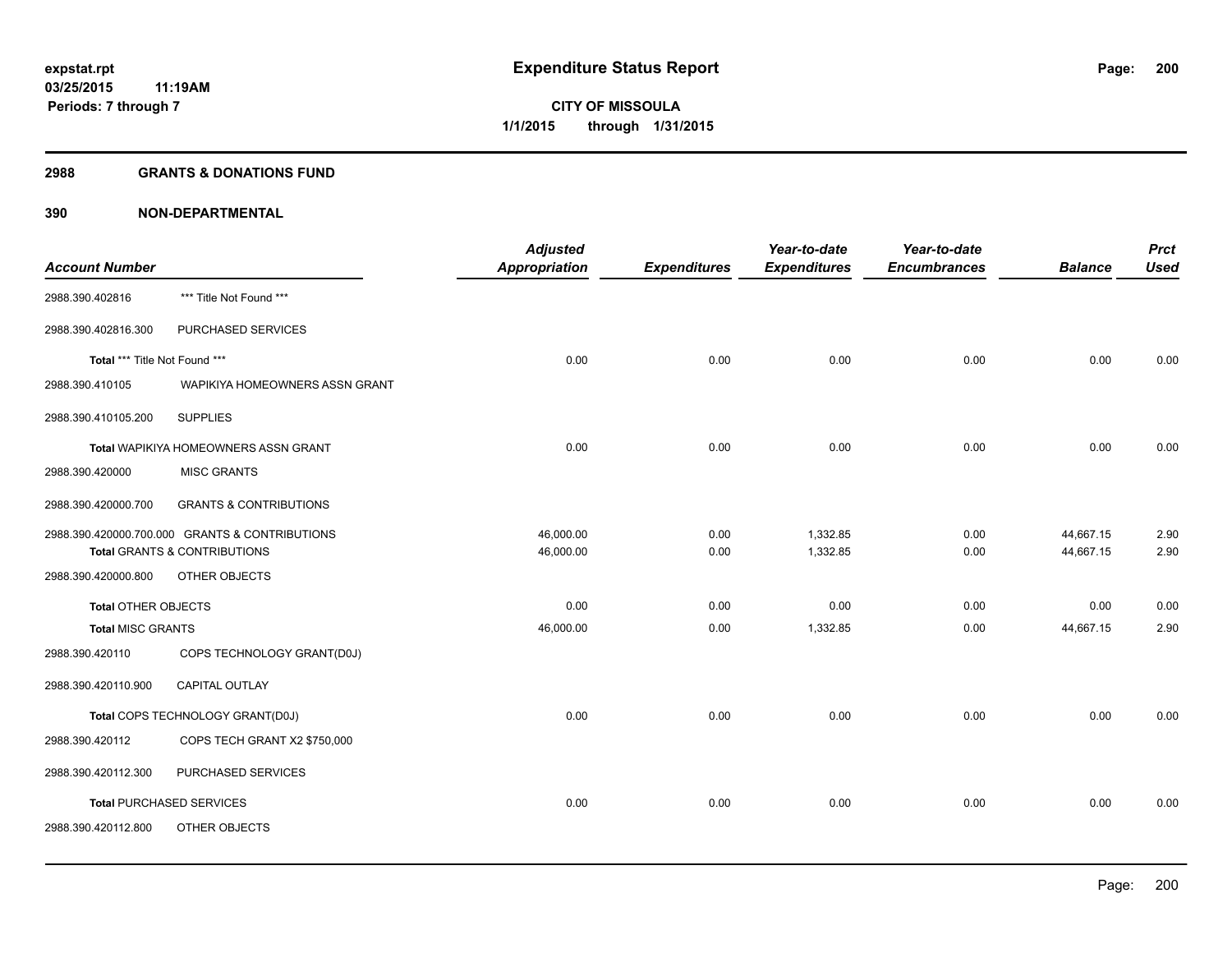**Expenditure Status Report**

**CITY OF MISSOULA**
**1/1/2015 through 1/31/2015**

expstat.rpt
03/25/2015 11:19AM
Periods: 7 through 7

## 2988 GRANTS & DONATIONS FUND

## 390 NON-DEPARTMENTAL

| Account Number | | Adjusted Appropriation | Expenditures | Year-to-date Expenditures | Year-to-date Encumbrances | Balance | Prct Used |
|---|---|---|---|---|---|---|---|
| 2988.390.402816 | *** Title Not Found *** | | | | | | |
| 2988.390.402816.300 | PURCHASED SERVICES | | | | | | |
| Total *** Title Not Found *** | | 0.00 | 0.00 | 0.00 | 0.00 | 0.00 | 0.00 |
| 2988.390.410105 | WAPIKIYA HOMEOWNERS ASSN GRANT | | | | | | |
| 2988.390.410105.200 | SUPPLIES | | | | | | |
| Total WAPIKIYA HOMEOWNERS ASSN GRANT | | 0.00 | 0.00 | 0.00 | 0.00 | 0.00 | 0.00 |
| 2988.390.420000 | MISC GRANTS | | | | | | |
| 2988.390.420000.700 | GRANTS & CONTRIBUTIONS | | | | | | |
| 2988.390.420000.700.000 | GRANTS & CONTRIBUTIONS | 46,000.00 | 0.00 | 1,332.85 | 0.00 | 44,667.15 | 2.90 |
| Total GRANTS & CONTRIBUTIONS | | 46,000.00 | 0.00 | 1,332.85 | 0.00 | 44,667.15 | 2.90 |
| 2988.390.420000.800 | OTHER OBJECTS | | | | | | |
| Total OTHER OBJECTS | | 0.00 | 0.00 | 0.00 | 0.00 | 0.00 | 0.00 |
| Total MISC GRANTS | | 46,000.00 | 0.00 | 1,332.85 | 0.00 | 44,667.15 | 2.90 |
| 2988.390.420110 | COPS TECHNOLOGY GRANT(D0J) | | | | | | |
| 2988.390.420110.900 | CAPITAL OUTLAY | | | | | | |
| Total COPS TECHNOLOGY GRANT(D0J) | | 0.00 | 0.00 | 0.00 | 0.00 | 0.00 | 0.00 |
| 2988.390.420112 | COPS TECH GRANT X2 $750,000 | | | | | | |
| 2988.390.420112.300 | PURCHASED SERVICES | | | | | | |
| Total PURCHASED SERVICES | | 0.00 | 0.00 | 0.00 | 0.00 | 0.00 | 0.00 |
| 2988.390.420112.800 | OTHER OBJECTS | | | | | | |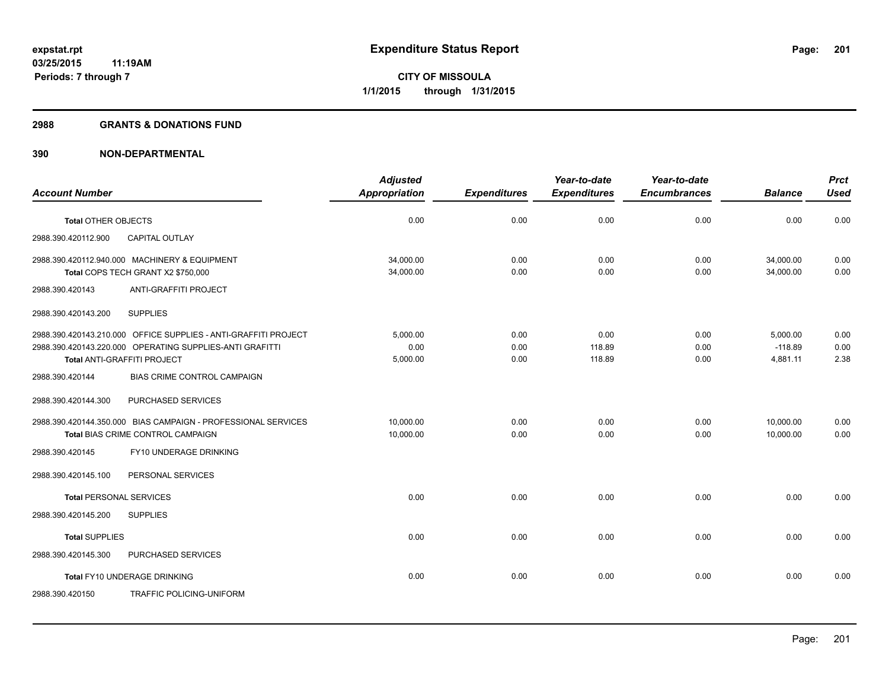**expstat.rpt**
**03/25/2015 11:19AM**
**Periods: 7 through 7**

# Expenditure Status Report

**CITY OF MISSOULA**
**1/1/2015 through 1/31/2015**

## 2988 GRANTS & DONATIONS FUND

## 390 NON-DEPARTMENTAL

| Account Number | Adjusted Appropriation | Expenditures | Year-to-date Expenditures | Year-to-date Encumbrances | Balance | Prct Used |
|---|---|---|---|---|---|---|
| **Total** OTHER OBJECTS | 0.00 | 0.00 | 0.00 | 0.00 | 0.00 | 0.00 |
| 2988.390.420112.900 CAPITAL OUTLAY | | | | | | |
| 2988.390.420112.940.000 MACHINERY & EQUIPMENT | 34,000.00 | 0.00 | 0.00 | 0.00 | 34,000.00 | 0.00 |
| **Total** COPS TECH GRANT X2 $750,000 | 34,000.00 | 0.00 | 0.00 | 0.00 | 34,000.00 | 0.00 |
| 2988.390.420143 ANTI-GRAFFITI PROJECT | | | | | | |
| 2988.390.420143.200 SUPPLIES | | | | | | |
| 2988.390.420143.210.000 OFFICE SUPPLIES - ANTI-GRAFFITI PROJECT | 5,000.00 | 0.00 | 0.00 | 0.00 | 5,000.00 | 0.00 |
| 2988.390.420143.220.000 OPERATING SUPPLIES-ANTI GRAFITTI | 0.00 | 0.00 | 118.89 | 0.00 | -118.89 | 0.00 |
| **Total** ANTI-GRAFFITI PROJECT | 5,000.00 | 0.00 | 118.89 | 0.00 | 4,881.11 | 2.38 |
| 2988.390.420144 BIAS CRIME CONTROL CAMPAIGN | | | | | | |
| 2988.390.420144.300 PURCHASED SERVICES | | | | | | |
| 2988.390.420144.350.000 BIAS CAMPAIGN - PROFESSIONAL SERVICES | 10,000.00 | 0.00 | 0.00 | 0.00 | 10,000.00 | 0.00 |
| **Total** BIAS CRIME CONTROL CAMPAIGN | 10,000.00 | 0.00 | 0.00 | 0.00 | 10,000.00 | 0.00 |
| 2988.390.420145 FY10 UNDERAGE DRINKING | | | | | | |
| 2988.390.420145.100 PERSONAL SERVICES | | | | | | |
| **Total** PERSONAL SERVICES | 0.00 | 0.00 | 0.00 | 0.00 | 0.00 | 0.00 |
| 2988.390.420145.200 SUPPLIES | | | | | | |
| **Total** SUPPLIES | 0.00 | 0.00 | 0.00 | 0.00 | 0.00 | 0.00 |
| 2988.390.420145.300 PURCHASED SERVICES | | | | | | |
| **Total** FY10 UNDERAGE DRINKING | 0.00 | 0.00 | 0.00 | 0.00 | 0.00 | 0.00 |
| 2988.390.420150 TRAFFIC POLICING-UNIFORM | | | | | | |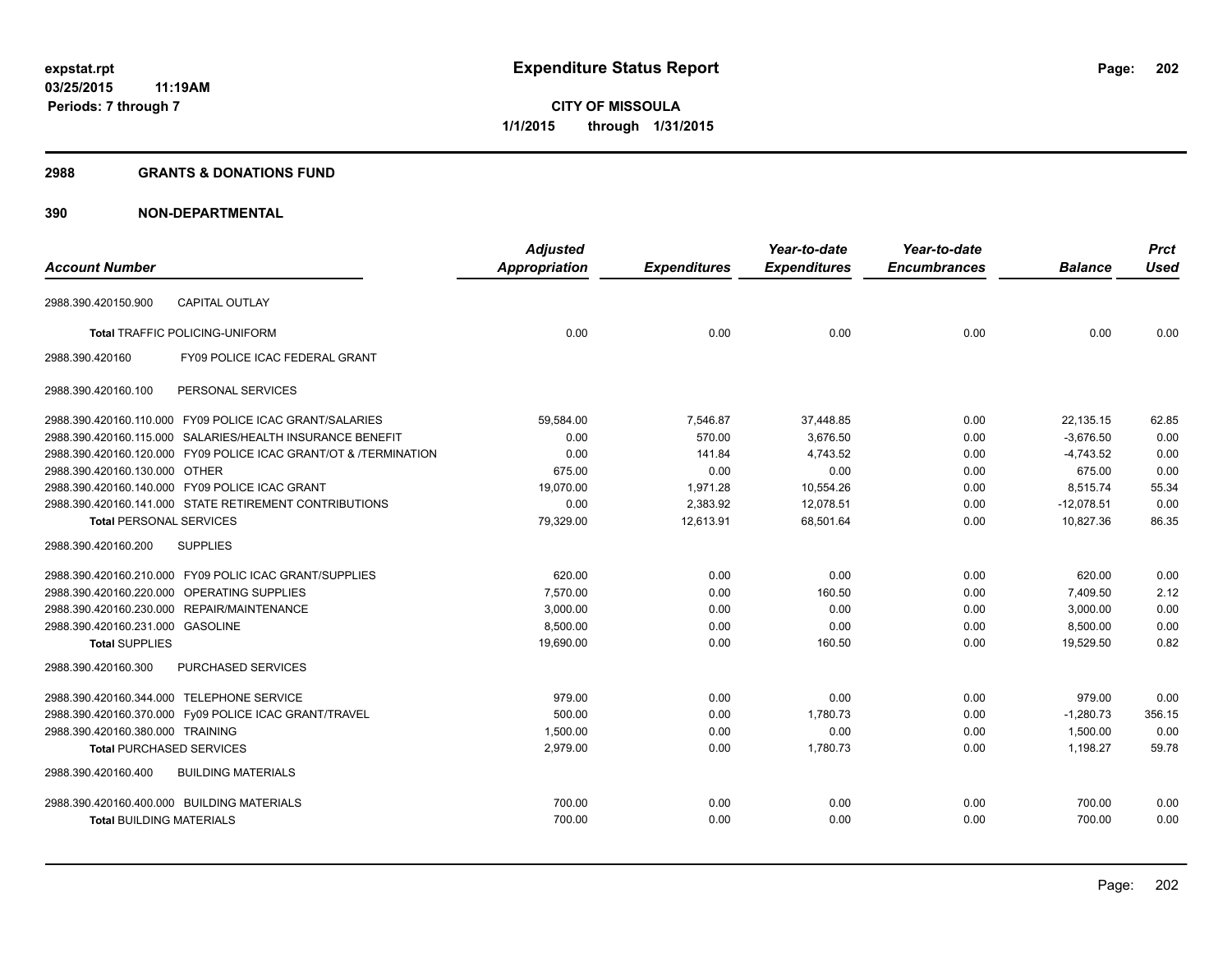# Expenditure Status Report

expstat.rpt
03/25/2015 11:19AM
Periods: 7 through 7

**CITY OF MISSOULA**
**1/1/2015 through 1/31/2015**

## 2988 GRANTS & DONATIONS FUND

## 390 NON-DEPARTMENTAL

| Account Number | Adjusted Appropriation | Expenditures | Year-to-date Expenditures | Year-to-date Encumbrances | Balance | Prct Used |
|---|---|---|---|---|---|---|
| 2988.390.420150.900 CAPITAL OUTLAY | | | | | | |
| **Total** TRAFFIC POLICING-UNIFORM | 0.00 | 0.00 | 0.00 | 0.00 | 0.00 | 0.00 |
| 2988.390.420160 FY09 POLICE ICAC FEDERAL GRANT | | | | | | |
| 2988.390.420160.100 PERSONAL SERVICES | | | | | | |
| 2988.390.420160.110.000 FY09 POLICE ICAC GRANT/SALARIES | 59,584.00 | 7,546.87 | 37,448.85 | 0.00 | 22,135.15 | 62.85 |
| 2988.390.420160.115.000 SALARIES/HEALTH INSURANCE BENEFIT | 0.00 | 570.00 | 3,676.50 | 0.00 | -3,676.50 | 0.00 |
| 2988.390.420160.120.000 FY09 POLICE ICAC GRANT/OT & /TERMINATION | 0.00 | 141.84 | 4,743.52 | 0.00 | -4,743.52 | 0.00 |
| 2988.390.420160.130.000 OTHER | 675.00 | 0.00 | 0.00 | 0.00 | 675.00 | 0.00 |
| 2988.390.420160.140.000 FY09 POLICE ICAC GRANT | 19,070.00 | 1,971.28 | 10,554.26 | 0.00 | 8,515.74 | 55.34 |
| 2988.390.420160.141.000 STATE RETIREMENT CONTRIBUTIONS | 0.00 | 2,383.92 | 12,078.51 | 0.00 | -12,078.51 | 0.00 |
| **Total** PERSONAL SERVICES | 79,329.00 | 12,613.91 | 68,501.64 | 0.00 | 10,827.36 | 86.35 |
| 2988.390.420160.200 SUPPLIES | | | | | | |
| 2988.390.420160.210.000 FY09 POLIC ICAC GRANT/SUPPLIES | 620.00 | 0.00 | 0.00 | 0.00 | 620.00 | 0.00 |
| 2988.390.420160.220.000 OPERATING SUPPLIES | 7,570.00 | 0.00 | 160.50 | 0.00 | 7,409.50 | 2.12 |
| 2988.390.420160.230.000 REPAIR/MAINTENANCE | 3,000.00 | 0.00 | 0.00 | 0.00 | 3,000.00 | 0.00 |
| 2988.390.420160.231.000 GASOLINE | 8,500.00 | 0.00 | 0.00 | 0.00 | 8,500.00 | 0.00 |
| **Total** SUPPLIES | 19,690.00 | 0.00 | 160.50 | 0.00 | 19,529.50 | 0.82 |
| 2988.390.420160.300 PURCHASED SERVICES | | | | | | |
| 2988.390.420160.344.000 TELEPHONE SERVICE | 979.00 | 0.00 | 0.00 | 0.00 | 979.00 | 0.00 |
| 2988.390.420160.370.000 Fy09 POLICE ICAC GRANT/TRAVEL | 500.00 | 0.00 | 1,780.73 | 0.00 | -1,280.73 | 356.15 |
| 2988.390.420160.380.000 TRAINING | 1,500.00 | 0.00 | 0.00 | 0.00 | 1,500.00 | 0.00 |
| **Total** PURCHASED SERVICES | 2,979.00 | 0.00 | 1,780.73 | 0.00 | 1,198.27 | 59.78 |
| 2988.390.420160.400 BUILDING MATERIALS | | | | | | |
| 2988.390.420160.400.000 BUILDING MATERIALS | 700.00 | 0.00 | 0.00 | 0.00 | 700.00 | 0.00 |
| **Total** BUILDING MATERIALS | 700.00 | 0.00 | 0.00 | 0.00 | 700.00 | 0.00 |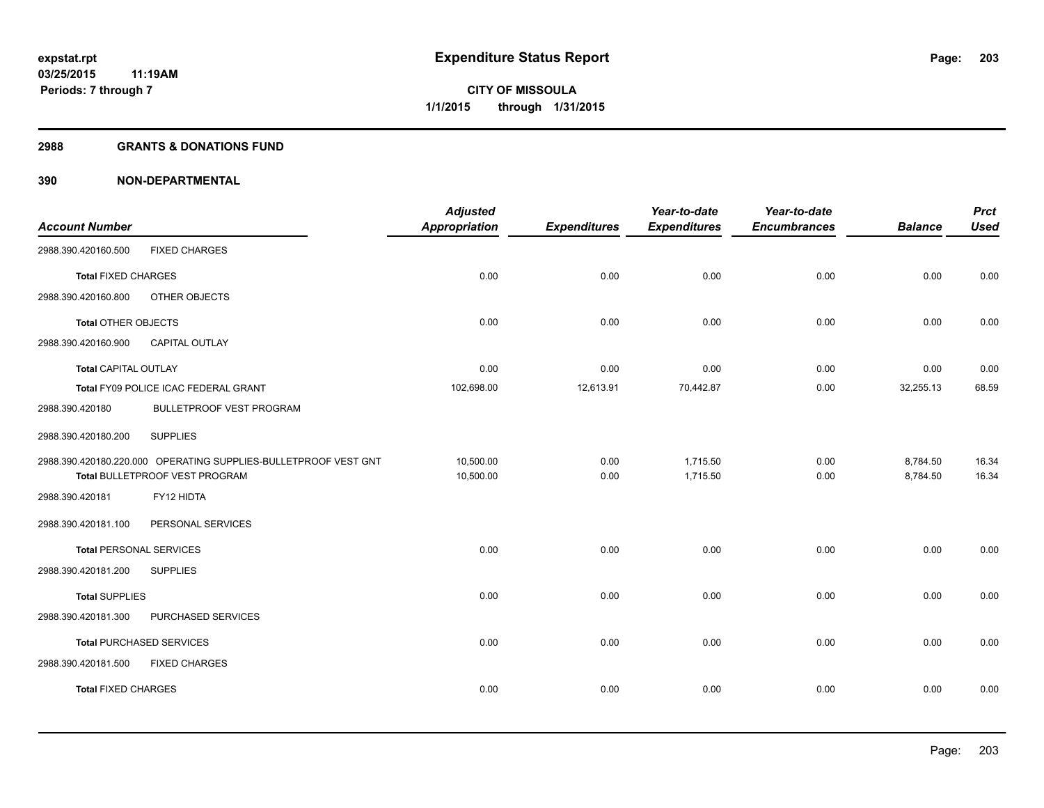**expstat.rpt**
**03/25/2015 11:19AM**
**Periods: 7 through 7**

# Expenditure Status Report

**CITY OF MISSOULA**
**1/1/2015 through 1/31/2015**

## 2988 GRANTS & DONATIONS FUND

## 390 NON-DEPARTMENTAL

| Account Number | | Adjusted Appropriation | Expenditures | Year-to-date Expenditures | Year-to-date Encumbrances | Balance | Prct Used |
|---|---|---|---|---|---|---|---|
| 2988.390.420160.500 | FIXED CHARGES | | | | | | |
| **Total** FIXED CHARGES | | 0.00 | 0.00 | 0.00 | 0.00 | 0.00 | 0.00 |
| 2988.390.420160.800 | OTHER OBJECTS | | | | | | |
| **Total** OTHER OBJECTS | | 0.00 | 0.00 | 0.00 | 0.00 | 0.00 | 0.00 |
| 2988.390.420160.900 | CAPITAL OUTLAY | | | | | | |
| **Total** CAPITAL OUTLAY | | 0.00 | 0.00 | 0.00 | 0.00 | 0.00 | 0.00 |
| **Total** FY09 POLICE ICAC FEDERAL GRANT | | 102,698.00 | 12,613.91 | 70,442.87 | 0.00 | 32,255.13 | 68.59 |
| 2988.390.420180 | BULLETPROOF VEST PROGRAM | | | | | | |
| 2988.390.420180.200 | SUPPLIES | | | | | | |
| 2988.390.420180.220.000 | OPERATING SUPPLIES-BULLETPROOF VEST GNT | 10,500.00 | 0.00 | 1,715.50 | 0.00 | 8,784.50 | 16.34 |
| **Total** BULLETPROOF VEST PROGRAM | | 10,500.00 | 0.00 | 1,715.50 | 0.00 | 8,784.50 | 16.34 |
| 2988.390.420181 | FY12 HIDTA | | | | | | |
| 2988.390.420181.100 | PERSONAL SERVICES | | | | | | |
| **Total** PERSONAL SERVICES | | 0.00 | 0.00 | 0.00 | 0.00 | 0.00 | 0.00 |
| 2988.390.420181.200 | SUPPLIES | | | | | | |
| **Total** SUPPLIES | | 0.00 | 0.00 | 0.00 | 0.00 | 0.00 | 0.00 |
| 2988.390.420181.300 | PURCHASED SERVICES | | | | | | |
| **Total** PURCHASED SERVICES | | 0.00 | 0.00 | 0.00 | 0.00 | 0.00 | 0.00 |
| 2988.390.420181.500 | FIXED CHARGES | | | | | | |
| **Total** FIXED CHARGES | | 0.00 | 0.00 | 0.00 | 0.00 | 0.00 | 0.00 |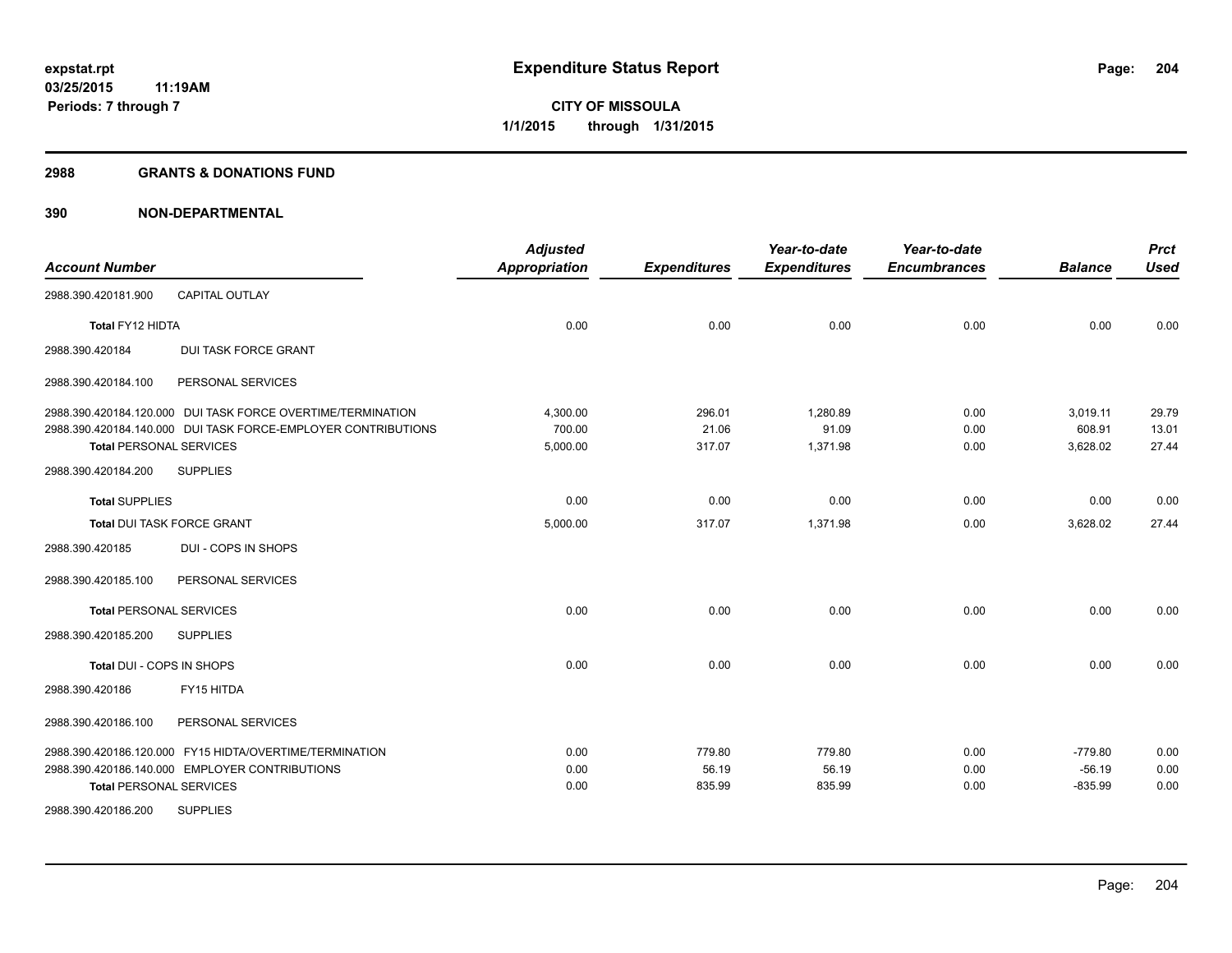# Expenditure Status Report

**CITY OF MISSOULA**
**1/1/2015 through 1/31/2015**

expstat.rpt
03/25/2015 11:19AM
Periods: 7 through 7

## 2988 GRANTS & DONATIONS FUND

## 390 NON-DEPARTMENTAL

| Account Number | Adjusted Appropriation | Expenditures | Year-to-date Expenditures | Year-to-date Encumbrances | Balance | Prct Used |
|---|---|---|---|---|---|---|
| 2988.390.420181.900 CAPITAL OUTLAY | | | | | | |
| **Total** FY12 HIDTA | 0.00 | 0.00 | 0.00 | 0.00 | 0.00 | 0.00 |
| 2988.390.420184 DUI TASK FORCE GRANT | | | | | | |
| 2988.390.420184.100 PERSONAL SERVICES | | | | | | |
| 2988.390.420184.120.000 DUI TASK FORCE OVERTIME/TERMINATION | 4,300.00 | 296.01 | 1,280.89 | 0.00 | 3,019.11 | 29.79 |
| 2988.390.420184.140.000 DUI TASK FORCE-EMPLOYER CONTRIBUTIONS | 700.00 | 21.06 | 91.09 | 0.00 | 608.91 | 13.01 |
| **Total** PERSONAL SERVICES | 5,000.00 | 317.07 | 1,371.98 | 0.00 | 3,628.02 | 27.44 |
| 2988.390.420184.200 SUPPLIES | | | | | | |
| **Total** SUPPLIES | 0.00 | 0.00 | 0.00 | 0.00 | 0.00 | 0.00 |
| **Total** DUI TASK FORCE GRANT | 5,000.00 | 317.07 | 1,371.98 | 0.00 | 3,628.02 | 27.44 |
| 2988.390.420185 DUI - COPS IN SHOPS | | | | | | |
| 2988.390.420185.100 PERSONAL SERVICES | | | | | | |
| **Total** PERSONAL SERVICES | 0.00 | 0.00 | 0.00 | 0.00 | 0.00 | 0.00 |
| 2988.390.420185.200 SUPPLIES | | | | | | |
| **Total** DUI - COPS IN SHOPS | 0.00 | 0.00 | 0.00 | 0.00 | 0.00 | 0.00 |
| 2988.390.420186 FY15 HITDA | | | | | | |
| 2988.390.420186.100 PERSONAL SERVICES | | | | | | |
| 2988.390.420186.120.000 FY15 HIDTA/OVERTIME/TERMINATION | 0.00 | 779.80 | 779.80 | 0.00 | -779.80 | 0.00 |
| 2988.390.420186.140.000 EMPLOYER CONTRIBUTIONS | 0.00 | 56.19 | 56.19 | 0.00 | -56.19 | 0.00 |
| **Total** PERSONAL SERVICES | 0.00 | 835.99 | 835.99 | 0.00 | -835.99 | 0.00 |
| 2988.390.420186.200 SUPPLIES | | | | | | |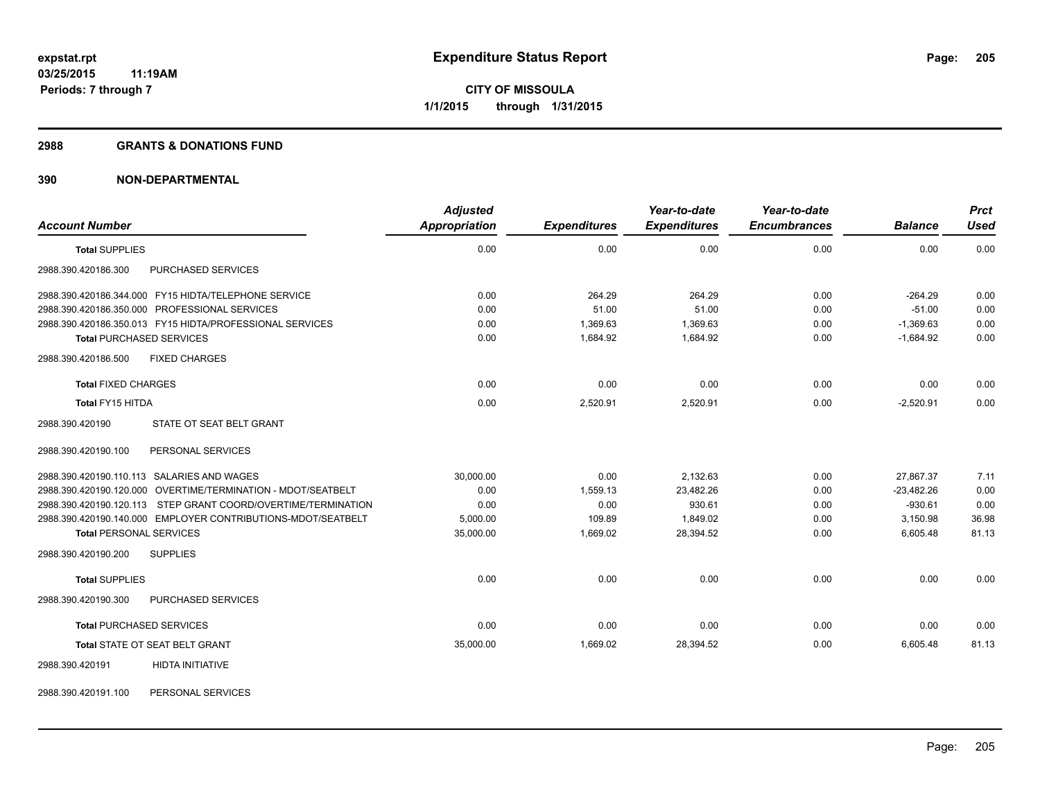# Expenditure Status Report

**expstat.rpt**
**03/25/2015 11:19AM**
**Periods: 7 through 7**

**CITY OF MISSOULA**
**1/1/2015 through 1/31/2015**

## 2988 GRANTS & DONATIONS FUND

## 390 NON-DEPARTMENTAL

| Account Number | Adjusted Appropriation | Expenditures | Year-to-date Expenditures | Year-to-date Encumbrances | Balance | Prct Used |
|---|---|---|---|---|---|---|
| **Total** SUPPLIES | 0.00 | 0.00 | 0.00 | 0.00 | 0.00 | 0.00 |
| 2988.390.420186.300 PURCHASED SERVICES | | | | | | |
| 2988.390.420186.344.000 FY15 HIDTA/TELEPHONE SERVICE | 0.00 | 264.29 | 264.29 | 0.00 | -264.29 | 0.00 |
| 2988.390.420186.350.000 PROFESSIONAL SERVICES | 0.00 | 51.00 | 51.00 | 0.00 | -51.00 | 0.00 |
| 2988.390.420186.350.013 FY15 HIDTA/PROFESSIONAL SERVICES | 0.00 | 1,369.63 | 1,369.63 | 0.00 | -1,369.63 | 0.00 |
| **Total** PURCHASED SERVICES | 0.00 | 1,684.92 | 1,684.92 | 0.00 | -1,684.92 | 0.00 |
| 2988.390.420186.500 FIXED CHARGES | | | | | | |
| **Total** FIXED CHARGES | 0.00 | 0.00 | 0.00 | 0.00 | 0.00 | 0.00 |
| **Total** FY15 HITDA | 0.00 | 2,520.91 | 2,520.91 | 0.00 | -2,520.91 | 0.00 |
| 2988.390.420190 STATE OT SEAT BELT GRANT | | | | | | |
| 2988.390.420190.100 PERSONAL SERVICES | | | | | | |
| 2988.390.420190.110.113 SALARIES AND WAGES | 30,000.00 | 0.00 | 2,132.63 | 0.00 | 27,867.37 | 7.11 |
| 2988.390.420190.120.000 OVERTIME/TERMINATION - MDOT/SEATBELT | 0.00 | 1,559.13 | 23,482.26 | 0.00 | -23,482.26 | 0.00 |
| 2988.390.420190.120.113 STEP GRANT COORD/OVERTIME/TERMINATION | 0.00 | 0.00 | 930.61 | 0.00 | -930.61 | 0.00 |
| 2988.390.420190.140.000 EMPLOYER CONTRIBUTIONS-MDOT/SEATBELT | 5,000.00 | 109.89 | 1,849.02 | 0.00 | 3,150.98 | 36.98 |
| **Total** PERSONAL SERVICES | 35,000.00 | 1,669.02 | 28,394.52 | 0.00 | 6,605.48 | 81.13 |
| 2988.390.420190.200 SUPPLIES | | | | | | |
| **Total** SUPPLIES | 0.00 | 0.00 | 0.00 | 0.00 | 0.00 | 0.00 |
| 2988.390.420190.300 PURCHASED SERVICES | | | | | | |
| **Total** PURCHASED SERVICES | 0.00 | 0.00 | 0.00 | 0.00 | 0.00 | 0.00 |
| **Total** STATE OT SEAT BELT GRANT | 35,000.00 | 1,669.02 | 28,394.52 | 0.00 | 6,605.48 | 81.13 |
| 2988.390.420191 HIDTA INITIATIVE | | | | | | |
| 2988.390.420191.100 PERSONAL SERVICES | | | | | | |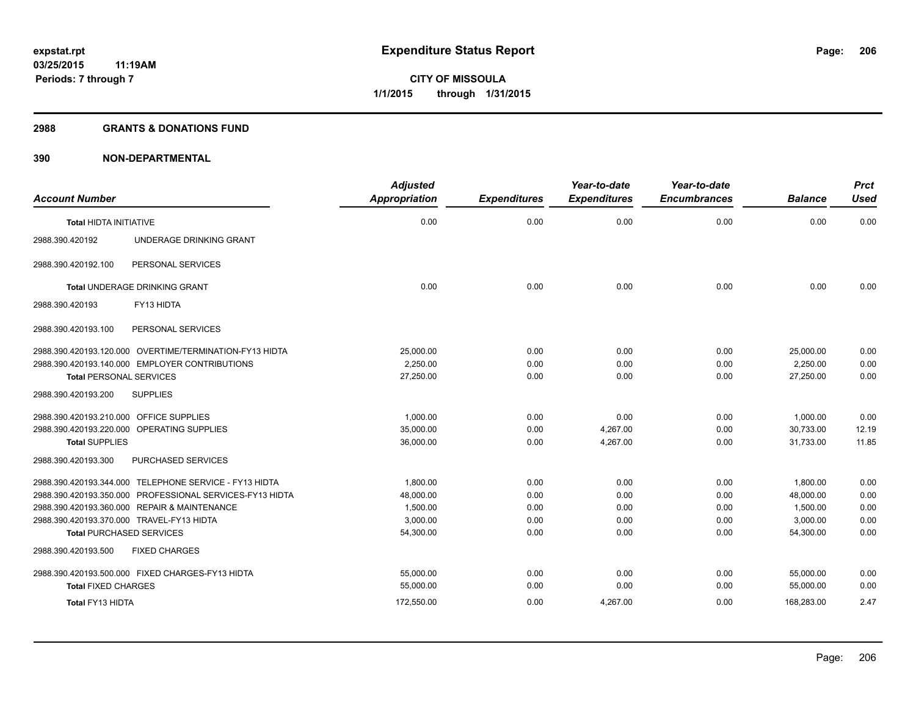# Expenditure Status Report

**CITY OF MISSOULA**
**1/1/2015 through 1/31/2015**

expstat.rpt
03/25/2015 11:19AM
Periods: 7 through 7

## 2988 GRANTS & DONATIONS FUND

## 390 NON-DEPARTMENTAL

| Account Number | | Adjusted Appropriation | Expenditures | Year-to-date Expenditures | Year-to-date Encumbrances | Balance | Prct Used |
|---|---|---|---|---|---|---|---|
| **Total** HIDTA INITIATIVE | | 0.00 | 0.00 | 0.00 | 0.00 | 0.00 | 0.00 |
| 2988.390.420192 | UNDERAGE DRINKING GRANT | | | | | | |
| 2988.390.420192.100 | PERSONAL SERVICES | | | | | | |
| **Total** UNDERAGE DRINKING GRANT | | 0.00 | 0.00 | 0.00 | 0.00 | 0.00 | 0.00 |
| 2988.390.420193 | FY13 HIDTA | | | | | | |
| 2988.390.420193.100 | PERSONAL SERVICES | | | | | | |
| 2988.390.420193.120.000 | OVERTIME/TERMINATION-FY13 HIDTA | 25,000.00 | 0.00 | 0.00 | 0.00 | 25,000.00 | 0.00 |
| 2988.390.420193.140.000 | EMPLOYER CONTRIBUTIONS | 2,250.00 | 0.00 | 0.00 | 0.00 | 2,250.00 | 0.00 |
| **Total** PERSONAL SERVICES | | 27,250.00 | 0.00 | 0.00 | 0.00 | 27,250.00 | 0.00 |
| 2988.390.420193.200 | SUPPLIES | | | | | | |
| 2988.390.420193.210.000 | OFFICE SUPPLIES | 1,000.00 | 0.00 | 0.00 | 0.00 | 1,000.00 | 0.00 |
| 2988.390.420193.220.000 | OPERATING SUPPLIES | 35,000.00 | 0.00 | 4,267.00 | 0.00 | 30,733.00 | 12.19 |
| **Total** SUPPLIES | | 36,000.00 | 0.00 | 4,267.00 | 0.00 | 31,733.00 | 11.85 |
| 2988.390.420193.300 | PURCHASED SERVICES | | | | | | |
| 2988.390.420193.344.000 | TELEPHONE SERVICE - FY13 HIDTA | 1,800.00 | 0.00 | 0.00 | 0.00 | 1,800.00 | 0.00 |
| 2988.390.420193.350.000 | PROFESSIONAL SERVICES-FY13 HIDTA | 48,000.00 | 0.00 | 0.00 | 0.00 | 48,000.00 | 0.00 |
| 2988.390.420193.360.000 | REPAIR & MAINTENANCE | 1,500.00 | 0.00 | 0.00 | 0.00 | 1,500.00 | 0.00 |
| 2988.390.420193.370.000 | TRAVEL-FY13 HIDTA | 3,000.00 | 0.00 | 0.00 | 0.00 | 3,000.00 | 0.00 |
| **Total** PURCHASED SERVICES | | 54,300.00 | 0.00 | 0.00 | 0.00 | 54,300.00 | 0.00 |
| 2988.390.420193.500 | FIXED CHARGES | | | | | | |
| 2988.390.420193.500.000 | FIXED CHARGES-FY13 HIDTA | 55,000.00 | 0.00 | 0.00 | 0.00 | 55,000.00 | 0.00 |
| **Total** FIXED CHARGES | | 55,000.00 | 0.00 | 0.00 | 0.00 | 55,000.00 | 0.00 |
| **Total** FY13 HIDTA | | 172,550.00 | 0.00 | 4,267.00 | 0.00 | 168,283.00 | 2.47 |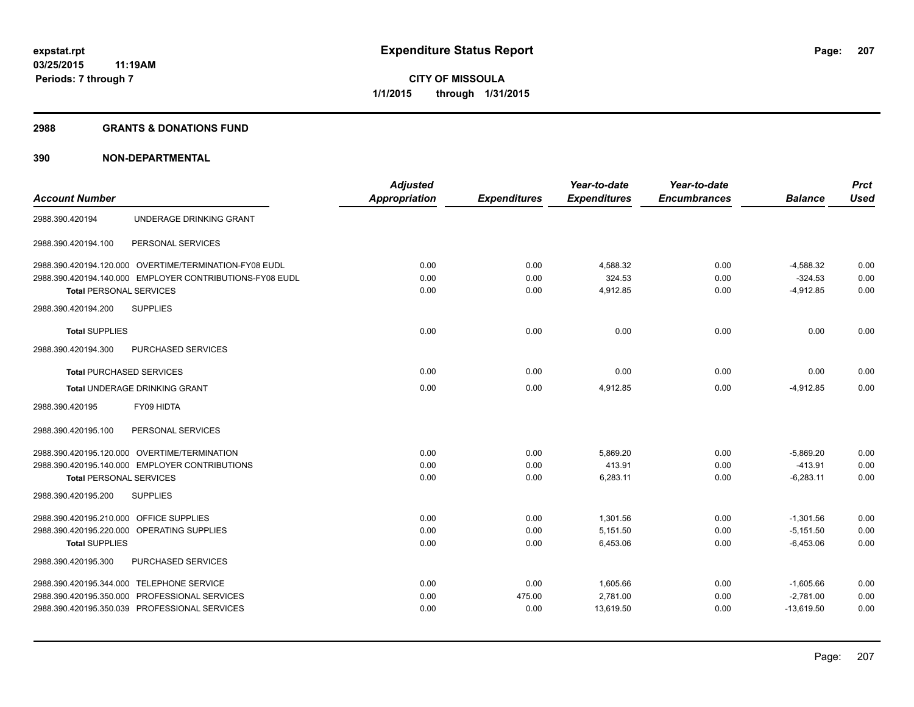**expstat.rpt**
**03/25/2015 11:19AM**
**Periods: 7 through 7**

# Expenditure Status Report

**CITY OF MISSOULA**
**1/1/2015 through 1/31/2015**

## 2988 GRANTS & DONATIONS FUND

## 390 NON-DEPARTMENTAL

| Account Number | | Adjusted Appropriation | Expenditures | Year-to-date Expenditures | Year-to-date Encumbrances | Balance | Prct Used |
|---|---|---|---|---|---|---|---|
| 2988.390.420194 | UNDERAGE DRINKING GRANT | | | | | | |
| 2988.390.420194.100 | PERSONAL SERVICES | | | | | | |
| 2988.390.420194.120.000 | OVERTIME/TERMINATION-FY08 EUDL | 0.00 | 0.00 | 4,588.32 | 0.00 | -4,588.32 | 0.00 |
| 2988.390.420194.140.000 | EMPLOYER CONTRIBUTIONS-FY08 EUDL | 0.00 | 0.00 | 324.53 | 0.00 | -324.53 | 0.00 |
| **Total** PERSONAL SERVICES | | 0.00 | 0.00 | 4,912.85 | 0.00 | -4,912.85 | 0.00 |
| 2988.390.420194.200 | SUPPLIES | | | | | | |
| **Total** SUPPLIES | | 0.00 | 0.00 | 0.00 | 0.00 | 0.00 | 0.00 |
| 2988.390.420194.300 | PURCHASED SERVICES | | | | | | |
| **Total** PURCHASED SERVICES | | 0.00 | 0.00 | 0.00 | 0.00 | 0.00 | 0.00 |
| **Total** UNDERAGE DRINKING GRANT | | 0.00 | 0.00 | 4,912.85 | 0.00 | -4,912.85 | 0.00 |
| 2988.390.420195 | FY09 HIDTA | | | | | | |
| 2988.390.420195.100 | PERSONAL SERVICES | | | | | | |
| 2988.390.420195.120.000 | OVERTIME/TERMINATION | 0.00 | 0.00 | 5,869.20 | 0.00 | -5,869.20 | 0.00 |
| 2988.390.420195.140.000 | EMPLOYER CONTRIBUTIONS | 0.00 | 0.00 | 413.91 | 0.00 | -413.91 | 0.00 |
| **Total** PERSONAL SERVICES | | 0.00 | 0.00 | 6,283.11 | 0.00 | -6,283.11 | 0.00 |
| 2988.390.420195.200 | SUPPLIES | | | | | | |
| 2988.390.420195.210.000 | OFFICE SUPPLIES | 0.00 | 0.00 | 1,301.56 | 0.00 | -1,301.56 | 0.00 |
| 2988.390.420195.220.000 | OPERATING SUPPLIES | 0.00 | 0.00 | 5,151.50 | 0.00 | -5,151.50 | 0.00 |
| **Total** SUPPLIES | | 0.00 | 0.00 | 6,453.06 | 0.00 | -6,453.06 | 0.00 |
| 2988.390.420195.300 | PURCHASED SERVICES | | | | | | |
| 2988.390.420195.344.000 | TELEPHONE SERVICE | 0.00 | 0.00 | 1,605.66 | 0.00 | -1,605.66 | 0.00 |
| 2988.390.420195.350.000 | PROFESSIONAL SERVICES | 0.00 | 475.00 | 2,781.00 | 0.00 | -2,781.00 | 0.00 |
| 2988.390.420195.350.039 | PROFESSIONAL SERVICES | 0.00 | 0.00 | 13,619.50 | 0.00 | -13,619.50 | 0.00 |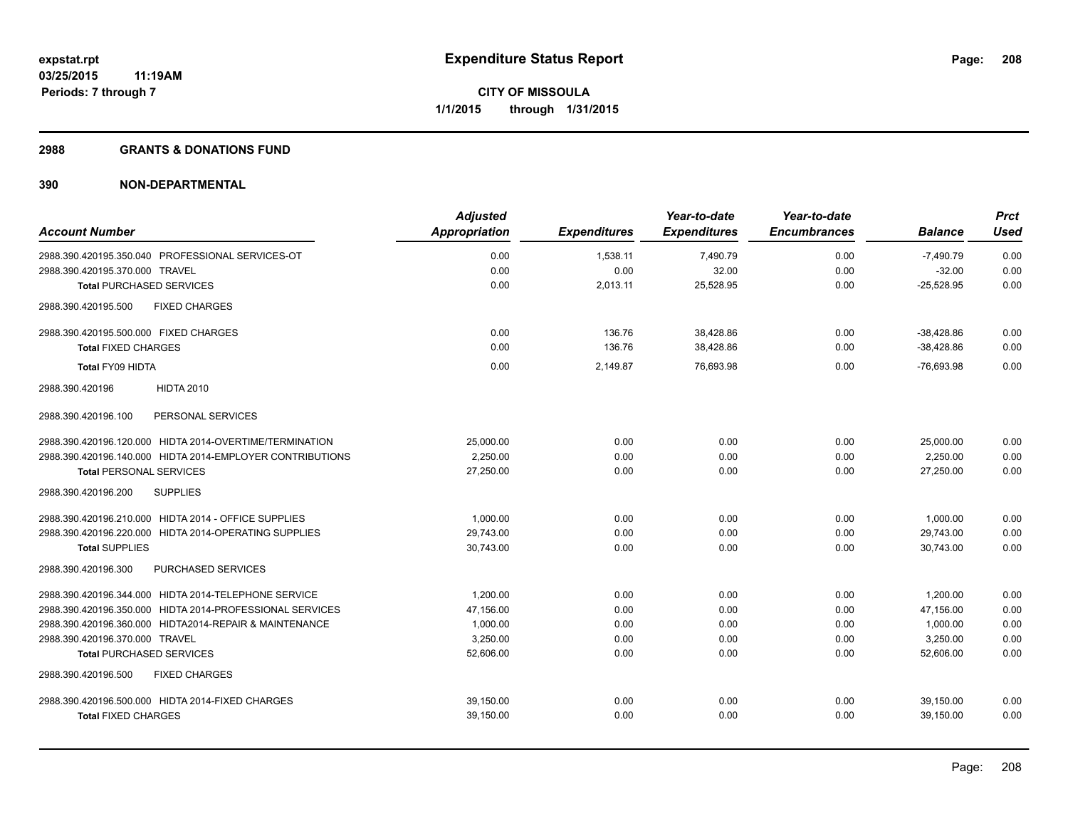# Expenditure Status Report

expstat.rpt
03/25/2015 11:19AM
Periods: 7 through 7

**CITY OF MISSOULA**
**1/1/2015 through 1/31/2015**

## 2988 GRANTS & DONATIONS FUND

## 390 NON-DEPARTMENTAL

| Account Number | Adjusted Appropriation | Expenditures | Year-to-date Expenditures | Year-to-date Encumbrances | Balance | Prct Used |
|---|---|---|---|---|---|---|
| 2988.390.420195.350.040 PROFESSIONAL SERVICES-OT | 0.00 | 1,538.11 | 7,490.79 | 0.00 | -7,490.79 | 0.00 |
| 2988.390.420195.370.000 TRAVEL | 0.00 | 0.00 | 32.00 | 0.00 | -32.00 | 0.00 |
| **Total** PURCHASED SERVICES | 0.00 | 2,013.11 | 25,528.95 | 0.00 | -25,528.95 | 0.00 |
| 2988.390.420195.500 FIXED CHARGES | | | | | | |
| 2988.390.420195.500.000 FIXED CHARGES | 0.00 | 136.76 | 38,428.86 | 0.00 | -38,428.86 | 0.00 |
| **Total** FIXED CHARGES | 0.00 | 136.76 | 38,428.86 | 0.00 | -38,428.86 | 0.00 |
| **Total** FY09 HIDTA | 0.00 | 2,149.87 | 76,693.98 | 0.00 | -76,693.98 | 0.00 |
| 2988.390.420196 HIDTA 2010 | | | | | | |
| 2988.390.420196.100 PERSONAL SERVICES | | | | | | |
| 2988.390.420196.120.000 HIDTA 2014-OVERTIME/TERMINATION | 25,000.00 | 0.00 | 0.00 | 0.00 | 25,000.00 | 0.00 |
| 2988.390.420196.140.000 HIDTA 2014-EMPLOYER CONTRIBUTIONS | 2,250.00 | 0.00 | 0.00 | 0.00 | 2,250.00 | 0.00 |
| **Total** PERSONAL SERVICES | 27,250.00 | 0.00 | 0.00 | 0.00 | 27,250.00 | 0.00 |
| 2988.390.420196.200 SUPPLIES | | | | | | |
| 2988.390.420196.210.000 HIDTA 2014 - OFFICE SUPPLIES | 1,000.00 | 0.00 | 0.00 | 0.00 | 1,000.00 | 0.00 |
| 2988.390.420196.220.000 HIDTA 2014-OPERATING SUPPLIES | 29,743.00 | 0.00 | 0.00 | 0.00 | 29,743.00 | 0.00 |
| **Total** SUPPLIES | 30,743.00 | 0.00 | 0.00 | 0.00 | 30,743.00 | 0.00 |
| 2988.390.420196.300 PURCHASED SERVICES | | | | | | |
| 2988.390.420196.344.000 HIDTA 2014-TELEPHONE SERVICE | 1,200.00 | 0.00 | 0.00 | 0.00 | 1,200.00 | 0.00 |
| 2988.390.420196.350.000 HIDTA 2014-PROFESSIONAL SERVICES | 47,156.00 | 0.00 | 0.00 | 0.00 | 47,156.00 | 0.00 |
| 2988.390.420196.360.000 HIDTA2014-REPAIR & MAINTENANCE | 1,000.00 | 0.00 | 0.00 | 0.00 | 1,000.00 | 0.00 |
| 2988.390.420196.370.000 TRAVEL | 3,250.00 | 0.00 | 0.00 | 0.00 | 3,250.00 | 0.00 |
| **Total** PURCHASED SERVICES | 52,606.00 | 0.00 | 0.00 | 0.00 | 52,606.00 | 0.00 |
| 2988.390.420196.500 FIXED CHARGES | | | | | | |
| 2988.390.420196.500.000 HIDTA 2014-FIXED CHARGES | 39,150.00 | 0.00 | 0.00 | 0.00 | 39,150.00 | 0.00 |
| **Total** FIXED CHARGES | 39,150.00 | 0.00 | 0.00 | 0.00 | 39,150.00 | 0.00 |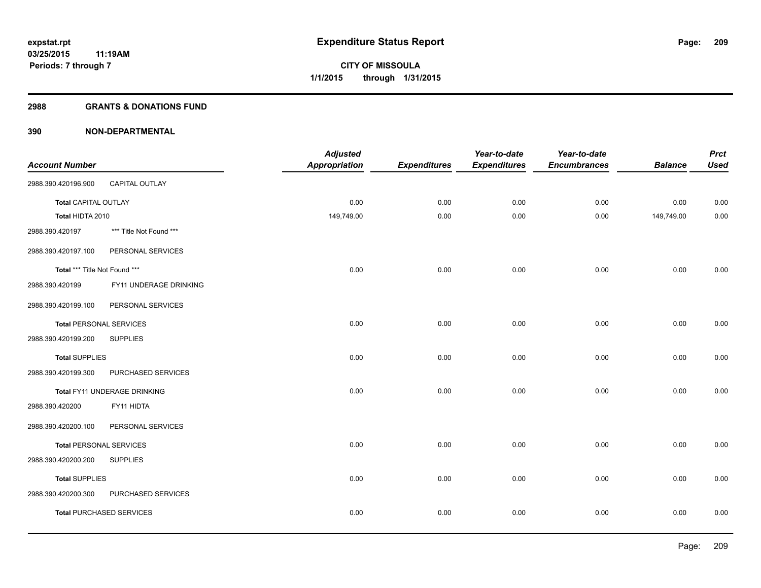expstat.rpt
03/25/2015 11:19AM
Periods: 7 through 7

# Expenditure Status Report

CITY OF MISSOULA
1/1/2015 through 1/31/2015

## 2988 GRANTS & DONATIONS FUND

## 390 NON-DEPARTMENTAL

| Account Number | | Adjusted Appropriation | Expenditures | Year-to-date Expenditures | Year-to-date Encumbrances | Balance | Prct Used |
|---|---|---|---|---|---|---|---|
| 2988.390.420196.900 | CAPITAL OUTLAY | | | | | | |
| **Total** CAPITAL OUTLAY | | 0.00 | 0.00 | 0.00 | 0.00 | 0.00 | 0.00 |
| **Total** HIDTA 2010 | | 149,749.00 | 0.00 | 0.00 | 0.00 | 149,749.00 | 0.00 |
| 2988.390.420197 | *** Title Not Found *** | | | | | | |
| 2988.390.420197.100 | PERSONAL SERVICES | | | | | | |
| **Total** *** Title Not Found *** | | 0.00 | 0.00 | 0.00 | 0.00 | 0.00 | 0.00 |
| 2988.390.420199 | FY11 UNDERAGE DRINKING | | | | | | |
| 2988.390.420199.100 | PERSONAL SERVICES | | | | | | |
| **Total** PERSONAL SERVICES | | 0.00 | 0.00 | 0.00 | 0.00 | 0.00 | 0.00 |
| 2988.390.420199.200 | SUPPLIES | | | | | | |
| **Total** SUPPLIES | | 0.00 | 0.00 | 0.00 | 0.00 | 0.00 | 0.00 |
| 2988.390.420199.300 | PURCHASED SERVICES | | | | | | |
| **Total** FY11 UNDERAGE DRINKING | | 0.00 | 0.00 | 0.00 | 0.00 | 0.00 | 0.00 |
| 2988.390.420200 | FY11 HIDTA | | | | | | |
| 2988.390.420200.100 | PERSONAL SERVICES | | | | | | |
| **Total** PERSONAL SERVICES | | 0.00 | 0.00 | 0.00 | 0.00 | 0.00 | 0.00 |
| 2988.390.420200.200 | SUPPLIES | | | | | | |
| **Total** SUPPLIES | | 0.00 | 0.00 | 0.00 | 0.00 | 0.00 | 0.00 |
| 2988.390.420200.300 | PURCHASED SERVICES | | | | | | |
| **Total** PURCHASED SERVICES | | 0.00 | 0.00 | 0.00 | 0.00 | 0.00 | 0.00 |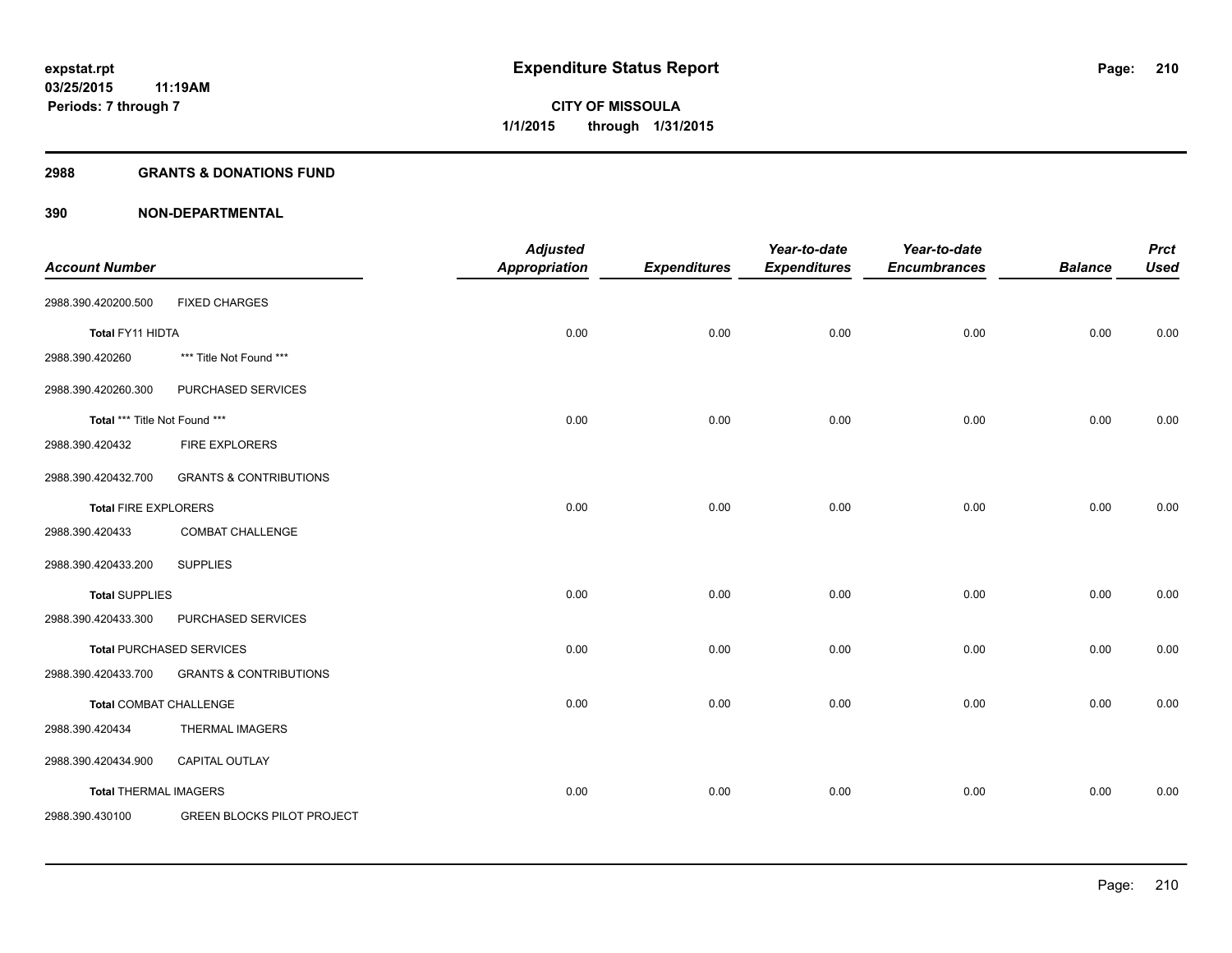## 2988 GRANTS & DONATIONS FUND

## 390 NON-DEPARTMENTAL

| Account Number | | Adjusted Appropriation | Expenditures | Year-to-date Expenditures | Year-to-date Encumbrances | Balance | Prct Used |
|---|---|---|---|---|---|---|---|
| 2988.390.420200.500 | FIXED CHARGES | | | | | | |
| Total FY11 HIDTA | | 0.00 | 0.00 | 0.00 | 0.00 | 0.00 | 0.00 |
| 2988.390.420260 | *** Title Not Found *** | | | | | | |
| 2988.390.420260.300 | PURCHASED SERVICES | | | | | | |
| Total *** Title Not Found *** | | 0.00 | 0.00 | 0.00 | 0.00 | 0.00 | 0.00 |
| 2988.390.420432 | FIRE EXPLORERS | | | | | | |
| 2988.390.420432.700 | GRANTS & CONTRIBUTIONS | | | | | | |
| Total FIRE EXPLORERS | | 0.00 | 0.00 | 0.00 | 0.00 | 0.00 | 0.00 |
| 2988.390.420433 | COMBAT CHALLENGE | | | | | | |
| 2988.390.420433.200 | SUPPLIES | | | | | | |
| Total SUPPLIES | | 0.00 | 0.00 | 0.00 | 0.00 | 0.00 | 0.00 |
| 2988.390.420433.300 | PURCHASED SERVICES | | | | | | |
| Total PURCHASED SERVICES | | 0.00 | 0.00 | 0.00 | 0.00 | 0.00 | 0.00 |
| 2988.390.420433.700 | GRANTS & CONTRIBUTIONS | | | | | | |
| Total COMBAT CHALLENGE | | 0.00 | 0.00 | 0.00 | 0.00 | 0.00 | 0.00 |
| 2988.390.420434 | THERMAL IMAGERS | | | | | | |
| 2988.390.420434.900 | CAPITAL OUTLAY | | | | | | |
| Total THERMAL IMAGERS | | 0.00 | 0.00 | 0.00 | 0.00 | 0.00 | 0.00 |
| 2988.390.430100 | GREEN BLOCKS PILOT PROJECT | | | | | | |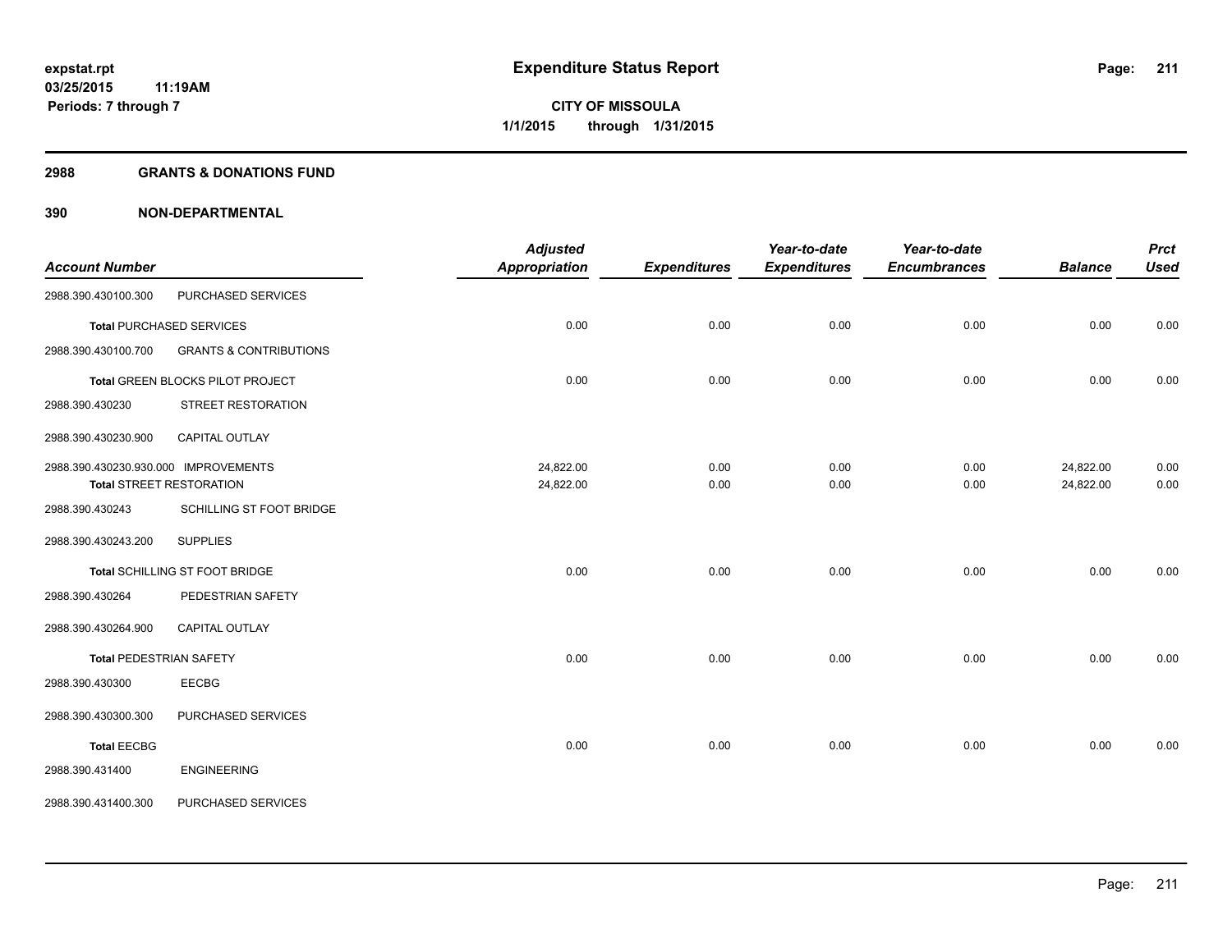**expstat.rpt**
**03/25/2015 11:19AM**
**Periods: 7 through 7**

# Expenditure Status Report

**CITY OF MISSOULA**
**1/1/2015 through 1/31/2015**

## 2988 GRANTS & DONATIONS FUND

## 390 NON-DEPARTMENTAL

| Account Number | | Adjusted Appropriation | Expenditures | Year-to-date Expenditures | Year-to-date Encumbrances | Balance | Prct Used |
|---|---|---|---|---|---|---|---|
| 2988.390.430100.300 | PURCHASED SERVICES | | | | | | |
| **Total** PURCHASED SERVICES | | 0.00 | 0.00 | 0.00 | 0.00 | 0.00 | 0.00 |
| 2988.390.430100.700 | GRANTS & CONTRIBUTIONS | | | | | | |
| **Total** GREEN BLOCKS PILOT PROJECT | | 0.00 | 0.00 | 0.00 | 0.00 | 0.00 | 0.00 |
| 2988.390.430230 | STREET RESTORATION | | | | | | |
| 2988.390.430230.900 | CAPITAL OUTLAY | | | | | | |
| 2988.390.430230.930.000 | IMPROVEMENTS | 24,822.00 | 0.00 | 0.00 | 0.00 | 24,822.00 | 0.00 |
| **Total** STREET RESTORATION | | 24,822.00 | 0.00 | 0.00 | 0.00 | 24,822.00 | 0.00 |
| 2988.390.430243 | SCHILLING ST FOOT BRIDGE | | | | | | |
| 2988.390.430243.200 | SUPPLIES | | | | | | |
| **Total** SCHILLING ST FOOT BRIDGE | | 0.00 | 0.00 | 0.00 | 0.00 | 0.00 | 0.00 |
| 2988.390.430264 | PEDESTRIAN SAFETY | | | | | | |
| 2988.390.430264.900 | CAPITAL OUTLAY | | | | | | |
| **Total** PEDESTRIAN SAFETY | | 0.00 | 0.00 | 0.00 | 0.00 | 0.00 | 0.00 |
| 2988.390.430300 | EECBG | | | | | | |
| 2988.390.430300.300 | PURCHASED SERVICES | | | | | | |
| **Total** EECBG | | 0.00 | 0.00 | 0.00 | 0.00 | 0.00 | 0.00 |
| 2988.390.431400 | ENGINEERING | | | | | | |
| 2988.390.431400.300 | PURCHASED SERVICES | | | | | | |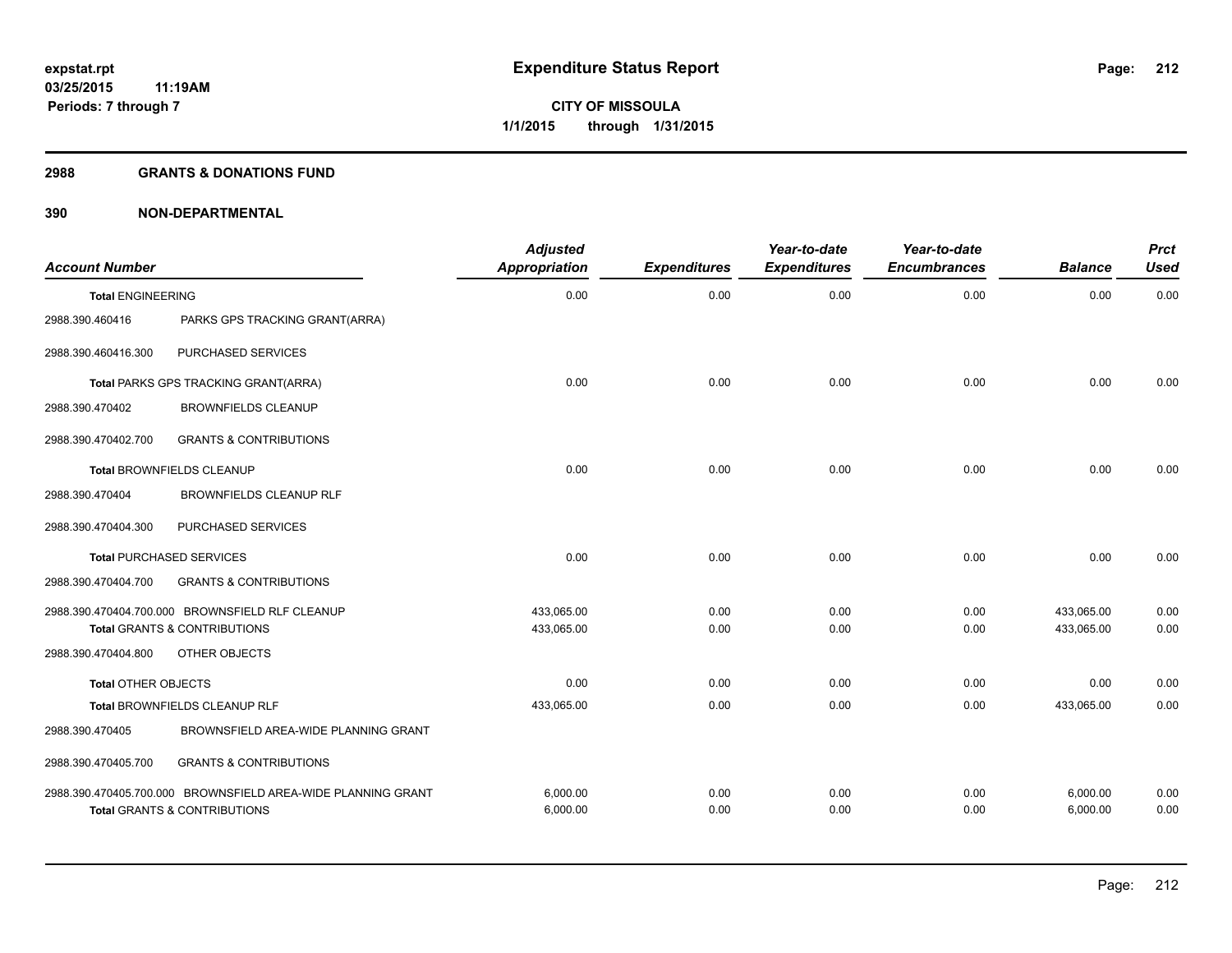expstat.rpt
03/25/2015 11:19AM
Periods: 7 through 7

# Expenditure Status Report

CITY OF MISSOULA
1/1/2015 through 1/31/2015

## 2988 GRANTS & DONATIONS FUND

## 390 NON-DEPARTMENTAL

| Account Number | | Adjusted Appropriation | Expenditures | Year-to-date Expenditures | Year-to-date Encumbrances | Balance | Prct Used |
|---|---|---|---|---|---|---|---|
| **Total ENGINEERING** | | 0.00 | 0.00 | 0.00 | 0.00 | 0.00 | 0.00 |
| 2988.390.460416 | PARKS GPS TRACKING GRANT(ARRA) | | | | | | |
| 2988.390.460416.300 | PURCHASED SERVICES | | | | | | |
| **Total PARKS GPS TRACKING GRANT(ARRA)** | | 0.00 | 0.00 | 0.00 | 0.00 | 0.00 | 0.00 |
| 2988.390.470402 | BROWNFIELDS CLEANUP | | | | | | |
| 2988.390.470402.700 | GRANTS & CONTRIBUTIONS | | | | | | |
| **Total BROWNFIELDS CLEANUP** | | 0.00 | 0.00 | 0.00 | 0.00 | 0.00 | 0.00 |
| 2988.390.470404 | BROWNFIELDS CLEANUP RLF | | | | | | |
| 2988.390.470404.300 | PURCHASED SERVICES | | | | | | |
| **Total PURCHASED SERVICES** | | 0.00 | 0.00 | 0.00 | 0.00 | 0.00 | 0.00 |
| 2988.390.470404.700 | GRANTS & CONTRIBUTIONS | | | | | | |
| 2988.390.470404.700.000 | BROWNSFIELD RLF CLEANUP | 433,065.00 | 0.00 | 0.00 | 0.00 | 433,065.00 | 0.00 |
| **Total GRANTS & CONTRIBUTIONS** | | 433,065.00 | 0.00 | 0.00 | 0.00 | 433,065.00 | 0.00 |
| 2988.390.470404.800 | OTHER OBJECTS | | | | | | |
| **Total OTHER OBJECTS** | | 0.00 | 0.00 | 0.00 | 0.00 | 0.00 | 0.00 |
| **Total BROWNFIELDS CLEANUP RLF** | | 433,065.00 | 0.00 | 0.00 | 0.00 | 433,065.00 | 0.00 |
| 2988.390.470405 | BROWNSFIELD AREA-WIDE PLANNING GRANT | | | | | | |
| 2988.390.470405.700 | GRANTS & CONTRIBUTIONS | | | | | | |
| 2988.390.470405.700.000 | BROWNSFIELD AREA-WIDE PLANNING GRANT | 6,000.00 | 0.00 | 0.00 | 0.00 | 6,000.00 | 0.00 |
| **Total GRANTS & CONTRIBUTIONS** | | 6,000.00 | 0.00 | 0.00 | 0.00 | 6,000.00 | 0.00 |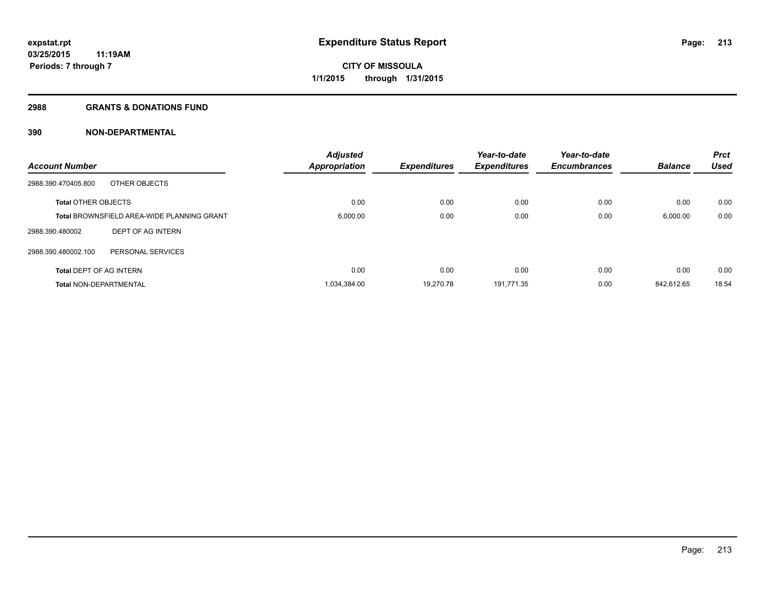**expstat.rpt**
**03/25/2015 11:19AM**
**Periods: 7 through 7**

# Expenditure Status Report

**CITY OF MISSOULA**
**1/1/2015 through 1/31/2015**

## 2988 GRANTS & DONATIONS FUND

## 390 NON-DEPARTMENTAL

| Account Number | | Adjusted Appropriation | Expenditures | Year-to-date Expenditures | Year-to-date Encumbrances | Balance | Prct Used |
|---|---|---|---|---|---|---|---|
| 2988.390.470405.800 | OTHER OBJECTS | | | | | | |
| **Total** OTHER OBJECTS | | 0.00 | 0.00 | 0.00 | 0.00 | 0.00 | 0.00 |
| **Total** BROWNSFIELD AREA-WIDE PLANNING GRANT | | 6,000.00 | 0.00 | 0.00 | 0.00 | 6,000.00 | 0.00 |
| 2988.390.480002 | DEPT OF AG INTERN | | | | | | |
| 2988.390.480002.100 | PERSONAL SERVICES | | | | | | |
| **Total** DEPT OF AG INTERN | | 0.00 | 0.00 | 0.00 | 0.00 | 0.00 | 0.00 |
| **Total** NON-DEPARTMENTAL | | 1,034,384.00 | 19,270.78 | 191,771.35 | 0.00 | 842,612.65 | 18.54 |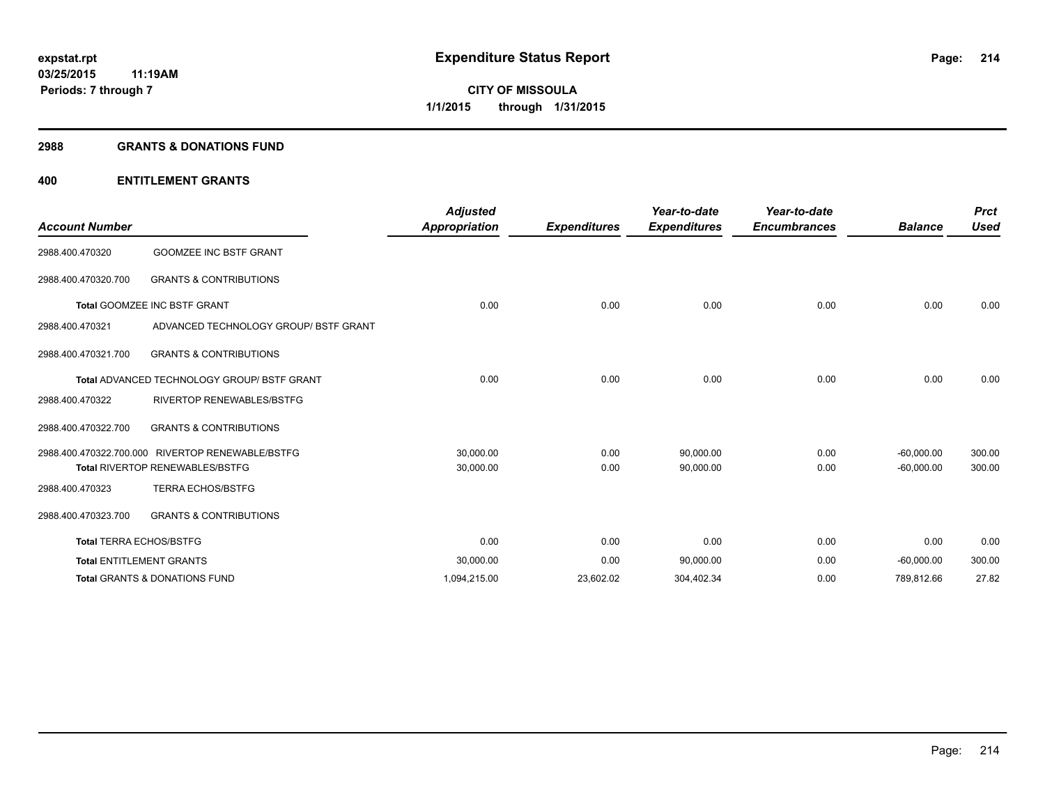# Expenditure Status Report

expstat.rpt
03/25/2015 11:19AM
Periods: 7 through 7

**CITY OF MISSOULA**
**1/1/2015 through 1/31/2015**

## 2988 GRANTS & DONATIONS FUND

### 400 ENTITLEMENT GRANTS

| Account Number | | Adjusted Appropriation | Expenditures | Year-to-date Expenditures | Year-to-date Encumbrances | Balance | Prct Used |
|---|---|---|---|---|---|---|---|
| 2988.400.470320 | GOOMZEE INC BSTF GRANT | | | | | | |
| 2988.400.470320.700 | GRANTS & CONTRIBUTIONS | | | | | | |
| Total GOOMZEE INC BSTF GRANT | | 0.00 | 0.00 | 0.00 | 0.00 | 0.00 | 0.00 |
| 2988.400.470321 | ADVANCED TECHNOLOGY GROUP/ BSTF GRANT | | | | | | |
| 2988.400.470321.700 | GRANTS & CONTRIBUTIONS | | | | | | |
| Total ADVANCED TECHNOLOGY GROUP/ BSTF GRANT | | 0.00 | 0.00 | 0.00 | 0.00 | 0.00 | 0.00 |
| 2988.400.470322 | RIVERTOP RENEWABLES/BSTFG | | | | | | |
| 2988.400.470322.700 | GRANTS & CONTRIBUTIONS | | | | | | |
| 2988.400.470322.700.000 | RIVERTOP RENEWABLE/BSTFG | 30,000.00 | 0.00 | 90,000.00 | 0.00 | -60,000.00 | 300.00 |
| Total RIVERTOP RENEWABLES/BSTFG | | 30,000.00 | 0.00 | 90,000.00 | 0.00 | -60,000.00 | 300.00 |
| 2988.400.470323 | TERRA ECHOS/BSTFG | | | | | | |
| 2988.400.470323.700 | GRANTS & CONTRIBUTIONS | | | | | | |
| Total TERRA ECHOS/BSTFG | | 0.00 | 0.00 | 0.00 | 0.00 | 0.00 | 0.00 |
| Total ENTITLEMENT GRANTS | | 30,000.00 | 0.00 | 90,000.00 | 0.00 | -60,000.00 | 300.00 |
| Total GRANTS & DONATIONS FUND | | 1,094,215.00 | 23,602.02 | 304,402.34 | 0.00 | 789,812.66 | 27.82 |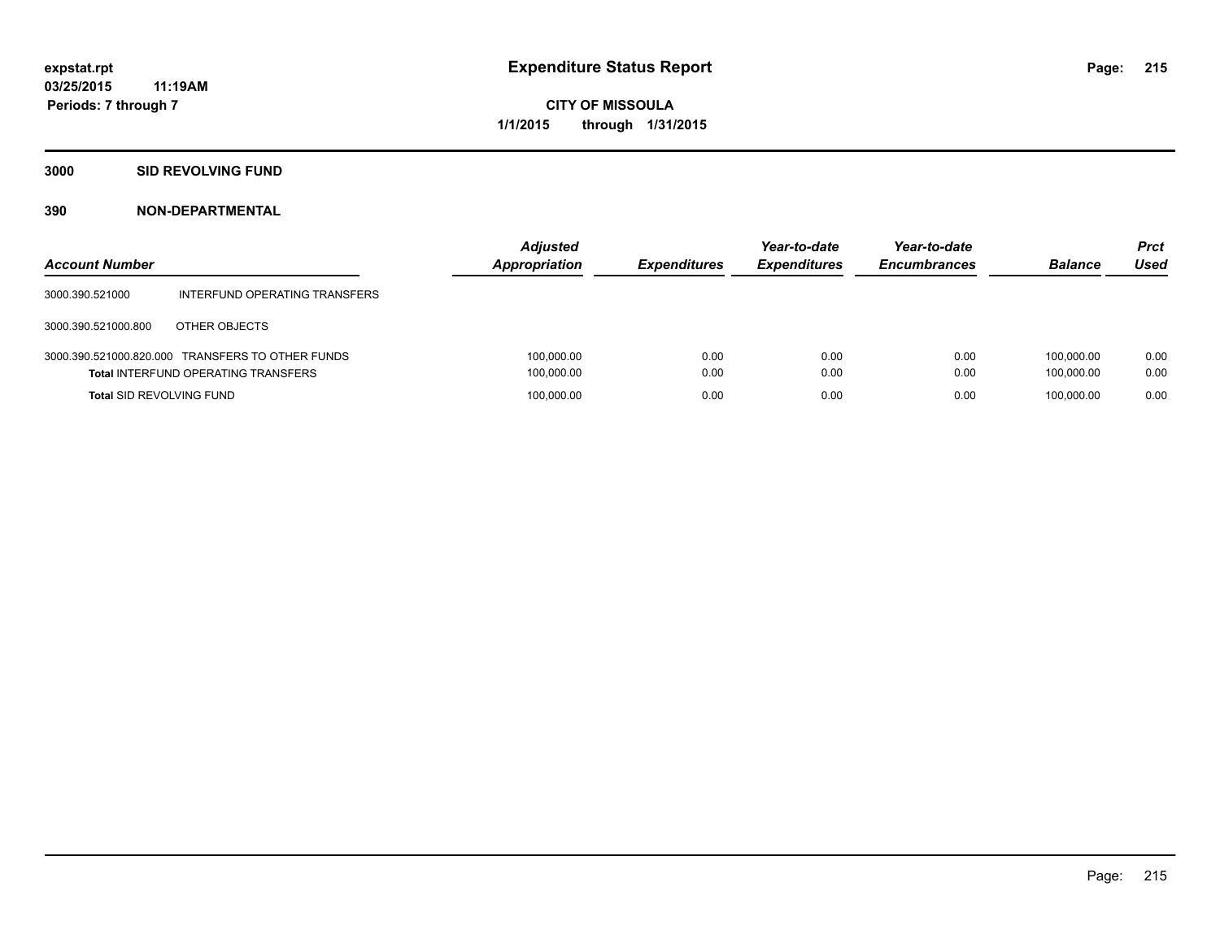expstat.rpt
03/25/2015 11:19AM
Periods: 7 through 7

# Expenditure Status Report

CITY OF MISSOULA
1/1/2015 through 1/31/2015

## 3000 SID REVOLVING FUND

### 390 NON-DEPARTMENTAL

| Account Number | | Adjusted Appropriation | Expenditures | Year-to-date Expenditures | Year-to-date Encumbrances | Balance | Prct Used |
|---|---|---|---|---|---|---|---|
| 3000.390.521000 | INTERFUND OPERATING TRANSFERS | | | | | | |
| 3000.390.521000.800 | OTHER OBJECTS | | | | | | |
| 3000.390.521000.820.000 | TRANSFERS TO OTHER FUNDS | 100,000.00 | 0.00 | 0.00 | 0.00 | 100,000.00 | 0.00 |
| **Total** INTERFUND OPERATING TRANSFERS | | 100,000.00 | 0.00 | 0.00 | 0.00 | 100,000.00 | 0.00 |
| **Total** SID REVOLVING FUND | | 100,000.00 | 0.00 | 0.00 | 0.00 | 100,000.00 | 0.00 |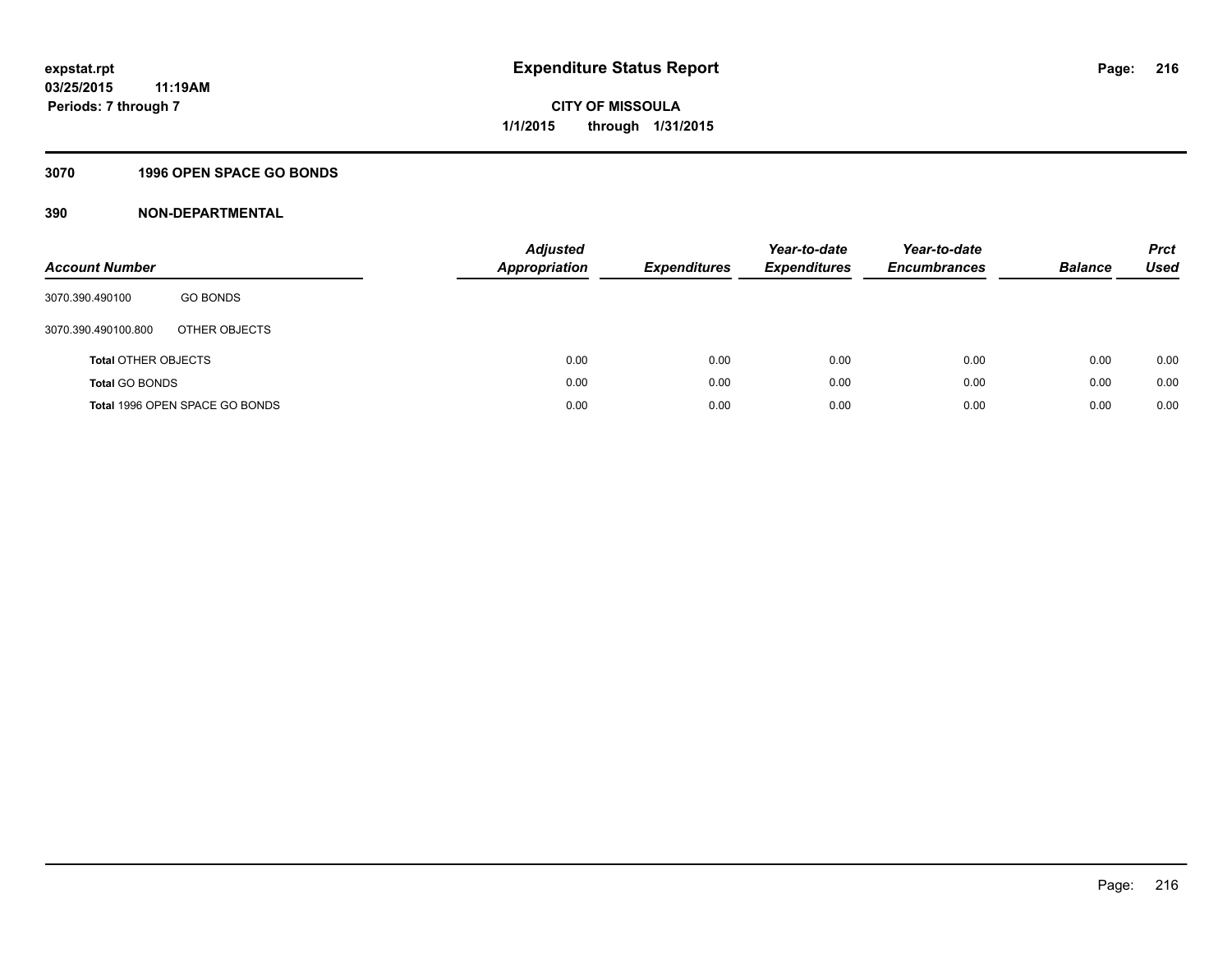**expstat.rpt**
**03/25/2015 11:19AM**
**Periods: 7 through 7**

# Expenditure Status Report

**CITY OF MISSOULA**
**1/1/2015 through 1/31/2015**

## 3070 1996 OPEN SPACE GO BONDS

## 390 NON-DEPARTMENTAL

| Account Number | | *Adjusted Appropriation* | *Expenditures* | *Year-to-date Expenditures* | *Year-to-date Encumbrances* | *Balance* | *Prct Used* |
|---|---|---|---|---|---|---|---|
| 3070.390.490100 | GO BONDS | | | | | | |
| 3070.390.490100.800 | OTHER OBJECTS | | | | | | |
| **Total** OTHER OBJECTS | | 0.00 | 0.00 | 0.00 | 0.00 | 0.00 | 0.00 |
| **Total** GO BONDS | | 0.00 | 0.00 | 0.00 | 0.00 | 0.00 | 0.00 |
| **Total** 1996 OPEN SPACE GO BONDS | | 0.00 | 0.00 | 0.00 | 0.00 | 0.00 | 0.00 |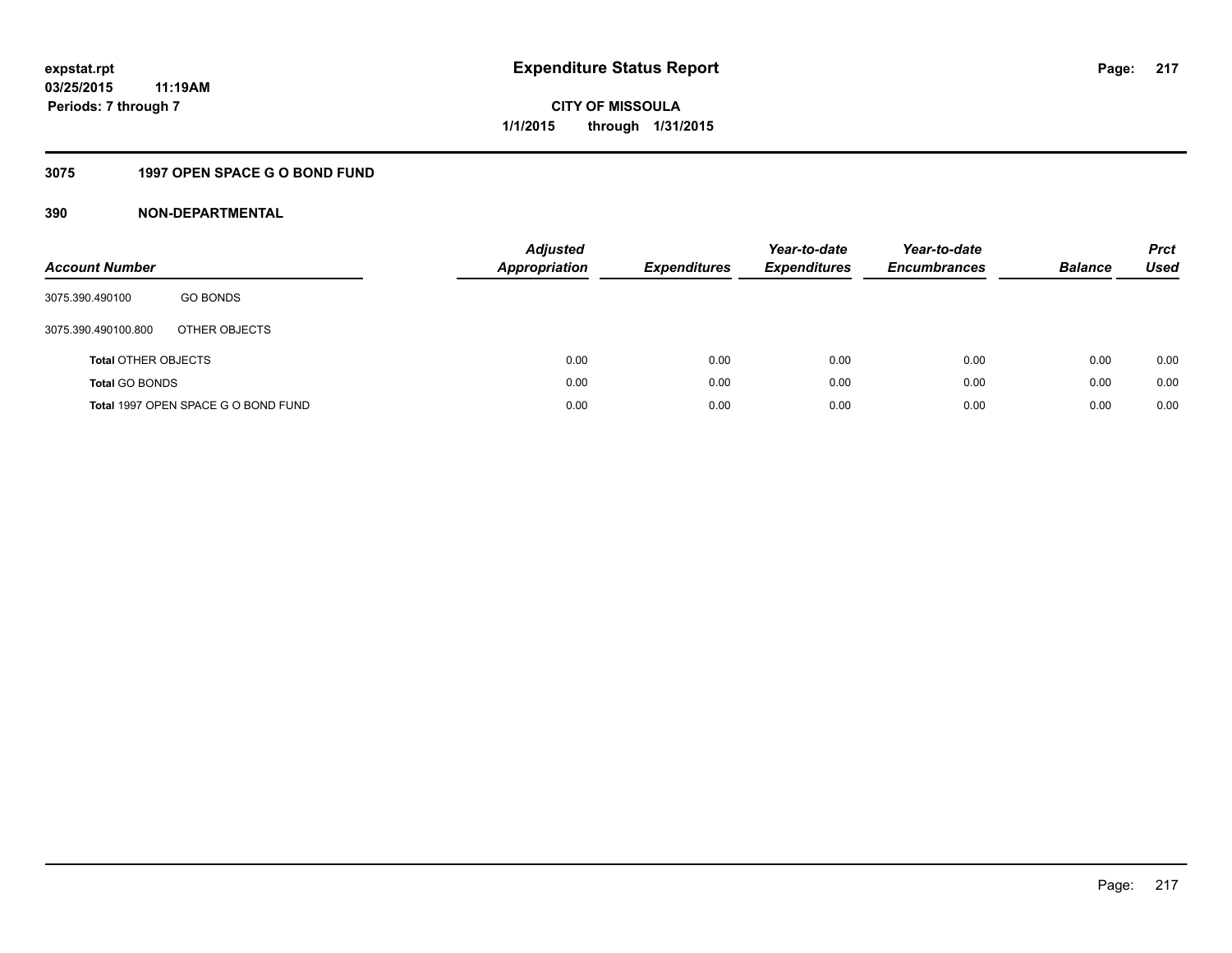# Expenditure Status Report

expstat.rpt
03/25/2015 11:19AM
Periods: 7 through 7

**CITY OF MISSOULA**
**1/1/2015 through 1/31/2015**

## 3075 1997 OPEN SPACE G O BOND FUND

### 390 NON-DEPARTMENTAL

| Account Number | | Adjusted Appropriation | Expenditures | Year-to-date Expenditures | Year-to-date Encumbrances | Balance | Prct Used |
|---|---|---|---|---|---|---|---|
| 3075.390.490100 | GO BONDS | | | | | | |
| 3075.390.490100.800 | OTHER OBJECTS | | | | | | |
| **Total** OTHER OBJECTS | | 0.00 | 0.00 | 0.00 | 0.00 | 0.00 | 0.00 |
| **Total** GO BONDS | | 0.00 | 0.00 | 0.00 | 0.00 | 0.00 | 0.00 |
| **Total** 1997 OPEN SPACE G O BOND FUND | | 0.00 | 0.00 | 0.00 | 0.00 | 0.00 | 0.00 |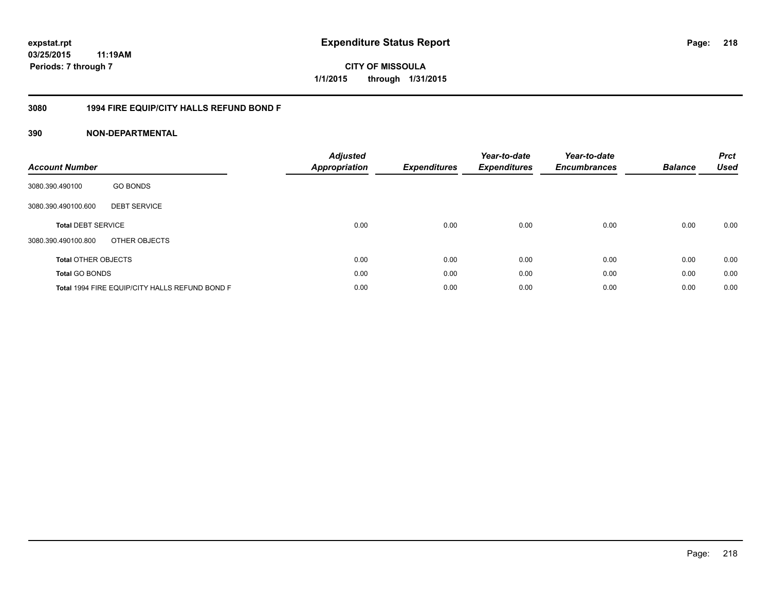expstat.rpt
03/25/2015 11:19AM
Periods: 7 through 7

# Expenditure Status Report

CITY OF MISSOULA
1/1/2015 through 1/31/2015

## 3080 1994 FIRE EQUIP/CITY HALLS REFUND BOND F

## 390 NON-DEPARTMENTAL

| Account Number | | Adjusted Appropriation | Expenditures | Year-to-date Expenditures | Year-to-date Encumbrances | Balance | Prct Used |
|---|---|---|---|---|---|---|---|
| 3080.390.490100 | GO BONDS | | | | | | |
| 3080.390.490100.600 | DEBT SERVICE | | | | | | |
| **Total** DEBT SERVICE | | 0.00 | 0.00 | 0.00 | 0.00 | 0.00 | 0.00 |
| 3080.390.490100.800 | OTHER OBJECTS | | | | | | |
| **Total** OTHER OBJECTS | | 0.00 | 0.00 | 0.00 | 0.00 | 0.00 | 0.00 |
| **Total** GO BONDS | | 0.00 | 0.00 | 0.00 | 0.00 | 0.00 | 0.00 |
| **Total** 1994 FIRE EQUIP/CITY HALLS REFUND BOND F | | 0.00 | 0.00 | 0.00 | 0.00 | 0.00 | 0.00 |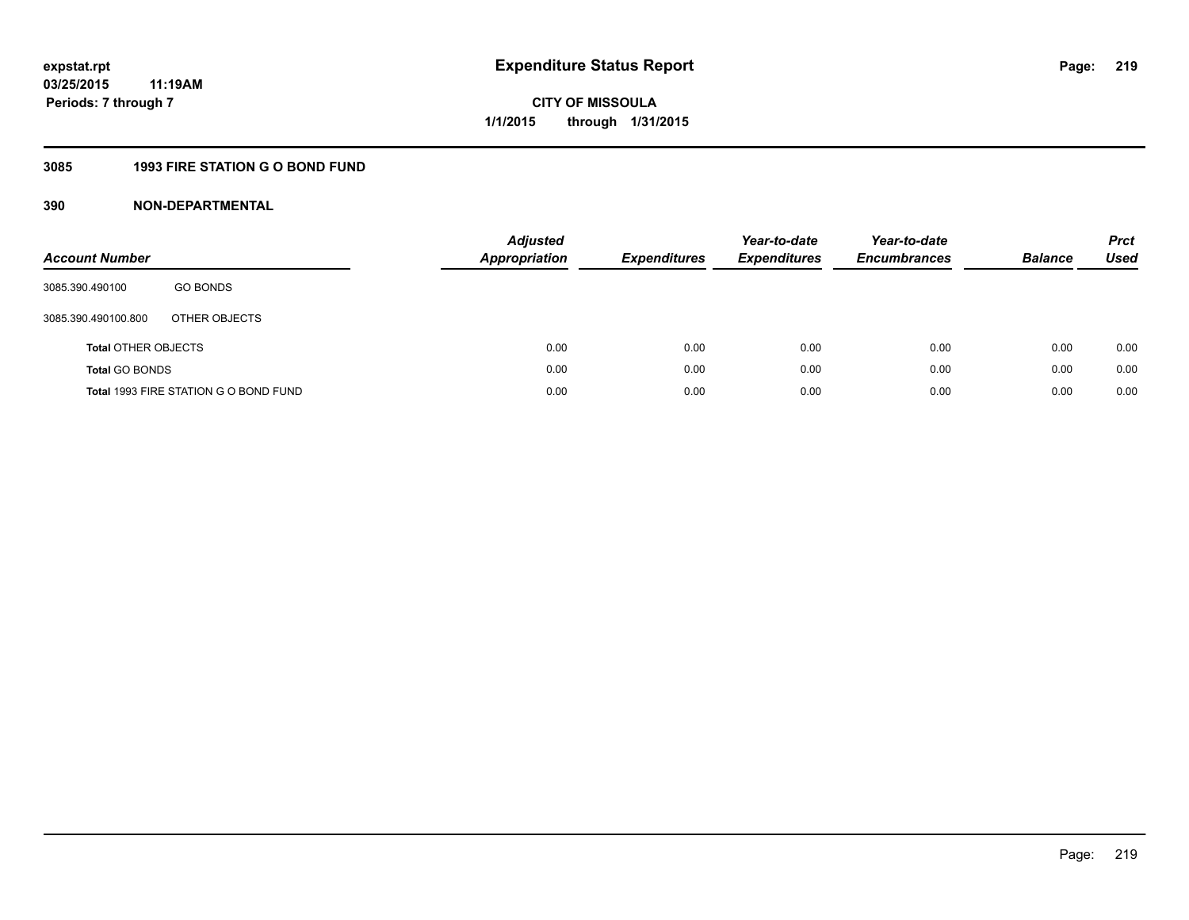# Expenditure Status Report

expstat.rpt
03/25/2015 11:19AM
Periods: 7 through 7

**CITY OF MISSOULA**
**1/1/2015 through 1/31/2015**

## 3085 1993 FIRE STATION G O BOND FUND

### 390 NON-DEPARTMENTAL

| Account Number | | Adjusted Appropriation | Expenditures | Year-to-date Expenditures | Year-to-date Encumbrances | Balance | Prct Used |
|---|---|---|---|---|---|---|---|
| 3085.390.490100 | GO BONDS | | | | | | |
| 3085.390.490100.800 | OTHER OBJECTS | | | | | | |
| **Total** OTHER OBJECTS | | 0.00 | 0.00 | 0.00 | 0.00 | 0.00 | 0.00 |
| **Total** GO BONDS | | 0.00 | 0.00 | 0.00 | 0.00 | 0.00 | 0.00 |
| **Total** 1993 FIRE STATION G O BOND FUND | | 0.00 | 0.00 | 0.00 | 0.00 | 0.00 | 0.00 |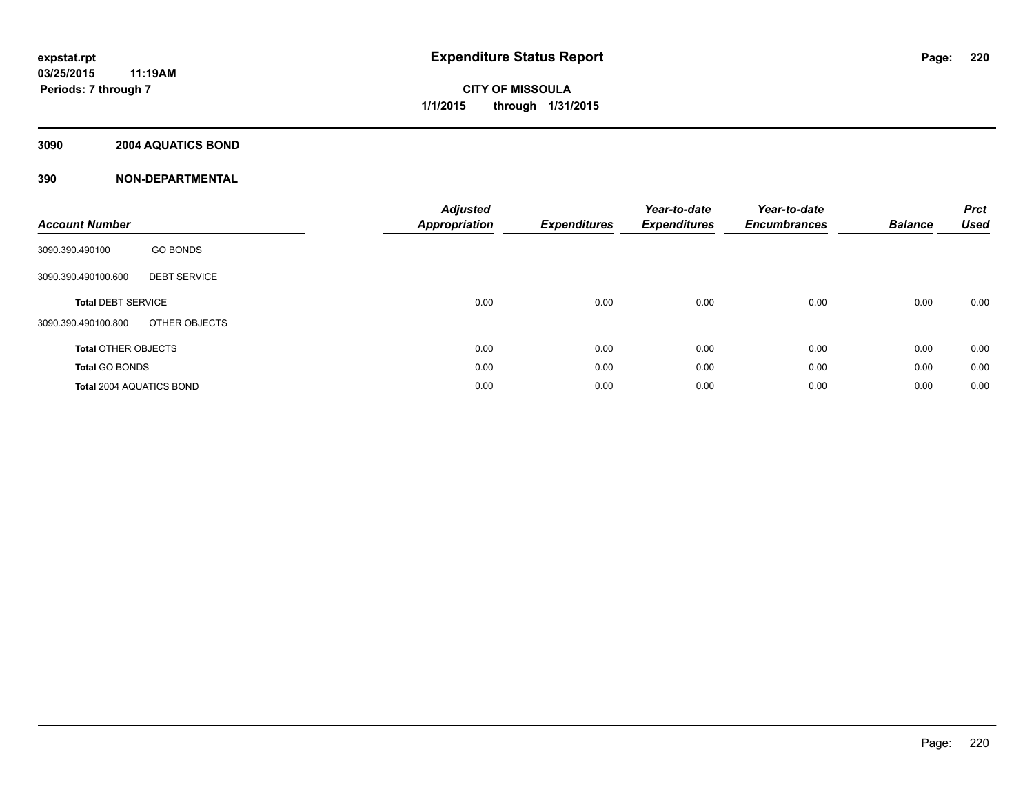**expstat.rpt**
**03/25/2015 11:19AM**
**Periods: 7 through 7**

# Expenditure Status Report

**CITY OF MISSOULA**
**1/1/2015 through 1/31/2015**

## 3090 2004 AQUATICS BOND

## 390 NON-DEPARTMENTAL

| Account Number | | Adjusted Appropriation | Expenditures | Year-to-date Expenditures | Year-to-date Encumbrances | Balance | Prct Used |
|---|---|---|---|---|---|---|---|
| 3090.390.490100 | GO BONDS | | | | | | |
| 3090.390.490100.600 | DEBT SERVICE | | | | | | |
| **Total** DEBT SERVICE | | 0.00 | 0.00 | 0.00 | 0.00 | 0.00 | 0.00 |
| 3090.390.490100.800 | OTHER OBJECTS | | | | | | |
| **Total** OTHER OBJECTS | | 0.00 | 0.00 | 0.00 | 0.00 | 0.00 | 0.00 |
| **Total** GO BONDS | | 0.00 | 0.00 | 0.00 | 0.00 | 0.00 | 0.00 |
| **Total** 2004 AQUATICS BOND | | 0.00 | 0.00 | 0.00 | 0.00 | 0.00 | 0.00 |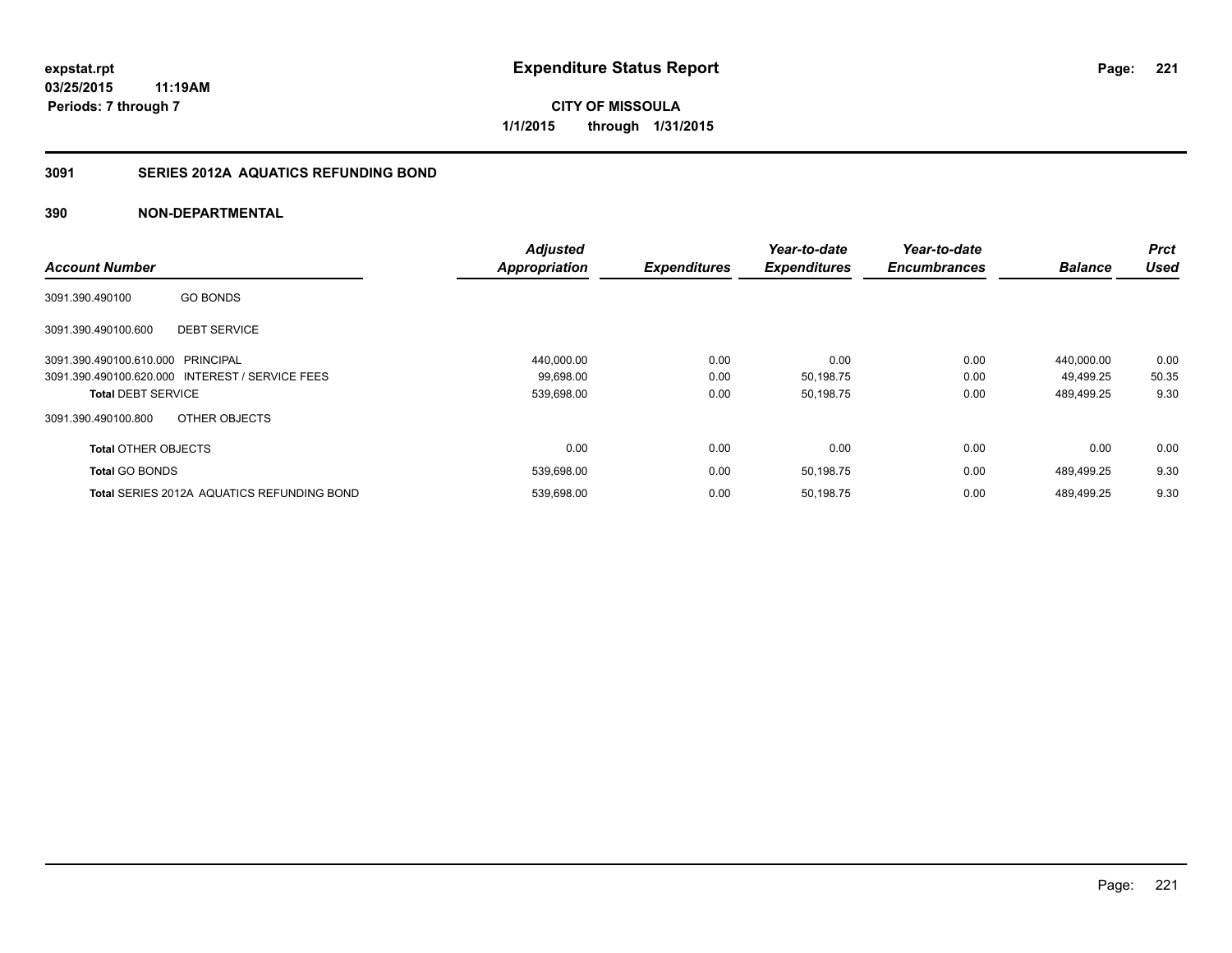expstat.rpt
03/25/2015 11:19AM
Periods: 7 through 7

# Expenditure Status Report

**CITY OF MISSOULA**
**1/1/2015 through 1/31/2015**

## 3091 SERIES 2012A AQUATICS REFUNDING BOND

## 390 NON-DEPARTMENTAL

| Account Number | | Adjusted Appropriation | Expenditures | Year-to-date Expenditures | Year-to-date Encumbrances | Balance | Prct Used |
|---|---|---|---|---|---|---|---|
| 3091.390.490100 | GO BONDS | | | | | | |
| 3091.390.490100.600 | DEBT SERVICE | | | | | | |
| 3091.390.490100.610.000 | PRINCIPAL | 440,000.00 | 0.00 | 0.00 | 0.00 | 440,000.00 | 0.00 |
| 3091.390.490100.620.000 | INTEREST / SERVICE FEES | 99,698.00 | 0.00 | 50,198.75 | 0.00 | 49,499.25 | 50.35 |
| **Total** DEBT SERVICE | | 539,698.00 | 0.00 | 50,198.75 | 0.00 | 489,499.25 | 9.30 |
| 3091.390.490100.800 | OTHER OBJECTS | | | | | | |
| **Total** OTHER OBJECTS | | 0.00 | 0.00 | 0.00 | 0.00 | 0.00 | 0.00 |
| **Total** GO BONDS | | 539,698.00 | 0.00 | 50,198.75 | 0.00 | 489,499.25 | 9.30 |
| **Total** SERIES 2012A AQUATICS REFUNDING BOND | | 539,698.00 | 0.00 | 50,198.75 | 0.00 | 489,499.25 | 9.30 |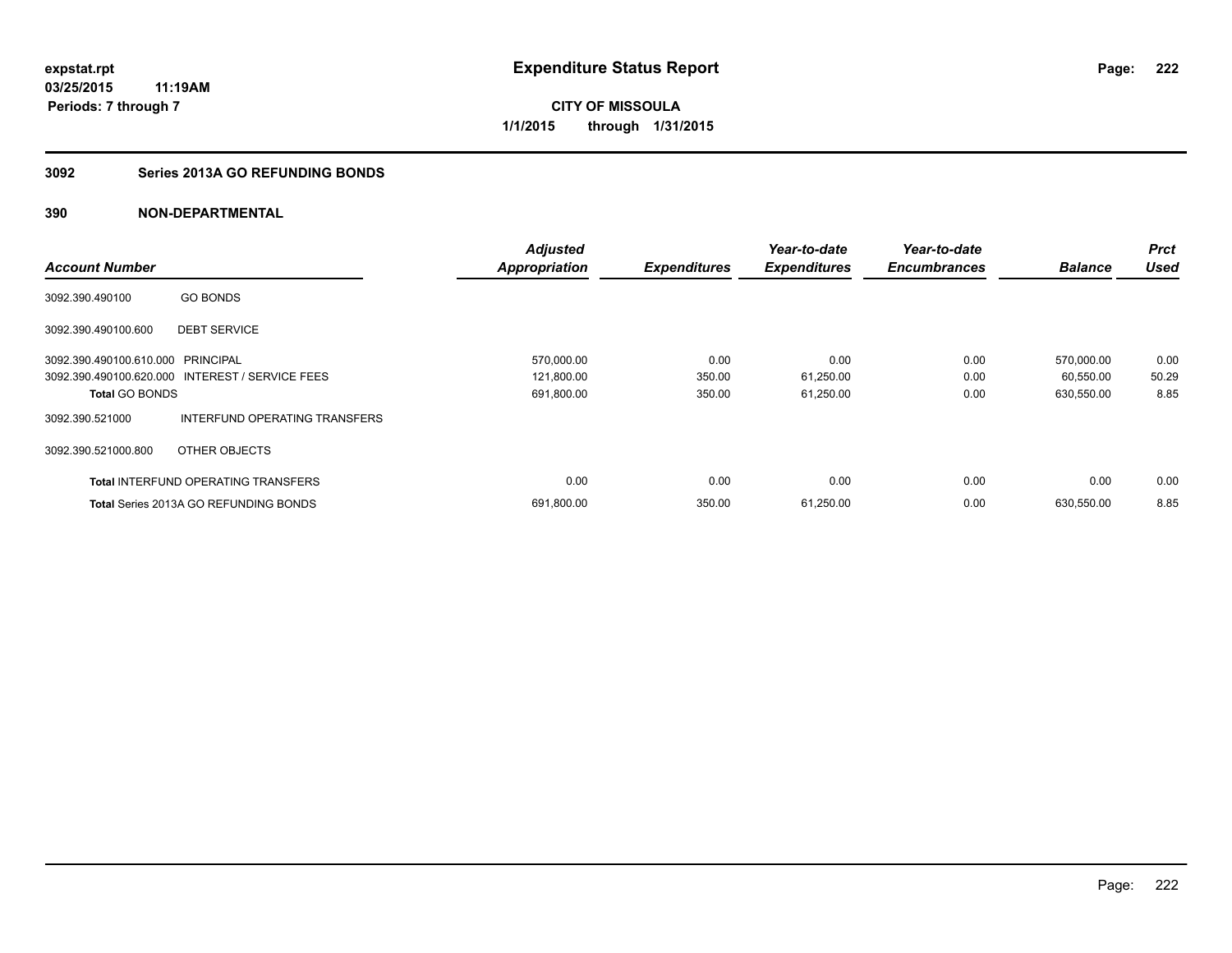**expstat.rpt**
**03/25/2015 11:19AM**
**Periods: 7 through 7**

# Expenditure Status Report

**CITY OF MISSOULA**
**1/1/2015 through 1/31/2015**

## 3092 Series 2013A GO REFUNDING BONDS

## 390 NON-DEPARTMENTAL

| Account Number | | Adjusted Appropriation | Expenditures | Year-to-date Expenditures | Year-to-date Encumbrances | Balance | Prct Used |
|---|---|---|---|---|---|---|---|
| 3092.390.490100 | GO BONDS | | | | | | |
| 3092.390.490100.600 | DEBT SERVICE | | | | | | |
| 3092.390.490100.610.000 | PRINCIPAL | 570,000.00 | 0.00 | 0.00 | 0.00 | 570,000.00 | 0.00 |
| 3092.390.490100.620.000 | INTEREST / SERVICE FEES | 121,800.00 | 350.00 | 61,250.00 | 0.00 | 60,550.00 | 50.29 |
| **Total** GO BONDS | | 691,800.00 | 350.00 | 61,250.00 | 0.00 | 630,550.00 | 8.85 |
| 3092.390.521000 | INTERFUND OPERATING TRANSFERS | | | | | | |
| 3092.390.521000.800 | OTHER OBJECTS | | | | | | |
| **Total** INTERFUND OPERATING TRANSFERS | | 0.00 | 0.00 | 0.00 | 0.00 | 0.00 | 0.00 |
| **Total** Series 2013A GO REFUNDING BONDS | | 691,800.00 | 350.00 | 61,250.00 | 0.00 | 630,550.00 | 8.85 |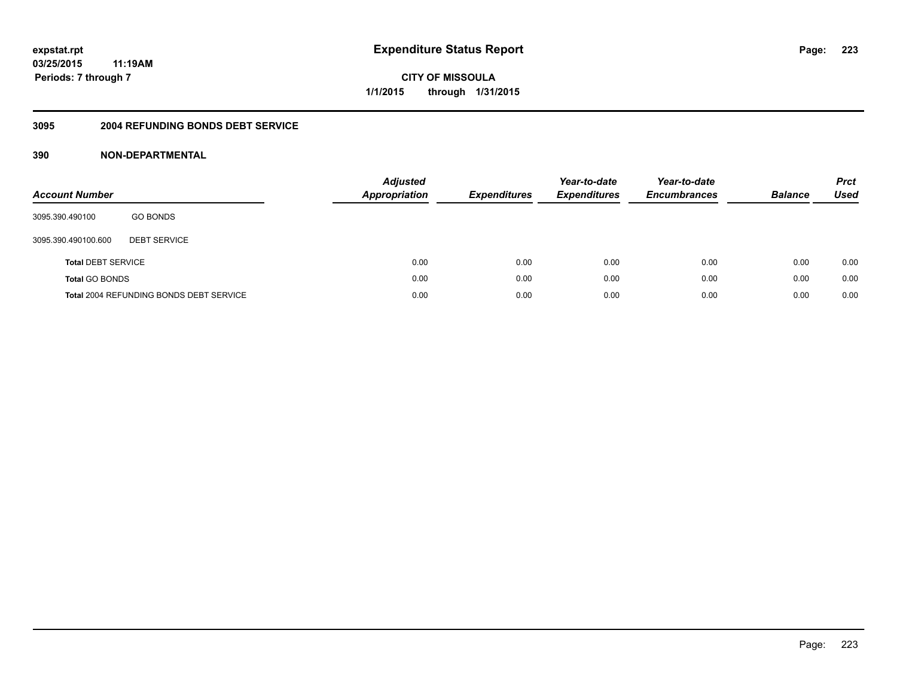# Expenditure Status Report

**expstat.rpt**
**03/25/2015 11:19AM**
**Periods: 7 through 7**

**CITY OF MISSOULA**
**1/1/2015 through 1/31/2015**

## 3095 2004 REFUNDING BONDS DEBT SERVICE

### 390 NON-DEPARTMENTAL

| Account Number | | Adjusted Appropriation | Expenditures | Year-to-date Expenditures | Year-to-date Encumbrances | Balance | Prct Used |
|---|---|---|---|---|---|---|---|
| 3095.390.490100 | GO BONDS | | | | | | |
| 3095.390.490100.600 | DEBT SERVICE | | | | | | |
| **Total** DEBT SERVICE | | 0.00 | 0.00 | 0.00 | 0.00 | 0.00 | 0.00 |
| **Total** GO BONDS | | 0.00 | 0.00 | 0.00 | 0.00 | 0.00 | 0.00 |
| **Total** 2004 REFUNDING BONDS DEBT SERVICE | | 0.00 | 0.00 | 0.00 | 0.00 | 0.00 | 0.00 |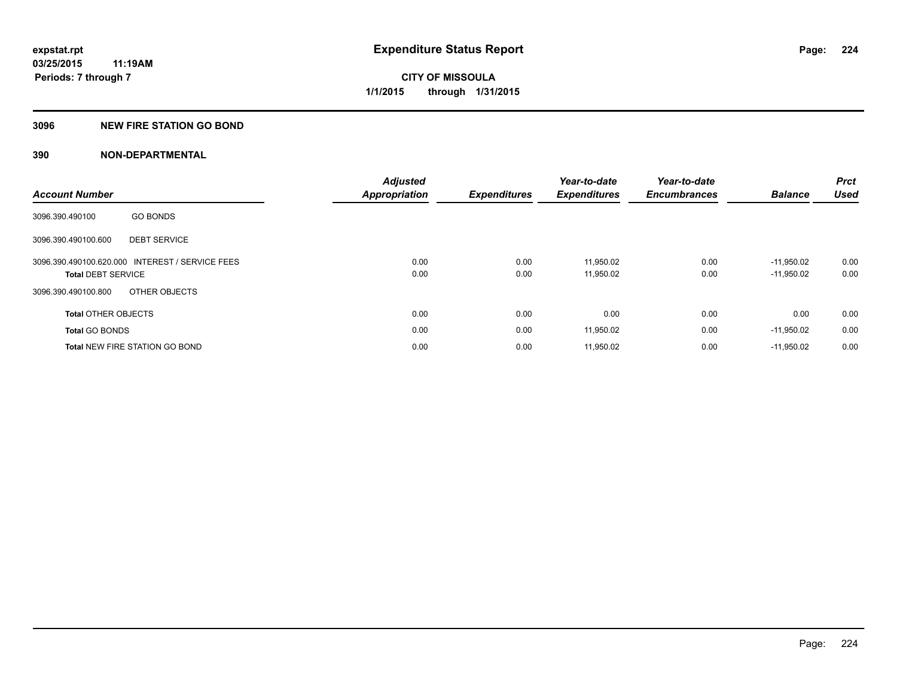**expstat.rpt**
**03/25/2015 11:19AM**
**Periods: 7 through 7**

# Expenditure Status Report

**CITY OF MISSOULA**
**1/1/2015 through 1/31/2015**

## 3096 NEW FIRE STATION GO BOND

## 390 NON-DEPARTMENTAL

| Account Number | | Adjusted Appropriation | Expenditures | Year-to-date Expenditures | Year-to-date Encumbrances | Balance | Prct Used |
|---|---|---|---|---|---|---|---|
| 3096.390.490100 | GO BONDS | | | | | | |
| 3096.390.490100.600 | DEBT SERVICE | | | | | | |
| 3096.390.490100.620.000 | INTEREST / SERVICE FEES | 0.00 | 0.00 | 11,950.02 | 0.00 | -11,950.02 | 0.00 |
| **Total** DEBT SERVICE | | 0.00 | 0.00 | 11,950.02 | 0.00 | -11,950.02 | 0.00 |
| 3096.390.490100.800 | OTHER OBJECTS | | | | | | |
| **Total** OTHER OBJECTS | | 0.00 | 0.00 | 0.00 | 0.00 | 0.00 | 0.00 |
| **Total** GO BONDS | | 0.00 | 0.00 | 11,950.02 | 0.00 | -11,950.02 | 0.00 |
| **Total** NEW FIRE STATION GO BOND | | 0.00 | 0.00 | 11,950.02 | 0.00 | -11,950.02 | 0.00 |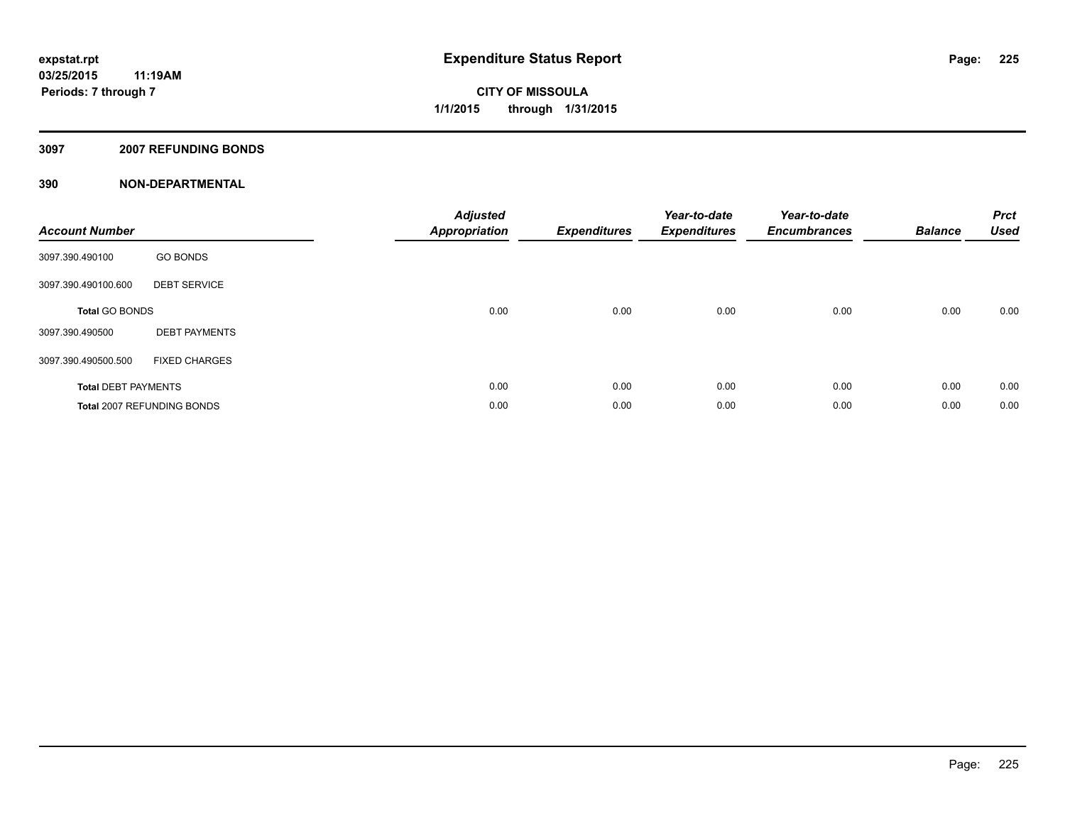# Expenditure Status Report

**expstat.rpt**
**03/25/2015 11:19AM**
**Periods: 7 through 7**

**CITY OF MISSOULA**
**1/1/2015 through 1/31/2015**

## 3097 2007 REFUNDING BONDS

## 390 NON-DEPARTMENTAL

| Account Number | | Adjusted Appropriation | Expenditures | Year-to-date Expenditures | Year-to-date Encumbrances | Balance | Prct Used |
|---|---|---|---|---|---|---|---|
| 3097.390.490100 | GO BONDS | | | | | | |
| 3097.390.490100.600 | DEBT SERVICE | | | | | | |
| **Total** GO BONDS | | 0.00 | 0.00 | 0.00 | 0.00 | 0.00 | 0.00 |
| 3097.390.490500 | DEBT PAYMENTS | | | | | | |
| 3097.390.490500.500 | FIXED CHARGES | | | | | | |
| **Total** DEBT PAYMENTS | | 0.00 | 0.00 | 0.00 | 0.00 | 0.00 | 0.00 |
| **Total** 2007 REFUNDING BONDS | | 0.00 | 0.00 | 0.00 | 0.00 | 0.00 | 0.00 |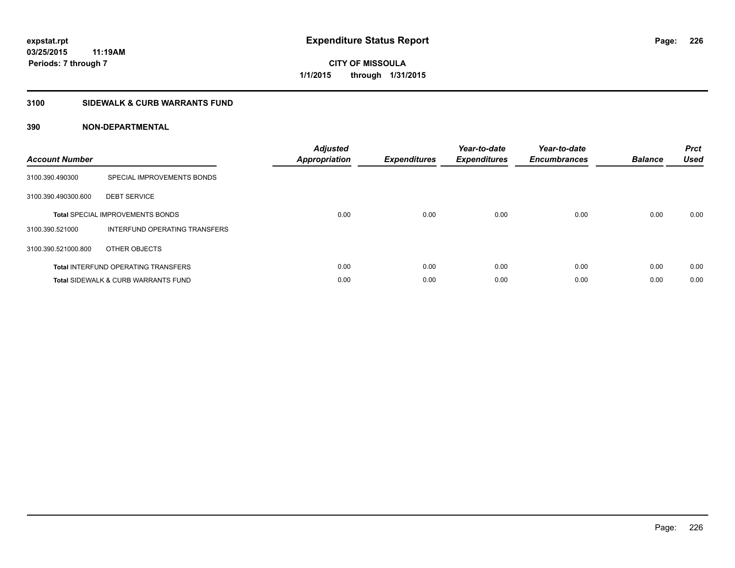# Expenditure Status Report

**CITY OF MISSOULA**
**1/1/2015 through 1/31/2015**

expstat.rpt
03/25/2015 11:19AM
Periods: 7 through 7

## 3100 SIDEWALK & CURB WARRANTS FUND

### 390 NON-DEPARTMENTAL

| Account Number | | Adjusted Appropriation | Expenditures | Year-to-date Expenditures | Year-to-date Encumbrances | Balance | Prct Used |
|---|---|---|---|---|---|---|---|
| 3100.390.490300 | SPECIAL IMPROVEMENTS BONDS | | | | | | |
| 3100.390.490300.600 | DEBT SERVICE | | | | | | |
| | **Total** SPECIAL IMPROVEMENTS BONDS | 0.00 | 0.00 | 0.00 | 0.00 | 0.00 | 0.00 |
| 3100.390.521000 | INTERFUND OPERATING TRANSFERS | | | | | | |
| 3100.390.521000.800 | OTHER OBJECTS | | | | | | |
| | **Total** INTERFUND OPERATING TRANSFERS | 0.00 | 0.00 | 0.00 | 0.00 | 0.00 | 0.00 |
| | **Total** SIDEWALK & CURB WARRANTS FUND | 0.00 | 0.00 | 0.00 | 0.00 | 0.00 | 0.00 |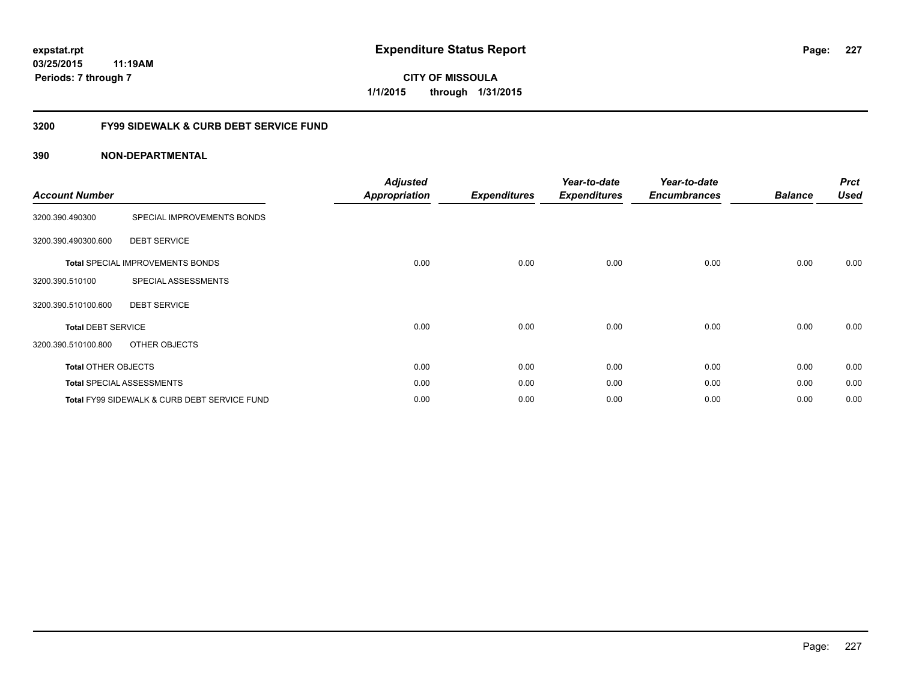# Expenditure Status Report

**expstat.rpt**
**03/25/2015 11:19AM**
**Periods: 7 through 7**

**CITY OF MISSOULA**
**1/1/2015 through 1/31/2015**

## 3200 FY99 SIDEWALK & CURB DEBT SERVICE FUND

### 390 NON-DEPARTMENTAL

| Account Number | | Adjusted Appropriation | Expenditures | Year-to-date Expenditures | Year-to-date Encumbrances | Balance | Prct Used |
|---|---|---|---|---|---|---|---|
| 3200.390.490300 | SPECIAL IMPROVEMENTS BONDS | | | | | | |
| 3200.390.490300.600 | DEBT SERVICE | | | | | | |
| **Total** SPECIAL IMPROVEMENTS BONDS | | 0.00 | 0.00 | 0.00 | 0.00 | 0.00 | 0.00 |
| 3200.390.510100 | SPECIAL ASSESSMENTS | | | | | | |
| 3200.390.510100.600 | DEBT SERVICE | | | | | | |
| **Total** DEBT SERVICE | | 0.00 | 0.00 | 0.00 | 0.00 | 0.00 | 0.00 |
| 3200.390.510100.800 | OTHER OBJECTS | | | | | | |
| **Total** OTHER OBJECTS | | 0.00 | 0.00 | 0.00 | 0.00 | 0.00 | 0.00 |
| **Total** SPECIAL ASSESSMENTS | | 0.00 | 0.00 | 0.00 | 0.00 | 0.00 | 0.00 |
| **Total** FY99 SIDEWALK & CURB DEBT SERVICE FUND | | 0.00 | 0.00 | 0.00 | 0.00 | 0.00 | 0.00 |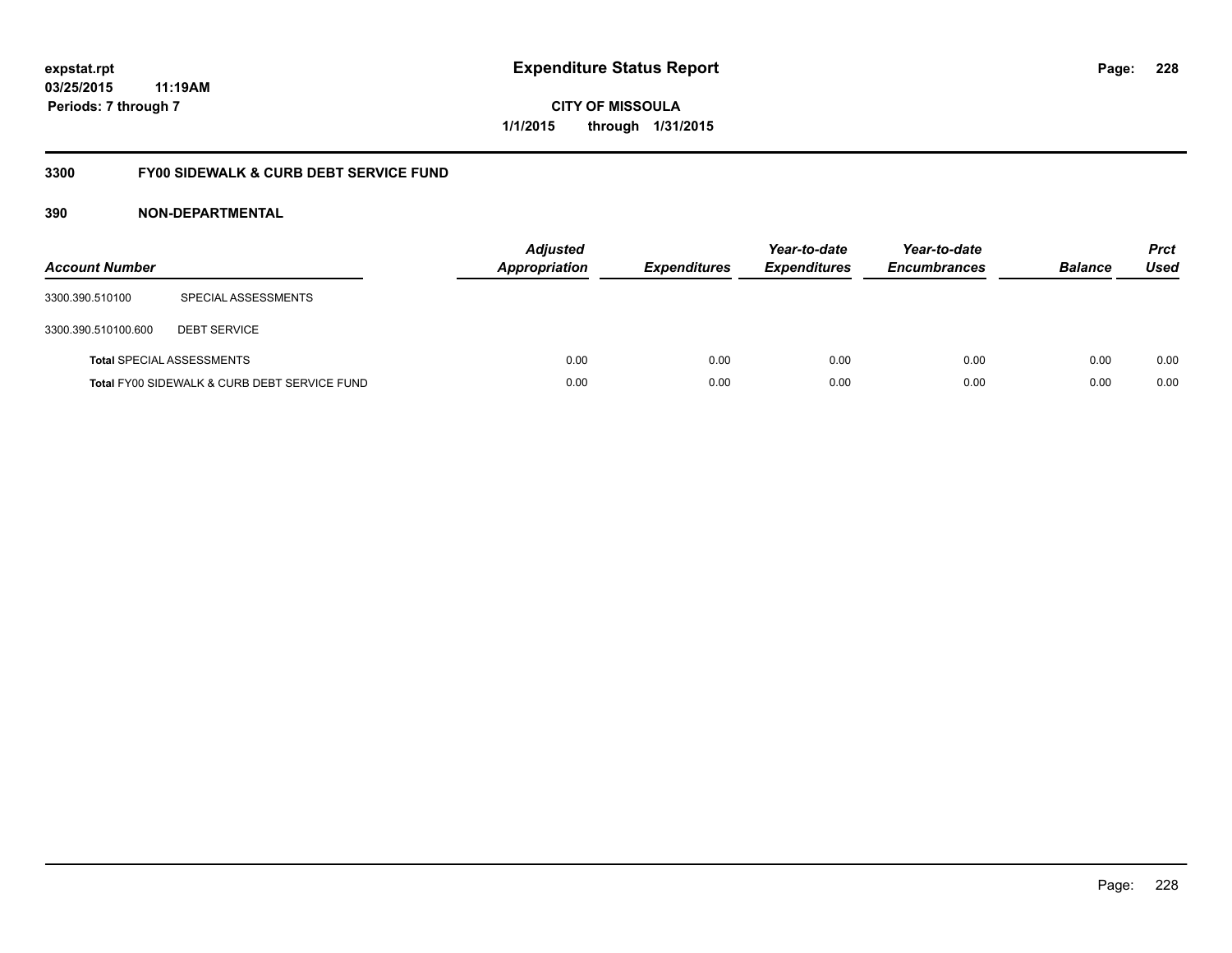**expstat.rpt**
**03/25/2015 11:19AM**
**Periods: 7 through 7**

# Expenditure Status Report

**CITY OF MISSOULA**
**1/1/2015 through 1/31/2015**

## 3300 FY00 SIDEWALK & CURB DEBT SERVICE FUND

### 390 NON-DEPARTMENTAL

| Account Number | | *Adjusted Appropriation* | *Expenditures* | *Year-to-date Expenditures* | *Year-to-date Encumbrances* | *Balance* | *Prct Used* |
|---|---|---|---|---|---|---|---|
| 3300.390.510100 | SPECIAL ASSESSMENTS | | | | | | |
| 3300.390.510100.600 | DEBT SERVICE | | | | | | |
| **Total** SPECIAL ASSESSMENTS | | 0.00 | 0.00 | 0.00 | 0.00 | 0.00 | 0.00 |
| **Total** FY00 SIDEWALK & CURB DEBT SERVICE FUND | | 0.00 | 0.00 | 0.00 | 0.00 | 0.00 | 0.00 |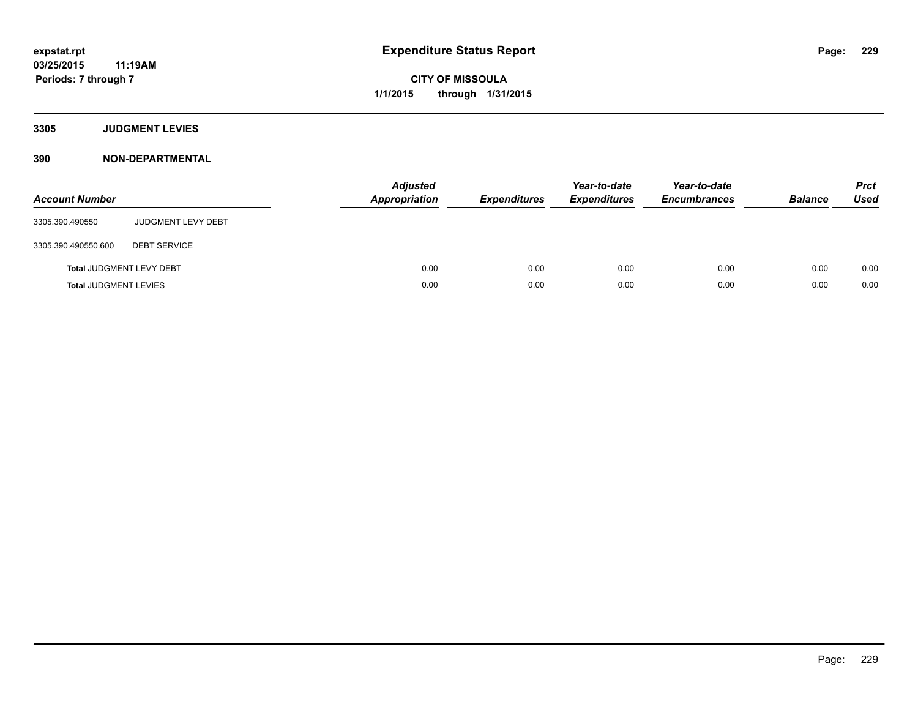# Expenditure Status Report

expstat.rpt
03/25/2015 11:19AM
Periods: 7 through 7

**CITY OF MISSOULA**
**1/1/2015 through 1/31/2015**

## 3305 JUDGMENT LEVIES

## 390 NON-DEPARTMENTAL

| Account Number | | Adjusted Appropriation | Expenditures | Year-to-date Expenditures | Year-to-date Encumbrances | Balance | Prct Used |
|---|---|---|---|---|---|---|---|
| 3305.390.490550 | JUDGMENT LEVY DEBT | | | | | | |
| 3305.390.490550.600 | DEBT SERVICE | | | | | | |
| **Total** JUDGMENT LEVY DEBT | | 0.00 | 0.00 | 0.00 | 0.00 | 0.00 | 0.00 |
| **Total** JUDGMENT LEVIES | | 0.00 | 0.00 | 0.00 | 0.00 | 0.00 | 0.00 |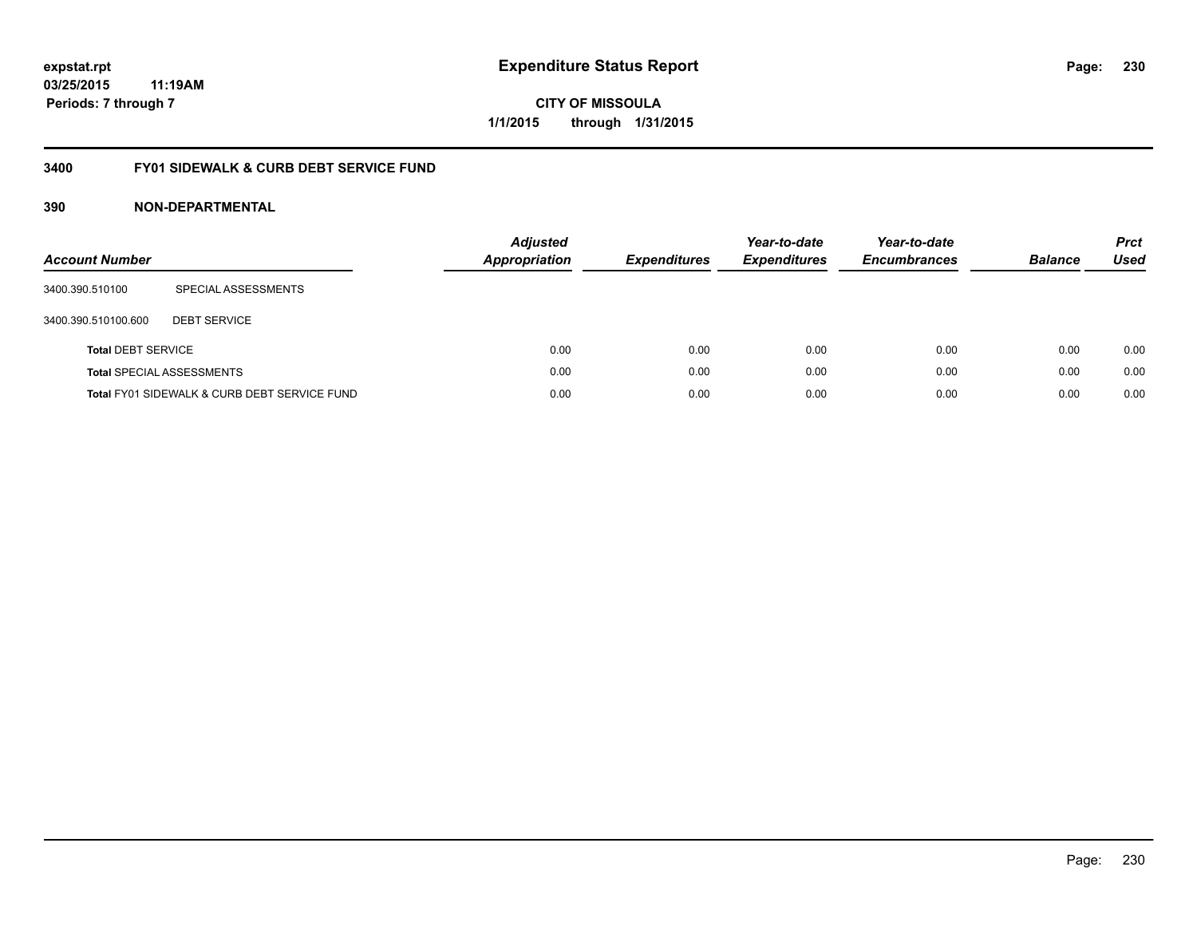**expstat.rpt**
**03/25/2015 11:19AM**
**Periods: 7 through 7**

# Expenditure Status Report

**CITY OF MISSOULA**
**1/1/2015 through 1/31/2015**

## 3400 FY01 SIDEWALK & CURB DEBT SERVICE FUND

### 390 NON-DEPARTMENTAL

| Account Number | | Adjusted Appropriation | Expenditures | Year-to-date Expenditures | Year-to-date Encumbrances | Balance | Prct Used |
|---|---|---|---|---|---|---|---|
| 3400.390.510100 | SPECIAL ASSESSMENTS | | | | | | |
| 3400.390.510100.600 | DEBT SERVICE | | | | | | |
| **Total** DEBT SERVICE | | 0.00 | 0.00 | 0.00 | 0.00 | 0.00 | 0.00 |
| **Total** SPECIAL ASSESSMENTS | | 0.00 | 0.00 | 0.00 | 0.00 | 0.00 | 0.00 |
| **Total** FY01 SIDEWALK & CURB DEBT SERVICE FUND | | 0.00 | 0.00 | 0.00 | 0.00 | 0.00 | 0.00 |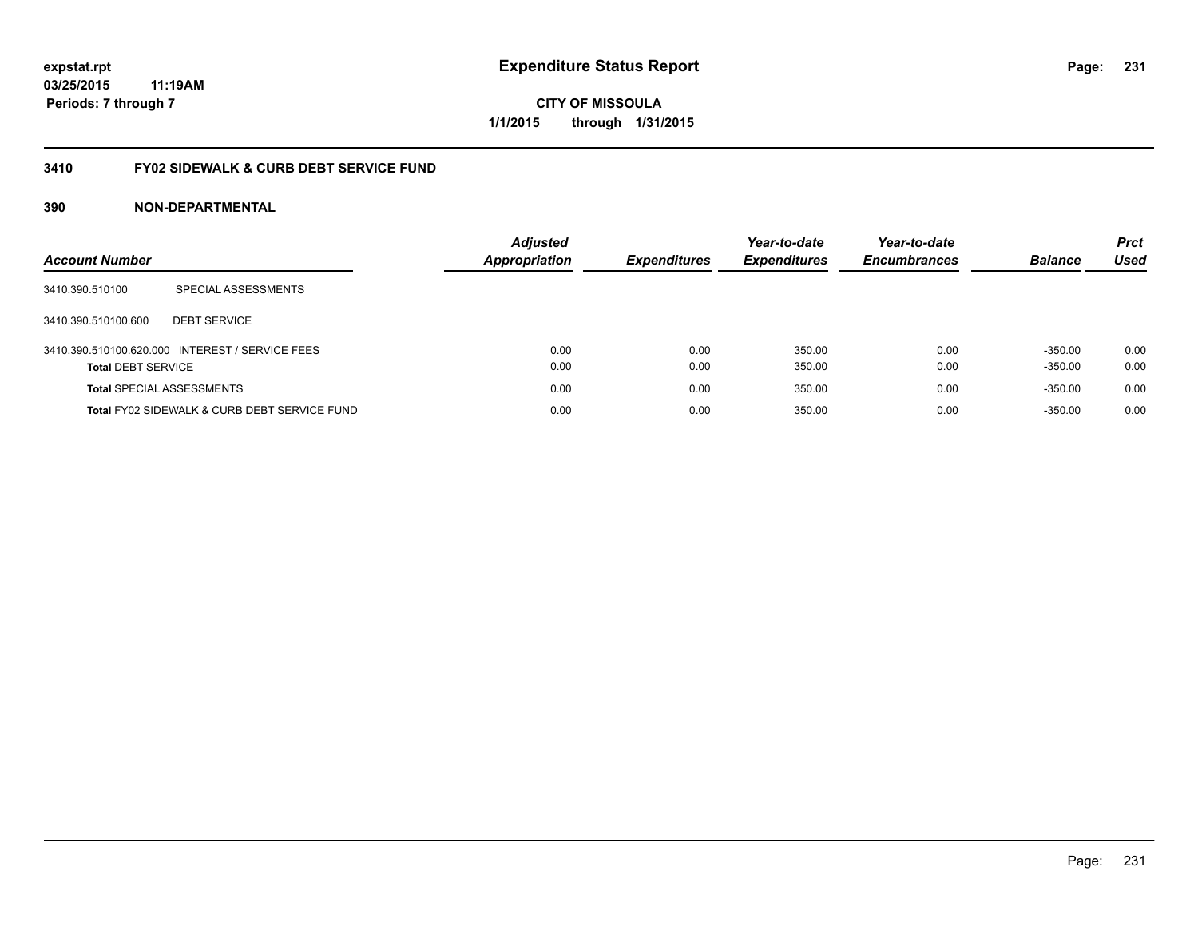# Expenditure Status Report

expstat.rpt
03/25/2015 11:19AM
Periods: 7 through 7

**CITY OF MISSOULA**
**1/1/2015 through 1/31/2015**

## 3410 FY02 SIDEWALK & CURB DEBT SERVICE FUND

### 390 NON-DEPARTMENTAL

| Account Number | | Adjusted Appropriation | Expenditures | Year-to-date Expenditures | Year-to-date Encumbrances | Balance | Prct Used |
|---|---|---|---|---|---|---|---|
| 3410.390.510100 | SPECIAL ASSESSMENTS | | | | | | |
| 3410.390.510100.600 | DEBT SERVICE | | | | | | |
| 3410.390.510100.620.000 | INTEREST / SERVICE FEES | 0.00 | 0.00 | 350.00 | 0.00 | -350.00 | 0.00 |
| **Total** DEBT SERVICE | | 0.00 | 0.00 | 350.00 | 0.00 | -350.00 | 0.00 |
| **Total** SPECIAL ASSESSMENTS | | 0.00 | 0.00 | 350.00 | 0.00 | -350.00 | 0.00 |
| **Total** FY02 SIDEWALK & CURB DEBT SERVICE FUND | | 0.00 | 0.00 | 350.00 | 0.00 | -350.00 | 0.00 |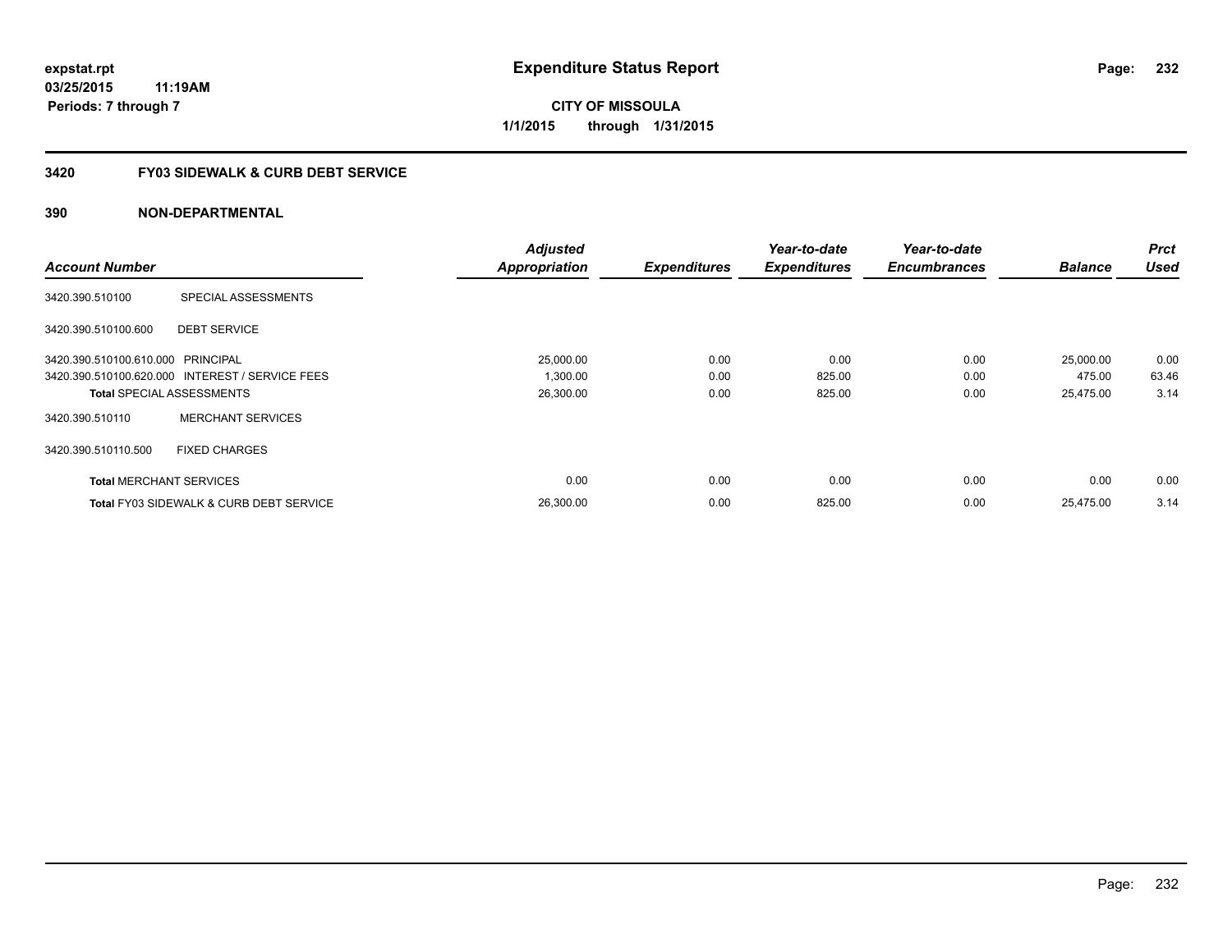**expstat.rpt**
**03/25/2015 11:19AM**
**Periods: 7 through 7**

# Expenditure Status Report

**CITY OF MISSOULA**
**1/1/2015 through 1/31/2015**

## 3420 FY03 SIDEWALK & CURB DEBT SERVICE

### 390 NON-DEPARTMENTAL

| Account Number | | Adjusted Appropriation | Expenditures | Year-to-date Expenditures | Year-to-date Encumbrances | Balance | Prct Used |
|---|---|---|---|---|---|---|---|
| 3420.390.510100 | SPECIAL ASSESSMENTS | | | | | | |
| 3420.390.510100.600 | DEBT SERVICE | | | | | | |
| 3420.390.510100.610.000 | PRINCIPAL | 25,000.00 | 0.00 | 0.00 | 0.00 | 25,000.00 | 0.00 |
| 3420.390.510100.620.000 | INTEREST / SERVICE FEES | 1,300.00 | 0.00 | 825.00 | 0.00 | 475.00 | 63.46 |
| **Total** SPECIAL ASSESSMENTS | | 26,300.00 | 0.00 | 825.00 | 0.00 | 25,475.00 | 3.14 |
| 3420.390.510110 | MERCHANT SERVICES | | | | | | |
| 3420.390.510110.500 | FIXED CHARGES | | | | | | |
| **Total** MERCHANT SERVICES | | 0.00 | 0.00 | 0.00 | 0.00 | 0.00 | 0.00 |
| **Total** FY03 SIDEWALK & CURB DEBT SERVICE | | 26,300.00 | 0.00 | 825.00 | 0.00 | 25,475.00 | 3.14 |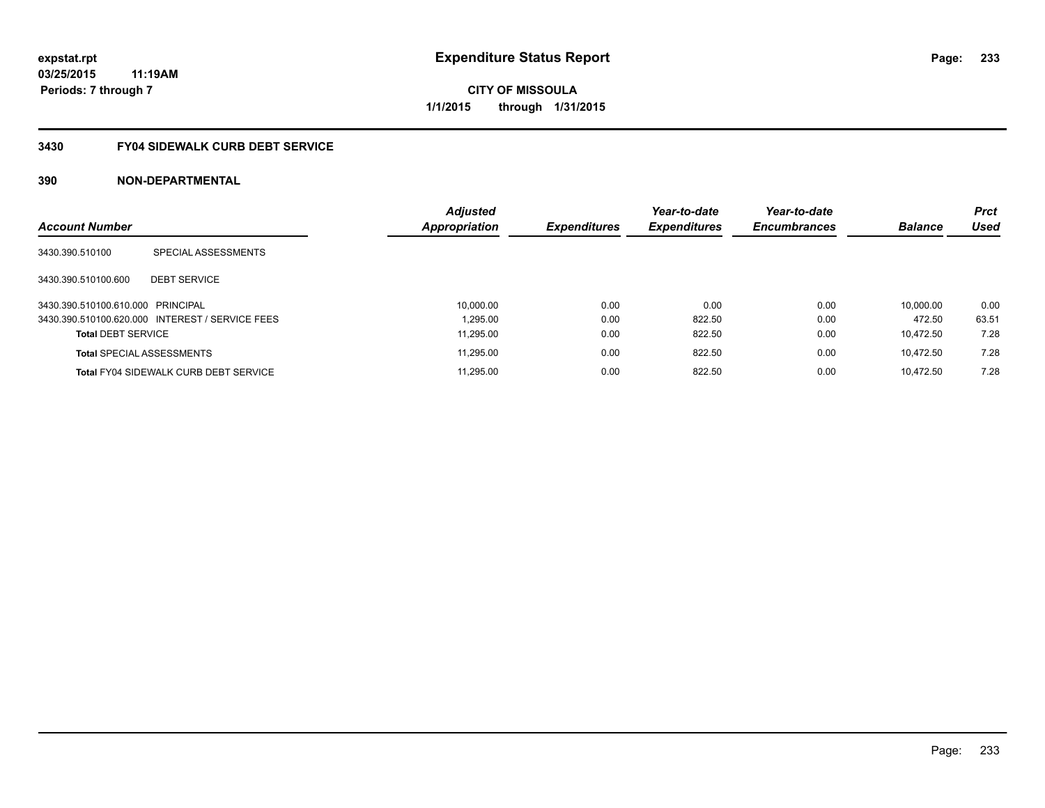# Expenditure Status Report

expstat.rpt
03/25/2015 11:19AM
Periods: 7 through 7

**CITY OF MISSOULA**
**1/1/2015 through 1/31/2015**

## 3430 FY04 SIDEWALK CURB DEBT SERVICE

## 390 NON-DEPARTMENTAL

| Account Number | | Adjusted Appropriation | Expenditures | Year-to-date Expenditures | Year-to-date Encumbrances | Balance | Prct Used |
|---|---|---|---|---|---|---|---|
| 3430.390.510100 | SPECIAL ASSESSMENTS | | | | | | |
| 3430.390.510100.600 | DEBT SERVICE | | | | | | |
| 3430.390.510100.610.000 | PRINCIPAL | 10,000.00 | 0.00 | 0.00 | 0.00 | 10,000.00 | 0.00 |
| 3430.390.510100.620.000 | INTEREST / SERVICE FEES | 1,295.00 | 0.00 | 822.50 | 0.00 | 472.50 | 63.51 |
| **Total** DEBT SERVICE | | 11,295.00 | 0.00 | 822.50 | 0.00 | 10,472.50 | 7.28 |
| **Total** SPECIAL ASSESSMENTS | | 11,295.00 | 0.00 | 822.50 | 0.00 | 10,472.50 | 7.28 |
| **Total** FY04 SIDEWALK CURB DEBT SERVICE | | 11,295.00 | 0.00 | 822.50 | 0.00 | 10,472.50 | 7.28 |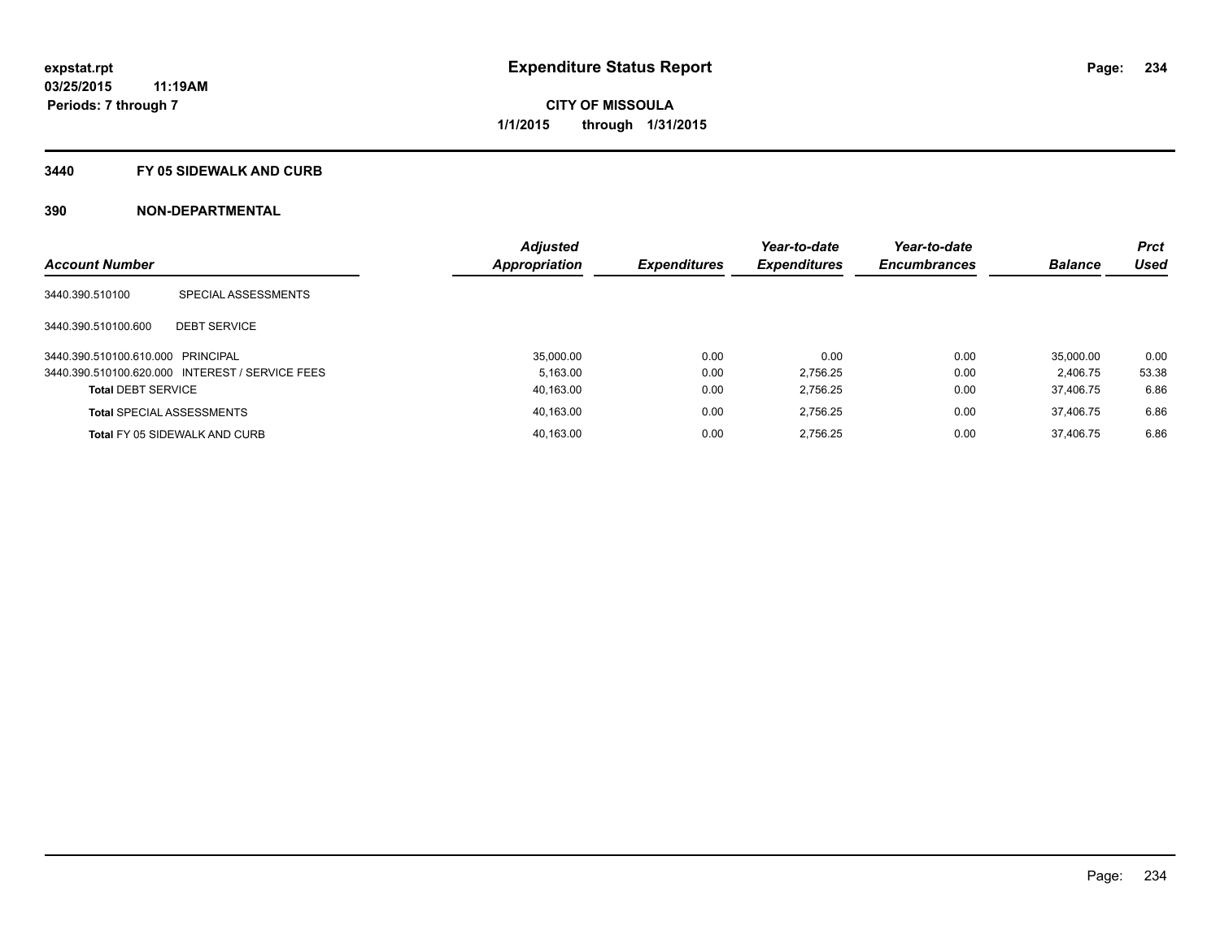**expstat.rpt**
**03/25/2015 11:19AM**
**Periods: 7 through 7**

# Expenditure Status Report

**CITY OF MISSOULA**
**1/1/2015 through 1/31/2015**

## 3440 FY 05 SIDEWALK AND CURB

## 390 NON-DEPARTMENTAL

| Account Number | | Adjusted Appropriation | Expenditures | Year-to-date Expenditures | Year-to-date Encumbrances | Balance | Prct Used |
|---|---|---|---|---|---|---|---|
| 3440.390.510100 | SPECIAL ASSESSMENTS | | | | | | |
| 3440.390.510100.600 | DEBT SERVICE | | | | | | |
| 3440.390.510100.610.000 | PRINCIPAL | 35,000.00 | 0.00 | 0.00 | 0.00 | 35,000.00 | 0.00 |
| 3440.390.510100.620.000 | INTEREST / SERVICE FEES | 5,163.00 | 0.00 | 2,756.25 | 0.00 | 2,406.75 | 53.38 |
| **Total** DEBT SERVICE | | 40,163.00 | 0.00 | 2,756.25 | 0.00 | 37,406.75 | 6.86 |
| **Total** SPECIAL ASSESSMENTS | | 40,163.00 | 0.00 | 2,756.25 | 0.00 | 37,406.75 | 6.86 |
| **Total** FY 05 SIDEWALK AND CURB | | 40,163.00 | 0.00 | 2,756.25 | 0.00 | 37,406.75 | 6.86 |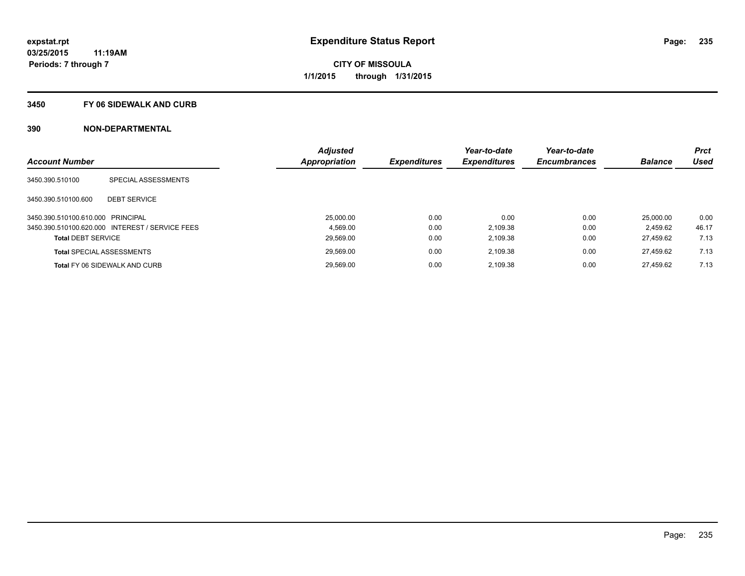**Expenditure Status Report**

**CITY OF MISSOULA**

**1/1/2015 through 1/31/2015**

expstat.rpt
03/25/2015 11:19AM
Periods: 7 through 7

## 3450 FY 06 SIDEWALK AND CURB

## 390 NON-DEPARTMENTAL

| Account Number | | Adjusted Appropriation | Expenditures | Year-to-date Expenditures | Year-to-date Encumbrances | Balance | Prct Used |
|---|---|---|---|---|---|---|---|
| 3450.390.510100 | SPECIAL ASSESSMENTS | | | | | | |
| 3450.390.510100.600 | DEBT SERVICE | | | | | | |
| 3450.390.510100.610.000 | PRINCIPAL | 25,000.00 | 0.00 | 0.00 | 0.00 | 25,000.00 | 0.00 |
| 3450.390.510100.620.000 | INTEREST / SERVICE FEES | 4,569.00 | 0.00 | 2,109.38 | 0.00 | 2,459.62 | 46.17 |
| **Total** DEBT SERVICE | | 29,569.00 | 0.00 | 2,109.38 | 0.00 | 27,459.62 | 7.13 |
| **Total** SPECIAL ASSESSMENTS | | 29,569.00 | 0.00 | 2,109.38 | 0.00 | 27,459.62 | 7.13 |
| **Total** FY 06 SIDEWALK AND CURB | | 29,569.00 | 0.00 | 2,109.38 | 0.00 | 27,459.62 | 7.13 |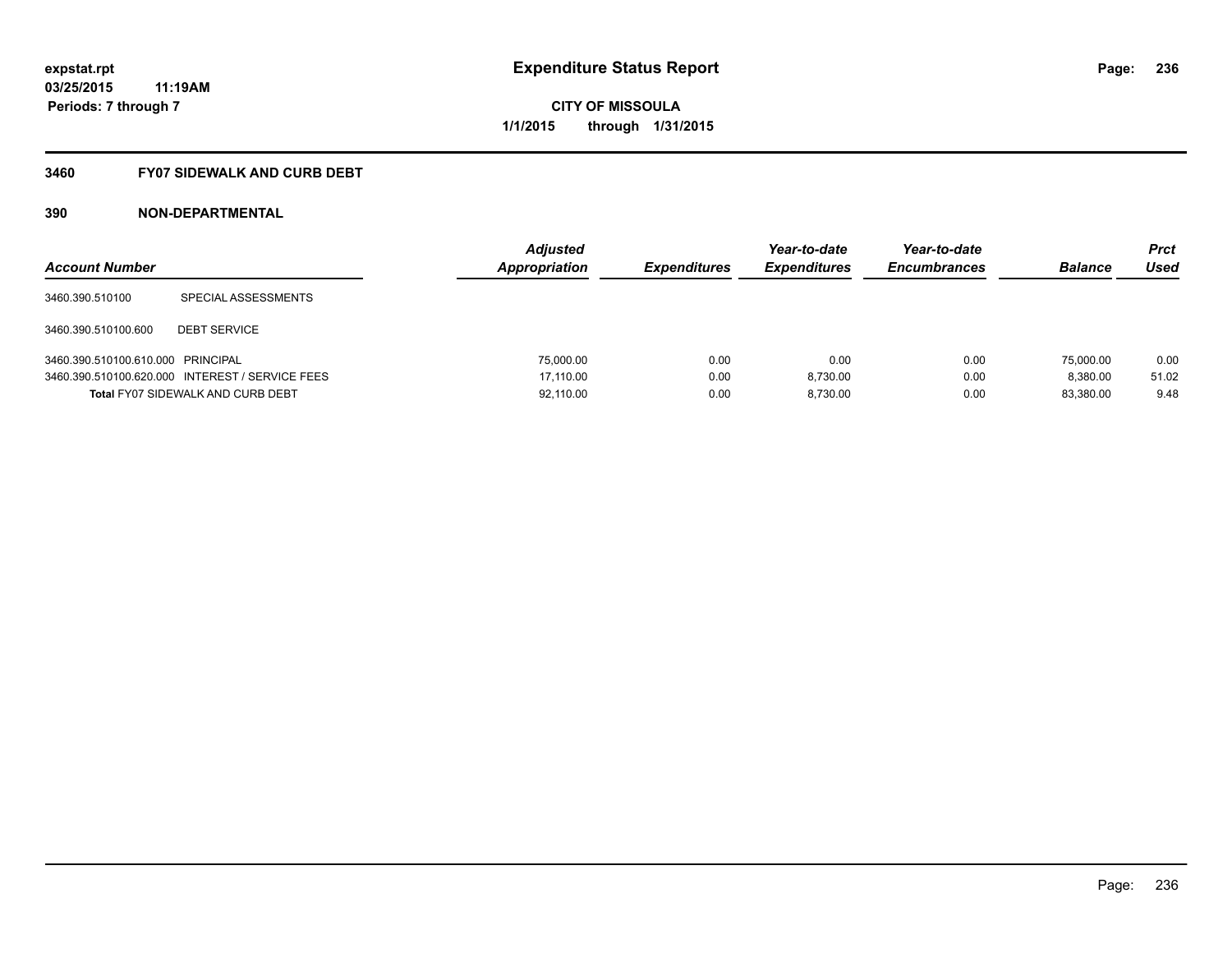# Expenditure Status Report

expstat.rpt
03/25/2015 11:19AM
Periods: 7 through 7

**CITY OF MISSOULA**
**1/1/2015 through 1/31/2015**

## 3460 FY07 SIDEWALK AND CURB DEBT

### 390 NON-DEPARTMENTAL

| Account Number | | Adjusted Appropriation | Expenditures | Year-to-date Expenditures | Year-to-date Encumbrances | Balance | Prct Used |
|---|---|---|---|---|---|---|---|
| 3460.390.510100 | SPECIAL ASSESSMENTS | | | | | | |
| 3460.390.510100.600 | DEBT SERVICE | | | | | | |
| 3460.390.510100.610.000 | PRINCIPAL | 75,000.00 | 0.00 | 0.00 | 0.00 | 75,000.00 | 0.00 |
| 3460.390.510100.620.000 | INTEREST / SERVICE FEES | 17,110.00 | 0.00 | 8,730.00 | 0.00 | 8,380.00 | 51.02 |
| **Total** FY07 SIDEWALK AND CURB DEBT | | 92,110.00 | 0.00 | 8,730.00 | 0.00 | 83,380.00 | 9.48 |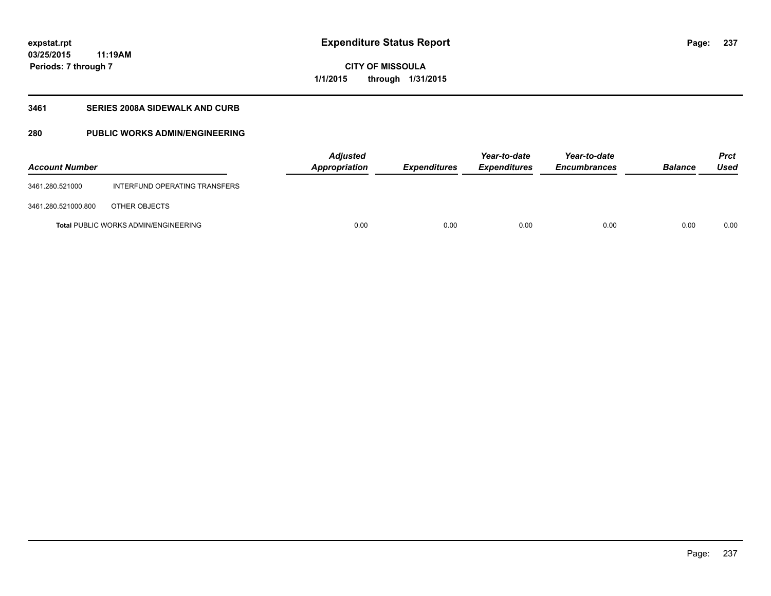# Expenditure Status Report

expstat.rpt
03/25/2015 11:19AM
Periods: 7 through 7

**CITY OF MISSOULA**
**1/1/2015 through 1/31/2015**

### 3461 SERIES 2008A SIDEWALK AND CURB

### 280 PUBLIC WORKS ADMIN/ENGINEERING

| Account Number | | Adjusted Appropriation | Expenditures | Year-to-date Expenditures | Year-to-date Encumbrances | Balance | Prct Used |
|---|---|---|---|---|---|---|---|
| 3461.280.521000 | INTERFUND OPERATING TRANSFERS | | | | | | |
| 3461.280.521000.800 | OTHER OBJECTS | | | | | | |
| **Total** PUBLIC WORKS ADMIN/ENGINEERING | | 0.00 | 0.00 | 0.00 | 0.00 | 0.00 | 0.00 |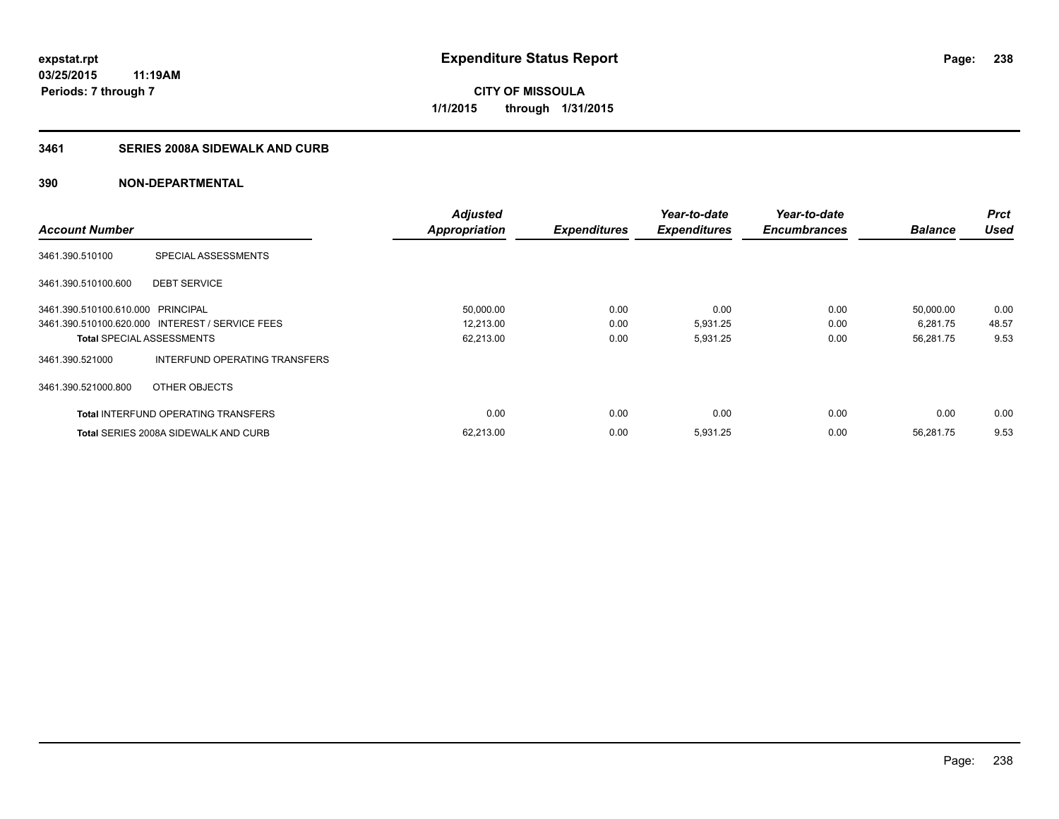# Expenditure Status Report

**expstat.rpt**
**03/25/2015 11:19AM**
**Periods: 7 through 7**

**CITY OF MISSOULA**
**1/1/2015 through 1/31/2015**

## 3461 SERIES 2008A SIDEWALK AND CURB

### 390 NON-DEPARTMENTAL

| Account Number | | Adjusted Appropriation | Expenditures | Year-to-date Expenditures | Year-to-date Encumbrances | Balance | Prct Used |
|---|---|---|---|---|---|---|---|
| 3461.390.510100 | SPECIAL ASSESSMENTS | | | | | | |
| 3461.390.510100.600 | DEBT SERVICE | | | | | | |
| 3461.390.510100.610.000 | PRINCIPAL | 50,000.00 | 0.00 | 0.00 | 0.00 | 50,000.00 | 0.00 |
| 3461.390.510100.620.000 | INTEREST / SERVICE FEES | 12,213.00 | 0.00 | 5,931.25 | 0.00 | 6,281.75 | 48.57 |
| **Total** SPECIAL ASSESSMENTS | | 62,213.00 | 0.00 | 5,931.25 | 0.00 | 56,281.75 | 9.53 |
| 3461.390.521000 | INTERFUND OPERATING TRANSFERS | | | | | | |
| 3461.390.521000.800 | OTHER OBJECTS | | | | | | |
| **Total** INTERFUND OPERATING TRANSFERS | | 0.00 | 0.00 | 0.00 | 0.00 | 0.00 | 0.00 |
| **Total** SERIES 2008A SIDEWALK AND CURB | | 62,213.00 | 0.00 | 5,931.25 | 0.00 | 56,281.75 | 9.53 |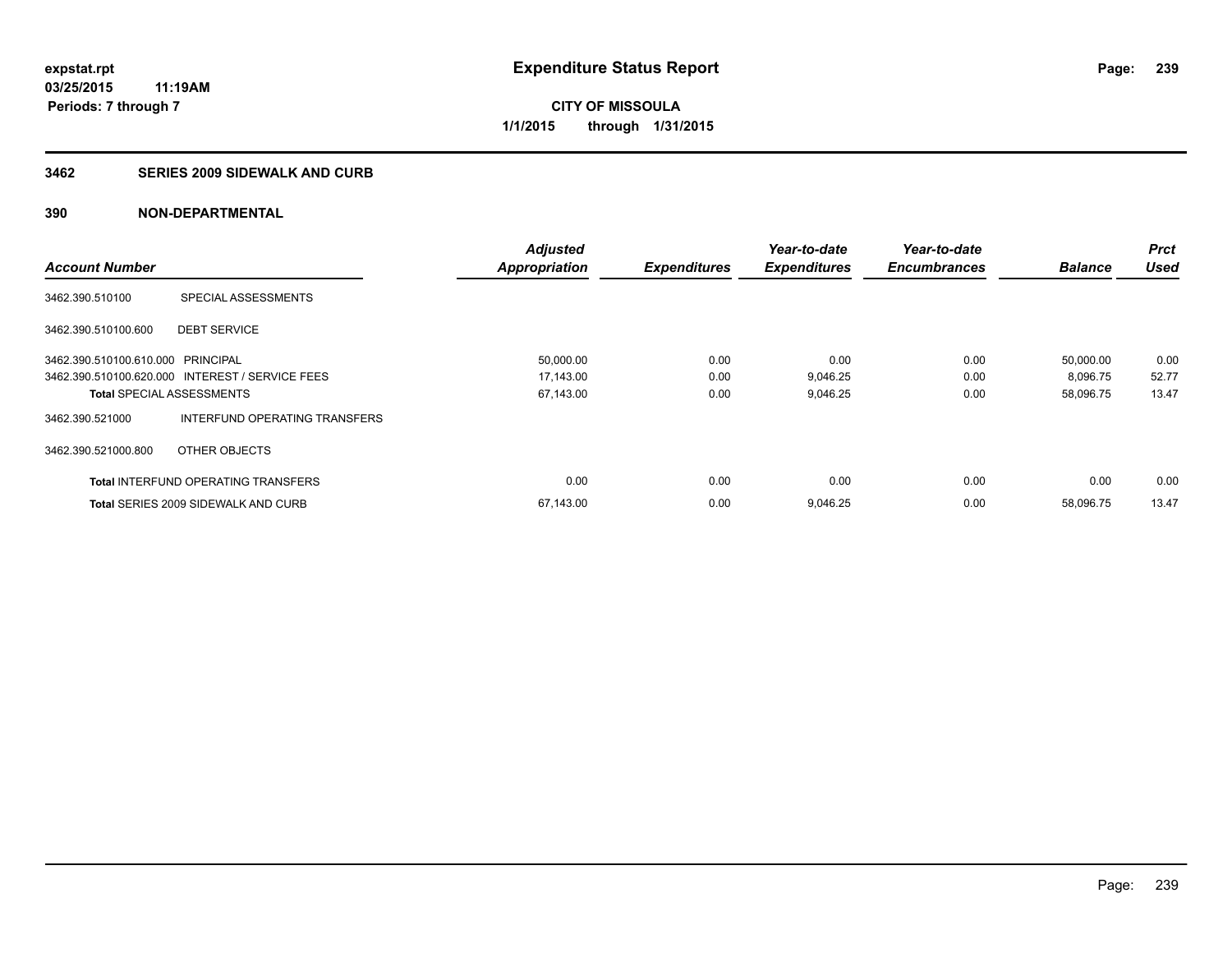# Expenditure Status Report

expstat.rpt
03/25/2015 11:19AM
Periods: 7 through 7

**CITY OF MISSOULA**
**1/1/2015 through 1/31/2015**

## 3462 SERIES 2009 SIDEWALK AND CURB

### 390 NON-DEPARTMENTAL

| Account Number | | Adjusted Appropriation | Expenditures | Year-to-date Expenditures | Year-to-date Encumbrances | Balance | Prct Used |
|---|---|---|---|---|---|---|---|
| 3462.390.510100 | SPECIAL ASSESSMENTS | | | | | | |
| 3462.390.510100.600 | DEBT SERVICE | | | | | | |
| 3462.390.510100.610.000 | PRINCIPAL | 50,000.00 | 0.00 | 0.00 | 0.00 | 50,000.00 | 0.00 |
| 3462.390.510100.620.000 | INTEREST / SERVICE FEES | 17,143.00 | 0.00 | 9,046.25 | 0.00 | 8,096.75 | 52.77 |
| **Total** SPECIAL ASSESSMENTS | | 67,143.00 | 0.00 | 9,046.25 | 0.00 | 58,096.75 | 13.47 |
| 3462.390.521000 | INTERFUND OPERATING TRANSFERS | | | | | | |
| 3462.390.521000.800 | OTHER OBJECTS | | | | | | |
| **Total** INTERFUND OPERATING TRANSFERS | | 0.00 | 0.00 | 0.00 | 0.00 | 0.00 | 0.00 |
| **Total** SERIES 2009 SIDEWALK AND CURB | | 67,143.00 | 0.00 | 9,046.25 | 0.00 | 58,096.75 | 13.47 |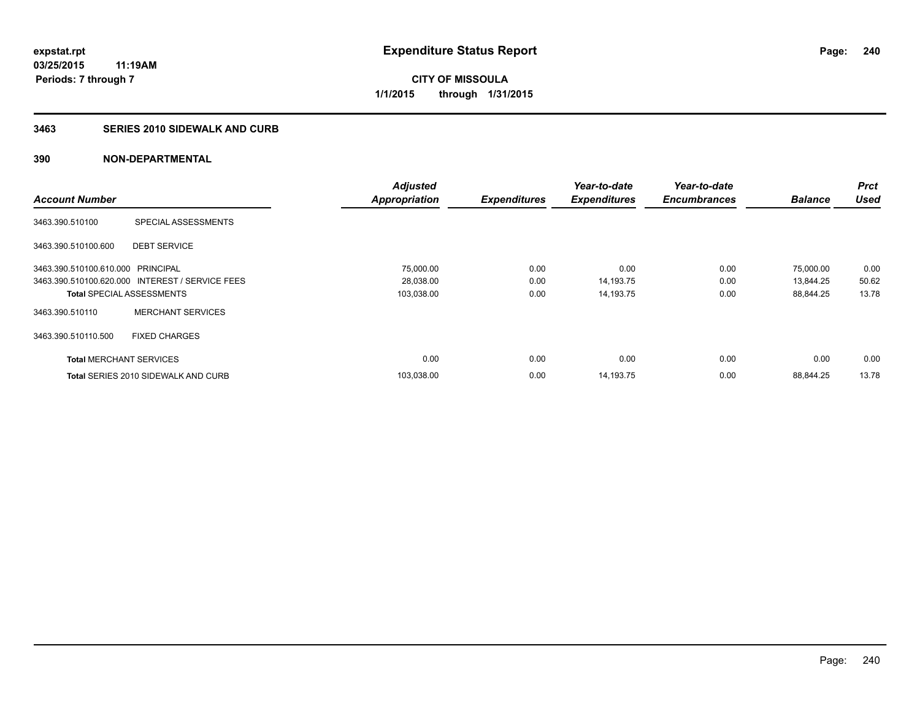**expstat.rpt**
**03/25/2015 11:19AM**
**Periods: 7 through 7**

# Expenditure Status Report

**CITY OF MISSOULA**
**1/1/2015 through 1/31/2015**

## 3463 SERIES 2010 SIDEWALK AND CURB

### 390 NON-DEPARTMENTAL

| Account Number | | Adjusted Appropriation | Expenditures | Year-to-date Expenditures | Year-to-date Encumbrances | Balance | Prct Used |
|---|---|---|---|---|---|---|---|
| 3463.390.510100 | SPECIAL ASSESSMENTS | | | | | | |
| 3463.390.510100.600 | DEBT SERVICE | | | | | | |
| 3463.390.510100.610.000 | PRINCIPAL | 75,000.00 | 0.00 | 0.00 | 0.00 | 75,000.00 | 0.00 |
| 3463.390.510100.620.000 | INTEREST / SERVICE FEES | 28,038.00 | 0.00 | 14,193.75 | 0.00 | 13,844.25 | 50.62 |
| **Total** SPECIAL ASSESSMENTS | | 103,038.00 | 0.00 | 14,193.75 | 0.00 | 88,844.25 | 13.78 |
| 3463.390.510110 | MERCHANT SERVICES | | | | | | |
| 3463.390.510110.500 | FIXED CHARGES | | | | | | |
| **Total** MERCHANT SERVICES | | 0.00 | 0.00 | 0.00 | 0.00 | 0.00 | 0.00 |
| **Total** SERIES 2010 SIDEWALK AND CURB | | 103,038.00 | 0.00 | 14,193.75 | 0.00 | 88,844.25 | 13.78 |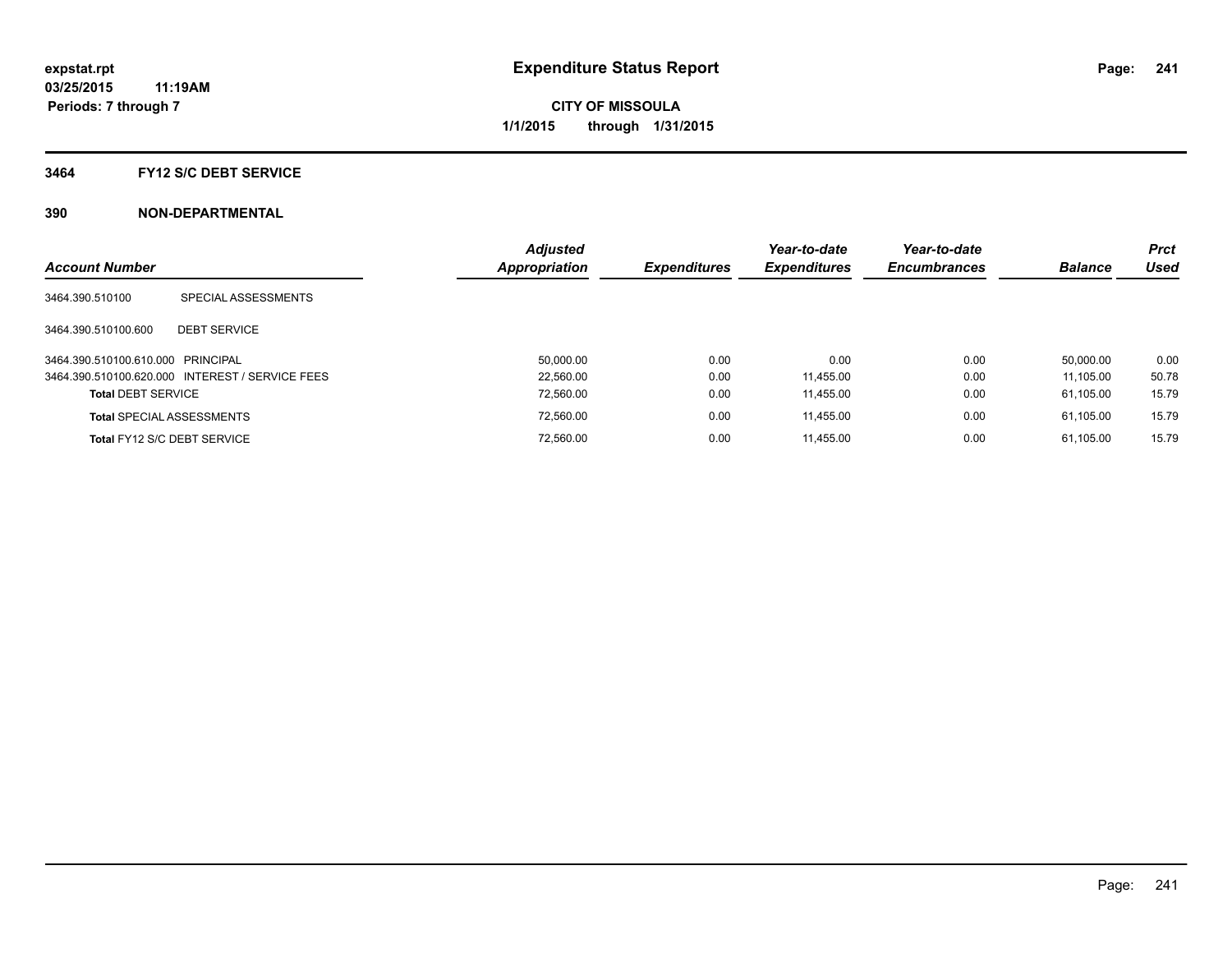# Expenditure Status Report

expstat.rpt
03/25/2015 11:19AM
Periods: 7 through 7

**CITY OF MISSOULA**
**1/1/2015 through 1/31/2015**

## 3464 FY12 S/C DEBT SERVICE

## 390 NON-DEPARTMENTAL

| Account Number | | Adjusted Appropriation | Expenditures | Year-to-date Expenditures | Year-to-date Encumbrances | Balance | Prct Used |
|---|---|---|---|---|---|---|---|
| 3464.390.510100 | SPECIAL ASSESSMENTS | | | | | | |
| 3464.390.510100.600 | DEBT SERVICE | | | | | | |
| 3464.390.510100.610.000 | PRINCIPAL | 50,000.00 | 0.00 | 0.00 | 0.00 | 50,000.00 | 0.00 |
| 3464.390.510100.620.000 | INTEREST / SERVICE FEES | 22,560.00 | 0.00 | 11,455.00 | 0.00 | 11,105.00 | 50.78 |
| **Total** DEBT SERVICE | | 72,560.00 | 0.00 | 11,455.00 | 0.00 | 61,105.00 | 15.79 |
| **Total** SPECIAL ASSESSMENTS | | 72,560.00 | 0.00 | 11,455.00 | 0.00 | 61,105.00 | 15.79 |
| **Total** FY12 S/C DEBT SERVICE | | 72,560.00 | 0.00 | 11,455.00 | 0.00 | 61,105.00 | 15.79 |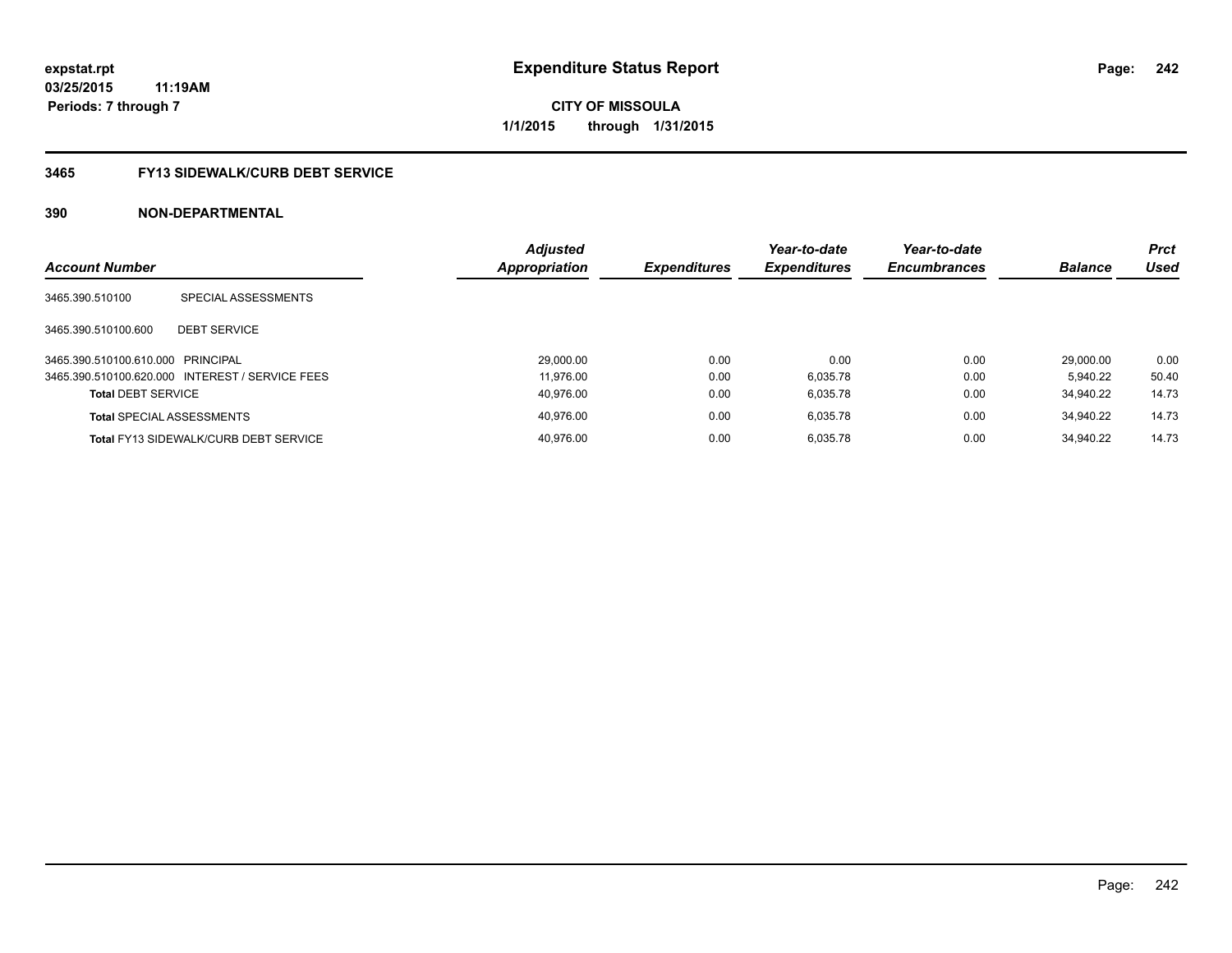**expstat.rpt**
**03/25/2015 11:19AM**
**Periods: 7 through 7**

# Expenditure Status Report

**CITY OF MISSOULA**
**1/1/2015 through 1/31/2015**

## 3465 FY13 SIDEWALK/CURB DEBT SERVICE

### 390 NON-DEPARTMENTAL

| Account Number | | Adjusted Appropriation | Expenditures | Year-to-date Expenditures | Year-to-date Encumbrances | Balance | Prct Used |
|---|---|---|---|---|---|---|---|
| 3465.390.510100 | SPECIAL ASSESSMENTS | | | | | | |
| 3465.390.510100.600 | DEBT SERVICE | | | | | | |
| 3465.390.510100.610.000 | PRINCIPAL | 29,000.00 | 0.00 | 0.00 | 0.00 | 29,000.00 | 0.00 |
| 3465.390.510100.620.000 | INTEREST / SERVICE FEES | 11,976.00 | 0.00 | 6,035.78 | 0.00 | 5,940.22 | 50.40 |
| **Total** DEBT SERVICE | | 40,976.00 | 0.00 | 6,035.78 | 0.00 | 34,940.22 | 14.73 |
| **Total** SPECIAL ASSESSMENTS | | 40,976.00 | 0.00 | 6,035.78 | 0.00 | 34,940.22 | 14.73 |
| **Total** FY13 SIDEWALK/CURB DEBT SERVICE | | 40,976.00 | 0.00 | 6,035.78 | 0.00 | 34,940.22 | 14.73 |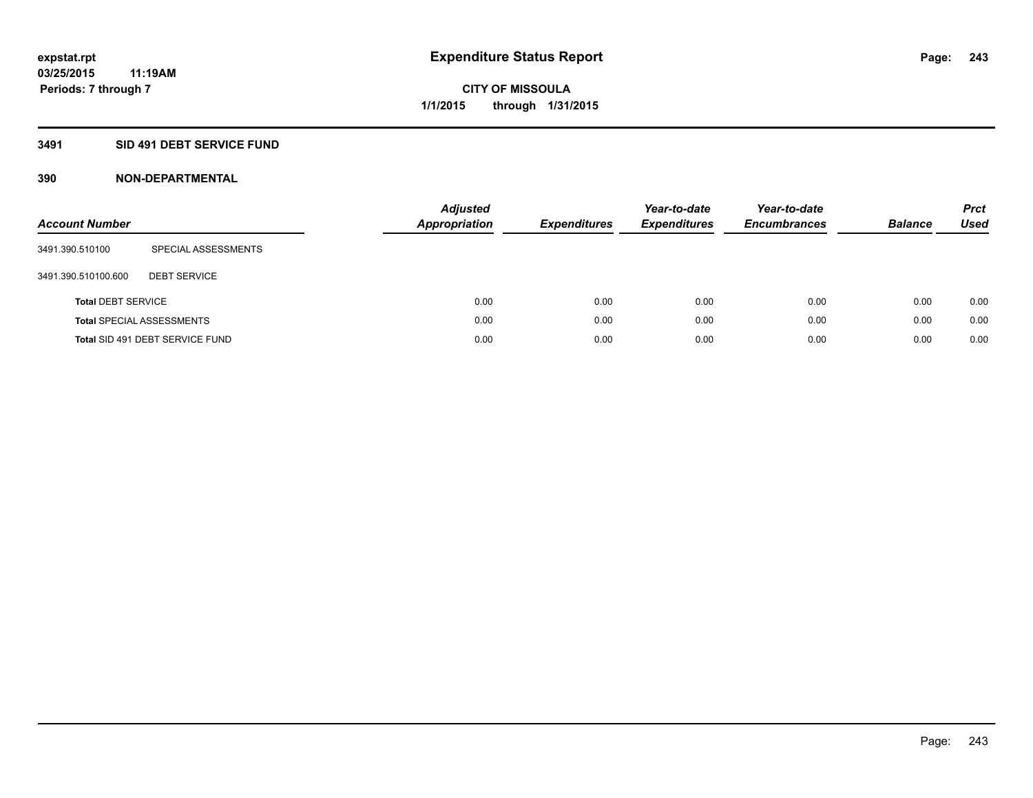**expstat.rpt**
**03/25/2015 11:19AM**
**Periods: 7 through 7**

# Expenditure Status Report

**CITY OF MISSOULA**
**1/1/2015 through 1/31/2015**

## 3491 SID 491 DEBT SERVICE FUND

### 390 NON-DEPARTMENTAL

| Account Number | | Adjusted Appropriation | Expenditures | Year-to-date Expenditures | Year-to-date Encumbrances | Balance | Prct Used |
|---|---|---|---|---|---|---|---|
| 3491.390.510100 | SPECIAL ASSESSMENTS | | | | | | |
| 3491.390.510100.600 | DEBT SERVICE | | | | | | |
| **Total** DEBT SERVICE | | 0.00 | 0.00 | 0.00 | 0.00 | 0.00 | 0.00 |
| **Total** SPECIAL ASSESSMENTS | | 0.00 | 0.00 | 0.00 | 0.00 | 0.00 | 0.00 |
| **Total** SID 491 DEBT SERVICE FUND | | 0.00 | 0.00 | 0.00 | 0.00 | 0.00 | 0.00 |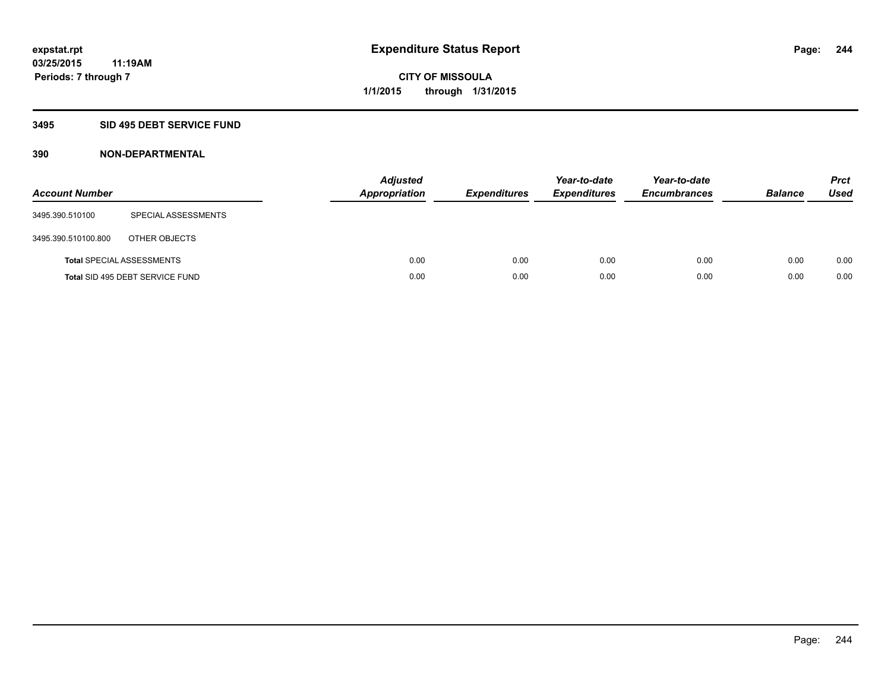# Expenditure Status Report

expstat.rpt
03/25/2015 11:19AM
Periods: 7 through 7

**CITY OF MISSOULA**
**1/1/2015 through 1/31/2015**

## 3495 SID 495 DEBT SERVICE FUND

### 390 NON-DEPARTMENTAL

| Account Number | | Adjusted Appropriation | Expenditures | Year-to-date Expenditures | Year-to-date Encumbrances | Balance | Prct Used |
|---|---|---|---|---|---|---|---|
| 3495.390.510100 | SPECIAL ASSESSMENTS | | | | | | |
| 3495.390.510100.800 | OTHER OBJECTS | | | | | | |
| **Total** SPECIAL ASSESSMENTS | | 0.00 | 0.00 | 0.00 | 0.00 | 0.00 | 0.00 |
| **Total** SID 495 DEBT SERVICE FUND | | 0.00 | 0.00 | 0.00 | 0.00 | 0.00 | 0.00 |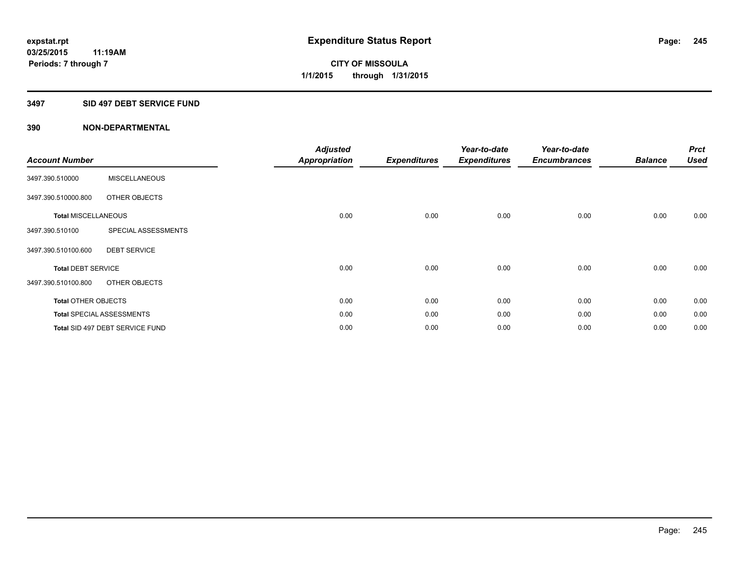**expstat.rpt**
**03/25/2015 11:19AM**
**Periods: 7 through 7**

# Expenditure Status Report

**CITY OF MISSOULA**
**1/1/2015 through 1/31/2015**

## 3497 SID 497 DEBT SERVICE FUND

## 390 NON-DEPARTMENTAL

| Account Number | | Adjusted Appropriation | Expenditures | Year-to-date Expenditures | Year-to-date Encumbrances | Balance | Prct Used |
|---|---|---|---|---|---|---|---|
| 3497.390.510000 | MISCELLANEOUS | | | | | | |
| 3497.390.510000.800 | OTHER OBJECTS | | | | | | |
| **Total** MISCELLANEOUS | | 0.00 | 0.00 | 0.00 | 0.00 | 0.00 | 0.00 |
| 3497.390.510100 | SPECIAL ASSESSMENTS | | | | | | |
| 3497.390.510100.600 | DEBT SERVICE | | | | | | |
| **Total** DEBT SERVICE | | 0.00 | 0.00 | 0.00 | 0.00 | 0.00 | 0.00 |
| 3497.390.510100.800 | OTHER OBJECTS | | | | | | |
| **Total** OTHER OBJECTS | | 0.00 | 0.00 | 0.00 | 0.00 | 0.00 | 0.00 |
| **Total** SPECIAL ASSESSMENTS | | 0.00 | 0.00 | 0.00 | 0.00 | 0.00 | 0.00 |
| **Total** SID 497 DEBT SERVICE FUND | | 0.00 | 0.00 | 0.00 | 0.00 | 0.00 | 0.00 |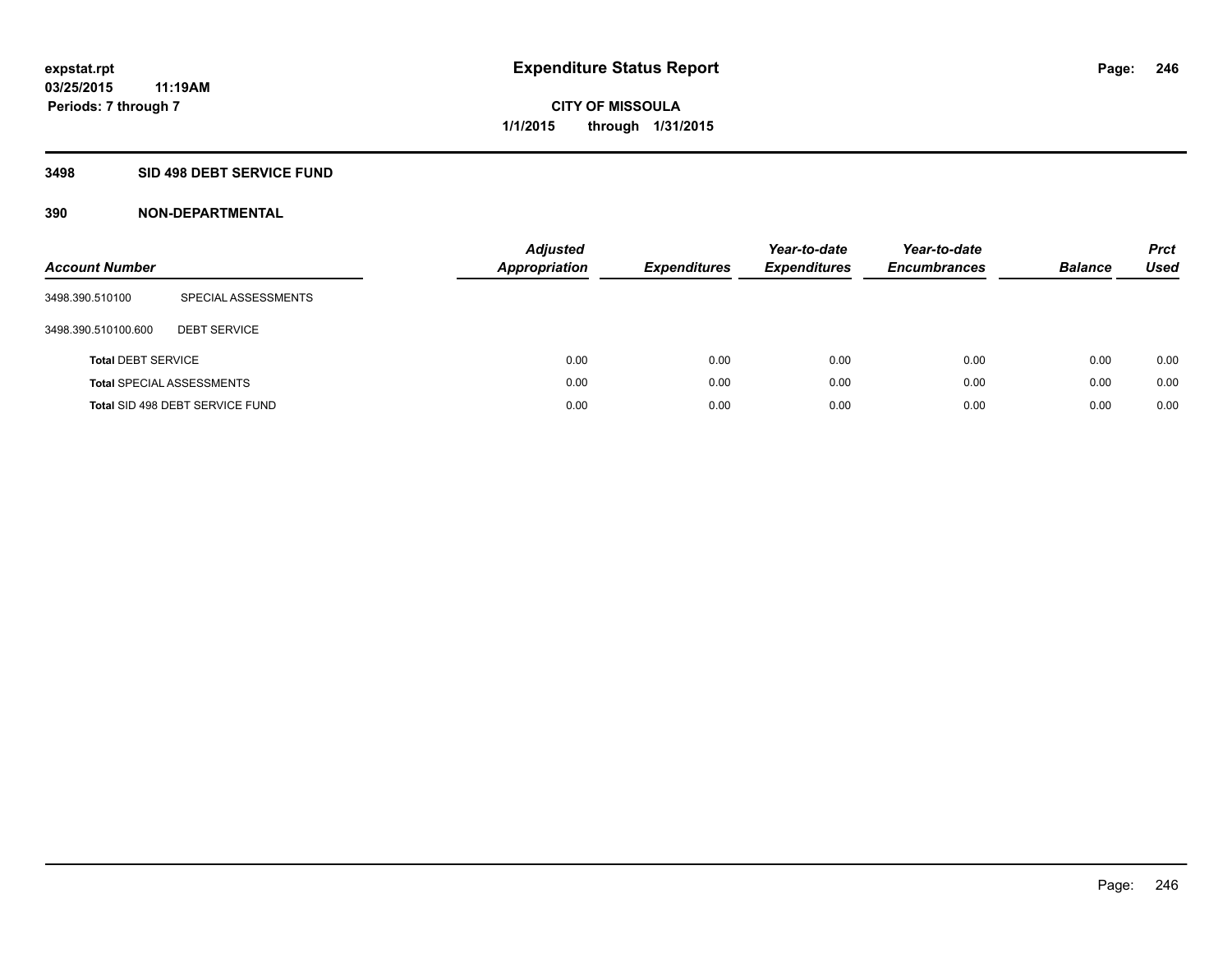**expstat.rpt**
**03/25/2015 11:19AM**
**Periods: 7 through 7**

# Expenditure Status Report

**CITY OF MISSOULA**
**1/1/2015 through 1/31/2015**

## 3498 SID 498 DEBT SERVICE FUND

## 390 NON-DEPARTMENTAL

| Account Number | | Adjusted Appropriation | Expenditures | Year-to-date Expenditures | Year-to-date Encumbrances | Balance | Prct Used |
|---|---|---|---|---|---|---|---|
| 3498.390.510100 | SPECIAL ASSESSMENTS | | | | | | |
| 3498.390.510100.600 | DEBT SERVICE | | | | | | |
| **Total** DEBT SERVICE | | 0.00 | 0.00 | 0.00 | 0.00 | 0.00 | 0.00 |
| **Total** SPECIAL ASSESSMENTS | | 0.00 | 0.00 | 0.00 | 0.00 | 0.00 | 0.00 |
| **Total** SID 498 DEBT SERVICE FUND | | 0.00 | 0.00 | 0.00 | 0.00 | 0.00 | 0.00 |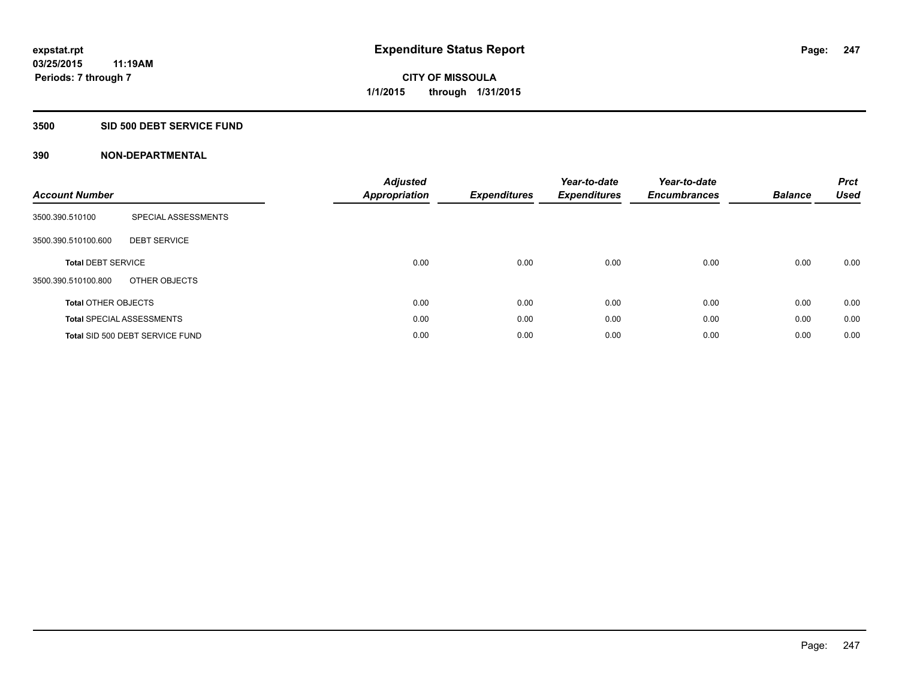expstat.rpt
03/25/2015 11:19AM
Periods: 7 through 7

# Expenditure Status Report

**CITY OF MISSOULA**
**1/1/2015 through 1/31/2015**

## 3500 SID 500 DEBT SERVICE FUND

### 390 NON-DEPARTMENTAL

| Account Number | | Adjusted Appropriation | Expenditures | Year-to-date Expenditures | Year-to-date Encumbrances | Balance | Prct Used |
|---|---|---|---|---|---|---|---|
| 3500.390.510100 | SPECIAL ASSESSMENTS | | | | | | |
| 3500.390.510100.600 | DEBT SERVICE | | | | | | |
| **Total** DEBT SERVICE | | 0.00 | 0.00 | 0.00 | 0.00 | 0.00 | 0.00 |
| 3500.390.510100.800 | OTHER OBJECTS | | | | | | |
| **Total** OTHER OBJECTS | | 0.00 | 0.00 | 0.00 | 0.00 | 0.00 | 0.00 |
| **Total** SPECIAL ASSESSMENTS | | 0.00 | 0.00 | 0.00 | 0.00 | 0.00 | 0.00 |
| **Total** SID 500 DEBT SERVICE FUND | | 0.00 | 0.00 | 0.00 | 0.00 | 0.00 | 0.00 |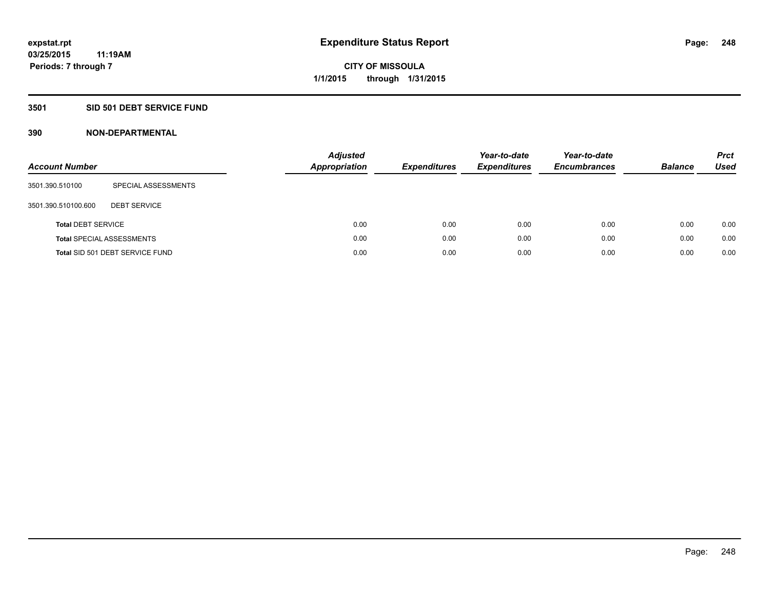**expstat.rpt**
**03/25/2015 11:19AM**
**Periods: 7 through 7**

# Expenditure Status Report

**CITY OF MISSOULA**
**1/1/2015 through 1/31/2015**

## 3501 SID 501 DEBT SERVICE FUND

## 390 NON-DEPARTMENTAL

| Account Number | | *Adjusted Appropriation* | *Expenditures* | *Year-to-date Expenditures* | *Year-to-date Encumbrances* | *Balance* | *Prct Used* |
|---|---|---|---|---|---|---|---|
| 3501.390.510100 | SPECIAL ASSESSMENTS | | | | | | |
| 3501.390.510100.600 | DEBT SERVICE | | | | | | |
| **Total** DEBT SERVICE | | 0.00 | 0.00 | 0.00 | 0.00 | 0.00 | 0.00 |
| **Total** SPECIAL ASSESSMENTS | | 0.00 | 0.00 | 0.00 | 0.00 | 0.00 | 0.00 |
| **Total** SID 501 DEBT SERVICE FUND | | 0.00 | 0.00 | 0.00 | 0.00 | 0.00 | 0.00 |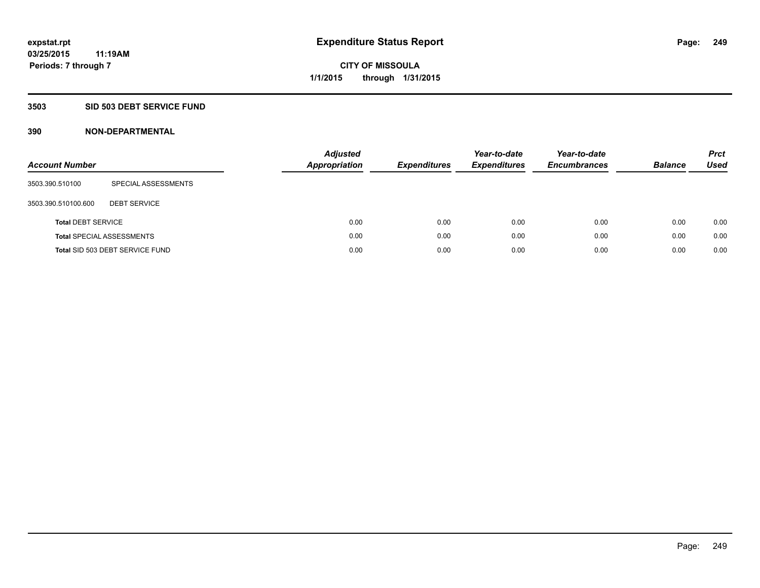# Expenditure Status Report

**expstat.rpt**
**03/25/2015 11:19AM**
**Periods: 7 through 7**

**CITY OF MISSOULA**
**1/1/2015 through 1/31/2015**

## 3503 SID 503 DEBT SERVICE FUND

### 390 NON-DEPARTMENTAL

| Account Number | | Adjusted Appropriation | Expenditures | Year-to-date Expenditures | Year-to-date Encumbrances | Balance | Prct Used |
|---|---|---|---|---|---|---|---|
| 3503.390.510100 | SPECIAL ASSESSMENTS | | | | | | |
| 3503.390.510100.600 | DEBT SERVICE | | | | | | |
| **Total** DEBT SERVICE | | 0.00 | 0.00 | 0.00 | 0.00 | 0.00 | 0.00 |
| **Total** SPECIAL ASSESSMENTS | | 0.00 | 0.00 | 0.00 | 0.00 | 0.00 | 0.00 |
| **Total** SID 503 DEBT SERVICE FUND | | 0.00 | 0.00 | 0.00 | 0.00 | 0.00 | 0.00 |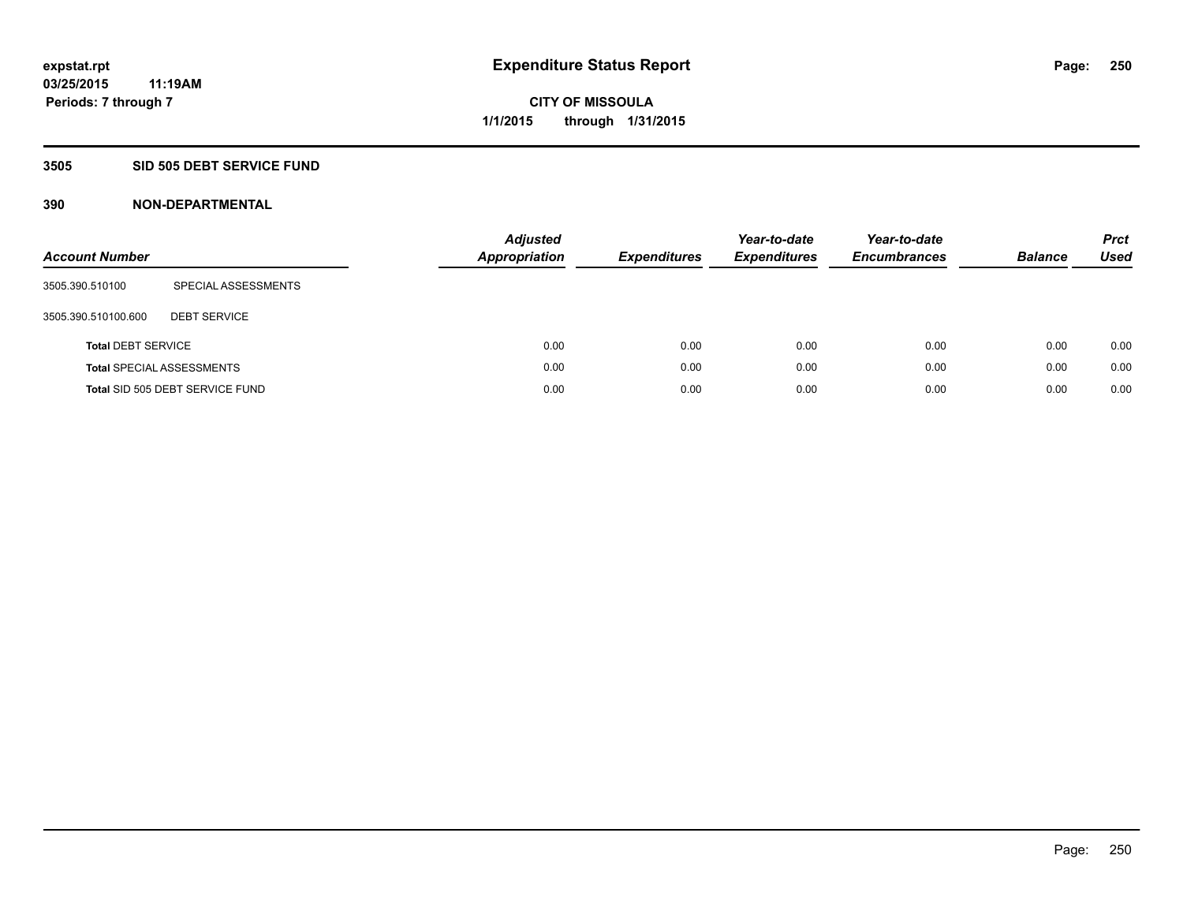# Expenditure Status Report

expstat.rpt
03/25/2015 11:19AM
Periods: 7 through 7

CITY OF MISSOULA
1/1/2015 through 1/31/2015

## 3505 SID 505 DEBT SERVICE FUND

### 390 NON-DEPARTMENTAL

| Account Number | | Adjusted Appropriation | Expenditures | Year-to-date Expenditures | Year-to-date Encumbrances | Balance | Prct Used |
|---|---|---|---|---|---|---|---|
| 3505.390.510100 | SPECIAL ASSESSMENTS | | | | | | |
| 3505.390.510100.600 | DEBT SERVICE | | | | | | |
| **Total** DEBT SERVICE | | 0.00 | 0.00 | 0.00 | 0.00 | 0.00 | 0.00 |
| **Total** SPECIAL ASSESSMENTS | | 0.00 | 0.00 | 0.00 | 0.00 | 0.00 | 0.00 |
| **Total** SID 505 DEBT SERVICE FUND | | 0.00 | 0.00 | 0.00 | 0.00 | 0.00 | 0.00 |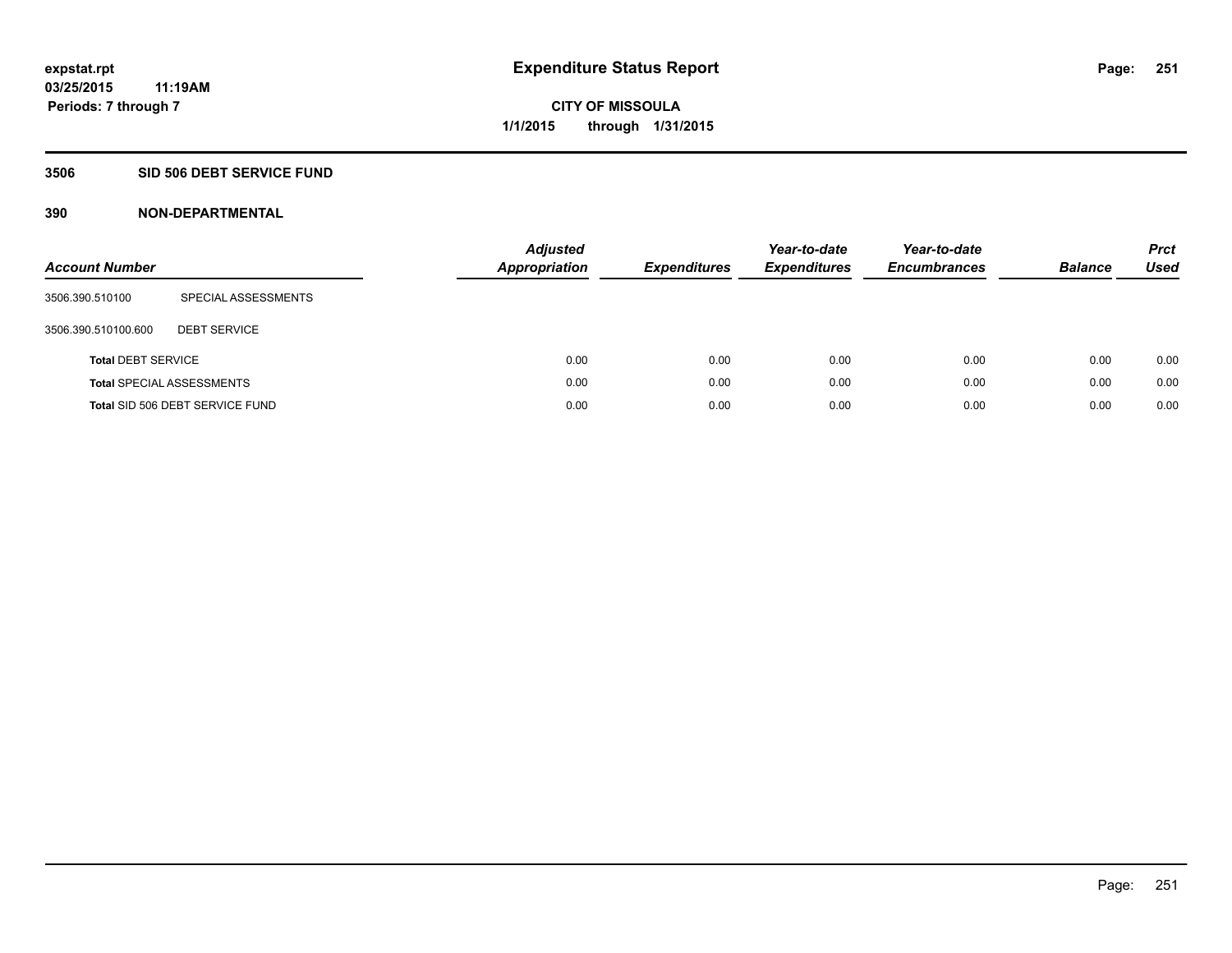expstat.rpt
03/25/2015 11:19AM
Periods: 7 through 7

# Expenditure Status Report

CITY OF MISSOULA
1/1/2015 through 1/31/2015

## 3506 SID 506 DEBT SERVICE FUND

## 390 NON-DEPARTMENTAL

| Account Number | | *Adjusted Appropriation* | *Expenditures* | *Year-to-date Expenditures* | *Year-to-date Encumbrances* | *Balance* | *Prct Used* |
|---|---|---|---|---|---|---|---|
| 3506.390.510100 | SPECIAL ASSESSMENTS | | | | | | |
| 3506.390.510100.600 | DEBT SERVICE | | | | | | |
| **Total** DEBT SERVICE | | 0.00 | 0.00 | 0.00 | 0.00 | 0.00 | 0.00 |
| **Total** SPECIAL ASSESSMENTS | | 0.00 | 0.00 | 0.00 | 0.00 | 0.00 | 0.00 |
| **Total** SID 506 DEBT SERVICE FUND | | 0.00 | 0.00 | 0.00 | 0.00 | 0.00 | 0.00 |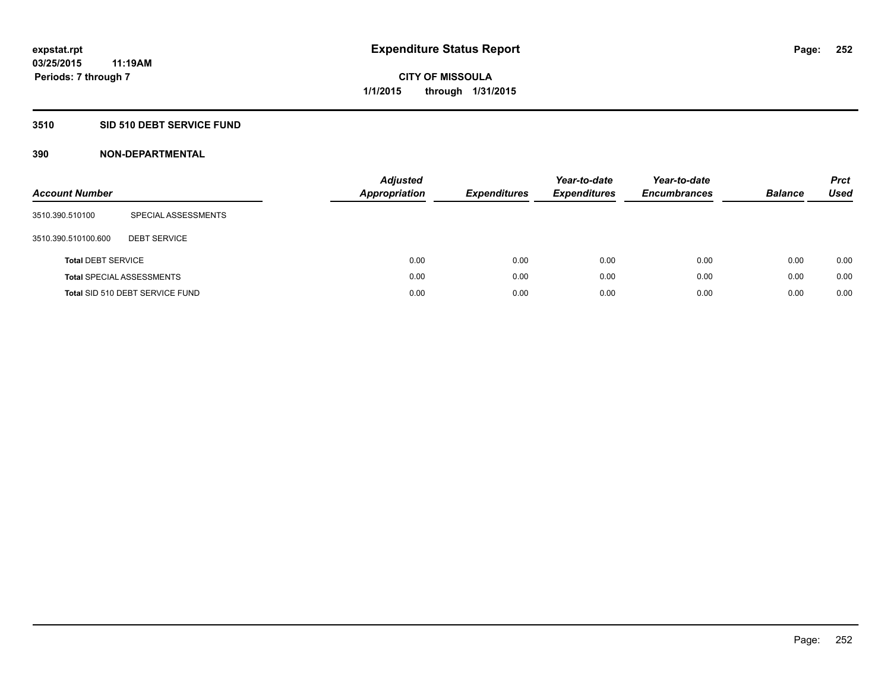# Expenditure Status Report

expstat.rpt
03/25/2015 11:19AM
Periods: 7 through 7

**CITY OF MISSOULA**
**1/1/2015 through 1/31/2015**

## 3510 SID 510 DEBT SERVICE FUND

### 390 NON-DEPARTMENTAL

| Account Number | | Adjusted Appropriation | Expenditures | Year-to-date Expenditures | Year-to-date Encumbrances | Balance | Prct Used |
|---|---|---|---|---|---|---|---|
| 3510.390.510100 | SPECIAL ASSESSMENTS | | | | | | |
| 3510.390.510100.600 | DEBT SERVICE | | | | | | |
| **Total** DEBT SERVICE | | 0.00 | 0.00 | 0.00 | 0.00 | 0.00 | 0.00 |
| **Total** SPECIAL ASSESSMENTS | | 0.00 | 0.00 | 0.00 | 0.00 | 0.00 | 0.00 |
| **Total** SID 510 DEBT SERVICE FUND | | 0.00 | 0.00 | 0.00 | 0.00 | 0.00 | 0.00 |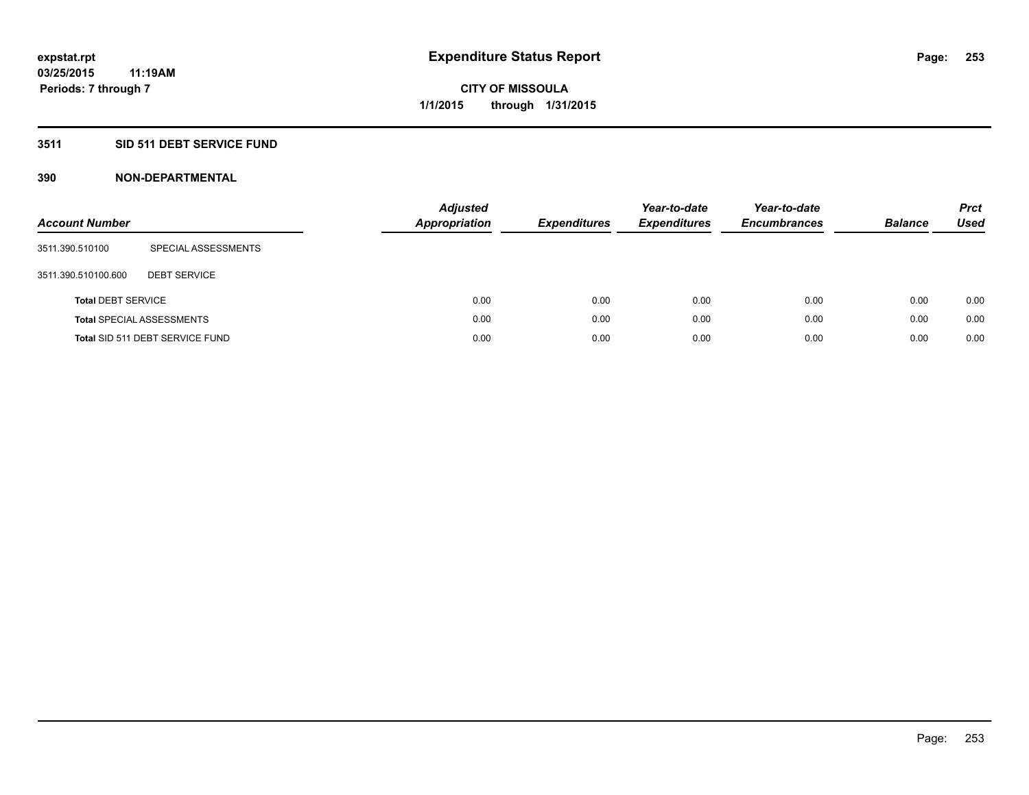# Expenditure Status Report

**CITY OF MISSOULA**

**1/1/2015 through 1/31/2015**

expstat.rpt
03/25/2015 11:19AM
Periods: 7 through 7

## 3511 SID 511 DEBT SERVICE FUND

### 390 NON-DEPARTMENTAL

| Account Number | | Adjusted Appropriation | Expenditures | Year-to-date Expenditures | Year-to-date Encumbrances | Balance | Prct Used |
|---|---|---|---|---|---|---|---|
| 3511.390.510100 | SPECIAL ASSESSMENTS | | | | | | |
| 3511.390.510100.600 | DEBT SERVICE | | | | | | |
| **Total** DEBT SERVICE | | 0.00 | 0.00 | 0.00 | 0.00 | 0.00 | 0.00 |
| **Total** SPECIAL ASSESSMENTS | | 0.00 | 0.00 | 0.00 | 0.00 | 0.00 | 0.00 |
| **Total** SID 511 DEBT SERVICE FUND | | 0.00 | 0.00 | 0.00 | 0.00 | 0.00 | 0.00 |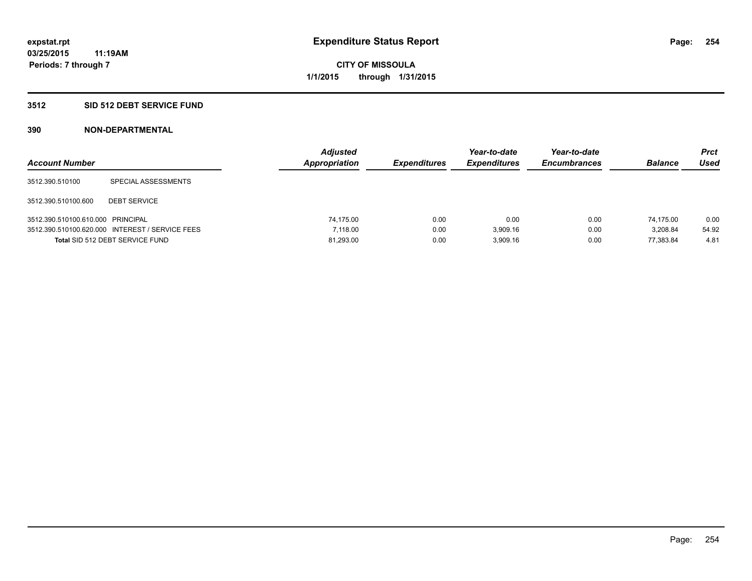expstat.rpt
03/25/2015 11:19AM
Periods: 7 through 7

# Expenditure Status Report

CITY OF MISSOULA
1/1/2015 through 1/31/2015

## 3512 SID 512 DEBT SERVICE FUND

## 390 NON-DEPARTMENTAL

| Account Number | | Adjusted Appropriation | Expenditures | Year-to-date Expenditures | Year-to-date Encumbrances | Balance | Prct Used |
|---|---|---|---|---|---|---|---|
| 3512.390.510100 | SPECIAL ASSESSMENTS | | | | | | |
| 3512.390.510100.600 | DEBT SERVICE | | | | | | |
| 3512.390.510100.610.000 | PRINCIPAL | 74,175.00 | 0.00 | 0.00 | 0.00 | 74,175.00 | 0.00 |
| 3512.390.510100.620.000 | INTEREST / SERVICE FEES | 7,118.00 | 0.00 | 3,909.16 | 0.00 | 3,208.84 | 54.92 |
| **Total** SID 512 DEBT SERVICE FUND | | 81,293.00 | 0.00 | 3,909.16 | 0.00 | 77,383.84 | 4.81 |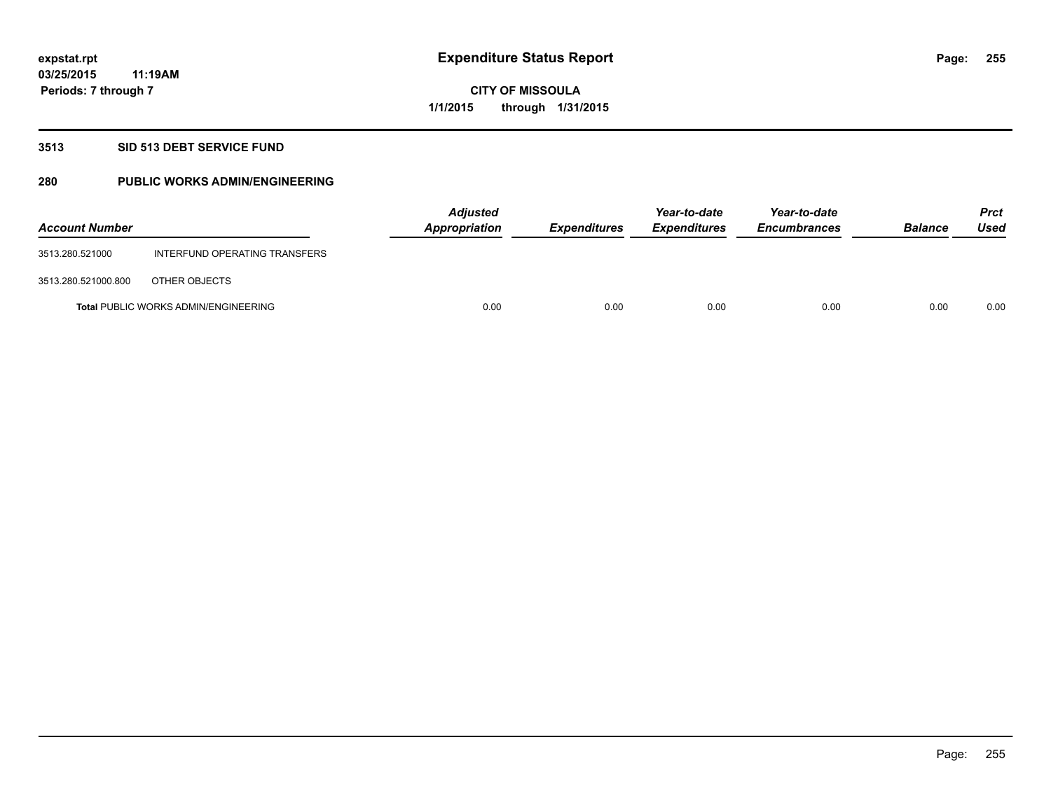expstat.rpt
03/25/2015 11:19AM
Periods: 7 through 7

# Expenditure Status Report

CITY OF MISSOULA
1/1/2015 through 1/31/2015

## 3513 SID 513 DEBT SERVICE FUND

## 280 PUBLIC WORKS ADMIN/ENGINEERING

| Account Number | | Adjusted Appropriation | Expenditures | Year-to-date Expenditures | Year-to-date Encumbrances | Balance | Prct Used |
|---|---|---|---|---|---|---|---|
| 3513.280.521000 | INTERFUND OPERATING TRANSFERS | | | | | | |
| 3513.280.521000.800 | OTHER OBJECTS | | | | | | |
| **Total** PUBLIC WORKS ADMIN/ENGINEERING | | 0.00 | 0.00 | 0.00 | 0.00 | 0.00 | 0.00 |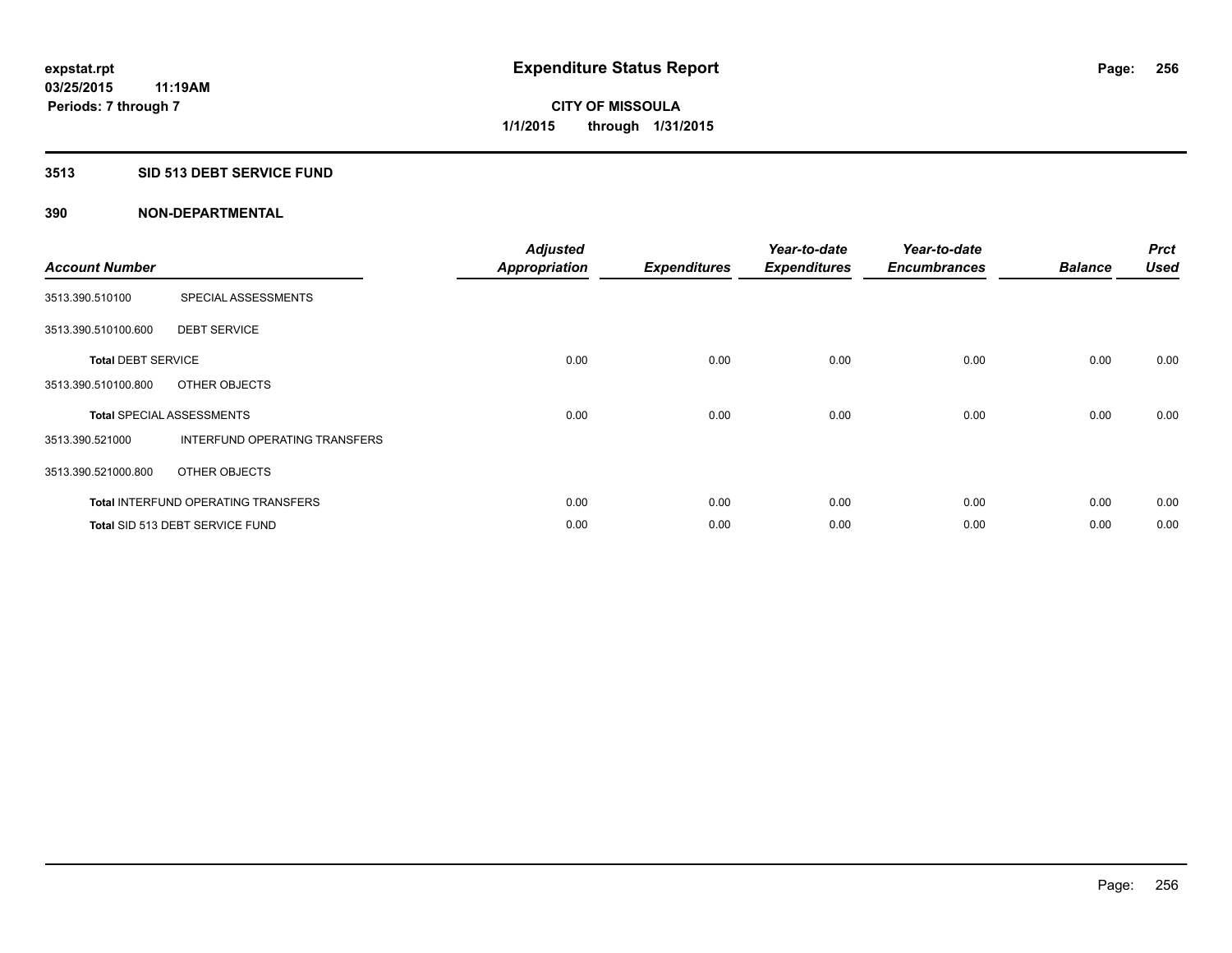# Expenditure Status Report

expstat.rpt
03/25/2015 11:19AM
Periods: 7 through 7

CITY OF MISSOULA
1/1/2015 through 1/31/2015

## 3513 SID 513 DEBT SERVICE FUND

### 390 NON-DEPARTMENTAL

| Account Number | | *Adjusted Appropriation* | *Expenditures* | *Year-to-date Expenditures* | *Year-to-date Encumbrances* | *Balance* | *Prct Used* |
|---|---|---|---|---|---|---|---|
| 3513.390.510100 | SPECIAL ASSESSMENTS | | | | | | |
| 3513.390.510100.600 | DEBT SERVICE | | | | | | |
| **Total** DEBT SERVICE | | 0.00 | 0.00 | 0.00 | 0.00 | 0.00 | 0.00 |
| 3513.390.510100.800 | OTHER OBJECTS | | | | | | |
| **Total** SPECIAL ASSESSMENTS | | 0.00 | 0.00 | 0.00 | 0.00 | 0.00 | 0.00 |
| 3513.390.521000 | INTERFUND OPERATING TRANSFERS | | | | | | |
| 3513.390.521000.800 | OTHER OBJECTS | | | | | | |
| **Total** INTERFUND OPERATING TRANSFERS | | 0.00 | 0.00 | 0.00 | 0.00 | 0.00 | 0.00 |
| **Total** SID 513 DEBT SERVICE FUND | | 0.00 | 0.00 | 0.00 | 0.00 | 0.00 | 0.00 |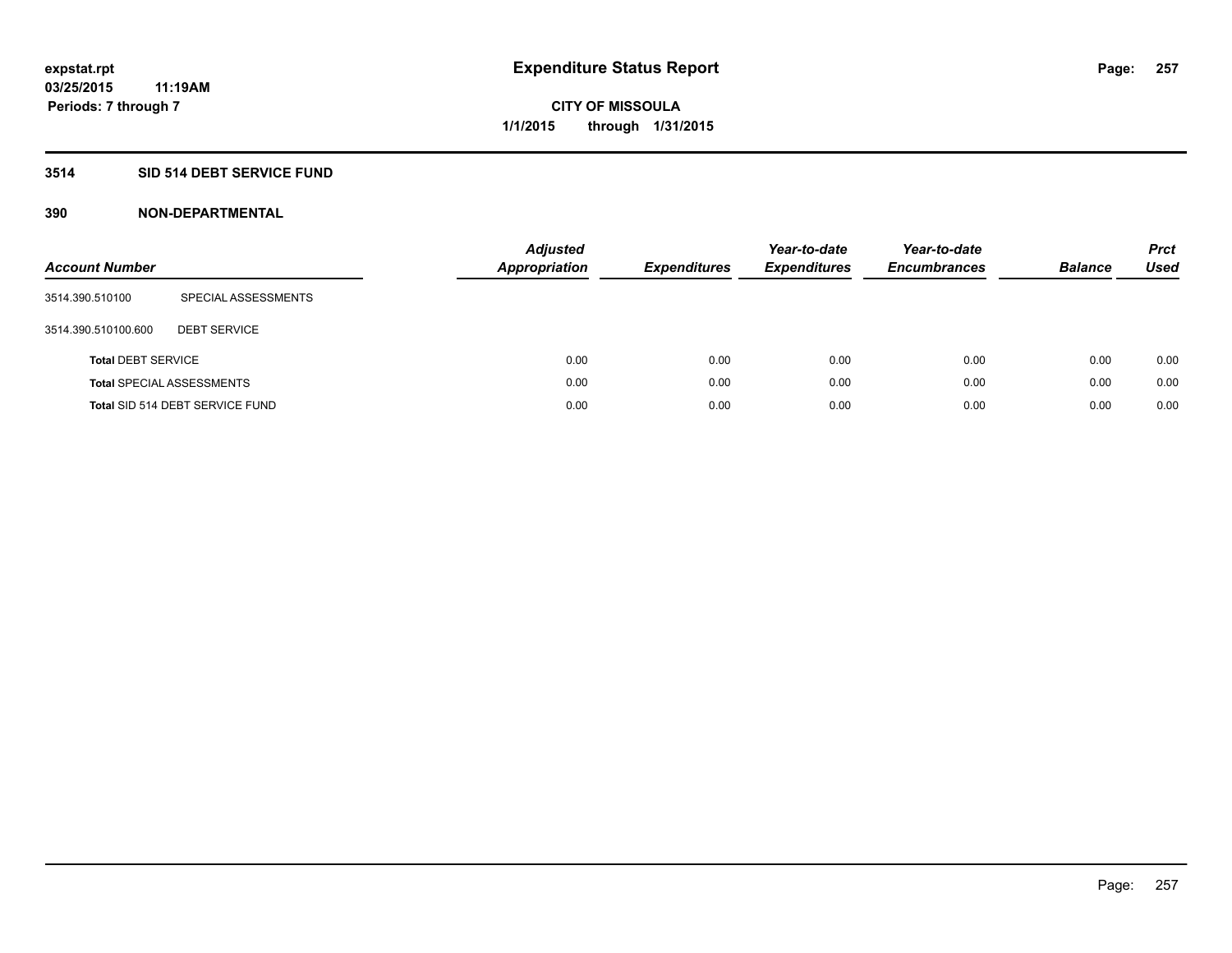expstat.rpt
03/25/2015 11:19AM
Periods: 7 through 7

# Expenditure Status Report

CITY OF MISSOULA
1/1/2015 through 1/31/2015

## 3514 SID 514 DEBT SERVICE FUND

## 390 NON-DEPARTMENTAL

| Account Number | | Adjusted Appropriation | Expenditures | Year-to-date Expenditures | Year-to-date Encumbrances | Balance | Prct Used |
|---|---|---|---|---|---|---|---|
| 3514.390.510100 | SPECIAL ASSESSMENTS | | | | | | |
| 3514.390.510100.600 | DEBT SERVICE | | | | | | |
| **Total** DEBT SERVICE | | 0.00 | 0.00 | 0.00 | 0.00 | 0.00 | 0.00 |
| **Total** SPECIAL ASSESSMENTS | | 0.00 | 0.00 | 0.00 | 0.00 | 0.00 | 0.00 |
| **Total** SID 514 DEBT SERVICE FUND | | 0.00 | 0.00 | 0.00 | 0.00 | 0.00 | 0.00 |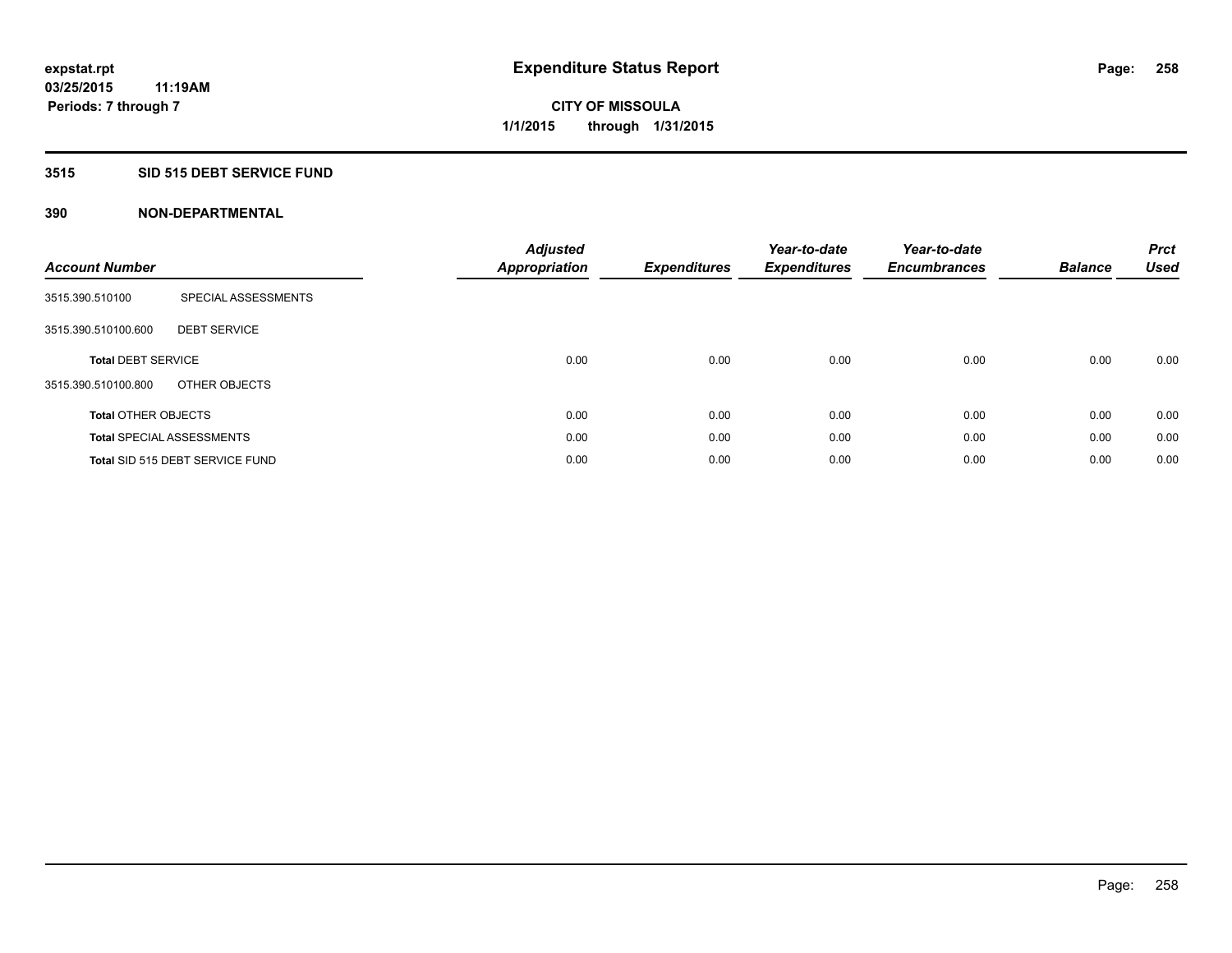expstat.rpt
03/25/2015 11:19AM
Periods: 7 through 7

# Expenditure Status Report

CITY OF MISSOULA
1/1/2015 through 1/31/2015

## 3515 SID 515 DEBT SERVICE FUND

## 390 NON-DEPARTMENTAL

| Account Number | | Adjusted Appropriation | Expenditures | Year-to-date Expenditures | Year-to-date Encumbrances | Balance | Prct Used |
|---|---|---|---|---|---|---|---|
| 3515.390.510100 | SPECIAL ASSESSMENTS | | | | | | |
| 3515.390.510100.600 | DEBT SERVICE | | | | | | |
| **Total** DEBT SERVICE | | 0.00 | 0.00 | 0.00 | 0.00 | 0.00 | 0.00 |
| 3515.390.510100.800 | OTHER OBJECTS | | | | | | |
| **Total** OTHER OBJECTS | | 0.00 | 0.00 | 0.00 | 0.00 | 0.00 | 0.00 |
| **Total** SPECIAL ASSESSMENTS | | 0.00 | 0.00 | 0.00 | 0.00 | 0.00 | 0.00 |
| **Total** SID 515 DEBT SERVICE FUND | | 0.00 | 0.00 | 0.00 | 0.00 | 0.00 | 0.00 |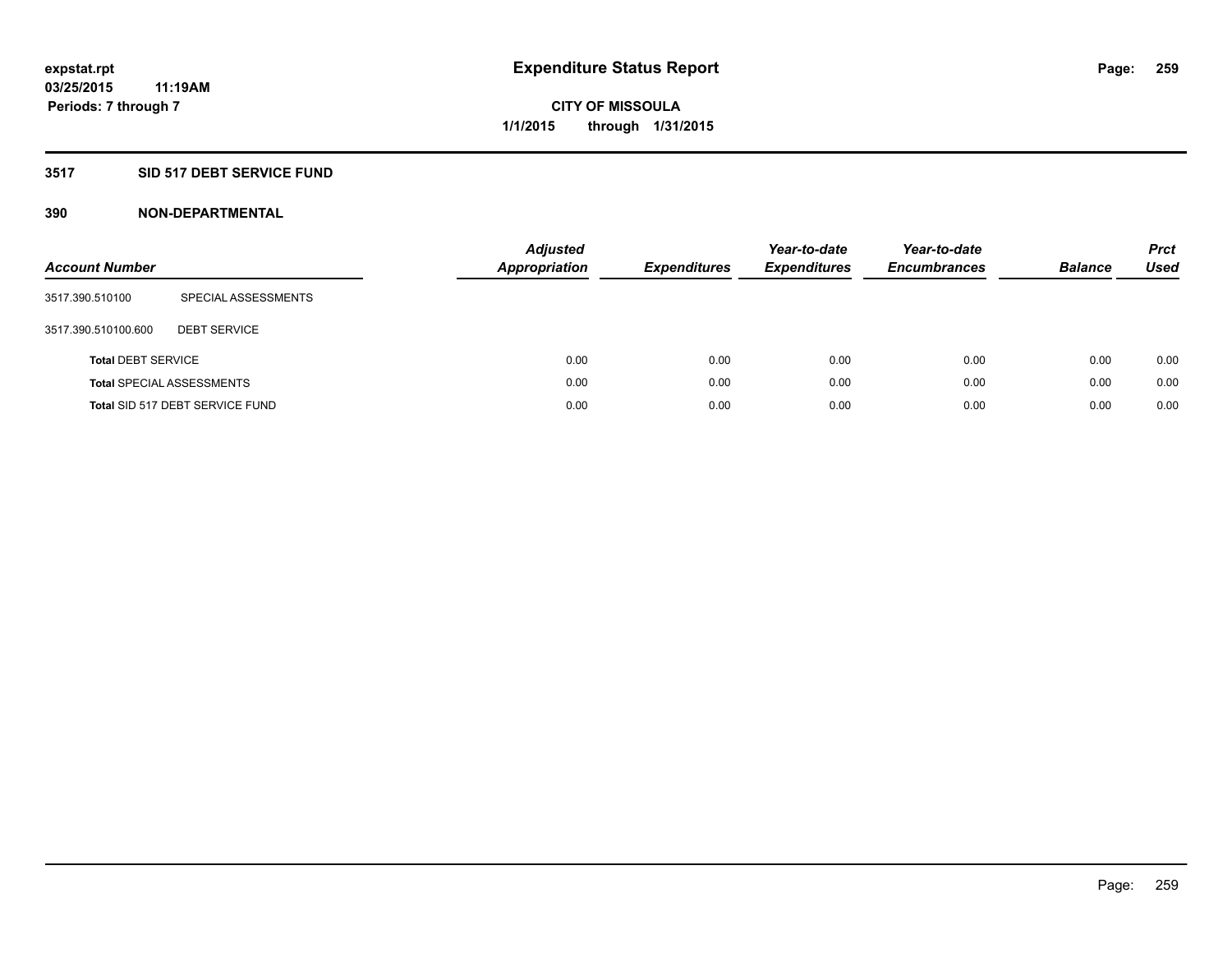# Expenditure Status Report

expstat.rpt
03/25/2015 11:19AM
Periods: 7 through 7

**CITY OF MISSOULA**
**1/1/2015 through 1/31/2015**

## 3517 SID 517 DEBT SERVICE FUND

## 390 NON-DEPARTMENTAL

| Account Number | | Adjusted Appropriation | Expenditures | Year-to-date Expenditures | Year-to-date Encumbrances | Balance | Prct Used |
|---|---|---|---|---|---|---|---|
| 3517.390.510100 | SPECIAL ASSESSMENTS | | | | | | |
| 3517.390.510100.600 | DEBT SERVICE | | | | | | |
| **Total** DEBT SERVICE | | 0.00 | 0.00 | 0.00 | 0.00 | 0.00 | 0.00 |
| **Total** SPECIAL ASSESSMENTS | | 0.00 | 0.00 | 0.00 | 0.00 | 0.00 | 0.00 |
| **Total** SID 517 DEBT SERVICE FUND | | 0.00 | 0.00 | 0.00 | 0.00 | 0.00 | 0.00 |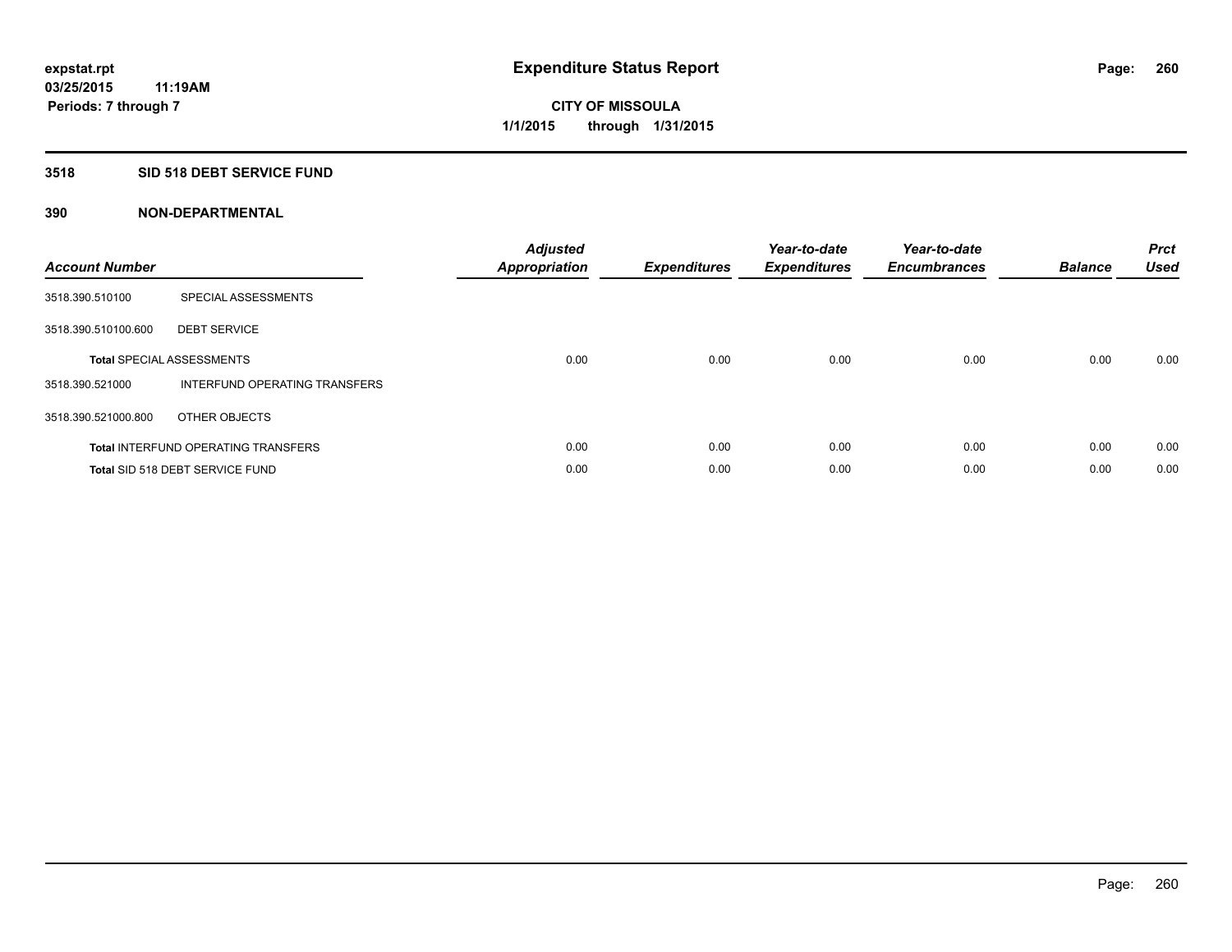# Expenditure Status Report

expstat.rpt
03/25/2015 11:19AM
Periods: 7 through 7

**CITY OF MISSOULA**
**1/1/2015 through 1/31/2015**

## 3518 SID 518 DEBT SERVICE FUND

### 390 NON-DEPARTMENTAL

| Account Number | | Adjusted Appropriation | Expenditures | Year-to-date Expenditures | Year-to-date Encumbrances | Balance | Prct Used |
|---|---|---|---|---|---|---|---|
| 3518.390.510100 | SPECIAL ASSESSMENTS | | | | | | |
| 3518.390.510100.600 | DEBT SERVICE | | | | | | |
| **Total** SPECIAL ASSESSMENTS | | 0.00 | 0.00 | 0.00 | 0.00 | 0.00 | 0.00 |
| 3518.390.521000 | INTERFUND OPERATING TRANSFERS | | | | | | |
| 3518.390.521000.800 | OTHER OBJECTS | | | | | | |
| **Total** INTERFUND OPERATING TRANSFERS | | 0.00 | 0.00 | 0.00 | 0.00 | 0.00 | 0.00 |
| **Total** SID 518 DEBT SERVICE FUND | | 0.00 | 0.00 | 0.00 | 0.00 | 0.00 | 0.00 |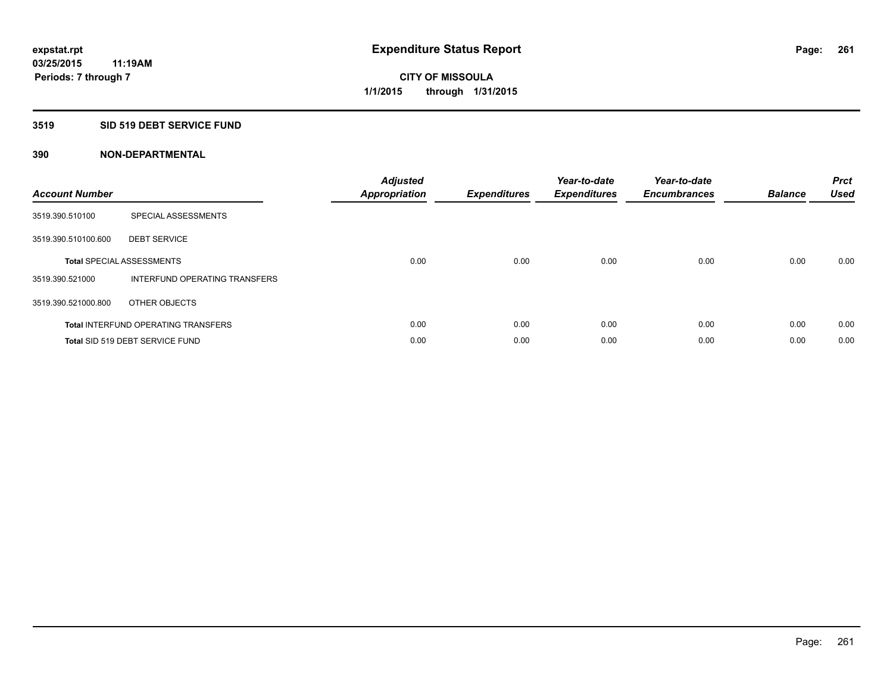expstat.rpt
03/25/2015 11:19AM
Periods: 7 through 7

# Expenditure Status Report

CITY OF MISSOULA
1/1/2015 through 1/31/2015

## 3519 SID 519 DEBT SERVICE FUND

## 390 NON-DEPARTMENTAL

| Account Number | | Adjusted Appropriation | Expenditures | Year-to-date Expenditures | Year-to-date Encumbrances | Balance | Prct Used |
|---|---|---|---|---|---|---|---|
| 3519.390.510100 | SPECIAL ASSESSMENTS | | | | | | |
| 3519.390.510100.600 | DEBT SERVICE | | | | | | |
| **Total** SPECIAL ASSESSMENTS | | 0.00 | 0.00 | 0.00 | 0.00 | 0.00 | 0.00 |
| 3519.390.521000 | INTERFUND OPERATING TRANSFERS | | | | | | |
| 3519.390.521000.800 | OTHER OBJECTS | | | | | | |
| **Total** INTERFUND OPERATING TRANSFERS | | 0.00 | 0.00 | 0.00 | 0.00 | 0.00 | 0.00 |
| **Total** SID 519 DEBT SERVICE FUND | | 0.00 | 0.00 | 0.00 | 0.00 | 0.00 | 0.00 |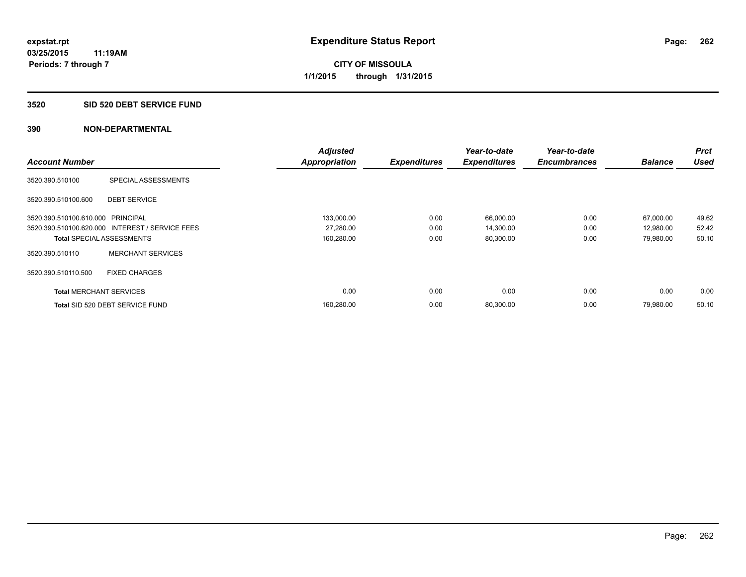**expstat.rpt**
**03/25/2015 11:19AM**
**Periods: 7 through 7**

# Expenditure Status Report

**CITY OF MISSOULA**
**1/1/2015 through 1/31/2015**

## 3520 SID 520 DEBT SERVICE FUND

## 390 NON-DEPARTMENTAL

| Account Number | | Adjusted Appropriation | Expenditures | Year-to-date Expenditures | Year-to-date Encumbrances | Balance | Prct Used |
|---|---|---|---|---|---|---|---|
| 3520.390.510100 | SPECIAL ASSESSMENTS | | | | | | |
| 3520.390.510100.600 | DEBT SERVICE | | | | | | |
| 3520.390.510100.610.000 | PRINCIPAL | 133,000.00 | 0.00 | 66,000.00 | 0.00 | 67,000.00 | 49.62 |
| 3520.390.510100.620.000 | INTEREST / SERVICE FEES | 27,280.00 | 0.00 | 14,300.00 | 0.00 | 12,980.00 | 52.42 |
| **Total** SPECIAL ASSESSMENTS | | 160,280.00 | 0.00 | 80,300.00 | 0.00 | 79,980.00 | 50.10 |
| 3520.390.510110 | MERCHANT SERVICES | | | | | | |
| 3520.390.510110.500 | FIXED CHARGES | | | | | | |
| **Total** MERCHANT SERVICES | | 0.00 | 0.00 | 0.00 | 0.00 | 0.00 | 0.00 |
| **Total** SID 520 DEBT SERVICE FUND | | 160,280.00 | 0.00 | 80,300.00 | 0.00 | 79,980.00 | 50.10 |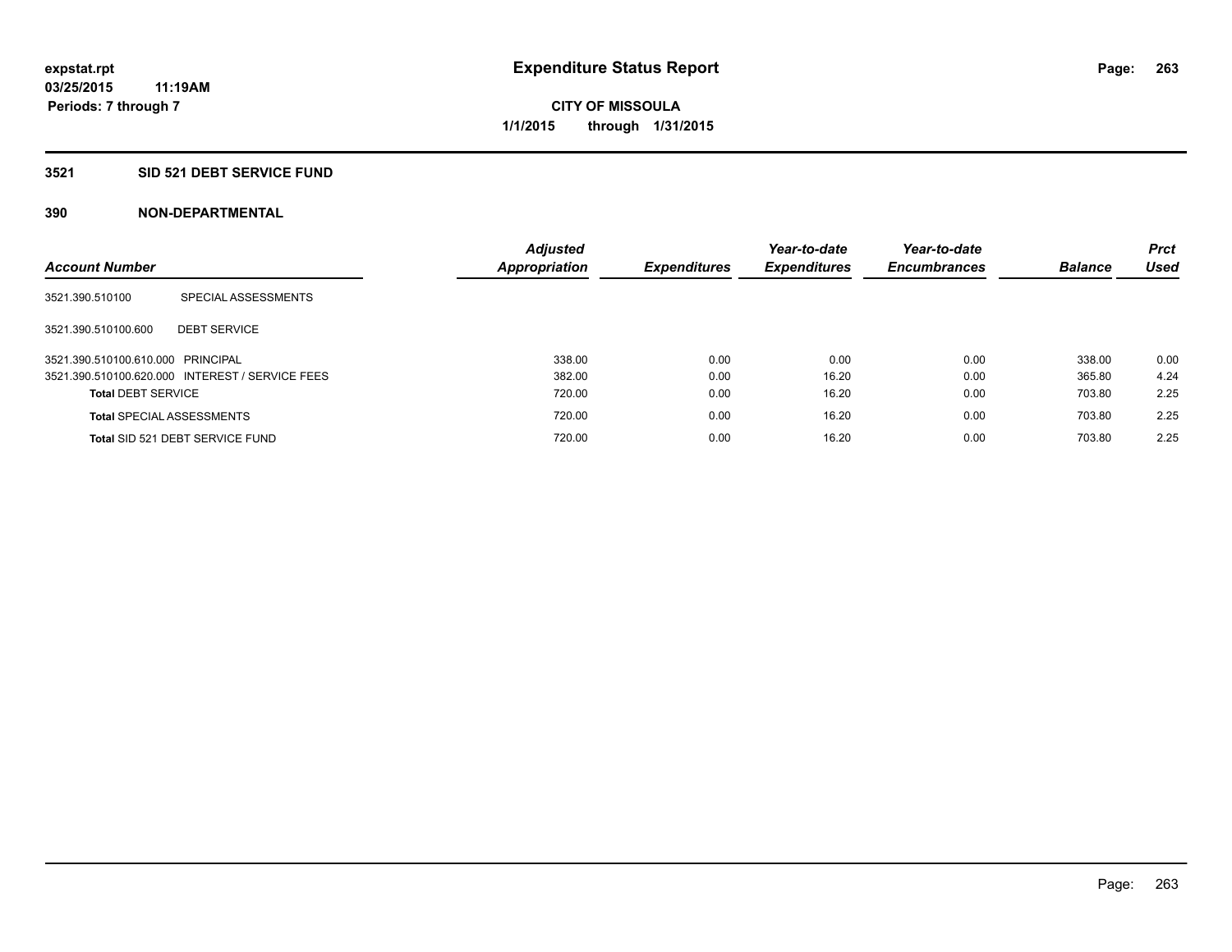expstat.rpt
03/25/2015 11:19AM
Periods: 7 through 7

# Expenditure Status Report

**CITY OF MISSOULA**
**1/1/2015 through 1/31/2015**

## 3521 SID 521 DEBT SERVICE FUND

### 390 NON-DEPARTMENTAL

| Account Number | | Adjusted Appropriation | Expenditures | Year-to-date Expenditures | Year-to-date Encumbrances | Balance | Prct Used |
|---|---|---|---|---|---|---|---|
| 3521.390.510100 | SPECIAL ASSESSMENTS | | | | | | |
| 3521.390.510100.600 | DEBT SERVICE | | | | | | |
| 3521.390.510100.610.000 | PRINCIPAL | 338.00 | 0.00 | 0.00 | 0.00 | 338.00 | 0.00 |
| 3521.390.510100.620.000 | INTEREST / SERVICE FEES | 382.00 | 0.00 | 16.20 | 0.00 | 365.80 | 4.24 |
| **Total** DEBT SERVICE | | 720.00 | 0.00 | 16.20 | 0.00 | 703.80 | 2.25 |
| **Total** SPECIAL ASSESSMENTS | | 720.00 | 0.00 | 16.20 | 0.00 | 703.80 | 2.25 |
| **Total** SID 521 DEBT SERVICE FUND | | 720.00 | 0.00 | 16.20 | 0.00 | 703.80 | 2.25 |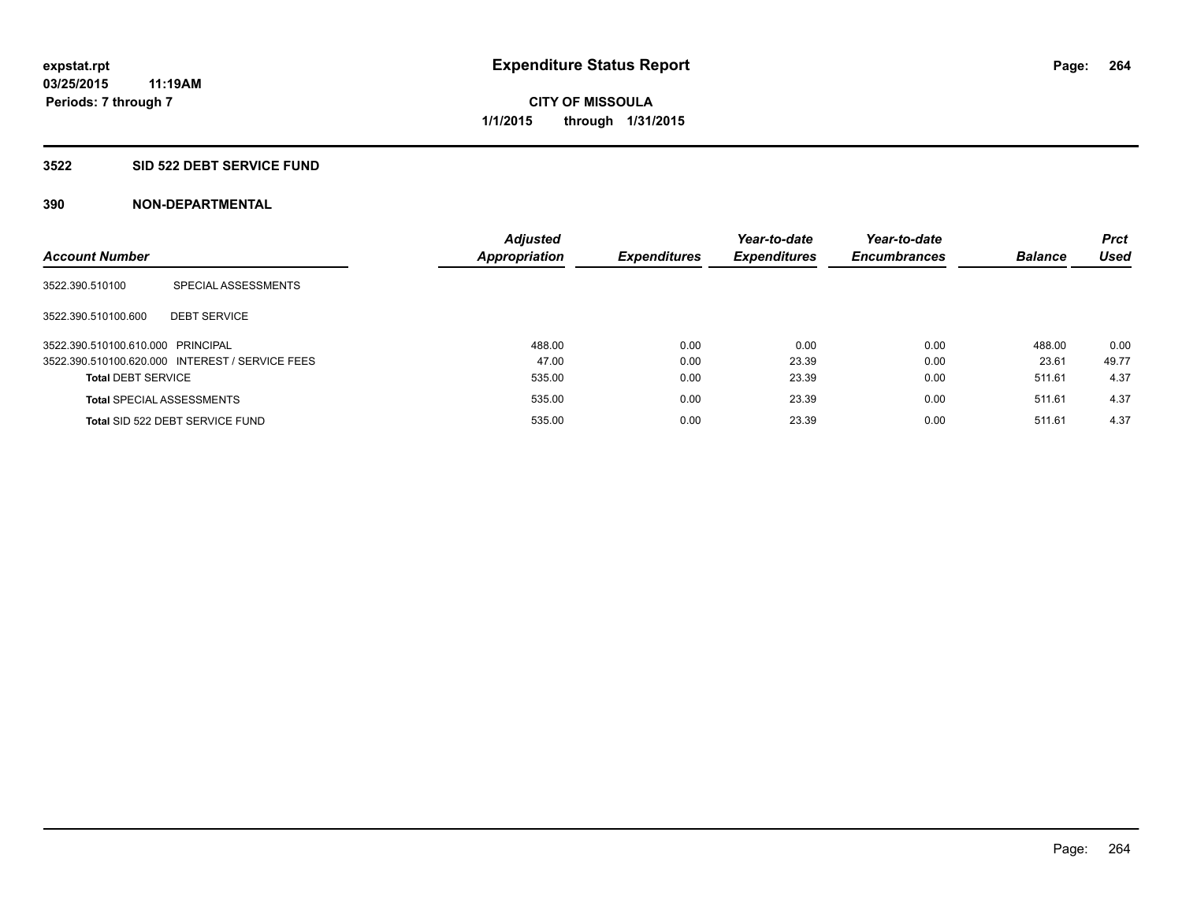expstat.rpt
03/25/2015 11:19AM
Periods: 7 through 7

# Expenditure Status Report

**CITY OF MISSOULA**
**1/1/2015 through 1/31/2015**

## 3522 SID 522 DEBT SERVICE FUND

### 390 NON-DEPARTMENTAL

| Account Number | | Adjusted Appropriation | Expenditures | Year-to-date Expenditures | Year-to-date Encumbrances | Balance | Prct Used |
|---|---|---|---|---|---|---|---|
| 3522.390.510100 | SPECIAL ASSESSMENTS | | | | | | |
| 3522.390.510100.600 | DEBT SERVICE | | | | | | |
| 3522.390.510100.610.000 | PRINCIPAL | 488.00 | 0.00 | 0.00 | 0.00 | 488.00 | 0.00 |
| 3522.390.510100.620.000 | INTEREST / SERVICE FEES | 47.00 | 0.00 | 23.39 | 0.00 | 23.61 | 49.77 |
| **Total** DEBT SERVICE | | 535.00 | 0.00 | 23.39 | 0.00 | 511.61 | 4.37 |
| **Total** SPECIAL ASSESSMENTS | | 535.00 | 0.00 | 23.39 | 0.00 | 511.61 | 4.37 |
| **Total** SID 522 DEBT SERVICE FUND | | 535.00 | 0.00 | 23.39 | 0.00 | 511.61 | 4.37 |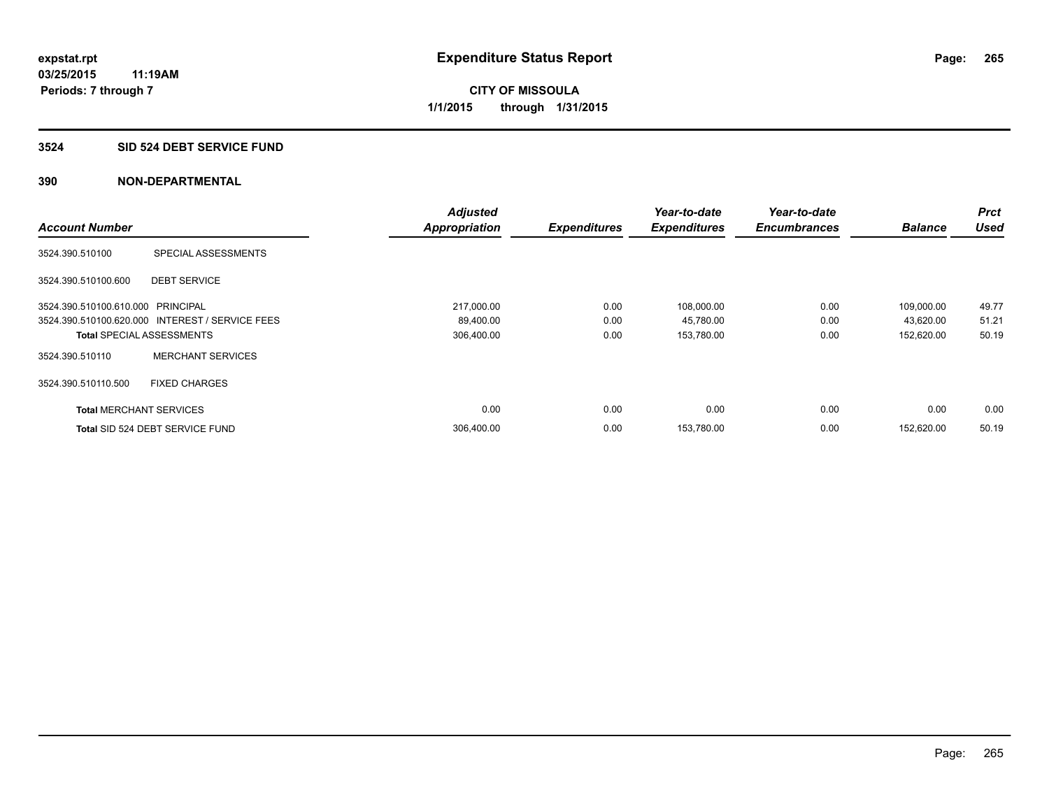**expstat.rpt**
**03/25/2015 11:19AM**
**Periods: 7 through 7**

# Expenditure Status Report

**CITY OF MISSOULA**
**1/1/2015 through 1/31/2015**

## 3524 SID 524 DEBT SERVICE FUND

## 390 NON-DEPARTMENTAL

| Account Number | | Adjusted Appropriation | Expenditures | Year-to-date Expenditures | Year-to-date Encumbrances | Balance | Prct Used |
|---|---|---|---|---|---|---|---|
| 3524.390.510100 | SPECIAL ASSESSMENTS | | | | | | |
| 3524.390.510100.600 | DEBT SERVICE | | | | | | |
| 3524.390.510100.610.000 | PRINCIPAL | 217,000.00 | 0.00 | 108,000.00 | 0.00 | 109,000.00 | 49.77 |
| 3524.390.510100.620.000 | INTEREST / SERVICE FEES | 89,400.00 | 0.00 | 45,780.00 | 0.00 | 43,620.00 | 51.21 |
| **Total** SPECIAL ASSESSMENTS | | 306,400.00 | 0.00 | 153,780.00 | 0.00 | 152,620.00 | 50.19 |
| 3524.390.510110 | MERCHANT SERVICES | | | | | | |
| 3524.390.510110.500 | FIXED CHARGES | | | | | | |
| **Total** MERCHANT SERVICES | | 0.00 | 0.00 | 0.00 | 0.00 | 0.00 | 0.00 |
| **Total** SID 524 DEBT SERVICE FUND | | 306,400.00 | 0.00 | 153,780.00 | 0.00 | 152,620.00 | 50.19 |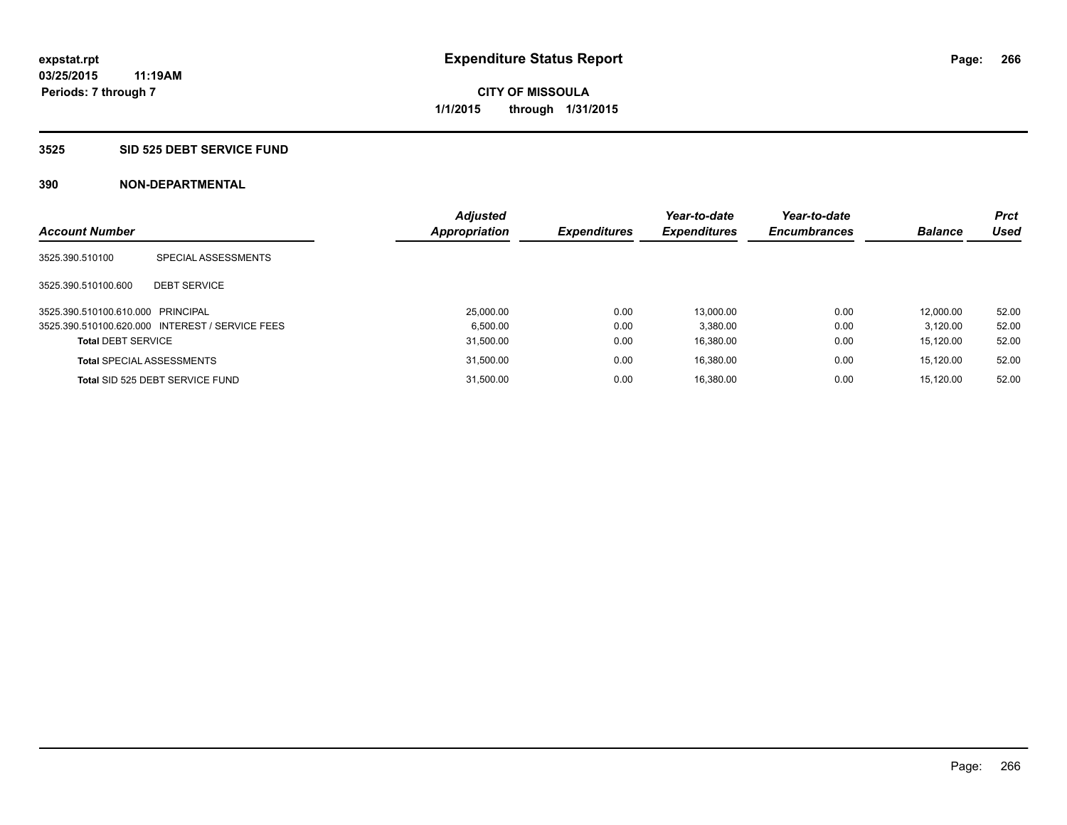**expstat.rpt**
**03/25/2015 11:19AM**
**Periods: 7 through 7**

# Expenditure Status Report

**CITY OF MISSOULA**
**1/1/2015 through 1/31/2015**

## 3525 SID 525 DEBT SERVICE FUND

### 390 NON-DEPARTMENTAL

| Account Number | | Adjusted Appropriation | Expenditures | Year-to-date Expenditures | Year-to-date Encumbrances | Balance | Prct Used |
|---|---|---|---|---|---|---|---|
| 3525.390.510100 | SPECIAL ASSESSMENTS | | | | | | |
| 3525.390.510100.600 | DEBT SERVICE | | | | | | |
| 3525.390.510100.610.000 | PRINCIPAL | 25,000.00 | 0.00 | 13,000.00 | 0.00 | 12,000.00 | 52.00 |
| 3525.390.510100.620.000 | INTEREST / SERVICE FEES | 6,500.00 | 0.00 | 3,380.00 | 0.00 | 3,120.00 | 52.00 |
| **Total** DEBT SERVICE | | 31,500.00 | 0.00 | 16,380.00 | 0.00 | 15,120.00 | 52.00 |
| **Total** SPECIAL ASSESSMENTS | | 31,500.00 | 0.00 | 16,380.00 | 0.00 | 15,120.00 | 52.00 |
| **Total** SID 525 DEBT SERVICE FUND | | 31,500.00 | 0.00 | 16,380.00 | 0.00 | 15,120.00 | 52.00 |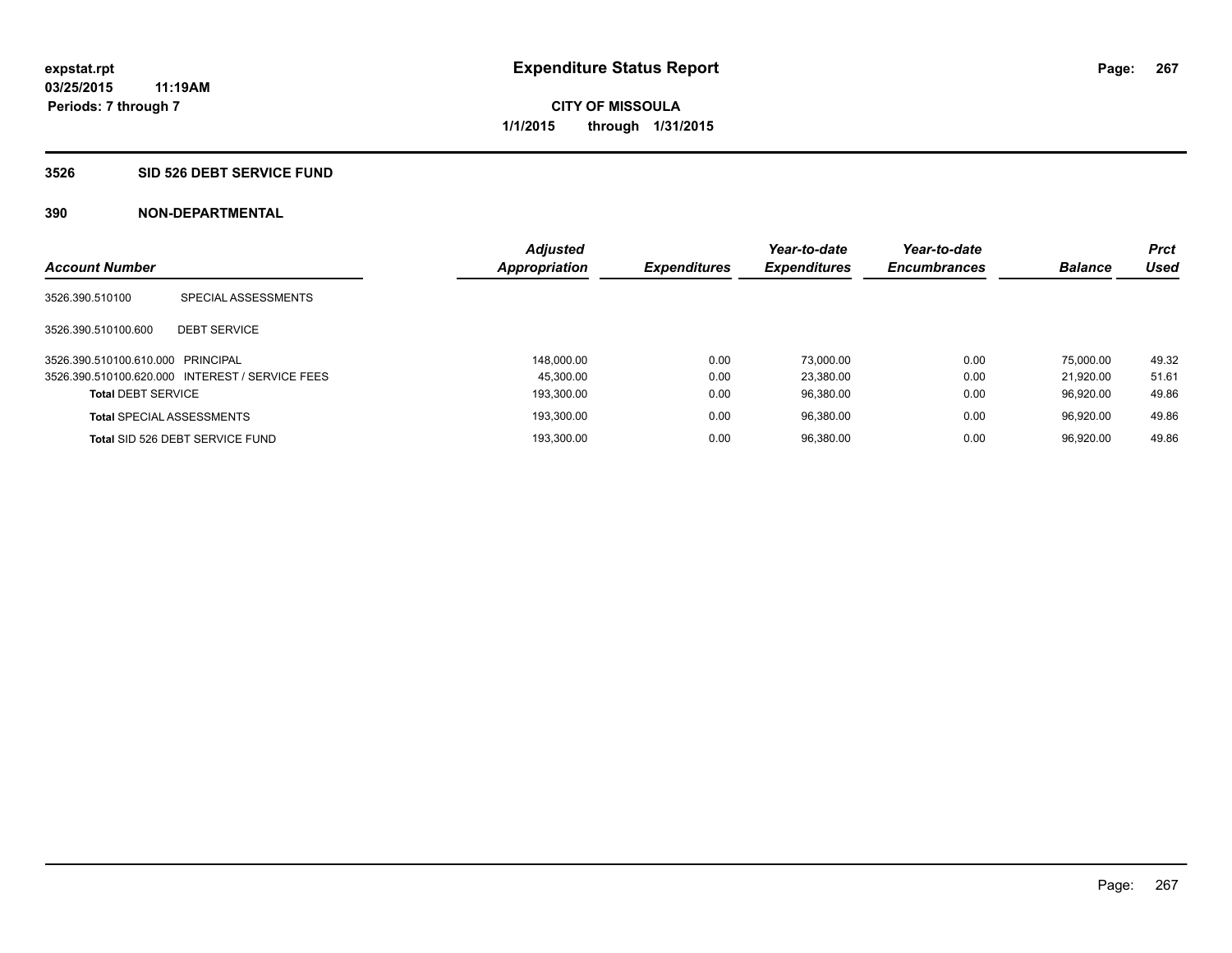# Expenditure Status Report

expstat.rpt
03/25/2015 11:19AM
Periods: 7 through 7

**CITY OF MISSOULA**
**1/1/2015 through 1/31/2015**

## 3526 SID 526 DEBT SERVICE FUND

## 390 NON-DEPARTMENTAL

| Account Number | | Adjusted Appropriation | Expenditures | Year-to-date Expenditures | Year-to-date Encumbrances | Balance | Prct Used |
|---|---|---|---|---|---|---|---|
| 3526.390.510100 | SPECIAL ASSESSMENTS | | | | | | |
| 3526.390.510100.600 | DEBT SERVICE | | | | | | |
| 3526.390.510100.610.000 | PRINCIPAL | 148,000.00 | 0.00 | 73,000.00 | 0.00 | 75,000.00 | 49.32 |
| 3526.390.510100.620.000 | INTEREST / SERVICE FEES | 45,300.00 | 0.00 | 23,380.00 | 0.00 | 21,920.00 | 51.61 |
| **Total** DEBT SERVICE | | 193,300.00 | 0.00 | 96,380.00 | 0.00 | 96,920.00 | 49.86 |
| **Total** SPECIAL ASSESSMENTS | | 193,300.00 | 0.00 | 96,380.00 | 0.00 | 96,920.00 | 49.86 |
| **Total** SID 526 DEBT SERVICE FUND | | 193,300.00 | 0.00 | 96,380.00 | 0.00 | 96,920.00 | 49.86 |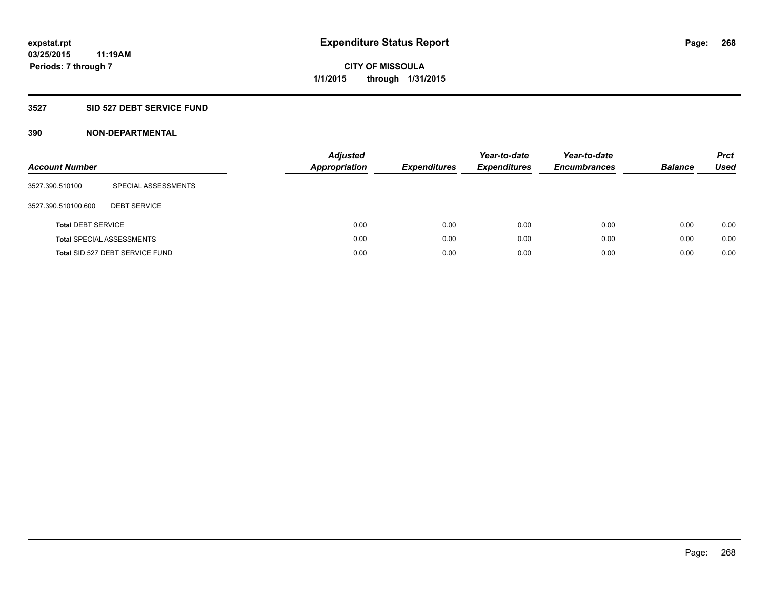# Expenditure Status Report

expstat.rpt
03/25/2015 11:19AM
Periods: 7 through 7

**CITY OF MISSOULA**
**1/1/2015 through 1/31/2015**

## 3527 SID 527 DEBT SERVICE FUND

## 390 NON-DEPARTMENTAL

| Account Number | | *Adjusted Appropriation* | *Expenditures* | *Year-to-date Expenditures* | *Year-to-date Encumbrances* | *Balance* | *Prct Used* |
|---|---|---|---|---|---|---|---|
| 3527.390.510100 | SPECIAL ASSESSMENTS | | | | | | |
| 3527.390.510100.600 | DEBT SERVICE | | | | | | |
| **Total** DEBT SERVICE | | 0.00 | 0.00 | 0.00 | 0.00 | 0.00 | 0.00 |
| **Total** SPECIAL ASSESSMENTS | | 0.00 | 0.00 | 0.00 | 0.00 | 0.00 | 0.00 |
| **Total** SID 527 DEBT SERVICE FUND | | 0.00 | 0.00 | 0.00 | 0.00 | 0.00 | 0.00 |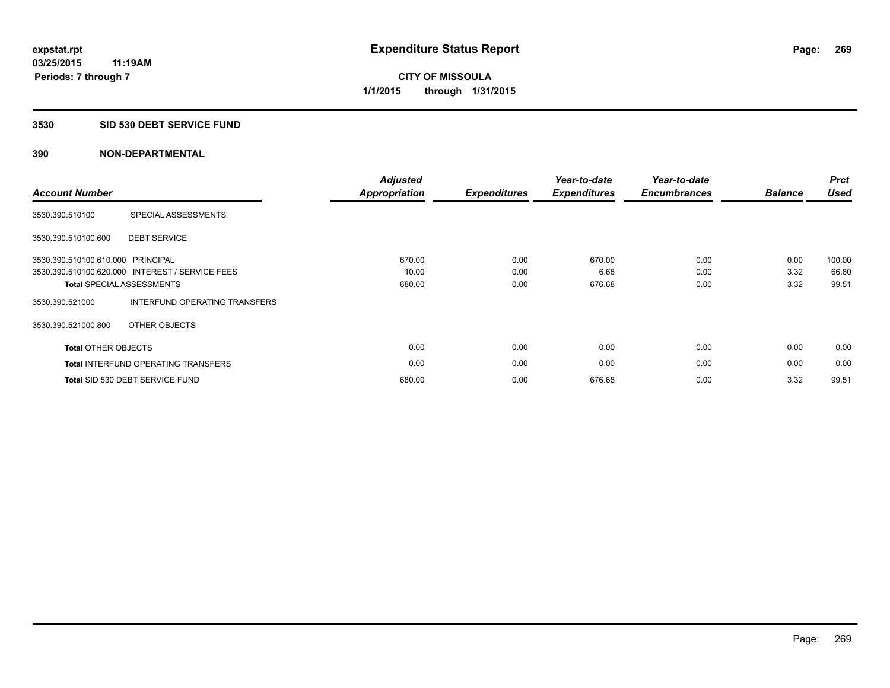# Expenditure Status Report

expstat.rpt
03/25/2015 11:19AM
Periods: 7 through 7

**CITY OF MISSOULA**
**1/1/2015 through 1/31/2015**

## 3530 SID 530 DEBT SERVICE FUND

### 390 NON-DEPARTMENTAL

| Account Number | | Adjusted Appropriation | Expenditures | Year-to-date Expenditures | Year-to-date Encumbrances | Balance | Prct Used |
|---|---|---|---|---|---|---|---|
| 3530.390.510100 | SPECIAL ASSESSMENTS | | | | | | |
| 3530.390.510100.600 | DEBT SERVICE | | | | | | |
| 3530.390.510100.610.000 | PRINCIPAL | 670.00 | 0.00 | 670.00 | 0.00 | 0.00 | 100.00 |
| 3530.390.510100.620.000 | INTEREST / SERVICE FEES | 10.00 | 0.00 | 6.68 | 0.00 | 3.32 | 66.80 |
| **Total** SPECIAL ASSESSMENTS | | 680.00 | 0.00 | 676.68 | 0.00 | 3.32 | 99.51 |
| 3530.390.521000 | INTERFUND OPERATING TRANSFERS | | | | | | |
| 3530.390.521000.800 | OTHER OBJECTS | | | | | | |
| **Total** OTHER OBJECTS | | 0.00 | 0.00 | 0.00 | 0.00 | 0.00 | 0.00 |
| **Total** INTERFUND OPERATING TRANSFERS | | 0.00 | 0.00 | 0.00 | 0.00 | 0.00 | 0.00 |
| **Total** SID 530 DEBT SERVICE FUND | | 680.00 | 0.00 | 676.68 | 0.00 | 3.32 | 99.51 |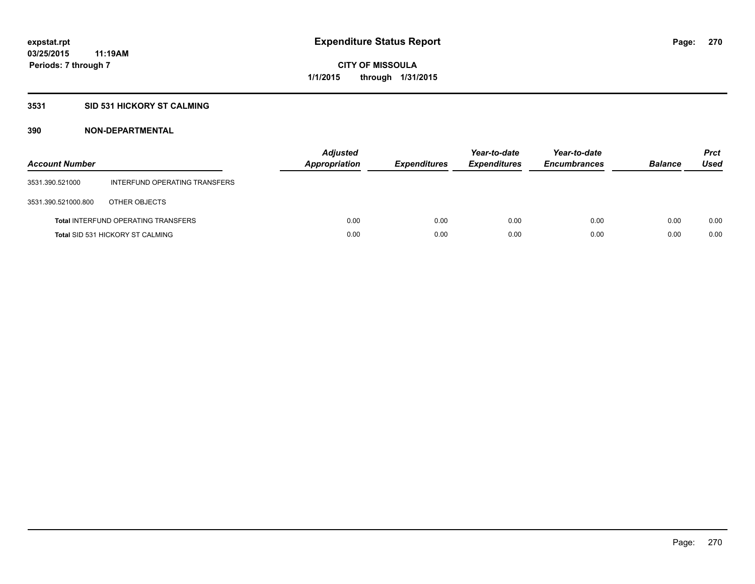expstat.rpt
03/25/2015 11:19AM
Periods: 7 through 7

# Expenditure Status Report

CITY OF MISSOULA
1/1/2015 through 1/31/2015

## 3531 SID 531 HICKORY ST CALMING

### 390 NON-DEPARTMENTAL

| Account Number | | Adjusted Appropriation | Expenditures | Year-to-date Expenditures | Year-to-date Encumbrances | Balance | Prct Used |
|---|---|---|---|---|---|---|---|
| 3531.390.521000 | INTERFUND OPERATING TRANSFERS | | | | | | |
| 3531.390.521000.800 | OTHER OBJECTS | | | | | | |
| **Total** INTERFUND OPERATING TRANSFERS | | 0.00 | 0.00 | 0.00 | 0.00 | 0.00 | 0.00 |
| **Total** SID 531 HICKORY ST CALMING | | 0.00 | 0.00 | 0.00 | 0.00 | 0.00 | 0.00 |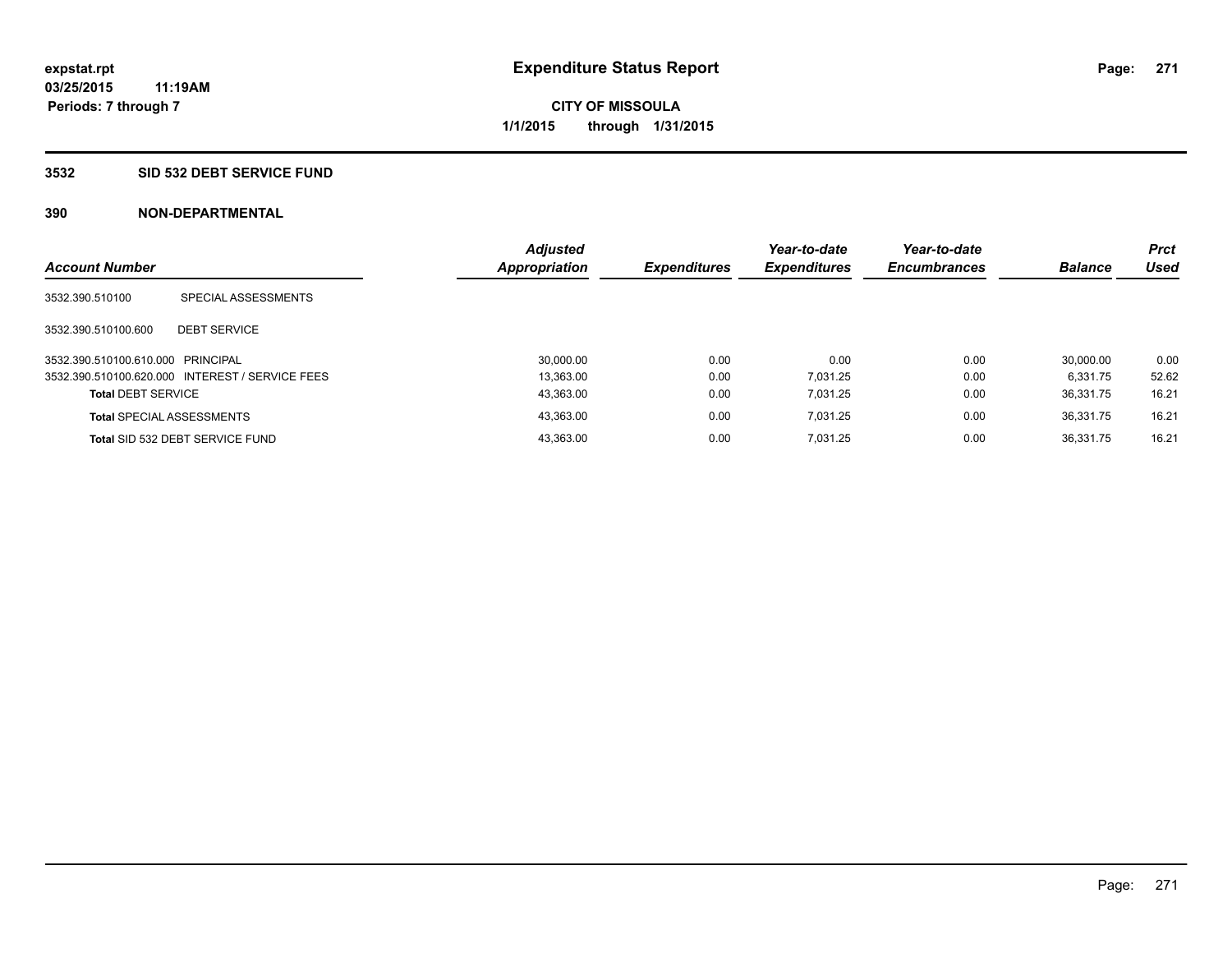**expstat.rpt**
**03/25/2015 11:19AM**
**Periods: 7 through 7**

# Expenditure Status Report

**CITY OF MISSOULA**
**1/1/2015 through 1/31/2015**

## 3532 SID 532 DEBT SERVICE FUND

### 390 NON-DEPARTMENTAL

| Account Number | | Adjusted Appropriation | Expenditures | Year-to-date Expenditures | Year-to-date Encumbrances | Balance | Prct Used |
|---|---|---|---|---|---|---|---|
| 3532.390.510100 | SPECIAL ASSESSMENTS | | | | | | |
| 3532.390.510100.600 | DEBT SERVICE | | | | | | |
| 3532.390.510100.610.000 | PRINCIPAL | 30,000.00 | 0.00 | 0.00 | 0.00 | 30,000.00 | 0.00 |
| 3532.390.510100.620.000 | INTEREST / SERVICE FEES | 13,363.00 | 0.00 | 7,031.25 | 0.00 | 6,331.75 | 52.62 |
| **Total** DEBT SERVICE | | 43,363.00 | 0.00 | 7,031.25 | 0.00 | 36,331.75 | 16.21 |
| **Total** SPECIAL ASSESSMENTS | | 43,363.00 | 0.00 | 7,031.25 | 0.00 | 36,331.75 | 16.21 |
| **Total** SID 532 DEBT SERVICE FUND | | 43,363.00 | 0.00 | 7,031.25 | 0.00 | 36,331.75 | 16.21 |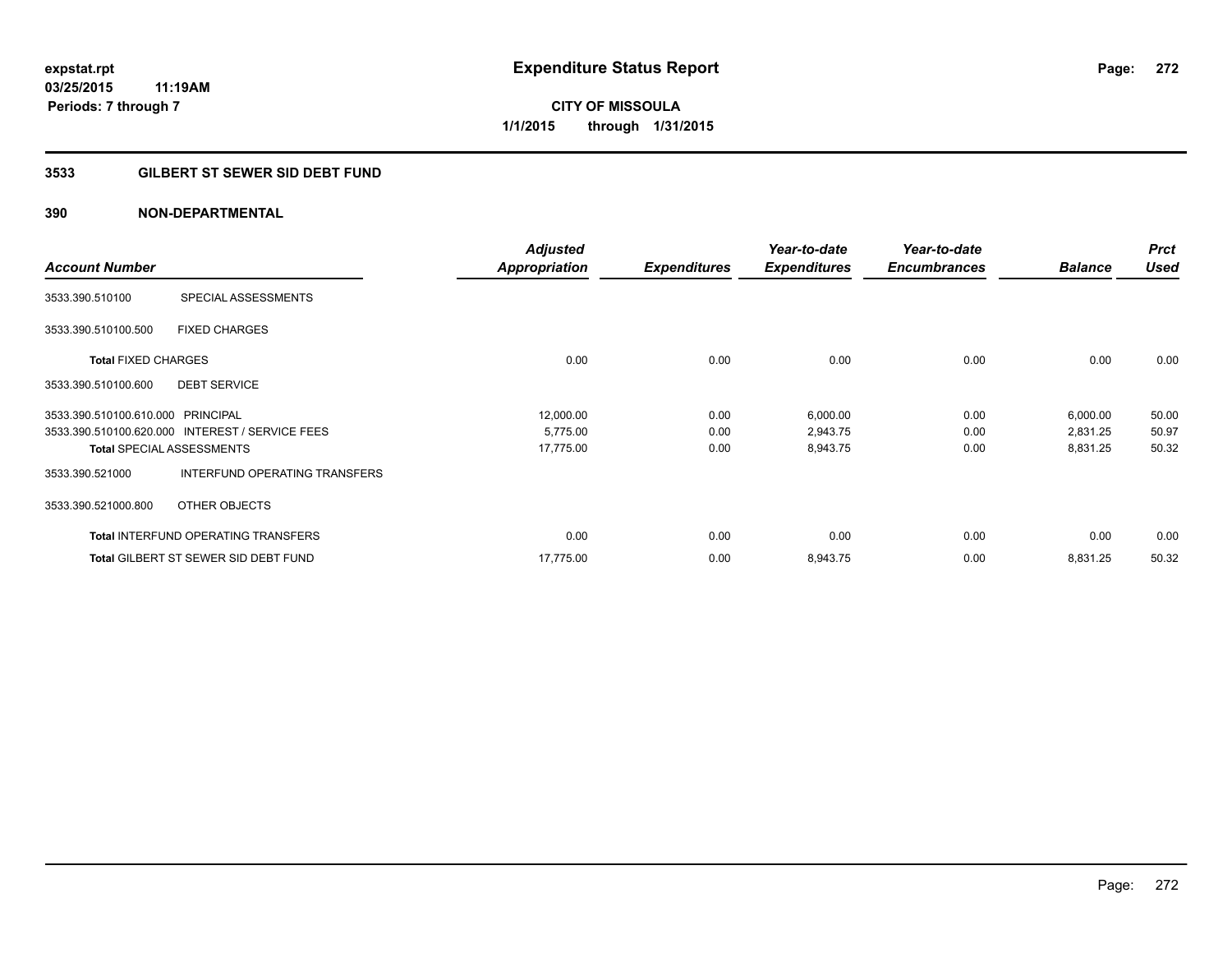expstat.rpt
03/25/2015 11:19AM
Periods: 7 through 7

# Expenditure Status Report

**CITY OF MISSOULA**
**1/1/2015 through 1/31/2015**

## 3533 GILBERT ST SEWER SID DEBT FUND

### 390 NON-DEPARTMENTAL

| Account Number | | Adjusted Appropriation | Expenditures | Year-to-date Expenditures | Year-to-date Encumbrances | Balance | Prct Used |
|---|---|---|---|---|---|---|---|
| 3533.390.510100 | SPECIAL ASSESSMENTS | | | | | | |
| 3533.390.510100.500 | FIXED CHARGES | | | | | | |
| **Total** FIXED CHARGES | | 0.00 | 0.00 | 0.00 | 0.00 | 0.00 | 0.00 |
| 3533.390.510100.600 | DEBT SERVICE | | | | | | |
| 3533.390.510100.610.000 | PRINCIPAL | 12,000.00 | 0.00 | 6,000.00 | 0.00 | 6,000.00 | 50.00 |
| 3533.390.510100.620.000 | INTEREST / SERVICE FEES | 5,775.00 | 0.00 | 2,943.75 | 0.00 | 2,831.25 | 50.97 |
| **Total** SPECIAL ASSESSMENTS | | 17,775.00 | 0.00 | 8,943.75 | 0.00 | 8,831.25 | 50.32 |
| 3533.390.521000 | INTERFUND OPERATING TRANSFERS | | | | | | |
| 3533.390.521000.800 | OTHER OBJECTS | | | | | | |
| **Total** INTERFUND OPERATING TRANSFERS | | 0.00 | 0.00 | 0.00 | 0.00 | 0.00 | 0.00 |
| **Total** GILBERT ST SEWER SID DEBT FUND | | 17,775.00 | 0.00 | 8,943.75 | 0.00 | 8,831.25 | 50.32 |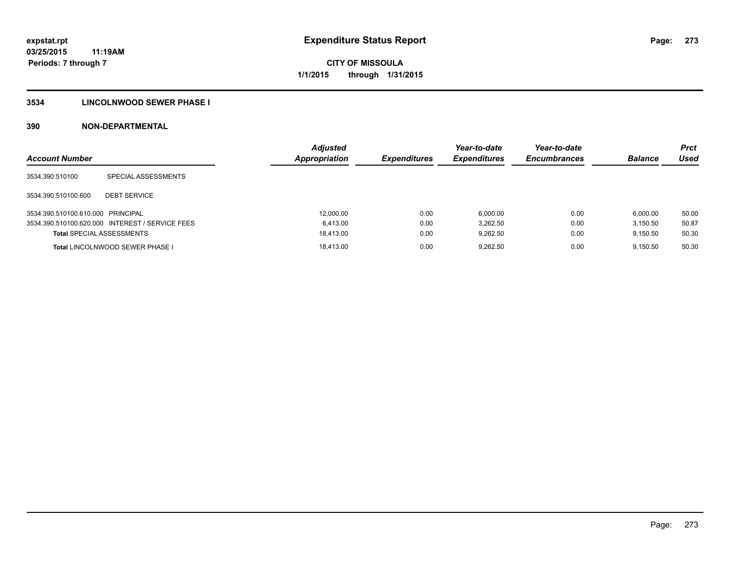**expstat.rpt**
**03/25/2015 11:19AM**
**Periods: 7 through 7**

# Expenditure Status Report

**CITY OF MISSOULA**
**1/1/2015 through 1/31/2015**

## 3534 LINCOLNWOOD SEWER PHASE I

## 390 NON-DEPARTMENTAL

| Account Number | | Adjusted Appropriation | Expenditures | Year-to-date Expenditures | Year-to-date Encumbrances | Balance | Prct Used |
|---|---|---|---|---|---|---|---|
| 3534.390.510100 | SPECIAL ASSESSMENTS | | | | | | |
| 3534.390.510100.600 | DEBT SERVICE | | | | | | |
| 3534.390.510100.610.000 | PRINCIPAL | 12,000.00 | 0.00 | 6,000.00 | 0.00 | 6,000.00 | 50.00 |
| 3534.390.510100.620.000 | INTEREST / SERVICE FEES | 6,413.00 | 0.00 | 3,262.50 | 0.00 | 3,150.50 | 50.87 |
| **Total** SPECIAL ASSESSMENTS | | 18,413.00 | 0.00 | 9,262.50 | 0.00 | 9,150.50 | 50.30 |
| **Total** LINCOLNWOOD SEWER PHASE I | | 18,413.00 | 0.00 | 9,262.50 | 0.00 | 9,150.50 | 50.30 |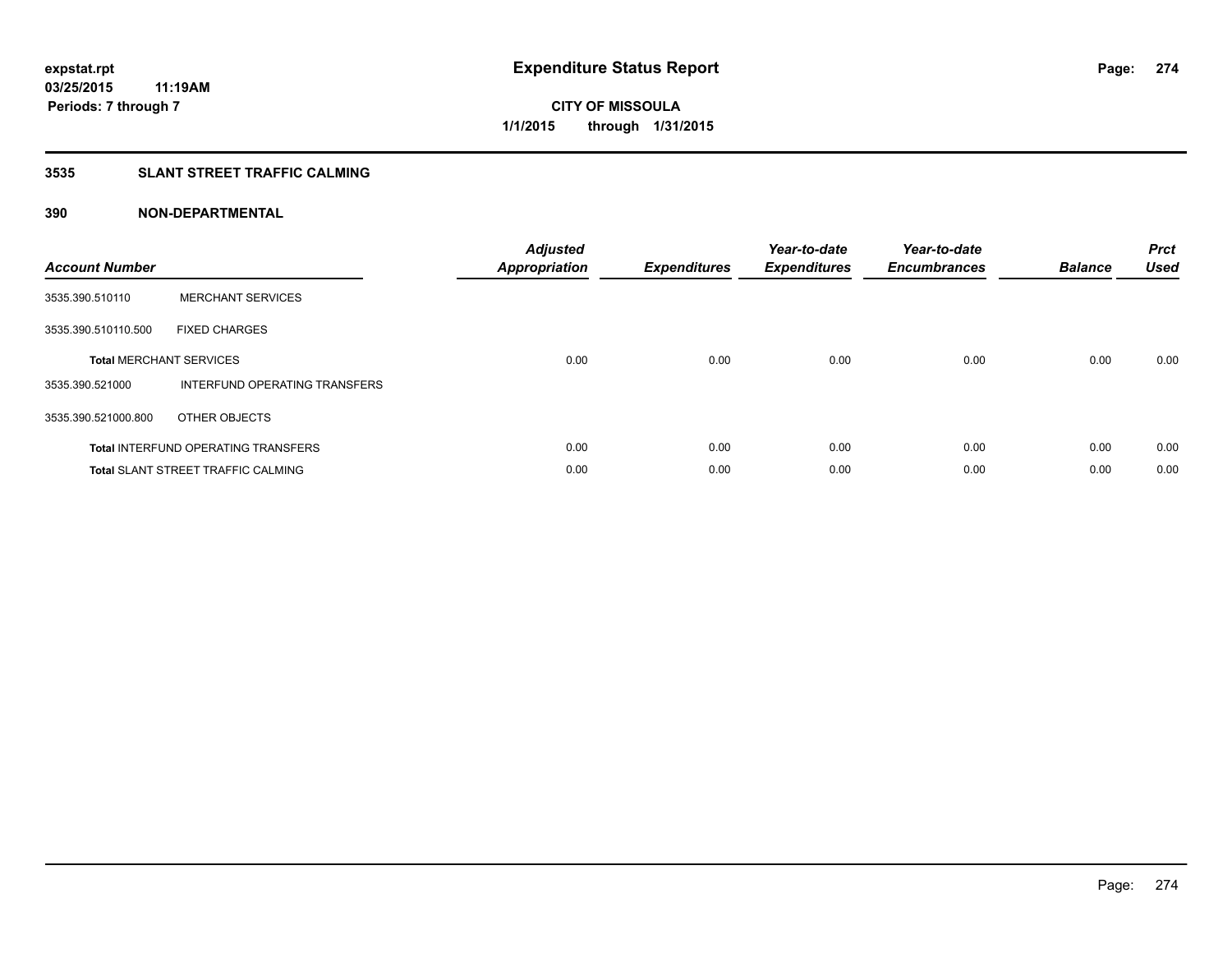expstat.rpt
03/25/2015 11:19AM
Periods: 7 through 7

# Expenditure Status Report

CITY OF MISSOULA
1/1/2015 through 1/31/2015

## 3535 SLANT STREET TRAFFIC CALMING

## 390 NON-DEPARTMENTAL

| Account Number | | Adjusted Appropriation | Expenditures | Year-to-date Expenditures | Year-to-date Encumbrances | Balance | Prct Used |
|---|---|---|---|---|---|---|---|
| 3535.390.510110 | MERCHANT SERVICES | | | | | | |
| 3535.390.510110.500 | FIXED CHARGES | | | | | | |
| **Total** MERCHANT SERVICES | | 0.00 | 0.00 | 0.00 | 0.00 | 0.00 | 0.00 |
| 3535.390.521000 | INTERFUND OPERATING TRANSFERS | | | | | | |
| 3535.390.521000.800 | OTHER OBJECTS | | | | | | |
| **Total** INTERFUND OPERATING TRANSFERS | | 0.00 | 0.00 | 0.00 | 0.00 | 0.00 | 0.00 |
| **Total** SLANT STREET TRAFFIC CALMING | | 0.00 | 0.00 | 0.00 | 0.00 | 0.00 | 0.00 |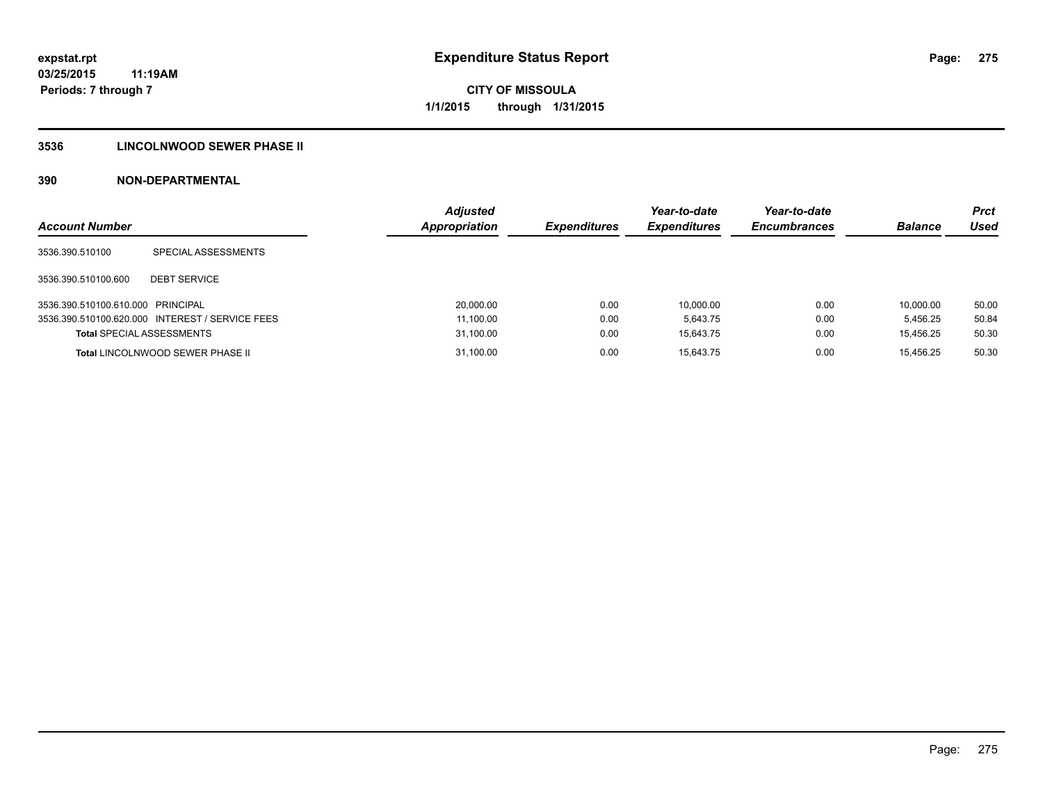**expstat.rpt**
**03/25/2015 11:19AM**
**Periods: 7 through 7**

# Expenditure Status Report

**CITY OF MISSOULA**
**1/1/2015 through 1/31/2015**

## 3536 LINCOLNWOOD SEWER PHASE II

## 390 NON-DEPARTMENTAL

| Account Number | | Adjusted Appropriation | Expenditures | Year-to-date Expenditures | Year-to-date Encumbrances | Balance | Prct Used |
|---|---|---|---|---|---|---|---|
| 3536.390.510100 | SPECIAL ASSESSMENTS | | | | | | |
| 3536.390.510100.600 | DEBT SERVICE | | | | | | |
| 3536.390.510100.610.000 | PRINCIPAL | 20,000.00 | 0.00 | 10,000.00 | 0.00 | 10,000.00 | 50.00 |
| 3536.390.510100.620.000 | INTEREST / SERVICE FEES | 11,100.00 | 0.00 | 5,643.75 | 0.00 | 5,456.25 | 50.84 |
| **Total** SPECIAL ASSESSMENTS | | 31,100.00 | 0.00 | 15,643.75 | 0.00 | 15,456.25 | 50.30 |
| **Total** LINCOLNWOOD SEWER PHASE II | | 31,100.00 | 0.00 | 15,643.75 | 0.00 | 15,456.25 | 50.30 |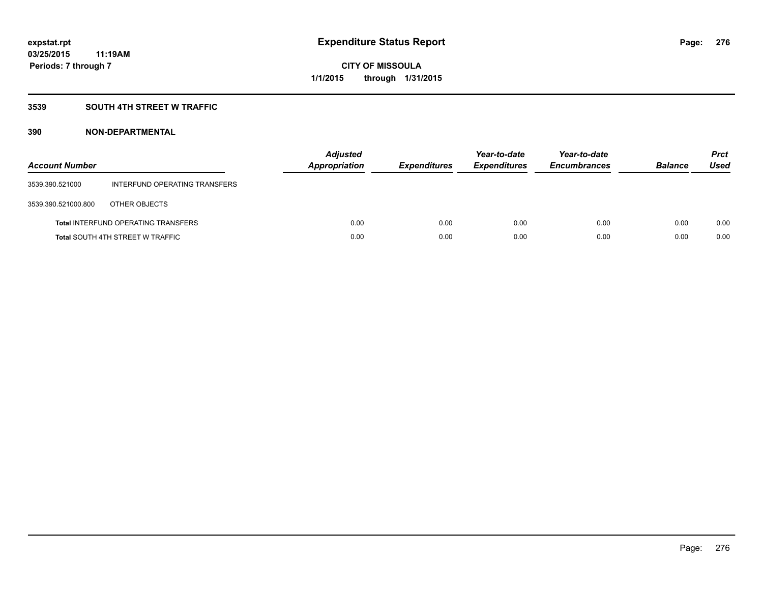# Expenditure Status Report

expstat.rpt
03/25/2015 11:19AM
Periods: 7 through 7

**CITY OF MISSOULA**
**1/1/2015 through 1/31/2015**

## 3539 SOUTH 4TH STREET W TRAFFIC

## 390 NON-DEPARTMENTAL

| Account Number | | Adjusted Appropriation | Expenditures | Year-to-date Expenditures | Year-to-date Encumbrances | Balance | Prct Used |
|---|---|---|---|---|---|---|---|
| 3539.390.521000 | INTERFUND OPERATING TRANSFERS | | | | | | |
| 3539.390.521000.800 | OTHER OBJECTS | | | | | | |
| **Total** INTERFUND OPERATING TRANSFERS | | 0.00 | 0.00 | 0.00 | 0.00 | 0.00 | 0.00 |
| **Total** SOUTH 4TH STREET W TRAFFIC | | 0.00 | 0.00 | 0.00 | 0.00 | 0.00 | 0.00 |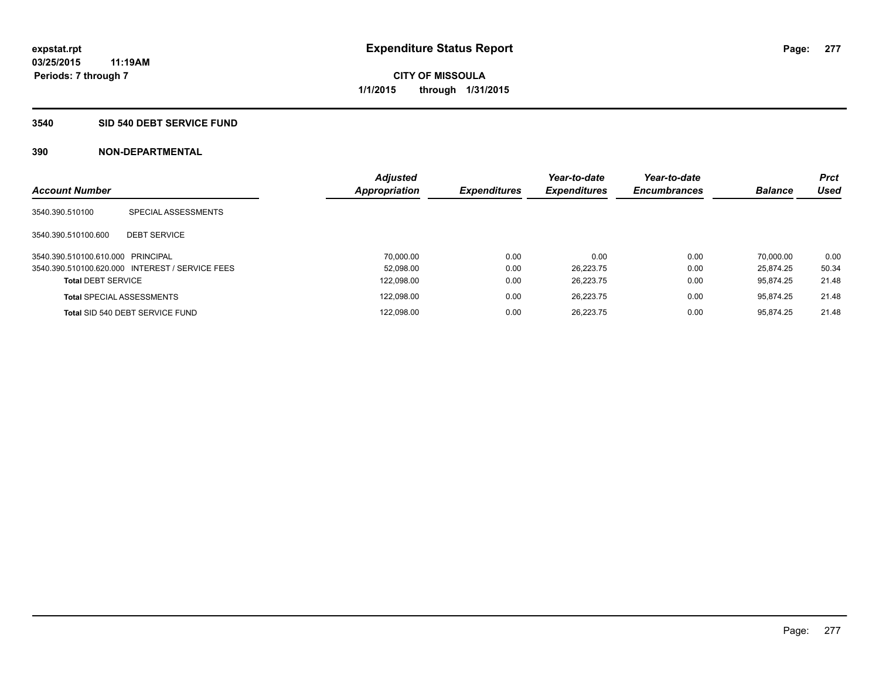# Expenditure Status Report

expstat.rpt
03/25/2015 11:19AM
Periods: 7 through 7

**CITY OF MISSOULA**
**1/1/2015 through 1/31/2015**

## 3540 SID 540 DEBT SERVICE FUND

### 390 NON-DEPARTMENTAL

| Account Number | | Adjusted Appropriation | Expenditures | Year-to-date Expenditures | Year-to-date Encumbrances | Balance | Prct Used |
|---|---|---|---|---|---|---|---|
| 3540.390.510100 | SPECIAL ASSESSMENTS | | | | | | |
| 3540.390.510100.600 | DEBT SERVICE | | | | | | |
| 3540.390.510100.610.000 | PRINCIPAL | 70,000.00 | 0.00 | 0.00 | 0.00 | 70,000.00 | 0.00 |
| 3540.390.510100.620.000 | INTEREST / SERVICE FEES | 52,098.00 | 0.00 | 26,223.75 | 0.00 | 25,874.25 | 50.34 |
| **Total** DEBT SERVICE | | 122,098.00 | 0.00 | 26,223.75 | 0.00 | 95,874.25 | 21.48 |
| **Total** SPECIAL ASSESSMENTS | | 122,098.00 | 0.00 | 26,223.75 | 0.00 | 95,874.25 | 21.48 |
| **Total** SID 540 DEBT SERVICE FUND | | 122,098.00 | 0.00 | 26,223.75 | 0.00 | 95,874.25 | 21.48 |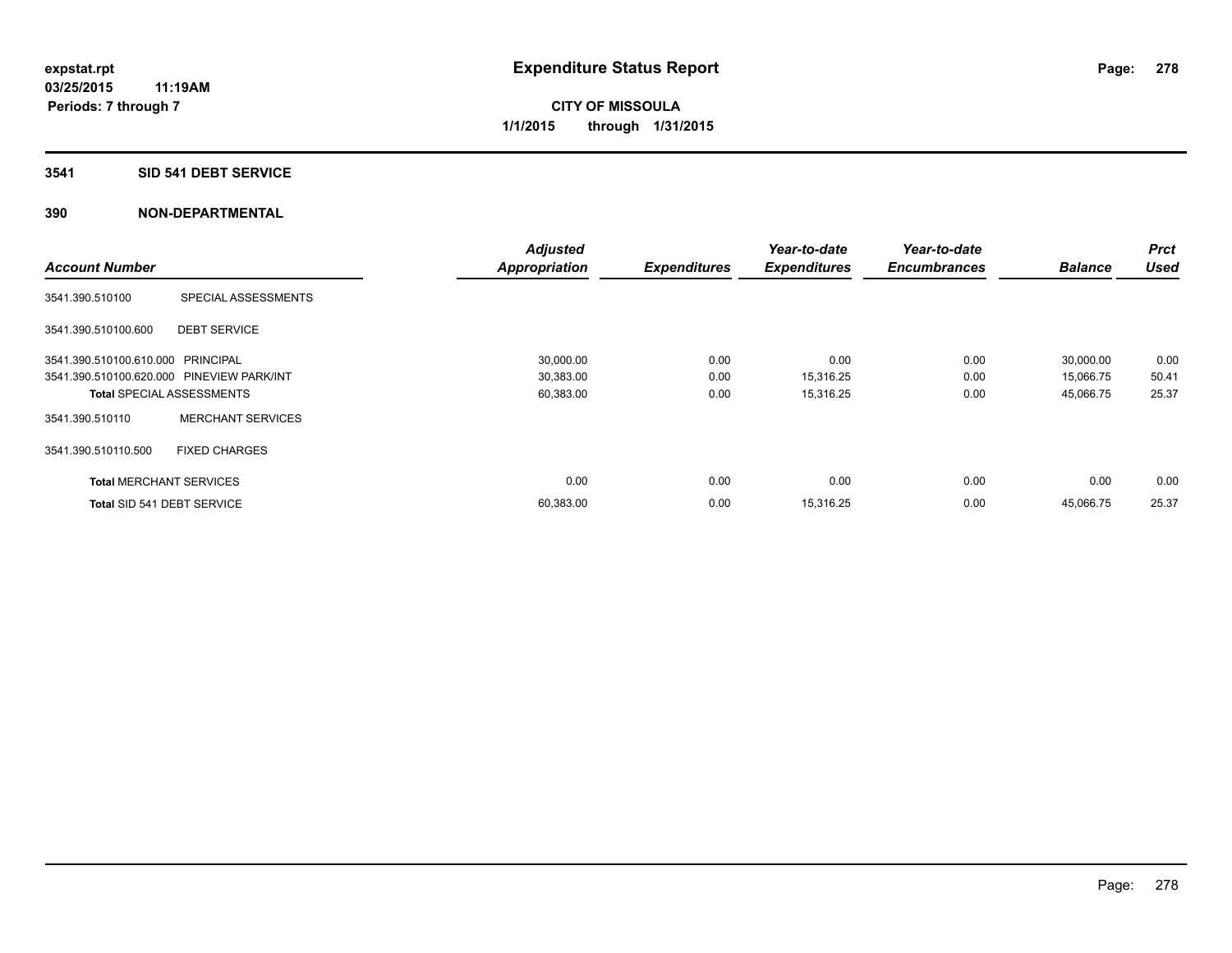# Expenditure Status Report

expstat.rpt
03/25/2015 11:19AM
Periods: 7 through 7

**CITY OF MISSOULA**
**1/1/2015 through 1/31/2015**

## 3541 SID 541 DEBT SERVICE

### 390 NON-DEPARTMENTAL

| Account Number | | Adjusted Appropriation | Expenditures | Year-to-date Expenditures | Year-to-date Encumbrances | Balance | Prct Used |
|---|---|---|---|---|---|---|---|
| 3541.390.510100 | SPECIAL ASSESSMENTS | | | | | | |
| 3541.390.510100.600 | DEBT SERVICE | | | | | | |
| 3541.390.510100.610.000 | PRINCIPAL | 30,000.00 | 0.00 | 0.00 | 0.00 | 30,000.00 | 0.00 |
| 3541.390.510100.620.000 | PINEVIEW PARK/INT | 30,383.00 | 0.00 | 15,316.25 | 0.00 | 15,066.75 | 50.41 |
| **Total** SPECIAL ASSESSMENTS | | 60,383.00 | 0.00 | 15,316.25 | 0.00 | 45,066.75 | 25.37 |
| 3541.390.510110 | MERCHANT SERVICES | | | | | | |
| 3541.390.510110.500 | FIXED CHARGES | | | | | | |
| **Total** MERCHANT SERVICES | | 0.00 | 0.00 | 0.00 | 0.00 | 0.00 | 0.00 |
| **Total** SID 541 DEBT SERVICE | | 60,383.00 | 0.00 | 15,316.25 | 0.00 | 45,066.75 | 25.37 |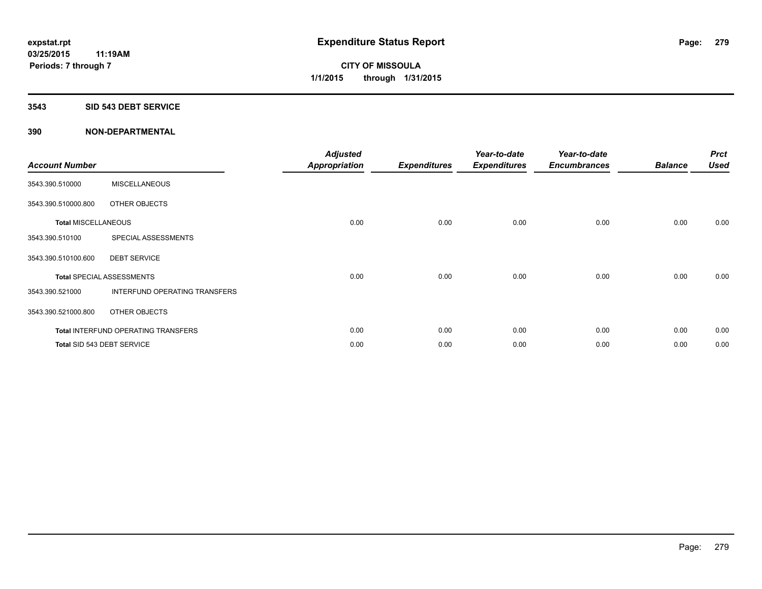# Expenditure Status Report

expstat.rpt
03/25/2015 11:19AM
Periods: 7 through 7

**CITY OF MISSOULA**
**1/1/2015 through 1/31/2015**

## 3543 SID 543 DEBT SERVICE

### 390 NON-DEPARTMENTAL

| Account Number | | Adjusted Appropriation | Expenditures | Year-to-date Expenditures | Year-to-date Encumbrances | Balance | Prct Used |
|---|---|---|---|---|---|---|---|
| 3543.390.510000 | MISCELLANEOUS | | | | | | |
| 3543.390.510000.800 | OTHER OBJECTS | | | | | | |
| **Total** MISCELLANEOUS | | 0.00 | 0.00 | 0.00 | 0.00 | 0.00 | 0.00 |
| 3543.390.510100 | SPECIAL ASSESSMENTS | | | | | | |
| 3543.390.510100.600 | DEBT SERVICE | | | | | | |
| **Total** SPECIAL ASSESSMENTS | | 0.00 | 0.00 | 0.00 | 0.00 | 0.00 | 0.00 |
| 3543.390.521000 | INTERFUND OPERATING TRANSFERS | | | | | | |
| 3543.390.521000.800 | OTHER OBJECTS | | | | | | |
| **Total** INTERFUND OPERATING TRANSFERS | | 0.00 | 0.00 | 0.00 | 0.00 | 0.00 | 0.00 |
| **Total** SID 543 DEBT SERVICE | | 0.00 | 0.00 | 0.00 | 0.00 | 0.00 | 0.00 |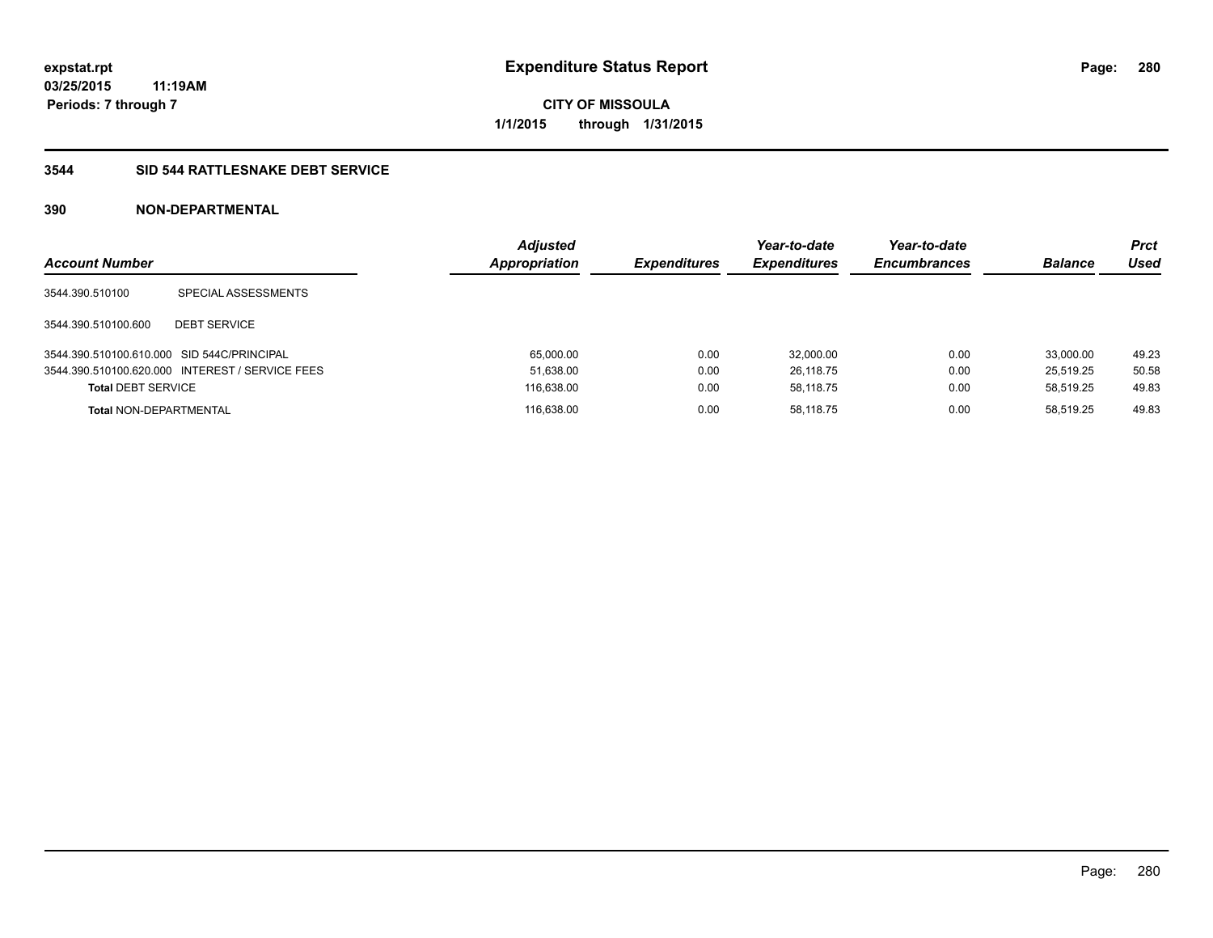expstat.rpt
03/25/2015 11:19AM
Periods: 7 through 7

# Expenditure Status Report

**CITY OF MISSOULA**
**1/1/2015 through 1/31/2015**

## 3544 SID 544 RATTLESNAKE DEBT SERVICE

### 390 NON-DEPARTMENTAL

| Account Number | | Adjusted Appropriation | Expenditures | Year-to-date Expenditures | Year-to-date Encumbrances | Balance | Prct Used |
|---|---|---|---|---|---|---|---|
| 3544.390.510100 | SPECIAL ASSESSMENTS | | | | | | |
| 3544.390.510100.600 | DEBT SERVICE | | | | | | |
| 3544.390.510100.610.000 | SID 544C/PRINCIPAL | 65,000.00 | 0.00 | 32,000.00 | 0.00 | 33,000.00 | 49.23 |
| 3544.390.510100.620.000 | INTEREST / SERVICE FEES | 51,638.00 | 0.00 | 26,118.75 | 0.00 | 25,519.25 | 50.58 |
| **Total** DEBT SERVICE | | 116,638.00 | 0.00 | 58,118.75 | 0.00 | 58,519.25 | 49.83 |
| **Total** NON-DEPARTMENTAL | | 116,638.00 | 0.00 | 58,118.75 | 0.00 | 58,519.25 | 49.83 |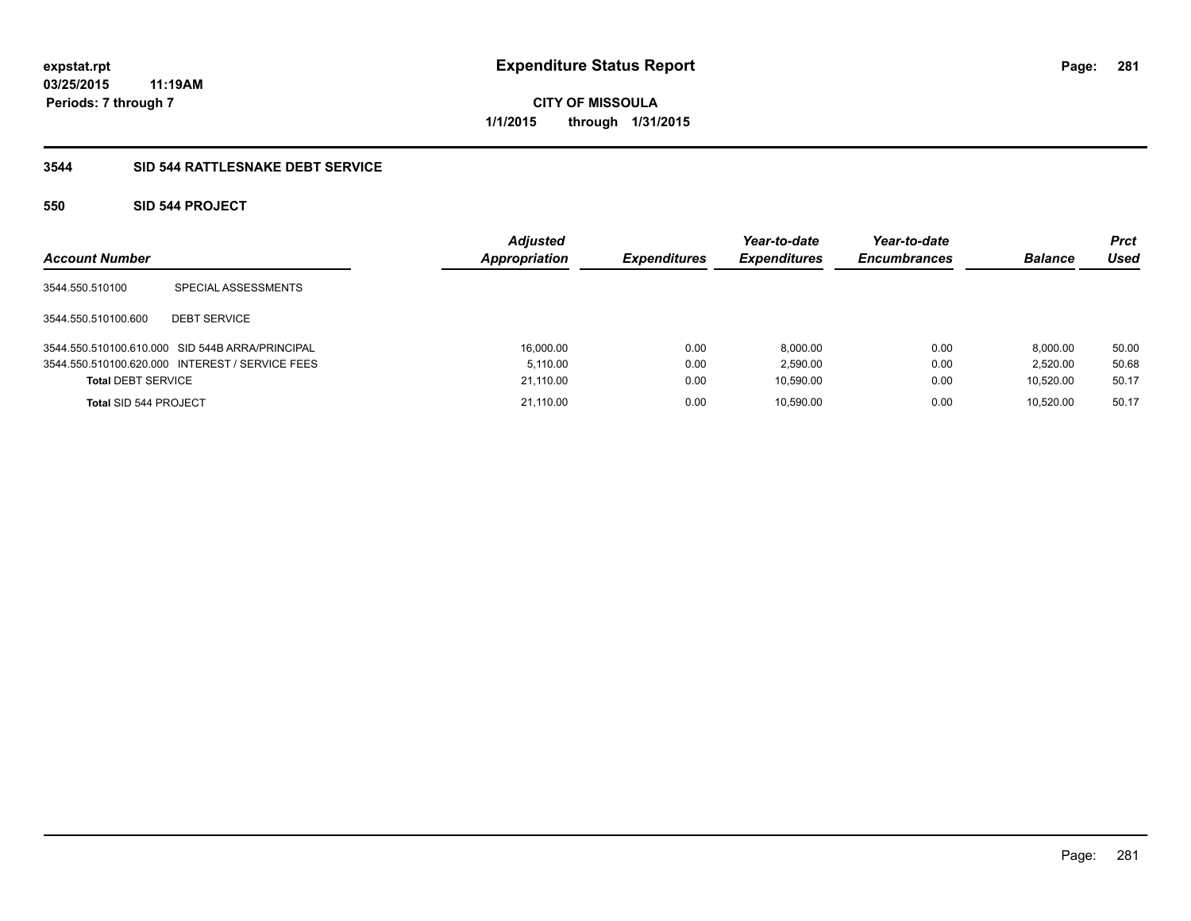**expstat.rpt**
**03/25/2015 11:19AM**
**Periods: 7 through 7**

# Expenditure Status Report

**CITY OF MISSOULA**
**1/1/2015 through 1/31/2015**

## 3544 SID 544 RATTLESNAKE DEBT SERVICE

### 550 SID 544 PROJECT

| Account Number | | Adjusted Appropriation | Expenditures | Year-to-date Expenditures | Year-to-date Encumbrances | Balance | Prct Used |
|---|---|---|---|---|---|---|---|
| 3544.550.510100 | SPECIAL ASSESSMENTS | | | | | | |
| 3544.550.510100.600 | DEBT SERVICE | | | | | | |
| 3544.550.510100.610.000 | SID 544B ARRA/PRINCIPAL | 16,000.00 | 0.00 | 8,000.00 | 0.00 | 8,000.00 | 50.00 |
| 3544.550.510100.620.000 | INTEREST / SERVICE FEES | 5,110.00 | 0.00 | 2,590.00 | 0.00 | 2,520.00 | 50.68 |
| **Total** DEBT SERVICE | | 21,110.00 | 0.00 | 10,590.00 | 0.00 | 10,520.00 | 50.17 |
| **Total** SID 544 PROJECT | | 21,110.00 | 0.00 | 10,590.00 | 0.00 | 10,520.00 | 50.17 |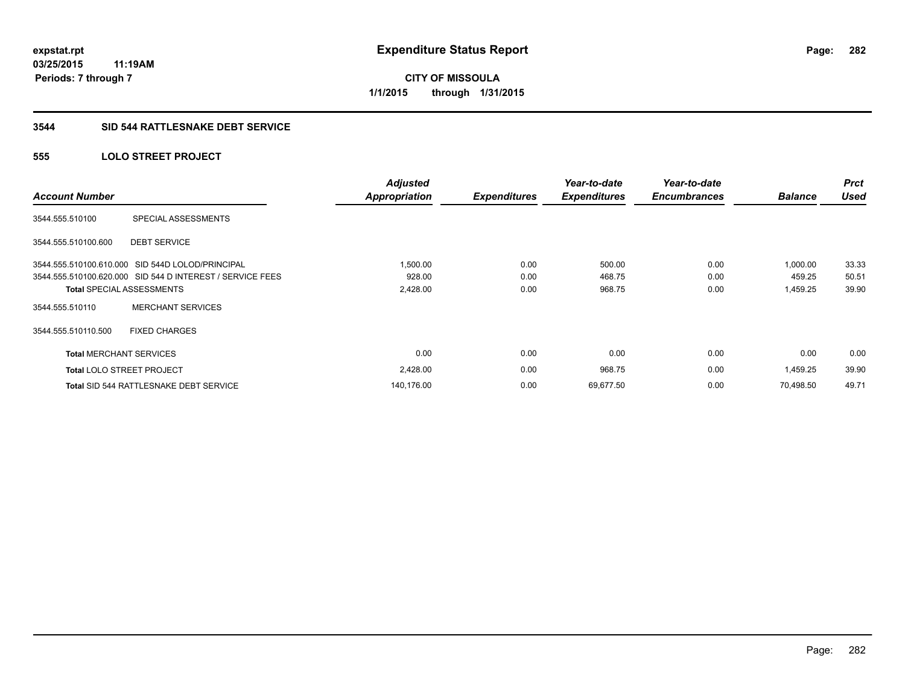expstat.rpt
03/25/2015 11:19AM
Periods: 7 through 7

# Expenditure Status Report

CITY OF MISSOULA
1/1/2015 through 1/31/2015

## 3544 SID 544 RATTLESNAKE DEBT SERVICE

### 555 LOLO STREET PROJECT

| Account Number | | Adjusted Appropriation | Expenditures | Year-to-date Expenditures | Year-to-date Encumbrances | Balance | Prct Used |
|---|---|---|---|---|---|---|---|
| 3544.555.510100 | SPECIAL ASSESSMENTS | | | | | | |
| 3544.555.510100.600 | DEBT SERVICE | | | | | | |
| 3544.555.510100.610.000 | SID 544D LOLOD/PRINCIPAL | 1,500.00 | 0.00 | 500.00 | 0.00 | 1,000.00 | 33.33 |
| 3544.555.510100.620.000 | SID 544 D INTEREST / SERVICE FEES | 928.00 | 0.00 | 468.75 | 0.00 | 459.25 | 50.51 |
| **Total** SPECIAL ASSESSMENTS | | 2,428.00 | 0.00 | 968.75 | 0.00 | 1,459.25 | 39.90 |
| 3544.555.510110 | MERCHANT SERVICES | | | | | | |
| 3544.555.510110.500 | FIXED CHARGES | | | | | | |
| **Total** MERCHANT SERVICES | | 0.00 | 0.00 | 0.00 | 0.00 | 0.00 | 0.00 |
| **Total** LOLO STREET PROJECT | | 2,428.00 | 0.00 | 968.75 | 0.00 | 1,459.25 | 39.90 |
| **Total** SID 544 RATTLESNAKE DEBT SERVICE | | 140,176.00 | 0.00 | 69,677.50 | 0.00 | 70,498.50 | 49.71 |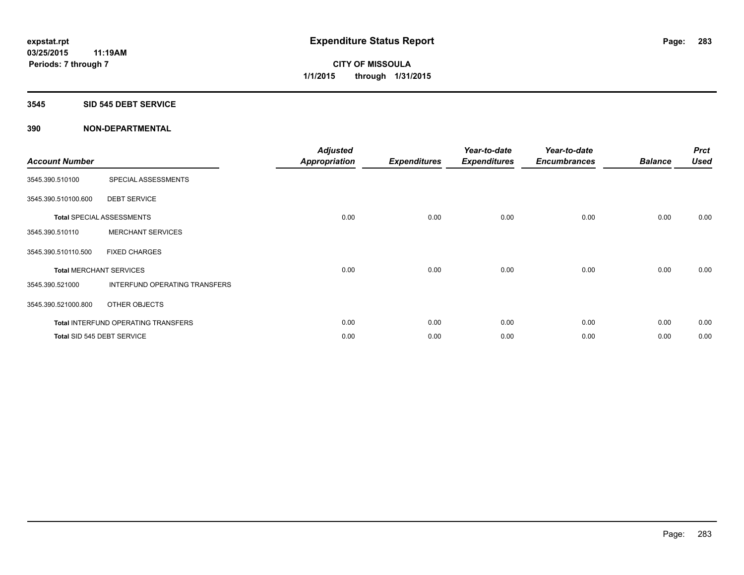# Expenditure Status Report

**CITY OF MISSOULA**
**1/1/2015 through 1/31/2015**

expstat.rpt
03/25/2015 11:19AM
Periods: 7 through 7

## 3545 SID 545 DEBT SERVICE

### 390 NON-DEPARTMENTAL

| Account Number | | Adjusted Appropriation | Expenditures | Year-to-date Expenditures | Year-to-date Encumbrances | Balance | Prct Used |
|---|---|---|---|---|---|---|---|
| 3545.390.510100 | SPECIAL ASSESSMENTS | | | | | | |
| 3545.390.510100.600 | DEBT SERVICE | | | | | | |
| **Total** SPECIAL ASSESSMENTS | | 0.00 | 0.00 | 0.00 | 0.00 | 0.00 | 0.00 |
| 3545.390.510110 | MERCHANT SERVICES | | | | | | |
| 3545.390.510110.500 | FIXED CHARGES | | | | | | |
| **Total** MERCHANT SERVICES | | 0.00 | 0.00 | 0.00 | 0.00 | 0.00 | 0.00 |
| 3545.390.521000 | INTERFUND OPERATING TRANSFERS | | | | | | |
| 3545.390.521000.800 | OTHER OBJECTS | | | | | | |
| **Total** INTERFUND OPERATING TRANSFERS | | 0.00 | 0.00 | 0.00 | 0.00 | 0.00 | 0.00 |
| **Total** SID 545 DEBT SERVICE | | 0.00 | 0.00 | 0.00 | 0.00 | 0.00 | 0.00 |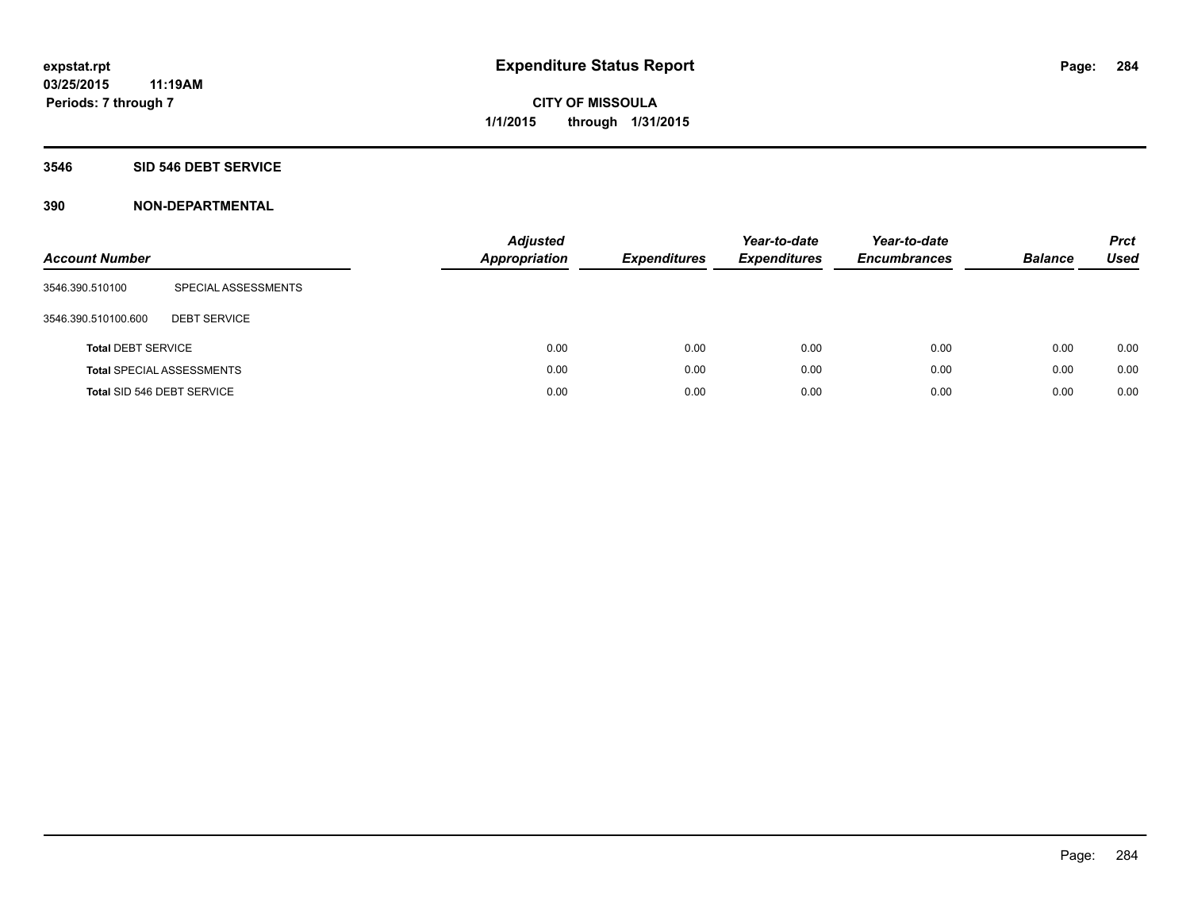**expstat.rpt**
**03/25/2015 11:19AM**
**Periods: 7 through 7**

# Expenditure Status Report

**CITY OF MISSOULA**
**1/1/2015 through 1/31/2015**

## 3546 SID 546 DEBT SERVICE

## 390 NON-DEPARTMENTAL

| Account Number | | Adjusted Appropriation | Expenditures | Year-to-date Expenditures | Year-to-date Encumbrances | Balance | Prct Used |
|---|---|---|---|---|---|---|---|
| 3546.390.510100 | SPECIAL ASSESSMENTS | | | | | | |
| 3546.390.510100.600 | DEBT SERVICE | | | | | | |
| **Total** DEBT SERVICE | | 0.00 | 0.00 | 0.00 | 0.00 | 0.00 | 0.00 |
| **Total** SPECIAL ASSESSMENTS | | 0.00 | 0.00 | 0.00 | 0.00 | 0.00 | 0.00 |
| **Total** SID 546 DEBT SERVICE | | 0.00 | 0.00 | 0.00 | 0.00 | 0.00 | 0.00 |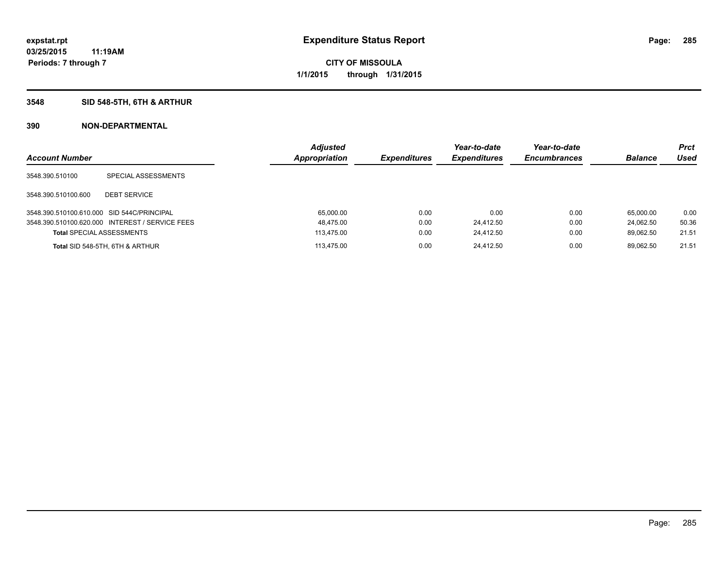**expstat.rpt**
**03/25/2015 11:19AM**
**Periods: 7 through 7**

# Expenditure Status Report

**CITY OF MISSOULA**
**1/1/2015 through 1/31/2015**

## 3548 SID 548-5TH, 6TH & ARTHUR

## 390 NON-DEPARTMENTAL

| Account Number | | Adjusted Appropriation | Expenditures | Year-to-date Expenditures | Year-to-date Encumbrances | Balance | Prct Used |
|---|---|---|---|---|---|---|---|
| 3548.390.510100 | SPECIAL ASSESSMENTS | | | | | | |
| 3548.390.510100.600 | DEBT SERVICE | | | | | | |
| 3548.390.510100.610.000 | SID 544C/PRINCIPAL | 65,000.00 | 0.00 | 0.00 | 0.00 | 65,000.00 | 0.00 |
| 3548.390.510100.620.000 | INTEREST / SERVICE FEES | 48,475.00 | 0.00 | 24,412.50 | 0.00 | 24,062.50 | 50.36 |
| **Total** SPECIAL ASSESSMENTS | | 113,475.00 | 0.00 | 24,412.50 | 0.00 | 89,062.50 | 21.51 |
| **Total** SID 548-5TH, 6TH & ARTHUR | | 113,475.00 | 0.00 | 24,412.50 | 0.00 | 89,062.50 | 21.51 |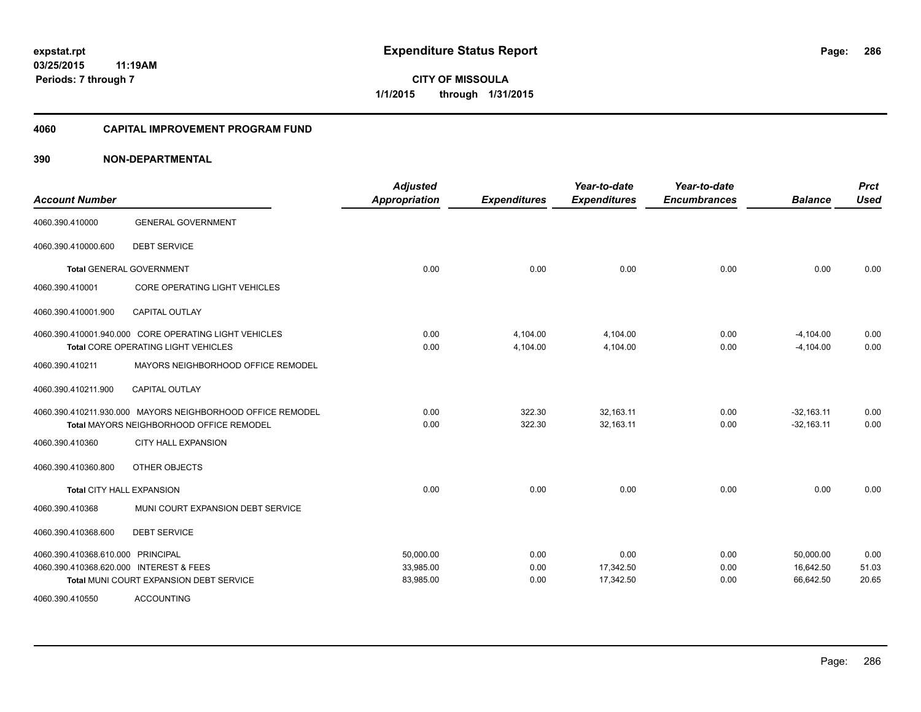# Expenditure Status Report

expstat.rpt
03/25/2015 11:19AM
Periods: 7 through 7

**CITY OF MISSOULA**
**1/1/2015 through 1/31/2015**

## 4060 CAPITAL IMPROVEMENT PROGRAM FUND

### 390 NON-DEPARTMENTAL

| Account Number | | Adjusted Appropriation | Expenditures | Year-to-date Expenditures | Year-to-date Encumbrances | Balance | Prct Used |
|---|---|---|---|---|---|---|---|
| 4060.390.410000 | GENERAL GOVERNMENT | | | | | | |
| 4060.390.410000.600 | DEBT SERVICE | | | | | | |
| **Total** GENERAL GOVERNMENT | | 0.00 | 0.00 | 0.00 | 0.00 | 0.00 | 0.00 |
| 4060.390.410001 | CORE OPERATING LIGHT VEHICLES | | | | | | |
| 4060.390.410001.900 | CAPITAL OUTLAY | | | | | | |
| 4060.390.410001.940.000 | CORE OPERATING LIGHT VEHICLES | 0.00 | 4,104.00 | 4,104.00 | 0.00 | -4,104.00 | 0.00 |
| **Total** CORE OPERATING LIGHT VEHICLES | | 0.00 | 4,104.00 | 4,104.00 | 0.00 | -4,104.00 | 0.00 |
| 4060.390.410211 | MAYORS NEIGHBORHOOD OFFICE REMODEL | | | | | | |
| 4060.390.410211.900 | CAPITAL OUTLAY | | | | | | |
| 4060.390.410211.930.000 | MAYORS NEIGHBORHOOD OFFICE REMODEL | 0.00 | 322.30 | 32,163.11 | 0.00 | -32,163.11 | 0.00 |
| **Total** MAYORS NEIGHBORHOOD OFFICE REMODEL | | 0.00 | 322.30 | 32,163.11 | 0.00 | -32,163.11 | 0.00 |
| 4060.390.410360 | CITY HALL EXPANSION | | | | | | |
| 4060.390.410360.800 | OTHER OBJECTS | | | | | | |
| **Total** CITY HALL EXPANSION | | 0.00 | 0.00 | 0.00 | 0.00 | 0.00 | 0.00 |
| 4060.390.410368 | MUNI COURT EXPANSION DEBT SERVICE | | | | | | |
| 4060.390.410368.600 | DEBT SERVICE | | | | | | |
| 4060.390.410368.610.000 | PRINCIPAL | 50,000.00 | 0.00 | 0.00 | 0.00 | 50,000.00 | 0.00 |
| 4060.390.410368.620.000 | INTEREST & FEES | 33,985.00 | 0.00 | 17,342.50 | 0.00 | 16,642.50 | 51.03 |
| **Total** MUNI COURT EXPANSION DEBT SERVICE | | 83,985.00 | 0.00 | 17,342.50 | 0.00 | 66,642.50 | 20.65 |
| 4060.390.410550 | ACCOUNTING | | | | | | |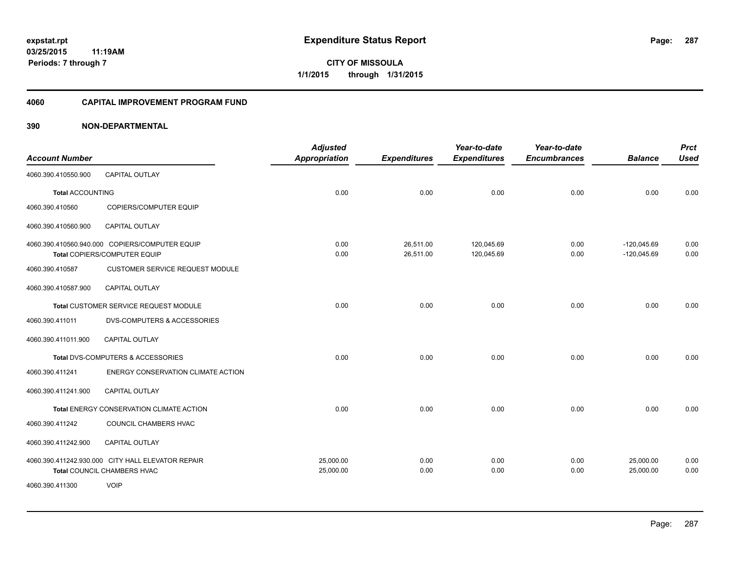# Expenditure Status Report

expstat.rpt
03/25/2015 11:19AM
Periods: 7 through 7

**CITY OF MISSOULA**
**1/1/2015 through 1/31/2015**

## 4060 CAPITAL IMPROVEMENT PROGRAM FUND

### 390 NON-DEPARTMENTAL

| Account Number | | Adjusted Appropriation | Expenditures | Year-to-date Expenditures | Year-to-date Encumbrances | Balance | Prct Used |
|---|---|---|---|---|---|---|---|
| 4060.390.410550.900 | CAPITAL OUTLAY | | | | | | |
| **Total** ACCOUNTING | | 0.00 | 0.00 | 0.00 | 0.00 | 0.00 | 0.00 |
| 4060.390.410560 | COPIERS/COMPUTER EQUIP | | | | | | |
| 4060.390.410560.900 | CAPITAL OUTLAY | | | | | | |
| 4060.390.410560.940.000 | COPIERS/COMPUTER EQUIP | 0.00 | 26,511.00 | 120,045.69 | 0.00 | -120,045.69 | 0.00 |
| **Total** COPIERS/COMPUTER EQUIP | | 0.00 | 26,511.00 | 120,045.69 | 0.00 | -120,045.69 | 0.00 |
| 4060.390.410587 | CUSTOMER SERVICE REQUEST MODULE | | | | | | |
| 4060.390.410587.900 | CAPITAL OUTLAY | | | | | | |
| **Total** CUSTOMER SERVICE REQUEST MODULE | | 0.00 | 0.00 | 0.00 | 0.00 | 0.00 | 0.00 |
| 4060.390.411011 | DVS-COMPUTERS & ACCESSORIES | | | | | | |
| 4060.390.411011.900 | CAPITAL OUTLAY | | | | | | |
| **Total** DVS-COMPUTERS & ACCESSORIES | | 0.00 | 0.00 | 0.00 | 0.00 | 0.00 | 0.00 |
| 4060.390.411241 | ENERGY CONSERVATION CLIMATE ACTION | | | | | | |
| 4060.390.411241.900 | CAPITAL OUTLAY | | | | | | |
| **Total** ENERGY CONSERVATION CLIMATE ACTION | | 0.00 | 0.00 | 0.00 | 0.00 | 0.00 | 0.00 |
| 4060.390.411242 | COUNCIL CHAMBERS HVAC | | | | | | |
| 4060.390.411242.900 | CAPITAL OUTLAY | | | | | | |
| 4060.390.411242.930.000 | CITY HALL ELEVATOR REPAIR | 25,000.00 | 0.00 | 0.00 | 0.00 | 25,000.00 | 0.00 |
| **Total** COUNCIL CHAMBERS HVAC | | 25,000.00 | 0.00 | 0.00 | 0.00 | 25,000.00 | 0.00 |
| 4060.390.411300 | VOIP | | | | | | |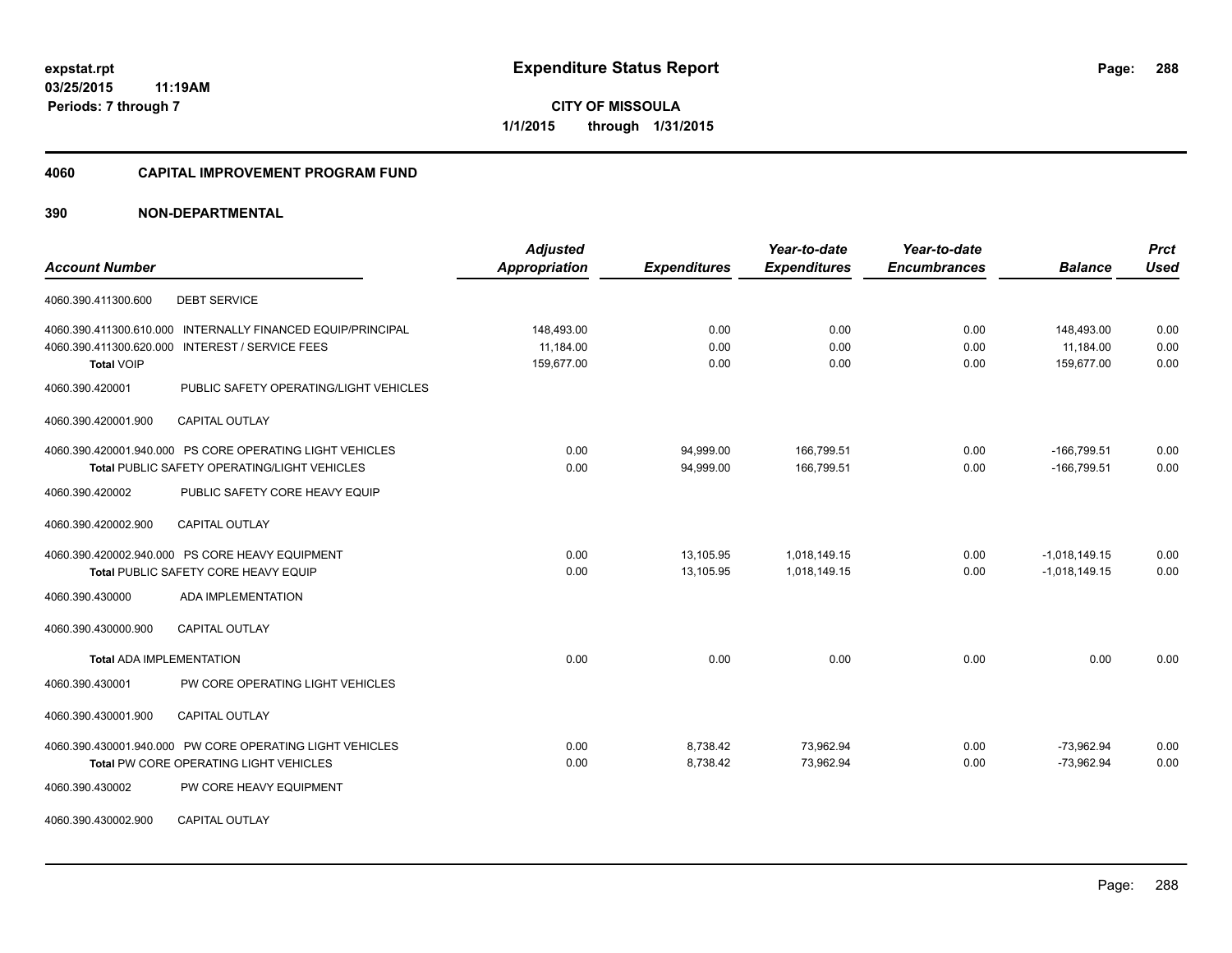expstat.rpt
03/25/2015 11:19AM
Periods: 7 through 7

# Expenditure Status Report

**CITY OF MISSOULA**
**1/1/2015 through 1/31/2015**

## 4060 CAPITAL IMPROVEMENT PROGRAM FUND

## 390 NON-DEPARTMENTAL

| Account Number | | Adjusted Appropriation | Expenditures | Year-to-date Expenditures | Year-to-date Encumbrances | Balance | Prct Used |
|---|---|---|---|---|---|---|---|
| 4060.390.411300.600 | DEBT SERVICE | | | | | | |
| 4060.390.411300.610.000 | INTERNALLY FINANCED EQUIP/PRINCIPAL | 148,493.00 | 0.00 | 0.00 | 0.00 | 148,493.00 | 0.00 |
| 4060.390.411300.620.000 | INTEREST / SERVICE FEES | 11,184.00 | 0.00 | 0.00 | 0.00 | 11,184.00 | 0.00 |
| **Total** VOIP | | 159,677.00 | 0.00 | 0.00 | 0.00 | 159,677.00 | 0.00 |
| 4060.390.420001 | PUBLIC SAFETY OPERATING/LIGHT VEHICLES | | | | | | |
| 4060.390.420001.900 | CAPITAL OUTLAY | | | | | | |
| 4060.390.420001.940.000 | PS CORE OPERATING LIGHT VEHICLES | 0.00 | 94,999.00 | 166,799.51 | 0.00 | -166,799.51 | 0.00 |
| **Total** PUBLIC SAFETY OPERATING/LIGHT VEHICLES | | 0.00 | 94,999.00 | 166,799.51 | 0.00 | -166,799.51 | 0.00 |
| 4060.390.420002 | PUBLIC SAFETY CORE HEAVY EQUIP | | | | | | |
| 4060.390.420002.900 | CAPITAL OUTLAY | | | | | | |
| 4060.390.420002.940.000 | PS CORE HEAVY EQUIPMENT | 0.00 | 13,105.95 | 1,018,149.15 | 0.00 | -1,018,149.15 | 0.00 |
| **Total** PUBLIC SAFETY CORE HEAVY EQUIP | | 0.00 | 13,105.95 | 1,018,149.15 | 0.00 | -1,018,149.15 | 0.00 |
| 4060.390.430000 | ADA IMPLEMENTATION | | | | | | |
| 4060.390.430000.900 | CAPITAL OUTLAY | | | | | | |
| **Total** ADA IMPLEMENTATION | | 0.00 | 0.00 | 0.00 | 0.00 | 0.00 | 0.00 |
| 4060.390.430001 | PW CORE OPERATING LIGHT VEHICLES | | | | | | |
| 4060.390.430001.900 | CAPITAL OUTLAY | | | | | | |
| 4060.390.430001.940.000 | PW CORE OPERATING LIGHT VEHICLES | 0.00 | 8,738.42 | 73,962.94 | 0.00 | -73,962.94 | 0.00 |
| **Total** PW CORE OPERATING LIGHT VEHICLES | | 0.00 | 8,738.42 | 73,962.94 | 0.00 | -73,962.94 | 0.00 |
| 4060.390.430002 | PW CORE HEAVY EQUIPMENT | | | | | | |
| 4060.390.430002.900 | CAPITAL OUTLAY | | | | | | |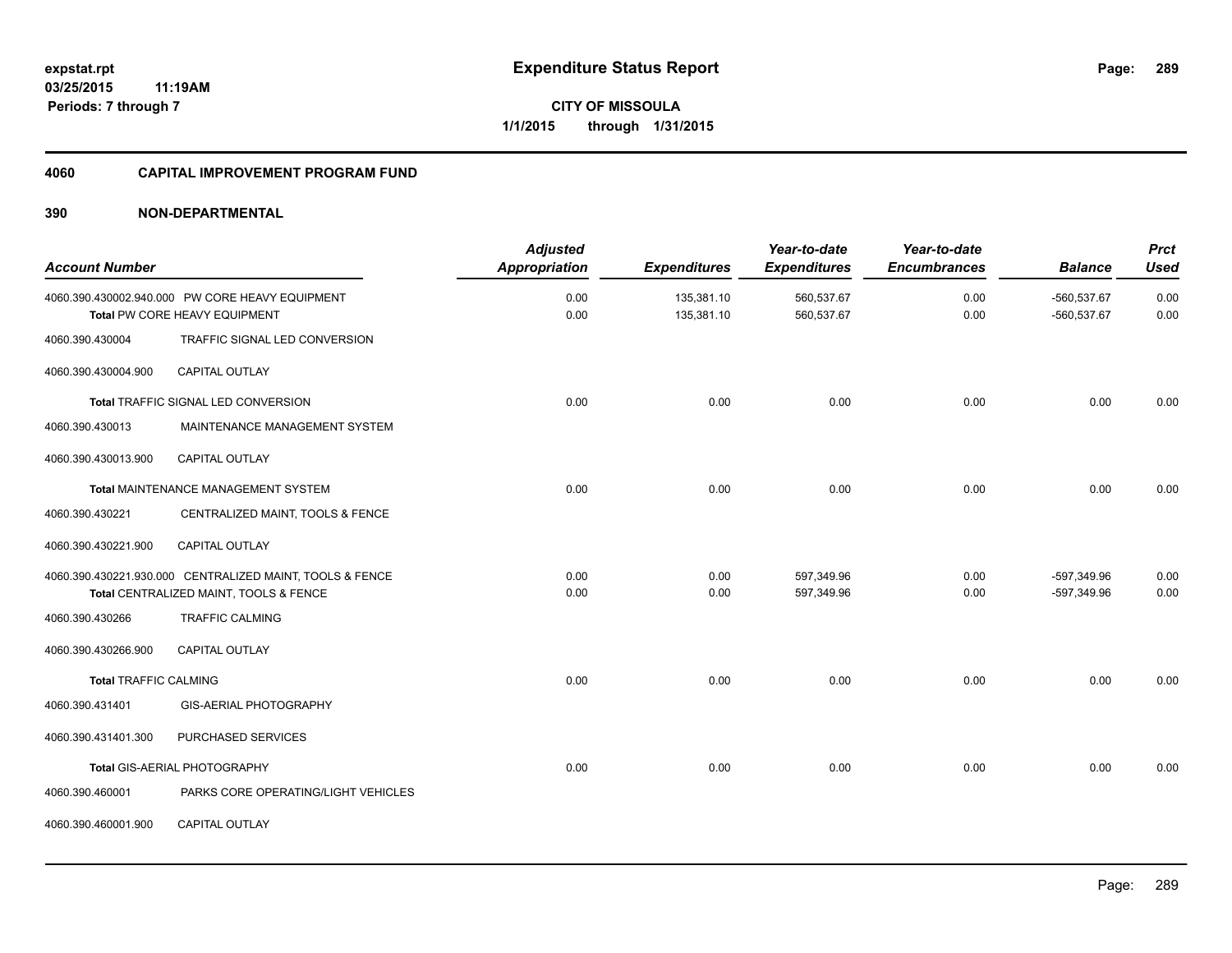**expstat.rpt**
**03/25/2015 11:19AM**
**Periods: 7 through 7**

# Expenditure Status Report

**CITY OF MISSOULA**
**1/1/2015 through 1/31/2015**

## 4060 CAPITAL IMPROVEMENT PROGRAM FUND

## 390 NON-DEPARTMENTAL

| Account Number | | Adjusted Appropriation | Expenditures | Year-to-date Expenditures | Year-to-date Encumbrances | Balance | Prct Used |
|---|---|---|---|---|---|---|---|
| 4060.390.430002.940.000 | PW CORE HEAVY EQUIPMENT | 0.00 | 135,381.10 | 560,537.67 | 0.00 | -560,537.67 | 0.00 |
| **Total** PW CORE HEAVY EQUIPMENT | | 0.00 | 135,381.10 | 560,537.67 | 0.00 | -560,537.67 | 0.00 |
| 4060.390.430004 | TRAFFIC SIGNAL LED CONVERSION | | | | | | |
| 4060.390.430004.900 | CAPITAL OUTLAY | | | | | | |
| **Total** TRAFFIC SIGNAL LED CONVERSION | | 0.00 | 0.00 | 0.00 | 0.00 | 0.00 | 0.00 |
| 4060.390.430013 | MAINTENANCE MANAGEMENT SYSTEM | | | | | | |
| 4060.390.430013.900 | CAPITAL OUTLAY | | | | | | |
| **Total** MAINTENANCE MANAGEMENT SYSTEM | | 0.00 | 0.00 | 0.00 | 0.00 | 0.00 | 0.00 |
| 4060.390.430221 | CENTRALIZED MAINT, TOOLS & FENCE | | | | | | |
| 4060.390.430221.900 | CAPITAL OUTLAY | | | | | | |
| 4060.390.430221.930.000 | CENTRALIZED MAINT, TOOLS & FENCE | 0.00 | 0.00 | 597,349.96 | 0.00 | -597,349.96 | 0.00 |
| **Total** CENTRALIZED MAINT, TOOLS & FENCE | | 0.00 | 0.00 | 597,349.96 | 0.00 | -597,349.96 | 0.00 |
| 4060.390.430266 | TRAFFIC CALMING | | | | | | |
| 4060.390.430266.900 | CAPITAL OUTLAY | | | | | | |
| **Total** TRAFFIC CALMING | | 0.00 | 0.00 | 0.00 | 0.00 | 0.00 | 0.00 |
| 4060.390.431401 | GIS-AERIAL PHOTOGRAPHY | | | | | | |
| 4060.390.431401.300 | PURCHASED SERVICES | | | | | | |
| **Total** GIS-AERIAL PHOTOGRAPHY | | 0.00 | 0.00 | 0.00 | 0.00 | 0.00 | 0.00 |
| 4060.390.460001 | PARKS CORE OPERATING/LIGHT VEHICLES | | | | | | |
| 4060.390.460001.900 | CAPITAL OUTLAY | | | | | | |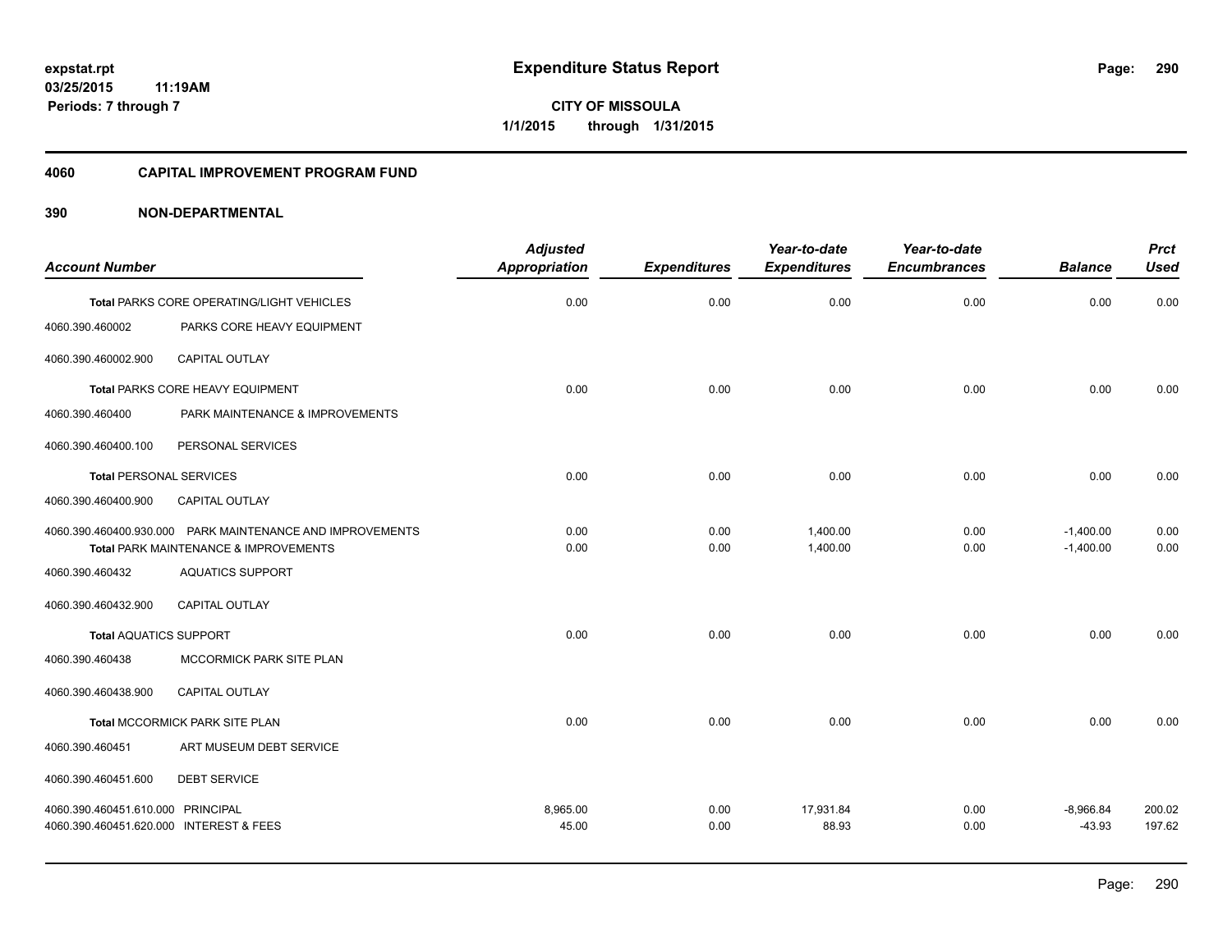**expstat.rpt**
**03/25/2015 11:19AM**
**Periods: 7 through 7**

# Expenditure Status Report

**CITY OF MISSOULA**
**1/1/2015 through 1/31/2015**

## 4060 CAPITAL IMPROVEMENT PROGRAM FUND

## 390 NON-DEPARTMENTAL

| Account Number | | Adjusted Appropriation | Expenditures | Year-to-date Expenditures | Year-to-date Encumbrances | Balance | Prct Used |
|---|---|---|---|---|---|---|---|
| | **Total** PARKS CORE OPERATING/LIGHT VEHICLES | 0.00 | 0.00 | 0.00 | 0.00 | 0.00 | 0.00 |
| 4060.390.460002 | PARKS CORE HEAVY EQUIPMENT | | | | | | |
| 4060.390.460002.900 | CAPITAL OUTLAY | | | | | | |
| | **Total** PARKS CORE HEAVY EQUIPMENT | 0.00 | 0.00 | 0.00 | 0.00 | 0.00 | 0.00 |
| 4060.390.460400 | PARK MAINTENANCE & IMPROVEMENTS | | | | | | |
| 4060.390.460400.100 | PERSONAL SERVICES | | | | | | |
| | **Total** PERSONAL SERVICES | 0.00 | 0.00 | 0.00 | 0.00 | 0.00 | 0.00 |
| 4060.390.460400.900 | CAPITAL OUTLAY | | | | | | |
| 4060.390.460400.930.000 | PARK MAINTENANCE AND IMPROVEMENTS | 0.00 | 0.00 | 1,400.00 | 0.00 | -1,400.00 | 0.00 |
| | **Total** PARK MAINTENANCE & IMPROVEMENTS | 0.00 | 0.00 | 1,400.00 | 0.00 | -1,400.00 | 0.00 |
| 4060.390.460432 | AQUATICS SUPPORT | | | | | | |
| 4060.390.460432.900 | CAPITAL OUTLAY | | | | | | |
| | **Total** AQUATICS SUPPORT | 0.00 | 0.00 | 0.00 | 0.00 | 0.00 | 0.00 |
| 4060.390.460438 | MCCORMICK PARK SITE PLAN | | | | | | |
| 4060.390.460438.900 | CAPITAL OUTLAY | | | | | | |
| | **Total** MCCORMICK PARK SITE PLAN | 0.00 | 0.00 | 0.00 | 0.00 | 0.00 | 0.00 |
| 4060.390.460451 | ART MUSEUM DEBT SERVICE | | | | | | |
| 4060.390.460451.600 | DEBT SERVICE | | | | | | |
| 4060.390.460451.610.000 | PRINCIPAL | 8,965.00 | 0.00 | 17,931.84 | 0.00 | -8,966.84 | 200.02 |
| 4060.390.460451.620.000 | INTEREST & FEES | 45.00 | 0.00 | 88.93 | 0.00 | -43.93 | 197.62 |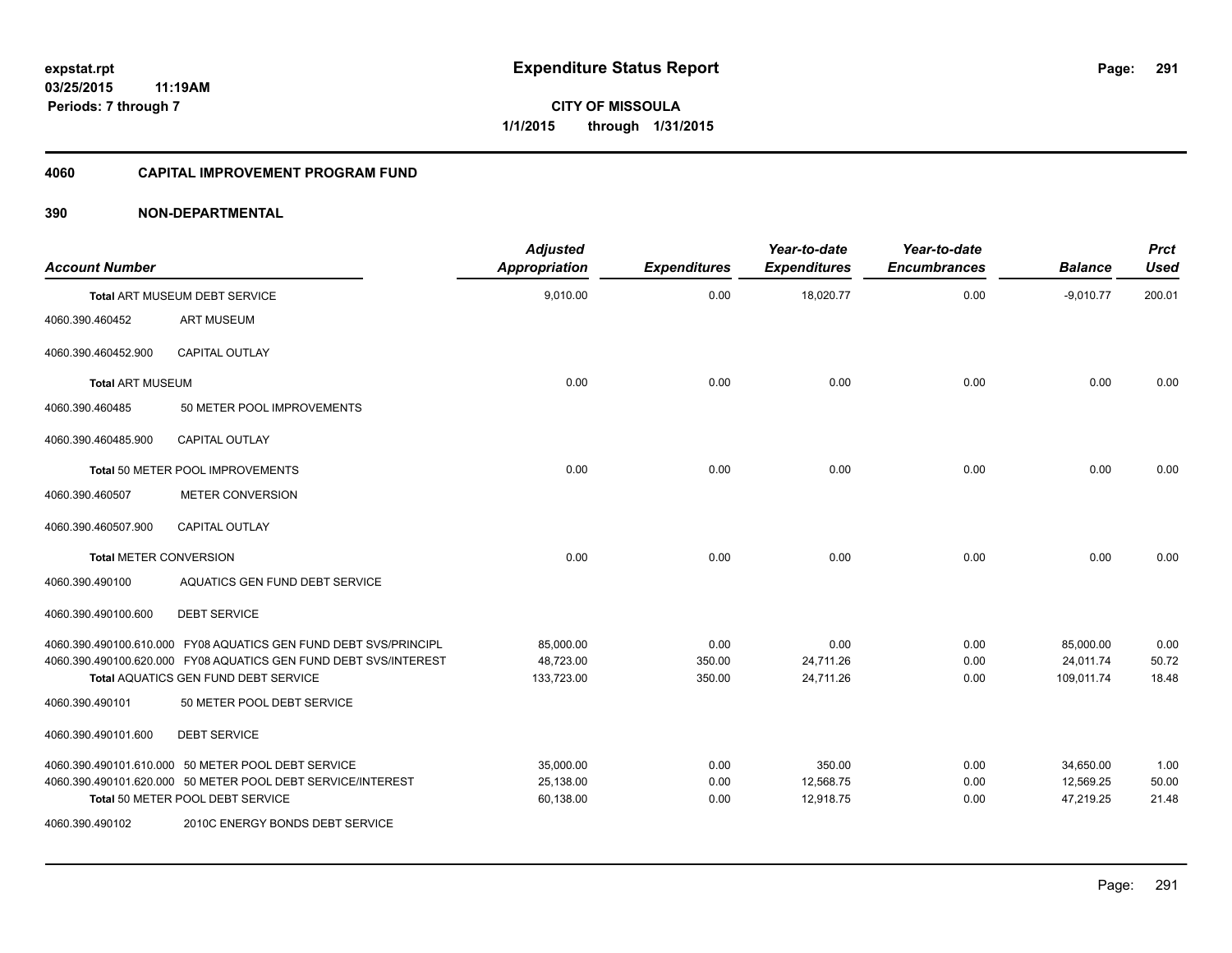**expstat.rpt**
**03/25/2015 11:19AM**
**Periods: 7 through 7**

# Expenditure Status Report

**CITY OF MISSOULA**
**1/1/2015 through 1/31/2015**

## 4060 CAPITAL IMPROVEMENT PROGRAM FUND

## 390 NON-DEPARTMENTAL

| Account Number | | Adjusted Appropriation | Expenditures | Year-to-date Expenditures | Year-to-date Encumbrances | Balance | Prct Used |
|---|---|---|---|---|---|---|---|
| Total ART MUSEUM DEBT SERVICE | | 9,010.00 | 0.00 | 18,020.77 | 0.00 | -9,010.77 | 200.01 |
| 4060.390.460452 | ART MUSEUM | | | | | | |
| 4060.390.460452.900 | CAPITAL OUTLAY | | | | | | |
| Total ART MUSEUM | | 0.00 | 0.00 | 0.00 | 0.00 | 0.00 | 0.00 |
| 4060.390.460485 | 50 METER POOL IMPROVEMENTS | | | | | | |
| 4060.390.460485.900 | CAPITAL OUTLAY | | | | | | |
| Total 50 METER POOL IMPROVEMENTS | | 0.00 | 0.00 | 0.00 | 0.00 | 0.00 | 0.00 |
| 4060.390.460507 | METER CONVERSION | | | | | | |
| 4060.390.460507.900 | CAPITAL OUTLAY | | | | | | |
| Total METER CONVERSION | | 0.00 | 0.00 | 0.00 | 0.00 | 0.00 | 0.00 |
| 4060.390.490100 | AQUATICS GEN FUND DEBT SERVICE | | | | | | |
| 4060.390.490100.600 | DEBT SERVICE | | | | | | |
| 4060.390.490100.610.000 | FY08 AQUATICS GEN FUND DEBT SVS/PRINCIPL | 85,000.00 | 0.00 | 0.00 | 0.00 | 85,000.00 | 0.00 |
| 4060.390.490100.620.000 | FY08 AQUATICS GEN FUND DEBT SVS/INTEREST | 48,723.00 | 350.00 | 24,711.26 | 0.00 | 24,011.74 | 50.72 |
| Total AQUATICS GEN FUND DEBT SERVICE | | 133,723.00 | 350.00 | 24,711.26 | 0.00 | 109,011.74 | 18.48 |
| 4060.390.490101 | 50 METER POOL DEBT SERVICE | | | | | | |
| 4060.390.490101.600 | DEBT SERVICE | | | | | | |
| 4060.390.490101.610.000 | 50 METER POOL DEBT SERVICE | 35,000.00 | 0.00 | 350.00 | 0.00 | 34,650.00 | 1.00 |
| 4060.390.490101.620.000 | 50 METER POOL DEBT SERVICE/INTEREST | 25,138.00 | 0.00 | 12,568.75 | 0.00 | 12,569.25 | 50.00 |
| Total 50 METER POOL DEBT SERVICE | | 60,138.00 | 0.00 | 12,918.75 | 0.00 | 47,219.25 | 21.48 |
| 4060.390.490102 | 2010C ENERGY BONDS DEBT SERVICE | | | | | | |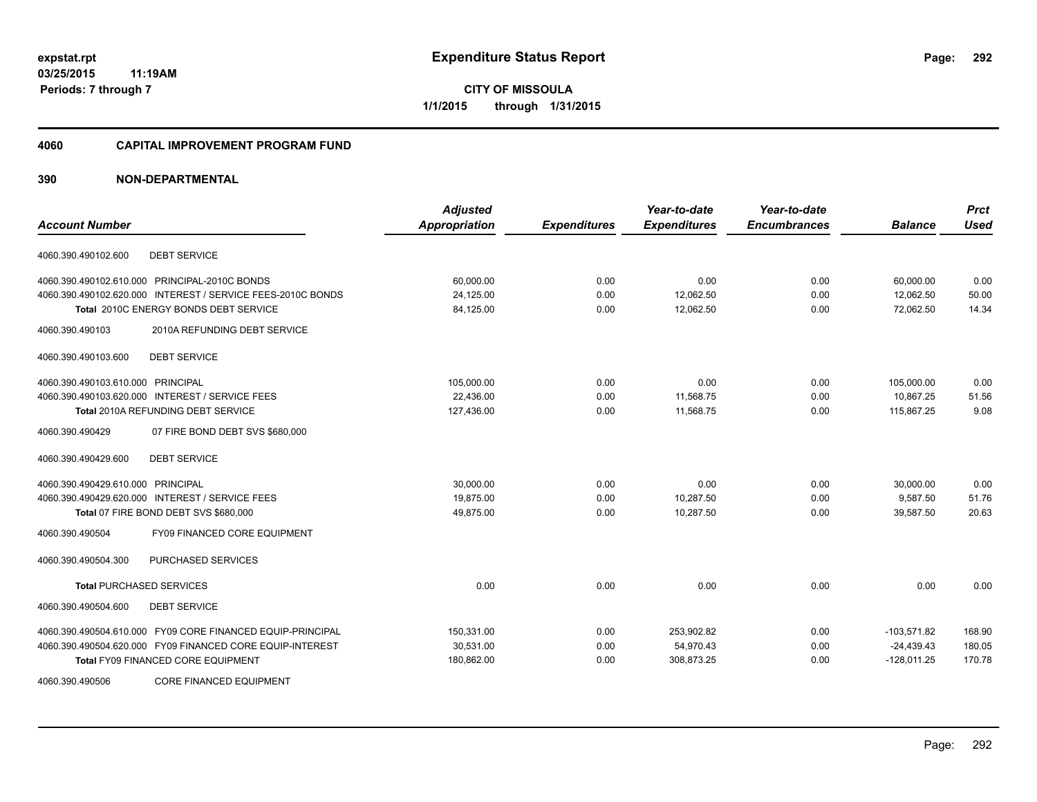# Expenditure Status Report

expstat.rpt
03/25/2015 11:19AM
Periods: 7 through 7

**CITY OF MISSOULA**
1/1/2015 through 1/31/2015

## 4060 CAPITAL IMPROVEMENT PROGRAM FUND

### 390 NON-DEPARTMENTAL

| Account Number | | Adjusted Appropriation | Expenditures | Year-to-date Expenditures | Year-to-date Encumbrances | Balance | Prct Used |
|---|---|---|---|---|---|---|---|
| 4060.390.490102.600 | DEBT SERVICE | | | | | | |
| 4060.390.490102.610.000 | PRINCIPAL-2010C BONDS | 60,000.00 | 0.00 | 0.00 | 0.00 | 60,000.00 | 0.00 |
| 4060.390.490102.620.000 | INTEREST / SERVICE FEES-2010C BONDS | 24,125.00 | 0.00 | 12,062.50 | 0.00 | 12,062.50 | 50.00 |
| | Total 2010C ENERGY BONDS DEBT SERVICE | 84,125.00 | 0.00 | 12,062.50 | 0.00 | 72,062.50 | 14.34 |
| 4060.390.490103 | 2010A REFUNDING DEBT SERVICE | | | | | | |
| 4060.390.490103.600 | DEBT SERVICE | | | | | | |
| 4060.390.490103.610.000 | PRINCIPAL | 105,000.00 | 0.00 | 0.00 | 0.00 | 105,000.00 | 0.00 |
| 4060.390.490103.620.000 | INTEREST / SERVICE FEES | 22,436.00 | 0.00 | 11,568.75 | 0.00 | 10,867.25 | 51.56 |
| | Total 2010A REFUNDING DEBT SERVICE | 127,436.00 | 0.00 | 11,568.75 | 0.00 | 115,867.25 | 9.08 |
| 4060.390.490429 | 07 FIRE BOND DEBT SVS $680,000 | | | | | | |
| 4060.390.490429.600 | DEBT SERVICE | | | | | | |
| 4060.390.490429.610.000 | PRINCIPAL | 30,000.00 | 0.00 | 0.00 | 0.00 | 30,000.00 | 0.00 |
| 4060.390.490429.620.000 | INTEREST / SERVICE FEES | 19,875.00 | 0.00 | 10,287.50 | 0.00 | 9,587.50 | 51.76 |
| | Total 07 FIRE BOND DEBT SVS $680,000 | 49,875.00 | 0.00 | 10,287.50 | 0.00 | 39,587.50 | 20.63 |
| 4060.390.490504 | FY09 FINANCED CORE EQUIPMENT | | | | | | |
| 4060.390.490504.300 | PURCHASED SERVICES | | | | | | |
| | Total PURCHASED SERVICES | 0.00 | 0.00 | 0.00 | 0.00 | 0.00 | 0.00 |
| 4060.390.490504.600 | DEBT SERVICE | | | | | | |
| 4060.390.490504.610.000 | FY09 CORE FINANCED EQUIP-PRINCIPAL | 150,331.00 | 0.00 | 253,902.82 | 0.00 | -103,571.82 | 168.90 |
| 4060.390.490504.620.000 | FY09 FINANCED CORE EQUIP-INTEREST | 30,531.00 | 0.00 | 54,970.43 | 0.00 | -24,439.43 | 180.05 |
| | Total FY09 FINANCED CORE EQUIPMENT | 180,862.00 | 0.00 | 308,873.25 | 0.00 | -128,011.25 | 170.78 |
| 4060.390.490506 | CORE FINANCED EQUIPMENT | | | | | | |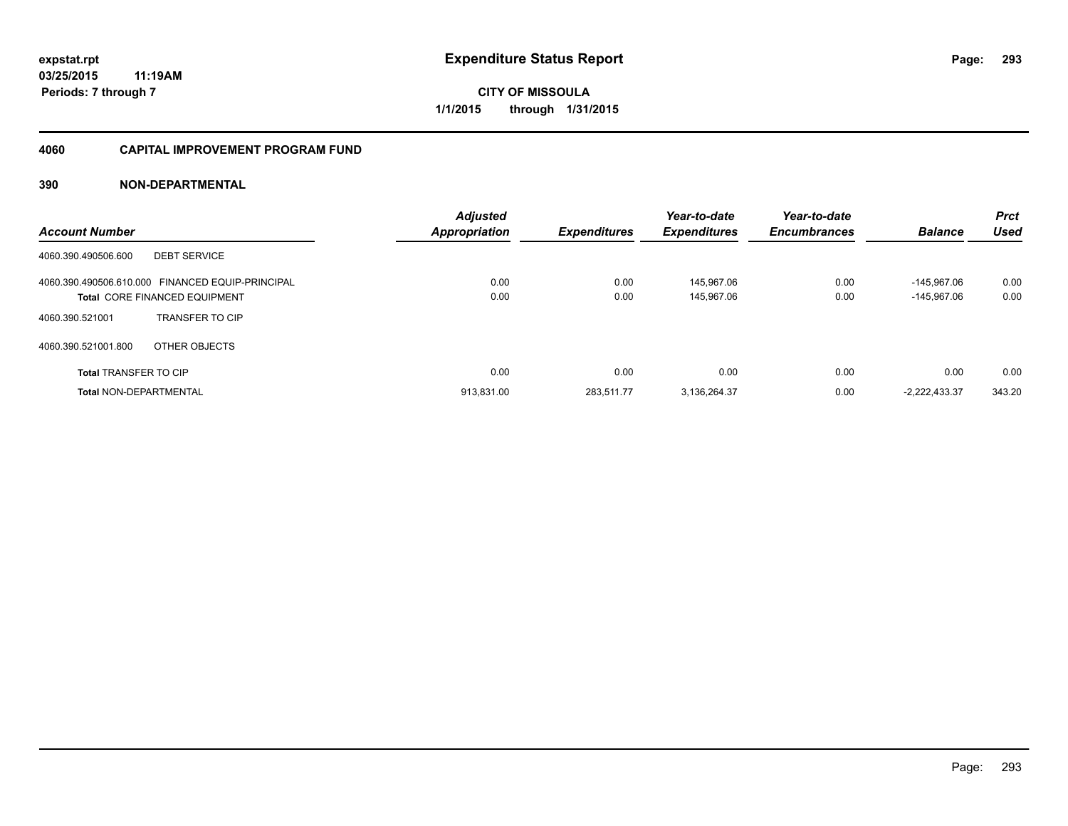**expstat.rpt**
**03/25/2015 11:19AM**
**Periods: 7 through 7**

# Expenditure Status Report

**CITY OF MISSOULA**
**1/1/2015 through 1/31/2015**

## 4060 CAPITAL IMPROVEMENT PROGRAM FUND

## 390 NON-DEPARTMENTAL

| Account Number | | Adjusted Appropriation | Expenditures | Year-to-date Expenditures | Year-to-date Encumbrances | Balance | Prct Used |
|---|---|---|---|---|---|---|---|
| 4060.390.490506.600 | DEBT SERVICE | | | | | | |
| 4060.390.490506.610.000 | FINANCED EQUIP-PRINCIPAL | 0.00 | 0.00 | 145,967.06 | 0.00 | -145,967.06 | 0.00 |
| **Total** CORE FINANCED EQUIPMENT | | 0.00 | 0.00 | 145,967.06 | 0.00 | -145,967.06 | 0.00 |
| 4060.390.521001 | TRANSFER TO CIP | | | | | | |
| 4060.390.521001.800 | OTHER OBJECTS | | | | | | |
| **Total** TRANSFER TO CIP | | 0.00 | 0.00 | 0.00 | 0.00 | 0.00 | 0.00 |
| **Total** NON-DEPARTMENTAL | | 913,831.00 | 283,511.77 | 3,136,264.37 | 0.00 | -2,222,433.37 | 343.20 |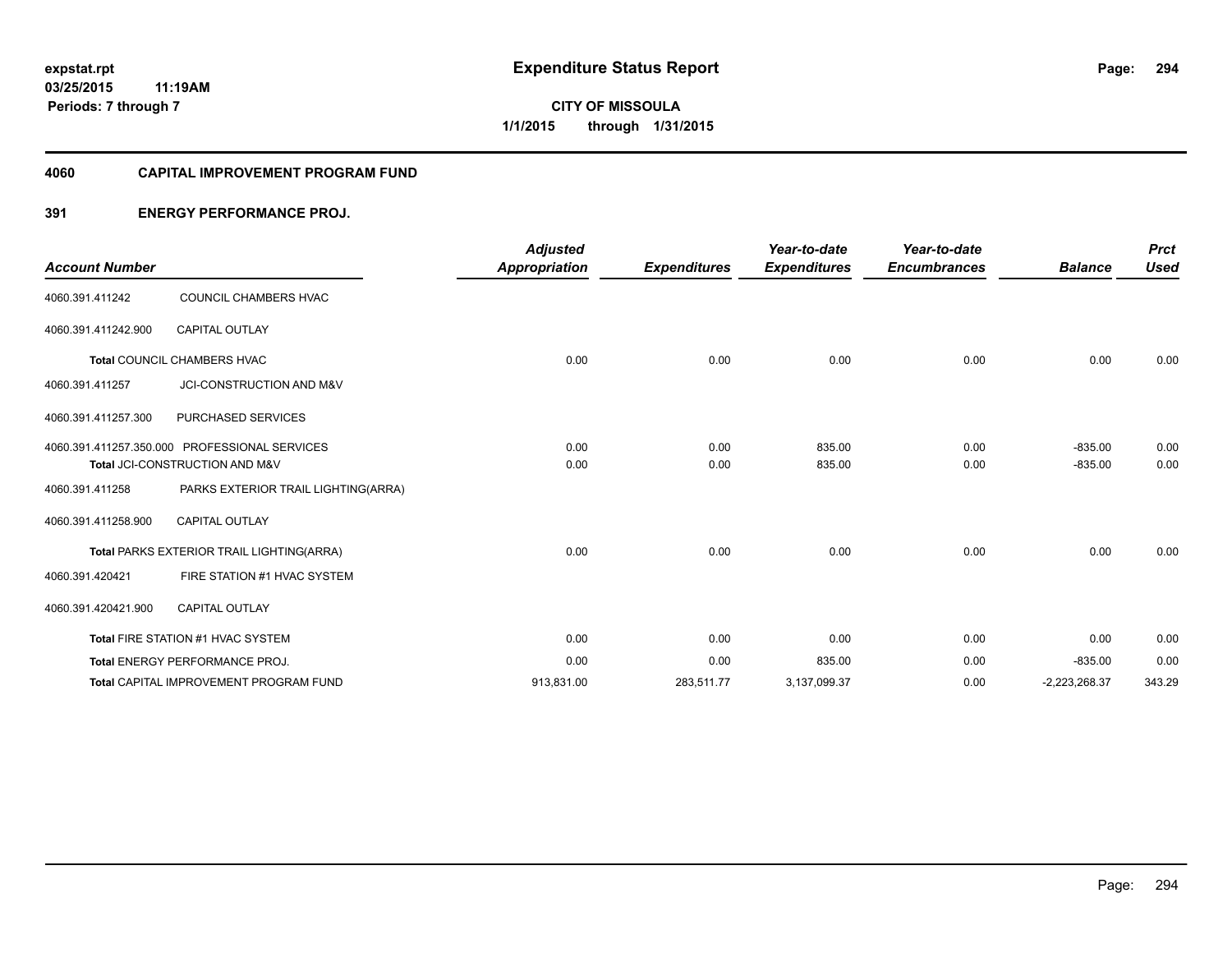# Expenditure Status Report

**CITY OF MISSOULA**

**1/1/2015 through 1/31/2015**

expstat.rpt
03/25/2015 11:19AM
Periods: 7 through 7

## 4060 CAPITAL IMPROVEMENT PROGRAM FUND

### 391 ENERGY PERFORMANCE PROJ.

| Account Number | | Adjusted Appropriation | Expenditures | Year-to-date Expenditures | Year-to-date Encumbrances | Balance | Prct Used |
|---|---|---|---|---|---|---|---|
| 4060.391.411242 | COUNCIL CHAMBERS HVAC | | | | | | |
| 4060.391.411242.900 | CAPITAL OUTLAY | | | | | | |
| **Total** COUNCIL CHAMBERS HVAC | | 0.00 | 0.00 | 0.00 | 0.00 | 0.00 | 0.00 |
| 4060.391.411257 | JCI-CONSTRUCTION AND M&V | | | | | | |
| 4060.391.411257.300 | PURCHASED SERVICES | | | | | | |
| 4060.391.411257.350.000 | PROFESSIONAL SERVICES | 0.00 | 0.00 | 835.00 | 0.00 | -835.00 | 0.00 |
| **Total** JCI-CONSTRUCTION AND M&V | | 0.00 | 0.00 | 835.00 | 0.00 | -835.00 | 0.00 |
| 4060.391.411258 | PARKS EXTERIOR TRAIL LIGHTING(ARRA) | | | | | | |
| 4060.391.411258.900 | CAPITAL OUTLAY | | | | | | |
| **Total** PARKS EXTERIOR TRAIL LIGHTING(ARRA) | | 0.00 | 0.00 | 0.00 | 0.00 | 0.00 | 0.00 |
| 4060.391.420421 | FIRE STATION #1 HVAC SYSTEM | | | | | | |
| 4060.391.420421.900 | CAPITAL OUTLAY | | | | | | |
| **Total** FIRE STATION #1 HVAC SYSTEM | | 0.00 | 0.00 | 0.00 | 0.00 | 0.00 | 0.00 |
| **Total** ENERGY PERFORMANCE PROJ. | | 0.00 | 0.00 | 835.00 | 0.00 | -835.00 | 0.00 |
| **Total** CAPITAL IMPROVEMENT PROGRAM FUND | | 913,831.00 | 283,511.77 | 3,137,099.37 | 0.00 | -2,223,268.37 | 343.29 |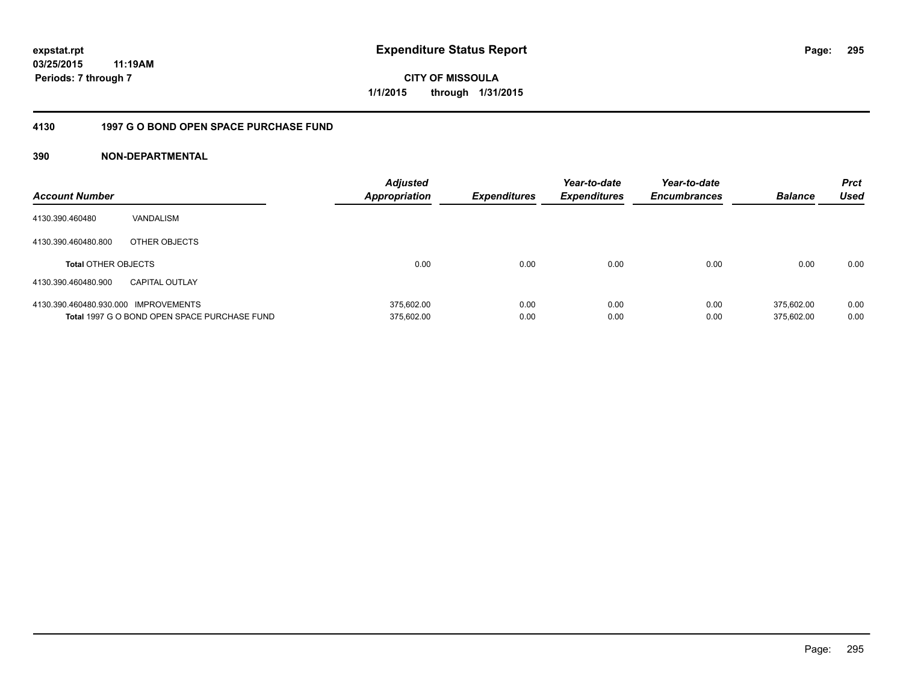# Expenditure Status Report

expstat.rpt
03/25/2015 11:19AM
Periods: 7 through 7

**CITY OF MISSOULA**
**1/1/2015 through 1/31/2015**

## 4130 1997 G O BOND OPEN SPACE PURCHASE FUND

### 390 NON-DEPARTMENTAL

| Account Number | | Adjusted Appropriation | Expenditures | Year-to-date Expenditures | Year-to-date Encumbrances | Balance | Prct Used |
|---|---|---|---|---|---|---|---|
| 4130.390.460480 | VANDALISM | | | | | | |
| 4130.390.460480.800 | OTHER OBJECTS | | | | | | |
| **Total** OTHER OBJECTS | | 0.00 | 0.00 | 0.00 | 0.00 | 0.00 | 0.00 |
| 4130.390.460480.900 | CAPITAL OUTLAY | | | | | | |
| 4130.390.460480.930.000 | IMPROVEMENTS | 375,602.00 | 0.00 | 0.00 | 0.00 | 375,602.00 | 0.00 |
| **Total** 1997 G O BOND OPEN SPACE PURCHASE FUND | | 375,602.00 | 0.00 | 0.00 | 0.00 | 375,602.00 | 0.00 |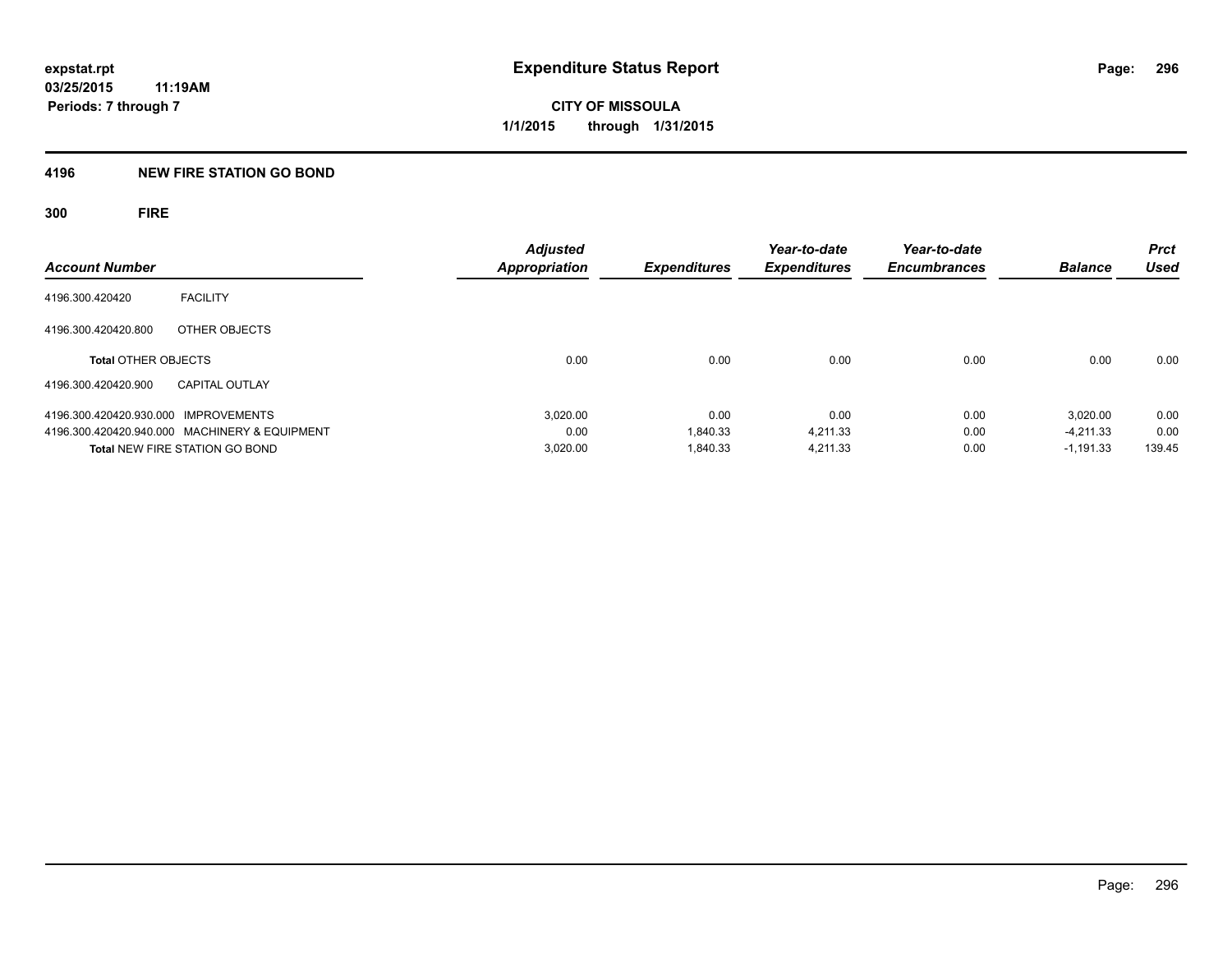**expstat.rpt**
**03/25/2015 11:19AM**
**Periods: 7 through 7**

# Expenditure Status Report

**CITY OF MISSOULA**
**1/1/2015 through 1/31/2015**

## 4196 NEW FIRE STATION GO BOND

### 300 FIRE

| Account Number | | Adjusted Appropriation | Expenditures | Year-to-date Expenditures | Year-to-date Encumbrances | Balance | Prct Used |
|---|---|---|---|---|---|---|---|
| 4196.300.420420 | FACILITY | | | | | | |
| 4196.300.420420.800 | OTHER OBJECTS | | | | | | |
| **Total** OTHER OBJECTS | | 0.00 | 0.00 | 0.00 | 0.00 | 0.00 | 0.00 |
| 4196.300.420420.900 | CAPITAL OUTLAY | | | | | | |
| 4196.300.420420.930.000 | IMPROVEMENTS | 3,020.00 | 0.00 | 0.00 | 0.00 | 3,020.00 | 0.00 |
| 4196.300.420420.940.000 | MACHINERY & EQUIPMENT | 0.00 | 1,840.33 | 4,211.33 | 0.00 | -4,211.33 | 0.00 |
| **Total** NEW FIRE STATION GO BOND | | 3,020.00 | 1,840.33 | 4,211.33 | 0.00 | -1,191.33 | 139.45 |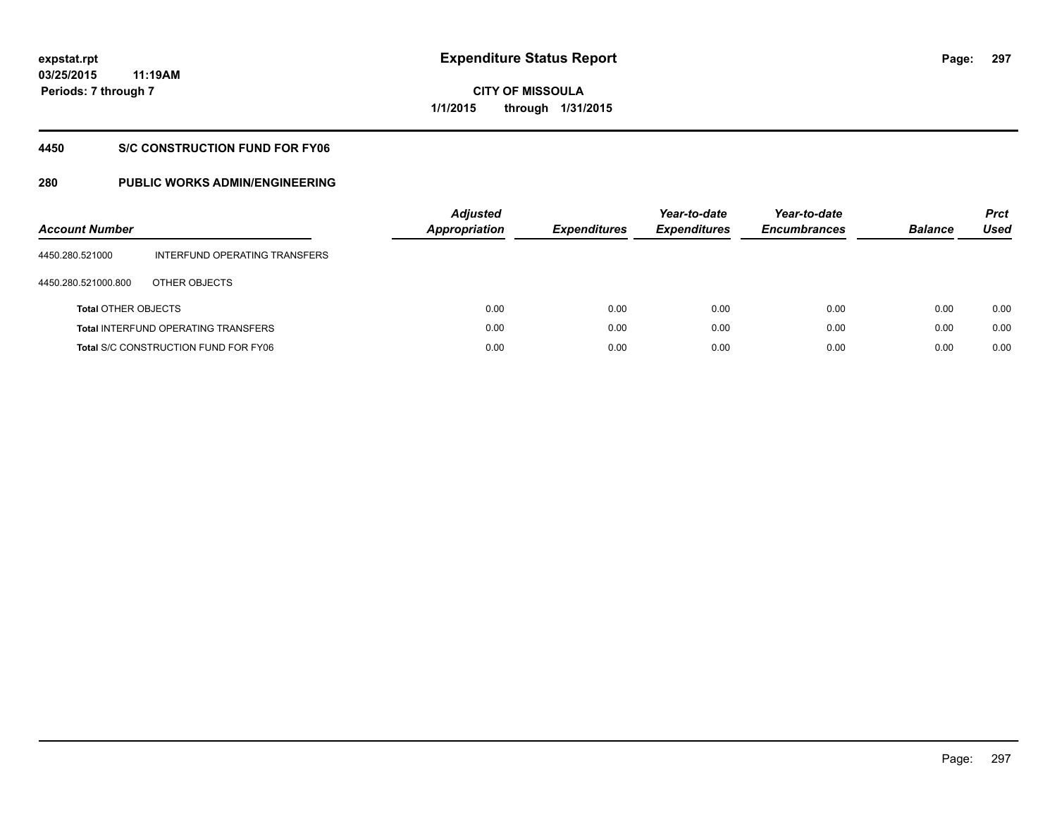**expstat.rpt**
**03/25/2015 11:19AM**
**Periods: 7 through 7**

# Expenditure Status Report

**CITY OF MISSOULA**
**1/1/2015 through 1/31/2015**

## 4450 S/C CONSTRUCTION FUND FOR FY06

## 280 PUBLIC WORKS ADMIN/ENGINEERING

| Account Number | | Adjusted Appropriation | Expenditures | Year-to-date Expenditures | Year-to-date Encumbrances | Balance | Prct Used |
|---|---|---|---|---|---|---|---|
| 4450.280.521000 | INTERFUND OPERATING TRANSFERS | | | | | | |
| 4450.280.521000.800 | OTHER OBJECTS | | | | | | |
| **Total** OTHER OBJECTS | | 0.00 | 0.00 | 0.00 | 0.00 | 0.00 | 0.00 |
| **Total** INTERFUND OPERATING TRANSFERS | | 0.00 | 0.00 | 0.00 | 0.00 | 0.00 | 0.00 |
| **Total** S/C CONSTRUCTION FUND FOR FY06 | | 0.00 | 0.00 | 0.00 | 0.00 | 0.00 | 0.00 |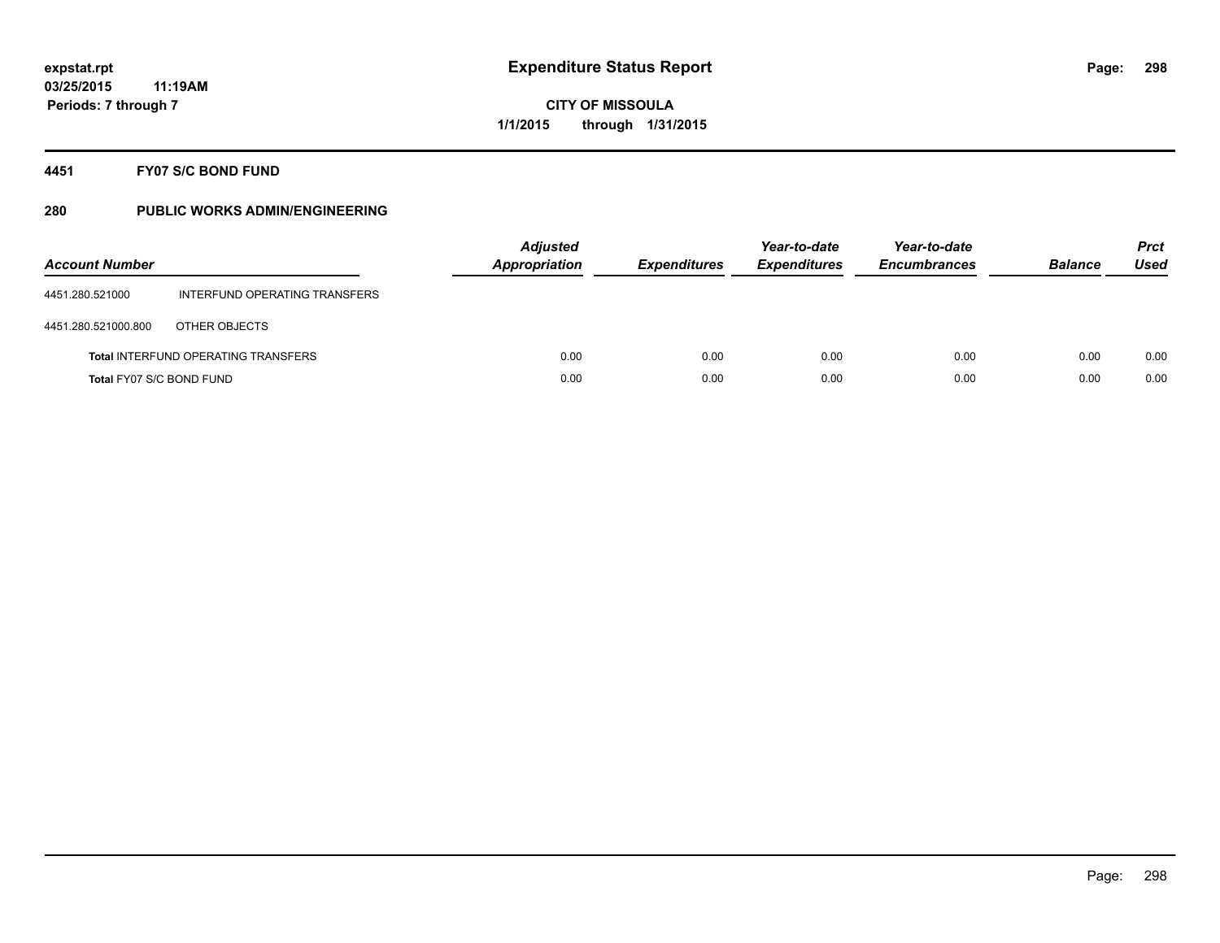# Expenditure Status Report

expstat.rpt
03/25/2015 11:19AM
Periods: 7 through 7

**CITY OF MISSOULA**
**1/1/2015 through 1/31/2015**

## 4451 FY07 S/C BOND FUND

## 280 PUBLIC WORKS ADMIN/ENGINEERING

| Account Number | | Adjusted Appropriation | Expenditures | Year-to-date Expenditures | Year-to-date Encumbrances | Balance | Prct Used |
|---|---|---|---|---|---|---|---|
| 4451.280.521000 | INTERFUND OPERATING TRANSFERS | | | | | | |
| 4451.280.521000.800 | OTHER OBJECTS | | | | | | |
| **Total** INTERFUND OPERATING TRANSFERS | | 0.00 | 0.00 | 0.00 | 0.00 | 0.00 | 0.00 |
| **Total** FY07 S/C BOND FUND | | 0.00 | 0.00 | 0.00 | 0.00 | 0.00 | 0.00 |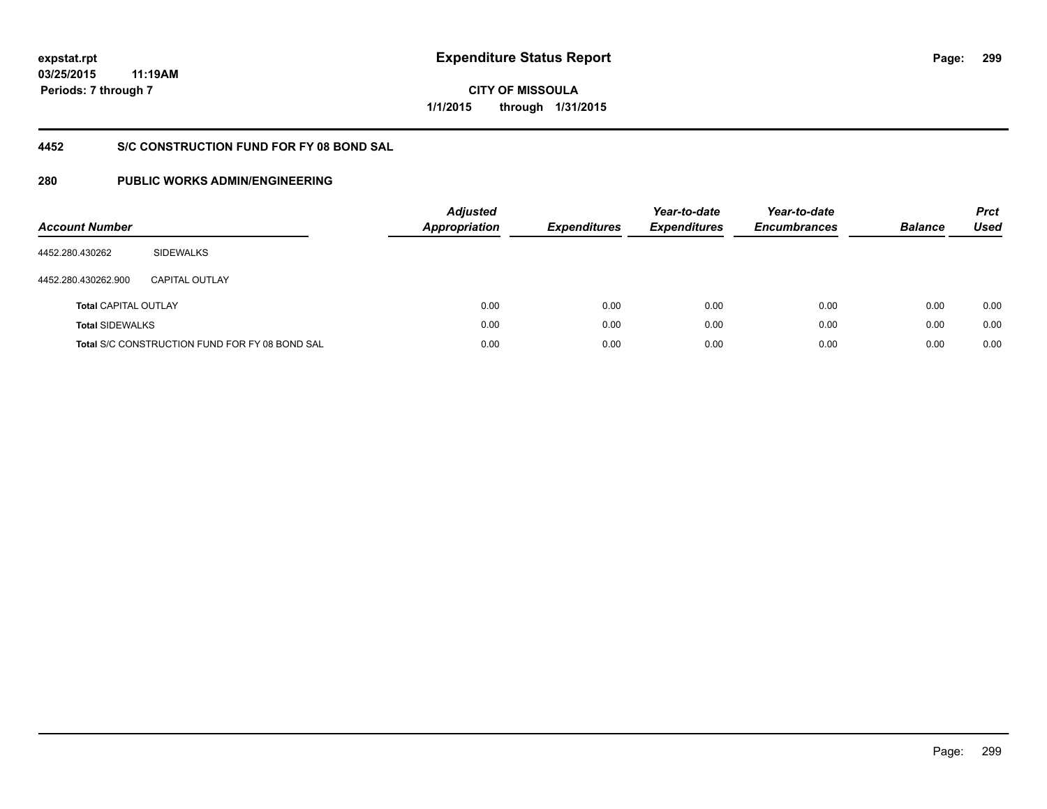expstat.rpt
03/25/2015 11:19AM
Periods: 7 through 7

# Expenditure Status Report

CITY OF MISSOULA
1/1/2015 through 1/31/2015

## 4452 S/C CONSTRUCTION FUND FOR FY 08 BOND SAL

## 280 PUBLIC WORKS ADMIN/ENGINEERING

| Account Number | | Adjusted Appropriation | Expenditures | Year-to-date Expenditures | Year-to-date Encumbrances | Balance | Prct Used |
|---|---|---|---|---|---|---|---|
| 4452.280.430262 | SIDEWALKS | | | | | | |
| 4452.280.430262.900 | CAPITAL OUTLAY | | | | | | |
| **Total** CAPITAL OUTLAY | | 0.00 | 0.00 | 0.00 | 0.00 | 0.00 | 0.00 |
| **Total** SIDEWALKS | | 0.00 | 0.00 | 0.00 | 0.00 | 0.00 | 0.00 |
| **Total** S/C CONSTRUCTION FUND FOR FY 08 BOND SAL | | 0.00 | 0.00 | 0.00 | 0.00 | 0.00 | 0.00 |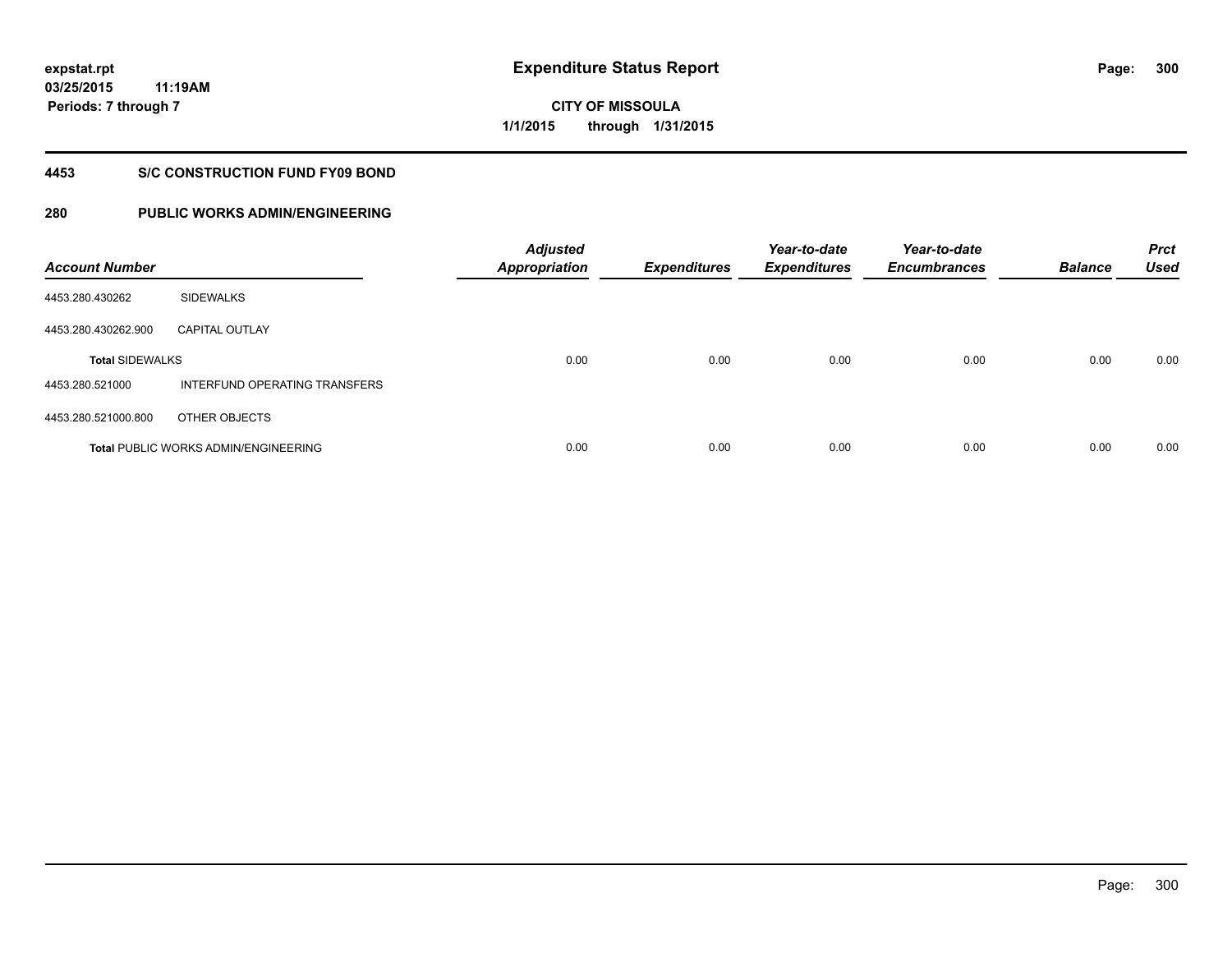**expstat.rpt**
**03/25/2015 11:19AM**
**Periods: 7 through 7**

# Expenditure Status Report

**CITY OF MISSOULA**
**1/1/2015 through 1/31/2015**

## 4453 S/C CONSTRUCTION FUND FY09 BOND

## 280 PUBLIC WORKS ADMIN/ENGINEERING

| Account Number | | Adjusted Appropriation | Expenditures | Year-to-date Expenditures | Year-to-date Encumbrances | Balance | Prct Used |
|---|---|---|---|---|---|---|---|
| 4453.280.430262 | SIDEWALKS | | | | | | |
| 4453.280.430262.900 | CAPITAL OUTLAY | | | | | | |
| **Total** SIDEWALKS | | 0.00 | 0.00 | 0.00 | 0.00 | 0.00 | 0.00 |
| 4453.280.521000 | INTERFUND OPERATING TRANSFERS | | | | | | |
| 4453.280.521000.800 | OTHER OBJECTS | | | | | | |
| **Total** PUBLIC WORKS ADMIN/ENGINEERING | | 0.00 | 0.00 | 0.00 | 0.00 | 0.00 | 0.00 |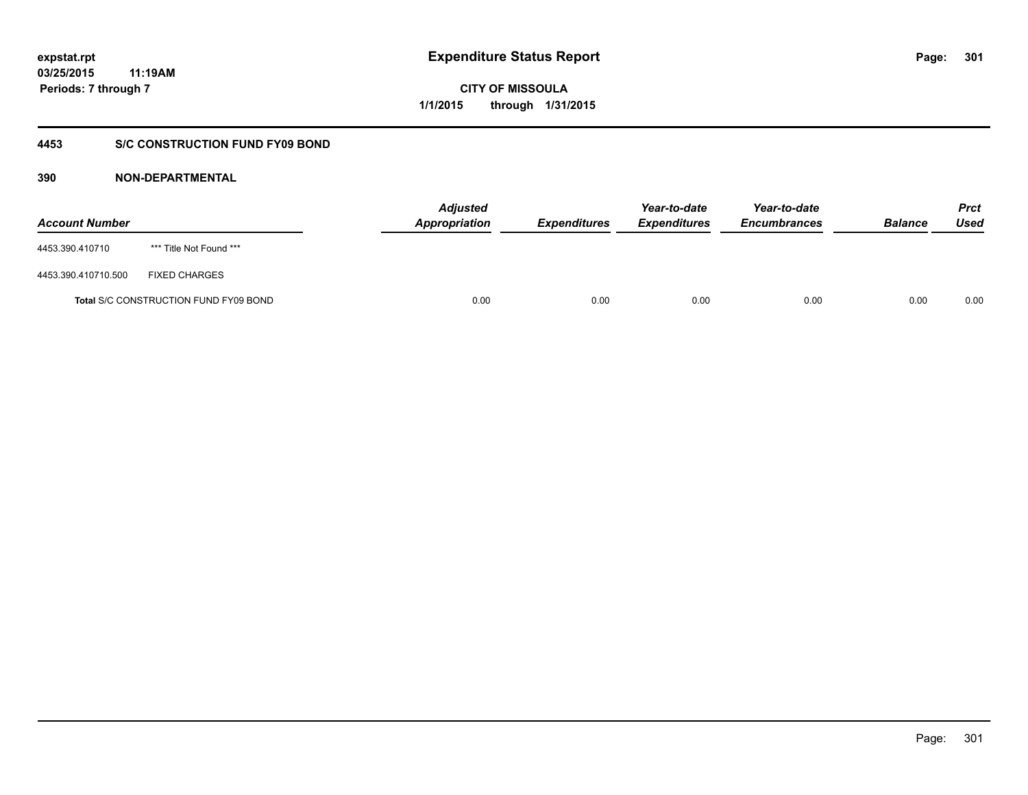# Expenditure Status Report

expstat.rpt
03/25/2015 11:19AM
Periods: 7 through 7

**CITY OF MISSOULA**
**1/1/2015 through 1/31/2015**

## 4453 S/C CONSTRUCTION FUND FY09 BOND

## 390 NON-DEPARTMENTAL

| Account Number | | Adjusted Appropriation | Expenditures | Year-to-date Expenditures | Year-to-date Encumbrances | Balance | Prct Used |
|---|---|---|---|---|---|---|---|
| 4453.390.410710 | *** Title Not Found *** | | | | | | |
| 4453.390.410710.500 | FIXED CHARGES | | | | | | |
| **Total** S/C CONSTRUCTION FUND FY09 BOND | | 0.00 | 0.00 | 0.00 | 0.00 | 0.00 | 0.00 |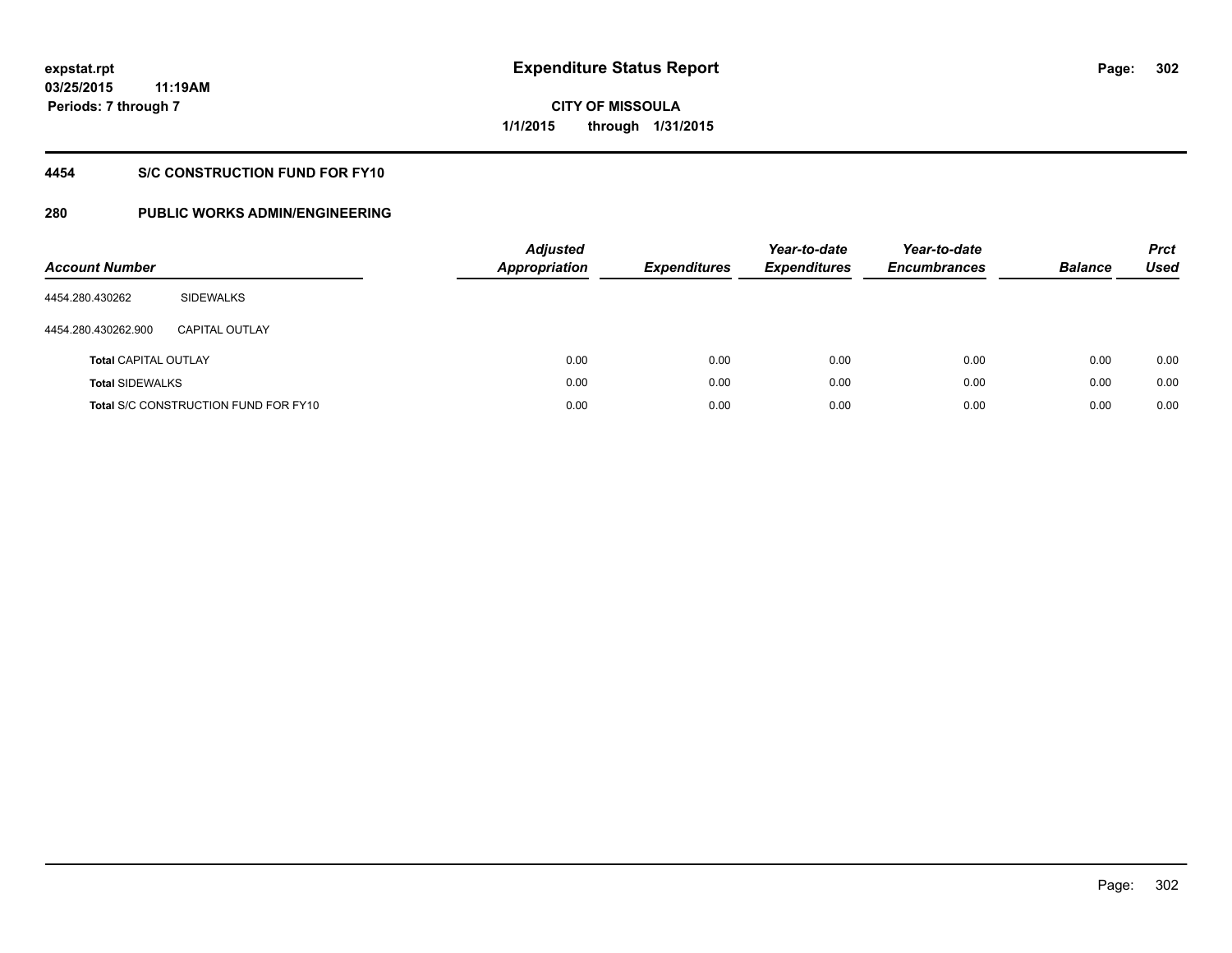# Expenditure Status Report

expstat.rpt
03/25/2015 11:19AM
Periods: 7 through 7

**CITY OF MISSOULA**
**1/1/2015 through 1/31/2015**

## 4454 S/C CONSTRUCTION FUND FOR FY10

## 280 PUBLIC WORKS ADMIN/ENGINEERING

| Account Number | | Adjusted Appropriation | Expenditures | Year-to-date Expenditures | Year-to-date Encumbrances | Balance | Prct Used |
|---|---|---|---|---|---|---|---|
| 4454.280.430262 | SIDEWALKS | | | | | | |
| 4454.280.430262.900 | CAPITAL OUTLAY | | | | | | |
| **Total** CAPITAL OUTLAY | | 0.00 | 0.00 | 0.00 | 0.00 | 0.00 | 0.00 |
| **Total** SIDEWALKS | | 0.00 | 0.00 | 0.00 | 0.00 | 0.00 | 0.00 |
| **Total** S/C CONSTRUCTION FUND FOR FY10 | | 0.00 | 0.00 | 0.00 | 0.00 | 0.00 | 0.00 |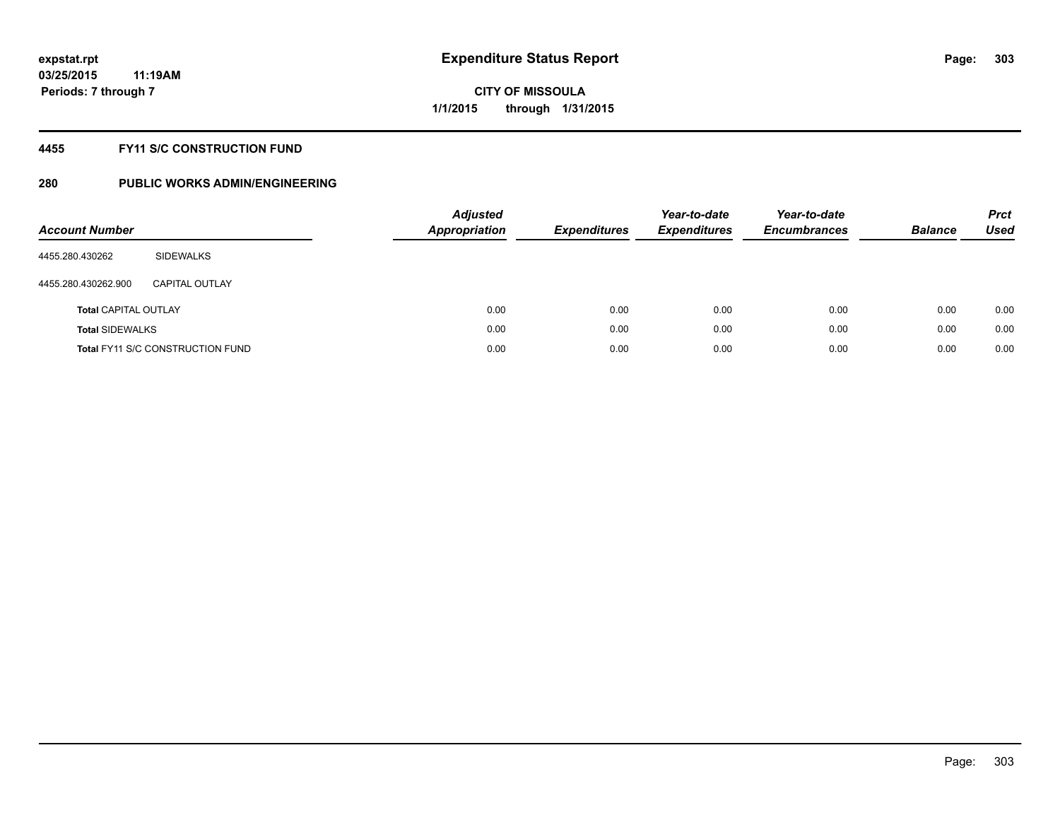# Expenditure Status Report

**expstat.rpt**
**03/25/2015 11:19AM**
**Periods: 7 through 7**

**CITY OF MISSOULA**
**1/1/2015 through 1/31/2015**

## 4455 FY11 S/C CONSTRUCTION FUND

## 280 PUBLIC WORKS ADMIN/ENGINEERING

| Account Number | | Adjusted Appropriation | Expenditures | Year-to-date Expenditures | Year-to-date Encumbrances | Balance | Prct Used |
|---|---|---|---|---|---|---|---|
| 4455.280.430262 | SIDEWALKS | | | | | | |
| 4455.280.430262.900 | CAPITAL OUTLAY | | | | | | |
| **Total** CAPITAL OUTLAY | | 0.00 | 0.00 | 0.00 | 0.00 | 0.00 | 0.00 |
| **Total** SIDEWALKS | | 0.00 | 0.00 | 0.00 | 0.00 | 0.00 | 0.00 |
| **Total** FY11 S/C CONSTRUCTION FUND | | 0.00 | 0.00 | 0.00 | 0.00 | 0.00 | 0.00 |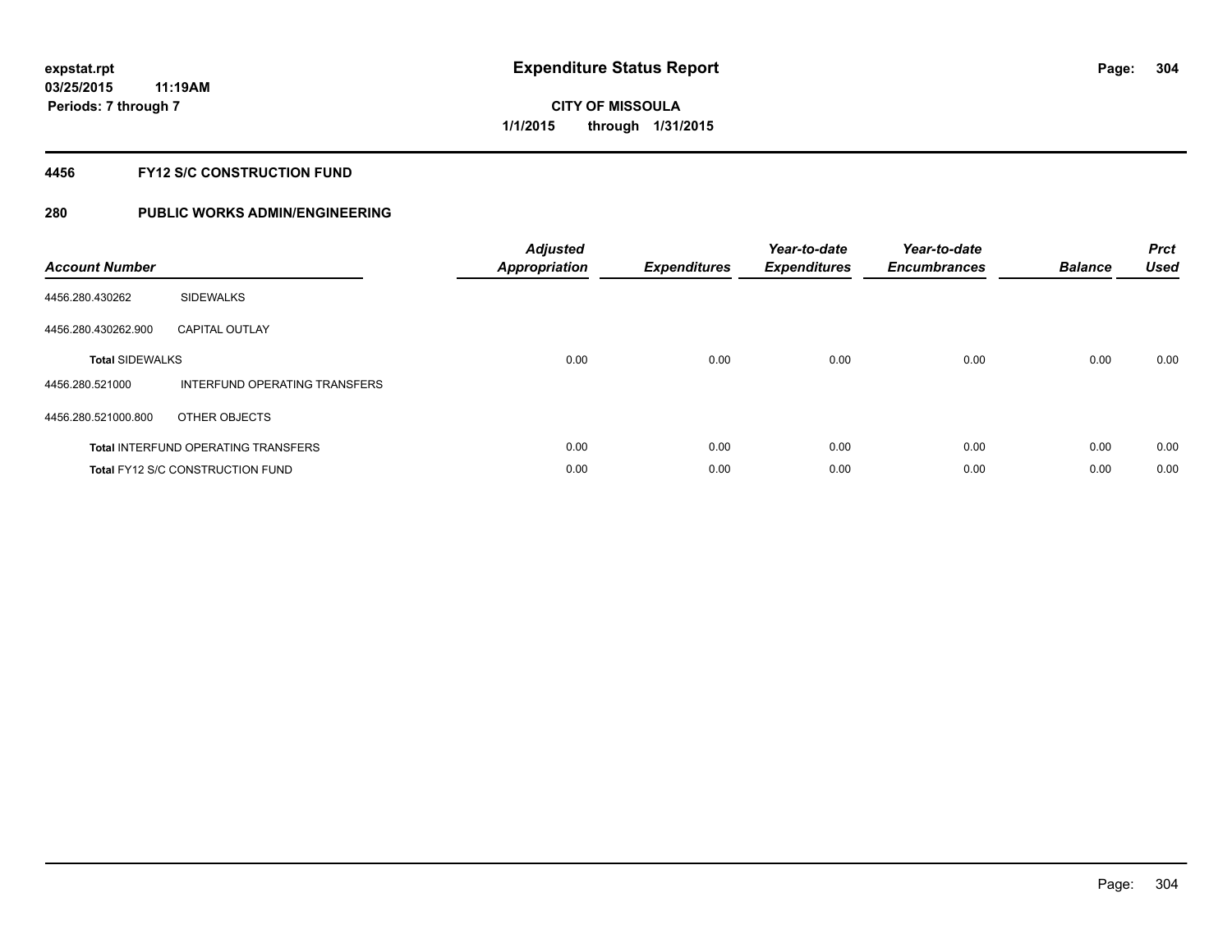**expstat.rpt**
**03/25/2015 11:19AM**
**Periods: 7 through 7**

# Expenditure Status Report

**CITY OF MISSOULA**
**1/1/2015 through 1/31/2015**

## 4456 FY12 S/C CONSTRUCTION FUND

## 280 PUBLIC WORKS ADMIN/ENGINEERING

| Account Number | | *Adjusted Appropriation* | *Expenditures* | *Year-to-date Expenditures* | *Year-to-date Encumbrances* | *Balance* | *Prct Used* |
|---|---|---|---|---|---|---|---|
| 4456.280.430262 | SIDEWALKS | | | | | | |
| 4456.280.430262.900 | CAPITAL OUTLAY | | | | | | |
| **Total** SIDEWALKS | | 0.00 | 0.00 | 0.00 | 0.00 | 0.00 | 0.00 |
| 4456.280.521000 | INTERFUND OPERATING TRANSFERS | | | | | | |
| 4456.280.521000.800 | OTHER OBJECTS | | | | | | |
| **Total** INTERFUND OPERATING TRANSFERS | | 0.00 | 0.00 | 0.00 | 0.00 | 0.00 | 0.00 |
| **Total** FY12 S/C CONSTRUCTION FUND | | 0.00 | 0.00 | 0.00 | 0.00 | 0.00 | 0.00 |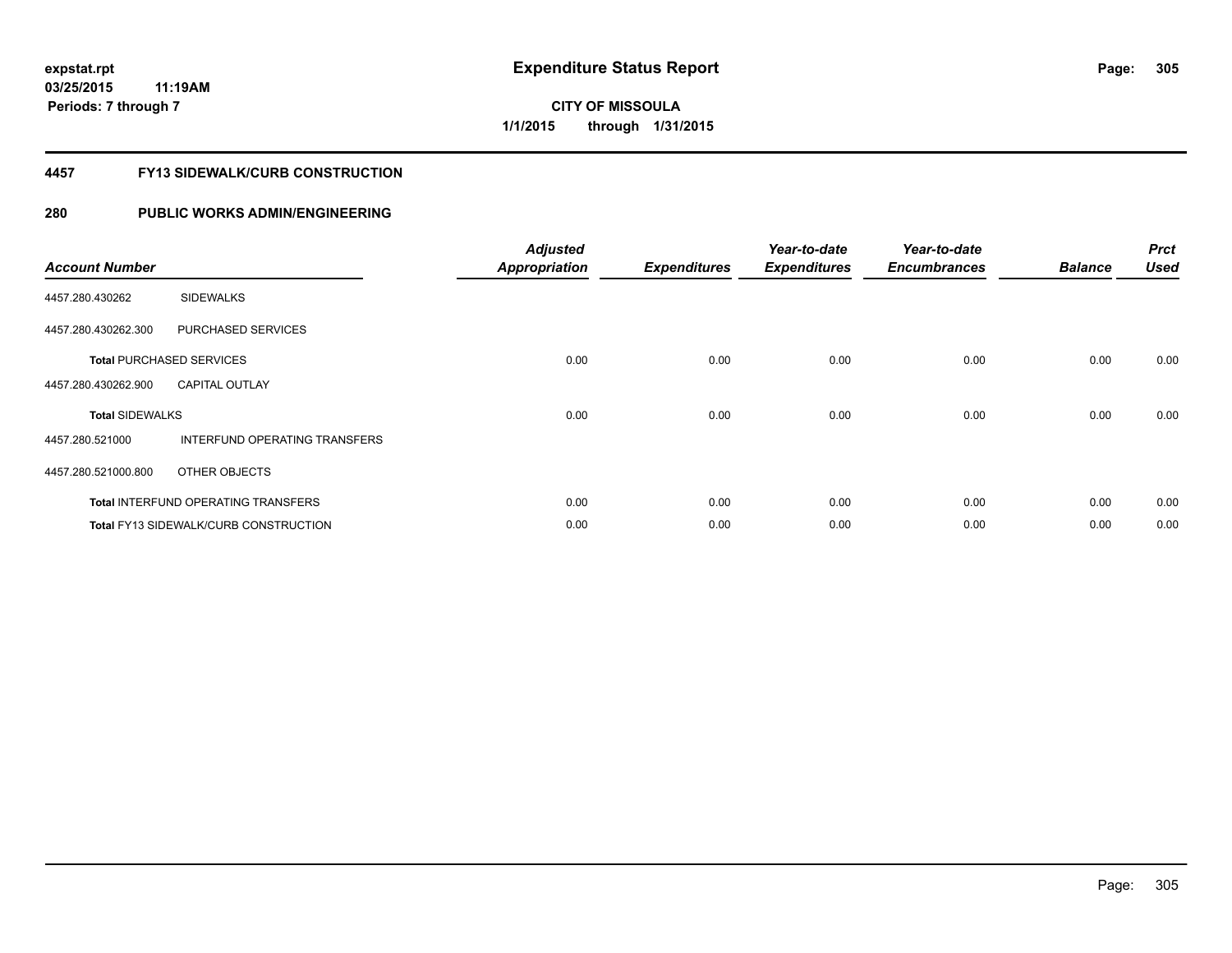expstat.rpt
03/25/2015 11:19AM
Periods: 7 through 7

# Expenditure Status Report

CITY OF MISSOULA
1/1/2015 through 1/31/2015

## 4457 FY13 SIDEWALK/CURB CONSTRUCTION

## 280 PUBLIC WORKS ADMIN/ENGINEERING

| Account Number | | Adjusted Appropriation | Expenditures | Year-to-date Expenditures | Year-to-date Encumbrances | Balance | Prct Used |
|---|---|---|---|---|---|---|---|
| 4457.280.430262 | SIDEWALKS | | | | | | |
| 4457.280.430262.300 | PURCHASED SERVICES | | | | | | |
| **Total** PURCHASED SERVICES | | 0.00 | 0.00 | 0.00 | 0.00 | 0.00 | 0.00 |
| 4457.280.430262.900 | CAPITAL OUTLAY | | | | | | |
| **Total** SIDEWALKS | | 0.00 | 0.00 | 0.00 | 0.00 | 0.00 | 0.00 |
| 4457.280.521000 | INTERFUND OPERATING TRANSFERS | | | | | | |
| 4457.280.521000.800 | OTHER OBJECTS | | | | | | |
| **Total** INTERFUND OPERATING TRANSFERS | | 0.00 | 0.00 | 0.00 | 0.00 | 0.00 | 0.00 |
| **Total** FY13 SIDEWALK/CURB CONSTRUCTION | | 0.00 | 0.00 | 0.00 | 0.00 | 0.00 | 0.00 |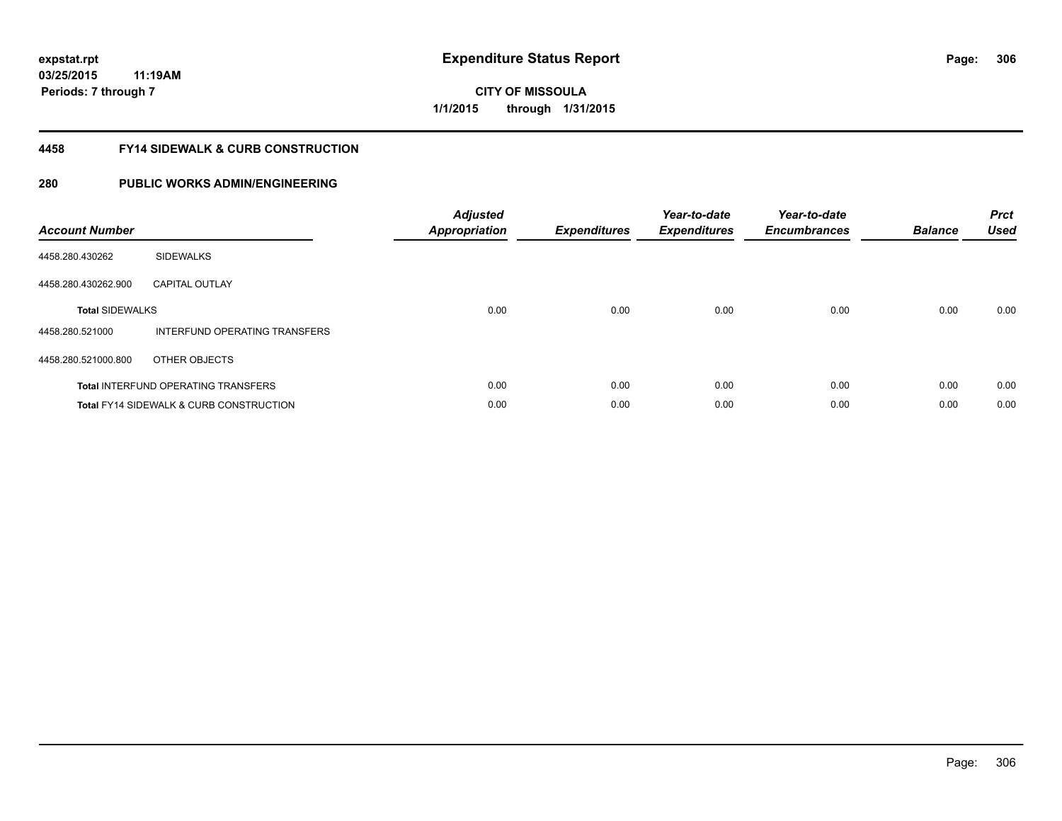**expstat.rpt**
**03/25/2015 11:19AM**
**Periods: 7 through 7**

# Expenditure Status Report

**CITY OF MISSOULA**
**1/1/2015 through 1/31/2015**

## 4458 FY14 SIDEWALK & CURB CONSTRUCTION

## 280 PUBLIC WORKS ADMIN/ENGINEERING

| Account Number | | Adjusted Appropriation | Expenditures | Year-to-date Expenditures | Year-to-date Encumbrances | Balance | Prct Used |
|---|---|---|---|---|---|---|---|
| 4458.280.430262 | SIDEWALKS | | | | | | |
| 4458.280.430262.900 | CAPITAL OUTLAY | | | | | | |
| **Total** SIDEWALKS | | 0.00 | 0.00 | 0.00 | 0.00 | 0.00 | 0.00 |
| 4458.280.521000 | INTERFUND OPERATING TRANSFERS | | | | | | |
| 4458.280.521000.800 | OTHER OBJECTS | | | | | | |
| **Total** INTERFUND OPERATING TRANSFERS | | 0.00 | 0.00 | 0.00 | 0.00 | 0.00 | 0.00 |
| **Total** FY14 SIDEWALK & CURB CONSTRUCTION | | 0.00 | 0.00 | 0.00 | 0.00 | 0.00 | 0.00 |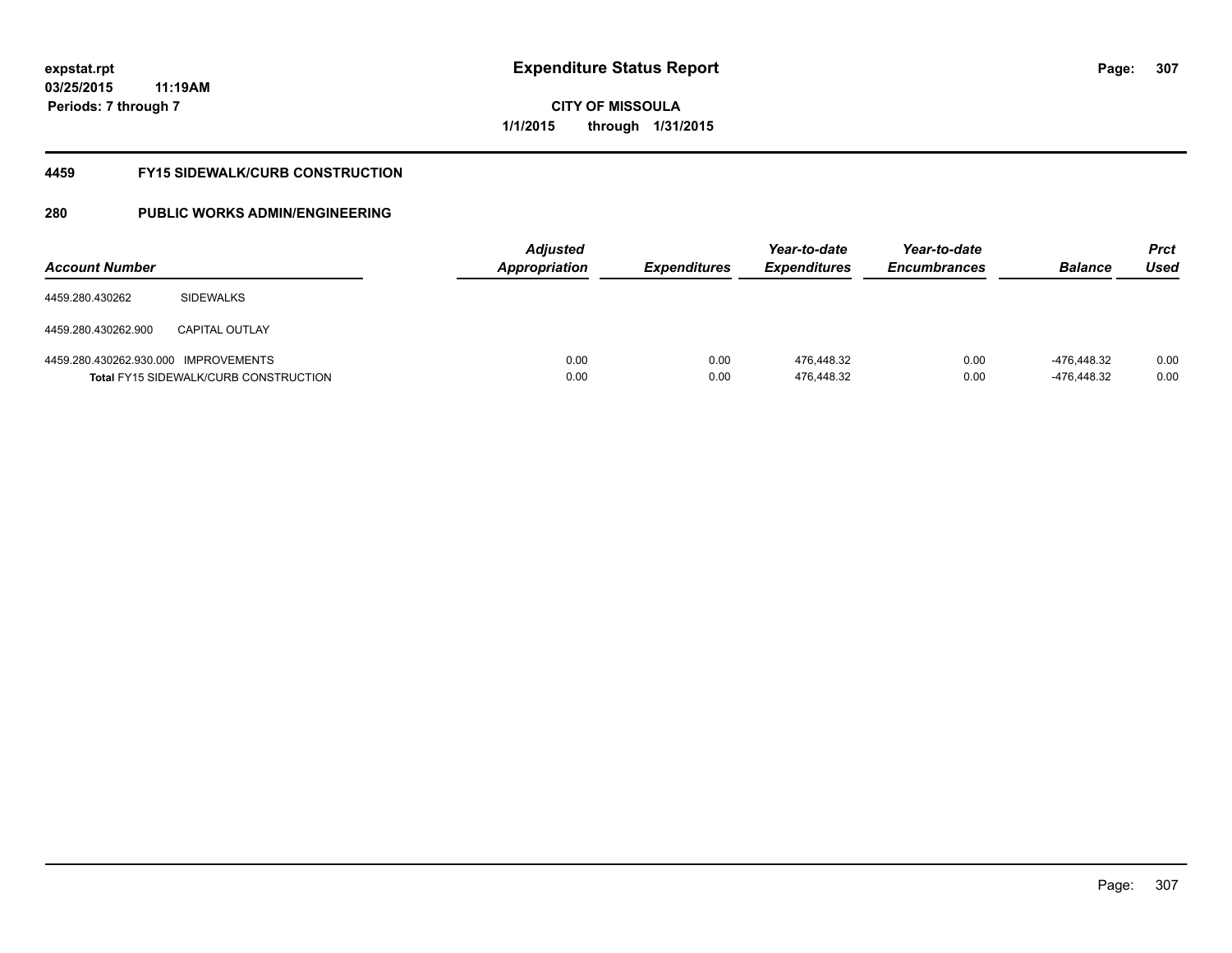# Expenditure Status Report

expstat.rpt
03/25/2015 11:19AM
Periods: 7 through 7

**CITY OF MISSOULA**
**1/1/2015 through 1/31/2015**

## 4459 FY15 SIDEWALK/CURB CONSTRUCTION

## 280 PUBLIC WORKS ADMIN/ENGINEERING

| Account Number | | Adjusted Appropriation | Expenditures | Year-to-date Expenditures | Year-to-date Encumbrances | Balance | Prct Used |
|---|---|---|---|---|---|---|---|
| 4459.280.430262 | SIDEWALKS | | | | | | |
| 4459.280.430262.900 | CAPITAL OUTLAY | | | | | | |
| 4459.280.430262.930.000 | IMPROVEMENTS | 0.00 | 0.00 | 476,448.32 | 0.00 | -476,448.32 | 0.00 |
| **Total** FY15 SIDEWALK/CURB CONSTRUCTION | | 0.00 | 0.00 | 476,448.32 | 0.00 | -476,448.32 | 0.00 |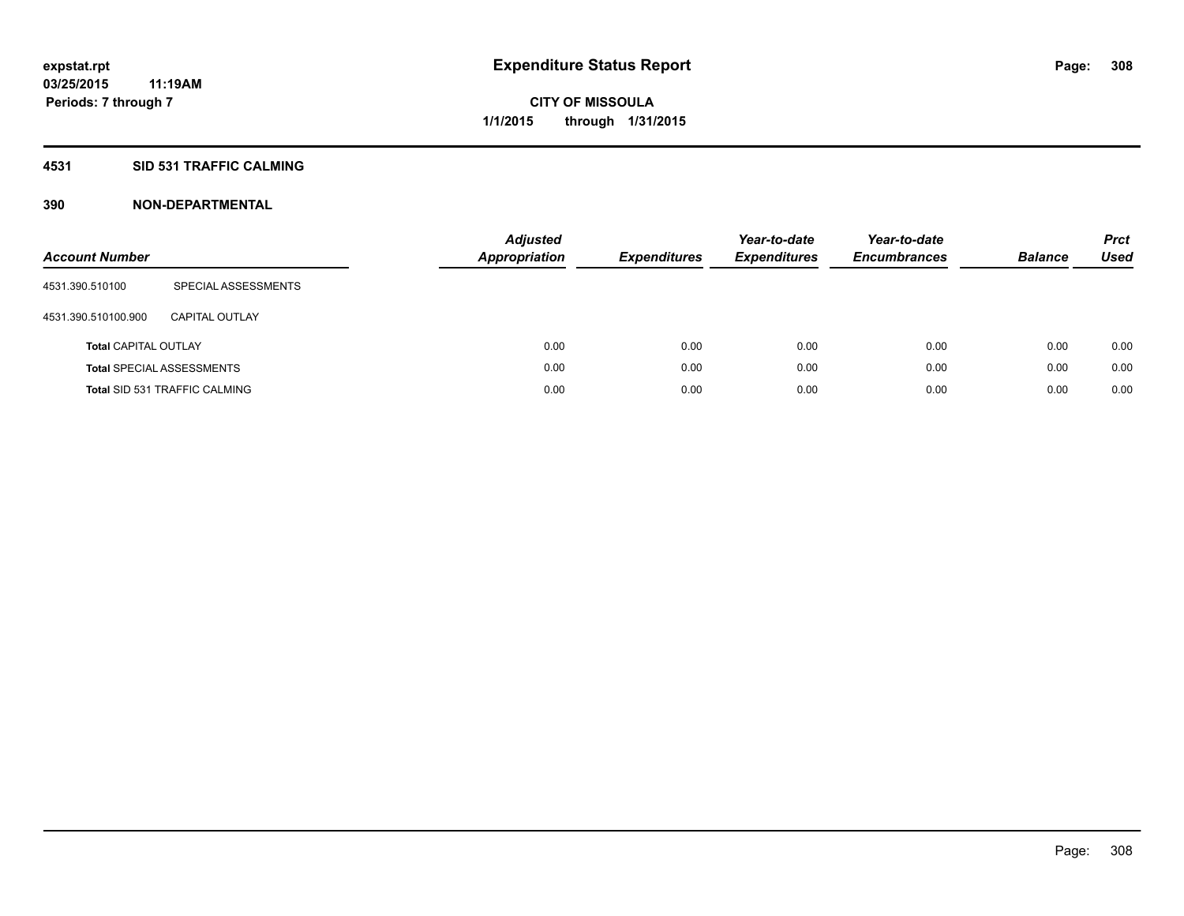## Expenditure Status Report

**CITY OF MISSOULA**

**1/1/2015 through 1/31/2015**

expstat.rpt
03/25/2015 11:19AM
Periods: 7 through 7

### 4531 SID 531 TRAFFIC CALMING

### 390 NON-DEPARTMENTAL

| Account Number | | Adjusted Appropriation | Expenditures | Year-to-date Expenditures | Year-to-date Encumbrances | Balance | Prct Used |
|---|---|---|---|---|---|---|---|
| 4531.390.510100 | SPECIAL ASSESSMENTS | | | | | | |
| 4531.390.510100.900 | CAPITAL OUTLAY | | | | | | |
| **Total** CAPITAL OUTLAY | | 0.00 | 0.00 | 0.00 | 0.00 | 0.00 | 0.00 |
| **Total** SPECIAL ASSESSMENTS | | 0.00 | 0.00 | 0.00 | 0.00 | 0.00 | 0.00 |
| **Total** SID 531 TRAFFIC CALMING | | 0.00 | 0.00 | 0.00 | 0.00 | 0.00 | 0.00 |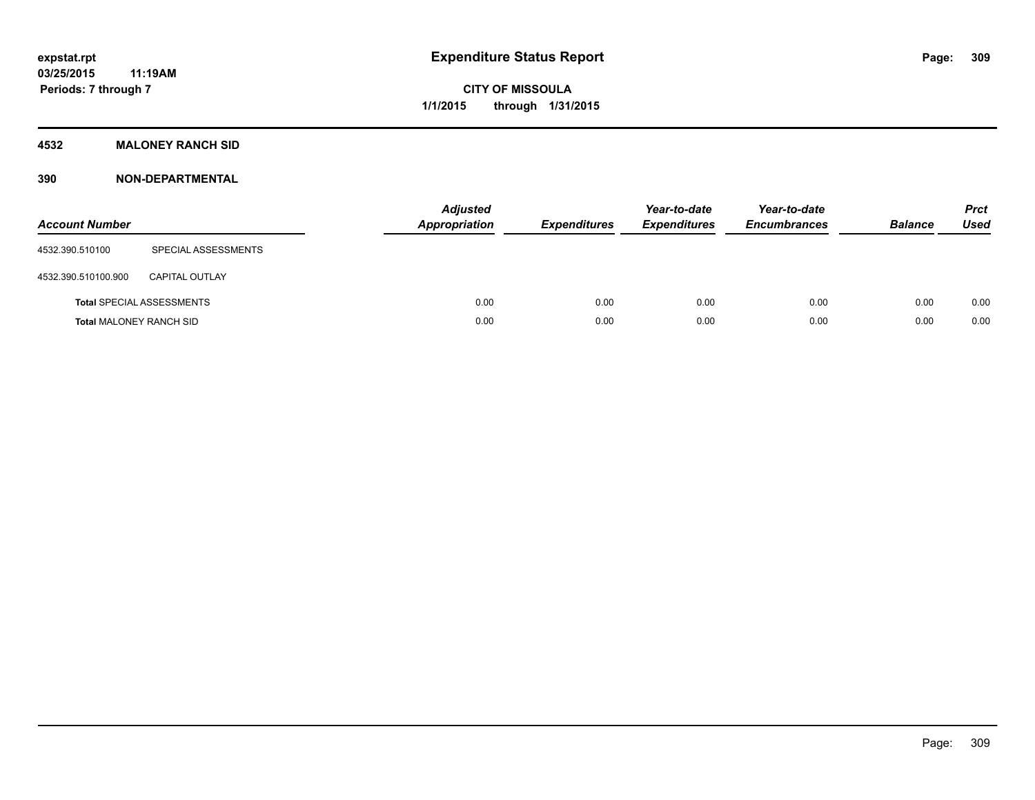**expstat.rpt**
**03/25/2015 11:19AM**
**Periods: 7 through 7**

# Expenditure Status Report

**CITY OF MISSOULA**
**1/1/2015 through 1/31/2015**

## 4532 MALONEY RANCH SID

### 390 NON-DEPARTMENTAL

| Account Number | | Adjusted Appropriation | Expenditures | Year-to-date Expenditures | Year-to-date Encumbrances | Balance | Prct Used |
|---|---|---|---|---|---|---|---|
| 4532.390.510100 | SPECIAL ASSESSMENTS | | | | | | |
| 4532.390.510100.900 | CAPITAL OUTLAY | | | | | | |
| **Total** SPECIAL ASSESSMENTS | | 0.00 | 0.00 | 0.00 | 0.00 | 0.00 | 0.00 |
| **Total** MALONEY RANCH SID | | 0.00 | 0.00 | 0.00 | 0.00 | 0.00 | 0.00 |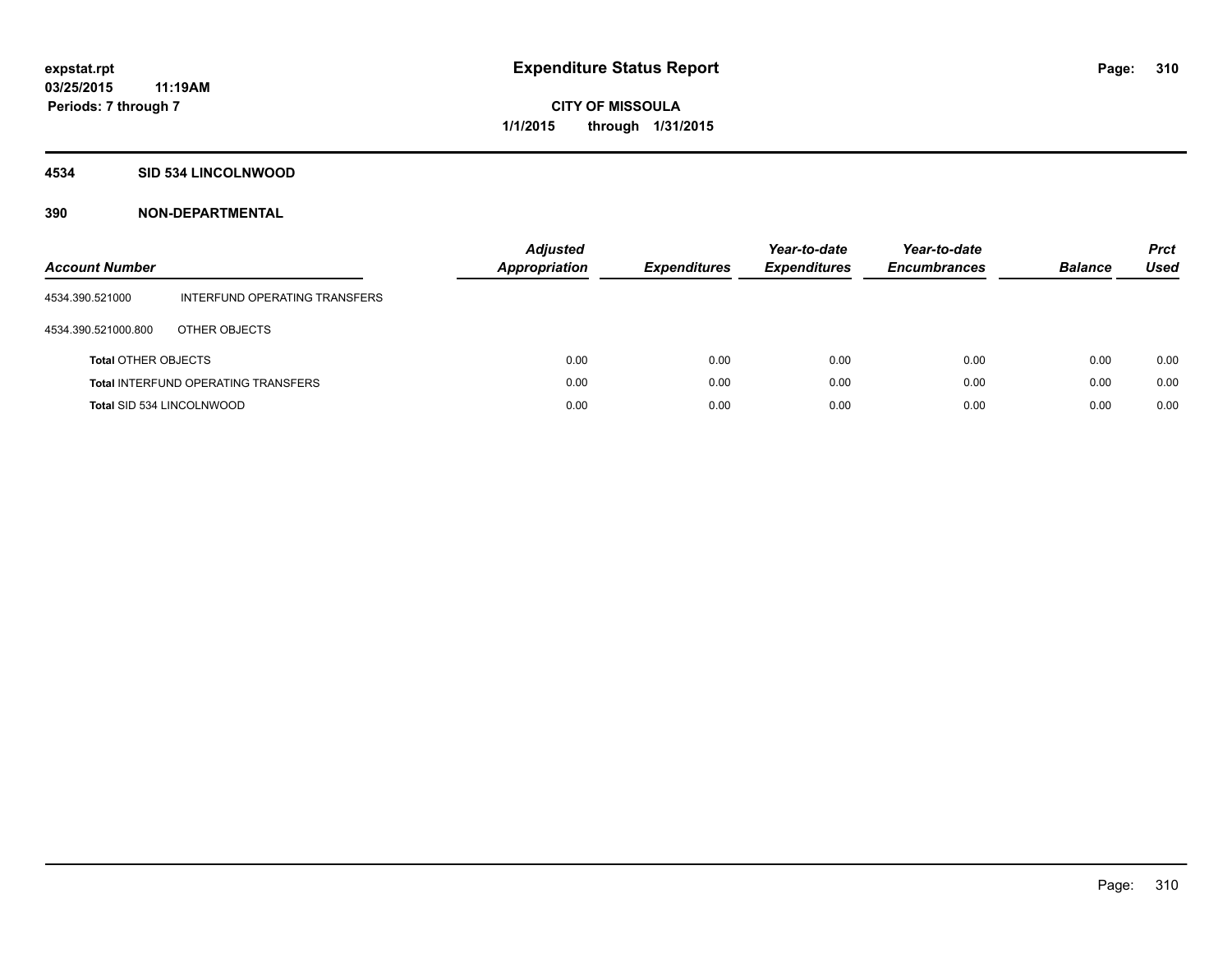# Expenditure Status Report

**CITY OF MISSOULA**

**1/1/2015 through 1/31/2015**

expstat.rpt
03/25/2015 11:19AM
Periods: 7 through 7

## 4534 SID 534 LINCOLNWOOD

## 390 NON-DEPARTMENTAL

| Account Number | | Adjusted Appropriation | Expenditures | Year-to-date Expenditures | Year-to-date Encumbrances | Balance | Prct Used |
|---|---|---|---|---|---|---|---|
| 4534.390.521000 | INTERFUND OPERATING TRANSFERS | | | | | | |
| 4534.390.521000.800 | OTHER OBJECTS | | | | | | |
| **Total** OTHER OBJECTS | | 0.00 | 0.00 | 0.00 | 0.00 | 0.00 | 0.00 |
| **Total** INTERFUND OPERATING TRANSFERS | | 0.00 | 0.00 | 0.00 | 0.00 | 0.00 | 0.00 |
| **Total** SID 534 LINCOLNWOOD | | 0.00 | 0.00 | 0.00 | 0.00 | 0.00 | 0.00 |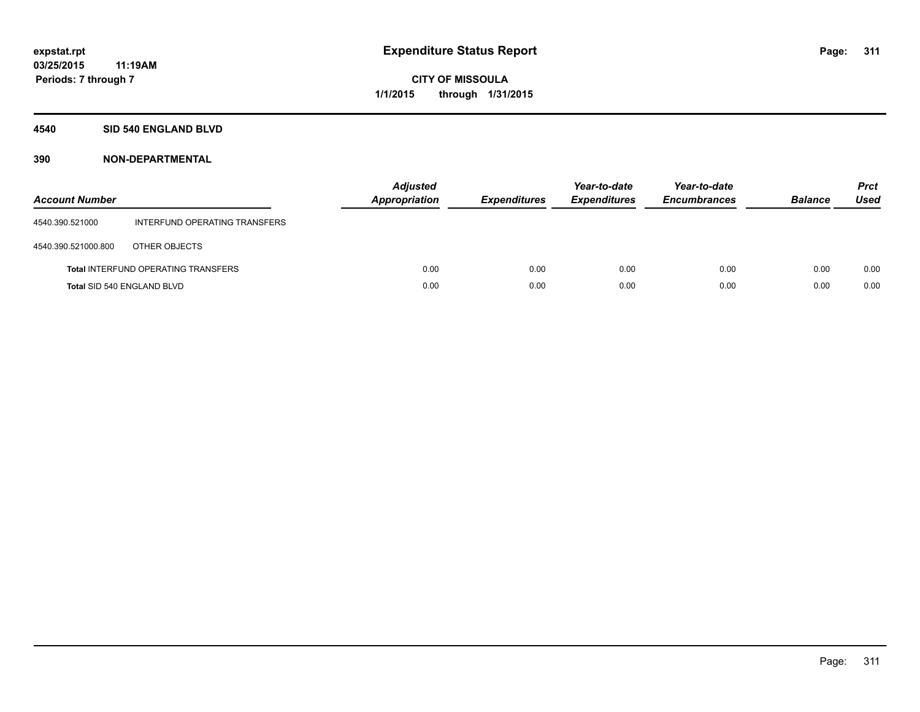# Expenditure Status Report

expstat.rpt
03/25/2015 11:19AM
Periods: 7 through 7

CITY OF MISSOULA
1/1/2015 through 1/31/2015

## 4540 SID 540 ENGLAND BLVD

### 390 NON-DEPARTMENTAL

| Account Number | | Adjusted Appropriation | Expenditures | Year-to-date Expenditures | Year-to-date Encumbrances | Balance | Prct Used |
|---|---|---|---|---|---|---|---|
| 4540.390.521000 | INTERFUND OPERATING TRANSFERS | | | | | | |
| 4540.390.521000.800 | OTHER OBJECTS | | | | | | |
| Total INTERFUND OPERATING TRANSFERS | | 0.00 | 0.00 | 0.00 | 0.00 | 0.00 | 0.00 |
| Total SID 540 ENGLAND BLVD | | 0.00 | 0.00 | 0.00 | 0.00 | 0.00 | 0.00 |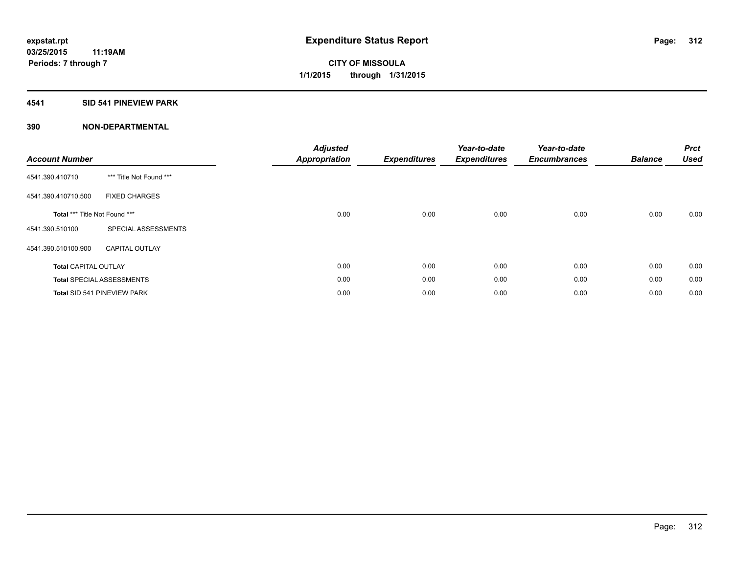**expstat.rpt**
**03/25/2015 11:19AM**
**Periods: 7 through 7**

# Expenditure Status Report

**CITY OF MISSOULA**
**1/1/2015 through 1/31/2015**

## 4541 SID 541 PINEVIEW PARK

## 390 NON-DEPARTMENTAL

| Account Number | | Adjusted Appropriation | Expenditures | Year-to-date Expenditures | Year-to-date Encumbrances | Balance | Prct Used |
|---|---|---|---|---|---|---|---|
| 4541.390.410710 | *** Title Not Found *** | | | | | | |
| 4541.390.410710.500 | FIXED CHARGES | | | | | | |
| **Total** *** Title Not Found *** | | 0.00 | 0.00 | 0.00 | 0.00 | 0.00 | 0.00 |
| 4541.390.510100 | SPECIAL ASSESSMENTS | | | | | | |
| 4541.390.510100.900 | CAPITAL OUTLAY | | | | | | |
| **Total** CAPITAL OUTLAY | | 0.00 | 0.00 | 0.00 | 0.00 | 0.00 | 0.00 |
| **Total** SPECIAL ASSESSMENTS | | 0.00 | 0.00 | 0.00 | 0.00 | 0.00 | 0.00 |
| **Total** SID 541 PINEVIEW PARK | | 0.00 | 0.00 | 0.00 | 0.00 | 0.00 | 0.00 |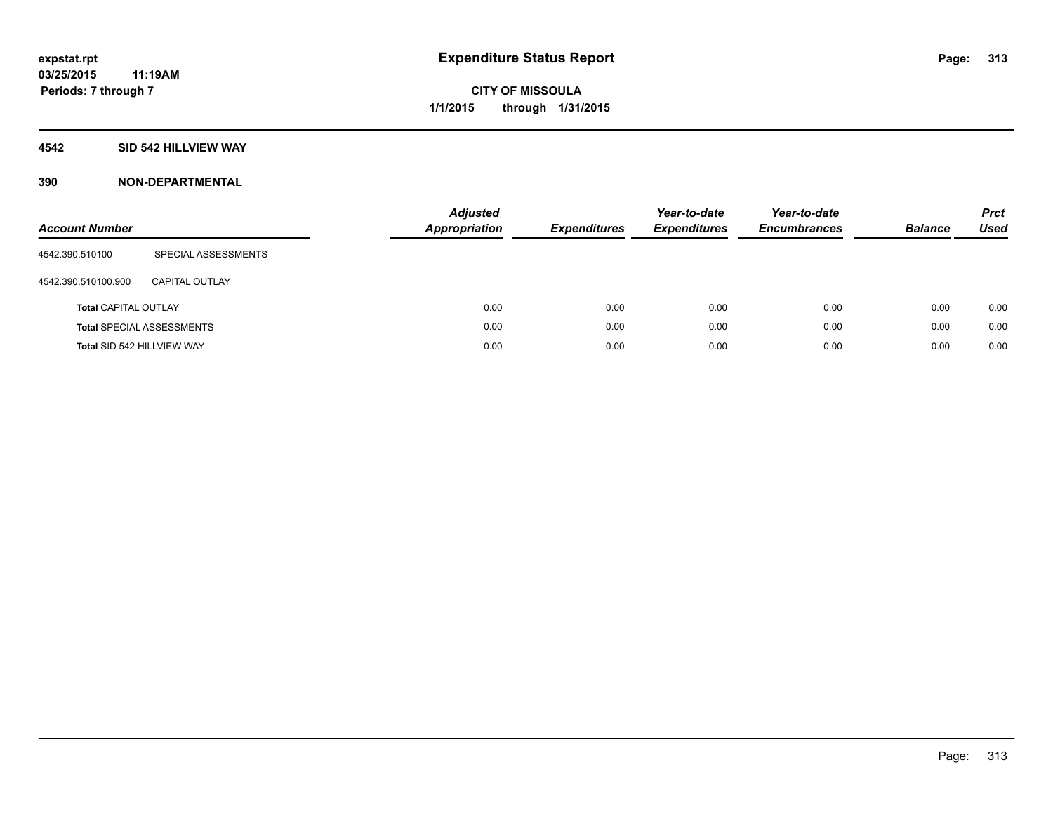expstat.rpt
03/25/2015 11:19AM
Periods: 7 through 7

# Expenditure Status Report

CITY OF MISSOULA
1/1/2015 through 1/31/2015

## 4542 SID 542 HILLVIEW WAY

## 390 NON-DEPARTMENTAL

| Account Number | | Adjusted Appropriation | Expenditures | Year-to-date Expenditures | Year-to-date Encumbrances | Balance | Prct Used |
|---|---|---|---|---|---|---|---|
| 4542.390.510100 | SPECIAL ASSESSMENTS | | | | | | |
| 4542.390.510100.900 | CAPITAL OUTLAY | | | | | | |
| Total CAPITAL OUTLAY | | 0.00 | 0.00 | 0.00 | 0.00 | 0.00 | 0.00 |
| Total SPECIAL ASSESSMENTS | | 0.00 | 0.00 | 0.00 | 0.00 | 0.00 | 0.00 |
| Total SID 542 HILLVIEW WAY | | 0.00 | 0.00 | 0.00 | 0.00 | 0.00 | 0.00 |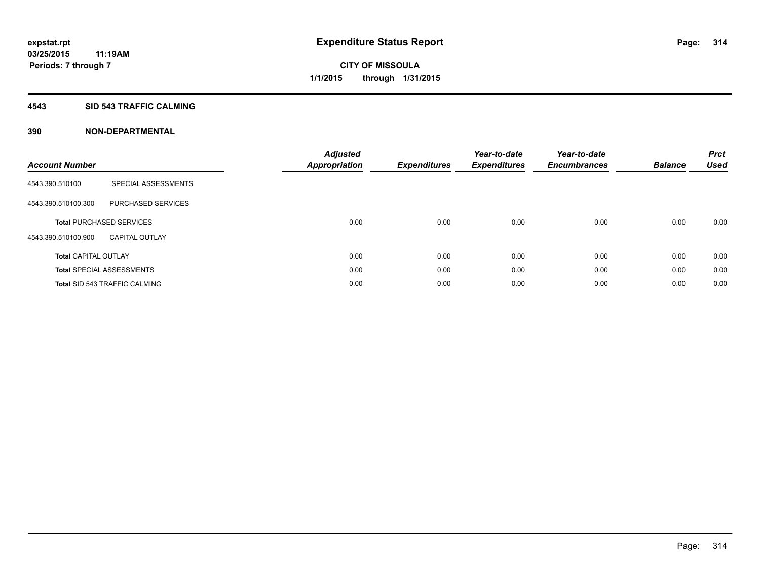**expstat.rpt**
**03/25/2015 11:19AM**
**Periods: 7 through 7**

# Expenditure Status Report

**CITY OF MISSOULA**
**1/1/2015 through 1/31/2015**

## 4543 SID 543 TRAFFIC CALMING

## 390 NON-DEPARTMENTAL

| Account Number | | *Adjusted Appropriation* | *Expenditures* | *Year-to-date Expenditures* | *Year-to-date Encumbrances* | *Balance* | *Prct Used* |
|---|---|---|---|---|---|---|---|
| 4543.390.510100 | SPECIAL ASSESSMENTS | | | | | | |
| 4543.390.510100.300 | PURCHASED SERVICES | | | | | | |
| **Total** PURCHASED SERVICES | | 0.00 | 0.00 | 0.00 | 0.00 | 0.00 | 0.00 |
| 4543.390.510100.900 | CAPITAL OUTLAY | | | | | | |
| **Total** CAPITAL OUTLAY | | 0.00 | 0.00 | 0.00 | 0.00 | 0.00 | 0.00 |
| **Total** SPECIAL ASSESSMENTS | | 0.00 | 0.00 | 0.00 | 0.00 | 0.00 | 0.00 |
| **Total** SID 543 TRAFFIC CALMING | | 0.00 | 0.00 | 0.00 | 0.00 | 0.00 | 0.00 |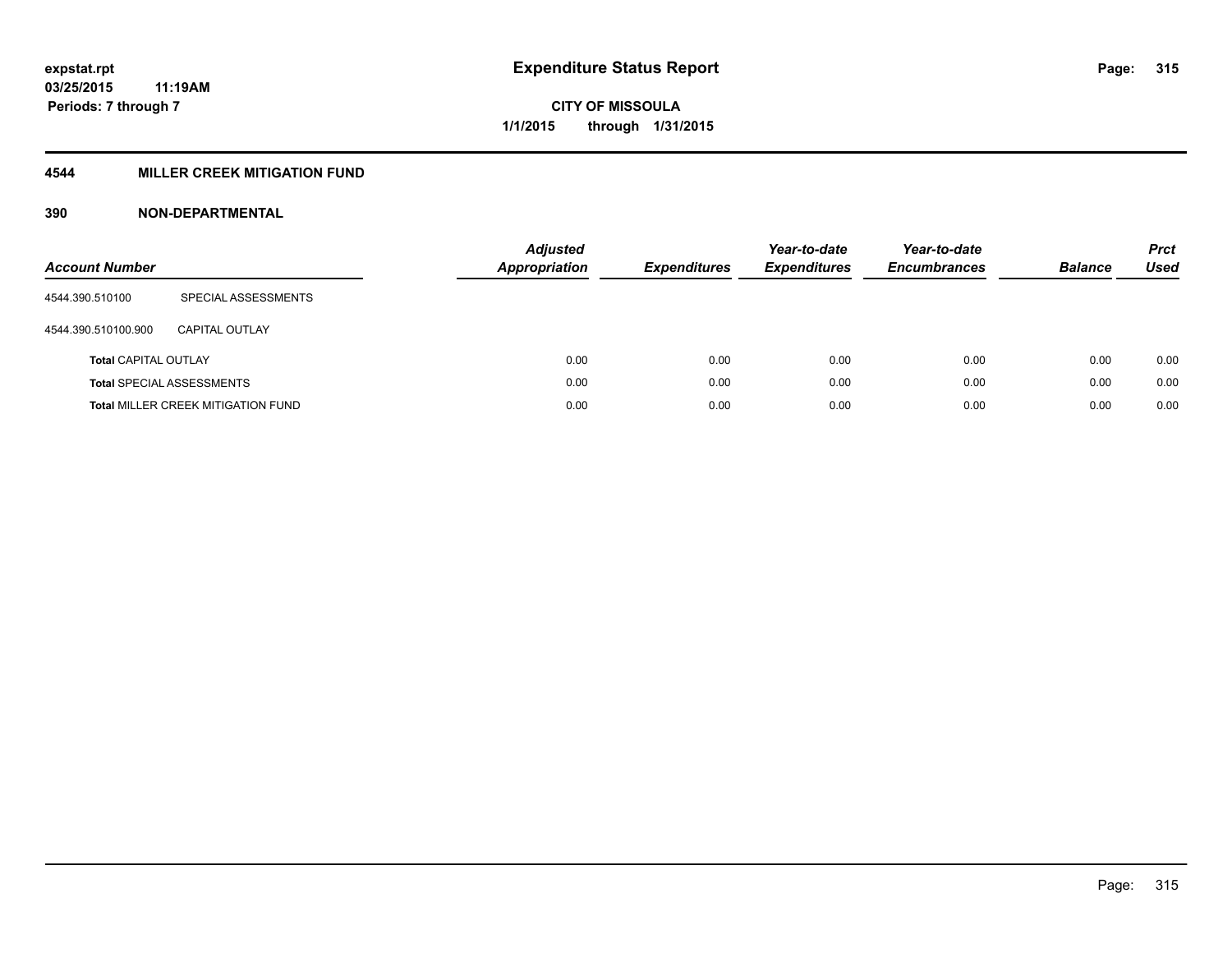# Expenditure Status Report

**CITY OF MISSOULA**

**1/1/2015 through 1/31/2015**

expstat.rpt
03/25/2015 11:19AM
Periods: 7 through 7

## 4544 MILLER CREEK MITIGATION FUND

### 390 NON-DEPARTMENTAL

| Account Number | | Adjusted Appropriation | Expenditures | Year-to-date Expenditures | Year-to-date Encumbrances | Balance | Prct Used |
|---|---|---|---|---|---|---|---|
| 4544.390.510100 | SPECIAL ASSESSMENTS | | | | | | |
| 4544.390.510100.900 | CAPITAL OUTLAY | | | | | | |
| **Total** CAPITAL OUTLAY | | 0.00 | 0.00 | 0.00 | 0.00 | 0.00 | 0.00 |
| **Total** SPECIAL ASSESSMENTS | | 0.00 | 0.00 | 0.00 | 0.00 | 0.00 | 0.00 |
| **Total** MILLER CREEK MITIGATION FUND | | 0.00 | 0.00 | 0.00 | 0.00 | 0.00 | 0.00 |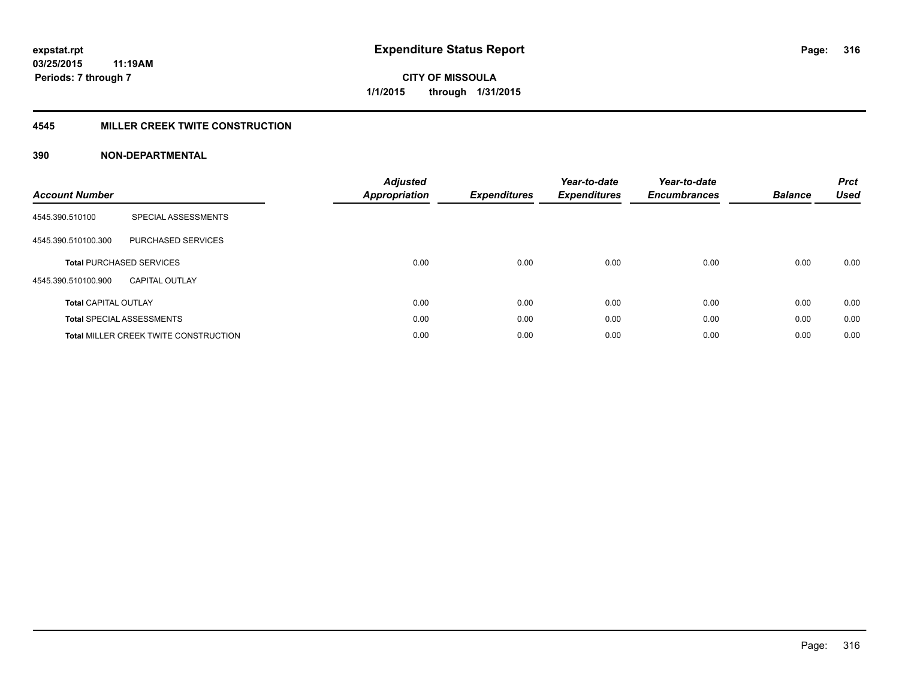expstat.rpt
03/25/2015 11:19AM
Periods: 7 through 7

# Expenditure Status Report

CITY OF MISSOULA
1/1/2015 through 1/31/2015

## 4545 MILLER CREEK TWITE CONSTRUCTION

## 390 NON-DEPARTMENTAL

| Account Number | | Adjusted Appropriation | Expenditures | Year-to-date Expenditures | Year-to-date Encumbrances | Balance | Prct Used |
|---|---|---|---|---|---|---|---|
| 4545.390.510100 | SPECIAL ASSESSMENTS | | | | | | |
| 4545.390.510100.300 | PURCHASED SERVICES | | | | | | |
| **Total** PURCHASED SERVICES | | 0.00 | 0.00 | 0.00 | 0.00 | 0.00 | 0.00 |
| 4545.390.510100.900 | CAPITAL OUTLAY | | | | | | |
| **Total** CAPITAL OUTLAY | | 0.00 | 0.00 | 0.00 | 0.00 | 0.00 | 0.00 |
| **Total** SPECIAL ASSESSMENTS | | 0.00 | 0.00 | 0.00 | 0.00 | 0.00 | 0.00 |
| **Total** MILLER CREEK TWITE CONSTRUCTION | | 0.00 | 0.00 | 0.00 | 0.00 | 0.00 | 0.00 |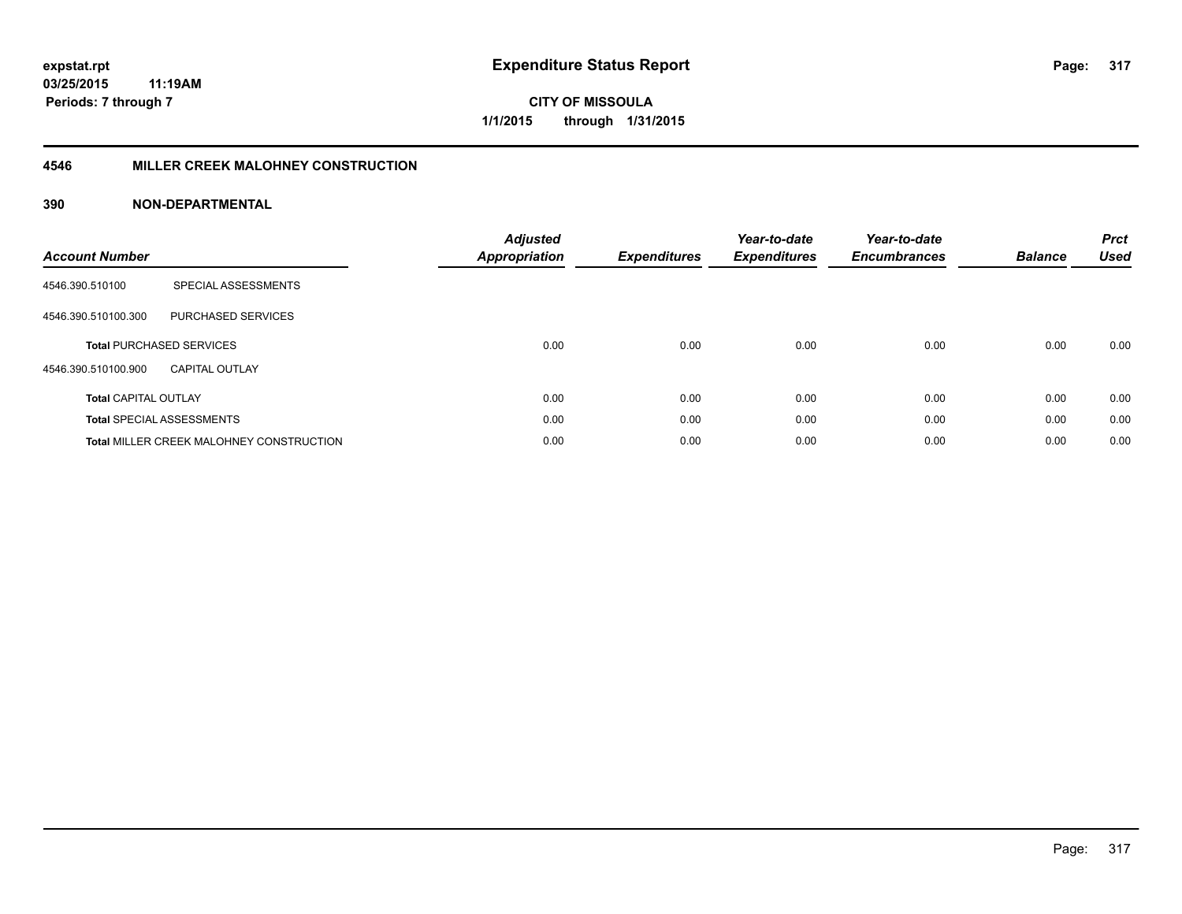expstat.rpt
03/25/2015 11:19AM
Periods: 7 through 7

# Expenditure Status Report

**CITY OF MISSOULA**
**1/1/2015 through 1/31/2015**

## 4546 MILLER CREEK MALOHNEY CONSTRUCTION

### 390 NON-DEPARTMENTAL

| Account Number | | Adjusted Appropriation | Expenditures | Year-to-date Expenditures | Year-to-date Encumbrances | Balance | Prct Used |
|---|---|---|---|---|---|---|---|
| 4546.390.510100 | SPECIAL ASSESSMENTS | | | | | | |
| 4546.390.510100.300 | PURCHASED SERVICES | | | | | | |
| **Total** PURCHASED SERVICES | | 0.00 | 0.00 | 0.00 | 0.00 | 0.00 | 0.00 |
| 4546.390.510100.900 | CAPITAL OUTLAY | | | | | | |
| **Total** CAPITAL OUTLAY | | 0.00 | 0.00 | 0.00 | 0.00 | 0.00 | 0.00 |
| **Total** SPECIAL ASSESSMENTS | | 0.00 | 0.00 | 0.00 | 0.00 | 0.00 | 0.00 |
| **Total** MILLER CREEK MALOHNEY CONSTRUCTION | | 0.00 | 0.00 | 0.00 | 0.00 | 0.00 | 0.00 |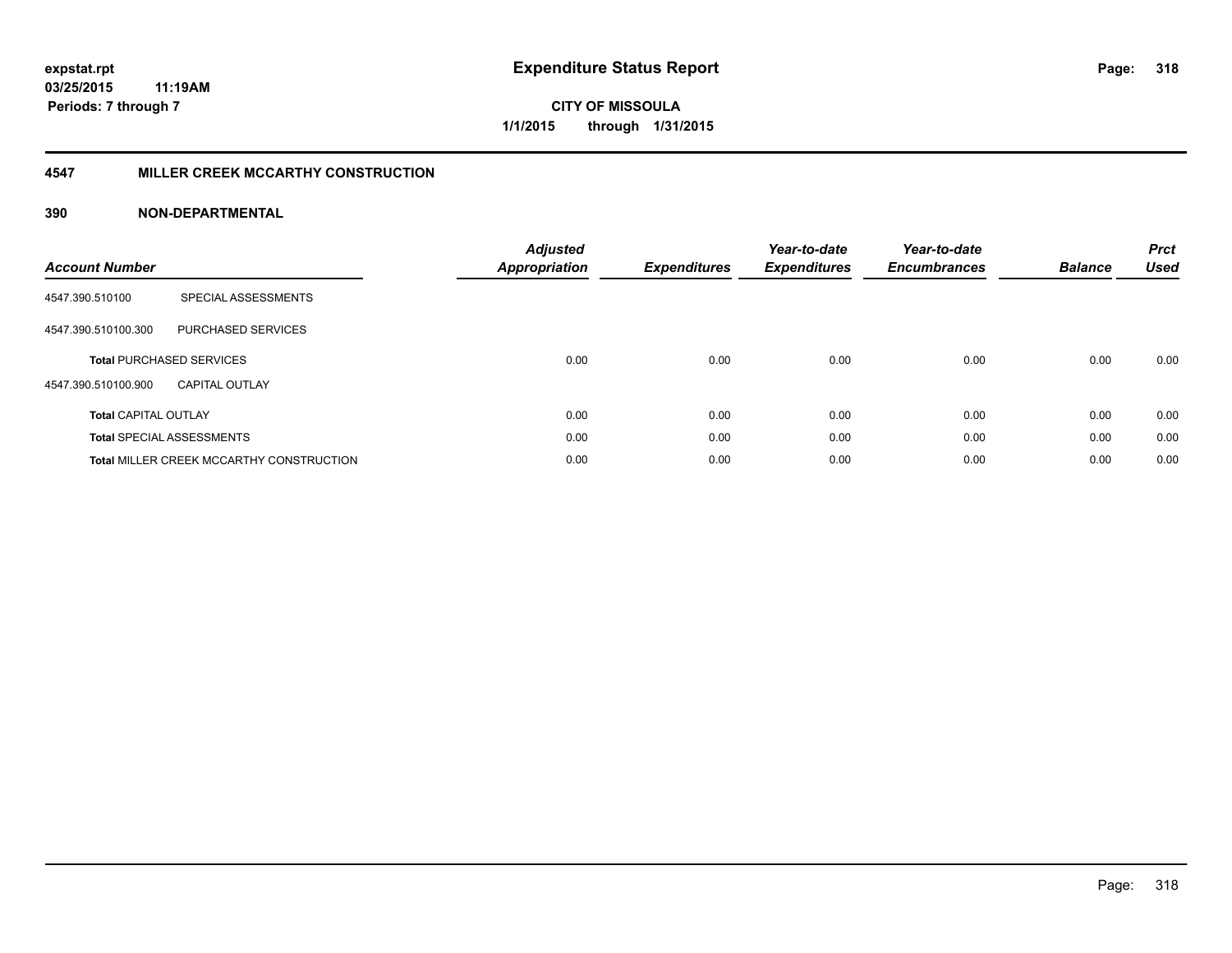# Expenditure Status Report

expstat.rpt
03/25/2015 11:19AM
Periods: 7 through 7

CITY OF MISSOULA
1/1/2015 through 1/31/2015

## 4547 MILLER CREEK MCCARTHY CONSTRUCTION

### 390 NON-DEPARTMENTAL

| Account Number | | Adjusted Appropriation | Expenditures | Year-to-date Expenditures | Year-to-date Encumbrances | Balance | Prct Used |
|---|---|---|---|---|---|---|---|
| 4547.390.510100 | SPECIAL ASSESSMENTS | | | | | | |
| 4547.390.510100.300 | PURCHASED SERVICES | | | | | | |
| **Total** PURCHASED SERVICES | | 0.00 | 0.00 | 0.00 | 0.00 | 0.00 | 0.00 |
| 4547.390.510100.900 | CAPITAL OUTLAY | | | | | | |
| **Total** CAPITAL OUTLAY | | 0.00 | 0.00 | 0.00 | 0.00 | 0.00 | 0.00 |
| **Total** SPECIAL ASSESSMENTS | | 0.00 | 0.00 | 0.00 | 0.00 | 0.00 | 0.00 |
| **Total** MILLER CREEK MCCARTHY CONSTRUCTION | | 0.00 | 0.00 | 0.00 | 0.00 | 0.00 | 0.00 |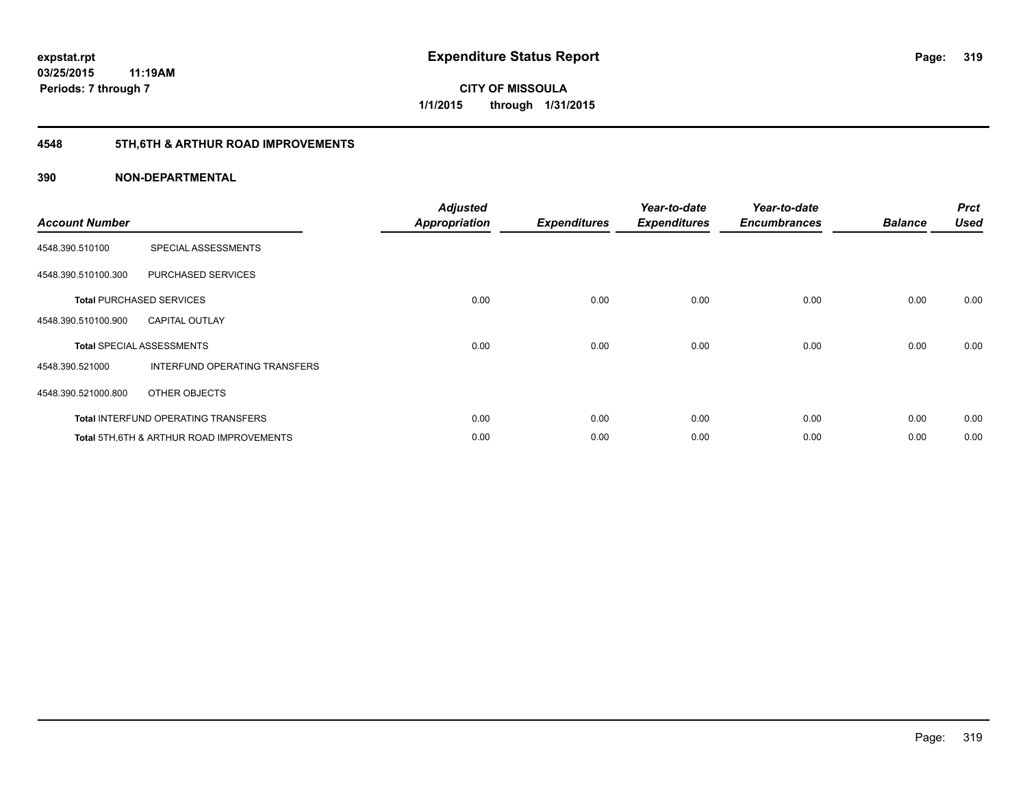# Expenditure Status Report

expstat.rpt
03/25/2015 11:19AM
Periods: 7 through 7

**CITY OF MISSOULA**
**1/1/2015 through 1/31/2015**

## 4548 5TH,6TH & ARTHUR ROAD IMPROVEMENTS

### 390 NON-DEPARTMENTAL

| Account Number | | Adjusted Appropriation | Expenditures | Year-to-date Expenditures | Year-to-date Encumbrances | Balance | Prct Used |
|---|---|---|---|---|---|---|---|
| 4548.390.510100 | SPECIAL ASSESSMENTS | | | | | | |
| 4548.390.510100.300 | PURCHASED SERVICES | | | | | | |
| **Total** PURCHASED SERVICES | | 0.00 | 0.00 | 0.00 | 0.00 | 0.00 | 0.00 |
| 4548.390.510100.900 | CAPITAL OUTLAY | | | | | | |
| **Total** SPECIAL ASSESSMENTS | | 0.00 | 0.00 | 0.00 | 0.00 | 0.00 | 0.00 |
| 4548.390.521000 | INTERFUND OPERATING TRANSFERS | | | | | | |
| 4548.390.521000.800 | OTHER OBJECTS | | | | | | |
| **Total** INTERFUND OPERATING TRANSFERS | | 0.00 | 0.00 | 0.00 | 0.00 | 0.00 | 0.00 |
| **Total** 5TH,6TH & ARTHUR ROAD IMPROVEMENTS | | 0.00 | 0.00 | 0.00 | 0.00 | 0.00 | 0.00 |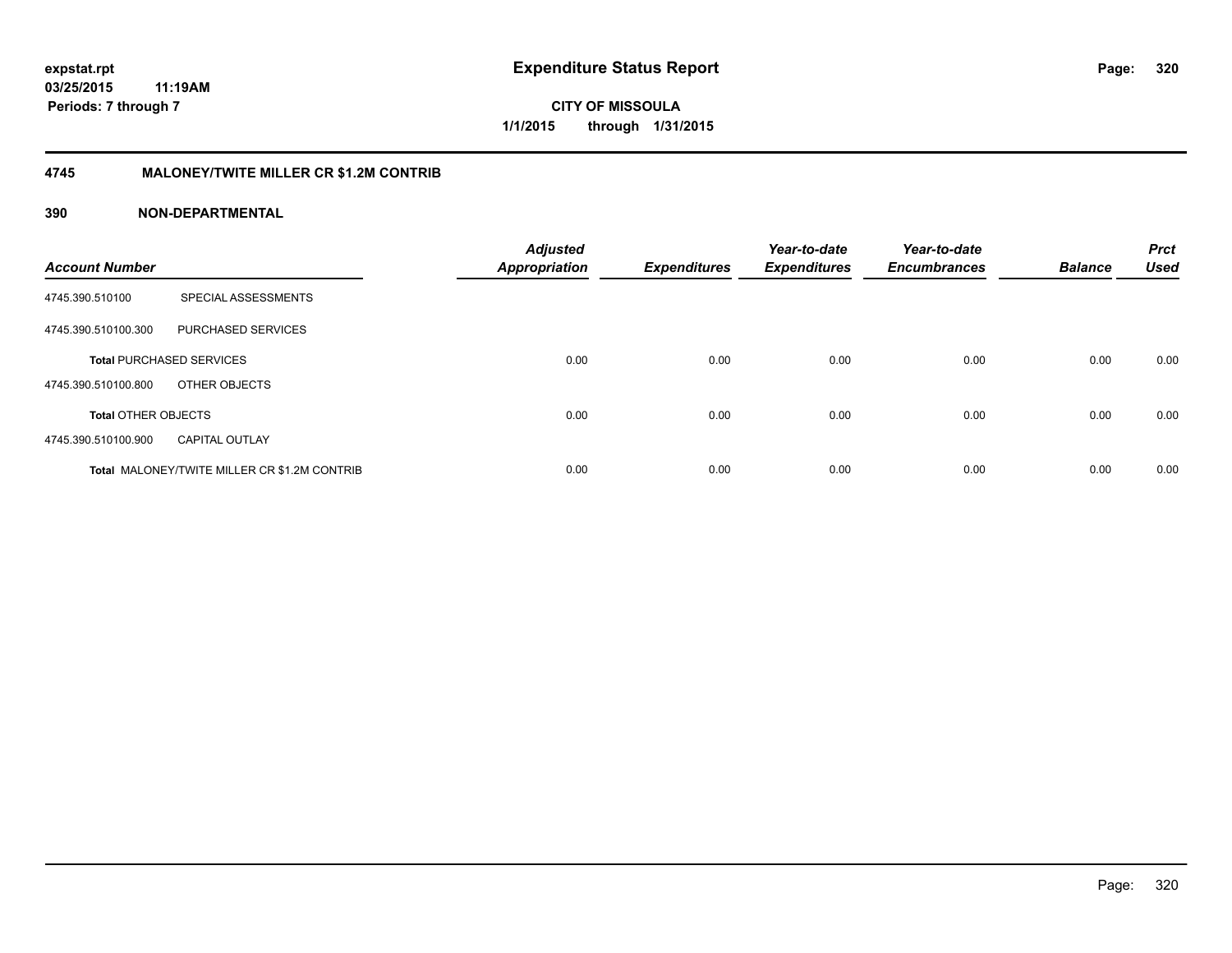expstat.rpt
03/25/2015 11:19AM
Periods: 7 through 7

# Expenditure Status Report

**CITY OF MISSOULA**
**1/1/2015 through 1/31/2015**

## 4745 MALONEY/TWITE MILLER CR $1.2M CONTRIB

### 390 NON-DEPARTMENTAL

| Account Number | | Adjusted Appropriation | Expenditures | Year-to-date Expenditures | Year-to-date Encumbrances | Balance | Prct Used |
|---|---|---|---|---|---|---|---|
| 4745.390.510100 | SPECIAL ASSESSMENTS | | | | | | |
| 4745.390.510100.300 | PURCHASED SERVICES | | | | | | |
| **Total** PURCHASED SERVICES | | 0.00 | 0.00 | 0.00 | 0.00 | 0.00 | 0.00 |
| 4745.390.510100.800 | OTHER OBJECTS | | | | | | |
| **Total** OTHER OBJECTS | | 0.00 | 0.00 | 0.00 | 0.00 | 0.00 | 0.00 |
| 4745.390.510100.900 | CAPITAL OUTLAY | | | | | | |
| **Total** MALONEY/TWITE MILLER CR $1.2M CONTRIB | | 0.00 | 0.00 | 0.00 | 0.00 | 0.00 | 0.00 |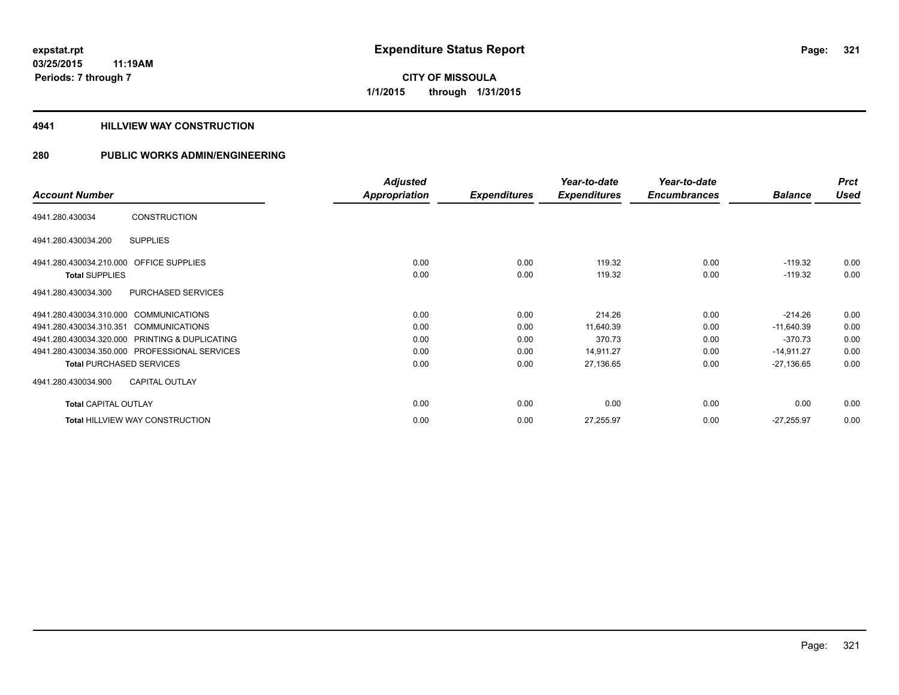**expstat.rpt**
**03/25/2015 11:19AM**
**Periods: 7 through 7**

# Expenditure Status Report

**CITY OF MISSOULA**
**1/1/2015 through 1/31/2015**

## 4941 HILLVIEW WAY CONSTRUCTION

## 280 PUBLIC WORKS ADMIN/ENGINEERING

| Account Number | | Adjusted Appropriation | Expenditures | Year-to-date Expenditures | Year-to-date Encumbrances | Balance | Prct Used |
|---|---|---|---|---|---|---|---|
| 4941.280.430034 | CONSTRUCTION | | | | | | |
| 4941.280.430034.200 | SUPPLIES | | | | | | |
| 4941.280.430034.210.000 | OFFICE SUPPLIES | 0.00 | 0.00 | 119.32 | 0.00 | -119.32 | 0.00 |
| **Total** SUPPLIES | | 0.00 | 0.00 | 119.32 | 0.00 | -119.32 | 0.00 |
| 4941.280.430034.300 | PURCHASED SERVICES | | | | | | |
| 4941.280.430034.310.000 | COMMUNICATIONS | 0.00 | 0.00 | 214.26 | 0.00 | -214.26 | 0.00 |
| 4941.280.430034.310.351 | COMMUNICATIONS | 0.00 | 0.00 | 11,640.39 | 0.00 | -11,640.39 | 0.00 |
| 4941.280.430034.320.000 | PRINTING & DUPLICATING | 0.00 | 0.00 | 370.73 | 0.00 | -370.73 | 0.00 |
| 4941.280.430034.350.000 | PROFESSIONAL SERVICES | 0.00 | 0.00 | 14,911.27 | 0.00 | -14,911.27 | 0.00 |
| **Total** PURCHASED SERVICES | | 0.00 | 0.00 | 27,136.65 | 0.00 | -27,136.65 | 0.00 |
| 4941.280.430034.900 | CAPITAL OUTLAY | | | | | | |
| **Total** CAPITAL OUTLAY | | 0.00 | 0.00 | 0.00 | 0.00 | 0.00 | 0.00 |
| **Total** HILLVIEW WAY CONSTRUCTION | | 0.00 | 0.00 | 27,255.97 | 0.00 | -27,255.97 | 0.00 |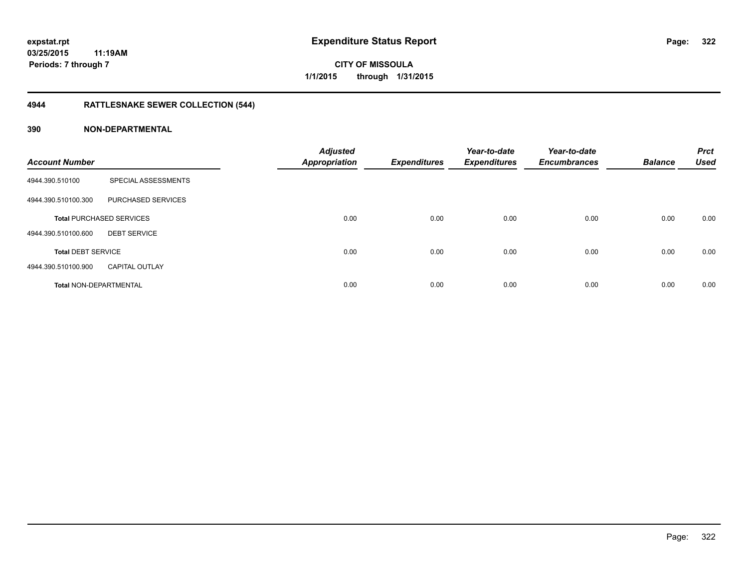**expstat.rpt**
**03/25/2015 11:19AM**
**Periods: 7 through 7**

# Expenditure Status Report

**CITY OF MISSOULA**
**1/1/2015 through 1/31/2015**

## 4944 RATTLESNAKE SEWER COLLECTION (544)

### 390 NON-DEPARTMENTAL

| Account Number | | Adjusted Appropriation | Expenditures | Year-to-date Expenditures | Year-to-date Encumbrances | Balance | Prct Used |
|---|---|---|---|---|---|---|---|
| 4944.390.510100 | SPECIAL ASSESSMENTS | | | | | | |
| 4944.390.510100.300 | PURCHASED SERVICES | | | | | | |
| **Total** PURCHASED SERVICES | | 0.00 | 0.00 | 0.00 | 0.00 | 0.00 | 0.00 |
| 4944.390.510100.600 | DEBT SERVICE | | | | | | |
| **Total** DEBT SERVICE | | 0.00 | 0.00 | 0.00 | 0.00 | 0.00 | 0.00 |
| 4944.390.510100.900 | CAPITAL OUTLAY | | | | | | |
| **Total** NON-DEPARTMENTAL | | 0.00 | 0.00 | 0.00 | 0.00 | 0.00 | 0.00 |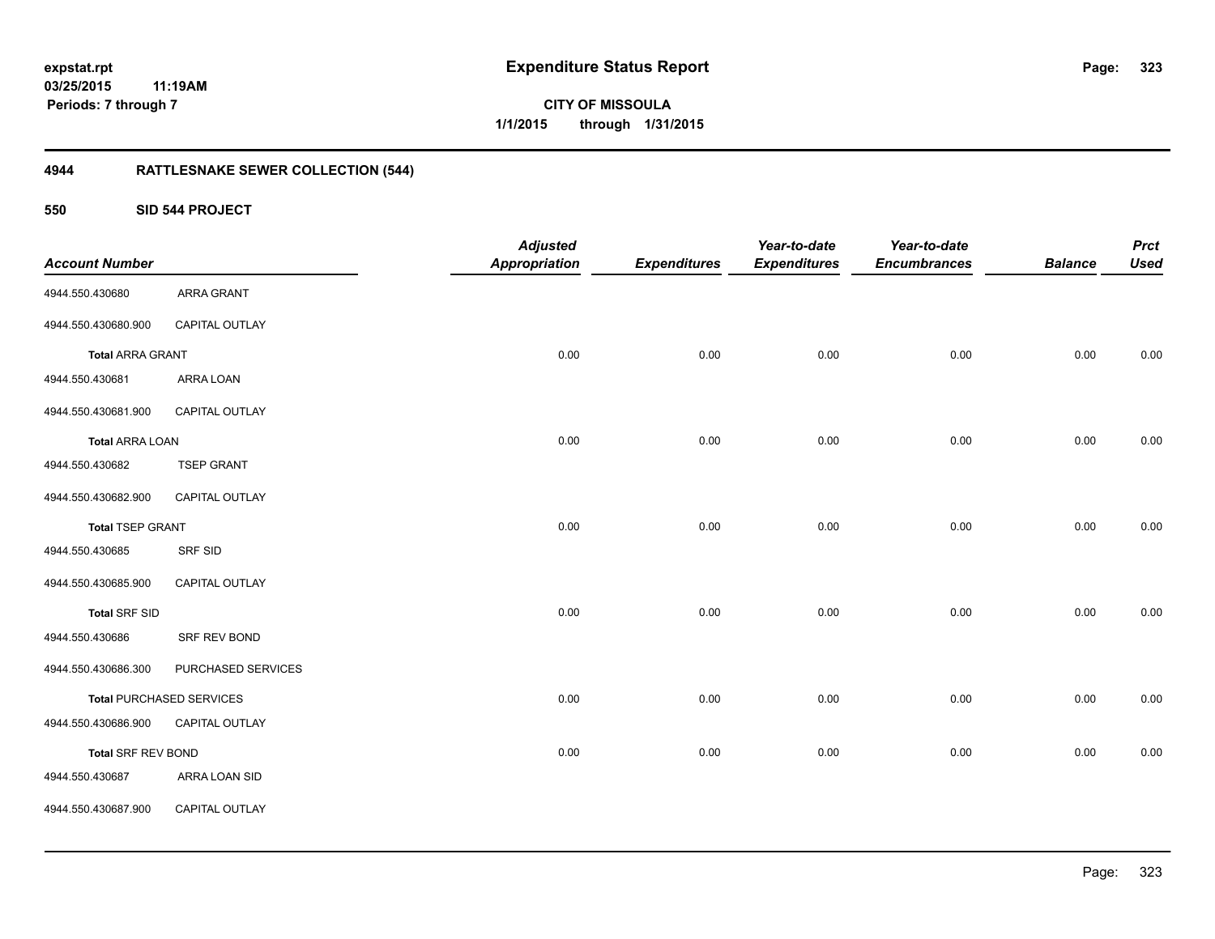**expstat.rpt**
**03/25/2015 11:19AM**
**Periods: 7 through 7**

# Expenditure Status Report

**CITY OF MISSOULA**
**1/1/2015 through 1/31/2015**

## 4944 RATTLESNAKE SEWER COLLECTION (544)

### 550 SID 544 PROJECT

| Account Number | | Adjusted Appropriation | Expenditures | Year-to-date Expenditures | Year-to-date Encumbrances | Balance | Prct Used |
|---|---|---|---|---|---|---|---|
| 4944.550.430680 | ARRA GRANT | | | | | | |
| 4944.550.430680.900 | CAPITAL OUTLAY | | | | | | |
| **Total** ARRA GRANT | | 0.00 | 0.00 | 0.00 | 0.00 | 0.00 | 0.00 |
| 4944.550.430681 | ARRA LOAN | | | | | | |
| 4944.550.430681.900 | CAPITAL OUTLAY | | | | | | |
| **Total** ARRA LOAN | | 0.00 | 0.00 | 0.00 | 0.00 | 0.00 | 0.00 |
| 4944.550.430682 | TSEP GRANT | | | | | | |
| 4944.550.430682.900 | CAPITAL OUTLAY | | | | | | |
| **Total** TSEP GRANT | | 0.00 | 0.00 | 0.00 | 0.00 | 0.00 | 0.00 |
| 4944.550.430685 | SRF SID | | | | | | |
| 4944.550.430685.900 | CAPITAL OUTLAY | | | | | | |
| **Total** SRF SID | | 0.00 | 0.00 | 0.00 | 0.00 | 0.00 | 0.00 |
| 4944.550.430686 | SRF REV BOND | | | | | | |
| 4944.550.430686.300 | PURCHASED SERVICES | | | | | | |
| **Total** PURCHASED SERVICES | | 0.00 | 0.00 | 0.00 | 0.00 | 0.00 | 0.00 |
| 4944.550.430686.900 | CAPITAL OUTLAY | | | | | | |
| **Total** SRF REV BOND | | 0.00 | 0.00 | 0.00 | 0.00 | 0.00 | 0.00 |
| 4944.550.430687 | ARRA LOAN SID | | | | | | |
| 4944.550.430687.900 | CAPITAL OUTLAY | | | | | | |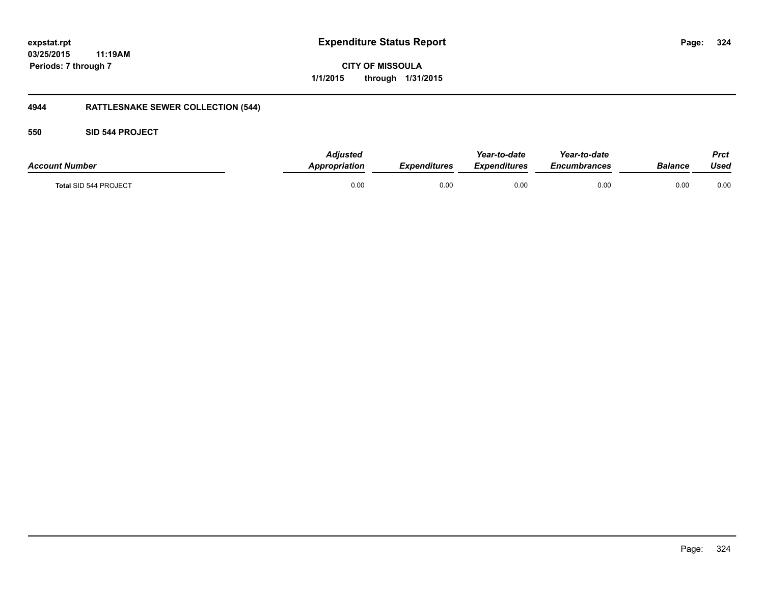# Expenditure Status Report

**expstat.rpt**
**03/25/2015 11:19AM**
**Periods: 7 through 7**

**CITY OF MISSOULA**
**1/1/2015 through 1/31/2015**

## 4944 RATTLESNAKE SEWER COLLECTION (544)

### 550 SID 544 PROJECT

| Account Number | Adjusted Appropriation | Expenditures | Year-to-date Expenditures | Year-to-date Encumbrances | Balance | Prct Used |
|---|---|---|---|---|---|---|
| Total SID 544 PROJECT | 0.00 | 0.00 | 0.00 | 0.00 | 0.00 | 0.00 |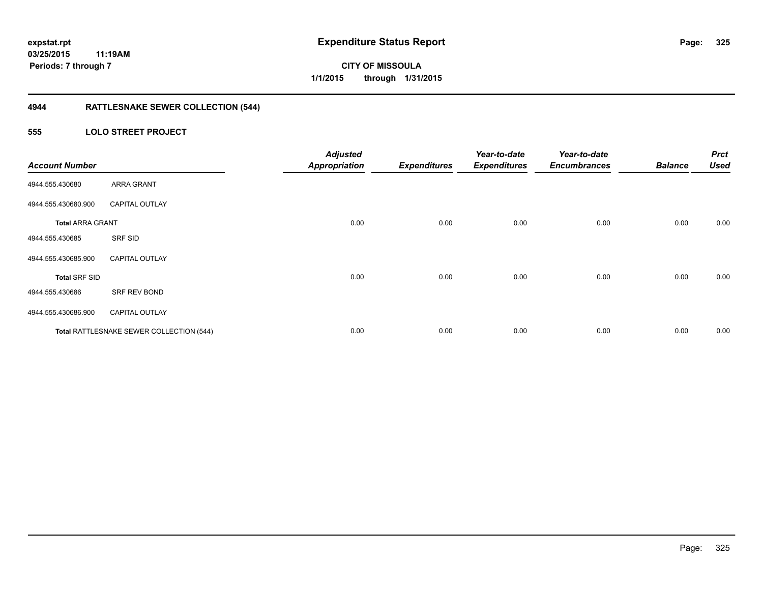# Expenditure Status Report

**expstat.rpt**
**03/25/2015 11:19AM**
**Periods: 7 through 7**

**CITY OF MISSOULA**
**1/1/2015 through 1/31/2015**

## 4944 RATTLESNAKE SEWER COLLECTION (544)

### 555 LOLO STREET PROJECT

| Account Number | | Adjusted Appropriation | Expenditures | Year-to-date Expenditures | Year-to-date Encumbrances | Balance | Prct Used |
|---|---|---|---|---|---|---|---|
| 4944.555.430680 | ARRA GRANT | | | | | | |
| 4944.555.430680.900 | CAPITAL OUTLAY | | | | | | |
| **Total** ARRA GRANT | | 0.00 | 0.00 | 0.00 | 0.00 | 0.00 | 0.00 |
| 4944.555.430685 | SRF SID | | | | | | |
| 4944.555.430685.900 | CAPITAL OUTLAY | | | | | | |
| **Total** SRF SID | | 0.00 | 0.00 | 0.00 | 0.00 | 0.00 | 0.00 |
| 4944.555.430686 | SRF REV BOND | | | | | | |
| 4944.555.430686.900 | CAPITAL OUTLAY | | | | | | |
| **Total** RATTLESNAKE SEWER COLLECTION (544) | | 0.00 | 0.00 | 0.00 | 0.00 | 0.00 | 0.00 |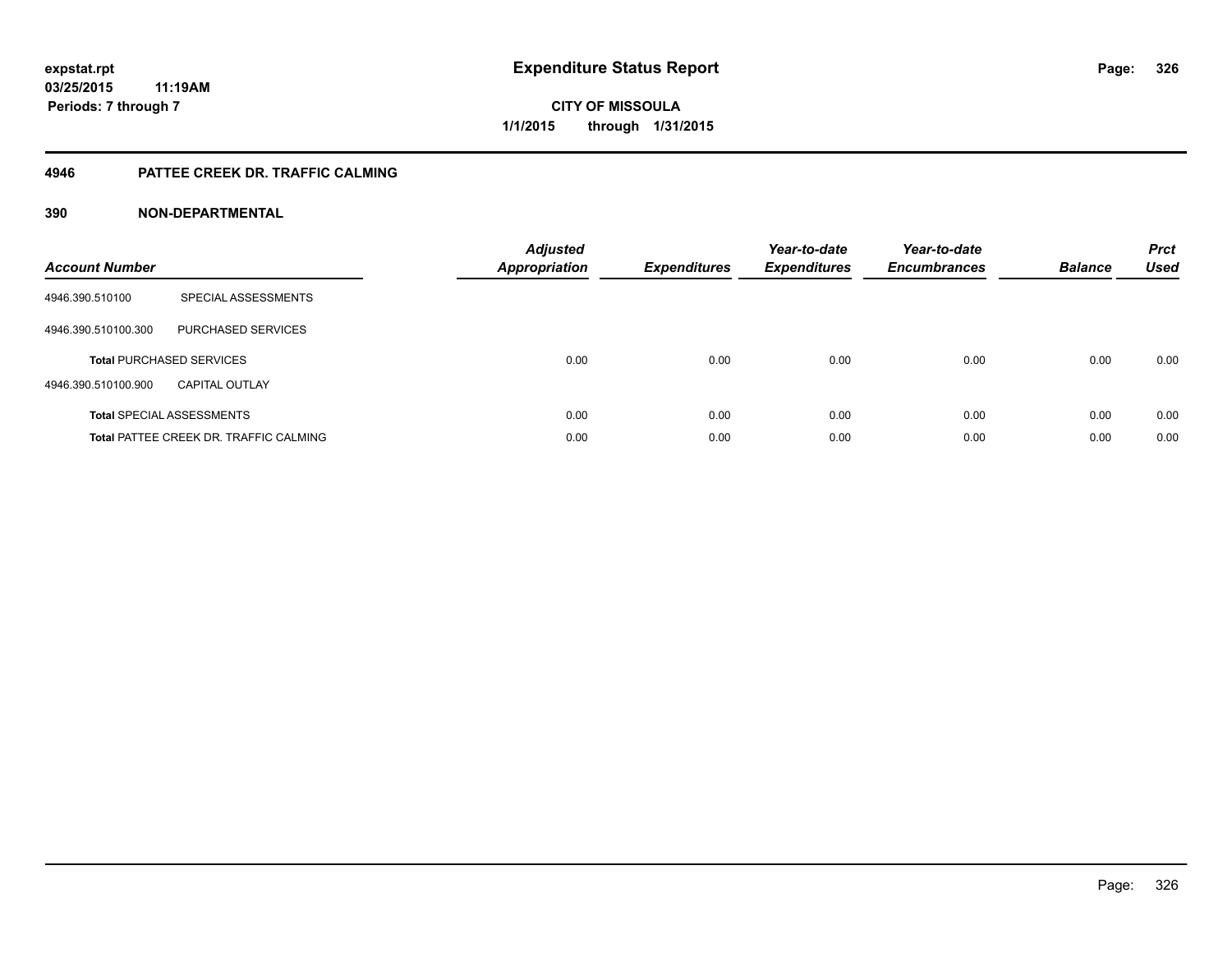**expstat.rpt**
**03/25/2015 11:19AM**
**Periods: 7 through 7**

# Expenditure Status Report

**CITY OF MISSOULA**
**1/1/2015 through 1/31/2015**

## 4946 PATTEE CREEK DR. TRAFFIC CALMING

### 390 NON-DEPARTMENTAL

| Account Number | | Adjusted Appropriation | Expenditures | Year-to-date Expenditures | Year-to-date Encumbrances | Balance | Prct Used |
|---|---|---|---|---|---|---|---|
| 4946.390.510100 | SPECIAL ASSESSMENTS | | | | | | |
| 4946.390.510100.300 | PURCHASED SERVICES | | | | | | |
| **Total** PURCHASED SERVICES | | 0.00 | 0.00 | 0.00 | 0.00 | 0.00 | 0.00 |
| 4946.390.510100.900 | CAPITAL OUTLAY | | | | | | |
| **Total** SPECIAL ASSESSMENTS | | 0.00 | 0.00 | 0.00 | 0.00 | 0.00 | 0.00 |
| **Total** PATTEE CREEK DR. TRAFFIC CALMING | | 0.00 | 0.00 | 0.00 | 0.00 | 0.00 | 0.00 |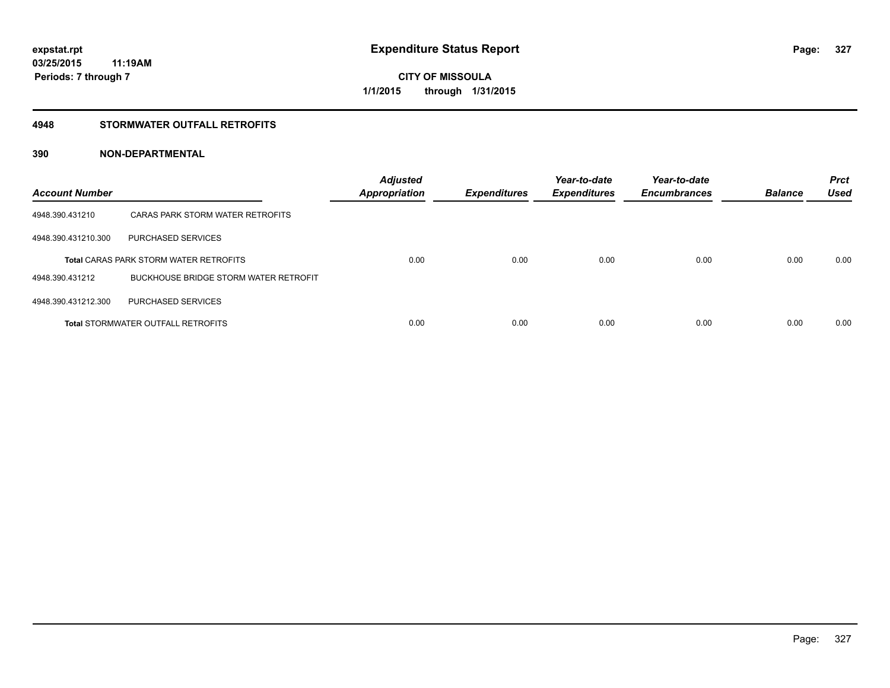# Expenditure Status Report

expstat.rpt
03/25/2015 11:19AM
Periods: 7 through 7

CITY OF MISSOULA
1/1/2015 through 1/31/2015

## 4948 STORMWATER OUTFALL RETROFITS

### 390 NON-DEPARTMENTAL

| Account Number | | Adjusted Appropriation | Expenditures | Year-to-date Expenditures | Year-to-date Encumbrances | Balance | Prct Used |
|---|---|---|---|---|---|---|---|
| 4948.390.431210 | CARAS PARK STORM WATER RETROFITS | | | | | | |
| 4948.390.431210.300 | PURCHASED SERVICES | | | | | | |
| **Total** CARAS PARK STORM WATER RETROFITS | | 0.00 | 0.00 | 0.00 | 0.00 | 0.00 | 0.00 |
| 4948.390.431212 | BUCKHOUSE BRIDGE STORM WATER RETROFIT | | | | | | |
| 4948.390.431212.300 | PURCHASED SERVICES | | | | | | |
| **Total** STORMWATER OUTFALL RETROFITS | | 0.00 | 0.00 | 0.00 | 0.00 | 0.00 | 0.00 |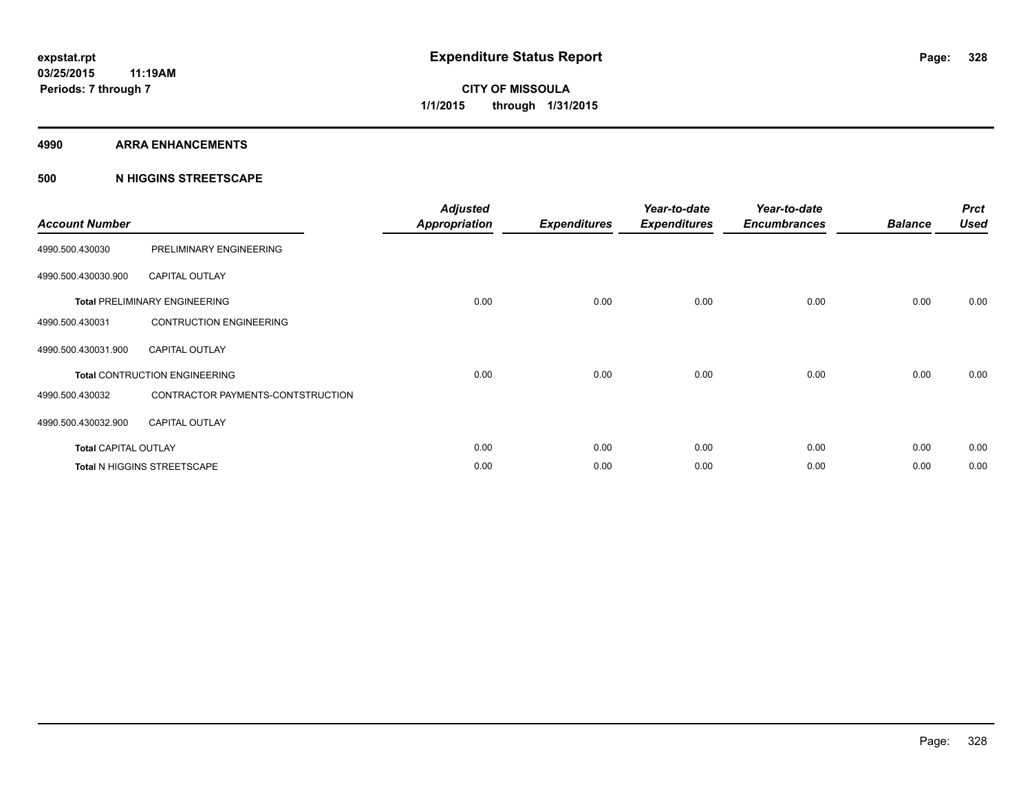**expstat.rpt**
**03/25/2015 11:19AM**
**Periods: 7 through 7**

# Expenditure Status Report

**CITY OF MISSOULA**
**1/1/2015 through 1/31/2015**

## 4990 ARRA ENHANCEMENTS

## 500 N HIGGINS STREETSCAPE

| Account Number | | Adjusted Appropriation | Expenditures | Year-to-date Expenditures | Year-to-date Encumbrances | Balance | Prct Used |
|---|---|---|---|---|---|---|---|
| 4990.500.430030 | PRELIMINARY ENGINEERING | | | | | | |
| 4990.500.430030.900 | CAPITAL OUTLAY | | | | | | |
| **Total** PRELIMINARY ENGINEERING | | 0.00 | 0.00 | 0.00 | 0.00 | 0.00 | 0.00 |
| 4990.500.430031 | CONTRUCTION ENGINEERING | | | | | | |
| 4990.500.430031.900 | CAPITAL OUTLAY | | | | | | |
| **Total** CONTRUCTION ENGINEERING | | 0.00 | 0.00 | 0.00 | 0.00 | 0.00 | 0.00 |
| 4990.500.430032 | CONTRACTOR PAYMENTS-CONTSTRUCTION | | | | | | |
| 4990.500.430032.900 | CAPITAL OUTLAY | | | | | | |
| **Total** CAPITAL OUTLAY | | 0.00 | 0.00 | 0.00 | 0.00 | 0.00 | 0.00 |
| **Total** N HIGGINS STREETSCAPE | | 0.00 | 0.00 | 0.00 | 0.00 | 0.00 | 0.00 |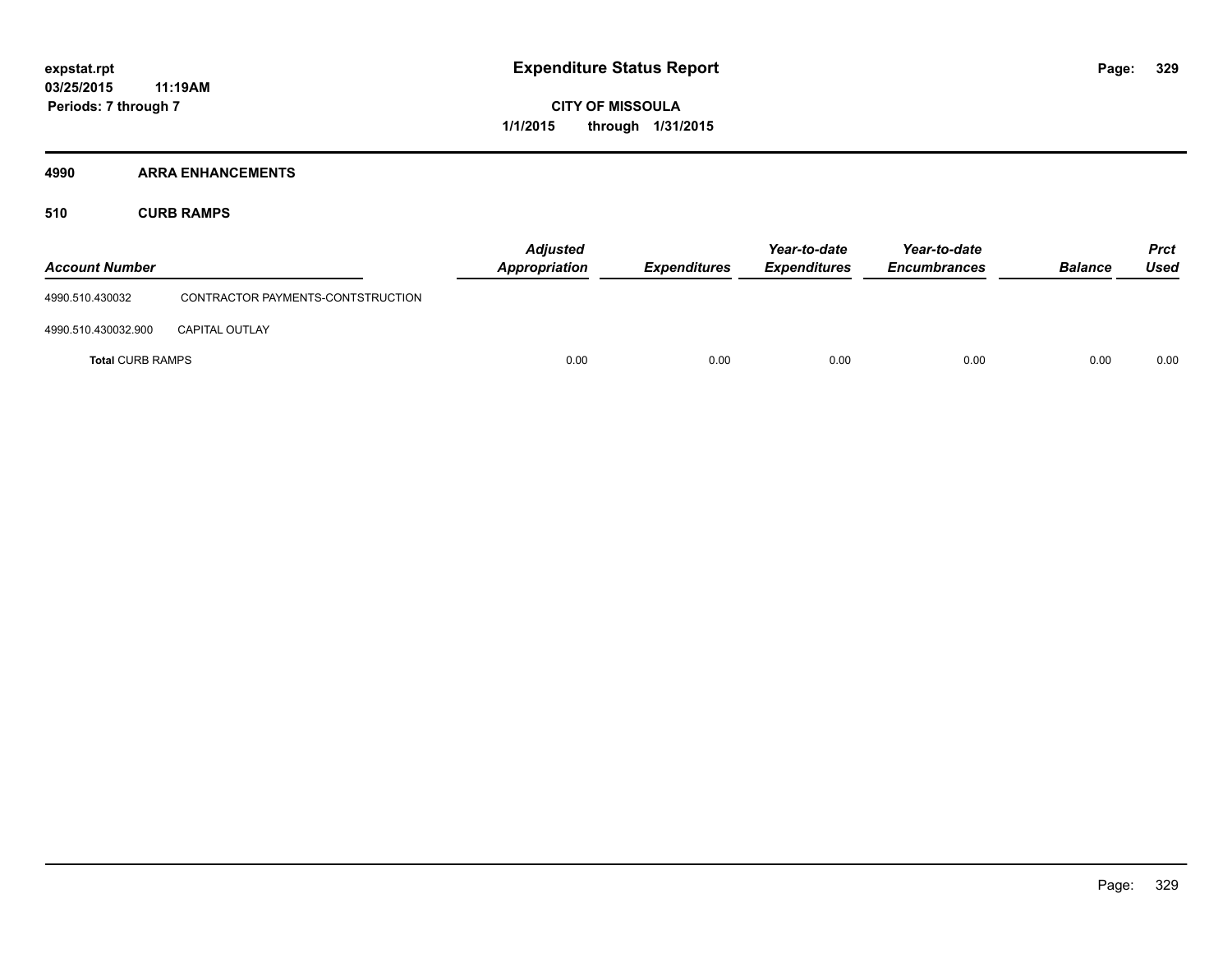expstat.rpt
03/25/2015 11:19AM
Periods: 7 through 7

# Expenditure Status Report

CITY OF MISSOULA
1/1/2015 through 1/31/2015

## 4990 ARRA ENHANCEMENTS

### 510 CURB RAMPS

| Account Number | | Adjusted Appropriation | Expenditures | Year-to-date Expenditures | Year-to-date Encumbrances | Balance | Prct Used |
|---|---|---|---|---|---|---|---|
| 4990.510.430032 | CONTRACTOR PAYMENTS-CONTSTRUCTION | | | | | | |
| 4990.510.430032.900 | CAPITAL OUTLAY | | | | | | |
| **Total** CURB RAMPS | | 0.00 | 0.00 | 0.00 | 0.00 | 0.00 | 0.00 |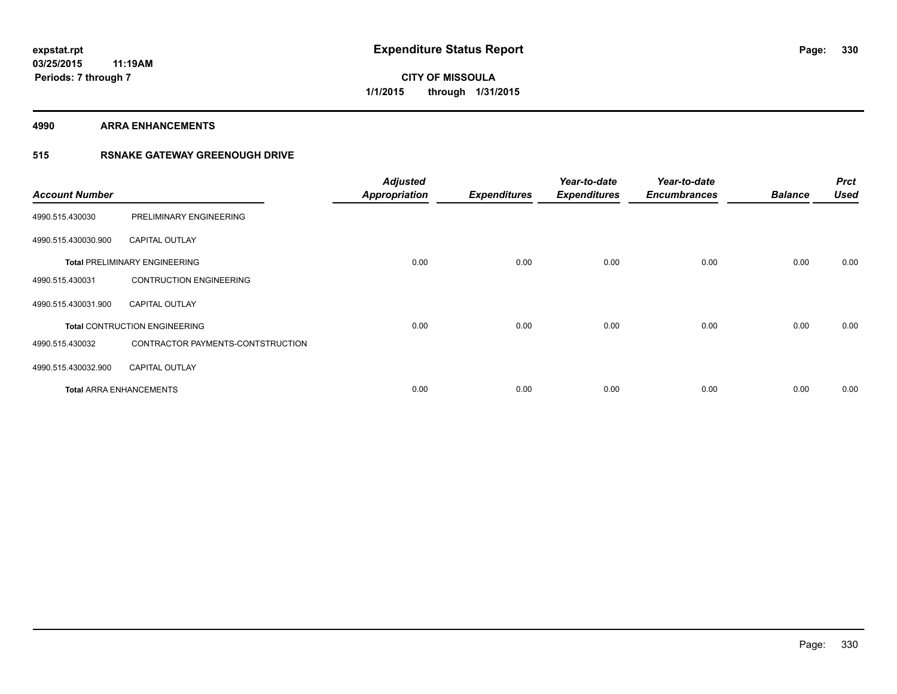expstat.rpt
03/25/2015 11:19AM
Periods: 7 through 7

# Expenditure Status Report

CITY OF MISSOULA
1/1/2015 through 1/31/2015

## 4990 ARRA ENHANCEMENTS

### 515 RSNAKE GATEWAY GREENOUGH DRIVE

| Account Number | | Adjusted Appropriation | Expenditures | Year-to-date Expenditures | Year-to-date Encumbrances | Balance | Prct Used |
|---|---|---|---|---|---|---|---|
| 4990.515.430030 | PRELIMINARY ENGINEERING | | | | | | |
| 4990.515.430030.900 | CAPITAL OUTLAY | | | | | | |
| **Total** PRELIMINARY ENGINEERING | | 0.00 | 0.00 | 0.00 | 0.00 | 0.00 | 0.00 |
| 4990.515.430031 | CONTRUCTION ENGINEERING | | | | | | |
| 4990.515.430031.900 | CAPITAL OUTLAY | | | | | | |
| **Total** CONTRUCTION ENGINEERING | | 0.00 | 0.00 | 0.00 | 0.00 | 0.00 | 0.00 |
| 4990.515.430032 | CONTRACTOR PAYMENTS-CONTSTRUCTION | | | | | | |
| 4990.515.430032.900 | CAPITAL OUTLAY | | | | | | |
| **Total** ARRA ENHANCEMENTS | | 0.00 | 0.00 | 0.00 | 0.00 | 0.00 | 0.00 |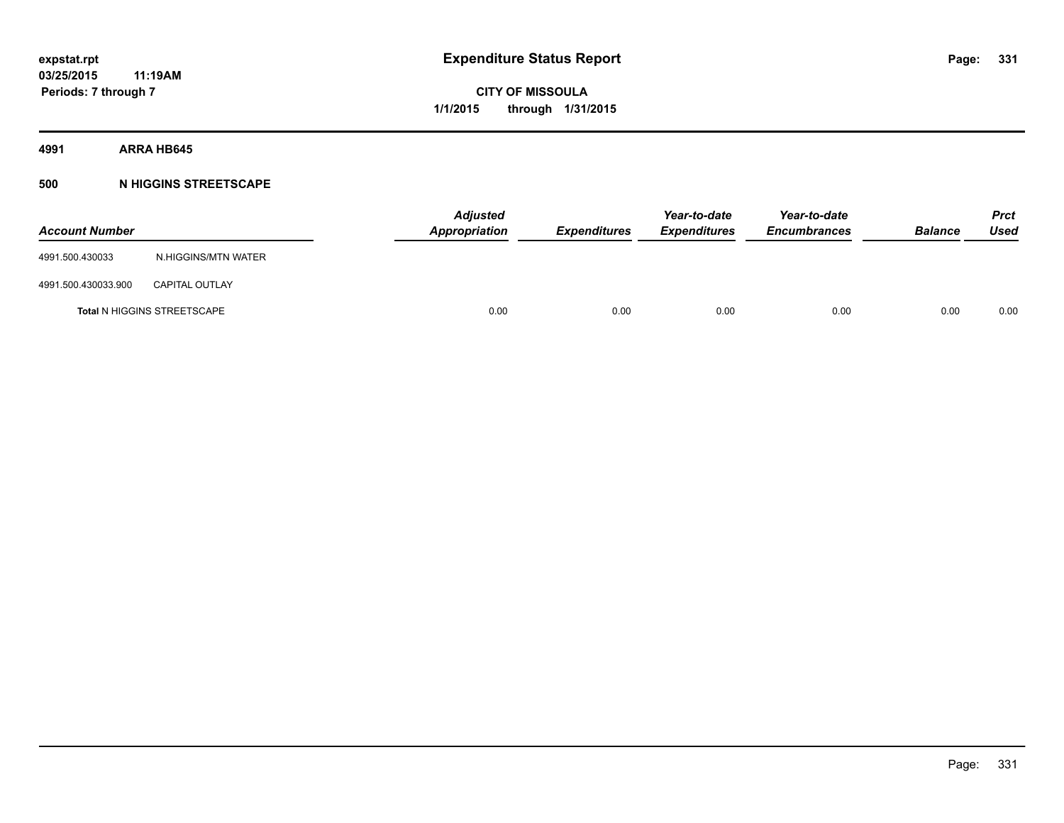**Expenditure Status Report**

**CITY OF MISSOULA**

**1/1/2015 through 1/31/2015**

expstat.rpt
03/25/2015 11:19AM
Periods: 7 through 7

**4991 ARRA HB645**

**500 N HIGGINS STREETSCAPE**

| Account Number | | Adjusted Appropriation | Expenditures | Year-to-date Expenditures | Year-to-date Encumbrances | Balance | Prct Used |
|---|---|---|---|---|---|---|---|
| 4991.500.430033 | N.HIGGINS/MTN WATER | | | | | | |
| 4991.500.430033.900 | CAPITAL OUTLAY | | | | | | |
| **Total** N HIGGINS STREETSCAPE | | 0.00 | 0.00 | 0.00 | 0.00 | 0.00 | 0.00 |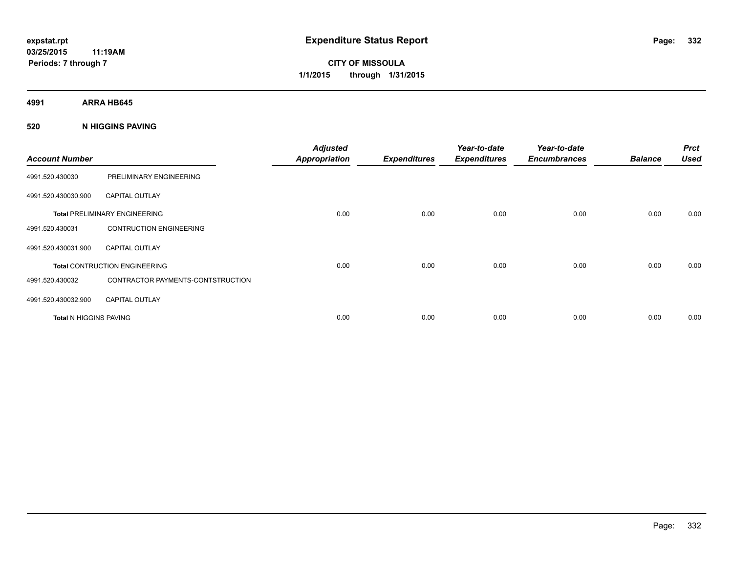# Expenditure Status Report

**CITY OF MISSOULA**

**1/1/2015 through 1/31/2015**

expstat.rpt
03/25/2015 11:19AM
Periods: 7 through 7

**4991 ARRA HB645**

**520 N HIGGINS PAVING**

| Account Number | | Adjusted Appropriation | Expenditures | Year-to-date Expenditures | Year-to-date Encumbrances | Balance | Prct Used |
|---|---|---|---|---|---|---|---|
| 4991.520.430030 | PRELIMINARY ENGINEERING | | | | | | |
| 4991.520.430030.900 | CAPITAL OUTLAY | | | | | | |
| **Total** PRELIMINARY ENGINEERING | | 0.00 | 0.00 | 0.00 | 0.00 | 0.00 | 0.00 |
| 4991.520.430031 | CONTRUCTION ENGINEERING | | | | | | |
| 4991.520.430031.900 | CAPITAL OUTLAY | | | | | | |
| **Total** CONTRUCTION ENGINEERING | | 0.00 | 0.00 | 0.00 | 0.00 | 0.00 | 0.00 |
| 4991.520.430032 | CONTRACTOR PAYMENTS-CONTSTRUCTION | | | | | | |
| 4991.520.430032.900 | CAPITAL OUTLAY | | | | | | |
| **Total** N HIGGINS PAVING | | 0.00 | 0.00 | 0.00 | 0.00 | 0.00 | 0.00 |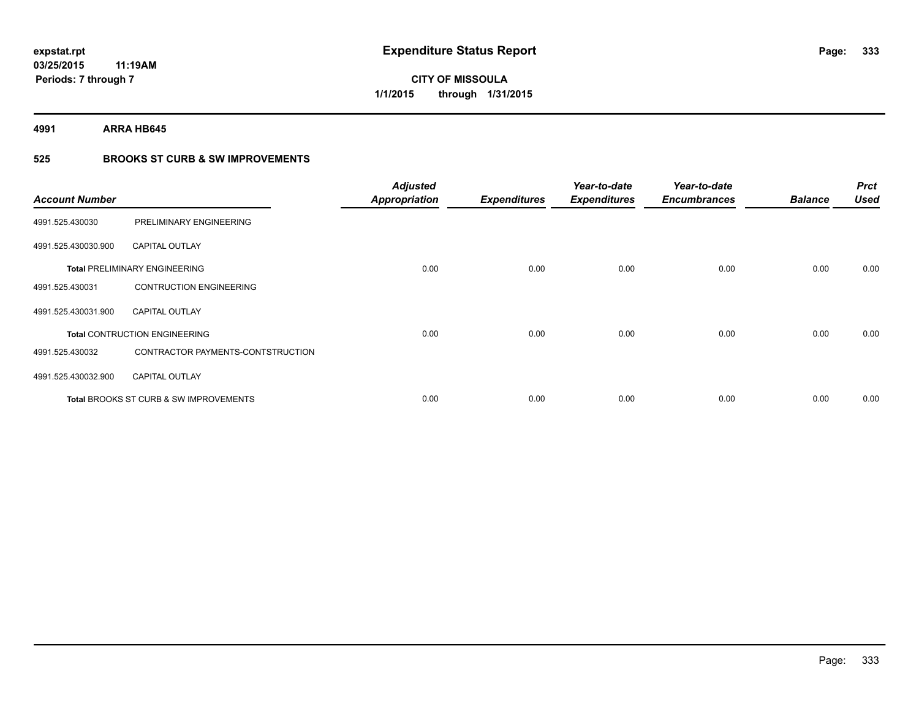# Expenditure Status Report

expstat.rpt
03/25/2015 11:19AM
Periods: 7 through 7

**CITY OF MISSOULA**
**1/1/2015 through 1/31/2015**

**4991 ARRA HB645**

**525 BROOKS ST CURB & SW IMPROVEMENTS**

| Account Number | | Adjusted Appropriation | Expenditures | Year-to-date Expenditures | Year-to-date Encumbrances | Balance | Prct Used |
|---|---|---|---|---|---|---|---|
| 4991.525.430030 | PRELIMINARY ENGINEERING | | | | | | |
| 4991.525.430030.900 | CAPITAL OUTLAY | | | | | | |
| **Total** PRELIMINARY ENGINEERING | | 0.00 | 0.00 | 0.00 | 0.00 | 0.00 | 0.00 |
| 4991.525.430031 | CONTRUCTION ENGINEERING | | | | | | |
| 4991.525.430031.900 | CAPITAL OUTLAY | | | | | | |
| **Total** CONTRUCTION ENGINEERING | | 0.00 | 0.00 | 0.00 | 0.00 | 0.00 | 0.00 |
| 4991.525.430032 | CONTRACTOR PAYMENTS-CONTSTRUCTION | | | | | | |
| 4991.525.430032.900 | CAPITAL OUTLAY | | | | | | |
| **Total** BROOKS ST CURB & SW IMPROVEMENTS | | 0.00 | 0.00 | 0.00 | 0.00 | 0.00 | 0.00 |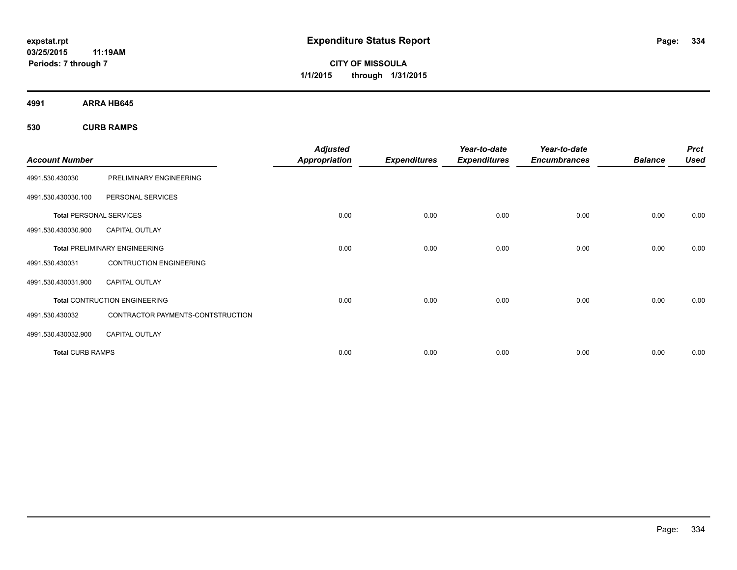**expstat.rpt**
**03/25/2015 11:19AM**
**Periods: 7 through 7**

# Expenditure Status Report

**CITY OF MISSOULA**
**1/1/2015 through 1/31/2015**

## 4991 ARRA HB645

### 530 CURB RAMPS

| Account Number | | Adjusted Appropriation | Expenditures | Year-to-date Expenditures | Year-to-date Encumbrances | Balance | Prct Used |
|---|---|---|---|---|---|---|---|
| 4991.530.430030 | PRELIMINARY ENGINEERING | | | | | | |
| 4991.530.430030.100 | PERSONAL SERVICES | | | | | | |
| **Total** PERSONAL SERVICES | | 0.00 | 0.00 | 0.00 | 0.00 | 0.00 | 0.00 |
| 4991.530.430030.900 | CAPITAL OUTLAY | | | | | | |
| **Total** PRELIMINARY ENGINEERING | | 0.00 | 0.00 | 0.00 | 0.00 | 0.00 | 0.00 |
| 4991.530.430031 | CONTRUCTION ENGINEERING | | | | | | |
| 4991.530.430031.900 | CAPITAL OUTLAY | | | | | | |
| **Total** CONTRUCTION ENGINEERING | | 0.00 | 0.00 | 0.00 | 0.00 | 0.00 | 0.00 |
| 4991.530.430032 | CONTRACTOR PAYMENTS-CONTSTRUCTION | | | | | | |
| 4991.530.430032.900 | CAPITAL OUTLAY | | | | | | |
| **Total** CURB RAMPS | | 0.00 | 0.00 | 0.00 | 0.00 | 0.00 | 0.00 |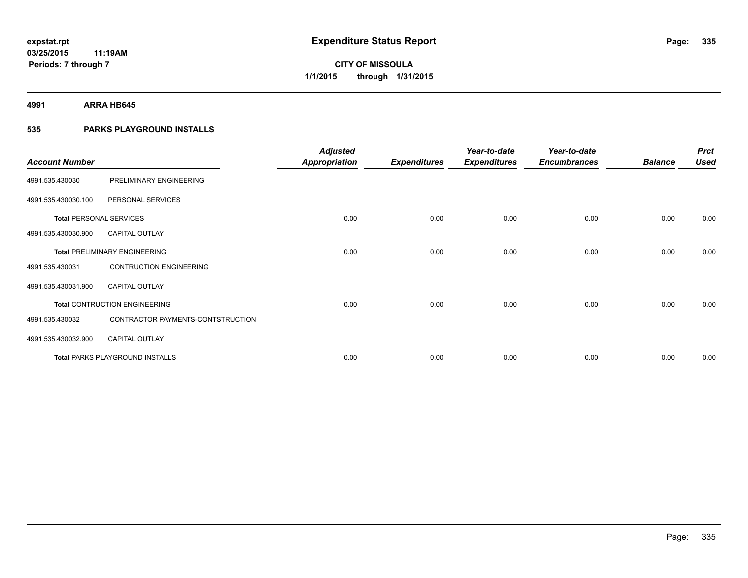**expstat.rpt**
**03/25/2015 11:19AM**
**Periods: 7 through 7**

# Expenditure Status Report

**CITY OF MISSOULA**
**1/1/2015 through 1/31/2015**

**4991 ARRA HB645**

**535 PARKS PLAYGROUND INSTALLS**

| Account Number | | Adjusted Appropriation | Expenditures | Year-to-date Expenditures | Year-to-date Encumbrances | Balance | Prct Used |
|---|---|---|---|---|---|---|---|
| 4991.535.430030 | PRELIMINARY ENGINEERING | | | | | | |
| 4991.535.430030.100 | PERSONAL SERVICES | | | | | | |
| **Total** PERSONAL SERVICES | | 0.00 | 0.00 | 0.00 | 0.00 | 0.00 | 0.00 |
| 4991.535.430030.900 | CAPITAL OUTLAY | | | | | | |
| **Total** PRELIMINARY ENGINEERING | | 0.00 | 0.00 | 0.00 | 0.00 | 0.00 | 0.00 |
| 4991.535.430031 | CONTRUCTION ENGINEERING | | | | | | |
| 4991.535.430031.900 | CAPITAL OUTLAY | | | | | | |
| **Total** CONTRUCTION ENGINEERING | | 0.00 | 0.00 | 0.00 | 0.00 | 0.00 | 0.00 |
| 4991.535.430032 | CONTRACTOR PAYMENTS-CONTSTRUCTION | | | | | | |
| 4991.535.430032.900 | CAPITAL OUTLAY | | | | | | |
| **Total** PARKS PLAYGROUND INSTALLS | | 0.00 | 0.00 | 0.00 | 0.00 | 0.00 | 0.00 |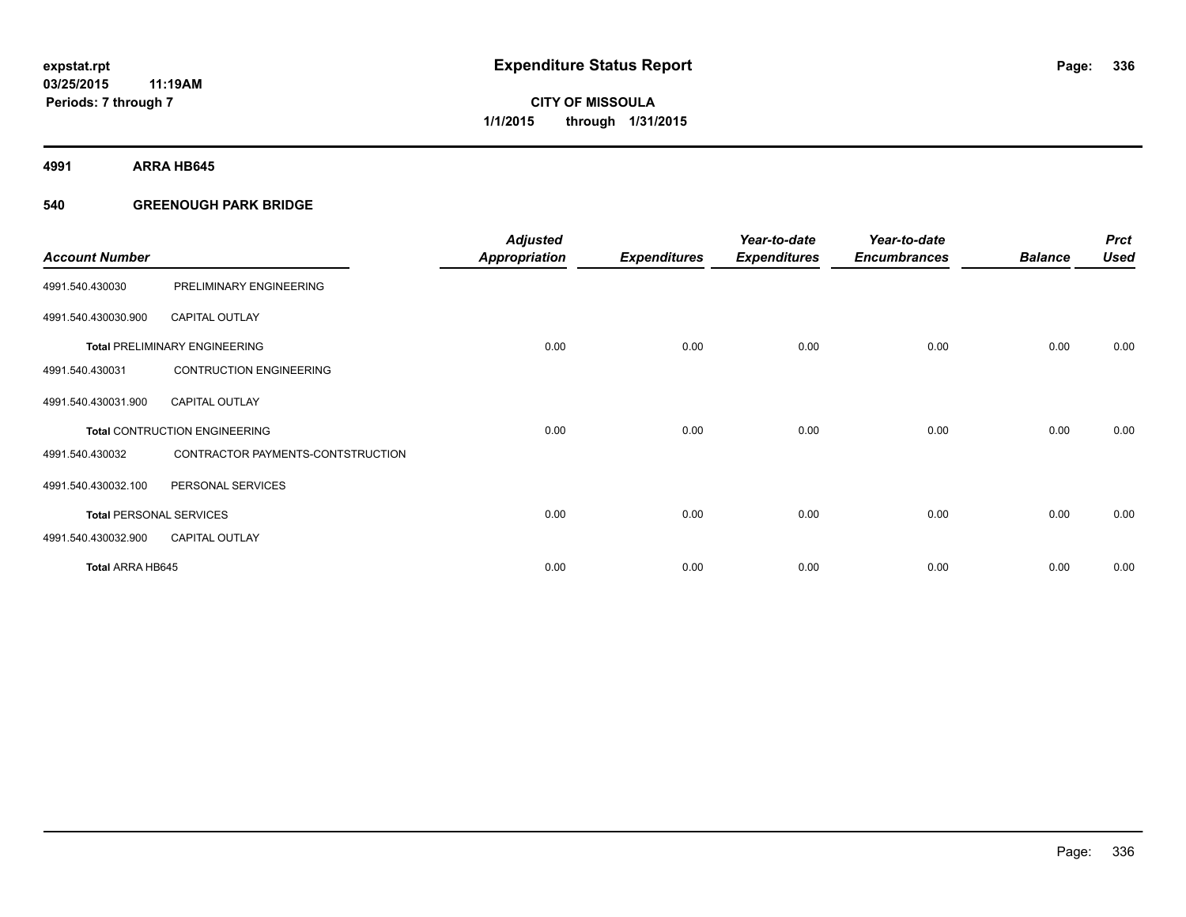**expstat.rpt**
**03/25/2015 11:19AM**
**Periods: 7 through 7**

# Expenditure Status Report

**CITY OF MISSOULA**
**1/1/2015 through 1/31/2015**

## 4991 ARRA HB645

## 540 GREENOUGH PARK BRIDGE

| Account Number | | Adjusted Appropriation | Expenditures | Year-to-date Expenditures | Year-to-date Encumbrances | Balance | Prct Used |
|---|---|---|---|---|---|---|---|
| 4991.540.430030 | PRELIMINARY ENGINEERING | | | | | | |
| 4991.540.430030.900 | CAPITAL OUTLAY | | | | | | |
| **Total** PRELIMINARY ENGINEERING | | 0.00 | 0.00 | 0.00 | 0.00 | 0.00 | 0.00 |
| 4991.540.430031 | CONTRUCTION ENGINEERING | | | | | | |
| 4991.540.430031.900 | CAPITAL OUTLAY | | | | | | |
| **Total** CONTRUCTION ENGINEERING | | 0.00 | 0.00 | 0.00 | 0.00 | 0.00 | 0.00 |
| 4991.540.430032 | CONTRACTOR PAYMENTS-CONTSTRUCTION | | | | | | |
| 4991.540.430032.100 | PERSONAL SERVICES | | | | | | |
| **Total** PERSONAL SERVICES | | 0.00 | 0.00 | 0.00 | 0.00 | 0.00 | 0.00 |
| 4991.540.430032.900 | CAPITAL OUTLAY | | | | | | |
| **Total** ARRA HB645 | | 0.00 | 0.00 | 0.00 | 0.00 | 0.00 | 0.00 |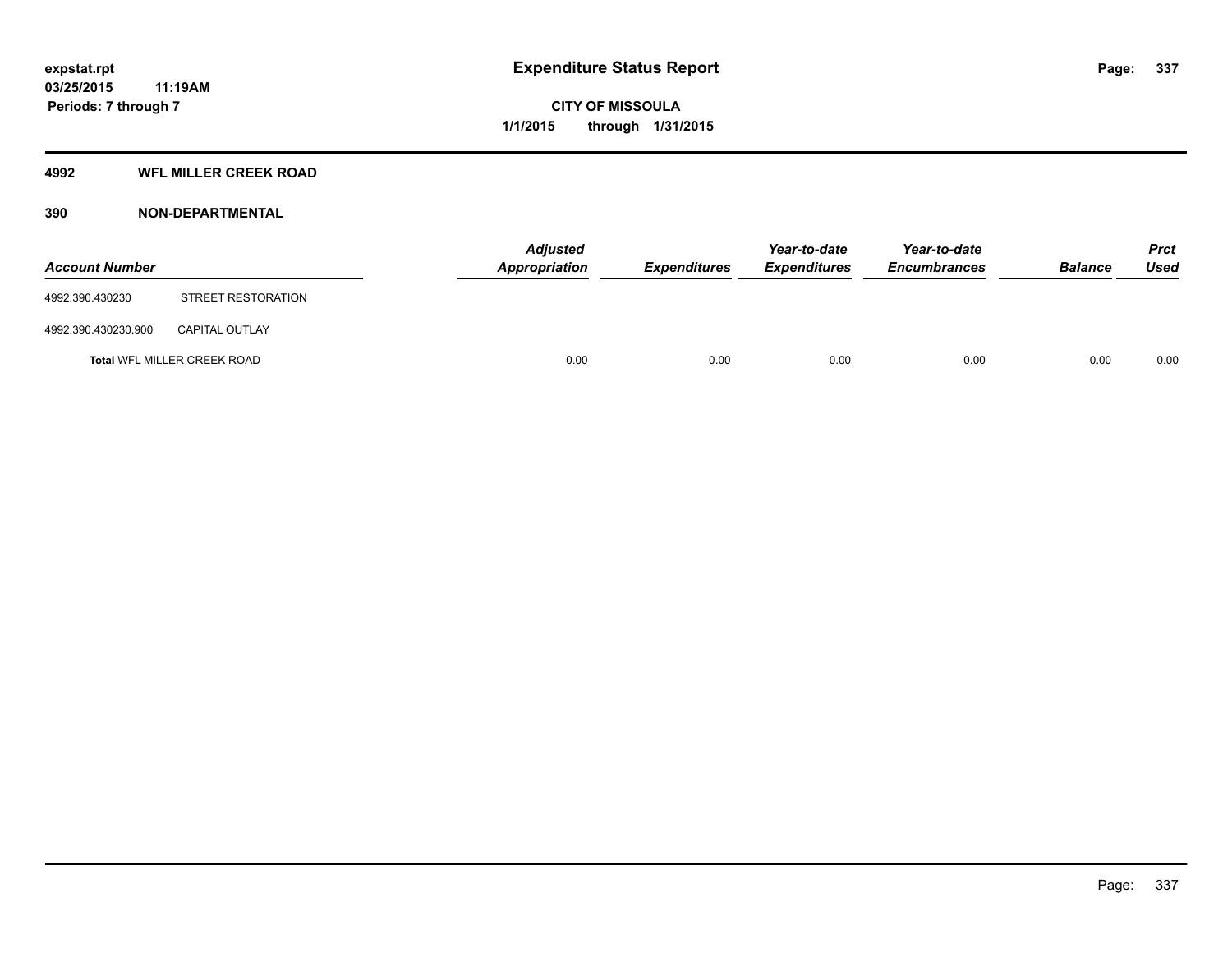# Expenditure Status Report

**CITY OF MISSOULA**

**1/1/2015 through 1/31/2015**

expstat.rpt
03/25/2015 11:19AM
Periods: 7 through 7

## 4992 WFL MILLER CREEK ROAD

### 390 NON-DEPARTMENTAL

| Account Number | | Adjusted Appropriation | Expenditures | Year-to-date Expenditures | Year-to-date Encumbrances | Balance | Prct Used |
|---|---|---|---|---|---|---|---|
| 4992.390.430230 | STREET RESTORATION | | | | | | |
| 4992.390.430230.900 | CAPITAL OUTLAY | | | | | | |
| **Total** WFL MILLER CREEK ROAD | | 0.00 | 0.00 | 0.00 | 0.00 | 0.00 | 0.00 |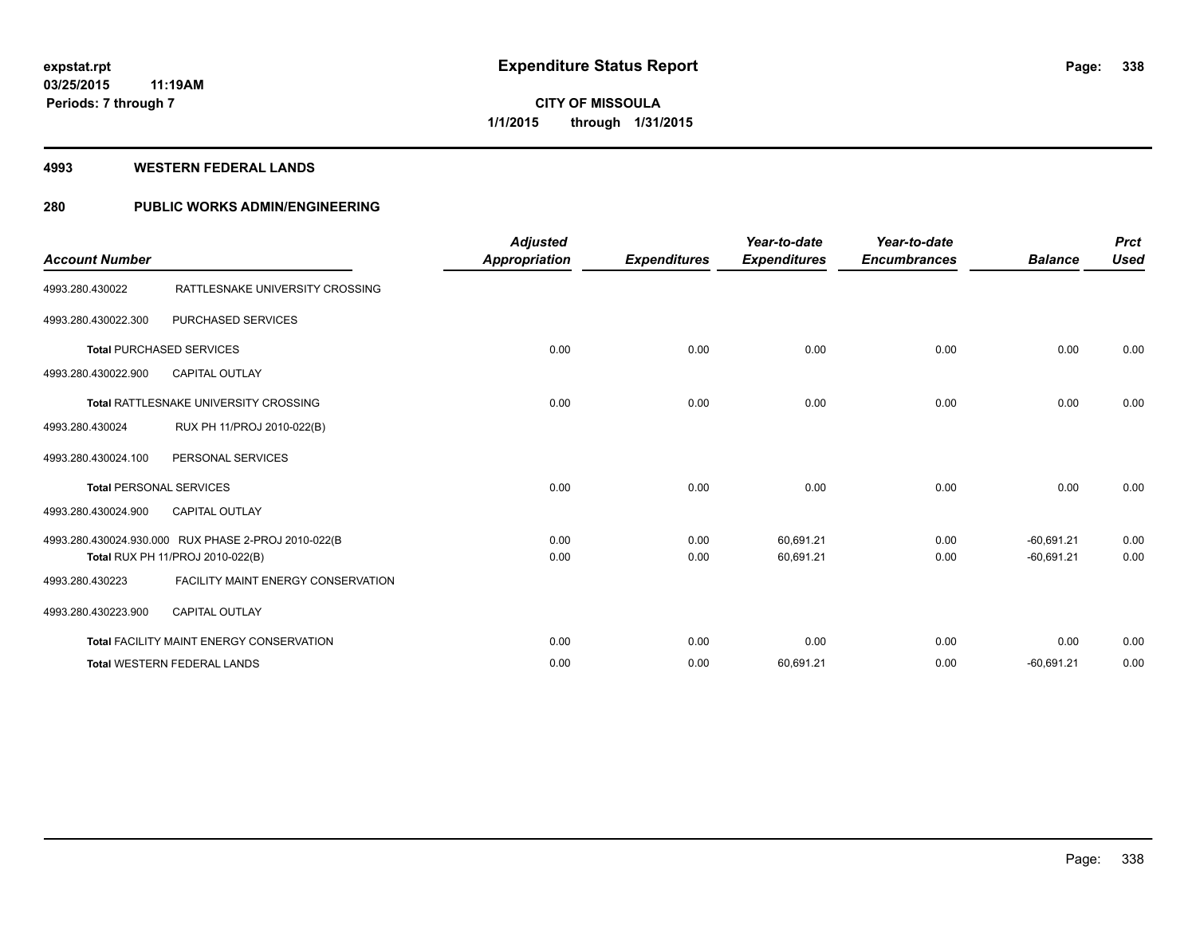# Expenditure Status Report

expstat.rpt
03/25/2015 11:19AM
Periods: 7 through 7

**CITY OF MISSOULA**
**1/1/2015 through 1/31/2015**

## 4993 WESTERN FEDERAL LANDS

## 280 PUBLIC WORKS ADMIN/ENGINEERING

| Account Number | | Adjusted Appropriation | Expenditures | Year-to-date Expenditures | Year-to-date Encumbrances | Balance | Prct Used |
|---|---|---|---|---|---|---|---|
| 4993.280.430022 | RATTLESNAKE UNIVERSITY CROSSING | | | | | | |
| 4993.280.430022.300 | PURCHASED SERVICES | | | | | | |
| **Total** PURCHASED SERVICES | | 0.00 | 0.00 | 0.00 | 0.00 | 0.00 | 0.00 |
| 4993.280.430022.900 | CAPITAL OUTLAY | | | | | | |
| **Total** RATTLESNAKE UNIVERSITY CROSSING | | 0.00 | 0.00 | 0.00 | 0.00 | 0.00 | 0.00 |
| 4993.280.430024 | RUX PH 11/PROJ 2010-022(B) | | | | | | |
| 4993.280.430024.100 | PERSONAL SERVICES | | | | | | |
| **Total** PERSONAL SERVICES | | 0.00 | 0.00 | 0.00 | 0.00 | 0.00 | 0.00 |
| 4993.280.430024.900 | CAPITAL OUTLAY | | | | | | |
| 4993.280.430024.930.000 | RUX PHASE 2-PROJ 2010-022(B | 0.00 | 0.00 | 60,691.21 | 0.00 | -60,691.21 | 0.00 |
| **Total** RUX PH 11/PROJ 2010-022(B) | | 0.00 | 0.00 | 60,691.21 | 0.00 | -60,691.21 | 0.00 |
| 4993.280.430223 | FACILITY MAINT ENERGY CONSERVATION | | | | | | |
| 4993.280.430223.900 | CAPITAL OUTLAY | | | | | | |
| **Total** FACILITY MAINT ENERGY CONSERVATION | | 0.00 | 0.00 | 0.00 | 0.00 | 0.00 | 0.00 |
| **Total** WESTERN FEDERAL LANDS | | 0.00 | 0.00 | 60,691.21 | 0.00 | -60,691.21 | 0.00 |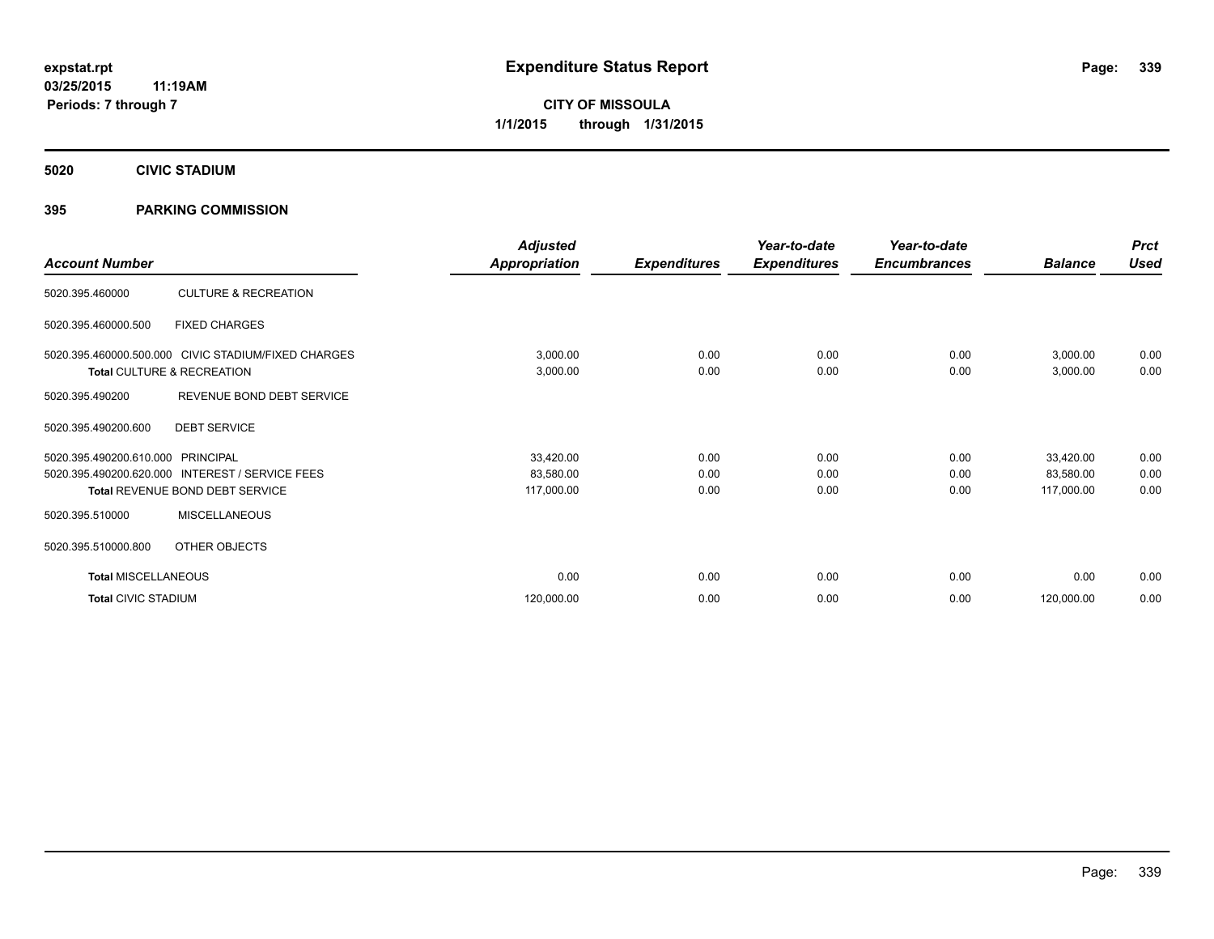**expstat.rpt**
**03/25/2015 11:19AM**
**Periods: 7 through 7**

# Expenditure Status Report

**CITY OF MISSOULA**
**1/1/2015 through 1/31/2015**

## 5020 CIVIC STADIUM

### 395 PARKING COMMISSION

| Account Number | | Adjusted Appropriation | Expenditures | Year-to-date Expenditures | Year-to-date Encumbrances | Balance | Prct Used |
|---|---|---|---|---|---|---|---|
| 5020.395.460000 | CULTURE & RECREATION | | | | | | |
| 5020.395.460000.500 | FIXED CHARGES | | | | | | |
| 5020.395.460000.500.000 | CIVIC STADIUM/FIXED CHARGES | 3,000.00 | 0.00 | 0.00 | 0.00 | 3,000.00 | 0.00 |
| **Total** CULTURE & RECREATION | | 3,000.00 | 0.00 | 0.00 | 0.00 | 3,000.00 | 0.00 |
| 5020.395.490200 | REVENUE BOND DEBT SERVICE | | | | | | |
| 5020.395.490200.600 | DEBT SERVICE | | | | | | |
| 5020.395.490200.610.000 | PRINCIPAL | 33,420.00 | 0.00 | 0.00 | 0.00 | 33,420.00 | 0.00 |
| 5020.395.490200.620.000 | INTEREST / SERVICE FEES | 83,580.00 | 0.00 | 0.00 | 0.00 | 83,580.00 | 0.00 |
| **Total** REVENUE BOND DEBT SERVICE | | 117,000.00 | 0.00 | 0.00 | 0.00 | 117,000.00 | 0.00 |
| 5020.395.510000 | MISCELLANEOUS | | | | | | |
| 5020.395.510000.800 | OTHER OBJECTS | | | | | | |
| **Total** MISCELLANEOUS | | 0.00 | 0.00 | 0.00 | 0.00 | 0.00 | 0.00 |
| **Total** CIVIC STADIUM | | 120,000.00 | 0.00 | 0.00 | 0.00 | 120,000.00 | 0.00 |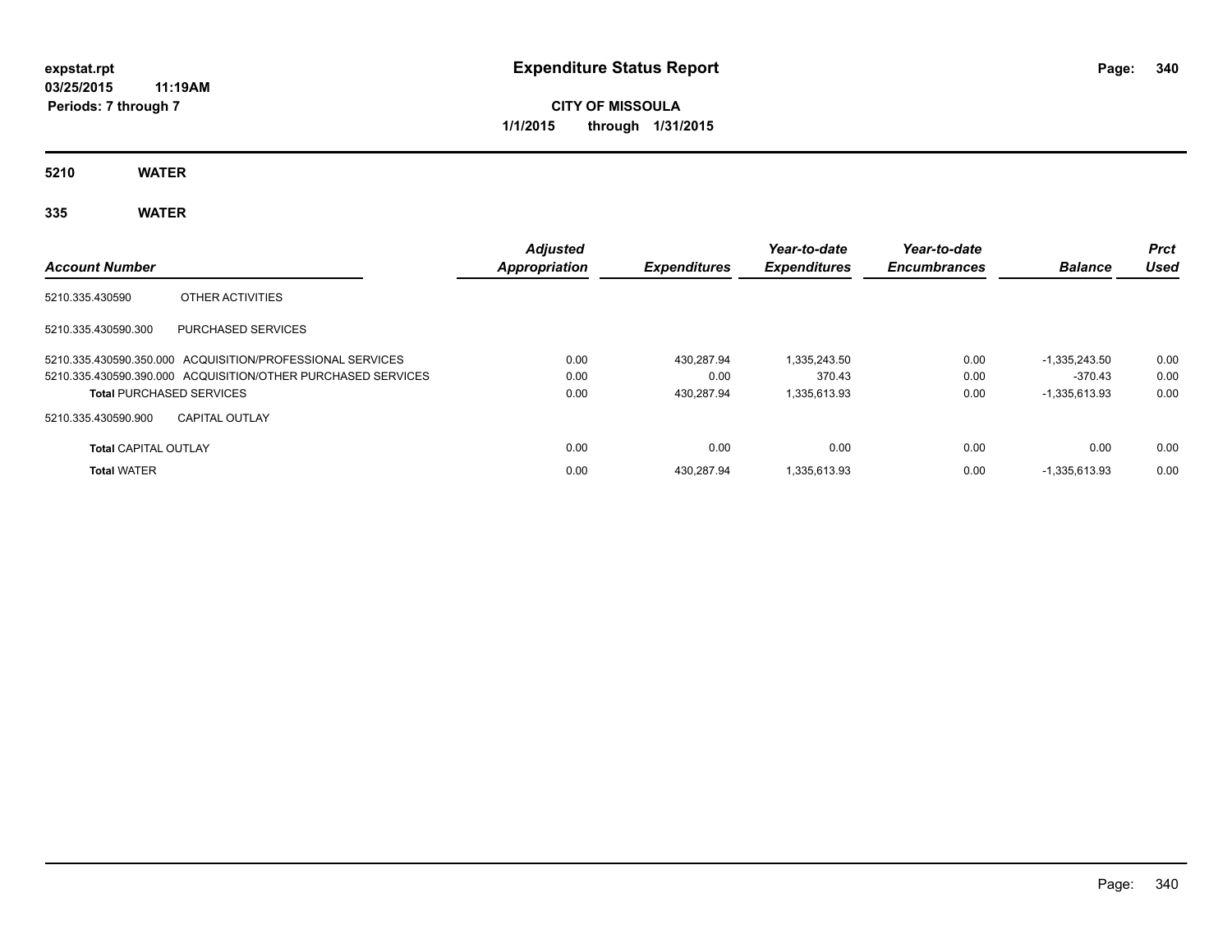expstat.rpt
03/25/2015 11:19AM
Periods: 7 through 7

# Expenditure Status Report

**CITY OF MISSOULA**
**1/1/2015 through 1/31/2015**

**5210 WATER**

**335 WATER**

| Account Number | | Adjusted Appropriation | Expenditures | Year-to-date Expenditures | Year-to-date Encumbrances | Balance | Prct Used |
|---|---|---|---|---|---|---|---|
| 5210.335.430590 | OTHER ACTIVITIES | | | | | | |
| 5210.335.430590.300 | PURCHASED SERVICES | | | | | | |
| 5210.335.430590.350.000 | ACQUISITION/PROFESSIONAL SERVICES | 0.00 | 430,287.94 | 1,335,243.50 | 0.00 | -1,335,243.50 | 0.00 |
| 5210.335.430590.390.000 | ACQUISITION/OTHER PURCHASED SERVICES | 0.00 | 0.00 | 370.43 | 0.00 | -370.43 | 0.00 |
| **Total** PURCHASED SERVICES | | 0.00 | 430,287.94 | 1,335,613.93 | 0.00 | -1,335,613.93 | 0.00 |
| 5210.335.430590.900 | CAPITAL OUTLAY | | | | | | |
| **Total** CAPITAL OUTLAY | | 0.00 | 0.00 | 0.00 | 0.00 | 0.00 | 0.00 |
| **Total** WATER | | 0.00 | 430,287.94 | 1,335,613.93 | 0.00 | -1,335,613.93 | 0.00 |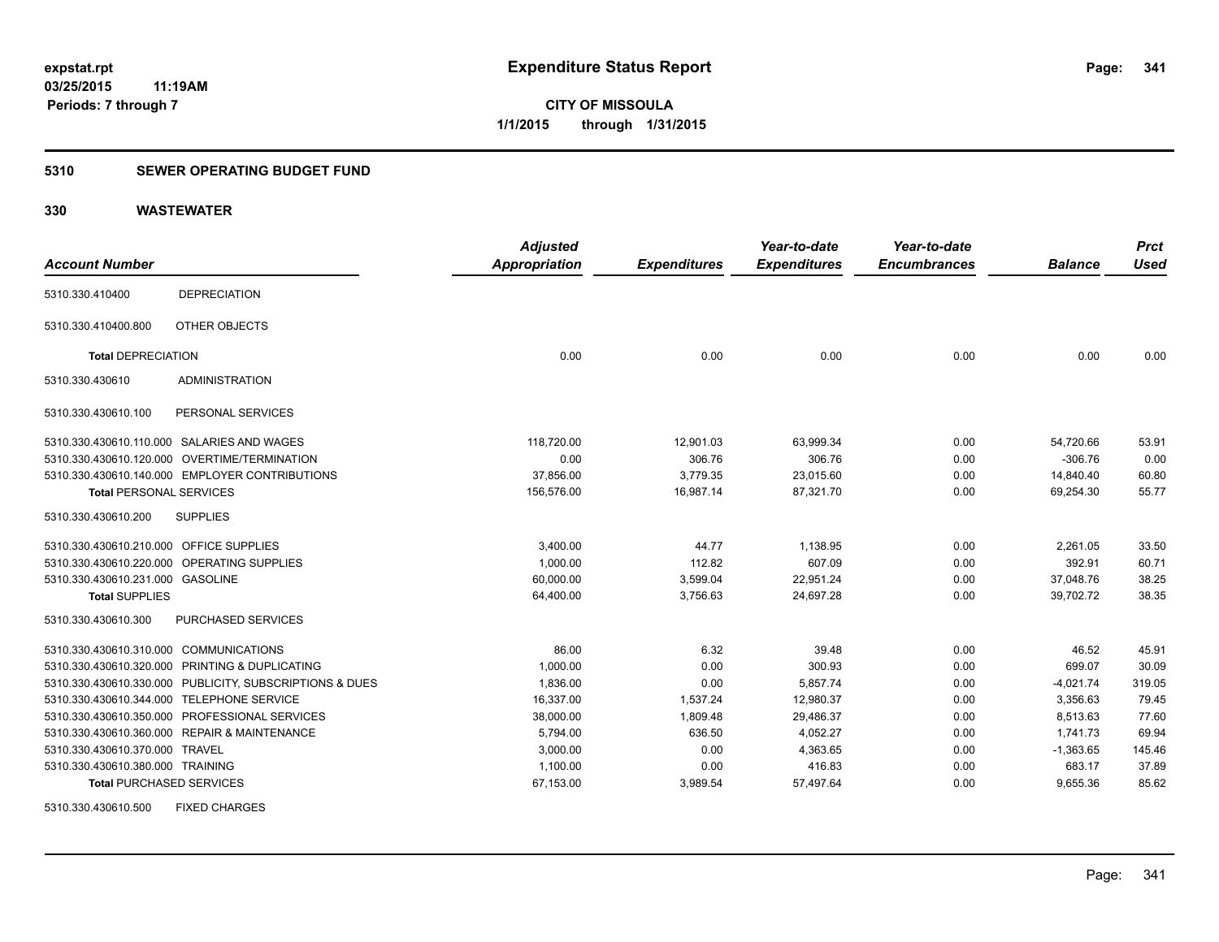**expstat.rpt**
**03/25/2015 11:19AM**
**Periods: 7 through 7**

# Expenditure Status Report

**CITY OF MISSOULA**
**1/1/2015 through 1/31/2015**

## 5310 SEWER OPERATING BUDGET FUND

## 330 WASTEWATER

| Account Number | | Adjusted Appropriation | Expenditures | Year-to-date Expenditures | Year-to-date Encumbrances | Balance | Prct Used |
|---|---|---|---|---|---|---|---|
| 5310.330.410400 | DEPRECIATION | | | | | | |
| 5310.330.410400.800 | OTHER OBJECTS | | | | | | |
| **Total** DEPRECIATION | | 0.00 | 0.00 | 0.00 | 0.00 | 0.00 | 0.00 |
| 5310.330.430610 | ADMINISTRATION | | | | | | |
| 5310.330.430610.100 | PERSONAL SERVICES | | | | | | |
| 5310.330.430610.110.000 | SALARIES AND WAGES | 118,720.00 | 12,901.03 | 63,999.34 | 0.00 | 54,720.66 | 53.91 |
| 5310.330.430610.120.000 | OVERTIME/TERMINATION | 0.00 | 306.76 | 306.76 | 0.00 | -306.76 | 0.00 |
| 5310.330.430610.140.000 | EMPLOYER CONTRIBUTIONS | 37,856.00 | 3,779.35 | 23,015.60 | 0.00 | 14,840.40 | 60.80 |
| **Total** PERSONAL SERVICES | | 156,576.00 | 16,987.14 | 87,321.70 | 0.00 | 69,254.30 | 55.77 |
| 5310.330.430610.200 | SUPPLIES | | | | | | |
| 5310.330.430610.210.000 | OFFICE SUPPLIES | 3,400.00 | 44.77 | 1,138.95 | 0.00 | 2,261.05 | 33.50 |
| 5310.330.430610.220.000 | OPERATING SUPPLIES | 1,000.00 | 112.82 | 607.09 | 0.00 | 392.91 | 60.71 |
| 5310.330.430610.231.000 | GASOLINE | 60,000.00 | 3,599.04 | 22,951.24 | 0.00 | 37,048.76 | 38.25 |
| **Total** SUPPLIES | | 64,400.00 | 3,756.63 | 24,697.28 | 0.00 | 39,702.72 | 38.35 |
| 5310.330.430610.300 | PURCHASED SERVICES | | | | | | |
| 5310.330.430610.310.000 | COMMUNICATIONS | 86.00 | 6.32 | 39.48 | 0.00 | 46.52 | 45.91 |
| 5310.330.430610.320.000 | PRINTING & DUPLICATING | 1,000.00 | 0.00 | 300.93 | 0.00 | 699.07 | 30.09 |
| 5310.330.430610.330.000 | PUBLICITY, SUBSCRIPTIONS & DUES | 1,836.00 | 0.00 | 5,857.74 | 0.00 | -4,021.74 | 319.05 |
| 5310.330.430610.344.000 | TELEPHONE SERVICE | 16,337.00 | 1,537.24 | 12,980.37 | 0.00 | 3,356.63 | 79.45 |
| 5310.330.430610.350.000 | PROFESSIONAL SERVICES | 38,000.00 | 1,809.48 | 29,486.37 | 0.00 | 8,513.63 | 77.60 |
| 5310.330.430610.360.000 | REPAIR & MAINTENANCE | 5,794.00 | 636.50 | 4,052.27 | 0.00 | 1,741.73 | 69.94 |
| 5310.330.430610.370.000 | TRAVEL | 3,000.00 | 0.00 | 4,363.65 | 0.00 | -1,363.65 | 145.46 |
| 5310.330.430610.380.000 | TRAINING | 1,100.00 | 0.00 | 416.83 | 0.00 | 683.17 | 37.89 |
| **Total** PURCHASED SERVICES | | 67,153.00 | 3,989.54 | 57,497.64 | 0.00 | 9,655.36 | 85.62 |
| 5310.330.430610.500 | FIXED CHARGES | | | | | | |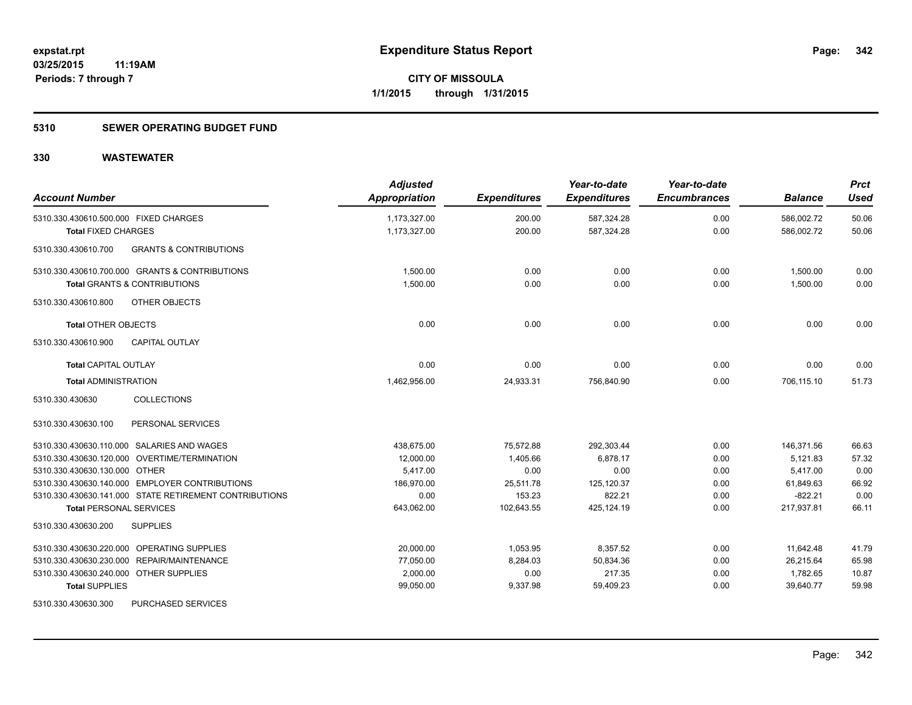expstat.rpt
03/25/2015 11:19AM
Periods: 7 through 7

# Expenditure Status Report

**CITY OF MISSOULA**
**1/1/2015 through 1/31/2015**

## 5310 SEWER OPERATING BUDGET FUND

## 330 WASTEWATER

| Account Number | Adjusted Appropriation | Expenditures | Year-to-date Expenditures | Year-to-date Encumbrances | Balance | Prct Used |
|---|---|---|---|---|---|---|
| 5310.330.430610.500.000 FIXED CHARGES | 1,173,327.00 | 200.00 | 587,324.28 | 0.00 | 586,002.72 | 50.06 |
| **Total** FIXED CHARGES | 1,173,327.00 | 200.00 | 587,324.28 | 0.00 | 586,002.72 | 50.06 |
| 5310.330.430610.700 GRANTS & CONTRIBUTIONS | | | | | | |
| 5310.330.430610.700.000 GRANTS & CONTRIBUTIONS | 1,500.00 | 0.00 | 0.00 | 0.00 | 1,500.00 | 0.00 |
| **Total** GRANTS & CONTRIBUTIONS | 1,500.00 | 0.00 | 0.00 | 0.00 | 1,500.00 | 0.00 |
| 5310.330.430610.800 OTHER OBJECTS | | | | | | |
| **Total** OTHER OBJECTS | 0.00 | 0.00 | 0.00 | 0.00 | 0.00 | 0.00 |
| 5310.330.430610.900 CAPITAL OUTLAY | | | | | | |
| **Total** CAPITAL OUTLAY | 0.00 | 0.00 | 0.00 | 0.00 | 0.00 | 0.00 |
| **Total** ADMINISTRATION | 1,462,956.00 | 24,933.31 | 756,840.90 | 0.00 | 706,115.10 | 51.73 |
| 5310.330.430630 COLLECTIONS | | | | | | |
| 5310.330.430630.100 PERSONAL SERVICES | | | | | | |
| 5310.330.430630.110.000 SALARIES AND WAGES | 438,675.00 | 75,572.88 | 292,303.44 | 0.00 | 146,371.56 | 66.63 |
| 5310.330.430630.120.000 OVERTIME/TERMINATION | 12,000.00 | 1,405.66 | 6,878.17 | 0.00 | 5,121.83 | 57.32 |
| 5310.330.430630.130.000 OTHER | 5,417.00 | 0.00 | 0.00 | 0.00 | 5,417.00 | 0.00 |
| 5310.330.430630.140.000 EMPLOYER CONTRIBUTIONS | 186,970.00 | 25,511.78 | 125,120.37 | 0.00 | 61,849.63 | 66.92 |
| 5310.330.430630.141.000 STATE RETIREMENT CONTRIBUTIONS | 0.00 | 153.23 | 822.21 | 0.00 | -822.21 | 0.00 |
| **Total** PERSONAL SERVICES | 643,062.00 | 102,643.55 | 425,124.19 | 0.00 | 217,937.81 | 66.11 |
| 5310.330.430630.200 SUPPLIES | | | | | | |
| 5310.330.430630.220.000 OPERATING SUPPLIES | 20,000.00 | 1,053.95 | 8,357.52 | 0.00 | 11,642.48 | 41.79 |
| 5310.330.430630.230.000 REPAIR/MAINTENANCE | 77,050.00 | 8,284.03 | 50,834.36 | 0.00 | 26,215.64 | 65.98 |
| 5310.330.430630.240.000 OTHER SUPPLIES | 2,000.00 | 0.00 | 217.35 | 0.00 | 1,782.65 | 10.87 |
| **Total** SUPPLIES | 99,050.00 | 9,337.98 | 59,409.23 | 0.00 | 39,640.77 | 59.98 |
| 5310.330.430630.300 PURCHASED SERVICES | | | | | | |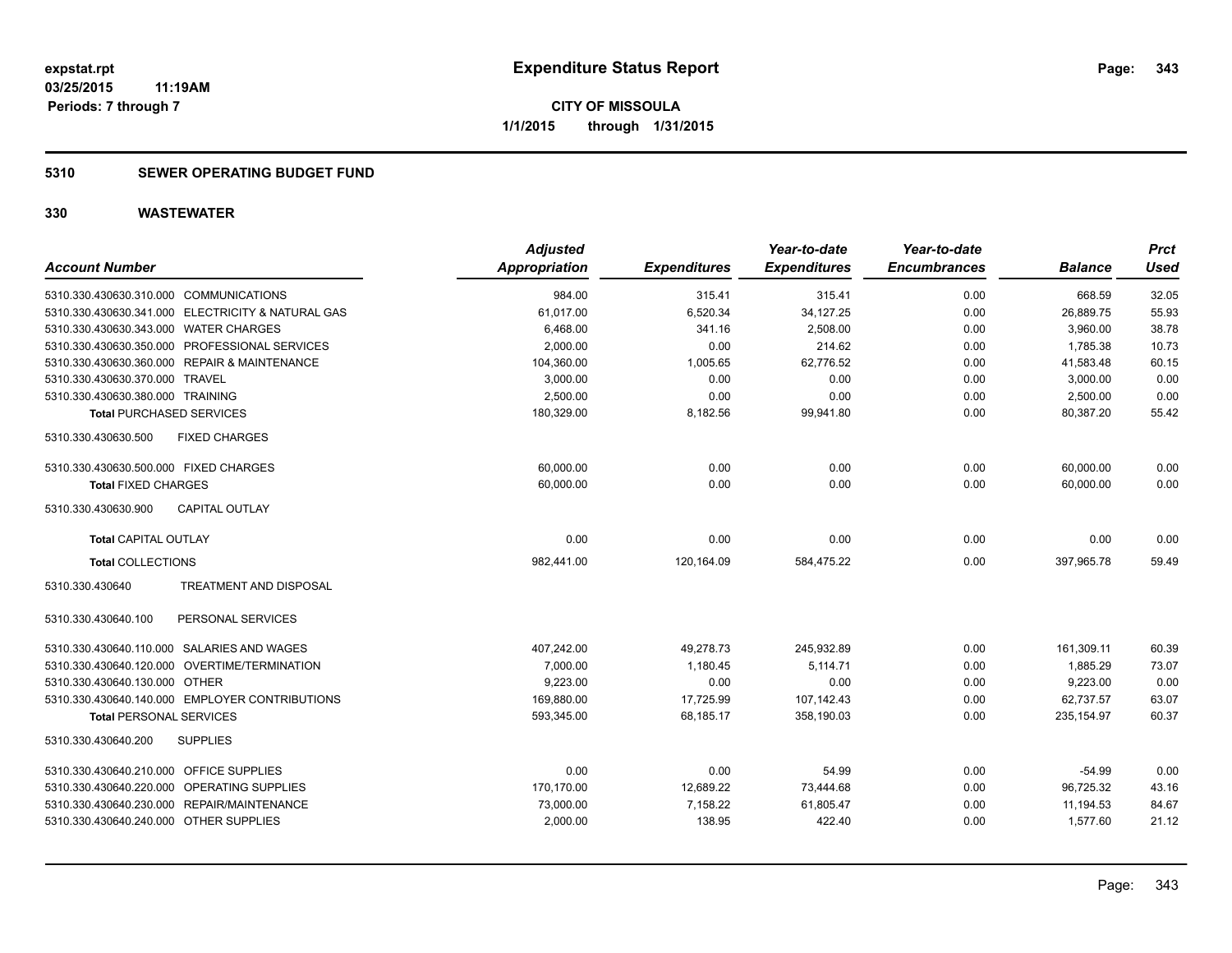**expstat.rpt**
**03/25/2015 11:19AM**
**Periods: 7 through 7**

# Expenditure Status Report

**CITY OF MISSOULA**
**1/1/2015 through 1/31/2015**

## 5310 SEWER OPERATING BUDGET FUND

## 330 WASTEWATER

| Account Number | Adjusted Appropriation | Expenditures | Year-to-date Expenditures | Year-to-date Encumbrances | Balance | Prct Used |
|---|---|---|---|---|---|---|
| 5310.330.430630.310.000 COMMUNICATIONS | 984.00 | 315.41 | 315.41 | 0.00 | 668.59 | 32.05 |
| 5310.330.430630.341.000 ELECTRICITY & NATURAL GAS | 61,017.00 | 6,520.34 | 34,127.25 | 0.00 | 26,889.75 | 55.93 |
| 5310.330.430630.343.000 WATER CHARGES | 6,468.00 | 341.16 | 2,508.00 | 0.00 | 3,960.00 | 38.78 |
| 5310.330.430630.350.000 PROFESSIONAL SERVICES | 2,000.00 | 0.00 | 214.62 | 0.00 | 1,785.38 | 10.73 |
| 5310.330.430630.360.000 REPAIR & MAINTENANCE | 104,360.00 | 1,005.65 | 62,776.52 | 0.00 | 41,583.48 | 60.15 |
| 5310.330.430630.370.000 TRAVEL | 3,000.00 | 0.00 | 0.00 | 0.00 | 3,000.00 | 0.00 |
| 5310.330.430630.380.000 TRAINING | 2,500.00 | 0.00 | 0.00 | 0.00 | 2,500.00 | 0.00 |
| **Total** PURCHASED SERVICES | 180,329.00 | 8,182.56 | 99,941.80 | 0.00 | 80,387.20 | 55.42 |
| 5310.330.430630.500 FIXED CHARGES | | | | | | |
| 5310.330.430630.500.000 FIXED CHARGES | 60,000.00 | 0.00 | 0.00 | 0.00 | 60,000.00 | 0.00 |
| **Total** FIXED CHARGES | 60,000.00 | 0.00 | 0.00 | 0.00 | 60,000.00 | 0.00 |
| 5310.330.430630.900 CAPITAL OUTLAY | | | | | | |
| **Total** CAPITAL OUTLAY | 0.00 | 0.00 | 0.00 | 0.00 | 0.00 | 0.00 |
| **Total** COLLECTIONS | 982,441.00 | 120,164.09 | 584,475.22 | 0.00 | 397,965.78 | 59.49 |
| 5310.330.430640 TREATMENT AND DISPOSAL | | | | | | |
| 5310.330.430640.100 PERSONAL SERVICES | | | | | | |
| 5310.330.430640.110.000 SALARIES AND WAGES | 407,242.00 | 49,278.73 | 245,932.89 | 0.00 | 161,309.11 | 60.39 |
| 5310.330.430640.120.000 OVERTIME/TERMINATION | 7,000.00 | 1,180.45 | 5,114.71 | 0.00 | 1,885.29 | 73.07 |
| 5310.330.430640.130.000 OTHER | 9,223.00 | 0.00 | 0.00 | 0.00 | 9,223.00 | 0.00 |
| 5310.330.430640.140.000 EMPLOYER CONTRIBUTIONS | 169,880.00 | 17,725.99 | 107,142.43 | 0.00 | 62,737.57 | 63.07 |
| **Total** PERSONAL SERVICES | 593,345.00 | 68,185.17 | 358,190.03 | 0.00 | 235,154.97 | 60.37 |
| 5310.330.430640.200 SUPPLIES | | | | | | |
| 5310.330.430640.210.000 OFFICE SUPPLIES | 0.00 | 0.00 | 54.99 | 0.00 | -54.99 | 0.00 |
| 5310.330.430640.220.000 OPERATING SUPPLIES | 170,170.00 | 12,689.22 | 73,444.68 | 0.00 | 96,725.32 | 43.16 |
| 5310.330.430640.230.000 REPAIR/MAINTENANCE | 73,000.00 | 7,158.22 | 61,805.47 | 0.00 | 11,194.53 | 84.67 |
| 5310.330.430640.240.000 OTHER SUPPLIES | 2,000.00 | 138.95 | 422.40 | 0.00 | 1,577.60 | 21.12 |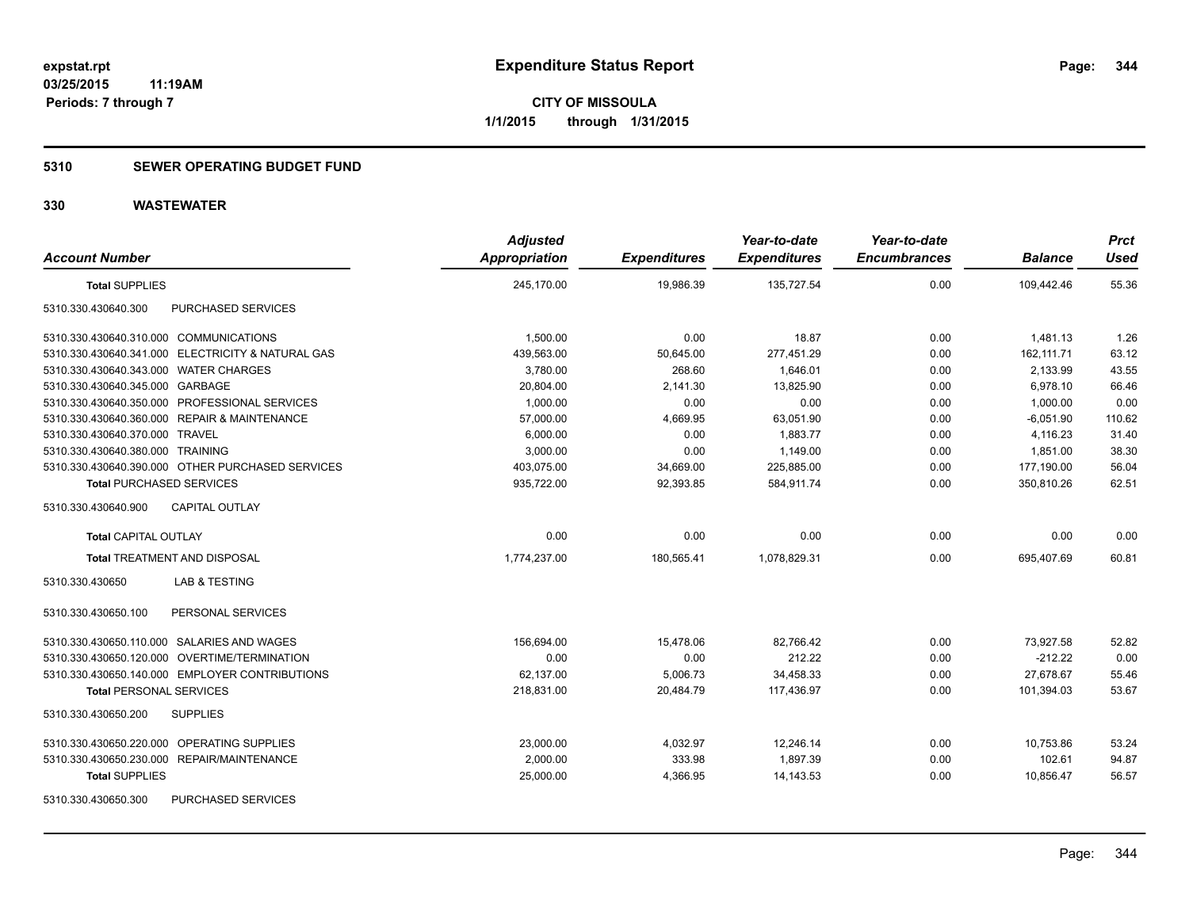**expstat.rpt**
**03/25/2015 11:19AM**
**Periods: 7 through 7**

# Expenditure Status Report

**CITY OF MISSOULA**
**1/1/2015 through 1/31/2015**

## 5310 SEWER OPERATING BUDGET FUND

## 330 WASTEWATER

| Account Number | | Adjusted Appropriation | Expenditures | Year-to-date Expenditures | Year-to-date Encumbrances | Balance | Prct Used |
|---|---|---|---|---|---|---|---|
| **Total** SUPPLIES | | 245,170.00 | 19,986.39 | 135,727.54 | 0.00 | 109,442.46 | 55.36 |
| 5310.330.430640.300 | PURCHASED SERVICES | | | | | | |
| 5310.330.430640.310.000 | COMMUNICATIONS | 1,500.00 | 0.00 | 18.87 | 0.00 | 1,481.13 | 1.26 |
| 5310.330.430640.341.000 | ELECTRICITY & NATURAL GAS | 439,563.00 | 50,645.00 | 277,451.29 | 0.00 | 162,111.71 | 63.12 |
| 5310.330.430640.343.000 | WATER CHARGES | 3,780.00 | 268.60 | 1,646.01 | 0.00 | 2,133.99 | 43.55 |
| 5310.330.430640.345.000 | GARBAGE | 20,804.00 | 2,141.30 | 13,825.90 | 0.00 | 6,978.10 | 66.46 |
| 5310.330.430640.350.000 | PROFESSIONAL SERVICES | 1,000.00 | 0.00 | 0.00 | 0.00 | 1,000.00 | 0.00 |
| 5310.330.430640.360.000 | REPAIR & MAINTENANCE | 57,000.00 | 4,669.95 | 63,051.90 | 0.00 | -6,051.90 | 110.62 |
| 5310.330.430640.370.000 | TRAVEL | 6,000.00 | 0.00 | 1,883.77 | 0.00 | 4,116.23 | 31.40 |
| 5310.330.430640.380.000 | TRAINING | 3,000.00 | 0.00 | 1,149.00 | 0.00 | 1,851.00 | 38.30 |
| 5310.330.430640.390.000 | OTHER PURCHASED SERVICES | 403,075.00 | 34,669.00 | 225,885.00 | 0.00 | 177,190.00 | 56.04 |
| **Total** PURCHASED SERVICES | | 935,722.00 | 92,393.85 | 584,911.74 | 0.00 | 350,810.26 | 62.51 |
| 5310.330.430640.900 | CAPITAL OUTLAY | | | | | | |
| **Total** CAPITAL OUTLAY | | 0.00 | 0.00 | 0.00 | 0.00 | 0.00 | 0.00 |
| **Total** TREATMENT AND DISPOSAL | | 1,774,237.00 | 180,565.41 | 1,078,829.31 | 0.00 | 695,407.69 | 60.81 |
| 5310.330.430650 | LAB & TESTING | | | | | | |
| 5310.330.430650.100 | PERSONAL SERVICES | | | | | | |
| 5310.330.430650.110.000 | SALARIES AND WAGES | 156,694.00 | 15,478.06 | 82,766.42 | 0.00 | 73,927.58 | 52.82 |
| 5310.330.430650.120.000 | OVERTIME/TERMINATION | 0.00 | 0.00 | 212.22 | 0.00 | -212.22 | 0.00 |
| 5310.330.430650.140.000 | EMPLOYER CONTRIBUTIONS | 62,137.00 | 5,006.73 | 34,458.33 | 0.00 | 27,678.67 | 55.46 |
| **Total** PERSONAL SERVICES | | 218,831.00 | 20,484.79 | 117,436.97 | 0.00 | 101,394.03 | 53.67 |
| 5310.330.430650.200 | SUPPLIES | | | | | | |
| 5310.330.430650.220.000 | OPERATING SUPPLIES | 23,000.00 | 4,032.97 | 12,246.14 | 0.00 | 10,753.86 | 53.24 |
| 5310.330.430650.230.000 | REPAIR/MAINTENANCE | 2,000.00 | 333.98 | 1,897.39 | 0.00 | 102.61 | 94.87 |
| **Total** SUPPLIES | | 25,000.00 | 4,366.95 | 14,143.53 | 0.00 | 10,856.47 | 56.57 |
| 5310.330.430650.300 | PURCHASED SERVICES | | | | | | |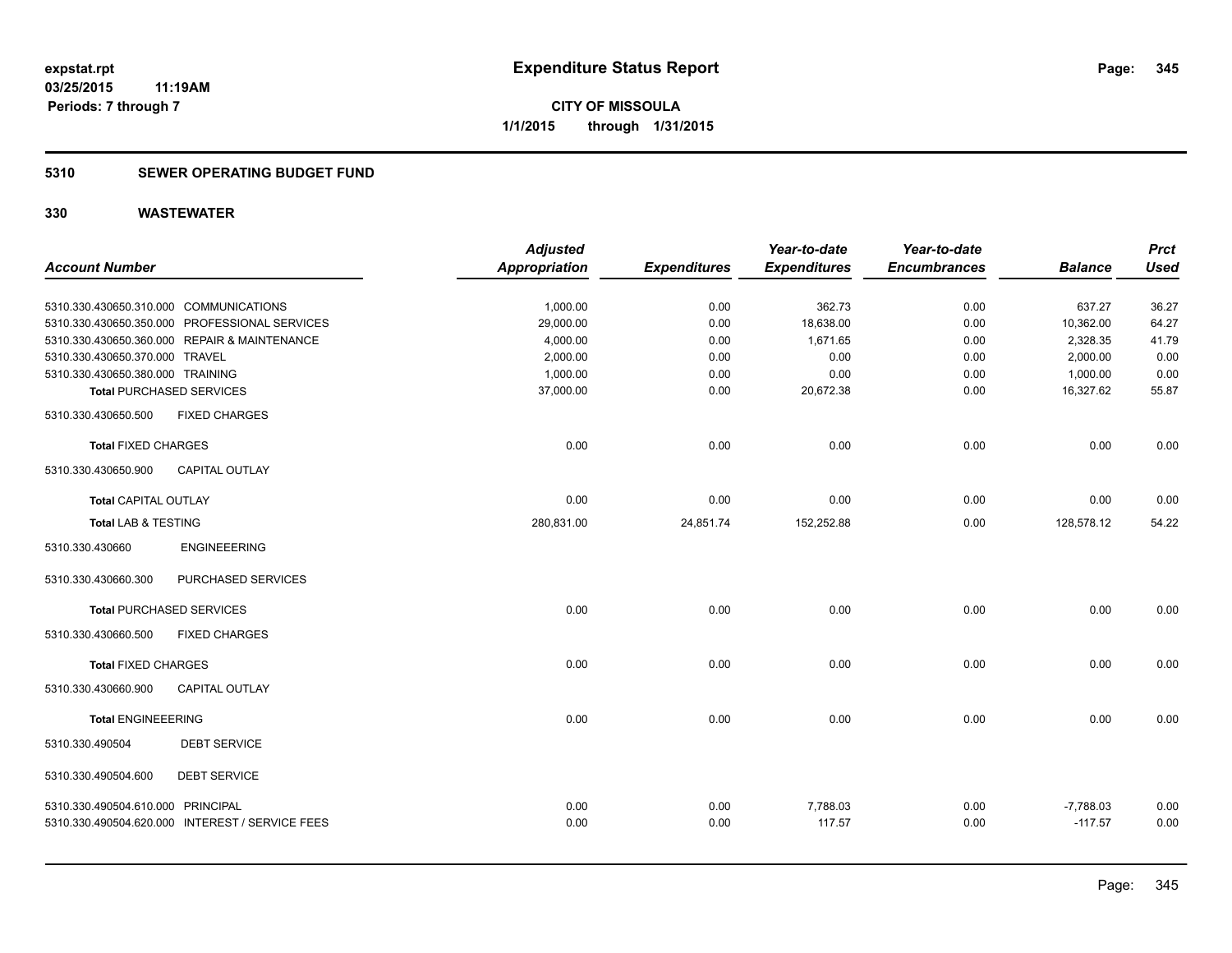**expstat.rpt**
**03/25/2015 11:19AM**
**Periods: 7 through 7**

# Expenditure Status Report

**CITY OF MISSOULA**
**1/1/2015 through 1/31/2015**

## 5310 SEWER OPERATING BUDGET FUND

## 330 WASTEWATER

| Account Number | Adjusted Appropriation | Expenditures | Year-to-date Expenditures | Year-to-date Encumbrances | Balance | Prct Used |
|---|---|---|---|---|---|---|
| 5310.330.430650.310.000 COMMUNICATIONS | 1,000.00 | 0.00 | 362.73 | 0.00 | 637.27 | 36.27 |
| 5310.330.430650.350.000 PROFESSIONAL SERVICES | 29,000.00 | 0.00 | 18,638.00 | 0.00 | 10,362.00 | 64.27 |
| 5310.330.430650.360.000 REPAIR & MAINTENANCE | 4,000.00 | 0.00 | 1,671.65 | 0.00 | 2,328.35 | 41.79 |
| 5310.330.430650.370.000 TRAVEL | 2,000.00 | 0.00 | 0.00 | 0.00 | 2,000.00 | 0.00 |
| 5310.330.430650.380.000 TRAINING | 1,000.00 | 0.00 | 0.00 | 0.00 | 1,000.00 | 0.00 |
| **Total** PURCHASED SERVICES | 37,000.00 | 0.00 | 20,672.38 | 0.00 | 16,327.62 | 55.87 |
| 5310.330.430650.500 FIXED CHARGES | | | | | | |
| **Total** FIXED CHARGES | 0.00 | 0.00 | 0.00 | 0.00 | 0.00 | 0.00 |
| 5310.330.430650.900 CAPITAL OUTLAY | | | | | | |
| **Total** CAPITAL OUTLAY | 0.00 | 0.00 | 0.00 | 0.00 | 0.00 | 0.00 |
| **Total LAB & TESTING** | 280,831.00 | 24,851.74 | 152,252.88 | 0.00 | 128,578.12 | 54.22 |
| 5310.330.430660 ENGINEEERING | | | | | | |
| 5310.330.430660.300 PURCHASED SERVICES | | | | | | |
| **Total** PURCHASED SERVICES | 0.00 | 0.00 | 0.00 | 0.00 | 0.00 | 0.00 |
| 5310.330.430660.500 FIXED CHARGES | | | | | | |
| **Total** FIXED CHARGES | 0.00 | 0.00 | 0.00 | 0.00 | 0.00 | 0.00 |
| 5310.330.430660.900 CAPITAL OUTLAY | | | | | | |
| **Total** ENGINEEERING | 0.00 | 0.00 | 0.00 | 0.00 | 0.00 | 0.00 |
| 5310.330.490504 DEBT SERVICE | | | | | | |
| 5310.330.490504.600 DEBT SERVICE | | | | | | |
| 5310.330.490504.610.000 PRINCIPAL | 0.00 | 0.00 | 7,788.03 | 0.00 | -7,788.03 | 0.00 |
| 5310.330.490504.620.000 INTEREST / SERVICE FEES | 0.00 | 0.00 | 117.57 | 0.00 | -117.57 | 0.00 |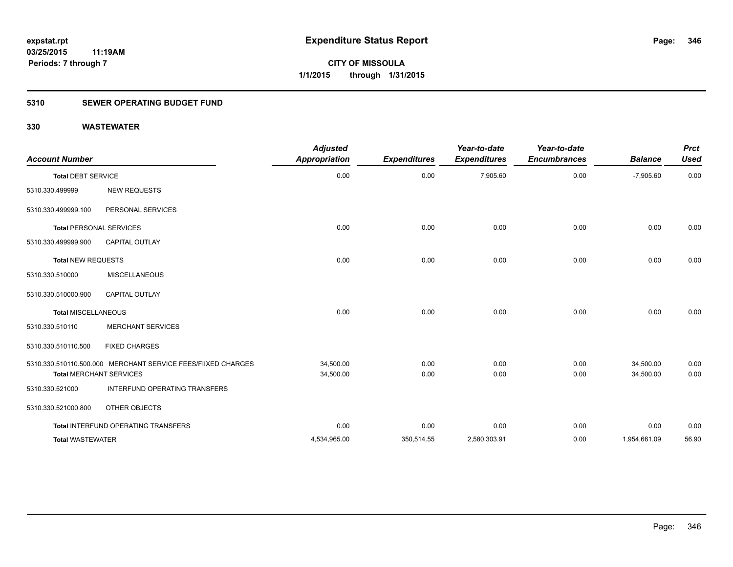**expstat.rpt**
**03/25/2015 11:19AM**
**Periods: 7 through 7**

# Expenditure Status Report

**CITY OF MISSOULA**
**1/1/2015 through 1/31/2015**

## 5310 SEWER OPERATING BUDGET FUND

### 330 WASTEWATER

| Account Number | | Adjusted Appropriation | Expenditures | Year-to-date Expenditures | Year-to-date Encumbrances | Balance | Prct Used |
|---|---|---|---|---|---|---|---|
| **Total** DEBT SERVICE | | 0.00 | 0.00 | 7,905.60 | 0.00 | -7,905.60 | 0.00 |
| 5310.330.499999 | NEW REQUESTS | | | | | | |
| 5310.330.499999.100 | PERSONAL SERVICES | | | | | | |
| **Total** PERSONAL SERVICES | | 0.00 | 0.00 | 0.00 | 0.00 | 0.00 | 0.00 |
| 5310.330.499999.900 | CAPITAL OUTLAY | | | | | | |
| **Total** NEW REQUESTS | | 0.00 | 0.00 | 0.00 | 0.00 | 0.00 | 0.00 |
| 5310.330.510000 | MISCELLANEOUS | | | | | | |
| 5310.330.510000.900 | CAPITAL OUTLAY | | | | | | |
| **Total** MISCELLANEOUS | | 0.00 | 0.00 | 0.00 | 0.00 | 0.00 | 0.00 |
| 5310.330.510110 | MERCHANT SERVICES | | | | | | |
| 5310.330.510110.500 | FIXED CHARGES | | | | | | |
| 5310.330.510110.500.000 | MERCHANT SERVICE FEES/FIIXED CHARGES | 34,500.00 | 0.00 | 0.00 | 0.00 | 34,500.00 | 0.00 |
| **Total** MERCHANT SERVICES | | 34,500.00 | 0.00 | 0.00 | 0.00 | 34,500.00 | 0.00 |
| 5310.330.521000 | INTERFUND OPERATING TRANSFERS | | | | | | |
| 5310.330.521000.800 | OTHER OBJECTS | | | | | | |
| **Total** INTERFUND OPERATING TRANSFERS | | 0.00 | 0.00 | 0.00 | 0.00 | 0.00 | 0.00 |
| **Total** WASTEWATER | | 4,534,965.00 | 350,514.55 | 2,580,303.91 | 0.00 | 1,954,661.09 | 56.90 |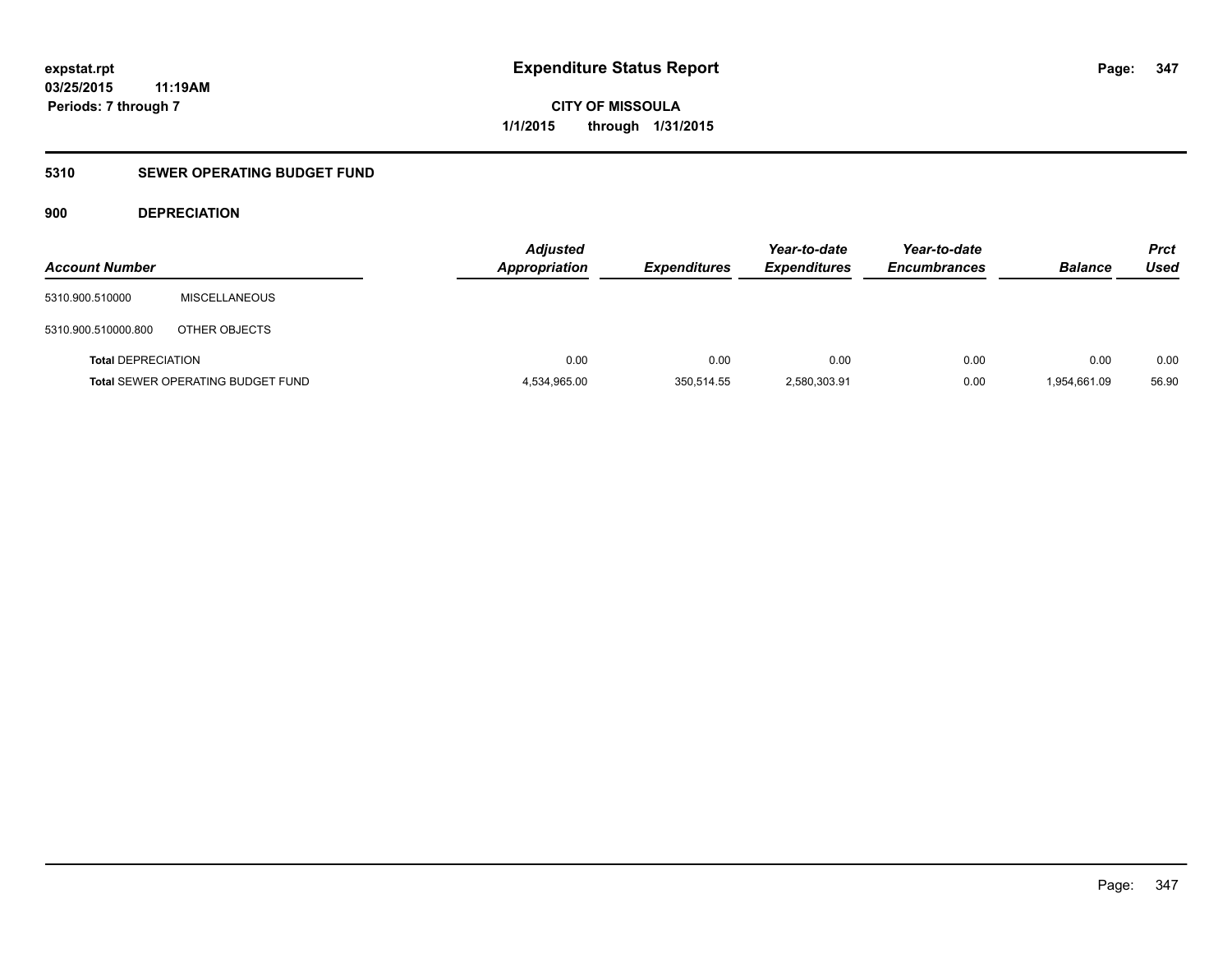**expstat.rpt**
**03/25/2015 11:19AM**
**Periods: 7 through 7**

# Expenditure Status Report

**CITY OF MISSOULA**
**1/1/2015 through 1/31/2015**

## 5310 SEWER OPERATING BUDGET FUND

### 900 DEPRECIATION

| Account Number | | Adjusted Appropriation | Expenditures | Year-to-date Expenditures | Year-to-date Encumbrances | Balance | Prct Used |
|---|---|---|---|---|---|---|---|
| 5310.900.510000 | MISCELLANEOUS | | | | | | |
| 5310.900.510000.800 | OTHER OBJECTS | | | | | | |
| **Total** DEPRECIATION | | 0.00 | 0.00 | 0.00 | 0.00 | 0.00 | 0.00 |
| **Total** SEWER OPERATING BUDGET FUND | | 4,534,965.00 | 350,514.55 | 2,580,303.91 | 0.00 | 1,954,661.09 | 56.90 |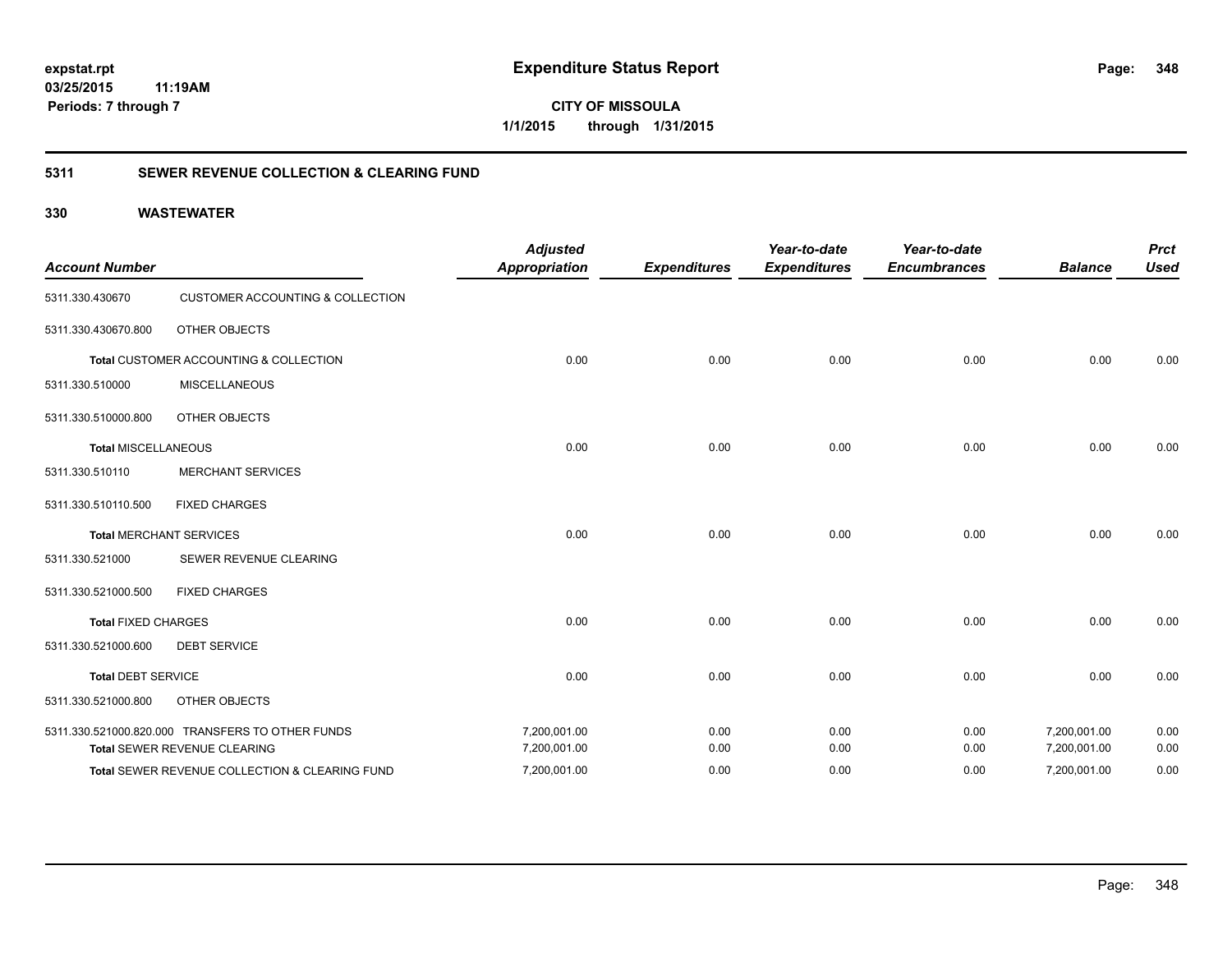**expstat.rpt**
**03/25/2015 11:19AM**
**Periods: 7 through 7**

# Expenditure Status Report

**CITY OF MISSOULA**
**1/1/2015 through 1/31/2015**

## 5311 SEWER REVENUE COLLECTION & CLEARING FUND

### 330 WASTEWATER

| Account Number | | Adjusted Appropriation | Expenditures | Year-to-date Expenditures | Year-to-date Encumbrances | Balance | Prct Used |
|---|---|---|---|---|---|---|---|
| 5311.330.430670 | CUSTOMER ACCOUNTING & COLLECTION | | | | | | |
| 5311.330.430670.800 | OTHER OBJECTS | | | | | | |
| **Total** CUSTOMER ACCOUNTING & COLLECTION | | 0.00 | 0.00 | 0.00 | 0.00 | 0.00 | 0.00 |
| 5311.330.510000 | MISCELLANEOUS | | | | | | |
| 5311.330.510000.800 | OTHER OBJECTS | | | | | | |
| **Total** MISCELLANEOUS | | 0.00 | 0.00 | 0.00 | 0.00 | 0.00 | 0.00 |
| 5311.330.510110 | MERCHANT SERVICES | | | | | | |
| 5311.330.510110.500 | FIXED CHARGES | | | | | | |
| **Total** MERCHANT SERVICES | | 0.00 | 0.00 | 0.00 | 0.00 | 0.00 | 0.00 |
| 5311.330.521000 | SEWER REVENUE CLEARING | | | | | | |
| 5311.330.521000.500 | FIXED CHARGES | | | | | | |
| **Total** FIXED CHARGES | | 0.00 | 0.00 | 0.00 | 0.00 | 0.00 | 0.00 |
| 5311.330.521000.600 | DEBT SERVICE | | | | | | |
| **Total** DEBT SERVICE | | 0.00 | 0.00 | 0.00 | 0.00 | 0.00 | 0.00 |
| 5311.330.521000.800 | OTHER OBJECTS | | | | | | |
| 5311.330.521000.820.000 | TRANSFERS TO OTHER FUNDS | 7,200,001.00 | 0.00 | 0.00 | 0.00 | 7,200,001.00 | 0.00 |
| **Total** SEWER REVENUE CLEARING | | 7,200,001.00 | 0.00 | 0.00 | 0.00 | 7,200,001.00 | 0.00 |
| **Total** SEWER REVENUE COLLECTION & CLEARING FUND | | 7,200,001.00 | 0.00 | 0.00 | 0.00 | 7,200,001.00 | 0.00 |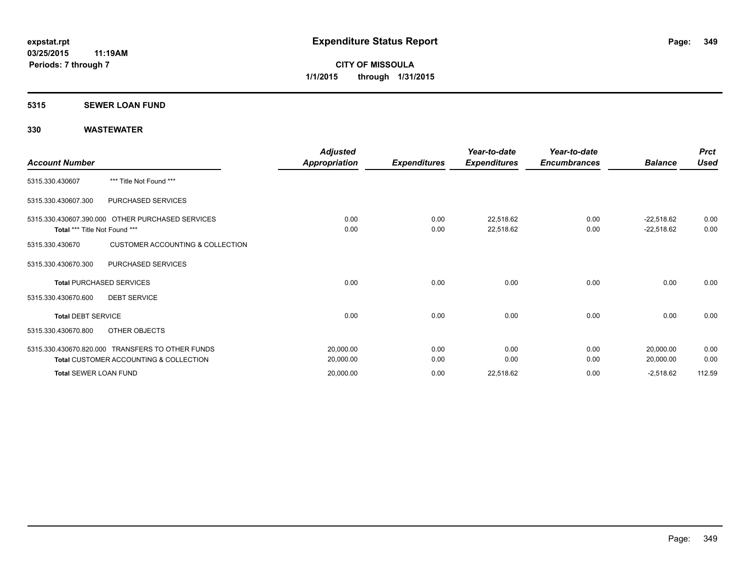**expstat.rpt**
**03/25/2015 11:19AM**
**Periods: 7 through 7**

# Expenditure Status Report

**CITY OF MISSOULA**
**1/1/2015 through 1/31/2015**

## 5315 SEWER LOAN FUND

## 330 WASTEWATER

| Account Number | | Adjusted Appropriation | Expenditures | Year-to-date Expenditures | Year-to-date Encumbrances | Balance | Prct Used |
|---|---|---|---|---|---|---|---|
| 5315.330.430607 | *** Title Not Found *** | | | | | | |
| 5315.330.430607.300 | PURCHASED SERVICES | | | | | | |
| 5315.330.430607.390.000 | OTHER PURCHASED SERVICES | 0.00 | 0.00 | 22,518.62 | 0.00 | -22,518.62 | 0.00 |
| **Total** *** Title Not Found *** | | 0.00 | 0.00 | 22,518.62 | 0.00 | -22,518.62 | 0.00 |
| 5315.330.430670 | CUSTOMER ACCOUNTING & COLLECTION | | | | | | |
| 5315.330.430670.300 | PURCHASED SERVICES | | | | | | |
| **Total** PURCHASED SERVICES | | 0.00 | 0.00 | 0.00 | 0.00 | 0.00 | 0.00 |
| 5315.330.430670.600 | DEBT SERVICE | | | | | | |
| **Total** DEBT SERVICE | | 0.00 | 0.00 | 0.00 | 0.00 | 0.00 | 0.00 |
| 5315.330.430670.800 | OTHER OBJECTS | | | | | | |
| 5315.330.430670.820.000 | TRANSFERS TO OTHER FUNDS | 20,000.00 | 0.00 | 0.00 | 0.00 | 20,000.00 | 0.00 |
| **Total** CUSTOMER ACCOUNTING & COLLECTION | | 20,000.00 | 0.00 | 0.00 | 0.00 | 20,000.00 | 0.00 |
| **Total** SEWER LOAN FUND | | 20,000.00 | 0.00 | 22,518.62 | 0.00 | -2,518.62 | 112.59 |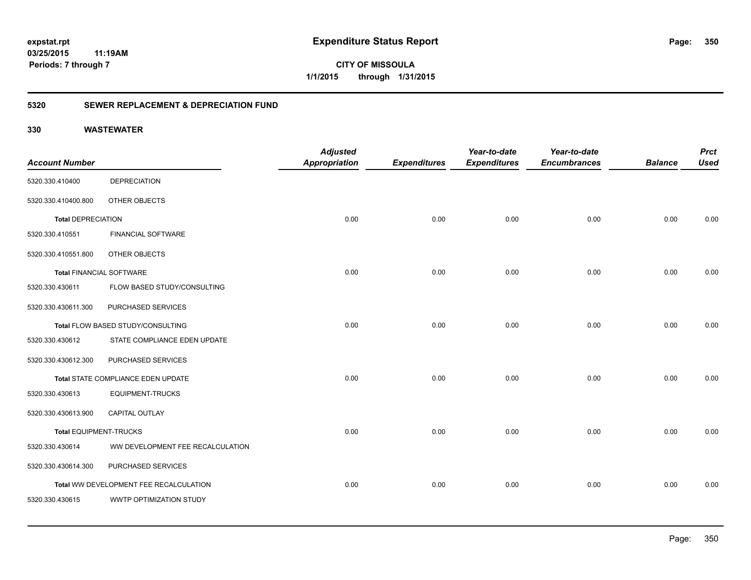**expstat.rpt**
**03/25/2015 11:19AM**
**Periods: 7 through 7**

# Expenditure Status Report

**CITY OF MISSOULA**
**1/1/2015 through 1/31/2015**

## 5320 SEWER REPLACEMENT & DEPRECIATION FUND

## 330 WASTEWATER

| Account Number | | Adjusted Appropriation | Expenditures | Year-to-date Expenditures | Year-to-date Encumbrances | Balance | Prct Used |
|---|---|---|---|---|---|---|---|
| 5320.330.410400 | DEPRECIATION | | | | | | |
| 5320.330.410400.800 | OTHER OBJECTS | | | | | | |
| **Total** DEPRECIATION | | 0.00 | 0.00 | 0.00 | 0.00 | 0.00 | 0.00 |
| 5320.330.410551 | FINANCIAL SOFTWARE | | | | | | |
| 5320.330.410551.800 | OTHER OBJECTS | | | | | | |
| **Total** FINANCIAL SOFTWARE | | 0.00 | 0.00 | 0.00 | 0.00 | 0.00 | 0.00 |
| 5320.330.430611 | FLOW BASED STUDY/CONSULTING | | | | | | |
| 5320.330.430611.300 | PURCHASED SERVICES | | | | | | |
| **Total** FLOW BASED STUDY/CONSULTING | | 0.00 | 0.00 | 0.00 | 0.00 | 0.00 | 0.00 |
| 5320.330.430612 | STATE COMPLIANCE EDEN UPDATE | | | | | | |
| 5320.330.430612.300 | PURCHASED SERVICES | | | | | | |
| **Total** STATE COMPLIANCE EDEN UPDATE | | 0.00 | 0.00 | 0.00 | 0.00 | 0.00 | 0.00 |
| 5320.330.430613 | EQUIPMENT-TRUCKS | | | | | | |
| 5320.330.430613.900 | CAPITAL OUTLAY | | | | | | |
| **Total** EQUIPMENT-TRUCKS | | 0.00 | 0.00 | 0.00 | 0.00 | 0.00 | 0.00 |
| 5320.330.430614 | WW DEVELOPMENT FEE RECALCULATION | | | | | | |
| 5320.330.430614.300 | PURCHASED SERVICES | | | | | | |
| **Total** WW DEVELOPMENT FEE RECALCULATION | | 0.00 | 0.00 | 0.00 | 0.00 | 0.00 | 0.00 |
| 5320.330.430615 | WWTP OPTIMIZATION STUDY | | | | | | |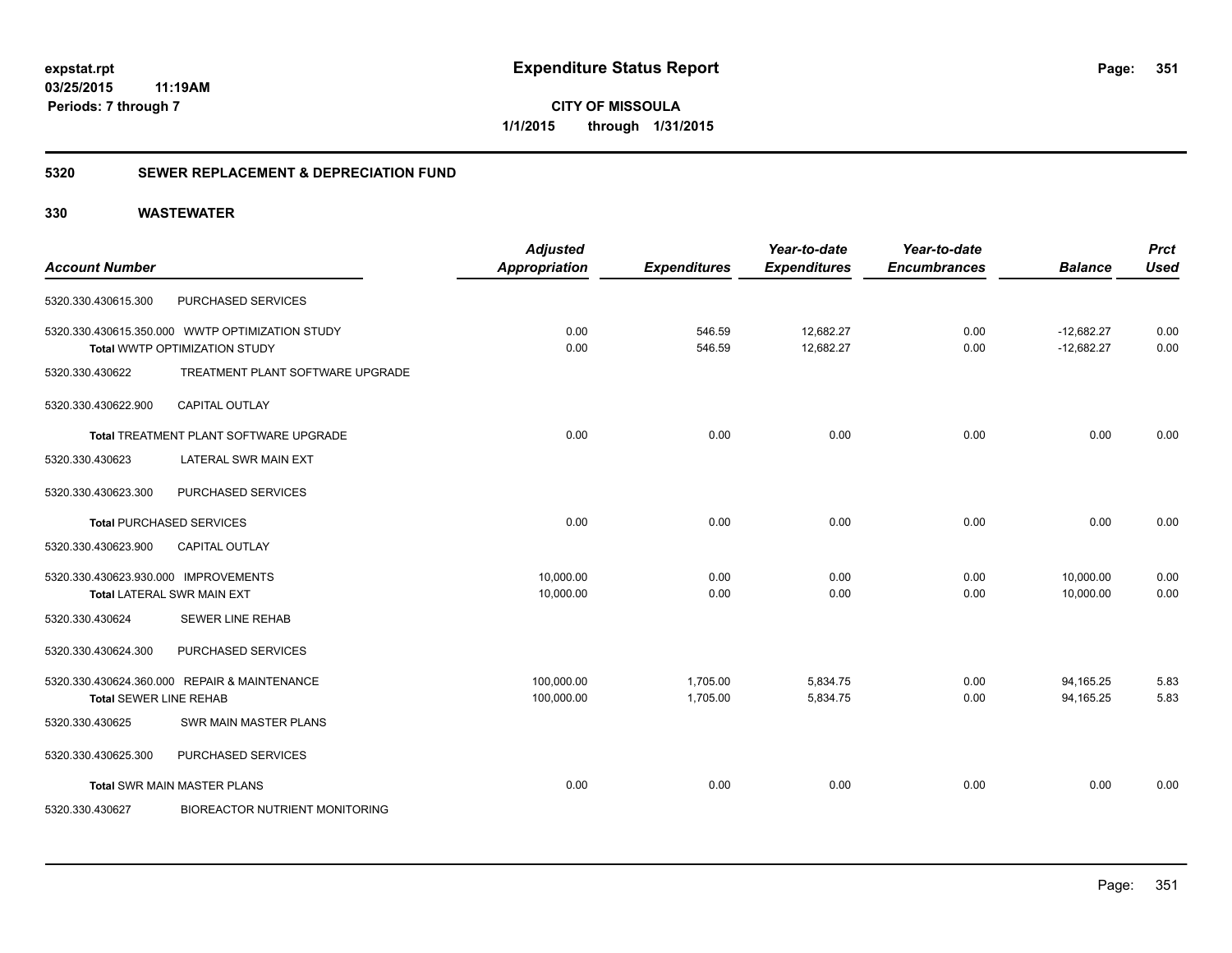# Expenditure Status Report

expstat.rpt
03/25/2015 11:19AM
Periods: 7 through 7

**CITY OF MISSOULA**
**1/1/2015 through 1/31/2015**

## 5320 SEWER REPLACEMENT & DEPRECIATION FUND

### 330 WASTEWATER

| Account Number | | Adjusted Appropriation | Expenditures | Year-to-date Expenditures | Year-to-date Encumbrances | Balance | Prct Used |
|---|---|---|---|---|---|---|---|
| 5320.330.430615.300 | PURCHASED SERVICES | | | | | | |
| 5320.330.430615.350.000 | WWTP OPTIMIZATION STUDY | 0.00 | 546.59 | 12,682.27 | 0.00 | -12,682.27 | 0.00 |
| Total WWTP OPTIMIZATION STUDY | | 0.00 | 546.59 | 12,682.27 | 0.00 | -12,682.27 | 0.00 |
| 5320.330.430622 | TREATMENT PLANT SOFTWARE UPGRADE | | | | | | |
| 5320.330.430622.900 | CAPITAL OUTLAY | | | | | | |
| Total TREATMENT PLANT SOFTWARE UPGRADE | | 0.00 | 0.00 | 0.00 | 0.00 | 0.00 | 0.00 |
| 5320.330.430623 | LATERAL SWR MAIN EXT | | | | | | |
| 5320.330.430623.300 | PURCHASED SERVICES | | | | | | |
| Total PURCHASED SERVICES | | 0.00 | 0.00 | 0.00 | 0.00 | 0.00 | 0.00 |
| 5320.330.430623.900 | CAPITAL OUTLAY | | | | | | |
| 5320.330.430623.930.000 | IMPROVEMENTS | 10,000.00 | 0.00 | 0.00 | 0.00 | 10,000.00 | 0.00 |
| Total LATERAL SWR MAIN EXT | | 10,000.00 | 0.00 | 0.00 | 0.00 | 10,000.00 | 0.00 |
| 5320.330.430624 | SEWER LINE REHAB | | | | | | |
| 5320.330.430624.300 | PURCHASED SERVICES | | | | | | |
| 5320.330.430624.360.000 | REPAIR & MAINTENANCE | 100,000.00 | 1,705.00 | 5,834.75 | 0.00 | 94,165.25 | 5.83 |
| Total SEWER LINE REHAB | | 100,000.00 | 1,705.00 | 5,834.75 | 0.00 | 94,165.25 | 5.83 |
| 5320.330.430625 | SWR MAIN MASTER PLANS | | | | | | |
| 5320.330.430625.300 | PURCHASED SERVICES | | | | | | |
| Total SWR MAIN MASTER PLANS | | 0.00 | 0.00 | 0.00 | 0.00 | 0.00 | 0.00 |
| 5320.330.430627 | BIOREACTOR NUTRIENT MONITORING | | | | | | |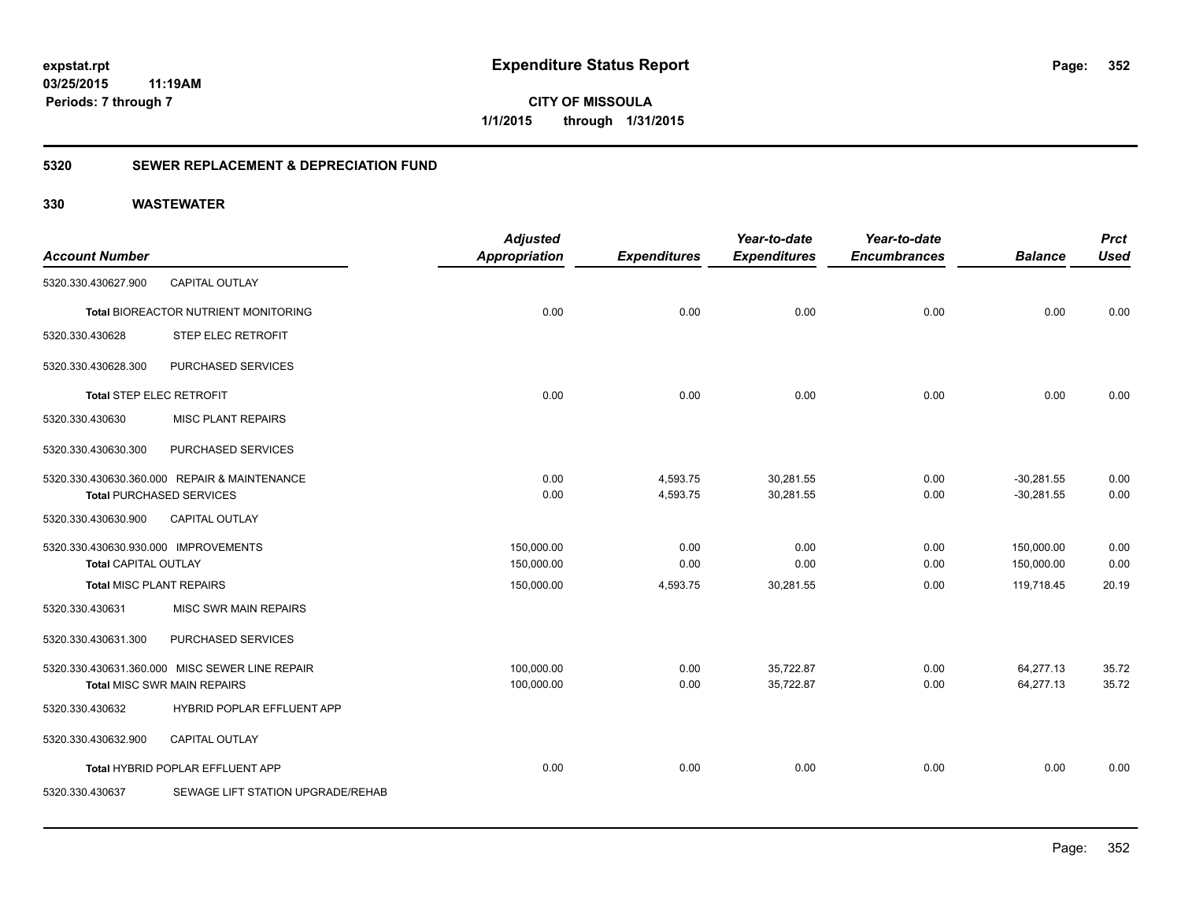**Expenditure Status Report**

**CITY OF MISSOULA**

**1/1/2015 through 1/31/2015**

expstat.rpt
03/25/2015 11:19AM
Periods: 7 through 7

## 5320 SEWER REPLACEMENT & DEPRECIATION FUND

## 330 WASTEWATER

| Account Number | | Adjusted Appropriation | Expenditures | Year-to-date Expenditures | Year-to-date Encumbrances | Balance | Prct Used |
|---|---|---|---|---|---|---|---|
| 5320.330.430627.900 | CAPITAL OUTLAY | | | | | | |
| **Total** BIOREACTOR NUTRIENT MONITORING | | 0.00 | 0.00 | 0.00 | 0.00 | 0.00 | 0.00 |
| 5320.330.430628 | STEP ELEC RETROFIT | | | | | | |
| 5320.330.430628.300 | PURCHASED SERVICES | | | | | | |
| **Total** STEP ELEC RETROFIT | | 0.00 | 0.00 | 0.00 | 0.00 | 0.00 | 0.00 |
| 5320.330.430630 | MISC PLANT REPAIRS | | | | | | |
| 5320.330.430630.300 | PURCHASED SERVICES | | | | | | |
| 5320.330.430630.360.000 | REPAIR & MAINTENANCE | 0.00 | 4,593.75 | 30,281.55 | 0.00 | -30,281.55 | 0.00 |
| **Total** PURCHASED SERVICES | | 0.00 | 4,593.75 | 30,281.55 | 0.00 | -30,281.55 | 0.00 |
| 5320.330.430630.900 | CAPITAL OUTLAY | | | | | | |
| 5320.330.430630.930.000 | IMPROVEMENTS | 150,000.00 | 0.00 | 0.00 | 0.00 | 150,000.00 | 0.00 |
| **Total** CAPITAL OUTLAY | | 150,000.00 | 0.00 | 0.00 | 0.00 | 150,000.00 | 0.00 |
| **Total** MISC PLANT REPAIRS | | 150,000.00 | 4,593.75 | 30,281.55 | 0.00 | 119,718.45 | 20.19 |
| 5320.330.430631 | MISC SWR MAIN REPAIRS | | | | | | |
| 5320.330.430631.300 | PURCHASED SERVICES | | | | | | |
| 5320.330.430631.360.000 | MISC SEWER LINE REPAIR | 100,000.00 | 0.00 | 35,722.87 | 0.00 | 64,277.13 | 35.72 |
| **Total** MISC SWR MAIN REPAIRS | | 100,000.00 | 0.00 | 35,722.87 | 0.00 | 64,277.13 | 35.72 |
| 5320.330.430632 | HYBRID POPLAR EFFLUENT APP | | | | | | |
| 5320.330.430632.900 | CAPITAL OUTLAY | | | | | | |
| **Total** HYBRID POPLAR EFFLUENT APP | | 0.00 | 0.00 | 0.00 | 0.00 | 0.00 | 0.00 |
| 5320.330.430637 | SEWAGE LIFT STATION UPGRADE/REHAB | | | | | | |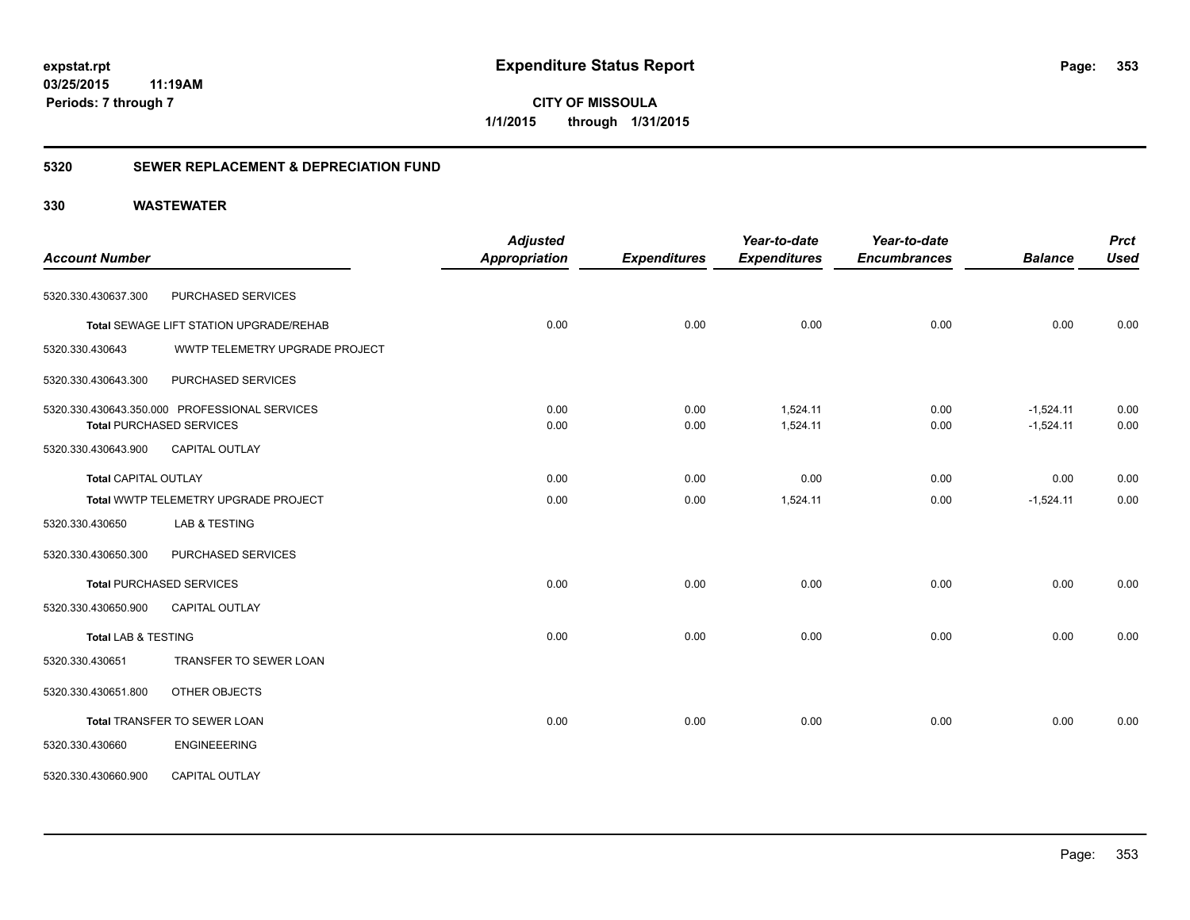# Expenditure Status Report

**expstat.rpt**
**03/25/2015 11:19AM**
**Periods: 7 through 7**

**CITY OF MISSOULA**
**1/1/2015 through 1/31/2015**

## 5320 SEWER REPLACEMENT & DEPRECIATION FUND

## 330 WASTEWATER

| Account Number | | Adjusted Appropriation | Expenditures | Year-to-date Expenditures | Year-to-date Encumbrances | Balance | Prct Used |
|---|---|---|---|---|---|---|---|
| 5320.330.430637.300 | PURCHASED SERVICES | | | | | | |
| **Total** SEWAGE LIFT STATION UPGRADE/REHAB | | 0.00 | 0.00 | 0.00 | 0.00 | 0.00 | 0.00 |
| 5320.330.430643 | WWTP TELEMETRY UPGRADE PROJECT | | | | | | |
| 5320.330.430643.300 | PURCHASED SERVICES | | | | | | |
| 5320.330.430643.350.000 | PROFESSIONAL SERVICES | 0.00 | 0.00 | 1,524.11 | 0.00 | -1,524.11 | 0.00 |
| **Total** PURCHASED SERVICES | | 0.00 | 0.00 | 1,524.11 | 0.00 | -1,524.11 | 0.00 |
| 5320.330.430643.900 | CAPITAL OUTLAY | | | | | | |
| **Total** CAPITAL OUTLAY | | 0.00 | 0.00 | 0.00 | 0.00 | 0.00 | 0.00 |
| **Total** WWTP TELEMETRY UPGRADE PROJECT | | 0.00 | 0.00 | 1,524.11 | 0.00 | -1,524.11 | 0.00 |
| 5320.330.430650 | LAB & TESTING | | | | | | |
| 5320.330.430650.300 | PURCHASED SERVICES | | | | | | |
| **Total** PURCHASED SERVICES | | 0.00 | 0.00 | 0.00 | 0.00 | 0.00 | 0.00 |
| 5320.330.430650.900 | CAPITAL OUTLAY | | | | | | |
| **Total** LAB & TESTING | | 0.00 | 0.00 | 0.00 | 0.00 | 0.00 | 0.00 |
| 5320.330.430651 | TRANSFER TO SEWER LOAN | | | | | | |
| 5320.330.430651.800 | OTHER OBJECTS | | | | | | |
| **Total** TRANSFER TO SEWER LOAN | | 0.00 | 0.00 | 0.00 | 0.00 | 0.00 | 0.00 |
| 5320.330.430660 | ENGINEEERING | | | | | | |
| 5320.330.430660.900 | CAPITAL OUTLAY | | | | | | |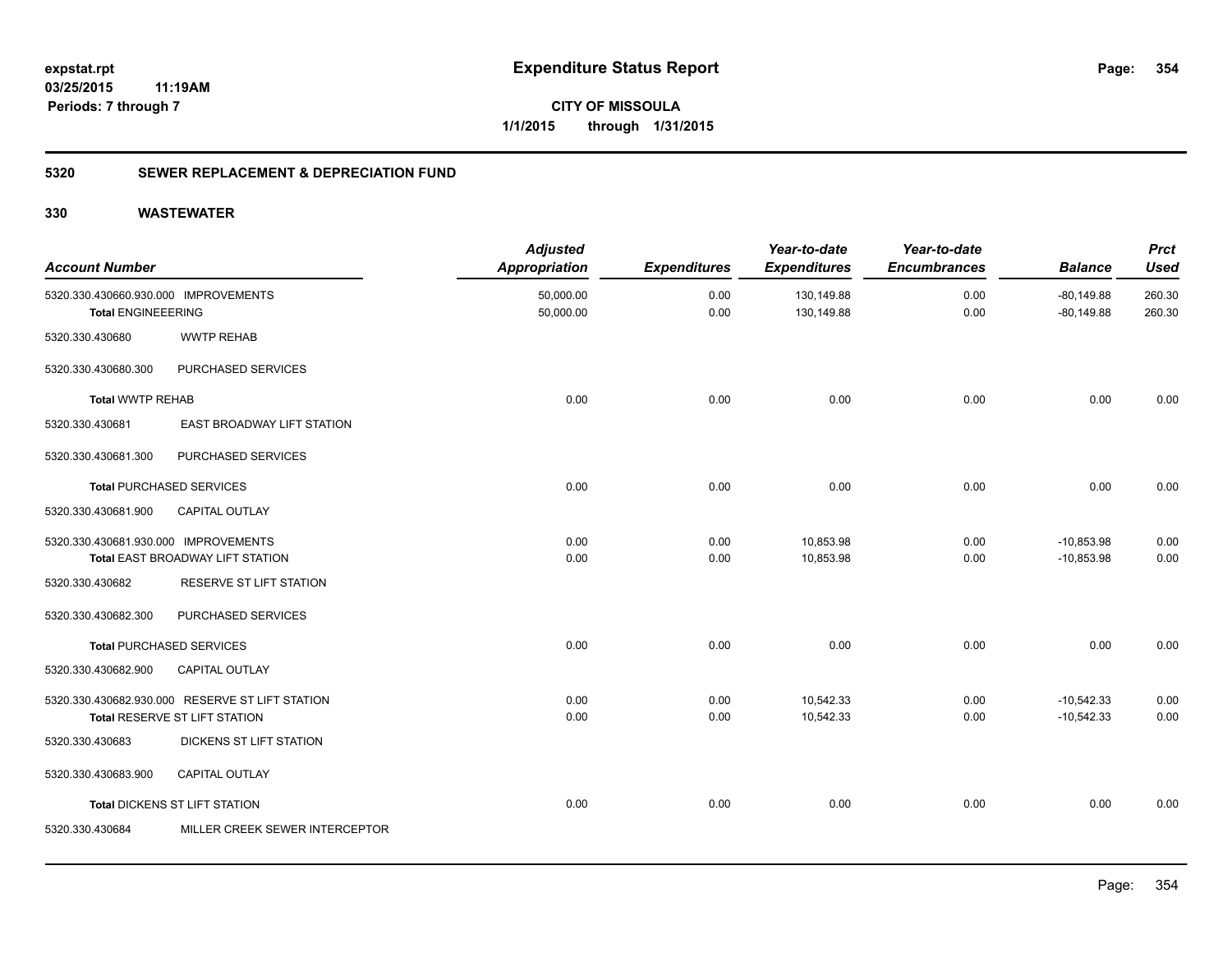# Expenditure Status Report

expstat.rpt
03/25/2015 11:19AM
Periods: 7 through 7

**CITY OF MISSOULA**
**1/1/2015 through 1/31/2015**

## 5320 SEWER REPLACEMENT & DEPRECIATION FUND

### 330 WASTEWATER

| Account Number | | Adjusted Appropriation | Expenditures | Year-to-date Expenditures | Year-to-date Encumbrances | Balance | Prct Used |
|---|---|---|---|---|---|---|---|
| 5320.330.430660.930.000 | IMPROVEMENTS | 50,000.00 | 0.00 | 130,149.88 | 0.00 | -80,149.88 | 260.30 |
| **Total ENGINEEERING** | | 50,000.00 | 0.00 | 130,149.88 | 0.00 | -80,149.88 | 260.30 |
| 5320.330.430680 | WWTP REHAB | | | | | | |
| 5320.330.430680.300 | PURCHASED SERVICES | | | | | | |
| **Total WWTP REHAB** | | 0.00 | 0.00 | 0.00 | 0.00 | 0.00 | 0.00 |
| 5320.330.430681 | EAST BROADWAY LIFT STATION | | | | | | |
| 5320.330.430681.300 | PURCHASED SERVICES | | | | | | |
| **Total PURCHASED SERVICES** | | 0.00 | 0.00 | 0.00 | 0.00 | 0.00 | 0.00 |
| 5320.330.430681.900 | CAPITAL OUTLAY | | | | | | |
| 5320.330.430681.930.000 | IMPROVEMENTS | 0.00 | 0.00 | 10,853.98 | 0.00 | -10,853.98 | 0.00 |
| **Total EAST BROADWAY LIFT STATION** | | 0.00 | 0.00 | 10,853.98 | 0.00 | -10,853.98 | 0.00 |
| 5320.330.430682 | RESERVE ST LIFT STATION | | | | | | |
| 5320.330.430682.300 | PURCHASED SERVICES | | | | | | |
| **Total PURCHASED SERVICES** | | 0.00 | 0.00 | 0.00 | 0.00 | 0.00 | 0.00 |
| 5320.330.430682.900 | CAPITAL OUTLAY | | | | | | |
| 5320.330.430682.930.000 | RESERVE ST LIFT STATION | 0.00 | 0.00 | 10,542.33 | 0.00 | -10,542.33 | 0.00 |
| **Total RESERVE ST LIFT STATION** | | 0.00 | 0.00 | 10,542.33 | 0.00 | -10,542.33 | 0.00 |
| 5320.330.430683 | DICKENS ST LIFT STATION | | | | | | |
| 5320.330.430683.900 | CAPITAL OUTLAY | | | | | | |
| **Total DICKENS ST LIFT STATION** | | 0.00 | 0.00 | 0.00 | 0.00 | 0.00 | 0.00 |
| 5320.330.430684 | MILLER CREEK SEWER INTERCEPTOR | | | | | | |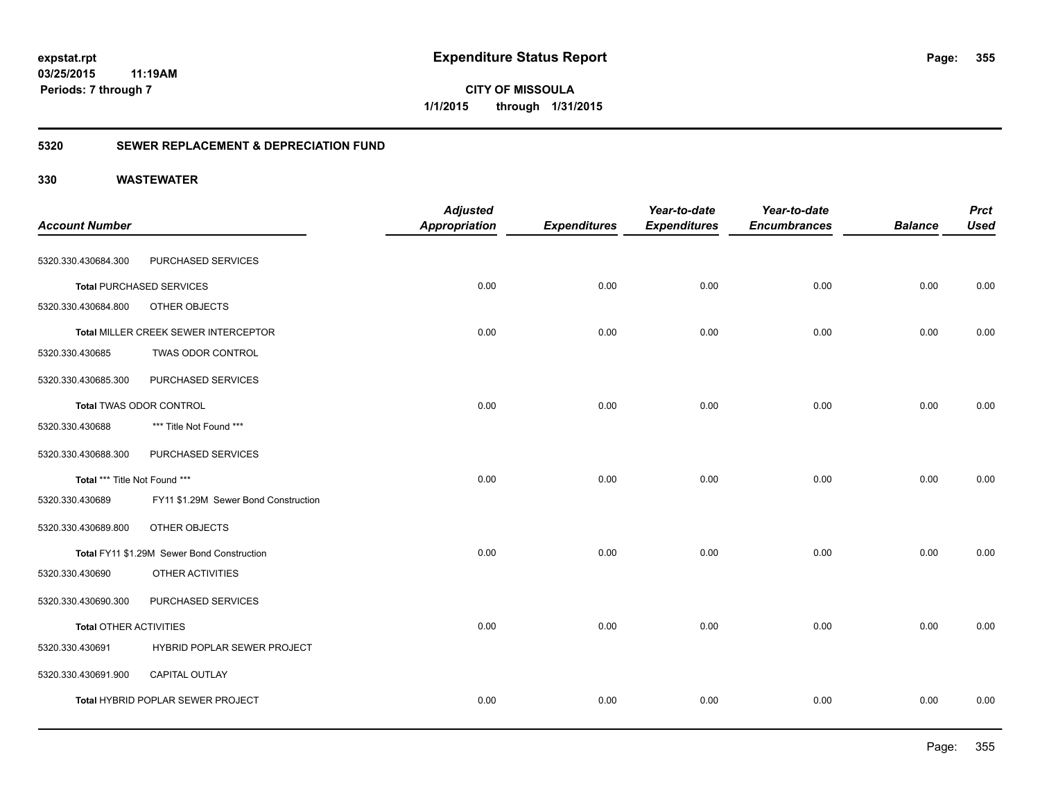# Expenditure Status Report

expstat.rpt
03/25/2015 11:19AM
Periods: 7 through 7

**CITY OF MISSOULA**
**1/1/2015 through 1/31/2015**

## 5320 SEWER REPLACEMENT & DEPRECIATION FUND

### 330 WASTEWATER

| Account Number | | Adjusted Appropriation | Expenditures | Year-to-date Expenditures | Year-to-date Encumbrances | Balance | Prct Used |
|---|---|---|---|---|---|---|---|
| 5320.330.430684.300 | PURCHASED SERVICES | | | | | | |
| **Total** PURCHASED SERVICES | | 0.00 | 0.00 | 0.00 | 0.00 | 0.00 | 0.00 |
| 5320.330.430684.800 | OTHER OBJECTS | | | | | | |
| **Total** MILLER CREEK SEWER INTERCEPTOR | | 0.00 | 0.00 | 0.00 | 0.00 | 0.00 | 0.00 |
| 5320.330.430685 | TWAS ODOR CONTROL | | | | | | |
| 5320.330.430685.300 | PURCHASED SERVICES | | | | | | |
| **Total** TWAS ODOR CONTROL | | 0.00 | 0.00 | 0.00 | 0.00 | 0.00 | 0.00 |
| 5320.330.430688 | *** Title Not Found *** | | | | | | |
| 5320.330.430688.300 | PURCHASED SERVICES | | | | | | |
| **Total** *** Title Not Found *** | | 0.00 | 0.00 | 0.00 | 0.00 | 0.00 | 0.00 |
| 5320.330.430689 | FY11 $1.29M Sewer Bond Construction | | | | | | |
| 5320.330.430689.800 | OTHER OBJECTS | | | | | | |
| **Total** FY11 $1.29M Sewer Bond Construction | | 0.00 | 0.00 | 0.00 | 0.00 | 0.00 | 0.00 |
| 5320.330.430690 | OTHER ACTIVITIES | | | | | | |
| 5320.330.430690.300 | PURCHASED SERVICES | | | | | | |
| **Total** OTHER ACTIVITIES | | 0.00 | 0.00 | 0.00 | 0.00 | 0.00 | 0.00 |
| 5320.330.430691 | HYBRID POPLAR SEWER PROJECT | | | | | | |
| 5320.330.430691.900 | CAPITAL OUTLAY | | | | | | |
| **Total** HYBRID POPLAR SEWER PROJECT | | 0.00 | 0.00 | 0.00 | 0.00 | 0.00 | 0.00 |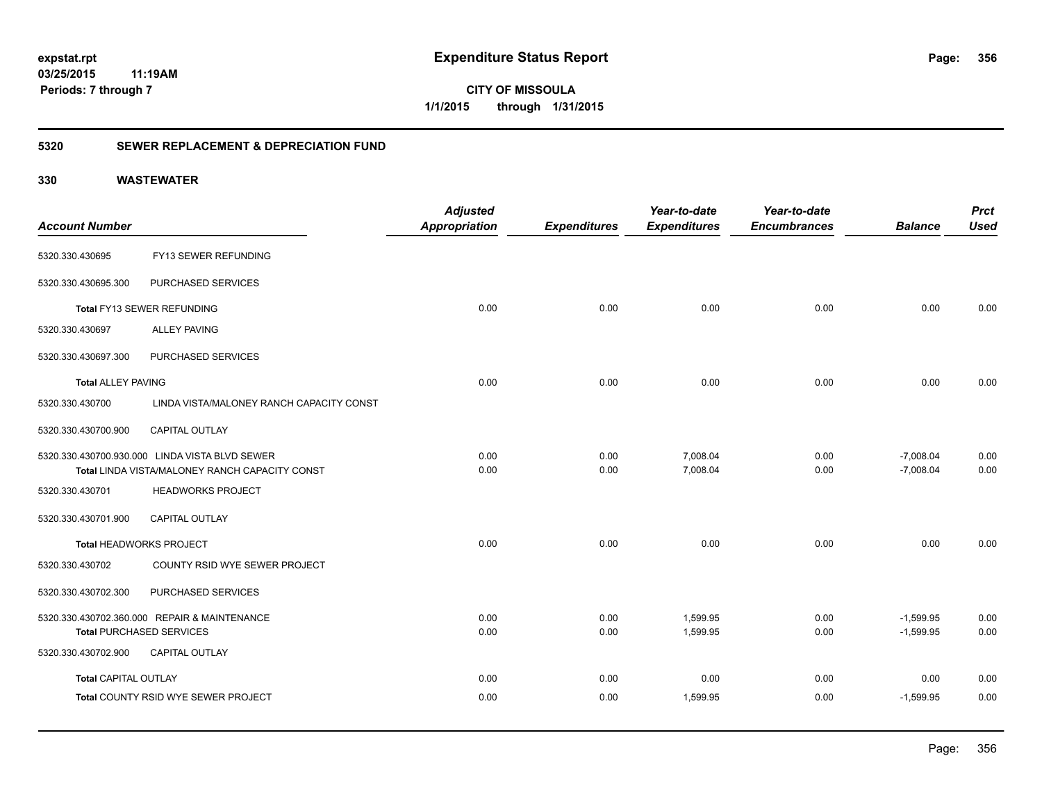**expstat.rpt**
**03/25/2015 11:19AM**
**Periods: 7 through 7**

# Expenditure Status Report

**CITY OF MISSOULA**
**1/1/2015 through 1/31/2015**

## 5320 SEWER REPLACEMENT & DEPRECIATION FUND

## 330 WASTEWATER

| Account Number | | Adjusted Appropriation | Expenditures | Year-to-date Expenditures | Year-to-date Encumbrances | Balance | Prct Used |
|---|---|---|---|---|---|---|---|
| 5320.330.430695 | FY13 SEWER REFUNDING | | | | | | |
| 5320.330.430695.300 | PURCHASED SERVICES | | | | | | |
| **Total** FY13 SEWER REFUNDING | | 0.00 | 0.00 | 0.00 | 0.00 | 0.00 | 0.00 |
| 5320.330.430697 | ALLEY PAVING | | | | | | |
| 5320.330.430697.300 | PURCHASED SERVICES | | | | | | |
| **Total** ALLEY PAVING | | 0.00 | 0.00 | 0.00 | 0.00 | 0.00 | 0.00 |
| 5320.330.430700 | LINDA VISTA/MALONEY RANCH CAPACITY CONST | | | | | | |
| 5320.330.430700.900 | CAPITAL OUTLAY | | | | | | |
| 5320.330.430700.930.000 | LINDA VISTA BLVD SEWER | 0.00 | 0.00 | 7,008.04 | 0.00 | -7,008.04 | 0.00 |
| **Total** LINDA VISTA/MALONEY RANCH CAPACITY CONST | | 0.00 | 0.00 | 7,008.04 | 0.00 | -7,008.04 | 0.00 |
| 5320.330.430701 | HEADWORKS PROJECT | | | | | | |
| 5320.330.430701.900 | CAPITAL OUTLAY | | | | | | |
| **Total** HEADWORKS PROJECT | | 0.00 | 0.00 | 0.00 | 0.00 | 0.00 | 0.00 |
| 5320.330.430702 | COUNTY RSID WYE SEWER PROJECT | | | | | | |
| 5320.330.430702.300 | PURCHASED SERVICES | | | | | | |
| 5320.330.430702.360.000 | REPAIR & MAINTENANCE | 0.00 | 0.00 | 1,599.95 | 0.00 | -1,599.95 | 0.00 |
| **Total** PURCHASED SERVICES | | 0.00 | 0.00 | 1,599.95 | 0.00 | -1,599.95 | 0.00 |
| 5320.330.430702.900 | CAPITAL OUTLAY | | | | | | |
| **Total** CAPITAL OUTLAY | | 0.00 | 0.00 | 0.00 | 0.00 | 0.00 | 0.00 |
| **Total** COUNTY RSID WYE SEWER PROJECT | | 0.00 | 0.00 | 1,599.95 | 0.00 | -1,599.95 | 0.00 |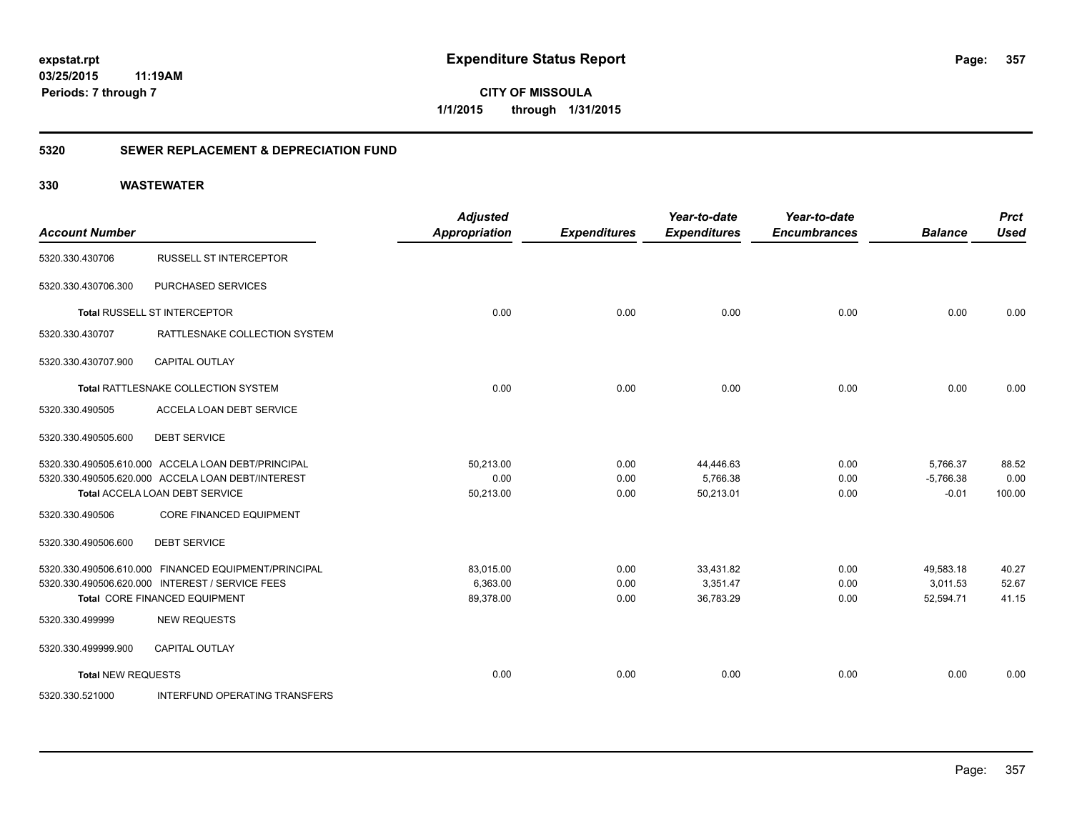**expstat.rpt**
**03/25/2015 11:19AM**
**Periods: 7 through 7**

# Expenditure Status Report

**CITY OF MISSOULA**
**1/1/2015 through 1/31/2015**

## 5320 SEWER REPLACEMENT & DEPRECIATION FUND

### 330 WASTEWATER

| Account Number | | Adjusted Appropriation | Expenditures | Year-to-date Expenditures | Year-to-date Encumbrances | Balance | Prct Used |
|---|---|---|---|---|---|---|---|
| 5320.330.430706 | RUSSELL ST INTERCEPTOR | | | | | | |
| 5320.330.430706.300 | PURCHASED SERVICES | | | | | | |
| **Total** RUSSELL ST INTERCEPTOR | | 0.00 | 0.00 | 0.00 | 0.00 | 0.00 | 0.00 |
| 5320.330.430707 | RATTLESNAKE COLLECTION SYSTEM | | | | | | |
| 5320.330.430707.900 | CAPITAL OUTLAY | | | | | | |
| **Total** RATTLESNAKE COLLECTION SYSTEM | | 0.00 | 0.00 | 0.00 | 0.00 | 0.00 | 0.00 |
| 5320.330.490505 | ACCELA LOAN DEBT SERVICE | | | | | | |
| 5320.330.490505.600 | DEBT SERVICE | | | | | | |
| 5320.330.490505.610.000 | ACCELA LOAN DEBT/PRINCIPAL | 50,213.00 | 0.00 | 44,446.63 | 0.00 | 5,766.37 | 88.52 |
| 5320.330.490505.620.000 | ACCELA LOAN DEBT/INTEREST | 0.00 | 0.00 | 5,766.38 | 0.00 | -5,766.38 | 0.00 |
| **Total** ACCELA LOAN DEBT SERVICE | | 50,213.00 | 0.00 | 50,213.01 | 0.00 | -0.01 | 100.00 |
| 5320.330.490506 | CORE FINANCED EQUIPMENT | | | | | | |
| 5320.330.490506.600 | DEBT SERVICE | | | | | | |
| 5320.330.490506.610.000 | FINANCED EQUIPMENT/PRINCIPAL | 83,015.00 | 0.00 | 33,431.82 | 0.00 | 49,583.18 | 40.27 |
| 5320.330.490506.620.000 | INTEREST / SERVICE FEES | 6,363.00 | 0.00 | 3,351.47 | 0.00 | 3,011.53 | 52.67 |
| **Total** CORE FINANCED EQUIPMENT | | 89,378.00 | 0.00 | 36,783.29 | 0.00 | 52,594.71 | 41.15 |
| 5320.330.499999 | NEW REQUESTS | | | | | | |
| 5320.330.499999.900 | CAPITAL OUTLAY | | | | | | |
| **Total** NEW REQUESTS | | 0.00 | 0.00 | 0.00 | 0.00 | 0.00 | 0.00 |
| 5320.330.521000 | INTERFUND OPERATING TRANSFERS | | | | | | |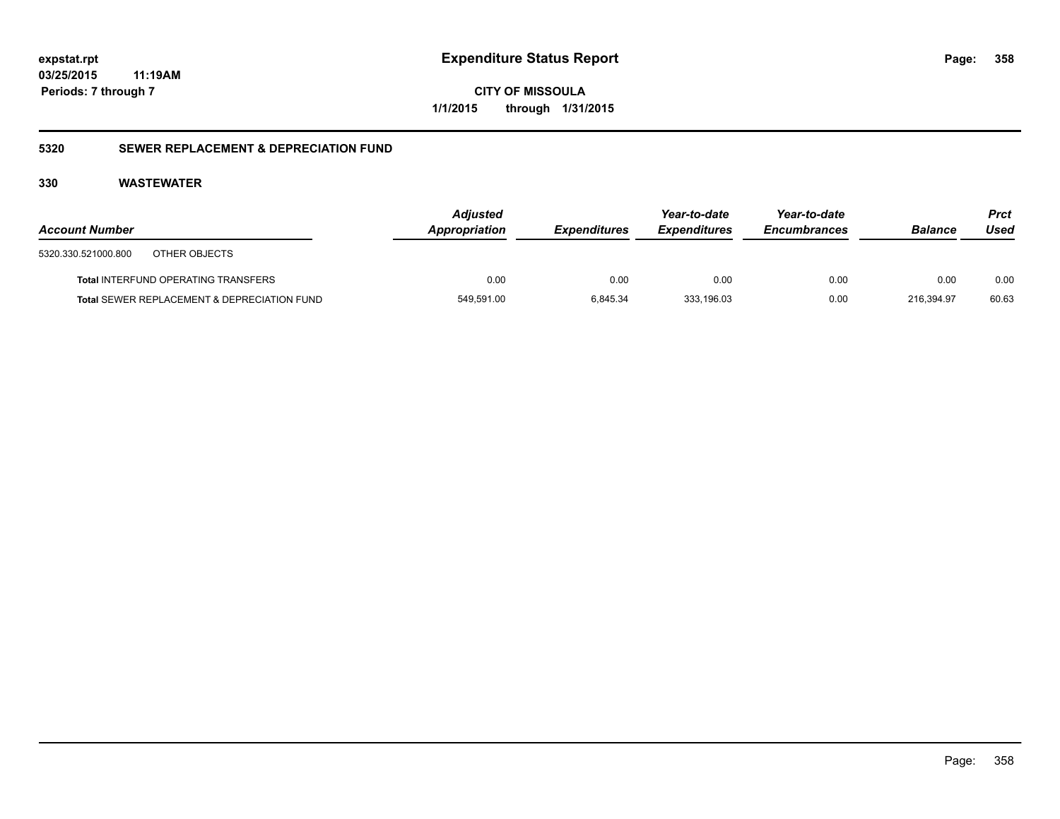# Expenditure Status Report

expstat.rpt
03/25/2015 11:19AM
Periods: 7 through 7

CITY OF MISSOULA
1/1/2015 through 1/31/2015

## 5320 SEWER REPLACEMENT & DEPRECIATION FUND

### 330 WASTEWATER

| Account Number | Adjusted Appropriation | Expenditures | Year-to-date Expenditures | Year-to-date Encumbrances | Balance | Prct Used |
|---|---|---|---|---|---|---|
| 5320.330.521000.800 OTHER OBJECTS | | | | | | |
| **Total** INTERFUND OPERATING TRANSFERS | 0.00 | 0.00 | 0.00 | 0.00 | 0.00 | 0.00 |
| **Total** SEWER REPLACEMENT & DEPRECIATION FUND | 549,591.00 | 6,845.34 | 333,196.03 | 0.00 | 216,394.97 | 60.63 |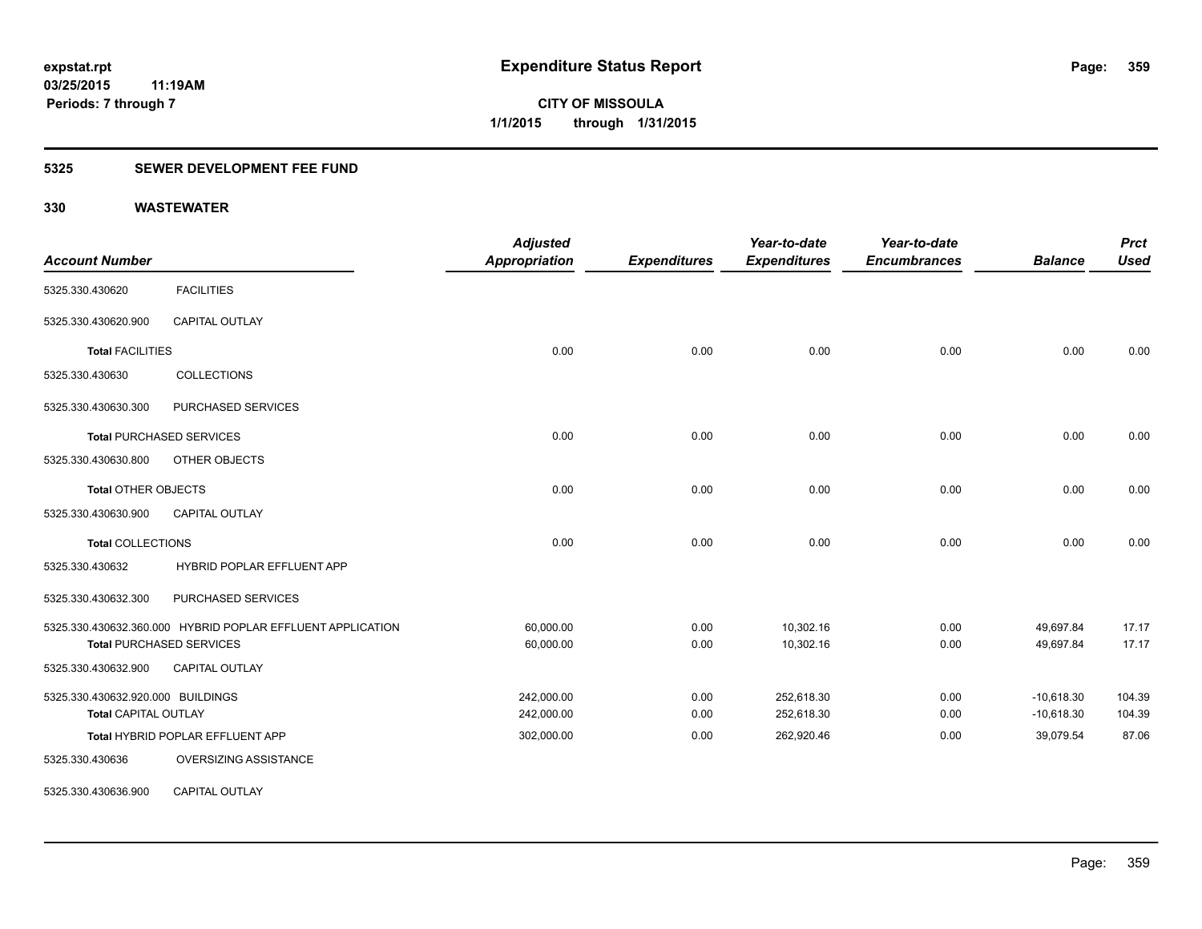**expstat.rpt**
**03/25/2015 11:19AM**
**Periods: 7 through 7**

# Expenditure Status Report

**CITY OF MISSOULA**
**1/1/2015 through 1/31/2015**

## 5325 SEWER DEVELOPMENT FEE FUND

## 330 WASTEWATER

| Account Number | | Adjusted Appropriation | Expenditures | Year-to-date Expenditures | Year-to-date Encumbrances | Balance | Prct Used |
|---|---|---|---|---|---|---|---|
| 5325.330.430620 | FACILITIES | | | | | | |
| 5325.330.430620.900 | CAPITAL OUTLAY | | | | | | |
| **Total** FACILITIES | | 0.00 | 0.00 | 0.00 | 0.00 | 0.00 | 0.00 |
| 5325.330.430630 | COLLECTIONS | | | | | | |
| 5325.330.430630.300 | PURCHASED SERVICES | | | | | | |
| **Total** PURCHASED SERVICES | | 0.00 | 0.00 | 0.00 | 0.00 | 0.00 | 0.00 |
| 5325.330.430630.800 | OTHER OBJECTS | | | | | | |
| **Total** OTHER OBJECTS | | 0.00 | 0.00 | 0.00 | 0.00 | 0.00 | 0.00 |
| 5325.330.430630.900 | CAPITAL OUTLAY | | | | | | |
| **Total** COLLECTIONS | | 0.00 | 0.00 | 0.00 | 0.00 | 0.00 | 0.00 |
| 5325.330.430632 | HYBRID POPLAR EFFLUENT APP | | | | | | |
| 5325.330.430632.300 | PURCHASED SERVICES | | | | | | |
| 5325.330.430632.360.000 | HYBRID POPLAR EFFLUENT APPLICATION | 60,000.00 | 0.00 | 10,302.16 | 0.00 | 49,697.84 | 17.17 |
| **Total** PURCHASED SERVICES | | 60,000.00 | 0.00 | 10,302.16 | 0.00 | 49,697.84 | 17.17 |
| 5325.330.430632.900 | CAPITAL OUTLAY | | | | | | |
| 5325.330.430632.920.000 | BUILDINGS | 242,000.00 | 0.00 | 252,618.30 | 0.00 | -10,618.30 | 104.39 |
| **Total** CAPITAL OUTLAY | | 242,000.00 | 0.00 | 252,618.30 | 0.00 | -10,618.30 | 104.39 |
| **Total** HYBRID POPLAR EFFLUENT APP | | 302,000.00 | 0.00 | 262,920.46 | 0.00 | 39,079.54 | 87.06 |
| 5325.330.430636 | OVERSIZING ASSISTANCE | | | | | | |
| 5325.330.430636.900 | CAPITAL OUTLAY | | | | | | |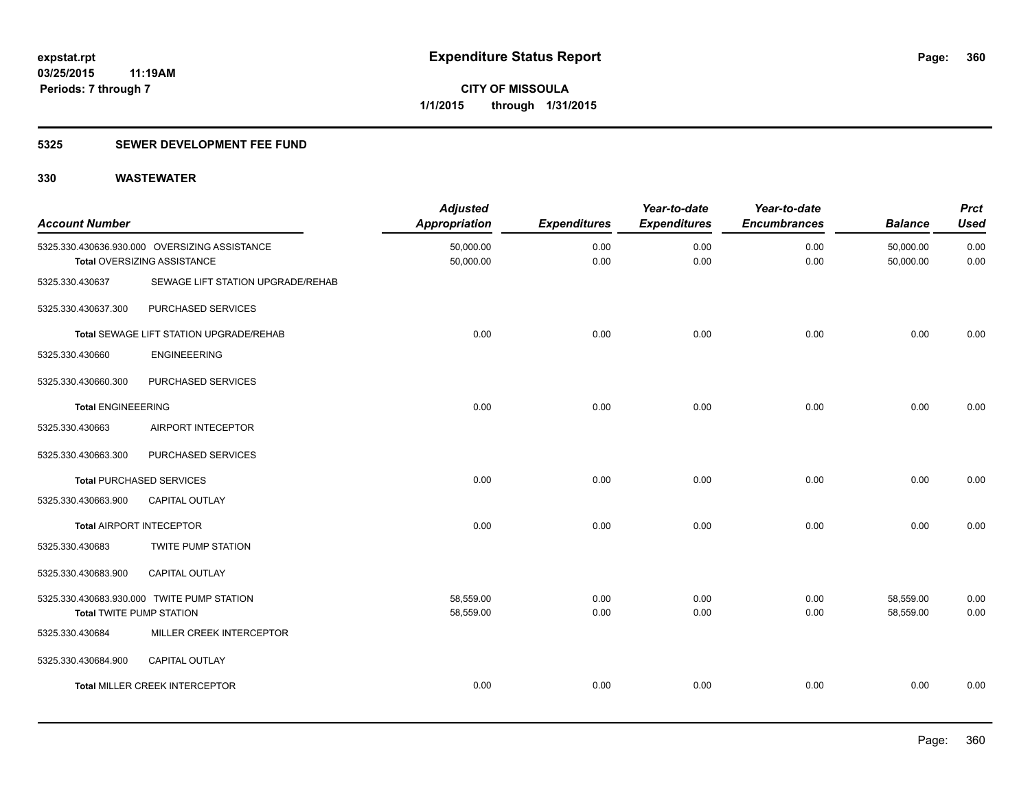**expstat.rpt**
**03/25/2015 11:19AM**
**Periods: 7 through 7**

# Expenditure Status Report

**CITY OF MISSOULA**
**1/1/2015 through 1/31/2015**

## 5325 SEWER DEVELOPMENT FEE FUND

## 330 WASTEWATER

| Account Number | | Adjusted Appropriation | Expenditures | Year-to-date Expenditures | Year-to-date Encumbrances | Balance | Prct Used |
|---|---|---|---|---|---|---|---|
| 5325.330.430636.930.000 | OVERSIZING ASSISTANCE | 50,000.00 | 0.00 | 0.00 | 0.00 | 50,000.00 | 0.00 |
| **Total** OVERSIZING ASSISTANCE | | 50,000.00 | 0.00 | 0.00 | 0.00 | 50,000.00 | 0.00 |
| 5325.330.430637 | SEWAGE LIFT STATION UPGRADE/REHAB | | | | | | |
| 5325.330.430637.300 | PURCHASED SERVICES | | | | | | |
| **Total** SEWAGE LIFT STATION UPGRADE/REHAB | | 0.00 | 0.00 | 0.00 | 0.00 | 0.00 | 0.00 |
| 5325.330.430660 | ENGINEEERING | | | | | | |
| 5325.330.430660.300 | PURCHASED SERVICES | | | | | | |
| **Total** ENGINEEERING | | 0.00 | 0.00 | 0.00 | 0.00 | 0.00 | 0.00 |
| 5325.330.430663 | AIRPORT INTECEPTOR | | | | | | |
| 5325.330.430663.300 | PURCHASED SERVICES | | | | | | |
| **Total** PURCHASED SERVICES | | 0.00 | 0.00 | 0.00 | 0.00 | 0.00 | 0.00 |
| 5325.330.430663.900 | CAPITAL OUTLAY | | | | | | |
| **Total** AIRPORT INTECEPTOR | | 0.00 | 0.00 | 0.00 | 0.00 | 0.00 | 0.00 |
| 5325.330.430683 | TWITE PUMP STATION | | | | | | |
| 5325.330.430683.900 | CAPITAL OUTLAY | | | | | | |
| 5325.330.430683.930.000 | TWITE PUMP STATION | 58,559.00 | 0.00 | 0.00 | 0.00 | 58,559.00 | 0.00 |
| **Total** TWITE PUMP STATION | | 58,559.00 | 0.00 | 0.00 | 0.00 | 58,559.00 | 0.00 |
| 5325.330.430684 | MILLER CREEK INTERCEPTOR | | | | | | |
| 5325.330.430684.900 | CAPITAL OUTLAY | | | | | | |
| **Total** MILLER CREEK INTERCEPTOR | | 0.00 | 0.00 | 0.00 | 0.00 | 0.00 | 0.00 |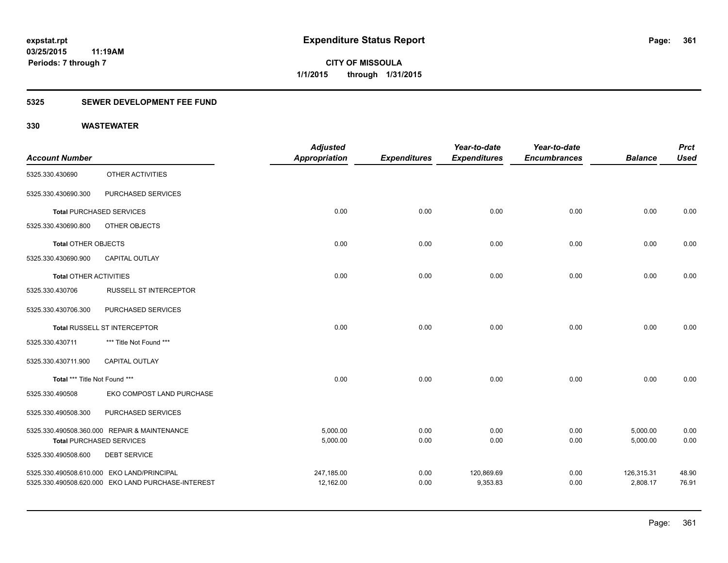**expstat.rpt**
**03/25/2015 11:19AM**
**Periods: 7 through 7**

# Expenditure Status Report

**CITY OF MISSOULA**
**1/1/2015 through 1/31/2015**

## 5325 SEWER DEVELOPMENT FEE FUND

### 330 WASTEWATER

| Account Number | | Adjusted Appropriation | Expenditures | Year-to-date Expenditures | Year-to-date Encumbrances | Balance | Prct Used |
|---|---|---|---|---|---|---|---|
| 5325.330.430690 | OTHER ACTIVITIES | | | | | | |
| 5325.330.430690.300 | PURCHASED SERVICES | | | | | | |
| **Total** PURCHASED SERVICES | | 0.00 | 0.00 | 0.00 | 0.00 | 0.00 | 0.00 |
| 5325.330.430690.800 | OTHER OBJECTS | | | | | | |
| **Total** OTHER OBJECTS | | 0.00 | 0.00 | 0.00 | 0.00 | 0.00 | 0.00 |
| 5325.330.430690.900 | CAPITAL OUTLAY | | | | | | |
| **Total** OTHER ACTIVITIES | | 0.00 | 0.00 | 0.00 | 0.00 | 0.00 | 0.00 |
| 5325.330.430706 | RUSSELL ST INTERCEPTOR | | | | | | |
| 5325.330.430706.300 | PURCHASED SERVICES | | | | | | |
| **Total** RUSSELL ST INTERCEPTOR | | 0.00 | 0.00 | 0.00 | 0.00 | 0.00 | 0.00 |
| 5325.330.430711 | *** Title Not Found *** | | | | | | |
| 5325.330.430711.900 | CAPITAL OUTLAY | | | | | | |
| **Total** *** Title Not Found *** | | 0.00 | 0.00 | 0.00 | 0.00 | 0.00 | 0.00 |
| 5325.330.490508 | EKO COMPOST LAND PURCHASE | | | | | | |
| 5325.330.490508.300 | PURCHASED SERVICES | | | | | | |
| 5325.330.490508.360.000 | REPAIR & MAINTENANCE | 5,000.00 | 0.00 | 0.00 | 0.00 | 5,000.00 | 0.00 |
| **Total** PURCHASED SERVICES | | 5,000.00 | 0.00 | 0.00 | 0.00 | 5,000.00 | 0.00 |
| 5325.330.490508.600 | DEBT SERVICE | | | | | | |
| 5325.330.490508.610.000 | EKO LAND/PRINCIPAL | 247,185.00 | 0.00 | 120,869.69 | 0.00 | 126,315.31 | 48.90 |
| 5325.330.490508.620.000 | EKO LAND PURCHASE-INTEREST | 12,162.00 | 0.00 | 9,353.83 | 0.00 | 2,808.17 | 76.91 |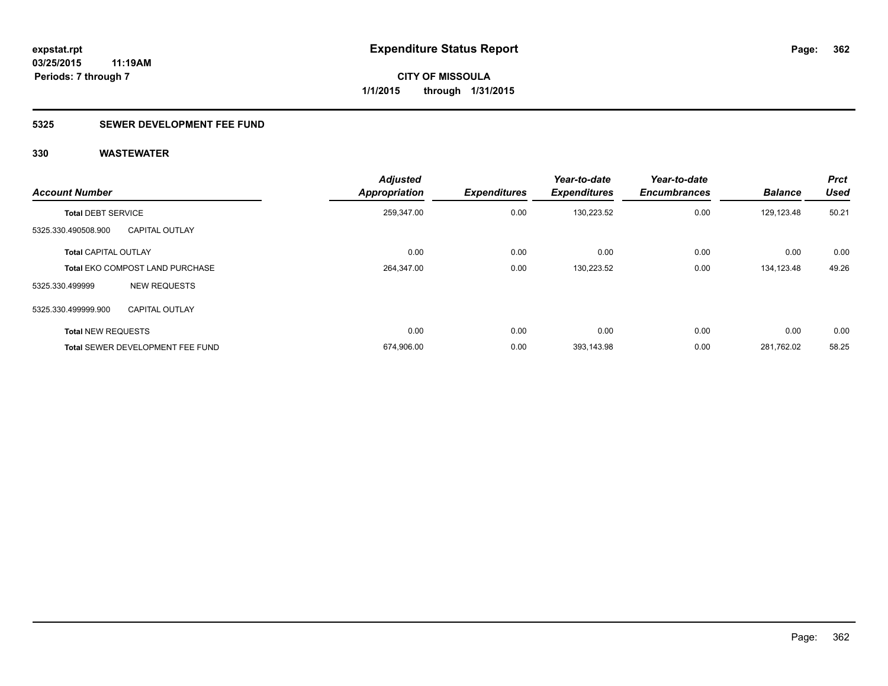# Expenditure Status Report

expstat.rpt
03/25/2015 11:19AM
Periods: 7 through 7

**CITY OF MISSOULA**
**1/1/2015 through 1/31/2015**

## 5325 SEWER DEVELOPMENT FEE FUND

### 330 WASTEWATER

| Account Number | | Adjusted Appropriation | Expenditures | Year-to-date Expenditures | Year-to-date Encumbrances | Balance | Prct Used |
|---|---|---|---|---|---|---|---|
| **Total** DEBT SERVICE | | 259,347.00 | 0.00 | 130,223.52 | 0.00 | 129,123.48 | 50.21 |
| 5325.330.490508.900 | CAPITAL OUTLAY | | | | | | |
| **Total** CAPITAL OUTLAY | | 0.00 | 0.00 | 0.00 | 0.00 | 0.00 | 0.00 |
| **Total** EKO COMPOST LAND PURCHASE | | 264,347.00 | 0.00 | 130,223.52 | 0.00 | 134,123.48 | 49.26 |
| 5325.330.499999 | NEW REQUESTS | | | | | | |
| 5325.330.499999.900 | CAPITAL OUTLAY | | | | | | |
| **Total** NEW REQUESTS | | 0.00 | 0.00 | 0.00 | 0.00 | 0.00 | 0.00 |
| **Total** SEWER DEVELOPMENT FEE FUND | | 674,906.00 | 0.00 | 393,143.98 | 0.00 | 281,762.02 | 58.25 |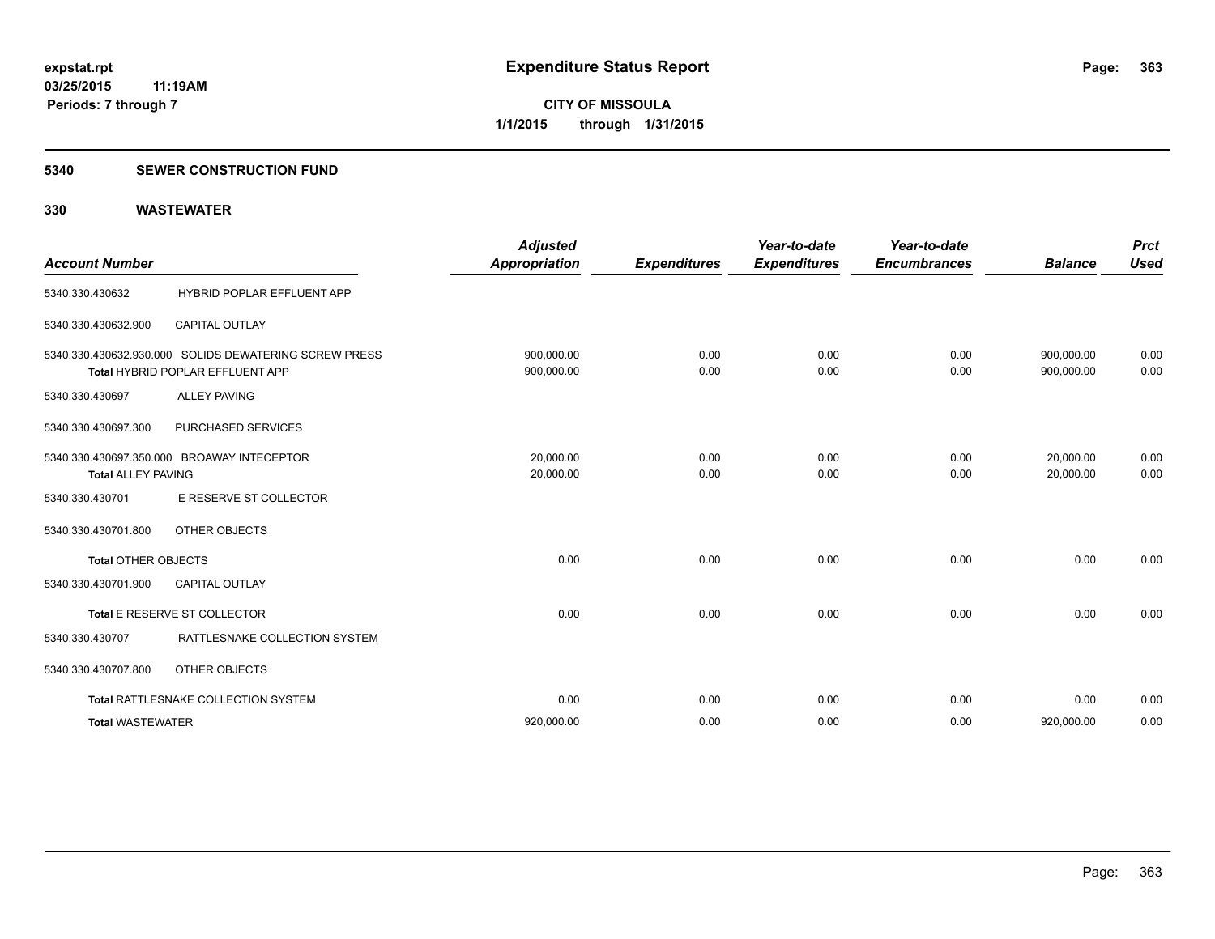expstat.rpt
03/25/2015 11:19AM
Periods: 7 through 7

# Expenditure Status Report

**CITY OF MISSOULA**
**1/1/2015 through 1/31/2015**

## 5340 SEWER CONSTRUCTION FUND

## 330 WASTEWATER

| Account Number | | Adjusted Appropriation | Expenditures | Year-to-date Expenditures | Year-to-date Encumbrances | Balance | Prct Used |
|---|---|---|---|---|---|---|---|
| 5340.330.430632 | HYBRID POPLAR EFFLUENT APP | | | | | | |
| 5340.330.430632.900 | CAPITAL OUTLAY | | | | | | |
| 5340.330.430632.930.000 | SOLIDS DEWATERING SCREW PRESS | 900,000.00 | 0.00 | 0.00 | 0.00 | 900,000.00 | 0.00 |
| Total HYBRID POPLAR EFFLUENT APP | | 900,000.00 | 0.00 | 0.00 | 0.00 | 900,000.00 | 0.00 |
| 5340.330.430697 | ALLEY PAVING | | | | | | |
| 5340.330.430697.300 | PURCHASED SERVICES | | | | | | |
| 5340.330.430697.350.000 | BROAWAY INTECEPTOR | 20,000.00 | 0.00 | 0.00 | 0.00 | 20,000.00 | 0.00 |
| Total ALLEY PAVING | | 20,000.00 | 0.00 | 0.00 | 0.00 | 20,000.00 | 0.00 |
| 5340.330.430701 | E RESERVE ST COLLECTOR | | | | | | |
| 5340.330.430701.800 | OTHER OBJECTS | | | | | | |
| Total OTHER OBJECTS | | 0.00 | 0.00 | 0.00 | 0.00 | 0.00 | 0.00 |
| 5340.330.430701.900 | CAPITAL OUTLAY | | | | | | |
| Total E RESERVE ST COLLECTOR | | 0.00 | 0.00 | 0.00 | 0.00 | 0.00 | 0.00 |
| 5340.330.430707 | RATTLESNAKE COLLECTION SYSTEM | | | | | | |
| 5340.330.430707.800 | OTHER OBJECTS | | | | | | |
| Total RATTLESNAKE COLLECTION SYSTEM | | 0.00 | 0.00 | 0.00 | 0.00 | 0.00 | 0.00 |
| Total WASTEWATER | | 920,000.00 | 0.00 | 0.00 | 0.00 | 920,000.00 | 0.00 |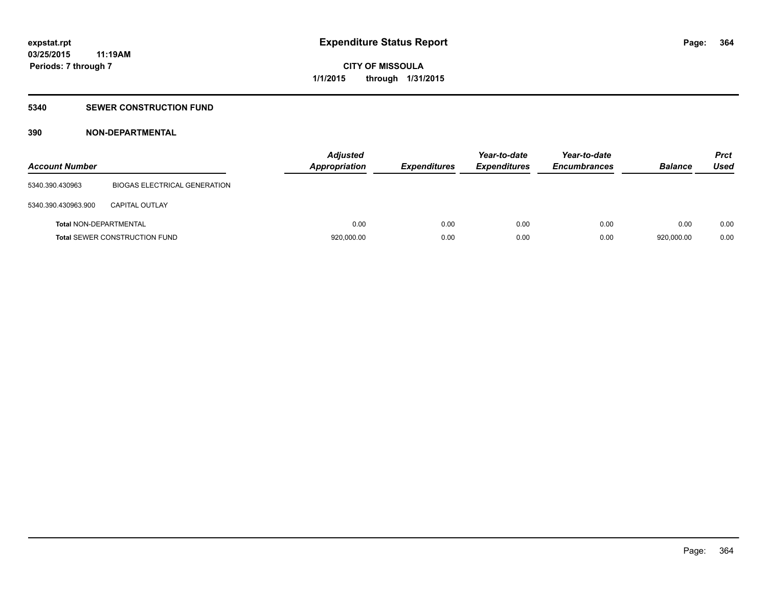**expstat.rpt**
**03/25/2015 11:19AM**
**Periods: 7 through 7**

# Expenditure Status Report

**CITY OF MISSOULA**
**1/1/2015 through 1/31/2015**

## 5340 SEWER CONSTRUCTION FUND

## 390 NON-DEPARTMENTAL

| Account Number | | Adjusted Appropriation | Expenditures | Year-to-date Expenditures | Year-to-date Encumbrances | Balance | Prct Used |
|---|---|---|---|---|---|---|---|
| 5340.390.430963 | BIOGAS ELECTRICAL GENERATION | | | | | | |
| 5340.390.430963.900 | CAPITAL OUTLAY | | | | | | |
| **Total** NON-DEPARTMENTAL | | 0.00 | 0.00 | 0.00 | 0.00 | 0.00 | 0.00 |
| **Total** SEWER CONSTRUCTION FUND | | 920,000.00 | 0.00 | 0.00 | 0.00 | 920,000.00 | 0.00 |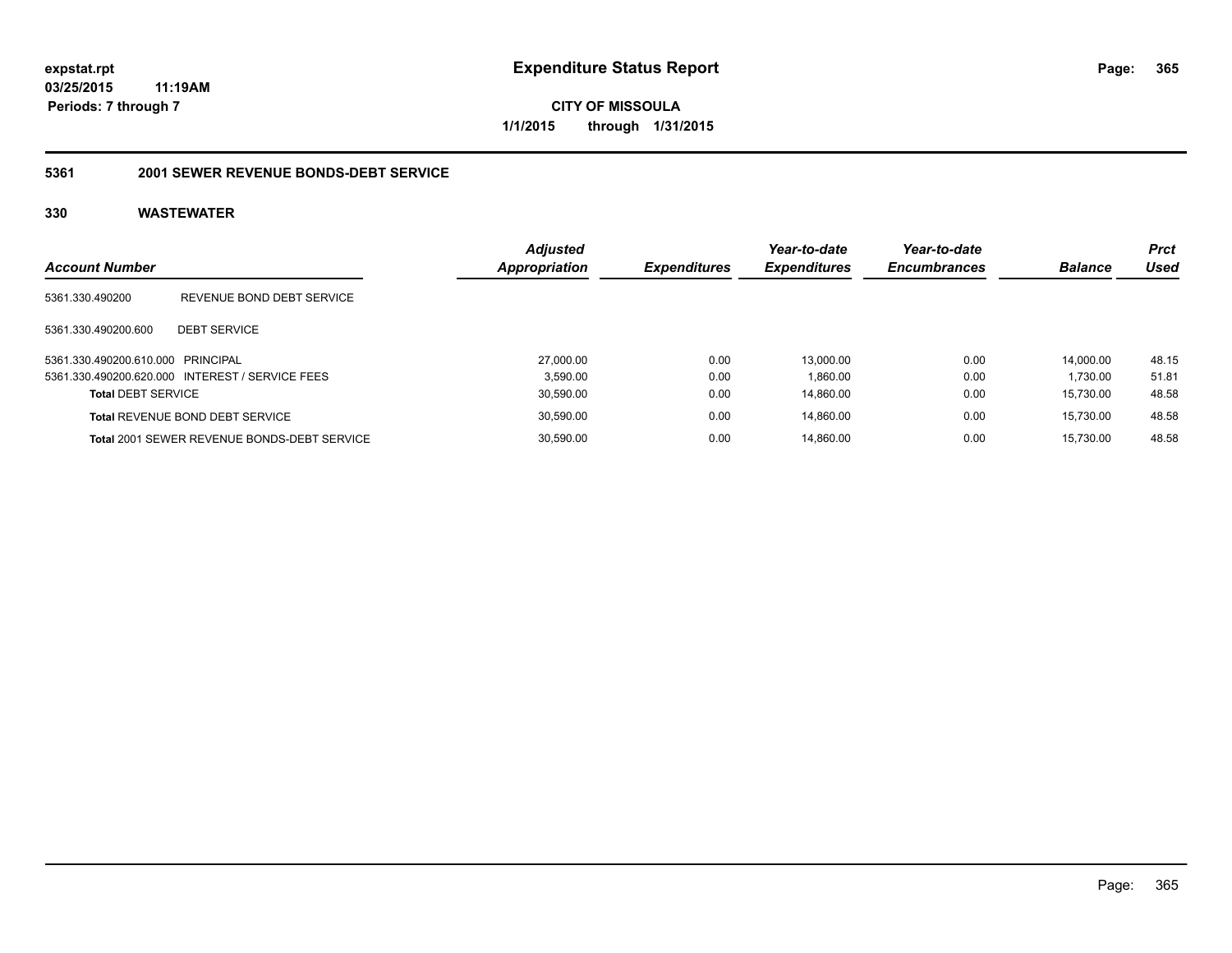**expstat.rpt**
**03/25/2015 11:19AM**
**Periods: 7 through 7**

# Expenditure Status Report

**CITY OF MISSOULA**
**1/1/2015 through 1/31/2015**

## 5361 2001 SEWER REVENUE BONDS-DEBT SERVICE

### 330 WASTEWATER

| Account Number | | Adjusted Appropriation | Expenditures | Year-to-date Expenditures | Year-to-date Encumbrances | Balance | Prct Used |
|---|---|---|---|---|---|---|---|
| 5361.330.490200 | REVENUE BOND DEBT SERVICE | | | | | | |
| 5361.330.490200.600 | DEBT SERVICE | | | | | | |
| 5361.330.490200.610.000 | PRINCIPAL | 27,000.00 | 0.00 | 13,000.00 | 0.00 | 14,000.00 | 48.15 |
| 5361.330.490200.620.000 | INTEREST / SERVICE FEES | 3,590.00 | 0.00 | 1,860.00 | 0.00 | 1,730.00 | 51.81 |
| **Total** DEBT SERVICE | | 30,590.00 | 0.00 | 14,860.00 | 0.00 | 15,730.00 | 48.58 |
| **Total** REVENUE BOND DEBT SERVICE | | 30,590.00 | 0.00 | 14,860.00 | 0.00 | 15,730.00 | 48.58 |
| **Total** 2001 SEWER REVENUE BONDS-DEBT SERVICE | | 30,590.00 | 0.00 | 14,860.00 | 0.00 | 15,730.00 | 48.58 |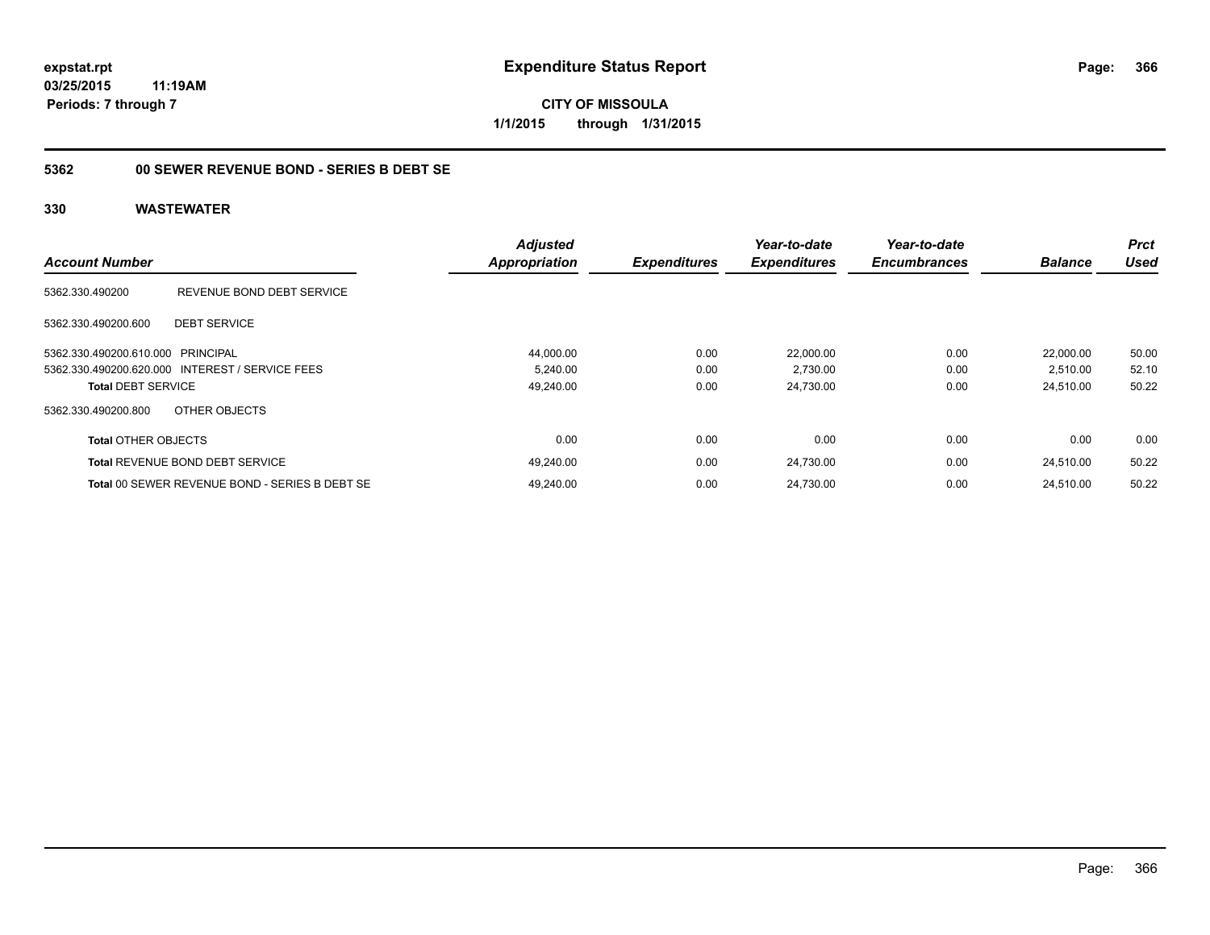expstat.rpt
03/25/2015 11:19AM
Periods: 7 through 7

# Expenditure Status Report

CITY OF MISSOULA
1/1/2015 through 1/31/2015

## 5362 00 SEWER REVENUE BOND - SERIES B DEBT SE

## 330 WASTEWATER

| Account Number | | Adjusted Appropriation | Expenditures | Year-to-date Expenditures | Year-to-date Encumbrances | Balance | Prct Used |
|---|---|---|---|---|---|---|---|
| 5362.330.490200 | REVENUE BOND DEBT SERVICE | | | | | | |
| 5362.330.490200.600 | DEBT SERVICE | | | | | | |
| 5362.330.490200.610.000 | PRINCIPAL | 44,000.00 | 0.00 | 22,000.00 | 0.00 | 22,000.00 | 50.00 |
| 5362.330.490200.620.000 | INTEREST / SERVICE FEES | 5,240.00 | 0.00 | 2,730.00 | 0.00 | 2,510.00 | 52.10 |
| **Total** DEBT SERVICE | | 49,240.00 | 0.00 | 24,730.00 | 0.00 | 24,510.00 | 50.22 |
| 5362.330.490200.800 | OTHER OBJECTS | | | | | | |
| **Total** OTHER OBJECTS | | 0.00 | 0.00 | 0.00 | 0.00 | 0.00 | 0.00 |
| **Total** REVENUE BOND DEBT SERVICE | | 49,240.00 | 0.00 | 24,730.00 | 0.00 | 24,510.00 | 50.22 |
| **Total** 00 SEWER REVENUE BOND - SERIES B DEBT SE | | 49,240.00 | 0.00 | 24,730.00 | 0.00 | 24,510.00 | 50.22 |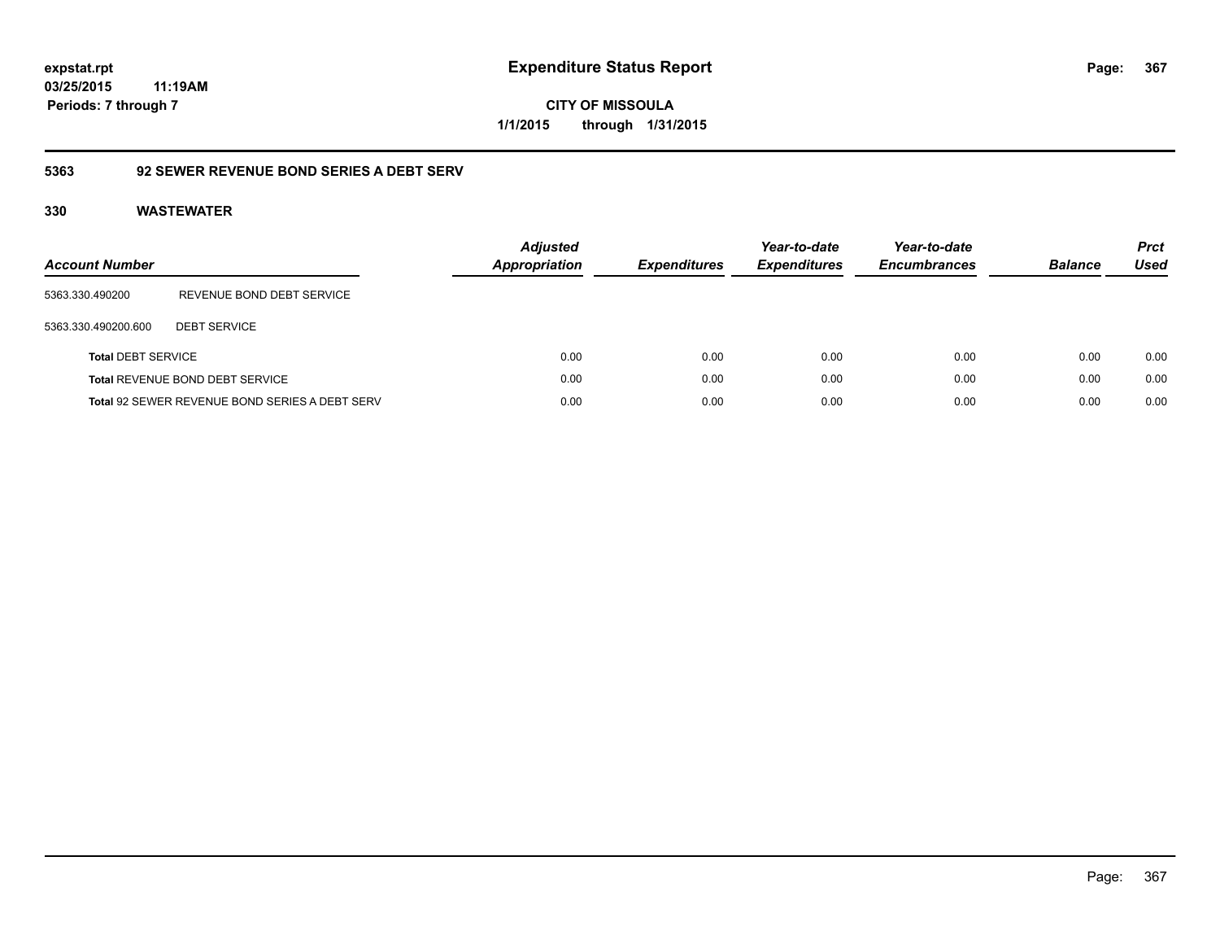# Expenditure Status Report

**expstat.rpt**
**03/25/2015 11:19AM**
**Periods: 7 through 7**

**CITY OF MISSOULA**
**1/1/2015 through 1/31/2015**

## 5363 92 SEWER REVENUE BOND SERIES A DEBT SERV

### 330 WASTEWATER

| Account Number | | Adjusted Appropriation | Expenditures | Year-to-date Expenditures | Year-to-date Encumbrances | Balance | Prct Used |
|---|---|---|---|---|---|---|---|
| 5363.330.490200 | REVENUE BOND DEBT SERVICE | | | | | | |
| 5363.330.490200.600 | DEBT SERVICE | | | | | | |
| **Total** DEBT SERVICE | | 0.00 | 0.00 | 0.00 | 0.00 | 0.00 | 0.00 |
| **Total** REVENUE BOND DEBT SERVICE | | 0.00 | 0.00 | 0.00 | 0.00 | 0.00 | 0.00 |
| **Total** 92 SEWER REVENUE BOND SERIES A DEBT SERV | | 0.00 | 0.00 | 0.00 | 0.00 | 0.00 | 0.00 |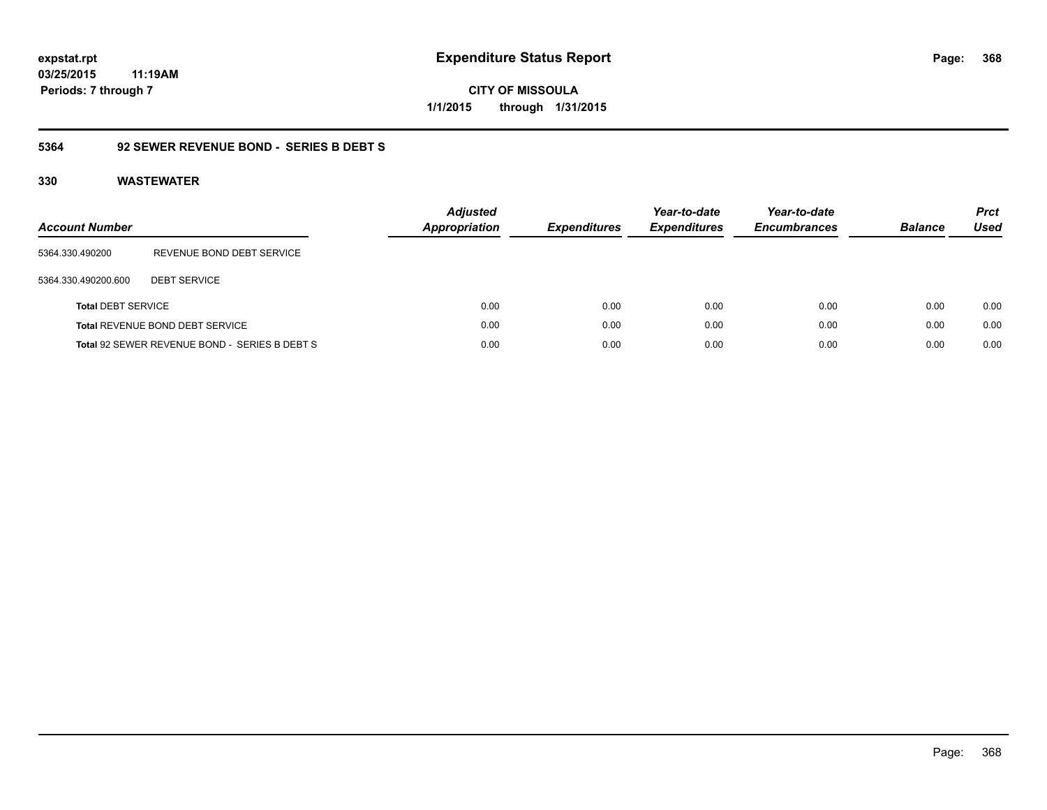**expstat.rpt**
**03/25/2015 11:19AM**
**Periods: 7 through 7**

# Expenditure Status Report

**CITY OF MISSOULA**
**1/1/2015 through 1/31/2015**

## 5364 92 SEWER REVENUE BOND - SERIES B DEBT S

### 330 WASTEWATER

| Account Number | | Adjusted Appropriation | Expenditures | Year-to-date Expenditures | Year-to-date Encumbrances | Balance | Prct Used |
|---|---|---|---|---|---|---|---|
| 5364.330.490200 | REVENUE BOND DEBT SERVICE | | | | | | |
| 5364.330.490200.600 | DEBT SERVICE | | | | | | |
| **Total** DEBT SERVICE | | 0.00 | 0.00 | 0.00 | 0.00 | 0.00 | 0.00 |
| **Total** REVENUE BOND DEBT SERVICE | | 0.00 | 0.00 | 0.00 | 0.00 | 0.00 | 0.00 |
| **Total** 92 SEWER REVENUE BOND - SERIES B DEBT S | | 0.00 | 0.00 | 0.00 | 0.00 | 0.00 | 0.00 |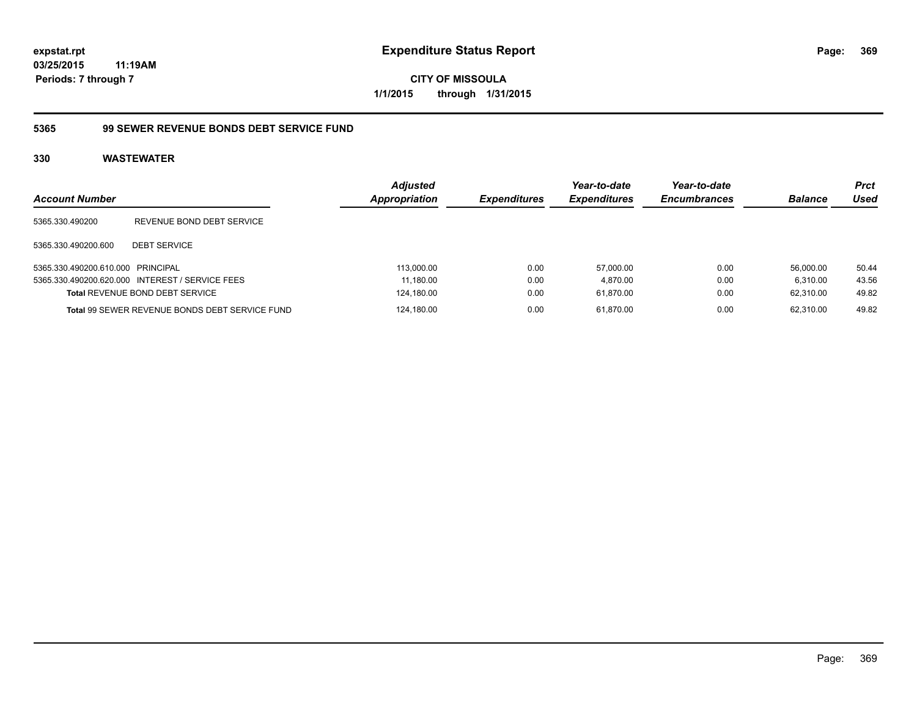**expstat.rpt**
**03/25/2015 11:19AM**
**Periods: 7 through 7**

# Expenditure Status Report

**CITY OF MISSOULA**
**1/1/2015 through 1/31/2015**

## 5365 99 SEWER REVENUE BONDS DEBT SERVICE FUND

### 330 WASTEWATER

| Account Number | | Adjusted Appropriation | Expenditures | Year-to-date Expenditures | Year-to-date Encumbrances | Balance | Prct Used |
|---|---|---|---|---|---|---|---|
| 5365.330.490200 | REVENUE BOND DEBT SERVICE | | | | | | |
| 5365.330.490200.600 | DEBT SERVICE | | | | | | |
| 5365.330.490200.610.000 | PRINCIPAL | 113,000.00 | 0.00 | 57,000.00 | 0.00 | 56,000.00 | 50.44 |
| 5365.330.490200.620.000 | INTEREST / SERVICE FEES | 11,180.00 | 0.00 | 4,870.00 | 0.00 | 6,310.00 | 43.56 |
| **Total** REVENUE BOND DEBT SERVICE | | 124,180.00 | 0.00 | 61,870.00 | 0.00 | 62,310.00 | 49.82 |
| **Total** 99 SEWER REVENUE BONDS DEBT SERVICE FUND | | 124,180.00 | 0.00 | 61,870.00 | 0.00 | 62,310.00 | 49.82 |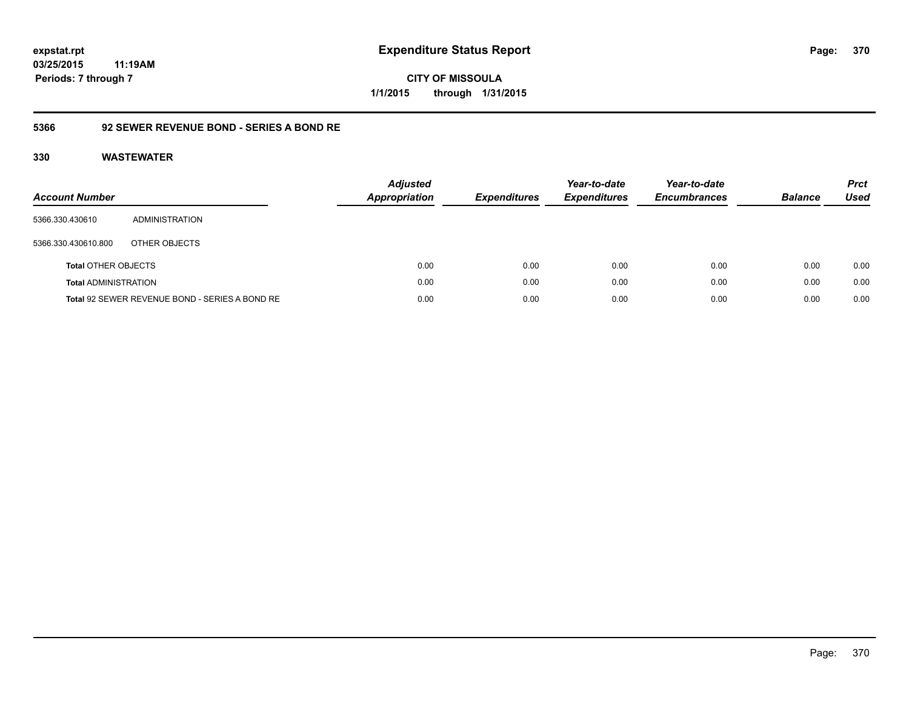# Expenditure Status Report

expstat.rpt
03/25/2015 11:19AM
Periods: 7 through 7

CITY OF MISSOULA
1/1/2015 through 1/31/2015

## 5366 92 SEWER REVENUE BOND - SERIES A BOND RE

### 330 WASTEWATER

| Account Number | | Adjusted Appropriation | Expenditures | Year-to-date Expenditures | Year-to-date Encumbrances | Balance | Prct Used |
|---|---|---|---|---|---|---|---|
| 5366.330.430610 | ADMINISTRATION | | | | | | |
| 5366.330.430610.800 | OTHER OBJECTS | | | | | | |
| **Total** OTHER OBJECTS | | 0.00 | 0.00 | 0.00 | 0.00 | 0.00 | 0.00 |
| **Total** ADMINISTRATION | | 0.00 | 0.00 | 0.00 | 0.00 | 0.00 | 0.00 |
| **Total** 92 SEWER REVENUE BOND - SERIES A BOND RE | | 0.00 | 0.00 | 0.00 | 0.00 | 0.00 | 0.00 |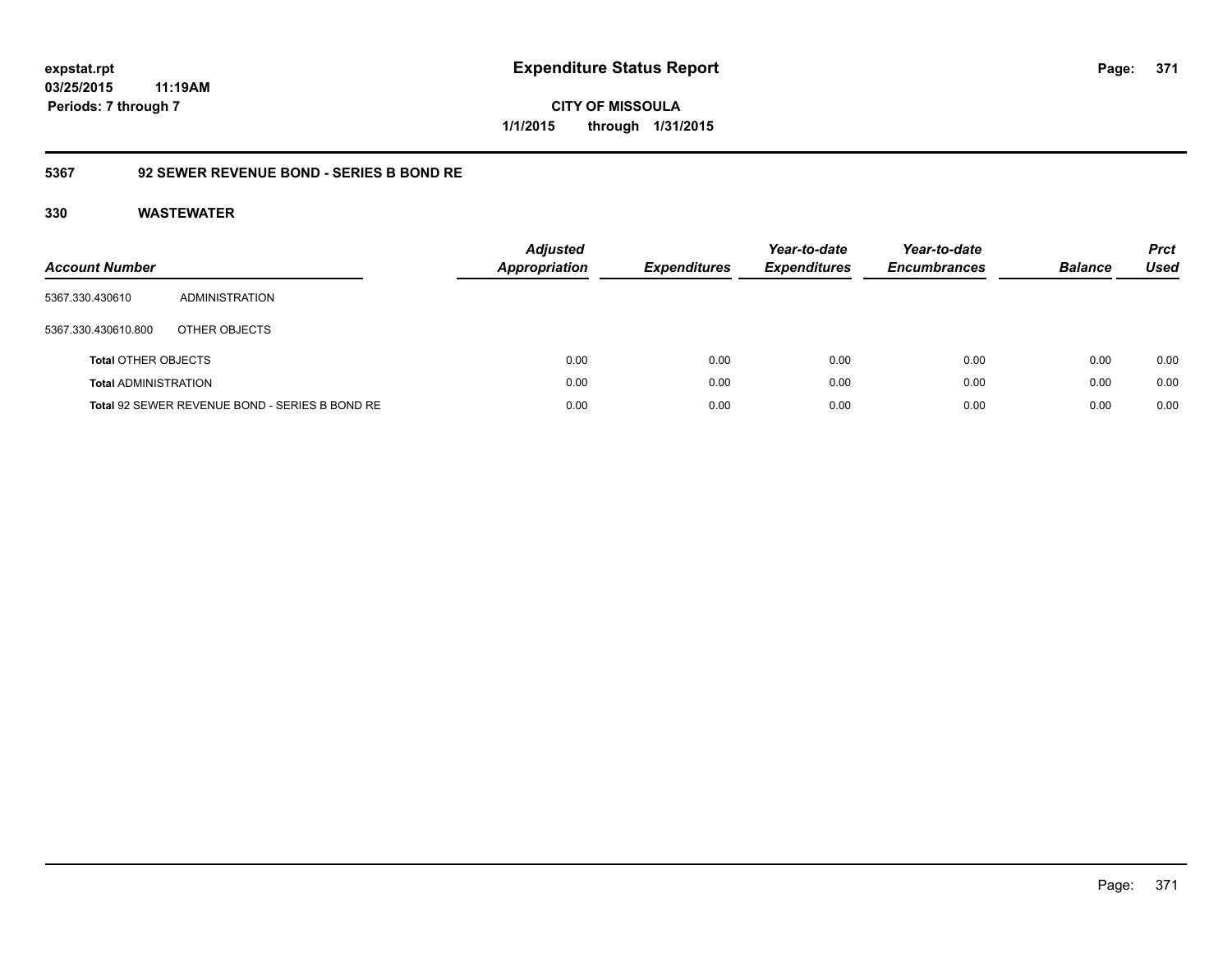**Expenditure Status Report**

**CITY OF MISSOULA**

**1/1/2015 through 1/31/2015**

expstat.rpt
03/25/2015 11:19AM
Periods: 7 through 7

## 5367 92 SEWER REVENUE BOND - SERIES B BOND RE

### 330 WASTEWATER

| Account Number | | Adjusted Appropriation | Expenditures | Year-to-date Expenditures | Year-to-date Encumbrances | Balance | Prct Used |
|---|---|---|---|---|---|---|---|
| 5367.330.430610 | ADMINISTRATION | | | | | | |
| 5367.330.430610.800 | OTHER OBJECTS | | | | | | |
| **Total** OTHER OBJECTS | | 0.00 | 0.00 | 0.00 | 0.00 | 0.00 | 0.00 |
| **Total** ADMINISTRATION | | 0.00 | 0.00 | 0.00 | 0.00 | 0.00 | 0.00 |
| **Total** 92 SEWER REVENUE BOND - SERIES B BOND RE | | 0.00 | 0.00 | 0.00 | 0.00 | 0.00 | 0.00 |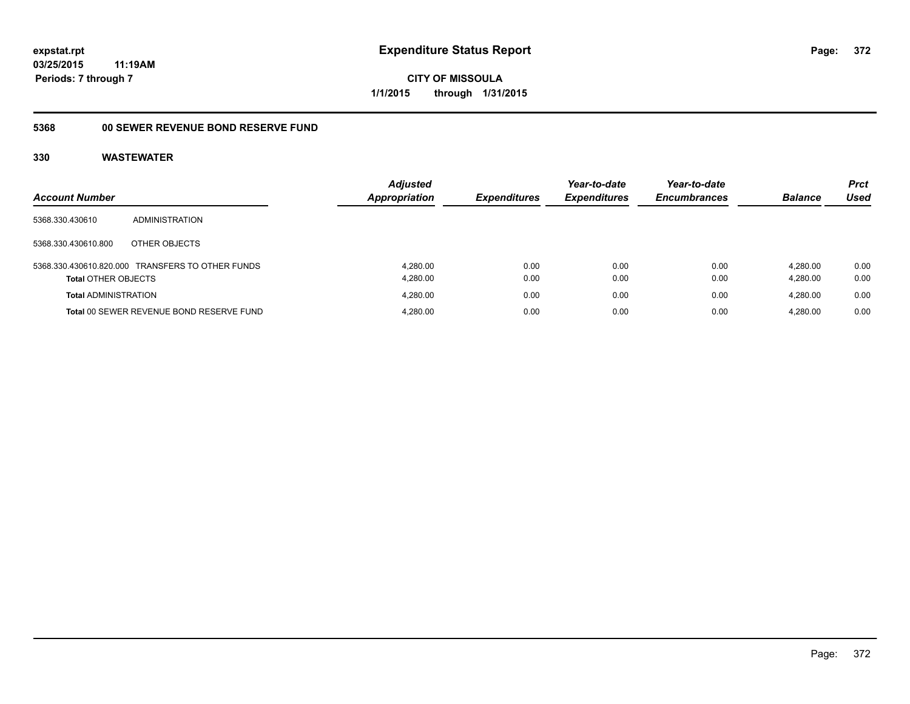**expstat.rpt**
**03/25/2015 11:19AM**
**Periods: 7 through 7**

# Expenditure Status Report

**CITY OF MISSOULA**
**1/1/2015 through 1/31/2015**

## 5368 00 SEWER REVENUE BOND RESERVE FUND

### 330 WASTEWATER

| Account Number | | Adjusted Appropriation | Expenditures | Year-to-date Expenditures | Year-to-date Encumbrances | Balance | Prct Used |
|---|---|---|---|---|---|---|---|
| 5368.330.430610 | ADMINISTRATION | | | | | | |
| 5368.330.430610.800 | OTHER OBJECTS | | | | | | |
| 5368.330.430610.820.000 | TRANSFERS TO OTHER FUNDS | 4,280.00 | 0.00 | 0.00 | 0.00 | 4,280.00 | 0.00 |
| **Total** OTHER OBJECTS | | 4,280.00 | 0.00 | 0.00 | 0.00 | 4,280.00 | 0.00 |
| **Total** ADMINISTRATION | | 4,280.00 | 0.00 | 0.00 | 0.00 | 4,280.00 | 0.00 |
| **Total** 00 SEWER REVENUE BOND RESERVE FUND | | 4,280.00 | 0.00 | 0.00 | 0.00 | 4,280.00 | 0.00 |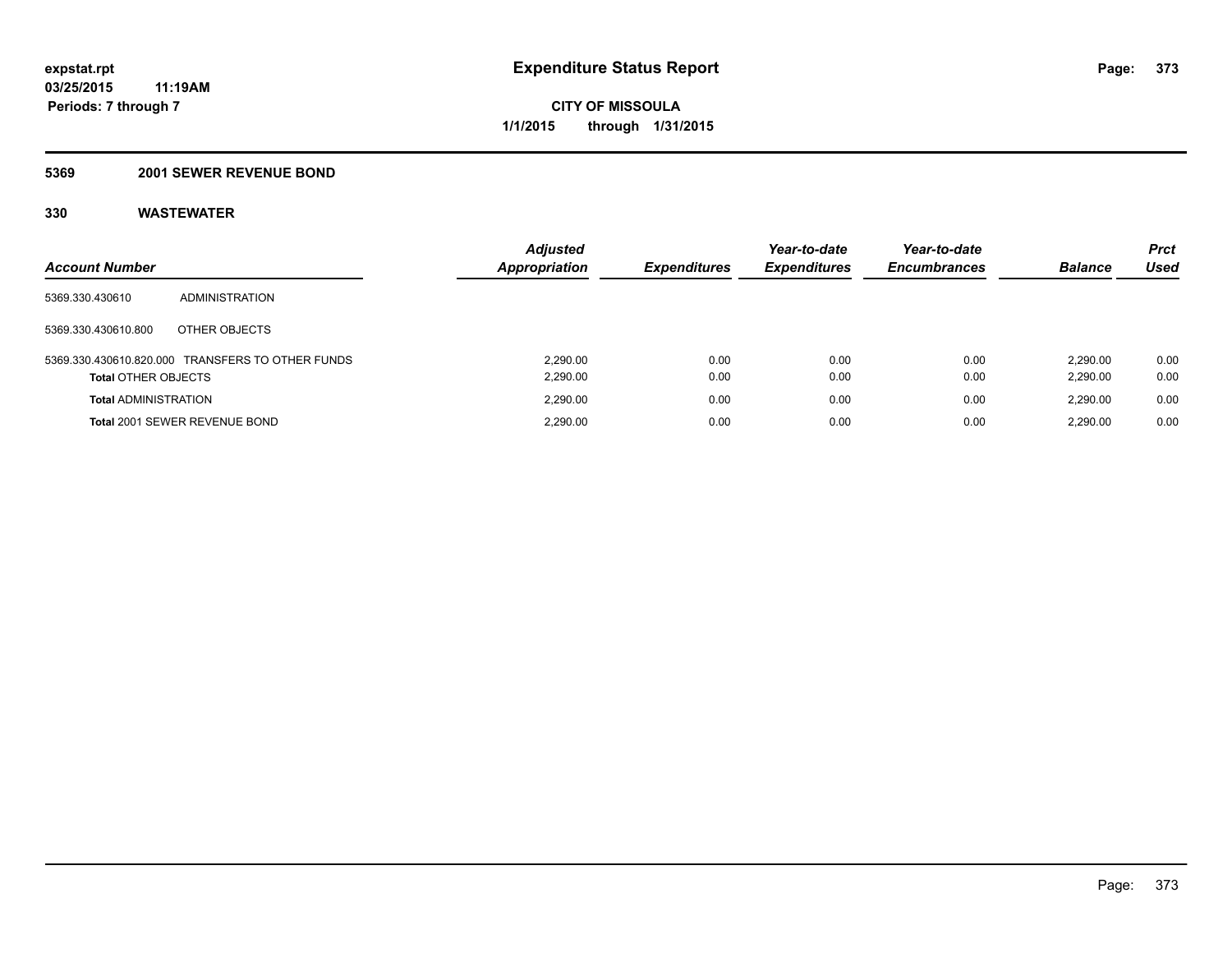# Expenditure Status Report

expstat.rpt
03/25/2015 11:19AM
Periods: 7 through 7

CITY OF MISSOULA
1/1/2015 through 1/31/2015

## 5369 2001 SEWER REVENUE BOND

### 330 WASTEWATER

| Account Number | | Adjusted Appropriation | Expenditures | Year-to-date Expenditures | Year-to-date Encumbrances | Balance | Prct Used |
|---|---|---|---|---|---|---|---|
| 5369.330.430610 | ADMINISTRATION | | | | | | |
| 5369.330.430610.800 | OTHER OBJECTS | | | | | | |
| 5369.330.430610.820.000 | TRANSFERS TO OTHER FUNDS | 2,290.00 | 0.00 | 0.00 | 0.00 | 2,290.00 | 0.00 |
| **Total** OTHER OBJECTS | | 2,290.00 | 0.00 | 0.00 | 0.00 | 2,290.00 | 0.00 |
| **Total** ADMINISTRATION | | 2,290.00 | 0.00 | 0.00 | 0.00 | 2,290.00 | 0.00 |
| **Total** 2001 SEWER REVENUE BOND | | 2,290.00 | 0.00 | 0.00 | 0.00 | 2,290.00 | 0.00 |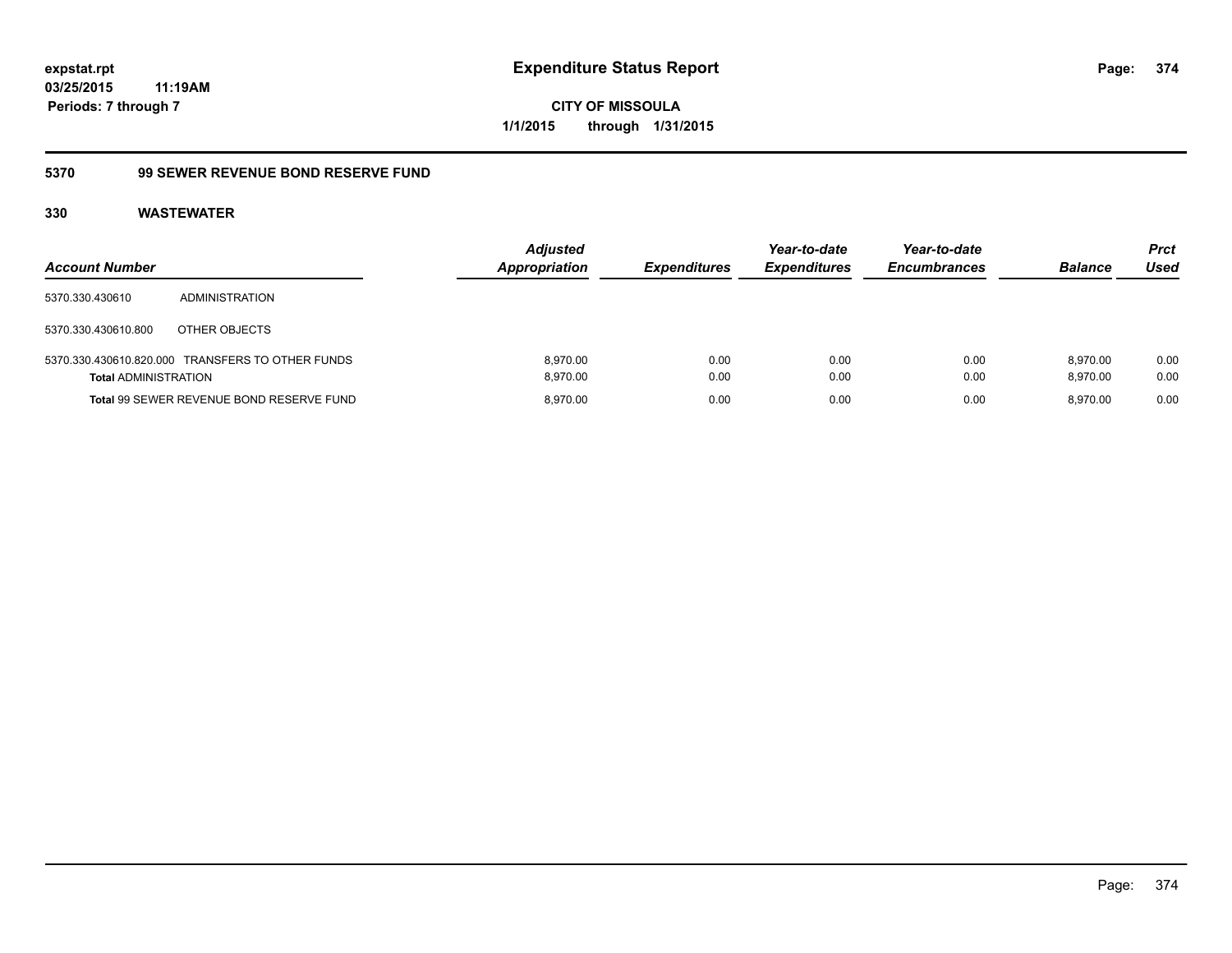# Expenditure Status Report

**expstat.rpt**
**03/25/2015 11:19AM**
**Periods: 7 through 7**

**CITY OF MISSOULA**
**1/1/2015 through 1/31/2015**

## 5370 99 SEWER REVENUE BOND RESERVE FUND

### 330 WASTEWATER

| Account Number | | Adjusted Appropriation | Expenditures | Year-to-date Expenditures | Year-to-date Encumbrances | Balance | Prct Used |
|---|---|---|---|---|---|---|---|
| 5370.330.430610 | ADMINISTRATION | | | | | | |
| 5370.330.430610.800 | OTHER OBJECTS | | | | | | |
| 5370.330.430610.820.000 | TRANSFERS TO OTHER FUNDS | 8,970.00 | 0.00 | 0.00 | 0.00 | 8,970.00 | 0.00 |
| **Total** ADMINISTRATION | | 8,970.00 | 0.00 | 0.00 | 0.00 | 8,970.00 | 0.00 |
| **Total** 99 SEWER REVENUE BOND RESERVE FUND | | 8,970.00 | 0.00 | 0.00 | 0.00 | 8,970.00 | 0.00 |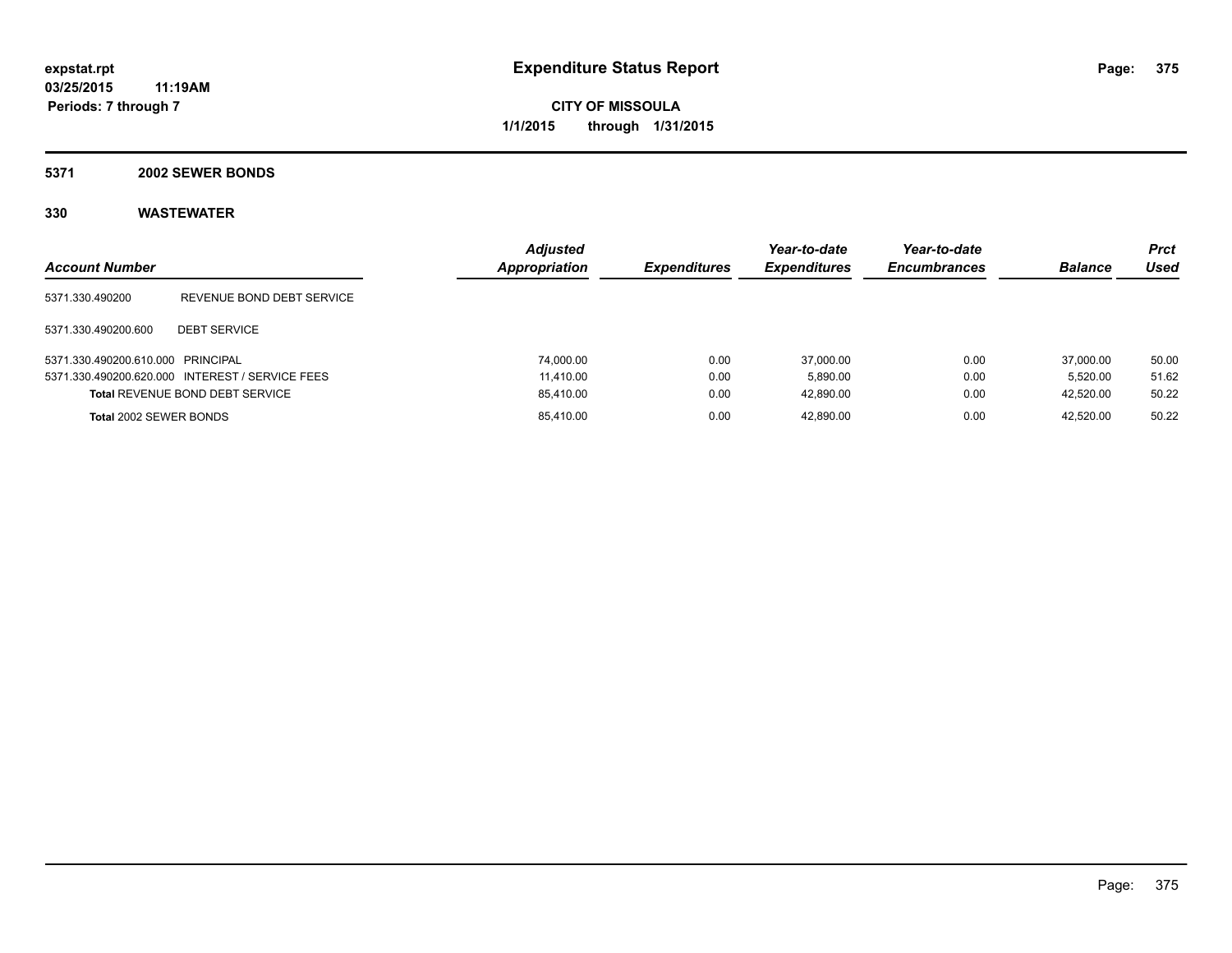**expstat.rpt**
**03/25/2015 11:19AM**
**Periods: 7 through 7**

# Expenditure Status Report

**CITY OF MISSOULA**
**1/1/2015 through 1/31/2015**

## 5371 2002 SEWER BONDS

### 330 WASTEWATER

| Account Number | | Adjusted Appropriation | Expenditures | Year-to-date Expenditures | Year-to-date Encumbrances | Balance | Prct Used |
|---|---|---|---|---|---|---|---|
| 5371.330.490200 | REVENUE BOND DEBT SERVICE | | | | | | |
| 5371.330.490200.600 | DEBT SERVICE | | | | | | |
| 5371.330.490200.610.000 | PRINCIPAL | 74,000.00 | 0.00 | 37,000.00 | 0.00 | 37,000.00 | 50.00 |
| 5371.330.490200.620.000 | INTEREST / SERVICE FEES | 11,410.00 | 0.00 | 5,890.00 | 0.00 | 5,520.00 | 51.62 |
| **Total** REVENUE BOND DEBT SERVICE | | 85,410.00 | 0.00 | 42,890.00 | 0.00 | 42,520.00 | 50.22 |
| **Total** 2002 SEWER BONDS | | 85,410.00 | 0.00 | 42,890.00 | 0.00 | 42,520.00 | 50.22 |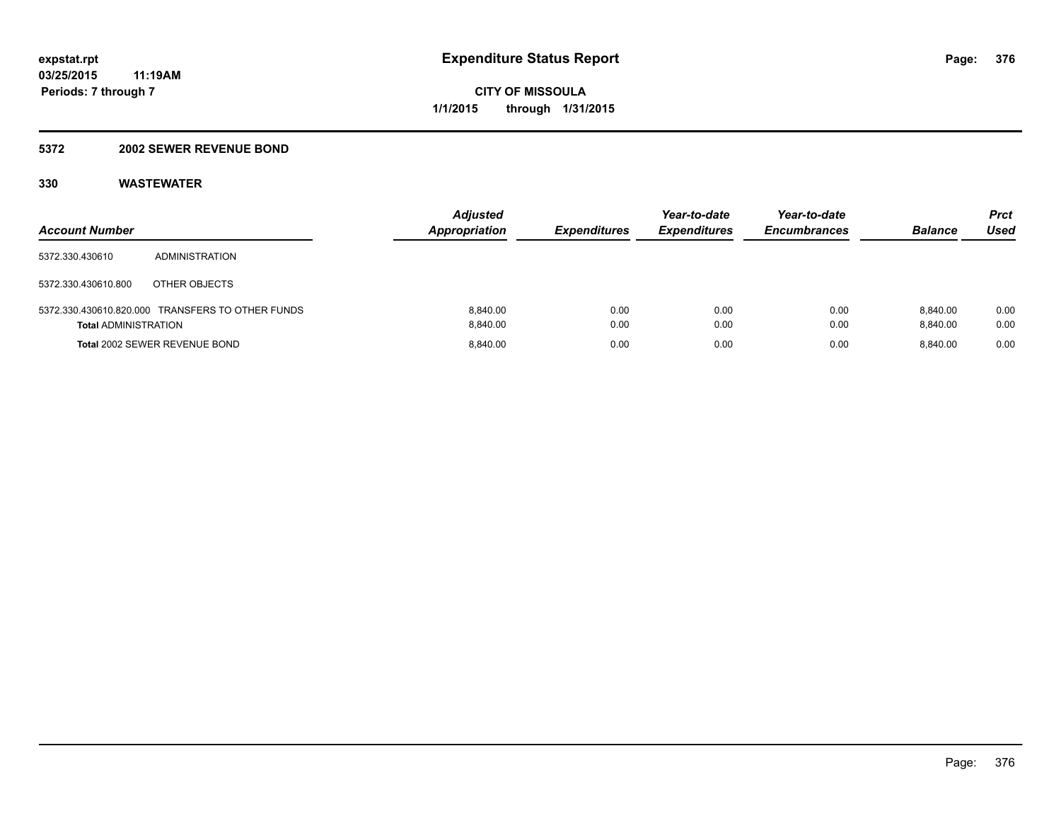**expstat.rpt**
**03/25/2015 11:19AM**
**Periods: 7 through 7**

# Expenditure Status Report

**CITY OF MISSOULA**
**1/1/2015 through 1/31/2015**

## 5372 2002 SEWER REVENUE BOND

## 330 WASTEWATER

| Account Number | | Adjusted Appropriation | Expenditures | Year-to-date Expenditures | Year-to-date Encumbrances | Balance | Prct Used |
|---|---|---|---|---|---|---|---|
| 5372.330.430610 | ADMINISTRATION | | | | | | |
| 5372.330.430610.800 | OTHER OBJECTS | | | | | | |
| 5372.330.430610.820.000 | TRANSFERS TO OTHER FUNDS | 8,840.00 | 0.00 | 0.00 | 0.00 | 8,840.00 | 0.00 |
| **Total** ADMINISTRATION | | 8,840.00 | 0.00 | 0.00 | 0.00 | 8,840.00 | 0.00 |
| **Total** 2002 SEWER REVENUE BOND | | 8,840.00 | 0.00 | 0.00 | 0.00 | 8,840.00 | 0.00 |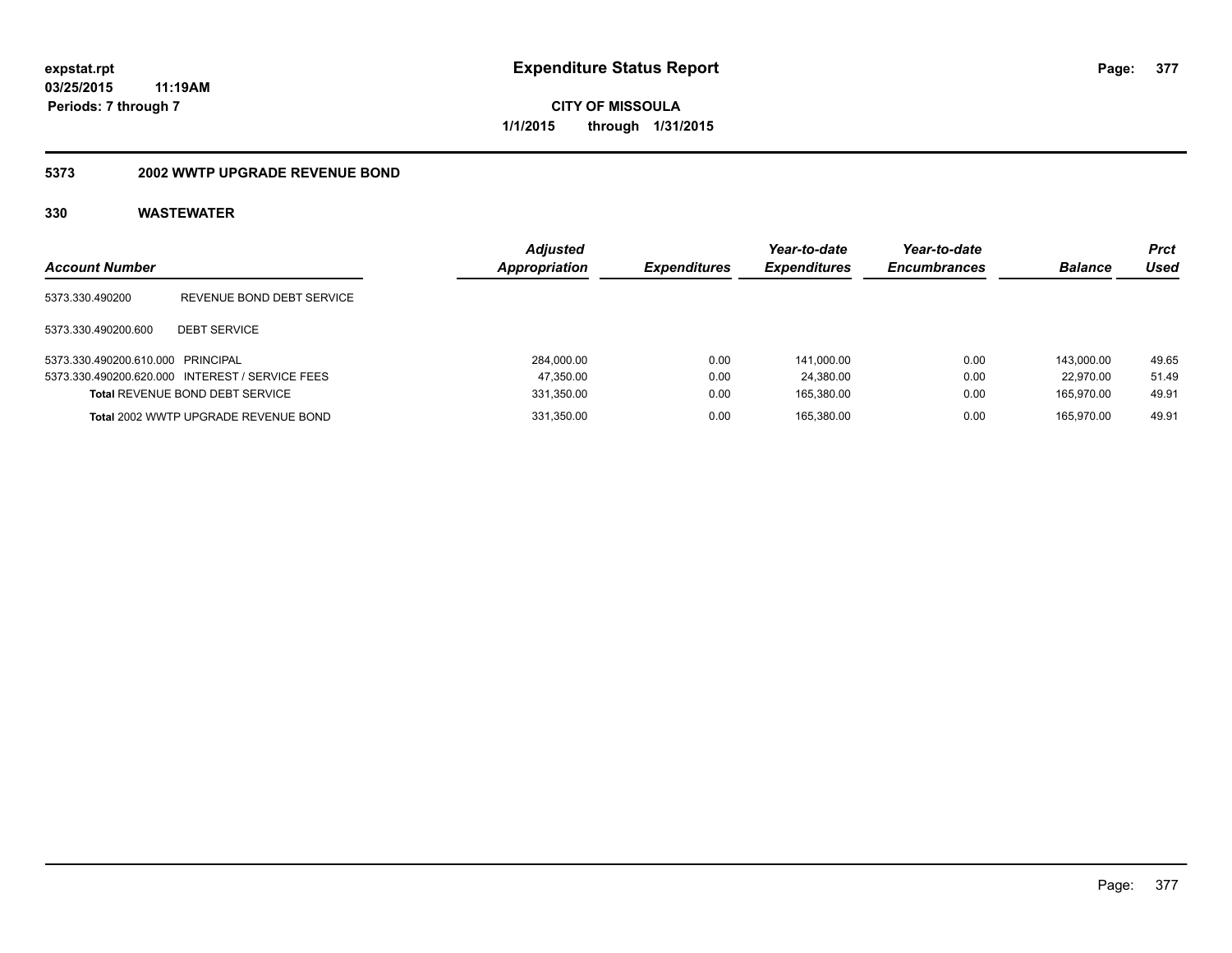**expstat.rpt**
**03/25/2015 11:19AM**
**Periods: 7 through 7**

# Expenditure Status Report

**CITY OF MISSOULA**
**1/1/2015 through 1/31/2015**

## 5373 2002 WWTP UPGRADE REVENUE BOND

### 330 WASTEWATER

| Account Number | | Adjusted Appropriation | Expenditures | Year-to-date Expenditures | Year-to-date Encumbrances | Balance | Prct Used |
|---|---|---|---|---|---|---|---|
| 5373.330.490200 | REVENUE BOND DEBT SERVICE | | | | | | |
| 5373.330.490200.600 | DEBT SERVICE | | | | | | |
| 5373.330.490200.610.000 | PRINCIPAL | 284,000.00 | 0.00 | 141,000.00 | 0.00 | 143,000.00 | 49.65 |
| 5373.330.490200.620.000 | INTEREST / SERVICE FEES | 47,350.00 | 0.00 | 24,380.00 | 0.00 | 22,970.00 | 51.49 |
| **Total** REVENUE BOND DEBT SERVICE | | 331,350.00 | 0.00 | 165,380.00 | 0.00 | 165,970.00 | 49.91 |
| **Total** 2002 WWTP UPGRADE REVENUE BOND | | 331,350.00 | 0.00 | 165,380.00 | 0.00 | 165,970.00 | 49.91 |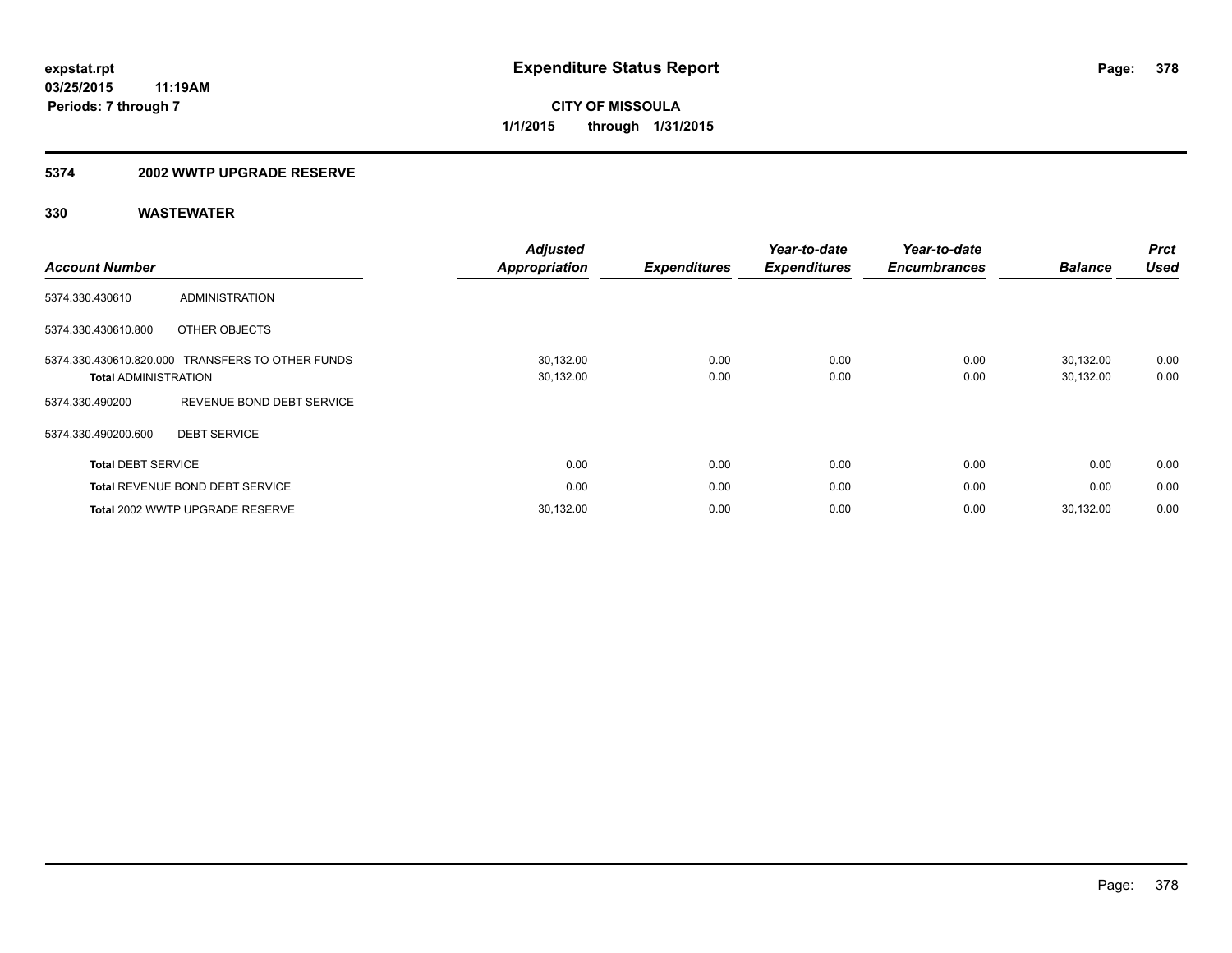# Expenditure Status Report

expstat.rpt
03/25/2015 11:19AM
Periods: 7 through 7

**CITY OF MISSOULA**
**1/1/2015 through 1/31/2015**

## 5374 2002 WWTP UPGRADE RESERVE

### 330 WASTEWATER

| Account Number | | Adjusted Appropriation | Expenditures | Year-to-date Expenditures | Year-to-date Encumbrances | Balance | Prct Used |
|---|---|---|---|---|---|---|---|
| 5374.330.430610 | ADMINISTRATION | | | | | | |
| 5374.330.430610.800 | OTHER OBJECTS | | | | | | |
| 5374.330.430610.820.000 | TRANSFERS TO OTHER FUNDS | 30,132.00 | 0.00 | 0.00 | 0.00 | 30,132.00 | 0.00 |
| **Total** ADMINISTRATION | | 30,132.00 | 0.00 | 0.00 | 0.00 | 30,132.00 | 0.00 |
| 5374.330.490200 | REVENUE BOND DEBT SERVICE | | | | | | |
| 5374.330.490200.600 | DEBT SERVICE | | | | | | |
| **Total** DEBT SERVICE | | 0.00 | 0.00 | 0.00 | 0.00 | 0.00 | 0.00 |
| **Total** REVENUE BOND DEBT SERVICE | | 0.00 | 0.00 | 0.00 | 0.00 | 0.00 | 0.00 |
| **Total** 2002 WWTP UPGRADE RESERVE | | 30,132.00 | 0.00 | 0.00 | 0.00 | 30,132.00 | 0.00 |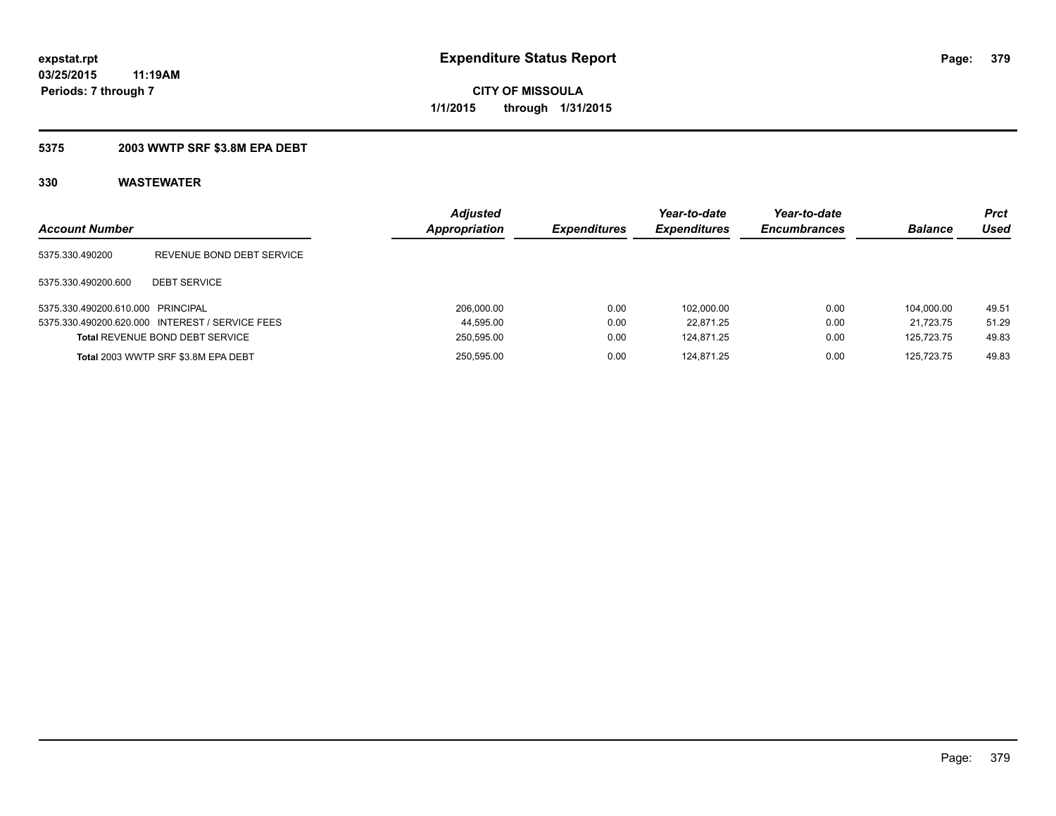**expstat.rpt**
**03/25/2015 11:19AM**
**Periods: 7 through 7**

# Expenditure Status Report

**CITY OF MISSOULA**
**1/1/2015 through 1/31/2015**

## 5375 2003 WWTP SRF $3.8M EPA DEBT

### 330 WASTEWATER

| Account Number | | Adjusted Appropriation | Expenditures | Year-to-date Expenditures | Year-to-date Encumbrances | Balance | Prct Used |
|---|---|---|---|---|---|---|---|
| 5375.330.490200 | REVENUE BOND DEBT SERVICE | | | | | | |
| 5375.330.490200.600 | DEBT SERVICE | | | | | | |
| 5375.330.490200.610.000 | PRINCIPAL | 206,000.00 | 0.00 | 102,000.00 | 0.00 | 104,000.00 | 49.51 |
| 5375.330.490200.620.000 | INTEREST / SERVICE FEES | 44,595.00 | 0.00 | 22,871.25 | 0.00 | 21,723.75 | 51.29 |
| **Total** REVENUE BOND DEBT SERVICE | | 250,595.00 | 0.00 | 124,871.25 | 0.00 | 125,723.75 | 49.83 |
| **Total** 2003 WWTP SRF $3.8M EPA DEBT | | 250,595.00 | 0.00 | 124,871.25 | 0.00 | 125,723.75 | 49.83 |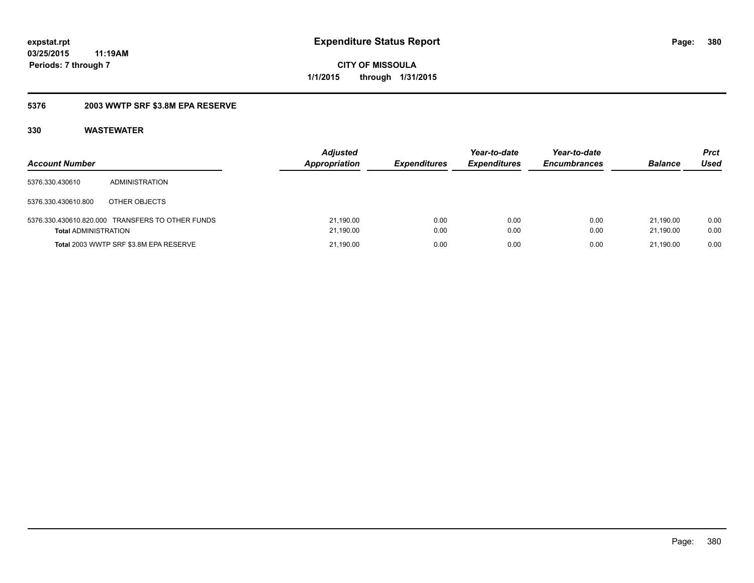# Expenditure Status Report

expstat.rpt
03/25/2015 11:19AM
Periods: 7 through 7

**CITY OF MISSOULA**
**1/1/2015 through 1/31/2015**

## 5376 2003 WWTP SRF $3.8M EPA RESERVE

### 330 WASTEWATER

| Account Number | | Adjusted Appropriation | Expenditures | Year-to-date Expenditures | Year-to-date Encumbrances | Balance | Prct Used |
|---|---|---|---|---|---|---|---|
| 5376.330.430610 | ADMINISTRATION | | | | | | |
| 5376.330.430610.800 | OTHER OBJECTS | | | | | | |
| 5376.330.430610.820.000 | TRANSFERS TO OTHER FUNDS | 21,190.00 | 0.00 | 0.00 | 0.00 | 21,190.00 | 0.00 |
| **Total** ADMINISTRATION | | 21,190.00 | 0.00 | 0.00 | 0.00 | 21,190.00 | 0.00 |
| **Total** 2003 WWTP SRF $3.8M EPA RESERVE | | 21,190.00 | 0.00 | 0.00 | 0.00 | 21,190.00 | 0.00 |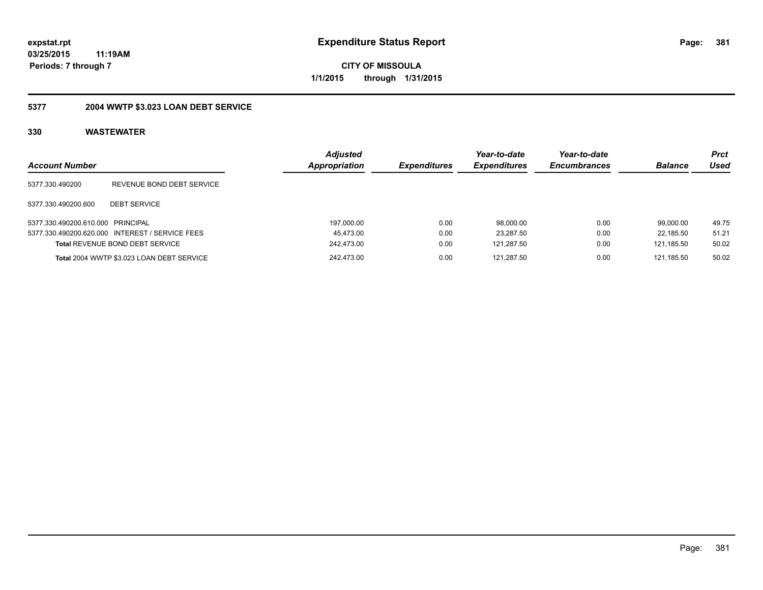**expstat.rpt**
**03/25/2015 11:19AM**
**Periods: 7 through 7**

# Expenditure Status Report

**CITY OF MISSOULA**
**1/1/2015 through 1/31/2015**

## 5377 2004 WWTP $3.023 LOAN DEBT SERVICE

### 330 WASTEWATER

| Account Number | | Adjusted Appropriation | Expenditures | Year-to-date Expenditures | Year-to-date Encumbrances | Balance | Prct Used |
|---|---|---|---|---|---|---|---|
| 5377.330.490200 | REVENUE BOND DEBT SERVICE | | | | | | |
| 5377.330.490200.600 | DEBT SERVICE | | | | | | |
| 5377.330.490200.610.000 | PRINCIPAL | 197,000.00 | 0.00 | 98,000.00 | 0.00 | 99,000.00 | 49.75 |
| 5377.330.490200.620.000 | INTEREST / SERVICE FEES | 45,473.00 | 0.00 | 23,287.50 | 0.00 | 22,185.50 | 51.21 |
| **Total** REVENUE BOND DEBT SERVICE | | 242,473.00 | 0.00 | 121,287.50 | 0.00 | 121,185.50 | 50.02 |
| **Total** 2004 WWTP $3.023 LOAN DEBT SERVICE | | 242,473.00 | 0.00 | 121,287.50 | 0.00 | 121,185.50 | 50.02 |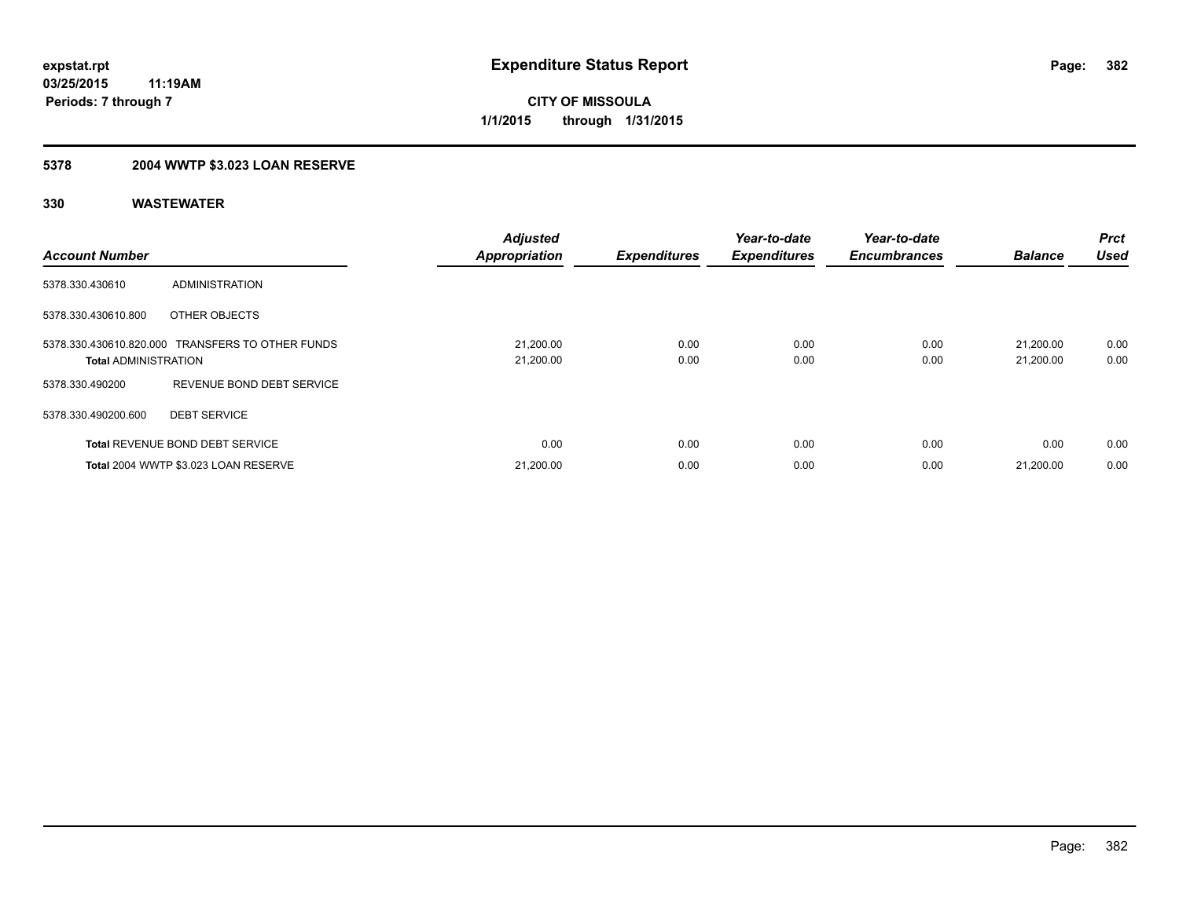**expstat.rpt**
**03/25/2015 11:19AM**
**Periods: 7 through 7**

# Expenditure Status Report

**CITY OF MISSOULA**
**1/1/2015 through 1/31/2015**

## 5378 2004 WWTP $3.023 LOAN RESERVE

### 330 WASTEWATER

| Account Number | | Adjusted Appropriation | Expenditures | Year-to-date Expenditures | Year-to-date Encumbrances | Balance | Prct Used |
|---|---|---|---|---|---|---|---|
| 5378.330.430610 | ADMINISTRATION | | | | | | |
| 5378.330.430610.800 | OTHER OBJECTS | | | | | | |
| 5378.330.430610.820.000 | TRANSFERS TO OTHER FUNDS | 21,200.00 | 0.00 | 0.00 | 0.00 | 21,200.00 | 0.00 |
| **Total** ADMINISTRATION | | 21,200.00 | 0.00 | 0.00 | 0.00 | 21,200.00 | 0.00 |
| 5378.330.490200 | REVENUE BOND DEBT SERVICE | | | | | | |
| 5378.330.490200.600 | DEBT SERVICE | | | | | | |
| **Total** REVENUE BOND DEBT SERVICE | | 0.00 | 0.00 | 0.00 | 0.00 | 0.00 | 0.00 |
| **Total** 2004 WWTP $3.023 LOAN RESERVE | | 21,200.00 | 0.00 | 0.00 | 0.00 | 21,200.00 | 0.00 |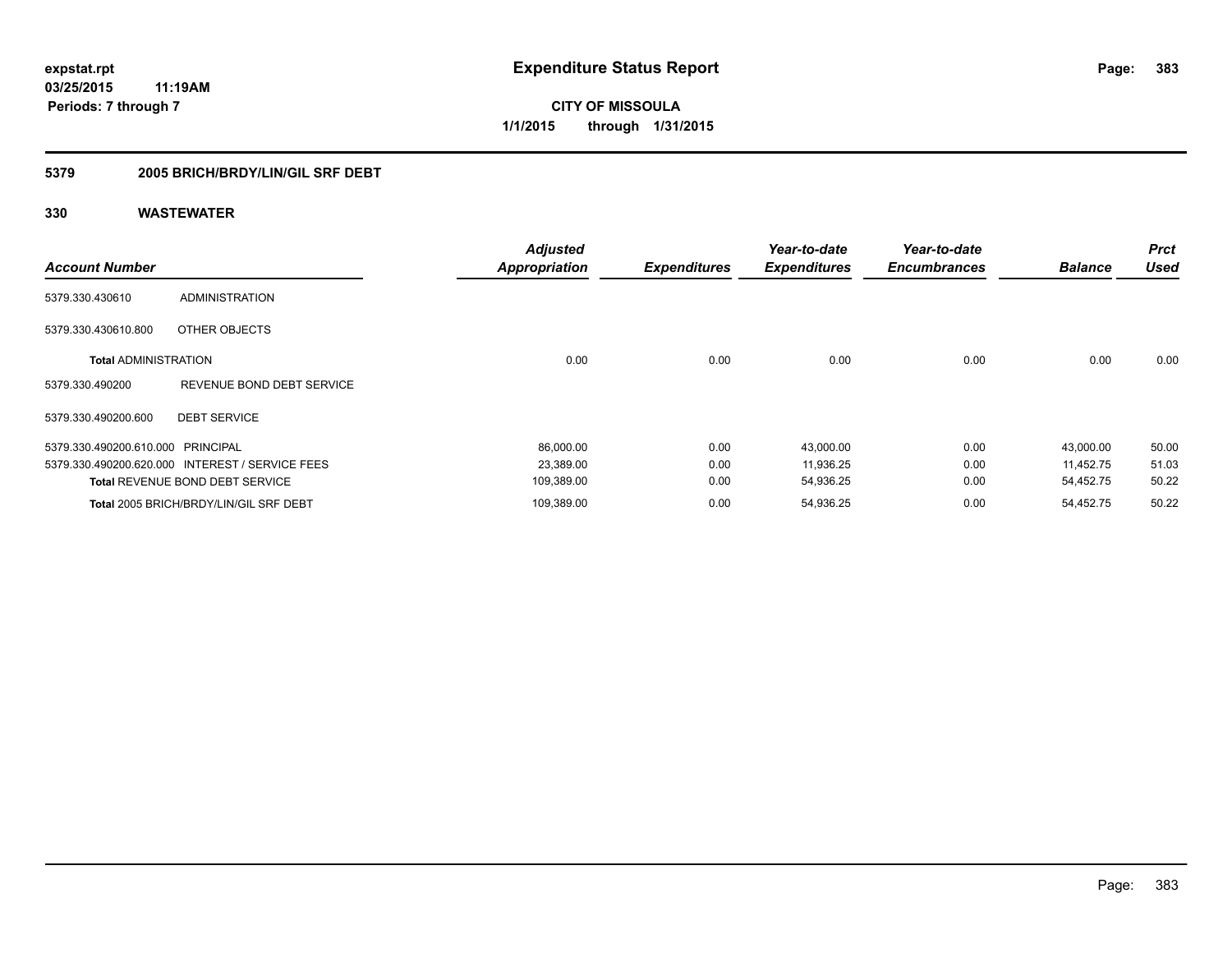# Expenditure Status Report

**CITY OF MISSOULA**

**1/1/2015 through 1/31/2015**

expstat.rpt
03/25/2015 11:19AM
Periods: 7 through 7

## 5379 2005 BRICH/BRDY/LIN/GIL SRF DEBT

### 330 WASTEWATER

| Account Number | | Adjusted Appropriation | Expenditures | Year-to-date Expenditures | Year-to-date Encumbrances | Balance | Prct Used |
|---|---|---|---|---|---|---|---|
| 5379.330.430610 | ADMINISTRATION | | | | | | |
| 5379.330.430610.800 | OTHER OBJECTS | | | | | | |
| **Total** ADMINISTRATION | | 0.00 | 0.00 | 0.00 | 0.00 | 0.00 | 0.00 |
| 5379.330.490200 | REVENUE BOND DEBT SERVICE | | | | | | |
| 5379.330.490200.600 | DEBT SERVICE | | | | | | |
| 5379.330.490200.610.000 | PRINCIPAL | 86,000.00 | 0.00 | 43,000.00 | 0.00 | 43,000.00 | 50.00 |
| 5379.330.490200.620.000 | INTEREST / SERVICE FEES | 23,389.00 | 0.00 | 11,936.25 | 0.00 | 11,452.75 | 51.03 |
| **Total** REVENUE BOND DEBT SERVICE | | 109,389.00 | 0.00 | 54,936.25 | 0.00 | 54,452.75 | 50.22 |
| **Total** 2005 BRICH/BRDY/LIN/GIL SRF DEBT | | 109,389.00 | 0.00 | 54,936.25 | 0.00 | 54,452.75 | 50.22 |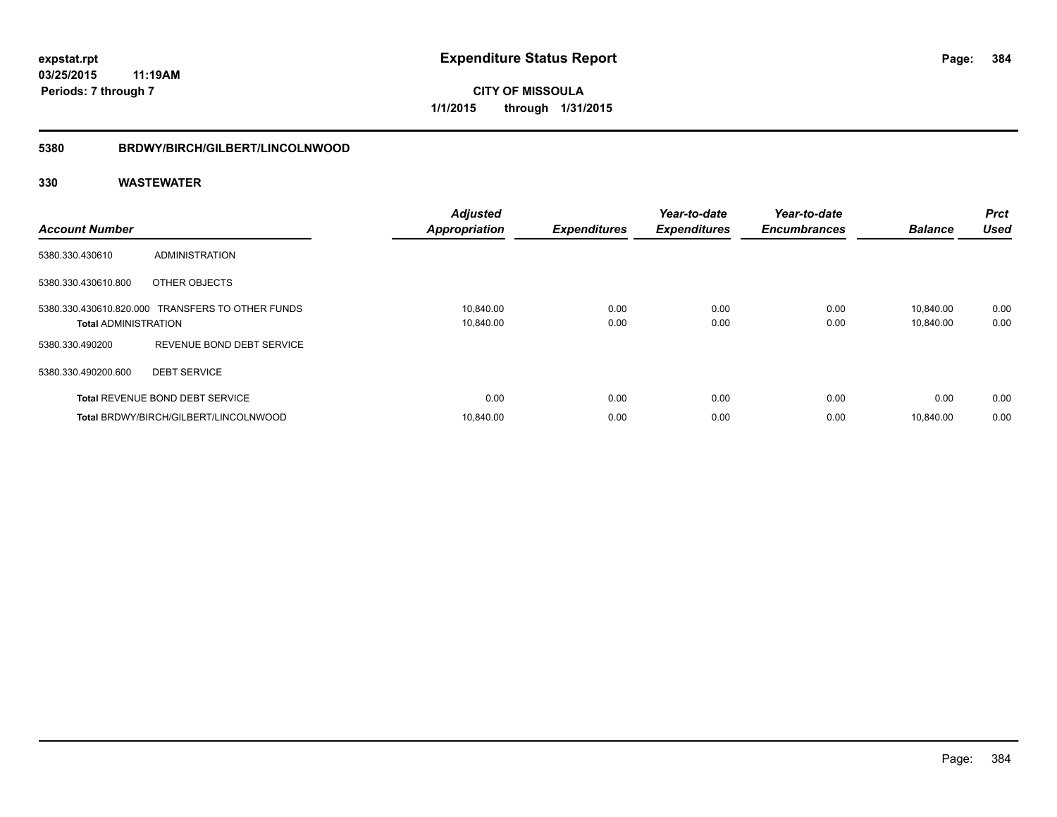**expstat.rpt**
**03/25/2015 11:19AM**
**Periods: 7 through 7**

# Expenditure Status Report

**CITY OF MISSOULA**
**1/1/2015 through 1/31/2015**

## 5380 BRDWY/BIRCH/GILBERT/LINCOLNWOOD

## 330 WASTEWATER

| Account Number | | Adjusted Appropriation | Expenditures | Year-to-date Expenditures | Year-to-date Encumbrances | Balance | Prct Used |
|---|---|---|---|---|---|---|---|
| 5380.330.430610 | ADMINISTRATION | | | | | | |
| 5380.330.430610.800 | OTHER OBJECTS | | | | | | |
| 5380.330.430610.820.000 | TRANSFERS TO OTHER FUNDS | 10,840.00 | 0.00 | 0.00 | 0.00 | 10,840.00 | 0.00 |
| **Total** ADMINISTRATION | | 10,840.00 | 0.00 | 0.00 | 0.00 | 10,840.00 | 0.00 |
| 5380.330.490200 | REVENUE BOND DEBT SERVICE | | | | | | |
| 5380.330.490200.600 | DEBT SERVICE | | | | | | |
| **Total** REVENUE BOND DEBT SERVICE | | 0.00 | 0.00 | 0.00 | 0.00 | 0.00 | 0.00 |
| **Total** BRDWY/BIRCH/GILBERT/LINCOLNWOOD | | 10,840.00 | 0.00 | 0.00 | 0.00 | 10,840.00 | 0.00 |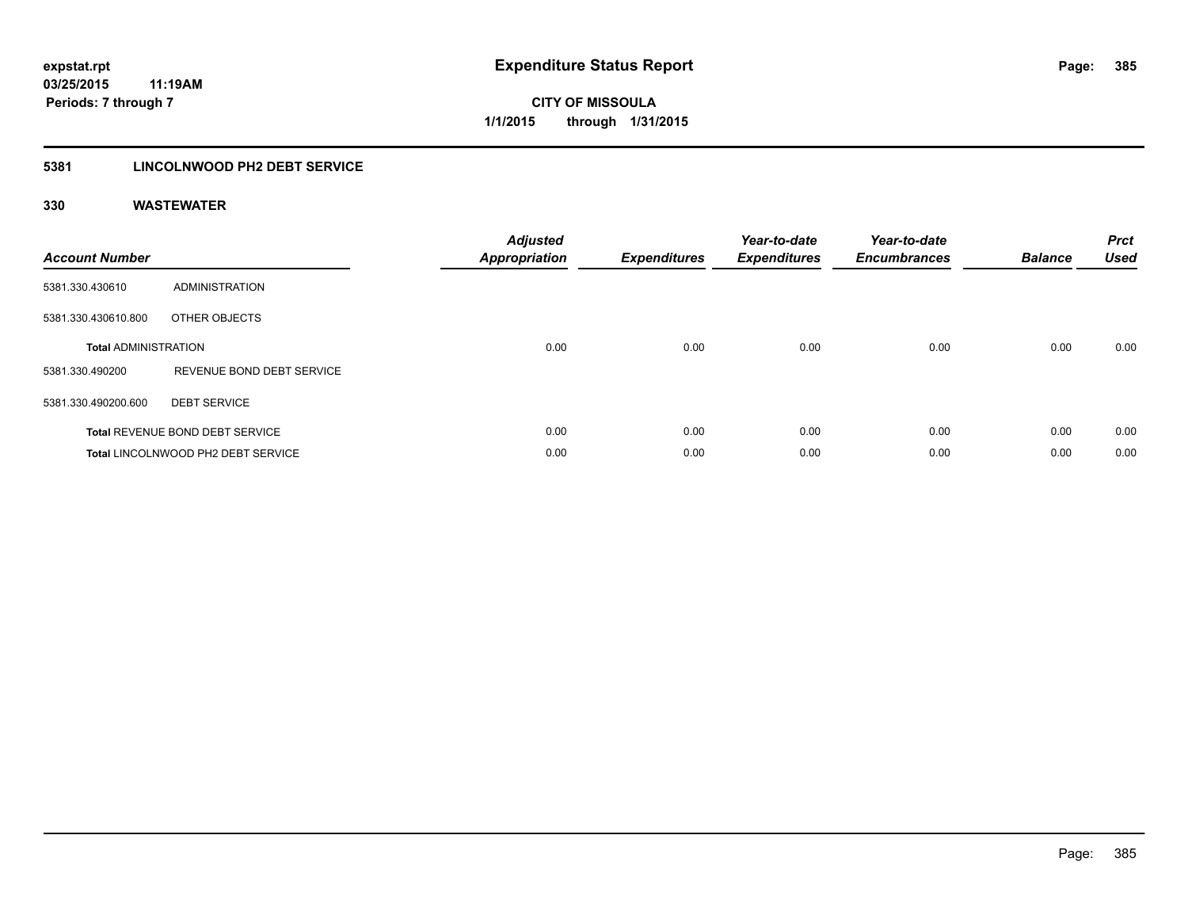# Expenditure Status Report

expstat.rpt
03/25/2015 11:19AM
Periods: 7 through 7

**CITY OF MISSOULA**
**1/1/2015 through 1/31/2015**

## 5381 LINCOLNWOOD PH2 DEBT SERVICE

### 330 WASTEWATER

| Account Number | | Adjusted Appropriation | Expenditures | Year-to-date Expenditures | Year-to-date Encumbrances | Balance | Prct Used |
|---|---|---|---|---|---|---|---|
| 5381.330.430610 | ADMINISTRATION | | | | | | |
| 5381.330.430610.800 | OTHER OBJECTS | | | | | | |
| **Total** ADMINISTRATION | | 0.00 | 0.00 | 0.00 | 0.00 | 0.00 | 0.00 |
| 5381.330.490200 | REVENUE BOND DEBT SERVICE | | | | | | |
| 5381.330.490200.600 | DEBT SERVICE | | | | | | |
| **Total** REVENUE BOND DEBT SERVICE | | 0.00 | 0.00 | 0.00 | 0.00 | 0.00 | 0.00 |
| **Total** LINCOLNWOOD PH2 DEBT SERVICE | | 0.00 | 0.00 | 0.00 | 0.00 | 0.00 | 0.00 |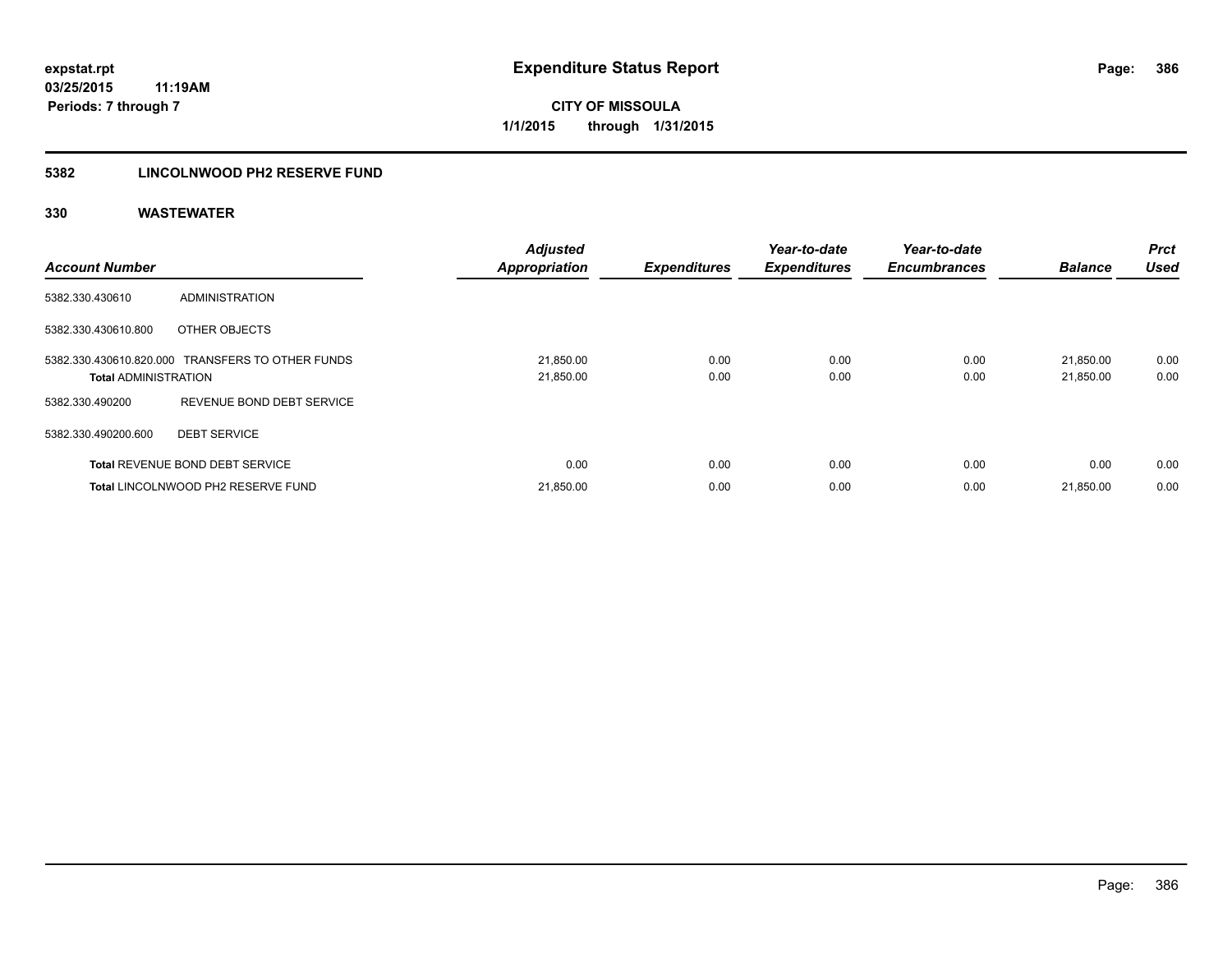# Expenditure Status Report

expstat.rpt
03/25/2015 11:19AM
Periods: 7 through 7

**CITY OF MISSOULA**
**1/1/2015 through 1/31/2015**

## 5382 LINCOLNWOOD PH2 RESERVE FUND

### 330 WASTEWATER

| Account Number | | Adjusted Appropriation | Expenditures | Year-to-date Expenditures | Year-to-date Encumbrances | Balance | Prct Used |
|---|---|---|---|---|---|---|---|
| 5382.330.430610 | ADMINISTRATION | | | | | | |
| 5382.330.430610.800 | OTHER OBJECTS | | | | | | |
| 5382.330.430610.820.000 | TRANSFERS TO OTHER FUNDS | 21,850.00 | 0.00 | 0.00 | 0.00 | 21,850.00 | 0.00 |
| **Total** ADMINISTRATION | | 21,850.00 | 0.00 | 0.00 | 0.00 | 21,850.00 | 0.00 |
| 5382.330.490200 | REVENUE BOND DEBT SERVICE | | | | | | |
| 5382.330.490200.600 | DEBT SERVICE | | | | | | |
| **Total** REVENUE BOND DEBT SERVICE | | 0.00 | 0.00 | 0.00 | 0.00 | 0.00 | 0.00 |
| **Total** LINCOLNWOOD PH2 RESERVE FUND | | 21,850.00 | 0.00 | 0.00 | 0.00 | 21,850.00 | 0.00 |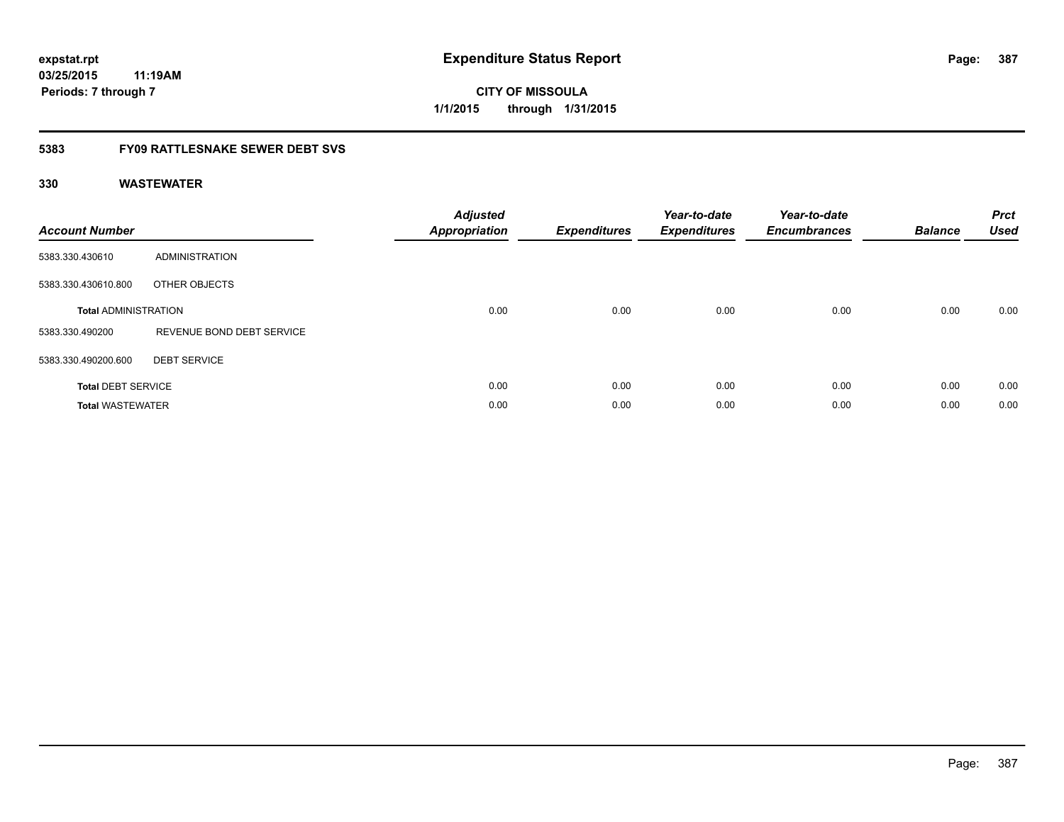expstat.rpt
03/25/2015 11:19AM
Periods: 7 through 7

# Expenditure Status Report

CITY OF MISSOULA
1/1/2015 through 1/31/2015

## 5383 FY09 RATTLESNAKE SEWER DEBT SVS

## 330 WASTEWATER

| Account Number | | Adjusted Appropriation | Expenditures | Year-to-date Expenditures | Year-to-date Encumbrances | Balance | Prct Used |
|---|---|---|---|---|---|---|---|
| 5383.330.430610 | ADMINISTRATION | | | | | | |
| 5383.330.430610.800 | OTHER OBJECTS | | | | | | |
| **Total** ADMINISTRATION | | 0.00 | 0.00 | 0.00 | 0.00 | 0.00 | 0.00 |
| 5383.330.490200 | REVENUE BOND DEBT SERVICE | | | | | | |
| 5383.330.490200.600 | DEBT SERVICE | | | | | | |
| **Total** DEBT SERVICE | | 0.00 | 0.00 | 0.00 | 0.00 | 0.00 | 0.00 |
| **Total** WASTEWATER | | 0.00 | 0.00 | 0.00 | 0.00 | 0.00 | 0.00 |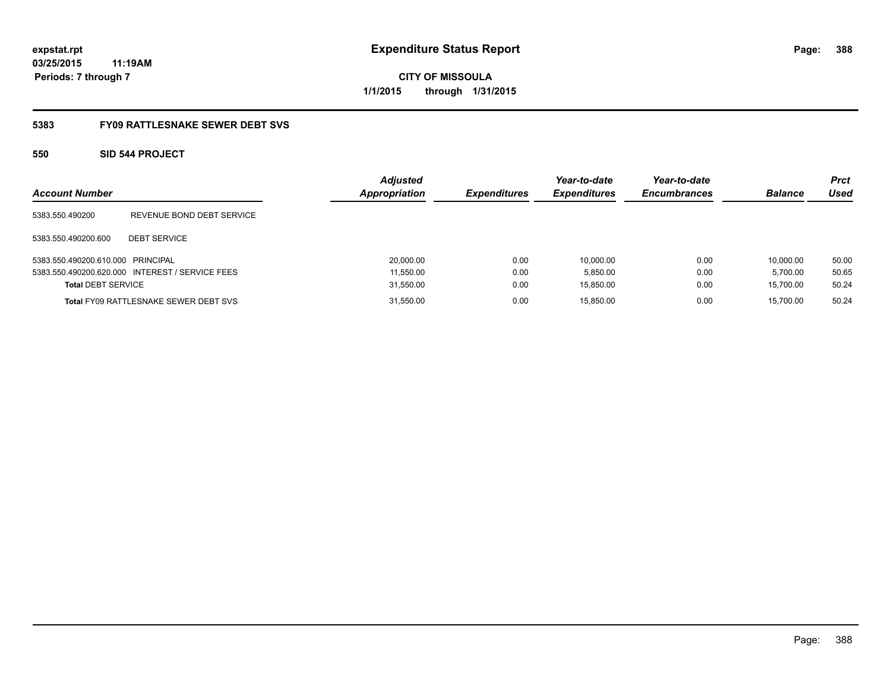expstat.rpt
03/25/2015 11:19AM
Periods: 7 through 7

# Expenditure Status Report

CITY OF MISSOULA
1/1/2015 through 1/31/2015

## 5383 FY09 RATTLESNAKE SEWER DEBT SVS

### 550 SID 544 PROJECT

| Account Number | | Adjusted Appropriation | Expenditures | Year-to-date Expenditures | Year-to-date Encumbrances | Balance | Prct Used |
|---|---|---|---|---|---|---|---|
| 5383.550.490200 | REVENUE BOND DEBT SERVICE | | | | | | |
| 5383.550.490200.600 | DEBT SERVICE | | | | | | |
| 5383.550.490200.610.000 | PRINCIPAL | 20,000.00 | 0.00 | 10,000.00 | 0.00 | 10,000.00 | 50.00 |
| 5383.550.490200.620.000 | INTEREST / SERVICE FEES | 11,550.00 | 0.00 | 5,850.00 | 0.00 | 5,700.00 | 50.65 |
| **Total** DEBT SERVICE | | 31,550.00 | 0.00 | 15,850.00 | 0.00 | 15,700.00 | 50.24 |
| **Total** FY09 RATTLESNAKE SEWER DEBT SVS | | 31,550.00 | 0.00 | 15,850.00 | 0.00 | 15,700.00 | 50.24 |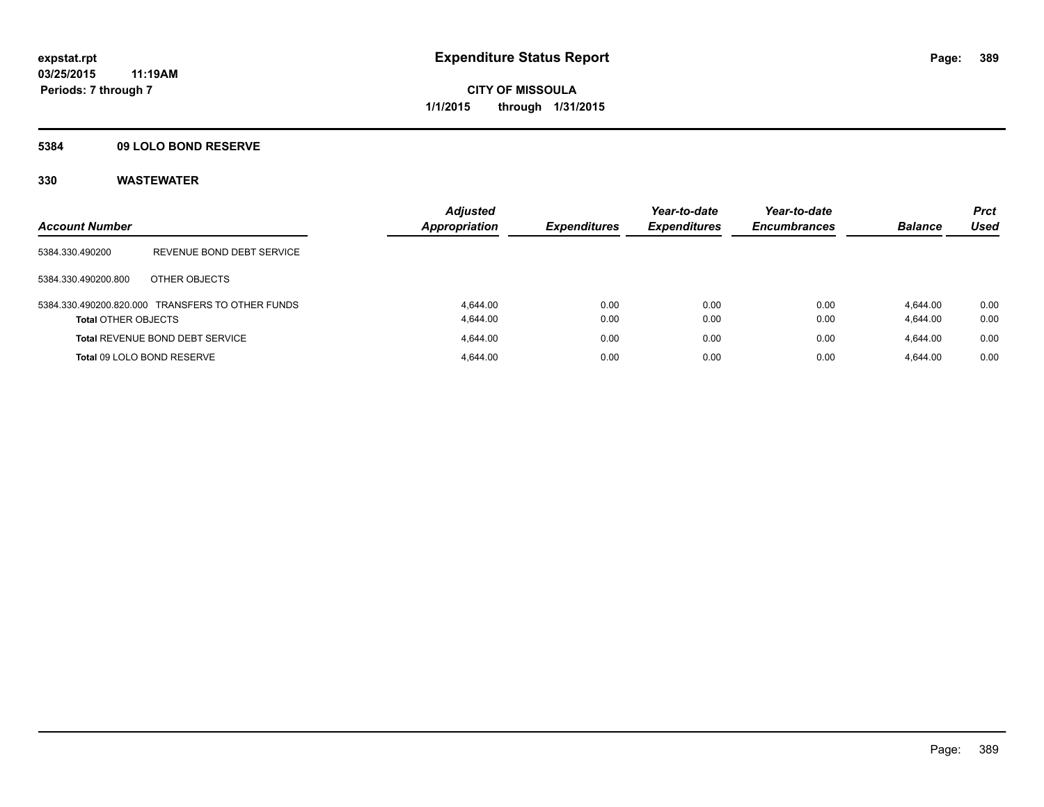# Expenditure Status Report

expstat.rpt
03/25/2015 11:19AM
Periods: 7 through 7

CITY OF MISSOULA
1/1/2015 through 1/31/2015

**5384 09 LOLO BOND RESERVE**

**330 WASTEWATER**

| Account Number | | Adjusted Appropriation | Expenditures | Year-to-date Expenditures | Year-to-date Encumbrances | Balance | Prct Used |
|---|---|---|---|---|---|---|---|
| 5384.330.490200 | REVENUE BOND DEBT SERVICE | | | | | | |
| 5384.330.490200.800 | OTHER OBJECTS | | | | | | |
| 5384.330.490200.820.000 | TRANSFERS TO OTHER FUNDS | 4,644.00 | 0.00 | 0.00 | 0.00 | 4,644.00 | 0.00 |
| **Total** OTHER OBJECTS | | 4,644.00 | 0.00 | 0.00 | 0.00 | 4,644.00 | 0.00 |
| **Total** REVENUE BOND DEBT SERVICE | | 4,644.00 | 0.00 | 0.00 | 0.00 | 4,644.00 | 0.00 |
| **Total** 09 LOLO BOND RESERVE | | 4,644.00 | 0.00 | 0.00 | 0.00 | 4,644.00 | 0.00 |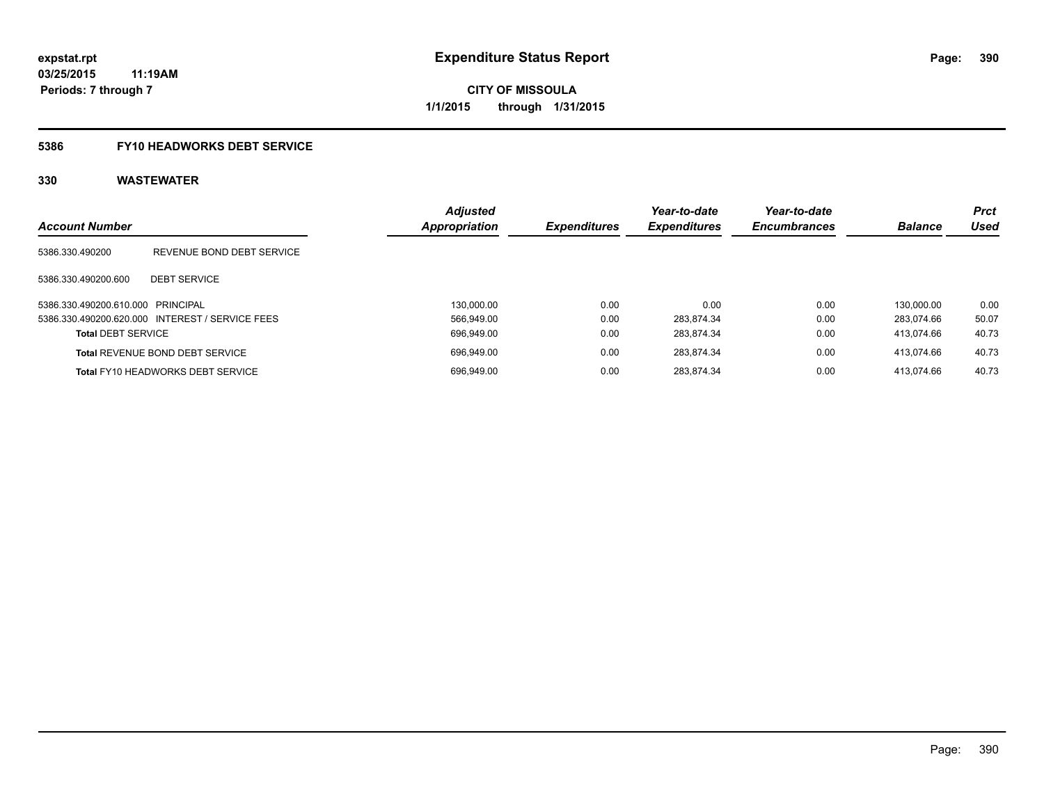# Expenditure Status Report

expstat.rpt
03/25/2015 11:19AM
Periods: 7 through 7

**CITY OF MISSOULA**
**1/1/2015 through 1/31/2015**

## 5386 FY10 HEADWORKS DEBT SERVICE

### 330 WASTEWATER

| Account Number | | Adjusted Appropriation | Expenditures | Year-to-date Expenditures | Year-to-date Encumbrances | Balance | Prct Used |
|---|---|---|---|---|---|---|---|
| 5386.330.490200 | REVENUE BOND DEBT SERVICE | | | | | | |
| 5386.330.490200.600 | DEBT SERVICE | | | | | | |
| 5386.330.490200.610.000 | PRINCIPAL | 130,000.00 | 0.00 | 0.00 | 0.00 | 130,000.00 | 0.00 |
| 5386.330.490200.620.000 | INTEREST / SERVICE FEES | 566,949.00 | 0.00 | 283,874.34 | 0.00 | 283,074.66 | 50.07 |
| **Total** DEBT SERVICE | | 696,949.00 | 0.00 | 283,874.34 | 0.00 | 413,074.66 | 40.73 |
| **Total** REVENUE BOND DEBT SERVICE | | 696,949.00 | 0.00 | 283,874.34 | 0.00 | 413,074.66 | 40.73 |
| **Total** FY10 HEADWORKS DEBT SERVICE | | 696,949.00 | 0.00 | 283,874.34 | 0.00 | 413,074.66 | 40.73 |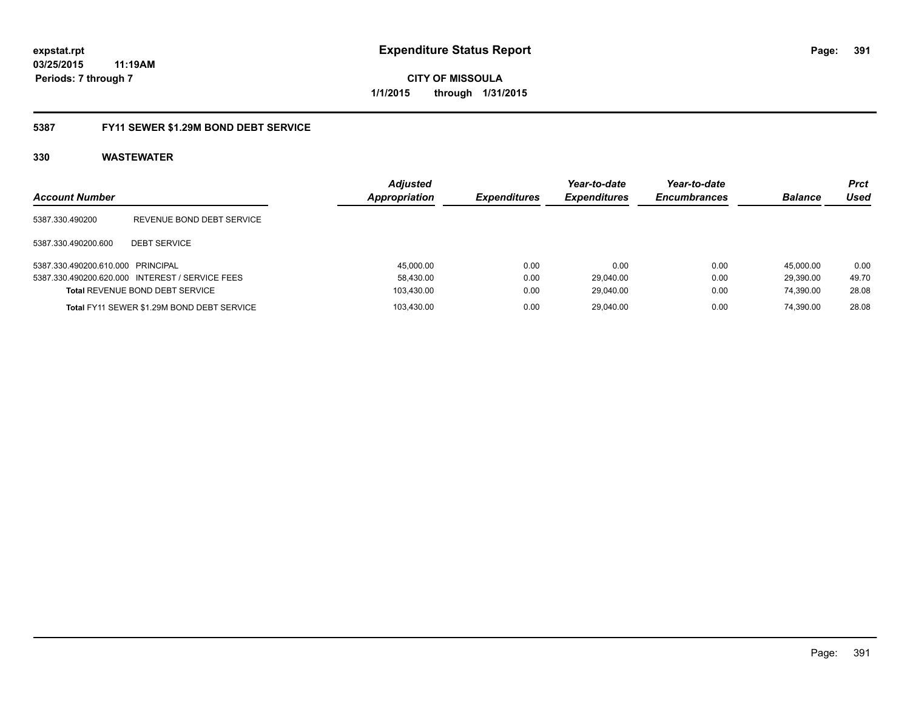**expstat.rpt**
**03/25/2015 11:19AM**
**Periods: 7 through 7**

# Expenditure Status Report

**CITY OF MISSOULA**
**1/1/2015 through 1/31/2015**

## 5387 FY11 SEWER $1.29M BOND DEBT SERVICE

### 330 WASTEWATER

| Account Number | | Adjusted Appropriation | Expenditures | Year-to-date Expenditures | Year-to-date Encumbrances | Balance | Prct Used |
|---|---|---|---|---|---|---|---|
| 5387.330.490200 | REVENUE BOND DEBT SERVICE | | | | | | |
| 5387.330.490200.600 | DEBT SERVICE | | | | | | |
| 5387.330.490200.610.000 | PRINCIPAL | 45,000.00 | 0.00 | 0.00 | 0.00 | 45,000.00 | 0.00 |
| 5387.330.490200.620.000 | INTEREST / SERVICE FEES | 58,430.00 | 0.00 | 29,040.00 | 0.00 | 29,390.00 | 49.70 |
| **Total** REVENUE BOND DEBT SERVICE | | 103,430.00 | 0.00 | 29,040.00 | 0.00 | 74,390.00 | 28.08 |
| **Total** FY11 SEWER $1.29M BOND DEBT SERVICE | | 103,430.00 | 0.00 | 29,040.00 | 0.00 | 74,390.00 | 28.08 |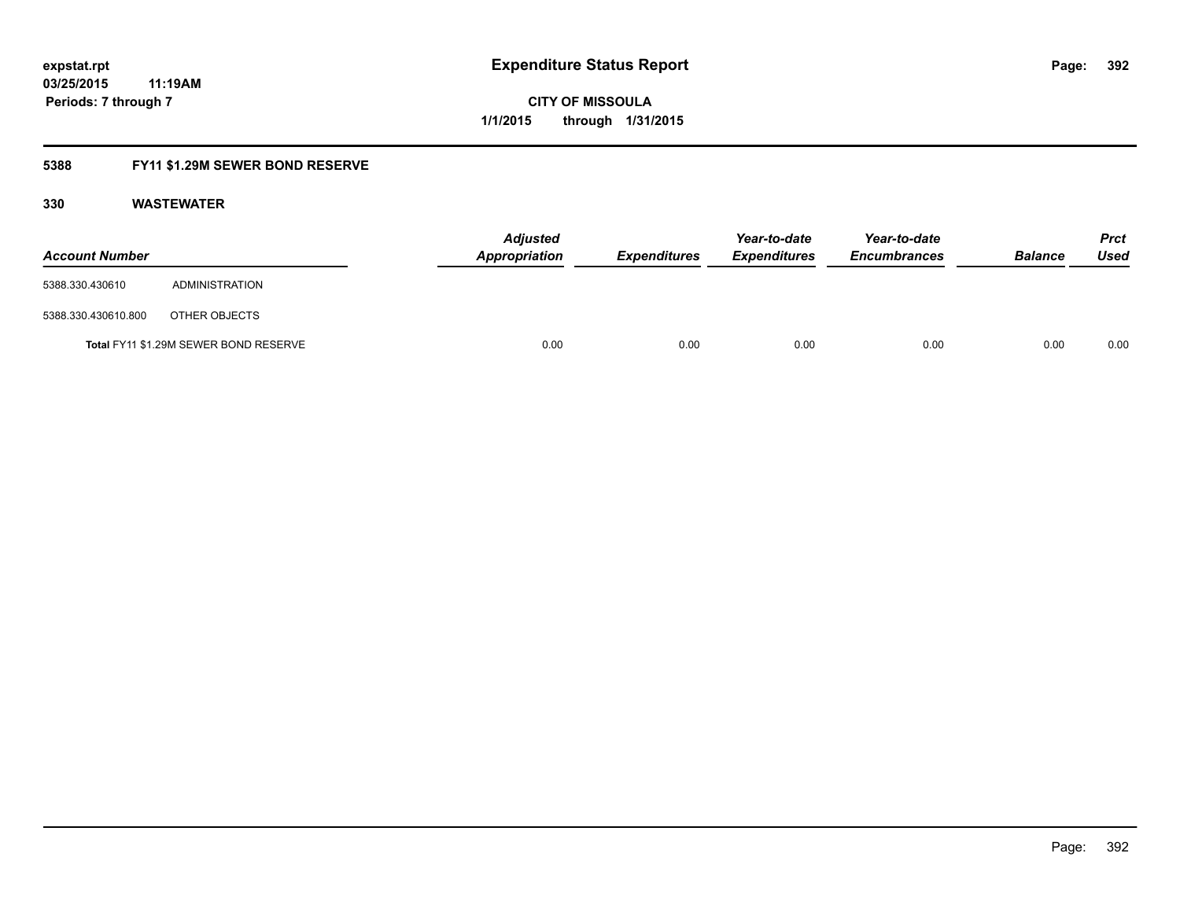# Expenditure Status Report

expstat.rpt
03/25/2015 11:19AM
Periods: 7 through 7

CITY OF MISSOULA
1/1/2015 through 1/31/2015

## 5388 FY11 $1.29M SEWER BOND RESERVE

### 330 WASTEWATER

| Account Number | | Adjusted Appropriation | Expenditures | Year-to-date Expenditures | Year-to-date Encumbrances | Balance | Prct Used |
|---|---|---|---|---|---|---|---|
| 5388.330.430610 | ADMINISTRATION | | | | | | |
| 5388.330.430610.800 | OTHER OBJECTS | | | | | | |
| Total FY11 $1.29M SEWER BOND RESERVE | | 0.00 | 0.00 | 0.00 | 0.00 | 0.00 | 0.00 |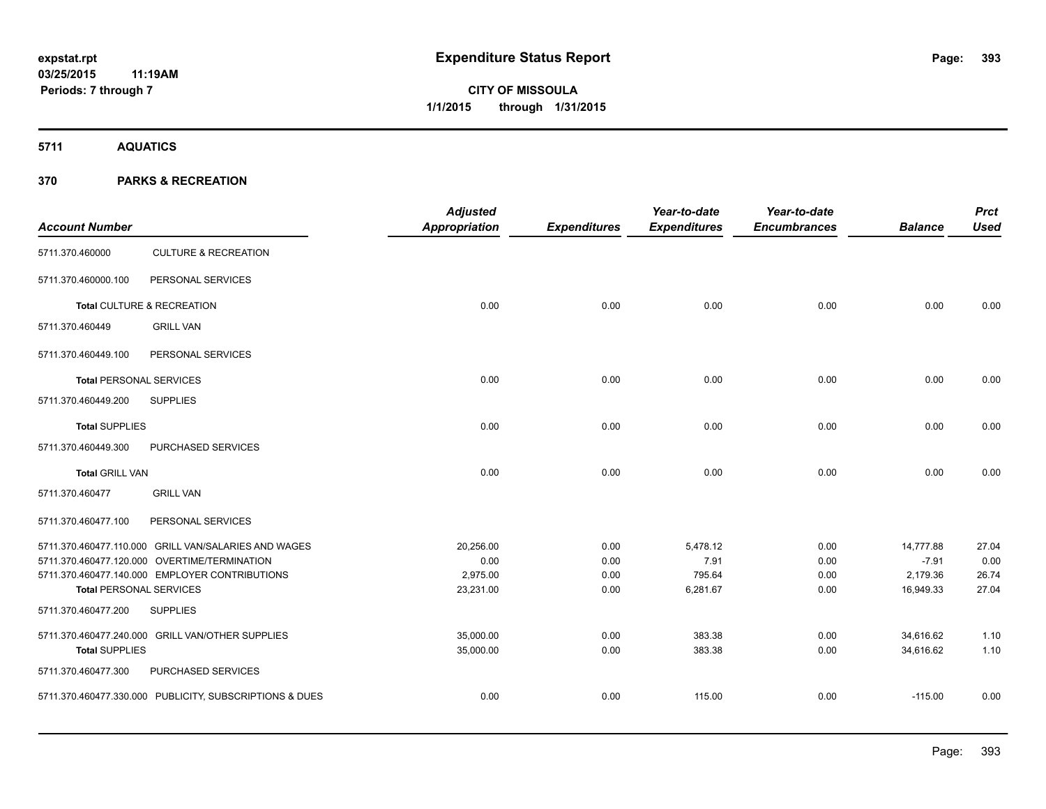expstat.rpt
03/25/2015 11:19AM
Periods: 7 through 7

# Expenditure Status Report

**CITY OF MISSOULA**
**1/1/2015 through 1/31/2015**

## 5711 AQUATICS

## 370 PARKS & RECREATION

| Account Number | | Adjusted Appropriation | Expenditures | Year-to-date Expenditures | Year-to-date Encumbrances | Balance | Prct Used |
|---|---|---|---|---|---|---|---|
| 5711.370.460000 | CULTURE & RECREATION | | | | | | |
| 5711.370.460000.100 | PERSONAL SERVICES | | | | | | |
| **Total** CULTURE & RECREATION | | 0.00 | 0.00 | 0.00 | 0.00 | 0.00 | 0.00 |
| 5711.370.460449 | GRILL VAN | | | | | | |
| 5711.370.460449.100 | PERSONAL SERVICES | | | | | | |
| **Total** PERSONAL SERVICES | | 0.00 | 0.00 | 0.00 | 0.00 | 0.00 | 0.00 |
| 5711.370.460449.200 | SUPPLIES | | | | | | |
| **Total** SUPPLIES | | 0.00 | 0.00 | 0.00 | 0.00 | 0.00 | 0.00 |
| 5711.370.460449.300 | PURCHASED SERVICES | | | | | | |
| **Total** GRILL VAN | | 0.00 | 0.00 | 0.00 | 0.00 | 0.00 | 0.00 |
| 5711.370.460477 | GRILL VAN | | | | | | |
| 5711.370.460477.100 | PERSONAL SERVICES | | | | | | |
| 5711.370.460477.110.000 | GRILL VAN/SALARIES AND WAGES | 20,256.00 | 0.00 | 5,478.12 | 0.00 | 14,777.88 | 27.04 |
| 5711.370.460477.120.000 | OVERTIME/TERMINATION | 0.00 | 0.00 | 7.91 | 0.00 | -7.91 | 0.00 |
| 5711.370.460477.140.000 | EMPLOYER CONTRIBUTIONS | 2,975.00 | 0.00 | 795.64 | 0.00 | 2,179.36 | 26.74 |
| **Total** PERSONAL SERVICES | | 23,231.00 | 0.00 | 6,281.67 | 0.00 | 16,949.33 | 27.04 |
| 5711.370.460477.200 | SUPPLIES | | | | | | |
| 5711.370.460477.240.000 | GRILL VAN/OTHER SUPPLIES | 35,000.00 | 0.00 | 383.38 | 0.00 | 34,616.62 | 1.10 |
| **Total** SUPPLIES | | 35,000.00 | 0.00 | 383.38 | 0.00 | 34,616.62 | 1.10 |
| 5711.370.460477.300 | PURCHASED SERVICES | | | | | | |
| 5711.370.460477.330.000 | PUBLICITY, SUBSCRIPTIONS & DUES | 0.00 | 0.00 | 115.00 | 0.00 | -115.00 | 0.00 |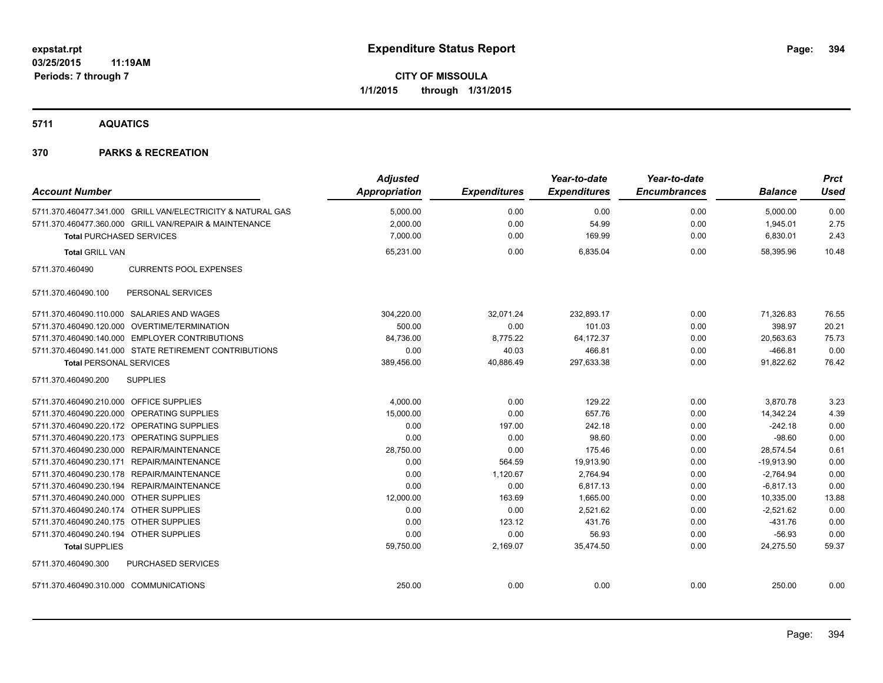**expstat.rpt**
**03/25/2015 11:19AM**
**Periods: 7 through 7**

# Expenditure Status Report

**CITY OF MISSOULA**
**1/1/2015 through 1/31/2015**

## 5711 AQUATICS

## 370 PARKS & RECREATION

| Account Number | Adjusted Appropriation | Expenditures | Year-to-date Expenditures | Year-to-date Encumbrances | Balance | Prct Used |
|---|---|---|---|---|---|---|
| 5711.370.460477.341.000 GRILL VAN/ELECTRICITY & NATURAL GAS | 5,000.00 | 0.00 | 0.00 | 0.00 | 5,000.00 | 0.00 |
| 5711.370.460477.360.000 GRILL VAN/REPAIR & MAINTENANCE | 2,000.00 | 0.00 | 54.99 | 0.00 | 1,945.01 | 2.75 |
| **Total** PURCHASED SERVICES | 7,000.00 | 0.00 | 169.99 | 0.00 | 6,830.01 | 2.43 |
| **Total** GRILL VAN | 65,231.00 | 0.00 | 6,835.04 | 0.00 | 58,395.96 | 10.48 |
| 5711.370.460490 CURRENTS POOL EXPENSES | | | | | | |
| 5711.370.460490.100 PERSONAL SERVICES | | | | | | |
| 5711.370.460490.110.000 SALARIES AND WAGES | 304,220.00 | 32,071.24 | 232,893.17 | 0.00 | 71,326.83 | 76.55 |
| 5711.370.460490.120.000 OVERTIME/TERMINATION | 500.00 | 0.00 | 101.03 | 0.00 | 398.97 | 20.21 |
| 5711.370.460490.140.000 EMPLOYER CONTRIBUTIONS | 84,736.00 | 8,775.22 | 64,172.37 | 0.00 | 20,563.63 | 75.73 |
| 5711.370.460490.141.000 STATE RETIREMENT CONTRIBUTIONS | 0.00 | 40.03 | 466.81 | 0.00 | -466.81 | 0.00 |
| **Total** PERSONAL SERVICES | 389,456.00 | 40,886.49 | 297,633.38 | 0.00 | 91,822.62 | 76.42 |
| 5711.370.460490.200 SUPPLIES | | | | | | |
| 5711.370.460490.210.000 OFFICE SUPPLIES | 4,000.00 | 0.00 | 129.22 | 0.00 | 3,870.78 | 3.23 |
| 5711.370.460490.220.000 OPERATING SUPPLIES | 15,000.00 | 0.00 | 657.76 | 0.00 | 14,342.24 | 4.39 |
| 5711.370.460490.220.172 OPERATING SUPPLIES | 0.00 | 197.00 | 242.18 | 0.00 | -242.18 | 0.00 |
| 5711.370.460490.220.173 OPERATING SUPPLIES | 0.00 | 0.00 | 98.60 | 0.00 | -98.60 | 0.00 |
| 5711.370.460490.230.000 REPAIR/MAINTENANCE | 28,750.00 | 0.00 | 175.46 | 0.00 | 28,574.54 | 0.61 |
| 5711.370.460490.230.171 REPAIR/MAINTENANCE | 0.00 | 564.59 | 19,913.90 | 0.00 | -19,913.90 | 0.00 |
| 5711.370.460490.230.178 REPAIR/MAINTENANCE | 0.00 | 1,120.67 | 2,764.94 | 0.00 | -2,764.94 | 0.00 |
| 5711.370.460490.230.194 REPAIR/MAINTENANCE | 0.00 | 0.00 | 6,817.13 | 0.00 | -6,817.13 | 0.00 |
| 5711.370.460490.240.000 OTHER SUPPLIES | 12,000.00 | 163.69 | 1,665.00 | 0.00 | 10,335.00 | 13.88 |
| 5711.370.460490.240.174 OTHER SUPPLIES | 0.00 | 0.00 | 2,521.62 | 0.00 | -2,521.62 | 0.00 |
| 5711.370.460490.240.175 OTHER SUPPLIES | 0.00 | 123.12 | 431.76 | 0.00 | -431.76 | 0.00 |
| 5711.370.460490.240.194 OTHER SUPPLIES | 0.00 | 0.00 | 56.93 | 0.00 | -56.93 | 0.00 |
| **Total** SUPPLIES | 59,750.00 | 2,169.07 | 35,474.50 | 0.00 | 24,275.50 | 59.37 |
| 5711.370.460490.300 PURCHASED SERVICES | | | | | | |
| 5711.370.460490.310.000 COMMUNICATIONS | 250.00 | 0.00 | 0.00 | 0.00 | 250.00 | 0.00 |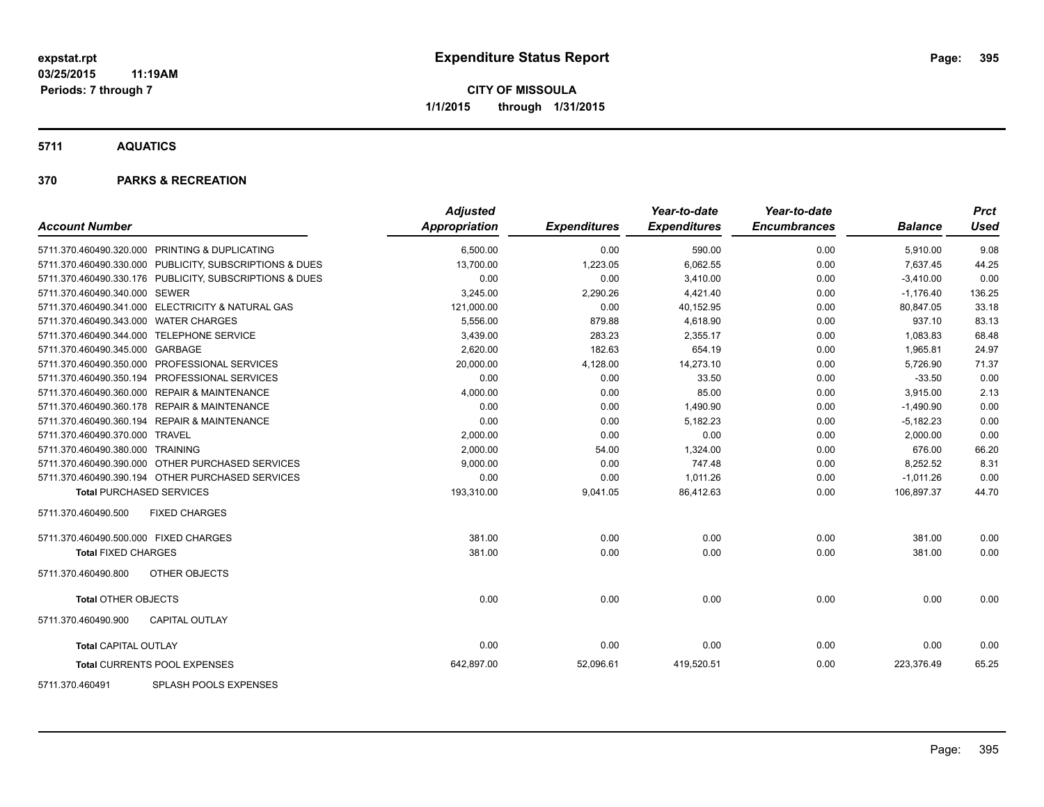**expstat.rpt**
**03/25/2015 11:19AM**
**Periods: 7 through 7**

# Expenditure Status Report

**CITY OF MISSOULA**
**1/1/2015 through 1/31/2015**

## 5711 AQUATICS

## 370 PARKS & RECREATION

| Account Number | | Adjusted Appropriation | Expenditures | Year-to-date Expenditures | Year-to-date Encumbrances | Balance | Prct Used |
|---|---|---|---|---|---|---|---|
| 5711.370.460490.320.000 | PRINTING & DUPLICATING | 6,500.00 | 0.00 | 590.00 | 0.00 | 5,910.00 | 9.08 |
| 5711.370.460490.330.000 | PUBLICITY, SUBSCRIPTIONS & DUES | 13,700.00 | 1,223.05 | 6,062.55 | 0.00 | 7,637.45 | 44.25 |
| 5711.370.460490.330.176 | PUBLICITY, SUBSCRIPTIONS & DUES | 0.00 | 0.00 | 3,410.00 | 0.00 | -3,410.00 | 0.00 |
| 5711.370.460490.340.000 | SEWER | 3,245.00 | 2,290.26 | 4,421.40 | 0.00 | -1,176.40 | 136.25 |
| 5711.370.460490.341.000 | ELECTRICITY & NATURAL GAS | 121,000.00 | 0.00 | 40,152.95 | 0.00 | 80,847.05 | 33.18 |
| 5711.370.460490.343.000 | WATER CHARGES | 5,556.00 | 879.88 | 4,618.90 | 0.00 | 937.10 | 83.13 |
| 5711.370.460490.344.000 | TELEPHONE SERVICE | 3,439.00 | 283.23 | 2,355.17 | 0.00 | 1,083.83 | 68.48 |
| 5711.370.460490.345.000 | GARBAGE | 2,620.00 | 182.63 | 654.19 | 0.00 | 1,965.81 | 24.97 |
| 5711.370.460490.350.000 | PROFESSIONAL SERVICES | 20,000.00 | 4,128.00 | 14,273.10 | 0.00 | 5,726.90 | 71.37 |
| 5711.370.460490.350.194 | PROFESSIONAL SERVICES | 0.00 | 0.00 | 33.50 | 0.00 | -33.50 | 0.00 |
| 5711.370.460490.360.000 | REPAIR & MAINTENANCE | 4,000.00 | 0.00 | 85.00 | 0.00 | 3,915.00 | 2.13 |
| 5711.370.460490.360.178 | REPAIR & MAINTENANCE | 0.00 | 0.00 | 1,490.90 | 0.00 | -1,490.90 | 0.00 |
| 5711.370.460490.360.194 | REPAIR & MAINTENANCE | 0.00 | 0.00 | 5,182.23 | 0.00 | -5,182.23 | 0.00 |
| 5711.370.460490.370.000 | TRAVEL | 2,000.00 | 0.00 | 0.00 | 0.00 | 2,000.00 | 0.00 |
| 5711.370.460490.380.000 | TRAINING | 2,000.00 | 54.00 | 1,324.00 | 0.00 | 676.00 | 66.20 |
| 5711.370.460490.390.000 | OTHER PURCHASED SERVICES | 9,000.00 | 0.00 | 747.48 | 0.00 | 8,252.52 | 8.31 |
| 5711.370.460490.390.194 | OTHER PURCHASED SERVICES | 0.00 | 0.00 | 1,011.26 | 0.00 | -1,011.26 | 0.00 |
| **Total** PURCHASED SERVICES | | 193,310.00 | 9,041.05 | 86,412.63 | 0.00 | 106,897.37 | 44.70 |
| 5711.370.460490.500 | FIXED CHARGES | | | | | | |
| 5711.370.460490.500.000 | FIXED CHARGES | 381.00 | 0.00 | 0.00 | 0.00 | 381.00 | 0.00 |
| **Total** FIXED CHARGES | | 381.00 | 0.00 | 0.00 | 0.00 | 381.00 | 0.00 |
| 5711.370.460490.800 | OTHER OBJECTS | | | | | | |
| **Total** OTHER OBJECTS | | 0.00 | 0.00 | 0.00 | 0.00 | 0.00 | 0.00 |
| 5711.370.460490.900 | CAPITAL OUTLAY | | | | | | |
| **Total** CAPITAL OUTLAY | | 0.00 | 0.00 | 0.00 | 0.00 | 0.00 | 0.00 |
| **Total** CURRENTS POOL EXPENSES | | 642,897.00 | 52,096.61 | 419,520.51 | 0.00 | 223,376.49 | 65.25 |
| 5711.370.460491 | SPLASH POOLS EXPENSES | | | | | | |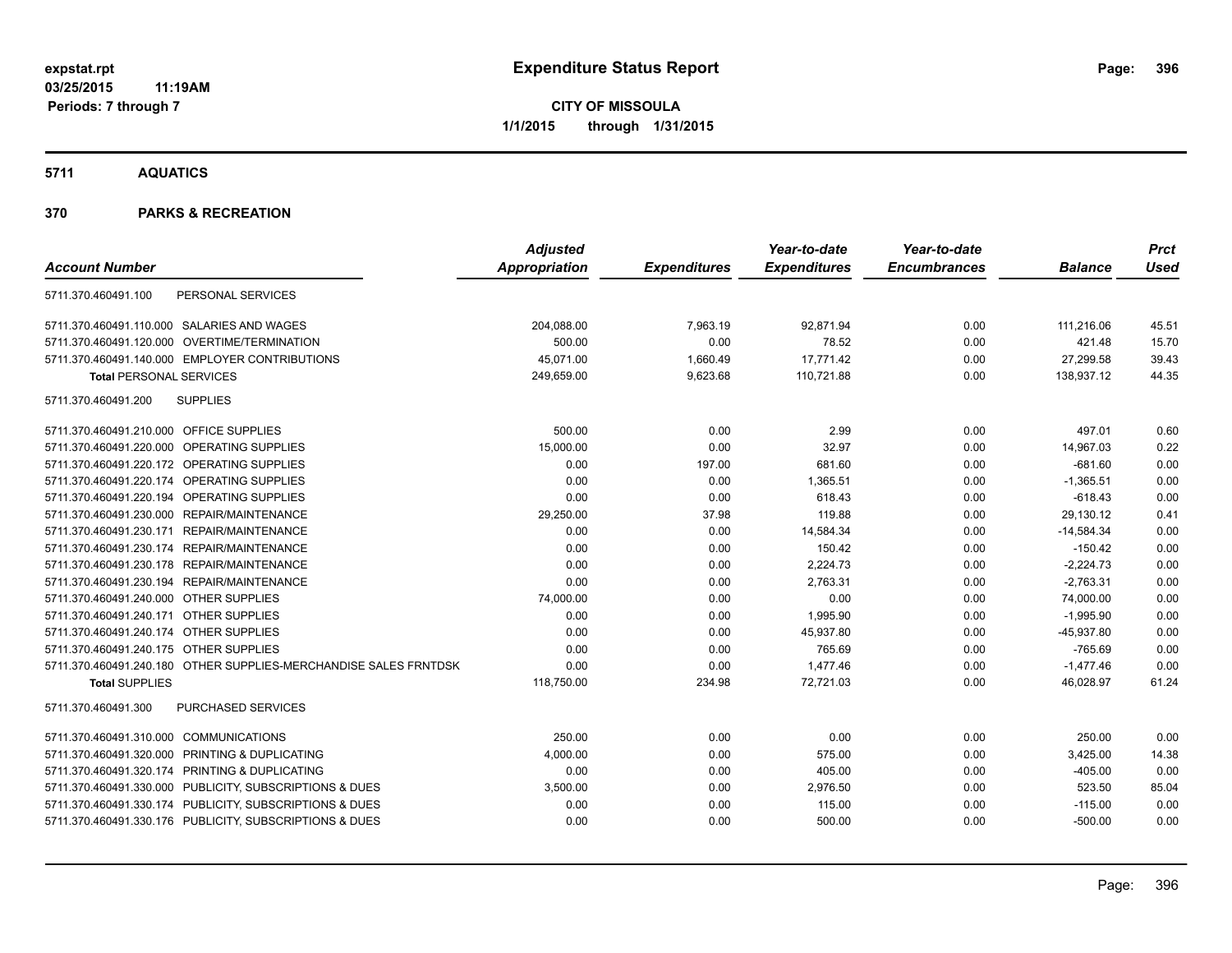**Expenditure Status Report**

**CITY OF MISSOULA**

**1/1/2015 through 1/31/2015**

expstat.rpt
03/25/2015 11:19AM
Periods: 7 through 7

## 5711 AQUATICS

## 370 PARKS & RECREATION

| Account Number | | Adjusted Appropriation | Expenditures | Year-to-date Expenditures | Year-to-date Encumbrances | Balance | Prct Used |
|---|---|---|---|---|---|---|---|
| 5711.370.460491.100 | PERSONAL SERVICES | | | | | | |
| 5711.370.460491.110.000 | SALARIES AND WAGES | 204,088.00 | 7,963.19 | 92,871.94 | 0.00 | 111,216.06 | 45.51 |
| 5711.370.460491.120.000 | OVERTIME/TERMINATION | 500.00 | 0.00 | 78.52 | 0.00 | 421.48 | 15.70 |
| 5711.370.460491.140.000 | EMPLOYER CONTRIBUTIONS | 45,071.00 | 1,660.49 | 17,771.42 | 0.00 | 27,299.58 | 39.43 |
| **Total** PERSONAL SERVICES | | 249,659.00 | 9,623.68 | 110,721.88 | 0.00 | 138,937.12 | 44.35 |
| 5711.370.460491.200 | SUPPLIES | | | | | | |
| 5711.370.460491.210.000 | OFFICE SUPPLIES | 500.00 | 0.00 | 2.99 | 0.00 | 497.01 | 0.60 |
| 5711.370.460491.220.000 | OPERATING SUPPLIES | 15,000.00 | 0.00 | 32.97 | 0.00 | 14,967.03 | 0.22 |
| 5711.370.460491.220.172 | OPERATING SUPPLIES | 0.00 | 197.00 | 681.60 | 0.00 | -681.60 | 0.00 |
| 5711.370.460491.220.174 | OPERATING SUPPLIES | 0.00 | 0.00 | 1,365.51 | 0.00 | -1,365.51 | 0.00 |
| 5711.370.460491.220.194 | OPERATING SUPPLIES | 0.00 | 0.00 | 618.43 | 0.00 | -618.43 | 0.00 |
| 5711.370.460491.230.000 | REPAIR/MAINTENANCE | 29,250.00 | 37.98 | 119.88 | 0.00 | 29,130.12 | 0.41 |
| 5711.370.460491.230.171 | REPAIR/MAINTENANCE | 0.00 | 0.00 | 14,584.34 | 0.00 | -14,584.34 | 0.00 |
| 5711.370.460491.230.174 | REPAIR/MAINTENANCE | 0.00 | 0.00 | 150.42 | 0.00 | -150.42 | 0.00 |
| 5711.370.460491.230.178 | REPAIR/MAINTENANCE | 0.00 | 0.00 | 2,224.73 | 0.00 | -2,224.73 | 0.00 |
| 5711.370.460491.230.194 | REPAIR/MAINTENANCE | 0.00 | 0.00 | 2,763.31 | 0.00 | -2,763.31 | 0.00 |
| 5711.370.460491.240.000 | OTHER SUPPLIES | 74,000.00 | 0.00 | 0.00 | 0.00 | 74,000.00 | 0.00 |
| 5711.370.460491.240.171 | OTHER SUPPLIES | 0.00 | 0.00 | 1,995.90 | 0.00 | -1,995.90 | 0.00 |
| 5711.370.460491.240.174 | OTHER SUPPLIES | 0.00 | 0.00 | 45,937.80 | 0.00 | -45,937.80 | 0.00 |
| 5711.370.460491.240.175 | OTHER SUPPLIES | 0.00 | 0.00 | 765.69 | 0.00 | -765.69 | 0.00 |
| 5711.370.460491.240.180 | OTHER SUPPLIES-MERCHANDISE SALES FRNTDSK | 0.00 | 0.00 | 1,477.46 | 0.00 | -1,477.46 | 0.00 |
| **Total** SUPPLIES | | 118,750.00 | 234.98 | 72,721.03 | 0.00 | 46,028.97 | 61.24 |
| 5711.370.460491.300 | PURCHASED SERVICES | | | | | | |
| 5711.370.460491.310.000 | COMMUNICATIONS | 250.00 | 0.00 | 0.00 | 0.00 | 250.00 | 0.00 |
| 5711.370.460491.320.000 | PRINTING & DUPLICATING | 4,000.00 | 0.00 | 575.00 | 0.00 | 3,425.00 | 14.38 |
| 5711.370.460491.320.174 | PRINTING & DUPLICATING | 0.00 | 0.00 | 405.00 | 0.00 | -405.00 | 0.00 |
| 5711.370.460491.330.000 | PUBLICITY, SUBSCRIPTIONS & DUES | 3,500.00 | 0.00 | 2,976.50 | 0.00 | 523.50 | 85.04 |
| 5711.370.460491.330.174 | PUBLICITY, SUBSCRIPTIONS & DUES | 0.00 | 0.00 | 115.00 | 0.00 | -115.00 | 0.00 |
| 5711.370.460491.330.176 | PUBLICITY, SUBSCRIPTIONS & DUES | 0.00 | 0.00 | 500.00 | 0.00 | -500.00 | 0.00 |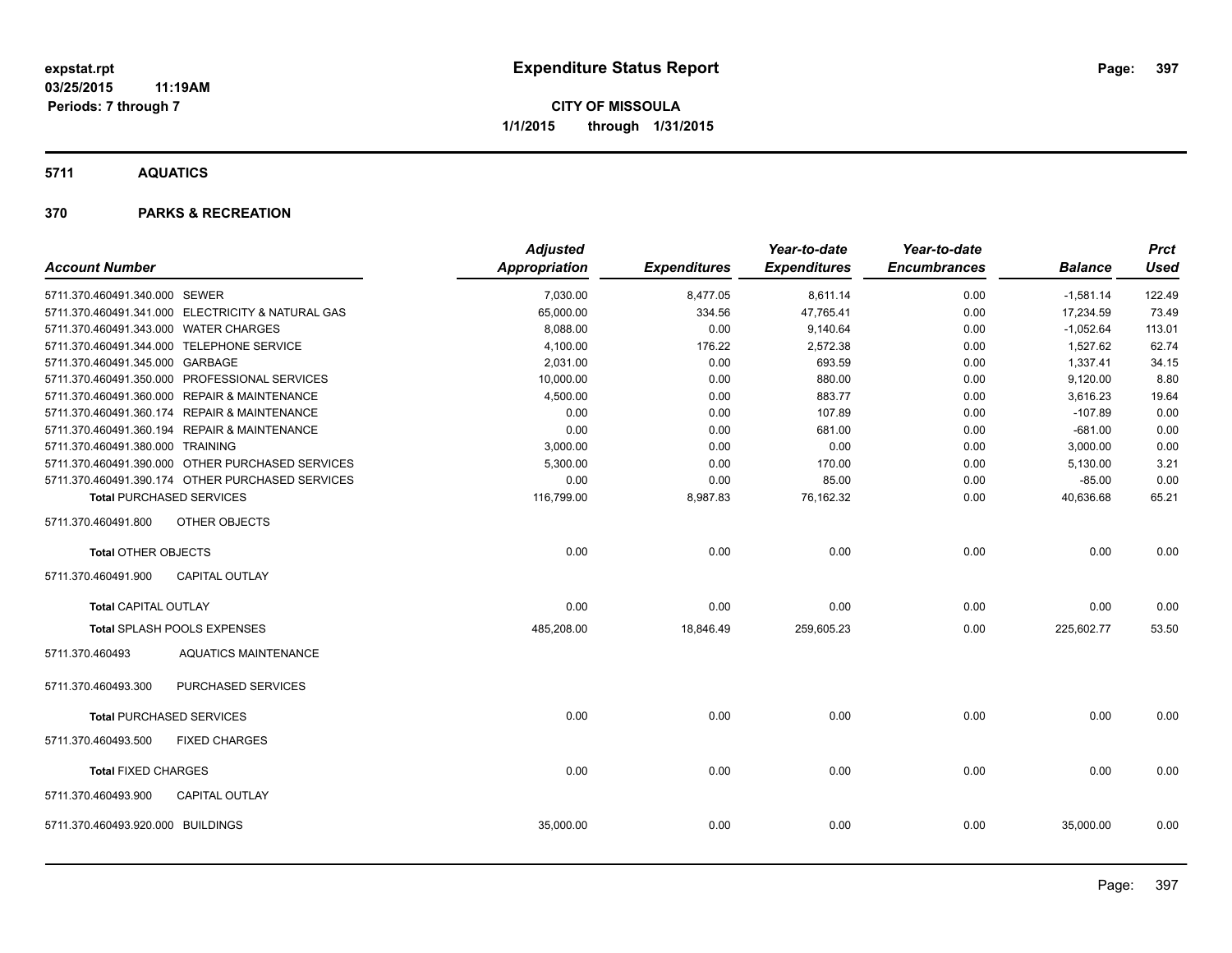# Expenditure Status Report

**CITY OF MISSOULA**
**1/1/2015 through 1/31/2015**

expstat.rpt
03/25/2015 11:19AM
Periods: 7 through 7

## 5711 AQUATICS

### 370 PARKS & RECREATION

| Account Number | Adjusted Appropriation | Expenditures | Year-to-date Expenditures | Year-to-date Encumbrances | Balance | Prct Used |
|---|---|---|---|---|---|---|
| 5711.370.460491.340.000 SEWER | 7,030.00 | 8,477.05 | 8,611.14 | 0.00 | -1,581.14 | 122.49 |
| 5711.370.460491.341.000 ELECTRICITY & NATURAL GAS | 65,000.00 | 334.56 | 47,765.41 | 0.00 | 17,234.59 | 73.49 |
| 5711.370.460491.343.000 WATER CHARGES | 8,088.00 | 0.00 | 9,140.64 | 0.00 | -1,052.64 | 113.01 |
| 5711.370.460491.344.000 TELEPHONE SERVICE | 4,100.00 | 176.22 | 2,572.38 | 0.00 | 1,527.62 | 62.74 |
| 5711.370.460491.345.000 GARBAGE | 2,031.00 | 0.00 | 693.59 | 0.00 | 1,337.41 | 34.15 |
| 5711.370.460491.350.000 PROFESSIONAL SERVICES | 10,000.00 | 0.00 | 880.00 | 0.00 | 9,120.00 | 8.80 |
| 5711.370.460491.360.000 REPAIR & MAINTENANCE | 4,500.00 | 0.00 | 883.77 | 0.00 | 3,616.23 | 19.64 |
| 5711.370.460491.360.174 REPAIR & MAINTENANCE | 0.00 | 0.00 | 107.89 | 0.00 | -107.89 | 0.00 |
| 5711.370.460491.360.194 REPAIR & MAINTENANCE | 0.00 | 0.00 | 681.00 | 0.00 | -681.00 | 0.00 |
| 5711.370.460491.380.000 TRAINING | 3,000.00 | 0.00 | 0.00 | 0.00 | 3,000.00 | 0.00 |
| 5711.370.460491.390.000 OTHER PURCHASED SERVICES | 5,300.00 | 0.00 | 170.00 | 0.00 | 5,130.00 | 3.21 |
| 5711.370.460491.390.174 OTHER PURCHASED SERVICES | 0.00 | 0.00 | 85.00 | 0.00 | -85.00 | 0.00 |
| **Total** PURCHASED SERVICES | 116,799.00 | 8,987.83 | 76,162.32 | 0.00 | 40,636.68 | 65.21 |
| 5711.370.460491.800 OTHER OBJECTS | | | | | | |
| **Total** OTHER OBJECTS | 0.00 | 0.00 | 0.00 | 0.00 | 0.00 | 0.00 |
| 5711.370.460491.900 CAPITAL OUTLAY | | | | | | |
| **Total** CAPITAL OUTLAY | 0.00 | 0.00 | 0.00 | 0.00 | 0.00 | 0.00 |
| **Total** SPLASH POOLS EXPENSES | 485,208.00 | 18,846.49 | 259,605.23 | 0.00 | 225,602.77 | 53.50 |
| 5711.370.460493 AQUATICS MAINTENANCE | | | | | | |
| 5711.370.460493.300 PURCHASED SERVICES | | | | | | |
| **Total** PURCHASED SERVICES | 0.00 | 0.00 | 0.00 | 0.00 | 0.00 | 0.00 |
| 5711.370.460493.500 FIXED CHARGES | | | | | | |
| **Total** FIXED CHARGES | 0.00 | 0.00 | 0.00 | 0.00 | 0.00 | 0.00 |
| 5711.370.460493.900 CAPITAL OUTLAY | | | | | | |
| 5711.370.460493.920.000 BUILDINGS | 35,000.00 | 0.00 | 0.00 | 0.00 | 35,000.00 | 0.00 |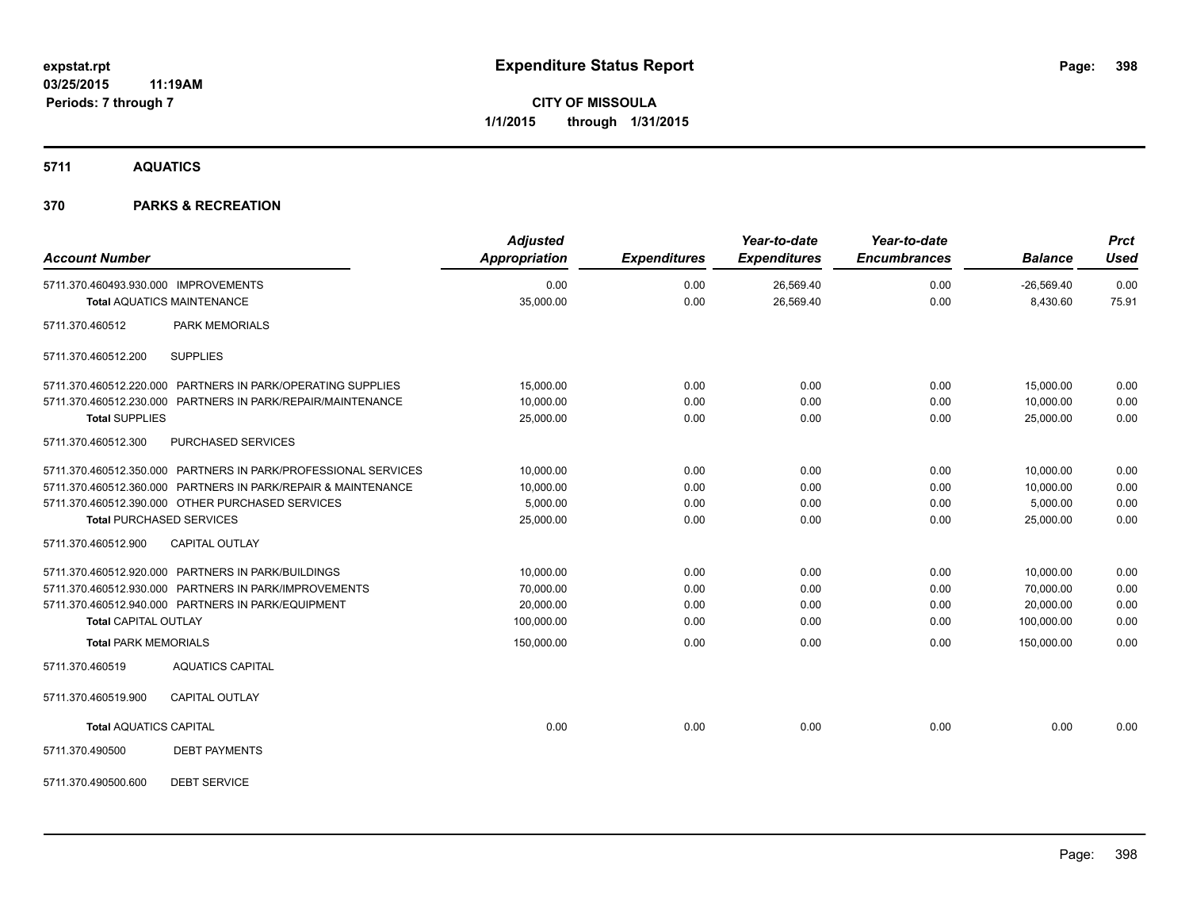# Expenditure Status Report

expstat.rpt
03/25/2015 11:19AM
Periods: 7 through 7

**CITY OF MISSOULA**
**1/1/2015 through 1/31/2015**

## 5711 AQUATICS

## 370 PARKS & RECREATION

| Account Number | | Adjusted Appropriation | Expenditures | Year-to-date Expenditures | Year-to-date Encumbrances | Balance | Prct Used |
|---|---|---|---|---|---|---|---|
| 5711.370.460493.930.000 | IMPROVEMENTS | 0.00 | 0.00 | 26,569.40 | 0.00 | -26,569.40 | 0.00 |
| **Total** AQUATICS MAINTENANCE | | 35,000.00 | 0.00 | 26,569.40 | 0.00 | 8,430.60 | 75.91 |
| 5711.370.460512 | PARK MEMORIALS | | | | | | |
| 5711.370.460512.200 | SUPPLIES | | | | | | |
| 5711.370.460512.220.000 | PARTNERS IN PARK/OPERATING SUPPLIES | 15,000.00 | 0.00 | 0.00 | 0.00 | 15,000.00 | 0.00 |
| 5711.370.460512.230.000 | PARTNERS IN PARK/REPAIR/MAINTENANCE | 10,000.00 | 0.00 | 0.00 | 0.00 | 10,000.00 | 0.00 |
| **Total** SUPPLIES | | 25,000.00 | 0.00 | 0.00 | 0.00 | 25,000.00 | 0.00 |
| 5711.370.460512.300 | PURCHASED SERVICES | | | | | | |
| 5711.370.460512.350.000 | PARTNERS IN PARK/PROFESSIONAL SERVICES | 10,000.00 | 0.00 | 0.00 | 0.00 | 10,000.00 | 0.00 |
| 5711.370.460512.360.000 | PARTNERS IN PARK/REPAIR & MAINTENANCE | 10,000.00 | 0.00 | 0.00 | 0.00 | 10,000.00 | 0.00 |
| 5711.370.460512.390.000 | OTHER PURCHASED SERVICES | 5,000.00 | 0.00 | 0.00 | 0.00 | 5,000.00 | 0.00 |
| **Total** PURCHASED SERVICES | | 25,000.00 | 0.00 | 0.00 | 0.00 | 25,000.00 | 0.00 |
| 5711.370.460512.900 | CAPITAL OUTLAY | | | | | | |
| 5711.370.460512.920.000 | PARTNERS IN PARK/BUILDINGS | 10,000.00 | 0.00 | 0.00 | 0.00 | 10,000.00 | 0.00 |
| 5711.370.460512.930.000 | PARTNERS IN PARK/IMPROVEMENTS | 70,000.00 | 0.00 | 0.00 | 0.00 | 70,000.00 | 0.00 |
| 5711.370.460512.940.000 | PARTNERS IN PARK/EQUIPMENT | 20,000.00 | 0.00 | 0.00 | 0.00 | 20,000.00 | 0.00 |
| **Total** CAPITAL OUTLAY | | 100,000.00 | 0.00 | 0.00 | 0.00 | 100,000.00 | 0.00 |
| **Total** PARK MEMORIALS | | 150,000.00 | 0.00 | 0.00 | 0.00 | 150,000.00 | 0.00 |
| 5711.370.460519 | AQUATICS CAPITAL | | | | | | |
| 5711.370.460519.900 | CAPITAL OUTLAY | | | | | | |
| **Total** AQUATICS CAPITAL | | 0.00 | 0.00 | 0.00 | 0.00 | 0.00 | 0.00 |
| 5711.370.490500 | DEBT PAYMENTS | | | | | | |
| 5711.370.490500.600 | DEBT SERVICE | | | | | | |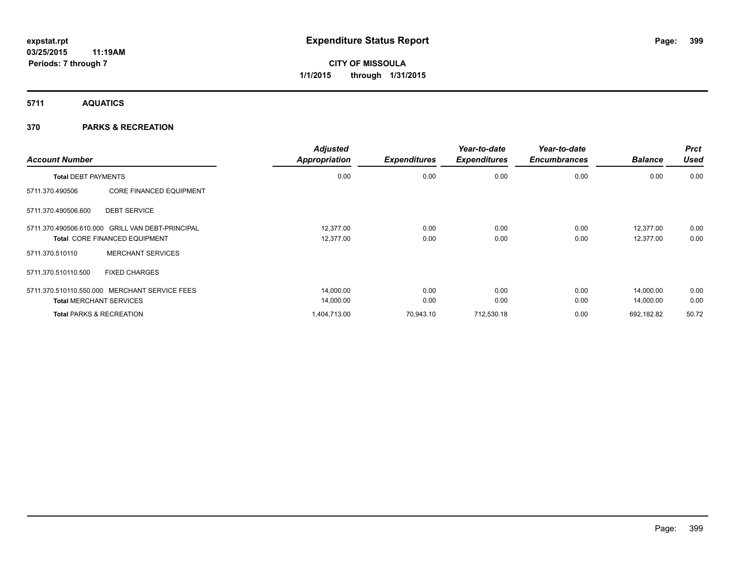# Expenditure Status Report

expstat.rpt
03/25/2015 11:19AM
Periods: 7 through 7

CITY OF MISSOULA
1/1/2015 through 1/31/2015

## 5711 AQUATICS

## 370 PARKS & RECREATION

| Account Number | | Adjusted Appropriation | Expenditures | Year-to-date Expenditures | Year-to-date Encumbrances | Balance | Prct Used |
|---|---|---|---|---|---|---|---|
| **Total DEBT PAYMENTS** | | 0.00 | 0.00 | 0.00 | 0.00 | 0.00 | 0.00 |
| 5711.370.490506 | CORE FINANCED EQUIPMENT | | | | | | |
| 5711.370.490506.600 | DEBT SERVICE | | | | | | |
| 5711.370.490506.610.000 | GRILL VAN DEBT-PRINCIPAL | 12,377.00 | 0.00 | 0.00 | 0.00 | 12,377.00 | 0.00 |
| **Total** CORE FINANCED EQUIPMENT | | 12,377.00 | 0.00 | 0.00 | 0.00 | 12,377.00 | 0.00 |
| 5711.370.510110 | MERCHANT SERVICES | | | | | | |
| 5711.370.510110.500 | FIXED CHARGES | | | | | | |
| 5711.370.510110.550.000 | MERCHANT SERVICE FEES | 14,000.00 | 0.00 | 0.00 | 0.00 | 14,000.00 | 0.00 |
| **Total** MERCHANT SERVICES | | 14,000.00 | 0.00 | 0.00 | 0.00 | 14,000.00 | 0.00 |
| **Total** PARKS & RECREATION | | 1,404,713.00 | 70,943.10 | 712,530.18 | 0.00 | 692,182.82 | 50.72 |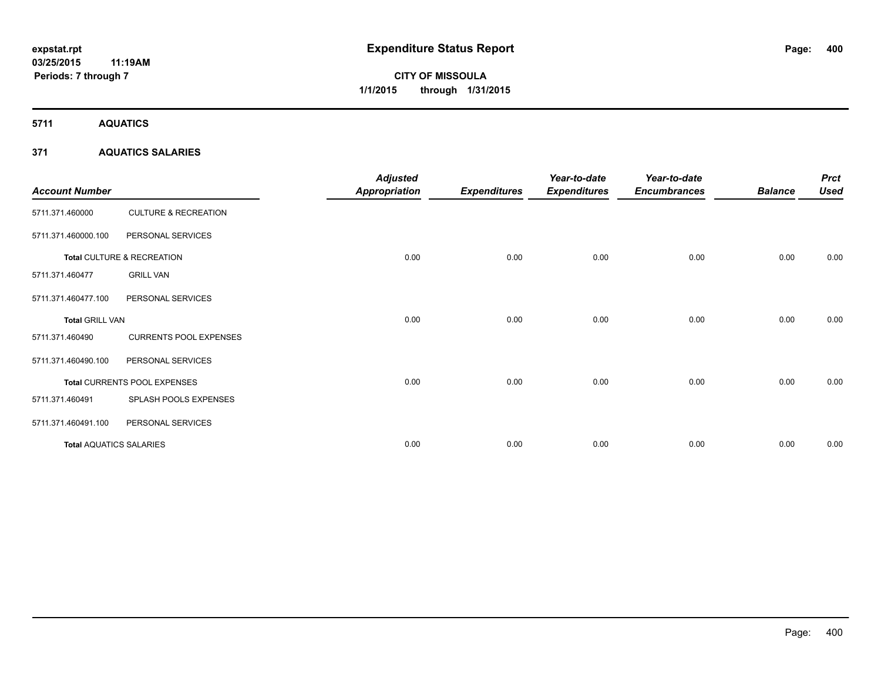expstat.rpt
03/25/2015 11:19AM
Periods: 7 through 7

# Expenditure Status Report

CITY OF MISSOULA
1/1/2015 through 1/31/2015

## 5711 AQUATICS

### 371 AQUATICS SALARIES

| Account Number | | Adjusted Appropriation | Expenditures | Year-to-date Expenditures | Year-to-date Encumbrances | Balance | Prct Used |
|---|---|---|---|---|---|---|---|
| 5711.371.460000 | CULTURE & RECREATION | | | | | | |
| 5711.371.460000.100 | PERSONAL SERVICES | | | | | | |
| **Total** CULTURE & RECREATION | | 0.00 | 0.00 | 0.00 | 0.00 | 0.00 | 0.00 |
| 5711.371.460477 | GRILL VAN | | | | | | |
| 5711.371.460477.100 | PERSONAL SERVICES | | | | | | |
| **Total** GRILL VAN | | 0.00 | 0.00 | 0.00 | 0.00 | 0.00 | 0.00 |
| 5711.371.460490 | CURRENTS POOL EXPENSES | | | | | | |
| 5711.371.460490.100 | PERSONAL SERVICES | | | | | | |
| **Total** CURRENTS POOL EXPENSES | | 0.00 | 0.00 | 0.00 | 0.00 | 0.00 | 0.00 |
| 5711.371.460491 | SPLASH POOLS EXPENSES | | | | | | |
| 5711.371.460491.100 | PERSONAL SERVICES | | | | | | |
| **Total** AQUATICS SALARIES | | 0.00 | 0.00 | 0.00 | 0.00 | 0.00 | 0.00 |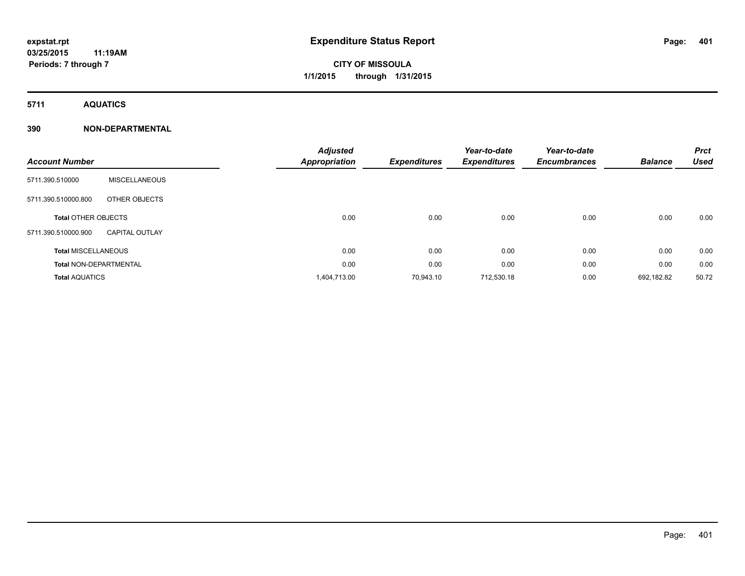# Expenditure Status Report

expstat.rpt
03/25/2015 11:19AM
Periods: 7 through 7

CITY OF MISSOULA
1/1/2015 through 1/31/2015

## 5711 AQUATICS

### 390 NON-DEPARTMENTAL

| Account Number | | Adjusted Appropriation | Expenditures | Year-to-date Expenditures | Year-to-date Encumbrances | Balance | Prct Used |
|---|---|---|---|---|---|---|---|
| 5711.390.510000 | MISCELLANEOUS | | | | | | |
| 5711.390.510000.800 | OTHER OBJECTS | | | | | | |
| **Total** OTHER OBJECTS | | 0.00 | 0.00 | 0.00 | 0.00 | 0.00 | 0.00 |
| 5711.390.510000.900 | CAPITAL OUTLAY | | | | | | |
| **Total** MISCELLANEOUS | | 0.00 | 0.00 | 0.00 | 0.00 | 0.00 | 0.00 |
| **Total** NON-DEPARTMENTAL | | 0.00 | 0.00 | 0.00 | 0.00 | 0.00 | 0.00 |
| **Total** AQUATICS | | 1,404,713.00 | 70,943.10 | 712,530.18 | 0.00 | 692,182.82 | 50.72 |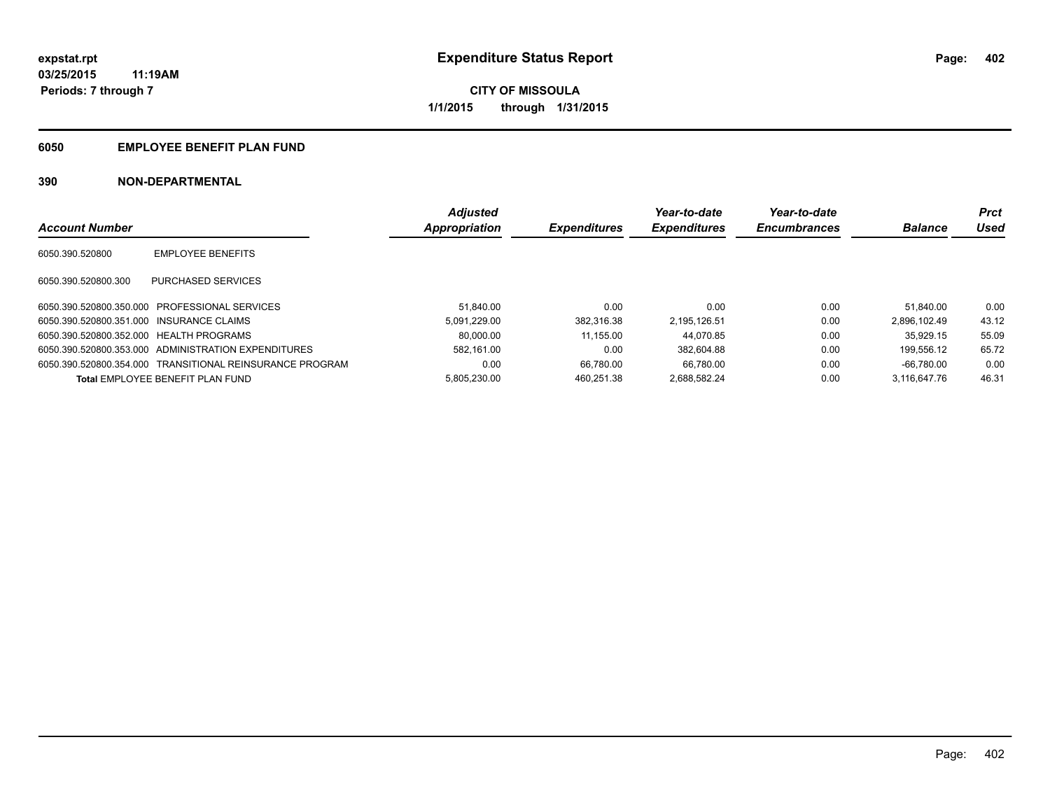**expstat.rpt**
**03/25/2015 11:19AM**
**Periods: 7 through 7**

# Expenditure Status Report

**CITY OF MISSOULA**
**1/1/2015 through 1/31/2015**

## 6050 EMPLOYEE BENEFIT PLAN FUND

## 390 NON-DEPARTMENTAL

| Account Number | | Adjusted Appropriation | Expenditures | Year-to-date Expenditures | Year-to-date Encumbrances | Balance | Prct Used |
|---|---|---|---|---|---|---|---|
| 6050.390.520800 | EMPLOYEE BENEFITS | | | | | | |
| 6050.390.520800.300 | PURCHASED SERVICES | | | | | | |
| 6050.390.520800.350.000 | PROFESSIONAL SERVICES | 51,840.00 | 0.00 | 0.00 | 0.00 | 51,840.00 | 0.00 |
| 6050.390.520800.351.000 | INSURANCE CLAIMS | 5,091,229.00 | 382,316.38 | 2,195,126.51 | 0.00 | 2,896,102.49 | 43.12 |
| 6050.390.520800.352.000 | HEALTH PROGRAMS | 80,000.00 | 11,155.00 | 44,070.85 | 0.00 | 35,929.15 | 55.09 |
| 6050.390.520800.353.000 | ADMINISTRATION EXPENDITURES | 582,161.00 | 0.00 | 382,604.88 | 0.00 | 199,556.12 | 65.72 |
| 6050.390.520800.354.000 | TRANSITIONAL REINSURANCE PROGRAM | 0.00 | 66,780.00 | 66,780.00 | 0.00 | -66,780.00 | 0.00 |
| **Total** EMPLOYEE BENEFIT PLAN FUND | | 5,805,230.00 | 460,251.38 | 2,688,582.24 | 0.00 | 3,116,647.76 | 46.31 |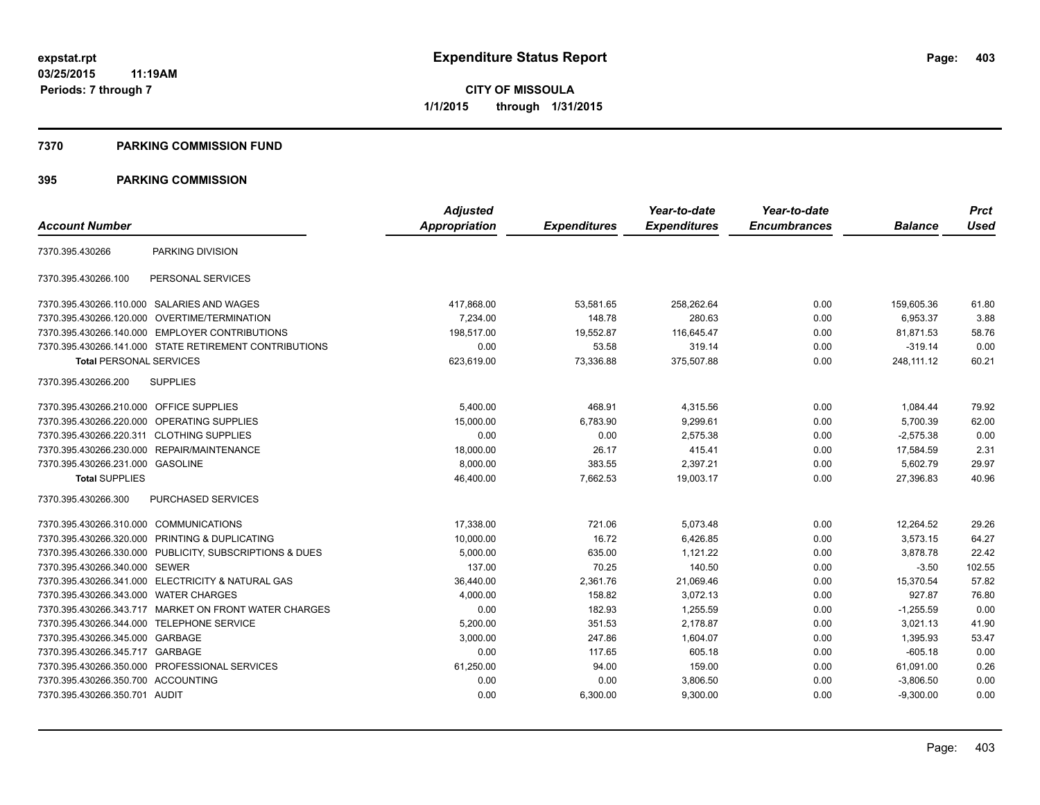expstat.rpt
03/25/2015 11:19AM
Periods: 7 through 7

# Expenditure Status Report

**CITY OF MISSOULA**
**1/1/2015 through 1/31/2015**

## 7370 PARKING COMMISSION FUND

## 395 PARKING COMMISSION

| Account Number | | Adjusted Appropriation | Expenditures | Year-to-date Expenditures | Year-to-date Encumbrances | Balance | Prct Used |
|---|---|---|---|---|---|---|---|
| 7370.395.430266 | PARKING DIVISION | | | | | | |
| 7370.395.430266.100 | PERSONAL SERVICES | | | | | | |
| 7370.395.430266.110.000 | SALARIES AND WAGES | 417,868.00 | 53,581.65 | 258,262.64 | 0.00 | 159,605.36 | 61.80 |
| 7370.395.430266.120.000 | OVERTIME/TERMINATION | 7,234.00 | 148.78 | 280.63 | 0.00 | 6,953.37 | 3.88 |
| 7370.395.430266.140.000 | EMPLOYER CONTRIBUTIONS | 198,517.00 | 19,552.87 | 116,645.47 | 0.00 | 81,871.53 | 58.76 |
| 7370.395.430266.141.000 | STATE RETIREMENT CONTRIBUTIONS | 0.00 | 53.58 | 319.14 | 0.00 | -319.14 | 0.00 |
| **Total** PERSONAL SERVICES | | 623,619.00 | 73,336.88 | 375,507.88 | 0.00 | 248,111.12 | 60.21 |
| 7370.395.430266.200 | SUPPLIES | | | | | | |
| 7370.395.430266.210.000 | OFFICE SUPPLIES | 5,400.00 | 468.91 | 4,315.56 | 0.00 | 1,084.44 | 79.92 |
| 7370.395.430266.220.000 | OPERATING SUPPLIES | 15,000.00 | 6,783.90 | 9,299.61 | 0.00 | 5,700.39 | 62.00 |
| 7370.395.430266.220.311 | CLOTHING SUPPLIES | 0.00 | 0.00 | 2,575.38 | 0.00 | -2,575.38 | 0.00 |
| 7370.395.430266.230.000 | REPAIR/MAINTENANCE | 18,000.00 | 26.17 | 415.41 | 0.00 | 17,584.59 | 2.31 |
| 7370.395.430266.231.000 | GASOLINE | 8,000.00 | 383.55 | 2,397.21 | 0.00 | 5,602.79 | 29.97 |
| **Total** SUPPLIES | | 46,400.00 | 7,662.53 | 19,003.17 | 0.00 | 27,396.83 | 40.96 |
| 7370.395.430266.300 | PURCHASED SERVICES | | | | | | |
| 7370.395.430266.310.000 | COMMUNICATIONS | 17,338.00 | 721.06 | 5,073.48 | 0.00 | 12,264.52 | 29.26 |
| 7370.395.430266.320.000 | PRINTING & DUPLICATING | 10,000.00 | 16.72 | 6,426.85 | 0.00 | 3,573.15 | 64.27 |
| 7370.395.430266.330.000 | PUBLICITY, SUBSCRIPTIONS & DUES | 5,000.00 | 635.00 | 1,121.22 | 0.00 | 3,878.78 | 22.42 |
| 7370.395.430266.340.000 | SEWER | 137.00 | 70.25 | 140.50 | 0.00 | -3.50 | 102.55 |
| 7370.395.430266.341.000 | ELECTRICITY & NATURAL GAS | 36,440.00 | 2,361.76 | 21,069.46 | 0.00 | 15,370.54 | 57.82 |
| 7370.395.430266.343.000 | WATER CHARGES | 4,000.00 | 158.82 | 3,072.13 | 0.00 | 927.87 | 76.80 |
| 7370.395.430266.343.717 | MARKET ON FRONT WATER CHARGES | 0.00 | 182.93 | 1,255.59 | 0.00 | -1,255.59 | 0.00 |
| 7370.395.430266.344.000 | TELEPHONE SERVICE | 5,200.00 | 351.53 | 2,178.87 | 0.00 | 3,021.13 | 41.90 |
| 7370.395.430266.345.000 | GARBAGE | 3,000.00 | 247.86 | 1,604.07 | 0.00 | 1,395.93 | 53.47 |
| 7370.395.430266.345.717 | GARBAGE | 0.00 | 117.65 | 605.18 | 0.00 | -605.18 | 0.00 |
| 7370.395.430266.350.000 | PROFESSIONAL SERVICES | 61,250.00 | 94.00 | 159.00 | 0.00 | 61,091.00 | 0.26 |
| 7370.395.430266.350.700 | ACCOUNTING | 0.00 | 0.00 | 3,806.50 | 0.00 | -3,806.50 | 0.00 |
| 7370.395.430266.350.701 | AUDIT | 0.00 | 6,300.00 | 9,300.00 | 0.00 | -9,300.00 | 0.00 |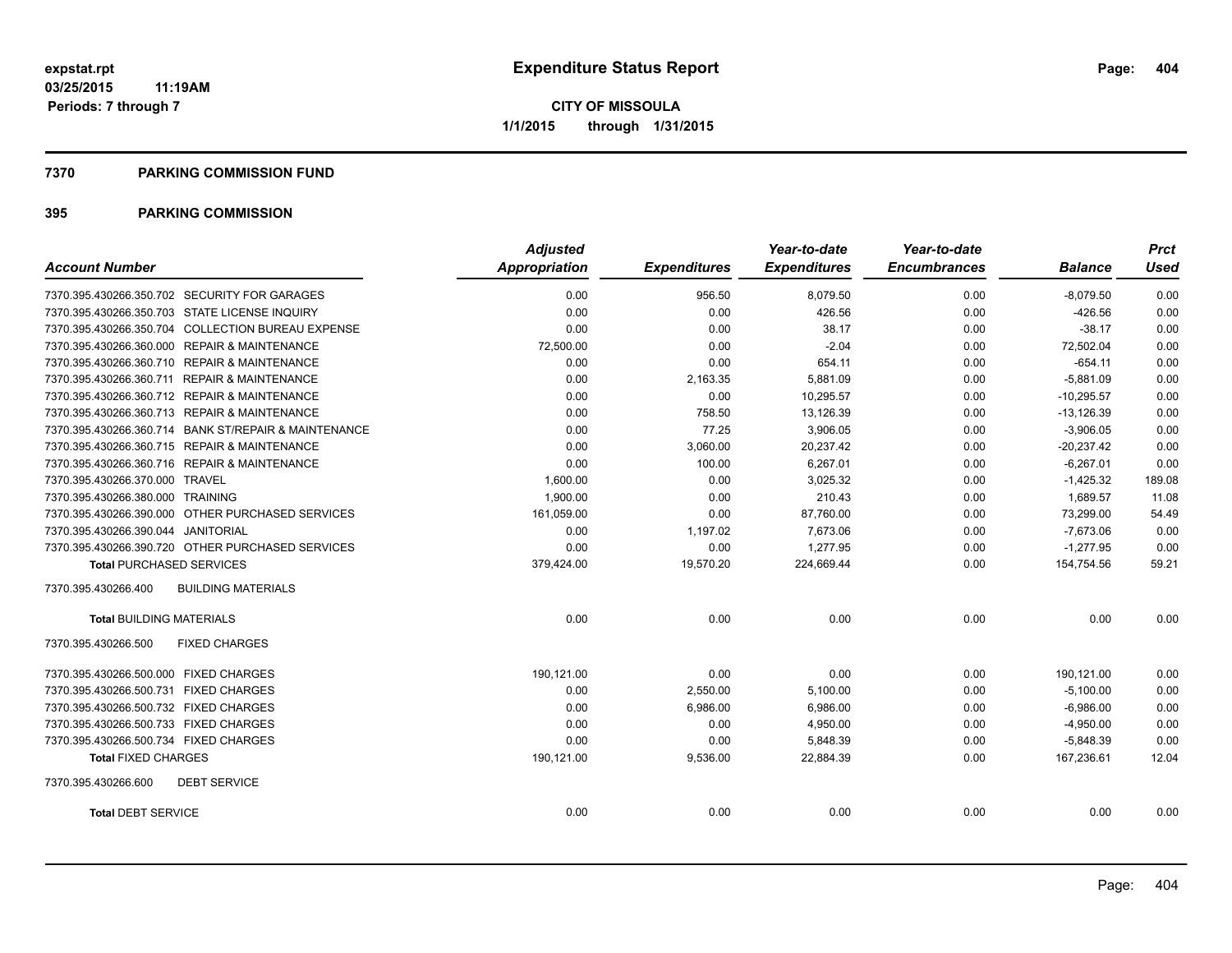# Expenditure Status Report

expstat.rpt
03/25/2015 11:19AM
Periods: 7 through 7

**CITY OF MISSOULA**
**1/1/2015 through 1/31/2015**

## 7370 PARKING COMMISSION FUND

## 395 PARKING COMMISSION

| Account Number | Adjusted Appropriation | Expenditures | Year-to-date Expenditures | Year-to-date Encumbrances | Balance | Prct Used |
|---|---|---|---|---|---|---|
| 7370.395.430266.350.702 SECURITY FOR GARAGES | 0.00 | 956.50 | 8,079.50 | 0.00 | -8,079.50 | 0.00 |
| 7370.395.430266.350.703 STATE LICENSE INQUIRY | 0.00 | 0.00 | 426.56 | 0.00 | -426.56 | 0.00 |
| 7370.395.430266.350.704 COLLECTION BUREAU EXPENSE | 0.00 | 0.00 | 38.17 | 0.00 | -38.17 | 0.00 |
| 7370.395.430266.360.000 REPAIR & MAINTENANCE | 72,500.00 | 0.00 | -2.04 | 0.00 | 72,502.04 | 0.00 |
| 7370.395.430266.360.710 REPAIR & MAINTENANCE | 0.00 | 0.00 | 654.11 | 0.00 | -654.11 | 0.00 |
| 7370.395.430266.360.711 REPAIR & MAINTENANCE | 0.00 | 2,163.35 | 5,881.09 | 0.00 | -5,881.09 | 0.00 |
| 7370.395.430266.360.712 REPAIR & MAINTENANCE | 0.00 | 0.00 | 10,295.57 | 0.00 | -10,295.57 | 0.00 |
| 7370.395.430266.360.713 REPAIR & MAINTENANCE | 0.00 | 758.50 | 13,126.39 | 0.00 | -13,126.39 | 0.00 |
| 7370.395.430266.360.714 BANK ST/REPAIR & MAINTENANCE | 0.00 | 77.25 | 3,906.05 | 0.00 | -3,906.05 | 0.00 |
| 7370.395.430266.360.715 REPAIR & MAINTENANCE | 0.00 | 3,060.00 | 20,237.42 | 0.00 | -20,237.42 | 0.00 |
| 7370.395.430266.360.716 REPAIR & MAINTENANCE | 0.00 | 100.00 | 6,267.01 | 0.00 | -6,267.01 | 0.00 |
| 7370.395.430266.370.000 TRAVEL | 1,600.00 | 0.00 | 3,025.32 | 0.00 | -1,425.32 | 189.08 |
| 7370.395.430266.380.000 TRAINING | 1,900.00 | 0.00 | 210.43 | 0.00 | 1,689.57 | 11.08 |
| 7370.395.430266.390.000 OTHER PURCHASED SERVICES | 161,059.00 | 0.00 | 87,760.00 | 0.00 | 73,299.00 | 54.49 |
| 7370.395.430266.390.044 JANITORIAL | 0.00 | 1,197.02 | 7,673.06 | 0.00 | -7,673.06 | 0.00 |
| 7370.395.430266.390.720 OTHER PURCHASED SERVICES | 0.00 | 0.00 | 1,277.95 | 0.00 | -1,277.95 | 0.00 |
| **Total** PURCHASED SERVICES | 379,424.00 | 19,570.20 | 224,669.44 | 0.00 | 154,754.56 | 59.21 |
| 7370.395.430266.400 BUILDING MATERIALS | | | | | | |
| **Total** BUILDING MATERIALS | 0.00 | 0.00 | 0.00 | 0.00 | 0.00 | 0.00 |
| 7370.395.430266.500 FIXED CHARGES | | | | | | |
| 7370.395.430266.500.000 FIXED CHARGES | 190,121.00 | 0.00 | 0.00 | 0.00 | 190,121.00 | 0.00 |
| 7370.395.430266.500.731 FIXED CHARGES | 0.00 | 2,550.00 | 5,100.00 | 0.00 | -5,100.00 | 0.00 |
| 7370.395.430266.500.732 FIXED CHARGES | 0.00 | 6,986.00 | 6,986.00 | 0.00 | -6,986.00 | 0.00 |
| 7370.395.430266.500.733 FIXED CHARGES | 0.00 | 0.00 | 4,950.00 | 0.00 | -4,950.00 | 0.00 |
| 7370.395.430266.500.734 FIXED CHARGES | 0.00 | 0.00 | 5,848.39 | 0.00 | -5,848.39 | 0.00 |
| **Total** FIXED CHARGES | 190,121.00 | 9,536.00 | 22,884.39 | 0.00 | 167,236.61 | 12.04 |
| 7370.395.430266.600 DEBT SERVICE | | | | | | |
| **Total** DEBT SERVICE | 0.00 | 0.00 | 0.00 | 0.00 | 0.00 | 0.00 |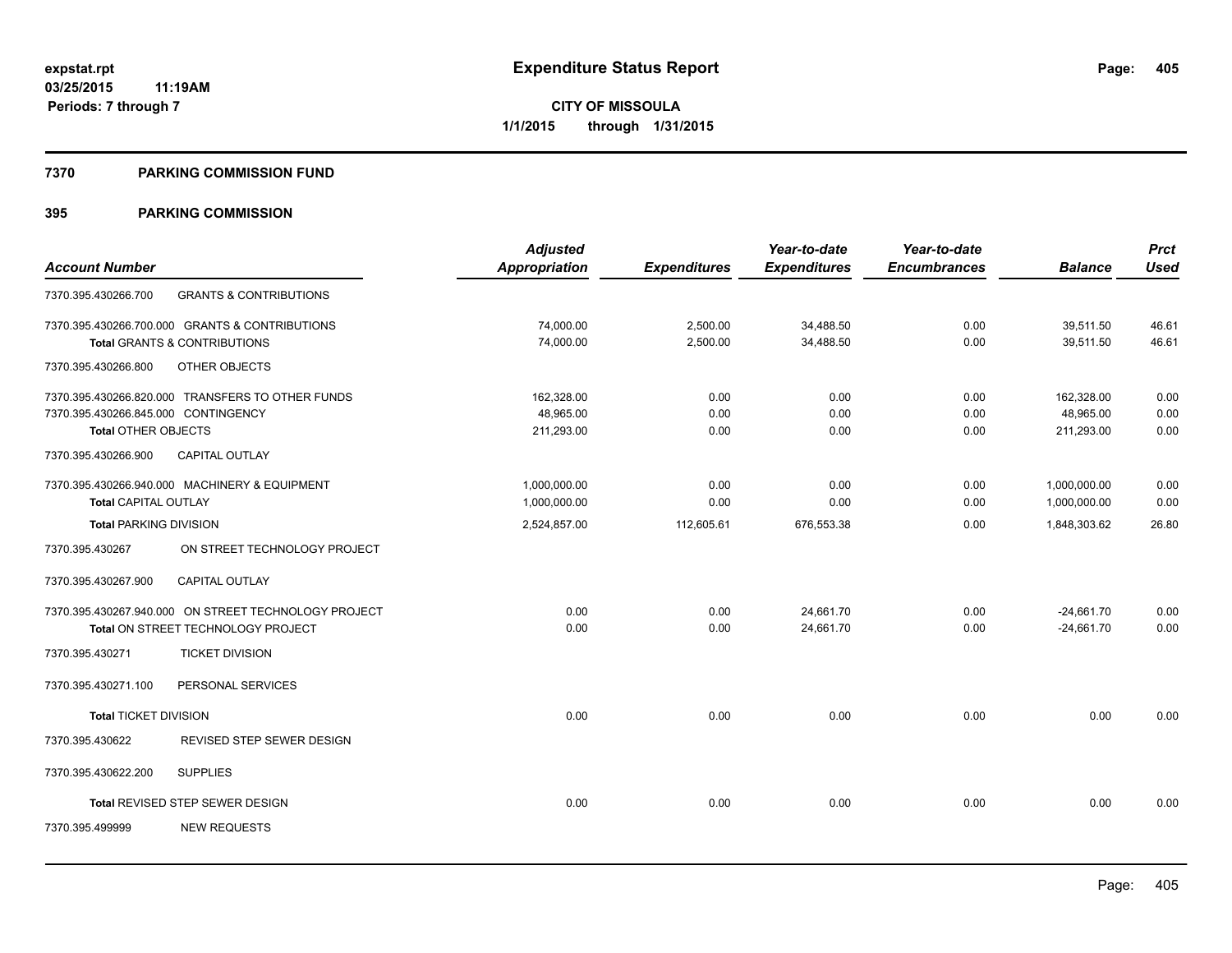**expstat.rpt**
**03/25/2015 11:19AM**
**Periods: 7 through 7**

# Expenditure Status Report

**CITY OF MISSOULA**
**1/1/2015 through 1/31/2015**

## 7370 PARKING COMMISSION FUND

## 395 PARKING COMMISSION

| Account Number | | Adjusted Appropriation | Expenditures | Year-to-date Expenditures | Year-to-date Encumbrances | Balance | Prct Used |
|---|---|---|---|---|---|---|---|
| 7370.395.430266.700 | GRANTS & CONTRIBUTIONS | | | | | | |
| 7370.395.430266.700.000 GRANTS & CONTRIBUTIONS | | 74,000.00 | 2,500.00 | 34,488.50 | 0.00 | 39,511.50 | 46.61 |
| **Total** GRANTS & CONTRIBUTIONS | | 74,000.00 | 2,500.00 | 34,488.50 | 0.00 | 39,511.50 | 46.61 |
| 7370.395.430266.800 | OTHER OBJECTS | | | | | | |
| 7370.395.430266.820.000 TRANSFERS TO OTHER FUNDS | | 162,328.00 | 0.00 | 0.00 | 0.00 | 162,328.00 | 0.00 |
| 7370.395.430266.845.000 CONTINGENCY | | 48,965.00 | 0.00 | 0.00 | 0.00 | 48,965.00 | 0.00 |
| **Total** OTHER OBJECTS | | 211,293.00 | 0.00 | 0.00 | 0.00 | 211,293.00 | 0.00 |
| 7370.395.430266.900 | CAPITAL OUTLAY | | | | | | |
| 7370.395.430266.940.000 MACHINERY & EQUIPMENT | | 1,000,000.00 | 0.00 | 0.00 | 0.00 | 1,000,000.00 | 0.00 |
| **Total** CAPITAL OUTLAY | | 1,000,000.00 | 0.00 | 0.00 | 0.00 | 1,000,000.00 | 0.00 |
| **Total** PARKING DIVISION | | 2,524,857.00 | 112,605.61 | 676,553.38 | 0.00 | 1,848,303.62 | 26.80 |
| 7370.395.430267 | ON STREET TECHNOLOGY PROJECT | | | | | | |
| 7370.395.430267.900 | CAPITAL OUTLAY | | | | | | |
| 7370.395.430267.940.000 ON STREET TECHNOLOGY PROJECT | | 0.00 | 0.00 | 24,661.70 | 0.00 | -24,661.70 | 0.00 |
| **Total** ON STREET TECHNOLOGY PROJECT | | 0.00 | 0.00 | 24,661.70 | 0.00 | -24,661.70 | 0.00 |
| 7370.395.430271 | TICKET DIVISION | | | | | | |
| 7370.395.430271.100 | PERSONAL SERVICES | | | | | | |
| **Total** TICKET DIVISION | | 0.00 | 0.00 | 0.00 | 0.00 | 0.00 | 0.00 |
| 7370.395.430622 | REVISED STEP SEWER DESIGN | | | | | | |
| 7370.395.430622.200 | SUPPLIES | | | | | | |
| **Total** REVISED STEP SEWER DESIGN | | 0.00 | 0.00 | 0.00 | 0.00 | 0.00 | 0.00 |
| 7370.395.499999 | NEW REQUESTS | | | | | | |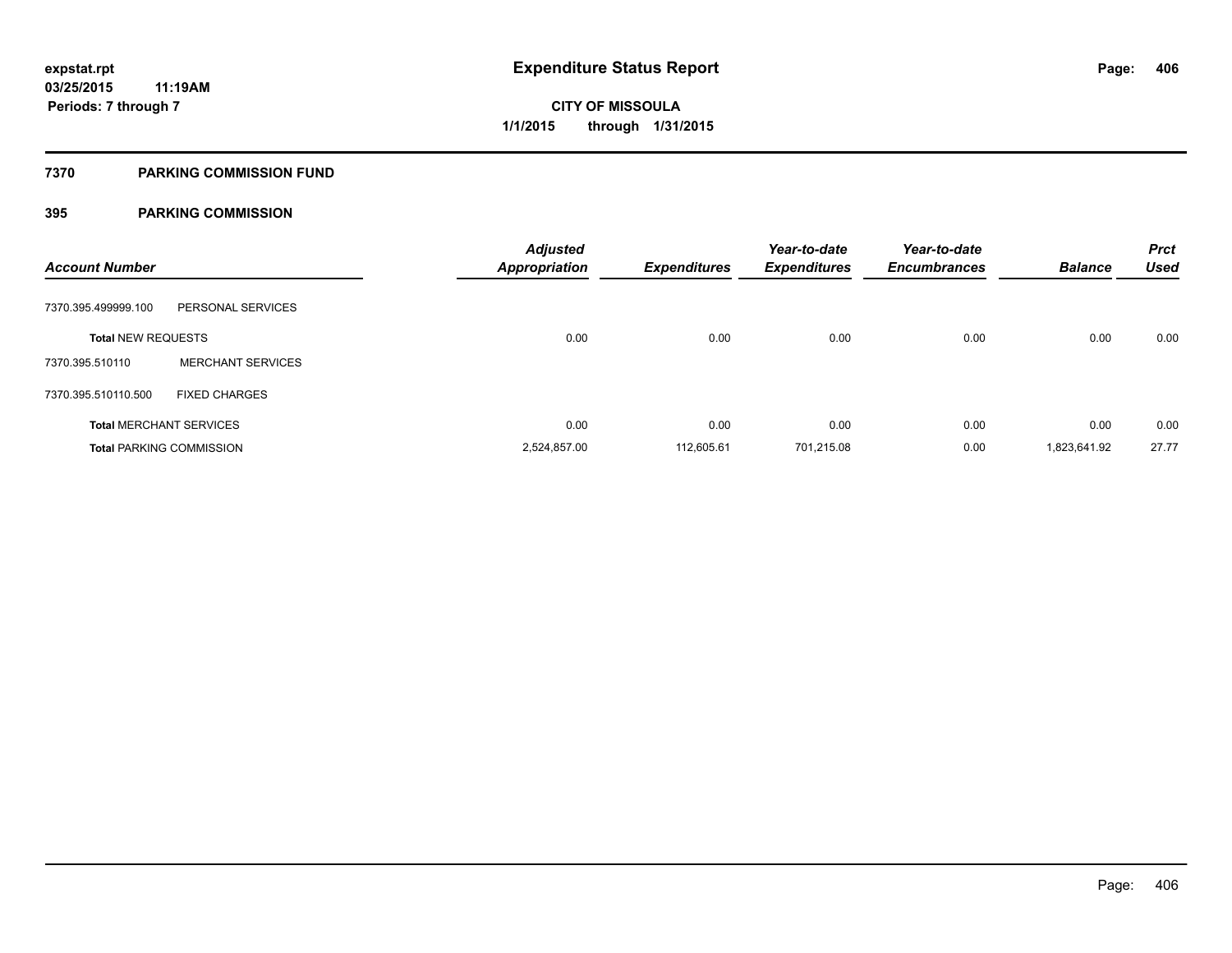# Expenditure Status Report

**CITY OF MISSOULA**

**1/1/2015 through 1/31/2015**

expstat.rpt
03/25/2015 11:19AM
Periods: 7 through 7

## 7370 PARKING COMMISSION FUND

### 395 PARKING COMMISSION

| Account Number | | Adjusted Appropriation | Expenditures | Year-to-date Expenditures | Year-to-date Encumbrances | Balance | Prct Used |
|---|---|---|---|---|---|---|---|
| 7370.395.499999.100 | PERSONAL SERVICES | | | | | | |
| **Total** NEW REQUESTS | | 0.00 | 0.00 | 0.00 | 0.00 | 0.00 | 0.00 |
| 7370.395.510110 | MERCHANT SERVICES | | | | | | |
| 7370.395.510110.500 | FIXED CHARGES | | | | | | |
| **Total** MERCHANT SERVICES | | 0.00 | 0.00 | 0.00 | 0.00 | 0.00 | 0.00 |
| **Total** PARKING COMMISSION | | 2,524,857.00 | 112,605.61 | 701,215.08 | 0.00 | 1,823,641.92 | 27.77 |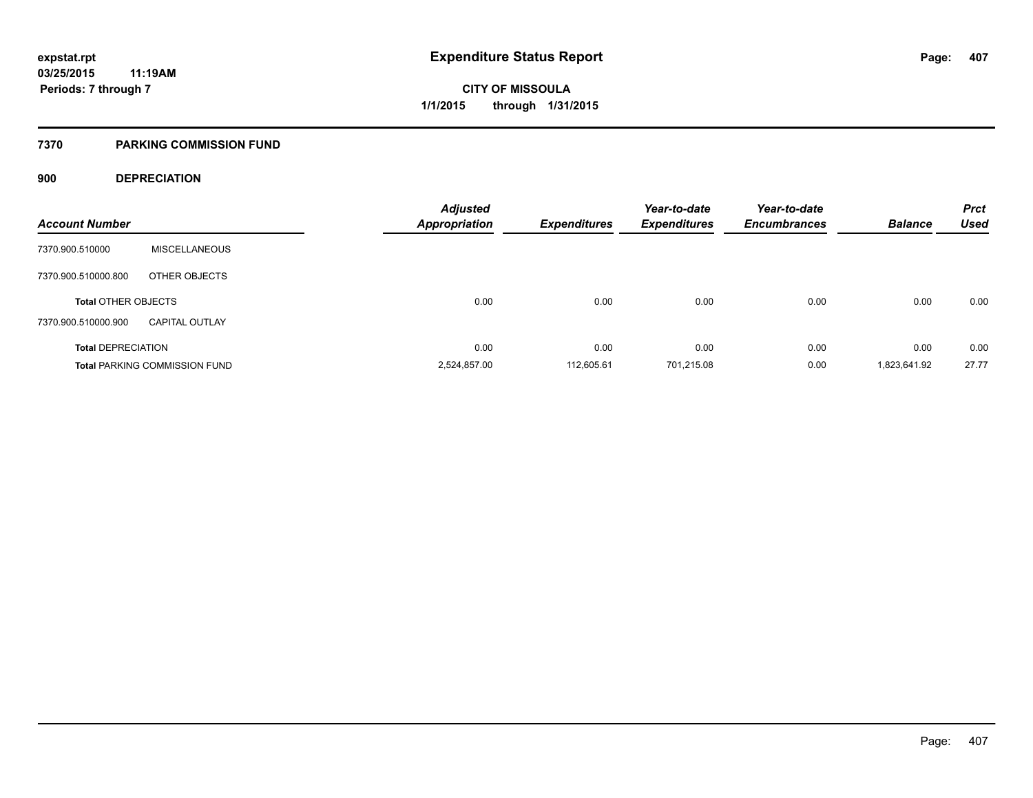**expstat.rpt**
**03/25/2015 11:19AM**
**Periods: 7 through 7**

# Expenditure Status Report

**CITY OF MISSOULA**
**1/1/2015 through 1/31/2015**

## 7370 PARKING COMMISSION FUND

### 900 DEPRECIATION

| Account Number | | Adjusted Appropriation | Expenditures | Year-to-date Expenditures | Year-to-date Encumbrances | Balance | Prct Used |
|---|---|---|---|---|---|---|---|
| 7370.900.510000 | MISCELLANEOUS | | | | | | |
| 7370.900.510000.800 | OTHER OBJECTS | | | | | | |
| **Total** OTHER OBJECTS | | 0.00 | 0.00 | 0.00 | 0.00 | 0.00 | 0.00 |
| 7370.900.510000.900 | CAPITAL OUTLAY | | | | | | |
| **Total** DEPRECIATION | | 0.00 | 0.00 | 0.00 | 0.00 | 0.00 | 0.00 |
| **Total** PARKING COMMISSION FUND | | 2,524,857.00 | 112,605.61 | 701,215.08 | 0.00 | 1,823,641.92 | 27.77 |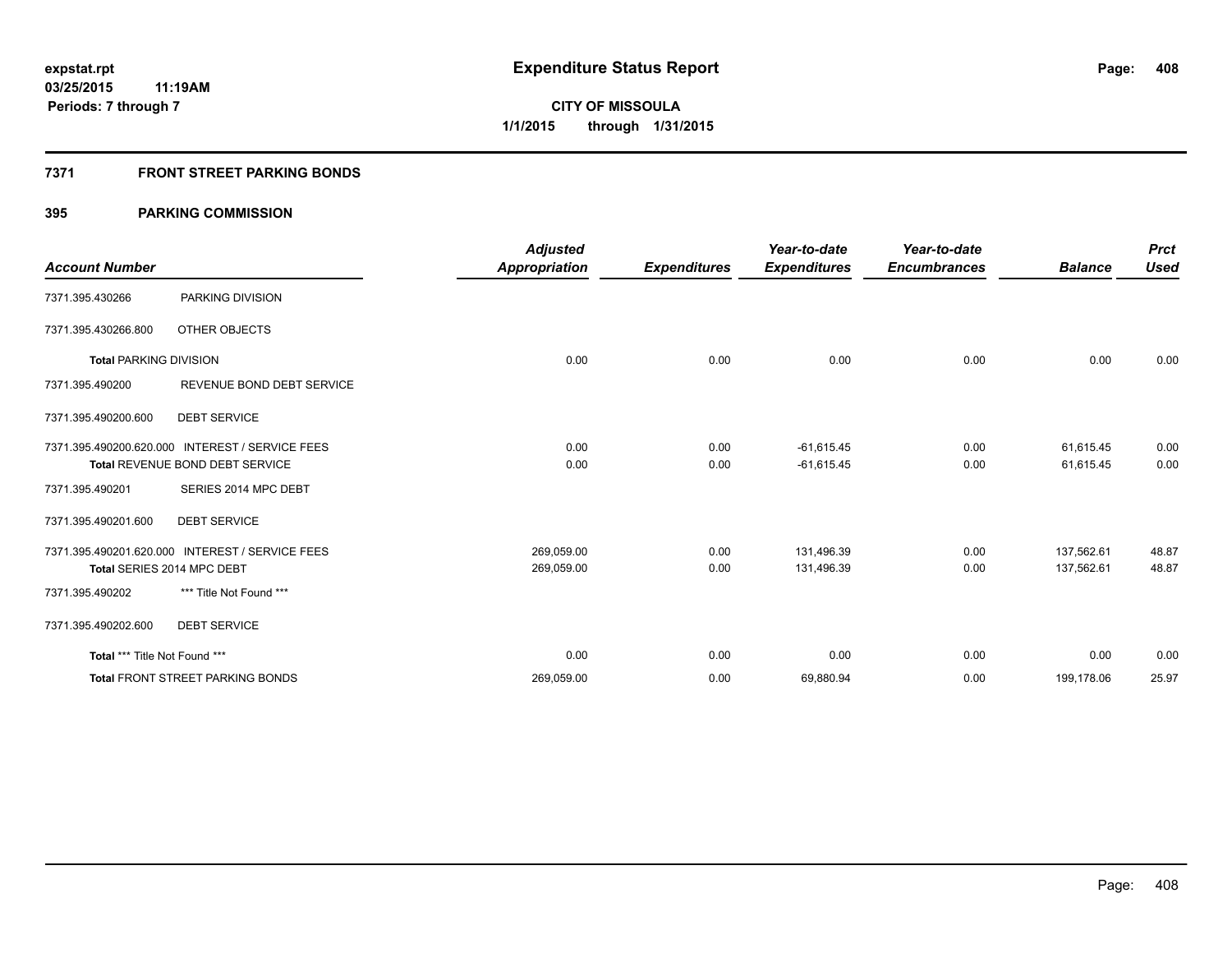# Expenditure Status Report

**expstat.rpt**
**03/25/2015 11:19AM**
**Periods: 7 through 7**

**CITY OF MISSOULA**
**1/1/2015 through 1/31/2015**

## 7371 FRONT STREET PARKING BONDS

### 395 PARKING COMMISSION

| Account Number | | Adjusted Appropriation | Expenditures | Year-to-date Expenditures | Year-to-date Encumbrances | Balance | Prct Used |
|---|---|---|---|---|---|---|---|
| 7371.395.430266 | PARKING DIVISION | | | | | | |
| 7371.395.430266.800 | OTHER OBJECTS | | | | | | |
| **Total** PARKING DIVISION | | 0.00 | 0.00 | 0.00 | 0.00 | 0.00 | 0.00 |
| 7371.395.490200 | REVENUE BOND DEBT SERVICE | | | | | | |
| 7371.395.490200.600 | DEBT SERVICE | | | | | | |
| 7371.395.490200.620.000 | INTEREST / SERVICE FEES | 0.00 | 0.00 | -61,615.45 | 0.00 | 61,615.45 | 0.00 |
| **Total** REVENUE BOND DEBT SERVICE | | 0.00 | 0.00 | -61,615.45 | 0.00 | 61,615.45 | 0.00 |
| 7371.395.490201 | SERIES 2014 MPC DEBT | | | | | | |
| 7371.395.490201.600 | DEBT SERVICE | | | | | | |
| 7371.395.490201.620.000 | INTEREST / SERVICE FEES | 269,059.00 | 0.00 | 131,496.39 | 0.00 | 137,562.61 | 48.87 |
| **Total** SERIES 2014 MPC DEBT | | 269,059.00 | 0.00 | 131,496.39 | 0.00 | 137,562.61 | 48.87 |
| 7371.395.490202 | *** Title Not Found *** | | | | | | |
| 7371.395.490202.600 | DEBT SERVICE | | | | | | |
| **Total** *** Title Not Found *** | | 0.00 | 0.00 | 0.00 | 0.00 | 0.00 | 0.00 |
| **Total** FRONT STREET PARKING BONDS | | 269,059.00 | 0.00 | 69,880.94 | 0.00 | 199,178.06 | 25.97 |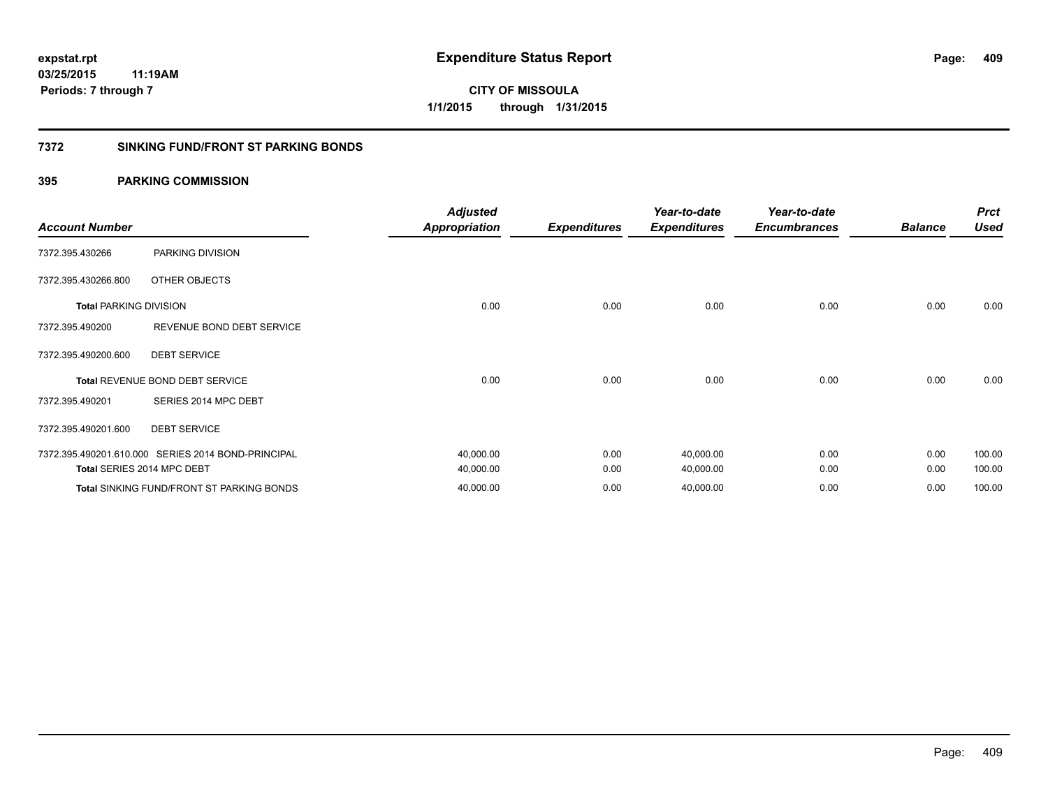# Expenditure Status Report

expstat.rpt
03/25/2015 11:19AM
Periods: 7 through 7

**CITY OF MISSOULA**
**1/1/2015 through 1/31/2015**

## 7372 SINKING FUND/FRONT ST PARKING BONDS

### 395 PARKING COMMISSION

| Account Number | | Adjusted Appropriation | Expenditures | Year-to-date Expenditures | Year-to-date Encumbrances | Balance | Prct Used |
|---|---|---|---|---|---|---|---|
| 7372.395.430266 | PARKING DIVISION | | | | | | |
| 7372.395.430266.800 | OTHER OBJECTS | | | | | | |
| **Total** PARKING DIVISION | | 0.00 | 0.00 | 0.00 | 0.00 | 0.00 | 0.00 |
| 7372.395.490200 | REVENUE BOND DEBT SERVICE | | | | | | |
| 7372.395.490200.600 | DEBT SERVICE | | | | | | |
| **Total** REVENUE BOND DEBT SERVICE | | 0.00 | 0.00 | 0.00 | 0.00 | 0.00 | 0.00 |
| 7372.395.490201 | SERIES 2014 MPC DEBT | | | | | | |
| 7372.395.490201.600 | DEBT SERVICE | | | | | | |
| 7372.395.490201.610.000 | SERIES 2014 BOND-PRINCIPAL | 40,000.00 | 0.00 | 40,000.00 | 0.00 | 0.00 | 100.00 |
| **Total** SERIES 2014 MPC DEBT | | 40,000.00 | 0.00 | 40,000.00 | 0.00 | 0.00 | 100.00 |
| **Total** SINKING FUND/FRONT ST PARKING BONDS | | 40,000.00 | 0.00 | 40,000.00 | 0.00 | 0.00 | 100.00 |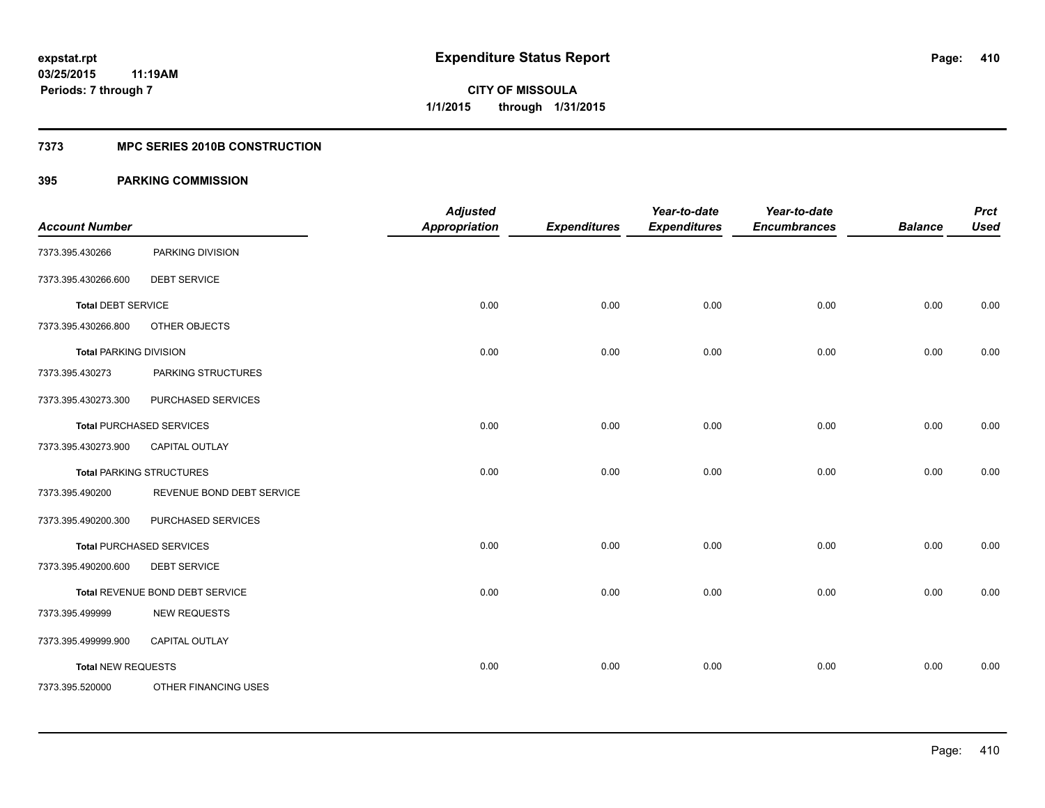expstat.rpt
03/25/2015 11:19AM
Periods: 7 through 7

# Expenditure Status Report

CITY OF MISSOULA
1/1/2015 through 1/31/2015

## 7373 MPC SERIES 2010B CONSTRUCTION

### 395 PARKING COMMISSION

| Account Number | | Adjusted Appropriation | Expenditures | Year-to-date Expenditures | Year-to-date Encumbrances | Balance | Prct Used |
|---|---|---|---|---|---|---|---|
| 7373.395.430266 | PARKING DIVISION | | | | | | |
| 7373.395.430266.600 | DEBT SERVICE | | | | | | |
| **Total** DEBT SERVICE | | 0.00 | 0.00 | 0.00 | 0.00 | 0.00 | 0.00 |
| 7373.395.430266.800 | OTHER OBJECTS | | | | | | |
| **Total** PARKING DIVISION | | 0.00 | 0.00 | 0.00 | 0.00 | 0.00 | 0.00 |
| 7373.395.430273 | PARKING STRUCTURES | | | | | | |
| 7373.395.430273.300 | PURCHASED SERVICES | | | | | | |
| **Total** PURCHASED SERVICES | | 0.00 | 0.00 | 0.00 | 0.00 | 0.00 | 0.00 |
| 7373.395.430273.900 | CAPITAL OUTLAY | | | | | | |
| **Total** PARKING STRUCTURES | | 0.00 | 0.00 | 0.00 | 0.00 | 0.00 | 0.00 |
| 7373.395.490200 | REVENUE BOND DEBT SERVICE | | | | | | |
| 7373.395.490200.300 | PURCHASED SERVICES | | | | | | |
| **Total** PURCHASED SERVICES | | 0.00 | 0.00 | 0.00 | 0.00 | 0.00 | 0.00 |
| 7373.395.490200.600 | DEBT SERVICE | | | | | | |
| **Total** REVENUE BOND DEBT SERVICE | | 0.00 | 0.00 | 0.00 | 0.00 | 0.00 | 0.00 |
| 7373.395.499999 | NEW REQUESTS | | | | | | |
| 7373.395.499999.900 | CAPITAL OUTLAY | | | | | | |
| **Total** NEW REQUESTS | | 0.00 | 0.00 | 0.00 | 0.00 | 0.00 | 0.00 |
| 7373.395.520000 | OTHER FINANCING USES | | | | | | |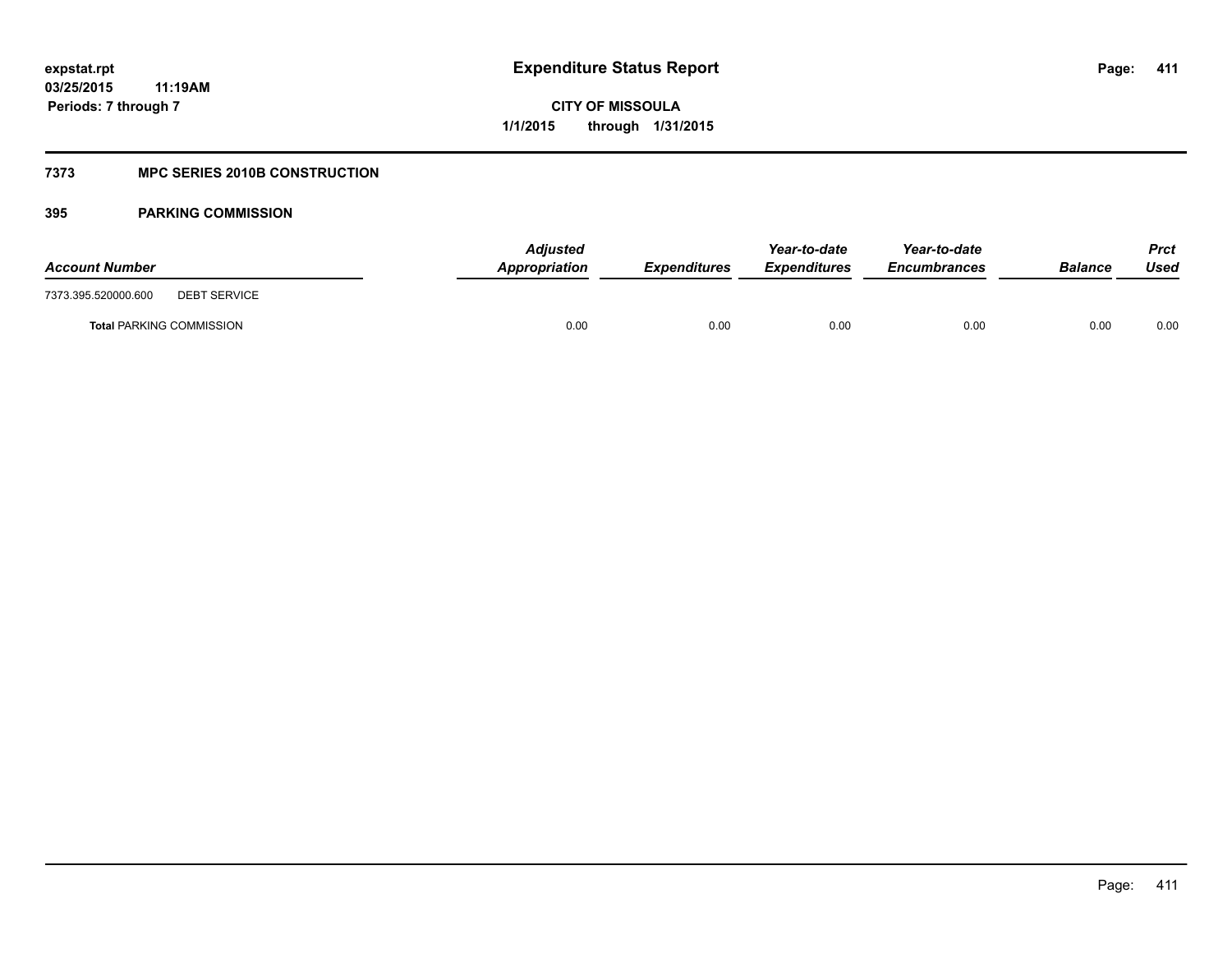# Expenditure Status Report

expstat.rpt
03/25/2015 11:19AM
Periods: 7 through 7

CITY OF MISSOULA
1/1/2015 through 1/31/2015

## 7373 MPC SERIES 2010B CONSTRUCTION

### 395 PARKING COMMISSION

| Account Number | | Adjusted Appropriation | Expenditures | Year-to-date Expenditures | Year-to-date Encumbrances | Balance | Prct Used |
|---|---|---|---|---|---|---|---|
| 7373.395.520000.600 | DEBT SERVICE | | | | | | |
| **Total** PARKING COMMISSION | | 0.00 | 0.00 | 0.00 | 0.00 | 0.00 | 0.00 |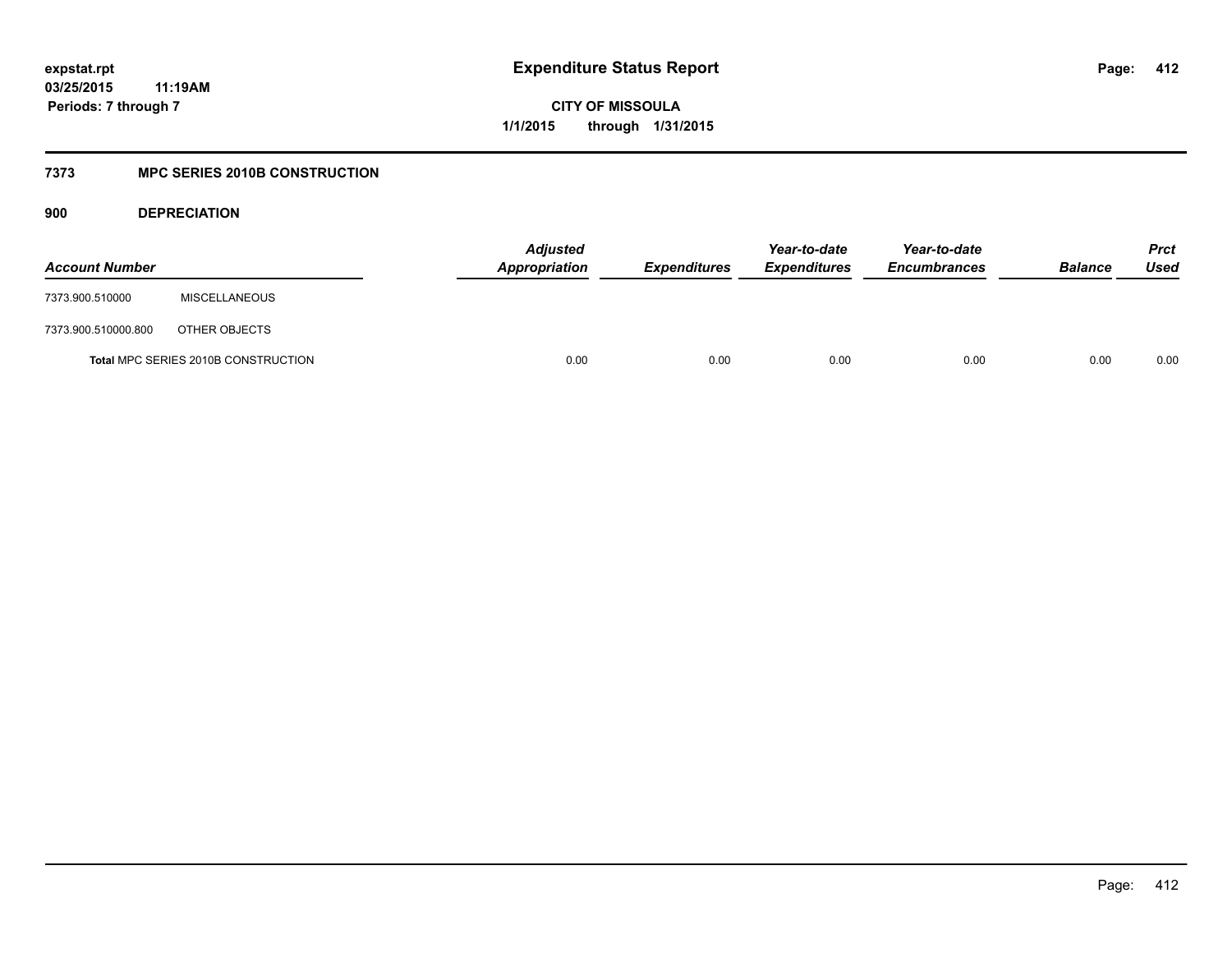# Expenditure Status Report

expstat.rpt
03/25/2015 11:19AM
Periods: 7 through 7

CITY OF MISSOULA
1/1/2015 through 1/31/2015

## 7373 MPC SERIES 2010B CONSTRUCTION

### 900 DEPRECIATION

| Account Number | | Adjusted Appropriation | Expenditures | Year-to-date Expenditures | Year-to-date Encumbrances | Balance | Prct Used |
|---|---|---|---|---|---|---|---|
| 7373.900.510000 | MISCELLANEOUS | | | | | | |
| 7373.900.510000.800 | OTHER OBJECTS | | | | | | |
| **Total** MPC SERIES 2010B CONSTRUCTION | | 0.00 | 0.00 | 0.00 | 0.00 | 0.00 | 0.00 |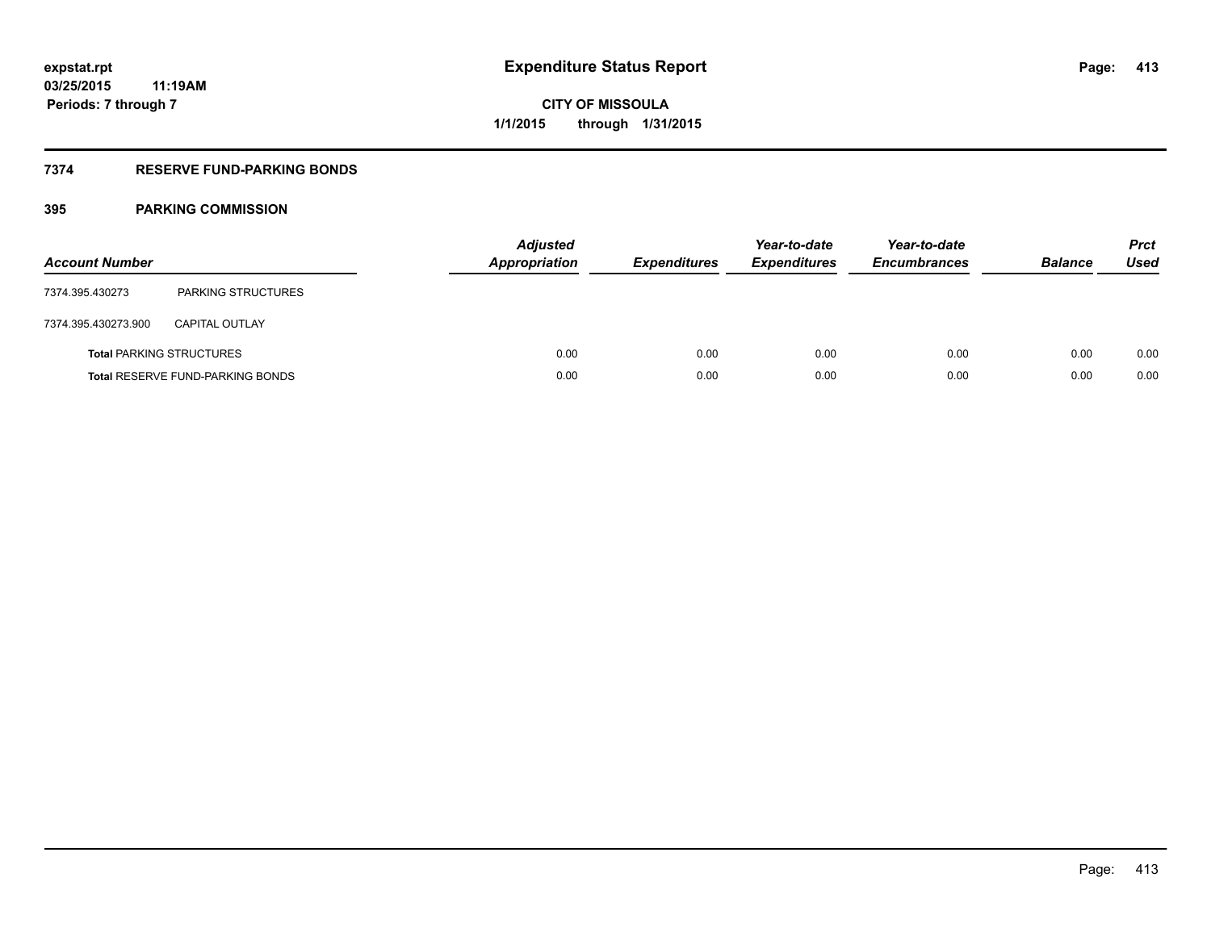**expstat.rpt**
**03/25/2015 11:19AM**
**Periods: 7 through 7**

# Expenditure Status Report

**CITY OF MISSOULA**
**1/1/2015 through 1/31/2015**

## 7374 RESERVE FUND-PARKING BONDS

### 395 PARKING COMMISSION

| Account Number | | Adjusted Appropriation | Expenditures | Year-to-date Expenditures | Year-to-date Encumbrances | Balance | Prct Used |
|---|---|---|---|---|---|---|---|
| 7374.395.430273 | PARKING STRUCTURES | | | | | | |
| 7374.395.430273.900 | CAPITAL OUTLAY | | | | | | |
| **Total** PARKING STRUCTURES | | 0.00 | 0.00 | 0.00 | 0.00 | 0.00 | 0.00 |
| **Total** RESERVE FUND-PARKING BONDS | | 0.00 | 0.00 | 0.00 | 0.00 | 0.00 | 0.00 |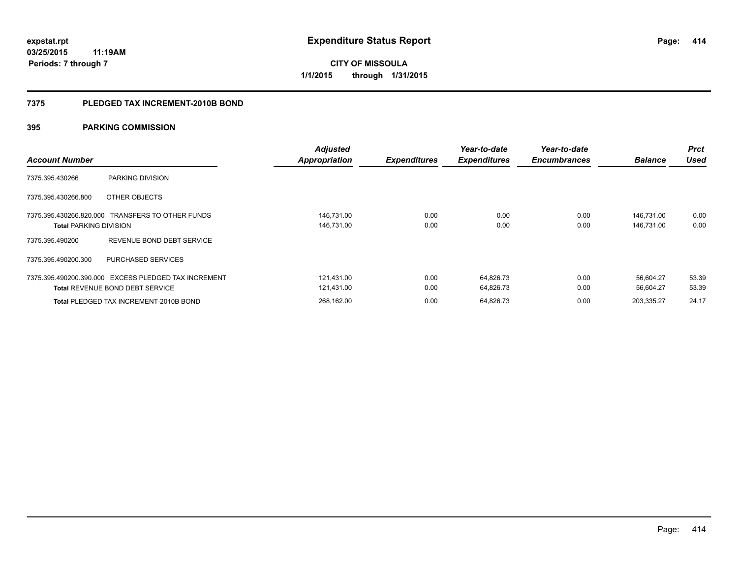# Expenditure Status Report

expstat.rpt
03/25/2015 11:19AM
Periods: 7 through 7

CITY OF MISSOULA
1/1/2015 through 1/31/2015

## 7375 PLEDGED TAX INCREMENT-2010B BOND

### 395 PARKING COMMISSION

| Account Number | | Adjusted Appropriation | Expenditures | Year-to-date Expenditures | Year-to-date Encumbrances | Balance | Prct Used |
|---|---|---|---|---|---|---|---|
| 7375.395.430266 | PARKING DIVISION | | | | | | |
| 7375.395.430266.800 | OTHER OBJECTS | | | | | | |
| 7375.395.430266.820.000 | TRANSFERS TO OTHER FUNDS | 146,731.00 | 0.00 | 0.00 | 0.00 | 146,731.00 | 0.00 |
| **Total** PARKING DIVISION | | 146,731.00 | 0.00 | 0.00 | 0.00 | 146,731.00 | 0.00 |
| 7375.395.490200 | REVENUE BOND DEBT SERVICE | | | | | | |
| 7375.395.490200.300 | PURCHASED SERVICES | | | | | | |
| 7375.395.490200.390.000 | EXCESS PLEDGED TAX INCREMENT | 121,431.00 | 0.00 | 64,826.73 | 0.00 | 56,604.27 | 53.39 |
| **Total** REVENUE BOND DEBT SERVICE | | 121,431.00 | 0.00 | 64,826.73 | 0.00 | 56,604.27 | 53.39 |
| **Total** PLEDGED TAX INCREMENT-2010B BOND | | 268,162.00 | 0.00 | 64,826.73 | 0.00 | 203,335.27 | 24.17 |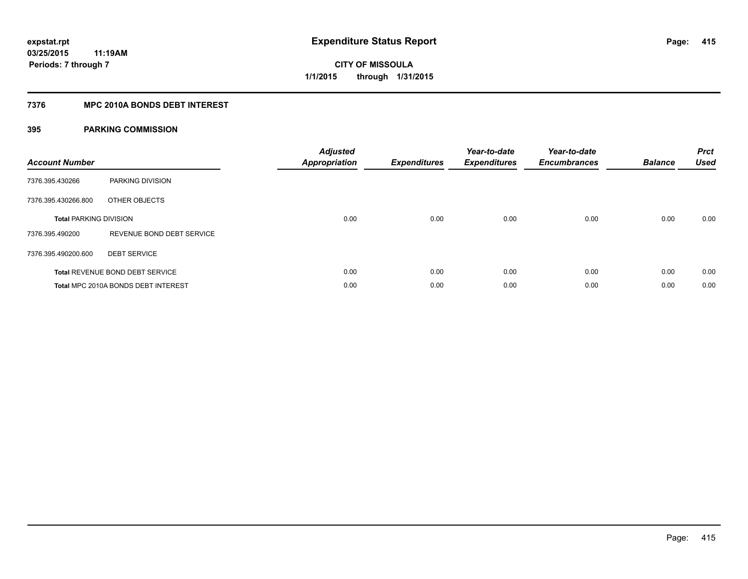expstat.rpt
03/25/2015 11:19AM
Periods: 7 through 7

# Expenditure Status Report

**CITY OF MISSOULA**
**1/1/2015 through 1/31/2015**

## 7376 MPC 2010A BONDS DEBT INTEREST

### 395 PARKING COMMISSION

| Account Number | | Adjusted Appropriation | Expenditures | Year-to-date Expenditures | Year-to-date Encumbrances | Balance | Prct Used |
|---|---|---|---|---|---|---|---|
| 7376.395.430266 | PARKING DIVISION | | | | | | |
| 7376.395.430266.800 | OTHER OBJECTS | | | | | | |
| **Total** PARKING DIVISION | | 0.00 | 0.00 | 0.00 | 0.00 | 0.00 | 0.00 |
| 7376.395.490200 | REVENUE BOND DEBT SERVICE | | | | | | |
| 7376.395.490200.600 | DEBT SERVICE | | | | | | |
| **Total** REVENUE BOND DEBT SERVICE | | 0.00 | 0.00 | 0.00 | 0.00 | 0.00 | 0.00 |
| **Total** MPC 2010A BONDS DEBT INTEREST | | 0.00 | 0.00 | 0.00 | 0.00 | 0.00 | 0.00 |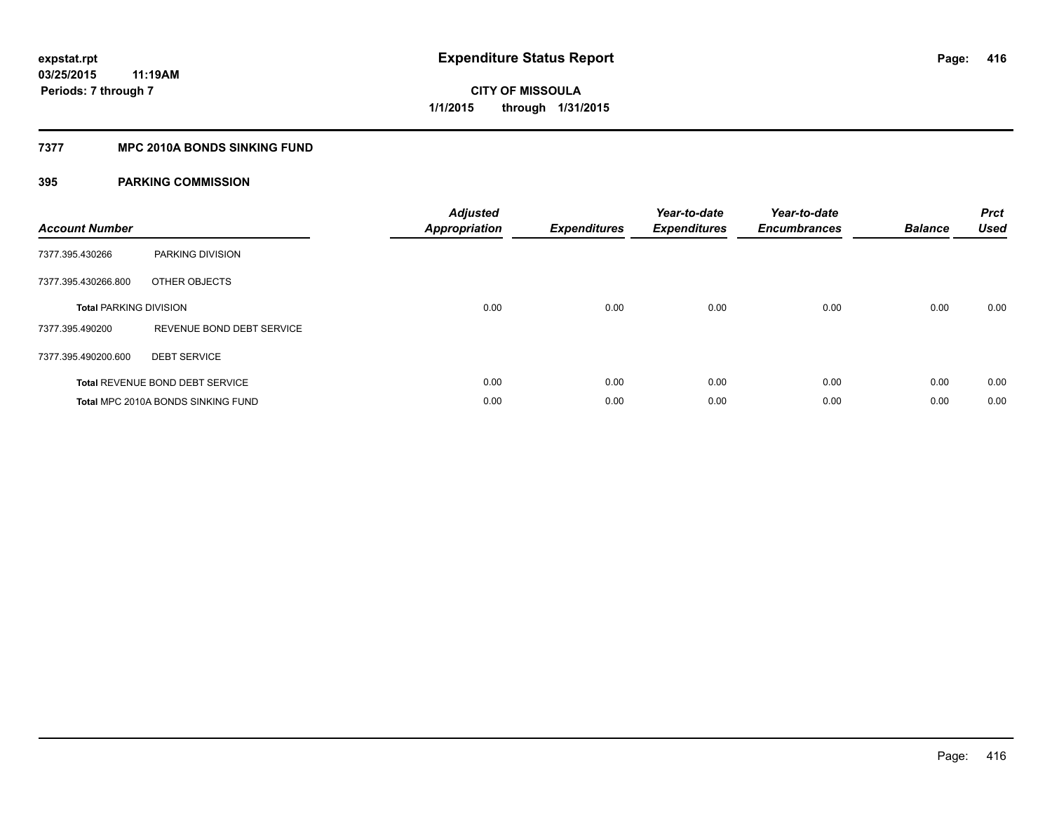# Expenditure Status Report

expstat.rpt
03/25/2015 11:19AM
Periods: 7 through 7

**CITY OF MISSOULA**
**1/1/2015 through 1/31/2015**

## 7377 MPC 2010A BONDS SINKING FUND

### 395 PARKING COMMISSION

| Account Number | | Adjusted Appropriation | Expenditures | Year-to-date Expenditures | Year-to-date Encumbrances | Balance | Prct Used |
|---|---|---|---|---|---|---|---|
| 7377.395.430266 | PARKING DIVISION | | | | | | |
| 7377.395.430266.800 | OTHER OBJECTS | | | | | | |
| **Total** PARKING DIVISION | | 0.00 | 0.00 | 0.00 | 0.00 | 0.00 | 0.00 |
| 7377.395.490200 | REVENUE BOND DEBT SERVICE | | | | | | |
| 7377.395.490200.600 | DEBT SERVICE | | | | | | |
| **Total** REVENUE BOND DEBT SERVICE | | 0.00 | 0.00 | 0.00 | 0.00 | 0.00 | 0.00 |
| **Total** MPC 2010A BONDS SINKING FUND | | 0.00 | 0.00 | 0.00 | 0.00 | 0.00 | 0.00 |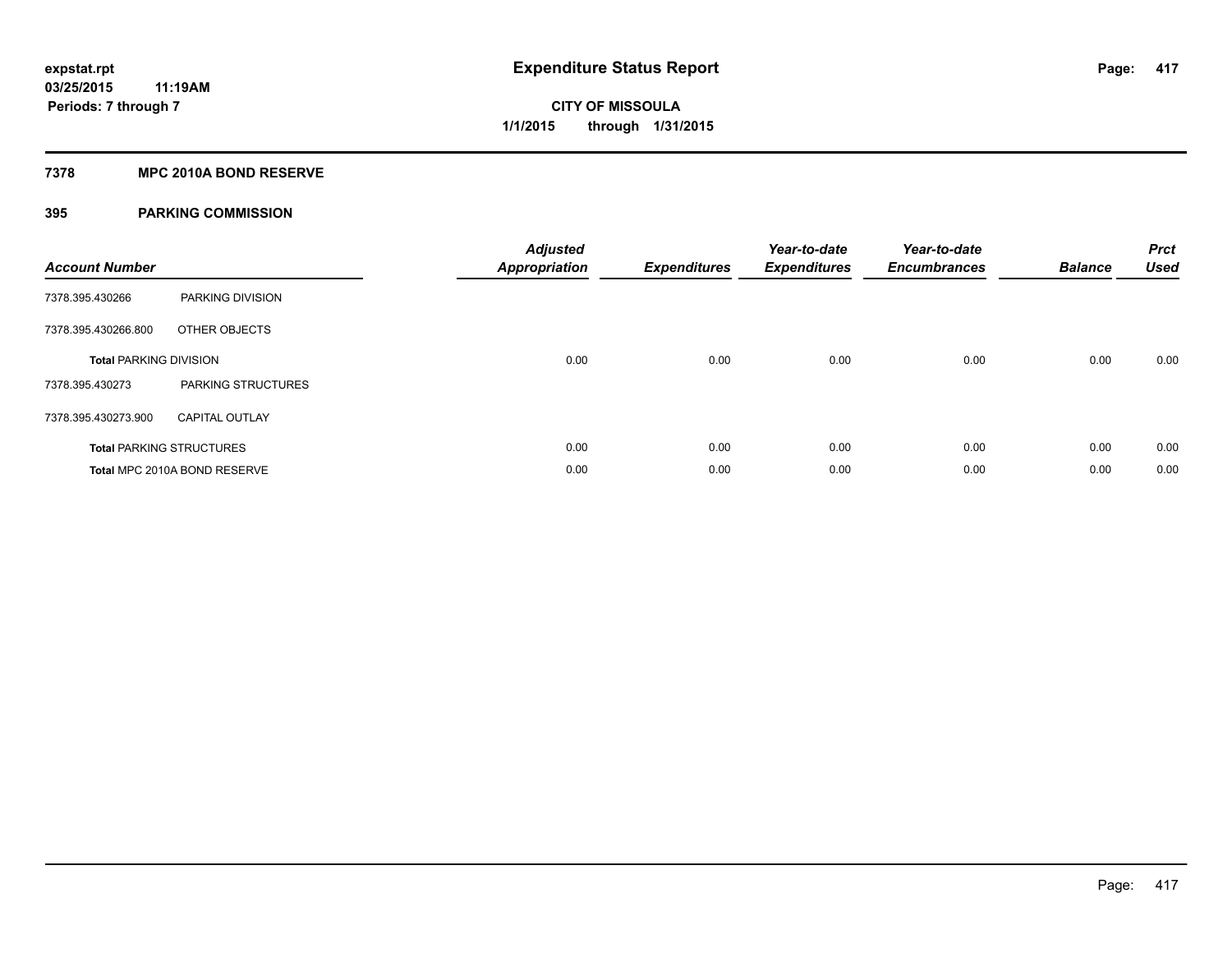# Expenditure Status Report

expstat.rpt
03/25/2015 11:19AM
Periods: 7 through 7

**CITY OF MISSOULA**
**1/1/2015 through 1/31/2015**

## 7378 MPC 2010A BOND RESERVE

## 395 PARKING COMMISSION

| Account Number | | Adjusted Appropriation | Expenditures | Year-to-date Expenditures | Year-to-date Encumbrances | Balance | Prct Used |
|---|---|---|---|---|---|---|---|
| 7378.395.430266 | PARKING DIVISION | | | | | | |
| 7378.395.430266.800 | OTHER OBJECTS | | | | | | |
| **Total** PARKING DIVISION | | 0.00 | 0.00 | 0.00 | 0.00 | 0.00 | 0.00 |
| 7378.395.430273 | PARKING STRUCTURES | | | | | | |
| 7378.395.430273.900 | CAPITAL OUTLAY | | | | | | |
| **Total** PARKING STRUCTURES | | 0.00 | 0.00 | 0.00 | 0.00 | 0.00 | 0.00 |
| **Total** MPC 2010A BOND RESERVE | | 0.00 | 0.00 | 0.00 | 0.00 | 0.00 | 0.00 |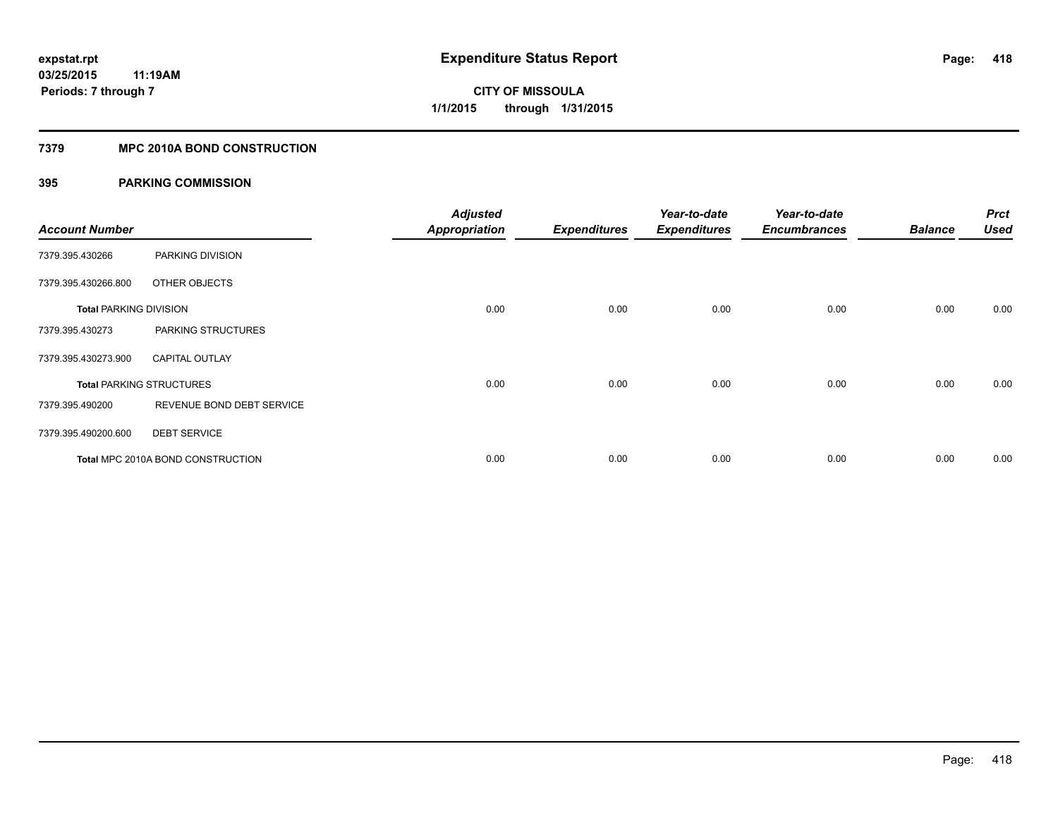# Expenditure Status Report

expstat.rpt
03/25/2015 11:19AM
Periods: 7 through 7

CITY OF MISSOULA
1/1/2015 through 1/31/2015

## 7379 MPC 2010A BOND CONSTRUCTION

### 395 PARKING COMMISSION

| Account Number | | Adjusted Appropriation | Expenditures | Year-to-date Expenditures | Year-to-date Encumbrances | Balance | Prct Used |
|---|---|---|---|---|---|---|---|
| 7379.395.430266 | PARKING DIVISION | | | | | | |
| 7379.395.430266.800 | OTHER OBJECTS | | | | | | |
| **Total** PARKING DIVISION | | 0.00 | 0.00 | 0.00 | 0.00 | 0.00 | 0.00 |
| 7379.395.430273 | PARKING STRUCTURES | | | | | | |
| 7379.395.430273.900 | CAPITAL OUTLAY | | | | | | |
| **Total** PARKING STRUCTURES | | 0.00 | 0.00 | 0.00 | 0.00 | 0.00 | 0.00 |
| 7379.395.490200 | REVENUE BOND DEBT SERVICE | | | | | | |
| 7379.395.490200.600 | DEBT SERVICE | | | | | | |
| **Total** MPC 2010A BOND CONSTRUCTION | | 0.00 | 0.00 | 0.00 | 0.00 | 0.00 | 0.00 |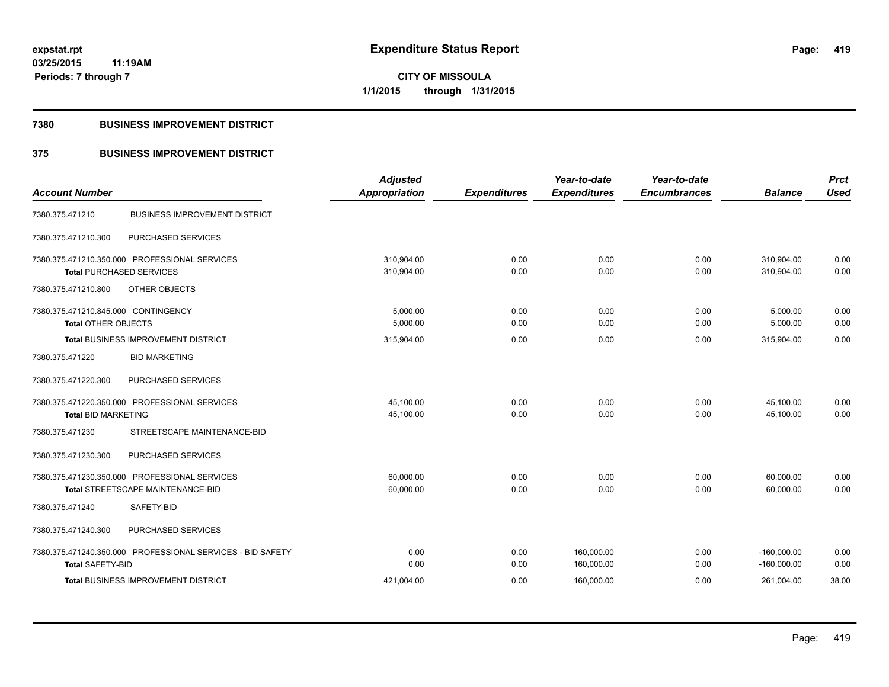**expstat.rpt**
**03/25/2015 11:19AM**
**Periods: 7 through 7**

# Expenditure Status Report

**CITY OF MISSOULA**
**1/1/2015 through 1/31/2015**

## 7380 BUSINESS IMPROVEMENT DISTRICT

## 375 BUSINESS IMPROVEMENT DISTRICT

| Account Number | | Adjusted Appropriation | Expenditures | Year-to-date Expenditures | Year-to-date Encumbrances | Balance | Prct Used |
|---|---|---|---|---|---|---|---|
| 7380.375.471210 | BUSINESS IMPROVEMENT DISTRICT | | | | | | |
| 7380.375.471210.300 | PURCHASED SERVICES | | | | | | |
| 7380.375.471210.350.000 | PROFESSIONAL SERVICES | 310,904.00 | 0.00 | 0.00 | 0.00 | 310,904.00 | 0.00 |
| Total PURCHASED SERVICES | | 310,904.00 | 0.00 | 0.00 | 0.00 | 310,904.00 | 0.00 |
| 7380.375.471210.800 | OTHER OBJECTS | | | | | | |
| 7380.375.471210.845.000 | CONTINGENCY | 5,000.00 | 0.00 | 0.00 | 0.00 | 5,000.00 | 0.00 |
| Total OTHER OBJECTS | | 5,000.00 | 0.00 | 0.00 | 0.00 | 5,000.00 | 0.00 |
| Total BUSINESS IMPROVEMENT DISTRICT | | 315,904.00 | 0.00 | 0.00 | 0.00 | 315,904.00 | 0.00 |
| 7380.375.471220 | BID MARKETING | | | | | | |
| 7380.375.471220.300 | PURCHASED SERVICES | | | | | | |
| 7380.375.471220.350.000 | PROFESSIONAL SERVICES | 45,100.00 | 0.00 | 0.00 | 0.00 | 45,100.00 | 0.00 |
| Total BID MARKETING | | 45,100.00 | 0.00 | 0.00 | 0.00 | 45,100.00 | 0.00 |
| 7380.375.471230 | STREETSCAPE MAINTENANCE-BID | | | | | | |
| 7380.375.471230.300 | PURCHASED SERVICES | | | | | | |
| 7380.375.471230.350.000 | PROFESSIONAL SERVICES | 60,000.00 | 0.00 | 0.00 | 0.00 | 60,000.00 | 0.00 |
| Total STREETSCAPE MAINTENANCE-BID | | 60,000.00 | 0.00 | 0.00 | 0.00 | 60,000.00 | 0.00 |
| 7380.375.471240 | SAFETY-BID | | | | | | |
| 7380.375.471240.300 | PURCHASED SERVICES | | | | | | |
| 7380.375.471240.350.000 | PROFESSIONAL SERVICES - BID SAFETY | 0.00 | 0.00 | 160,000.00 | 0.00 | -160,000.00 | 0.00 |
| Total SAFETY-BID | | 0.00 | 0.00 | 160,000.00 | 0.00 | -160,000.00 | 0.00 |
| Total BUSINESS IMPROVEMENT DISTRICT | | 421,004.00 | 0.00 | 160,000.00 | 0.00 | 261,004.00 | 38.00 |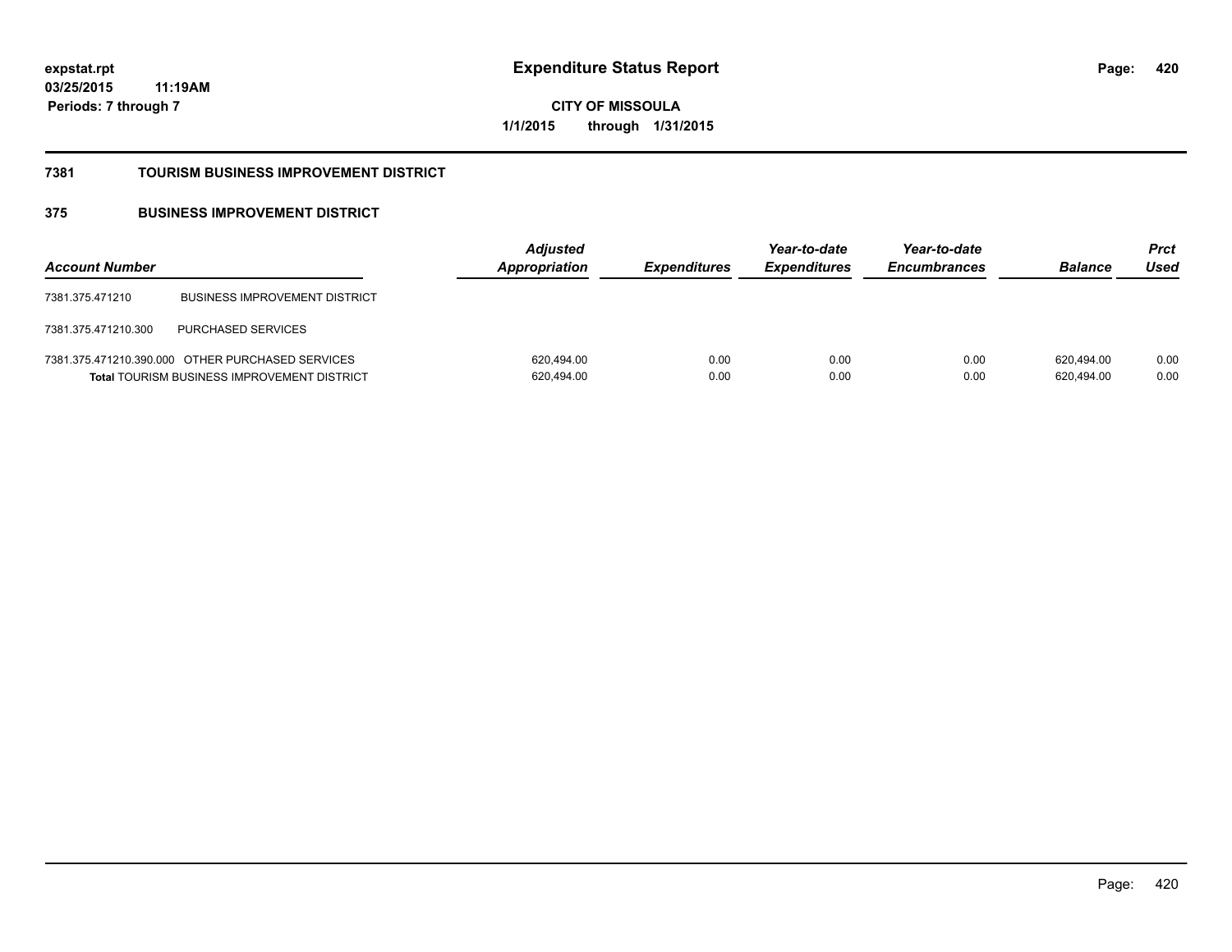**expstat.rpt**
**03/25/2015 11:19AM**
**Periods: 7 through 7**

# Expenditure Status Report

**CITY OF MISSOULA**
**1/1/2015 through 1/31/2015**

## 7381 TOURISM BUSINESS IMPROVEMENT DISTRICT

### 375 BUSINESS IMPROVEMENT DISTRICT

| Account Number | | Adjusted Appropriation | Expenditures | Year-to-date Expenditures | Year-to-date Encumbrances | Balance | Prct Used |
|---|---|---|---|---|---|---|---|
| 7381.375.471210 | BUSINESS IMPROVEMENT DISTRICT | | | | | | |
| 7381.375.471210.300 | PURCHASED SERVICES | | | | | | |
| 7381.375.471210.390.000 | OTHER PURCHASED SERVICES | 620,494.00 | 0.00 | 0.00 | 0.00 | 620,494.00 | 0.00 |
| **Total** TOURISM BUSINESS IMPROVEMENT DISTRICT | | 620,494.00 | 0.00 | 0.00 | 0.00 | 620,494.00 | 0.00 |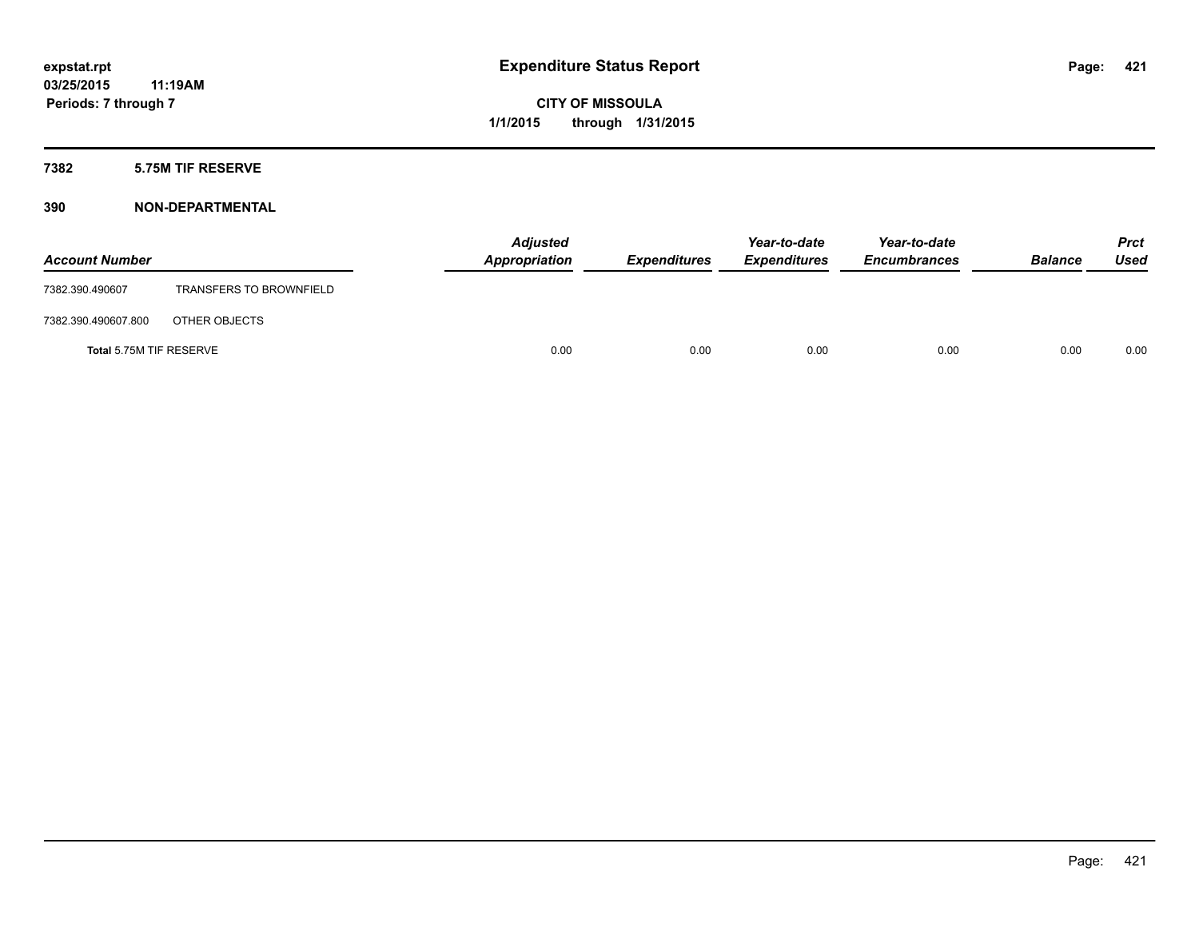**expstat.rpt**
**03/25/2015 11:19AM**
**Periods: 7 through 7**

# Expenditure Status Report

**CITY OF MISSOULA**
**1/1/2015 through 1/31/2015**

## 7382 5.75M TIF RESERVE

## 390 NON-DEPARTMENTAL

| Account Number | | Adjusted Appropriation | Expenditures | Year-to-date Expenditures | Year-to-date Encumbrances | Balance | Prct Used |
|---|---|---|---|---|---|---|---|
| 7382.390.490607 | TRANSFERS TO BROWNFIELD | | | | | | |
| 7382.390.490607.800 | OTHER OBJECTS | | | | | | |
| **Total** 5.75M TIF RESERVE | | 0.00 | 0.00 | 0.00 | 0.00 | 0.00 | 0.00 |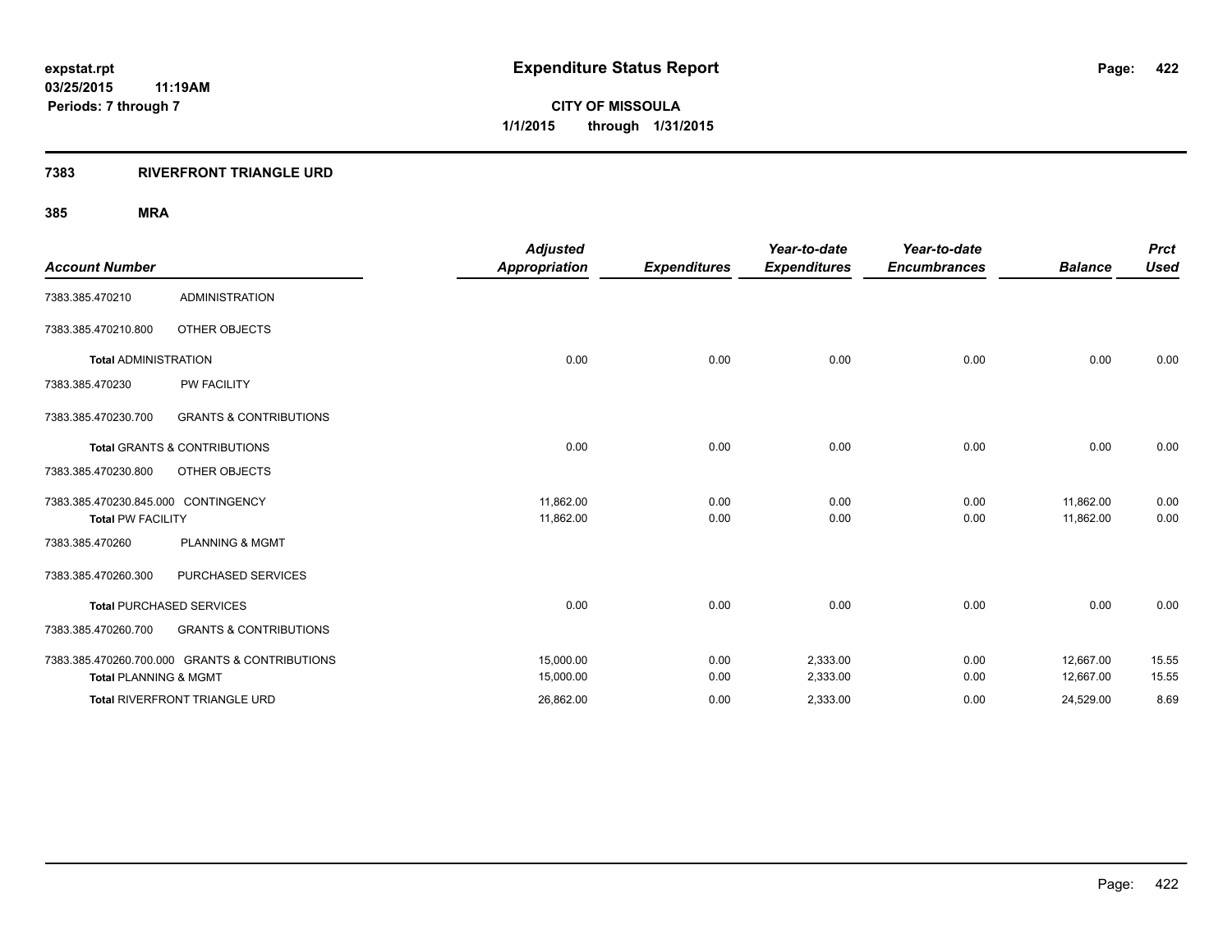# Expenditure Status Report

expstat.rpt
03/25/2015 11:19AM
Periods: 7 through 7

**CITY OF MISSOULA**
**1/1/2015 through 1/31/2015**

## 7383 RIVERFRONT TRIANGLE URD

### 385 MRA

| Account Number | | Adjusted Appropriation | Expenditures | Year-to-date Expenditures | Year-to-date Encumbrances | Balance | Prct Used |
|---|---|---|---|---|---|---|---|
| 7383.385.470210 | ADMINISTRATION | | | | | | |
| 7383.385.470210.800 | OTHER OBJECTS | | | | | | |
| Total ADMINISTRATION | | 0.00 | 0.00 | 0.00 | 0.00 | 0.00 | 0.00 |
| 7383.385.470230 | PW FACILITY | | | | | | |
| 7383.385.470230.700 | GRANTS & CONTRIBUTIONS | | | | | | |
| Total GRANTS & CONTRIBUTIONS | | 0.00 | 0.00 | 0.00 | 0.00 | 0.00 | 0.00 |
| 7383.385.470230.800 | OTHER OBJECTS | | | | | | |
| 7383.385.470230.845.000 | CONTINGENCY | 11,862.00 | 0.00 | 0.00 | 0.00 | 11,862.00 | 0.00 |
| Total PW FACILITY | | 11,862.00 | 0.00 | 0.00 | 0.00 | 11,862.00 | 0.00 |
| 7383.385.470260 | PLANNING & MGMT | | | | | | |
| 7383.385.470260.300 | PURCHASED SERVICES | | | | | | |
| Total PURCHASED SERVICES | | 0.00 | 0.00 | 0.00 | 0.00 | 0.00 | 0.00 |
| 7383.385.470260.700 | GRANTS & CONTRIBUTIONS | | | | | | |
| 7383.385.470260.700.000 | GRANTS & CONTRIBUTIONS | 15,000.00 | 0.00 | 2,333.00 | 0.00 | 12,667.00 | 15.55 |
| Total PLANNING & MGMT | | 15,000.00 | 0.00 | 2,333.00 | 0.00 | 12,667.00 | 15.55 |
| Total RIVERFRONT TRIANGLE URD | | 26,862.00 | 0.00 | 2,333.00 | 0.00 | 24,529.00 | 8.69 |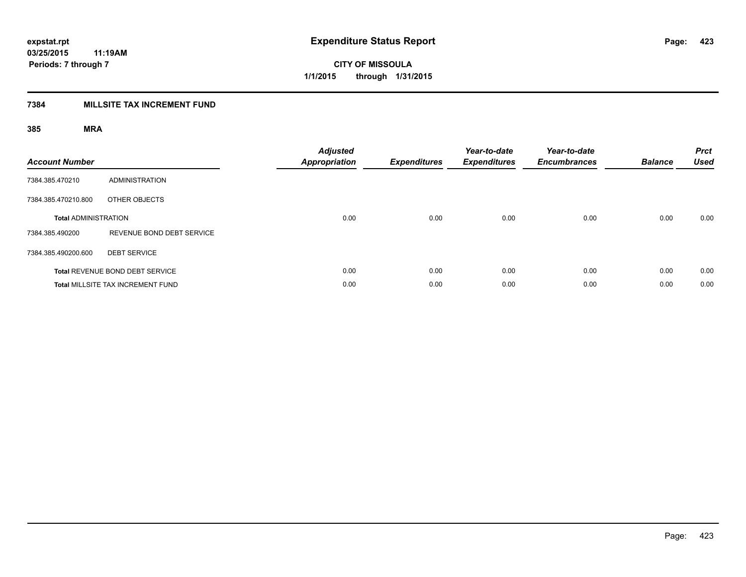# Expenditure Status Report

expstat.rpt
03/25/2015 11:19AM
Periods: 7 through 7

**CITY OF MISSOULA**
**1/1/2015 through 1/31/2015**

## 7384 MILLSITE TAX INCREMENT FUND

### 385 MRA

| Account Number | | Adjusted Appropriation | Expenditures | Year-to-date Expenditures | Year-to-date Encumbrances | Balance | Prct Used |
|---|---|---|---|---|---|---|---|
| 7384.385.470210 | ADMINISTRATION | | | | | | |
| 7384.385.470210.800 | OTHER OBJECTS | | | | | | |
| **Total** ADMINISTRATION | | 0.00 | 0.00 | 0.00 | 0.00 | 0.00 | 0.00 |
| 7384.385.490200 | REVENUE BOND DEBT SERVICE | | | | | | |
| 7384.385.490200.600 | DEBT SERVICE | | | | | | |
| **Total** REVENUE BOND DEBT SERVICE | | 0.00 | 0.00 | 0.00 | 0.00 | 0.00 | 0.00 |
| **Total** MILLSITE TAX INCREMENT FUND | | 0.00 | 0.00 | 0.00 | 0.00 | 0.00 | 0.00 |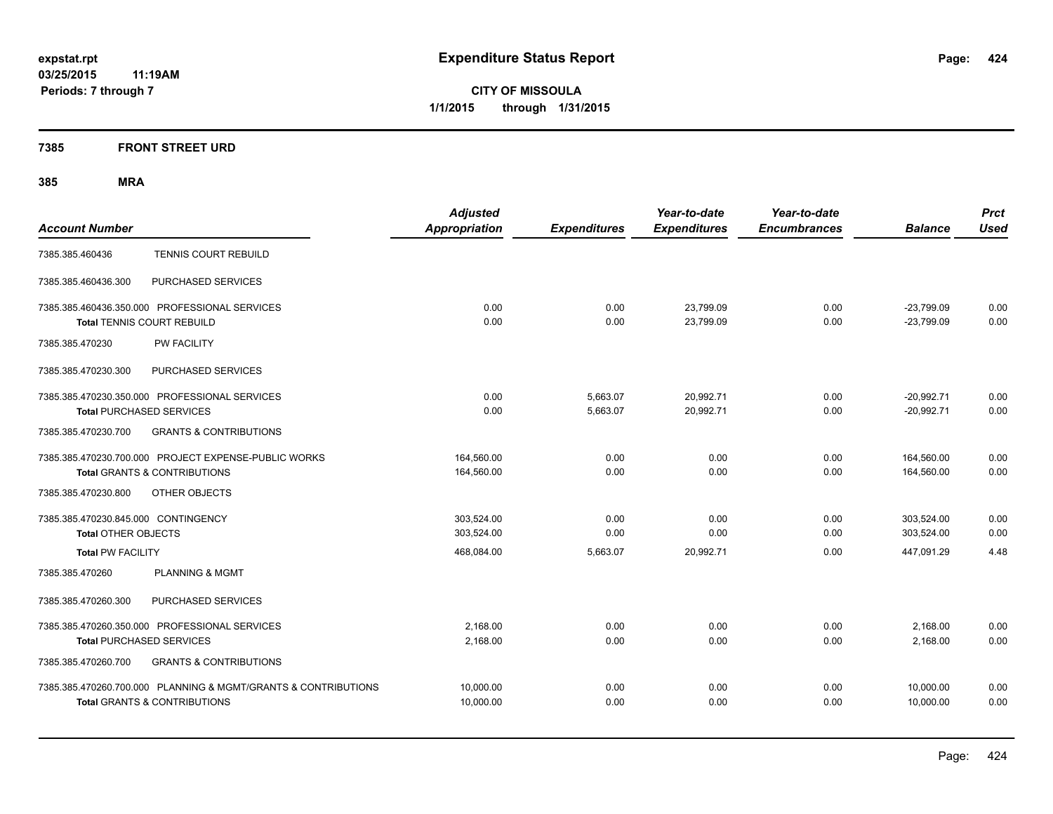**expstat.rpt**
**03/25/2015 11:19AM**
**Periods: 7 through 7**

# Expenditure Status Report

**CITY OF MISSOULA**
**1/1/2015 through 1/31/2015**

## 7385 FRONT STREET URD

## 385 MRA

| Account Number | | Adjusted Appropriation | Expenditures | Year-to-date Expenditures | Year-to-date Encumbrances | Balance | Prct Used |
|---|---|---|---|---|---|---|---|
| 7385.385.460436 | TENNIS COURT REBUILD | | | | | | |
| 7385.385.460436.300 | PURCHASED SERVICES | | | | | | |
| 7385.385.460436.350.000 | PROFESSIONAL SERVICES | 0.00 | 0.00 | 23,799.09 | 0.00 | -23,799.09 | 0.00 |
| **Total** TENNIS COURT REBUILD | | 0.00 | 0.00 | 23,799.09 | 0.00 | -23,799.09 | 0.00 |
| 7385.385.470230 | PW FACILITY | | | | | | |
| 7385.385.470230.300 | PURCHASED SERVICES | | | | | | |
| 7385.385.470230.350.000 | PROFESSIONAL SERVICES | 0.00 | 5,663.07 | 20,992.71 | 0.00 | -20,992.71 | 0.00 |
| **Total** PURCHASED SERVICES | | 0.00 | 5,663.07 | 20,992.71 | 0.00 | -20,992.71 | 0.00 |
| 7385.385.470230.700 | GRANTS & CONTRIBUTIONS | | | | | | |
| 7385.385.470230.700.000 | PROJECT EXPENSE-PUBLIC WORKS | 164,560.00 | 0.00 | 0.00 | 0.00 | 164,560.00 | 0.00 |
| **Total** GRANTS & CONTRIBUTIONS | | 164,560.00 | 0.00 | 0.00 | 0.00 | 164,560.00 | 0.00 |
| 7385.385.470230.800 | OTHER OBJECTS | | | | | | |
| 7385.385.470230.845.000 | CONTINGENCY | 303,524.00 | 0.00 | 0.00 | 0.00 | 303,524.00 | 0.00 |
| **Total** OTHER OBJECTS | | 303,524.00 | 0.00 | 0.00 | 0.00 | 303,524.00 | 0.00 |
| **Total** PW FACILITY | | 468,084.00 | 5,663.07 | 20,992.71 | 0.00 | 447,091.29 | 4.48 |
| 7385.385.470260 | PLANNING & MGMT | | | | | | |
| 7385.385.470260.300 | PURCHASED SERVICES | | | | | | |
| 7385.385.470260.350.000 | PROFESSIONAL SERVICES | 2,168.00 | 0.00 | 0.00 | 0.00 | 2,168.00 | 0.00 |
| **Total** PURCHASED SERVICES | | 2,168.00 | 0.00 | 0.00 | 0.00 | 2,168.00 | 0.00 |
| 7385.385.470260.700 | GRANTS & CONTRIBUTIONS | | | | | | |
| 7385.385.470260.700.000 | PLANNING & MGMT/GRANTS & CONTRIBUTIONS | 10,000.00 | 0.00 | 0.00 | 0.00 | 10,000.00 | 0.00 |
| **Total** GRANTS & CONTRIBUTIONS | | 10,000.00 | 0.00 | 0.00 | 0.00 | 10,000.00 | 0.00 |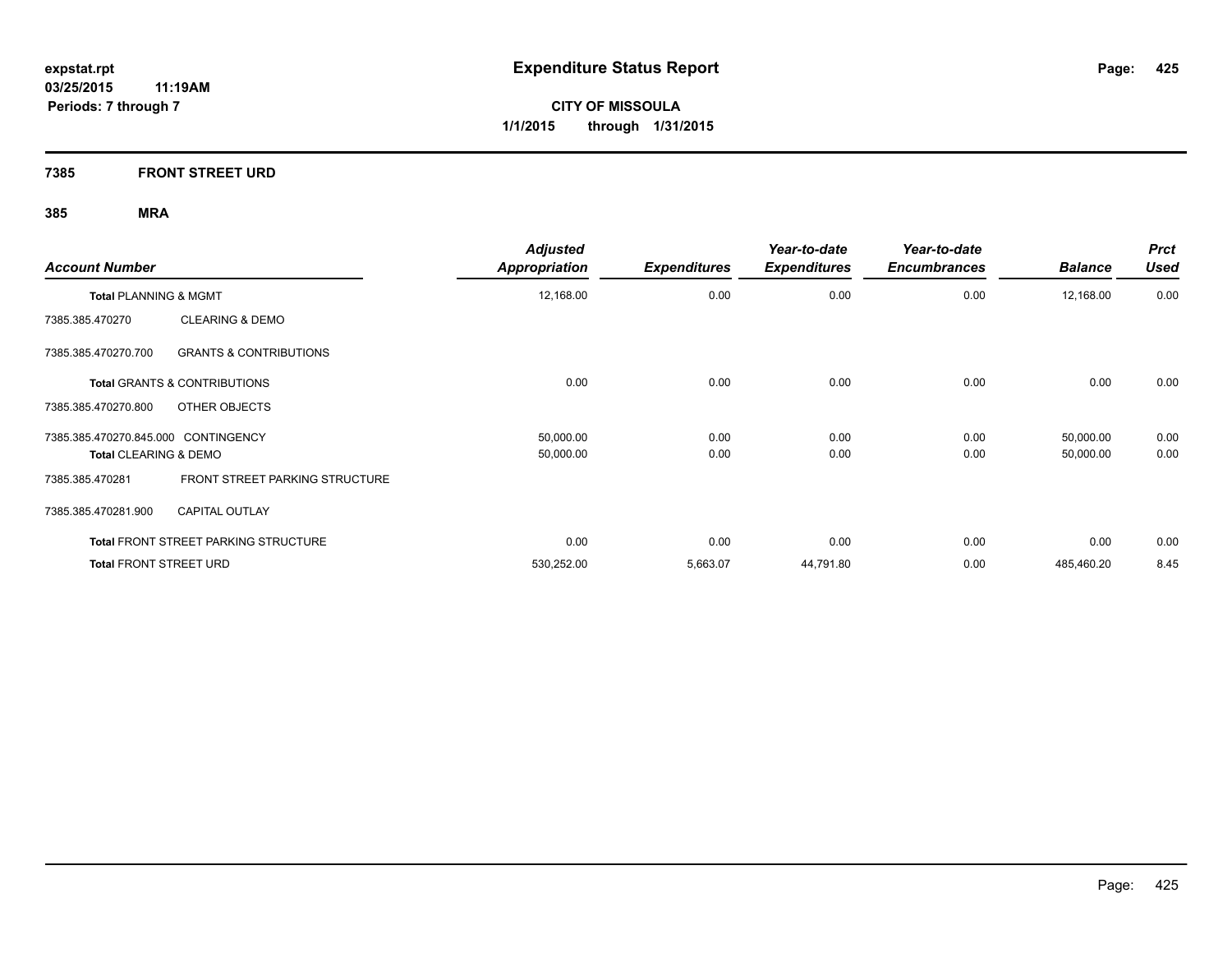# Expenditure Status Report

expstat.rpt
03/25/2015 11:19AM
Periods: 7 through 7

CITY OF MISSOULA
1/1/2015 through 1/31/2015

## 7385 FRONT STREET URD

### 385 MRA

| Account Number | | Adjusted Appropriation | Expenditures | Year-to-date Expenditures | Year-to-date Encumbrances | Balance | Prct Used |
|---|---|---|---|---|---|---|---|
| **Total** PLANNING & MGMT | | 12,168.00 | 0.00 | 0.00 | 0.00 | 12,168.00 | 0.00 |
| 7385.385.470270 | CLEARING & DEMO | | | | | | |
| 7385.385.470270.700 | GRANTS & CONTRIBUTIONS | | | | | | |
| **Total** GRANTS & CONTRIBUTIONS | | 0.00 | 0.00 | 0.00 | 0.00 | 0.00 | 0.00 |
| 7385.385.470270.800 | OTHER OBJECTS | | | | | | |
| 7385.385.470270.845.000 | CONTINGENCY | 50,000.00 | 0.00 | 0.00 | 0.00 | 50,000.00 | 0.00 |
| **Total** CLEARING & DEMO | | 50,000.00 | 0.00 | 0.00 | 0.00 | 50,000.00 | 0.00 |
| 7385.385.470281 | FRONT STREET PARKING STRUCTURE | | | | | | |
| 7385.385.470281.900 | CAPITAL OUTLAY | | | | | | |
| **Total** FRONT STREET PARKING STRUCTURE | | 0.00 | 0.00 | 0.00 | 0.00 | 0.00 | 0.00 |
| **Total** FRONT STREET URD | | 530,252.00 | 5,663.07 | 44,791.80 | 0.00 | 485,460.20 | 8.45 |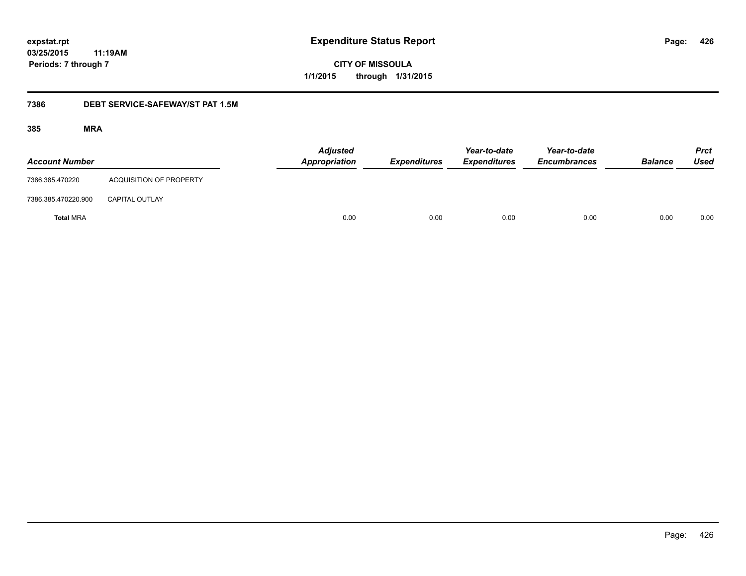**expstat.rpt**
**03/25/2015 11:19AM**
**Periods: 7 through 7**

# Expenditure Status Report

**CITY OF MISSOULA**
**1/1/2015 through 1/31/2015**

## 7386 DEBT SERVICE-SAFEWAY/ST PAT 1.5M

### 385 MRA

| Account Number | | Adjusted Appropriation | Expenditures | Year-to-date Expenditures | Year-to-date Encumbrances | Balance | Prct Used |
|---|---|---|---|---|---|---|---|
| 7386.385.470220 | ACQUISITION OF PROPERTY | | | | | | |
| 7386.385.470220.900 | CAPITAL OUTLAY | | | | | | |
| **Total** MRA | | 0.00 | 0.00 | 0.00 | 0.00 | 0.00 | 0.00 |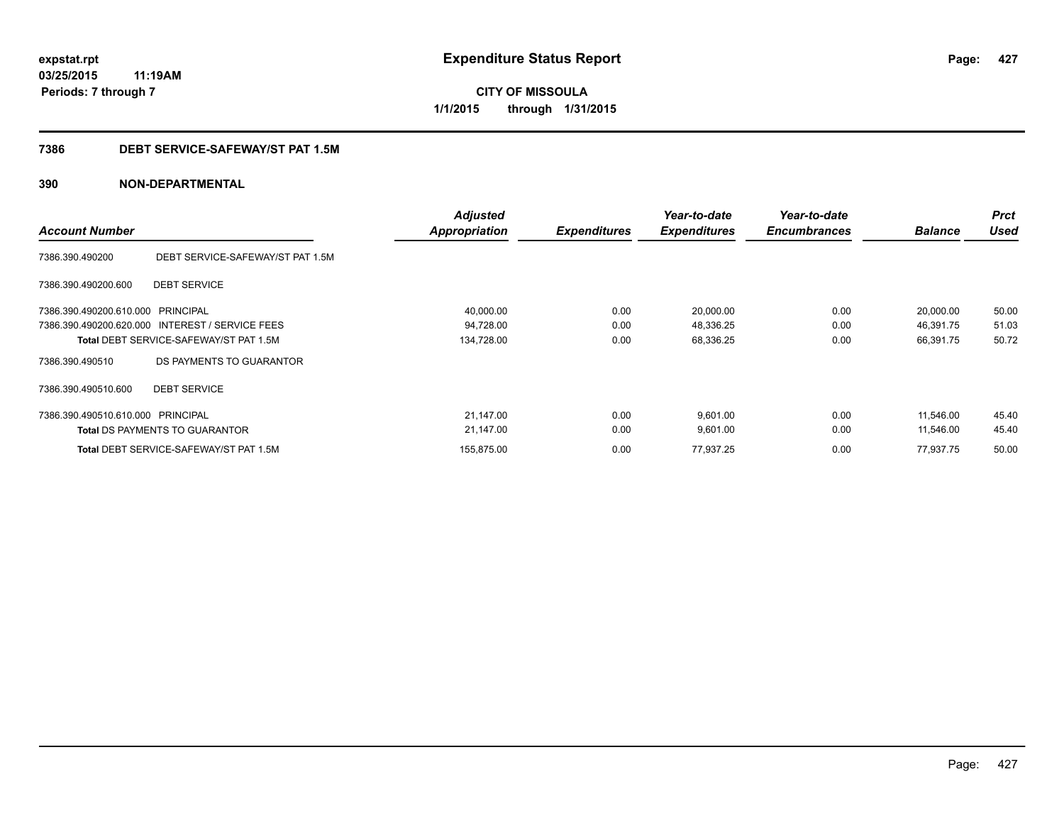**expstat.rpt**
**03/25/2015 11:19AM**
**Periods: 7 through 7**

# Expenditure Status Report

**CITY OF MISSOULA**
**1/1/2015 through 1/31/2015**

## 7386 DEBT SERVICE-SAFEWAY/ST PAT 1.5M

## 390 NON-DEPARTMENTAL

| Account Number | | Adjusted Appropriation | Expenditures | Year-to-date Expenditures | Year-to-date Encumbrances | Balance | Prct Used |
|---|---|---|---|---|---|---|---|
| 7386.390.490200 | DEBT SERVICE-SAFEWAY/ST PAT 1.5M | | | | | | |
| 7386.390.490200.600 | DEBT SERVICE | | | | | | |
| 7386.390.490200.610.000 | PRINCIPAL | 40,000.00 | 0.00 | 20,000.00 | 0.00 | 20,000.00 | 50.00 |
| 7386.390.490200.620.000 | INTEREST / SERVICE FEES | 94,728.00 | 0.00 | 48,336.25 | 0.00 | 46,391.75 | 51.03 |
| **Total** DEBT SERVICE-SAFEWAY/ST PAT 1.5M | | 134,728.00 | 0.00 | 68,336.25 | 0.00 | 66,391.75 | 50.72 |
| 7386.390.490510 | DS PAYMENTS TO GUARANTOR | | | | | | |
| 7386.390.490510.600 | DEBT SERVICE | | | | | | |
| 7386.390.490510.610.000 | PRINCIPAL | 21,147.00 | 0.00 | 9,601.00 | 0.00 | 11,546.00 | 45.40 |
| **Total** DS PAYMENTS TO GUARANTOR | | 21,147.00 | 0.00 | 9,601.00 | 0.00 | 11,546.00 | 45.40 |
| **Total** DEBT SERVICE-SAFEWAY/ST PAT 1.5M | | 155,875.00 | 0.00 | 77,937.25 | 0.00 | 77,937.75 | 50.00 |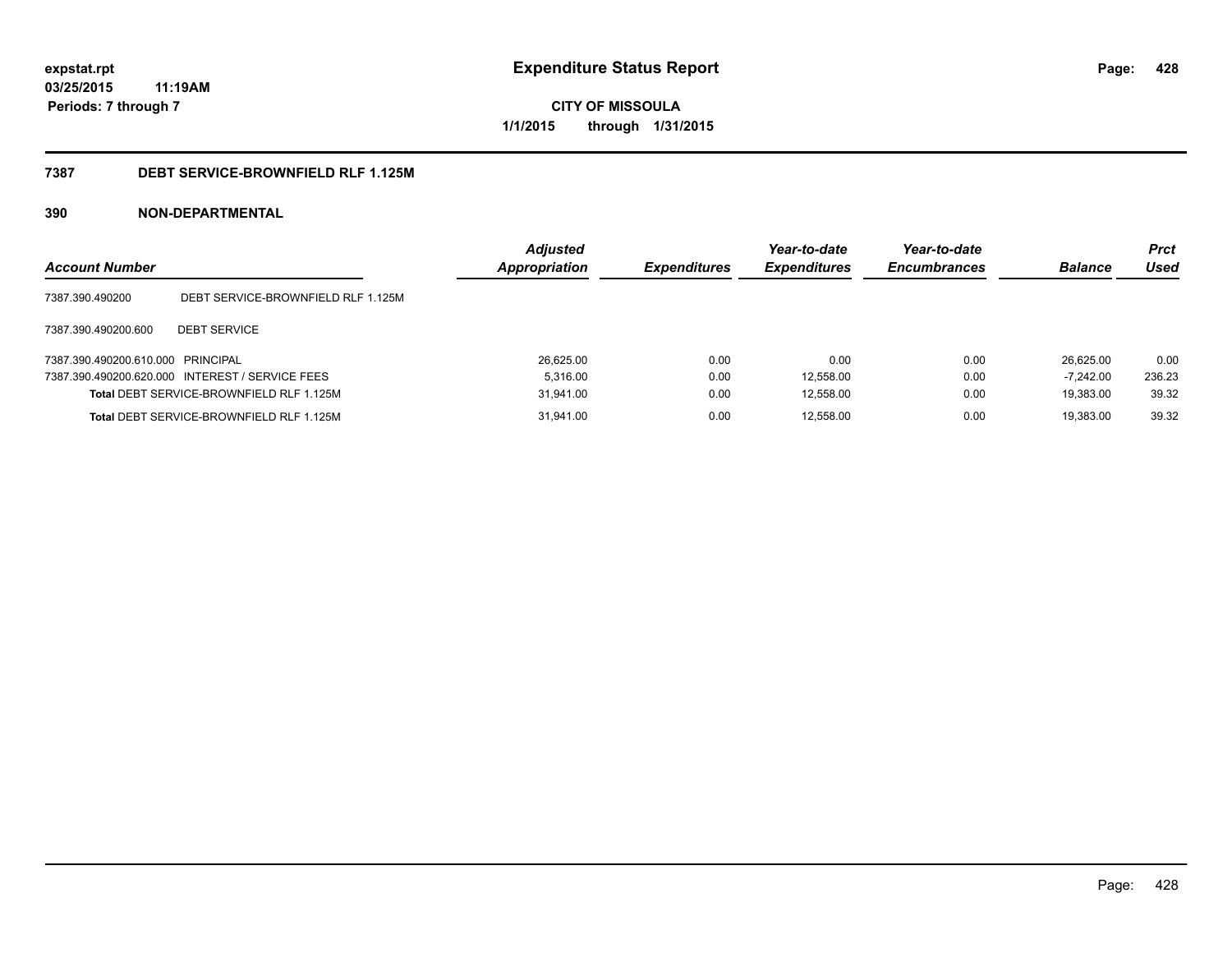**expstat.rpt**
**03/25/2015 11:19AM**
**Periods: 7 through 7**

# Expenditure Status Report

**CITY OF MISSOULA**
**1/1/2015 through 1/31/2015**

## 7387 DEBT SERVICE-BROWNFIELD RLF 1.125M

## 390 NON-DEPARTMENTAL

| Account Number | | Adjusted Appropriation | Expenditures | Year-to-date Expenditures | Year-to-date Encumbrances | Balance | Prct Used |
|---|---|---|---|---|---|---|---|
| 7387.390.490200 | DEBT SERVICE-BROWNFIELD RLF 1.125M | | | | | | |
| 7387.390.490200.600 | DEBT SERVICE | | | | | | |
| 7387.390.490200.610.000 | PRINCIPAL | 26,625.00 | 0.00 | 0.00 | 0.00 | 26,625.00 | 0.00 |
| 7387.390.490200.620.000 | INTEREST / SERVICE FEES | 5,316.00 | 0.00 | 12,558.00 | 0.00 | -7,242.00 | 236.23 |
| **Total** DEBT SERVICE-BROWNFIELD RLF 1.125M | | 31,941.00 | 0.00 | 12,558.00 | 0.00 | 19,383.00 | 39.32 |
| **Total** DEBT SERVICE-BROWNFIELD RLF 1.125M | | 31,941.00 | 0.00 | 12,558.00 | 0.00 | 19,383.00 | 39.32 |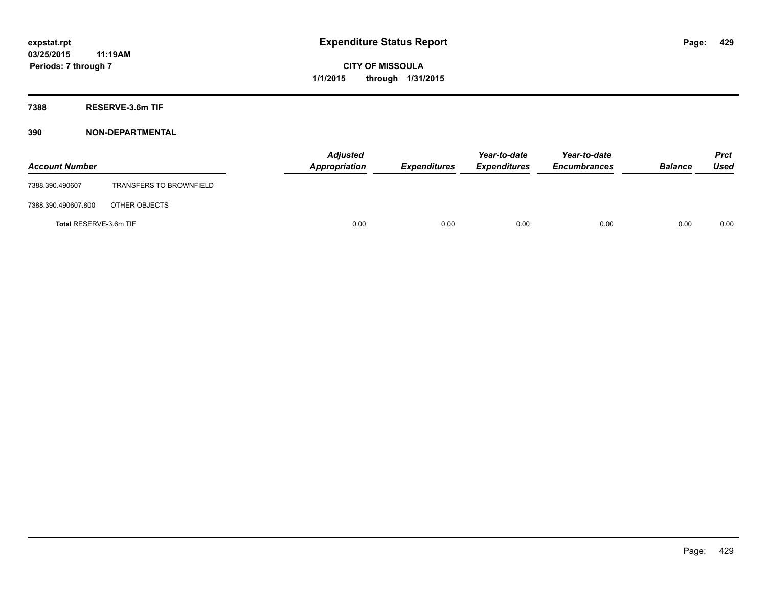**expstat.rpt**
**03/25/2015 11:19AM**
**Periods: 7 through 7**

# Expenditure Status Report

**CITY OF MISSOULA**
**1/1/2015 through 1/31/2015**

## 7388 RESERVE-3.6m TIF

### 390 NON-DEPARTMENTAL

| Account Number | | Adjusted Appropriation | Expenditures | Year-to-date Expenditures | Year-to-date Encumbrances | Balance | Prct Used |
|---|---|---|---|---|---|---|---|
| 7388.390.490607 | TRANSFERS TO BROWNFIELD | | | | | | |
| 7388.390.490607.800 | OTHER OBJECTS | | | | | | |
| **Total** RESERVE-3.6m TIF | | 0.00 | 0.00 | 0.00 | 0.00 | 0.00 | 0.00 |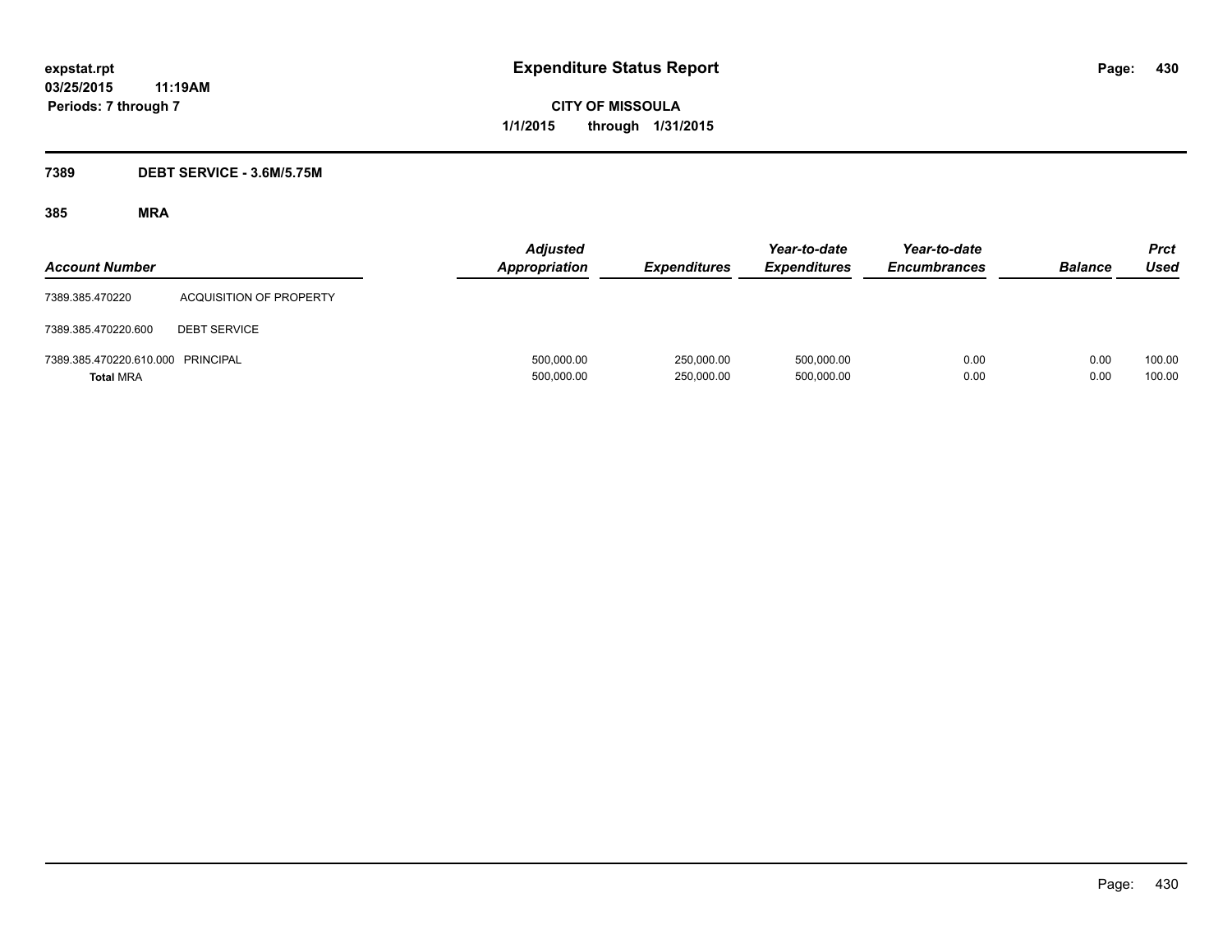**expstat.rpt**
**03/25/2015 11:19AM**
**Periods: 7 through 7**

# Expenditure Status Report

**CITY OF MISSOULA**
**1/1/2015 through 1/31/2015**

## 7389 DEBT SERVICE - 3.6M/5.75M

### 385 MRA

| Account Number | | Adjusted Appropriation | Expenditures | Year-to-date Expenditures | Year-to-date Encumbrances | Balance | Prct Used |
|---|---|---|---|---|---|---|---|
| 7389.385.470220 | ACQUISITION OF PROPERTY | | | | | | |
| 7389.385.470220.600 | DEBT SERVICE | | | | | | |
| 7389.385.470220.610.000 | PRINCIPAL | 500,000.00 | 250,000.00 | 500,000.00 | 0.00 | 0.00 | 100.00 |
| **Total** MRA | | 500,000.00 | 250,000.00 | 500,000.00 | 0.00 | 0.00 | 100.00 |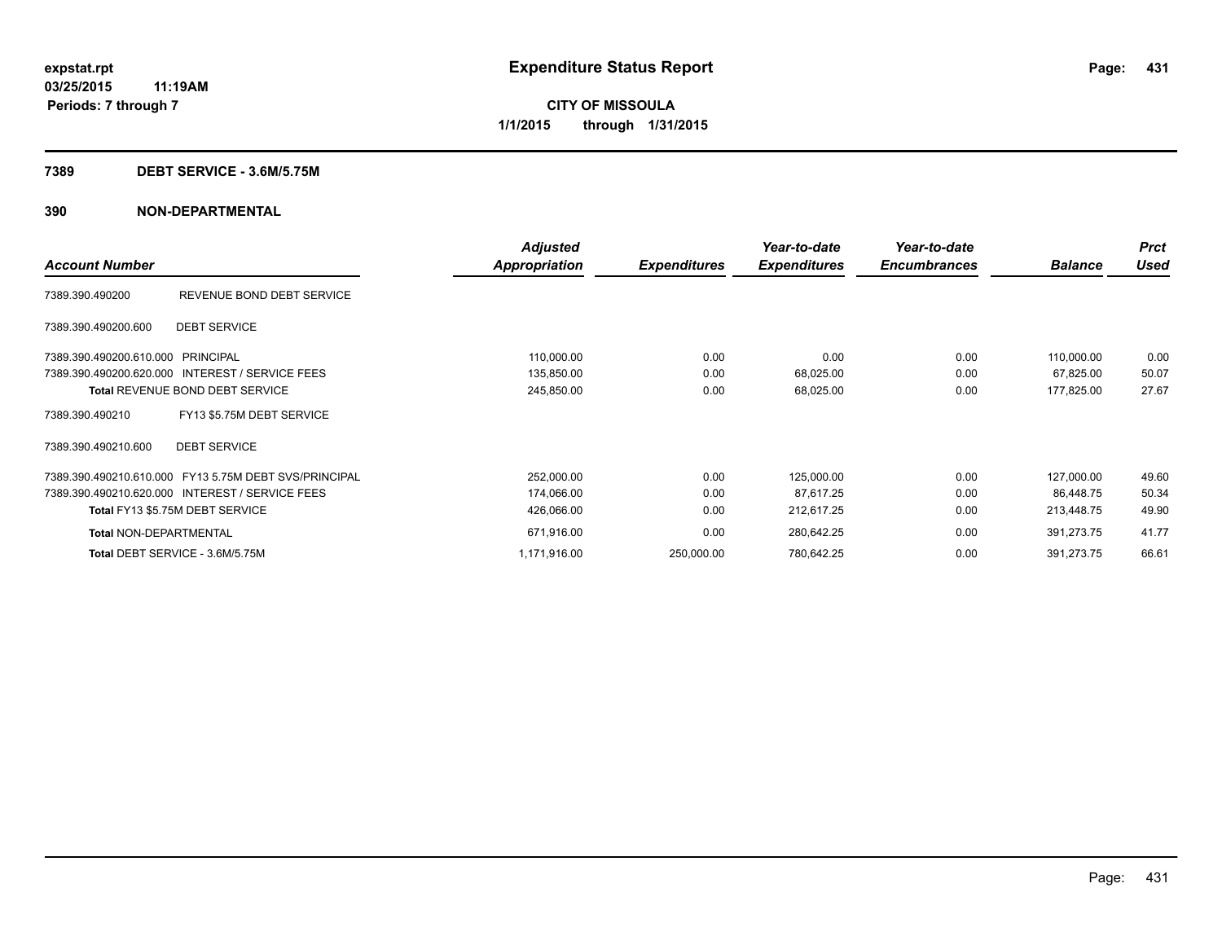# Expenditure Status Report

**expstat.rpt**
**03/25/2015 11:19AM**
**Periods: 7 through 7**

**CITY OF MISSOULA**
**1/1/2015 through 1/31/2015**

## 7389 DEBT SERVICE - 3.6M/5.75M

## 390 NON-DEPARTMENTAL

| Account Number | | Adjusted Appropriation | Expenditures | Year-to-date Expenditures | Year-to-date Encumbrances | Balance | Prct Used |
|---|---|---|---|---|---|---|---|
| 7389.390.490200 | REVENUE BOND DEBT SERVICE | | | | | | |
| 7389.390.490200.600 | DEBT SERVICE | | | | | | |
| 7389.390.490200.610.000 | PRINCIPAL | 110,000.00 | 0.00 | 0.00 | 0.00 | 110,000.00 | 0.00 |
| 7389.390.490200.620.000 | INTEREST / SERVICE FEES | 135,850.00 | 0.00 | 68,025.00 | 0.00 | 67,825.00 | 50.07 |
| **Total** REVENUE BOND DEBT SERVICE | | 245,850.00 | 0.00 | 68,025.00 | 0.00 | 177,825.00 | 27.67 |
| 7389.390.490210 | FY13 $5.75M DEBT SERVICE | | | | | | |
| 7389.390.490210.600 | DEBT SERVICE | | | | | | |
| 7389.390.490210.610.000 | FY13 5.75M DEBT SVS/PRINCIPAL | 252,000.00 | 0.00 | 125,000.00 | 0.00 | 127,000.00 | 49.60 |
| 7389.390.490210.620.000 | INTEREST / SERVICE FEES | 174,066.00 | 0.00 | 87,617.25 | 0.00 | 86,448.75 | 50.34 |
| **Total** FY13 $5.75M DEBT SERVICE | | 426,066.00 | 0.00 | 212,617.25 | 0.00 | 213,448.75 | 49.90 |
| **Total** NON-DEPARTMENTAL | | 671,916.00 | 0.00 | 280,642.25 | 0.00 | 391,273.75 | 41.77 |
| **Total** DEBT SERVICE - 3.6M/5.75M | | 1,171,916.00 | 250,000.00 | 780,642.25 | 0.00 | 391,273.75 | 66.61 |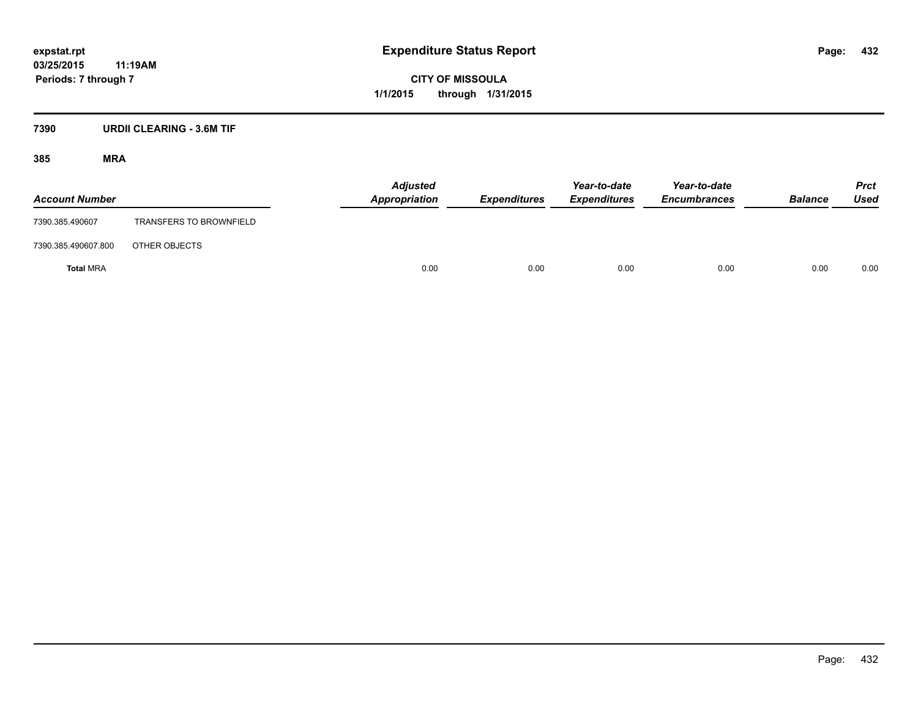**expstat.rpt**
**03/25/2015 11:19AM**
**Periods: 7 through 7**

# Expenditure Status Report

**CITY OF MISSOULA**
**1/1/2015 through 1/31/2015**

## 7390 URDII CLEARING - 3.6M TIF

### 385 MRA

| Account Number | | Adjusted Appropriation | Expenditures | Year-to-date Expenditures | Year-to-date Encumbrances | Balance | Prct Used |
|---|---|---|---|---|---|---|---|
| 7390.385.490607 | TRANSFERS TO BROWNFIELD | | | | | | |
| 7390.385.490607.800 | OTHER OBJECTS | | | | | | |
| **Total** MRA | | 0.00 | 0.00 | 0.00 | 0.00 | 0.00 | 0.00 |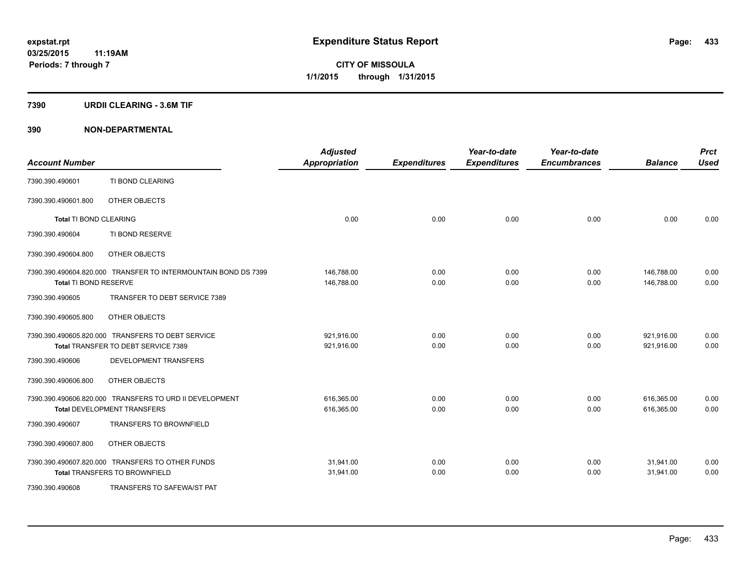**expstat.rpt**
**03/25/2015 11:19AM**
**Periods: 7 through 7**

# Expenditure Status Report

**CITY OF MISSOULA**
**1/1/2015 through 1/31/2015**

## 7390 URDII CLEARING - 3.6M TIF

## 390 NON-DEPARTMENTAL

| Account Number | | Adjusted Appropriation | Expenditures | Year-to-date Expenditures | Year-to-date Encumbrances | Balance | Prct Used |
|---|---|---|---|---|---|---|---|
| 7390.390.490601 | TI BOND CLEARING | | | | | | |
| 7390.390.490601.800 | OTHER OBJECTS | | | | | | |
| **Total** TI BOND CLEARING | | 0.00 | 0.00 | 0.00 | 0.00 | 0.00 | 0.00 |
| 7390.390.490604 | TI BOND RESERVE | | | | | | |
| 7390.390.490604.800 | OTHER OBJECTS | | | | | | |
| 7390.390.490604.820.000 | TRANSFER TO INTERMOUNTAIN BOND DS 7399 | 146,788.00 | 0.00 | 0.00 | 0.00 | 146,788.00 | 0.00 |
| **Total** TI BOND RESERVE | | 146,788.00 | 0.00 | 0.00 | 0.00 | 146,788.00 | 0.00 |
| 7390.390.490605 | TRANSFER TO DEBT SERVICE 7389 | | | | | | |
| 7390.390.490605.800 | OTHER OBJECTS | | | | | | |
| 7390.390.490605.820.000 | TRANSFERS TO DEBT SERVICE | 921,916.00 | 0.00 | 0.00 | 0.00 | 921,916.00 | 0.00 |
| **Total** TRANSFER TO DEBT SERVICE 7389 | | 921,916.00 | 0.00 | 0.00 | 0.00 | 921,916.00 | 0.00 |
| 7390.390.490606 | DEVELOPMENT TRANSFERS | | | | | | |
| 7390.390.490606.800 | OTHER OBJECTS | | | | | | |
| 7390.390.490606.820.000 | TRANSFERS TO URD II DEVELOPMENT | 616,365.00 | 0.00 | 0.00 | 0.00 | 616,365.00 | 0.00 |
| **Total** DEVELOPMENT TRANSFERS | | 616,365.00 | 0.00 | 0.00 | 0.00 | 616,365.00 | 0.00 |
| 7390.390.490607 | TRANSFERS TO BROWNFIELD | | | | | | |
| 7390.390.490607.800 | OTHER OBJECTS | | | | | | |
| 7390.390.490607.820.000 | TRANSFERS TO OTHER FUNDS | 31,941.00 | 0.00 | 0.00 | 0.00 | 31,941.00 | 0.00 |
| **Total** TRANSFERS TO BROWNFIELD | | 31,941.00 | 0.00 | 0.00 | 0.00 | 31,941.00 | 0.00 |
| 7390.390.490608 | TRANSFERS TO SAFEWA/ST PAT | | | | | | |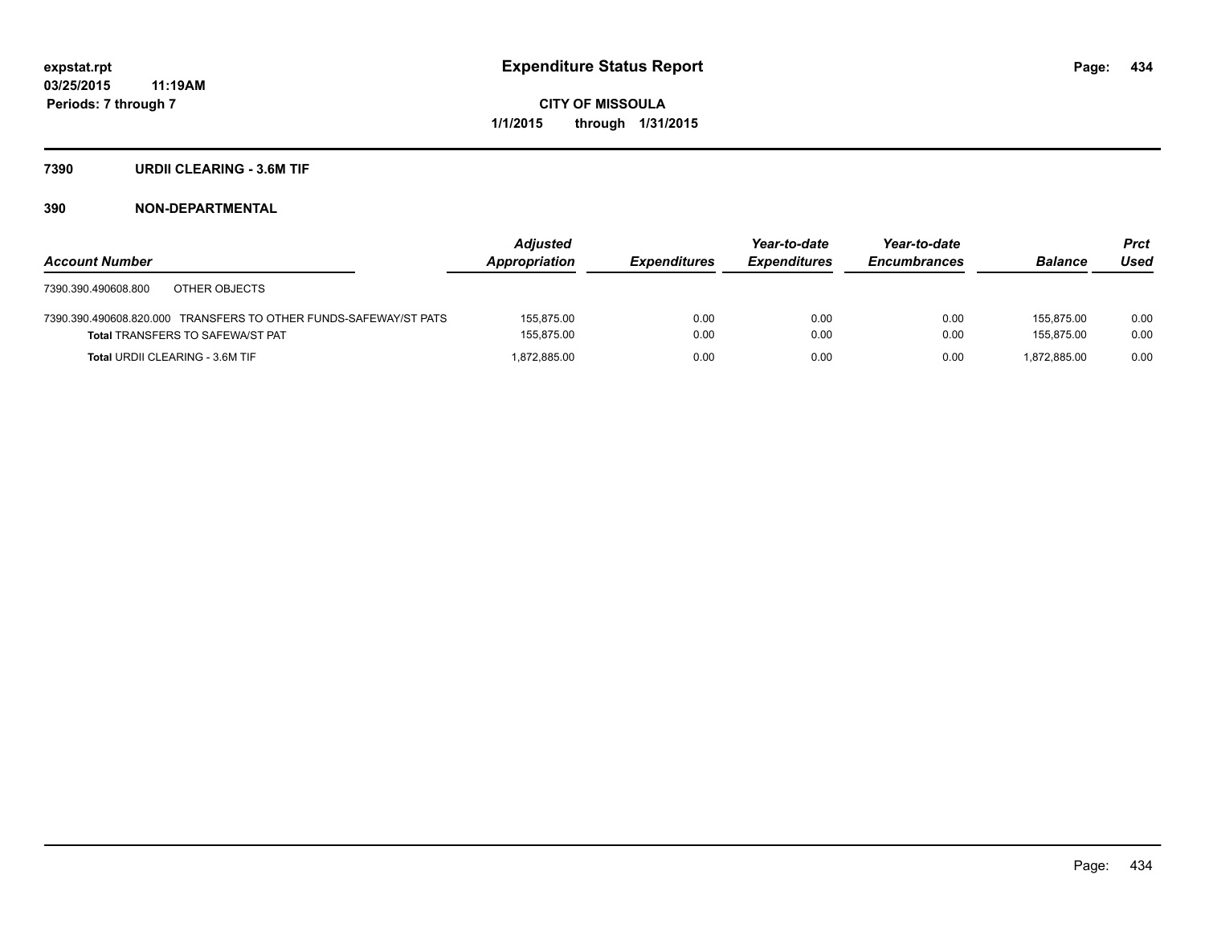expstat.rpt
03/25/2015 11:19AM
Periods: 7 through 7

# Expenditure Status Report

**CITY OF MISSOULA**
**1/1/2015 through 1/31/2015**

## 7390 URDII CLEARING - 3.6M TIF

## 390 NON-DEPARTMENTAL

| Account Number | Adjusted Appropriation | Expenditures | Year-to-date Expenditures | Year-to-date Encumbrances | Balance | Prct Used |
|---|---|---|---|---|---|---|
| 7390.390.490608.800 OTHER OBJECTS | | | | | | |
| 7390.390.490608.820.000 TRANSFERS TO OTHER FUNDS-SAFEWAY/ST PATS | 155,875.00 | 0.00 | 0.00 | 0.00 | 155,875.00 | 0.00 |
| **Total** TRANSFERS TO SAFEWA/ST PAT | 155,875.00 | 0.00 | 0.00 | 0.00 | 155,875.00 | 0.00 |
| **Total** URDII CLEARING - 3.6M TIF | 1,872,885.00 | 0.00 | 0.00 | 0.00 | 1,872,885.00 | 0.00 |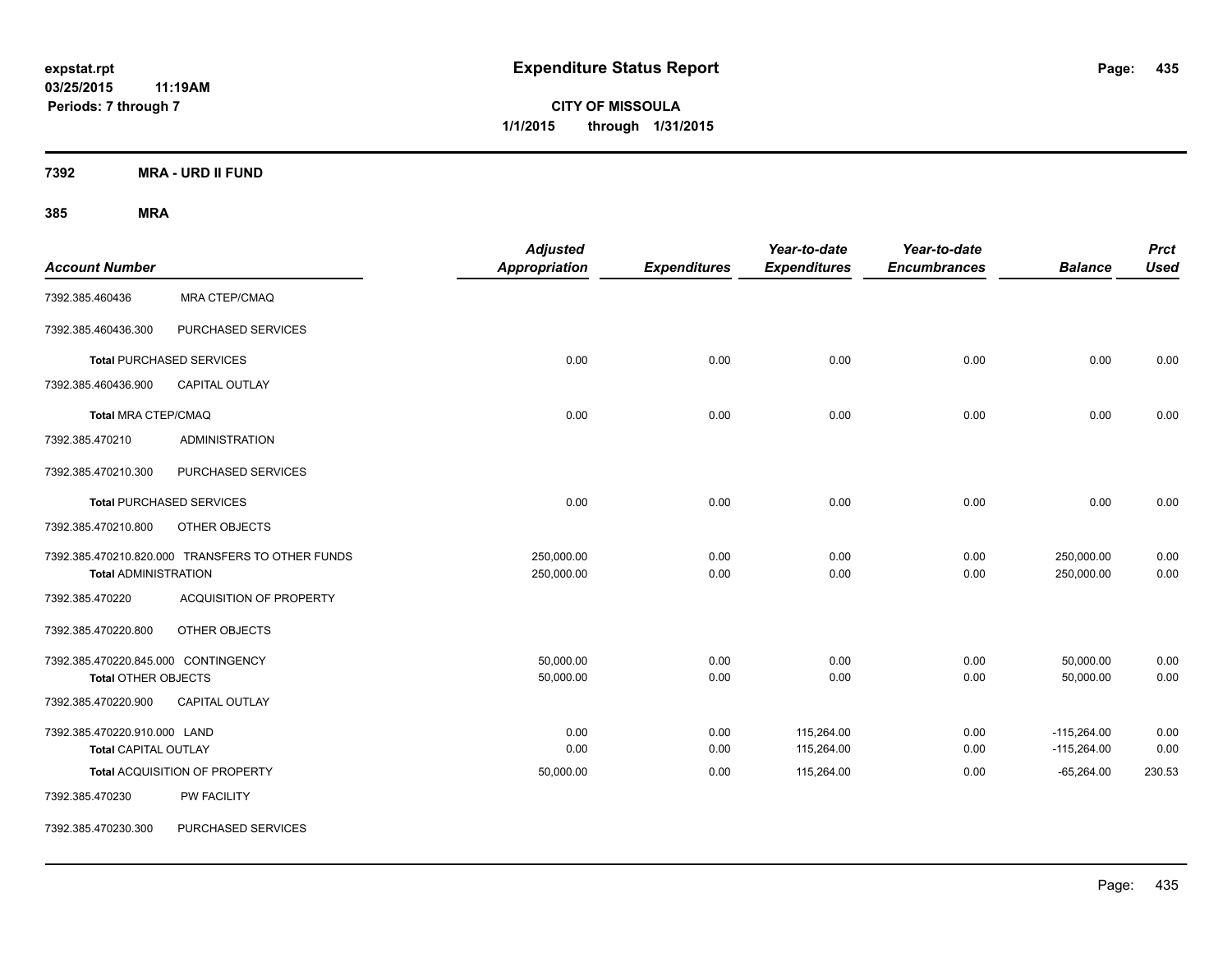# Expenditure Status Report

expstat.rpt
03/25/2015 11:19AM
Periods: 7 through 7

**CITY OF MISSOULA**
**1/1/2015 through 1/31/2015**

**7392 MRA - URD II FUND**

**385 MRA**

| Account Number | | Adjusted Appropriation | Expenditures | Year-to-date Expenditures | Year-to-date Encumbrances | Balance | Prct Used |
|---|---|---|---|---|---|---|---|
| 7392.385.460436 | MRA CTEP/CMAQ | | | | | | |
| 7392.385.460436.300 | PURCHASED SERVICES | | | | | | |
| **Total** PURCHASED SERVICES | | 0.00 | 0.00 | 0.00 | 0.00 | 0.00 | 0.00 |
| 7392.385.460436.900 | CAPITAL OUTLAY | | | | | | |
| **Total** MRA CTEP/CMAQ | | 0.00 | 0.00 | 0.00 | 0.00 | 0.00 | 0.00 |
| 7392.385.470210 | ADMINISTRATION | | | | | | |
| 7392.385.470210.300 | PURCHASED SERVICES | | | | | | |
| **Total** PURCHASED SERVICES | | 0.00 | 0.00 | 0.00 | 0.00 | 0.00 | 0.00 |
| 7392.385.470210.800 | OTHER OBJECTS | | | | | | |
| 7392.385.470210.820.000 | TRANSFERS TO OTHER FUNDS | 250,000.00 | 0.00 | 0.00 | 0.00 | 250,000.00 | 0.00 |
| **Total** ADMINISTRATION | | 250,000.00 | 0.00 | 0.00 | 0.00 | 250,000.00 | 0.00 |
| 7392.385.470220 | ACQUISITION OF PROPERTY | | | | | | |
| 7392.385.470220.800 | OTHER OBJECTS | | | | | | |
| 7392.385.470220.845.000 | CONTINGENCY | 50,000.00 | 0.00 | 0.00 | 0.00 | 50,000.00 | 0.00 |
| **Total** OTHER OBJECTS | | 50,000.00 | 0.00 | 0.00 | 0.00 | 50,000.00 | 0.00 |
| 7392.385.470220.900 | CAPITAL OUTLAY | | | | | | |
| 7392.385.470220.910.000 | LAND | 0.00 | 0.00 | 115,264.00 | 0.00 | -115,264.00 | 0.00 |
| **Total** CAPITAL OUTLAY | | 0.00 | 0.00 | 115,264.00 | 0.00 | -115,264.00 | 0.00 |
| **Total** ACQUISITION OF PROPERTY | | 50,000.00 | 0.00 | 115,264.00 | 0.00 | -65,264.00 | 230.53 |
| 7392.385.470230 | PW FACILITY | | | | | | |
| 7392.385.470230.300 | PURCHASED SERVICES | | | | | | |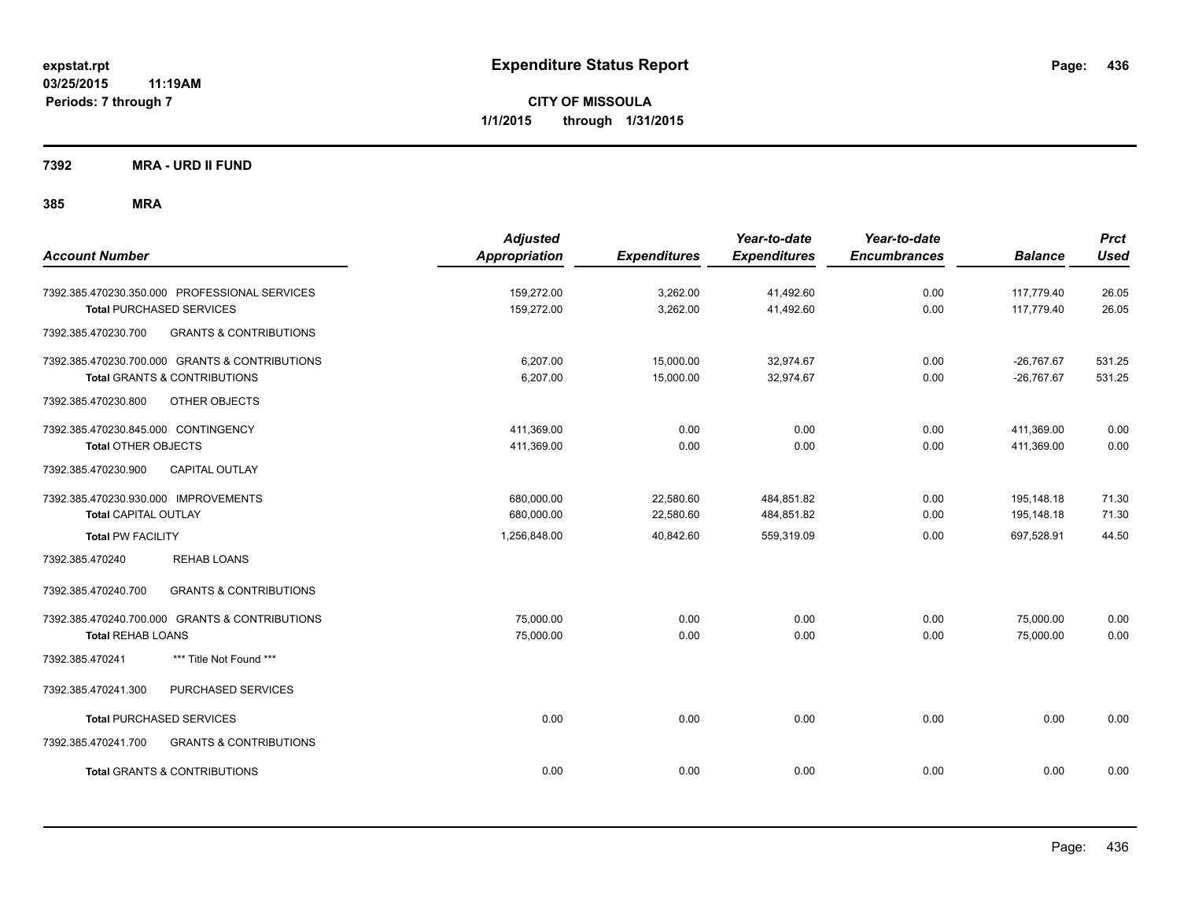# Expenditure Status Report

**CITY OF MISSOULA**
**1/1/2015 through 1/31/2015**

expstat.rpt
03/25/2015 11:19AM
Periods: 7 through 7

## 7392 MRA - URD II FUND

## 385 MRA

| Account Number | Adjusted Appropriation | Expenditures | Year-to-date Expenditures | Year-to-date Encumbrances | Balance | Prct Used |
|---|---|---|---|---|---|---|
| 7392.385.470230.350.000 PROFESSIONAL SERVICES | 159,272.00 | 3,262.00 | 41,492.60 | 0.00 | 117,779.40 | 26.05 |
| **Total** PURCHASED SERVICES | 159,272.00 | 3,262.00 | 41,492.60 | 0.00 | 117,779.40 | 26.05 |
| 7392.385.470230.700 GRANTS & CONTRIBUTIONS | | | | | | |
| 7392.385.470230.700.000 GRANTS & CONTRIBUTIONS | 6,207.00 | 15,000.00 | 32,974.67 | 0.00 | -26,767.67 | 531.25 |
| **Total** GRANTS & CONTRIBUTIONS | 6,207.00 | 15,000.00 | 32,974.67 | 0.00 | -26,767.67 | 531.25 |
| 7392.385.470230.800 OTHER OBJECTS | | | | | | |
| 7392.385.470230.845.000 CONTINGENCY | 411,369.00 | 0.00 | 0.00 | 0.00 | 411,369.00 | 0.00 |
| **Total** OTHER OBJECTS | 411,369.00 | 0.00 | 0.00 | 0.00 | 411,369.00 | 0.00 |
| 7392.385.470230.900 CAPITAL OUTLAY | | | | | | |
| 7392.385.470230.930.000 IMPROVEMENTS | 680,000.00 | 22,580.60 | 484,851.82 | 0.00 | 195,148.18 | 71.30 |
| **Total** CAPITAL OUTLAY | 680,000.00 | 22,580.60 | 484,851.82 | 0.00 | 195,148.18 | 71.30 |
| **Total** PW FACILITY | 1,256,848.00 | 40,842.60 | 559,319.09 | 0.00 | 697,528.91 | 44.50 |
| 7392.385.470240 REHAB LOANS | | | | | | |
| 7392.385.470240.700 GRANTS & CONTRIBUTIONS | | | | | | |
| 7392.385.470240.700.000 GRANTS & CONTRIBUTIONS | 75,000.00 | 0.00 | 0.00 | 0.00 | 75,000.00 | 0.00 |
| **Total** REHAB LOANS | 75,000.00 | 0.00 | 0.00 | 0.00 | 75,000.00 | 0.00 |
| 7392.385.470241 *** Title Not Found *** | | | | | | |
| 7392.385.470241.300 PURCHASED SERVICES | | | | | | |
| **Total** PURCHASED SERVICES | 0.00 | 0.00 | 0.00 | 0.00 | 0.00 | 0.00 |
| 7392.385.470241.700 GRANTS & CONTRIBUTIONS | | | | | | |
| **Total** GRANTS & CONTRIBUTIONS | 0.00 | 0.00 | 0.00 | 0.00 | 0.00 | 0.00 |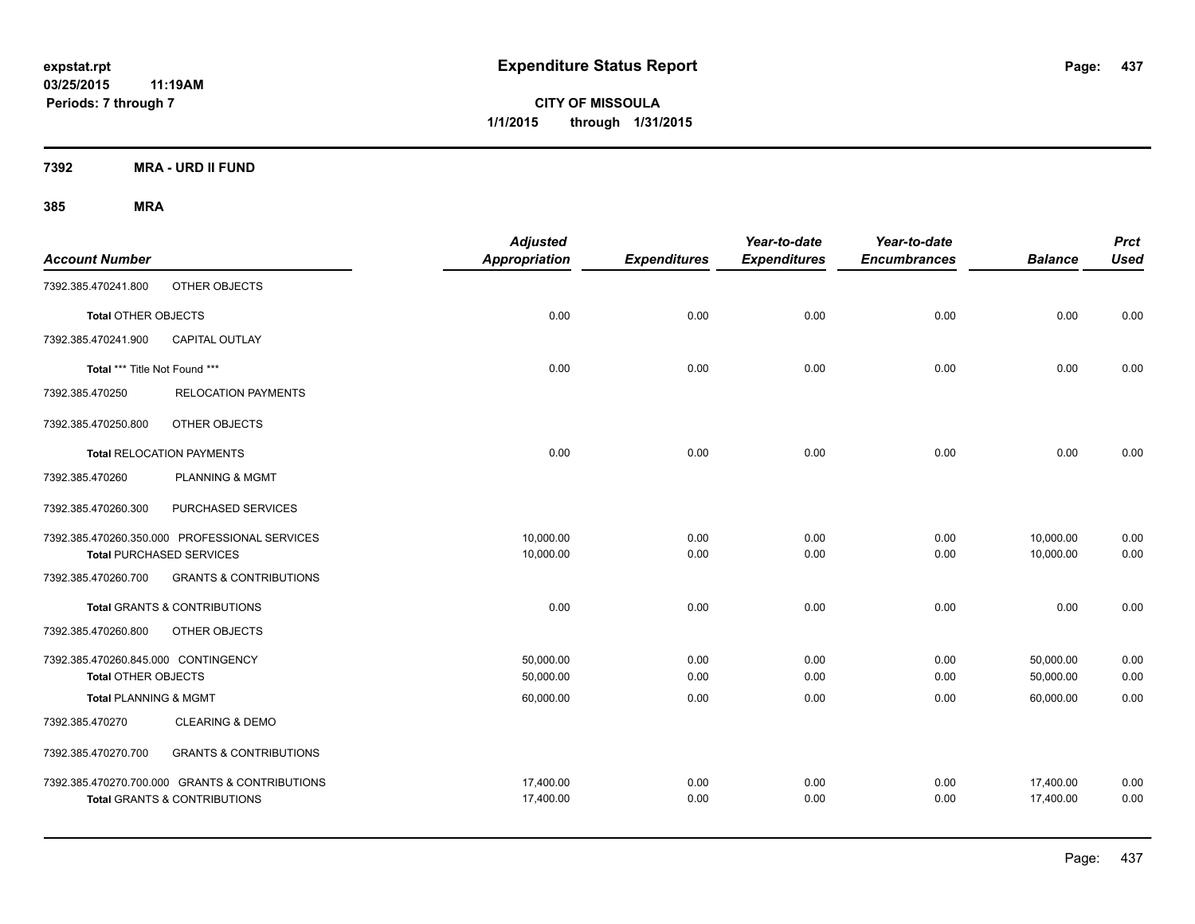**expstat.rpt**
**03/25/2015 11:19AM**
**Periods: 7 through 7**

# Expenditure Status Report

**CITY OF MISSOULA**
**1/1/2015 through 1/31/2015**

## 7392 MRA - URD II FUND

### 385 MRA

| Account Number | | Adjusted Appropriation | Expenditures | Year-to-date Expenditures | Year-to-date Encumbrances | Balance | Prct Used |
|---|---|---|---|---|---|---|---|
| 7392.385.470241.800 | OTHER OBJECTS | | | | | | |
| **Total** OTHER OBJECTS | | 0.00 | 0.00 | 0.00 | 0.00 | 0.00 | 0.00 |
| 7392.385.470241.900 | CAPITAL OUTLAY | | | | | | |
| **Total** *** Title Not Found *** | | 0.00 | 0.00 | 0.00 | 0.00 | 0.00 | 0.00 |
| 7392.385.470250 | RELOCATION PAYMENTS | | | | | | |
| 7392.385.470250.800 | OTHER OBJECTS | | | | | | |
| **Total** RELOCATION PAYMENTS | | 0.00 | 0.00 | 0.00 | 0.00 | 0.00 | 0.00 |
| 7392.385.470260 | PLANNING & MGMT | | | | | | |
| 7392.385.470260.300 | PURCHASED SERVICES | | | | | | |
| 7392.385.470260.350.000 | PROFESSIONAL SERVICES | 10,000.00 | 0.00 | 0.00 | 0.00 | 10,000.00 | 0.00 |
| **Total** PURCHASED SERVICES | | 10,000.00 | 0.00 | 0.00 | 0.00 | 10,000.00 | 0.00 |
| 7392.385.470260.700 | GRANTS & CONTRIBUTIONS | | | | | | |
| **Total** GRANTS & CONTRIBUTIONS | | 0.00 | 0.00 | 0.00 | 0.00 | 0.00 | 0.00 |
| 7392.385.470260.800 | OTHER OBJECTS | | | | | | |
| 7392.385.470260.845.000 | CONTINGENCY | 50,000.00 | 0.00 | 0.00 | 0.00 | 50,000.00 | 0.00 |
| **Total** OTHER OBJECTS | | 50,000.00 | 0.00 | 0.00 | 0.00 | 50,000.00 | 0.00 |
| **Total** PLANNING & MGMT | | 60,000.00 | 0.00 | 0.00 | 0.00 | 60,000.00 | 0.00 |
| 7392.385.470270 | CLEARING & DEMO | | | | | | |
| 7392.385.470270.700 | GRANTS & CONTRIBUTIONS | | | | | | |
| 7392.385.470270.700.000 | GRANTS & CONTRIBUTIONS | 17,400.00 | 0.00 | 0.00 | 0.00 | 17,400.00 | 0.00 |
| **Total** GRANTS & CONTRIBUTIONS | | 17,400.00 | 0.00 | 0.00 | 0.00 | 17,400.00 | 0.00 |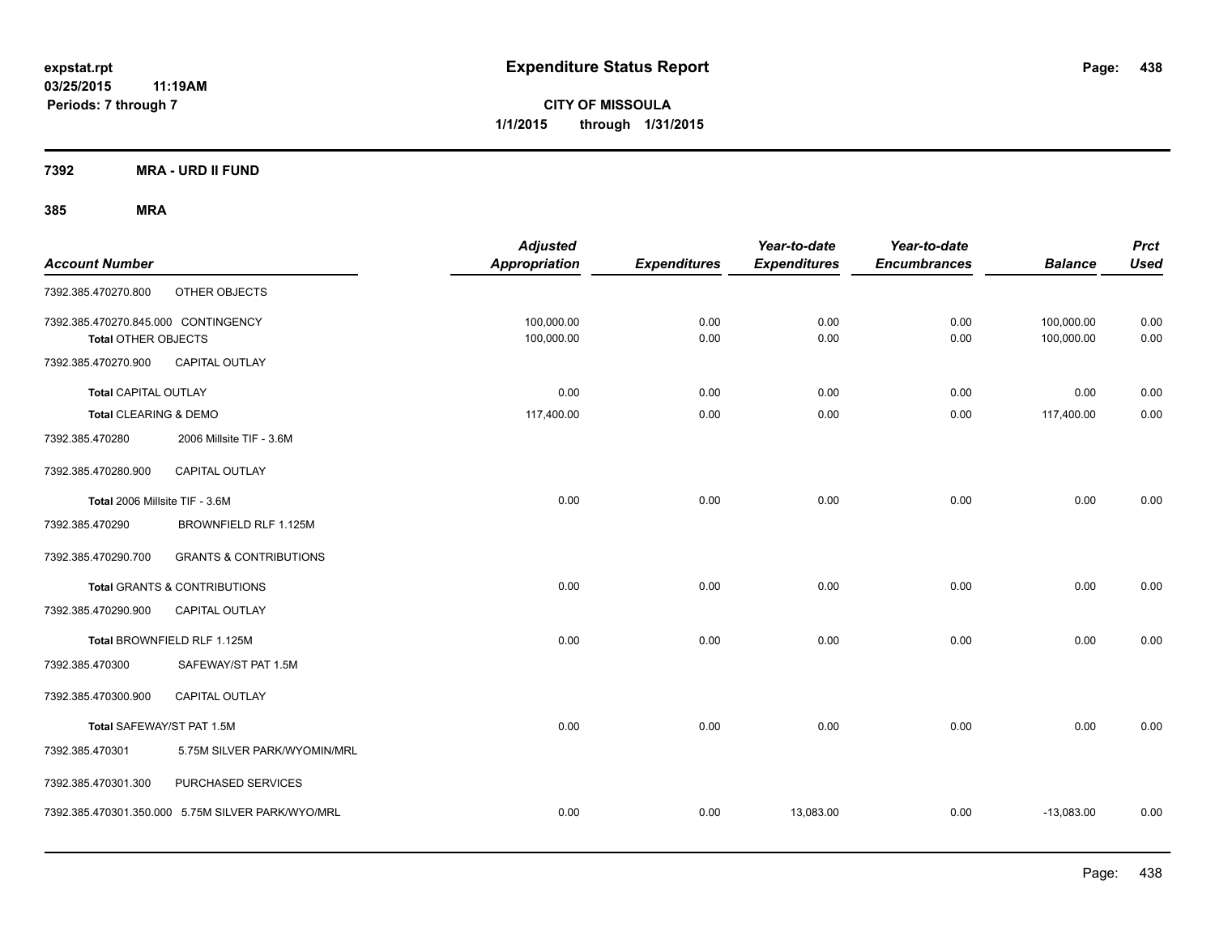# Expenditure Status Report

expstat.rpt
03/25/2015 11:19AM
Periods: 7 through 7

**CITY OF MISSOULA**
**1/1/2015 through 1/31/2015**

## 7392 MRA - URD II FUND

### 385 MRA

| Account Number | | Adjusted Appropriation | Expenditures | Year-to-date Expenditures | Year-to-date Encumbrances | Balance | Prct Used |
|---|---|---|---|---|---|---|---|
| 7392.385.470270.800 | OTHER OBJECTS | | | | | | |
| 7392.385.470270.845.000 | CONTINGENCY | 100,000.00 | 0.00 | 0.00 | 0.00 | 100,000.00 | 0.00 |
| **Total** OTHER OBJECTS | | 100,000.00 | 0.00 | 0.00 | 0.00 | 100,000.00 | 0.00 |
| 7392.385.470270.900 | CAPITAL OUTLAY | | | | | | |
| **Total** CAPITAL OUTLAY | | 0.00 | 0.00 | 0.00 | 0.00 | 0.00 | 0.00 |
| **Total** CLEARING & DEMO | | 117,400.00 | 0.00 | 0.00 | 0.00 | 117,400.00 | 0.00 |
| 7392.385.470280 | 2006 Millsite TIF - 3.6M | | | | | | |
| 7392.385.470280.900 | CAPITAL OUTLAY | | | | | | |
| **Total** 2006 Millsite TIF - 3.6M | | 0.00 | 0.00 | 0.00 | 0.00 | 0.00 | 0.00 |
| 7392.385.470290 | BROWNFIELD RLF 1.125M | | | | | | |
| 7392.385.470290.700 | GRANTS & CONTRIBUTIONS | | | | | | |
| **Total** GRANTS & CONTRIBUTIONS | | 0.00 | 0.00 | 0.00 | 0.00 | 0.00 | 0.00 |
| 7392.385.470290.900 | CAPITAL OUTLAY | | | | | | |
| **Total** BROWNFIELD RLF 1.125M | | 0.00 | 0.00 | 0.00 | 0.00 | 0.00 | 0.00 |
| 7392.385.470300 | SAFEWAY/ST PAT 1.5M | | | | | | |
| 7392.385.470300.900 | CAPITAL OUTLAY | | | | | | |
| **Total** SAFEWAY/ST PAT 1.5M | | 0.00 | 0.00 | 0.00 | 0.00 | 0.00 | 0.00 |
| 7392.385.470301 | 5.75M SILVER PARK/WYOMIN/MRL | | | | | | |
| 7392.385.470301.300 | PURCHASED SERVICES | | | | | | |
| 7392.385.470301.350.000 | 5.75M SILVER PARK/WYO/MRL | 0.00 | 0.00 | 13,083.00 | 0.00 | -13,083.00 | 0.00 |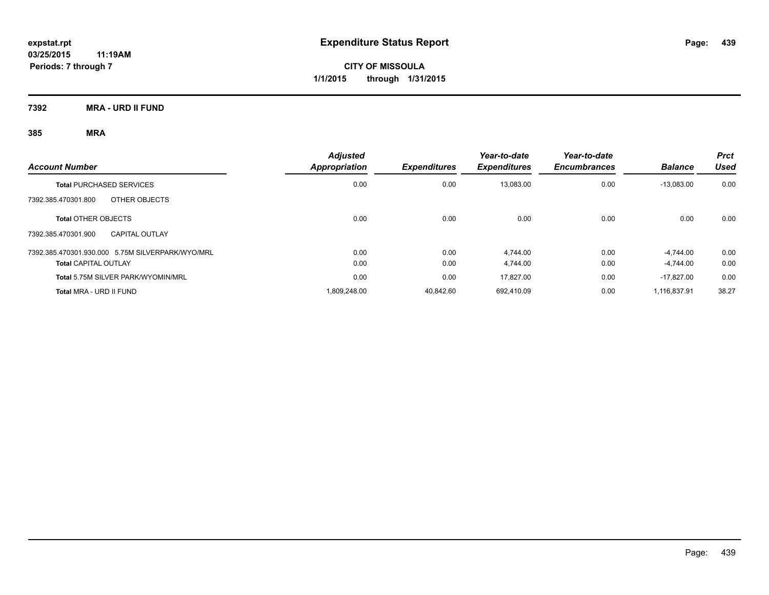expstat.rpt
03/25/2015 11:19AM
Periods: 7 through 7

# Expenditure Status Report

**CITY OF MISSOULA**
**1/1/2015 through 1/31/2015**

## 7392 MRA - URD II FUND

### 385 MRA

| Account Number | Adjusted Appropriation | Expenditures | Year-to-date Expenditures | Year-to-date Encumbrances | Balance | Prct Used |
|---|---|---|---|---|---|---|
| **Total** PURCHASED SERVICES | 0.00 | 0.00 | 13,083.00 | 0.00 | -13,083.00 | 0.00 |
| 7392.385.470301.800 OTHER OBJECTS | | | | | | |
| **Total** OTHER OBJECTS | 0.00 | 0.00 | 0.00 | 0.00 | 0.00 | 0.00 |
| 7392.385.470301.900 CAPITAL OUTLAY | | | | | | |
| 7392.385.470301.930.000 5.75M SILVERPARK/WYO/MRL | 0.00 | 0.00 | 4,744.00 | 0.00 | -4,744.00 | 0.00 |
| **Total** CAPITAL OUTLAY | 0.00 | 0.00 | 4,744.00 | 0.00 | -4,744.00 | 0.00 |
| **Total** 5.75M SILVER PARK/WYOMIN/MRL | 0.00 | 0.00 | 17,827.00 | 0.00 | -17,827.00 | 0.00 |
| **Total** MRA - URD II FUND | 1,809,248.00 | 40,842.60 | 692,410.09 | 0.00 | 1,116,837.91 | 38.27 |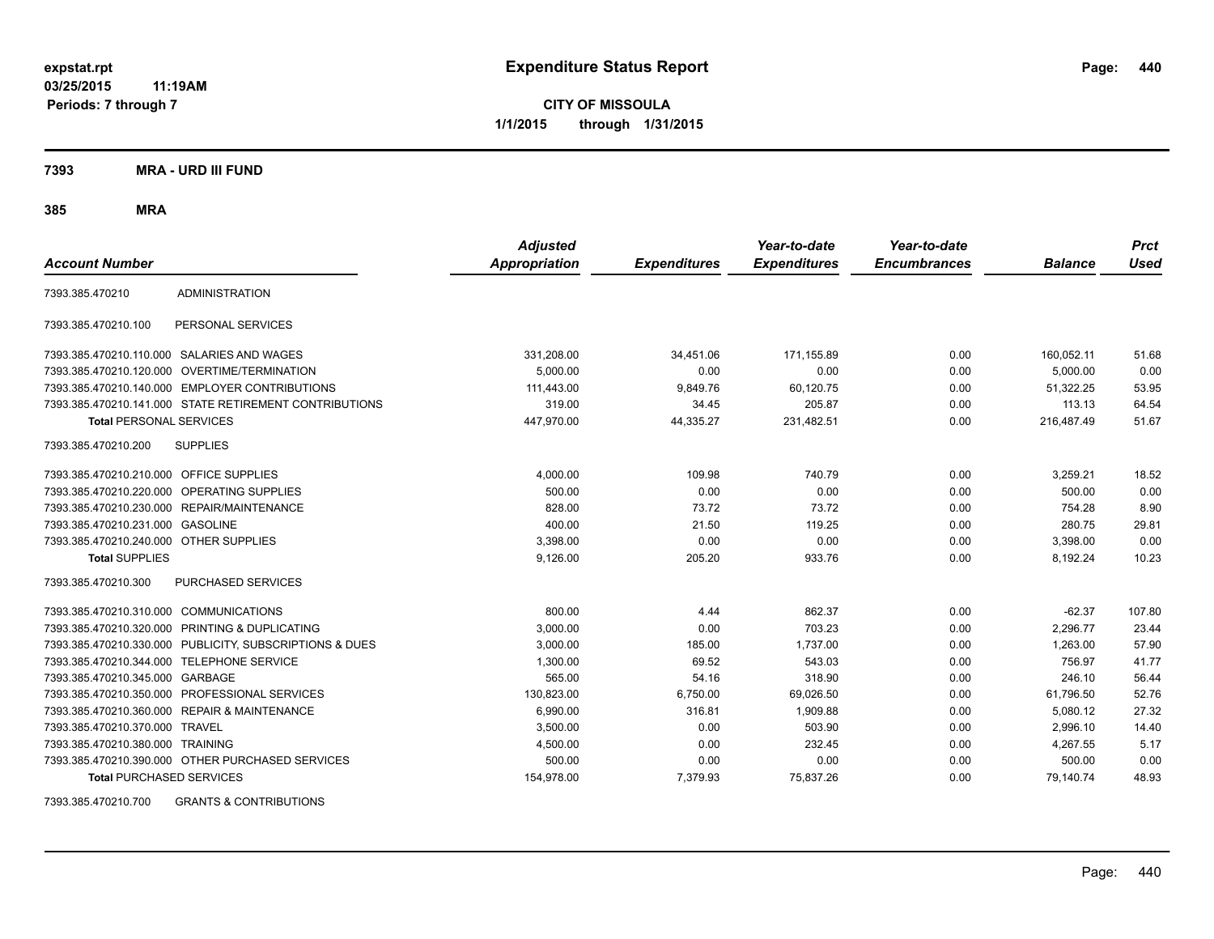**expstat.rpt**
**03/25/2015 11:19AM**
**Periods: 7 through 7**

# Expenditure Status Report

**CITY OF MISSOULA**
**1/1/2015 through 1/31/2015**

## 7393 MRA - URD III FUND

### 385 MRA

| Account Number | | Adjusted Appropriation | Expenditures | Year-to-date Expenditures | Year-to-date Encumbrances | Balance | Prct Used |
|---|---|---|---|---|---|---|---|
| 7393.385.470210 | ADMINISTRATION | | | | | | |
| 7393.385.470210.100 | PERSONAL SERVICES | | | | | | |
| 7393.385.470210.110.000 | SALARIES AND WAGES | 331,208.00 | 34,451.06 | 171,155.89 | 0.00 | 160,052.11 | 51.68 |
| 7393.385.470210.120.000 | OVERTIME/TERMINATION | 5,000.00 | 0.00 | 0.00 | 0.00 | 5,000.00 | 0.00 |
| 7393.385.470210.140.000 | EMPLOYER CONTRIBUTIONS | 111,443.00 | 9,849.76 | 60,120.75 | 0.00 | 51,322.25 | 53.95 |
| 7393.385.470210.141.000 | STATE RETIREMENT CONTRIBUTIONS | 319.00 | 34.45 | 205.87 | 0.00 | 113.13 | 64.54 |
| **Total** PERSONAL SERVICES | | 447,970.00 | 44,335.27 | 231,482.51 | 0.00 | 216,487.49 | 51.67 |
| 7393.385.470210.200 | SUPPLIES | | | | | | |
| 7393.385.470210.210.000 | OFFICE SUPPLIES | 4,000.00 | 109.98 | 740.79 | 0.00 | 3,259.21 | 18.52 |
| 7393.385.470210.220.000 | OPERATING SUPPLIES | 500.00 | 0.00 | 0.00 | 0.00 | 500.00 | 0.00 |
| 7393.385.470210.230.000 | REPAIR/MAINTENANCE | 828.00 | 73.72 | 73.72 | 0.00 | 754.28 | 8.90 |
| 7393.385.470210.231.000 | GASOLINE | 400.00 | 21.50 | 119.25 | 0.00 | 280.75 | 29.81 |
| 7393.385.470210.240.000 | OTHER SUPPLIES | 3,398.00 | 0.00 | 0.00 | 0.00 | 3,398.00 | 0.00 |
| **Total** SUPPLIES | | 9,126.00 | 205.20 | 933.76 | 0.00 | 8,192.24 | 10.23 |
| 7393.385.470210.300 | PURCHASED SERVICES | | | | | | |
| 7393.385.470210.310.000 | COMMUNICATIONS | 800.00 | 4.44 | 862.37 | 0.00 | -62.37 | 107.80 |
| 7393.385.470210.320.000 | PRINTING & DUPLICATING | 3,000.00 | 0.00 | 703.23 | 0.00 | 2,296.77 | 23.44 |
| 7393.385.470210.330.000 | PUBLICITY, SUBSCRIPTIONS & DUES | 3,000.00 | 185.00 | 1,737.00 | 0.00 | 1,263.00 | 57.90 |
| 7393.385.470210.344.000 | TELEPHONE SERVICE | 1,300.00 | 69.52 | 543.03 | 0.00 | 756.97 | 41.77 |
| 7393.385.470210.345.000 | GARBAGE | 565.00 | 54.16 | 318.90 | 0.00 | 246.10 | 56.44 |
| 7393.385.470210.350.000 | PROFESSIONAL SERVICES | 130,823.00 | 6,750.00 | 69,026.50 | 0.00 | 61,796.50 | 52.76 |
| 7393.385.470210.360.000 | REPAIR & MAINTENANCE | 6,990.00 | 316.81 | 1,909.88 | 0.00 | 5,080.12 | 27.32 |
| 7393.385.470210.370.000 | TRAVEL | 3,500.00 | 0.00 | 503.90 | 0.00 | 2,996.10 | 14.40 |
| 7393.385.470210.380.000 | TRAINING | 4,500.00 | 0.00 | 232.45 | 0.00 | 4,267.55 | 5.17 |
| 7393.385.470210.390.000 | OTHER PURCHASED SERVICES | 500.00 | 0.00 | 0.00 | 0.00 | 500.00 | 0.00 |
| **Total** PURCHASED SERVICES | | 154,978.00 | 7,379.93 | 75,837.26 | 0.00 | 79,140.74 | 48.93 |
| 7393.385.470210.700 | GRANTS & CONTRIBUTIONS | | | | | | |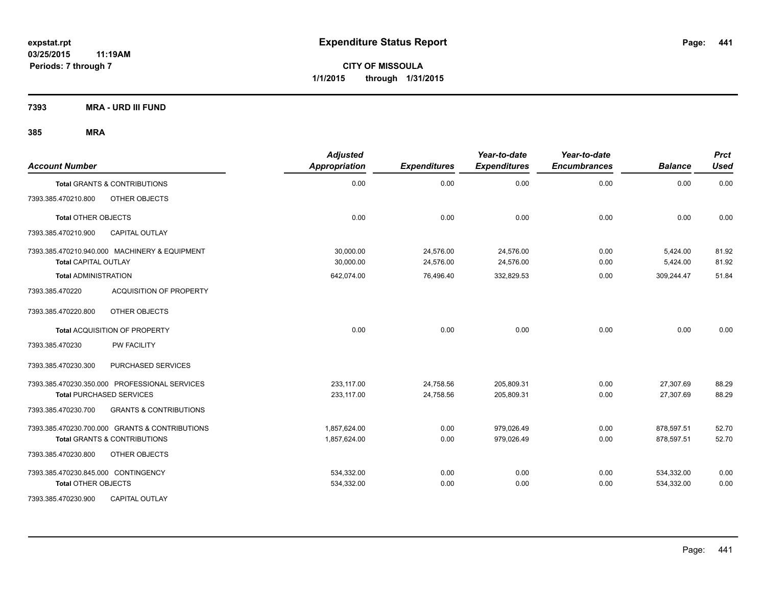**expstat.rpt**
**03/25/2015 11:19AM**
**Periods: 7 through 7**

# Expenditure Status Report

**CITY OF MISSOULA**
**1/1/2015 through 1/31/2015**

**7393 MRA - URD III FUND**

**385 MRA**

| Account Number | Adjusted Appropriation | Expenditures | Year-to-date Expenditures | Year-to-date Encumbrances | Balance | Prct Used |
|---|---|---|---|---|---|---|
| **Total** GRANTS & CONTRIBUTIONS | 0.00 | 0.00 | 0.00 | 0.00 | 0.00 | 0.00 |
| 7393.385.470210.800 OTHER OBJECTS | | | | | | |
| **Total** OTHER OBJECTS | 0.00 | 0.00 | 0.00 | 0.00 | 0.00 | 0.00 |
| 7393.385.470210.900 CAPITAL OUTLAY | | | | | | |
| 7393.385.470210.940.000 MACHINERY & EQUIPMENT | 30,000.00 | 24,576.00 | 24,576.00 | 0.00 | 5,424.00 | 81.92 |
| **Total** CAPITAL OUTLAY | 30,000.00 | 24,576.00 | 24,576.00 | 0.00 | 5,424.00 | 81.92 |
| **Total** ADMINISTRATION | 642,074.00 | 76,496.40 | 332,829.53 | 0.00 | 309,244.47 | 51.84 |
| 7393.385.470220 ACQUISITION OF PROPERTY | | | | | | |
| 7393.385.470220.800 OTHER OBJECTS | | | | | | |
| **Total** ACQUISITION OF PROPERTY | 0.00 | 0.00 | 0.00 | 0.00 | 0.00 | 0.00 |
| 7393.385.470230 PW FACILITY | | | | | | |
| 7393.385.470230.300 PURCHASED SERVICES | | | | | | |
| 7393.385.470230.350.000 PROFESSIONAL SERVICES | 233,117.00 | 24,758.56 | 205,809.31 | 0.00 | 27,307.69 | 88.29 |
| **Total** PURCHASED SERVICES | 233,117.00 | 24,758.56 | 205,809.31 | 0.00 | 27,307.69 | 88.29 |
| 7393.385.470230.700 GRANTS & CONTRIBUTIONS | | | | | | |
| 7393.385.470230.700.000 GRANTS & CONTRIBUTIONS | 1,857,624.00 | 0.00 | 979,026.49 | 0.00 | 878,597.51 | 52.70 |
| **Total** GRANTS & CONTRIBUTIONS | 1,857,624.00 | 0.00 | 979,026.49 | 0.00 | 878,597.51 | 52.70 |
| 7393.385.470230.800 OTHER OBJECTS | | | | | | |
| 7393.385.470230.845.000 CONTINGENCY | 534,332.00 | 0.00 | 0.00 | 0.00 | 534,332.00 | 0.00 |
| **Total** OTHER OBJECTS | 534,332.00 | 0.00 | 0.00 | 0.00 | 534,332.00 | 0.00 |
| 7393.385.470230.900 CAPITAL OUTLAY | | | | | | |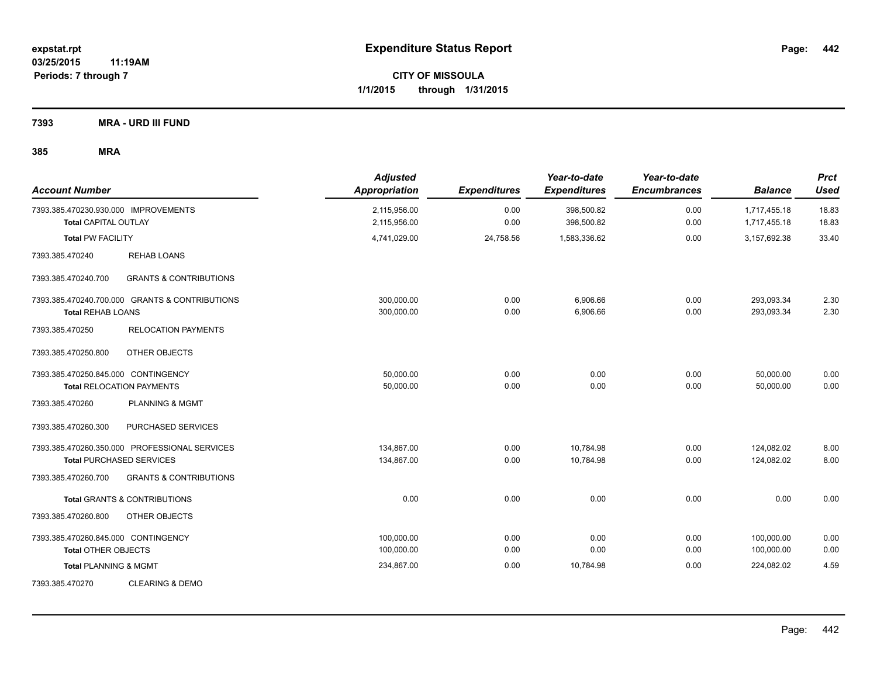**expstat.rpt**
**03/25/2015 11:19AM**
**Periods: 7 through 7**

# Expenditure Status Report

**CITY OF MISSOULA**
**1/1/2015 through 1/31/2015**

## 7393 MRA - URD III FUND

## 385 MRA

| Account Number | | Adjusted Appropriation | Expenditures | Year-to-date Expenditures | Year-to-date Encumbrances | Balance | Prct Used |
|---|---|---|---|---|---|---|---|
| 7393.385.470230.930.000 IMPROVEMENTS | | 2,115,956.00 | 0.00 | 398,500.82 | 0.00 | 1,717,455.18 | 18.83 |
| **Total** CAPITAL OUTLAY | | 2,115,956.00 | 0.00 | 398,500.82 | 0.00 | 1,717,455.18 | 18.83 |
| **Total** PW FACILITY | | 4,741,029.00 | 24,758.56 | 1,583,336.62 | 0.00 | 3,157,692.38 | 33.40 |
| 7393.385.470240 | REHAB LOANS | | | | | | |
| 7393.385.470240.700 | GRANTS & CONTRIBUTIONS | | | | | | |
| 7393.385.470240.700.000 GRANTS & CONTRIBUTIONS | | 300,000.00 | 0.00 | 6,906.66 | 0.00 | 293,093.34 | 2.30 |
| **Total** REHAB LOANS | | 300,000.00 | 0.00 | 6,906.66 | 0.00 | 293,093.34 | 2.30 |
| 7393.385.470250 | RELOCATION PAYMENTS | | | | | | |
| 7393.385.470250.800 | OTHER OBJECTS | | | | | | |
| 7393.385.470250.845.000 CONTINGENCY | | 50,000.00 | 0.00 | 0.00 | 0.00 | 50,000.00 | 0.00 |
| **Total** RELOCATION PAYMENTS | | 50,000.00 | 0.00 | 0.00 | 0.00 | 50,000.00 | 0.00 |
| 7393.385.470260 | PLANNING & MGMT | | | | | | |
| 7393.385.470260.300 | PURCHASED SERVICES | | | | | | |
| 7393.385.470260.350.000 PROFESSIONAL SERVICES | | 134,867.00 | 0.00 | 10,784.98 | 0.00 | 124,082.02 | 8.00 |
| **Total** PURCHASED SERVICES | | 134,867.00 | 0.00 | 10,784.98 | 0.00 | 124,082.02 | 8.00 |
| 7393.385.470260.700 | GRANTS & CONTRIBUTIONS | | | | | | |
| **Total** GRANTS & CONTRIBUTIONS | | 0.00 | 0.00 | 0.00 | 0.00 | 0.00 | 0.00 |
| 7393.385.470260.800 | OTHER OBJECTS | | | | | | |
| 7393.385.470260.845.000 CONTINGENCY | | 100,000.00 | 0.00 | 0.00 | 0.00 | 100,000.00 | 0.00 |
| **Total** OTHER OBJECTS | | 100,000.00 | 0.00 | 0.00 | 0.00 | 100,000.00 | 0.00 |
| **Total** PLANNING & MGMT | | 234,867.00 | 0.00 | 10,784.98 | 0.00 | 224,082.02 | 4.59 |
| 7393.385.470270 | CLEARING & DEMO | | | | | | |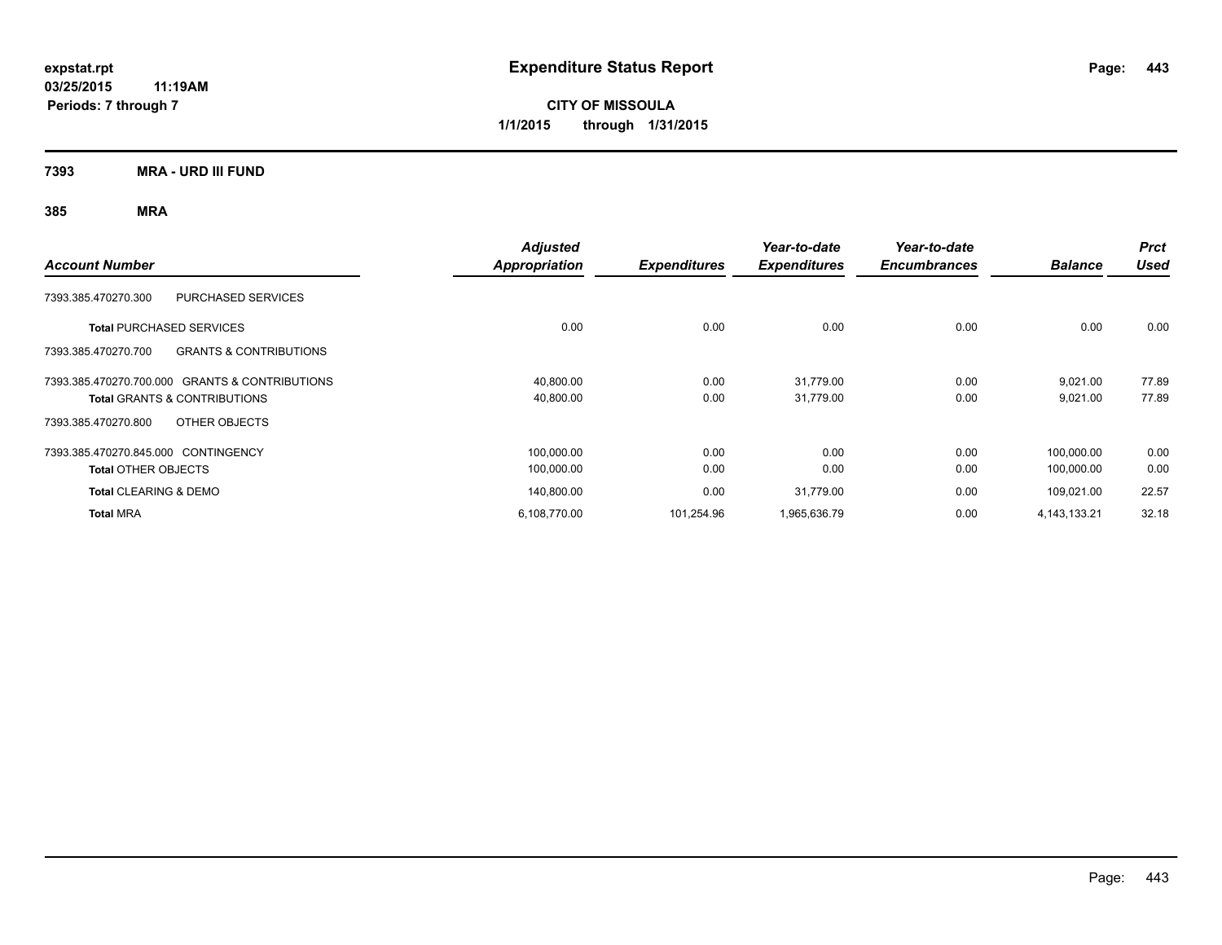**expstat.rpt**
**03/25/2015 11:19AM**
**Periods: 7 through 7**

# Expenditure Status Report

**CITY OF MISSOULA**
**1/1/2015 through 1/31/2015**

## 7393 MRA - URD III FUND

### 385 MRA

| Account Number | Adjusted Appropriation | Expenditures | Year-to-date Expenditures | Year-to-date Encumbrances | Balance | Prct Used |
|---|---|---|---|---|---|---|
| 7393.385.470270.300 PURCHASED SERVICES | | | | | | |
| **Total** PURCHASED SERVICES | 0.00 | 0.00 | 0.00 | 0.00 | 0.00 | 0.00 |
| 7393.385.470270.700 GRANTS & CONTRIBUTIONS | | | | | | |
| 7393.385.470270.700.000 GRANTS & CONTRIBUTIONS | 40,800.00 | 0.00 | 31,779.00 | 0.00 | 9,021.00 | 77.89 |
| **Total** GRANTS & CONTRIBUTIONS | 40,800.00 | 0.00 | 31,779.00 | 0.00 | 9,021.00 | 77.89 |
| 7393.385.470270.800 OTHER OBJECTS | | | | | | |
| 7393.385.470270.845.000 CONTINGENCY | 100,000.00 | 0.00 | 0.00 | 0.00 | 100,000.00 | 0.00 |
| **Total** OTHER OBJECTS | 100,000.00 | 0.00 | 0.00 | 0.00 | 100,000.00 | 0.00 |
| **Total** CLEARING & DEMO | 140,800.00 | 0.00 | 31,779.00 | 0.00 | 109,021.00 | 22.57 |
| **Total** MRA | 6,108,770.00 | 101,254.96 | 1,965,636.79 | 0.00 | 4,143,133.21 | 32.18 |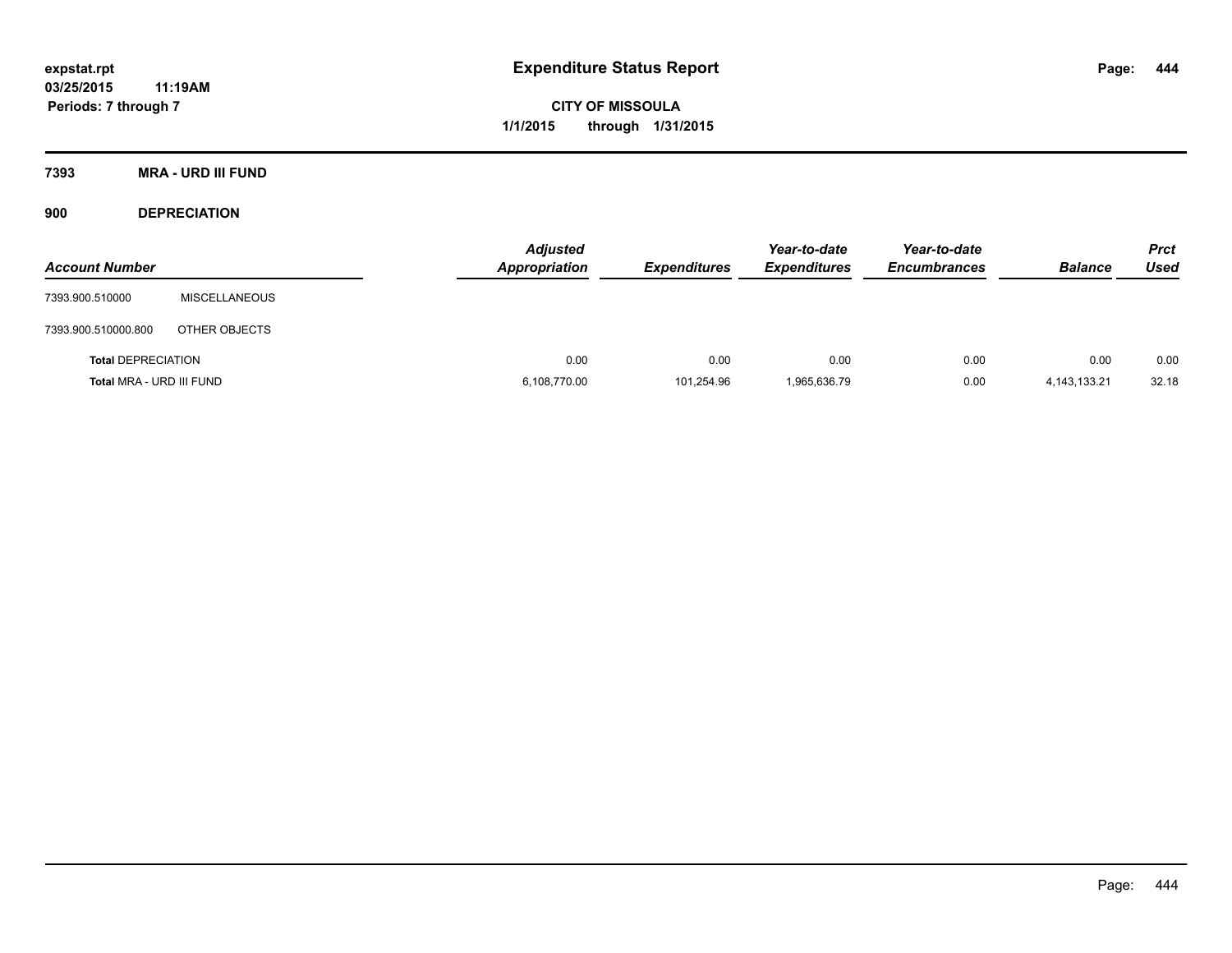# Expenditure Status Report

**expstat.rpt**
**03/25/2015 11:19AM**
**Periods: 7 through 7**

**CITY OF MISSOULA**
**1/1/2015 through 1/31/2015**

## 7393 MRA - URD III FUND

### 900 DEPRECIATION

| Account Number | | Adjusted Appropriation | Expenditures | Year-to-date Expenditures | Year-to-date Encumbrances | Balance | Prct Used |
|---|---|---|---|---|---|---|---|
| 7393.900.510000 | MISCELLANEOUS | | | | | | |
| 7393.900.510000.800 | OTHER OBJECTS | | | | | | |
| **Total** DEPRECIATION | | 0.00 | 0.00 | 0.00 | 0.00 | 0.00 | 0.00 |
| **Total** MRA - URD III FUND | | 6,108,770.00 | 101,254.96 | 1,965,636.79 | 0.00 | 4,143,133.21 | 32.18 |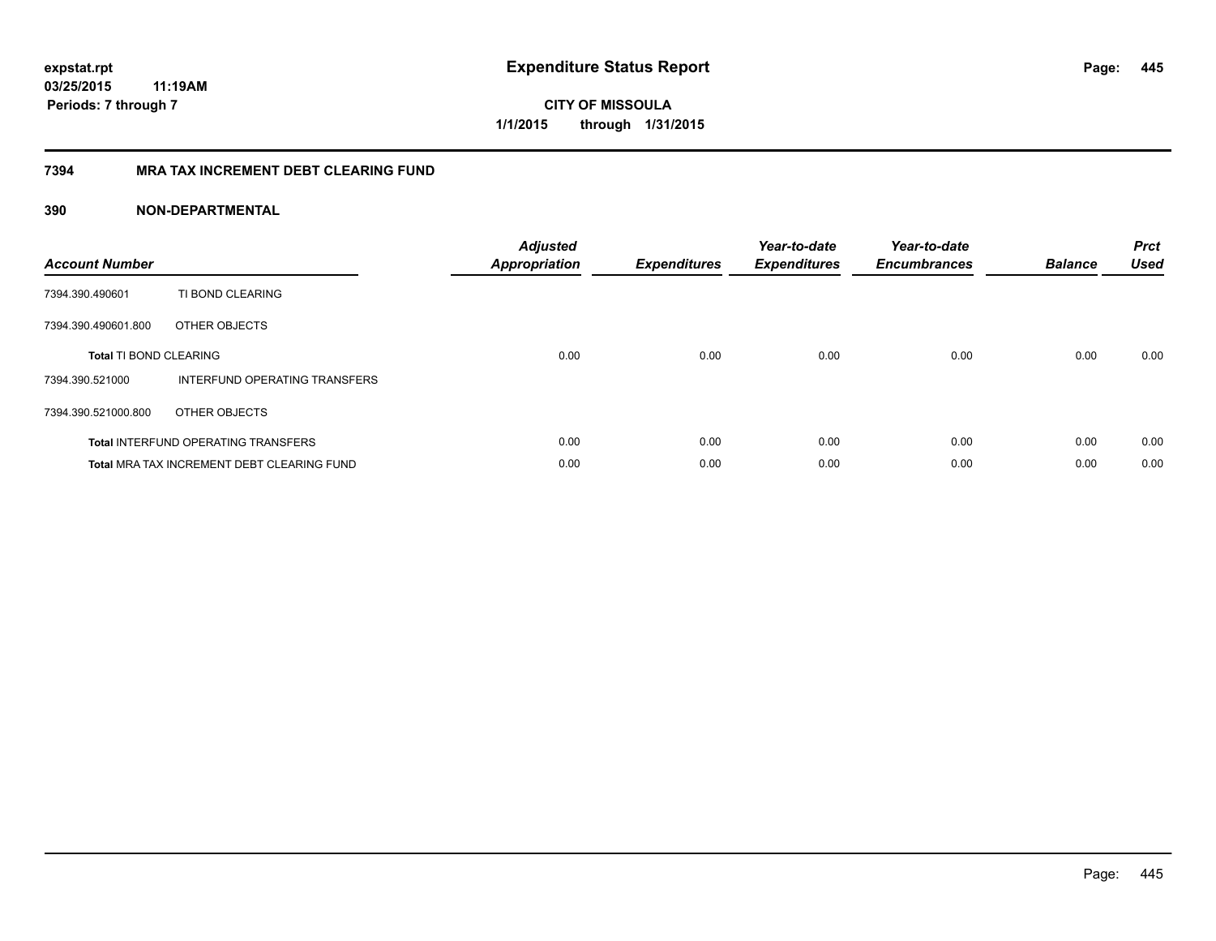**expstat.rpt**
**03/25/2015 11:19AM**
**Periods: 7 through 7**

# Expenditure Status Report

**CITY OF MISSOULA**
**1/1/2015 through 1/31/2015**

## 7394 MRA TAX INCREMENT DEBT CLEARING FUND

### 390 NON-DEPARTMENTAL

| Account Number | | Adjusted Appropriation | Expenditures | Year-to-date Expenditures | Year-to-date Encumbrances | Balance | Prct Used |
|---|---|---|---|---|---|---|---|
| 7394.390.490601 | TI BOND CLEARING | | | | | | |
| 7394.390.490601.800 | OTHER OBJECTS | | | | | | |
| **Total** TI BOND CLEARING | | 0.00 | 0.00 | 0.00 | 0.00 | 0.00 | 0.00 |
| 7394.390.521000 | INTERFUND OPERATING TRANSFERS | | | | | | |
| 7394.390.521000.800 | OTHER OBJECTS | | | | | | |
| **Total** INTERFUND OPERATING TRANSFERS | | 0.00 | 0.00 | 0.00 | 0.00 | 0.00 | 0.00 |
| **Total** MRA TAX INCREMENT DEBT CLEARING FUND | | 0.00 | 0.00 | 0.00 | 0.00 | 0.00 | 0.00 |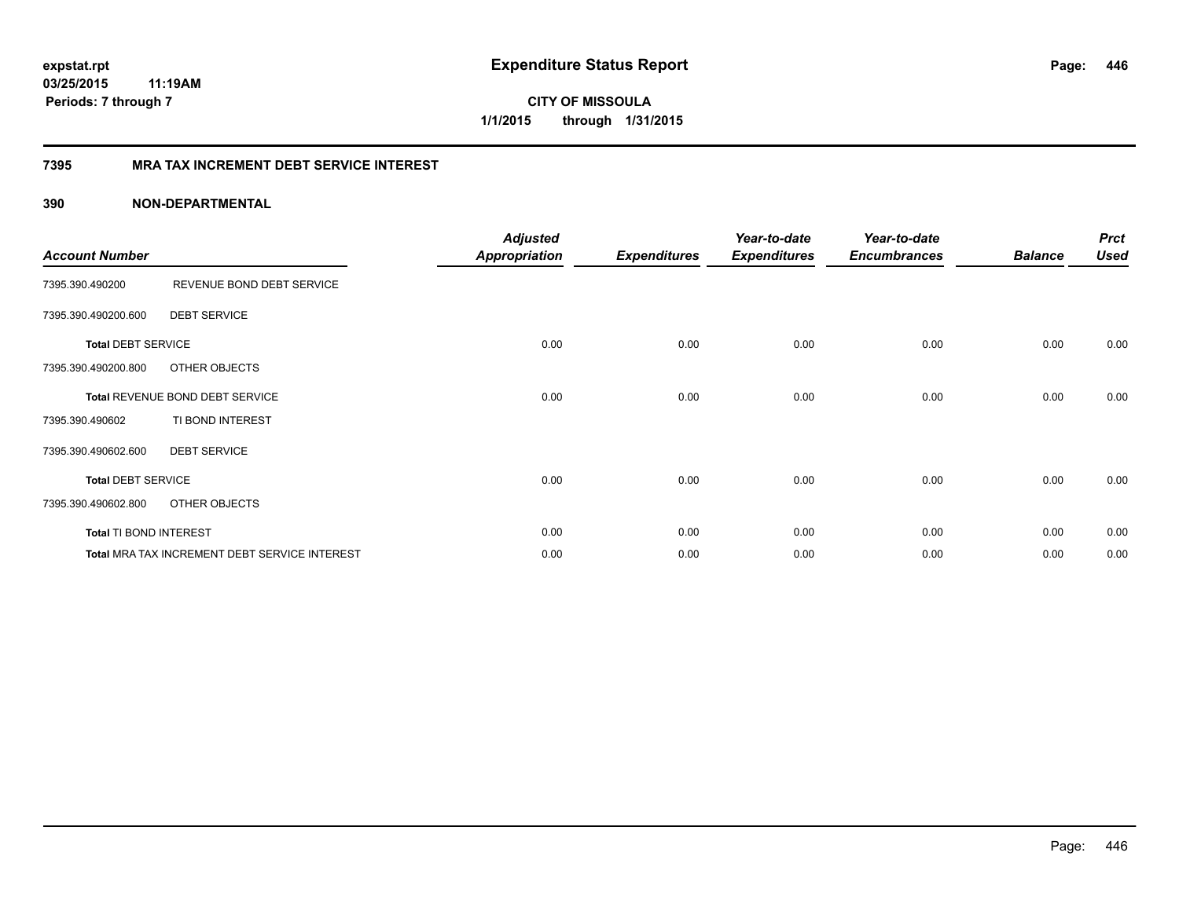# Expenditure Status Report

**expstat.rpt**
**03/25/2015 11:19AM**
**Periods: 7 through 7**

**CITY OF MISSOULA**
**1/1/2015 through 1/31/2015**

## 7395 MRA TAX INCREMENT DEBT SERVICE INTEREST

### 390 NON-DEPARTMENTAL

| Account Number | | Adjusted Appropriation | Expenditures | Year-to-date Expenditures | Year-to-date Encumbrances | Balance | Prct Used |
|---|---|---|---|---|---|---|---|
| 7395.390.490200 | REVENUE BOND DEBT SERVICE | | | | | | |
| 7395.390.490200.600 | DEBT SERVICE | | | | | | |
| **Total** DEBT SERVICE | | 0.00 | 0.00 | 0.00 | 0.00 | 0.00 | 0.00 |
| 7395.390.490200.800 | OTHER OBJECTS | | | | | | |
| **Total** REVENUE BOND DEBT SERVICE | | 0.00 | 0.00 | 0.00 | 0.00 | 0.00 | 0.00 |
| 7395.390.490602 | TI BOND INTEREST | | | | | | |
| 7395.390.490602.600 | DEBT SERVICE | | | | | | |
| **Total** DEBT SERVICE | | 0.00 | 0.00 | 0.00 | 0.00 | 0.00 | 0.00 |
| 7395.390.490602.800 | OTHER OBJECTS | | | | | | |
| **Total** TI BOND INTEREST | | 0.00 | 0.00 | 0.00 | 0.00 | 0.00 | 0.00 |
| **Total** MRA TAX INCREMENT DEBT SERVICE INTEREST | | 0.00 | 0.00 | 0.00 | 0.00 | 0.00 | 0.00 |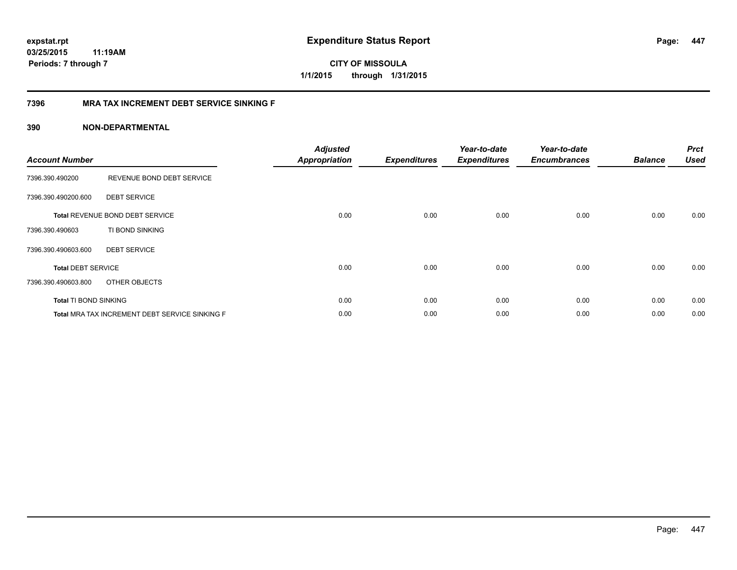**expstat.rpt**
**03/25/2015 11:19AM**
**Periods: 7 through 7**

# Expenditure Status Report

**CITY OF MISSOULA**
**1/1/2015 through 1/31/2015**

## 7396 MRA TAX INCREMENT DEBT SERVICE SINKING F

## 390 NON-DEPARTMENTAL

| Account Number | | Adjusted Appropriation | Expenditures | Year-to-date Expenditures | Year-to-date Encumbrances | Balance | Prct Used |
|---|---|---|---|---|---|---|---|
| 7396.390.490200 | REVENUE BOND DEBT SERVICE | | | | | | |
| 7396.390.490200.600 | DEBT SERVICE | | | | | | |
| **Total** REVENUE BOND DEBT SERVICE | | 0.00 | 0.00 | 0.00 | 0.00 | 0.00 | 0.00 |
| 7396.390.490603 | TI BOND SINKING | | | | | | |
| 7396.390.490603.600 | DEBT SERVICE | | | | | | |
| **Total** DEBT SERVICE | | 0.00 | 0.00 | 0.00 | 0.00 | 0.00 | 0.00 |
| 7396.390.490603.800 | OTHER OBJECTS | | | | | | |
| **Total** TI BOND SINKING | | 0.00 | 0.00 | 0.00 | 0.00 | 0.00 | 0.00 |
| **Total** MRA TAX INCREMENT DEBT SERVICE SINKING F | | 0.00 | 0.00 | 0.00 | 0.00 | 0.00 | 0.00 |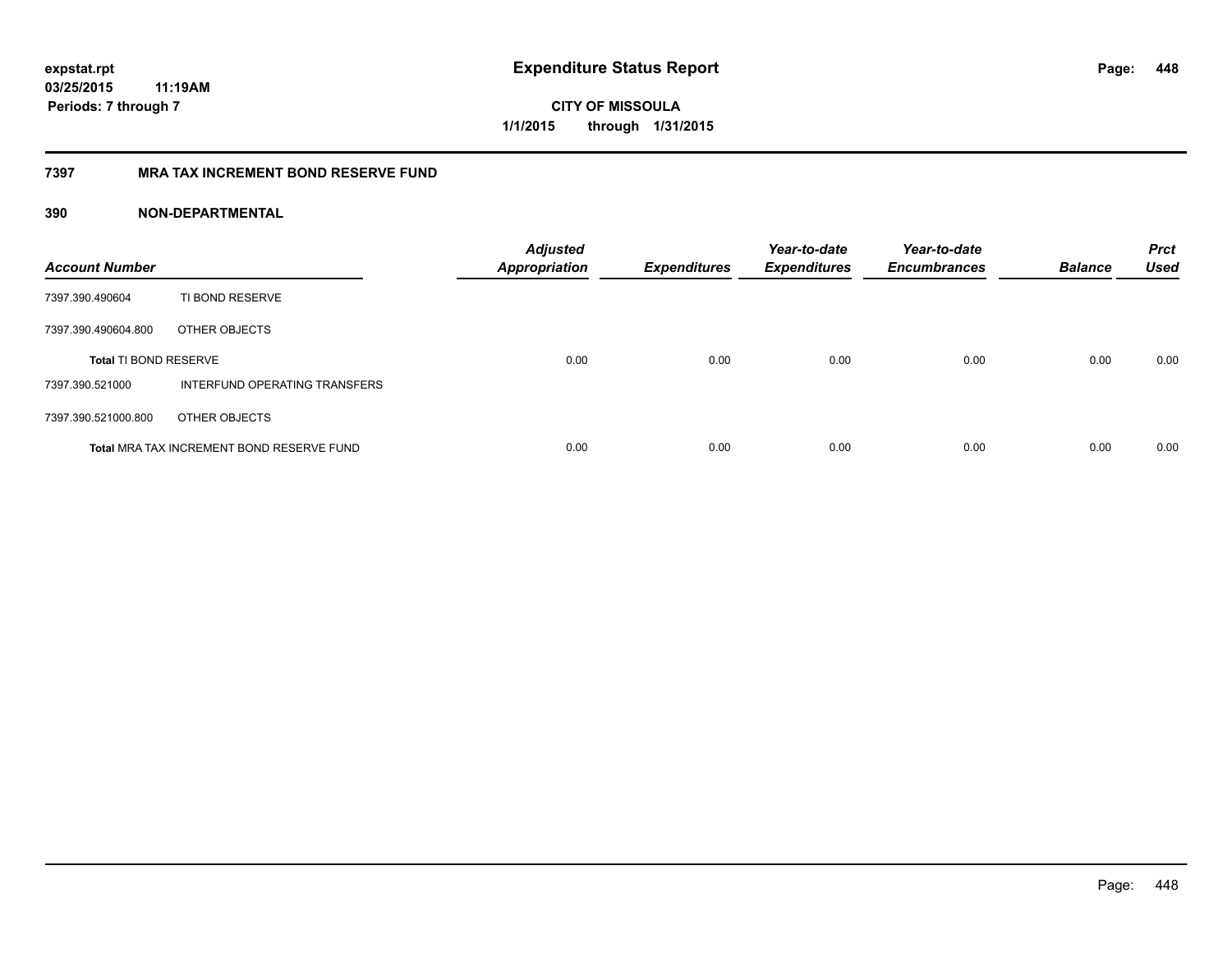**expstat.rpt**
**03/25/2015 11:19AM**
**Periods: 7 through 7**

# Expenditure Status Report

**CITY OF MISSOULA**
**1/1/2015 through 1/31/2015**

## 7397 MRA TAX INCREMENT BOND RESERVE FUND

### 390 NON-DEPARTMENTAL

| Account Number | | Adjusted Appropriation | Expenditures | Year-to-date Expenditures | Year-to-date Encumbrances | Balance | Prct Used |
|---|---|---|---|---|---|---|---|
| 7397.390.490604 | TI BOND RESERVE | | | | | | |
| 7397.390.490604.800 | OTHER OBJECTS | | | | | | |
| **Total** TI BOND RESERVE | | 0.00 | 0.00 | 0.00 | 0.00 | 0.00 | 0.00 |
| 7397.390.521000 | INTERFUND OPERATING TRANSFERS | | | | | | |
| 7397.390.521000.800 | OTHER OBJECTS | | | | | | |
| **Total** MRA TAX INCREMENT BOND RESERVE FUND | | 0.00 | 0.00 | 0.00 | 0.00 | 0.00 | 0.00 |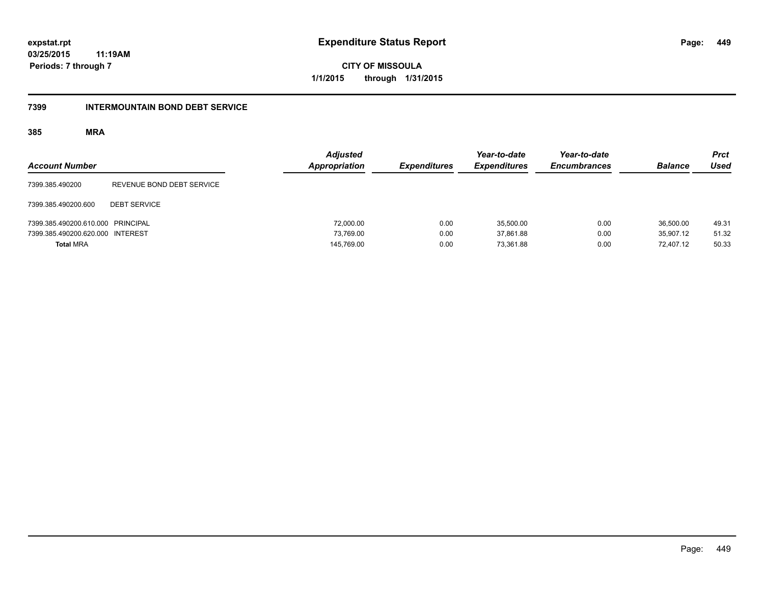# Expenditure Status Report

expstat.rpt
03/25/2015 11:19AM
Periods: 7 through 7

**CITY OF MISSOULA**
**1/1/2015 through 1/31/2015**

## 7399 INTERMOUNTAIN BOND DEBT SERVICE

### 385 MRA

| Account Number | | Adjusted Appropriation | Expenditures | Year-to-date Expenditures | Year-to-date Encumbrances | Balance | Prct Used |
|---|---|---|---|---|---|---|---|
| 7399.385.490200 | REVENUE BOND DEBT SERVICE | | | | | | |
| 7399.385.490200.600 | DEBT SERVICE | | | | | | |
| 7399.385.490200.610.000 | PRINCIPAL | 72,000.00 | 0.00 | 35,500.00 | 0.00 | 36,500.00 | 49.31 |
| 7399.385.490200.620.000 | INTEREST | 73,769.00 | 0.00 | 37,861.88 | 0.00 | 35,907.12 | 51.32 |
| **Total** MRA | | 145,769.00 | 0.00 | 73,361.88 | 0.00 | 72,407.12 | 50.33 |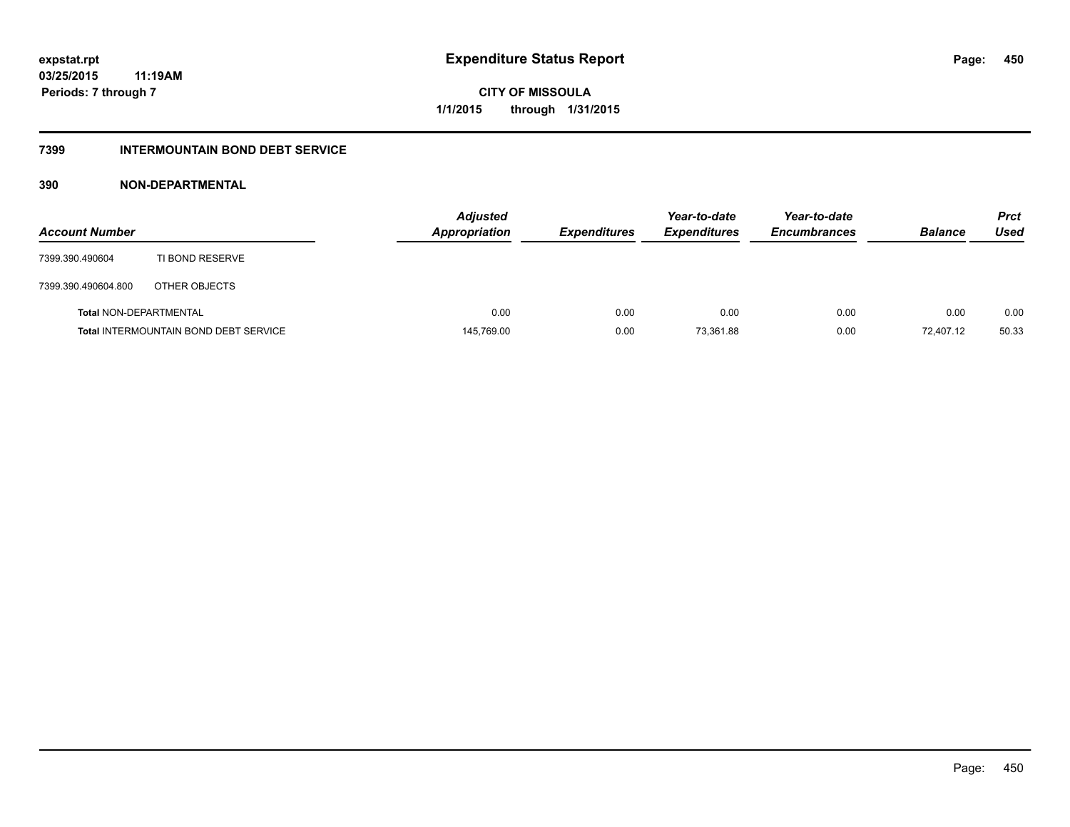**expstat.rpt**
**03/25/2015 11:19AM**
**Periods: 7 through 7**

# Expenditure Status Report

**CITY OF MISSOULA**
**1/1/2015 through 1/31/2015**

## 7399 INTERMOUNTAIN BOND DEBT SERVICE

### 390 NON-DEPARTMENTAL

| Account Number | | Adjusted Appropriation | Expenditures | Year-to-date Expenditures | Year-to-date Encumbrances | Balance | Prct Used |
|---|---|---|---|---|---|---|---|
| 7399.390.490604 | TI BOND RESERVE | | | | | | |
| 7399.390.490604.800 | OTHER OBJECTS | | | | | | |
| **Total** NON-DEPARTMENTAL | | 0.00 | 0.00 | 0.00 | 0.00 | 0.00 | 0.00 |
| **Total** INTERMOUNTAIN BOND DEBT SERVICE | | 145,769.00 | 0.00 | 73,361.88 | 0.00 | 72,407.12 | 50.33 |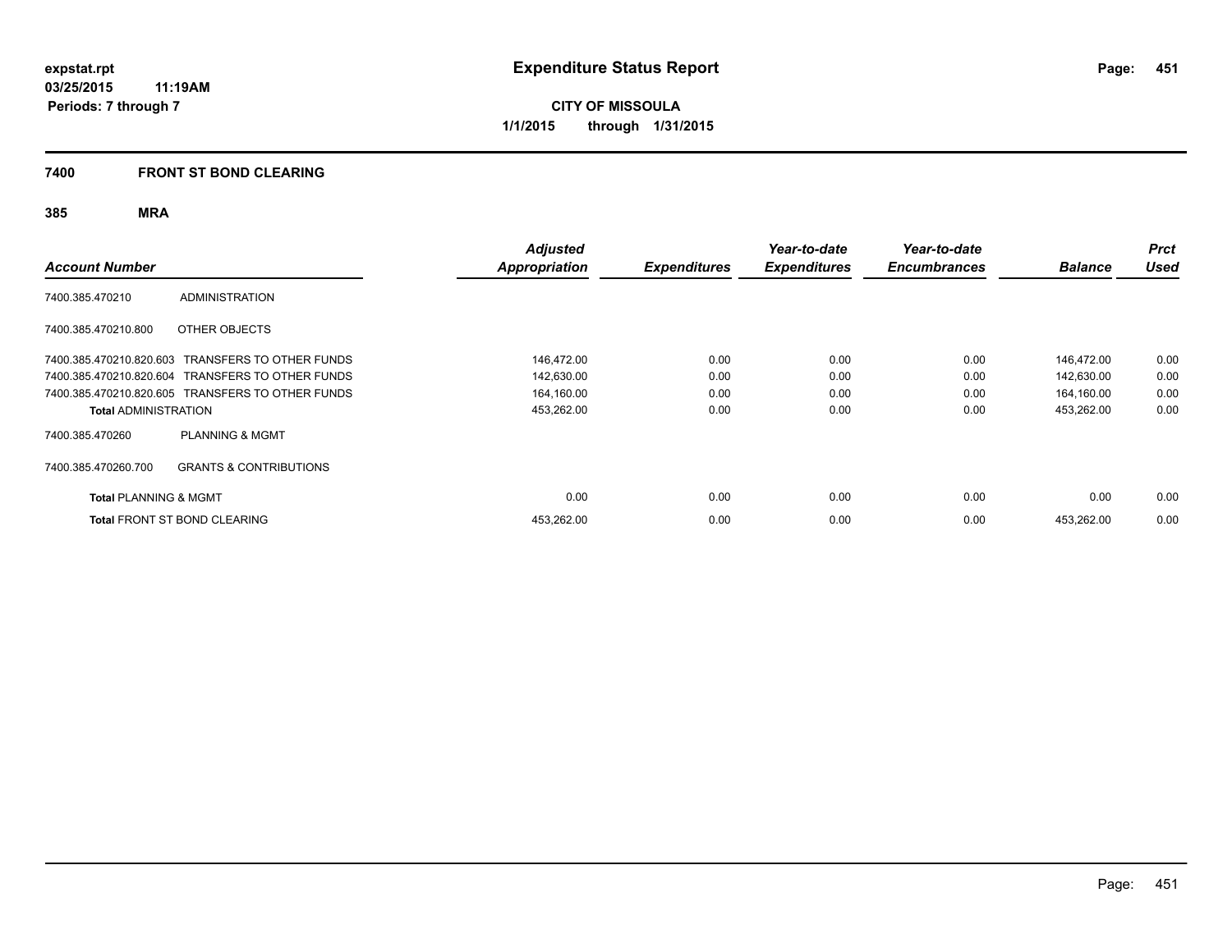expstat.rpt
03/25/2015 11:19AM
Periods: 7 through 7

# Expenditure Status Report

**CITY OF MISSOULA**
**1/1/2015 through 1/31/2015**

## 7400 FRONT ST BOND CLEARING

### 385 MRA

| Account Number | | Adjusted Appropriation | Expenditures | Year-to-date Expenditures | Year-to-date Encumbrances | Balance | Prct Used |
|---|---|---|---|---|---|---|---|
| 7400.385.470210 | ADMINISTRATION | | | | | | |
| 7400.385.470210.800 | OTHER OBJECTS | | | | | | |
| 7400.385.470210.820.603 | TRANSFERS TO OTHER FUNDS | 146,472.00 | 0.00 | 0.00 | 0.00 | 146,472.00 | 0.00 |
| 7400.385.470210.820.604 | TRANSFERS TO OTHER FUNDS | 142,630.00 | 0.00 | 0.00 | 0.00 | 142,630.00 | 0.00 |
| 7400.385.470210.820.605 | TRANSFERS TO OTHER FUNDS | 164,160.00 | 0.00 | 0.00 | 0.00 | 164,160.00 | 0.00 |
| **Total** ADMINISTRATION | | 453,262.00 | 0.00 | 0.00 | 0.00 | 453,262.00 | 0.00 |
| 7400.385.470260 | PLANNING & MGMT | | | | | | |
| 7400.385.470260.700 | GRANTS & CONTRIBUTIONS | | | | | | |
| **Total** PLANNING & MGMT | | 0.00 | 0.00 | 0.00 | 0.00 | 0.00 | 0.00 |
| **Total** FRONT ST BOND CLEARING | | 453,262.00 | 0.00 | 0.00 | 0.00 | 453,262.00 | 0.00 |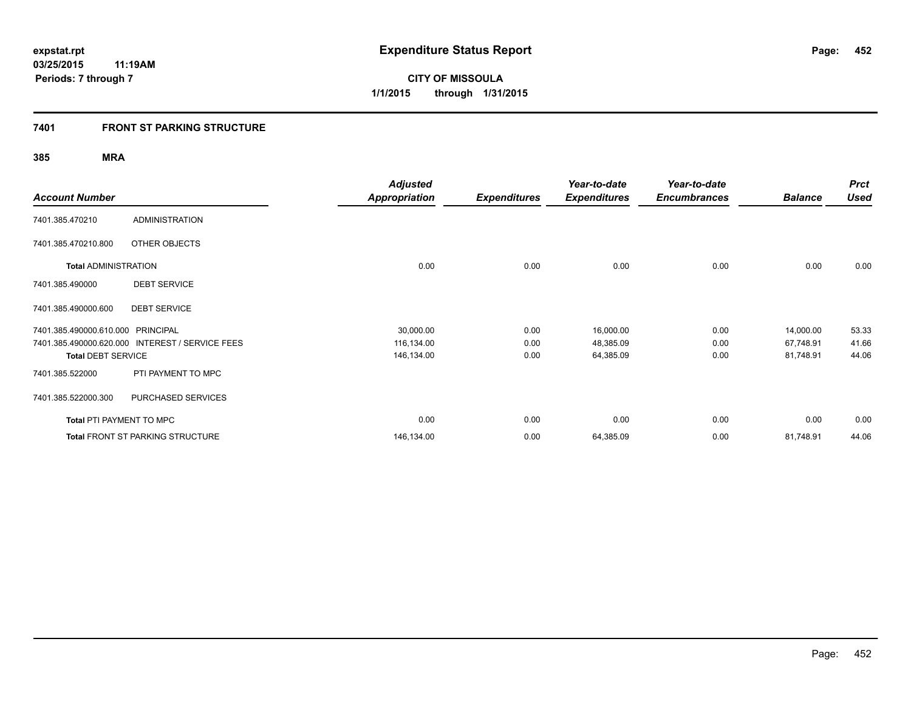# Expenditure Status Report

**expstat.rpt**
**03/25/2015 11:19AM**
**Periods: 7 through 7**

**CITY OF MISSOULA**
**1/1/2015 through 1/31/2015**

## 7401 FRONT ST PARKING STRUCTURE

### 385 MRA

| Account Number | | Adjusted Appropriation | Expenditures | Year-to-date Expenditures | Year-to-date Encumbrances | Balance | Prct Used |
|---|---|---|---|---|---|---|---|
| 7401.385.470210 | ADMINISTRATION | | | | | | |
| 7401.385.470210.800 | OTHER OBJECTS | | | | | | |
| **Total** ADMINISTRATION | | 0.00 | 0.00 | 0.00 | 0.00 | 0.00 | 0.00 |
| 7401.385.490000 | DEBT SERVICE | | | | | | |
| 7401.385.490000.600 | DEBT SERVICE | | | | | | |
| 7401.385.490000.610.000 | PRINCIPAL | 30,000.00 | 0.00 | 16,000.00 | 0.00 | 14,000.00 | 53.33 |
| 7401.385.490000.620.000 | INTEREST / SERVICE FEES | 116,134.00 | 0.00 | 48,385.09 | 0.00 | 67,748.91 | 41.66 |
| **Total** DEBT SERVICE | | 146,134.00 | 0.00 | 64,385.09 | 0.00 | 81,748.91 | 44.06 |
| 7401.385.522000 | PTI PAYMENT TO MPC | | | | | | |
| 7401.385.522000.300 | PURCHASED SERVICES | | | | | | |
| **Total** PTI PAYMENT TO MPC | | 0.00 | 0.00 | 0.00 | 0.00 | 0.00 | 0.00 |
| **Total** FRONT ST PARKING STRUCTURE | | 146,134.00 | 0.00 | 64,385.09 | 0.00 | 81,748.91 | 44.06 |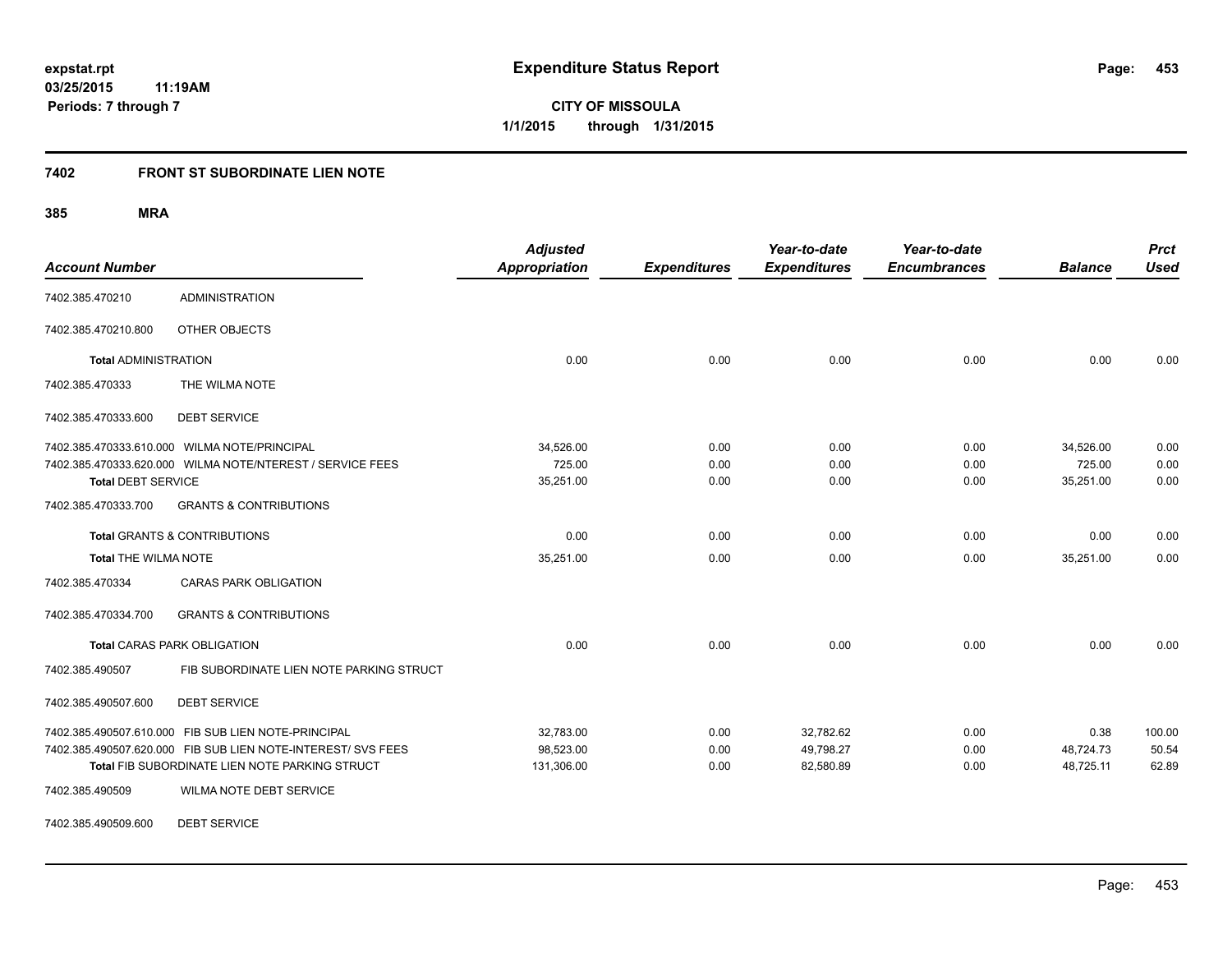**expstat.rpt**
**03/25/2015 11:19AM**
**Periods: 7 through 7**

# Expenditure Status Report

**CITY OF MISSOULA**
**1/1/2015 through 1/31/2015**

## 7402 FRONT ST SUBORDINATE LIEN NOTE

### 385 MRA

| Account Number | | Adjusted Appropriation | Expenditures | Year-to-date Expenditures | Year-to-date Encumbrances | Balance | Prct Used |
|---|---|---|---|---|---|---|---|
| 7402.385.470210 | ADMINISTRATION | | | | | | |
| 7402.385.470210.800 | OTHER OBJECTS | | | | | | |
| **Total** ADMINISTRATION | | 0.00 | 0.00 | 0.00 | 0.00 | 0.00 | 0.00 |
| 7402.385.470333 | THE WILMA NOTE | | | | | | |
| 7402.385.470333.600 | DEBT SERVICE | | | | | | |
| 7402.385.470333.610.000 | WILMA NOTE/PRINCIPAL | 34,526.00 | 0.00 | 0.00 | 0.00 | 34,526.00 | 0.00 |
| 7402.385.470333.620.000 | WILMA NOTE/NTEREST / SERVICE FEES | 725.00 | 0.00 | 0.00 | 0.00 | 725.00 | 0.00 |
| **Total** DEBT SERVICE | | 35,251.00 | 0.00 | 0.00 | 0.00 | 35,251.00 | 0.00 |
| 7402.385.470333.700 | GRANTS & CONTRIBUTIONS | | | | | | |
| **Total** GRANTS & CONTRIBUTIONS | | 0.00 | 0.00 | 0.00 | 0.00 | 0.00 | 0.00 |
| **Total** THE WILMA NOTE | | 35,251.00 | 0.00 | 0.00 | 0.00 | 35,251.00 | 0.00 |
| 7402.385.470334 | CARAS PARK OBLIGATION | | | | | | |
| 7402.385.470334.700 | GRANTS & CONTRIBUTIONS | | | | | | |
| **Total** CARAS PARK OBLIGATION | | 0.00 | 0.00 | 0.00 | 0.00 | 0.00 | 0.00 |
| 7402.385.490507 | FIB SUBORDINATE LIEN NOTE PARKING STRUCT | | | | | | |
| 7402.385.490507.600 | DEBT SERVICE | | | | | | |
| 7402.385.490507.610.000 | FIB SUB LIEN NOTE-PRINCIPAL | 32,783.00 | 0.00 | 32,782.62 | 0.00 | 0.38 | 100.00 |
| 7402.385.490507.620.000 | FIB SUB LIEN NOTE-INTEREST/ SVS FEES | 98,523.00 | 0.00 | 49,798.27 | 0.00 | 48,724.73 | 50.54 |
| **Total** FIB SUBORDINATE LIEN NOTE PARKING STRUCT | | 131,306.00 | 0.00 | 82,580.89 | 0.00 | 48,725.11 | 62.89 |
| 7402.385.490509 | WILMA NOTE DEBT SERVICE | | | | | | |
| 7402.385.490509.600 | DEBT SERVICE | | | | | | |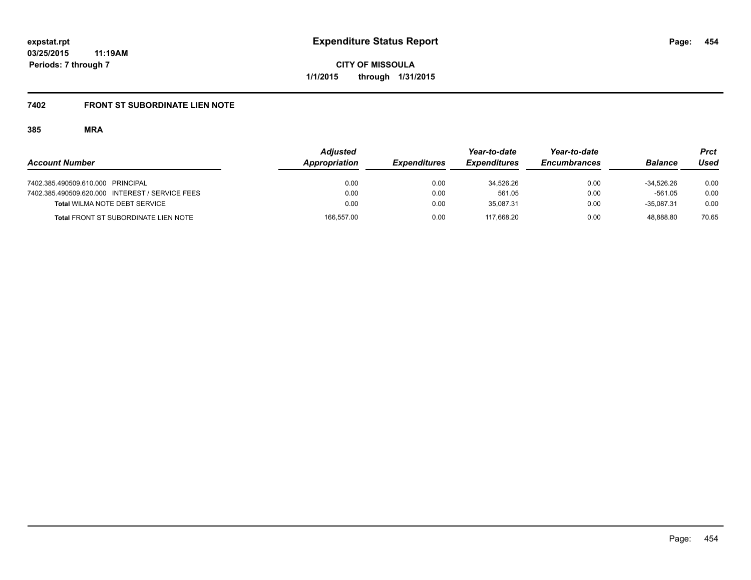expstat.rpt
03/25/2015 11:19AM
Periods: 7 through 7

# Expenditure Status Report

**CITY OF MISSOULA**
**1/1/2015 through 1/31/2015**

## 7402 FRONT ST SUBORDINATE LIEN NOTE

### 385 MRA

| Account Number | Adjusted Appropriation | Expenditures | Year-to-date Expenditures | Year-to-date Encumbrances | Balance | Prct Used |
|---|---|---|---|---|---|---|
| 7402.385.490509.610.000 PRINCIPAL | 0.00 | 0.00 | 34,526.26 | 0.00 | -34,526.26 | 0.00 |
| 7402.385.490509.620.000 INTEREST / SERVICE FEES | 0.00 | 0.00 | 561.05 | 0.00 | -561.05 | 0.00 |
| **Total** WILMA NOTE DEBT SERVICE | 0.00 | 0.00 | 35,087.31 | 0.00 | -35,087.31 | 0.00 |
| **Total** FRONT ST SUBORDINATE LIEN NOTE | 166,557.00 | 0.00 | 117,668.20 | 0.00 | 48,888.80 | 70.65 |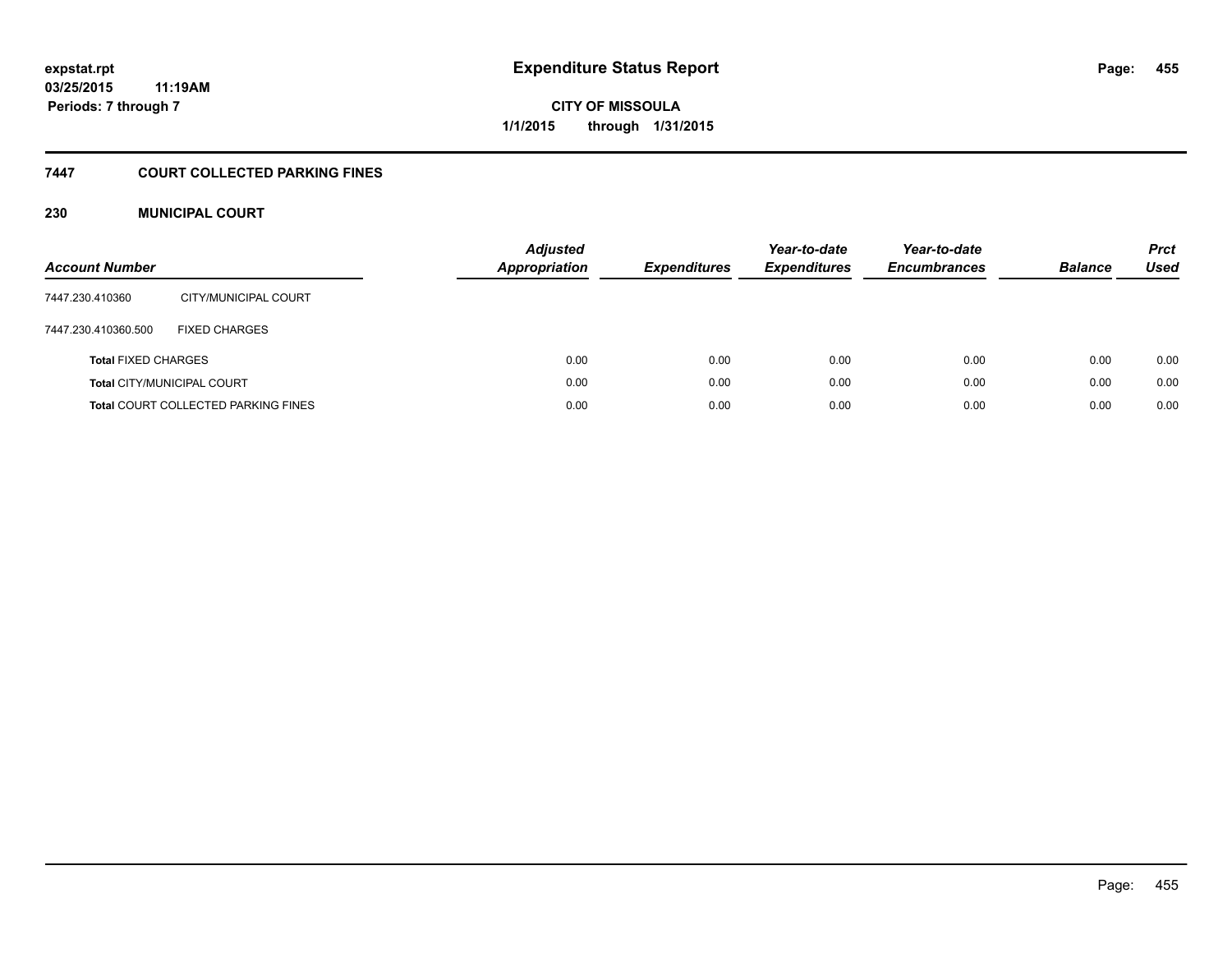expstat.rpt
03/25/2015 11:19AM
Periods: 7 through 7

# Expenditure Status Report

CITY OF MISSOULA
1/1/2015 through 1/31/2015

## 7447 COURT COLLECTED PARKING FINES

### 230 MUNICIPAL COURT

| Account Number | | Adjusted Appropriation | Expenditures | Year-to-date Expenditures | Year-to-date Encumbrances | Balance | Prct Used |
|---|---|---|---|---|---|---|---|
| 7447.230.410360 | CITY/MUNICIPAL COURT | | | | | | |
| 7447.230.410360.500 | FIXED CHARGES | | | | | | |
| **Total** FIXED CHARGES | | 0.00 | 0.00 | 0.00 | 0.00 | 0.00 | 0.00 |
| **Total** CITY/MUNICIPAL COURT | | 0.00 | 0.00 | 0.00 | 0.00 | 0.00 | 0.00 |
| **Total** COURT COLLECTED PARKING FINES | | 0.00 | 0.00 | 0.00 | 0.00 | 0.00 | 0.00 |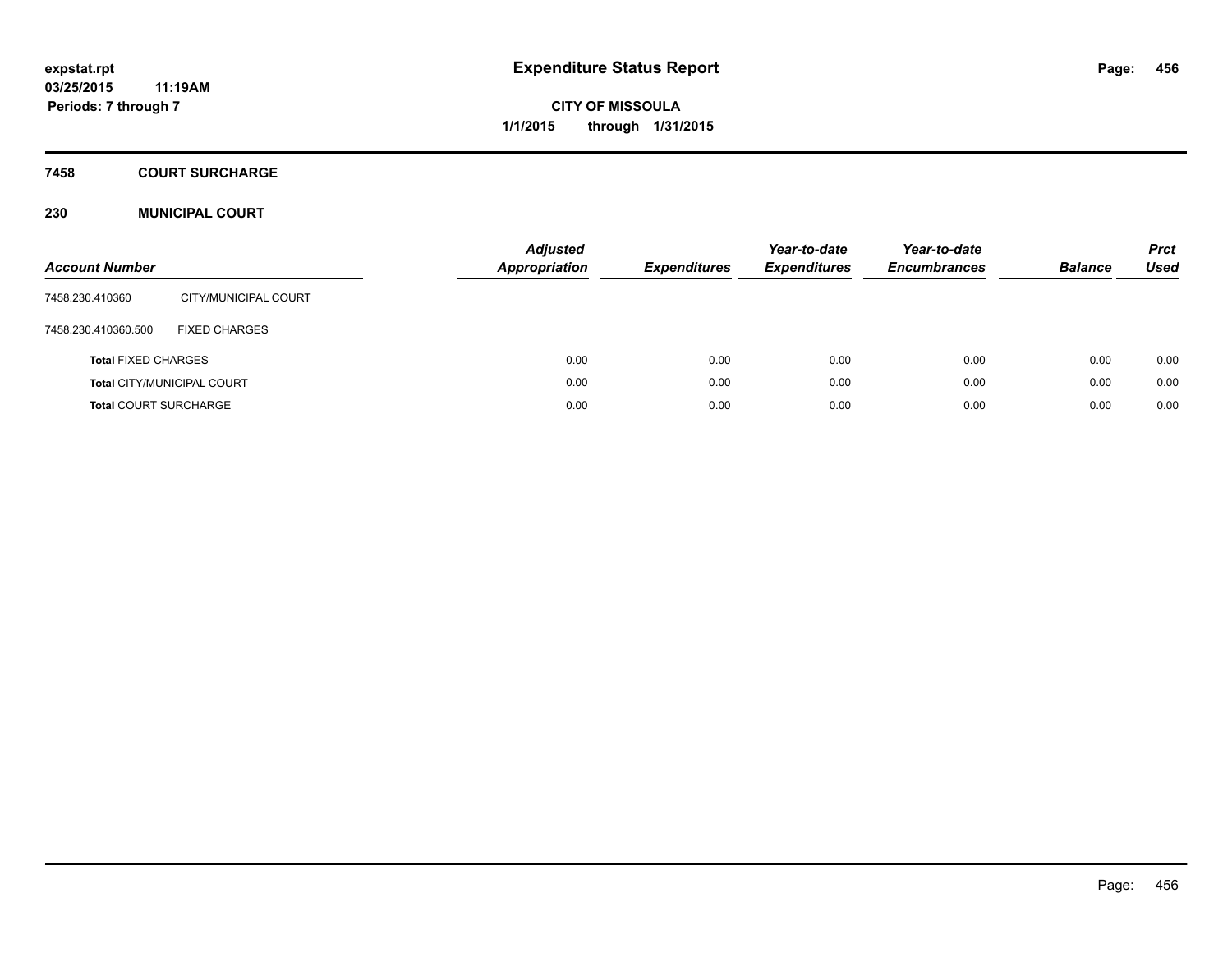expstat.rpt
03/25/2015 11:19AM
Periods: 7 through 7

# Expenditure Status Report

**CITY OF MISSOULA**
**1/1/2015 through 1/31/2015**

## 7458 COURT SURCHARGE

## 230 MUNICIPAL COURT

| Account Number | | Adjusted Appropriation | Expenditures | Year-to-date Expenditures | Year-to-date Encumbrances | Balance | Prct Used |
|---|---|---|---|---|---|---|---|
| 7458.230.410360 | CITY/MUNICIPAL COURT | | | | | | |
| 7458.230.410360.500 | FIXED CHARGES | | | | | | |
| **Total** FIXED CHARGES | | 0.00 | 0.00 | 0.00 | 0.00 | 0.00 | 0.00 |
| **Total** CITY/MUNICIPAL COURT | | 0.00 | 0.00 | 0.00 | 0.00 | 0.00 | 0.00 |
| **Total** COURT SURCHARGE | | 0.00 | 0.00 | 0.00 | 0.00 | 0.00 | 0.00 |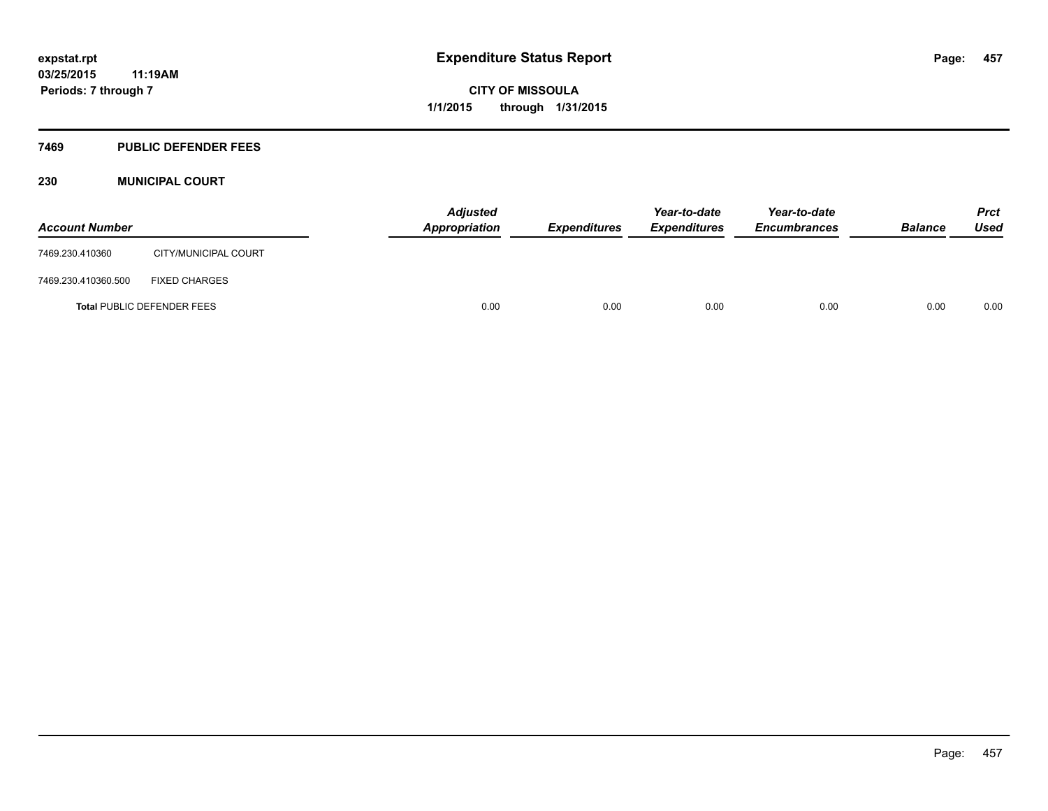# Expenditure Status Report

expstat.rpt
03/25/2015 11:19AM
Periods: 7 through 7

**CITY OF MISSOULA**
**1/1/2015 through 1/31/2015**

## 7469 PUBLIC DEFENDER FEES

### 230 MUNICIPAL COURT

| Account Number | | Adjusted Appropriation | Expenditures | Year-to-date Expenditures | Year-to-date Encumbrances | Balance | Prct Used |
|---|---|---|---|---|---|---|---|
| 7469.230.410360 | CITY/MUNICIPAL COURT | | | | | | |
| 7469.230.410360.500 | FIXED CHARGES | | | | | | |
| **Total** PUBLIC DEFENDER FEES | | 0.00 | 0.00 | 0.00 | 0.00 | 0.00 | 0.00 |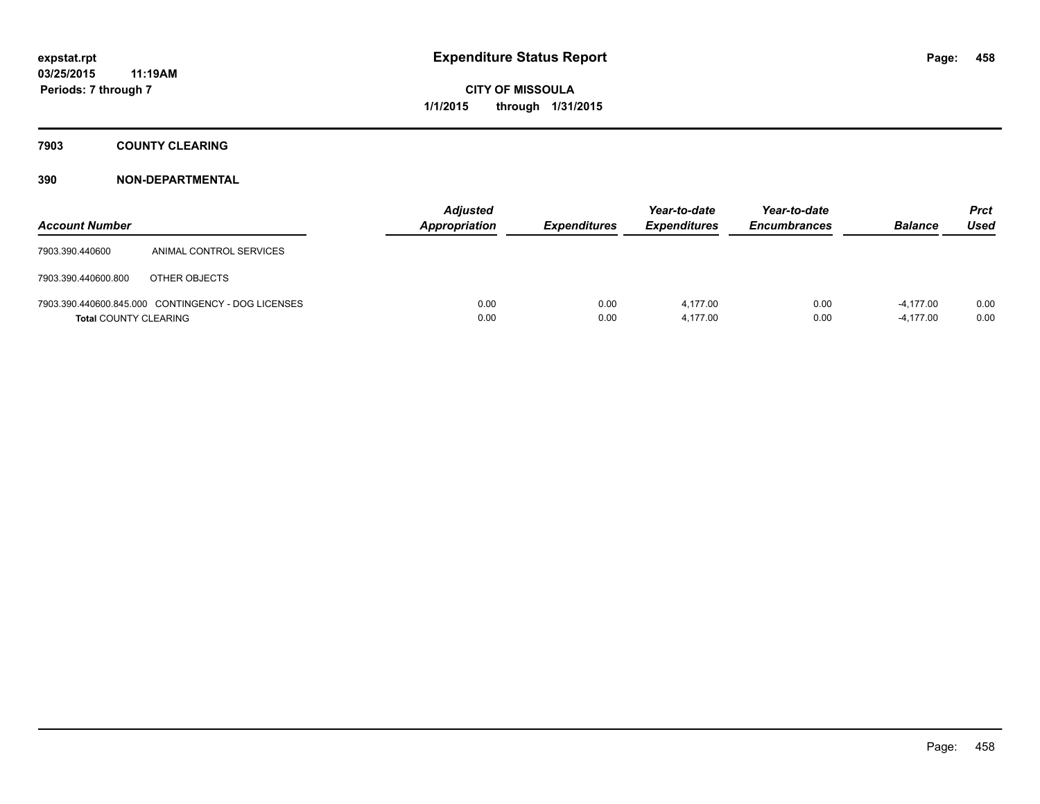expstat.rpt
03/25/2015 11:19AM
Periods: 7 through 7

# Expenditure Status Report

**CITY OF MISSOULA**
**1/1/2015 through 1/31/2015**

## 7903 COUNTY CLEARING

## 390 NON-DEPARTMENTAL

| Account Number | | Adjusted Appropriation | Expenditures | Year-to-date Expenditures | Year-to-date Encumbrances | Balance | Prct Used |
|---|---|---|---|---|---|---|---|
| 7903.390.440600 | ANIMAL CONTROL SERVICES | | | | | | |
| 7903.390.440600.800 | OTHER OBJECTS | | | | | | |
| 7903.390.440600.845.000 | CONTINGENCY - DOG LICENSES | 0.00 | 0.00 | 4,177.00 | 0.00 | -4,177.00 | 0.00 |
| **Total** COUNTY CLEARING | | 0.00 | 0.00 | 4,177.00 | 0.00 | -4,177.00 | 0.00 |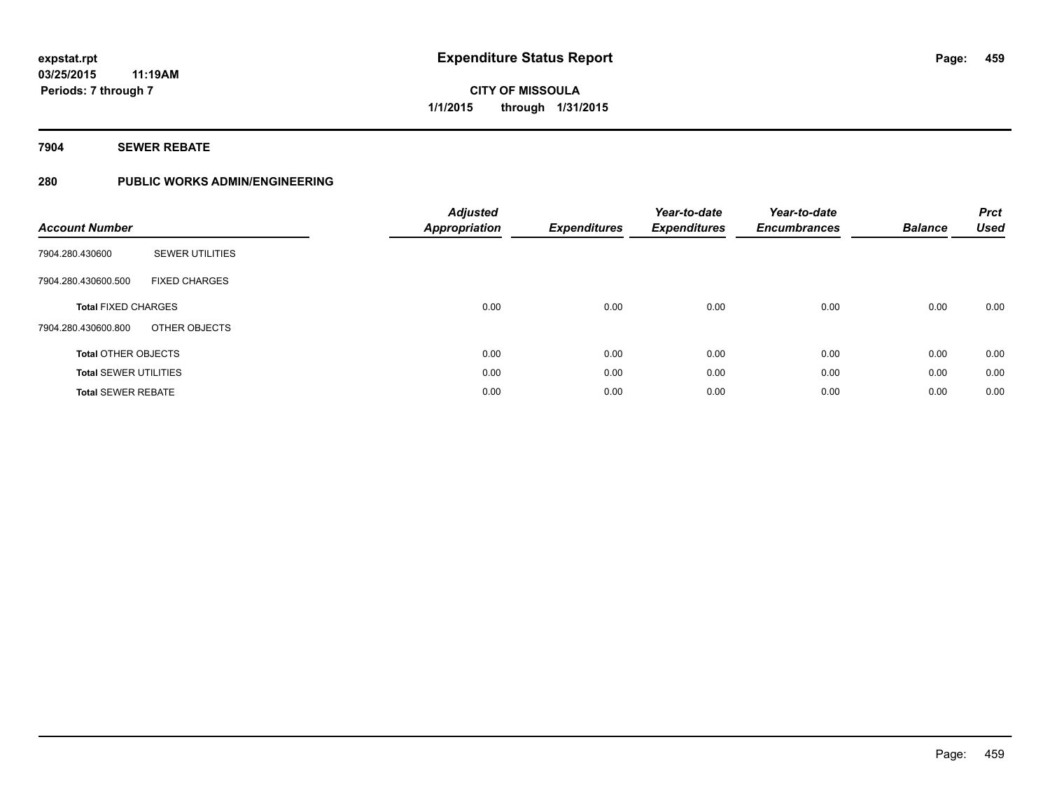# Expenditure Status Report

expstat.rpt
03/25/2015 11:19AM
Periods: 7 through 7

**CITY OF MISSOULA**
**1/1/2015 through 1/31/2015**

## 7904 SEWER REBATE

### 280 PUBLIC WORKS ADMIN/ENGINEERING

| Account Number | | Adjusted Appropriation | Expenditures | Year-to-date Expenditures | Year-to-date Encumbrances | Balance | Prct Used |
|---|---|---|---|---|---|---|---|
| 7904.280.430600 | SEWER UTILITIES | | | | | | |
| 7904.280.430600.500 | FIXED CHARGES | | | | | | |
| **Total** FIXED CHARGES | | 0.00 | 0.00 | 0.00 | 0.00 | 0.00 | 0.00 |
| 7904.280.430600.800 | OTHER OBJECTS | | | | | | |
| **Total** OTHER OBJECTS | | 0.00 | 0.00 | 0.00 | 0.00 | 0.00 | 0.00 |
| **Total** SEWER UTILITIES | | 0.00 | 0.00 | 0.00 | 0.00 | 0.00 | 0.00 |
| **Total** SEWER REBATE | | 0.00 | 0.00 | 0.00 | 0.00 | 0.00 | 0.00 |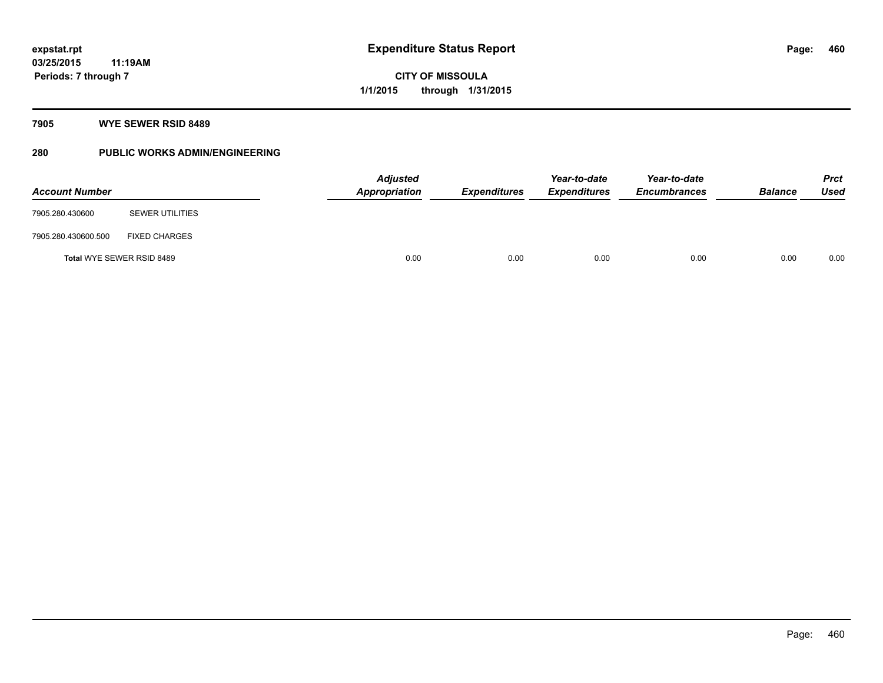# Expenditure Status Report

expstat.rpt
03/25/2015 11:19AM
Periods: 7 through 7

CITY OF MISSOULA
1/1/2015 through 1/31/2015

## 7905 WYE SEWER RSID 8489

### 280 PUBLIC WORKS ADMIN/ENGINEERING

| Account Number | | Adjusted Appropriation | Expenditures | Year-to-date Expenditures | Year-to-date Encumbrances | Balance | Prct Used |
|---|---|---|---|---|---|---|---|
| 7905.280.430600 | SEWER UTILITIES | | | | | | |
| 7905.280.430600.500 | FIXED CHARGES | | | | | | |
| **Total** WYE SEWER RSID 8489 | | 0.00 | 0.00 | 0.00 | 0.00 | 0.00 | 0.00 |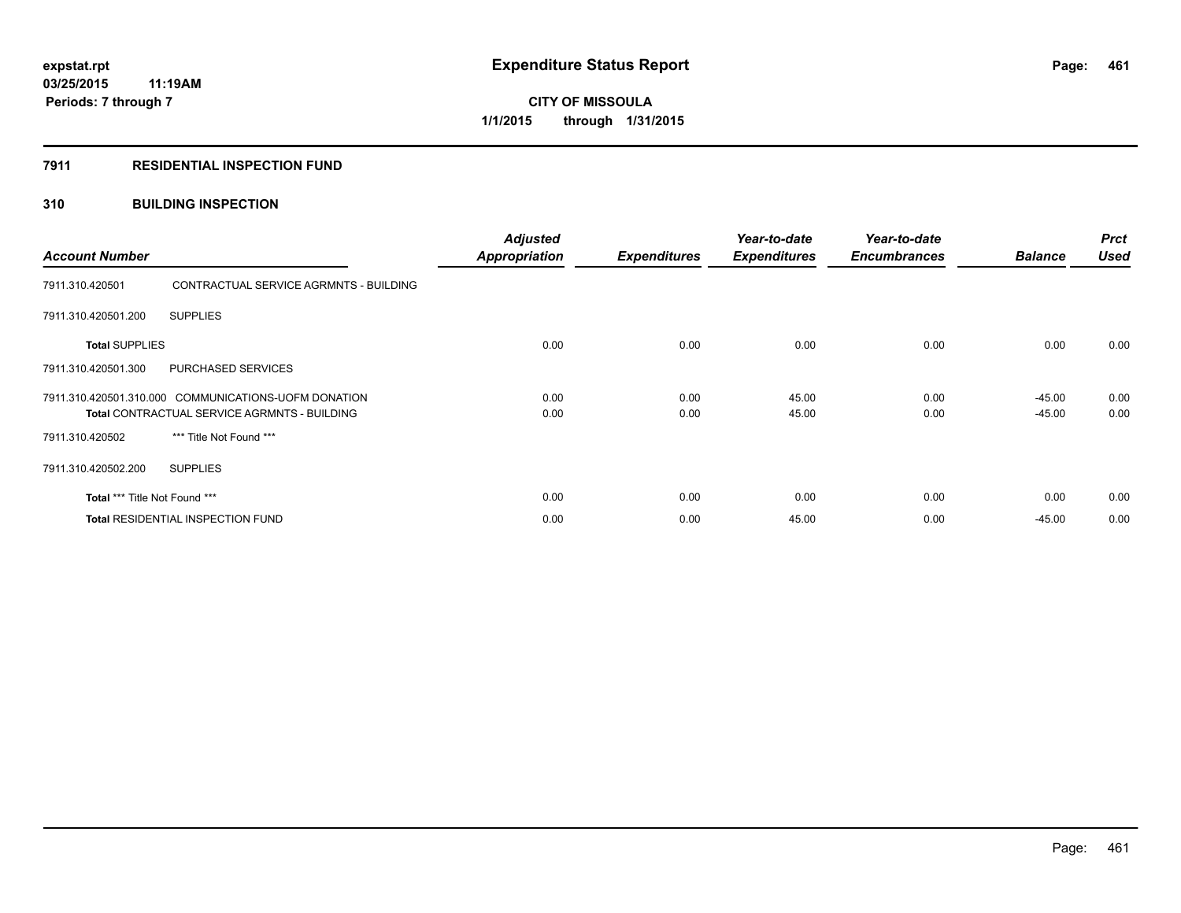**expstat.rpt**
**03/25/2015 11:19AM**
**Periods: 7 through 7**

# Expenditure Status Report

**CITY OF MISSOULA**
**1/1/2015 through 1/31/2015**

## 7911 RESIDENTIAL INSPECTION FUND

### 310 BUILDING INSPECTION

| Account Number | | Adjusted Appropriation | Expenditures | Year-to-date Expenditures | Year-to-date Encumbrances | Balance | Prct Used |
|---|---|---|---|---|---|---|---|
| 7911.310.420501 | CONTRACTUAL SERVICE AGRMNTS - BUILDING | | | | | | |
| 7911.310.420501.200 | SUPPLIES | | | | | | |
| **Total** SUPPLIES | | 0.00 | 0.00 | 0.00 | 0.00 | 0.00 | 0.00 |
| 7911.310.420501.300 | PURCHASED SERVICES | | | | | | |
| 7911.310.420501.310.000 | COMMUNICATIONS-UOFM DONATION | 0.00 | 0.00 | 45.00 | 0.00 | -45.00 | 0.00 |
| **Total** CONTRACTUAL SERVICE AGRMNTS - BUILDING | | 0.00 | 0.00 | 45.00 | 0.00 | -45.00 | 0.00 |
| 7911.310.420502 | *** Title Not Found *** | | | | | | |
| 7911.310.420502.200 | SUPPLIES | | | | | | |
| **Total** *** Title Not Found *** | | 0.00 | 0.00 | 0.00 | 0.00 | 0.00 | 0.00 |
| **Total** RESIDENTIAL INSPECTION FUND | | 0.00 | 0.00 | 45.00 | 0.00 | -45.00 | 0.00 |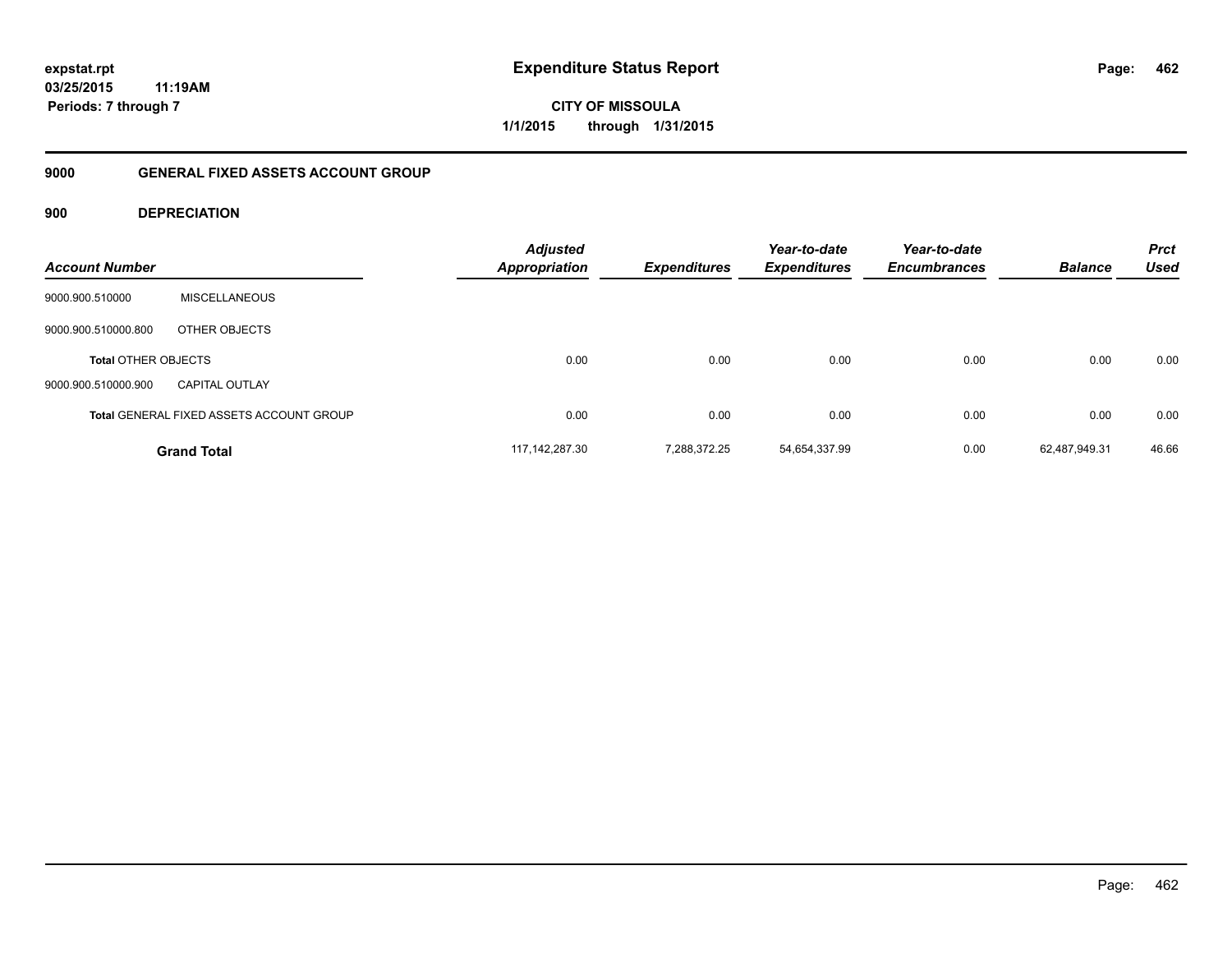# Expenditure Status Report

expstat.rpt
03/25/2015 11:19AM
Periods: 7 through 7

CITY OF MISSOULA
1/1/2015 through 1/31/2015

## 9000 GENERAL FIXED ASSETS ACCOUNT GROUP

### 900 DEPRECIATION

| Account Number | | Adjusted Appropriation | Expenditures | Year-to-date Expenditures | Year-to-date Encumbrances | Balance | Prct Used |
|---|---|---|---|---|---|---|---|
| 9000.900.510000 | MISCELLANEOUS | | | | | | |
| 9000.900.510000.800 | OTHER OBJECTS | | | | | | |
| Total OTHER OBJECTS | | 0.00 | 0.00 | 0.00 | 0.00 | 0.00 | 0.00 |
| 9000.900.510000.900 | CAPITAL OUTLAY | | | | | | |
| Total GENERAL FIXED ASSETS ACCOUNT GROUP | | 0.00 | 0.00 | 0.00 | 0.00 | 0.00 | 0.00 |
| **Grand Total** | | 117,142,287.30 | 7,288,372.25 | 54,654,337.99 | 0.00 | 62,487,949.31 | 46.66 |